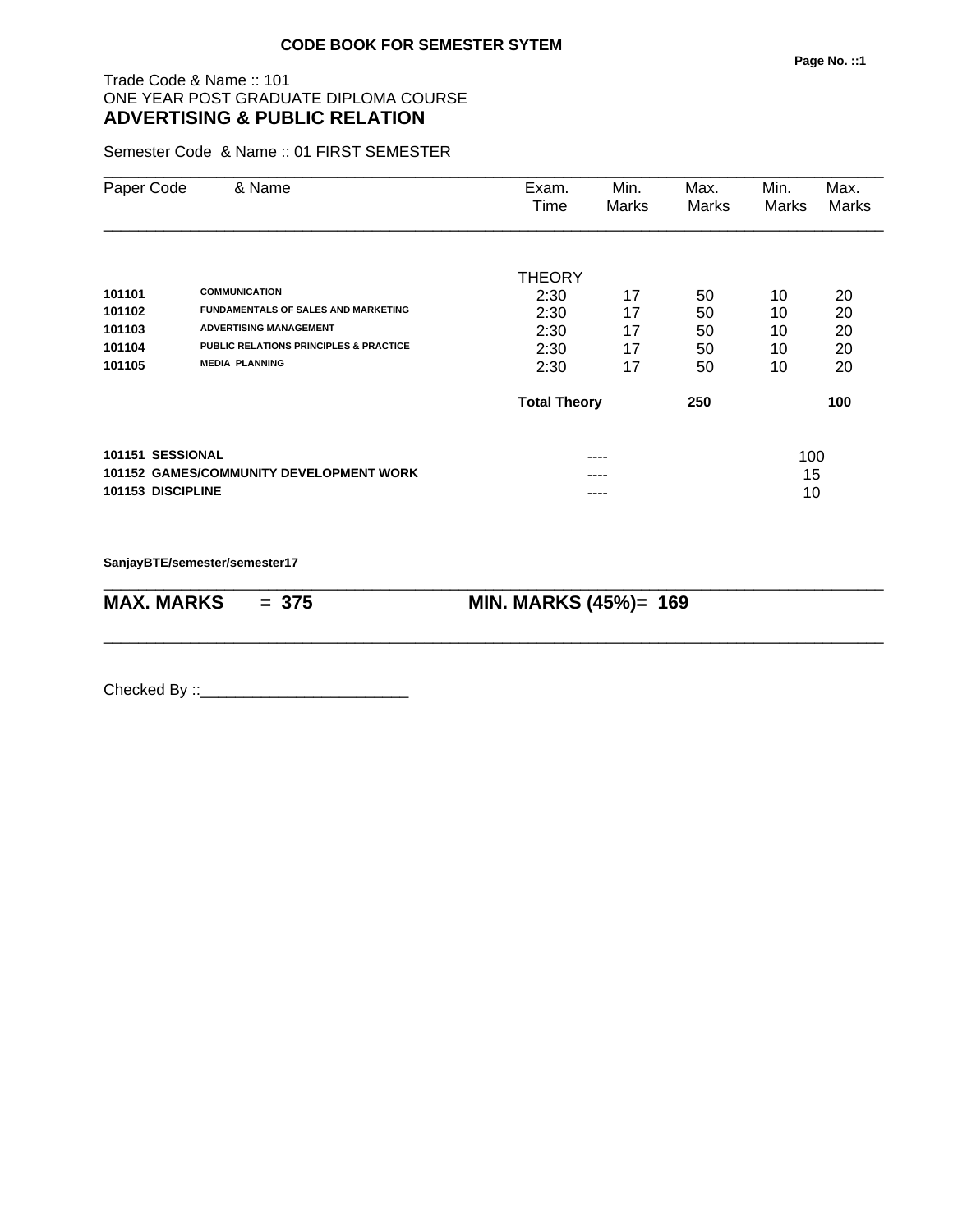**CODE BOOK FOR SEMESTER SYTEM**

Trade Code & Name :: 101
ONE YEAR POST GRADUATE DIPLOMA COURSE
**ADVERTISING & PUBLIC RELATION**

Semester Code & Name :: 01 FIRST SEMESTER

| Paper Code | & Name | Exam. Time | Min. Marks | Max. Marks | Min. Marks | Max. Marks |
|---|---|---|---|---|---|---|
| | | THEORY | | | | |
| **101101** | **COMMUNICATION** | 2:30 | 17 | 50 | 10 | 20 |
| **101102** | **FUNDAMENTALS OF SALES AND MARKETING** | 2:30 | 17 | 50 | 10 | 20 |
| **101103** | **ADVERTISING MANAGEMENT** | 2:30 | 17 | 50 | 10 | 20 |
| **101104** | **PUBLIC RELATIONS PRINCIPLES & PRACTICE** | 2:30 | 17 | 50 | 10 | 20 |
| **101105** | **MEDIA PLANNING** | 2:30 | 17 | 50 | 10 | 20 |
| | | **Total Theory** | | **250** | | **100** |

| | | | |
|---|---|---|---|
| **101151** | **SESSIONAL** | ---- | 100 |
| **101152** | **GAMES/COMMUNITY DEVELOPMENT WORK** | ---- | 15 |
| **101153** | **DISCIPLINE** | ---- | 10 |

**SanjayBTE/semester/semester17**

**MAX. MARKS = 375** **MIN. MARKS (45%)= 169**

Checked By ::________________________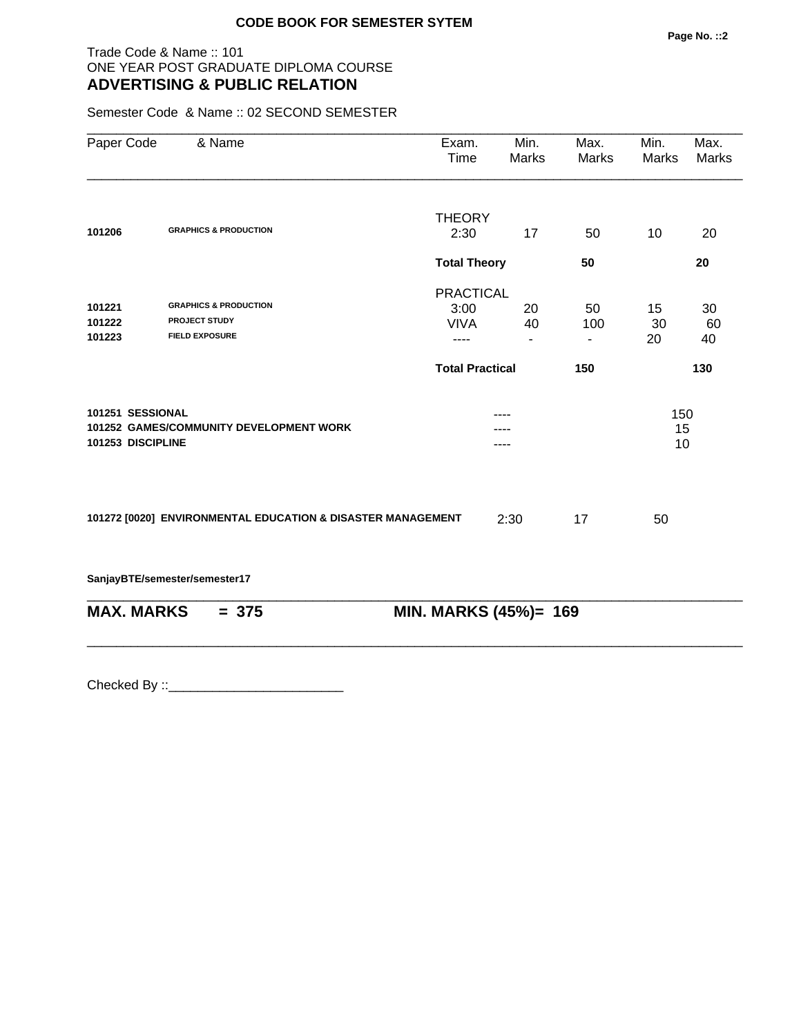**CODE BOOK FOR SEMESTER SYTEM**

Trade Code & Name :: 101
ONE YEAR POST GRADUATE DIPLOMA COURSE
## ADVERTISING & PUBLIC RELATION

Semester Code & Name :: 02 SECOND SEMESTER

| Paper Code | & Name | Exam. Time | Min. Marks | Max. Marks | Min. Marks | Max. Marks |
|---|---|---|---|---|---|---|
| | | THEORY | | | | |
| **101206** | **GRAPHICS & PRODUCTION** | 2:30 | 17 | 50 | 10 | 20 |
| | | **Total Theory** | | **50** | | **20** |
| | | PRACTICAL | | | | |
| **101221** | **GRAPHICS & PRODUCTION** | 3:00 | 20 | 50 | 15 | 30 |
| **101222** | **PROJECT STUDY** | VIVA | 40 | 100 | 30 | 60 |
| **101223** | **FIELD EXPOSURE** | ---- | - | - | 20 | 40 |
| | | **Total Practical** | | **150** | | **130** |

| | | |
|---|---|---|
| **101251 SESSIONAL** | ---- | 150 |
| **101252 GAMES/COMMUNITY DEVELOPMENT WORK** | ---- | 15 |
| **101253 DISCIPLINE** | ---- | 10 |

| | | | |
|---|---|---|---|
| **101272 [0020] ENVIRONMENTAL EDUCATION & DISASTER MANAGEMENT** | 2:30 | 17 | 50 |

**SanjayBTE/semester/semester17**

**MAX. MARKS = 375** **MIN. MARKS (45%)= 169**

Checked By ::________________________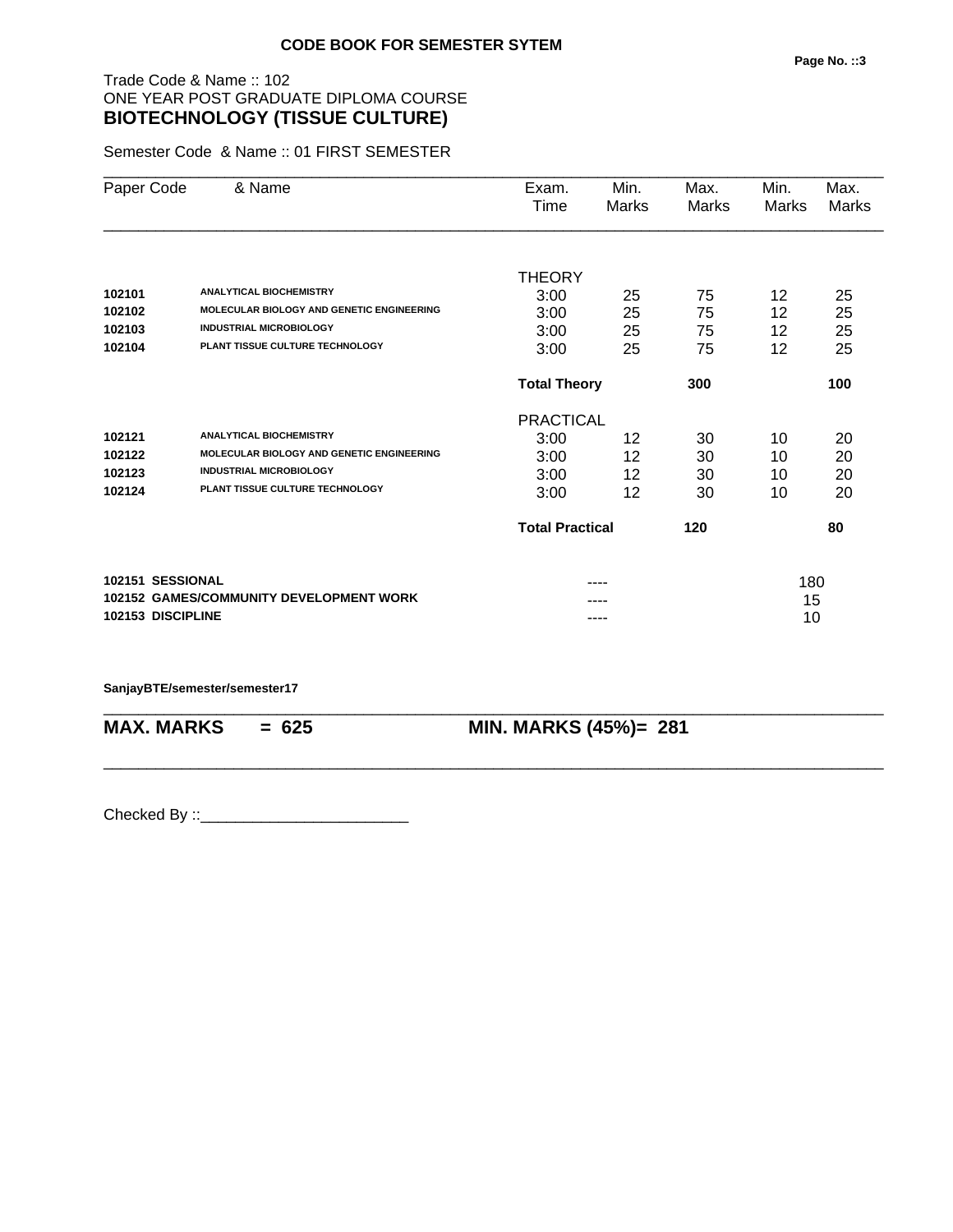**CODE BOOK FOR SEMESTER SYTEM**

Trade Code & Name :: 102
ONE YEAR POST GRADUATE DIPLOMA COURSE
**BIOTECHNOLOGY (TISSUE CULTURE)**

Semester Code & Name :: 01 FIRST SEMESTER

| Paper Code | & Name | Exam. Time | Min. Marks | Max. Marks | Min. Marks | Max. Marks |
|---|---|---|---|---|---|---|
| | | THEORY | | | | |
| **102101** | **ANALYTICAL BIOCHEMISTRY** | 3:00 | 25 | 75 | 12 | 25 |
| **102102** | **MOLECULAR BIOLOGY AND GENETIC ENGINEERING** | 3:00 | 25 | 75 | 12 | 25 |
| **102103** | **INDUSTRIAL MICROBIOLOGY** | 3:00 | 25 | 75 | 12 | 25 |
| **102104** | **PLANT TISSUE CULTURE TECHNOLOGY** | 3:00 | 25 | 75 | 12 | 25 |
| | | **Total Theory** | | **300** | | **100** |
| | | PRACTICAL | | | | |
| **102121** | **ANALYTICAL BIOCHEMISTRY** | 3:00 | 12 | 30 | 10 | 20 |
| **102122** | **MOLECULAR BIOLOGY AND GENETIC ENGINEERING** | 3:00 | 12 | 30 | 10 | 20 |
| **102123** | **INDUSTRIAL MICROBIOLOGY** | 3:00 | 12 | 30 | 10 | 20 |
| **102124** | **PLANT TISSUE CULTURE TECHNOLOGY** | 3:00 | 12 | 30 | 10 | 20 |
| | | **Total Practical** | | **120** | | **80** |
| **102151** | **SESSIONAL** | | ---- | | 180 | |
| **102152** | **GAMES/COMMUNITY DEVELOPMENT WORK** | | ---- | | 15 | |
| **102153** | **DISCIPLINE** | | ---- | | 10 | |

**SanjayBTE/semester/semester17**

**MAX. MARKS = 625** **MIN. MARKS (45%)= 281**

Checked By ::________________________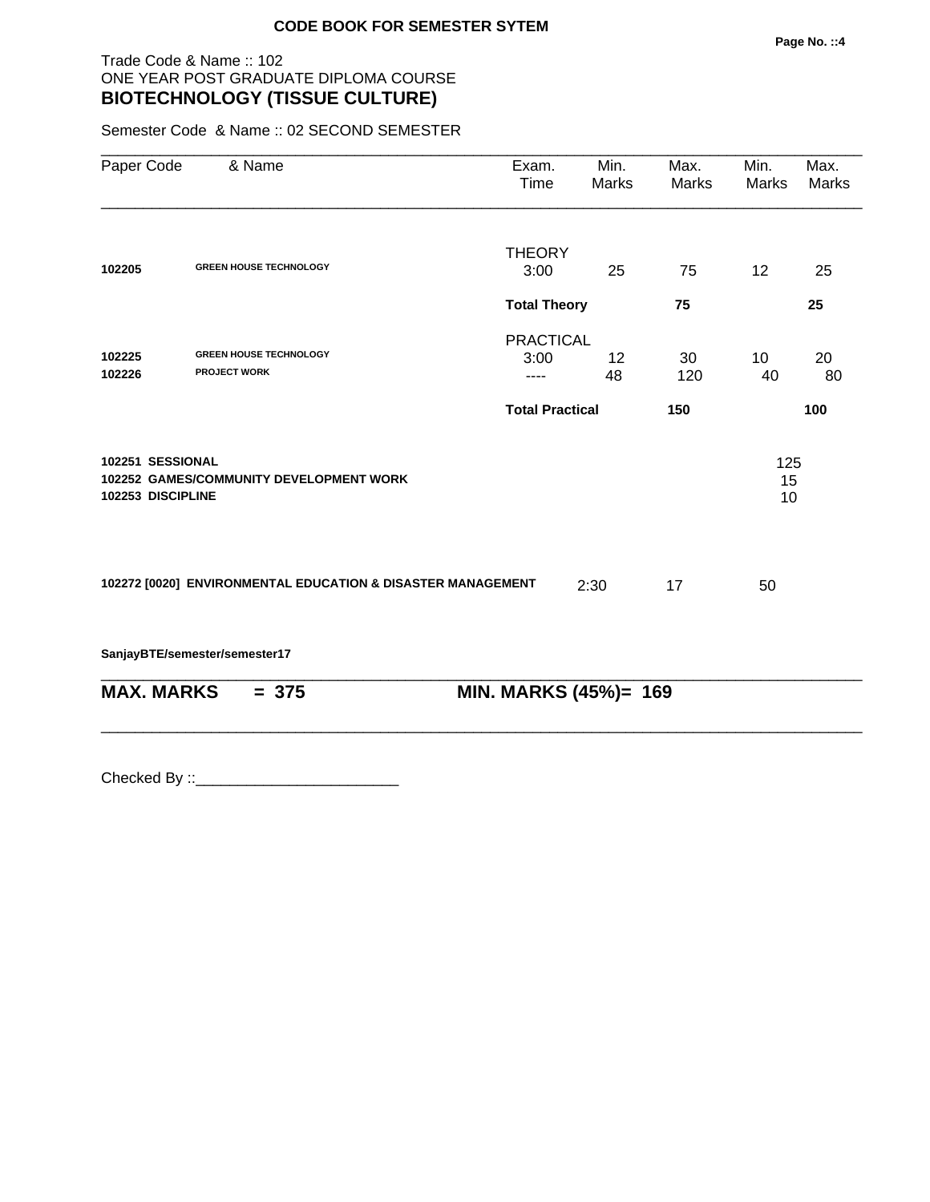**CODE BOOK FOR SEMESTER SYTEM**

Trade Code & Name :: 102
ONE YEAR POST GRADUATE DIPLOMA COURSE

## BIOTECHNOLOGY (TISSUE CULTURE)

Semester Code & Name :: 02 SECOND SEMESTER

| Paper Code | & Name | Exam. Time | Min. Marks | Max. Marks | Min. Marks | Max. Marks |
|---|---|---|---|---|---|---|
| | | THEORY | | | | |
| 102205 | GREEN HOUSE TECHNOLOGY | 3:00 | 25 | 75 | 12 | 25 |
| | | **Total Theory** | | **75** | | **25** |
| | | PRACTICAL | | | | |
| 102225 | GREEN HOUSE TECHNOLOGY | 3:00 | 12 | 30 | 10 | 20 |
| 102226 | PROJECT WORK | ---- | 48 | 120 | 40 | 80 |
| | | **Total Practical** | | **150** | | **100** |

| Code | Name | Marks |
|---|---|---|
| 102251 | SESSIONAL | 125 |
| 102252 | GAMES/COMMUNITY DEVELOPMENT WORK | 15 |
| 102253 | DISCIPLINE | 10 |

| Code | Name | Exam. Time | Min. Marks | Max. Marks |
|---|---|---|---|---|
| 102272 [0020] | ENVIRONMENTAL EDUCATION & DISASTER MANAGEMENT | 2:30 | 17 | 50 |

SanjayBTE/semester/semester17

**MAX. MARKS = 375** **MIN. MARKS (45%)= 169**

Checked By ::________________________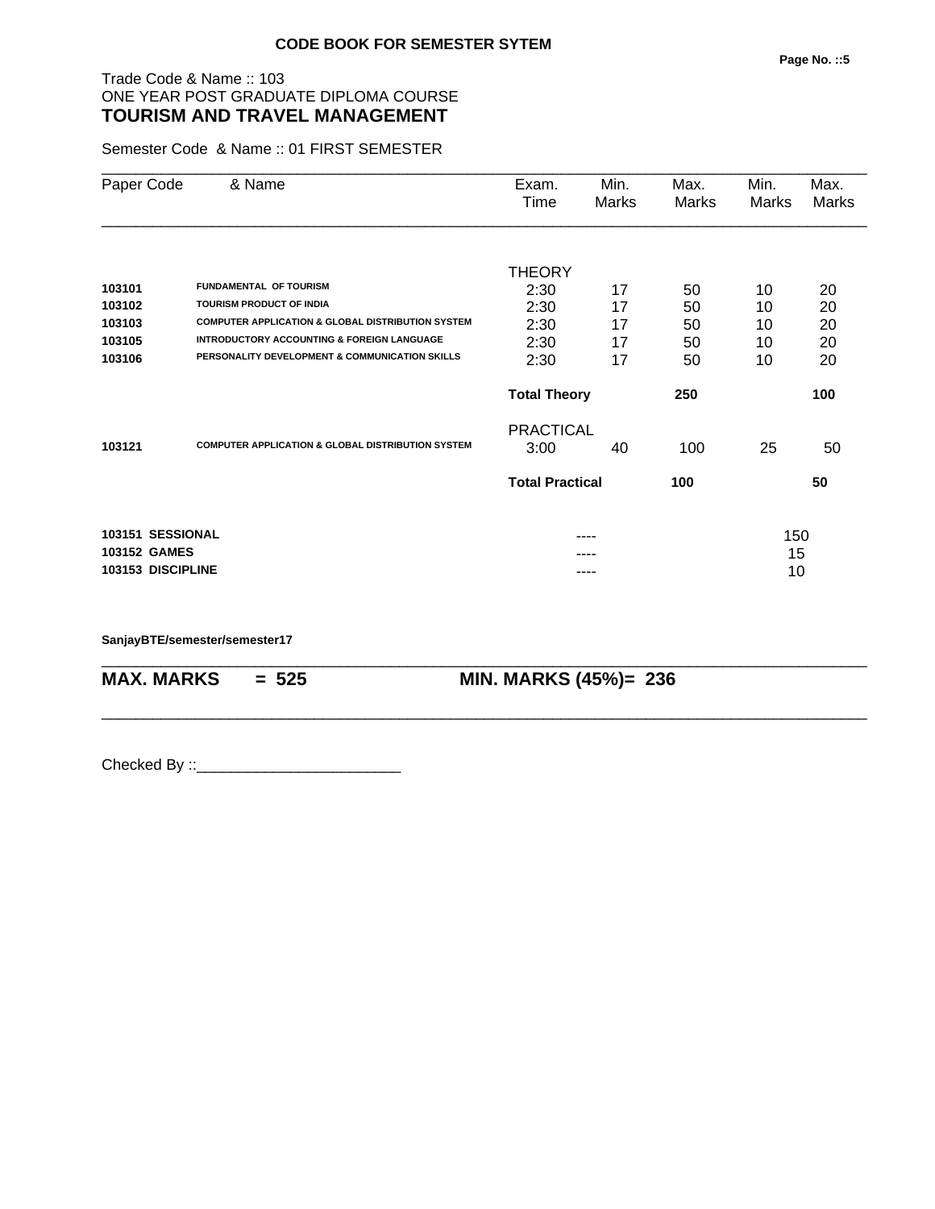**CODE BOOK FOR SEMESTER SYTEM**

Trade Code & Name :: 103
ONE YEAR POST GRADUATE DIPLOMA COURSE
## TOURISM AND TRAVEL MANAGEMENT

Semester Code & Name :: 01 FIRST SEMESTER

| Paper Code | & Name | Exam. Time | Min. Marks | Max. Marks | Min. Marks | Max. Marks |
|---|---|---|---|---|---|---|
| | | THEORY | | | | |
| 103101 | FUNDAMENTAL OF TOURISM | 2:30 | 17 | 50 | 10 | 20 |
| 103102 | TOURISM PRODUCT OF INDIA | 2:30 | 17 | 50 | 10 | 20 |
| 103103 | COMPUTER APPLICATION & GLOBAL DISTRIBUTION SYSTEM | 2:30 | 17 | 50 | 10 | 20 |
| 103105 | INTRODUCTORY ACCOUNTING & FOREIGN LANGUAGE | 2:30 | 17 | 50 | 10 | 20 |
| 103106 | PERSONALITY DEVELOPMENT & COMMUNICATION SKILLS | 2:30 | 17 | 50 | 10 | 20 |
| | | **Total Theory** | | **250** | | **100** |
| | | PRACTICAL | | | | |
| 103121 | COMPUTER APPLICATION & GLOBAL DISTRIBUTION SYSTEM | 3:00 | 40 | 100 | 25 | 50 |
| | | **Total Practical** | | **100** | | **50** |
| **103151** | **SESSIONAL** | | ---- | | 150 | |
| **103152** | **GAMES** | | ---- | | 15 | |
| **103153** | **DISCIPLINE** | | ---- | | 10 | |

**SanjayBTE/semester/semester17**

**MAX. MARKS = 525** **MIN. MARKS (45%)= 236**

Checked By ::________________________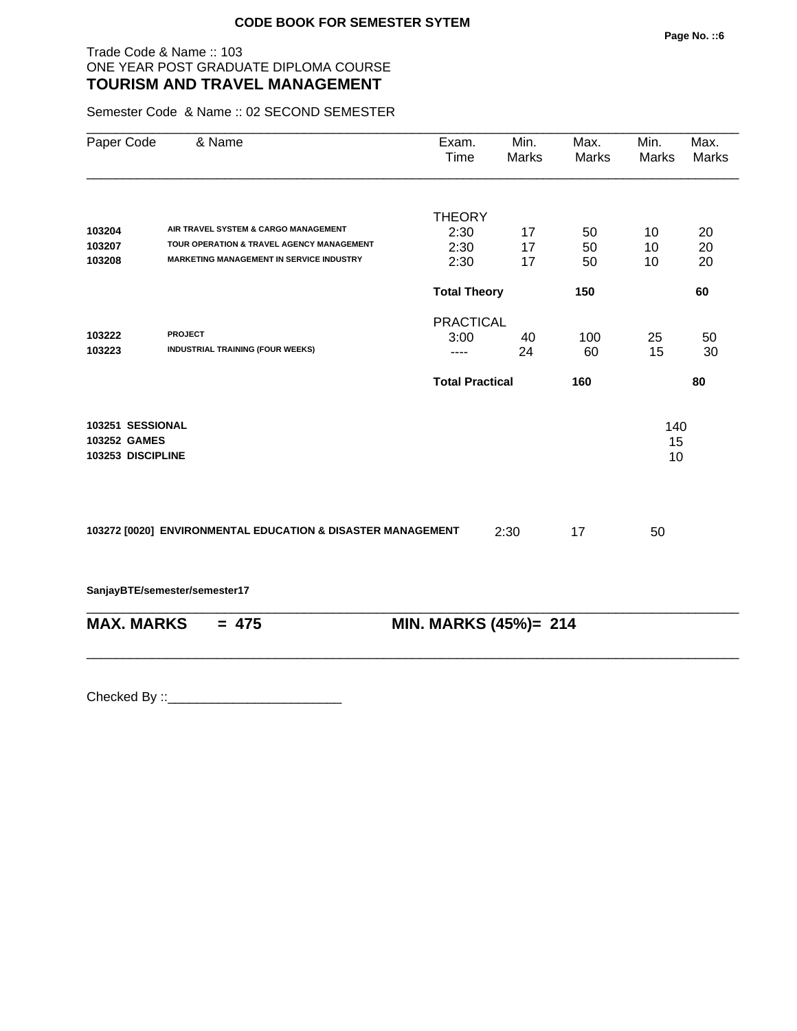**CODE BOOK FOR SEMESTER SYTEM**

Trade Code & Name :: 103
ONE YEAR POST GRADUATE DIPLOMA COURSE
## TOURISM AND TRAVEL MANAGEMENT

Semester Code & Name :: 02 SECOND SEMESTER

| Paper Code | & Name | Exam. Time | Min. Marks | Max. Marks | Min. Marks | Max. Marks |
|---|---|---|---|---|---|---|
| | | THEORY | | | | |
| **103204** | **AIR TRAVEL SYSTEM & CARGO MANAGEMENT** | 2:30 | 17 | 50 | 10 | 20 |
| **103207** | **TOUR OPERATION & TRAVEL AGENCY MANAGEMENT** | 2:30 | 17 | 50 | 10 | 20 |
| **103208** | **MARKETING MANAGEMENT IN SERVICE INDUSTRY** | 2:30 | 17 | 50 | 10 | 20 |
| | | **Total Theory** | | **150** | | **60** |
| | | PRACTICAL | | | | |
| **103222** | **PROJECT** | 3:00 | 40 | 100 | 25 | 50 |
| **103223** | **INDUSTRIAL TRAINING (FOUR WEEKS)** | ---- | 24 | 60 | 15 | 30 |
| | | **Total Practical** | | **160** | | **80** |
| **103251** | **SESSIONAL** | | | | 140 | |
| **103252** | **GAMES** | | | | 15 | |
| **103253** | **DISCIPLINE** | | | | 10 | |

**103272 [0020] ENVIRONMENTAL EDUCATION & DISASTER MANAGEMENT** 2:30 17 50

**SanjayBTE/semester/semester17**

**MAX. MARKS = 475** **MIN. MARKS (45%)= 214**

Checked By ::________________________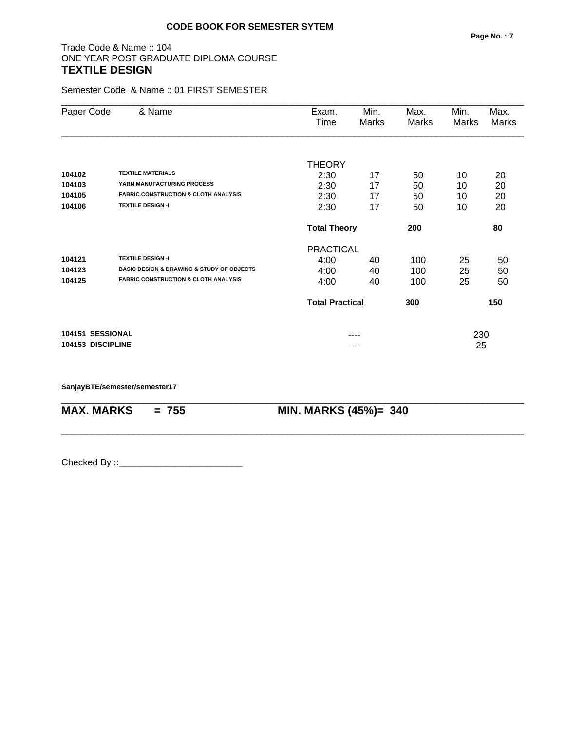**CODE BOOK FOR SEMESTER SYTEM**

Trade Code & Name :: 104
ONE YEAR POST GRADUATE DIPLOMA COURSE
**TEXTILE DESIGN**

Semester Code & Name :: 01 FIRST SEMESTER

| Paper Code | & Name | Exam. Time | Min. Marks | Max. Marks | Min. Marks | Max. Marks |
|---|---|---|---|---|---|---|
| | | THEORY | | | | |
| 104102 | **TEXTILE MATERIALS** | 2:30 | 17 | 50 | 10 | 20 |
| 104103 | **YARN MANUFACTURING PROCESS** | 2:30 | 17 | 50 | 10 | 20 |
| 104105 | **FABRIC CONSTRUCTION & CLOTH ANALYSIS** | 2:30 | 17 | 50 | 10 | 20 |
| 104106 | **TEXTILE DESIGN -I** | 2:30 | 17 | 50 | 10 | 20 |
| | | **Total Theory** | | **200** | | **80** |
| | | PRACTICAL | | | | |
| 104121 | **TEXTILE DESIGN -I** | 4:00 | 40 | 100 | 25 | 50 |
| 104123 | **BASIC DESIGN & DRAWING & STUDY OF OBJECTS** | 4:00 | 40 | 100 | 25 | 50 |
| 104125 | **FABRIC CONSTRUCTION & CLOTH ANALYSIS** | 4:00 | 40 | 100 | 25 | 50 |
| | | **Total Practical** | | **300** | | **150** |
| **104151** | **SESSIONAL** | | ---- | | 230 | |
| **104153** | **DISCIPLINE** | | ---- | | 25 | |

**SanjayBTE/semester/semester17**

**MAX. MARKS = 755** **MIN. MARKS (45%)= 340**

Checked By ::________________________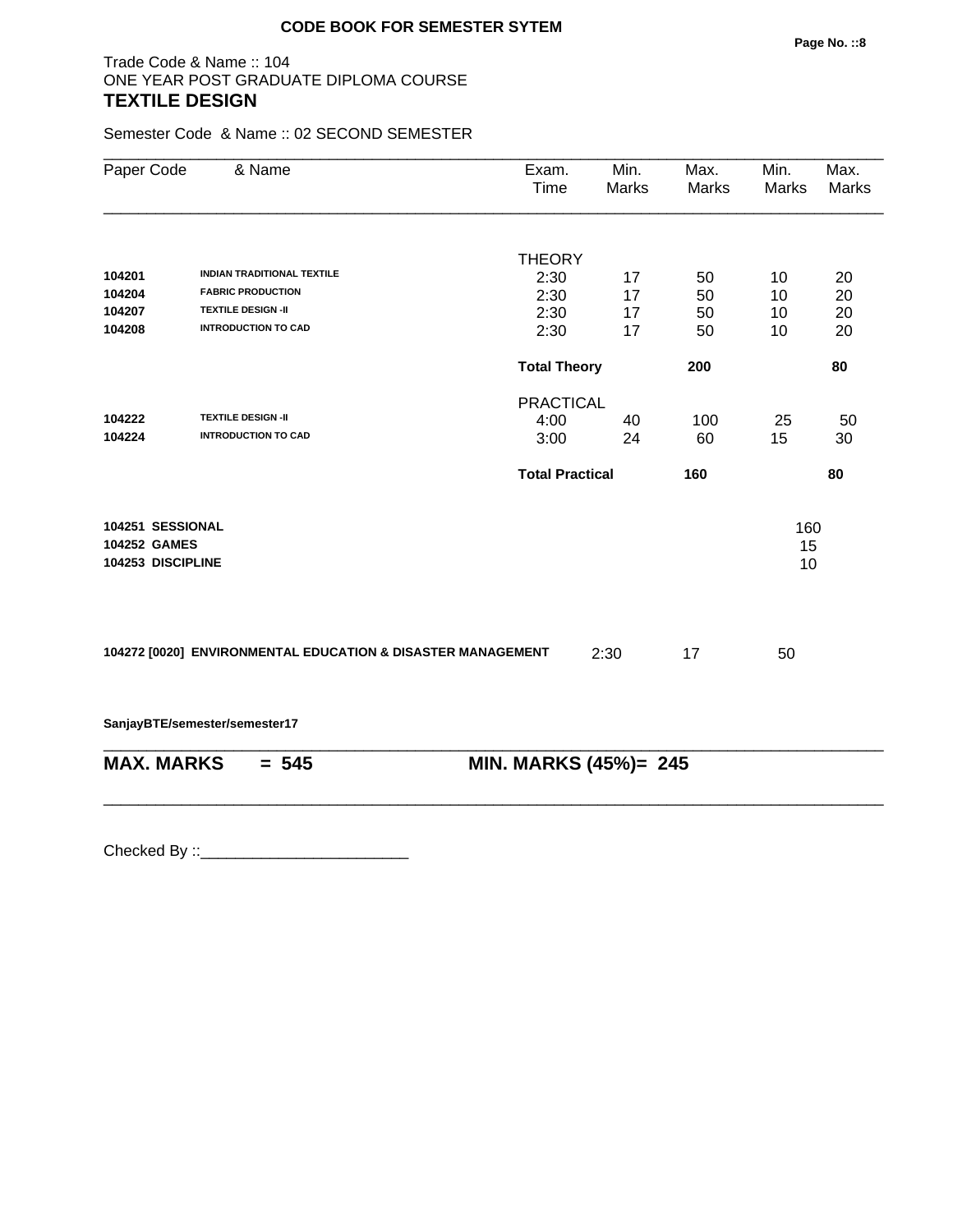**CODE BOOK FOR SEMESTER SYTEM**

Trade Code & Name :: 104
ONE YEAR POST GRADUATE DIPLOMA COURSE
## TEXTILE DESIGN

Semester Code & Name :: 02 SECOND SEMESTER

| Paper Code | & Name | Exam. Time | Min. Marks | Max. Marks | Min. Marks | Max. Marks |
|---|---|---|---|---|---|---|
| | | THEORY | | | | |
| **104201** | **INDIAN TRADITIONAL TEXTILE** | 2:30 | 17 | 50 | 10 | 20 |
| **104204** | **FABRIC PRODUCTION** | 2:30 | 17 | 50 | 10 | 20 |
| **104207** | **TEXTILE DESIGN -II** | 2:30 | 17 | 50 | 10 | 20 |
| **104208** | **INTRODUCTION TO CAD** | 2:30 | 17 | 50 | 10 | 20 |
| | | **Total Theory** | | **200** | | **80** |
| | | PRACTICAL | | | | |
| **104222** | **TEXTILE DESIGN -II** | 4:00 | 40 | 100 | 25 | 50 |
| **104224** | **INTRODUCTION TO CAD** | 3:00 | 24 | 60 | 15 | 30 |
| | | **Total Practical** | | **160** | | **80** |
| **104251** | **SESSIONAL** | | | | 160 | |
| **104252** | **GAMES** | | | | 15 | |
| **104253** | **DISCIPLINE** | | | | 10 | |

**104272 [0020] ENVIRONMENTAL EDUCATION & DISASTER MANAGEMENT** 2:30 17 50

**SanjayBTE/semester/semester17**

**MAX. MARKS = 545 MIN. MARKS (45%)= 245**

Checked By ::________________________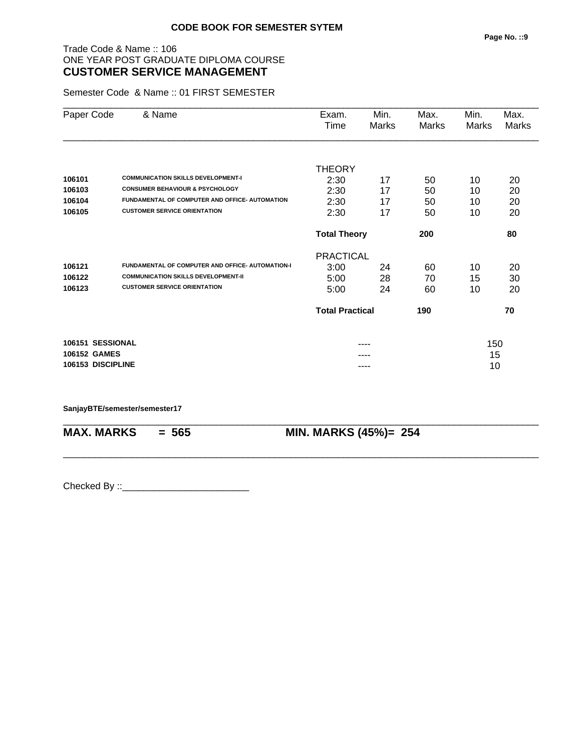**CODE BOOK FOR SEMESTER SYTEM**

Trade Code & Name :: 106
ONE YEAR POST GRADUATE DIPLOMA COURSE
## CUSTOMER SERVICE MANAGEMENT

Semester Code & Name :: 01 FIRST SEMESTER

| Paper Code | & Name | Exam. Time | Min. Marks | Max. Marks | Min. Marks | Max. Marks |
|---|---|---|---|---|---|---|
| | | THEORY | | | | |
| 106101 | COMMUNICATION SKILLS DEVELOPMENT-I | 2:30 | 17 | 50 | 10 | 20 |
| 106103 | CONSUMER BEHAVIOUR & PSYCHOLOGY | 2:30 | 17 | 50 | 10 | 20 |
| 106104 | FUNDAMENTAL OF COMPUTER AND OFFICE- AUTOMATION | 2:30 | 17 | 50 | 10 | 20 |
| 106105 | CUSTOMER SERVICE ORIENTATION | 2:30 | 17 | 50 | 10 | 20 |
| | | **Total Theory** | | **200** | | **80** |
| | | PRACTICAL | | | | |
| 106121 | FUNDAMENTAL OF COMPUTER AND OFFICE- AUTOMATION-I | 3:00 | 24 | 60 | 10 | 20 |
| 106122 | COMMUNICATION SKILLS DEVELOPMENT-II | 5:00 | 28 | 70 | 15 | 30 |
| 106123 | CUSTOMER SERVICE ORIENTATION | 5:00 | 24 | 60 | 10 | 20 |
| | | **Total Practical** | | **190** | | **70** |
| **106151** | **SESSIONAL** | | ---- | | 150 | |
| **106152** | **GAMES** | | ---- | | 15 | |
| **106153** | **DISCIPLINE** | | ---- | | 10 | |

**SanjayBTE/semester/semester17**

**MAX. MARKS = 565** **MIN. MARKS (45%)= 254**

Checked By ::________________________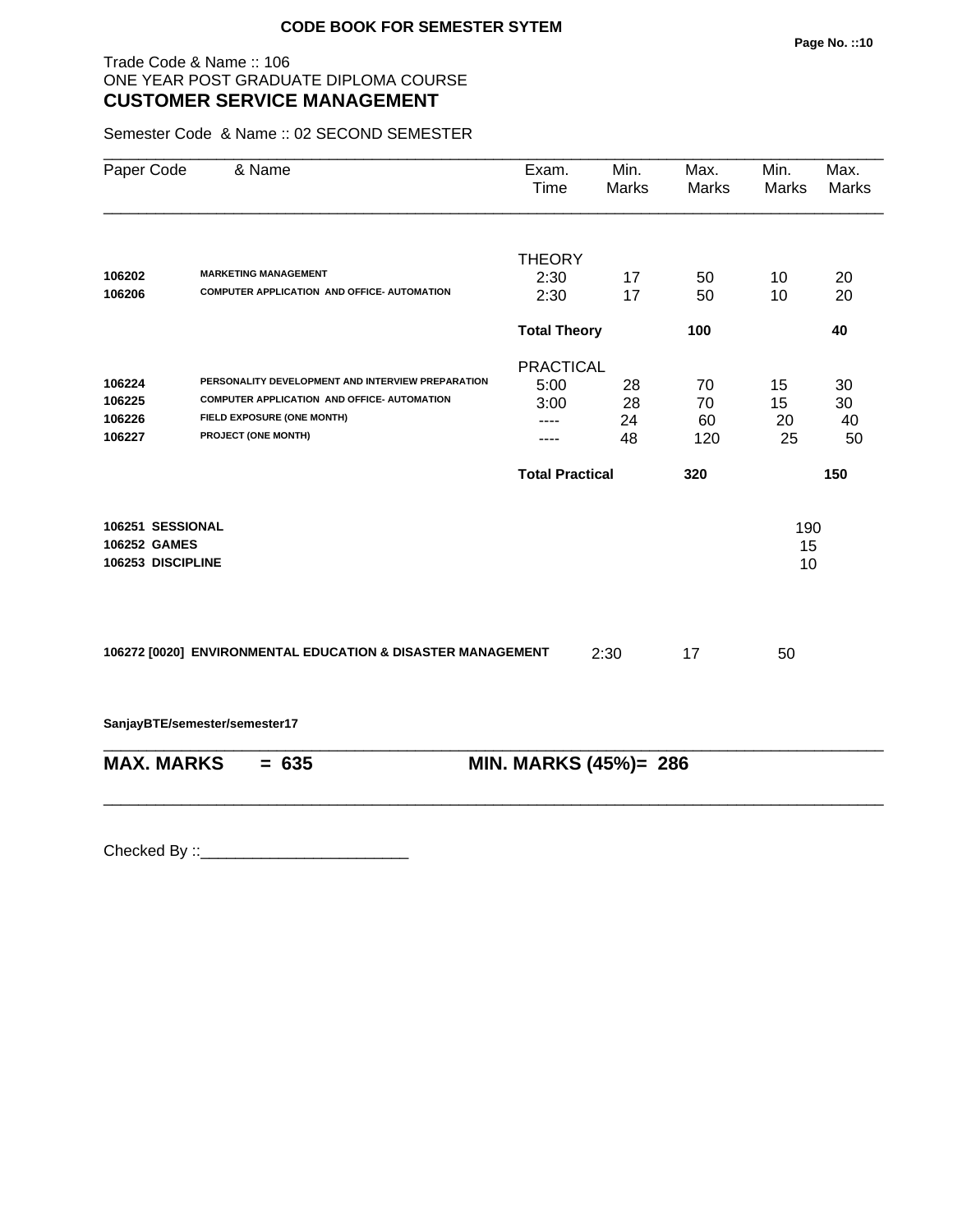**CODE BOOK FOR SEMESTER SYTEM**

Trade Code & Name :: 106
ONE YEAR POST GRADUATE DIPLOMA COURSE
## CUSTOMER SERVICE MANAGEMENT

Semester Code & Name :: 02 SECOND SEMESTER

| Paper Code | & Name | Exam. Time | Min. Marks | Max. Marks | Min. Marks | Max. Marks |
|---|---|---|---|---|---|---|
| | | THEORY | | | | |
| 106202 | MARKETING MANAGEMENT | 2:30 | 17 | 50 | 10 | 20 |
| 106206 | COMPUTER APPLICATION AND OFFICE- AUTOMATION | 2:30 | 17 | 50 | 10 | 20 |
| | | **Total Theory** | | **100** | | **40** |
| | | PRACTICAL | | | | |
| 106224 | PERSONALITY DEVELOPMENT AND INTERVIEW PREPARATION | 5:00 | 28 | 70 | 15 | 30 |
| 106225 | COMPUTER APPLICATION AND OFFICE- AUTOMATION | 3:00 | 28 | 70 | 15 | 30 |
| 106226 | FIELD EXPOSURE (ONE MONTH) | ---- | 24 | 60 | 20 | 40 |
| 106227 | PROJECT (ONE MONTH) | ---- | 48 | 120 | 25 | 50 |
| | | **Total Practical** | | **320** | | **150** |
| **106251** | **SESSIONAL** | | | | 190 | |
| **106252** | **GAMES** | | | | 15 | |
| **106253** | **DISCIPLINE** | | | | 10 | |
| **106272 [0020]** | **ENVIRONMENTAL EDUCATION & DISASTER MANAGEMENT** | 2:30 | 17 | 50 | | |

**SanjayBTE/semester/semester17**

**MAX. MARKS = 635** **MIN. MARKS (45%)= 286**

Checked By ::________________________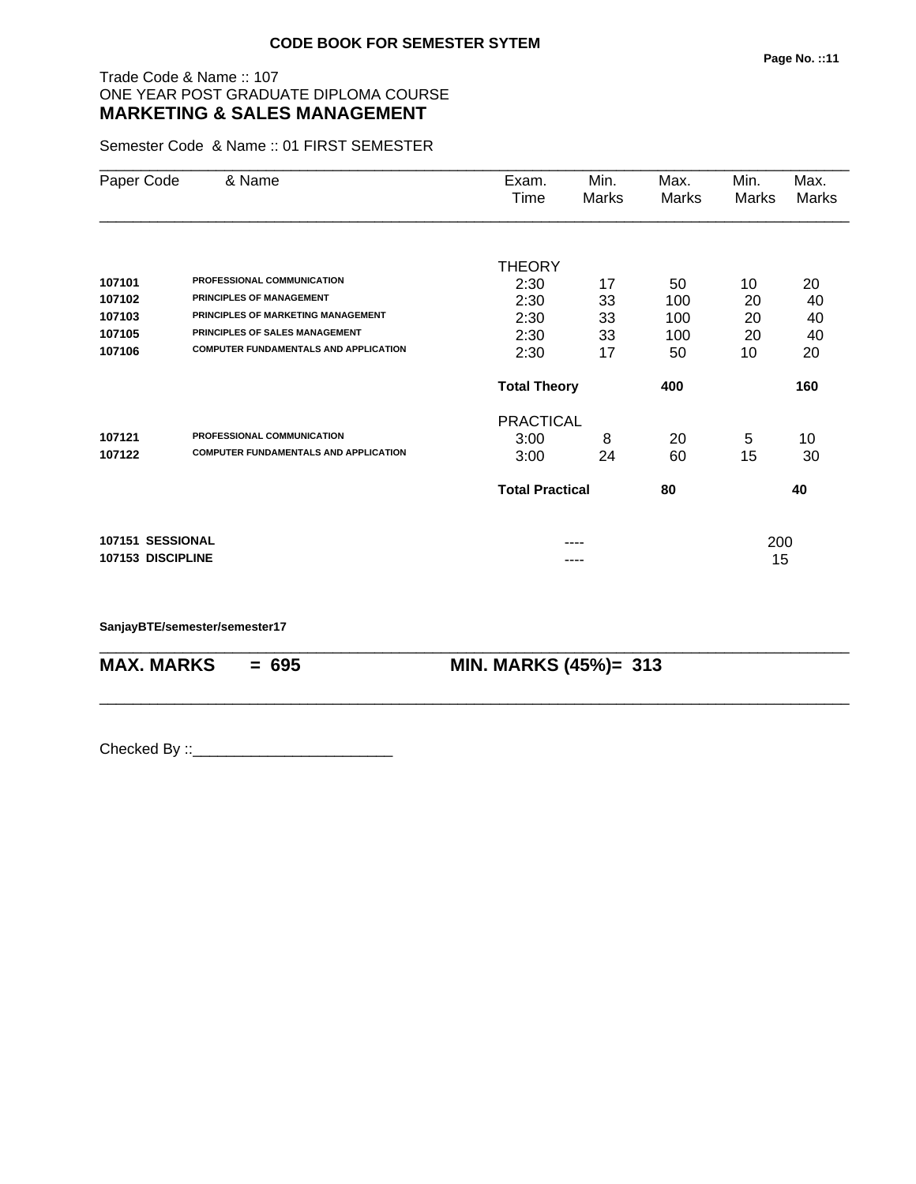**CODE BOOK FOR SEMESTER SYTEM**

Trade Code & Name :: 107
ONE YEAR POST GRADUATE DIPLOMA COURSE
## MARKETING & SALES MANAGEMENT

Semester Code & Name :: 01 FIRST SEMESTER

| Paper Code | & Name | Exam. Time | Min. Marks | Max. Marks | Min. Marks | Max. Marks |
|---|---|---|---|---|---|---|
| | | THEORY | | | | |
| **107101** | **PROFESSIONAL COMMUNICATION** | 2:30 | 17 | 50 | 10 | 20 |
| **107102** | **PRINCIPLES OF MANAGEMENT** | 2:30 | 33 | 100 | 20 | 40 |
| **107103** | **PRINCIPLES OF MARKETING MANAGEMENT** | 2:30 | 33 | 100 | 20 | 40 |
| **107105** | **PRINCIPLES OF SALES MANAGEMENT** | 2:30 | 33 | 100 | 20 | 40 |
| **107106** | **COMPUTER FUNDAMENTALS AND APPLICATION** | 2:30 | 17 | 50 | 10 | 20 |
| | | **Total Theory** | | **400** | | **160** |
| | | PRACTICAL | | | | |
| **107121** | **PROFESSIONAL COMMUNICATION** | 3:00 | 8 | 20 | 5 | 10 |
| **107122** | **COMPUTER FUNDAMENTALS AND APPLICATION** | 3:00 | 24 | 60 | 15 | 30 |
| | | **Total Practical** | | **80** | | **40** |
| **107151** | **SESSIONAL** | | ---- | | 200 | |
| **107153** | **DISCIPLINE** | | ---- | | 15 | |

**SanjayBTE/semester/semester17**

**MAX. MARKS = 695 MIN. MARKS (45%)= 313**

Checked By ::________________________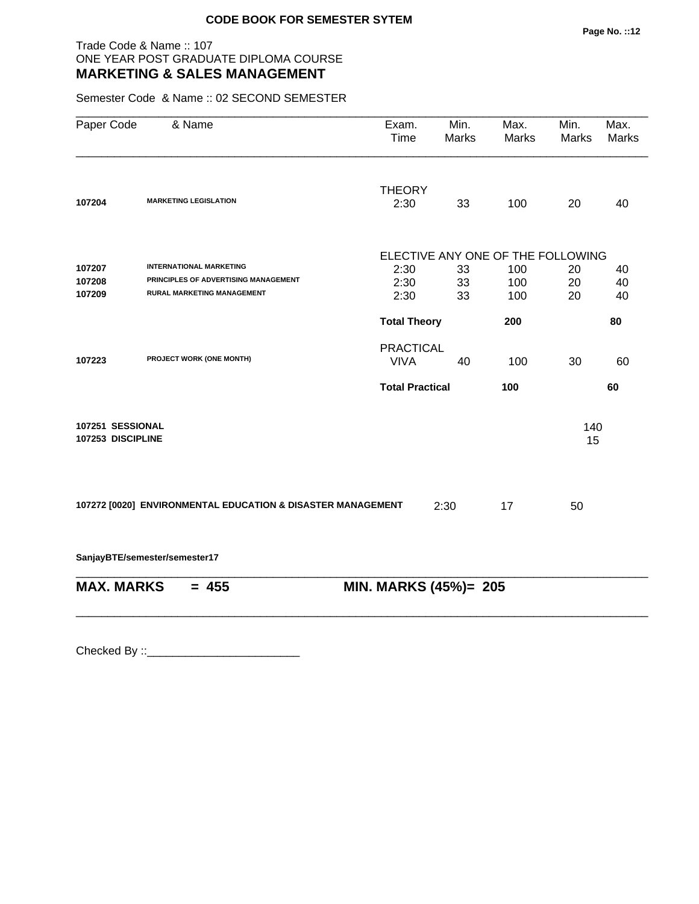**CODE BOOK FOR SEMESTER SYTEM**

Trade Code & Name :: 107
ONE YEAR POST GRADUATE DIPLOMA COURSE
## MARKETING & SALES MANAGEMENT

Semester Code & Name :: 02 SECOND SEMESTER

| Paper Code | & Name | Exam. Time | Min. Marks | Max. Marks | Min. Marks | Max. Marks |
|---|---|---|---|---|---|---|
| | | THEORY | | | | |
| **107204** | **MARKETING LEGISLATION** | 2:30 | 33 | 100 | 20 | 40 |
| | | ELECTIVE ANY ONE OF THE FOLLOWING | | | | |
| **107207** | **INTERNATIONAL MARKETING** | 2:30 | 33 | 100 | 20 | 40 |
| **107208** | **PRINCIPLES OF ADVERTISING MANAGEMENT** | 2:30 | 33 | 100 | 20 | 40 |
| **107209** | **RURAL MARKETING MANAGEMENT** | 2:30 | 33 | 100 | 20 | 40 |
| | | **Total Theory** | | **200** | | **80** |
| | | PRACTICAL | | | | |
| **107223** | **PROJECT WORK (ONE MONTH)** | VIVA | 40 | 100 | 30 | 60 |
| | | **Total Practical** | | **100** | | **60** |
| **107251** | **SESSIONAL** | | | | 140 | |
| **107253** | **DISCIPLINE** | | | | 15 | |
| **107272 [0020]** | **ENVIRONMENTAL EDUCATION & DISASTER MANAGEMENT** | 2:30 | 17 | 50 | | |

**SanjayBTE/semester/semester17**

**MAX. MARKS = 455** **MIN. MARKS (45%)= 205**

Checked By ::________________________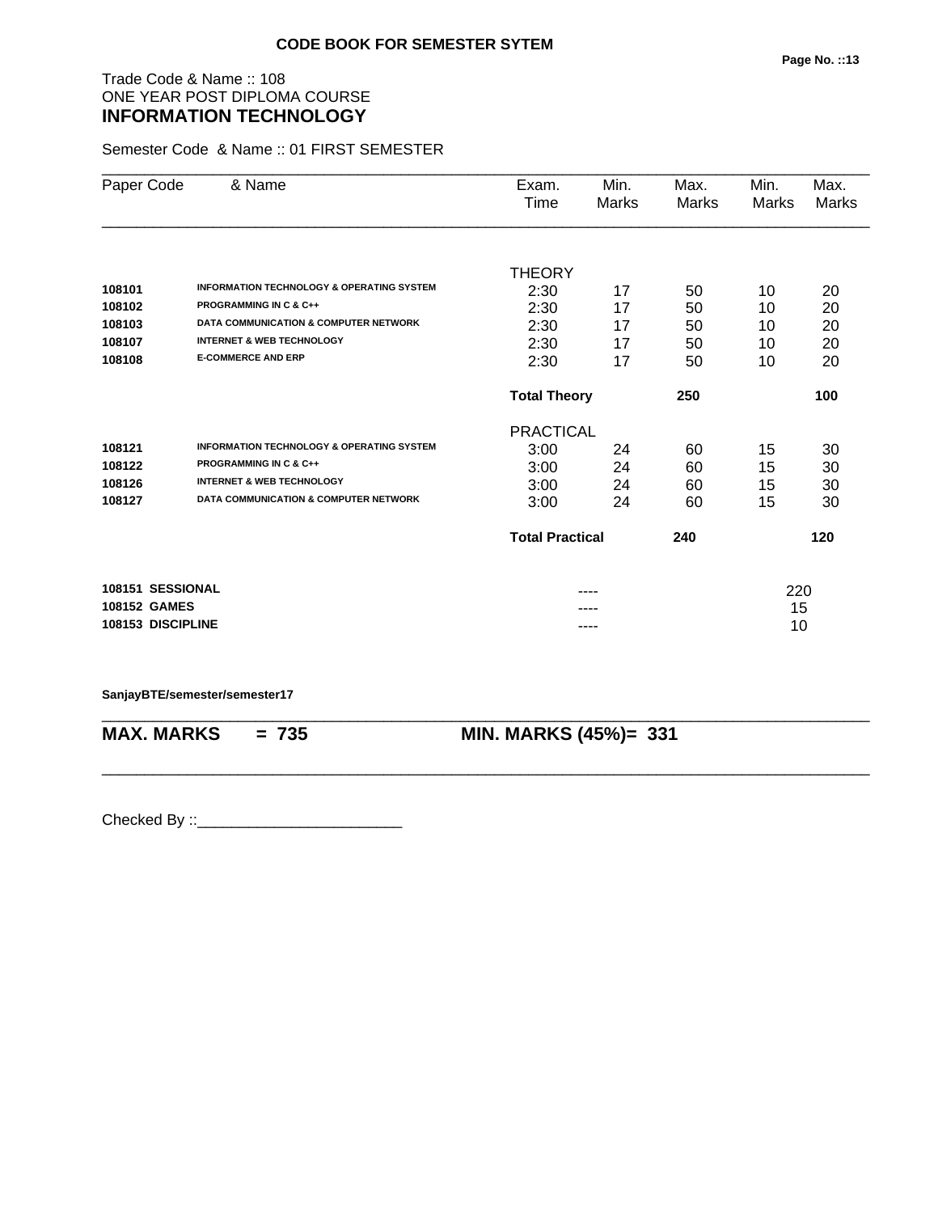**CODE BOOK FOR SEMESTER SYTEM**

Trade Code & Name :: 108
ONE YEAR POST DIPLOMA COURSE
## INFORMATION TECHNOLOGY

Semester Code & Name :: 01 FIRST SEMESTER

| Paper Code | & Name | Exam. Time | Min. Marks | Max. Marks | Min. Marks | Max. Marks |
|---|---|---|---|---|---|---|
| | | THEORY | | | | |
| 108101 | INFORMATION TECHNOLOGY & OPERATING SYSTEM | 2:30 | 17 | 50 | 10 | 20 |
| 108102 | PROGRAMMING IN C & C++ | 2:30 | 17 | 50 | 10 | 20 |
| 108103 | DATA COMMUNICATION & COMPUTER NETWORK | 2:30 | 17 | 50 | 10 | 20 |
| 108107 | INTERNET & WEB TECHNOLOGY | 2:30 | 17 | 50 | 10 | 20 |
| 108108 | E-COMMERCE AND ERP | 2:30 | 17 | 50 | 10 | 20 |
| | | **Total Theory** | | **250** | | **100** |
| | | PRACTICAL | | | | |
| 108121 | INFORMATION TECHNOLOGY & OPERATING SYSTEM | 3:00 | 24 | 60 | 15 | 30 |
| 108122 | PROGRAMMING IN C & C++ | 3:00 | 24 | 60 | 15 | 30 |
| 108126 | INTERNET & WEB TECHNOLOGY | 3:00 | 24 | 60 | 15 | 30 |
| 108127 | DATA COMMUNICATION & COMPUTER NETWORK | 3:00 | 24 | 60 | 15 | 30 |
| | | **Total Practical** | | **240** | | **120** |
| **108151** | **SESSIONAL** | | ---- | | 220 | |
| **108152** | **GAMES** | | ---- | | 15 | |
| **108153** | **DISCIPLINE** | | ---- | | 10 | |

**SanjayBTE/semester/semester17**

**MAX. MARKS = 735** **MIN. MARKS (45%)= 331**

Checked By ::________________________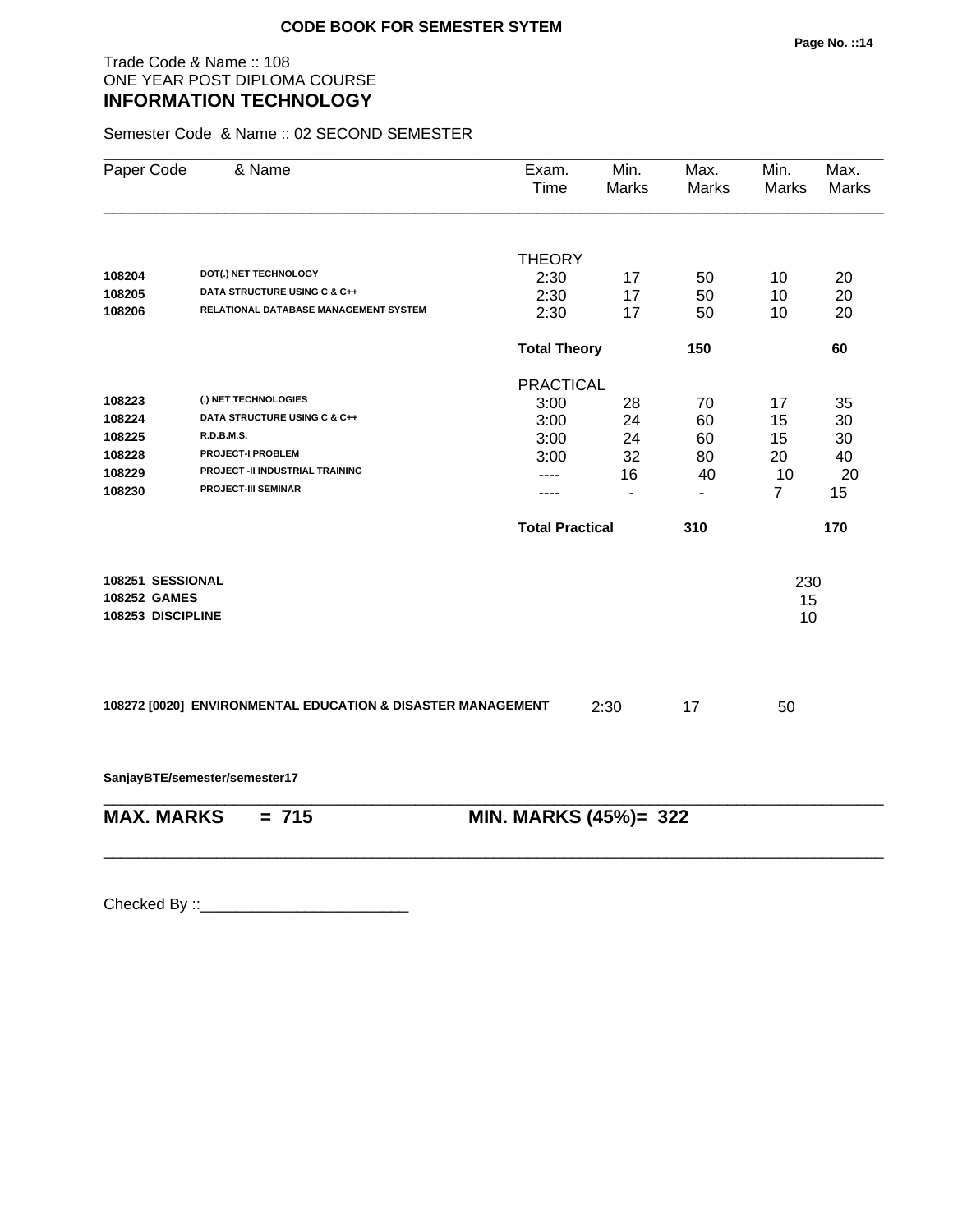**CODE BOOK FOR SEMESTER SYTEM**

Trade Code & Name :: 108
ONE YEAR POST DIPLOMA COURSE
**INFORMATION TECHNOLOGY**

Semester Code & Name :: 02 SECOND SEMESTER

| Paper Code | & Name | Exam. Time | Min. Marks | Max. Marks | Min. Marks | Max. Marks |
|---|---|---|---|---|---|---|
| | | THEORY | | | | |
| 108204 | DOT(.) NET TECHNOLOGY | 2:30 | 17 | 50 | 10 | 20 |
| 108205 | DATA STRUCTURE USING C & C++ | 2:30 | 17 | 50 | 10 | 20 |
| 108206 | RELATIONAL DATABASE MANAGEMENT SYSTEM | 2:30 | 17 | 50 | 10 | 20 |
| | | **Total Theory** | | **150** | | **60** |
| | | PRACTICAL | | | | |
| 108223 | (.) NET TECHNOLOGIES | 3:00 | 28 | 70 | 17 | 35 |
| 108224 | DATA STRUCTURE USING C & C++ | 3:00 | 24 | 60 | 15 | 30 |
| 108225 | R.D.B.M.S. | 3:00 | 24 | 60 | 15 | 30 |
| 108228 | PROJECT-I PROBLEM | 3:00 | 32 | 80 | 20 | 40 |
| 108229 | PROJECT -II INDUSTRIAL TRAINING | ---- | 16 | 40 | 10 | 20 |
| 108230 | PROJECT-III SEMINAR | ---- | - | - | 7 | 15 |
| | | **Total Practical** | | **310** | | **170** |

| | |
|---|---|
| **108251 SESSIONAL** | 230 |
| **108252 GAMES** | 15 |
| **108253 DISCIPLINE** | 10 |

| | Exam. Time | Min. Marks | Max. Marks |
|---|---|---|---|
| **108272 [0020] ENVIRONMENTAL EDUCATION & DISASTER MANAGEMENT** | 2:30 | 17 | 50 |

**SanjayBTE/semester/semester17**

**MAX. MARKS = 715** **MIN. MARKS (45%)= 322**

Checked By ::________________________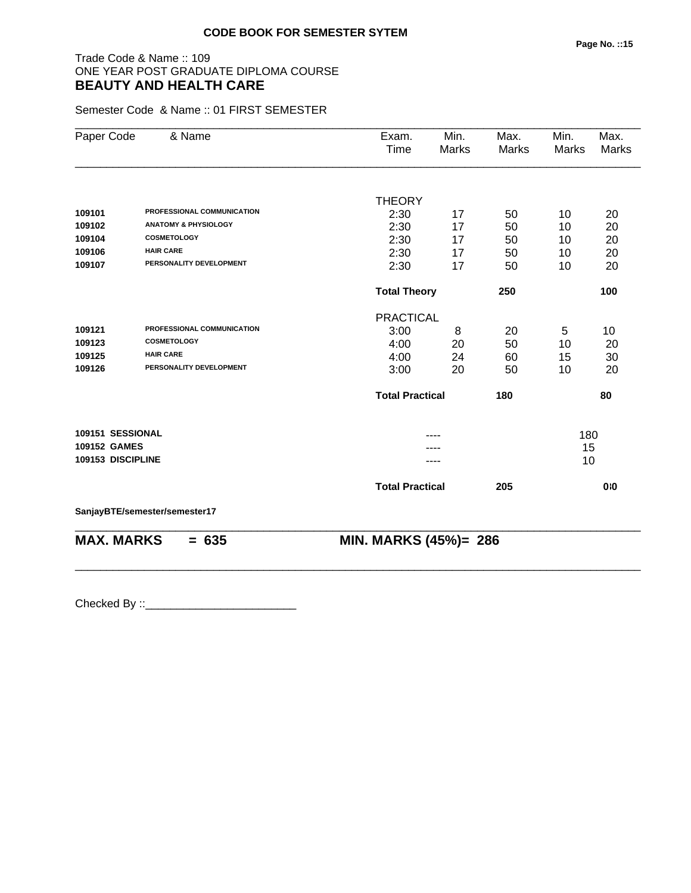**CODE BOOK FOR SEMESTER SYTEM**

Trade Code & Name :: 109
ONE YEAR POST GRADUATE DIPLOMA COURSE
## BEAUTY AND HEALTH CARE

Semester Code & Name :: 01 FIRST SEMESTER

| Paper Code | & Name | Exam. Time | Min. Marks | Max. Marks | Min. Marks | Max. Marks |
|---|---|---|---|---|---|---|
| | | THEORY | | | | |
| 109101 | PROFESSIONAL COMMUNICATION | 2:30 | 17 | 50 | 10 | 20 |
| 109102 | ANATOMY & PHYSIOLOGY | 2:30 | 17 | 50 | 10 | 20 |
| 109104 | COSMETOLOGY | 2:30 | 17 | 50 | 10 | 20 |
| 109106 | HAIR CARE | 2:30 | 17 | 50 | 10 | 20 |
| 109107 | PERSONALITY DEVELOPMENT | 2:30 | 17 | 50 | 10 | 20 |
| | | **Total Theory** | | **250** | | **100** |
| | | PRACTICAL | | | | |
| 109121 | PROFESSIONAL COMMUNICATION | 3:00 | 8 | 20 | 5 | 10 |
| 109123 | COSMETOLOGY | 4:00 | 20 | 50 | 10 | 20 |
| 109125 | HAIR CARE | 4:00 | 24 | 60 | 15 | 30 |
| 109126 | PERSONALITY DEVELOPMENT | 3:00 | 20 | 50 | 10 | 20 |
| | | **Total Practical** | | **180** | | **80** |
| **109151** | **SESSIONAL** | | ---- | | 180 | |
| **109152** | **GAMES** | | ---- | | 15 | |
| **109153** | **DISCIPLINE** | | ---- | | 10 | |
| | | **Total Practical** | | **205** | | **0!0** |

**SanjayBTE/semester/semester17**

**MAX. MARKS = 635** **MIN. MARKS (45%)= 286**

Checked By ::________________________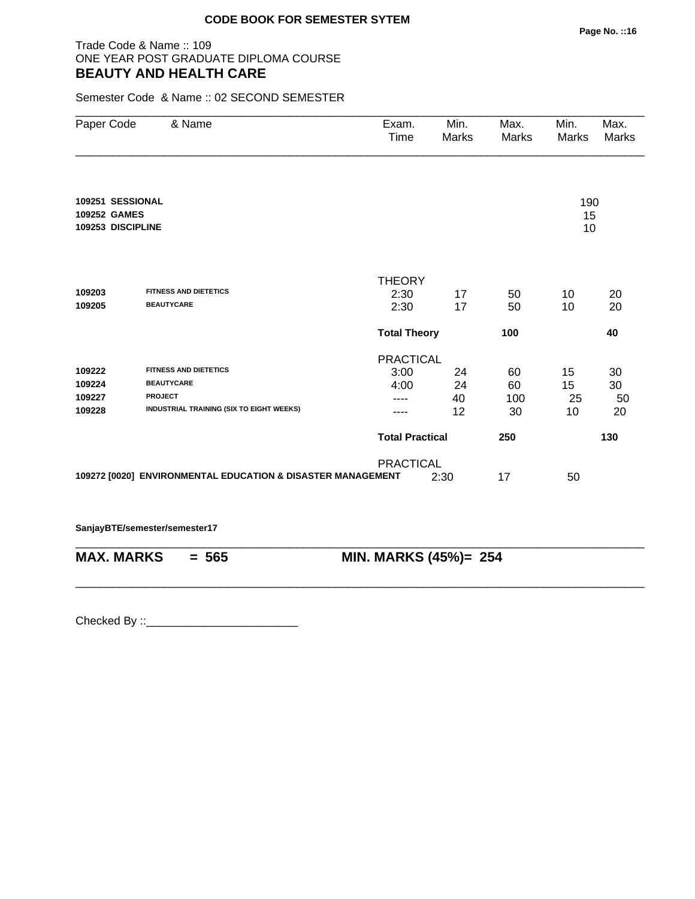**CODE BOOK FOR SEMESTER SYTEM**

Trade Code & Name :: 109
ONE YEAR POST GRADUATE DIPLOMA COURSE
## BEAUTY AND HEALTH CARE

Semester Code & Name :: 02 SECOND SEMESTER

| Paper Code | & Name | Exam. Time | Min. Marks | Max. Marks | Min. Marks | Max. Marks |
|---|---|---|---|---|---|---|
| **109251** | **SESSIONAL** | | | | 190 | |
| **109252** | **GAMES** | | | | 15 | |
| **109253** | **DISCIPLINE** | | | | 10 | |
| | | THEORY | | | | |
| **109203** | **FITNESS AND DIETETICS** | 2:30 | 17 | 50 | 10 | 20 |
| **109205** | **BEAUTYCARE** | 2:30 | 17 | 50 | 10 | 20 |
| | | **Total Theory** | | **100** | | **40** |
| | | PRACTICAL | | | | |
| **109222** | **FITNESS AND DIETETICS** | 3:00 | 24 | 60 | 15 | 30 |
| **109224** | **BEAUTYCARE** | 4:00 | 24 | 60 | 15 | 30 |
| **109227** | **PROJECT** | ---- | 40 | 100 | 25 | 50 |
| **109228** | **INDUSTRIAL TRAINING (SIX TO EIGHT WEEKS)** | ---- | 12 | 30 | 10 | 20 |
| | | **Total Practical** | | **250** | | **130** |
| | | PRACTICAL | | | | |
| **109272 [0020]** | **ENVIRONMENTAL EDUCATION & DISASTER MANAGEMENT** | 2:30 | 17 | 50 | | |

**SanjayBTE/semester/semester17**

**MAX. MARKS = 565** **MIN. MARKS (45%)= 254**

Checked By ::________________________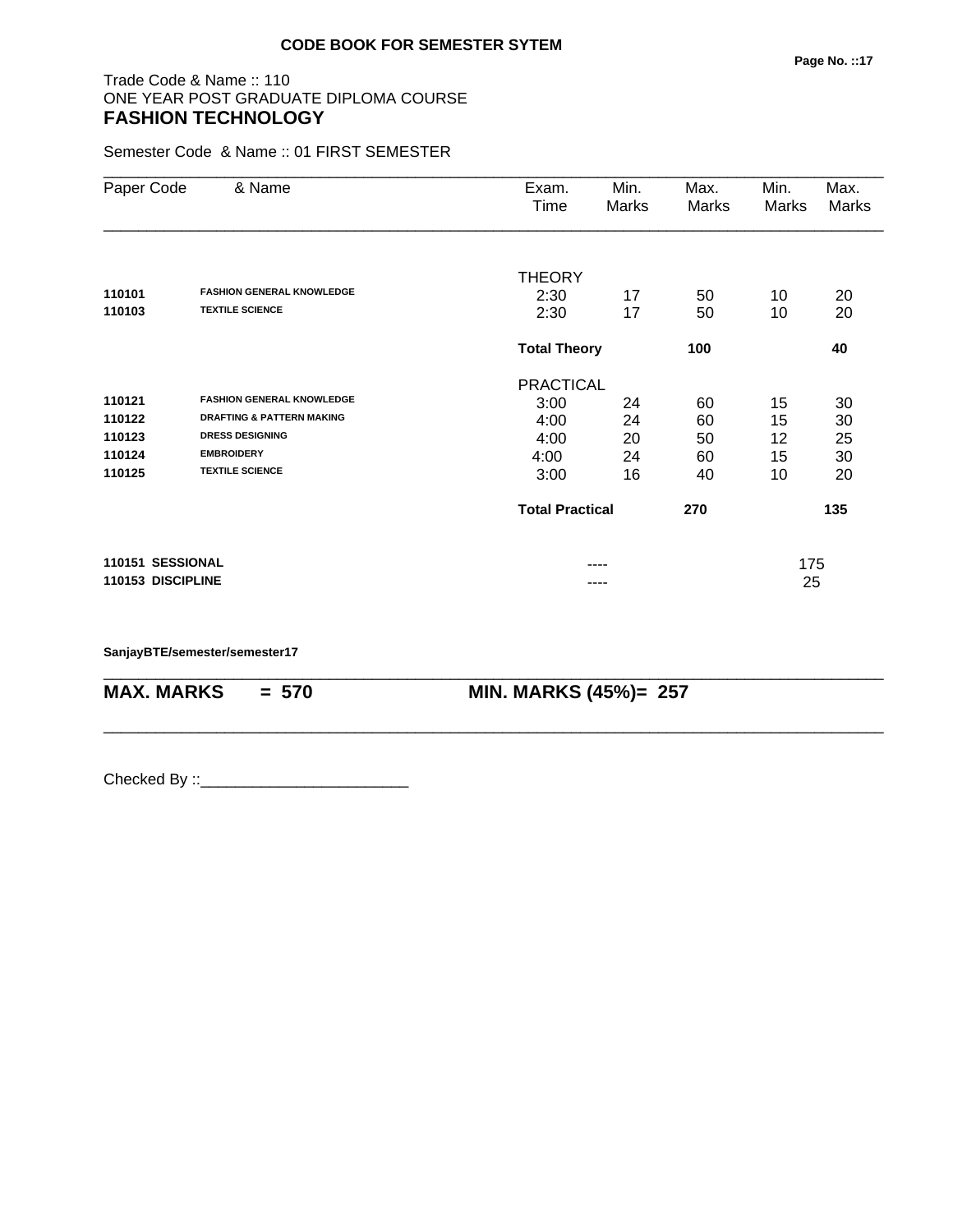## CODE BOOK FOR SEMESTER SYTEM

Trade Code & Name :: 110
ONE YEAR POST GRADUATE DIPLOMA COURSE
# FASHION TECHNOLOGY

Semester Code & Name :: 01 FIRST SEMESTER

| Paper Code | & Name | Exam. Time | Min. Marks | Max. Marks | Min. Marks | Max. Marks |
|---|---|---|---|---|---|---|
| | | THEORY | | | | |
| 110101 | FASHION GENERAL KNOWLEDGE | 2:30 | 17 | 50 | 10 | 20 |
| 110103 | TEXTILE SCIENCE | 2:30 | 17 | 50 | 10 | 20 |
| | | **Total Theory** | | **100** | | **40** |
| | | PRACTICAL | | | | |
| 110121 | FASHION GENERAL KNOWLEDGE | 3:00 | 24 | 60 | 15 | 30 |
| 110122 | DRAFTING & PATTERN MAKING | 4:00 | 24 | 60 | 15 | 30 |
| 110123 | DRESS DESIGNING | 4:00 | 20 | 50 | 12 | 25 |
| 110124 | EMBROIDERY | 4:00 | 24 | 60 | 15 | 30 |
| 110125 | TEXTILE SCIENCE | 3:00 | 16 | 40 | 10 | 20 |
| | | **Total Practical** | | **270** | | **135** |
| **110151** | **SESSIONAL** | | ---- | | 175 | |
| **110153** | **DISCIPLINE** | | ---- | | 25 | |

**SanjayBTE/semester/semester17**

**MAX. MARKS = 570 MIN. MARKS (45%)= 257**

Checked By ::________________________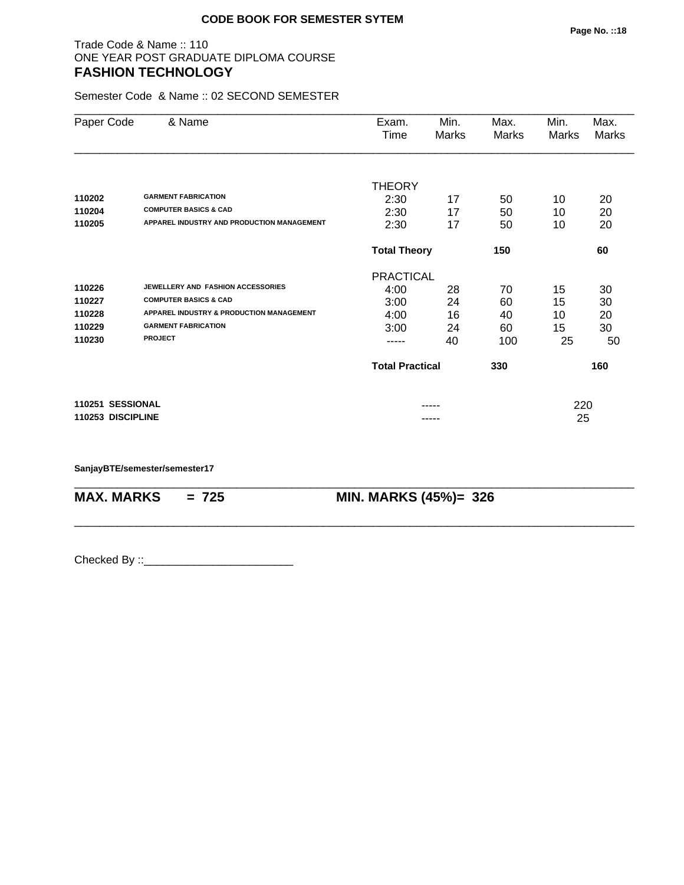**CODE BOOK FOR SEMESTER SYTEM**

Trade Code & Name :: 110
ONE YEAR POST GRADUATE DIPLOMA COURSE
## FASHION TECHNOLOGY

Semester Code & Name :: 02 SECOND SEMESTER

| Paper Code | & Name | Exam. Time | Min. Marks | Max. Marks | Min. Marks | Max. Marks |
|---|---|---|---|---|---|---|
| | | THEORY | | | | |
| **110202** | **GARMENT FABRICATION** | 2:30 | 17 | 50 | 10 | 20 |
| **110204** | **COMPUTER BASICS & CAD** | 2:30 | 17 | 50 | 10 | 20 |
| **110205** | **APPAREL INDUSTRY AND PRODUCTION MANAGEMENT** | 2:30 | 17 | 50 | 10 | 20 |
| | | **Total Theory** | | **150** | | **60** |
| | | PRACTICAL | | | | |
| **110226** | **JEWELLERY AND FASHION ACCESSORIES** | 4:00 | 28 | 70 | 15 | 30 |
| **110227** | **COMPUTER BASICS & CAD** | 3:00 | 24 | 60 | 15 | 30 |
| **110228** | **APPAREL INDUSTRY & PRODUCTION MANAGEMENT** | 4:00 | 16 | 40 | 10 | 20 |
| **110229** | **GARMENT FABRICATION** | 3:00 | 24 | 60 | 15 | 30 |
| **110230** | **PROJECT** | ----- | 40 | 100 | 25 | 50 |
| | | **Total Practical** | | **330** | | **160** |
| **110251** | **SESSIONAL** | | ----- | | 220 | |
| **110253** | **DISCIPLINE** | | ----- | | 25 | |

**SanjayBTE/semester/semester17**

**MAX. MARKS = 725 MIN. MARKS (45%)= 326**

Checked By ::________________________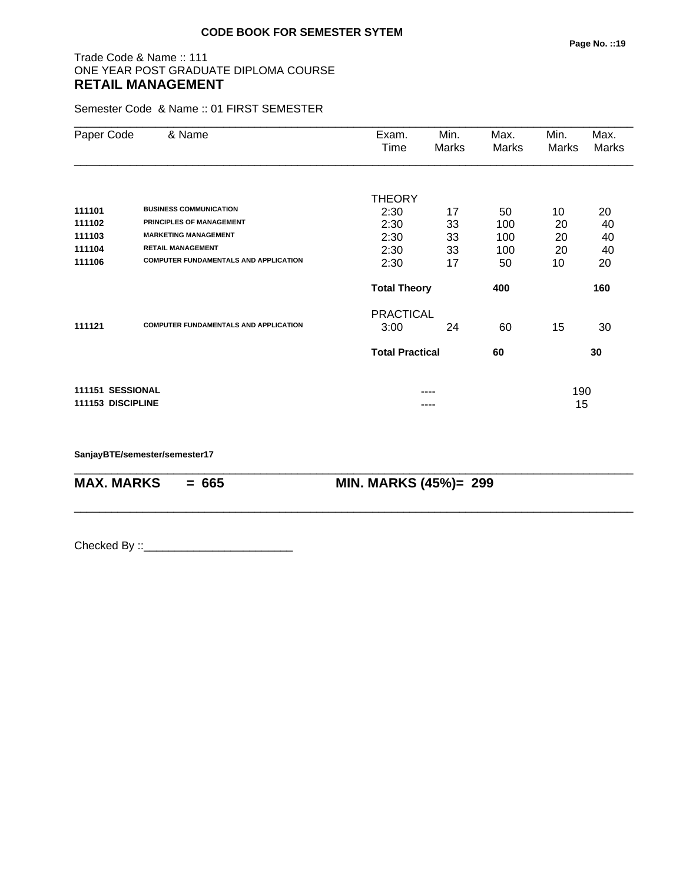**CODE BOOK FOR SEMESTER SYTEM**

Trade Code & Name :: 111
ONE YEAR POST GRADUATE DIPLOMA COURSE
## RETAIL MANAGEMENT

Semester Code & Name :: 01 FIRST SEMESTER

| Paper Code | & Name | Exam. Time | Min. Marks | Max. Marks | Min. Marks | Max. Marks |
|---|---|---|---|---|---|---|
| | | THEORY | | | | |
| **111101** | **BUSINESS COMMUNICATION** | 2:30 | 17 | 50 | 10 | 20 |
| **111102** | **PRINCIPLES OF MANAGEMENT** | 2:30 | 33 | 100 | 20 | 40 |
| **111103** | **MARKETING MANAGEMENT** | 2:30 | 33 | 100 | 20 | 40 |
| **111104** | **RETAIL MANAGEMENT** | 2:30 | 33 | 100 | 20 | 40 |
| **111106** | **COMPUTER FUNDAMENTALS AND APPLICATION** | 2:30 | 17 | 50 | 10 | 20 |
| | | **Total Theory** | | **400** | | **160** |
| | | PRACTICAL | | | | |
| **111121** | **COMPUTER FUNDAMENTALS AND APPLICATION** | 3:00 | 24 | 60 | 15 | 30 |
| | | **Total Practical** | | **60** | | **30** |
| **111151** | **SESSIONAL** | | ---- | | 190 | |
| **111153** | **DISCIPLINE** | | ---- | | 15 | |

**SanjayBTE/semester/semester17**

**MAX. MARKS = 665 MIN. MARKS (45%)= 299**

Checked By ::________________________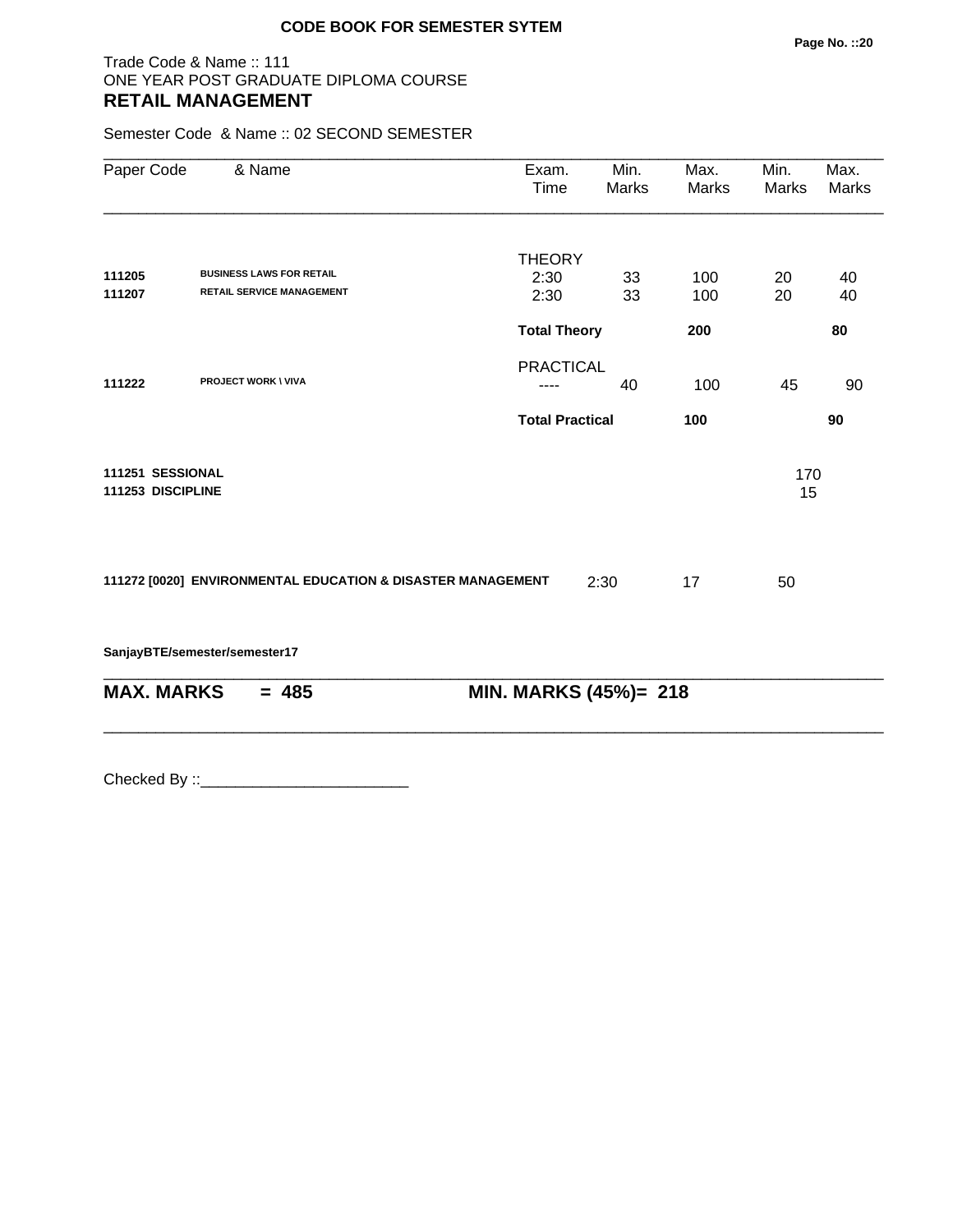**CODE BOOK FOR SEMESTER SYTEM**

Trade Code & Name :: 111
ONE YEAR POST GRADUATE DIPLOMA COURSE
## RETAIL MANAGEMENT

Semester Code & Name :: 02 SECOND SEMESTER

| Paper Code | & Name | Exam. Time | Min. Marks | Max. Marks | Min. Marks | Max. Marks |
|---|---|---|---|---|---|---|
| | | THEORY | | | | |
| **111205** | **BUSINESS LAWS FOR RETAIL** | 2:30 | 33 | 100 | 20 | 40 |
| **111207** | **RETAIL SERVICE MANAGEMENT** | 2:30 | 33 | 100 | 20 | 40 |
| | | **Total Theory** | | **200** | | **80** |
| | | PRACTICAL | | | | |
| **111222** | **PROJECT WORK \ VIVA** | ---- | 40 | 100 | 45 | 90 |
| | | **Total Practical** | | **100** | | **90** |
| **111251** | **SESSIONAL** | | | | 170 | |
| **111253** | **DISCIPLINE** | | | | 15 | |

**111272 [0020] ENVIRONMENTAL EDUCATION & DISASTER MANAGEMENT** 2:30 17 50

**SanjayBTE/semester/semester17**

**MAX. MARKS = 485** **MIN. MARKS (45%)= 218**

Checked By ::________________________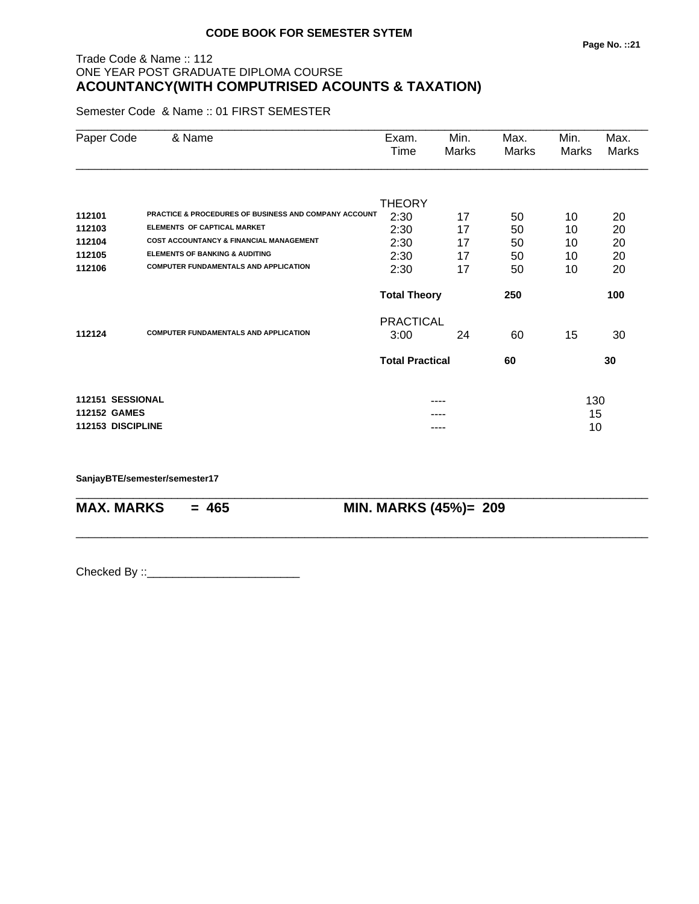**CODE BOOK FOR SEMESTER SYTEM**

Trade Code & Name :: 112
ONE YEAR POST GRADUATE DIPLOMA COURSE
**ACOUNTANCY(WITH COMPUTRISED ACOUNTS & TAXATION)**

Semester Code & Name :: 01 FIRST SEMESTER

| Paper Code | & Name | Exam. Time | Min. Marks | Max. Marks | Min. Marks | Max. Marks |
|---|---|---|---|---|---|---|
| | | THEORY | | | | |
| **112101** | **PRACTICE & PROCEDURES OF BUSINESS AND COMPANY ACCOUNT** | 2:30 | 17 | 50 | 10 | 20 |
| **112103** | **ELEMENTS OF CAPTICAL MARKET** | 2:30 | 17 | 50 | 10 | 20 |
| **112104** | **COST ACCOUNTANCY & FINANCIAL MANAGEMENT** | 2:30 | 17 | 50 | 10 | 20 |
| **112105** | **ELEMENTS OF BANKING & AUDITING** | 2:30 | 17 | 50 | 10 | 20 |
| **112106** | **COMPUTER FUNDAMENTALS AND APPLICATION** | 2:30 | 17 | 50 | 10 | 20 |
| | | **Total Theory** | | **250** | | **100** |
| | | PRACTICAL | | | | |
| **112124** | **COMPUTER FUNDAMENTALS AND APPLICATION** | 3:00 | 24 | 60 | 15 | 30 |
| | | **Total Practical** | | **60** | | **30** |
| **112151** | **SESSIONAL** | | ---- | | 130 | |
| **112152** | **GAMES** | | ---- | | 15 | |
| **112153** | **DISCIPLINE** | | ---- | | 10 | |

**SanjayBTE/semester/semester17**

**MAX. MARKS = 465** **MIN. MARKS (45%)= 209**

Checked By ::________________________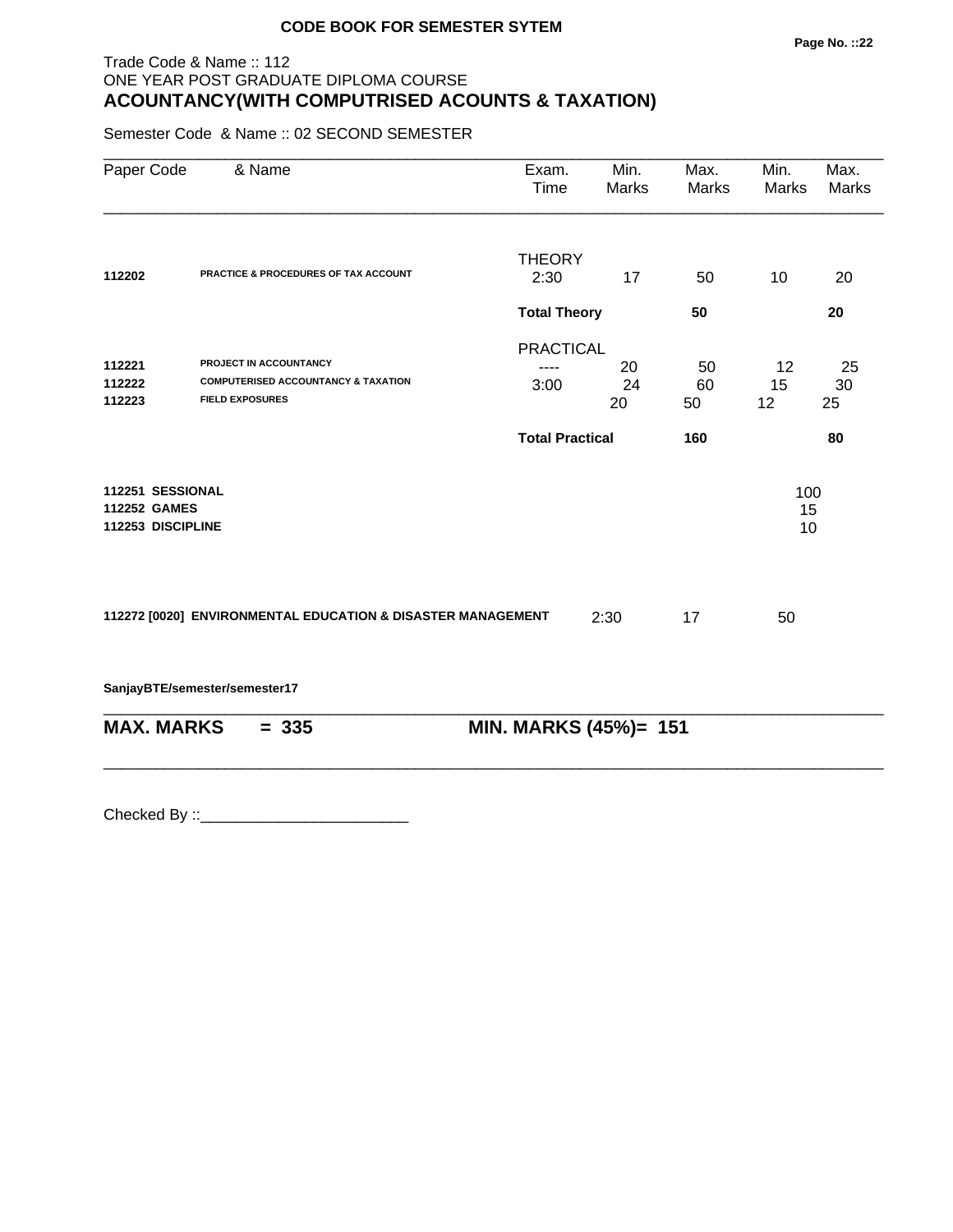**CODE BOOK FOR SEMESTER SYTEM**

Trade Code & Name :: 112
ONE YEAR POST GRADUATE DIPLOMA COURSE
**ACOUNTANCY(WITH COMPUTRISED ACOUNTS & TAXATION)**

Semester Code & Name :: 02 SECOND SEMESTER

| Paper Code | & Name | Exam. Time | Min. Marks | Max. Marks | Min. Marks | Max. Marks |
|---|---|---|---|---|---|---|
| | | THEORY | | | | |
| 112202 | PRACTICE & PROCEDURES OF TAX ACCOUNT | 2:30 | 17 | 50 | 10 | 20 |
| | | **Total Theory** | | **50** | | **20** |
| | | PRACTICAL | | | | |
| 112221 | PROJECT IN ACCOUNTANCY | ---- | 20 | 50 | 12 | 25 |
| 112222 | COMPUTERISED ACCOUNTANCY & TAXATION | 3:00 | 24 | 60 | 15 | 30 |
| 112223 | FIELD EXPOSURES | | 20 | 50 | 12 | 25 |
| | | **Total Practical** | | **160** | | **80** |

| | |
|---|---|
| **112251 SESSIONAL** | 100 |
| **112252 GAMES** | 15 |
| **112253 DISCIPLINE** | 10 |

**112272 [0020] ENVIRONMENTAL EDUCATION & DISASTER MANAGEMENT** 2:30 17 50

**SanjayBTE/semester/semester17**

**MAX. MARKS = 335** **MIN. MARKS (45%)= 151**

Checked By ::________________________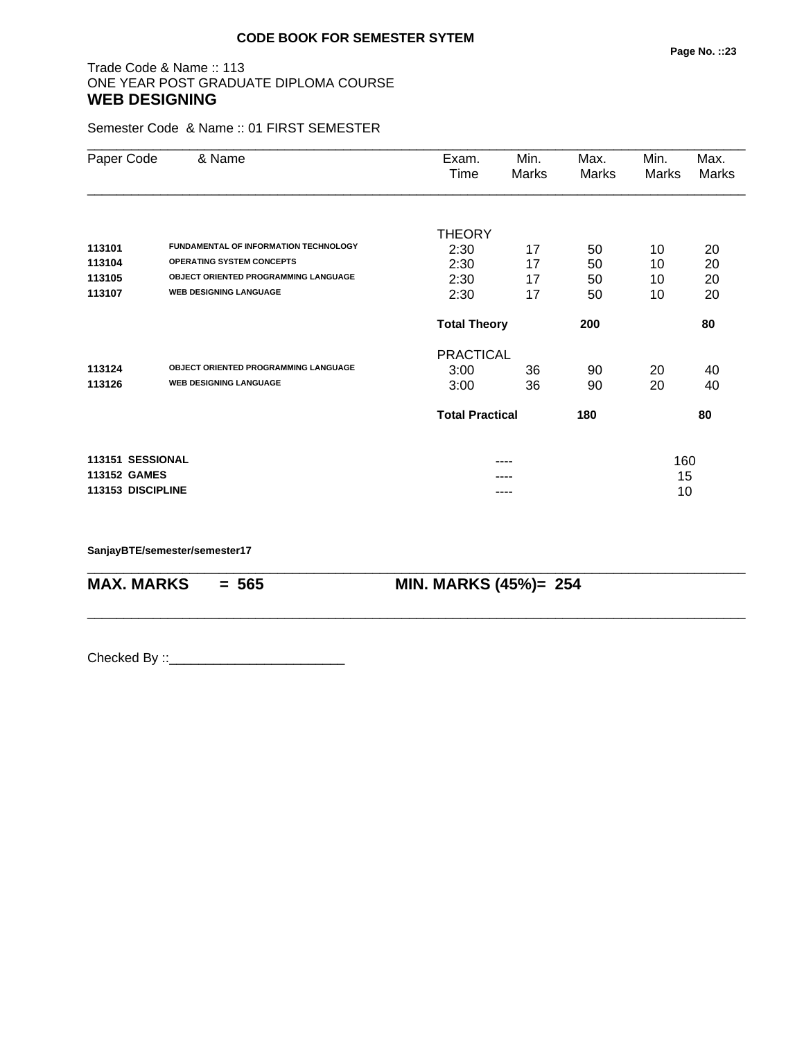**CODE BOOK FOR SEMESTER SYTEM**

Trade Code & Name :: 113
ONE YEAR POST GRADUATE DIPLOMA COURSE
## WEB DESIGNING

Semester Code & Name :: 01 FIRST SEMESTER

| Paper Code | & Name | Exam. Time | Min. Marks | Max. Marks | Min. Marks | Max. Marks |
|---|---|---|---|---|---|---|
| | | THEORY | | | | |
| **113101** | **FUNDAMENTAL OF INFORMATION TECHNOLOGY** | 2:30 | 17 | 50 | 10 | 20 |
| **113104** | **OPERATING SYSTEM CONCEPTS** | 2:30 | 17 | 50 | 10 | 20 |
| **113105** | **OBJECT ORIENTED PROGRAMMING LANGUAGE** | 2:30 | 17 | 50 | 10 | 20 |
| **113107** | **WEB DESIGNING LANGUAGE** | 2:30 | 17 | 50 | 10 | 20 |
| | | **Total Theory** | | **200** | | **80** |
| | | PRACTICAL | | | | |
| **113124** | **OBJECT ORIENTED PROGRAMMING LANGUAGE** | 3:00 | 36 | 90 | 20 | 40 |
| **113126** | **WEB DESIGNING LANGUAGE** | 3:00 | 36 | 90 | 20 | 40 |
| | | **Total Practical** | | **180** | | **80** |
| **113151** | **SESSIONAL** | | ---- | | 160 | |
| **113152** | **GAMES** | | ---- | | 15 | |
| **113153** | **DISCIPLINE** | | ---- | | 10 | |

**SanjayBTE/semester/semester17**

**MAX. MARKS = 565** **MIN. MARKS (45%)= 254**

Checked By ::________________________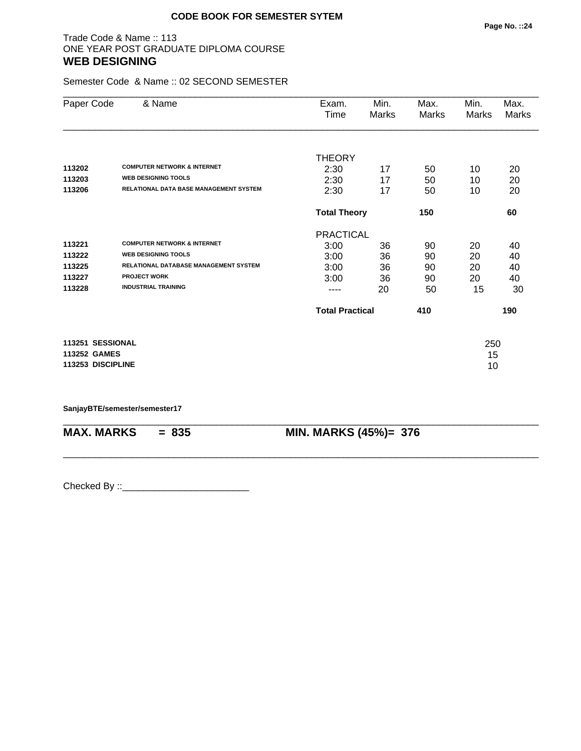**CODE BOOK FOR SEMESTER SYTEM**

Trade Code & Name :: 113
ONE YEAR POST GRADUATE DIPLOMA COURSE
## WEB DESIGNING

Semester Code & Name :: 02 SECOND SEMESTER

| Paper Code | & Name | Exam. Time | Min. Marks | Max. Marks | Min. Marks | Max. Marks |
|---|---|---|---|---|---|---|
| | | THEORY | | | | |
| 113202 | COMPUTER NETWORK & INTERNET | 2:30 | 17 | 50 | 10 | 20 |
| 113203 | WEB DESIGNING TOOLS | 2:30 | 17 | 50 | 10 | 20 |
| 113206 | RELATIONAL DATA BASE MANAGEMENT SYSTEM | 2:30 | 17 | 50 | 10 | 20 |
| | | **Total Theory** | | **150** | | **60** |
| | | PRACTICAL | | | | |
| 113221 | COMPUTER NETWORK & INTERNET | 3:00 | 36 | 90 | 20 | 40 |
| 113222 | WEB DESIGNING TOOLS | 3:00 | 36 | 90 | 20 | 40 |
| 113225 | RELATIONAL DATABASE MANAGEMENT SYSTEM | 3:00 | 36 | 90 | 20 | 40 |
| 113227 | PROJECT WORK | 3:00 | 36 | 90 | 20 | 40 |
| 113228 | INDUSTRIAL TRAINING | ---- | 20 | 50 | 15 | 30 |
| | | **Total Practical** | | **410** | | **190** |
| **113251** | **SESSIONAL** | | | | 250 | |
| **113252** | **GAMES** | | | | 15 | |
| **113253** | **DISCIPLINE** | | | | 10 | |

**SanjayBTE/semester/semester17**

**MAX. MARKS = 835** **MIN. MARKS (45%)= 376**

Checked By ::________________________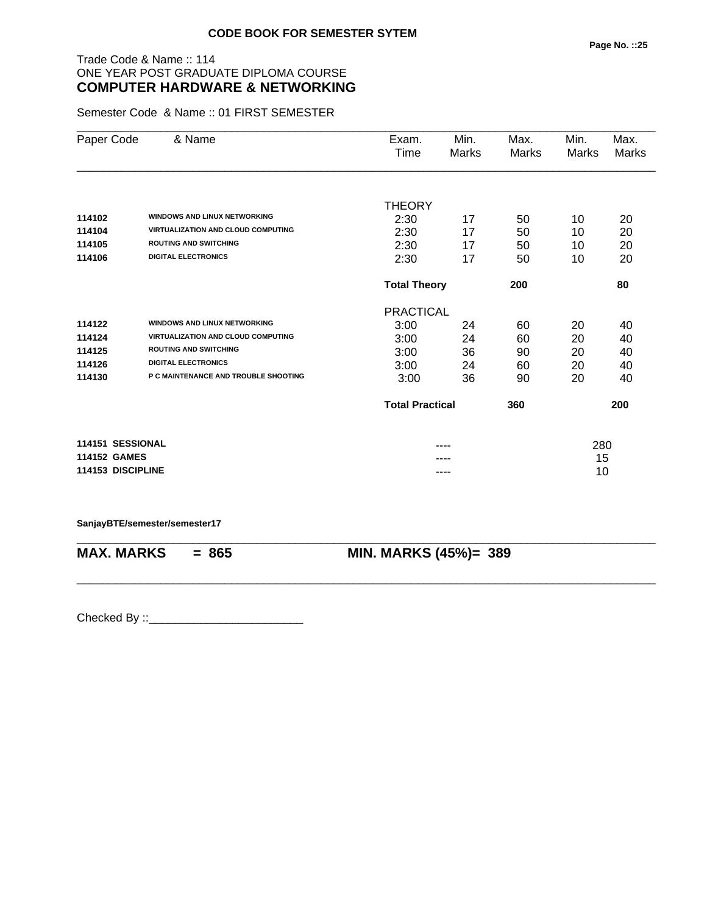**CODE BOOK FOR SEMESTER SYTEM**

Trade Code & Name :: 114
ONE YEAR POST GRADUATE DIPLOMA COURSE
## COMPUTER HARDWARE & NETWORKING

Semester Code & Name :: 01 FIRST SEMESTER

| Paper Code | & Name | Exam. Time | Min. Marks | Max. Marks | Min. Marks | Max. Marks |
|---|---|---|---|---|---|---|
| | | THEORY | | | | |
| 114102 | WINDOWS AND LINUX NETWORKING | 2:30 | 17 | 50 | 10 | 20 |
| 114104 | VIRTUALIZATION AND CLOUD COMPUTING | 2:30 | 17 | 50 | 10 | 20 |
| 114105 | ROUTING AND SWITCHING | 2:30 | 17 | 50 | 10 | 20 |
| 114106 | DIGITAL ELECTRONICS | 2:30 | 17 | 50 | 10 | 20 |
| | | **Total Theory** | | **200** | | **80** |
| | | PRACTICAL | | | | |
| 114122 | WINDOWS AND LINUX NETWORKING | 3:00 | 24 | 60 | 20 | 40 |
| 114124 | VIRTUALIZATION AND CLOUD COMPUTING | 3:00 | 24 | 60 | 20 | 40 |
| 114125 | ROUTING AND SWITCHING | 3:00 | 36 | 90 | 20 | 40 |
| 114126 | DIGITAL ELECTRONICS | 3:00 | 24 | 60 | 20 | 40 |
| 114130 | P C MAINTENANCE AND TROUBLE SHOOTING | 3:00 | 36 | 90 | 20 | 40 |
| | | **Total Practical** | | **360** | | **200** |
| **114151** | **SESSIONAL** | | ---- | | 280 | |
| **114152** | **GAMES** | | ---- | | 15 | |
| **114153** | **DISCIPLINE** | | ---- | | 10 | |

**SanjayBTE/semester/semester17**

**MAX. MARKS = 865** **MIN. MARKS (45%)= 389**

Checked By ::________________________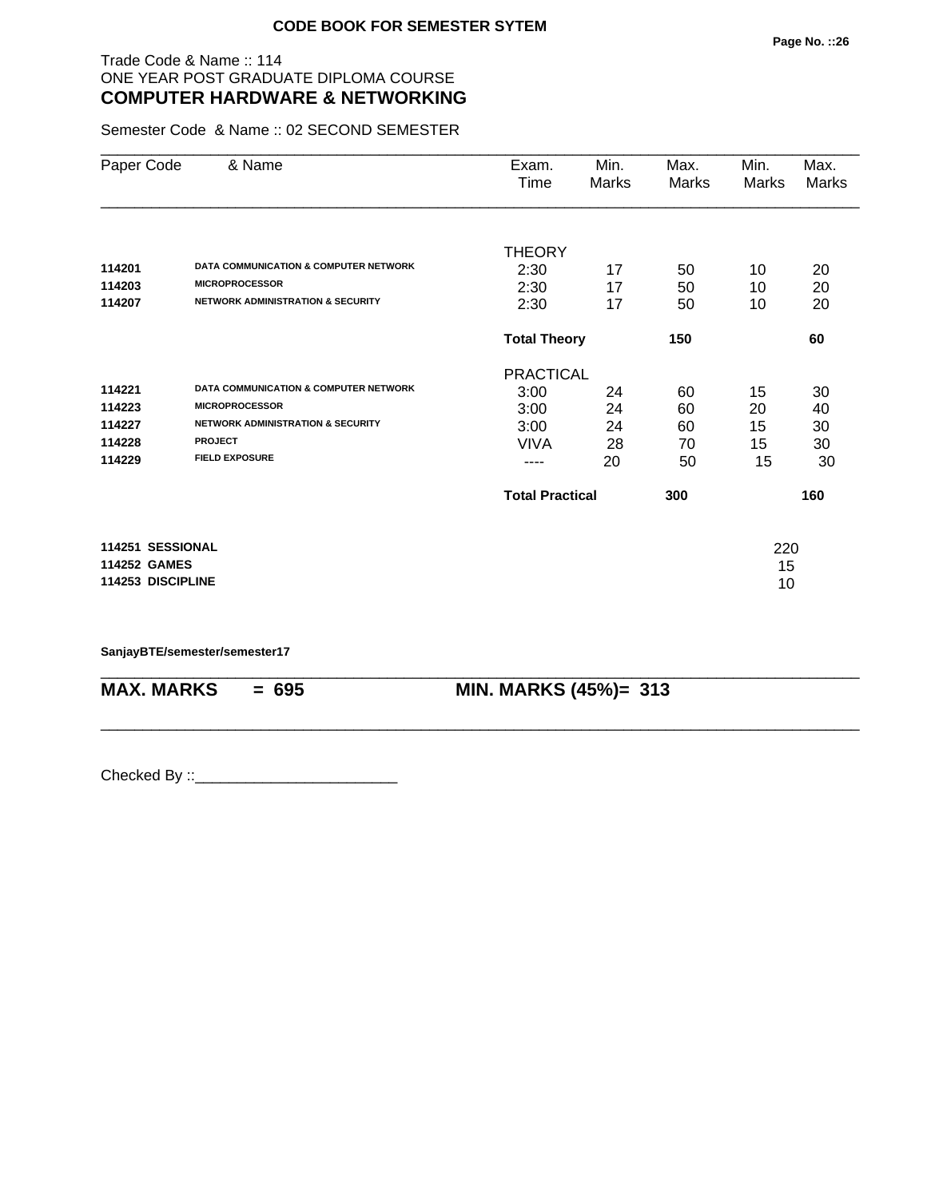**CODE BOOK FOR SEMESTER SYTEM**

Trade Code & Name :: 114
ONE YEAR POST GRADUATE DIPLOMA COURSE
## COMPUTER HARDWARE & NETWORKING

Semester Code & Name :: 02 SECOND SEMESTER

| Paper Code | & Name | Exam. Time | Min. Marks | Max. Marks | Min. Marks | Max. Marks |
|---|---|---|---|---|---|---|
| | | THEORY | | | | |
| **114201** | **DATA COMMUNICATION & COMPUTER NETWORK** | 2:30 | 17 | 50 | 10 | 20 |
| **114203** | **MICROPROCESSOR** | 2:30 | 17 | 50 | 10 | 20 |
| **114207** | **NETWORK ADMINISTRATION & SECURITY** | 2:30 | 17 | 50 | 10 | 20 |
| | | **Total Theory** | | **150** | | **60** |
| | | PRACTICAL | | | | |
| **114221** | **DATA COMMUNICATION & COMPUTER NETWORK** | 3:00 | 24 | 60 | 15 | 30 |
| **114223** | **MICROPROCESSOR** | 3:00 | 24 | 60 | 20 | 40 |
| **114227** | **NETWORK ADMINISTRATION & SECURITY** | 3:00 | 24 | 60 | 15 | 30 |
| **114228** | **PROJECT** | VIVA | 28 | 70 | 15 | 30 |
| **114229** | **FIELD EXPOSURE** | ---- | 20 | 50 | 15 | 30 |
| | | **Total Practical** | | **300** | | **160** |
| **114251** | **SESSIONAL** | | | | 220 | |
| **114252** | **GAMES** | | | | 15 | |
| **114253** | **DISCIPLINE** | | | | 10 | |

**SanjayBTE/semester/semester17**

**MAX. MARKS = 695** **MIN. MARKS (45%)= 313**

Checked By ::________________________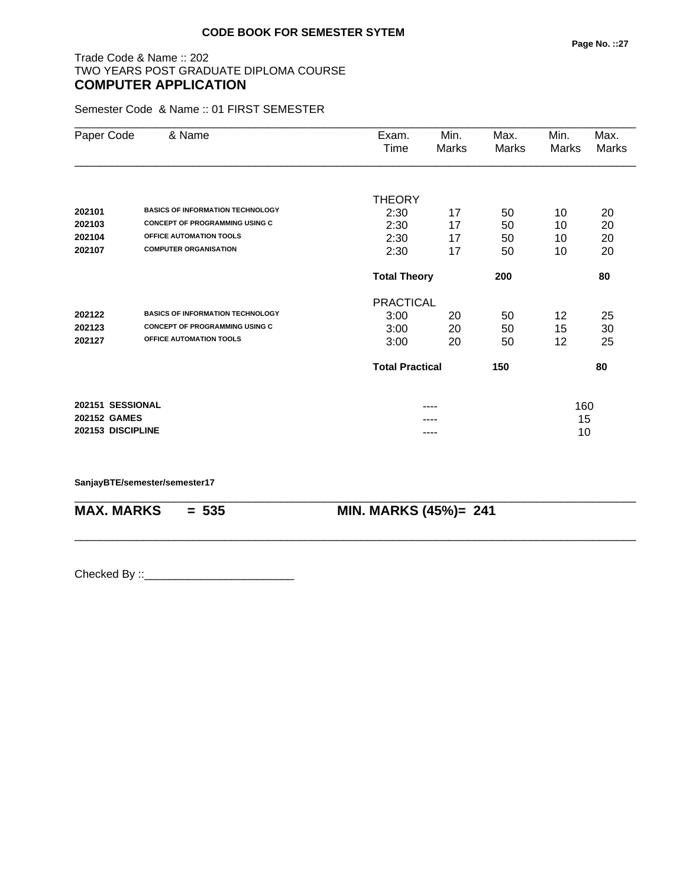**CODE BOOK FOR SEMESTER SYTEM**

Trade Code & Name :: 202
TWO YEARS POST GRADUATE DIPLOMA COURSE
**COMPUTER APPLICATION**

Semester Code & Name :: 01 FIRST SEMESTER

| Paper Code | & Name | Exam. Time | Min. Marks | Max. Marks | Min. Marks | Max. Marks |
|---|---|---|---|---|---|---|
| | | THEORY | | | | |
| **202101** | **BASICS OF INFORMATION TECHNOLOGY** | 2:30 | 17 | 50 | 10 | 20 |
| **202103** | **CONCEPT OF PROGRAMMING USING C** | 2:30 | 17 | 50 | 10 | 20 |
| **202104** | **OFFICE AUTOMATION TOOLS** | 2:30 | 17 | 50 | 10 | 20 |
| **202107** | **COMPUTER ORGANISATION** | 2:30 | 17 | 50 | 10 | 20 |
| | | **Total Theory** | | **200** | | **80** |
| | | PRACTICAL | | | | |
| **202122** | **BASICS OF INFORMATION TECHNOLOGY** | 3:00 | 20 | 50 | 12 | 25 |
| **202123** | **CONCEPT OF PROGRAMMING USING C** | 3:00 | 20 | 50 | 15 | 30 |
| **202127** | **OFFICE AUTOMATION TOOLS** | 3:00 | 20 | 50 | 12 | 25 |
| | | **Total Practical** | | **150** | | **80** |
| **202151** | **SESSIONAL** | | ---- | | 160 | |
| **202152** | **GAMES** | | ---- | | 15 | |
| **202153** | **DISCIPLINE** | | ---- | | 10 | |

**SanjayBTE/semester/semester17**

**MAX. MARKS = 535** **MIN. MARKS (45%)= 241**

Checked By ::________________________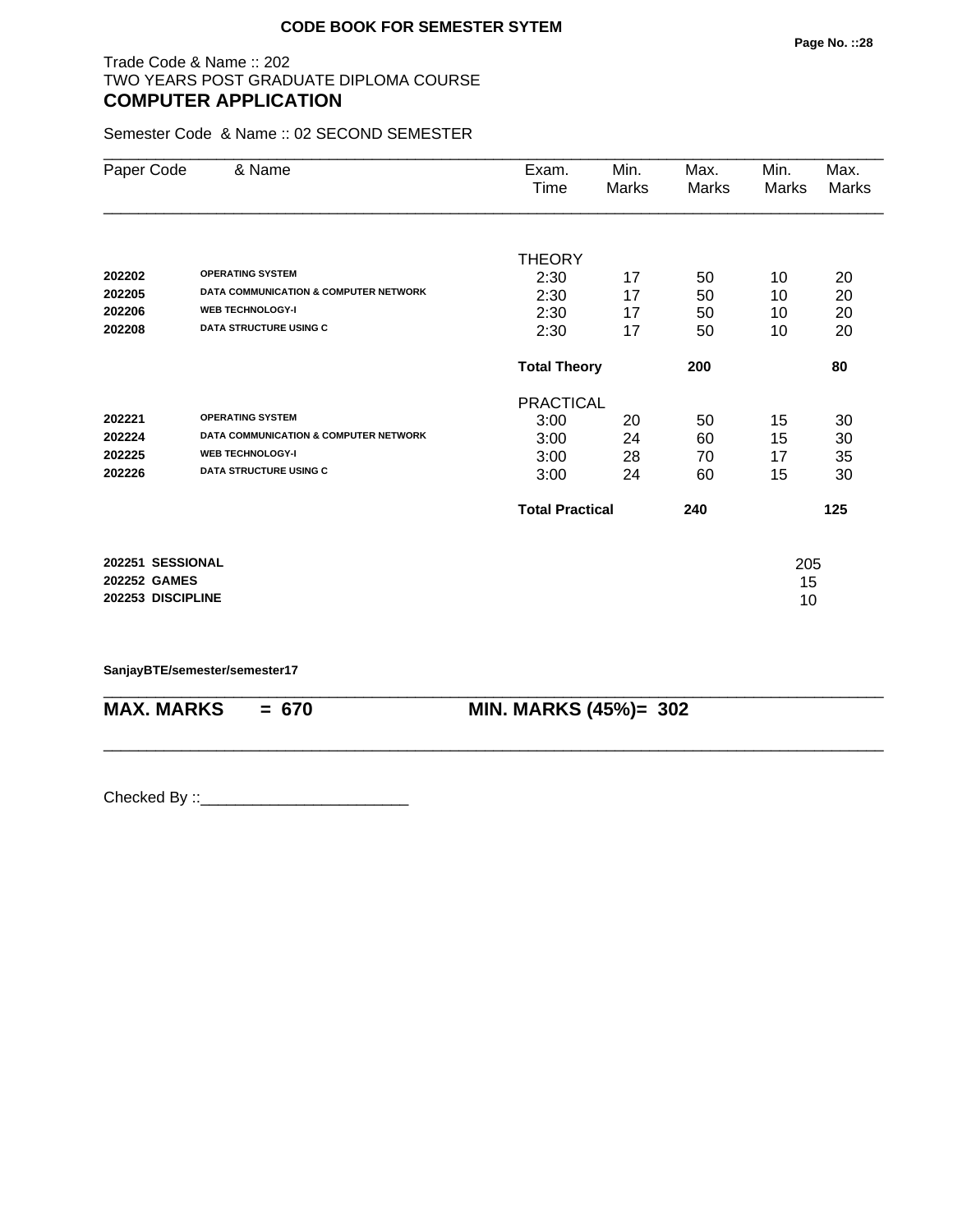**CODE BOOK FOR SEMESTER SYTEM**

Trade Code & Name :: 202
TWO YEARS POST GRADUATE DIPLOMA COURSE
## COMPUTER APPLICATION

Semester Code & Name :: 02 SECOND SEMESTER

| Paper Code | & Name | Exam. Time | Min. Marks | Max. Marks | Min. Marks | Max. Marks |
|---|---|---|---|---|---|---|
| | | THEORY | | | | |
| **202202** | **OPERATING SYSTEM** | 2:30 | 17 | 50 | 10 | 20 |
| **202205** | **DATA COMMUNICATION & COMPUTER NETWORK** | 2:30 | 17 | 50 | 10 | 20 |
| **202206** | **WEB TECHNOLOGY-I** | 2:30 | 17 | 50 | 10 | 20 |
| **202208** | **DATA STRUCTURE USING C** | 2:30 | 17 | 50 | 10 | 20 |
| | | **Total Theory** | | **200** | | **80** |
| | | PRACTICAL | | | | |
| **202221** | **OPERATING SYSTEM** | 3:00 | 20 | 50 | 15 | 30 |
| **202224** | **DATA COMMUNICATION & COMPUTER NETWORK** | 3:00 | 24 | 60 | 15 | 30 |
| **202225** | **WEB TECHNOLOGY-I** | 3:00 | 28 | 70 | 17 | 35 |
| **202226** | **DATA STRUCTURE USING C** | 3:00 | 24 | 60 | 15 | 30 |
| | | **Total Practical** | | **240** | | **125** |

| | |
|---|---|
| **202251 SESSIONAL** | 205 |
| **202252 GAMES** | 15 |
| **202253 DISCIPLINE** | 10 |

**SanjayBTE/semester/semester17**

**MAX. MARKS = 670** **MIN. MARKS (45%)= 302**

Checked By ::________________________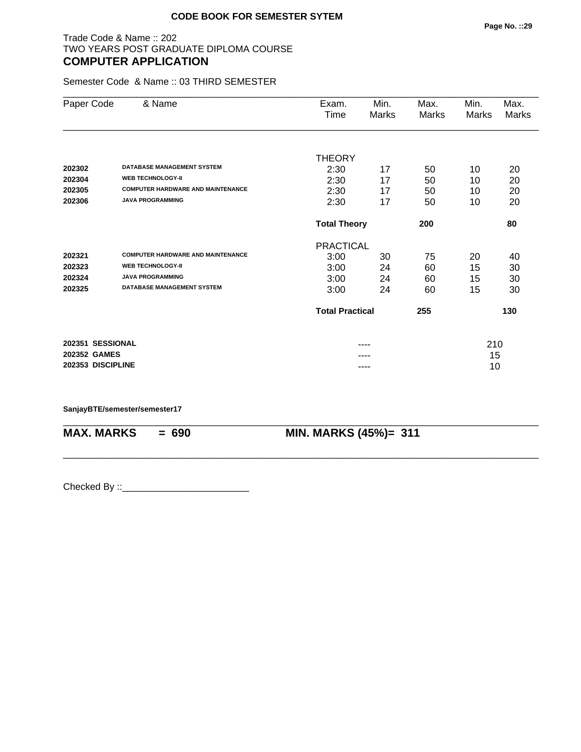**CODE BOOK FOR SEMESTER SYTEM**

Trade Code & Name :: 202
TWO YEARS POST GRADUATE DIPLOMA COURSE
## COMPUTER APPLICATION

Semester Code & Name :: 03 THIRD SEMESTER

| Paper Code | & Name | Exam. Time | Min. Marks | Max. Marks | Min. Marks | Max. Marks |
|---|---|---|---|---|---|---|
| | | THEORY | | | | |
| **202302** | **DATABASE MANAGEMENT SYSTEM** | 2:30 | 17 | 50 | 10 | 20 |
| **202304** | **WEB TECHNOLOGY-II** | 2:30 | 17 | 50 | 10 | 20 |
| **202305** | **COMPUTER HARDWARE AND MAINTENANCE** | 2:30 | 17 | 50 | 10 | 20 |
| **202306** | **JAVA PROGRAMMING** | 2:30 | 17 | 50 | 10 | 20 |
| | | **Total Theory** | | **200** | | **80** |
| | | PRACTICAL | | | | |
| **202321** | **COMPUTER HARDWARE AND MAINTENANCE** | 3:00 | 30 | 75 | 20 | 40 |
| **202323** | **WEB TECHNOLOGY-II** | 3:00 | 24 | 60 | 15 | 30 |
| **202324** | **JAVA PROGRAMMING** | 3:00 | 24 | 60 | 15 | 30 |
| **202325** | **DATABASE MANAGEMENT SYSTEM** | 3:00 | 24 | 60 | 15 | 30 |
| | | **Total Practical** | | **255** | | **130** |
| **202351** | **SESSIONAL** | | ---- | | 210 | |
| **202352** | **GAMES** | | ---- | | 15 | |
| **202353** | **DISCIPLINE** | | ---- | | 10 | |

**SanjayBTE/semester/semester17**

**MAX. MARKS = 690** **MIN. MARKS (45%)= 311**

Checked By ::________________________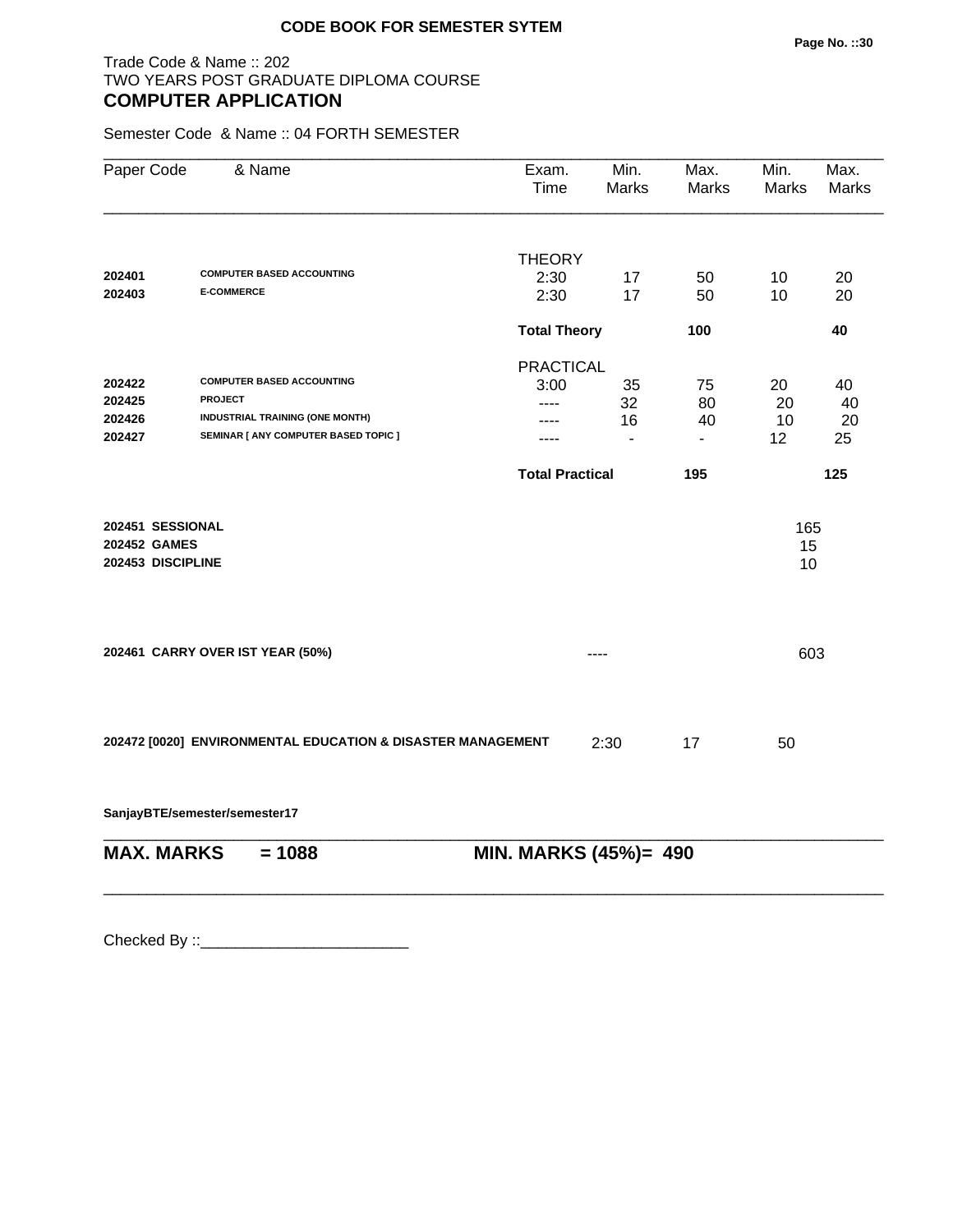**CODE BOOK FOR SEMESTER SYTEM**

Trade Code & Name :: 202
TWO YEARS POST GRADUATE DIPLOMA COURSE

## COMPUTER APPLICATION

Semester Code & Name :: 04 FORTH SEMESTER

| Paper Code | & Name | Exam. Time | Min. Marks | Max. Marks | Min. Marks | Max. Marks |
|---|---|---|---|---|---|---|
| | | THEORY | | | | |
| **202401** | **COMPUTER BASED ACCOUNTING** | 2:30 | 17 | 50 | 10 | 20 |
| **202403** | **E-COMMERCE** | 2:30 | 17 | 50 | 10 | 20 |
| | | **Total Theory** | | **100** | | **40** |
| | | PRACTICAL | | | | |
| **202422** | **COMPUTER BASED ACCOUNTING** | 3:00 | 35 | 75 | 20 | 40 |
| **202425** | **PROJECT** | ---- | 32 | 80 | 20 | 40 |
| **202426** | **INDUSTRIAL TRAINING (ONE MONTH)** | ---- | 16 | 40 | 10 | 20 |
| **202427** | **SEMINAR [ ANY COMPUTER BASED TOPIC ]** | ---- | - | - | 12 | 25 |
| | | **Total Practical** | | **195** | | **125** |
| **202451** | **SESSIONAL** | | | | 165 | |
| **202452** | **GAMES** | | | | 15 | |
| **202453** | **DISCIPLINE** | | | | 10 | |
| **202461** | **CARRY OVER IST YEAR (50%)** | | ---- | | 603 | |
| **202472 [0020]** | **ENVIRONMENTAL EDUCATION & DISASTER MANAGEMENT** | | 2:30 | 17 | 50 | |

**SanjayBTE/semester/semester17**

**MAX. MARKS = 1088** **MIN. MARKS (45%)= 490**

Checked By ::________________________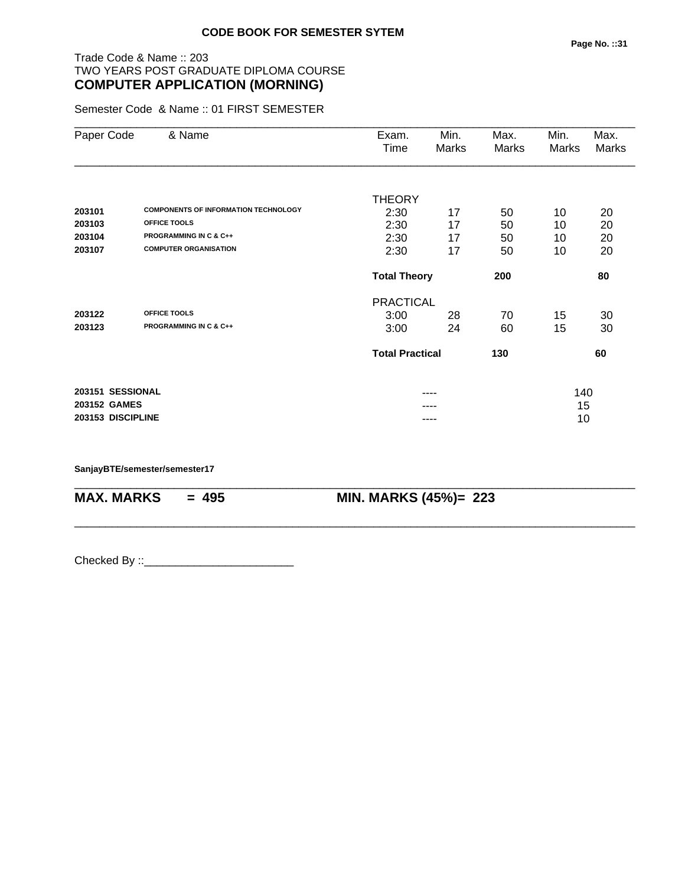**CODE BOOK FOR SEMESTER SYTEM**

Trade Code & Name :: 203
TWO YEARS POST GRADUATE DIPLOMA COURSE

## COMPUTER APPLICATION (MORNING)

Semester Code & Name :: 01 FIRST SEMESTER

| Paper Code | & Name | Exam. Time | Min. Marks | Max. Marks | Min. Marks | Max. Marks |
|---|---|---|---|---|---|---|
| | | THEORY | | | | |
| **203101** | **COMPONENTS OF INFORMATION TECHNOLOGY** | 2:30 | 17 | 50 | 10 | 20 |
| **203103** | **OFFICE TOOLS** | 2:30 | 17 | 50 | 10 | 20 |
| **203104** | **PROGRAMMING IN C & C++** | 2:30 | 17 | 50 | 10 | 20 |
| **203107** | **COMPUTER ORGANISATION** | 2:30 | 17 | 50 | 10 | 20 |
| | | **Total Theory** | | **200** | | **80** |
| | | PRACTICAL | | | | |
| **203122** | **OFFICE TOOLS** | 3:00 | 28 | 70 | 15 | 30 |
| **203123** | **PROGRAMMING IN C & C++** | 3:00 | 24 | 60 | 15 | 30 |
| | | **Total Practical** | | **130** | | **60** |
| **203151** | **SESSIONAL** | | ---- | | 140 | |
| **203152** | **GAMES** | | ---- | | 15 | |
| **203153** | **DISCIPLINE** | | ---- | | 10 | |

**SanjayBTE/semester/semester17**

**MAX. MARKS = 495** **MIN. MARKS (45%)= 223**

Checked By ::________________________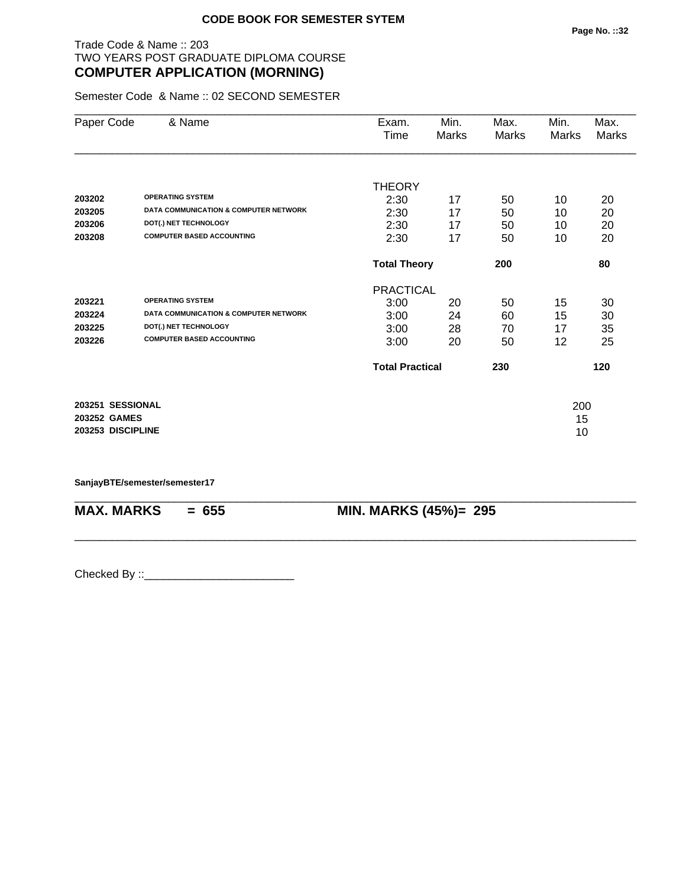**CODE BOOK FOR SEMESTER SYTEM**

Trade Code & Name :: 203
TWO YEARS POST GRADUATE DIPLOMA COURSE

## COMPUTER APPLICATION (MORNING)

Semester Code & Name :: 02 SECOND SEMESTER

| Paper Code | & Name | Exam. Time | Min. Marks | Max. Marks | Min. Marks | Max. Marks |
|---|---|---|---|---|---|---|
| | | THEORY | | | | |
| **203202** | **OPERATING SYSTEM** | 2:30 | 17 | 50 | 10 | 20 |
| **203205** | **DATA COMMUNICATION & COMPUTER NETWORK** | 2:30 | 17 | 50 | 10 | 20 |
| **203206** | **DOT(.) NET TECHNOLOGY** | 2:30 | 17 | 50 | 10 | 20 |
| **203208** | **COMPUTER BASED ACCOUNTING** | 2:30 | 17 | 50 | 10 | 20 |
| | | **Total Theory** | | **200** | | **80** |
| | | PRACTICAL | | | | |
| **203221** | **OPERATING SYSTEM** | 3:00 | 20 | 50 | 15 | 30 |
| **203224** | **DATA COMMUNICATION & COMPUTER NETWORK** | 3:00 | 24 | 60 | 15 | 30 |
| **203225** | **DOT(.) NET TECHNOLOGY** | 3:00 | 28 | 70 | 17 | 35 |
| **203226** | **COMPUTER BASED ACCOUNTING** | 3:00 | 20 | 50 | 12 | 25 |
| | | **Total Practical** | | **230** | | **120** |
| **203251** | **SESSIONAL** | | | | 200 | |
| **203252** | **GAMES** | | | | 15 | |
| **203253** | **DISCIPLINE** | | | | 10 | |

**SanjayBTE/semester/semester17**

**MAX. MARKS = 655** **MIN. MARKS (45%)= 295**

Checked By ::________________________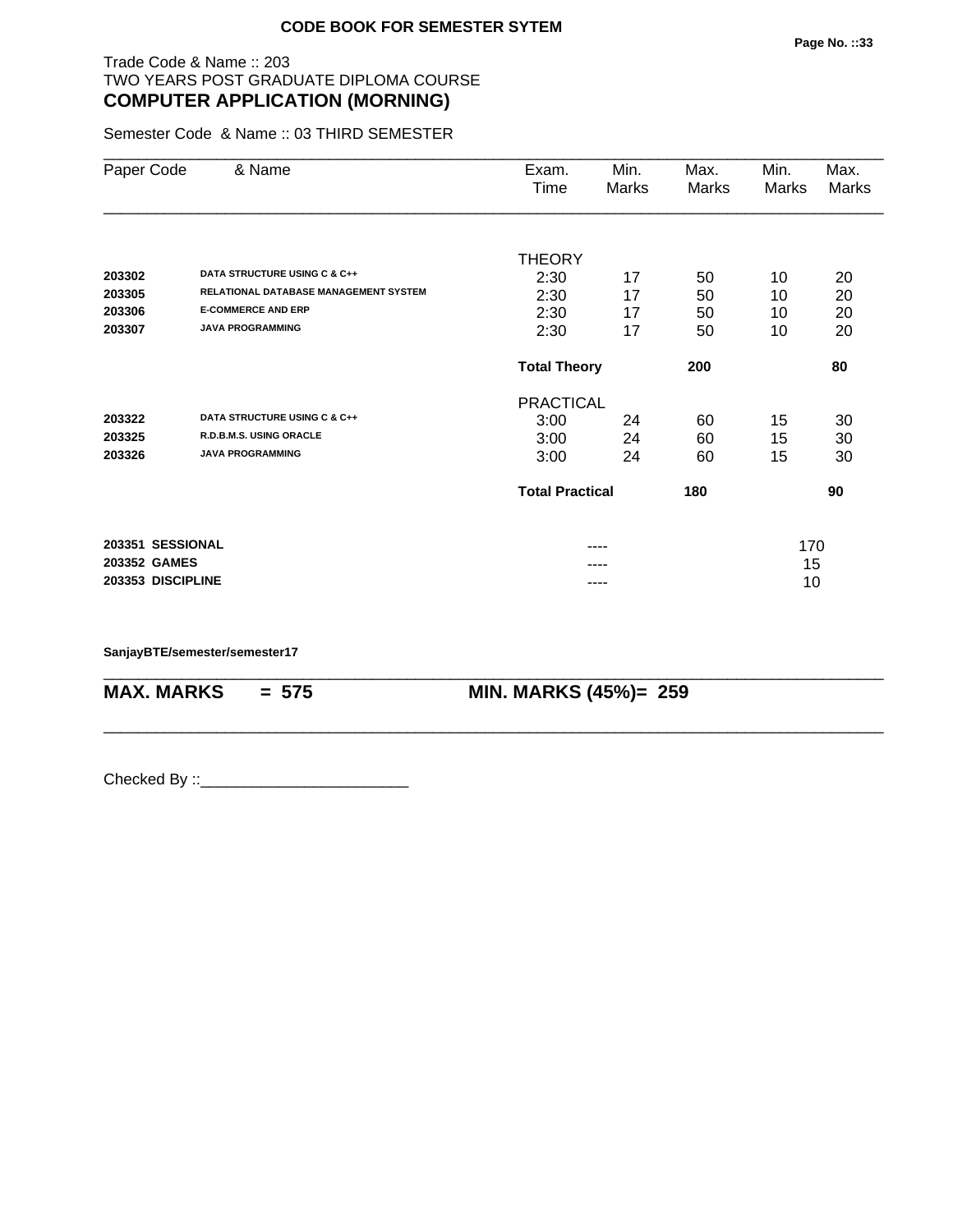**CODE BOOK FOR SEMESTER SYTEM**

Trade Code & Name :: 203
TWO YEARS POST GRADUATE DIPLOMA COURSE
## COMPUTER APPLICATION (MORNING)

Semester Code & Name :: 03 THIRD SEMESTER

| Paper Code | & Name | Exam. Time | Min. Marks | Max. Marks | Min. Marks | Max. Marks |
|---|---|---|---|---|---|---|
| | | THEORY | | | | |
| **203302** | **DATA STRUCTURE USING C & C++** | 2:30 | 17 | 50 | 10 | 20 |
| **203305** | **RELATIONAL DATABASE MANAGEMENT SYSTEM** | 2:30 | 17 | 50 | 10 | 20 |
| **203306** | **E-COMMERCE AND ERP** | 2:30 | 17 | 50 | 10 | 20 |
| **203307** | **JAVA PROGRAMMING** | 2:30 | 17 | 50 | 10 | 20 |
| | | **Total Theory** | | **200** | | **80** |
| | | PRACTICAL | | | | |
| **203322** | **DATA STRUCTURE USING C & C++** | 3:00 | 24 | 60 | 15 | 30 |
| **203325** | **R.D.B.M.S. USING ORACLE** | 3:00 | 24 | 60 | 15 | 30 |
| **203326** | **JAVA PROGRAMMING** | 3:00 | 24 | 60 | 15 | 30 |
| | | **Total Practical** | | **180** | | **90** |
| **203351** | **SESSIONAL** | | ---- | | 170 | |
| **203352** | **GAMES** | | ---- | | 15 | |
| **203353** | **DISCIPLINE** | | ---- | | 10 | |

**SanjayBTE/semester/semester17**

**MAX. MARKS = 575** **MIN. MARKS (45%)= 259**

Checked By ::________________________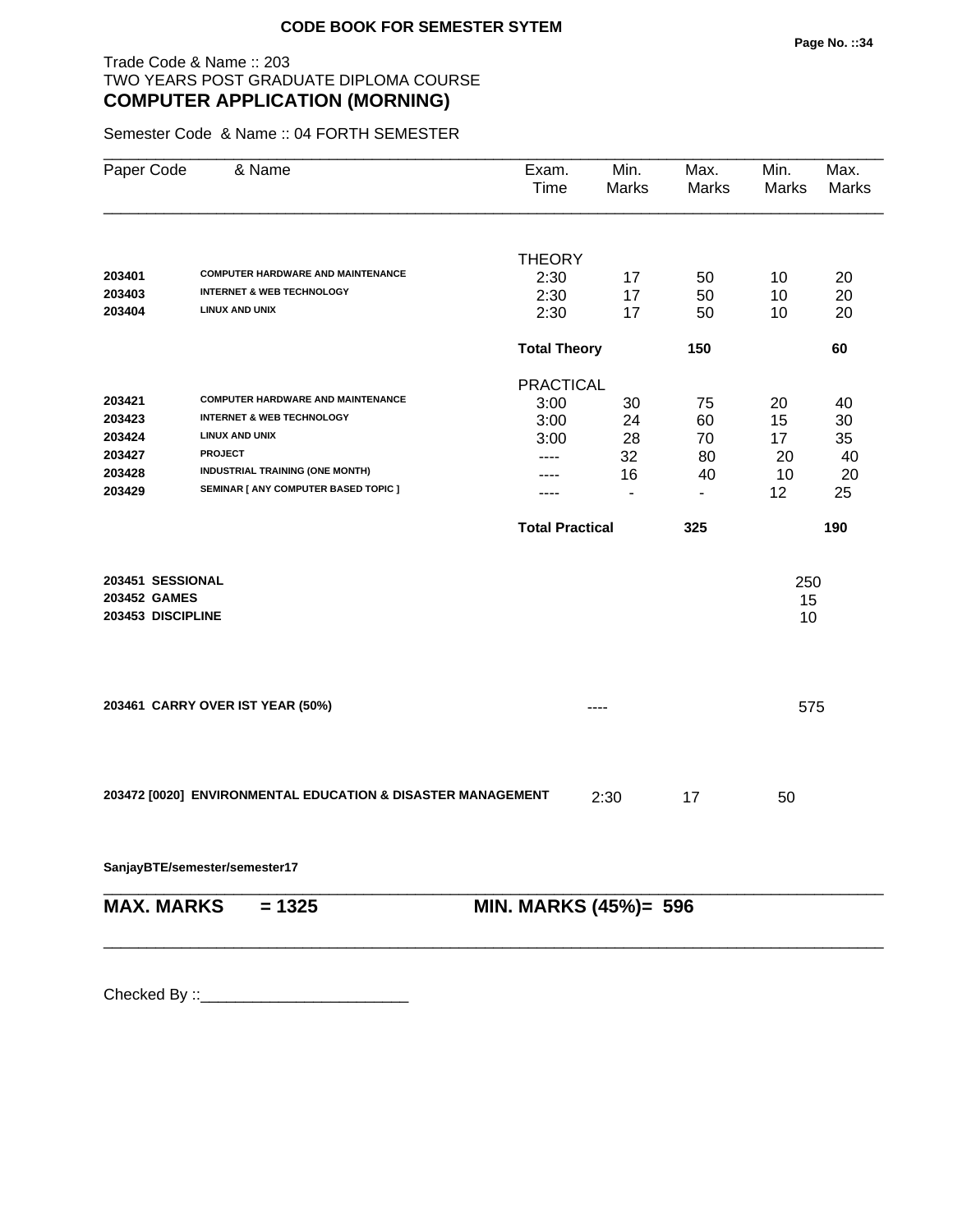**CODE BOOK FOR SEMESTER SYTEM**

Trade Code & Name :: 203
TWO YEARS POST GRADUATE DIPLOMA COURSE
**COMPUTER APPLICATION (MORNING)**

Semester Code & Name :: 04 FORTH SEMESTER

| Paper Code | & Name | Exam. Time | Min. Marks | Max. Marks | Min. Marks | Max. Marks |
|---|---|---|---|---|---|---|
| | | THEORY | | | | |
| **203401** | **COMPUTER HARDWARE AND MAINTENANCE** | 2:30 | 17 | 50 | 10 | 20 |
| **203403** | **INTERNET & WEB TECHNOLOGY** | 2:30 | 17 | 50 | 10 | 20 |
| **203404** | **LINUX AND UNIX** | 2:30 | 17 | 50 | 10 | 20 |
| | | **Total Theory** | | **150** | | **60** |
| | | PRACTICAL | | | | |
| **203421** | **COMPUTER HARDWARE AND MAINTENANCE** | 3:00 | 30 | 75 | 20 | 40 |
| **203423** | **INTERNET & WEB TECHNOLOGY** | 3:00 | 24 | 60 | 15 | 30 |
| **203424** | **LINUX AND UNIX** | 3:00 | 28 | 70 | 17 | 35 |
| **203427** | **PROJECT** | ---- | 32 | 80 | 20 | 40 |
| **203428** | **INDUSTRIAL TRAINING (ONE MONTH)** | ---- | 16 | 40 | 10 | 20 |
| **203429** | **SEMINAR [ ANY COMPUTER BASED TOPIC ]** | ---- | - | - | 12 | 25 |
| | | **Total Practical** | | **325** | | **190** |
| **203451** | **SESSIONAL** | | | | 250 | |
| **203452** | **GAMES** | | | | 15 | |
| **203453** | **DISCIPLINE** | | | | 10 | |
| **203461** | **CARRY OVER IST YEAR (50%)** | | ---- | | 575 | |
| **203472 [0020]** | **ENVIRONMENTAL EDUCATION & DISASTER MANAGEMENT** | | 2:30 | 17 | 50 | |

**SanjayBTE/semester/semester17**

**MAX. MARKS = 1325** **MIN. MARKS (45%)= 596**

Checked By ::________________________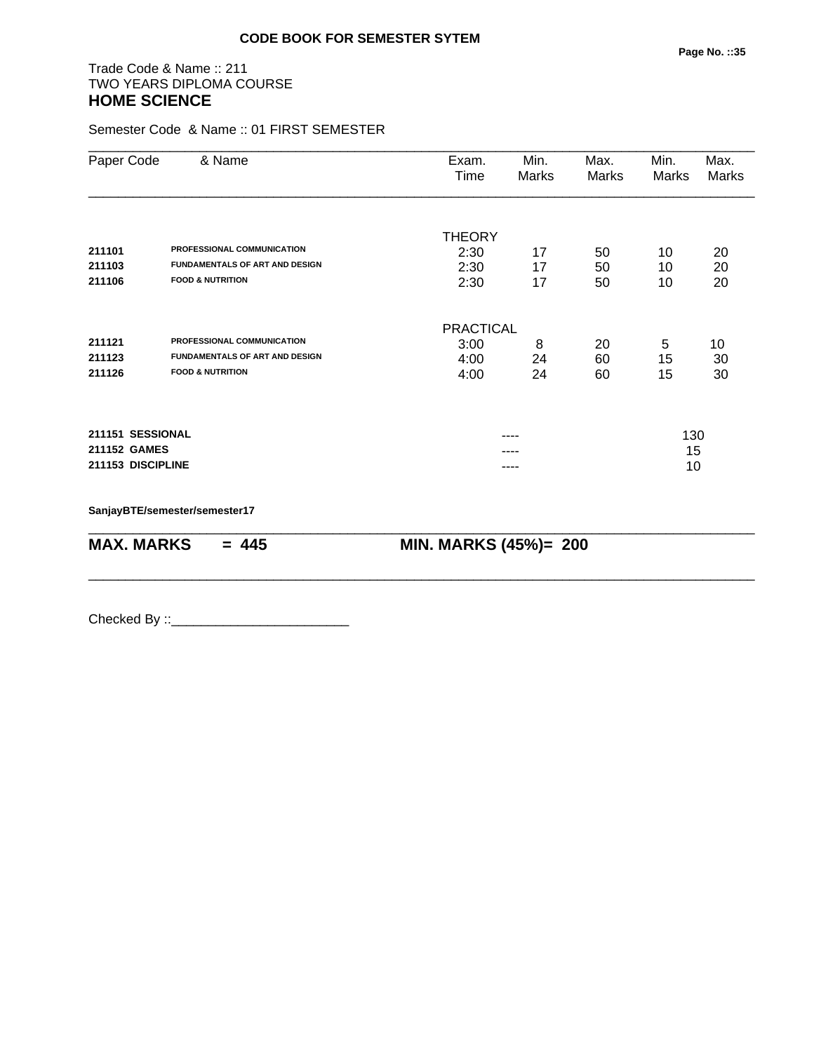**CODE BOOK FOR SEMESTER SYTEM**

Trade Code & Name :: 211
TWO YEARS DIPLOMA COURSE
## HOME SCIENCE

Semester Code & Name :: 01 FIRST SEMESTER

| Paper Code | & Name | Exam. Time | Min. Marks | Max. Marks | Min. Marks | Max. Marks |
|---|---|---|---|---|---|---|
| | | THEORY | | | | |
| **211101** | **PROFESSIONAL COMMUNICATION** | 2:30 | 17 | 50 | 10 | 20 |
| **211103** | **FUNDAMENTALS OF ART AND DESIGN** | 2:30 | 17 | 50 | 10 | 20 |
| **211106** | **FOOD & NUTRITION** | 2:30 | 17 | 50 | 10 | 20 |
| | | PRACTICAL | | | | |
| **211121** | **PROFESSIONAL COMMUNICATION** | 3:00 | 8 | 20 | 5 | 10 |
| **211123** | **FUNDAMENTALS OF ART AND DESIGN** | 4:00 | 24 | 60 | 15 | 30 |
| **211126** | **FOOD & NUTRITION** | 4:00 | 24 | 60 | 15 | 30 |
| **211151** | **SESSIONAL** | | ---- | | 130 | |
| **211152** | **GAMES** | | ---- | | 15 | |
| **211153** | **DISCIPLINE** | | ---- | | 10 | |

**SanjayBTE/semester/semester17**

**MAX. MARKS = 445** **MIN. MARKS (45%)= 200**

Checked By ::________________________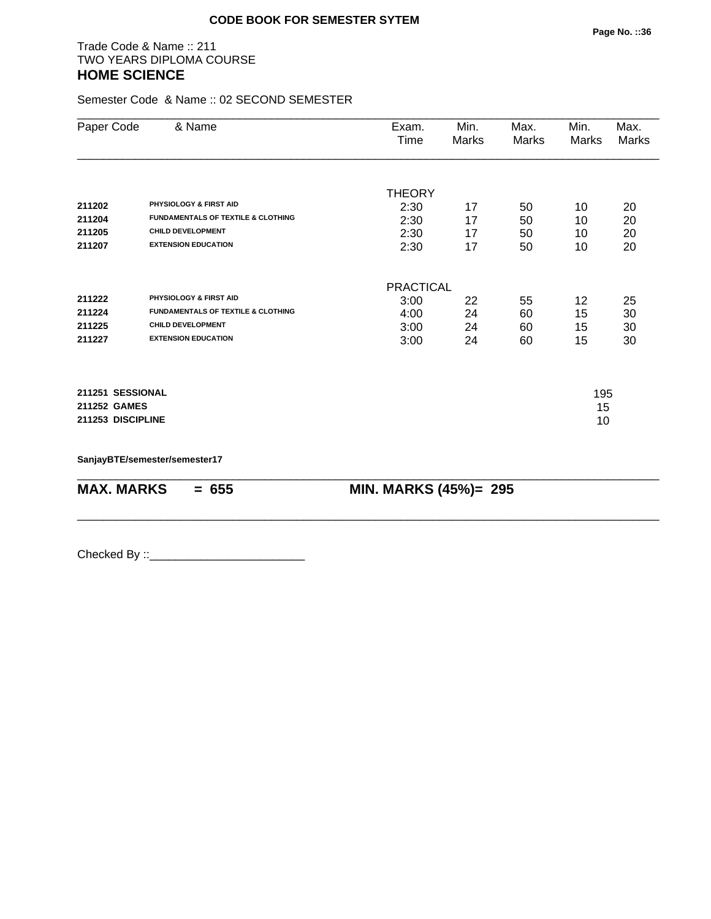**CODE BOOK FOR SEMESTER SYTEM**

Trade Code & Name :: 211
TWO YEARS DIPLOMA COURSE
## HOME SCIENCE

Semester Code & Name :: 02 SECOND SEMESTER

| Paper Code | & Name | Exam. Time | Min. Marks | Max. Marks | Min. Marks | Max. Marks |
|---|---|---|---|---|---|---|
| | | THEORY | | | | |
| **211202** | **PHYSIOLOGY & FIRST AID** | 2:30 | 17 | 50 | 10 | 20 |
| **211204** | **FUNDAMENTALS OF TEXTILE & CLOTHING** | 2:30 | 17 | 50 | 10 | 20 |
| **211205** | **CHILD DEVELOPMENT** | 2:30 | 17 | 50 | 10 | 20 |
| **211207** | **EXTENSION EDUCATION** | 2:30 | 17 | 50 | 10 | 20 |
| | | PRACTICAL | | | | |
| **211222** | **PHYSIOLOGY & FIRST AID** | 3:00 | 22 | 55 | 12 | 25 |
| **211224** | **FUNDAMENTALS OF TEXTILE & CLOTHING** | 4:00 | 24 | 60 | 15 | 30 |
| **211225** | **CHILD DEVELOPMENT** | 3:00 | 24 | 60 | 15 | 30 |
| **211227** | **EXTENSION EDUCATION** | 3:00 | 24 | 60 | 15 | 30 |
| **211251** | **SESSIONAL** | | | | 195 | |
| **211252** | **GAMES** | | | | 15 | |
| **211253** | **DISCIPLINE** | | | | 10 | |

**SanjayBTE/semester/semester17**

**MAX. MARKS = 655** **MIN. MARKS (45%)= 295**

Checked By ::________________________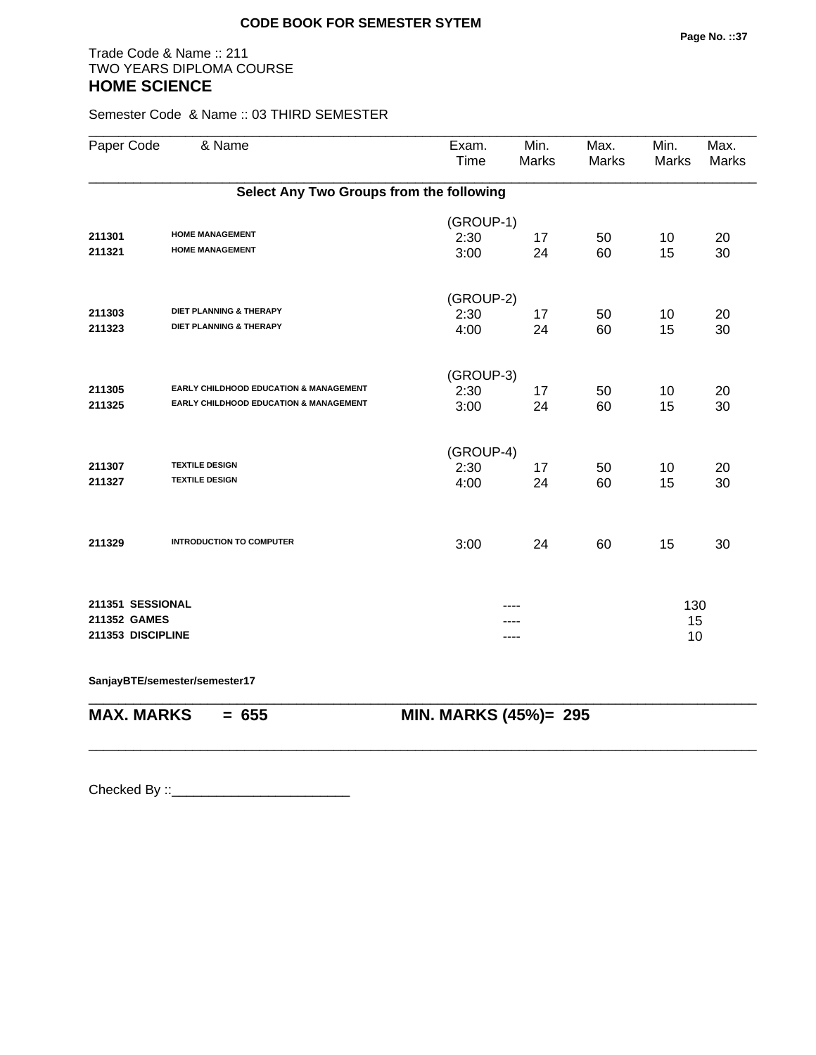**CODE BOOK FOR SEMESTER SYTEM**

Trade Code & Name :: 211
TWO YEARS DIPLOMA COURSE
**HOME SCIENCE**

Semester Code & Name :: 03 THIRD SEMESTER

| Paper Code | & Name | Exam. Time | Min. Marks | Max. Marks | Min. Marks | Max. Marks |
|---|---|---|---|---|---|---|
| | **Select Any Two Groups from the following** | | | | | |
| | | (GROUP-1) | | | | |
| **211301** | **HOME MANAGEMENT** | 2:30 | 17 | 50 | 10 | 20 |
| **211321** | **HOME MANAGEMENT** | 3:00 | 24 | 60 | 15 | 30 |
| | | (GROUP-2) | | | | |
| **211303** | **DIET PLANNING & THERAPY** | 2:30 | 17 | 50 | 10 | 20 |
| **211323** | **DIET PLANNING & THERAPY** | 4:00 | 24 | 60 | 15 | 30 |
| | | (GROUP-3) | | | | |
| **211305** | **EARLY CHILDHOOD EDUCATION & MANAGEMENT** | 2:30 | 17 | 50 | 10 | 20 |
| **211325** | **EARLY CHILDHOOD EDUCATION & MANAGEMENT** | 3:00 | 24 | 60 | 15 | 30 |
| | | (GROUP-4) | | | | |
| **211307** | **TEXTILE DESIGN** | 2:30 | 17 | 50 | 10 | 20 |
| **211327** | **TEXTILE DESIGN** | 4:00 | 24 | 60 | 15 | 30 |
| **211329** | **INTRODUCTION TO COMPUTER** | 3:00 | 24 | 60 | 15 | 30 |
| **211351** | **SESSIONAL** | | ---- | | 130 | |
| **211352** | **GAMES** | | ---- | | 15 | |
| **211353** | **DISCIPLINE** | | ---- | | 10 | |

**SanjayBTE/semester/semester17**

**MAX. MARKS = 655** **MIN. MARKS (45%)= 295**

Checked By ::________________________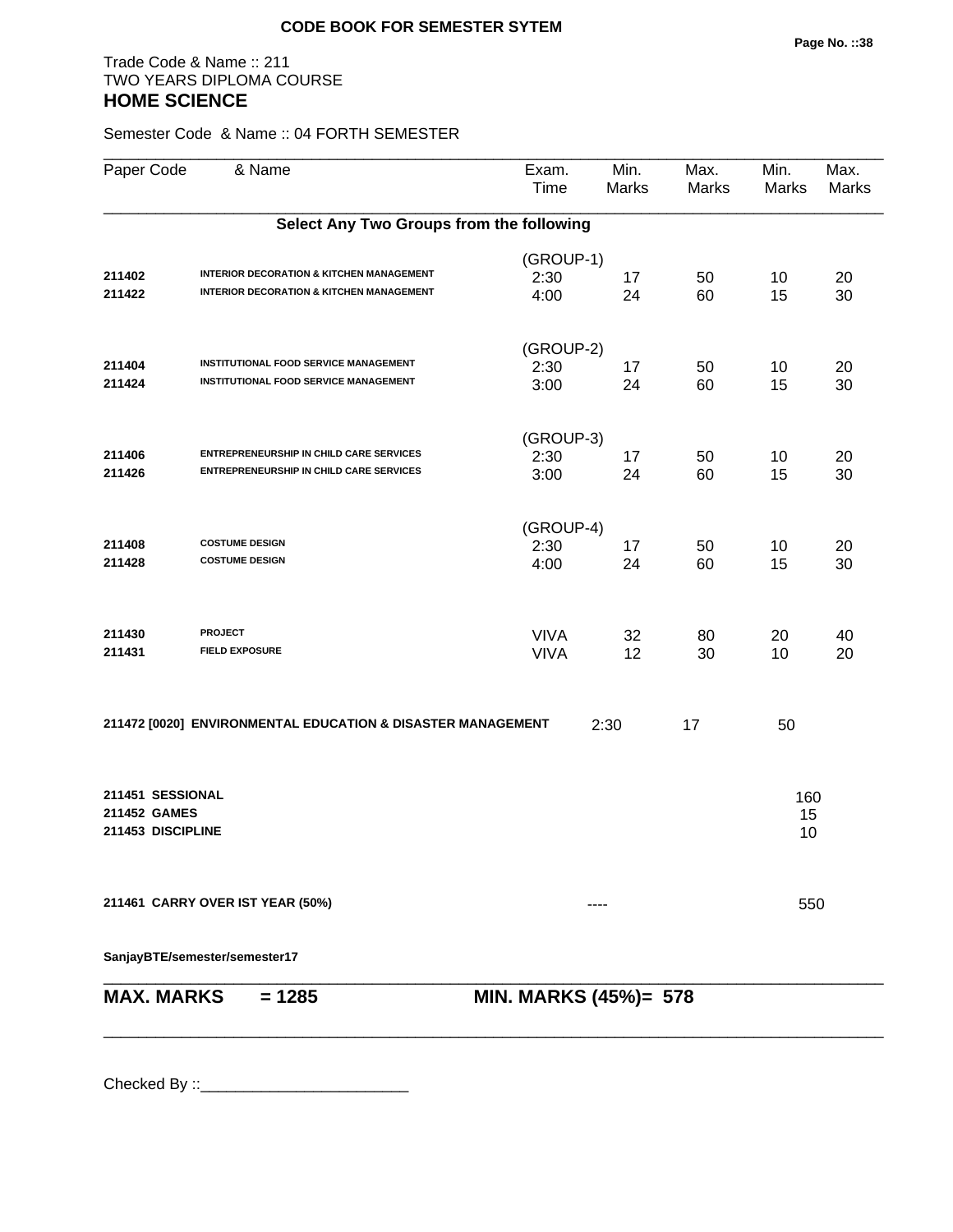**CODE BOOK FOR SEMESTER SYTEM**

Trade Code & Name :: 211
TWO YEARS DIPLOMA COURSE
## HOME SCIENCE

Semester Code & Name :: 04 FORTH SEMESTER

| Paper Code | & Name | Exam. Time | Min. Marks | Max. Marks | Min. Marks | Max. Marks |
|---|---|---|---|---|---|---|
| | **Select Any Two Groups from the following** | | | | | |
| | | (GROUP-1) | | | | |
| **211402** | **INTERIOR DECORATION & KITCHEN MANAGEMENT** | 2:30 | 17 | 50 | 10 | 20 |
| **211422** | **INTERIOR DECORATION & KITCHEN MANAGEMENT** | 4:00 | 24 | 60 | 15 | 30 |
| | | (GROUP-2) | | | | |
| **211404** | **INSTITUTIONAL FOOD SERVICE MANAGEMENT** | 2:30 | 17 | 50 | 10 | 20 |
| **211424** | **INSTITUTIONAL FOOD SERVICE MANAGEMENT** | 3:00 | 24 | 60 | 15 | 30 |
| | | (GROUP-3) | | | | |
| **211406** | **ENTREPRENEURSHIP IN CHILD CARE SERVICES** | 2:30 | 17 | 50 | 10 | 20 |
| **211426** | **ENTREPRENEURSHIP IN CHILD CARE SERVICES** | 3:00 | 24 | 60 | 15 | 30 |
| | | (GROUP-4) | | | | |
| **211408** | **COSTUME DESIGN** | 2:30 | 17 | 50 | 10 | 20 |
| **211428** | **COSTUME DESIGN** | 4:00 | 24 | 60 | 15 | 30 |
| **211430** | **PROJECT** | VIVA | 32 | 80 | 20 | 40 |
| **211431** | **FIELD EXPOSURE** | VIVA | 12 | 30 | 10 | 20 |

| | | | |
|---|---|---|---|
| **211472 [0020] ENVIRONMENTAL EDUCATION & DISASTER MANAGEMENT** | 2:30 | 17 | 50 |

| | |
|---|---|
| **211451 SESSIONAL** | 160 |
| **211452 GAMES** | 15 |
| **211453 DISCIPLINE** | 10 |

| | | |
|---|---|---|
| **211461 CARRY OVER IST YEAR (50%)** | ---- | 550 |

**SanjayBTE/semester/semester17**

**MAX. MARKS = 1285** **MIN. MARKS (45%)= 578**

Checked By ::________________________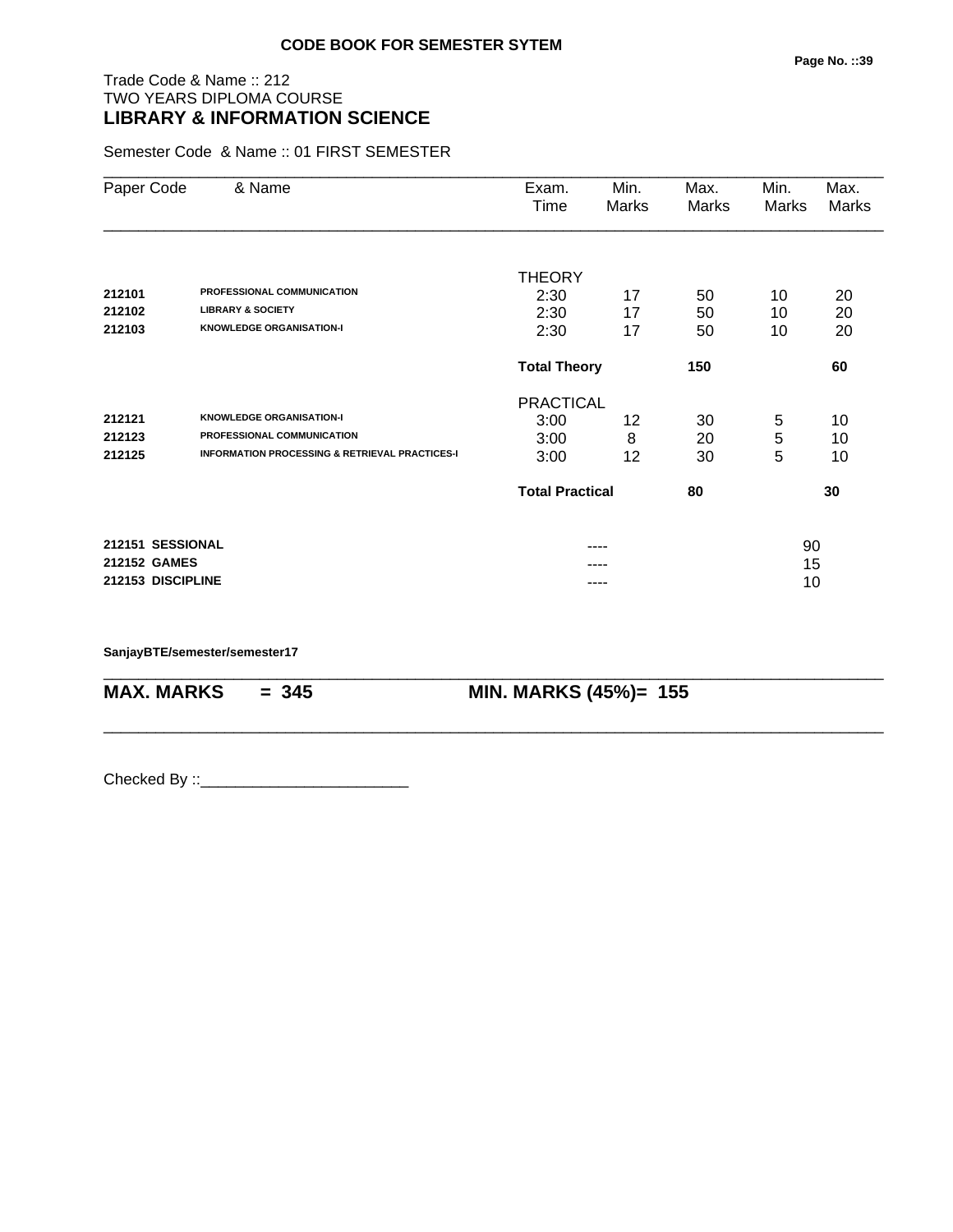**CODE BOOK FOR SEMESTER SYTEM**

Trade Code & Name :: 212
TWO YEARS DIPLOMA COURSE
**LIBRARY & INFORMATION SCIENCE**

Semester Code & Name :: 01 FIRST SEMESTER

| Paper Code | & Name | Exam. Time | Min. Marks | Max. Marks | Min. Marks | Max. Marks |
|---|---|---|---|---|---|---|
| | | THEORY | | | | |
| **212101** | **PROFESSIONAL COMMUNICATION** | 2:30 | 17 | 50 | 10 | 20 |
| **212102** | **LIBRARY & SOCIETY** | 2:30 | 17 | 50 | 10 | 20 |
| **212103** | **KNOWLEDGE ORGANISATION-I** | 2:30 | 17 | 50 | 10 | 20 |
| | | **Total Theory** | | **150** | | **60** |
| | | PRACTICAL | | | | |
| **212121** | **KNOWLEDGE ORGANISATION-I** | 3:00 | 12 | 30 | 5 | 10 |
| **212123** | **PROFESSIONAL COMMUNICATION** | 3:00 | 8 | 20 | 5 | 10 |
| **212125** | **INFORMATION PROCESSING & RETRIEVAL PRACTICES-I** | 3:00 | 12 | 30 | 5 | 10 |
| | | **Total Practical** | | **80** | | **30** |
| **212151** | **SESSIONAL** | | ---- | | | 90 |
| **212152** | **GAMES** | | ---- | | | 15 |
| **212153** | **DISCIPLINE** | | ---- | | | 10 |

**SanjayBTE/semester/semester17**

**MAX. MARKS = 345** **MIN. MARKS (45%)= 155**

Checked By ::________________________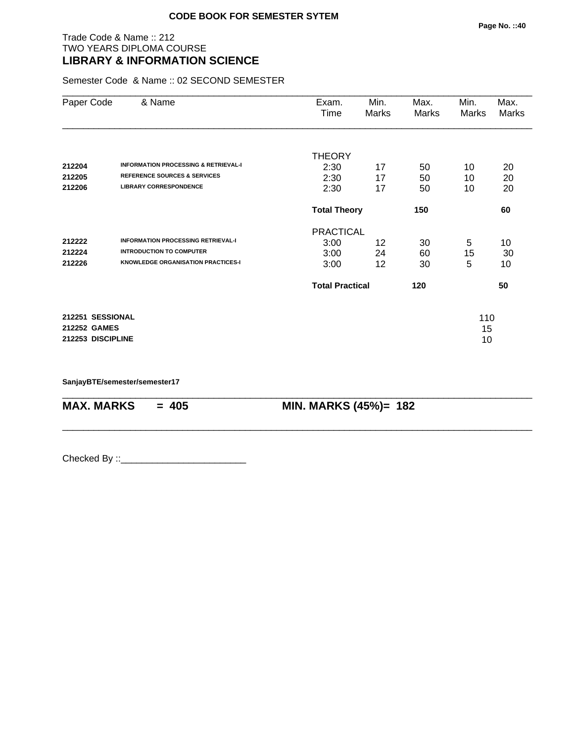**CODE BOOK FOR SEMESTER SYTEM**

Trade Code & Name :: 212
TWO YEARS DIPLOMA COURSE
## LIBRARY & INFORMATION SCIENCE

Semester Code & Name :: 02 SECOND SEMESTER

| Paper Code | & Name | Exam. Time | Min. Marks | Max. Marks | Min. Marks | Max. Marks |
|---|---|---|---|---|---|---|
| | | THEORY | | | | |
| **212204** | **INFORMATION PROCESSING & RETRIEVAL-I** | 2:30 | 17 | 50 | 10 | 20 |
| **212205** | **REFERENCE SOURCES & SERVICES** | 2:30 | 17 | 50 | 10 | 20 |
| **212206** | **LIBRARY CORRESPONDENCE** | 2:30 | 17 | 50 | 10 | 20 |
| | | **Total Theory** | | **150** | | **60** |
| | | PRACTICAL | | | | |
| **212222** | **INFORMATION PROCESSING RETRIEVAL-I** | 3:00 | 12 | 30 | 5 | 10 |
| **212224** | **INTRODUCTION TO COMPUTER** | 3:00 | 24 | 60 | 15 | 30 |
| **212226** | **KNOWLEDGE ORGANISATION PRACTICES-I** | 3:00 | 12 | 30 | 5 | 10 |
| | | **Total Practical** | | **120** | | **50** |
| **212251** | **SESSIONAL** | | | | 110 | |
| **212252** | **GAMES** | | | | 15 | |
| **212253** | **DISCIPLINE** | | | | 10 | |

**SanjayBTE/semester/semester17**

**MAX. MARKS = 405** **MIN. MARKS (45%)= 182**

Checked By ::________________________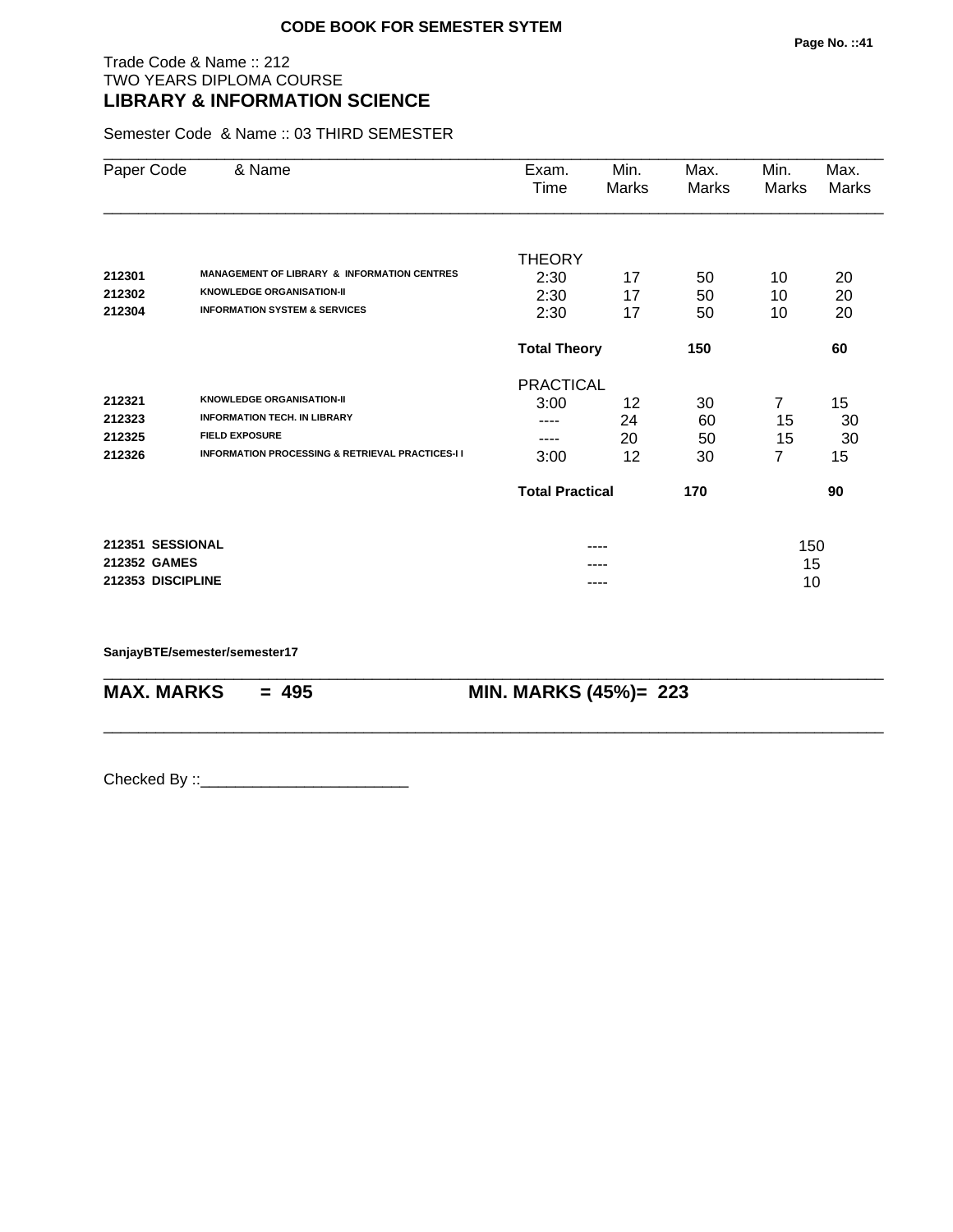**CODE BOOK FOR SEMESTER SYTEM**

Trade Code & Name :: 212
TWO YEARS DIPLOMA COURSE
## LIBRARY & INFORMATION SCIENCE

Semester Code & Name :: 03 THIRD SEMESTER

| Paper Code | & Name | Exam. Time | Min. Marks | Max. Marks | Min. Marks | Max. Marks |
|---|---|---|---|---|---|---|
| | | THEORY | | | | |
| **212301** | **MANAGEMENT OF LIBRARY & INFORMATION CENTRES** | 2:30 | 17 | 50 | 10 | 20 |
| **212302** | **KNOWLEDGE ORGANISATION-II** | 2:30 | 17 | 50 | 10 | 20 |
| **212304** | **INFORMATION SYSTEM & SERVICES** | 2:30 | 17 | 50 | 10 | 20 |
| | | **Total Theory** | | **150** | | **60** |
| | | PRACTICAL | | | | |
| **212321** | **KNOWLEDGE ORGANISATION-II** | 3:00 | 12 | 30 | 7 | 15 |
| **212323** | **INFORMATION TECH. IN LIBRARY** | ---- | 24 | 60 | 15 | 30 |
| **212325** | **FIELD EXPOSURE** | ---- | 20 | 50 | 15 | 30 |
| **212326** | **INFORMATION PROCESSING & RETRIEVAL PRACTICES-I I** | 3:00 | 12 | 30 | 7 | 15 |
| | | **Total Practical** | | **170** | | **90** |
| **212351** | **SESSIONAL** | | ---- | | 150 | |
| **212352** | **GAMES** | | ---- | | 15 | |
| **212353** | **DISCIPLINE** | | ---- | | 10 | |

**SanjayBTE/semester/semester17**

**MAX. MARKS = 495** **MIN. MARKS (45%)= 223**

Checked By ::________________________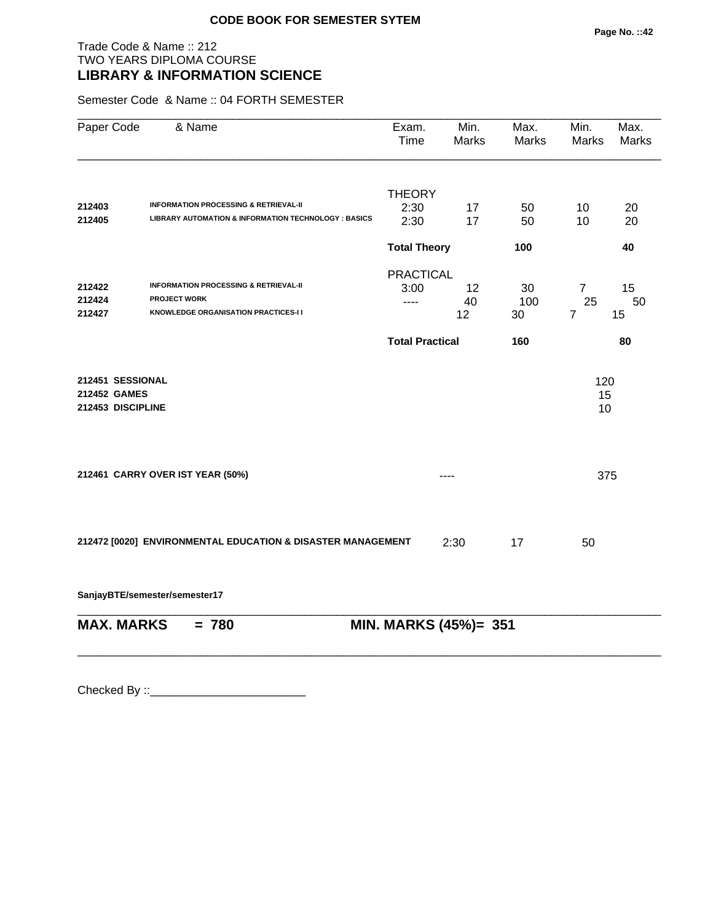CODE BOOK FOR SEMESTER SYTEM

Trade Code & Name :: 212
TWO YEARS DIPLOMA COURSE

## LIBRARY & INFORMATION SCIENCE

Semester Code & Name :: 04 FORTH SEMESTER

| Paper Code | & Name | Exam. Time | Min. Marks | Max. Marks | Min. Marks | Max. Marks |
|---|---|---|---|---|---|---|
| | | THEORY | | | | |
| 212403 | INFORMATION PROCESSING & RETRIEVAL-II | 2:30 | 17 | 50 | 10 | 20 |
| 212405 | LIBRARY AUTOMATION & INFORMATION TECHNOLOGY : BASICS | 2:30 | 17 | 50 | 10 | 20 |
| | | **Total Theory** | | **100** | | **40** |
| | | PRACTICAL | | | | |
| 212422 | INFORMATION PROCESSING & RETRIEVAL-II | 3:00 | 12 | 30 | 7 | 15 |
| 212424 | PROJECT WORK | ---- | 40 | 100 | 25 | 50 |
| 212427 | KNOWLEDGE ORGANISATION PRACTICES-I I | | 12 | 30 | 7 | 15 |
| | | **Total Practical** | | **160** | | **80** |
| 212451 | SESSIONAL | | | | 120 | |
| 212452 | GAMES | | | | 15 | |
| 212453 | DISCIPLINE | | | | 10 | |
| 212461 | CARRY OVER IST YEAR (50%) | | ---- | | 375 | |
| 212472 [0020] | ENVIRONMENTAL EDUCATION & DISASTER MANAGEMENT | 2:30 | 17 | 50 | | |

SanjayBTE/semester/semester17

**MAX. MARKS = 780** **MIN. MARKS (45%)= 351**

Checked By ::________________________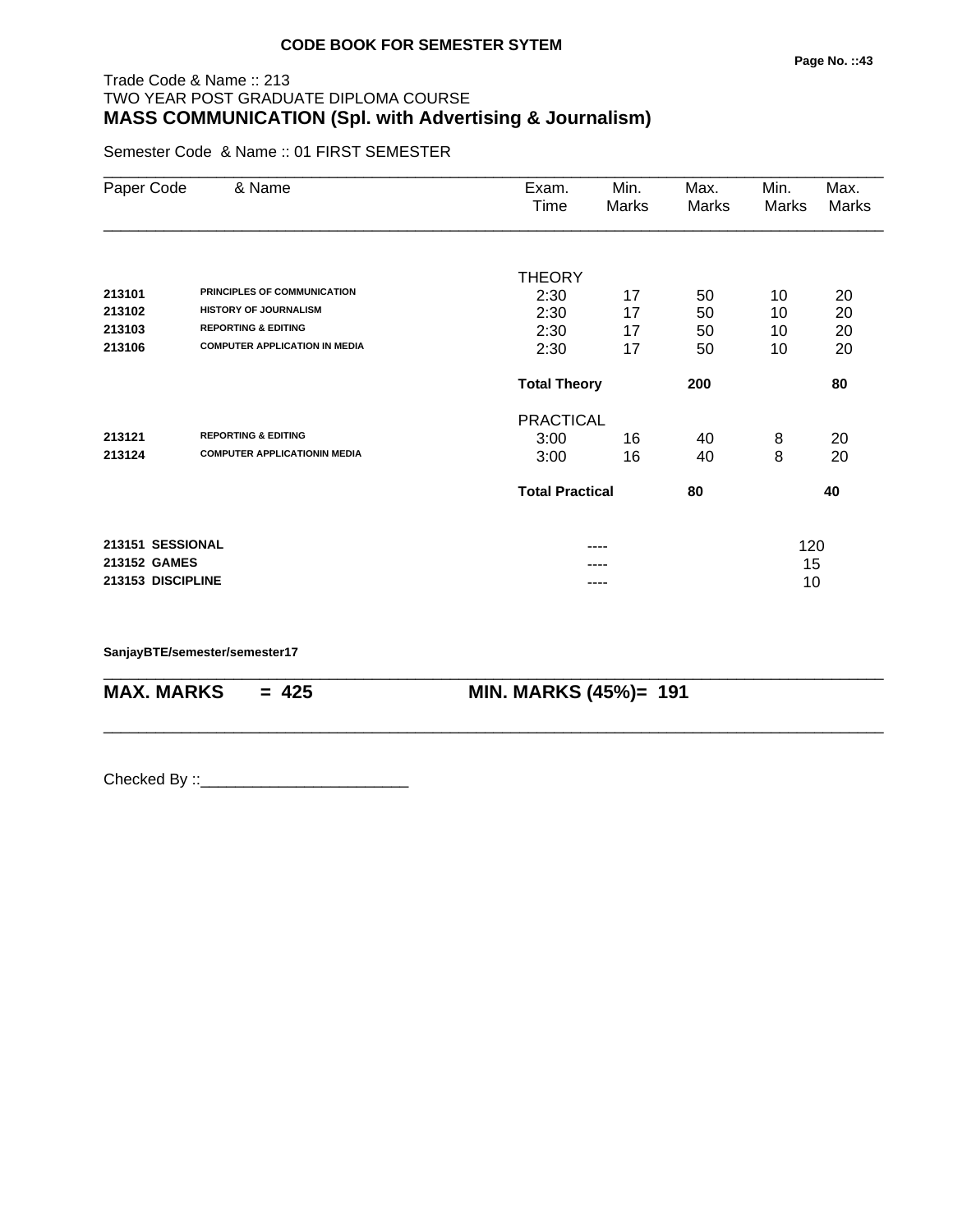**CODE BOOK FOR SEMESTER SYTEM**

Trade Code & Name :: 213
TWO YEAR POST GRADUATE DIPLOMA COURSE
**MASS COMMUNICATION (Spl. with Advertising & Journalism)**

Semester Code & Name :: 01 FIRST SEMESTER

| Paper Code | & Name | Exam. Time | Min. Marks | Max. Marks | Min. Marks | Max. Marks |
|---|---|---|---|---|---|---|
| | | THEORY | | | | |
| **213101** | **PRINCIPLES OF COMMUNICATION** | 2:30 | 17 | 50 | 10 | 20 |
| **213102** | **HISTORY OF JOURNALISM** | 2:30 | 17 | 50 | 10 | 20 |
| **213103** | **REPORTING & EDITING** | 2:30 | 17 | 50 | 10 | 20 |
| **213106** | **COMPUTER APPLICATION IN MEDIA** | 2:30 | 17 | 50 | 10 | 20 |
| | | **Total Theory** | | **200** | | **80** |
| | | PRACTICAL | | | | |
| **213121** | **REPORTING & EDITING** | 3:00 | 16 | 40 | 8 | 20 |
| **213124** | **COMPUTER APPLICATIONIN MEDIA** | 3:00 | 16 | 40 | 8 | 20 |
| | | **Total Practical** | | **80** | | **40** |
| **213151** | **SESSIONAL** | | ---- | | 120 | |
| **213152** | **GAMES** | | ---- | | 15 | |
| **213153** | **DISCIPLINE** | | ---- | | 10 | |

**SanjayBTE/semester/semester17**

**MAX. MARKS = 425** **MIN. MARKS (45%)= 191**

Checked By ::________________________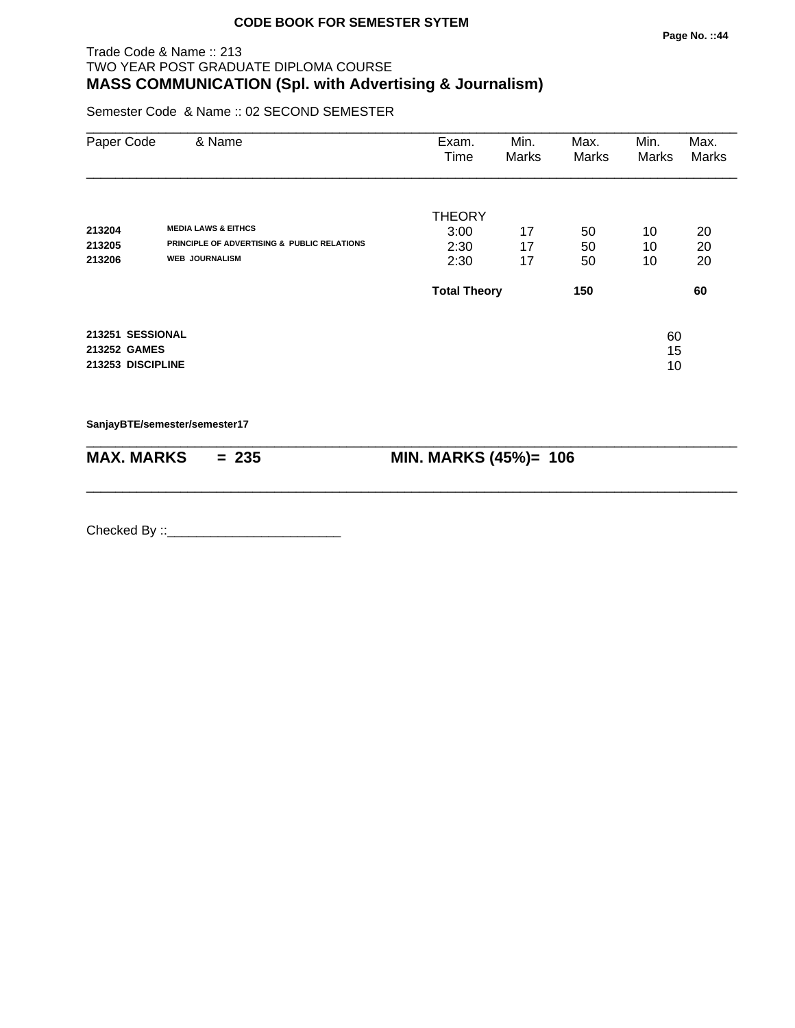**CODE BOOK FOR SEMESTER SYTEM**

Trade Code & Name :: 213
TWO YEAR POST GRADUATE DIPLOMA COURSE
## MASS COMMUNICATION (Spl. with Advertising & Journalism)

Semester Code & Name :: 02 SECOND SEMESTER

| Paper Code | & Name | Exam. Time | Min. Marks | Max. Marks | Min. Marks | Max. Marks |
|---|---|---|---|---|---|---|
| | | THEORY | | | | |
| 213204 | MEDIA LAWS & EITHCS | 3:00 | 17 | 50 | 10 | 20 |
| 213205 | PRINCIPLE OF ADVERTISING & PUBLIC RELATIONS | 2:30 | 17 | 50 | 10 | 20 |
| 213206 | WEB JOURNALISM | 2:30 | 17 | 50 | 10 | 20 |
| | | **Total Theory** | | **150** | | **60** |
| **213251** | **SESSIONAL** | | | | 60 | |
| **213252** | **GAMES** | | | | 15 | |
| **213253** | **DISCIPLINE** | | | | 10 | |

**SanjayBTE/semester/semester17**

**MAX. MARKS = 235** **MIN. MARKS (45%)= 106**

Checked By ::________________________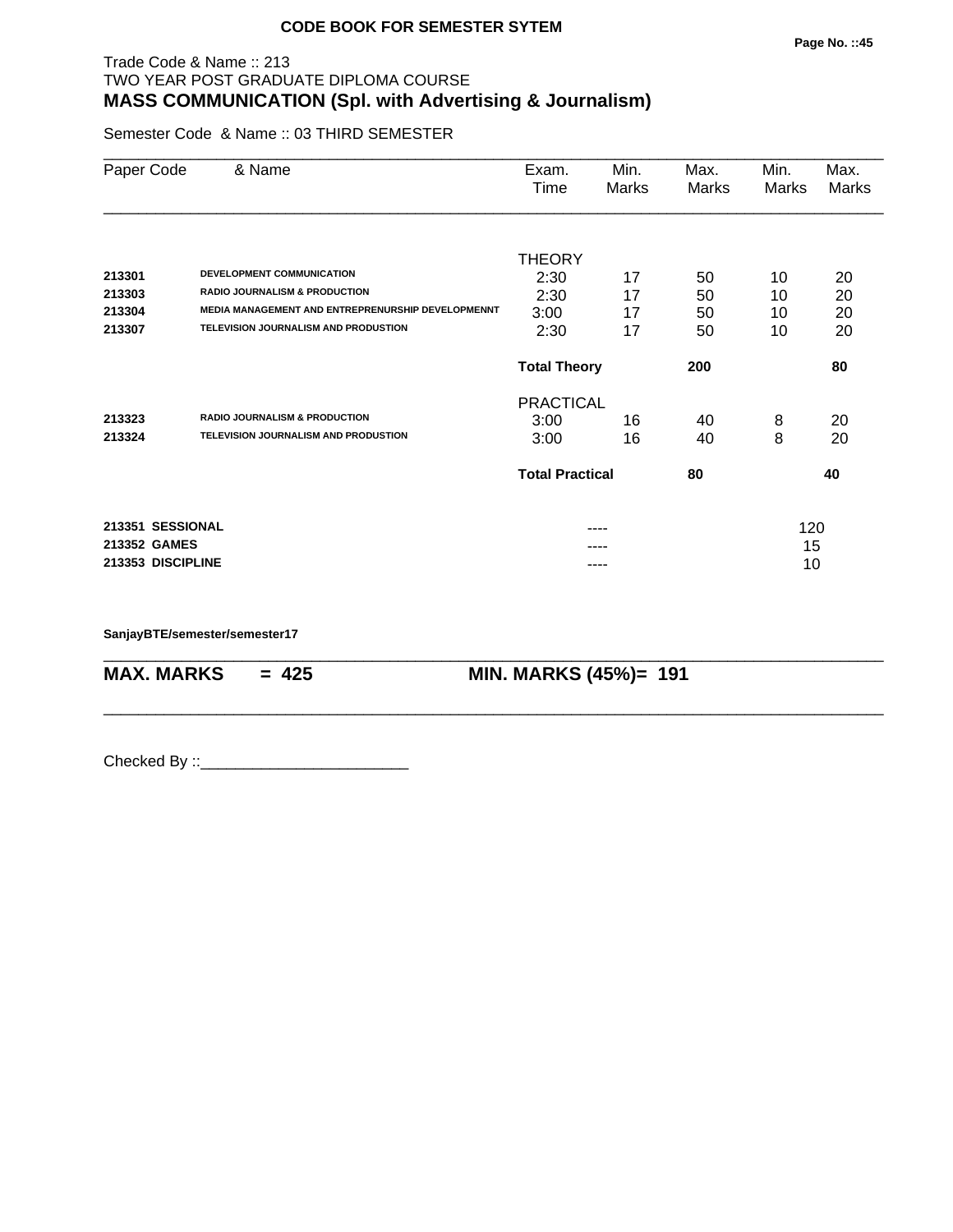**CODE BOOK FOR SEMESTER SYTEM**

Trade Code & Name :: 213
TWO YEAR POST GRADUATE DIPLOMA COURSE

## MASS COMMUNICATION (Spl. with Advertising & Journalism)

Semester Code & Name :: 03 THIRD SEMESTER

| Paper Code | & Name | Exam. Time | Min. Marks | Max. Marks | Min. Marks | Max. Marks |
|---|---|---|---|---|---|---|
| | | THEORY | | | | |
| **213301** | **DEVELOPMENT COMMUNICATION** | 2:30 | 17 | 50 | 10 | 20 |
| **213303** | **RADIO JOURNALISM & PRODUCTION** | 2:30 | 17 | 50 | 10 | 20 |
| **213304** | **MEDIA MANAGEMENT AND ENTREPRENURSHIP DEVELOPMENNT** | 3:00 | 17 | 50 | 10 | 20 |
| **213307** | **TELEVISION JOURNALISM AND PRODUSTION** | 2:30 | 17 | 50 | 10 | 20 |
| | | **Total Theory** | | **200** | | **80** |
| | | PRACTICAL | | | | |
| **213323** | **RADIO JOURNALISM & PRODUCTION** | 3:00 | 16 | 40 | 8 | 20 |
| **213324** | **TELEVISION JOURNALISM AND PRODUSTION** | 3:00 | 16 | 40 | 8 | 20 |
| | | **Total Practical** | | **80** | | **40** |
| **213351** | **SESSIONAL** | | ---- | | 120 | |
| **213352** | **GAMES** | | ---- | | 15 | |
| **213353** | **DISCIPLINE** | | ---- | | 10 | |

**SanjayBTE/semester/semester17**

**MAX. MARKS = 425** **MIN. MARKS (45%)= 191**

Checked By ::________________________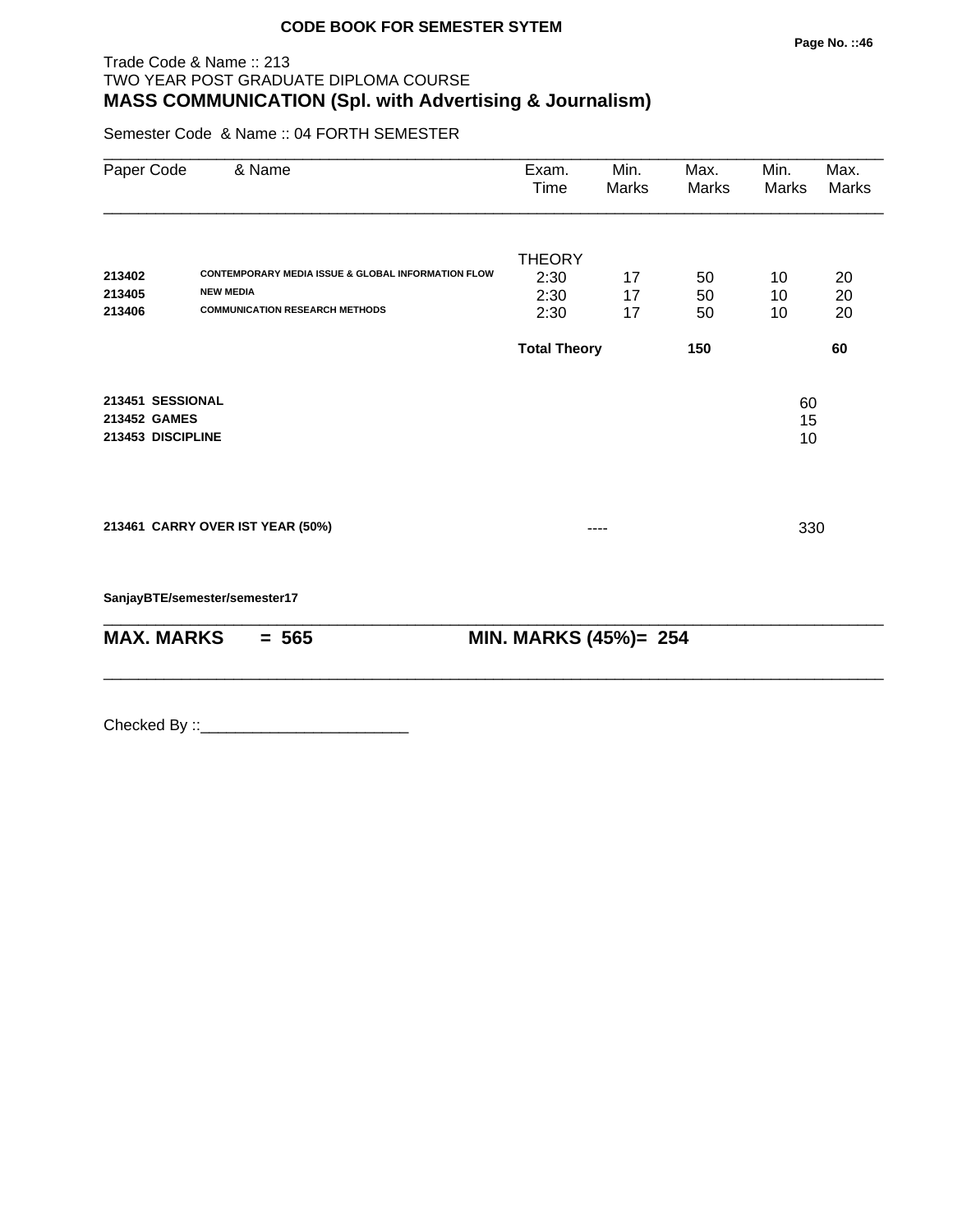**CODE BOOK FOR SEMESTER SYTEM**

Trade Code & Name :: 213
TWO YEAR POST GRADUATE DIPLOMA COURSE
## MASS COMMUNICATION (Spl. with Advertising & Journalism)

Semester Code & Name :: 04 FORTH SEMESTER

| Paper Code | & Name | Exam. Time | Min. Marks | Max. Marks | Min. Marks | Max. Marks |
|---|---|---|---|---|---|---|
| | | THEORY | | | | |
| **213402** | **CONTEMPORARY MEDIA ISSUE & GLOBAL INFORMATION FLOW** | 2:30 | 17 | 50 | 10 | 20 |
| **213405** | **NEW MEDIA** | 2:30 | 17 | 50 | 10 | 20 |
| **213406** | **COMMUNICATION RESEARCH METHODS** | 2:30 | 17 | 50 | 10 | 20 |
| | | **Total Theory** | | **150** | | **60** |
| **213451** | **SESSIONAL** | | | | 60 | |
| **213452** | **GAMES** | | | | 15 | |
| **213453** | **DISCIPLINE** | | | | 10 | |
| **213461** | **CARRY OVER IST YEAR (50%)** | | ---- | | 330 | |

**SanjayBTE/semester/semester17**

**MAX. MARKS = 565 MIN. MARKS (45%)= 254**

Checked By ::________________________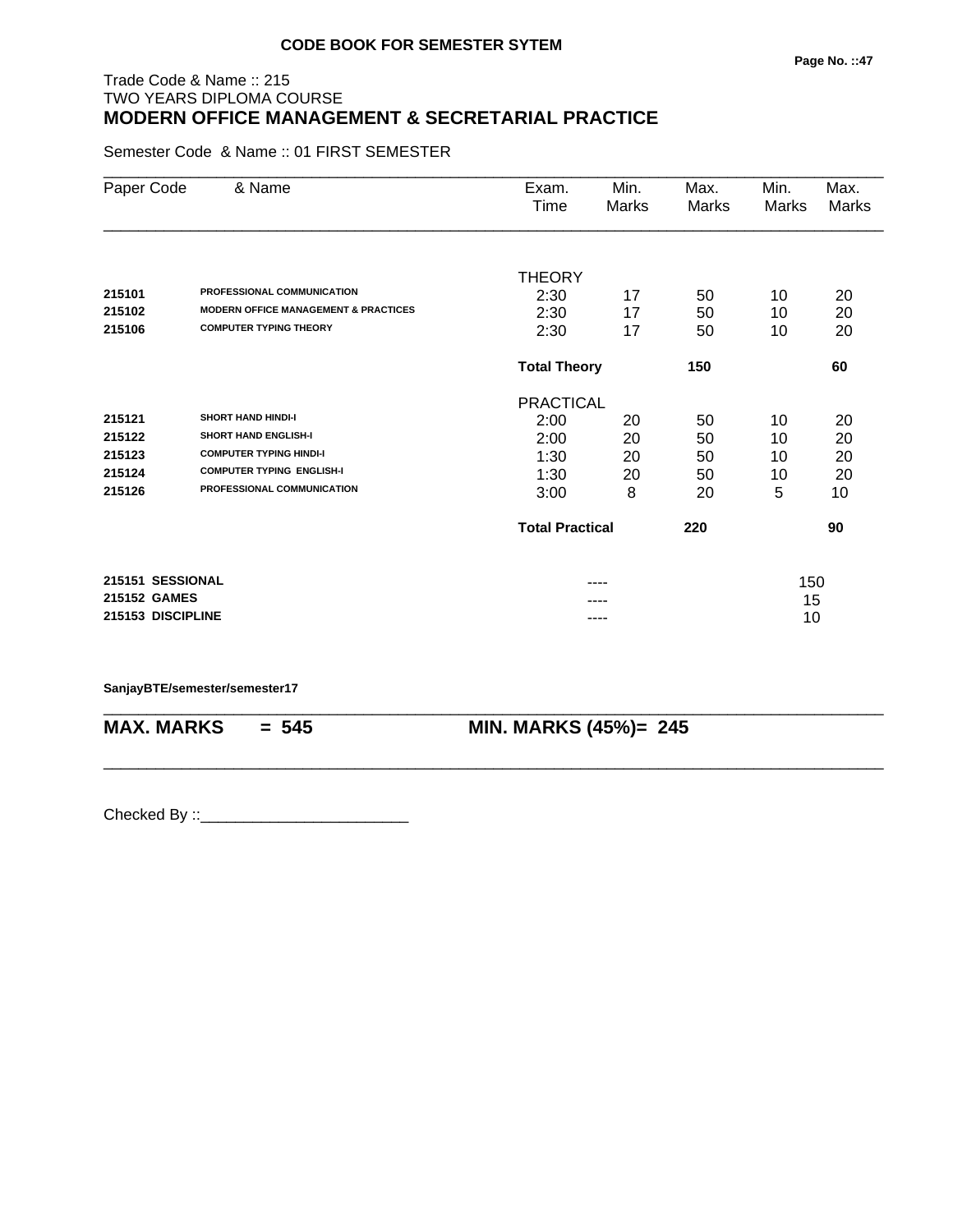**CODE BOOK FOR SEMESTER SYTEM**

Trade Code & Name :: 215
TWO YEARS DIPLOMA COURSE
## MODERN OFFICE MANAGEMENT & SECRETARIAL PRACTICE

Semester Code & Name :: 01 FIRST SEMESTER

| Paper Code | & Name | Exam. Time | Min. Marks | Max. Marks | Min. Marks | Max. Marks |
|---|---|---|---|---|---|---|
| | | THEORY | | | | |
| 215101 | PROFESSIONAL COMMUNICATION | 2:30 | 17 | 50 | 10 | 20 |
| 215102 | MODERN OFFICE MANAGEMENT & PRACTICES | 2:30 | 17 | 50 | 10 | 20 |
| 215106 | COMPUTER TYPING THEORY | 2:30 | 17 | 50 | 10 | 20 |
| | | **Total Theory** | | **150** | | **60** |
| | | PRACTICAL | | | | |
| 215121 | SHORT HAND HINDI-I | 2:00 | 20 | 50 | 10 | 20 |
| 215122 | SHORT HAND ENGLISH-I | 2:00 | 20 | 50 | 10 | 20 |
| 215123 | COMPUTER TYPING HINDI-I | 1:30 | 20 | 50 | 10 | 20 |
| 215124 | COMPUTER TYPING ENGLISH-I | 1:30 | 20 | 50 | 10 | 20 |
| 215126 | PROFESSIONAL COMMUNICATION | 3:00 | 8 | 20 | 5 | 10 |
| | | **Total Practical** | | **220** | | **90** |
| **215151** | **SESSIONAL** | | ---- | | 150 | |
| **215152** | **GAMES** | | ---- | | 15 | |
| **215153** | **DISCIPLINE** | | ---- | | 10 | |

**SanjayBTE/semester/semester17**

**MAX. MARKS = 545** | **MIN. MARKS (45%)= 245**

Checked By ::________________________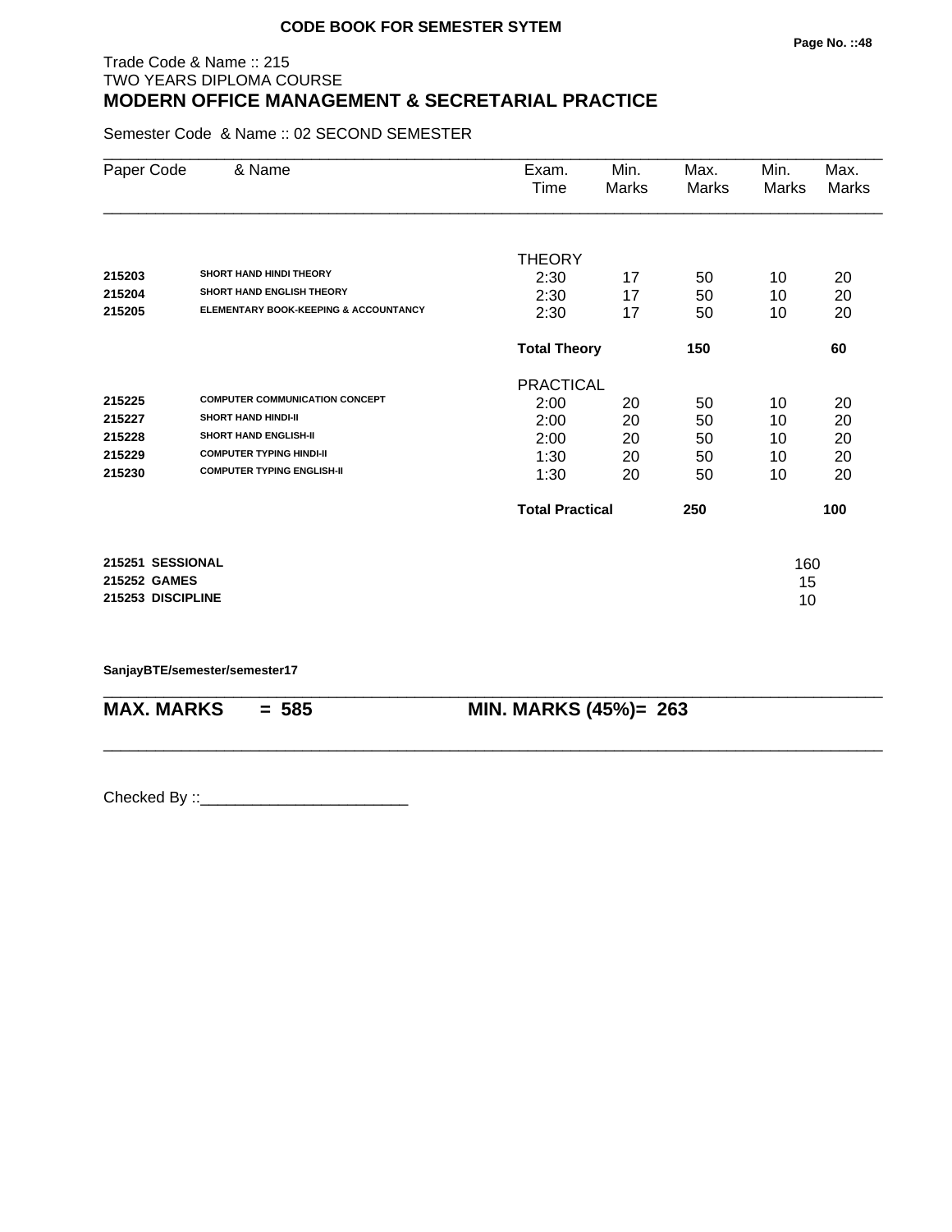**CODE BOOK FOR SEMESTER SYTEM**

Trade Code & Name :: 215
TWO YEARS DIPLOMA COURSE

# MODERN OFFICE MANAGEMENT & SECRETARIAL PRACTICE

Semester Code & Name :: 02 SECOND SEMESTER

| Paper Code | & Name | Exam. Time | Min. Marks | Max. Marks | Min. Marks | Max. Marks |
|---|---|---|---|---|---|---|
| | | THEORY | | | | |
| 215203 | SHORT HAND HINDI THEORY | 2:30 | 17 | 50 | 10 | 20 |
| 215204 | SHORT HAND ENGLISH THEORY | 2:30 | 17 | 50 | 10 | 20 |
| 215205 | ELEMENTARY BOOK-KEEPING & ACCOUNTANCY | 2:30 | 17 | 50 | 10 | 20 |
| | | **Total Theory** | | **150** | | **60** |
| | | PRACTICAL | | | | |
| 215225 | COMPUTER COMMUNICATION CONCEPT | 2:00 | 20 | 50 | 10 | 20 |
| 215227 | SHORT HAND HINDI-II | 2:00 | 20 | 50 | 10 | 20 |
| 215228 | SHORT HAND ENGLISH-II | 2:00 | 20 | 50 | 10 | 20 |
| 215229 | COMPUTER TYPING HINDI-II | 1:30 | 20 | 50 | 10 | 20 |
| 215230 | COMPUTER TYPING ENGLISH-II | 1:30 | 20 | 50 | 10 | 20 |
| | | **Total Practical** | | **250** | | **100** |
| **215251** | **SESSIONAL** | | | | 160 | |
| **215252** | **GAMES** | | | | 15 | |
| **215253** | **DISCIPLINE** | | | | 10 | |

**SanjayBTE/semester/semester17**

**MAX. MARKS = 585** **MIN. MARKS (45%)= 263**

Checked By ::________________________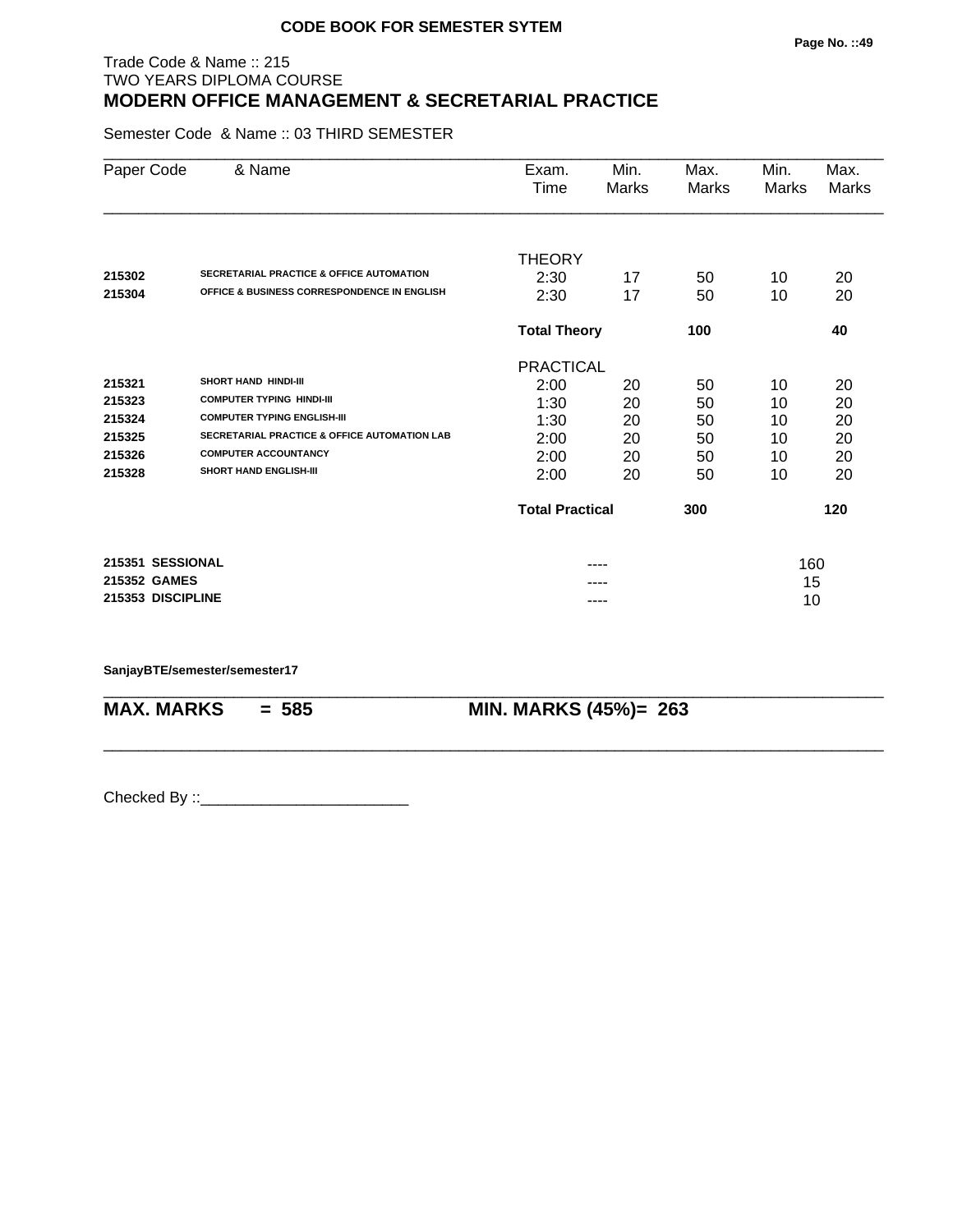**CODE BOOK FOR SEMESTER SYTEM**

Trade Code & Name :: 215
TWO YEARS DIPLOMA COURSE

# MODERN OFFICE MANAGEMENT & SECRETARIAL PRACTICE

Semester Code & Name :: 03 THIRD SEMESTER

| Paper Code | & Name | Exam. Time | Min. Marks | Max. Marks | Min. Marks | Max. Marks |
|---|---|---|---|---|---|---|
| | | THEORY | | | | |
| **215302** | **SECRETARIAL PRACTICE & OFFICE AUTOMATION** | 2:30 | 17 | 50 | 10 | 20 |
| **215304** | **OFFICE & BUSINESS CORRESPONDENCE IN ENGLISH** | 2:30 | 17 | 50 | 10 | 20 |
| | | **Total Theory** | | **100** | | **40** |
| | | PRACTICAL | | | | |
| **215321** | **SHORT HAND HINDI-III** | 2:00 | 20 | 50 | 10 | 20 |
| **215323** | **COMPUTER TYPING HINDI-III** | 1:30 | 20 | 50 | 10 | 20 |
| **215324** | **COMPUTER TYPING ENGLISH-III** | 1:30 | 20 | 50 | 10 | 20 |
| **215325** | **SECRETARIAL PRACTICE & OFFICE AUTOMATION LAB** | 2:00 | 20 | 50 | 10 | 20 |
| **215326** | **COMPUTER ACCOUNTANCY** | 2:00 | 20 | 50 | 10 | 20 |
| **215328** | **SHORT HAND ENGLISH-III** | 2:00 | 20 | 50 | 10 | 20 |
| | | **Total Practical** | | **300** | | **120** |
| **215351** | **SESSIONAL** | | ---- | | 160 | |
| **215352** | **GAMES** | | ---- | | 15 | |
| **215353** | **DISCIPLINE** | | ---- | | 10 | |

**SanjayBTE/semester/semester17**

**MAX. MARKS = 585** **MIN. MARKS (45%)= 263**

Checked By ::________________________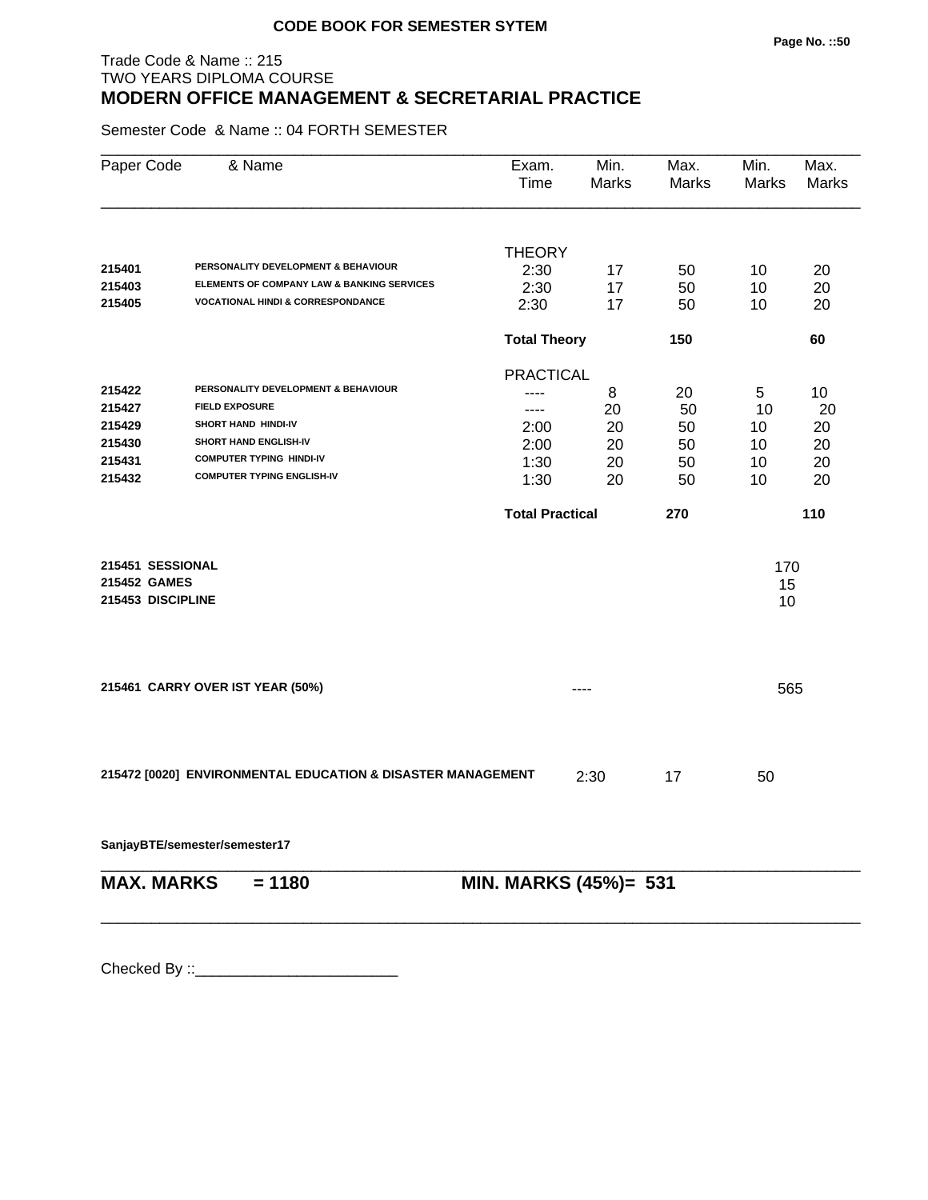**CODE BOOK FOR SEMESTER SYTEM**

Trade Code & Name :: 215
TWO YEARS DIPLOMA COURSE

# MODERN OFFICE MANAGEMENT & SECRETARIAL PRACTICE

Semester Code & Name :: 04 FORTH SEMESTER

| Paper Code | & Name | Exam. Time | Min. Marks | Max. Marks | Min. Marks | Max. Marks |
|---|---|---|---|---|---|---|
| | | THEORY | | | | |
| 215401 | PERSONALITY DEVELOPMENT & BEHAVIOUR | 2:30 | 17 | 50 | 10 | 20 |
| 215403 | ELEMENTS OF COMPANY LAW & BANKING SERVICES | 2:30 | 17 | 50 | 10 | 20 |
| 215405 | VOCATIONAL HINDI & CORRESPONDANCE | 2:30 | 17 | 50 | 10 | 20 |
| | | **Total Theory** | | **150** | | **60** |
| | | PRACTICAL | | | | |
| 215422 | PERSONALITY DEVELOPMENT & BEHAVIOUR | ---- | 8 | 20 | 5 | 10 |
| 215427 | FIELD EXPOSURE | ---- | 20 | 50 | 10 | 20 |
| 215429 | SHORT HAND HINDI-IV | 2:00 | 20 | 50 | 10 | 20 |
| 215430 | SHORT HAND ENGLISH-IV | 2:00 | 20 | 50 | 10 | 20 |
| 215431 | COMPUTER TYPING HINDI-IV | 1:30 | 20 | 50 | 10 | 20 |
| 215432 | COMPUTER TYPING ENGLISH-IV | 1:30 | 20 | 50 | 10 | 20 |
| | | **Total Practical** | | **270** | | **110** |
| **215451** | **SESSIONAL** | | | | 170 | |
| **215452** | **GAMES** | | | | 15 | |
| **215453** | **DISCIPLINE** | | | | 10 | |
| **215461** | **CARRY OVER IST YEAR (50%)** | | ---- | | 565 | |
| **215472 [0020]** | **ENVIRONMENTAL EDUCATION & DISASTER MANAGEMENT** | | 2:30 | 17 | 50 | |

**SanjayBTE/semester/semester17**

**MAX. MARKS = 1180** **MIN. MARKS (45%)= 531**

Checked By ::________________________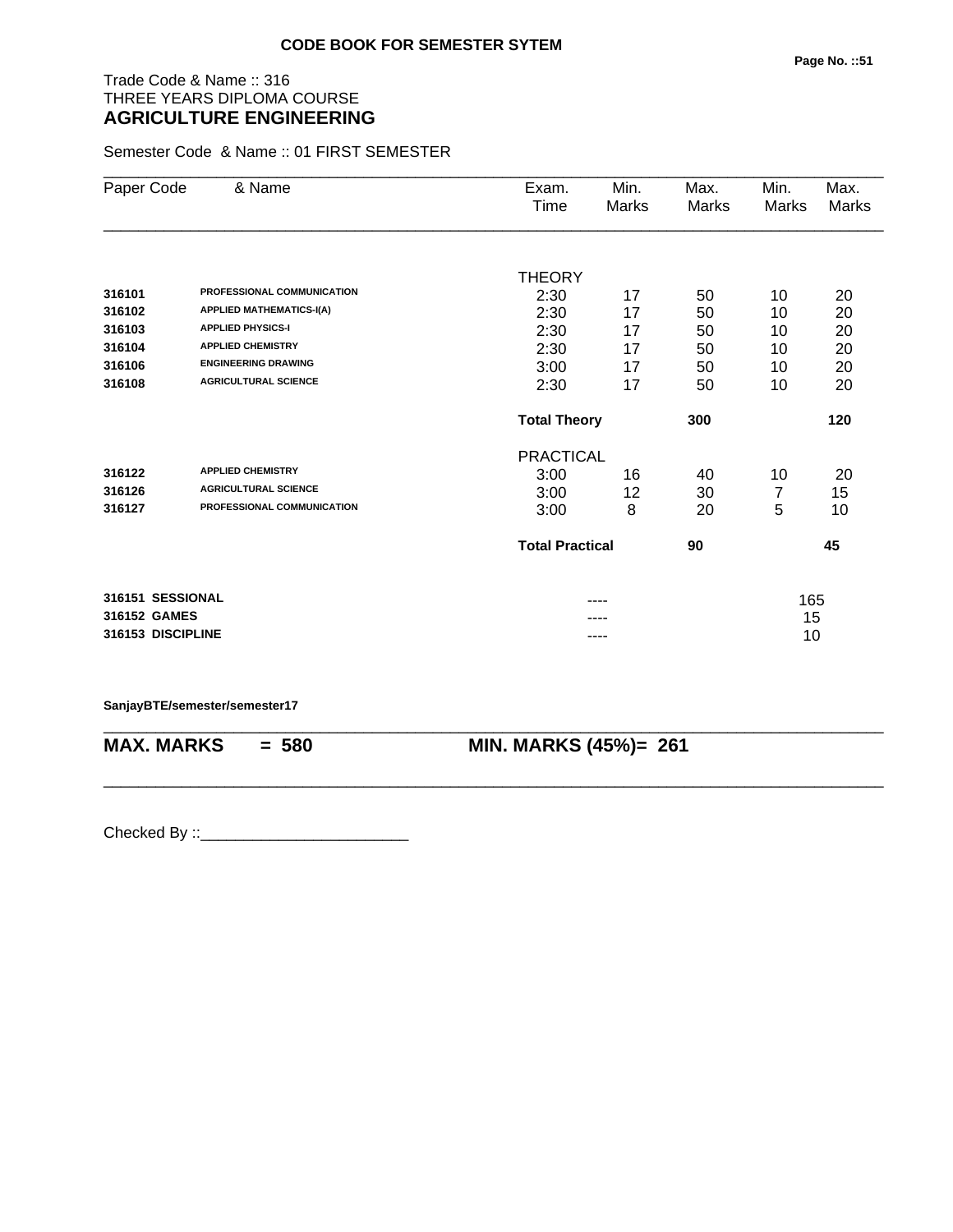**CODE BOOK FOR SEMESTER SYTEM**

Trade Code & Name :: 316
THREE YEARS DIPLOMA COURSE
## AGRICULTURE ENGINEERING

Semester Code & Name :: 01 FIRST SEMESTER

| Paper Code | & Name | Exam. Time | Min. Marks | Max. Marks | Min. Marks | Max. Marks |
|---|---|---|---|---|---|---|
| | | THEORY | | | | |
| 316101 | PROFESSIONAL COMMUNICATION | 2:30 | 17 | 50 | 10 | 20 |
| 316102 | APPLIED MATHEMATICS-I(A) | 2:30 | 17 | 50 | 10 | 20 |
| 316103 | APPLIED PHYSICS-I | 2:30 | 17 | 50 | 10 | 20 |
| 316104 | APPLIED CHEMISTRY | 2:30 | 17 | 50 | 10 | 20 |
| 316106 | ENGINEERING DRAWING | 3:00 | 17 | 50 | 10 | 20 |
| 316108 | AGRICULTURAL SCIENCE | 2:30 | 17 | 50 | 10 | 20 |
| | | **Total Theory** | | **300** | | **120** |
| | | PRACTICAL | | | | |
| 316122 | APPLIED CHEMISTRY | 3:00 | 16 | 40 | 10 | 20 |
| 316126 | AGRICULTURAL SCIENCE | 3:00 | 12 | 30 | 7 | 15 |
| 316127 | PROFESSIONAL COMMUNICATION | 3:00 | 8 | 20 | 5 | 10 |
| | | **Total Practical** | | **90** | | **45** |
| **316151** | **SESSIONAL** | | ---- | | | 165 |
| **316152** | **GAMES** | | ---- | | | 15 |
| **316153** | **DISCIPLINE** | | ---- | | | 10 |

**SanjayBTE/semester/semester17**

**MAX. MARKS = 580** **MIN. MARKS (45%)= 261**

Checked By ::________________________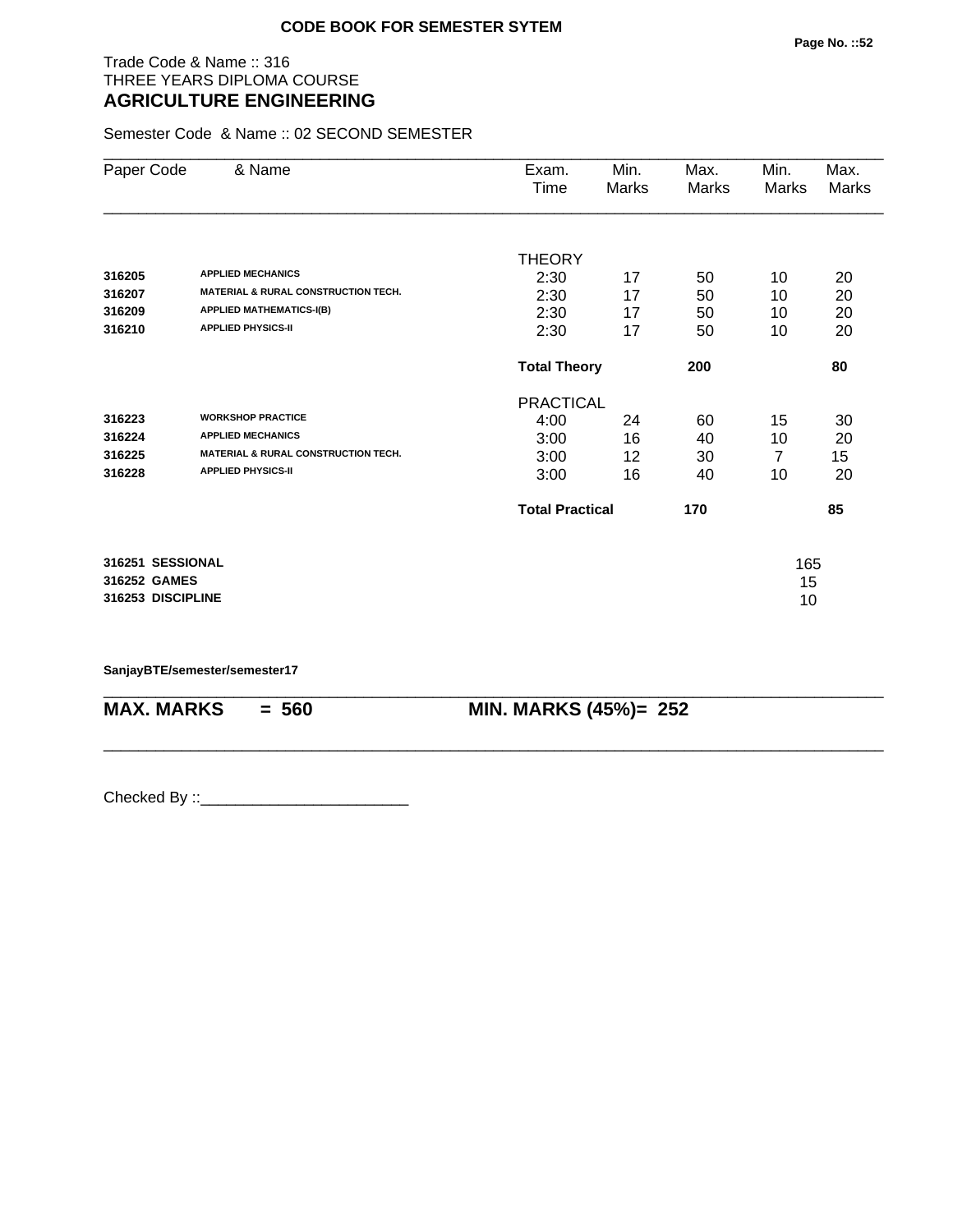**CODE BOOK FOR SEMESTER SYTEM**

Trade Code & Name :: 316
THREE YEARS DIPLOMA COURSE
## AGRICULTURE ENGINEERING

Semester Code & Name :: 02 SECOND SEMESTER

| Paper Code | & Name | Exam. Time | Min. Marks | Max. Marks | Min. Marks | Max. Marks |
|---|---|---|---|---|---|---|
| | | THEORY | | | | |
| **316205** | **APPLIED MECHANICS** | 2:30 | 17 | 50 | 10 | 20 |
| **316207** | **MATERIAL & RURAL CONSTRUCTION TECH.** | 2:30 | 17 | 50 | 10 | 20 |
| **316209** | **APPLIED MATHEMATICS-I(B)** | 2:30 | 17 | 50 | 10 | 20 |
| **316210** | **APPLIED PHYSICS-II** | 2:30 | 17 | 50 | 10 | 20 |
| | | **Total Theory** | | **200** | | **80** |
| | | PRACTICAL | | | | |
| **316223** | **WORKSHOP PRACTICE** | 4:00 | 24 | 60 | 15 | 30 |
| **316224** | **APPLIED MECHANICS** | 3:00 | 16 | 40 | 10 | 20 |
| **316225** | **MATERIAL & RURAL CONSTRUCTION TECH.** | 3:00 | 12 | 30 | 7 | 15 |
| **316228** | **APPLIED PHYSICS-II** | 3:00 | 16 | 40 | 10 | 20 |
| | | **Total Practical** | | **170** | | **85** |
| **316251** | **SESSIONAL** | | | | 165 | |
| **316252** | **GAMES** | | | | 15 | |
| **316253** | **DISCIPLINE** | | | | 10 | |

**SanjayBTE/semester/semester17**

**MAX. MARKS = 560** **MIN. MARKS (45%)= 252**

Checked By ::________________________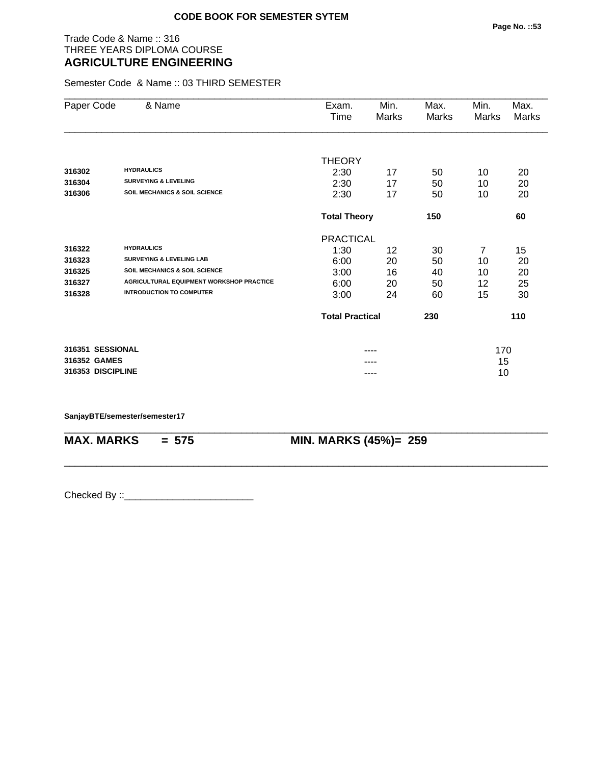**CODE BOOK FOR SEMESTER SYTEM**

Trade Code & Name :: 316
THREE YEARS DIPLOMA COURSE
## AGRICULTURE ENGINEERING

Semester Code & Name :: 03 THIRD SEMESTER

| Paper Code | & Name | Exam. Time | Min. Marks | Max. Marks | Min. Marks | Max. Marks |
|---|---|---|---|---|---|---|
| | | THEORY | | | | |
| **316302** | **HYDRAULICS** | 2:30 | 17 | 50 | 10 | 20 |
| **316304** | **SURVEYING & LEVELING** | 2:30 | 17 | 50 | 10 | 20 |
| **316306** | **SOIL MECHANICS & SOIL SCIENCE** | 2:30 | 17 | 50 | 10 | 20 |
| | | **Total Theory** | | **150** | | **60** |
| | | PRACTICAL | | | | |
| **316322** | **HYDRAULICS** | 1:30 | 12 | 30 | 7 | 15 |
| **316323** | **SURVEYING & LEVELING LAB** | 6:00 | 20 | 50 | 10 | 20 |
| **316325** | **SOIL MECHANICS & SOIL SCIENCE** | 3:00 | 16 | 40 | 10 | 20 |
| **316327** | **AGRICULTURAL EQUIPMENT WORKSHOP PRACTICE** | 6:00 | 20 | 50 | 12 | 25 |
| **316328** | **INTRODUCTION TO COMPUTER** | 3:00 | 24 | 60 | 15 | 30 |
| | | **Total Practical** | | **230** | | **110** |
| **316351** | **SESSIONAL** | | ---- | | 170 | |
| **316352** | **GAMES** | | ---- | | 15 | |
| **316353** | **DISCIPLINE** | | ---- | | 10 | |

**SanjayBTE/semester/semester17**

**MAX. MARKS = 575** **MIN. MARKS (45%)= 259**

Checked By ::________________________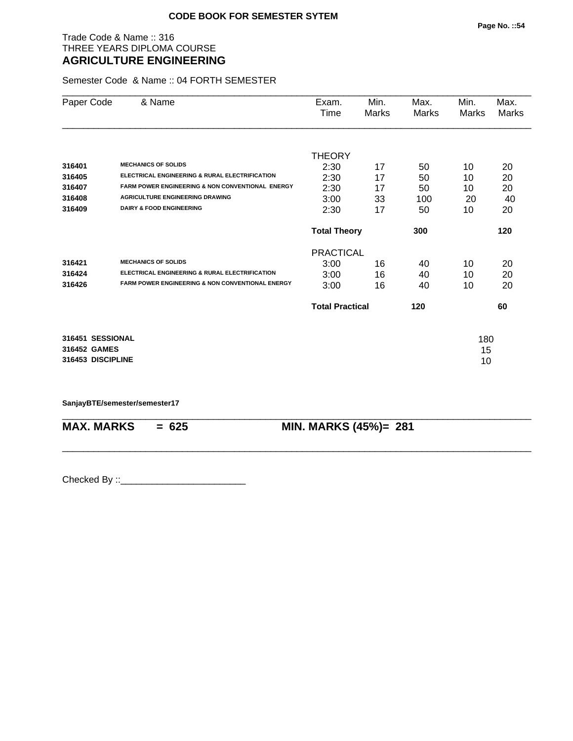**CODE BOOK FOR SEMESTER SYTEM**

Trade Code & Name :: 316
THREE YEARS DIPLOMA COURSE
## AGRICULTURE ENGINEERING

Semester Code & Name :: 04 FORTH SEMESTER

| Paper Code | & Name | Exam. Time | Min. Marks | Max. Marks | Min. Marks | Max. Marks |
|---|---|---|---|---|---|---|
| | | THEORY | | | | |
| 316401 | MECHANICS OF SOLIDS | 2:30 | 17 | 50 | 10 | 20 |
| 316405 | ELECTRICAL ENGINEERING & RURAL ELECTRIFICATION | 2:30 | 17 | 50 | 10 | 20 |
| 316407 | FARM POWER ENGINEERING & NON CONVENTIONAL ENERGY | 2:30 | 17 | 50 | 10 | 20 |
| 316408 | AGRICULTURE ENGINEERING DRAWING | 3:00 | 33 | 100 | 20 | 40 |
| 316409 | DAIRY & FOOD ENGINEERING | 2:30 | 17 | 50 | 10 | 20 |
| | | **Total Theory** | | **300** | | **120** |
| | | PRACTICAL | | | | |
| 316421 | MECHANICS OF SOLIDS | 3:00 | 16 | 40 | 10 | 20 |
| 316424 | ELECTRICAL ENGINEERING & RURAL ELECTRIFICATION | 3:00 | 16 | 40 | 10 | 20 |
| 316426 | FARM POWER ENGINEERING & NON CONVENTIONAL ENERGY | 3:00 | 16 | 40 | 10 | 20 |
| | | **Total Practical** | | **120** | | **60** |
| **316451** | **SESSIONAL** | | | | 180 | |
| **316452** | **GAMES** | | | | 15 | |
| **316453** | **DISCIPLINE** | | | | 10 | |

**SanjayBTE/semester/semester17**

**MAX. MARKS = 625** **MIN. MARKS (45%)= 281**

Checked By ::________________________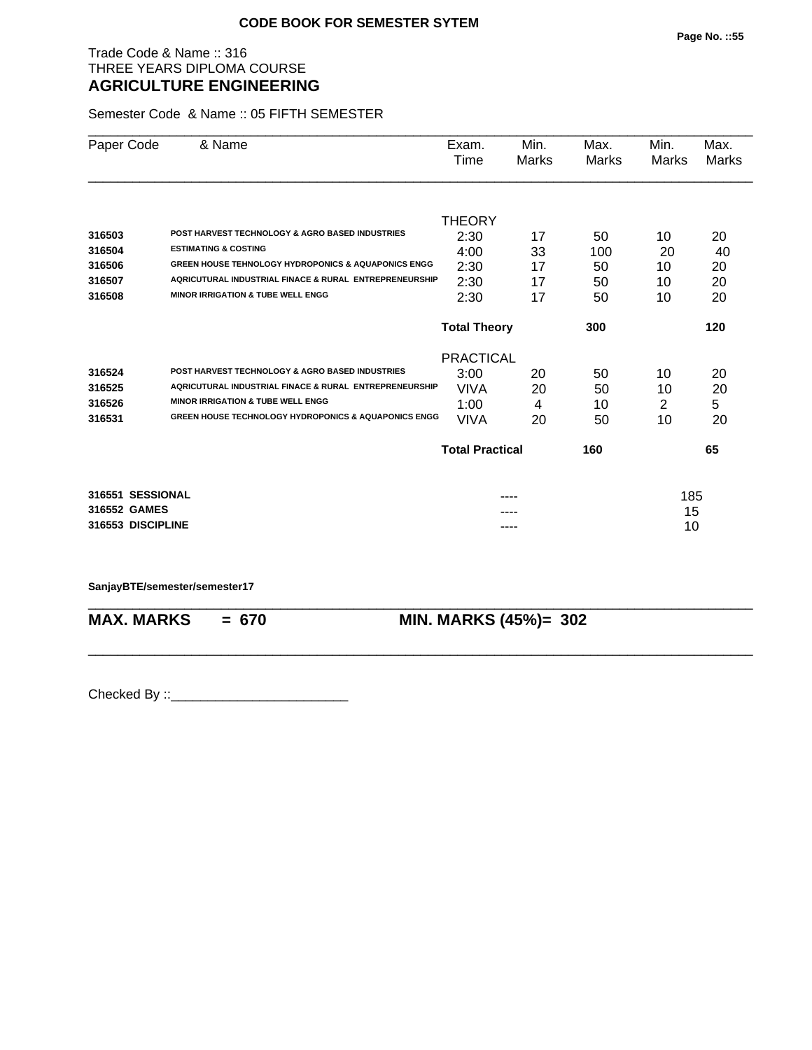**CODE BOOK FOR SEMESTER SYTEM**

Trade Code & Name :: 316
THREE YEARS DIPLOMA COURSE
## AGRICULTURE ENGINEERING

Semester Code & Name :: 05 FIFTH SEMESTER

| Paper Code | & Name | Exam. Time | Min. Marks | Max. Marks | Min. Marks | Max. Marks |
|---|---|---|---|---|---|---|
| | | THEORY | | | | |
| **316503** | **POST HARVEST TECHNOLOGY & AGRO BASED INDUSTRIES** | 2:30 | 17 | 50 | 10 | 20 |
| **316504** | **ESTIMATING & COSTING** | 4:00 | 33 | 100 | 20 | 40 |
| **316506** | **GREEN HOUSE TEHNOLOGY HYDROPONICS & AQUAPONICS ENGG** | 2:30 | 17 | 50 | 10 | 20 |
| **316507** | **AQRICUTURAL INDUSTRIAL FINACE & RURAL ENTREPRENEURSHIP** | 2:30 | 17 | 50 | 10 | 20 |
| **316508** | **MINOR IRRIGATION & TUBE WELL ENGG** | 2:30 | 17 | 50 | 10 | 20 |
| | | **Total Theory** | | **300** | | **120** |
| | | PRACTICAL | | | | |
| **316524** | **POST HARVEST TECHNOLOGY & AGRO BASED INDUSTRIES** | 3:00 | 20 | 50 | 10 | 20 |
| **316525** | **AQRICUTURAL INDUSTRIAL FINACE & RURAL ENTREPRENEURSHIP** | VIVA | 20 | 50 | 10 | 20 |
| **316526** | **MINOR IRRIGATION & TUBE WELL ENGG** | 1:00 | 4 | 10 | 2 | 5 |
| **316531** | **GREEN HOUSE TECHNOLOGY HYDROPONICS & AQUAPONICS ENGG** | VIVA | 20 | 50 | 10 | 20 |
| | | **Total Practical** | | **160** | | **65** |
| **316551** | **SESSIONAL** | | ---- | | | 185 |
| **316552** | **GAMES** | | ---- | | | 15 |
| **316553** | **DISCIPLINE** | | ---- | | | 10 |

**SanjayBTE/semester/semester17**

**MAX. MARKS = 670** **MIN. MARKS (45%)= 302**

Checked By ::________________________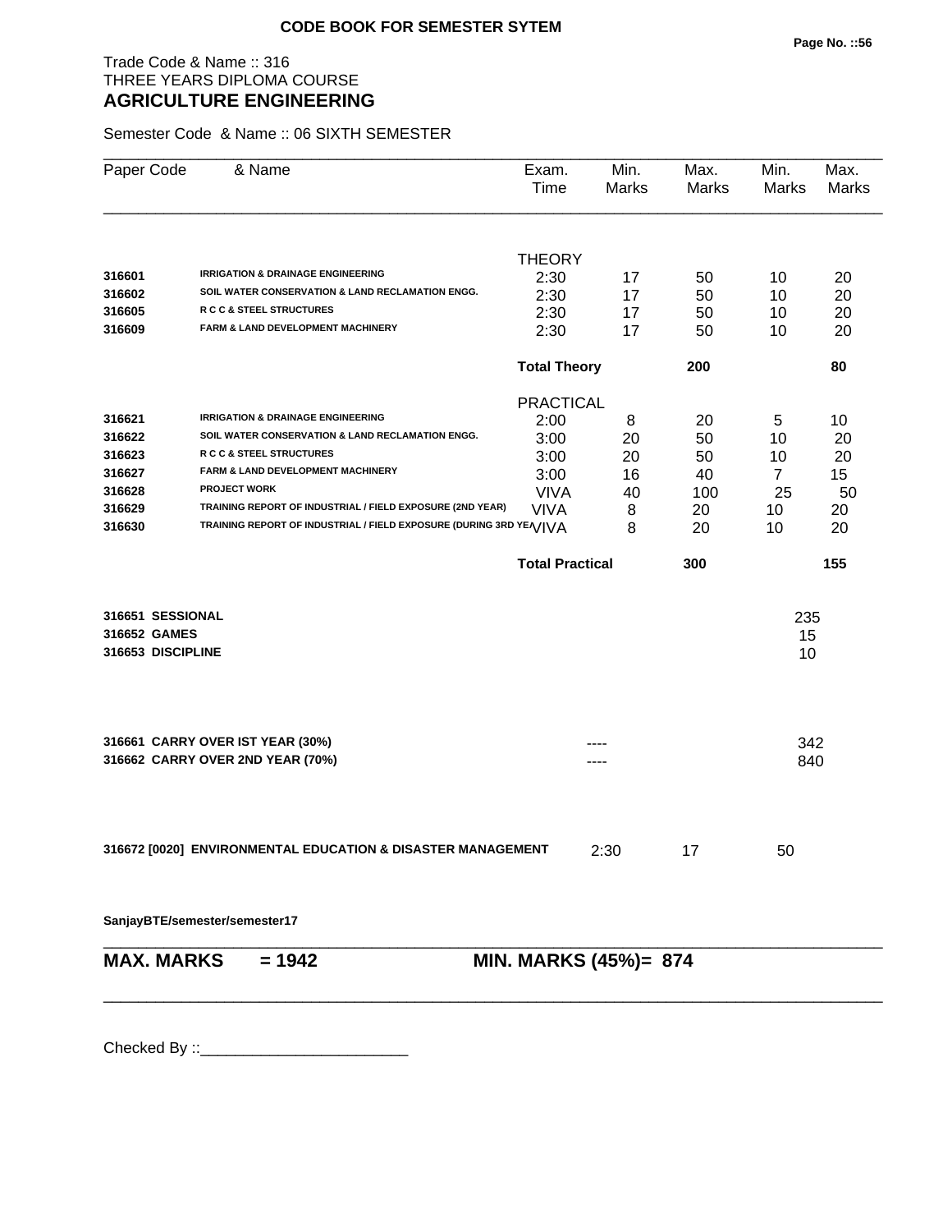**CODE BOOK FOR SEMESTER SYTEM**

Trade Code & Name :: 316
THREE YEARS DIPLOMA COURSE
## AGRICULTURE ENGINEERING

Semester Code & Name :: 06 SIXTH SEMESTER

| Paper Code | & Name | Exam. Time | Min. Marks | Max. Marks | Min. Marks | Max. Marks |
|---|---|---|---|---|---|---|
| | | THEORY | | | | |
| **316601** | **IRRIGATION & DRAINAGE ENGINEERING** | 2:30 | 17 | 50 | 10 | 20 |
| **316602** | **SOIL WATER CONSERVATION & LAND RECLAMATION ENGG.** | 2:30 | 17 | 50 | 10 | 20 |
| **316605** | **R C C & STEEL STRUCTURES** | 2:30 | 17 | 50 | 10 | 20 |
| **316609** | **FARM & LAND DEVELOPMENT MACHINERY** | 2:30 | 17 | 50 | 10 | 20 |
| | | **Total Theory** | | **200** | | **80** |
| | | PRACTICAL | | | | |
| **316621** | **IRRIGATION & DRAINAGE ENGINEERING** | 2:00 | 8 | 20 | 5 | 10 |
| **316622** | **SOIL WATER CONSERVATION & LAND RECLAMATION ENGG.** | 3:00 | 20 | 50 | 10 | 20 |
| **316623** | **R C C & STEEL STRUCTURES** | 3:00 | 20 | 50 | 10 | 20 |
| **316627** | **FARM & LAND DEVELOPMENT MACHINERY** | 3:00 | 16 | 40 | 7 | 15 |
| **316628** | **PROJECT WORK** | VIVA | 40 | 100 | 25 | 50 |
| **316629** | **TRAINING REPORT OF INDUSTRIAL / FIELD EXPOSURE (2ND YEAR)** | VIVA | 8 | 20 | 10 | 20 |
| **316630** | **TRAINING REPORT OF INDUSTRIAL / FIELD EXPOSURE (DURING 3RD YEA** | VIVA | 8 | 20 | 10 | 20 |
| | | **Total Practical** | | **300** | | **155** |

| | |
|---|---|
| **316651 SESSIONAL** | 235 |
| **316652 GAMES** | 15 |
| **316653 DISCIPLINE** | 10 |

| | | |
|---|---|---|
| **316661 CARRY OVER IST YEAR (30%)** | ---- | 342 |
| **316662 CARRY OVER 2ND YEAR (70%)** | ---- | 840 |

| | | | |
|---|---|---|---|
| **316672 [0020] ENVIRONMENTAL EDUCATION & DISASTER MANAGEMENT** | 2:30 | 17 | 50 |

**SanjayBTE/semester/semester17**

**MAX. MARKS = 1942** **MIN. MARKS (45%)= 874**

Checked By ::________________________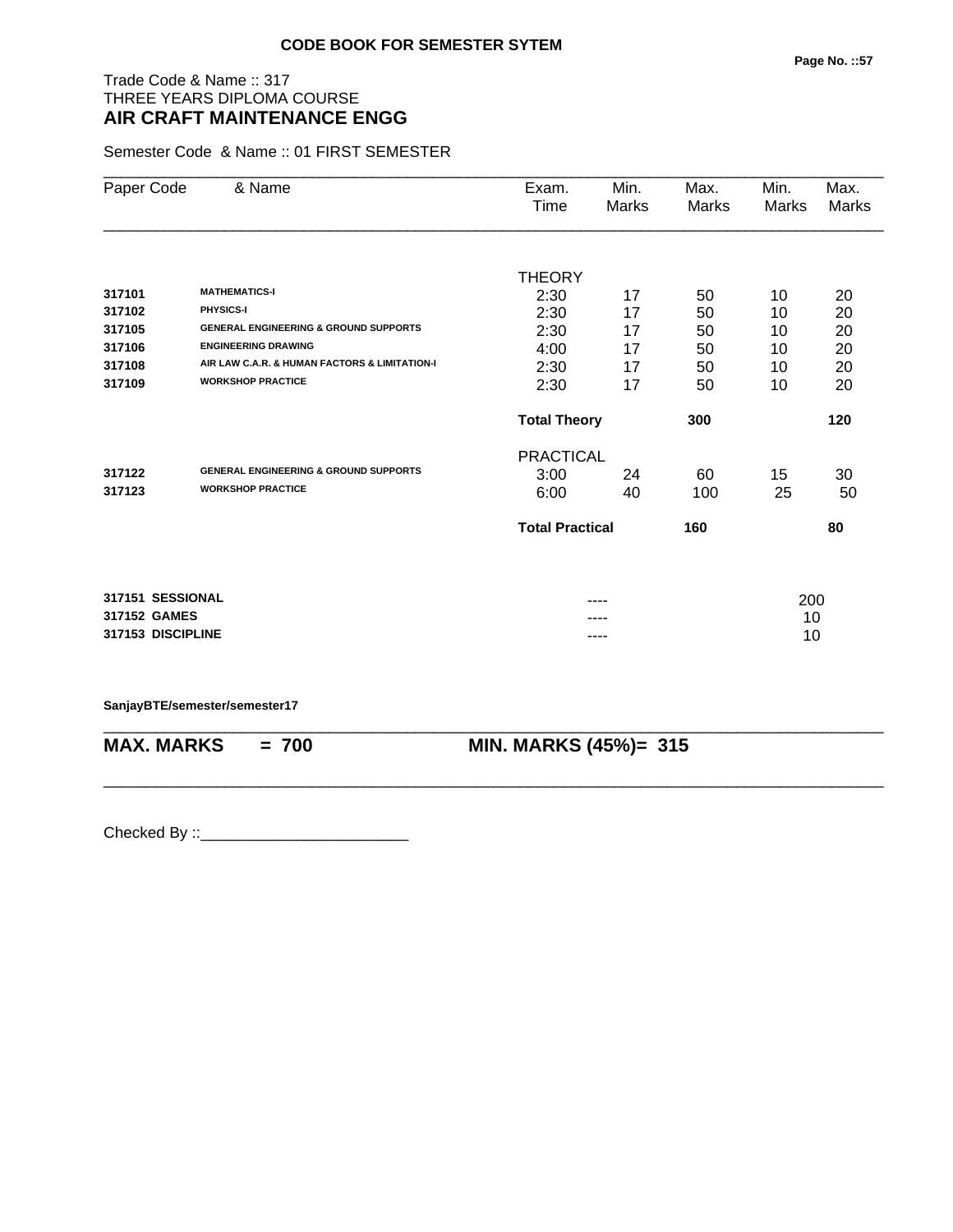**CODE BOOK FOR SEMESTER SYTEM**

Trade Code & Name :: 317
THREE YEARS DIPLOMA COURSE
**AIR CRAFT MAINTENANCE ENGG**

Semester Code & Name :: 01 FIRST SEMESTER

| Paper Code | & Name | Exam. Time | Min. Marks | Max. Marks | Min. Marks | Max. Marks |
|---|---|---|---|---|---|---|
| | | THEORY | | | | |
| **317101** | **MATHEMATICS-I** | 2:30 | 17 | 50 | 10 | 20 |
| **317102** | **PHYSICS-I** | 2:30 | 17 | 50 | 10 | 20 |
| **317105** | **GENERAL ENGINEERING & GROUND SUPPORTS** | 2:30 | 17 | 50 | 10 | 20 |
| **317106** | **ENGINEERING DRAWING** | 4:00 | 17 | 50 | 10 | 20 |
| **317108** | **AIR LAW C.A.R. & HUMAN FACTORS & LIMITATION-I** | 2:30 | 17 | 50 | 10 | 20 |
| **317109** | **WORKSHOP PRACTICE** | 2:30 | 17 | 50 | 10 | 20 |
| | | **Total Theory** | | **300** | | **120** |
| | | PRACTICAL | | | | |
| **317122** | **GENERAL ENGINEERING & GROUND SUPPORTS** | 3:00 | 24 | 60 | 15 | 30 |
| **317123** | **WORKSHOP PRACTICE** | 6:00 | 40 | 100 | 25 | 50 |
| | | **Total Practical** | | **160** | | **80** |

| | | | |
|---|---|---|---|
| **317151** | **SESSIONAL** | ---- | 200 |
| **317152** | **GAMES** | ---- | 10 |
| **317153** | **DISCIPLINE** | ---- | 10 |

**SanjayBTE/semester/semester17**

**MAX. MARKS = 700 MIN. MARKS (45%)= 315**

Checked By ::________________________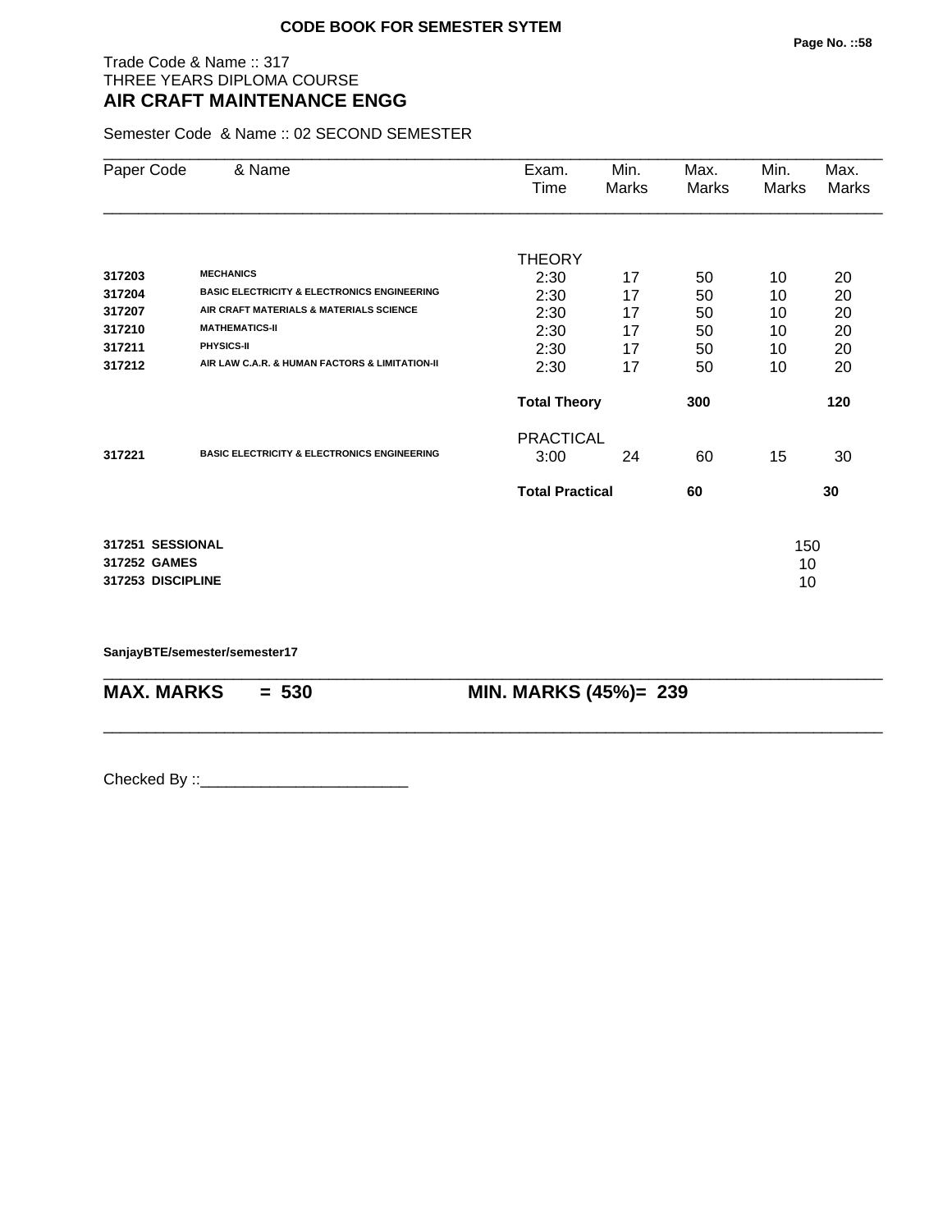**CODE BOOK FOR SEMESTER SYTEM**

Trade Code & Name :: 317
THREE YEARS DIPLOMA COURSE
## AIR CRAFT MAINTENANCE ENGG

Semester Code & Name :: 02 SECOND SEMESTER

| Paper Code | & Name | Exam. Time | Min. Marks | Max. Marks | Min. Marks | Max. Marks |
|---|---|---|---|---|---|---|
| | | THEORY | | | | |
| **317203** | **MECHANICS** | 2:30 | 17 | 50 | 10 | 20 |
| **317204** | **BASIC ELECTRICITY & ELECTRONICS ENGINEERING** | 2:30 | 17 | 50 | 10 | 20 |
| **317207** | **AIR CRAFT MATERIALS & MATERIALS SCIENCE** | 2:30 | 17 | 50 | 10 | 20 |
| **317210** | **MATHEMATICS-II** | 2:30 | 17 | 50 | 10 | 20 |
| **317211** | **PHYSICS-II** | 2:30 | 17 | 50 | 10 | 20 |
| **317212** | **AIR LAW C.A.R. & HUMAN FACTORS & LIMITATION-II** | 2:30 | 17 | 50 | 10 | 20 |
| | | **Total Theory** | | **300** | | **120** |
| | | PRACTICAL | | | | |
| **317221** | **BASIC ELECTRICITY & ELECTRONICS ENGINEERING** | 3:00 | 24 | 60 | 15 | 30 |
| | | **Total Practical** | | **60** | | **30** |
| **317251** | **SESSIONAL** | | | | 150 | |
| **317252** | **GAMES** | | | | 10 | |
| **317253** | **DISCIPLINE** | | | | 10 | |

**SanjayBTE/semester/semester17**

**MAX. MARKS = 530** **MIN. MARKS (45%)= 239**

Checked By ::________________________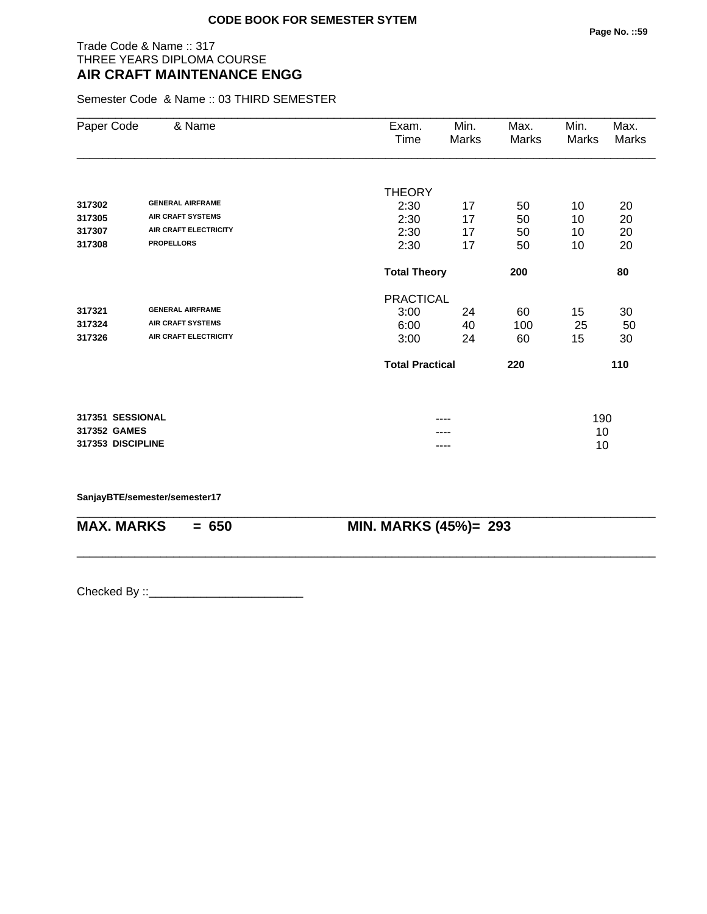**CODE BOOK FOR SEMESTER SYTEM**

Trade Code & Name :: 317
THREE YEARS DIPLOMA COURSE
## AIR CRAFT MAINTENANCE ENGG

Semester Code & Name :: 03 THIRD SEMESTER

| Paper Code | & Name | Exam. Time | Min. Marks | Max. Marks | Min. Marks | Max. Marks |
|---|---|---|---|---|---|---|
| | | THEORY | | | | |
| **317302** | **GENERAL AIRFRAME** | 2:30 | 17 | 50 | 10 | 20 |
| **317305** | **AIR CRAFT SYSTEMS** | 2:30 | 17 | 50 | 10 | 20 |
| **317307** | **AIR CRAFT ELECTRICITY** | 2:30 | 17 | 50 | 10 | 20 |
| **317308** | **PROPELLORS** | 2:30 | 17 | 50 | 10 | 20 |
| | | **Total Theory** | | **200** | | **80** |
| | | PRACTICAL | | | | |
| **317321** | **GENERAL AIRFRAME** | 3:00 | 24 | 60 | 15 | 30 |
| **317324** | **AIR CRAFT SYSTEMS** | 6:00 | 40 | 100 | 25 | 50 |
| **317326** | **AIR CRAFT ELECTRICITY** | 3:00 | 24 | 60 | 15 | 30 |
| | | **Total Practical** | | **220** | | **110** |

| | | | |
|---|---|---|---|
| **317351** | **SESSIONAL** | ---- | 190 |
| **317352** | **GAMES** | ---- | 10 |
| **317353** | **DISCIPLINE** | ---- | 10 |

**SanjayBTE/semester/semester17**

**MAX. MARKS = 650** **MIN. MARKS (45%)= 293**

Checked By ::________________________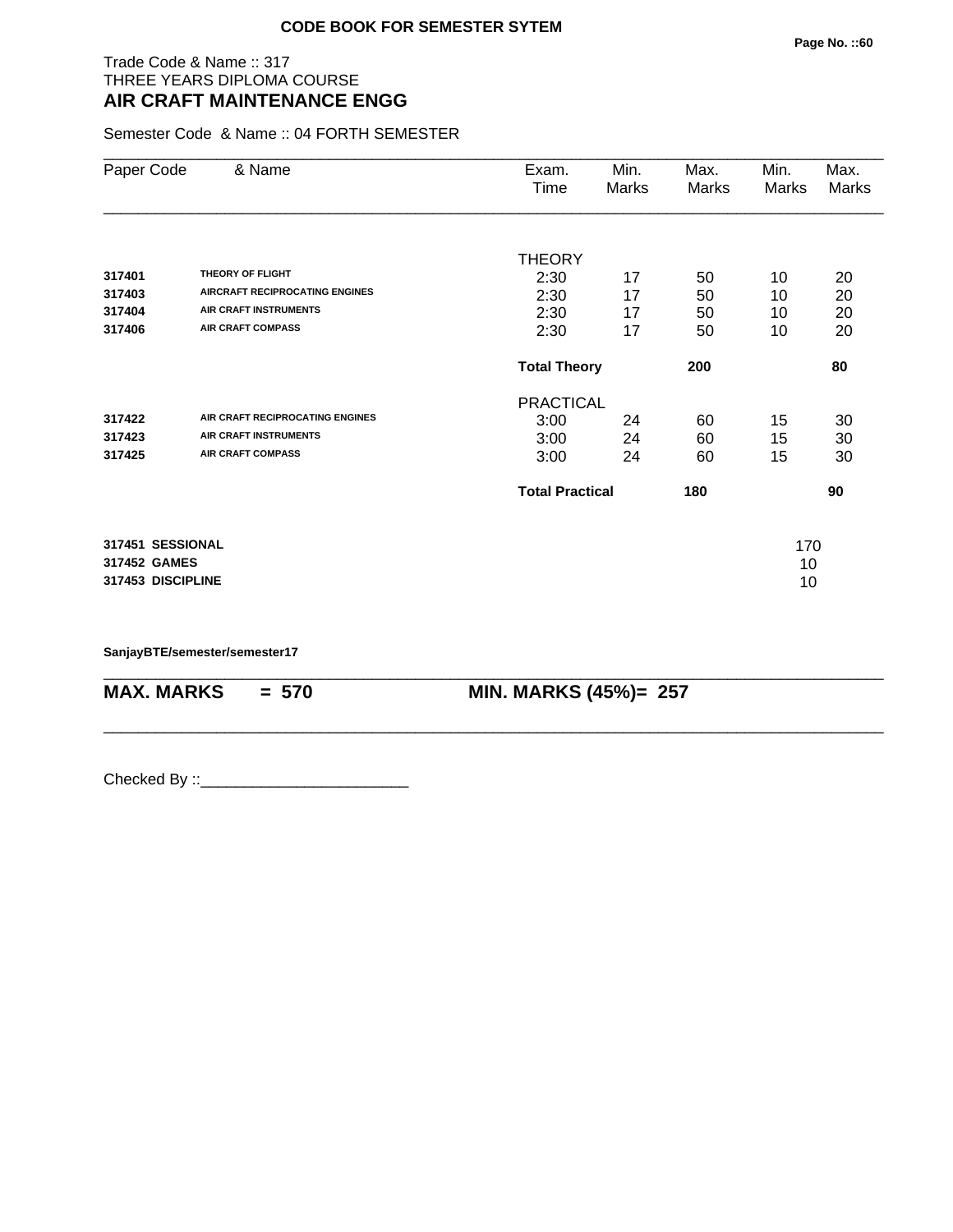**CODE BOOK FOR SEMESTER SYTEM**

Trade Code & Name :: 317
THREE YEARS DIPLOMA COURSE
**AIR CRAFT MAINTENANCE ENGG**

Semester Code & Name :: 04 FORTH SEMESTER

| Paper Code | & Name | Exam. Time | Min. Marks | Max. Marks | Min. Marks | Max. Marks |
|---|---|---|---|---|---|---|
| | | THEORY | | | | |
| **317401** | **THEORY OF FLIGHT** | 2:30 | 17 | 50 | 10 | 20 |
| **317403** | **AIRCRAFT RECIPROCATING ENGINES** | 2:30 | 17 | 50 | 10 | 20 |
| **317404** | **AIR CRAFT INSTRUMENTS** | 2:30 | 17 | 50 | 10 | 20 |
| **317406** | **AIR CRAFT COMPASS** | 2:30 | 17 | 50 | 10 | 20 |
| | | **Total Theory** | | **200** | | **80** |
| | | PRACTICAL | | | | |
| **317422** | **AIR CRAFT RECIPROCATING ENGINES** | 3:00 | 24 | 60 | 15 | 30 |
| **317423** | **AIR CRAFT INSTRUMENTS** | 3:00 | 24 | 60 | 15 | 30 |
| **317425** | **AIR CRAFT COMPASS** | 3:00 | 24 | 60 | 15 | 30 |
| | | **Total Practical** | | **180** | | **90** |
| **317451** | **SESSIONAL** | | | | 170 | |
| **317452** | **GAMES** | | | | 10 | |
| **317453** | **DISCIPLINE** | | | | 10 | |

**SanjayBTE/semester/semester17**

**MAX. MARKS = 570** **MIN. MARKS (45%)= 257**

Checked By ::________________________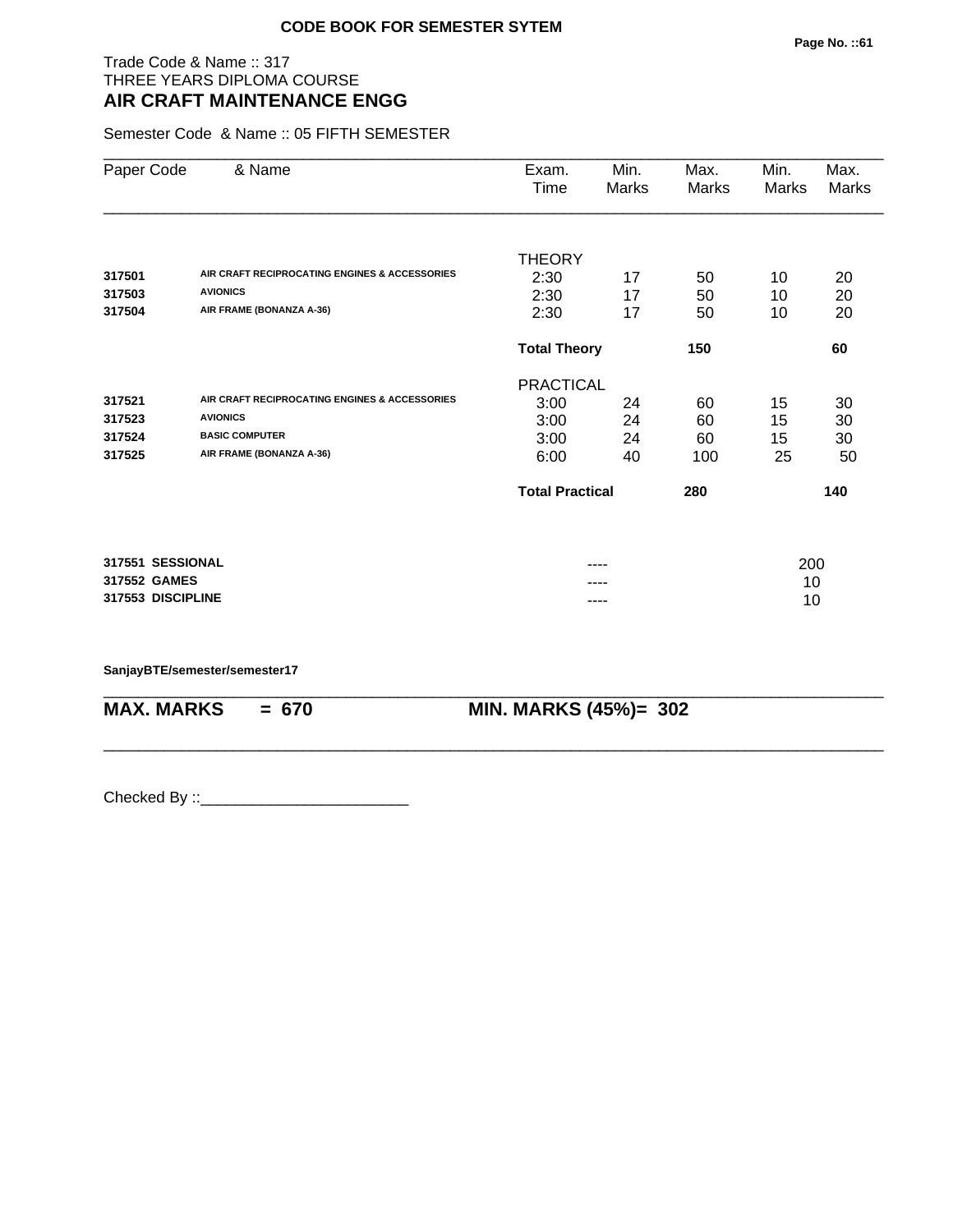**CODE BOOK FOR SEMESTER SYTEM**

Trade Code & Name :: 317
THREE YEARS DIPLOMA COURSE
## AIR CRAFT MAINTENANCE ENGG

Semester Code & Name :: 05 FIFTH SEMESTER

| Paper Code | & Name | Exam. Time | Min. Marks | Max. Marks | Min. Marks | Max. Marks |
|---|---|---|---|---|---|---|
| | | THEORY | | | | |
| **317501** | **AIR CRAFT RECIPROCATING ENGINES & ACCESSORIES** | 2:30 | 17 | 50 | 10 | 20 |
| **317503** | **AVIONICS** | 2:30 | 17 | 50 | 10 | 20 |
| **317504** | **AIR FRAME (BONANZA A-36)** | 2:30 | 17 | 50 | 10 | 20 |
| | | **Total Theory** | | **150** | | **60** |
| | | PRACTICAL | | | | |
| **317521** | **AIR CRAFT RECIPROCATING ENGINES & ACCESSORIES** | 3:00 | 24 | 60 | 15 | 30 |
| **317523** | **AVIONICS** | 3:00 | 24 | 60 | 15 | 30 |
| **317524** | **BASIC COMPUTER** | 3:00 | 24 | 60 | 15 | 30 |
| **317525** | **AIR FRAME (BONANZA A-36)** | 6:00 | 40 | 100 | 25 | 50 |
| | | **Total Practical** | | **280** | | **140** |
| **317551** | **SESSIONAL** | | ---- | | 200 | |
| **317552** | **GAMES** | | ---- | | 10 | |
| **317553** | **DISCIPLINE** | | ---- | | 10 | |

**SanjayBTE/semester/semester17**

**MAX. MARKS = 670** &nbsp;&nbsp;&nbsp;&nbsp; **MIN. MARKS (45%)= 302**

Checked By ::________________________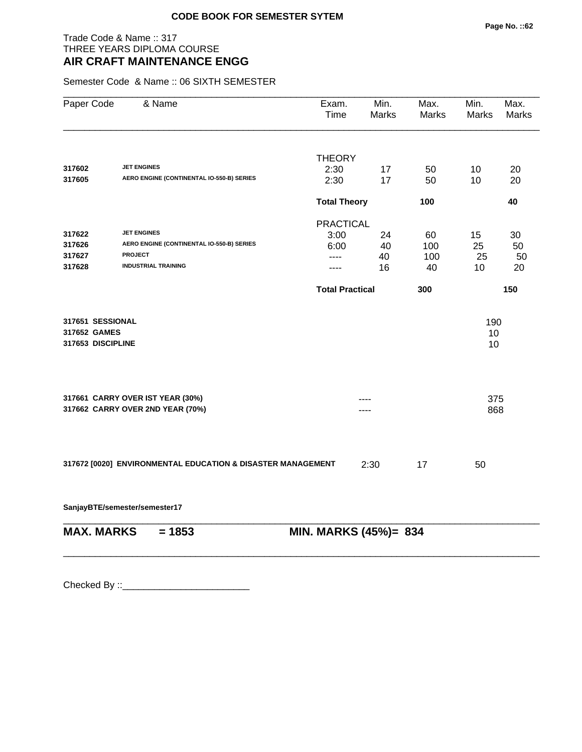**CODE BOOK FOR SEMESTER SYTEM**

Trade Code & Name :: 317
THREE YEARS DIPLOMA COURSE
## AIR CRAFT MAINTENANCE ENGG

Semester Code & Name :: 06 SIXTH SEMESTER

| Paper Code | & Name | Exam. Time | Min. Marks | Max. Marks | Min. Marks | Max. Marks |
|---|---|---|---|---|---|---|
| | | THEORY | | | | |
| **317602** | **JET ENGINES** | 2:30 | 17 | 50 | 10 | 20 |
| **317605** | **AERO ENGINE (CONTINENTAL IO-550-B) SERIES** | 2:30 | 17 | 50 | 10 | 20 |
| | | **Total Theory** | | **100** | | **40** |
| | | PRACTICAL | | | | |
| **317622** | **JET ENGINES** | 3:00 | 24 | 60 | 15 | 30 |
| **317626** | **AERO ENGINE (CONTINENTAL IO-550-B) SERIES** | 6:00 | 40 | 100 | 25 | 50 |
| **317627** | **PROJECT** | ---- | 40 | 100 | 25 | 50 |
| **317628** | **INDUSTRIAL TRAINING** | ---- | 16 | 40 | 10 | 20 |
| | | **Total Practical** | | **300** | | **150** |

| | |
|---|---|
| **317651 SESSIONAL** | 190 |
| **317652 GAMES** | 10 |
| **317653 DISCIPLINE** | 10 |

| | | |
|---|---|---|
| **317661 CARRY OVER IST YEAR (30%)** | ---- | 375 |
| **317662 CARRY OVER 2ND YEAR (70%)** | ---- | 868 |

| | | | |
|---|---|---|---|
| **317672 [0020] ENVIRONMENTAL EDUCATION & DISASTER MANAGEMENT** | 2:30 | 17 | 50 |

**SanjayBTE/semester/semester17**

**MAX. MARKS = 1853** **MIN. MARKS (45%)= 834**

Checked By ::________________________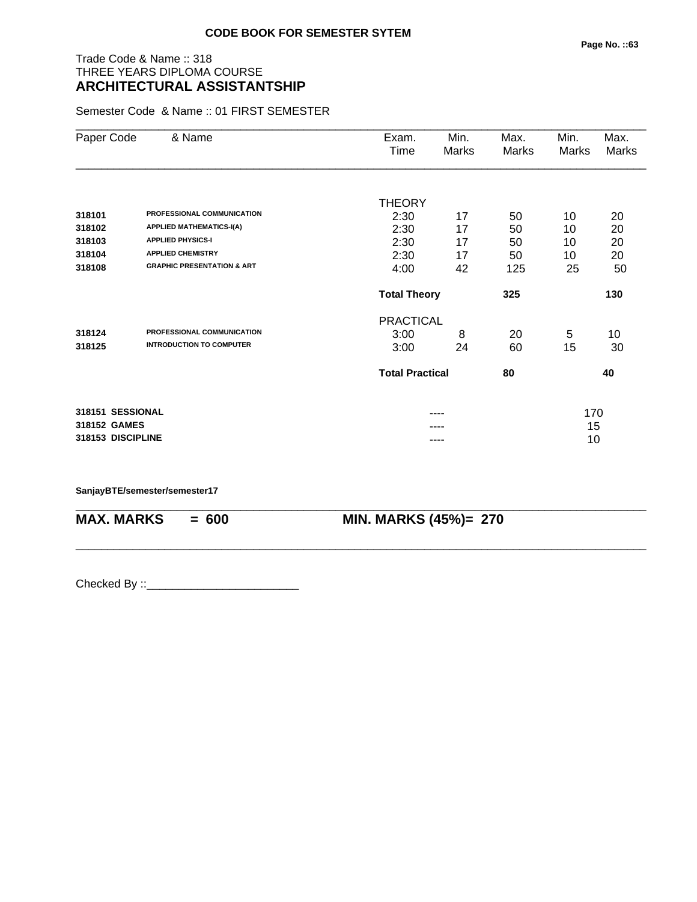**CODE BOOK FOR SEMESTER SYTEM**

Trade Code & Name :: 318
THREE YEARS DIPLOMA COURSE
## ARCHITECTURAL ASSISTANTSHIP

Semester Code & Name :: 01 FIRST SEMESTER

| Paper Code | & Name | Exam. Time | Min. Marks | Max. Marks | Min. Marks | Max. Marks |
|---|---|---|---|---|---|---|
| | | THEORY | | | | |
| 318101 | PROFESSIONAL COMMUNICATION | 2:30 | 17 | 50 | 10 | 20 |
| 318102 | APPLIED MATHEMATICS-I(A) | 2:30 | 17 | 50 | 10 | 20 |
| 318103 | APPLIED PHYSICS-I | 2:30 | 17 | 50 | 10 | 20 |
| 318104 | APPLIED CHEMISTRY | 2:30 | 17 | 50 | 10 | 20 |
| 318108 | GRAPHIC PRESENTATION & ART | 4:00 | 42 | 125 | 25 | 50 |
| | | **Total Theory** | | **325** | | **130** |
| | | PRACTICAL | | | | |
| 318124 | PROFESSIONAL COMMUNICATION | 3:00 | 8 | 20 | 5 | 10 |
| 318125 | INTRODUCTION TO COMPUTER | 3:00 | 24 | 60 | 15 | 30 |
| | | **Total Practical** | | **80** | | **40** |
| **318151** | **SESSIONAL** | | ---- | | 170 | |
| **318152** | **GAMES** | | ---- | | 15 | |
| **318153** | **DISCIPLINE** | | ---- | | 10 | |

**SanjayBTE/semester/semester17**

**MAX. MARKS = 600** **MIN. MARKS (45%)= 270**

Checked By ::________________________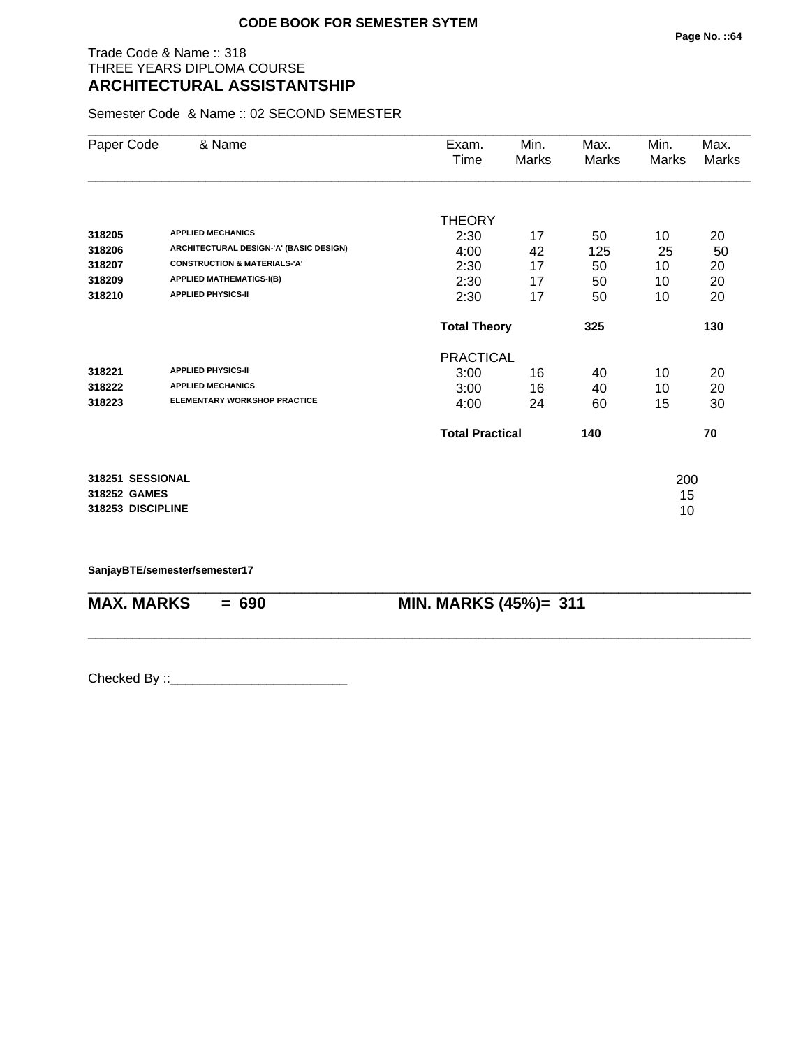**CODE BOOK FOR SEMESTER SYTEM**

Trade Code & Name :: 318
THREE YEARS DIPLOMA COURSE
## ARCHITECTURAL ASSISTANTSHIP

Semester Code & Name :: 02 SECOND SEMESTER

| Paper Code | & Name | Exam. Time | Min. Marks | Max. Marks | Min. Marks | Max. Marks |
|---|---|---|---|---|---|---|
| | | THEORY | | | | |
| 318205 | APPLIED MECHANICS | 2:30 | 17 | 50 | 10 | 20 |
| 318206 | ARCHITECTURAL DESIGN-'A' (BASIC DESIGN) | 4:00 | 42 | 125 | 25 | 50 |
| 318207 | CONSTRUCTION & MATERIALS-'A' | 2:30 | 17 | 50 | 10 | 20 |
| 318209 | APPLIED MATHEMATICS-I(B) | 2:30 | 17 | 50 | 10 | 20 |
| 318210 | APPLIED PHYSICS-II | 2:30 | 17 | 50 | 10 | 20 |
| | | **Total Theory** | | **325** | | **130** |
| | | PRACTICAL | | | | |
| 318221 | APPLIED PHYSICS-II | 3:00 | 16 | 40 | 10 | 20 |
| 318222 | APPLIED MECHANICS | 3:00 | 16 | 40 | 10 | 20 |
| 318223 | ELEMENTARY WORKSHOP PRACTICE | 4:00 | 24 | 60 | 15 | 30 |
| | | **Total Practical** | | **140** | | **70** |
| **318251** | **SESSIONAL** | | | | 200 | |
| **318252** | **GAMES** | | | | 15 | |
| **318253** | **DISCIPLINE** | | | | 10 | |

**SanjayBTE/semester/semester17**

**MAX. MARKS = 690** **MIN. MARKS (45%)= 311**

Checked By ::________________________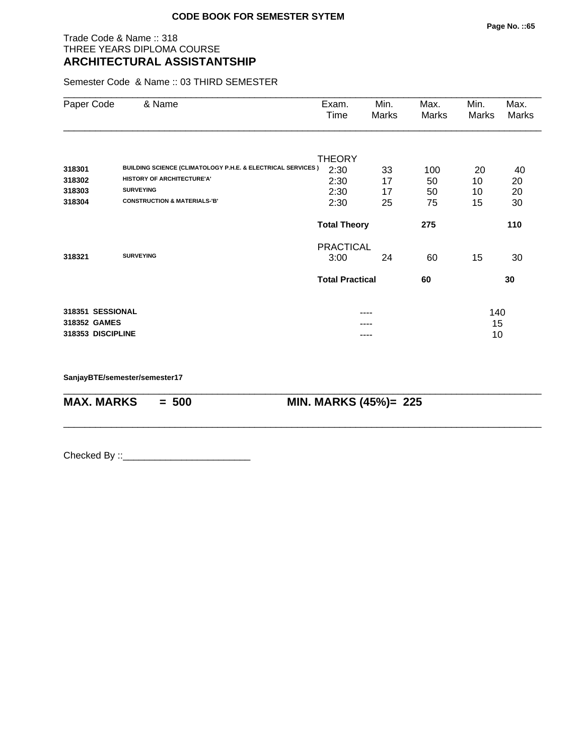**CODE BOOK FOR SEMESTER SYTEM**

Trade Code & Name :: 318
THREE YEARS DIPLOMA COURSE
**ARCHITECTURAL ASSISTANTSHIP**

Semester Code & Name :: 03 THIRD SEMESTER

| Paper Code | & Name | Exam. Time | Min. Marks | Max. Marks | Min. Marks | Max. Marks |
|---|---|---|---|---|---|---|
| | | THEORY | | | | |
| **318301** | **BUILDING SCIENCE (CLIMATOLOGY P.H.E. & ELECTRICAL SERVICES )** | 2:30 | 33 | 100 | 20 | 40 |
| **318302** | **HISTORY OF ARCHITECTURE'A'** | 2:30 | 17 | 50 | 10 | 20 |
| **318303** | **SURVEYING** | 2:30 | 17 | 50 | 10 | 20 |
| **318304** | **CONSTRUCTION & MATERIALS-'B'** | 2:30 | 25 | 75 | 15 | 30 |
| | | **Total Theory** | | **275** | | **110** |
| | | PRACTICAL | | | | |
| **318321** | **SURVEYING** | 3:00 | 24 | 60 | 15 | 30 |
| | | **Total Practical** | | **60** | | **30** |
| **318351** | **SESSIONAL** | | ---- | | 140 | |
| **318352** | **GAMES** | | ---- | | 15 | |
| **318353** | **DISCIPLINE** | | ---- | | 10 | |

**SanjayBTE/semester/semester17**

**MAX. MARKS = 500** **MIN. MARKS (45%)= 225**

Checked By ::________________________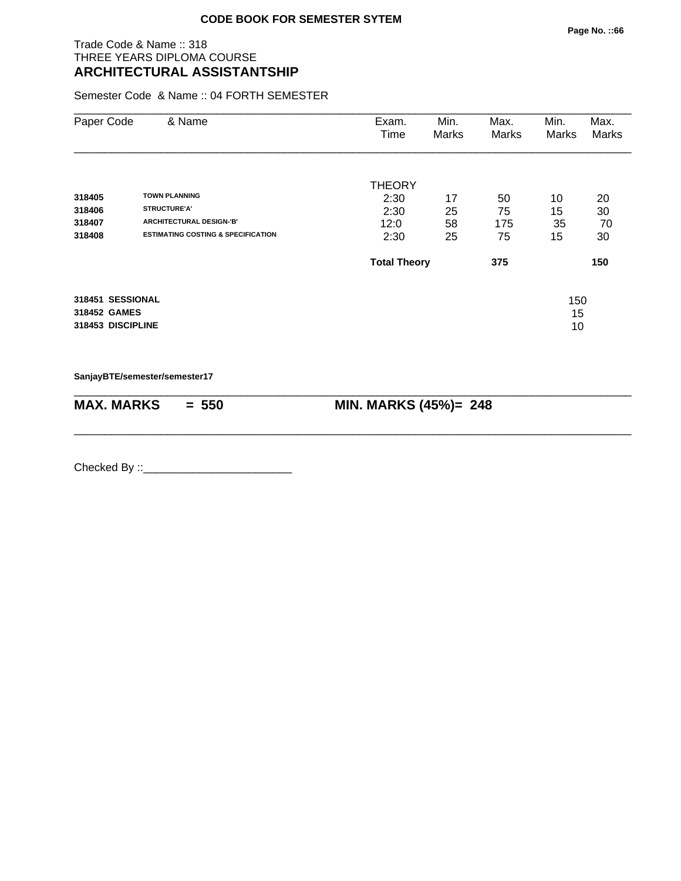**CODE BOOK FOR SEMESTER SYTEM**

Trade Code & Name :: 318
THREE YEARS DIPLOMA COURSE
## ARCHITECTURAL ASSISTANTSHIP

Semester Code & Name :: 04 FORTH SEMESTER

| Paper Code | & Name | Exam. Time | Min. Marks | Max. Marks | Min. Marks | Max. Marks |
|---|---|---|---|---|---|---|
| | | THEORY | | | | |
| **318405** | **TOWN PLANNING** | 2:30 | 17 | 50 | 10 | 20 |
| **318406** | **STRUCTURE'A'** | 2:30 | 25 | 75 | 15 | 30 |
| **318407** | **ARCHITECTURAL DESIGN-'B'** | 12:0 | 58 | 175 | 35 | 70 |
| **318408** | **ESTIMATING COSTING & SPECIFICATION** | 2:30 | 25 | 75 | 15 | 30 |
| | | **Total Theory** | | **375** | | **150** |
| **318451** | **SESSIONAL** | | | | 150 | |
| **318452** | **GAMES** | | | | 15 | |
| **318453** | **DISCIPLINE** | | | | 10 | |

**SanjayBTE/semester/semester17**

**MAX. MARKS = 550** **MIN. MARKS (45%)= 248**

Checked By ::________________________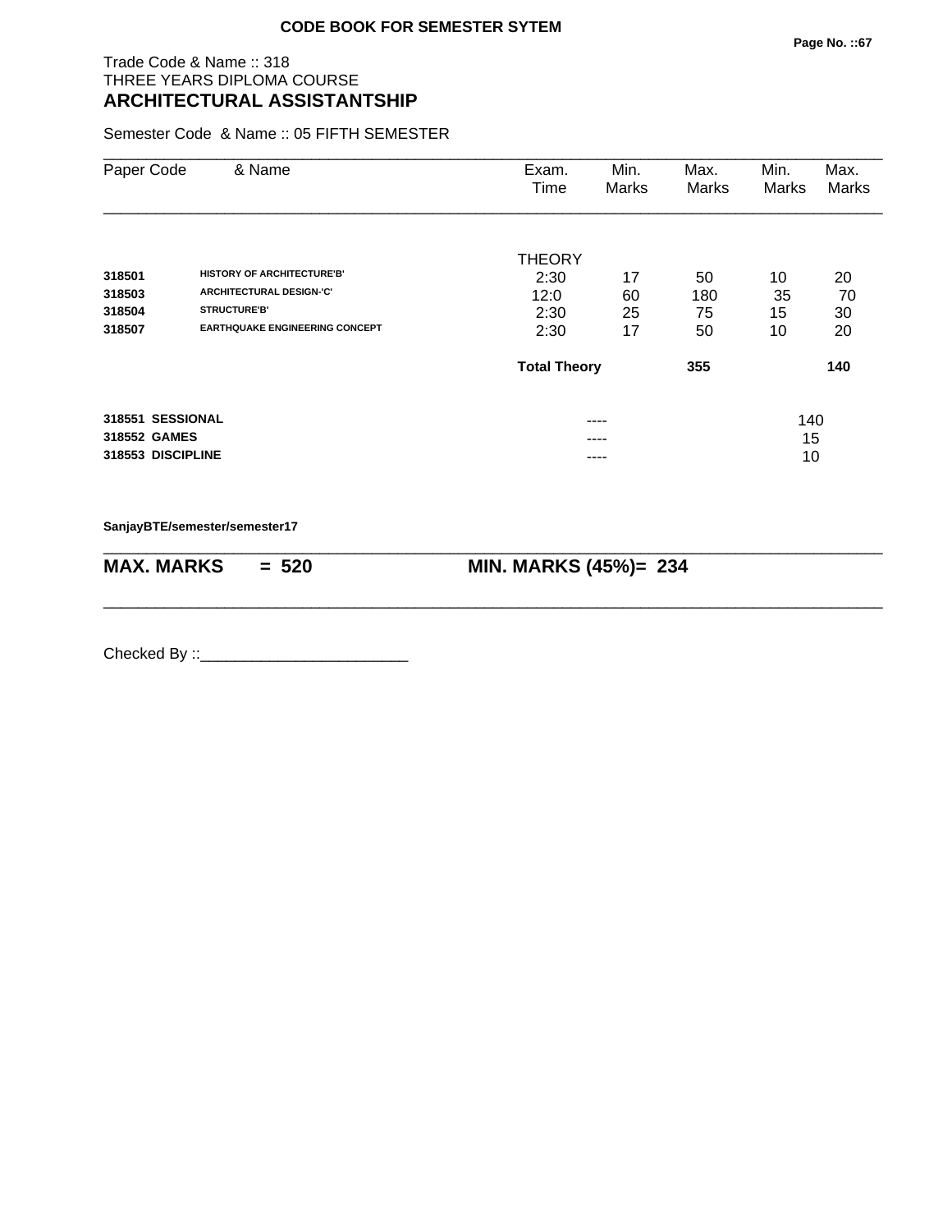**CODE BOOK FOR SEMESTER SYTEM**

Trade Code & Name :: 318
THREE YEARS DIPLOMA COURSE
**ARCHITECTURAL ASSISTANTSHIP**

Semester Code & Name :: 05 FIFTH SEMESTER

| Paper Code | & Name | Exam. Time | Min. Marks | Max. Marks | Min. Marks | Max. Marks |
|---|---|---|---|---|---|---|
| | | THEORY | | | | |
| **318501** | **HISTORY OF ARCHITECTURE'B'** | 2:30 | 17 | 50 | 10 | 20 |
| **318503** | **ARCHITECTURAL DESIGN-'C'** | 12:0 | 60 | 180 | 35 | 70 |
| **318504** | **STRUCTURE'B'** | 2:30 | 25 | 75 | 15 | 30 |
| **318507** | **EARTHQUAKE ENGINEERING CONCEPT** | 2:30 | 17 | 50 | 10 | 20 |
| | | **Total Theory** | | **355** | | **140** |
| **318551** | **SESSIONAL** | | ---- | | 140 | |
| **318552** | **GAMES** | | ---- | | 15 | |
| **318553** | **DISCIPLINE** | | ---- | | 10 | |

**SanjayBTE/semester/semester17**

**MAX. MARKS = 520** **MIN. MARKS (45%)= 234**

Checked By ::________________________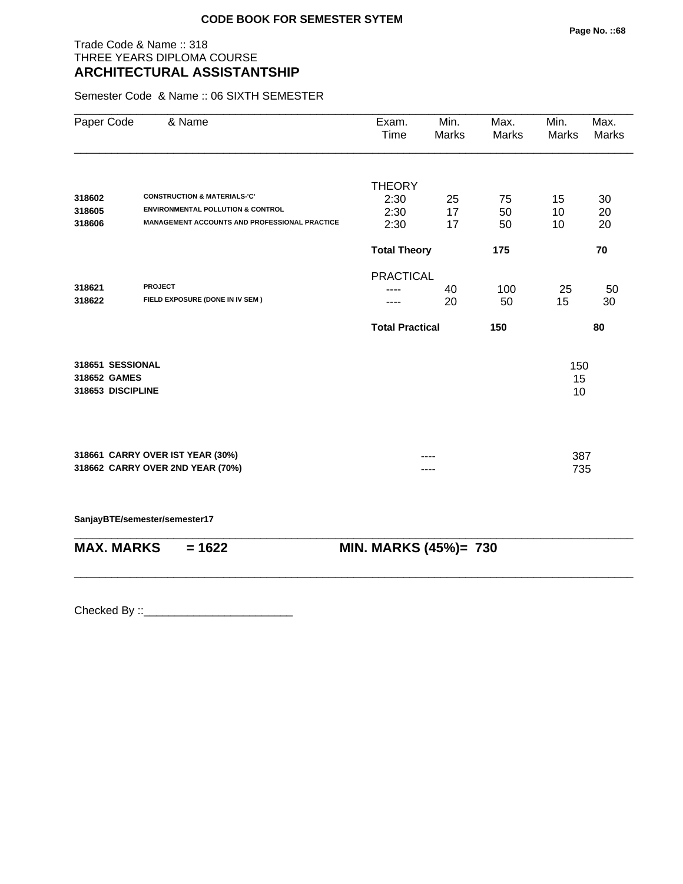**CODE BOOK FOR SEMESTER SYTEM**

Trade Code & Name :: 318
THREE YEARS DIPLOMA COURSE
**ARCHITECTURAL ASSISTANTSHIP**

Semester Code & Name :: 06 SIXTH SEMESTER

| Paper Code | & Name | Exam. Time | Min. Marks | Max. Marks | Min. Marks | Max. Marks |
|---|---|---|---|---|---|---|
| | | THEORY | | | | |
| **318602** | **CONSTRUCTION & MATERIALS-'C'** | 2:30 | 25 | 75 | 15 | 30 |
| **318605** | **ENVIRONMENTAL POLLUTION & CONTROL** | 2:30 | 17 | 50 | 10 | 20 |
| **318606** | **MANAGEMENT ACCOUNTS AND PROFESSIONAL PRACTICE** | 2:30 | 17 | 50 | 10 | 20 |
| | | **Total Theory** | | **175** | | **70** |
| | | PRACTICAL | | | | |
| **318621** | **PROJECT** | ---- | 40 | 100 | 25 | 50 |
| **318622** | **FIELD EXPOSURE (DONE IN IV SEM )** | ---- | 20 | 50 | 15 | 30 |
| | | **Total Practical** | | **150** | | **80** |

| | | |
|---|---|---|
| **318651 SESSIONAL** | | 150 |
| **318652 GAMES** | | 15 |
| **318653 DISCIPLINE** | | 10 |
| **318661 CARRY OVER IST YEAR (30%)** | ---- | 387 |
| **318662 CARRY OVER 2ND YEAR (70%)** | ---- | 735 |

**SanjayBTE/semester/semester17**

**MAX. MARKS = 1622** **MIN. MARKS (45%)= 730**

Checked By ::________________________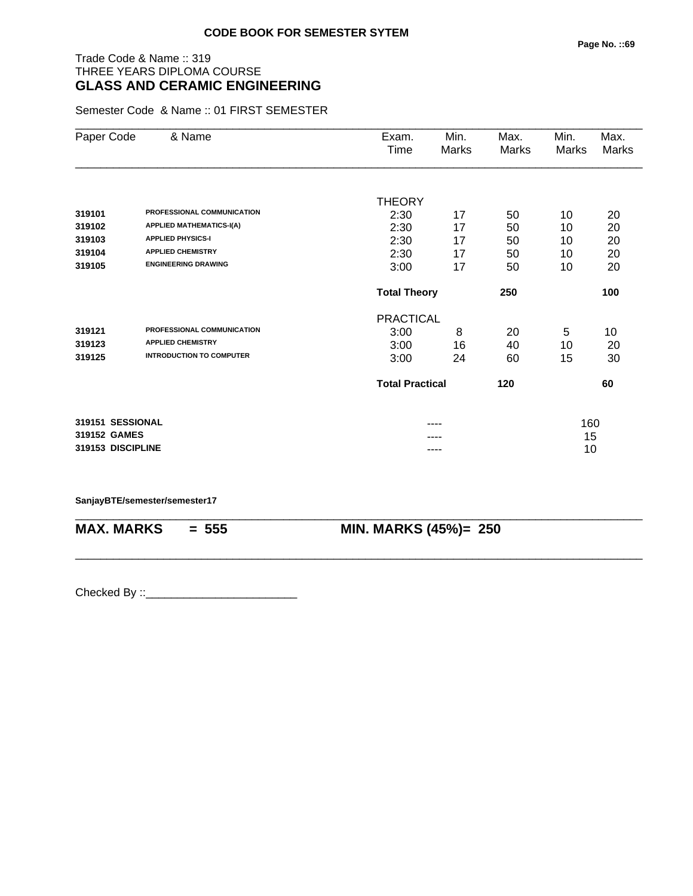**CODE BOOK FOR SEMESTER SYTEM**

Trade Code & Name :: 319
THREE YEARS DIPLOMA COURSE
## GLASS AND CERAMIC ENGINEERING

Semester Code & Name :: 01 FIRST SEMESTER

| Paper Code | & Name | Exam. Time | Min. Marks | Max. Marks | Min. Marks | Max. Marks |
|---|---|---|---|---|---|---|
| | | THEORY | | | | |
| 319101 | PROFESSIONAL COMMUNICATION | 2:30 | 17 | 50 | 10 | 20 |
| 319102 | APPLIED MATHEMATICS-I(A) | 2:30 | 17 | 50 | 10 | 20 |
| 319103 | APPLIED PHYSICS-I | 2:30 | 17 | 50 | 10 | 20 |
| 319104 | APPLIED CHEMISTRY | 2:30 | 17 | 50 | 10 | 20 |
| 319105 | ENGINEERING DRAWING | 3:00 | 17 | 50 | 10 | 20 |
| | | **Total Theory** | | **250** | | **100** |
| | | PRACTICAL | | | | |
| 319121 | PROFESSIONAL COMMUNICATION | 3:00 | 8 | 20 | 5 | 10 |
| 319123 | APPLIED CHEMISTRY | 3:00 | 16 | 40 | 10 | 20 |
| 319125 | INTRODUCTION TO COMPUTER | 3:00 | 24 | 60 | 15 | 30 |
| | | **Total Practical** | | **120** | | **60** |
| 319151 | SESSIONAL | | ---- | | 160 | |
| 319152 | GAMES | | ---- | | 15 | |
| 319153 | DISCIPLINE | | ---- | | 10 | |

**SanjayBTE/semester/semester17**

**MAX. MARKS = 555** **MIN. MARKS (45%)= 250**

Checked By ::________________________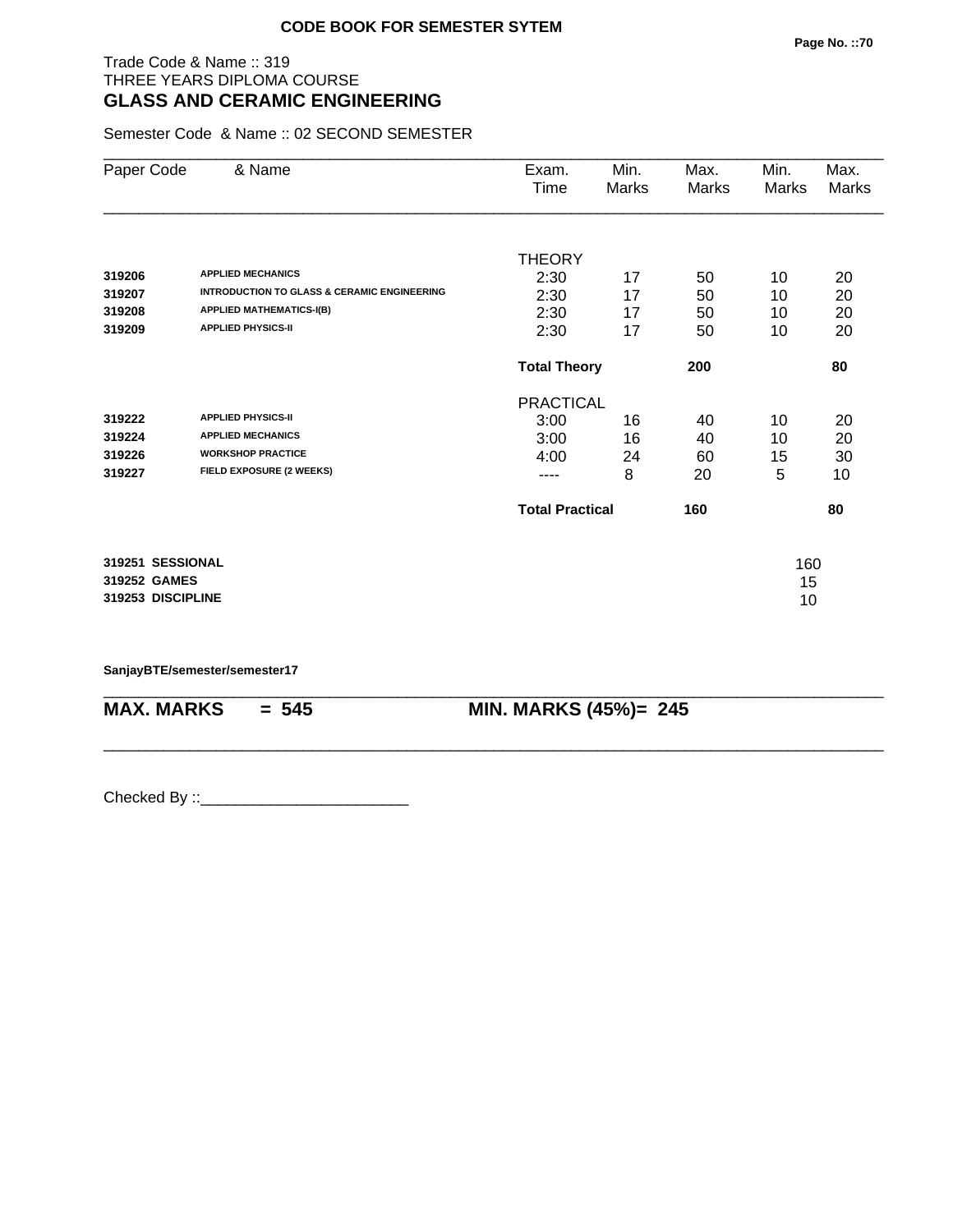**CODE BOOK FOR SEMESTER SYTEM**

Trade Code & Name :: 319
THREE YEARS DIPLOMA COURSE
## GLASS AND CERAMIC ENGINEERING

Semester Code & Name :: 02 SECOND SEMESTER

| Paper Code | & Name | Exam. Time | Min. Marks | Max. Marks | Min. Marks | Max. Marks |
|---|---|---|---|---|---|---|
| | | THEORY | | | | |
| **319206** | **APPLIED MECHANICS** | 2:30 | 17 | 50 | 10 | 20 |
| **319207** | **INTRODUCTION TO GLASS & CERAMIC ENGINEERING** | 2:30 | 17 | 50 | 10 | 20 |
| **319208** | **APPLIED MATHEMATICS-I(B)** | 2:30 | 17 | 50 | 10 | 20 |
| **319209** | **APPLIED PHYSICS-II** | 2:30 | 17 | 50 | 10 | 20 |
| | | **Total Theory** | | **200** | | **80** |
| | | PRACTICAL | | | | |
| **319222** | **APPLIED PHYSICS-II** | 3:00 | 16 | 40 | 10 | 20 |
| **319224** | **APPLIED MECHANICS** | 3:00 | 16 | 40 | 10 | 20 |
| **319226** | **WORKSHOP PRACTICE** | 4:00 | 24 | 60 | 15 | 30 |
| **319227** | **FIELD EXPOSURE (2 WEEKS)** | ---- | 8 | 20 | 5 | 10 |
| | | **Total Practical** | | **160** | | **80** |

| | |
|---|---|
| **319251 SESSIONAL** | 160 |
| **319252 GAMES** | 15 |
| **319253 DISCIPLINE** | 10 |

**SanjayBTE/semester/semester17**

**MAX. MARKS = 545** **MIN. MARKS (45%)= 245**

Checked By ::________________________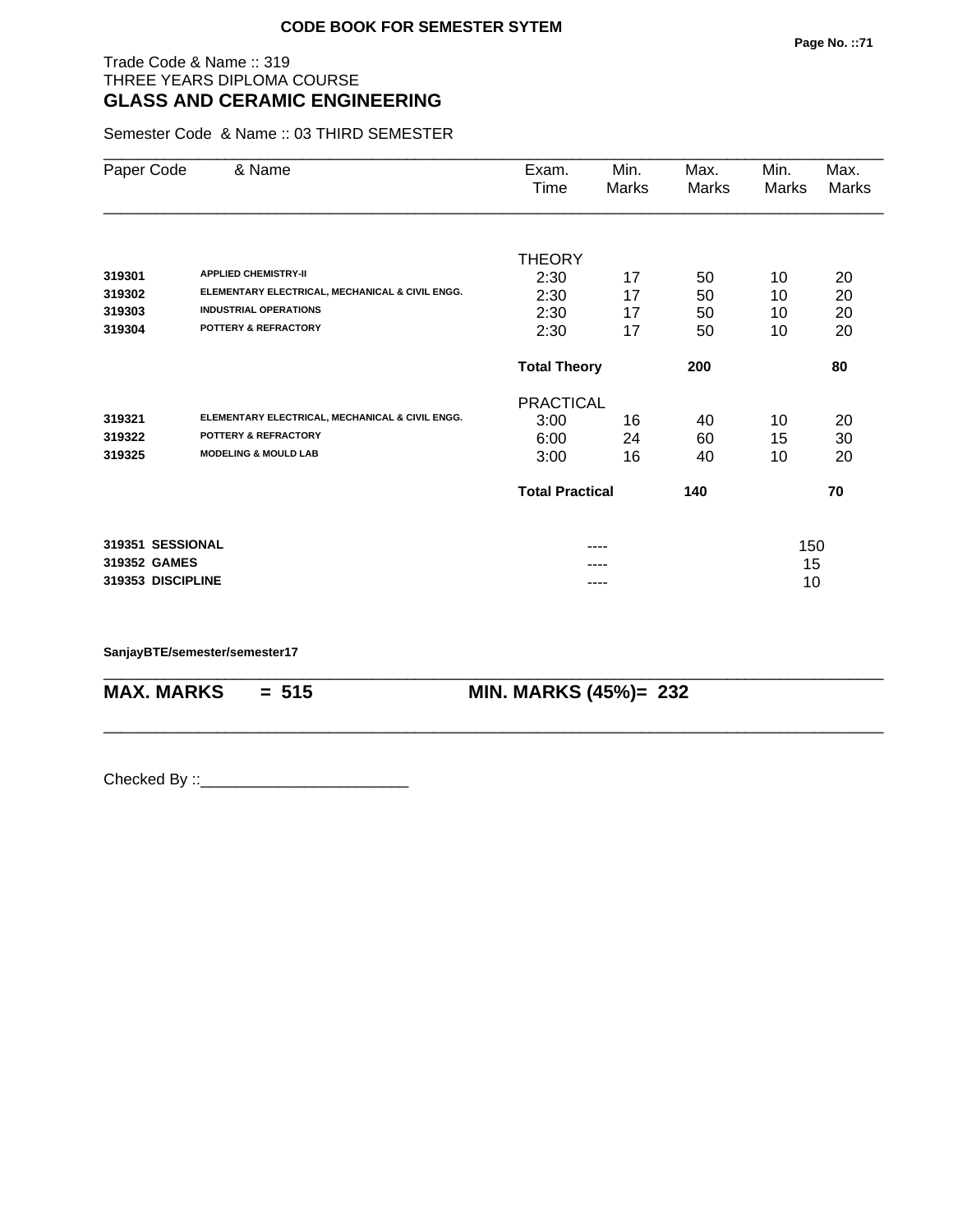**CODE BOOK FOR SEMESTER SYTEM**

Trade Code & Name :: 319
THREE YEARS DIPLOMA COURSE

# GLASS AND CERAMIC ENGINEERING

Semester Code & Name :: 03 THIRD SEMESTER

| Paper Code | & Name | Exam. Time | Min. Marks | Max. Marks | Min. Marks | Max. Marks |
|---|---|---|---|---|---|---|
| | | THEORY | | | | |
| **319301** | **APPLIED CHEMISTRY-II** | 2:30 | 17 | 50 | 10 | 20 |
| **319302** | **ELEMENTARY ELECTRICAL, MECHANICAL & CIVIL ENGG.** | 2:30 | 17 | 50 | 10 | 20 |
| **319303** | **INDUSTRIAL OPERATIONS** | 2:30 | 17 | 50 | 10 | 20 |
| **319304** | **POTTERY & REFRACTORY** | 2:30 | 17 | 50 | 10 | 20 |
| | | **Total Theory** | | **200** | | **80** |
| | | PRACTICAL | | | | |
| **319321** | **ELEMENTARY ELECTRICAL, MECHANICAL & CIVIL ENGG.** | 3:00 | 16 | 40 | 10 | 20 |
| **319322** | **POTTERY & REFRACTORY** | 6:00 | 24 | 60 | 15 | 30 |
| **319325** | **MODELING & MOULD LAB** | 3:00 | 16 | 40 | 10 | 20 |
| | | **Total Practical** | | **140** | | **70** |
| **319351** | **SESSIONAL** | | ---- | | 150 | |
| **319352** | **GAMES** | | ---- | | 15 | |
| **319353** | **DISCIPLINE** | | ---- | | 10 | |

**SanjayBTE/semester/semester17**

**MAX. MARKS = 515** **MIN. MARKS (45%)= 232**

Checked By ::________________________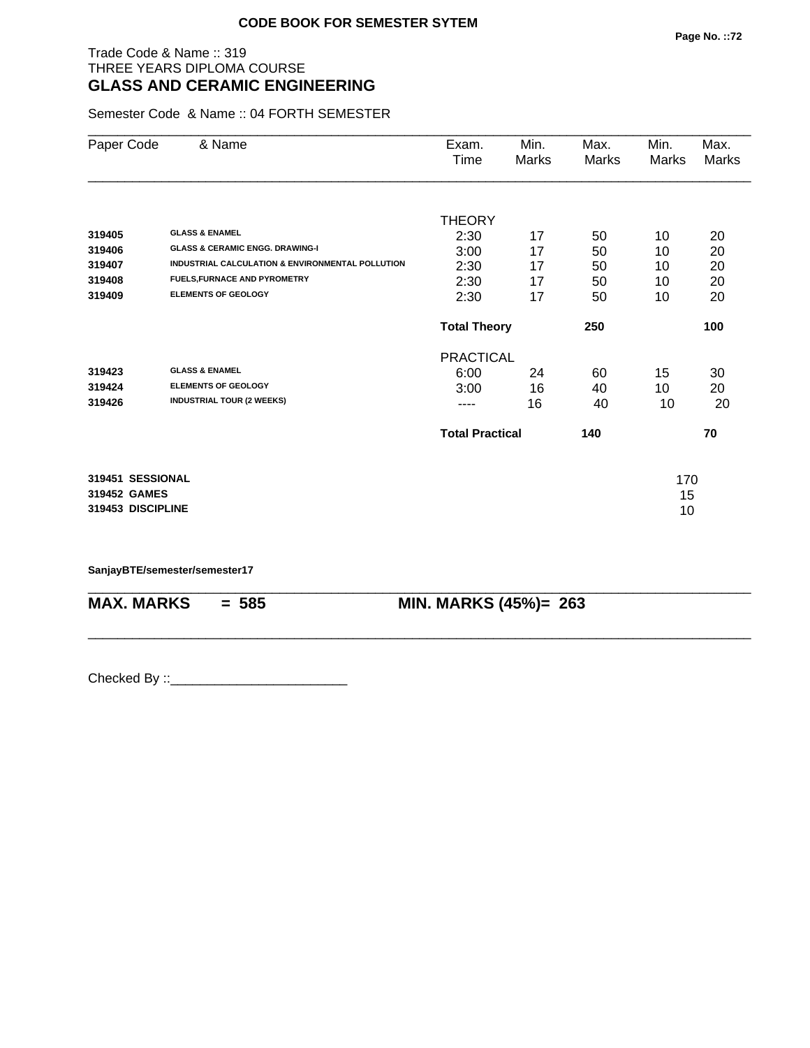**CODE BOOK FOR SEMESTER SYTEM**

Trade Code & Name :: 319
THREE YEARS DIPLOMA COURSE
## GLASS AND CERAMIC ENGINEERING

Semester Code & Name :: 04 FORTH SEMESTER

| Paper Code | & Name | Exam. Time | Min. Marks | Max. Marks | Min. Marks | Max. Marks |
|---|---|---|---|---|---|---|
| | | THEORY | | | | |
| 319405 | GLASS & ENAMEL | 2:30 | 17 | 50 | 10 | 20 |
| 319406 | GLASS & CERAMIC ENGG. DRAWING-I | 3:00 | 17 | 50 | 10 | 20 |
| 319407 | INDUSTRIAL CALCULATION & ENVIRONMENTAL POLLUTION | 2:30 | 17 | 50 | 10 | 20 |
| 319408 | FUELS,FURNACE AND PYROMETRY | 2:30 | 17 | 50 | 10 | 20 |
| 319409 | ELEMENTS OF GEOLOGY | 2:30 | 17 | 50 | 10 | 20 |
| | | **Total Theory** | | **250** | | **100** |
| | | PRACTICAL | | | | |
| 319423 | GLASS & ENAMEL | 6:00 | 24 | 60 | 15 | 30 |
| 319424 | ELEMENTS OF GEOLOGY | 3:00 | 16 | 40 | 10 | 20 |
| 319426 | INDUSTRIAL TOUR (2 WEEKS) | ---- | 16 | 40 | 10 | 20 |
| | | **Total Practical** | | **140** | | **70** |
| **319451** | **SESSIONAL** | | | | 170 | |
| **319452** | **GAMES** | | | | 15 | |
| **319453** | **DISCIPLINE** | | | | 10 | |

**SanjayBTE/semester/semester17**

**MAX. MARKS = 585** **MIN. MARKS (45%)= 263**

Checked By ::________________________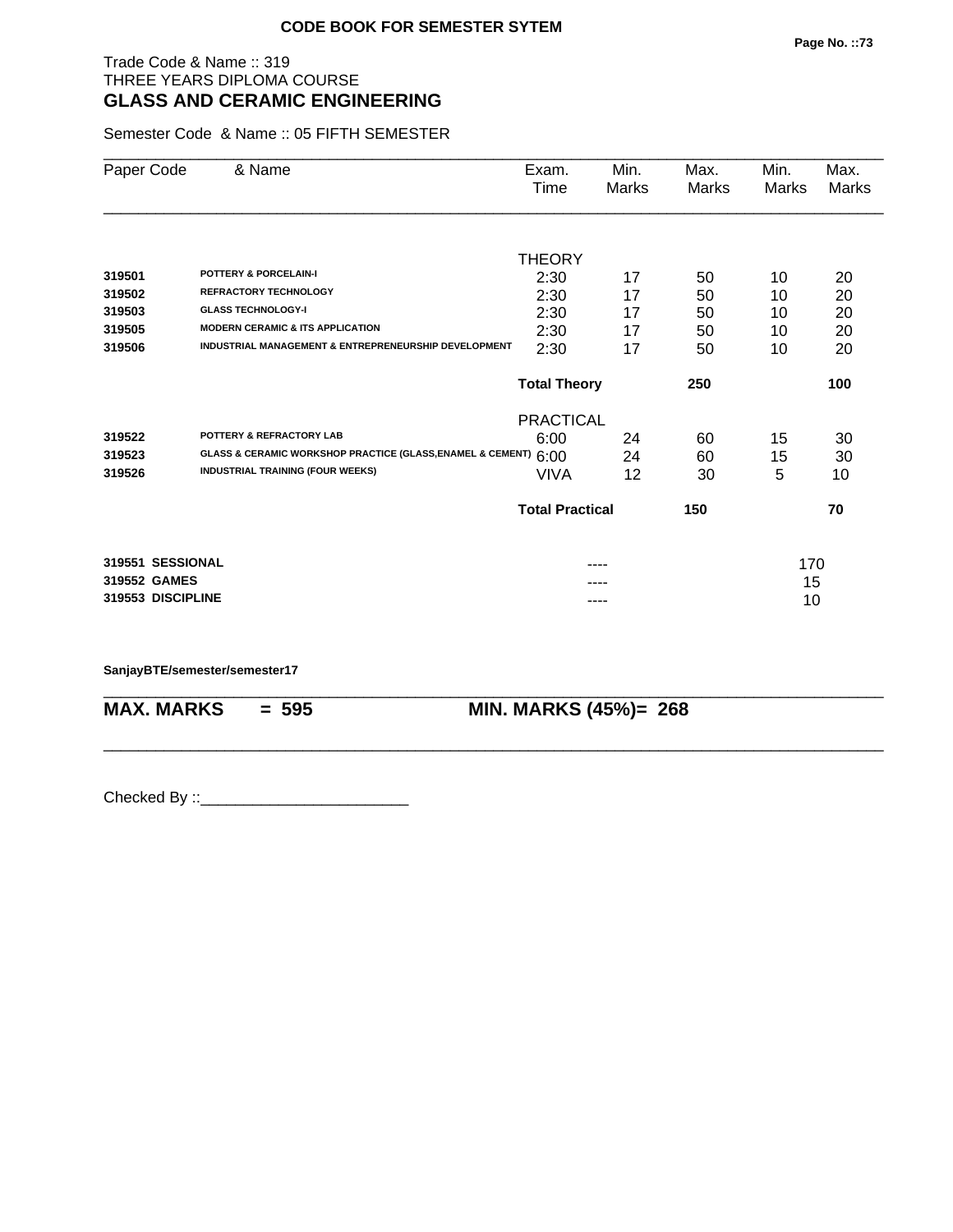**CODE BOOK FOR SEMESTER SYTEM**

Trade Code & Name :: 319
THREE YEARS DIPLOMA COURSE
## GLASS AND CERAMIC ENGINEERING

Semester Code & Name :: 05 FIFTH SEMESTER

| Paper Code | & Name | Exam. Time | Min. Marks | Max. Marks | Min. Marks | Max. Marks |
|---|---|---|---|---|---|---|
| | | THEORY | | | | |
| 319501 | POTTERY & PORCELAIN-I | 2:30 | 17 | 50 | 10 | 20 |
| 319502 | REFRACTORY TECHNOLOGY | 2:30 | 17 | 50 | 10 | 20 |
| 319503 | GLASS TECHNOLOGY-I | 2:30 | 17 | 50 | 10 | 20 |
| 319505 | MODERN CERAMIC & ITS APPLICATION | 2:30 | 17 | 50 | 10 | 20 |
| 319506 | INDUSTRIAL MANAGEMENT & ENTREPRENEURSHIP DEVELOPMENT | 2:30 | 17 | 50 | 10 | 20 |
| | | **Total Theory** | | **250** | | **100** |
| | | PRACTICAL | | | | |
| 319522 | POTTERY & REFRACTORY LAB | 6:00 | 24 | 60 | 15 | 30 |
| 319523 | GLASS & CERAMIC WORKSHOP PRACTICE (GLASS,ENAMEL & CEMENT) | 6:00 | 24 | 60 | 15 | 30 |
| 319526 | INDUSTRIAL TRAINING (FOUR WEEKS) | VIVA | 12 | 30 | 5 | 10 |
| | | **Total Practical** | | **150** | | **70** |
| **319551** | **SESSIONAL** | | ---- | | 170 | |
| **319552** | **GAMES** | | ---- | | 15 | |
| **319553** | **DISCIPLINE** | | ---- | | 10 | |

**SanjayBTE/semester/semester17**

**MAX. MARKS = 595** **MIN. MARKS (45%)= 268**

Checked By ::________________________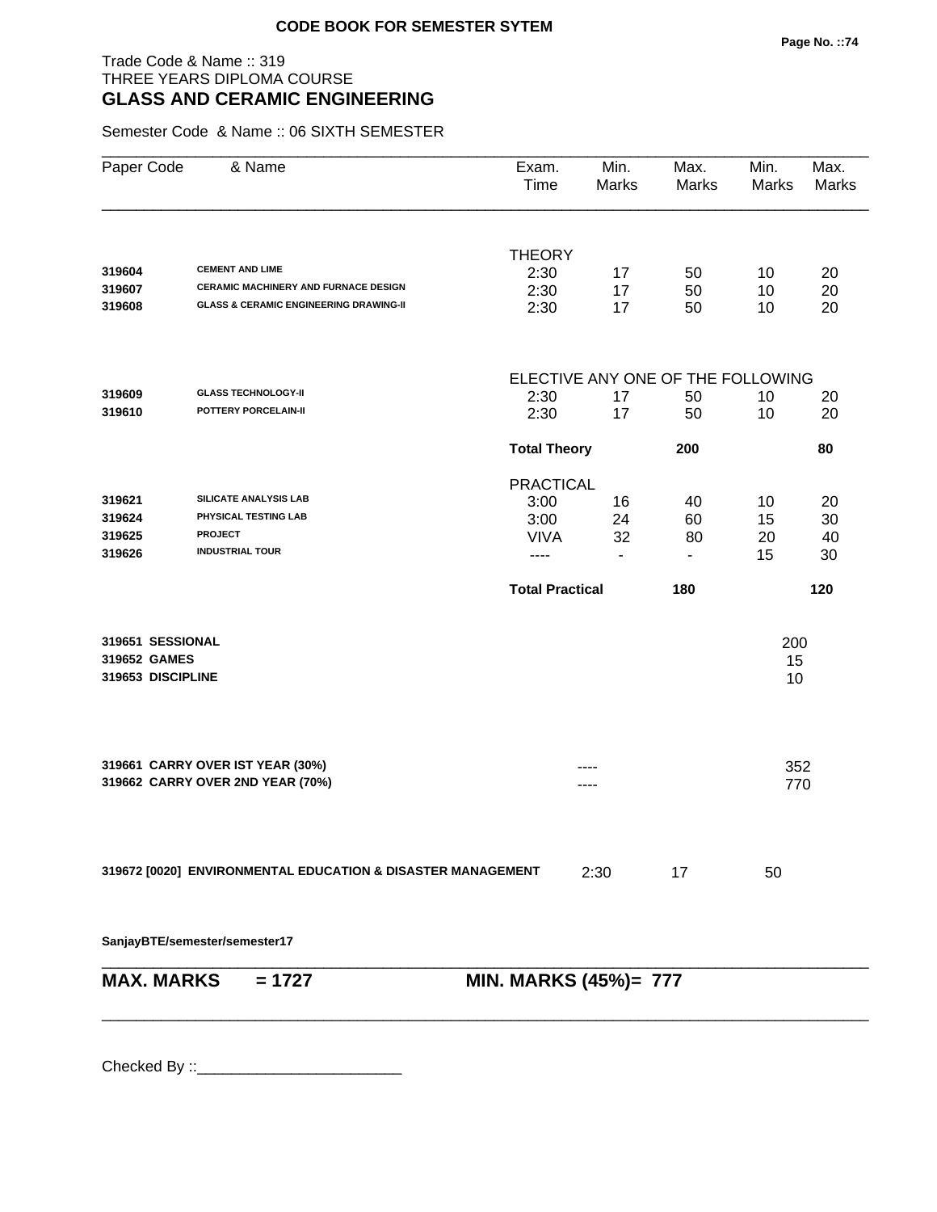**CODE BOOK FOR SEMESTER SYTEM**

Trade Code & Name :: 319
THREE YEARS DIPLOMA COURSE
## GLASS AND CERAMIC ENGINEERING

Semester Code & Name :: 06 SIXTH SEMESTER

| Paper Code | & Name | Exam. Time | Min. Marks | Max. Marks | Min. Marks | Max. Marks |
|---|---|---|---|---|---|---|
| | | THEORY | | | | |
| **319604** | **CEMENT AND LIME** | 2:30 | 17 | 50 | 10 | 20 |
| **319607** | **CERAMIC MACHINERY AND FURNACE DESIGN** | 2:30 | 17 | 50 | 10 | 20 |
| **319608** | **GLASS & CERAMIC ENGINEERING DRAWING-II** | 2:30 | 17 | 50 | 10 | 20 |
| | | ELECTIVE ANY ONE OF THE FOLLOWING | | | | |
| **319609** | **GLASS TECHNOLOGY-II** | 2:30 | 17 | 50 | 10 | 20 |
| **319610** | **POTTERY PORCELAIN-II** | 2:30 | 17 | 50 | 10 | 20 |
| | | **Total Theory** | | **200** | | **80** |
| | | PRACTICAL | | | | |
| **319621** | **SILICATE ANALYSIS LAB** | 3:00 | 16 | 40 | 10 | 20 |
| **319624** | **PHYSICAL TESTING LAB** | 3:00 | 24 | 60 | 15 | 30 |
| **319625** | **PROJECT** | VIVA | 32 | 80 | 20 | 40 |
| **319626** | **INDUSTRIAL TOUR** | ---- | - | - | 15 | 30 |
| | | **Total Practical** | | **180** | | **120** |
| **319651** | **SESSIONAL** | | | | 200 | |
| **319652** | **GAMES** | | | | 15 | |
| **319653** | **DISCIPLINE** | | | | 10 | |
| **319661** | **CARRY OVER IST YEAR (30%)** | | ---- | | 352 | |
| **319662** | **CARRY OVER 2ND YEAR (70%)** | | ---- | | 770 | |
| **319672 [0020]** | **ENVIRONMENTAL EDUCATION & DISASTER MANAGEMENT** | | 2:30 | 17 | 50 | |

**SanjayBTE/semester/semester17**

**MAX. MARKS = 1727** **MIN. MARKS (45%)= 777**

Checked By ::________________________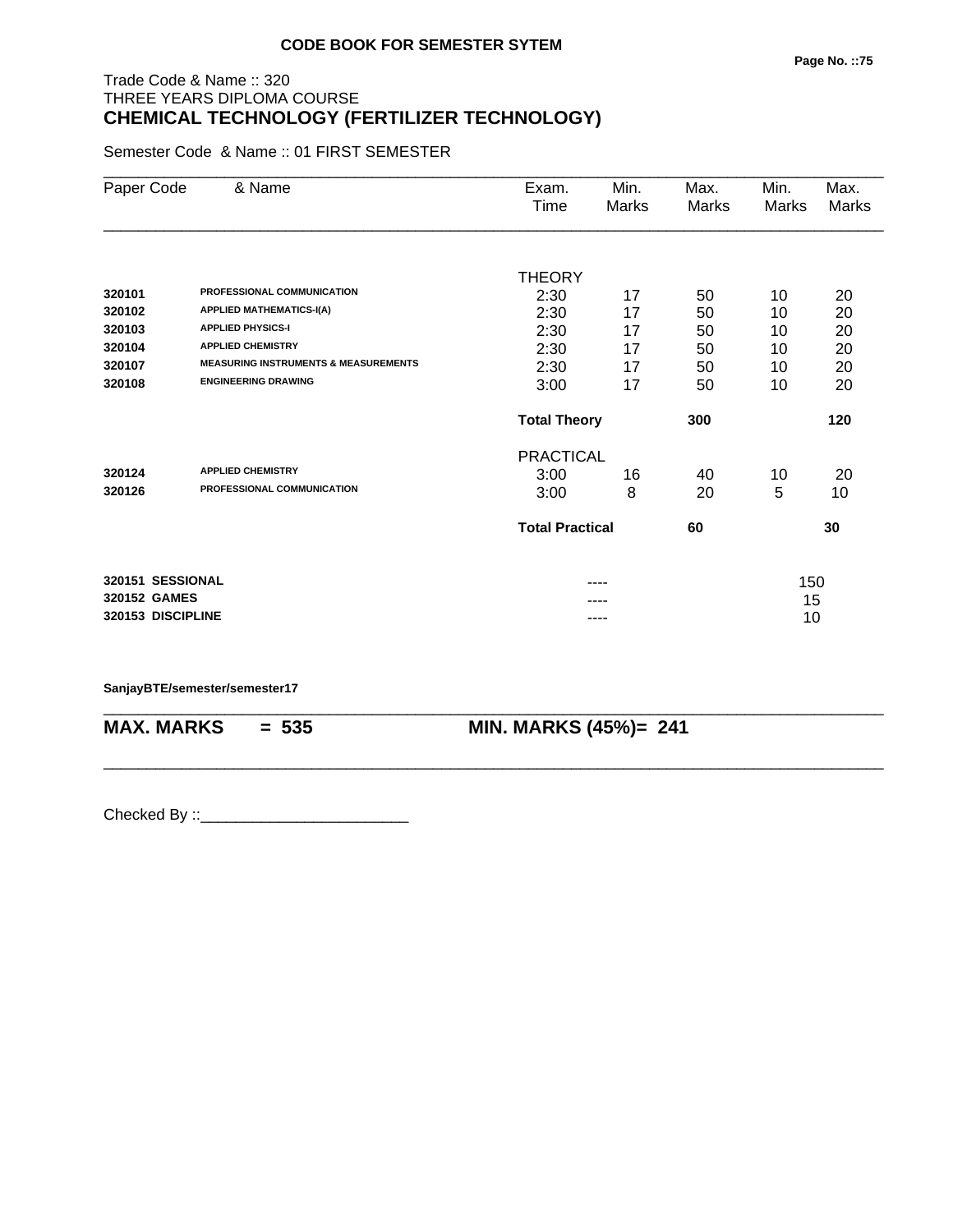**CODE BOOK FOR SEMESTER SYTEM**

Trade Code & Name :: 320
THREE YEARS DIPLOMA COURSE

# CHEMICAL TECHNOLOGY (FERTILIZER TECHNOLOGY)

Semester Code & Name :: 01 FIRST SEMESTER

| Paper Code | & Name | Exam. Time | Min. Marks | Max. Marks | Min. Marks | Max. Marks |
|---|---|---|---|---|---|---|
| | | THEORY | | | | |
| 320101 | PROFESSIONAL COMMUNICATION | 2:30 | 17 | 50 | 10 | 20 |
| 320102 | APPLIED MATHEMATICS-I(A) | 2:30 | 17 | 50 | 10 | 20 |
| 320103 | APPLIED PHYSICS-I | 2:30 | 17 | 50 | 10 | 20 |
| 320104 | APPLIED CHEMISTRY | 2:30 | 17 | 50 | 10 | 20 |
| 320107 | MEASURING INSTRUMENTS & MEASUREMENTS | 2:30 | 17 | 50 | 10 | 20 |
| 320108 | ENGINEERING DRAWING | 3:00 | 17 | 50 | 10 | 20 |
| | | **Total Theory** | | **300** | | **120** |
| | | PRACTICAL | | | | |
| 320124 | APPLIED CHEMISTRY | 3:00 | 16 | 40 | 10 | 20 |
| 320126 | PROFESSIONAL COMMUNICATION | 3:00 | 8 | 20 | 5 | 10 |
| | | **Total Practical** | | **60** | | **30** |
| 320151 | SESSIONAL | | ---- | | 150 | |
| 320152 | GAMES | | ---- | | 15 | |
| 320153 | DISCIPLINE | | ---- | | 10 | |

**SanjayBTE/semester/semester17**

**MAX. MARKS = 535** **MIN. MARKS (45%)= 241**

Checked By ::________________________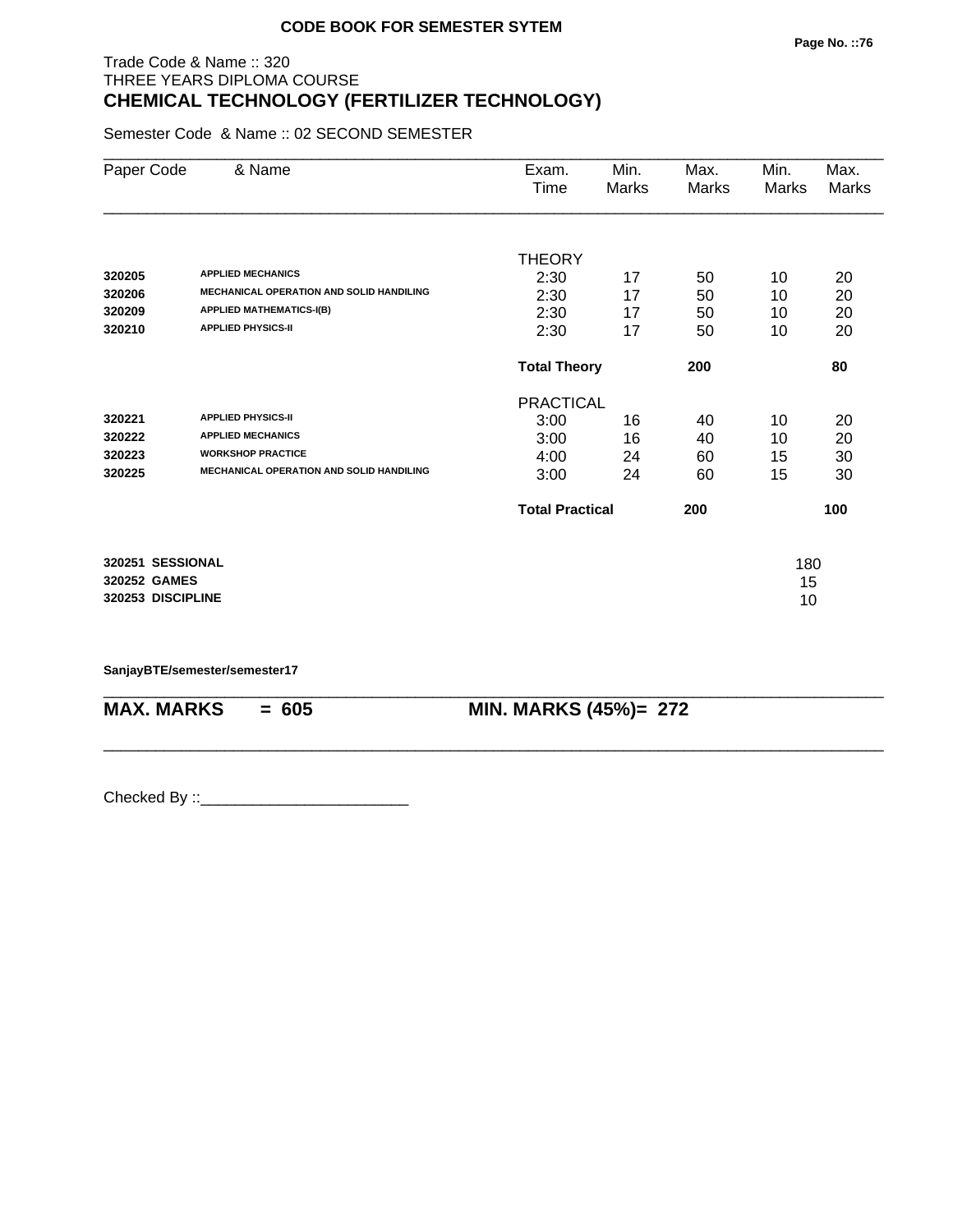**CODE BOOK FOR SEMESTER SYTEM**

Trade Code & Name :: 320
THREE YEARS DIPLOMA COURSE
## CHEMICAL TECHNOLOGY (FERTILIZER TECHNOLOGY)

Semester Code & Name :: 02 SECOND SEMESTER

| Paper Code | & Name | Exam. Time | Min. Marks | Max. Marks | Min. Marks | Max. Marks |
|---|---|---|---|---|---|---|
| | | THEORY | | | | |
| **320205** | **APPLIED MECHANICS** | 2:30 | 17 | 50 | 10 | 20 |
| **320206** | **MECHANICAL OPERATION AND SOLID HANDILING** | 2:30 | 17 | 50 | 10 | 20 |
| **320209** | **APPLIED MATHEMATICS-I(B)** | 2:30 | 17 | 50 | 10 | 20 |
| **320210** | **APPLIED PHYSICS-II** | 2:30 | 17 | 50 | 10 | 20 |
| | | **Total Theory** | | **200** | | **80** |
| | | PRACTICAL | | | | |
| **320221** | **APPLIED PHYSICS-II** | 3:00 | 16 | 40 | 10 | 20 |
| **320222** | **APPLIED MECHANICS** | 3:00 | 16 | 40 | 10 | 20 |
| **320223** | **WORKSHOP PRACTICE** | 4:00 | 24 | 60 | 15 | 30 |
| **320225** | **MECHANICAL OPERATION AND SOLID HANDILING** | 3:00 | 24 | 60 | 15 | 30 |
| | | **Total Practical** | | **200** | | **100** |

| | |
|---|---|
| **320251 SESSIONAL** | 180 |
| **320252 GAMES** | 15 |
| **320253 DISCIPLINE** | 10 |

**SanjayBTE/semester/semester17**

**MAX. MARKS = 605** **MIN. MARKS (45%)= 272**

Checked By ::________________________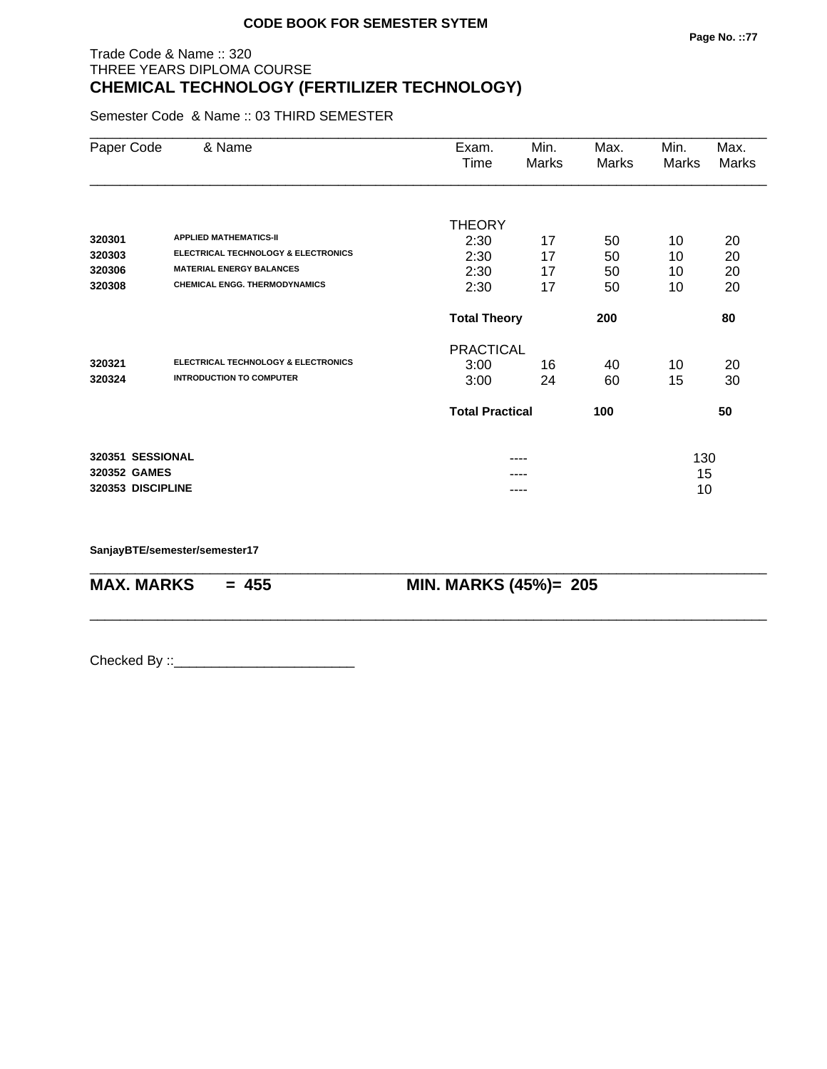**CODE BOOK FOR SEMESTER SYTEM**

Trade Code & Name :: 320
THREE YEARS DIPLOMA COURSE

## CHEMICAL TECHNOLOGY (FERTILIZER TECHNOLOGY)

Semester Code & Name :: 03 THIRD SEMESTER

| Paper Code | & Name | Exam. Time | Min. Marks | Max. Marks | Min. Marks | Max. Marks |
|---|---|---|---|---|---|---|
| | | THEORY | | | | |
| **320301** | **APPLIED MATHEMATICS-II** | 2:30 | 17 | 50 | 10 | 20 |
| **320303** | **ELECTRICAL TECHNOLOGY & ELECTRONICS** | 2:30 | 17 | 50 | 10 | 20 |
| **320306** | **MATERIAL ENERGY BALANCES** | 2:30 | 17 | 50 | 10 | 20 |
| **320308** | **CHEMICAL ENGG. THERMODYNAMICS** | 2:30 | 17 | 50 | 10 | 20 |
| | | **Total Theory** | | **200** | | **80** |
| | | PRACTICAL | | | | |
| **320321** | **ELECTRICAL TECHNOLOGY & ELECTRONICS** | 3:00 | 16 | 40 | 10 | 20 |
| **320324** | **INTRODUCTION TO COMPUTER** | 3:00 | 24 | 60 | 15 | 30 |
| | | **Total Practical** | | **100** | | **50** |
| **320351** | **SESSIONAL** | | ---- | | 130 | |
| **320352** | **GAMES** | | ---- | | 15 | |
| **320353** | **DISCIPLINE** | | ---- | | 10 | |

**SanjayBTE/semester/semester17**

**MAX. MARKS = 455 MIN. MARKS (45%)= 205**

Checked By ::________________________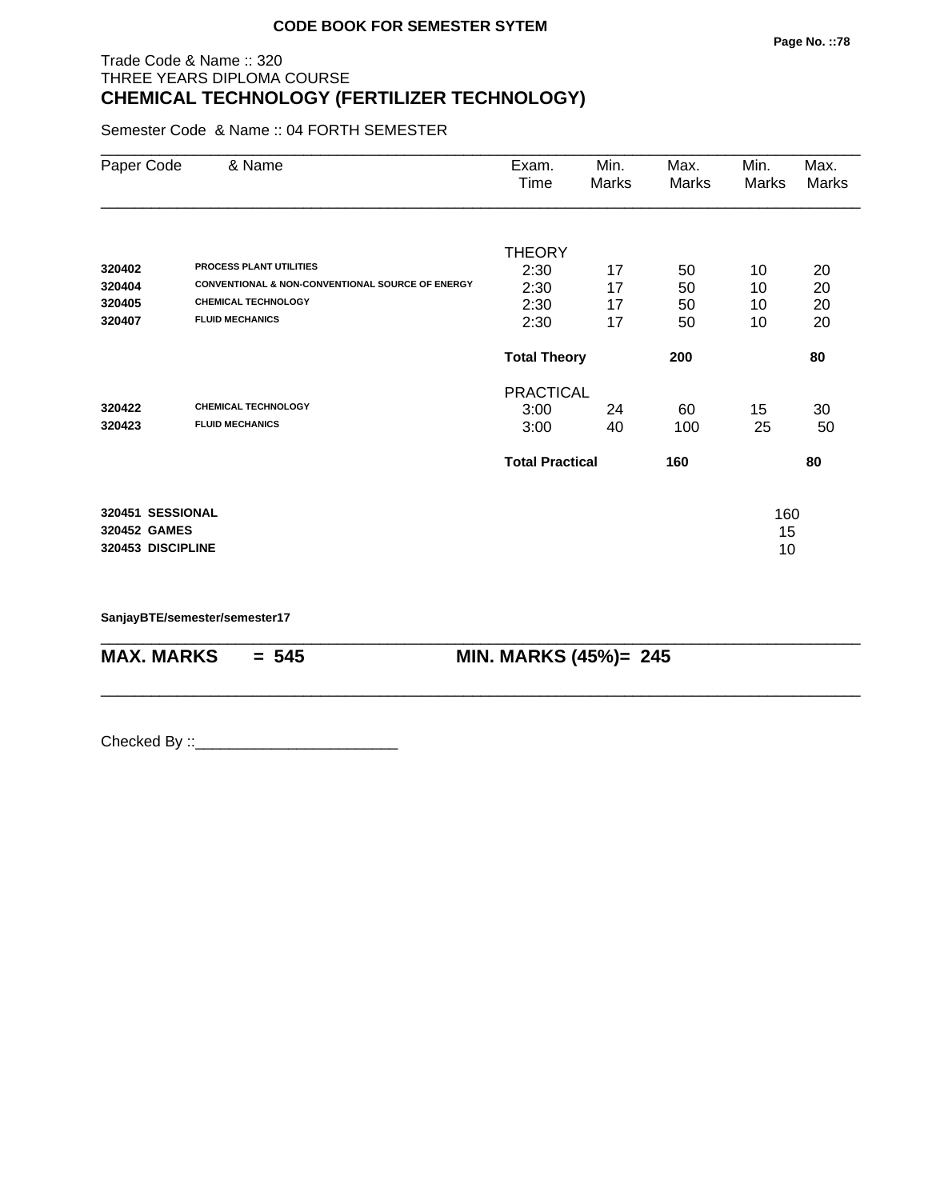**CODE BOOK FOR SEMESTER SYTEM**

Trade Code & Name :: 320
THREE YEARS DIPLOMA COURSE

## CHEMICAL TECHNOLOGY (FERTILIZER TECHNOLOGY)

Semester Code & Name :: 04 FORTH SEMESTER

| Paper Code | & Name | Exam. Time | Min. Marks | Max. Marks | Min. Marks | Max. Marks |
|---|---|---|---|---|---|---|
| | | THEORY | | | | |
| **320402** | **PROCESS PLANT UTILITIES** | 2:30 | 17 | 50 | 10 | 20 |
| **320404** | **CONVENTIONAL & NON-CONVENTIONAL SOURCE OF ENERGY** | 2:30 | 17 | 50 | 10 | 20 |
| **320405** | **CHEMICAL TECHNOLOGY** | 2:30 | 17 | 50 | 10 | 20 |
| **320407** | **FLUID MECHANICS** | 2:30 | 17 | 50 | 10 | 20 |
| | | **Total Theory** | | **200** | | **80** |
| | | PRACTICAL | | | | |
| **320422** | **CHEMICAL TECHNOLOGY** | 3:00 | 24 | 60 | 15 | 30 |
| **320423** | **FLUID MECHANICS** | 3:00 | 40 | 100 | 25 | 50 |
| | | **Total Practical** | | **160** | | **80** |
| **320451** | **SESSIONAL** | | | | 160 | |
| **320452** | **GAMES** | | | | 15 | |
| **320453** | **DISCIPLINE** | | | | 10 | |

**SanjayBTE/semester/semester17**

**MAX. MARKS = 545** **MIN. MARKS (45%)= 245**

Checked By ::________________________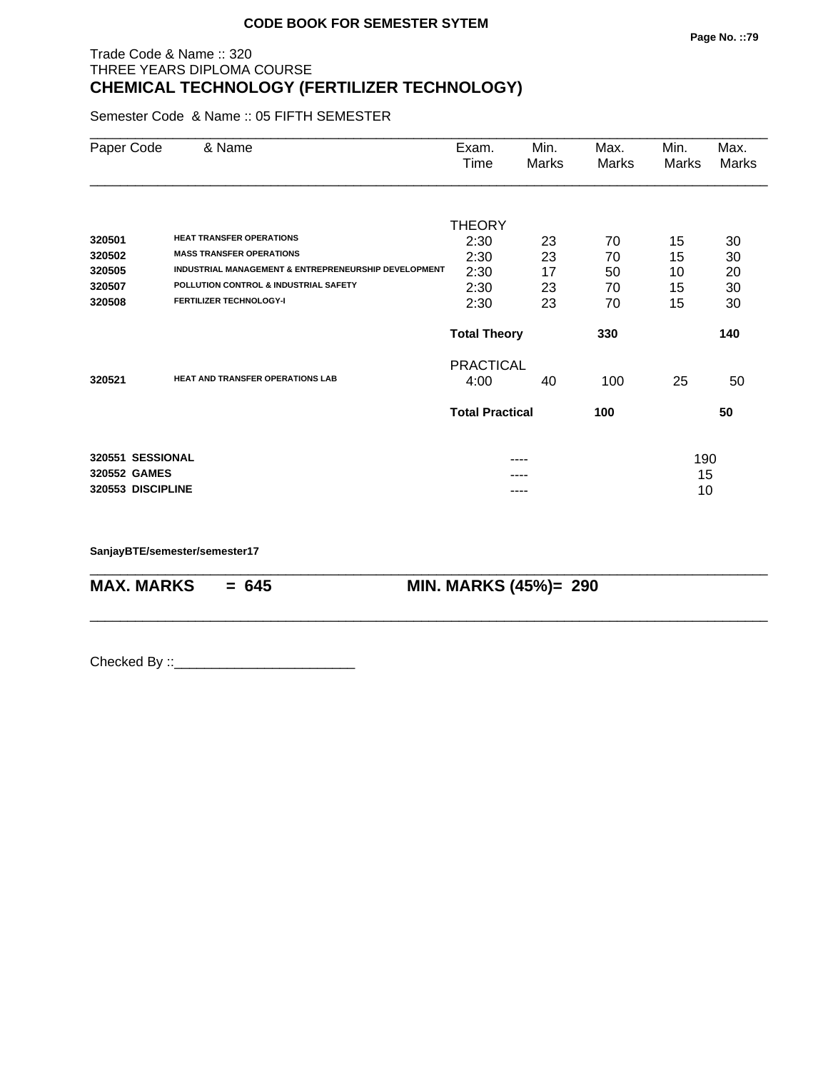**CODE BOOK FOR SEMESTER SYTEM**

Trade Code & Name :: 320
THREE YEARS DIPLOMA COURSE
**CHEMICAL TECHNOLOGY (FERTILIZER TECHNOLOGY)**

Semester Code & Name :: 05 FIFTH SEMESTER

| Paper Code | & Name | Exam. Time | Min. Marks | Max. Marks | Min. Marks | Max. Marks |
|---|---|---|---|---|---|---|
| | | THEORY | | | | |
| **320501** | **HEAT TRANSFER OPERATIONS** | 2:30 | 23 | 70 | 15 | 30 |
| **320502** | **MASS TRANSFER OPERATIONS** | 2:30 | 23 | 70 | 15 | 30 |
| **320505** | **INDUSTRIAL MANAGEMENT & ENTREPRENEURSHIP DEVELOPMENT** | 2:30 | 17 | 50 | 10 | 20 |
| **320507** | **POLLUTION CONTROL & INDUSTRIAL SAFETY** | 2:30 | 23 | 70 | 15 | 30 |
| **320508** | **FERTILIZER TECHNOLOGY-I** | 2:30 | 23 | 70 | 15 | 30 |
| | | **Total Theory** | | **330** | | **140** |
| | | PRACTICAL | | | | |
| **320521** | **HEAT AND TRANSFER OPERATIONS LAB** | 4:00 | 40 | 100 | 25 | 50 |
| | | **Total Practical** | | **100** | | **50** |
| **320551** | **SESSIONAL** | | ---- | | 190 | |
| **320552** | **GAMES** | | ---- | | 15 | |
| **320553** | **DISCIPLINE** | | ---- | | 10 | |

**SanjayBTE/semester/semester17**

**MAX. MARKS = 645** **MIN. MARKS (45%)= 290**

Checked By ::________________________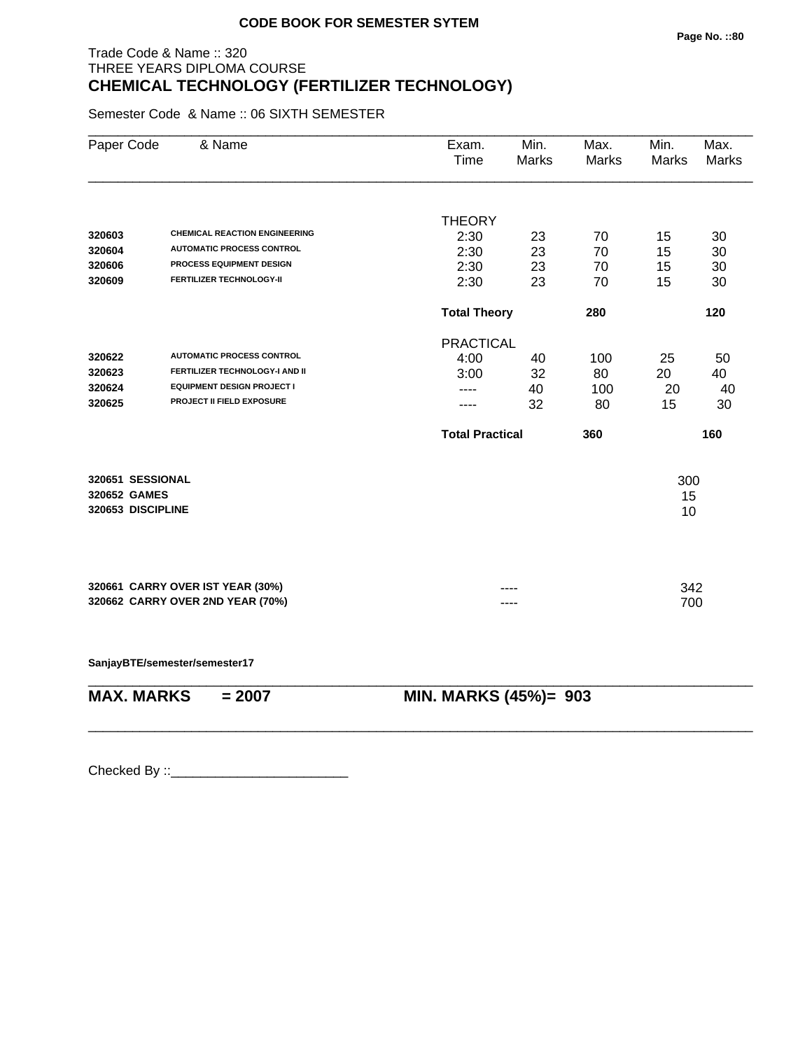**CODE BOOK FOR SEMESTER SYTEM**

Trade Code & Name :: 320
THREE YEARS DIPLOMA COURSE

## CHEMICAL TECHNOLOGY (FERTILIZER TECHNOLOGY)

Semester Code & Name :: 06 SIXTH SEMESTER

| Paper Code | & Name | Exam. Time | Min. Marks | Max. Marks | Min. Marks | Max. Marks |
|---|---|---|---|---|---|---|
| | | THEORY | | | | |
| **320603** | **CHEMICAL REACTION ENGINEERING** | 2:30 | 23 | 70 | 15 | 30 |
| **320604** | **AUTOMATIC PROCESS CONTROL** | 2:30 | 23 | 70 | 15 | 30 |
| **320606** | **PROCESS EQUIPMENT DESIGN** | 2:30 | 23 | 70 | 15 | 30 |
| **320609** | **FERTILIZER TECHNOLOGY-II** | 2:30 | 23 | 70 | 15 | 30 |
| | | **Total Theory** | | **280** | | **120** |
| | | PRACTICAL | | | | |
| **320622** | **AUTOMATIC PROCESS CONTROL** | 4:00 | 40 | 100 | 25 | 50 |
| **320623** | **FERTILIZER TECHNOLOGY-I AND II** | 3:00 | 32 | 80 | 20 | 40 |
| **320624** | **EQUIPMENT DESIGN PROJECT I** | ---- | 40 | 100 | 20 | 40 |
| **320625** | **PROJECT II FIELD EXPOSURE** | ---- | 32 | 80 | 15 | 30 |
| | | **Total Practical** | | **360** | | **160** |
| **320651** | **SESSIONAL** | | | | 300 | |
| **320652** | **GAMES** | | | | 15 | |
| **320653** | **DISCIPLINE** | | | | 10 | |
| **320661** | **CARRY OVER IST YEAR (30%)** | | ---- | | 342 | |
| **320662** | **CARRY OVER 2ND YEAR (70%)** | | ---- | | 700 | |

**SanjayBTE/semester/semester17**

**MAX. MARKS = 2007** **MIN. MARKS (45%)= 903**

Checked By ::________________________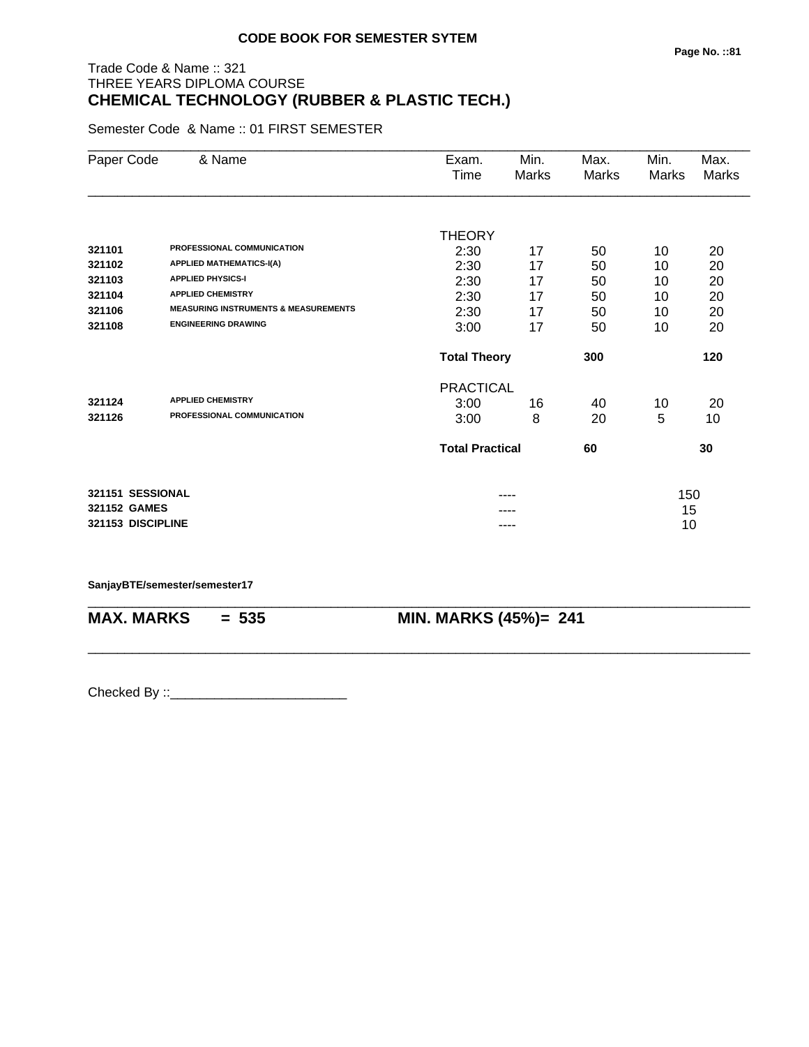**CODE BOOK FOR SEMESTER SYTEM**

Trade Code & Name :: 321
THREE YEARS DIPLOMA COURSE
**CHEMICAL TECHNOLOGY (RUBBER & PLASTIC TECH.)**

Semester Code & Name :: 01 FIRST SEMESTER

| Paper Code | & Name | Exam. Time | Min. Marks | Max. Marks | Min. Marks | Max. Marks |
|---|---|---|---|---|---|---|
| | | THEORY | | | | |
| **321101** | **PROFESSIONAL COMMUNICATION** | 2:30 | 17 | 50 | 10 | 20 |
| **321102** | **APPLIED MATHEMATICS-I(A)** | 2:30 | 17 | 50 | 10 | 20 |
| **321103** | **APPLIED PHYSICS-I** | 2:30 | 17 | 50 | 10 | 20 |
| **321104** | **APPLIED CHEMISTRY** | 2:30 | 17 | 50 | 10 | 20 |
| **321106** | **MEASURING INSTRUMENTS & MEASUREMENTS** | 2:30 | 17 | 50 | 10 | 20 |
| **321108** | **ENGINEERING DRAWING** | 3:00 | 17 | 50 | 10 | 20 |
| | | **Total Theory** | | **300** | | **120** |
| | | PRACTICAL | | | | |
| **321124** | **APPLIED CHEMISTRY** | 3:00 | 16 | 40 | 10 | 20 |
| **321126** | **PROFESSIONAL COMMUNICATION** | 3:00 | 8 | 20 | 5 | 10 |
| | | **Total Practical** | | **60** | | **30** |
| **321151** | **SESSIONAL** | | ---- | | 150 | |
| **321152** | **GAMES** | | ---- | | 15 | |
| **321153** | **DISCIPLINE** | | ---- | | 10 | |

**SanjayBTE/semester/semester17**

**MAX. MARKS = 535** **MIN. MARKS (45%)= 241**

Checked By ::________________________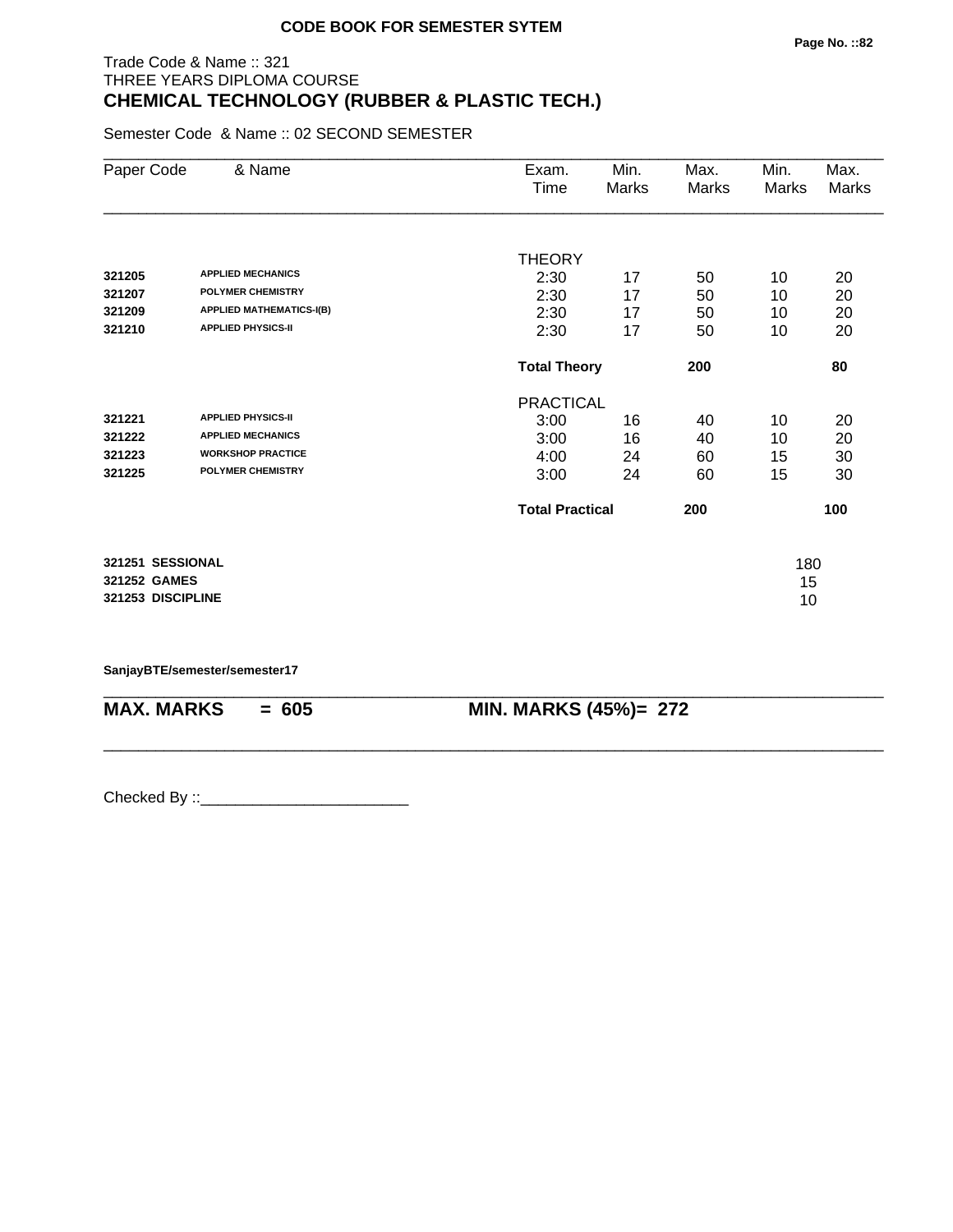**CODE BOOK FOR SEMESTER SYTEM**

Trade Code & Name :: 321
THREE YEARS DIPLOMA COURSE

## CHEMICAL TECHNOLOGY (RUBBER & PLASTIC TECH.)

Semester Code & Name :: 02 SECOND SEMESTER

| Paper Code | & Name | Exam. Time | Min. Marks | Max. Marks | Min. Marks | Max. Marks |
|---|---|---|---|---|---|---|
| | | THEORY | | | | |
| 321205 | APPLIED MECHANICS | 2:30 | 17 | 50 | 10 | 20 |
| 321207 | POLYMER CHEMISTRY | 2:30 | 17 | 50 | 10 | 20 |
| 321209 | APPLIED MATHEMATICS-I(B) | 2:30 | 17 | 50 | 10 | 20 |
| 321210 | APPLIED PHYSICS-II | 2:30 | 17 | 50 | 10 | 20 |
| | | **Total Theory** | | **200** | | **80** |
| | | PRACTICAL | | | | |
| 321221 | APPLIED PHYSICS-II | 3:00 | 16 | 40 | 10 | 20 |
| 321222 | APPLIED MECHANICS | 3:00 | 16 | 40 | 10 | 20 |
| 321223 | WORKSHOP PRACTICE | 4:00 | 24 | 60 | 15 | 30 |
| 321225 | POLYMER CHEMISTRY | 3:00 | 24 | 60 | 15 | 30 |
| | | **Total Practical** | | **200** | | **100** |

| | |
|---|---|
| **321251 SESSIONAL** | 180 |
| **321252 GAMES** | 15 |
| **321253 DISCIPLINE** | 10 |

**SanjayBTE/semester/semester17**

**MAX. MARKS = 605** **MIN. MARKS (45%)= 272**

Checked By ::________________________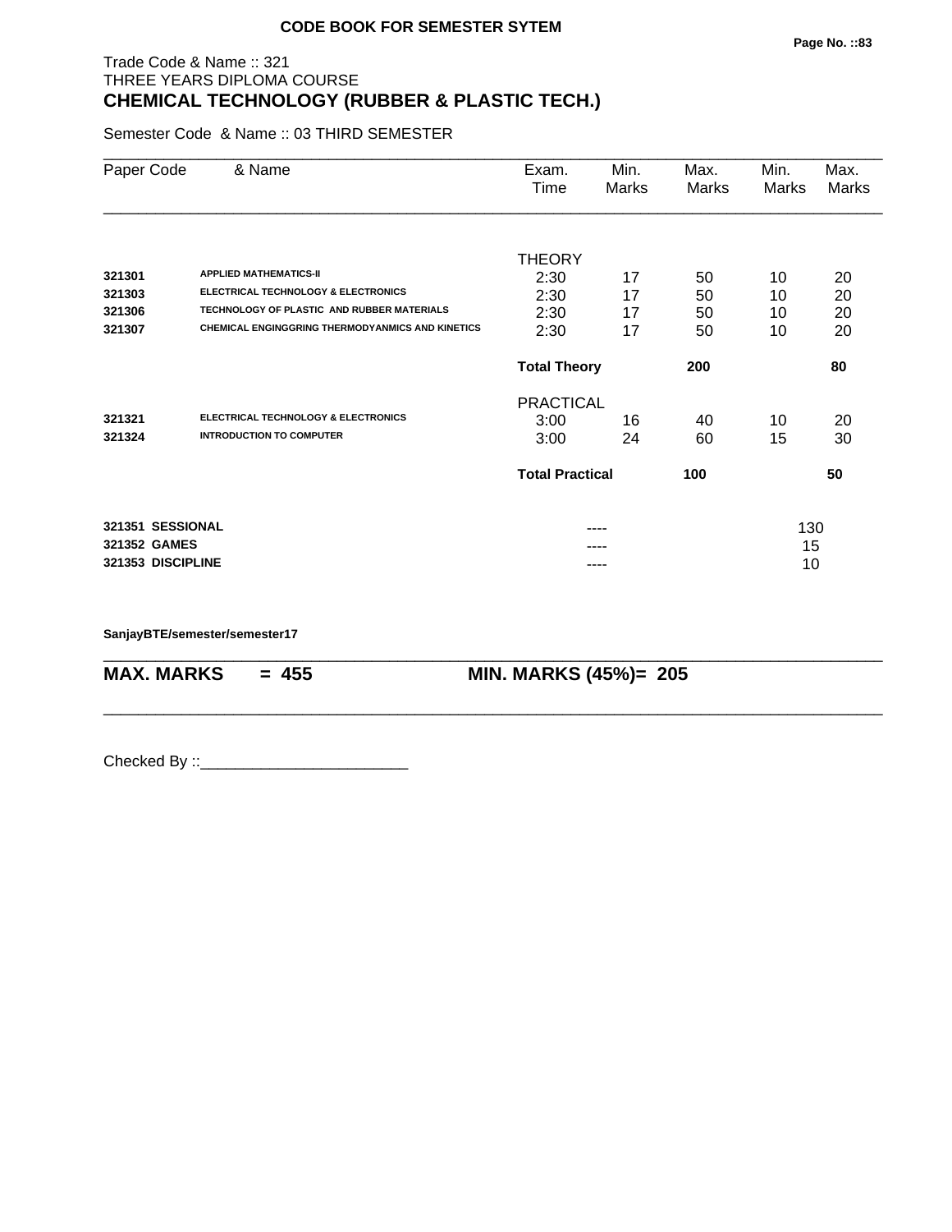**CODE BOOK FOR SEMESTER SYTEM**

Trade Code & Name :: 321
THREE YEARS DIPLOMA COURSE
**CHEMICAL TECHNOLOGY (RUBBER & PLASTIC TECH.)**

Semester Code & Name :: 03 THIRD SEMESTER

| Paper Code | & Name | Exam. Time | Min. Marks | Max. Marks | Min. Marks | Max. Marks |
|---|---|---|---|---|---|---|
| | | THEORY | | | | |
| **321301** | **APPLIED MATHEMATICS-II** | 2:30 | 17 | 50 | 10 | 20 |
| **321303** | **ELECTRICAL TECHNOLOGY & ELECTRONICS** | 2:30 | 17 | 50 | 10 | 20 |
| **321306** | **TECHNOLOGY OF PLASTIC AND RUBBER MATERIALS** | 2:30 | 17 | 50 | 10 | 20 |
| **321307** | **CHEMICAL ENGINGGRING THERMODYANMICS AND KINETICS** | 2:30 | 17 | 50 | 10 | 20 |
| | | **Total Theory** | | **200** | | **80** |
| | | PRACTICAL | | | | |
| **321321** | **ELECTRICAL TECHNOLOGY & ELECTRONICS** | 3:00 | 16 | 40 | 10 | 20 |
| **321324** | **INTRODUCTION TO COMPUTER** | 3:00 | 24 | 60 | 15 | 30 |
| | | **Total Practical** | | **100** | | **50** |
| **321351** | **SESSIONAL** | | ---- | | 130 | |
| **321352** | **GAMES** | | ---- | | 15 | |
| **321353** | **DISCIPLINE** | | ---- | | 10 | |

**SanjayBTE/semester/semester17**

**MAX. MARKS = 455** **MIN. MARKS (45%)= 205**

Checked By ::________________________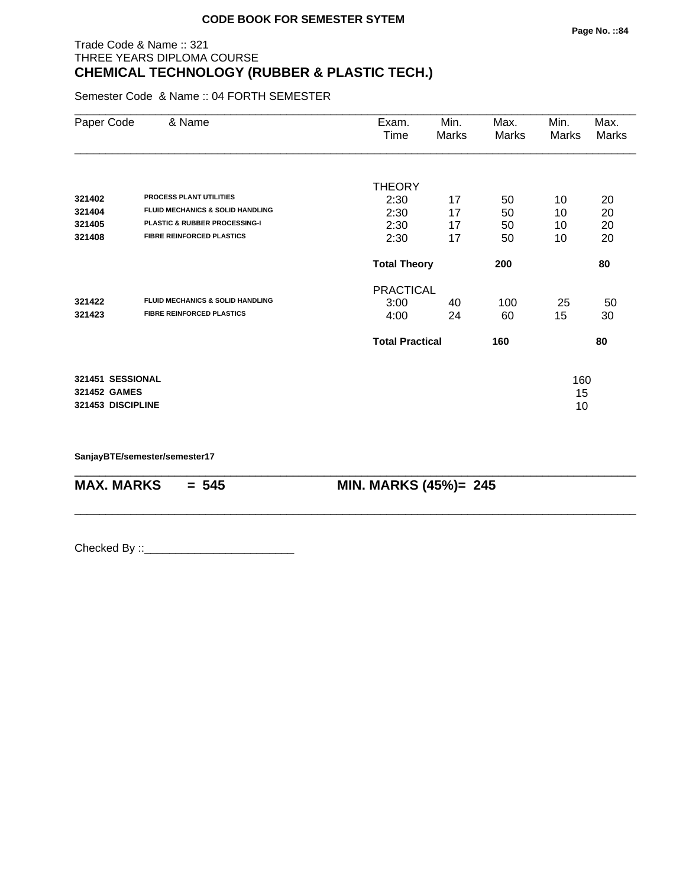**CODE BOOK FOR SEMESTER SYTEM**

Trade Code & Name :: 321
THREE YEARS DIPLOMA COURSE
## CHEMICAL TECHNOLOGY (RUBBER & PLASTIC TECH.)

Semester Code & Name :: 04 FORTH SEMESTER

| Paper Code | & Name | Exam. Time | Min. Marks | Max. Marks | Min. Marks | Max. Marks |
|---|---|---|---|---|---|---|
| | | THEORY | | | | |
| **321402** | **PROCESS PLANT UTILITIES** | 2:30 | 17 | 50 | 10 | 20 |
| **321404** | **FLUID MECHANICS & SOLID HANDLING** | 2:30 | 17 | 50 | 10 | 20 |
| **321405** | **PLASTIC & RUBBER PROCESSING-I** | 2:30 | 17 | 50 | 10 | 20 |
| **321408** | **FIBRE REINFORCED PLASTICS** | 2:30 | 17 | 50 | 10 | 20 |
| | | **Total Theory** | | **200** | | **80** |
| | | PRACTICAL | | | | |
| **321422** | **FLUID MECHANICS & SOLID HANDLING** | 3:00 | 40 | 100 | 25 | 50 |
| **321423** | **FIBRE REINFORCED PLASTICS** | 4:00 | 24 | 60 | 15 | 30 |
| | | **Total Practical** | | **160** | | **80** |
| **321451** | **SESSIONAL** | | | | 160 | |
| **321452** | **GAMES** | | | | 15 | |
| **321453** | **DISCIPLINE** | | | | 10 | |

**SanjayBTE/semester/semester17**

**MAX. MARKS = 545** **MIN. MARKS (45%)= 245**

Checked By ::________________________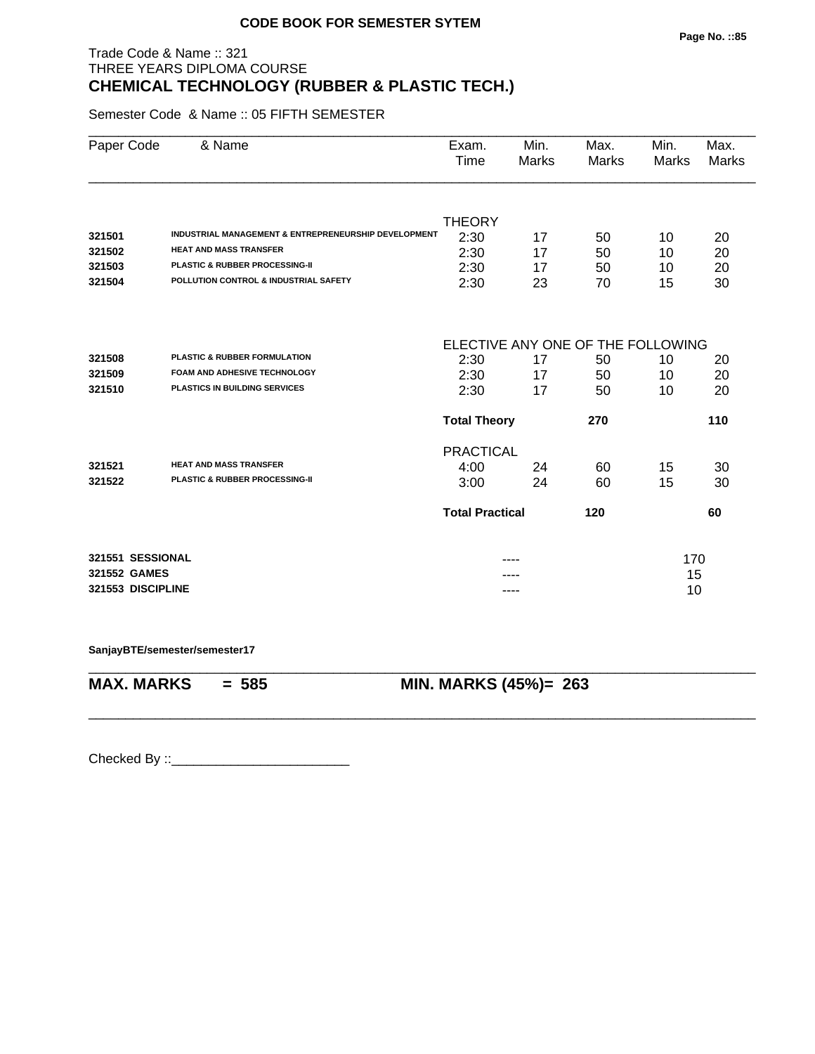**CODE BOOK FOR SEMESTER SYTEM**

Trade Code & Name :: 321
THREE YEARS DIPLOMA COURSE
## CHEMICAL TECHNOLOGY (RUBBER & PLASTIC TECH.)

Semester Code & Name :: 05 FIFTH SEMESTER

| Paper Code | & Name | Exam. Time | Min. Marks | Max. Marks | Min. Marks | Max. Marks |
|---|---|---|---|---|---|---|
| | | THEORY | | | | |
| 321501 | INDUSTRIAL MANAGEMENT & ENTREPRENEURSHIP DEVELOPMENT | 2:30 | 17 | 50 | 10 | 20 |
| 321502 | HEAT AND MASS TRANSFER | 2:30 | 17 | 50 | 10 | 20 |
| 321503 | PLASTIC & RUBBER PROCESSING-II | 2:30 | 17 | 50 | 10 | 20 |
| 321504 | POLLUTION CONTROL & INDUSTRIAL SAFETY | 2:30 | 23 | 70 | 15 | 30 |
| | | ELECTIVE ANY ONE OF THE FOLLOWING | | | | |
| 321508 | PLASTIC & RUBBER FORMULATION | 2:30 | 17 | 50 | 10 | 20 |
| 321509 | FOAM AND ADHESIVE TECHNOLOGY | 2:30 | 17 | 50 | 10 | 20 |
| 321510 | PLASTICS IN BUILDING SERVICES | 2:30 | 17 | 50 | 10 | 20 |
| | | **Total Theory** | | **270** | | **110** |
| | | PRACTICAL | | | | |
| 321521 | HEAT AND MASS TRANSFER | 4:00 | 24 | 60 | 15 | 30 |
| 321522 | PLASTIC & RUBBER PROCESSING-II | 3:00 | 24 | 60 | 15 | 30 |
| | | **Total Practical** | | **120** | | **60** |
| **321551** | **SESSIONAL** | | ---- | | 170 | |
| **321552** | **GAMES** | | ---- | | 15 | |
| **321553** | **DISCIPLINE** | | ---- | | 10 | |

**SanjayBTE/semester/semester17**

**MAX. MARKS = 585** **MIN. MARKS (45%)= 263**

Checked By ::________________________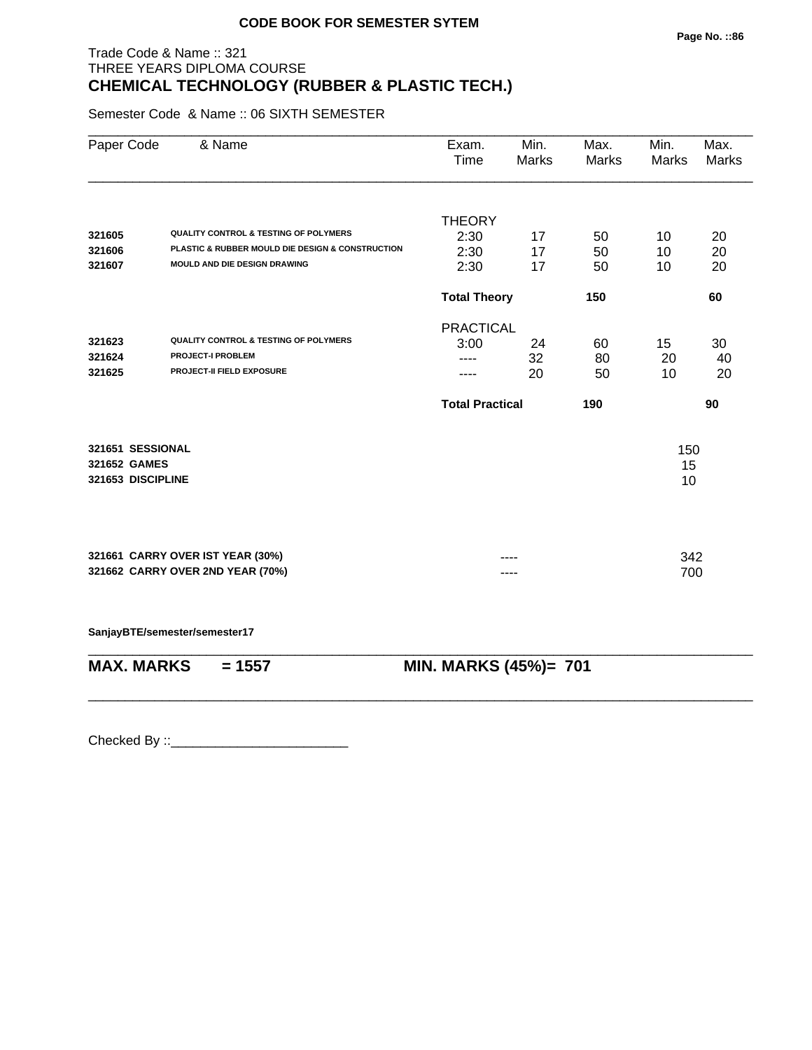**CODE BOOK FOR SEMESTER SYTEM**

Trade Code & Name :: 321
THREE YEARS DIPLOMA COURSE

# CHEMICAL TECHNOLOGY (RUBBER & PLASTIC TECH.)

Semester Code & Name :: 06 SIXTH SEMESTER

| Paper Code | & Name | Exam. Time | Min. Marks | Max. Marks | Min. Marks | Max. Marks |
|---|---|---|---|---|---|---|
| | | THEORY | | | | |
| **321605** | **QUALITY CONTROL & TESTING OF POLYMERS** | 2:30 | 17 | 50 | 10 | 20 |
| **321606** | **PLASTIC & RUBBER MOULD DIE DESIGN & CONSTRUCTION** | 2:30 | 17 | 50 | 10 | 20 |
| **321607** | **MOULD AND DIE DESIGN DRAWING** | 2:30 | 17 | 50 | 10 | 20 |
| | | **Total Theory** | | **150** | | **60** |
| | | PRACTICAL | | | | |
| **321623** | **QUALITY CONTROL & TESTING OF POLYMERS** | 3:00 | 24 | 60 | 15 | 30 |
| **321624** | **PROJECT-I PROBLEM** | ---- | 32 | 80 | 20 | 40 |
| **321625** | **PROJECT-II FIELD EXPOSURE** | ---- | 20 | 50 | 10 | 20 |
| | | **Total Practical** | | **190** | | **90** |
| **321651** | **SESSIONAL** | | | | 150 | |
| **321652** | **GAMES** | | | | 15 | |
| **321653** | **DISCIPLINE** | | | | 10 | |
| **321661** | **CARRY OVER IST YEAR (30%)** | | ---- | | 342 | |
| **321662** | **CARRY OVER 2ND YEAR (70%)** | | ---- | | 700 | |

**SanjayBTE/semester/semester17**

**MAX. MARKS = 1557** **MIN. MARKS (45%)= 701**

Checked By ::________________________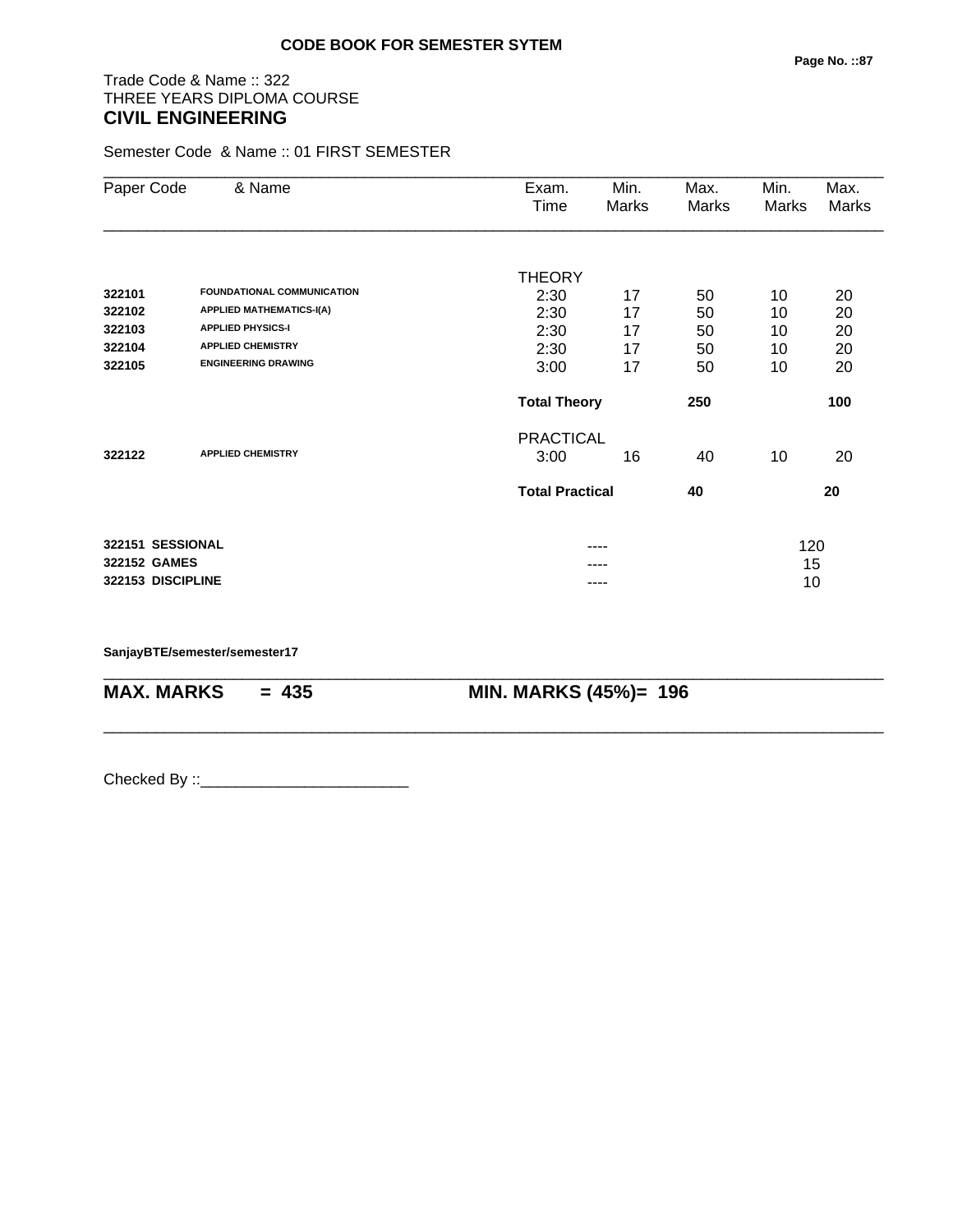**CODE BOOK FOR SEMESTER SYTEM**

Trade Code & Name :: 322
THREE YEARS DIPLOMA COURSE
## CIVIL ENGINEERING

Semester Code & Name :: 01 FIRST SEMESTER

| Paper Code | & Name | Exam. Time | Min. Marks | Max. Marks | Min. Marks | Max. Marks |
|---|---|---|---|---|---|---|
| | | THEORY | | | | |
| 322101 | FOUNDATIONAL COMMUNICATION | 2:30 | 17 | 50 | 10 | 20 |
| 322102 | APPLIED MATHEMATICS-I(A) | 2:30 | 17 | 50 | 10 | 20 |
| 322103 | APPLIED PHYSICS-I | 2:30 | 17 | 50 | 10 | 20 |
| 322104 | APPLIED CHEMISTRY | 2:30 | 17 | 50 | 10 | 20 |
| 322105 | ENGINEERING DRAWING | 3:00 | 17 | 50 | 10 | 20 |
| | | **Total Theory** | | **250** | | **100** |
| | | PRACTICAL | | | | |
| 322122 | APPLIED CHEMISTRY | 3:00 | 16 | 40 | 10 | 20 |
| | | **Total Practical** | | **40** | | **20** |
| **322151** | **SESSIONAL** | | ---- | | 120 | |
| **322152** | **GAMES** | | ---- | | 15 | |
| **322153** | **DISCIPLINE** | | ---- | | 10 | |

**SanjayBTE/semester/semester17**

**MAX. MARKS = 435** **MIN. MARKS (45%)= 196**

Checked By ::________________________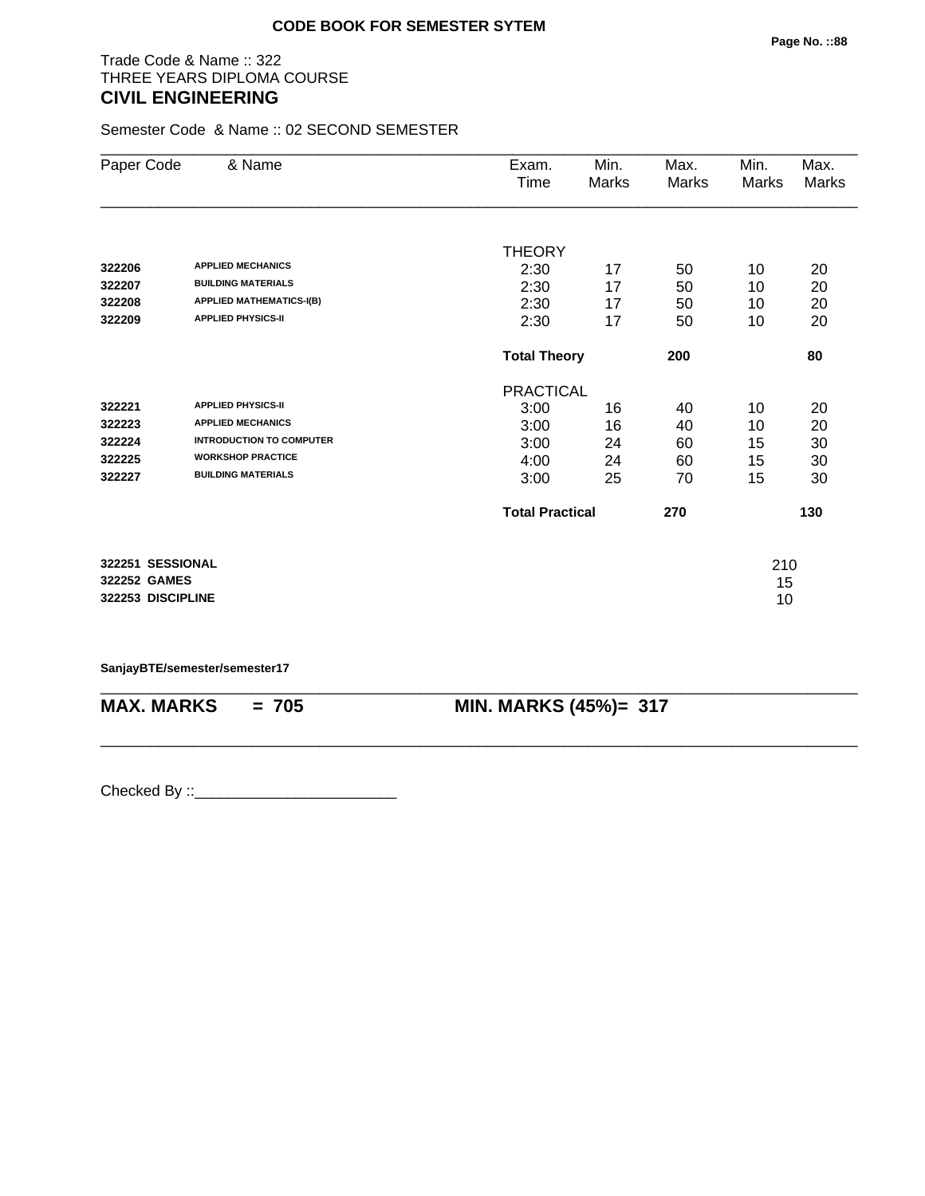**CODE BOOK FOR SEMESTER SYTEM**

Trade Code & Name :: 322
THREE YEARS DIPLOMA COURSE
## CIVIL ENGINEERING

Semester Code & Name :: 02 SECOND SEMESTER

| Paper Code | & Name | Exam. Time | Min. Marks | Max. Marks | Min. Marks | Max. Marks |
|---|---|---|---|---|---|---|
| | | THEORY | | | | |
| **322206** | **APPLIED MECHANICS** | 2:30 | 17 | 50 | 10 | 20 |
| **322207** | **BUILDING MATERIALS** | 2:30 | 17 | 50 | 10 | 20 |
| **322208** | **APPLIED MATHEMATICS-I(B)** | 2:30 | 17 | 50 | 10 | 20 |
| **322209** | **APPLIED PHYSICS-II** | 2:30 | 17 | 50 | 10 | 20 |
| | | **Total Theory** | | **200** | | **80** |
| | | PRACTICAL | | | | |
| **322221** | **APPLIED PHYSICS-II** | 3:00 | 16 | 40 | 10 | 20 |
| **322223** | **APPLIED MECHANICS** | 3:00 | 16 | 40 | 10 | 20 |
| **322224** | **INTRODUCTION TO COMPUTER** | 3:00 | 24 | 60 | 15 | 30 |
| **322225** | **WORKSHOP PRACTICE** | 4:00 | 24 | 60 | 15 | 30 |
| **322227** | **BUILDING MATERIALS** | 3:00 | 25 | 70 | 15 | 30 |
| | | **Total Practical** | | **270** | | **130** |

| | |
|---|---|
| **322251 SESSIONAL** | 210 |
| **322252 GAMES** | 15 |
| **322253 DISCIPLINE** | 10 |

**SanjayBTE/semester/semester17**

**MAX. MARKS = 705** **MIN. MARKS (45%)= 317**

Checked By ::________________________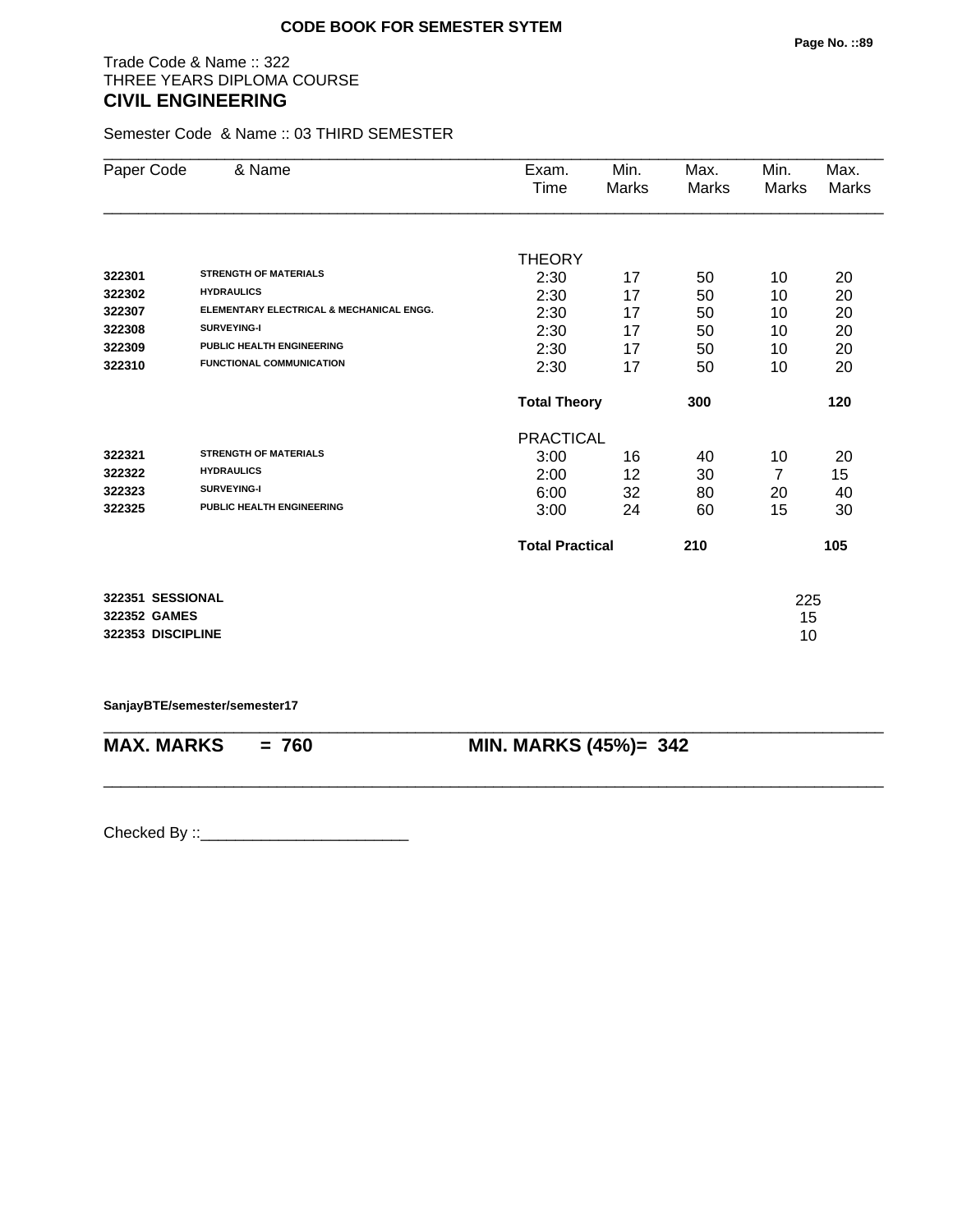**CODE BOOK FOR SEMESTER SYTEM**

Trade Code & Name :: 322
THREE YEARS DIPLOMA COURSE
## CIVIL ENGINEERING

Semester Code & Name :: 03 THIRD SEMESTER

| Paper Code | & Name | Exam. Time | Min. Marks | Max. Marks | Min. Marks | Max. Marks |
|---|---|---|---|---|---|---|
| | | THEORY | | | | |
| 322301 | STRENGTH OF MATERIALS | 2:30 | 17 | 50 | 10 | 20 |
| 322302 | HYDRAULICS | 2:30 | 17 | 50 | 10 | 20 |
| 322307 | ELEMENTARY ELECTRICAL & MECHANICAL ENGG. | 2:30 | 17 | 50 | 10 | 20 |
| 322308 | SURVEYING-I | 2:30 | 17 | 50 | 10 | 20 |
| 322309 | PUBLIC HEALTH ENGINEERING | 2:30 | 17 | 50 | 10 | 20 |
| 322310 | FUNCTIONAL COMMUNICATION | 2:30 | 17 | 50 | 10 | 20 |
| | | **Total Theory** | | **300** | | **120** |
| | | PRACTICAL | | | | |
| 322321 | STRENGTH OF MATERIALS | 3:00 | 16 | 40 | 10 | 20 |
| 322322 | HYDRAULICS | 2:00 | 12 | 30 | 7 | 15 |
| 322323 | SURVEYING-I | 6:00 | 32 | 80 | 20 | 40 |
| 322325 | PUBLIC HEALTH ENGINEERING | 3:00 | 24 | 60 | 15 | 30 |
| | | **Total Practical** | | **210** | | **105** |

| | |
|---|---|
| **322351 SESSIONAL** | 225 |
| **322352 GAMES** | 15 |
| **322353 DISCIPLINE** | 10 |

**SanjayBTE/semester/semester17**

**MAX. MARKS = 760** **MIN. MARKS (45%)= 342**

Checked By ::________________________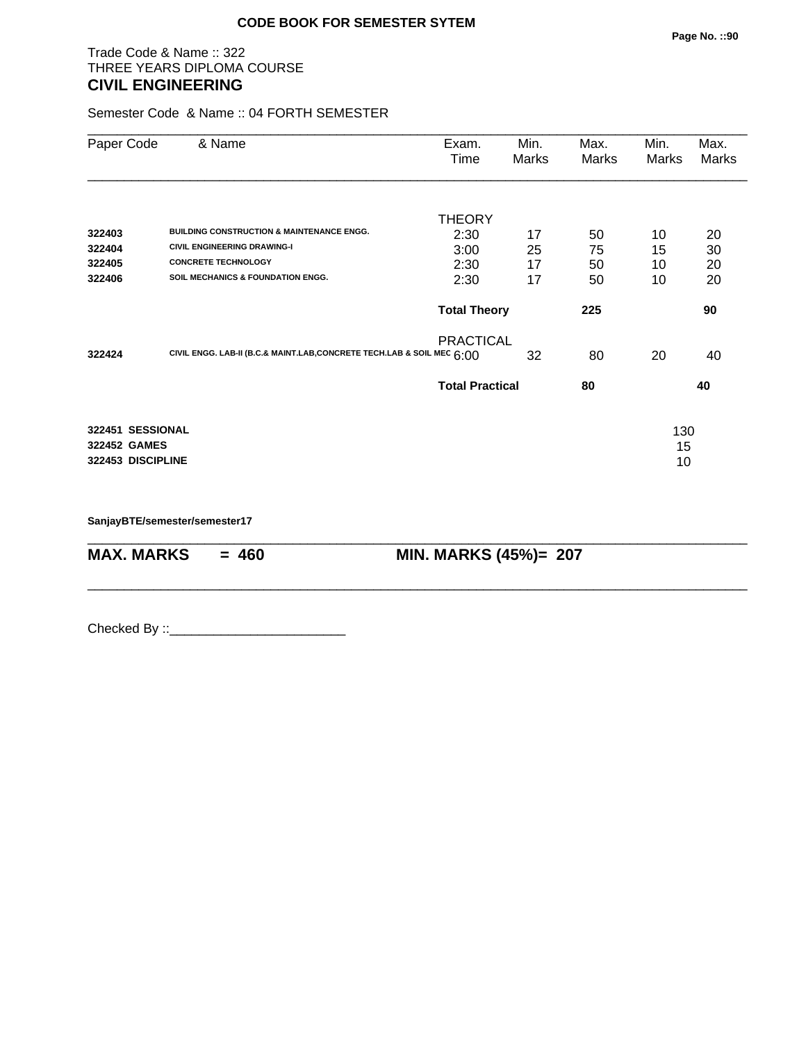**CODE BOOK FOR SEMESTER SYTEM**

Trade Code & Name :: 322
THREE YEARS DIPLOMA COURSE
## CIVIL ENGINEERING

Semester Code & Name :: 04 FORTH SEMESTER

| Paper Code | & Name | Exam. Time | Min. Marks | Max. Marks | Min. Marks | Max. Marks |
|---|---|---|---|---|---|---|
| | | THEORY | | | | |
| **322403** | **BUILDING CONSTRUCTION & MAINTENANCE ENGG.** | 2:30 | 17 | 50 | 10 | 20 |
| **322404** | **CIVIL ENGINEERING DRAWING-I** | 3:00 | 25 | 75 | 15 | 30 |
| **322405** | **CONCRETE TECHNOLOGY** | 2:30 | 17 | 50 | 10 | 20 |
| **322406** | **SOIL MECHANICS & FOUNDATION ENGG.** | 2:30 | 17 | 50 | 10 | 20 |
| | | **Total Theory** | | **225** | | **90** |
| | | PRACTICAL | | | | |
| **322424** | **CIVIL ENGG. LAB-II (B.C.& MAINT.LAB,CONCRETE TECH.LAB & SOIL MEC** | 6:00 | 32 | 80 | 20 | 40 |
| | | **Total Practical** | | **80** | | **40** |

| | |
|---|---|
| **322451 SESSIONAL** | 130 |
| **322452 GAMES** | 15 |
| **322453 DISCIPLINE** | 10 |

**SanjayBTE/semester/semester17**

**MAX. MARKS = 460** **MIN. MARKS (45%)= 207**

Checked By ::________________________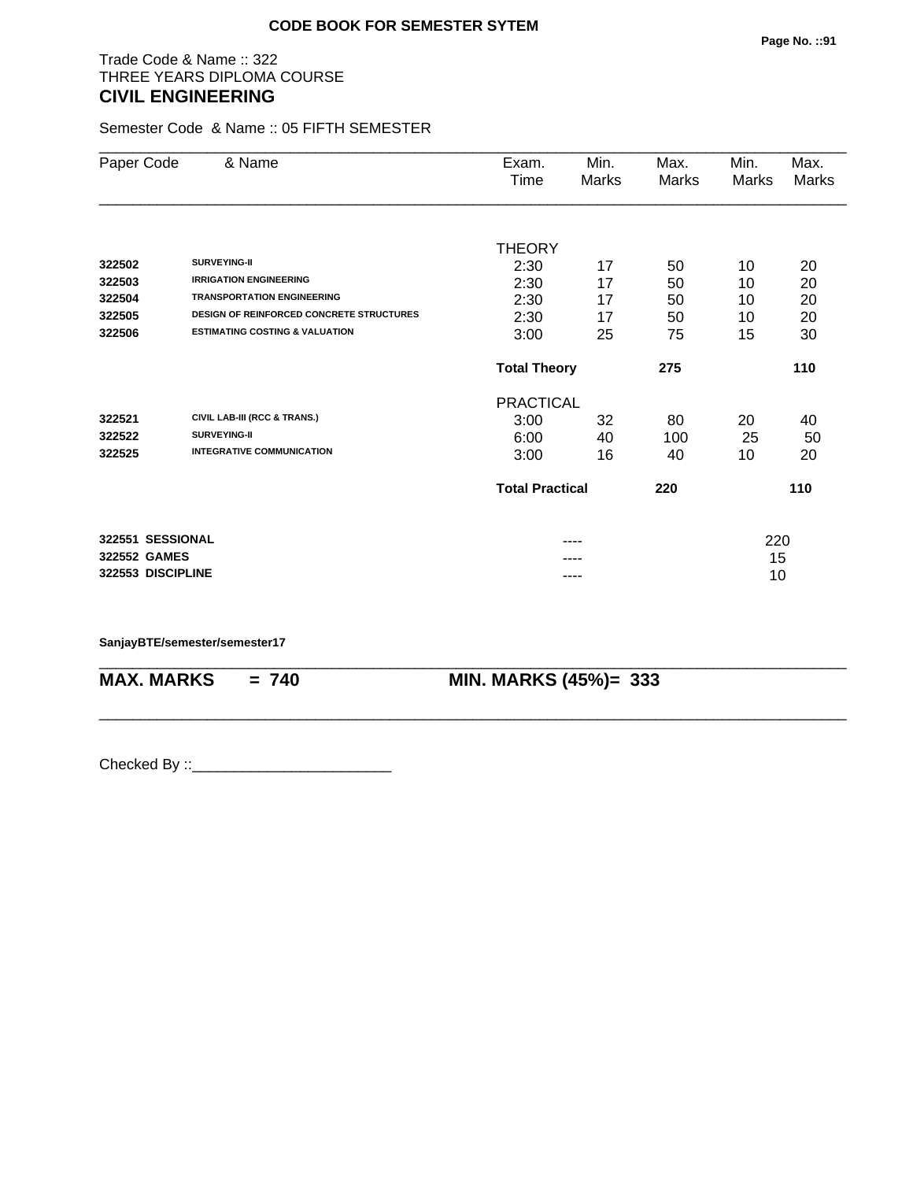**CODE BOOK FOR SEMESTER SYTEM**

Trade Code & Name :: 322
THREE YEARS DIPLOMA COURSE
## CIVIL ENGINEERING

Semester Code & Name :: 05 FIFTH SEMESTER

| Paper Code | & Name | Exam. Time | Min. Marks | Max. Marks | Min. Marks | Max. Marks |
|---|---|---|---|---|---|---|
| | | THEORY | | | | |
| 322502 | SURVEYING-II | 2:30 | 17 | 50 | 10 | 20 |
| 322503 | IRRIGATION ENGINEERING | 2:30 | 17 | 50 | 10 | 20 |
| 322504 | TRANSPORTATION ENGINEERING | 2:30 | 17 | 50 | 10 | 20 |
| 322505 | DESIGN OF REINFORCED CONCRETE STRUCTURES | 2:30 | 17 | 50 | 10 | 20 |
| 322506 | ESTIMATING COSTING & VALUATION | 3:00 | 25 | 75 | 15 | 30 |
| | | **Total Theory** | | **275** | | **110** |
| | | PRACTICAL | | | | |
| 322521 | CIVIL LAB-III (RCC & TRANS.) | 3:00 | 32 | 80 | 20 | 40 |
| 322522 | SURVEYING-II | 6:00 | 40 | 100 | 25 | 50 |
| 322525 | INTEGRATIVE COMMUNICATION | 3:00 | 16 | 40 | 10 | 20 |
| | | **Total Practical** | | **220** | | **110** |
| **322551** | **SESSIONAL** | | ---- | | 220 | |
| **322552** | **GAMES** | | ---- | | 15 | |
| **322553** | **DISCIPLINE** | | ---- | | 10 | |

**SanjayBTE/semester/semester17**

**MAX. MARKS = 740** **MIN. MARKS (45%)= 333**

Checked By ::________________________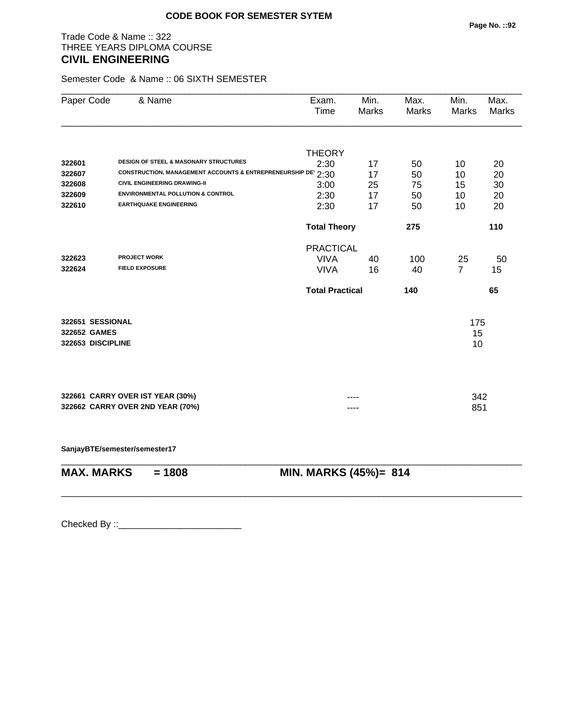**CODE BOOK FOR SEMESTER SYTEM**

Trade Code & Name :: 322
THREE YEARS DIPLOMA COURSE
## CIVIL ENGINEERING

Semester Code & Name :: 06 SIXTH SEMESTER

| Paper Code | & Name | Exam. Time | Min. Marks | Max. Marks | Min. Marks | Max. Marks |
|---|---|---|---|---|---|---|
| | | THEORY | | | | |
| 322601 | DESIGN OF STEEL & MASONARY STRUCTURES | 2:30 | 17 | 50 | 10 | 20 |
| 322607 | CONSTRUCTION, MANAGEMENT ACCOUNTS & ENTREPRENEURSHIP DE' | 2:30 | 17 | 50 | 10 | 20 |
| 322608 | CIVIL ENGINEERING DRAWING-II | 3:00 | 25 | 75 | 15 | 30 |
| 322609 | ENVIRONMENTAL POLLUTION & CONTROL | 2:30 | 17 | 50 | 10 | 20 |
| 322610 | EARTHQUAKE ENGINEERING | 2:30 | 17 | 50 | 10 | 20 |
| | | **Total Theory** | | **275** | | **110** |
| | | PRACTICAL | | | | |
| 322623 | PROJECT WORK | VIVA | 40 | 100 | 25 | 50 |
| 322624 | FIELD EXPOSURE | VIVA | 16 | 40 | 7 | 15 |
| | | **Total Practical** | | **140** | | **65** |
| **322651** | **SESSIONAL** | | | | 175 | |
| **322652** | **GAMES** | | | | 15 | |
| **322653** | **DISCIPLINE** | | | | 10 | |
| **322661** | **CARRY OVER IST YEAR (30%)** | | ---- | | 342 | |
| **322662** | **CARRY OVER 2ND YEAR (70%)** | | ---- | | 851 | |

**SanjayBTE/semester/semester17**

**MAX. MARKS = 1808** **MIN. MARKS (45%)= 814**

Checked By ::________________________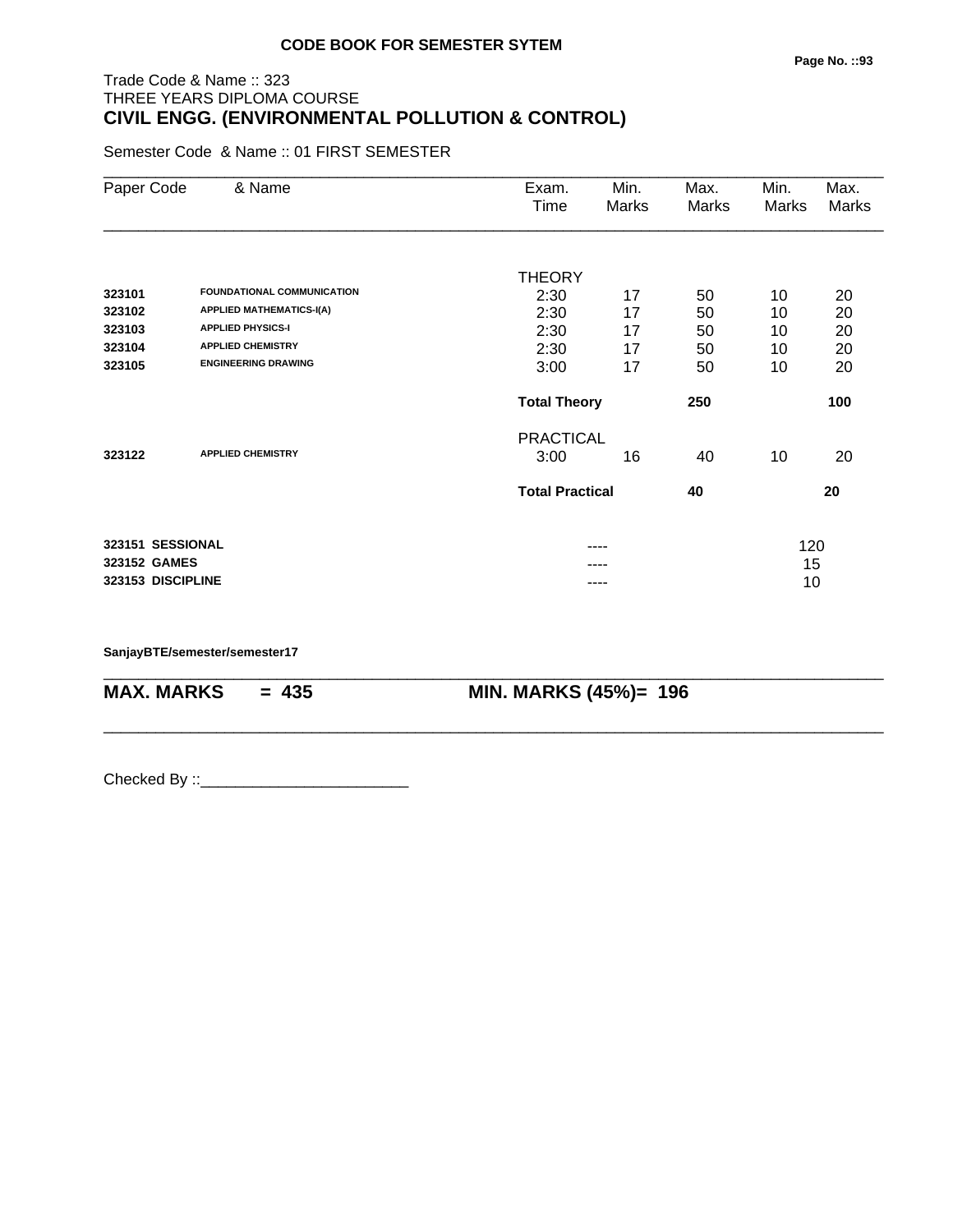**CODE BOOK FOR SEMESTER SYTEM**

Trade Code & Name :: 323
THREE YEARS DIPLOMA COURSE

## CIVIL ENGG. (ENVIRONMENTAL POLLUTION & CONTROL)

Semester Code & Name :: 01 FIRST SEMESTER

| Paper Code | & Name | Exam. Time | Min. Marks | Max. Marks | Min. Marks | Max. Marks |
|---|---|---|---|---|---|---|
| | | THEORY | | | | |
| 323101 | FOUNDATIONAL COMMUNICATION | 2:30 | 17 | 50 | 10 | 20 |
| 323102 | APPLIED MATHEMATICS-I(A) | 2:30 | 17 | 50 | 10 | 20 |
| 323103 | APPLIED PHYSICS-I | 2:30 | 17 | 50 | 10 | 20 |
| 323104 | APPLIED CHEMISTRY | 2:30 | 17 | 50 | 10 | 20 |
| 323105 | ENGINEERING DRAWING | 3:00 | 17 | 50 | 10 | 20 |
| | | **Total Theory** | | **250** | | **100** |
| | | PRACTICAL | | | | |
| 323122 | APPLIED CHEMISTRY | 3:00 | 16 | 40 | 10 | 20 |
| | | **Total Practical** | | **40** | | **20** |
| 323151 | SESSIONAL | | ---- | | 120 | |
| 323152 | GAMES | | ---- | | 15 | |
| 323153 | DISCIPLINE | | ---- | | 10 | |

**SanjayBTE/semester/semester17**

**MAX. MARKS = 435** **MIN. MARKS (45%)= 196**

Checked By ::________________________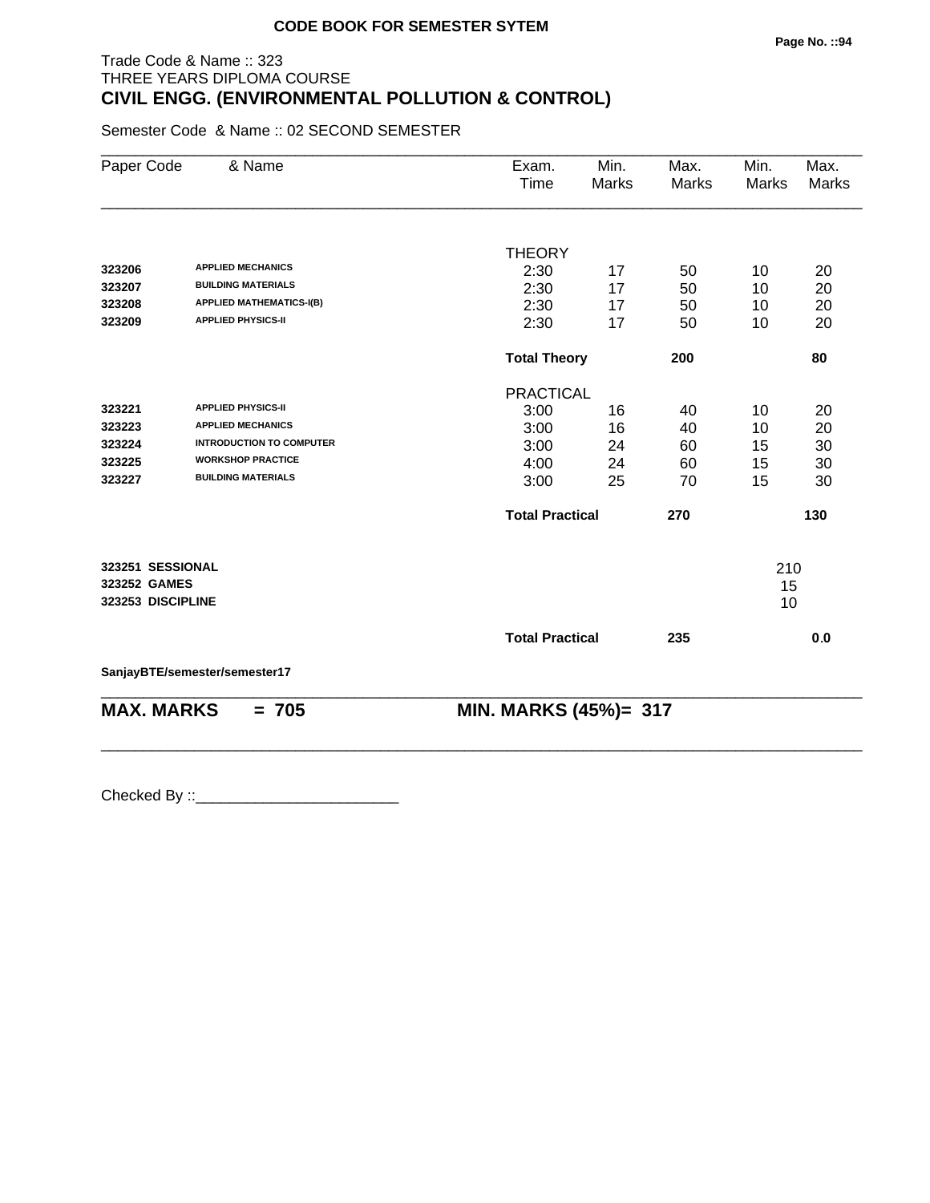**CODE BOOK FOR SEMESTER SYTEM**

Trade Code & Name :: 323
THREE YEARS DIPLOMA COURSE

## CIVIL ENGG. (ENVIRONMENTAL POLLUTION & CONTROL)

Semester Code & Name :: 02 SECOND SEMESTER

| Paper Code | & Name | Exam. Time | Min. Marks | Max. Marks | Min. Marks | Max. Marks |
|---|---|---|---|---|---|---|
| | | THEORY | | | | |
| 323206 | APPLIED MECHANICS | 2:30 | 17 | 50 | 10 | 20 |
| 323207 | BUILDING MATERIALS | 2:30 | 17 | 50 | 10 | 20 |
| 323208 | APPLIED MATHEMATICS-I(B) | 2:30 | 17 | 50 | 10 | 20 |
| 323209 | APPLIED PHYSICS-II | 2:30 | 17 | 50 | 10 | 20 |
| | | **Total Theory** | | **200** | | **80** |
| | | PRACTICAL | | | | |
| 323221 | APPLIED PHYSICS-II | 3:00 | 16 | 40 | 10 | 20 |
| 323223 | APPLIED MECHANICS | 3:00 | 16 | 40 | 10 | 20 |
| 323224 | INTRODUCTION TO COMPUTER | 3:00 | 24 | 60 | 15 | 30 |
| 323225 | WORKSHOP PRACTICE | 4:00 | 24 | 60 | 15 | 30 |
| 323227 | BUILDING MATERIALS | 3:00 | 25 | 70 | 15 | 30 |
| | | **Total Practical** | | **270** | | **130** |
| **323251** | **SESSIONAL** | | | | 210 | |
| **323252** | **GAMES** | | | | 15 | |
| **323253** | **DISCIPLINE** | | | | 10 | |
| | | **Total Practical** | | **235** | | **0.0** |

**SanjayBTE/semester/semester17**

**MAX. MARKS = 705** **MIN. MARKS (45%)= 317**

Checked By ::________________________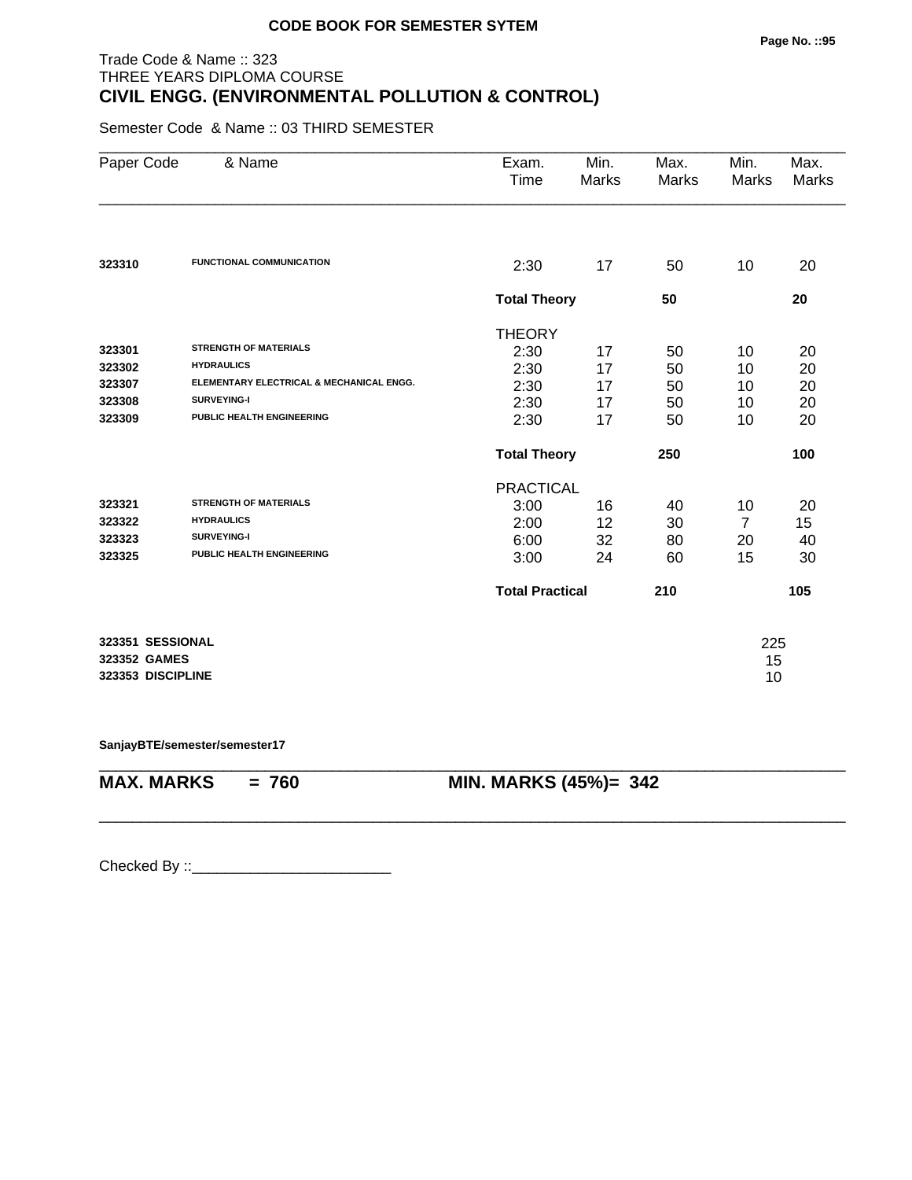**CODE BOOK FOR SEMESTER SYTEM**

Trade Code & Name :: 323
THREE YEARS DIPLOMA COURSE
## CIVIL ENGG. (ENVIRONMENTAL POLLUTION & CONTROL)

Semester Code & Name :: 03 THIRD SEMESTER

| Paper Code | & Name | Exam. Time | Min. Marks | Max. Marks | Min. Marks | Max. Marks |
|---|---|---|---|---|---|---|
| 323310 | FUNCTIONAL COMMUNICATION | 2:30 | 17 | 50 | 10 | 20 |
| | | **Total Theory** | | **50** | | **20** |
| | | THEORY | | | | |
| 323301 | STRENGTH OF MATERIALS | 2:30 | 17 | 50 | 10 | 20 |
| 323302 | HYDRAULICS | 2:30 | 17 | 50 | 10 | 20 |
| 323307 | ELEMENTARY ELECTRICAL & MECHANICAL ENGG. | 2:30 | 17 | 50 | 10 | 20 |
| 323308 | SURVEYING-I | 2:30 | 17 | 50 | 10 | 20 |
| 323309 | PUBLIC HEALTH ENGINEERING | 2:30 | 17 | 50 | 10 | 20 |
| | | **Total Theory** | | **250** | | **100** |
| | | PRACTICAL | | | | |
| 323321 | STRENGTH OF MATERIALS | 3:00 | 16 | 40 | 10 | 20 |
| 323322 | HYDRAULICS | 2:00 | 12 | 30 | 7 | 15 |
| 323323 | SURVEYING-I | 6:00 | 32 | 80 | 20 | 40 |
| 323325 | PUBLIC HEALTH ENGINEERING | 3:00 | 24 | 60 | 15 | 30 |
| | | **Total Practical** | | **210** | | **105** |

| | |
|---|---|
| 323351 SESSIONAL | 225 |
| 323352 GAMES | 15 |
| 323353 DISCIPLINE | 10 |

**SanjayBTE/semester/semester17**

**MAX. MARKS = 760** **MIN. MARKS (45%)= 342**

Checked By ::________________________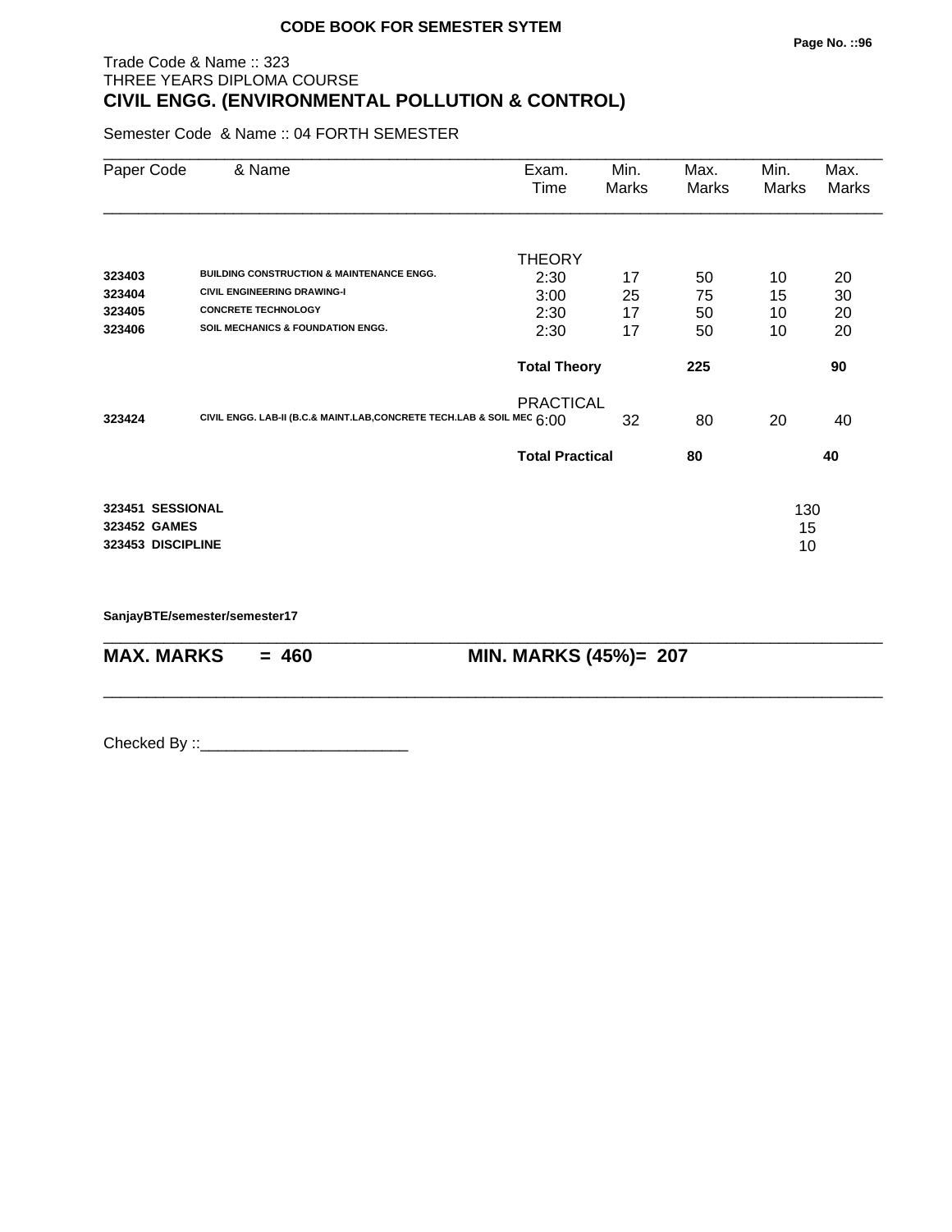**CODE BOOK FOR SEMESTER SYTEM**

Trade Code & Name :: 323
THREE YEARS DIPLOMA COURSE

# CIVIL ENGG. (ENVIRONMENTAL POLLUTION & CONTROL)

Semester Code & Name :: 04 FORTH SEMESTER

| Paper Code | & Name | Exam. Time | Min. Marks | Max. Marks | Min. Marks | Max. Marks |
|---|---|---|---|---|---|---|
| | | THEORY | | | | |
| 323403 | BUILDING CONSTRUCTION & MAINTENANCE ENGG. | 2:30 | 17 | 50 | 10 | 20 |
| 323404 | CIVIL ENGINEERING DRAWING-I | 3:00 | 25 | 75 | 15 | 30 |
| 323405 | CONCRETE TECHNOLOGY | 2:30 | 17 | 50 | 10 | 20 |
| 323406 | SOIL MECHANICS & FOUNDATION ENGG. | 2:30 | 17 | 50 | 10 | 20 |
| | | **Total Theory** | | **225** | | **90** |
| | | PRACTICAL | | | | |
| 323424 | CIVIL ENGG. LAB-II (B.C.& MAINT.LAB,CONCRETE TECH.LAB & SOIL MEC | 6:00 | 32 | 80 | 20 | 40 |
| | | **Total Practical** | | **80** | | **40** |
| **323451** | **SESSIONAL** | | | | 130 | |
| **323452** | **GAMES** | | | | 15 | |
| **323453** | **DISCIPLINE** | | | | 10 | |

**SanjayBTE/semester/semester17**

**MAX. MARKS = 460** **MIN. MARKS (45%)= 207**

Checked By ::________________________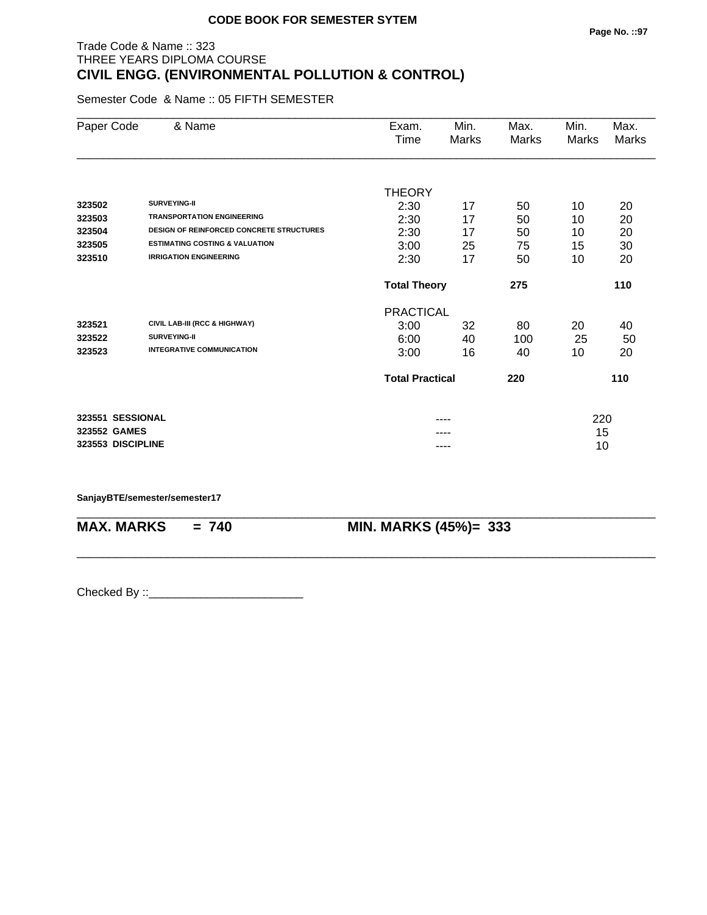**CODE BOOK FOR SEMESTER SYTEM**

Trade Code & Name :: 323
THREE YEARS DIPLOMA COURSE
## CIVIL ENGG. (ENVIRONMENTAL POLLUTION & CONTROL)

Semester Code & Name :: 05 FIFTH SEMESTER

| Paper Code | & Name | Exam. Time | Min. Marks | Max. Marks | Min. Marks | Max. Marks |
|---|---|---|---|---|---|---|
| | | THEORY | | | | |
| 323502 | SURVEYING-II | 2:30 | 17 | 50 | 10 | 20 |
| 323503 | TRANSPORTATION ENGINEERING | 2:30 | 17 | 50 | 10 | 20 |
| 323504 | DESIGN OF REINFORCED CONCRETE STRUCTURES | 2:30 | 17 | 50 | 10 | 20 |
| 323505 | ESTIMATING COSTING & VALUATION | 3:00 | 25 | 75 | 15 | 30 |
| 323510 | IRRIGATION ENGINEERING | 2:30 | 17 | 50 | 10 | 20 |
| | | **Total Theory** | | **275** | | **110** |
| | | PRACTICAL | | | | |
| 323521 | CIVIL LAB-III (RCC & HIGHWAY) | 3:00 | 32 | 80 | 20 | 40 |
| 323522 | SURVEYING-II | 6:00 | 40 | 100 | 25 | 50 |
| 323523 | INTEGRATIVE COMMUNICATION | 3:00 | 16 | 40 | 10 | 20 |
| | | **Total Practical** | | **220** | | **110** |
| 323551 | SESSIONAL | | ---- | | 220 | |
| 323552 | GAMES | | ---- | | 15 | |
| 323553 | DISCIPLINE | | ---- | | 10 | |

SanjayBTE/semester/semester17

**MAX. MARKS = 740** **MIN. MARKS (45%)= 333**

Checked By ::________________________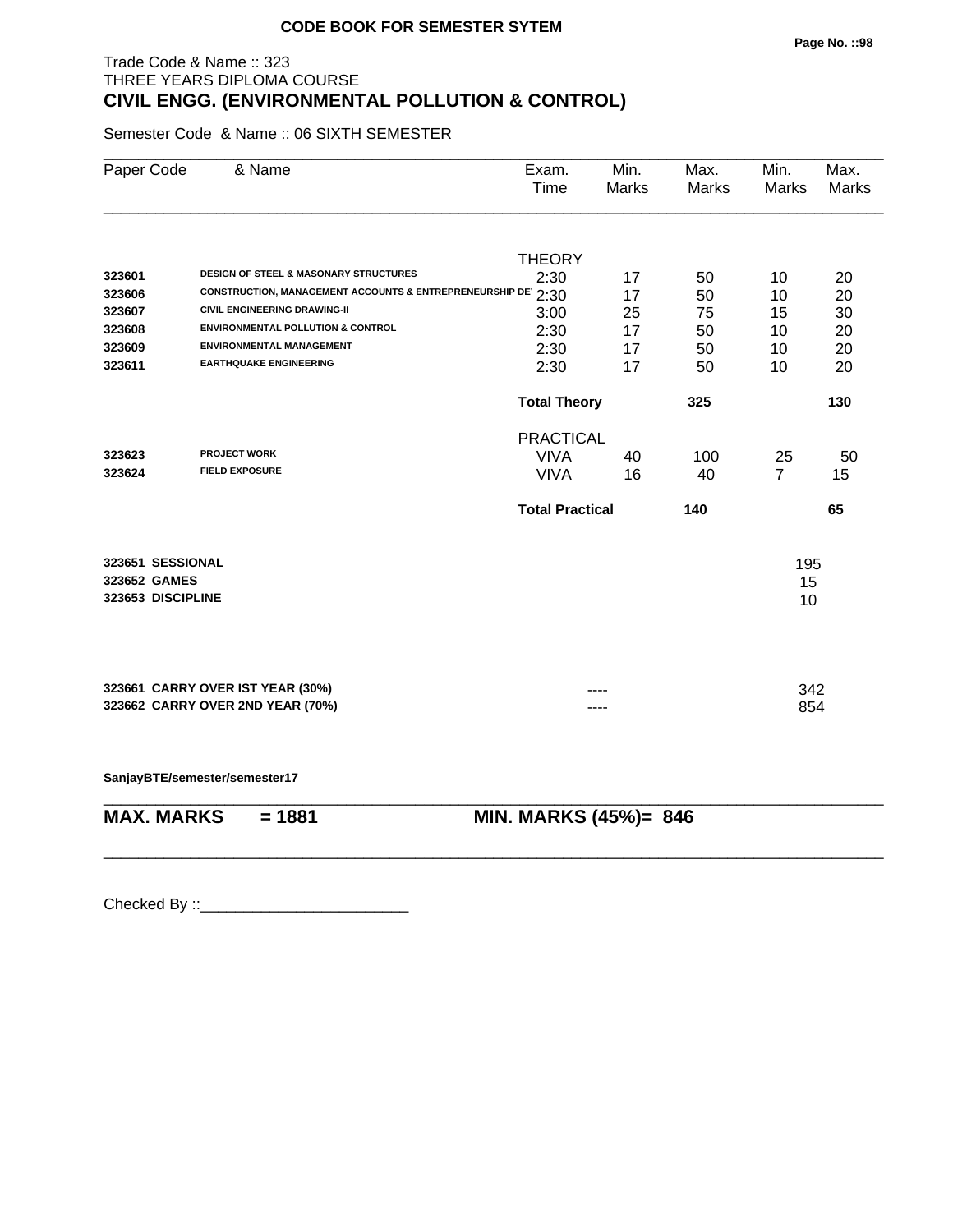**CODE BOOK FOR SEMESTER SYTEM**

Trade Code & Name :: 323
THREE YEARS DIPLOMA COURSE
## CIVIL ENGG. (ENVIRONMENTAL POLLUTION & CONTROL)

Semester Code & Name :: 06 SIXTH SEMESTER

| Paper Code | & Name | Exam. Time | Min. Marks | Max. Marks | Min. Marks | Max. Marks |
|---|---|---|---|---|---|---|
| | | THEORY | | | | |
| 323601 | DESIGN OF STEEL & MASONARY STRUCTURES | 2:30 | 17 | 50 | 10 | 20 |
| 323606 | CONSTRUCTION, MANAGEMENT ACCOUNTS & ENTREPRENEURSHIP DE' | 2:30 | 17 | 50 | 10 | 20 |
| 323607 | CIVIL ENGINEERING DRAWING-II | 3:00 | 25 | 75 | 15 | 30 |
| 323608 | ENVIRONMENTAL POLLUTION & CONTROL | 2:30 | 17 | 50 | 10 | 20 |
| 323609 | ENVIRONMENTAL MANAGEMENT | 2:30 | 17 | 50 | 10 | 20 |
| 323611 | EARTHQUAKE ENGINEERING | 2:30 | 17 | 50 | 10 | 20 |
| | | **Total Theory** | | **325** | | **130** |
| | | PRACTICAL | | | | |
| 323623 | PROJECT WORK | VIVA | 40 | 100 | 25 | 50 |
| 323624 | FIELD EXPOSURE | VIVA | 16 | 40 | 7 | 15 |
| | | **Total Practical** | | **140** | | **65** |

| | |
|---|---|
| **323651 SESSIONAL** | 195 |
| **323652 GAMES** | 15 |
| **323653 DISCIPLINE** | 10 |

| | | |
|---|---|---|
| **323661 CARRY OVER IST YEAR (30%)** | ---- | 342 |
| **323662 CARRY OVER 2ND YEAR (70%)** | ---- | 854 |

**SanjayBTE/semester/semester17**

**MAX. MARKS = 1881** &nbsp;&nbsp;&nbsp;&nbsp; **MIN. MARKS (45%)= 846**

Checked By ::________________________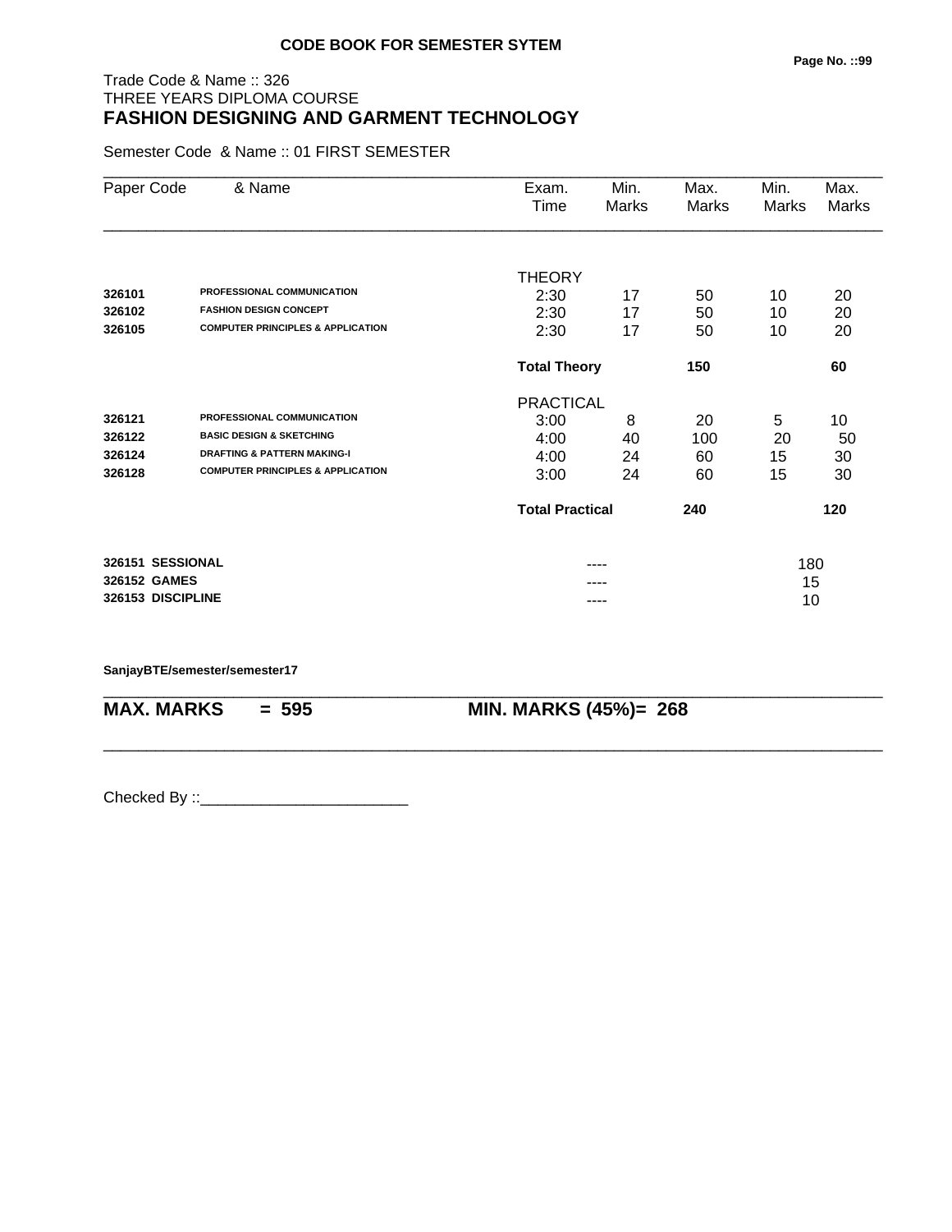**CODE BOOK FOR SEMESTER SYTEM**

Trade Code & Name :: 326
THREE YEARS DIPLOMA COURSE

# FASHION DESIGNING AND GARMENT TECHNOLOGY

Semester Code & Name :: 01 FIRST SEMESTER

| Paper Code | & Name | Exam. Time | Min. Marks | Max. Marks | Min. Marks | Max. Marks |
|---|---|---|---|---|---|---|
| | | THEORY | | | | |
| 326101 | PROFESSIONAL COMMUNICATION | 2:30 | 17 | 50 | 10 | 20 |
| 326102 | FASHION DESIGN CONCEPT | 2:30 | 17 | 50 | 10 | 20 |
| 326105 | COMPUTER PRINCIPLES & APPLICATION | 2:30 | 17 | 50 | 10 | 20 |
| | | **Total Theory** | | **150** | | **60** |
| | | PRACTICAL | | | | |
| 326121 | PROFESSIONAL COMMUNICATION | 3:00 | 8 | 20 | 5 | 10 |
| 326122 | BASIC DESIGN & SKETCHING | 4:00 | 40 | 100 | 20 | 50 |
| 326124 | DRAFTING & PATTERN MAKING-I | 4:00 | 24 | 60 | 15 | 30 |
| 326128 | COMPUTER PRINCIPLES & APPLICATION | 3:00 | 24 | 60 | 15 | 30 |
| | | **Total Practical** | | **240** | | **120** |
| **326151** | **SESSIONAL** | | ---- | | 180 | |
| **326152** | **GAMES** | | ---- | | 15 | |
| **326153** | **DISCIPLINE** | | ---- | | 10 | |

**SanjayBTE/semester/semester17**

**MAX. MARKS = 595** **MIN. MARKS (45%)= 268**

Checked By ::________________________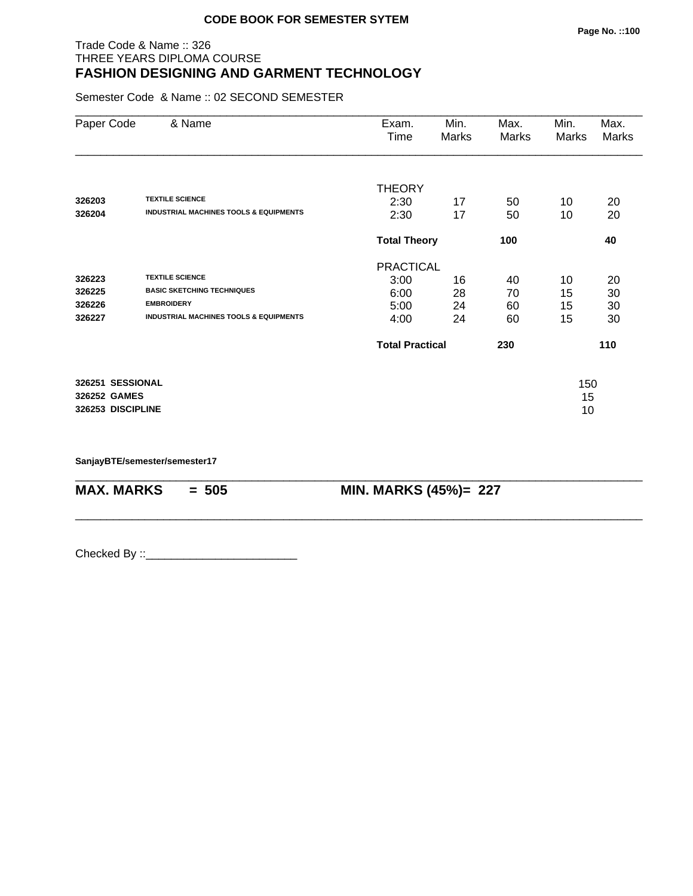**CODE BOOK FOR SEMESTER SYTEM**

Trade Code & Name :: 326
THREE YEARS DIPLOMA COURSE

## FASHION DESIGNING AND GARMENT TECHNOLOGY

Semester Code & Name :: 02 SECOND SEMESTER

| Paper Code | & Name | Exam. Time | Min. Marks | Max. Marks | Min. Marks | Max. Marks |
|---|---|---|---|---|---|---|
| | | THEORY | | | | |
| **326203** | **TEXTILE SCIENCE** | 2:30 | 17 | 50 | 10 | 20 |
| **326204** | **INDUSTRIAL MACHINES TOOLS & EQUIPMENTS** | 2:30 | 17 | 50 | 10 | 20 |
| | | **Total Theory** | | **100** | | **40** |
| | | PRACTICAL | | | | |
| **326223** | **TEXTILE SCIENCE** | 3:00 | 16 | 40 | 10 | 20 |
| **326225** | **BASIC SKETCHING TECHNIQUES** | 6:00 | 28 | 70 | 15 | 30 |
| **326226** | **EMBROIDERY** | 5:00 | 24 | 60 | 15 | 30 |
| **326227** | **INDUSTRIAL MACHINES TOOLS & EQUIPMENTS** | 4:00 | 24 | 60 | 15 | 30 |
| | | **Total Practical** | | **230** | | **110** |

| | |
|---|---|
| **326251 SESSIONAL** | 150 |
| **326252 GAMES** | 15 |
| **326253 DISCIPLINE** | 10 |

**SanjayBTE/semester/semester17**

**MAX. MARKS = 505** **MIN. MARKS (45%)= 227**

Checked By ::________________________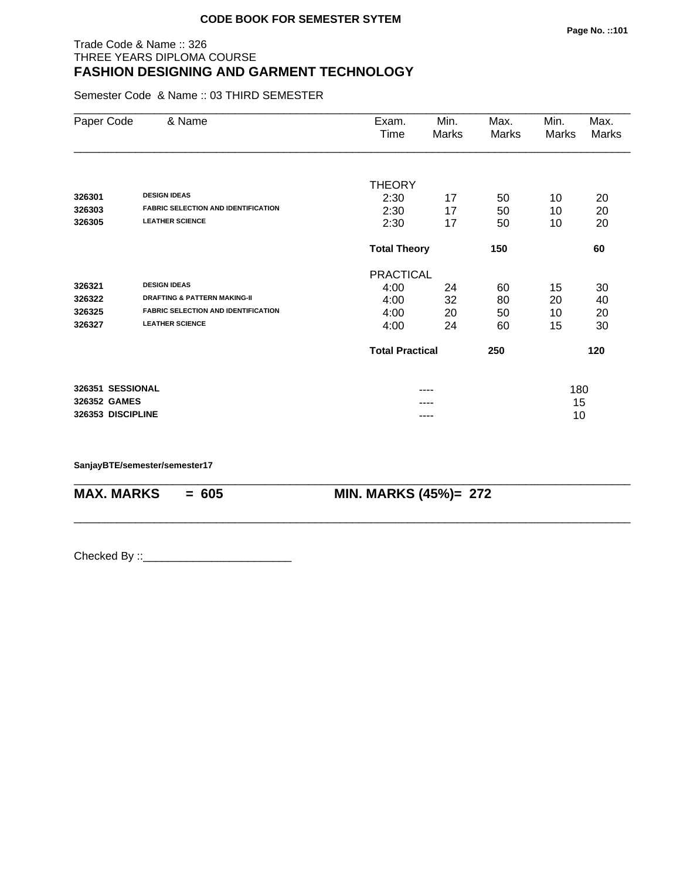**CODE BOOK FOR SEMESTER SYTEM**

Trade Code & Name :: 326
THREE YEARS DIPLOMA COURSE
## FASHION DESIGNING AND GARMENT TECHNOLOGY

Semester Code & Name :: 03 THIRD SEMESTER

| Paper Code | & Name | Exam. Time | Min. Marks | Max. Marks | Min. Marks | Max. Marks |
|---|---|---|---|---|---|---|
| | | THEORY | | | | |
| 326301 | DESIGN IDEAS | 2:30 | 17 | 50 | 10 | 20 |
| 326303 | FABRIC SELECTION AND IDENTIFICATION | 2:30 | 17 | 50 | 10 | 20 |
| 326305 | LEATHER SCIENCE | 2:30 | 17 | 50 | 10 | 20 |
| | | **Total Theory** | | **150** | | **60** |
| | | PRACTICAL | | | | |
| 326321 | DESIGN IDEAS | 4:00 | 24 | 60 | 15 | 30 |
| 326322 | DRAFTING & PATTERN MAKING-II | 4:00 | 32 | 80 | 20 | 40 |
| 326325 | FABRIC SELECTION AND IDENTIFICATION | 4:00 | 20 | 50 | 10 | 20 |
| 326327 | LEATHER SCIENCE | 4:00 | 24 | 60 | 15 | 30 |
| | | **Total Practical** | | **250** | | **120** |
| **326351** | **SESSIONAL** | | ---- | | 180 | |
| **326352** | **GAMES** | | ---- | | 15 | |
| **326353** | **DISCIPLINE** | | ---- | | 10 | |

**SanjayBTE/semester/semester17**

**MAX. MARKS = 605** **MIN. MARKS (45%)= 272**

Checked By ::________________________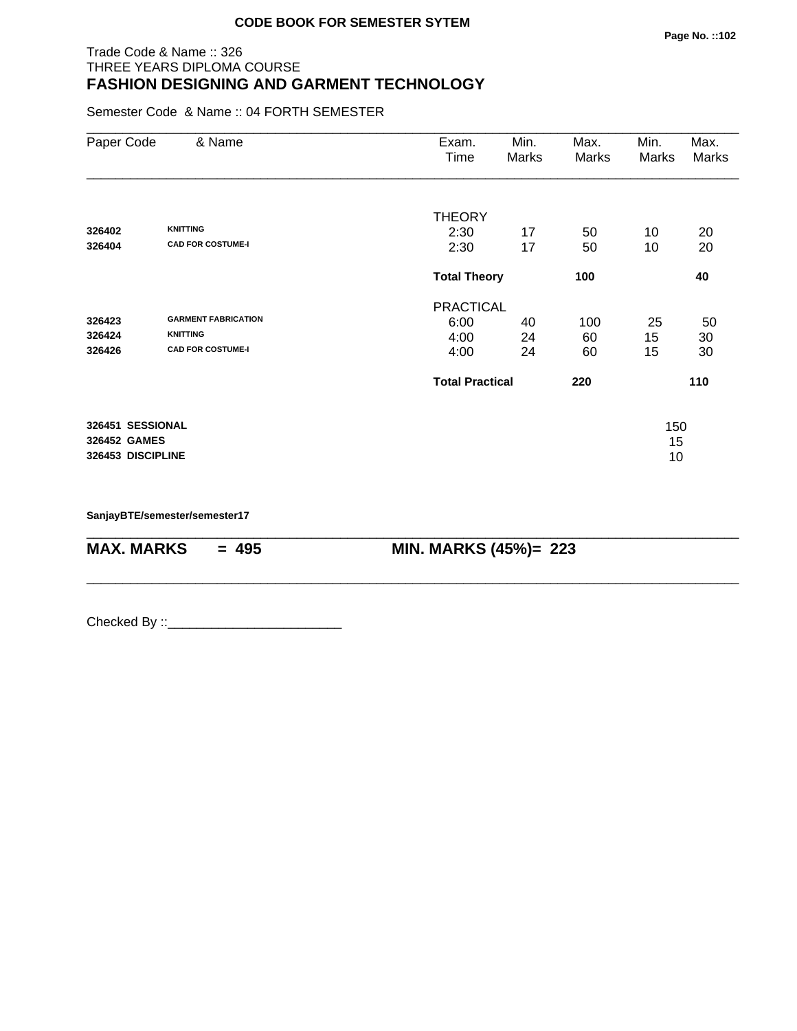**CODE BOOK FOR SEMESTER SYTEM**

Trade Code & Name :: 326
THREE YEARS DIPLOMA COURSE
## FASHION DESIGNING AND GARMENT TECHNOLOGY

Semester Code & Name :: 04 FORTH SEMESTER

| Paper Code | & Name | Exam. Time | Min. Marks | Max. Marks | Min. Marks | Max. Marks |
|---|---|---|---|---|---|---|
| | | THEORY | | | | |
| **326402** | **KNITTING** | 2:30 | 17 | 50 | 10 | 20 |
| **326404** | **CAD FOR COSTUME-I** | 2:30 | 17 | 50 | 10 | 20 |
| | | **Total Theory** | | **100** | | **40** |
| | | PRACTICAL | | | | |
| **326423** | **GARMENT FABRICATION** | 6:00 | 40 | 100 | 25 | 50 |
| **326424** | **KNITTING** | 4:00 | 24 | 60 | 15 | 30 |
| **326426** | **CAD FOR COSTUME-I** | 4:00 | 24 | 60 | 15 | 30 |
| | | **Total Practical** | | **220** | | **110** |
| **326451** | **SESSIONAL** | | | | 150 | |
| **326452** | **GAMES** | | | | 15 | |
| **326453** | **DISCIPLINE** | | | | 10 | |

**SanjayBTE/semester/semester17**

**MAX. MARKS = 495** **MIN. MARKS (45%)= 223**

Checked By ::________________________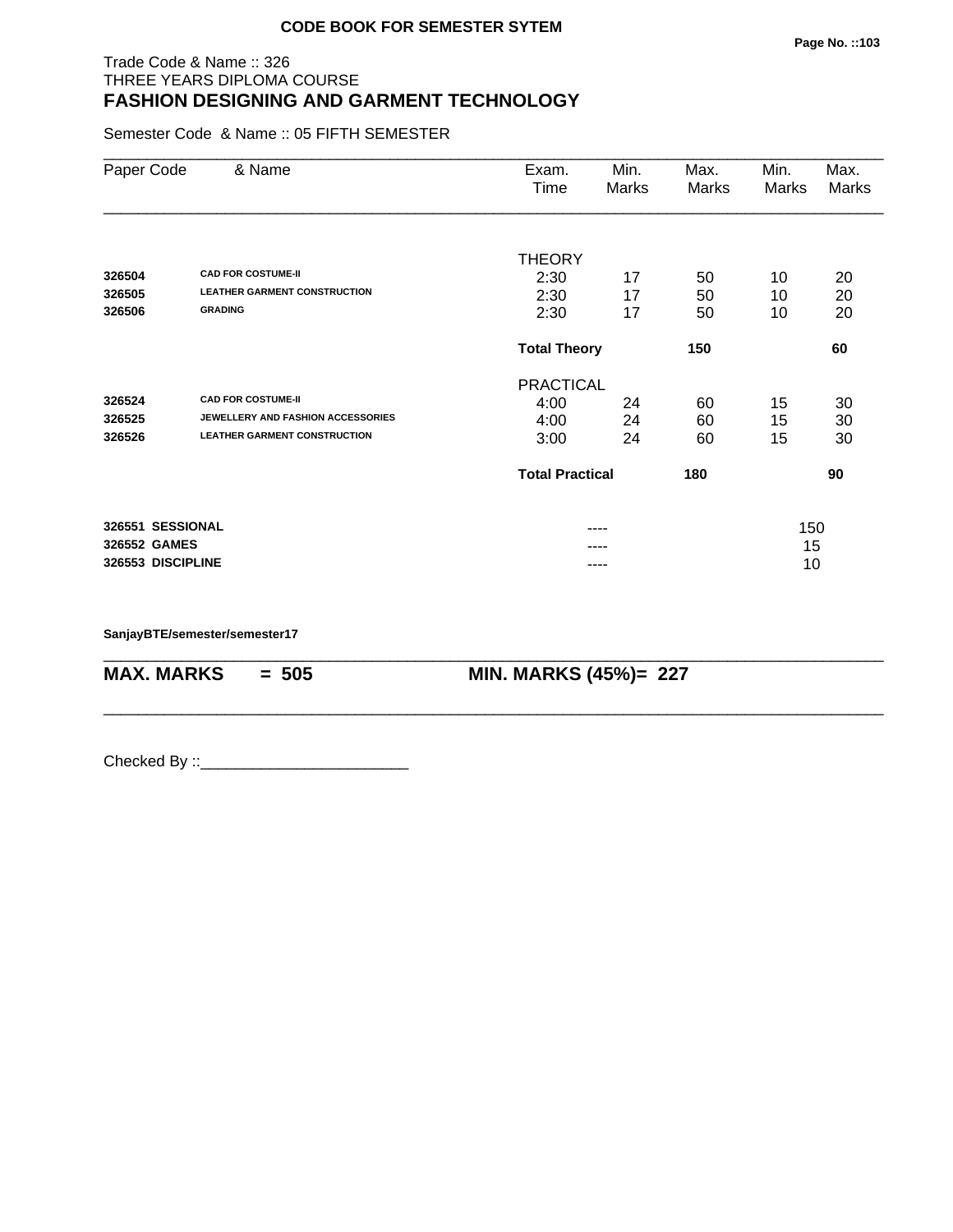**CODE BOOK FOR SEMESTER SYTEM**

Trade Code & Name :: 326
THREE YEARS DIPLOMA COURSE

## FASHION DESIGNING AND GARMENT TECHNOLOGY

Semester Code & Name :: 05 FIFTH SEMESTER

| Paper Code | & Name | Exam. Time | Min. Marks | Max. Marks | Min. Marks | Max. Marks |
|---|---|---|---|---|---|---|
| | | THEORY | | | | |
| 326504 | CAD FOR COSTUME-II | 2:30 | 17 | 50 | 10 | 20 |
| 326505 | LEATHER GARMENT CONSTRUCTION | 2:30 | 17 | 50 | 10 | 20 |
| 326506 | GRADING | 2:30 | 17 | 50 | 10 | 20 |
| | | **Total Theory** | | **150** | | **60** |
| | | PRACTICAL | | | | |
| 326524 | CAD FOR COSTUME-II | 4:00 | 24 | 60 | 15 | 30 |
| 326525 | JEWELLERY AND FASHION ACCESSORIES | 4:00 | 24 | 60 | 15 | 30 |
| 326526 | LEATHER GARMENT CONSTRUCTION | 3:00 | 24 | 60 | 15 | 30 |
| | | **Total Practical** | | **180** | | **90** |
| **326551** | **SESSIONAL** | | ---- | | 150 | |
| **326552** | **GAMES** | | ---- | | 15 | |
| **326553** | **DISCIPLINE** | | ---- | | 10 | |

**SanjayBTE/semester/semester17**

**MAX. MARKS = 505** **MIN. MARKS (45%)= 227**

Checked By ::________________________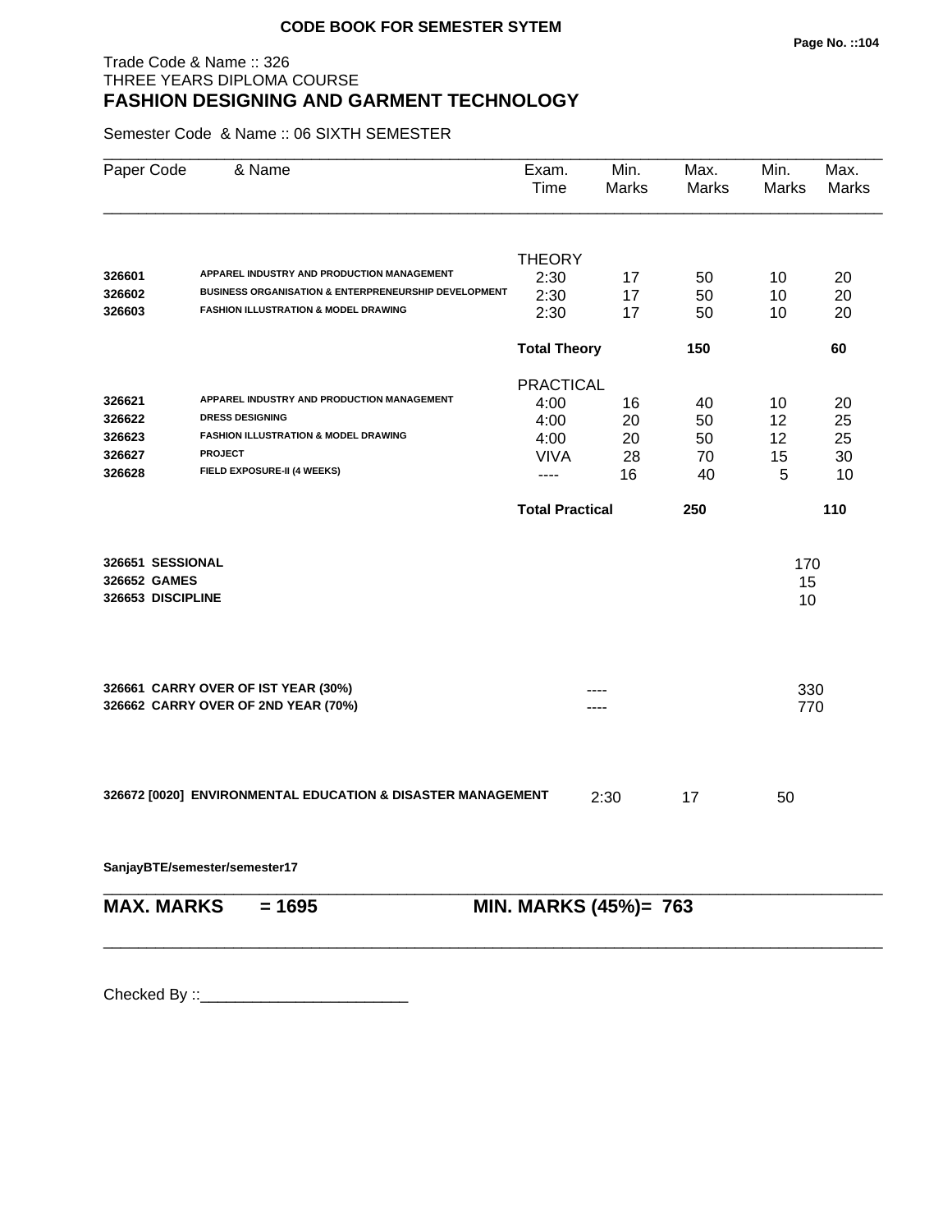**CODE BOOK FOR SEMESTER SYTEM**

Trade Code & Name :: 326
THREE YEARS DIPLOMA COURSE
## FASHION DESIGNING AND GARMENT TECHNOLOGY

Semester Code & Name :: 06 SIXTH SEMESTER

| Paper Code | & Name | Exam. Time | Min. Marks | Max. Marks | Min. Marks | Max. Marks |
|---|---|---|---|---|---|---|
| | | THEORY | | | | |
| 326601 | APPAREL INDUSTRY AND PRODUCTION MANAGEMENT | 2:30 | 17 | 50 | 10 | 20 |
| 326602 | BUSINESS ORGANISATION & ENTERPRENEURSHIP DEVELOPMENT | 2:30 | 17 | 50 | 10 | 20 |
| 326603 | FASHION ILLUSTRATION & MODEL DRAWING | 2:30 | 17 | 50 | 10 | 20 |
| | | **Total Theory** | | **150** | | **60** |
| | | PRACTICAL | | | | |
| 326621 | APPAREL INDUSTRY AND PRODUCTION MANAGEMENT | 4:00 | 16 | 40 | 10 | 20 |
| 326622 | DRESS DESIGNING | 4:00 | 20 | 50 | 12 | 25 |
| 326623 | FASHION ILLUSTRATION & MODEL DRAWING | 4:00 | 20 | 50 | 12 | 25 |
| 326627 | PROJECT | VIVA | 28 | 70 | 15 | 30 |
| 326628 | FIELD EXPOSURE-II (4 WEEKS) | ---- | 16 | 40 | 5 | 10 |
| | | **Total Practical** | | **250** | | **110** |

| | |
|---|---|
| **326651 SESSIONAL** | 170 |
| **326652 GAMES** | 15 |
| **326653 DISCIPLINE** | 10 |

| | | |
|---|---|---|
| **326661 CARRY OVER OF IST YEAR (30%)** | ---- | 330 |
| **326662 CARRY OVER OF 2ND YEAR (70%)** | ---- | 770 |

| | Exam. Time | Min. Marks | Max. Marks |
|---|---|---|---|
| **326672 [0020] ENVIRONMENTAL EDUCATION & DISASTER MANAGEMENT** | 2:30 | 17 | 50 |

**SanjayBTE/semester/semester17**

**MAX. MARKS = 1695** **MIN. MARKS (45%)= 763**

Checked By ::________________________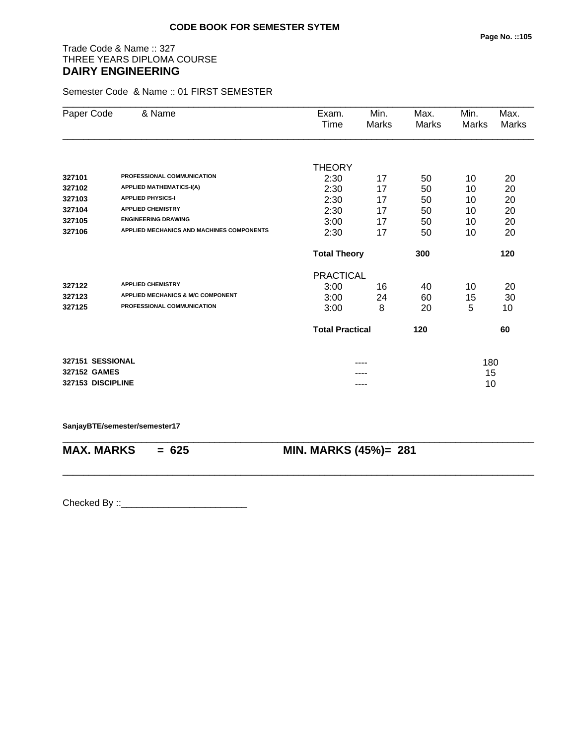**CODE BOOK FOR SEMESTER SYTEM**

Trade Code & Name :: 327
THREE YEARS DIPLOMA COURSE
**DAIRY ENGINEERING**

Semester Code & Name :: 01 FIRST SEMESTER

| Paper Code | & Name | Exam. Time | Min. Marks | Max. Marks | Min. Marks | Max. Marks |
|---|---|---|---|---|---|---|
| | | THEORY | | | | |
| 327101 | PROFESSIONAL COMMUNICATION | 2:30 | 17 | 50 | 10 | 20 |
| 327102 | APPLIED MATHEMATICS-I(A) | 2:30 | 17 | 50 | 10 | 20 |
| 327103 | APPLIED PHYSICS-I | 2:30 | 17 | 50 | 10 | 20 |
| 327104 | APPLIED CHEMISTRY | 2:30 | 17 | 50 | 10 | 20 |
| 327105 | ENGINEERING DRAWING | 3:00 | 17 | 50 | 10 | 20 |
| 327106 | APPLIED MECHANICS AND MACHINES COMPONENTS | 2:30 | 17 | 50 | 10 | 20 |
| | | **Total Theory** | | **300** | | **120** |
| | | PRACTICAL | | | | |
| 327122 | APPLIED CHEMISTRY | 3:00 | 16 | 40 | 10 | 20 |
| 327123 | APPLIED MECHANICS & M/C COMPONENT | 3:00 | 24 | 60 | 15 | 30 |
| 327125 | PROFESSIONAL COMMUNICATION | 3:00 | 8 | 20 | 5 | 10 |
| | | **Total Practical** | | **120** | | **60** |
| **327151** | **SESSIONAL** | | ---- | | 180 | |
| **327152** | **GAMES** | | ---- | | 15 | |
| **327153** | **DISCIPLINE** | | ---- | | 10 | |

**SanjayBTE/semester/semester17**

**MAX. MARKS = 625** **MIN. MARKS (45%)= 281**

Checked By ::________________________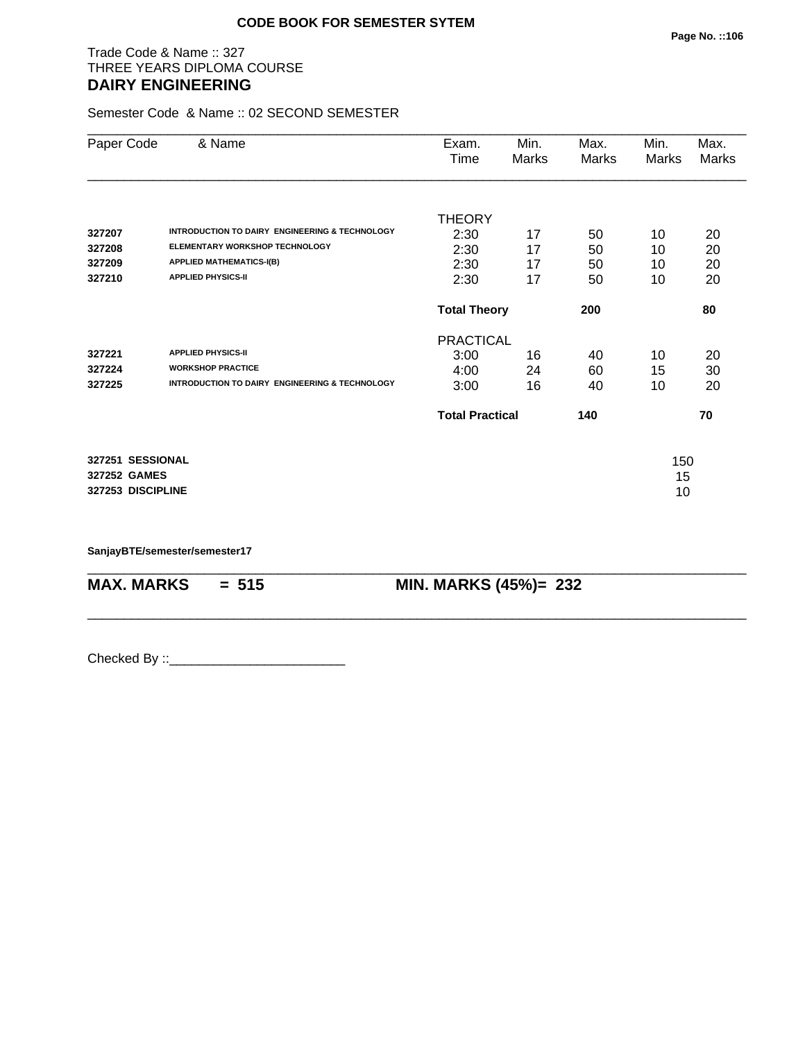**CODE BOOK FOR SEMESTER SYTEM**

Trade Code & Name :: 327
THREE YEARS DIPLOMA COURSE
## DAIRY ENGINEERING

Semester Code & Name :: 02 SECOND SEMESTER

| Paper Code | & Name | Exam. Time | Min. Marks | Max. Marks | Min. Marks | Max. Marks |
|---|---|---|---|---|---|---|
| | | THEORY | | | | |
| **327207** | **INTRODUCTION TO DAIRY ENGINEERING & TECHNOLOGY** | 2:30 | 17 | 50 | 10 | 20 |
| **327208** | **ELEMENTARY WORKSHOP TECHNOLOGY** | 2:30 | 17 | 50 | 10 | 20 |
| **327209** | **APPLIED MATHEMATICS-I(B)** | 2:30 | 17 | 50 | 10 | 20 |
| **327210** | **APPLIED PHYSICS-II** | 2:30 | 17 | 50 | 10 | 20 |
| | | **Total Theory** | | **200** | | **80** |
| | | PRACTICAL | | | | |
| **327221** | **APPLIED PHYSICS-II** | 3:00 | 16 | 40 | 10 | 20 |
| **327224** | **WORKSHOP PRACTICE** | 4:00 | 24 | 60 | 15 | 30 |
| **327225** | **INTRODUCTION TO DAIRY ENGINEERING & TECHNOLOGY** | 3:00 | 16 | 40 | 10 | 20 |
| | | **Total Practical** | | **140** | | **70** |

| | |
|---|---|
| **327251 SESSIONAL** | 150 |
| **327252 GAMES** | 15 |
| **327253 DISCIPLINE** | 10 |

**SanjayBTE/semester/semester17**

**MAX. MARKS = 515** **MIN. MARKS (45%)= 232**

Checked By ::________________________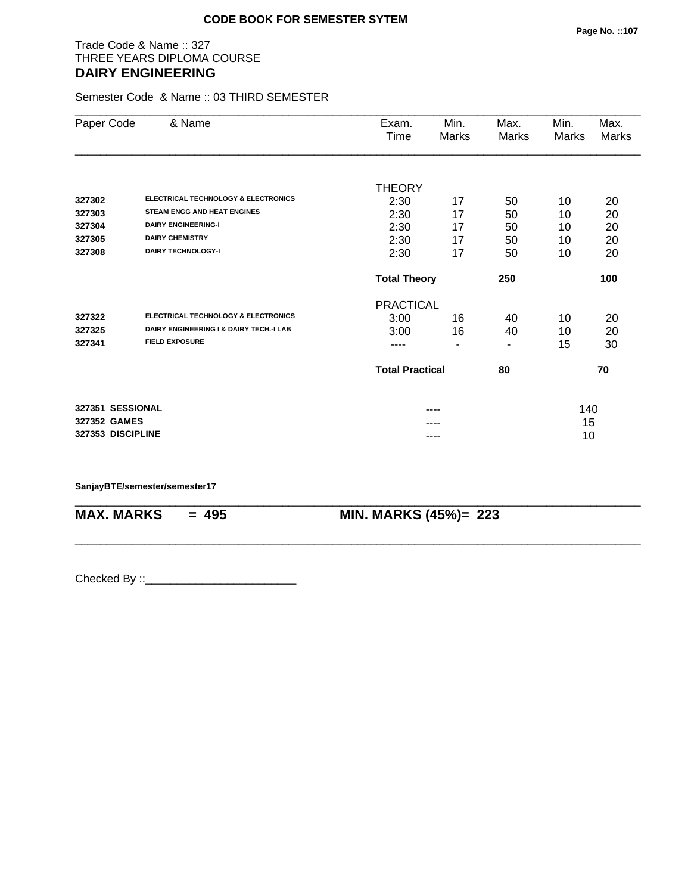**CODE BOOK FOR SEMESTER SYTEM**

Trade Code & Name :: 327
THREE YEARS DIPLOMA COURSE
## DAIRY ENGINEERING

Semester Code & Name :: 03 THIRD SEMESTER

| Paper Code | & Name | Exam. Time | Min. Marks | Max. Marks | Min. Marks | Max. Marks |
|---|---|---|---|---|---|---|
| | | THEORY | | | | |
| 327302 | ELECTRICAL TECHNOLOGY & ELECTRONICS | 2:30 | 17 | 50 | 10 | 20 |
| 327303 | STEAM ENGG AND HEAT ENGINES | 2:30 | 17 | 50 | 10 | 20 |
| 327304 | DAIRY ENGINEERING-I | 2:30 | 17 | 50 | 10 | 20 |
| 327305 | DAIRY CHEMISTRY | 2:30 | 17 | 50 | 10 | 20 |
| 327308 | DAIRY TECHNOLOGY-I | 2:30 | 17 | 50 | 10 | 20 |
| | | **Total Theory** | | **250** | | **100** |
| | | PRACTICAL | | | | |
| 327322 | ELECTRICAL TECHNOLOGY & ELECTRONICS | 3:00 | 16 | 40 | 10 | 20 |
| 327325 | DAIRY ENGINEERING I & DAIRY TECH.-I LAB | 3:00 | 16 | 40 | 10 | 20 |
| 327341 | FIELD EXPOSURE | ---- | - | - | 15 | 30 |
| | | **Total Practical** | | **80** | | **70** |
| **327351** | **SESSIONAL** | | ---- | | 140 | |
| **327352** | **GAMES** | | ---- | | 15 | |
| **327353** | **DISCIPLINE** | | ---- | | 10 | |

**SanjayBTE/semester/semester17**

**MAX. MARKS = 495** **MIN. MARKS (45%)= 223**

Checked By ::________________________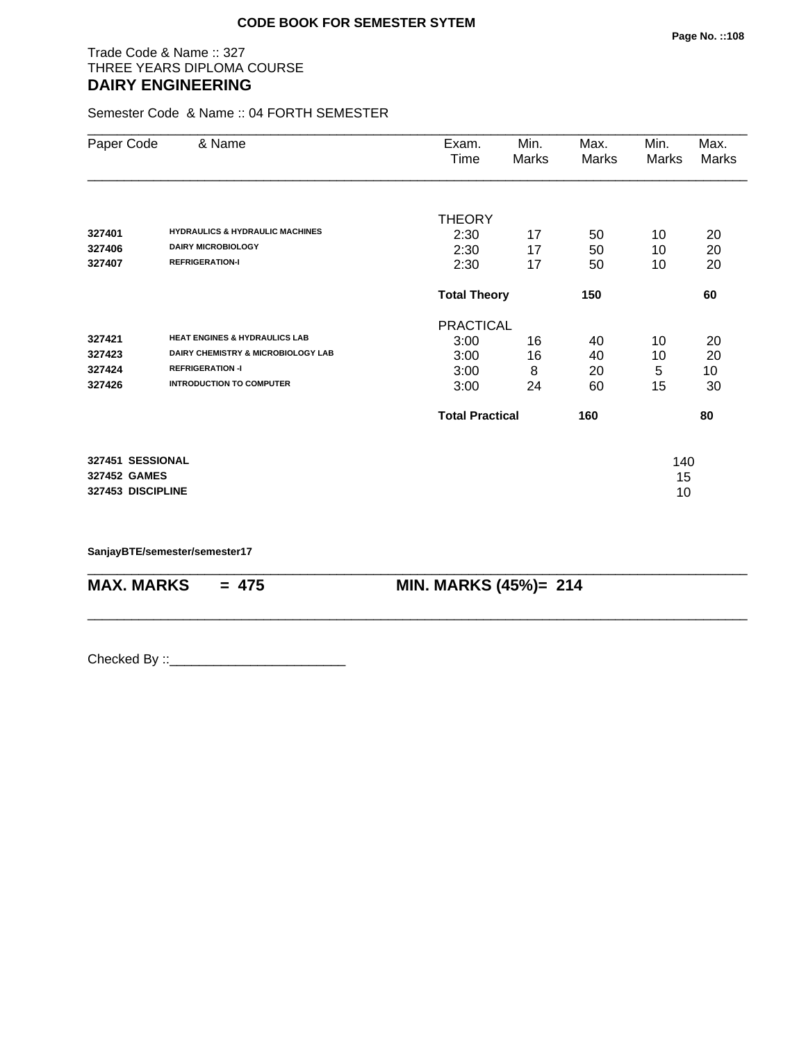**CODE BOOK FOR SEMESTER SYTEM**

Trade Code & Name :: 327
THREE YEARS DIPLOMA COURSE

# DAIRY ENGINEERING

Semester Code & Name :: 04 FORTH SEMESTER

| Paper Code | & Name | Exam. Time | Min. Marks | Max. Marks | Min. Marks | Max. Marks |
|---|---|---|---|---|---|---|
| | | THEORY | | | | |
| 327401 | HYDRAULICS & HYDRAULIC MACHINES | 2:30 | 17 | 50 | 10 | 20 |
| 327406 | DAIRY MICROBIOLOGY | 2:30 | 17 | 50 | 10 | 20 |
| 327407 | REFRIGERATION-I | 2:30 | 17 | 50 | 10 | 20 |
| | | **Total Theory** | | **150** | | **60** |
| | | PRACTICAL | | | | |
| 327421 | HEAT ENGINES & HYDRAULICS LAB | 3:00 | 16 | 40 | 10 | 20 |
| 327423 | DAIRY CHEMISTRY & MICROBIOLOGY LAB | 3:00 | 16 | 40 | 10 | 20 |
| 327424 | REFRIGERATION -I | 3:00 | 8 | 20 | 5 | 10 |
| 327426 | INTRODUCTION TO COMPUTER | 3:00 | 24 | 60 | 15 | 30 |
| | | **Total Practical** | | **160** | | **80** |

| | |
|---|---|
| **327451 SESSIONAL** | 140 |
| **327452 GAMES** | 15 |
| **327453 DISCIPLINE** | 10 |

**SanjayBTE/semester/semester17**

**MAX. MARKS = 475** **MIN. MARKS (45%)= 214**

Checked By ::________________________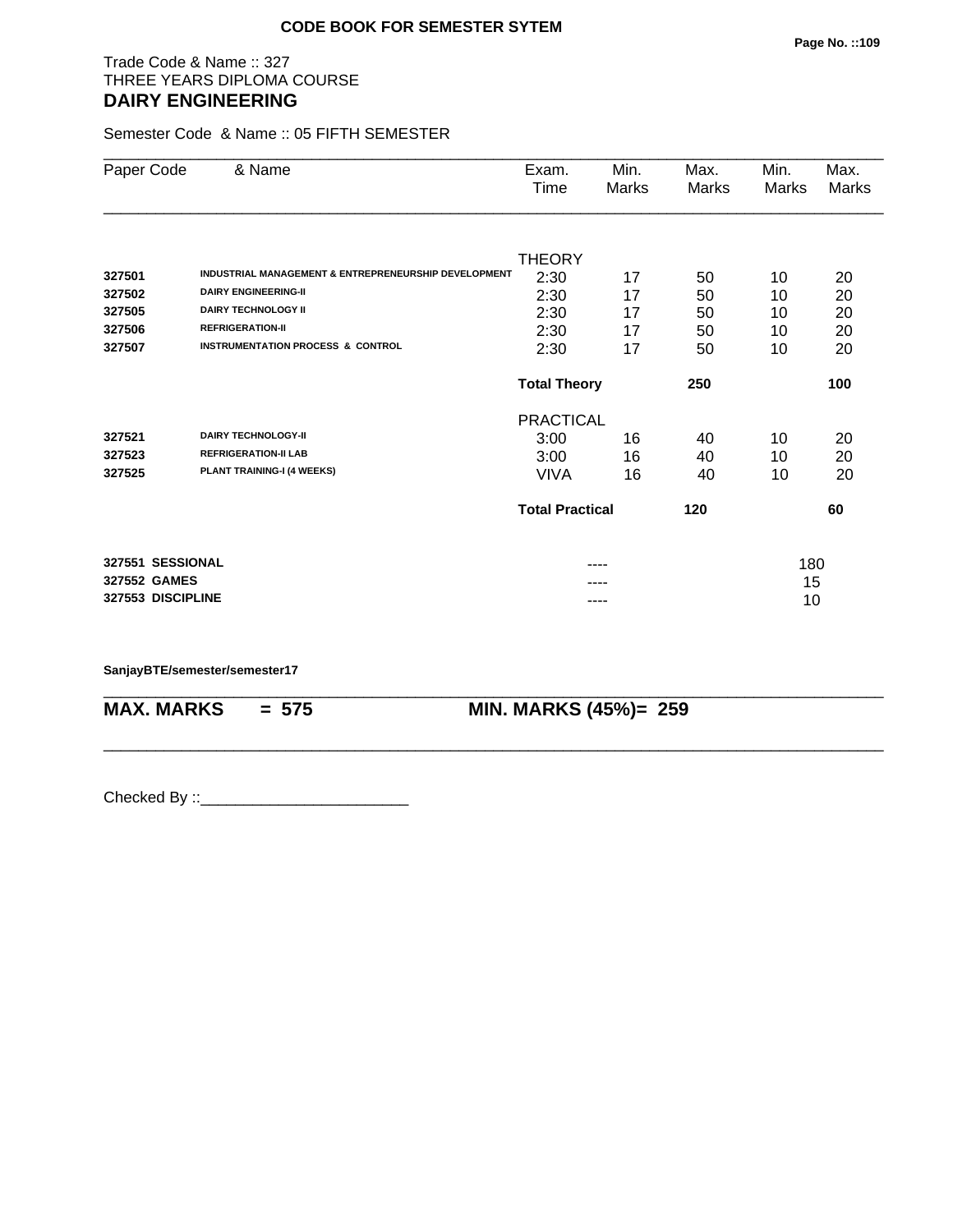**CODE BOOK FOR SEMESTER SYTEM**

Trade Code & Name :: 327
THREE YEARS DIPLOMA COURSE

## DAIRY ENGINEERING

Semester Code & Name :: 05 FIFTH SEMESTER

| Paper Code | & Name | Exam. Time | Min. Marks | Max. Marks | Min. Marks | Max. Marks |
|---|---|---|---|---|---|---|
| | | THEORY | | | | |
| 327501 | INDUSTRIAL MANAGEMENT & ENTREPRENEURSHIP DEVELOPMENT | 2:30 | 17 | 50 | 10 | 20 |
| 327502 | DAIRY ENGINEERING-II | 2:30 | 17 | 50 | 10 | 20 |
| 327505 | DAIRY TECHNOLOGY II | 2:30 | 17 | 50 | 10 | 20 |
| 327506 | REFRIGERATION-II | 2:30 | 17 | 50 | 10 | 20 |
| 327507 | INSTRUMENTATION PROCESS & CONTROL | 2:30 | 17 | 50 | 10 | 20 |
| | | **Total Theory** | | **250** | | **100** |
| | | PRACTICAL | | | | |
| 327521 | DAIRY TECHNOLOGY-II | 3:00 | 16 | 40 | 10 | 20 |
| 327523 | REFRIGERATION-II LAB | 3:00 | 16 | 40 | 10 | 20 |
| 327525 | PLANT TRAINING-I (4 WEEKS) | VIVA | 16 | 40 | 10 | 20 |
| | | **Total Practical** | | **120** | | **60** |
| **327551** | **SESSIONAL** | | ---- | | 180 | |
| **327552** | **GAMES** | | ---- | | 15 | |
| **327553** | **DISCIPLINE** | | ---- | | 10 | |

**SanjayBTE/semester/semester17**

**MAX. MARKS = 575** **MIN. MARKS (45%)= 259**

Checked By ::________________________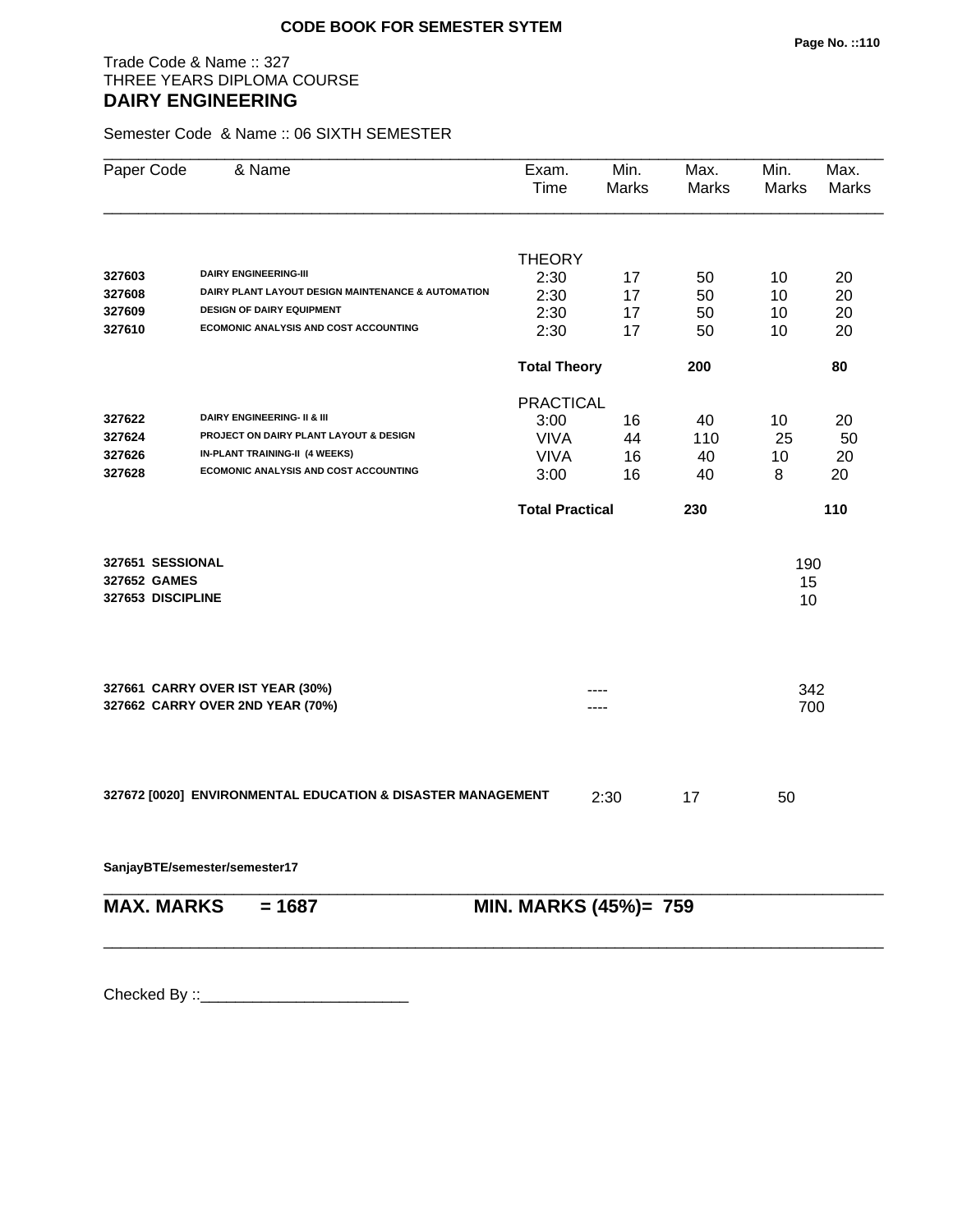**CODE BOOK FOR SEMESTER SYTEM**

Trade Code & Name :: 327
THREE YEARS DIPLOMA COURSE
## DAIRY ENGINEERING

Semester Code & Name :: 06 SIXTH SEMESTER

| Paper Code | & Name | Exam. Time | Min. Marks | Max. Marks | Min. Marks | Max. Marks |
|---|---|---|---|---|---|---|
| | | THEORY | | | | |
| 327603 | DAIRY ENGINEERING-III | 2:30 | 17 | 50 | 10 | 20 |
| 327608 | DAIRY PLANT LAYOUT DESIGN MAINTENANCE & AUTOMATION | 2:30 | 17 | 50 | 10 | 20 |
| 327609 | DESIGN OF DAIRY EQUIPMENT | 2:30 | 17 | 50 | 10 | 20 |
| 327610 | ECOMONIC ANALYSIS AND COST ACCOUNTING | 2:30 | 17 | 50 | 10 | 20 |
| | | **Total Theory** | | **200** | | **80** |
| | | PRACTICAL | | | | |
| 327622 | DAIRY ENGINEERING- II & III | 3:00 | 16 | 40 | 10 | 20 |
| 327624 | PROJECT ON DAIRY PLANT LAYOUT & DESIGN | VIVA | 44 | 110 | 25 | 50 |
| 327626 | IN-PLANT TRAINING-II (4 WEEKS) | VIVA | 16 | 40 | 10 | 20 |
| 327628 | ECOMONIC ANALYSIS AND COST ACCOUNTING | 3:00 | 16 | 40 | 8 | 20 |
| | | **Total Practical** | | **230** | | **110** |

| | | |
|---|---|---|
| **327651** | **SESSIONAL** | 190 |
| **327652** | **GAMES** | 15 |
| **327653** | **DISCIPLINE** | 10 |

| | | | |
|---|---|---|---|
| **327661** | **CARRY OVER IST YEAR (30%)** | ---- | 342 |
| **327662** | **CARRY OVER 2ND YEAR (70%)** | ---- | 700 |

| | | | |
|---|---|---|---|
| **327672 [0020] ENVIRONMENTAL EDUCATION & DISASTER MANAGEMENT** | 2:30 | 17 | 50 |

**SanjayBTE/semester/semester17**

**MAX. MARKS = 1687** **MIN. MARKS (45%)= 759**

Checked By ::________________________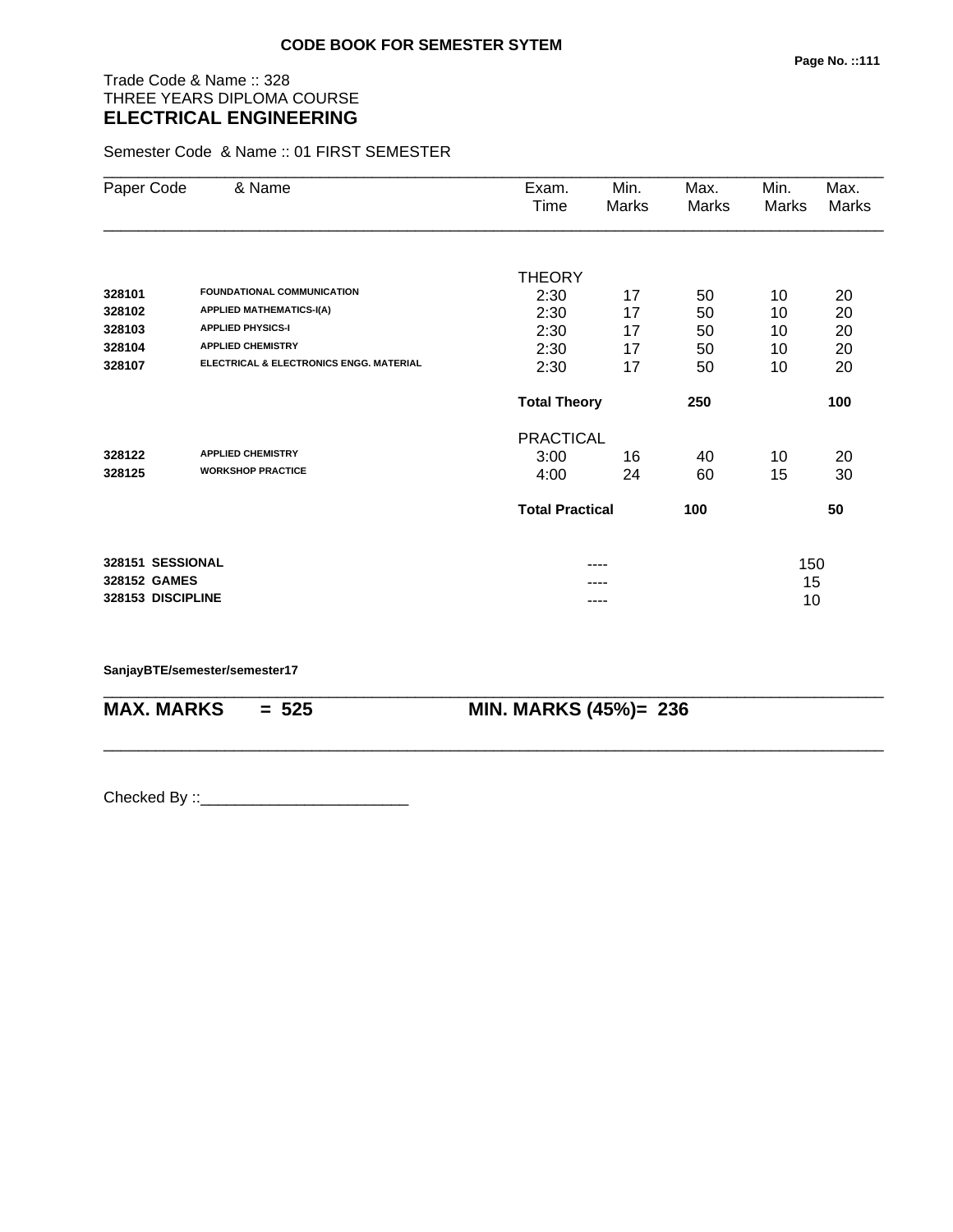**CODE BOOK FOR SEMESTER SYTEM**

Trade Code & Name :: 328
THREE YEARS DIPLOMA COURSE
## ELECTRICAL ENGINEERING

Semester Code & Name :: 01 FIRST SEMESTER

| Paper Code | & Name | Exam. Time | Min. Marks | Max. Marks | Min. Marks | Max. Marks |
|---|---|---|---|---|---|---|
| | | THEORY | | | | |
| 328101 | FOUNDATIONAL COMMUNICATION | 2:30 | 17 | 50 | 10 | 20 |
| 328102 | APPLIED MATHEMATICS-I(A) | 2:30 | 17 | 50 | 10 | 20 |
| 328103 | APPLIED PHYSICS-I | 2:30 | 17 | 50 | 10 | 20 |
| 328104 | APPLIED CHEMISTRY | 2:30 | 17 | 50 | 10 | 20 |
| 328107 | ELECTRICAL & ELECTRONICS ENGG. MATERIAL | 2:30 | 17 | 50 | 10 | 20 |
| | | **Total Theory** | | **250** | | **100** |
| | | PRACTICAL | | | | |
| 328122 | APPLIED CHEMISTRY | 3:00 | 16 | 40 | 10 | 20 |
| 328125 | WORKSHOP PRACTICE | 4:00 | 24 | 60 | 15 | 30 |
| | | **Total Practical** | | **100** | | **50** |
| **328151** | **SESSIONAL** | | ---- | | 150 | |
| **328152** | **GAMES** | | ---- | | 15 | |
| **328153** | **DISCIPLINE** | | ---- | | 10 | |

**SanjayBTE/semester/semester17**

**MAX. MARKS = 525** **MIN. MARKS (45%)= 236**

Checked By ::________________________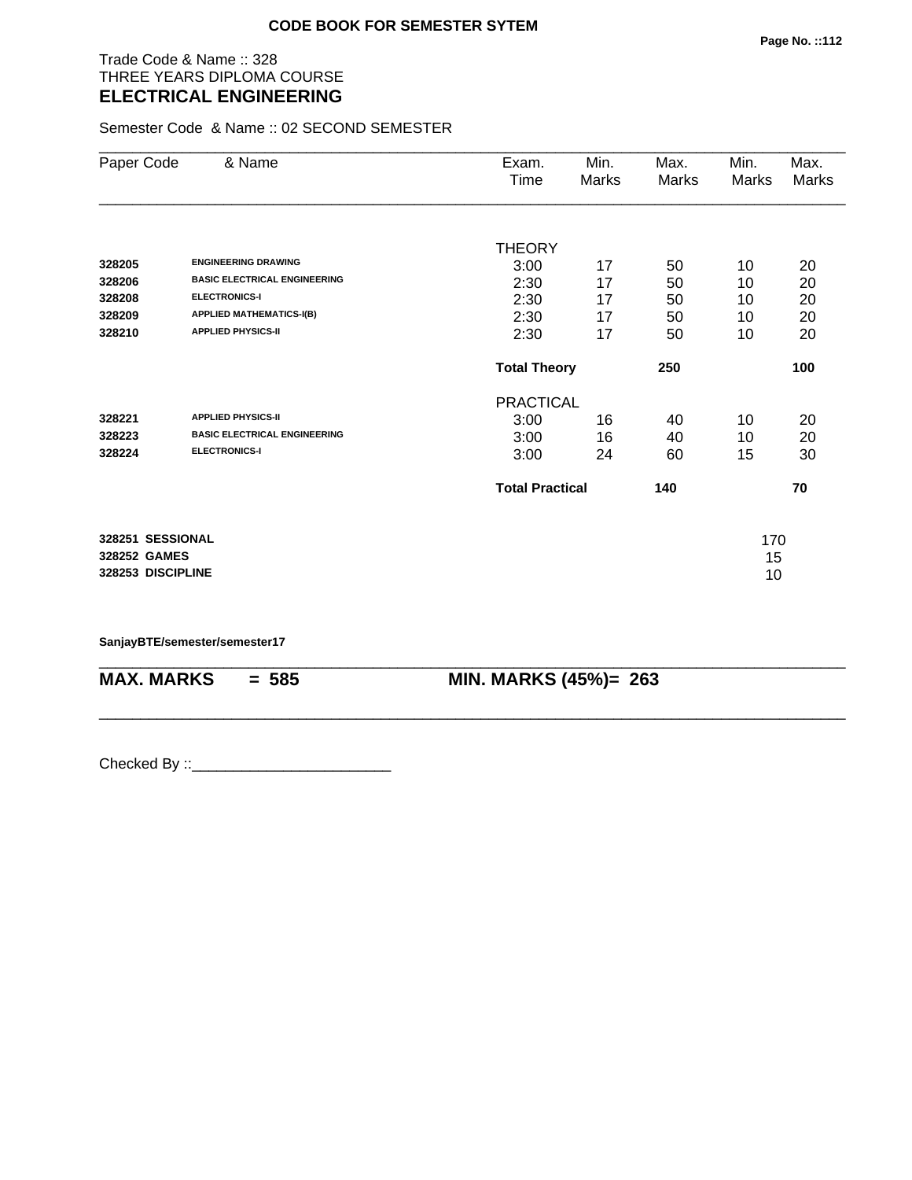**CODE BOOK FOR SEMESTER SYTEM**

Trade Code & Name :: 328
THREE YEARS DIPLOMA COURSE
## ELECTRICAL ENGINEERING

Semester Code & Name :: 02 SECOND SEMESTER

| Paper Code | & Name | Exam. Time | Min. Marks | Max. Marks | Min. Marks | Max. Marks |
|---|---|---|---|---|---|---|
| | | THEORY | | | | |
| **328205** | **ENGINEERING DRAWING** | 3:00 | 17 | 50 | 10 | 20 |
| **328206** | **BASIC ELECTRICAL ENGINEERING** | 2:30 | 17 | 50 | 10 | 20 |
| **328208** | **ELECTRONICS-I** | 2:30 | 17 | 50 | 10 | 20 |
| **328209** | **APPLIED MATHEMATICS-I(B)** | 2:30 | 17 | 50 | 10 | 20 |
| **328210** | **APPLIED PHYSICS-II** | 2:30 | 17 | 50 | 10 | 20 |
| | | **Total Theory** | | **250** | | **100** |
| | | PRACTICAL | | | | |
| **328221** | **APPLIED PHYSICS-II** | 3:00 | 16 | 40 | 10 | 20 |
| **328223** | **BASIC ELECTRICAL ENGINEERING** | 3:00 | 16 | 40 | 10 | 20 |
| **328224** | **ELECTRONICS-I** | 3:00 | 24 | 60 | 15 | 30 |
| | | **Total Practical** | | **140** | | **70** |
| **328251** | **SESSIONAL** | | | | 170 | |
| **328252** | **GAMES** | | | | 15 | |
| **328253** | **DISCIPLINE** | | | | 10 | |

**SanjayBTE/semester/semester17**

**MAX. MARKS = 585** **MIN. MARKS (45%)= 263**

Checked By ::________________________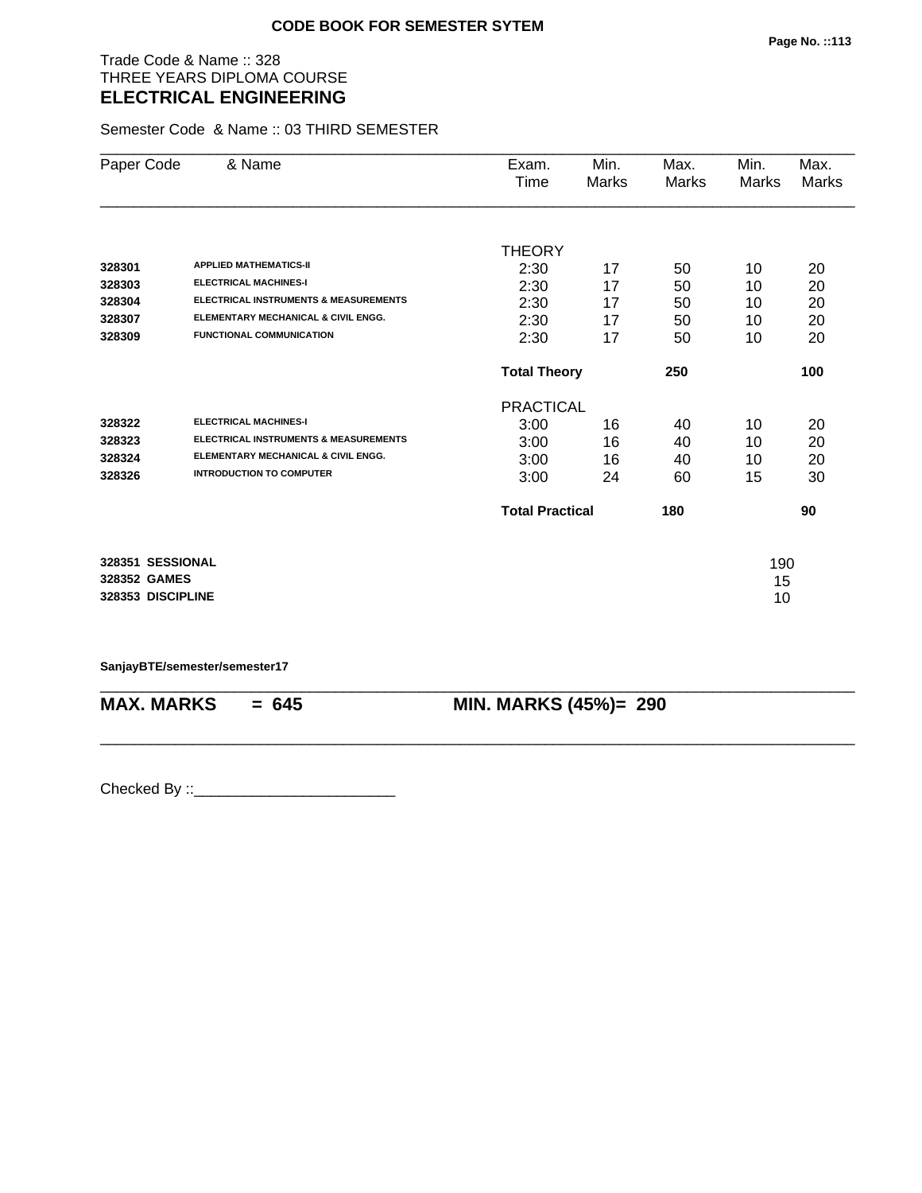**CODE BOOK FOR SEMESTER SYTEM**

Trade Code & Name :: 328
THREE YEARS DIPLOMA COURSE

# ELECTRICAL ENGINEERING

Semester Code & Name :: 03 THIRD SEMESTER

| Paper Code | & Name | Exam. Time | Min. Marks | Max. Marks | Min. Marks | Max. Marks |
|---|---|---|---|---|---|---|
| | | THEORY | | | | |
| 328301 | APPLIED MATHEMATICS-II | 2:30 | 17 | 50 | 10 | 20 |
| 328303 | ELECTRICAL MACHINES-I | 2:30 | 17 | 50 | 10 | 20 |
| 328304 | ELECTRICAL INSTRUMENTS & MEASUREMENTS | 2:30 | 17 | 50 | 10 | 20 |
| 328307 | ELEMENTARY MECHANICAL & CIVIL ENGG. | 2:30 | 17 | 50 | 10 | 20 |
| 328309 | FUNCTIONAL COMMUNICATION | 2:30 | 17 | 50 | 10 | 20 |
| | | **Total Theory** | | **250** | | **100** |
| | | PRACTICAL | | | | |
| 328322 | ELECTRICAL MACHINES-I | 3:00 | 16 | 40 | 10 | 20 |
| 328323 | ELECTRICAL INSTRUMENTS & MEASUREMENTS | 3:00 | 16 | 40 | 10 | 20 |
| 328324 | ELEMENTARY MECHANICAL & CIVIL ENGG. | 3:00 | 16 | 40 | 10 | 20 |
| 328326 | INTRODUCTION TO COMPUTER | 3:00 | 24 | 60 | 15 | 30 |
| | | **Total Practical** | | **180** | | **90** |
| **328351** | **SESSIONAL** | | | | 190 | |
| **328352** | **GAMES** | | | | 15 | |
| **328353** | **DISCIPLINE** | | | | 10 | |

**SanjayBTE/semester/semester17**

**MAX. MARKS = 645** **MIN. MARKS (45%)= 290**

Checked By ::________________________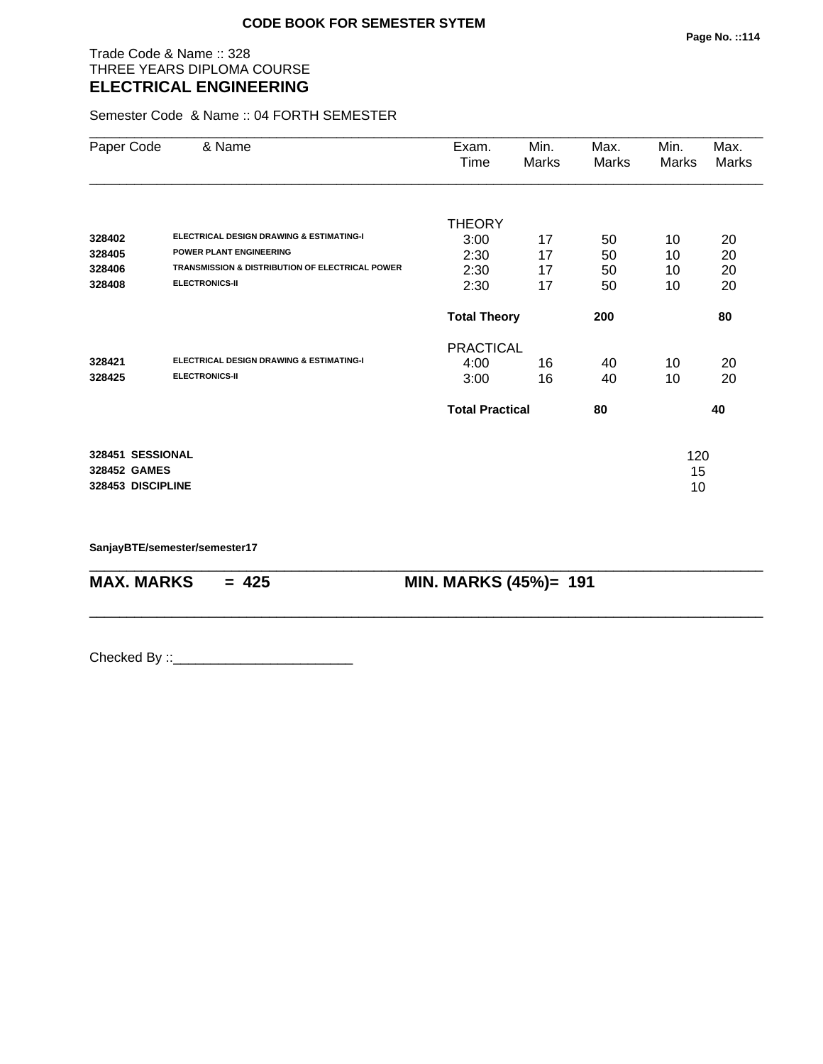**CODE BOOK FOR SEMESTER SYTEM**

Trade Code & Name :: 328
THREE YEARS DIPLOMA COURSE

## ELECTRICAL ENGINEERING

Semester Code & Name :: 04 FORTH SEMESTER

| Paper Code | & Name | Exam. Time | Min. Marks | Max. Marks | Min. Marks | Max. Marks |
|---|---|---|---|---|---|---|
| | | THEORY | | | | |
| **328402** | **ELECTRICAL DESIGN DRAWING & ESTIMATING-I** | 3:00 | 17 | 50 | 10 | 20 |
| **328405** | **POWER PLANT ENGINEERING** | 2:30 | 17 | 50 | 10 | 20 |
| **328406** | **TRANSMISSION & DISTRIBUTION OF ELECTRICAL POWER** | 2:30 | 17 | 50 | 10 | 20 |
| **328408** | **ELECTRONICS-II** | 2:30 | 17 | 50 | 10 | 20 |
| | | **Total Theory** | | **200** | | **80** |
| | | PRACTICAL | | | | |
| **328421** | **ELECTRICAL DESIGN DRAWING & ESTIMATING-I** | 4:00 | 16 | 40 | 10 | 20 |
| **328425** | **ELECTRONICS-II** | 3:00 | 16 | 40 | 10 | 20 |
| | | **Total Practical** | | **80** | | **40** |
| **328451** | **SESSIONAL** | | | | 120 | |
| **328452** | **GAMES** | | | | 15 | |
| **328453** | **DISCIPLINE** | | | | 10 | |

**SanjayBTE/semester/semester17**

**MAX. MARKS = 425** **MIN. MARKS (45%)= 191**

Checked By ::________________________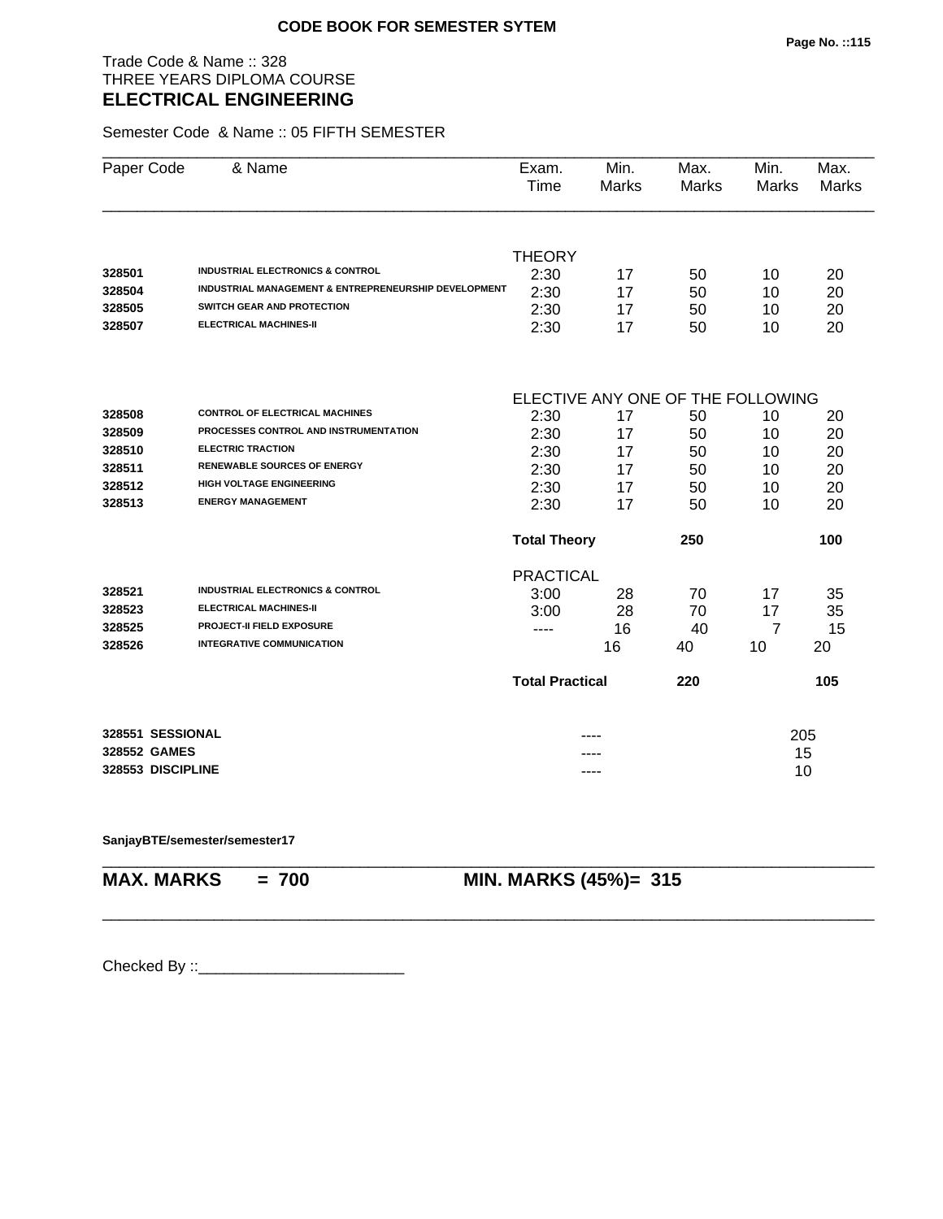**CODE BOOK FOR SEMESTER SYTEM**

Trade Code & Name :: 328
THREE YEARS DIPLOMA COURSE
## ELECTRICAL ENGINEERING

Semester Code & Name :: 05 FIFTH SEMESTER

| Paper Code | & Name | Exam. Time | Min. Marks | Max. Marks | Min. Marks | Max. Marks |
|---|---|---|---|---|---|---|
| | | THEORY | | | | |
| 328501 | INDUSTRIAL ELECTRONICS & CONTROL | 2:30 | 17 | 50 | 10 | 20 |
| 328504 | INDUSTRIAL MANAGEMENT & ENTREPRENEURSHIP DEVELOPMENT | 2:30 | 17 | 50 | 10 | 20 |
| 328505 | SWITCH GEAR AND PROTECTION | 2:30 | 17 | 50 | 10 | 20 |
| 328507 | ELECTRICAL MACHINES-II | 2:30 | 17 | 50 | 10 | 20 |
| | | ELECTIVE ANY ONE OF THE FOLLOWING | | | | |
| 328508 | CONTROL OF ELECTRICAL MACHINES | 2:30 | 17 | 50 | 10 | 20 |
| 328509 | PROCESSES CONTROL AND INSTRUMENTATION | 2:30 | 17 | 50 | 10 | 20 |
| 328510 | ELECTRIC TRACTION | 2:30 | 17 | 50 | 10 | 20 |
| 328511 | RENEWABLE SOURCES OF ENERGY | 2:30 | 17 | 50 | 10 | 20 |
| 328512 | HIGH VOLTAGE ENGINEERING | 2:30 | 17 | 50 | 10 | 20 |
| 328513 | ENERGY MANAGEMENT | 2:30 | 17 | 50 | 10 | 20 |
| | | **Total Theory** | | **250** | | **100** |
| | | PRACTICAL | | | | |
| 328521 | INDUSTRIAL ELECTRONICS & CONTROL | 3:00 | 28 | 70 | 17 | 35 |
| 328523 | ELECTRICAL MACHINES-II | 3:00 | 28 | 70 | 17 | 35 |
| 328525 | PROJECT-II FIELD EXPOSURE | ---- | 16 | 40 | 7 | 15 |
| 328526 | INTEGRATIVE COMMUNICATION | | 16 | 40 | 10 | 20 |
| | | **Total Practical** | | **220** | | **105** |
| **328551** | **SESSIONAL** | | ---- | | | 205 |
| **328552** | **GAMES** | | ---- | | | 15 |
| **328553** | **DISCIPLINE** | | ---- | | | 10 |

**SanjayBTE/semester/semester17**

**MAX. MARKS = 700** **MIN. MARKS (45%)= 315**

Checked By ::________________________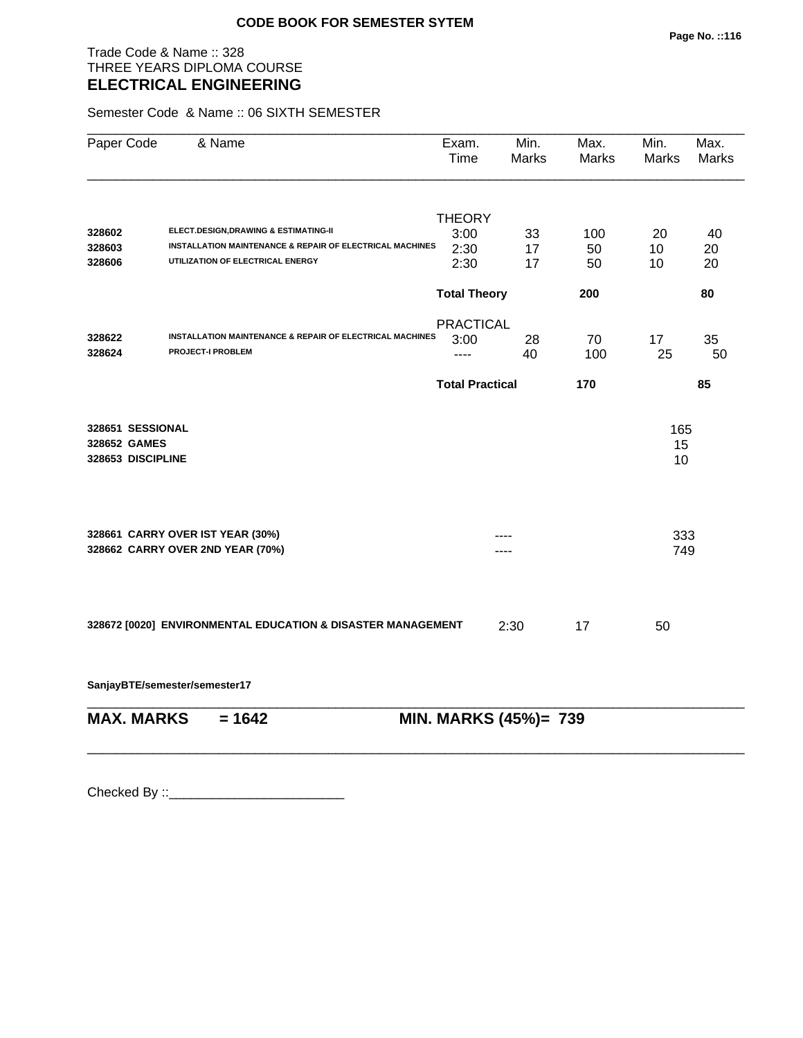**CODE BOOK FOR SEMESTER SYTEM**

Trade Code & Name :: 328
THREE YEARS DIPLOMA COURSE
## ELECTRICAL ENGINEERING

Semester Code & Name :: 06 SIXTH SEMESTER

| Paper Code | & Name | Exam. Time | Min. Marks | Max. Marks | Min. Marks | Max. Marks |
|---|---|---|---|---|---|---|
| | | THEORY | | | | |
| 328602 | ELECT.DESIGN,DRAWING & ESTIMATING-II | 3:00 | 33 | 100 | 20 | 40 |
| 328603 | INSTALLATION MAINTENANCE & REPAIR OF ELECTRICAL MACHINES | 2:30 | 17 | 50 | 10 | 20 |
| 328606 | UTILIZATION OF ELECTRICAL ENERGY | 2:30 | 17 | 50 | 10 | 20 |
| | | **Total Theory** | | **200** | | **80** |
| | | PRACTICAL | | | | |
| 328622 | INSTALLATION MAINTENANCE & REPAIR OF ELECTRICAL MACHINES | 3:00 | 28 | 70 | 17 | 35 |
| 328624 | PROJECT-I PROBLEM | ---- | 40 | 100 | 25 | 50 |
| | | **Total Practical** | | **170** | | **85** |

| | |
|---|---|
| **328651 SESSIONAL** | 165 |
| **328652 GAMES** | 15 |
| **328653 DISCIPLINE** | 10 |

| | | |
|---|---|---|
| **328661 CARRY OVER IST YEAR (30%)** | ---- | 333 |
| **328662 CARRY OVER 2ND YEAR (70%)** | ---- | 749 |

| | | | |
|---|---|---|---|
| **328672 [0020] ENVIRONMENTAL EDUCATION & DISASTER MANAGEMENT** | 2:30 | 17 | 50 |

**SanjayBTE/semester/semester17**

**MAX. MARKS = 1642** **MIN. MARKS (45%)= 739**

Checked By ::________________________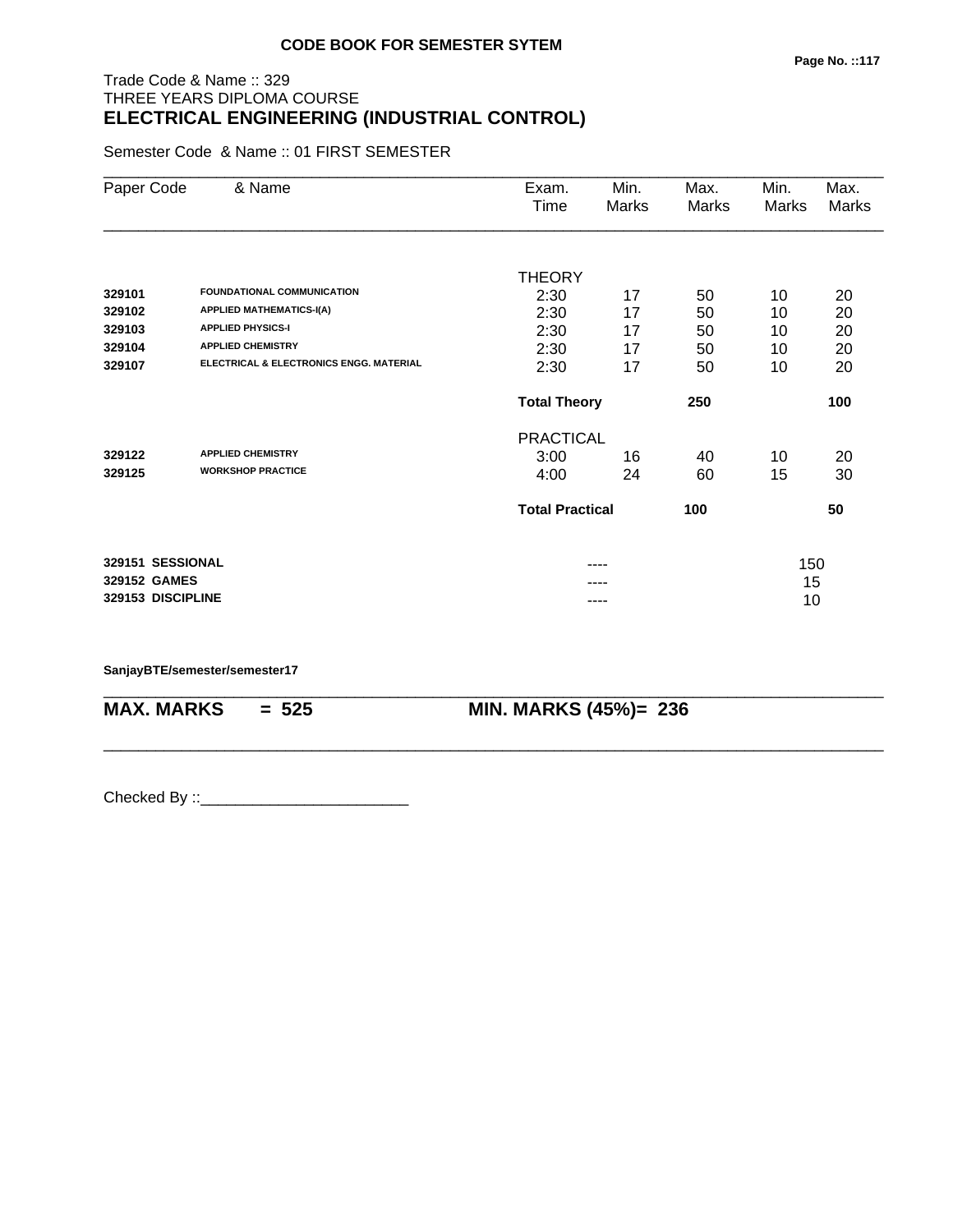**CODE BOOK FOR SEMESTER SYTEM**

Trade Code & Name :: 329
THREE YEARS DIPLOMA COURSE
## ELECTRICAL ENGINEERING (INDUSTRIAL CONTROL)

Semester Code & Name :: 01 FIRST SEMESTER

| Paper Code | & Name | Exam. Time | Min. Marks | Max. Marks | Min. Marks | Max. Marks |
|---|---|---|---|---|---|---|
| | | THEORY | | | | |
| **329101** | **FOUNDATIONAL COMMUNICATION** | 2:30 | 17 | 50 | 10 | 20 |
| **329102** | **APPLIED MATHEMATICS-I(A)** | 2:30 | 17 | 50 | 10 | 20 |
| **329103** | **APPLIED PHYSICS-I** | 2:30 | 17 | 50 | 10 | 20 |
| **329104** | **APPLIED CHEMISTRY** | 2:30 | 17 | 50 | 10 | 20 |
| **329107** | **ELECTRICAL & ELECTRONICS ENGG. MATERIAL** | 2:30 | 17 | 50 | 10 | 20 |
| | | **Total Theory** | | **250** | | **100** |
| | | PRACTICAL | | | | |
| **329122** | **APPLIED CHEMISTRY** | 3:00 | 16 | 40 | 10 | 20 |
| **329125** | **WORKSHOP PRACTICE** | 4:00 | 24 | 60 | 15 | 30 |
| | | **Total Practical** | | **100** | | **50** |
| **329151** | **SESSIONAL** | | ---- | | 150 | |
| **329152** | **GAMES** | | ---- | | 15 | |
| **329153** | **DISCIPLINE** | | ---- | | 10 | |

**SanjayBTE/semester/semester17**

**MAX. MARKS = 525** **MIN. MARKS (45%)= 236**

Checked By ::________________________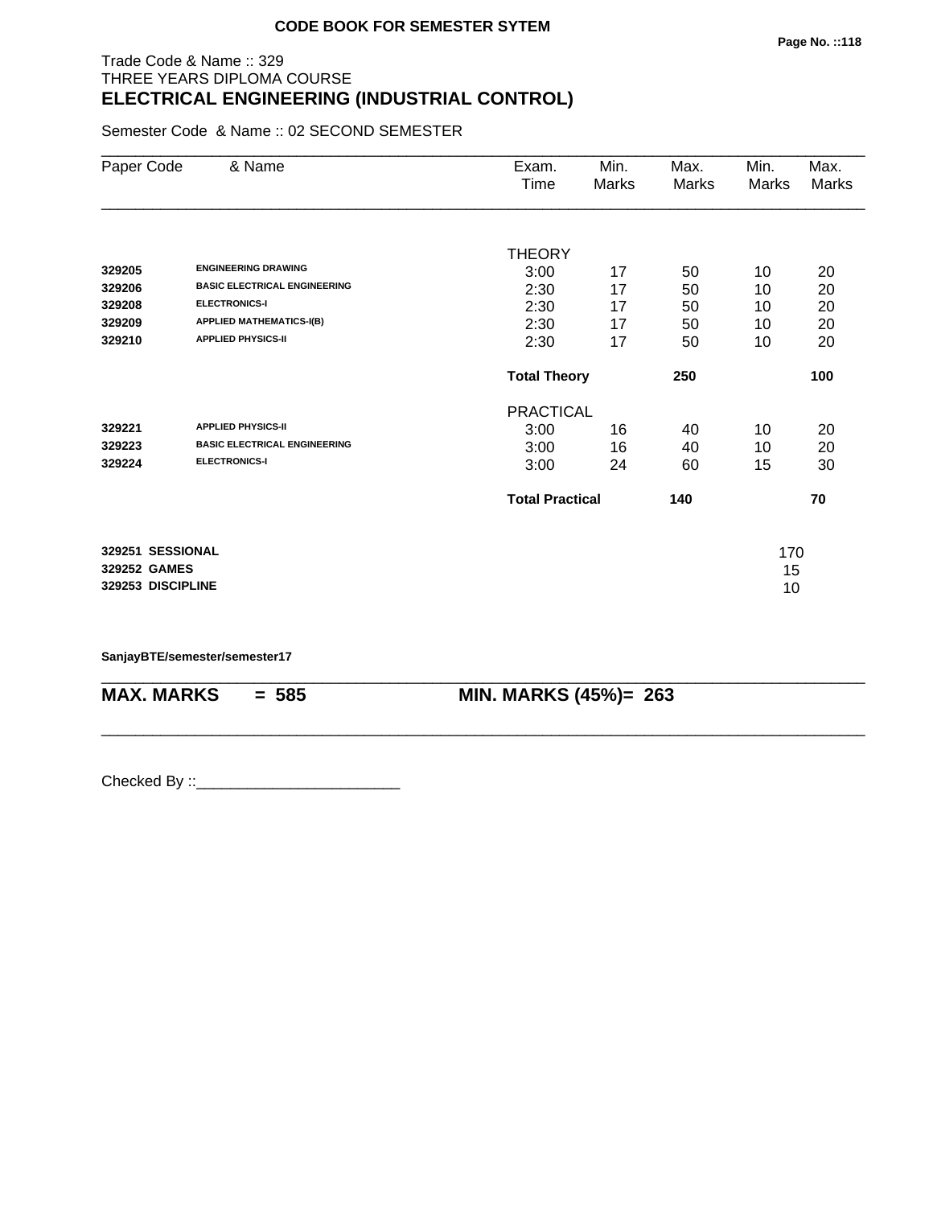**CODE BOOK FOR SEMESTER SYTEM**

Trade Code & Name :: 329
THREE YEARS DIPLOMA COURSE
## ELECTRICAL ENGINEERING (INDUSTRIAL CONTROL)

Semester Code & Name :: 02 SECOND SEMESTER

| Paper Code | & Name | Exam. Time | Min. Marks | Max. Marks | Min. Marks | Max. Marks |
|---|---|---|---|---|---|---|
| | | THEORY | | | | |
| **329205** | **ENGINEERING DRAWING** | 3:00 | 17 | 50 | 10 | 20 |
| **329206** | **BASIC ELECTRICAL ENGINEERING** | 2:30 | 17 | 50 | 10 | 20 |
| **329208** | **ELECTRONICS-I** | 2:30 | 17 | 50 | 10 | 20 |
| **329209** | **APPLIED MATHEMATICS-I(B)** | 2:30 | 17 | 50 | 10 | 20 |
| **329210** | **APPLIED PHYSICS-II** | 2:30 | 17 | 50 | 10 | 20 |
| | | **Total Theory** | | **250** | | **100** |
| | | PRACTICAL | | | | |
| **329221** | **APPLIED PHYSICS-II** | 3:00 | 16 | 40 | 10 | 20 |
| **329223** | **BASIC ELECTRICAL ENGINEERING** | 3:00 | 16 | 40 | 10 | 20 |
| **329224** | **ELECTRONICS-I** | 3:00 | 24 | 60 | 15 | 30 |
| | | **Total Practical** | | **140** | | **70** |
| **329251** | **SESSIONAL** | | | | 170 | |
| **329252** | **GAMES** | | | | 15 | |
| **329253** | **DISCIPLINE** | | | | 10 | |

**SanjayBTE/semester/semester17**

**MAX. MARKS = 585** **MIN. MARKS (45%)= 263**

Checked By ::________________________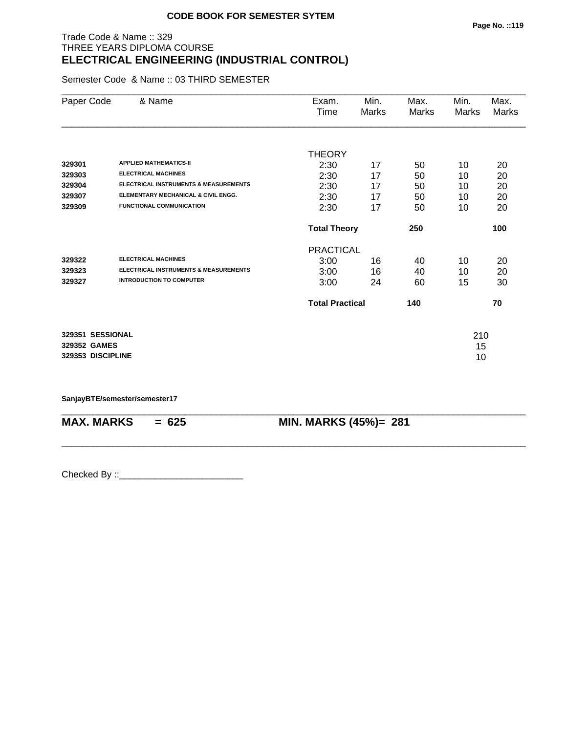**CODE BOOK FOR SEMESTER SYTEM**

Trade Code & Name :: 329
THREE YEARS DIPLOMA COURSE
## ELECTRICAL ENGINEERING (INDUSTRIAL CONTROL)

Semester Code & Name :: 03 THIRD SEMESTER

| Paper Code | & Name | Exam. Time | Min. Marks | Max. Marks | Min. Marks | Max. Marks |
|---|---|---|---|---|---|---|
| | | THEORY | | | | |
| 329301 | APPLIED MATHEMATICS-II | 2:30 | 17 | 50 | 10 | 20 |
| 329303 | ELECTRICAL MACHINES | 2:30 | 17 | 50 | 10 | 20 |
| 329304 | ELECTRICAL INSTRUMENTS & MEASUREMENTS | 2:30 | 17 | 50 | 10 | 20 |
| 329307 | ELEMENTARY MECHANICAL & CIVIL ENGG. | 2:30 | 17 | 50 | 10 | 20 |
| 329309 | FUNCTIONAL COMMUNICATION | 2:30 | 17 | 50 | 10 | 20 |
| | | **Total Theory** | | **250** | | **100** |
| | | PRACTICAL | | | | |
| 329322 | ELECTRICAL MACHINES | 3:00 | 16 | 40 | 10 | 20 |
| 329323 | ELECTRICAL INSTRUMENTS & MEASUREMENTS | 3:00 | 16 | 40 | 10 | 20 |
| 329327 | INTRODUCTION TO COMPUTER | 3:00 | 24 | 60 | 15 | 30 |
| | | **Total Practical** | | **140** | | **70** |
| 329351 | SESSIONAL | | | | 210 | |
| 329352 | GAMES | | | | 15 | |
| 329353 | DISCIPLINE | | | | 10 | |

**SanjayBTE/semester/semester17**

**MAX. MARKS = 625** **MIN. MARKS (45%)= 281**

Checked By ::________________________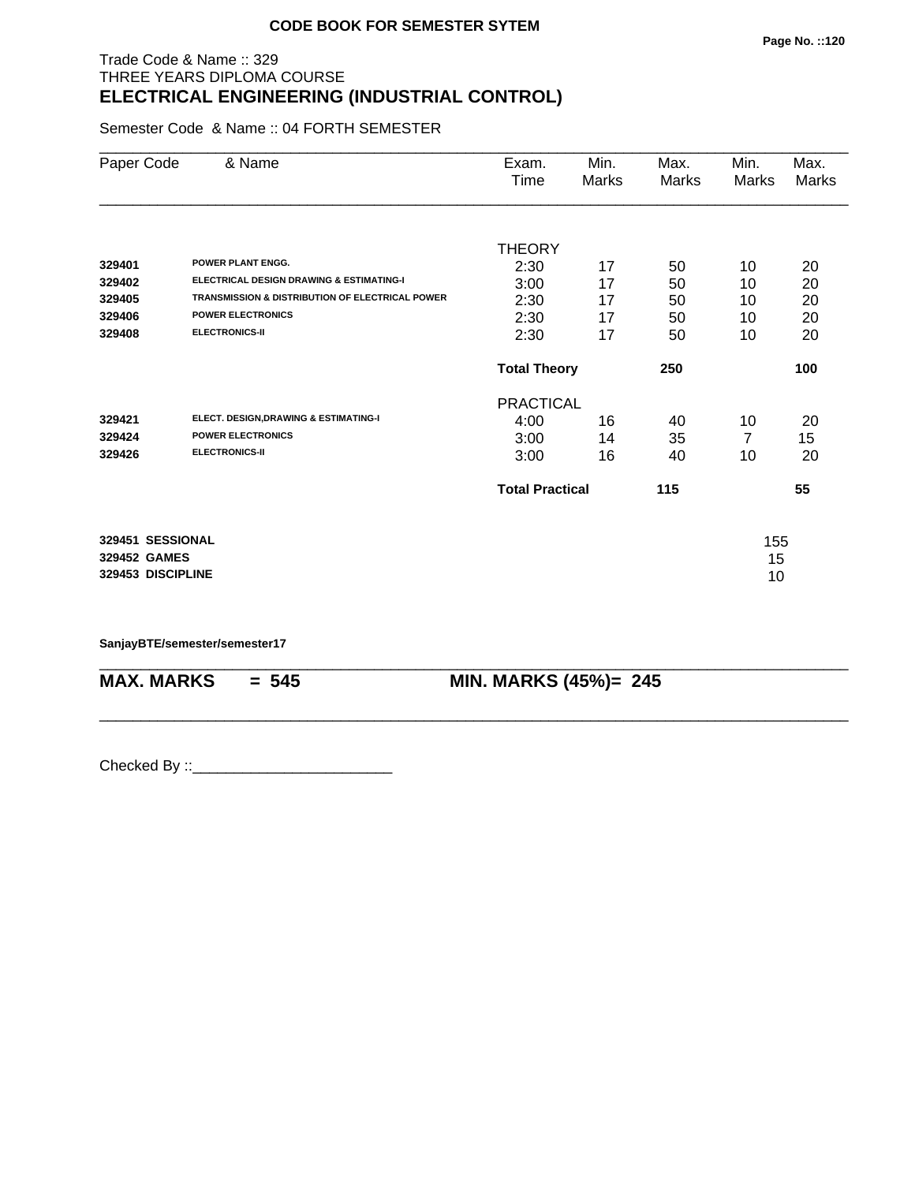**CODE BOOK FOR SEMESTER SYTEM**

Trade Code & Name :: 329
THREE YEARS DIPLOMA COURSE

# ELECTRICAL ENGINEERING (INDUSTRIAL CONTROL)

Semester Code & Name :: 04 FORTH SEMESTER

| Paper Code | & Name | Exam. Time | Min. Marks | Max. Marks | Min. Marks | Max. Marks |
|---|---|---|---|---|---|---|
| | | THEORY | | | | |
| 329401 | POWER PLANT ENGG. | 2:30 | 17 | 50 | 10 | 20 |
| 329402 | ELECTRICAL DESIGN DRAWING & ESTIMATING-I | 3:00 | 17 | 50 | 10 | 20 |
| 329405 | TRANSMISSION & DISTRIBUTION OF ELECTRICAL POWER | 2:30 | 17 | 50 | 10 | 20 |
| 329406 | POWER ELECTRONICS | 2:30 | 17 | 50 | 10 | 20 |
| 329408 | ELECTRONICS-II | 2:30 | 17 | 50 | 10 | 20 |
| | | **Total Theory** | | **250** | | **100** |
| | | PRACTICAL | | | | |
| 329421 | ELECT. DESIGN,DRAWING & ESTIMATING-I | 4:00 | 16 | 40 | 10 | 20 |
| 329424 | POWER ELECTRONICS | 3:00 | 14 | 35 | 7 | 15 |
| 329426 | ELECTRONICS-II | 3:00 | 16 | 40 | 10 | 20 |
| | | **Total Practical** | | **115** | | **55** |

| | |
|---|---|
| **329451 SESSIONAL** | 155 |
| **329452 GAMES** | 15 |
| **329453 DISCIPLINE** | 10 |

**SanjayBTE/semester/semester17**

**MAX. MARKS = 545** **MIN. MARKS (45%)= 245**

Checked By ::________________________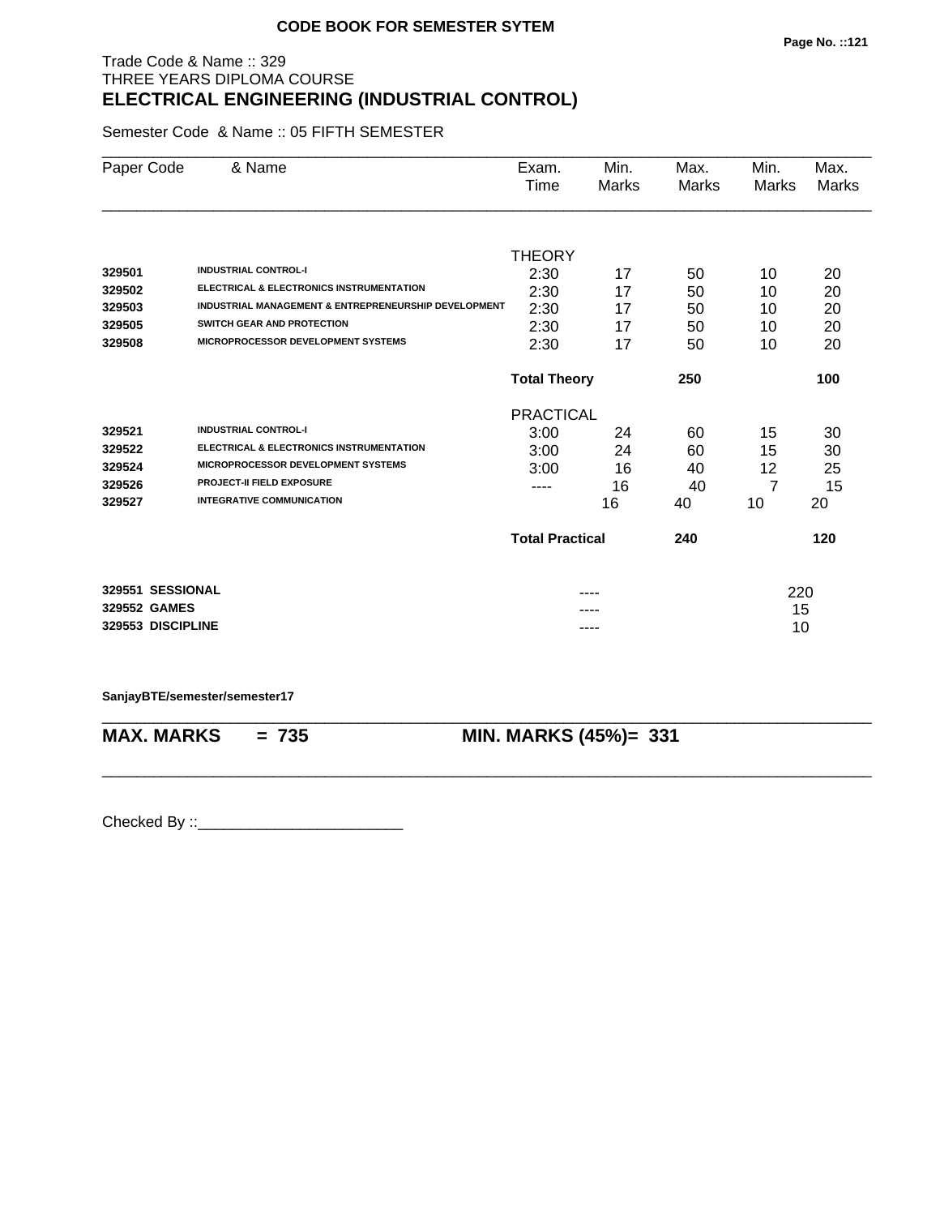**CODE BOOK FOR SEMESTER SYTEM**

Trade Code & Name :: 329
THREE YEARS DIPLOMA COURSE

## ELECTRICAL ENGINEERING (INDUSTRIAL CONTROL)

Semester Code & Name :: 05 FIFTH SEMESTER

| Paper Code | & Name | Exam. Time | Min. Marks | Max. Marks | Min. Marks | Max. Marks |
|---|---|---|---|---|---|---|
| | | THEORY | | | | |
| **329501** | **INDUSTRIAL CONTROL-I** | 2:30 | 17 | 50 | 10 | 20 |
| **329502** | **ELECTRICAL & ELECTRONICS INSTRUMENTATION** | 2:30 | 17 | 50 | 10 | 20 |
| **329503** | **INDUSTRIAL MANAGEMENT & ENTREPRENEURSHIP DEVELOPMENT** | 2:30 | 17 | 50 | 10 | 20 |
| **329505** | **SWITCH GEAR AND PROTECTION** | 2:30 | 17 | 50 | 10 | 20 |
| **329508** | **MICROPROCESSOR DEVELOPMENT SYSTEMS** | 2:30 | 17 | 50 | 10 | 20 |
| | | **Total Theory** | | **250** | | **100** |
| | | PRACTICAL | | | | |
| **329521** | **INDUSTRIAL CONTROL-I** | 3:00 | 24 | 60 | 15 | 30 |
| **329522** | **ELECTRICAL & ELECTRONICS INSTRUMENTATION** | 3:00 | 24 | 60 | 15 | 30 |
| **329524** | **MICROPROCESSOR DEVELOPMENT SYSTEMS** | 3:00 | 16 | 40 | 12 | 25 |
| **329526** | **PROJECT-II FIELD EXPOSURE** | ---- | 16 | 40 | 7 | 15 |
| **329527** | **INTEGRATIVE COMMUNICATION** | | 16 | 40 | 10 | 20 |
| | | **Total Practical** | | **240** | | **120** |
| **329551** | **SESSIONAL** | | ---- | | | 220 |
| **329552** | **GAMES** | | ---- | | | 15 |
| **329553** | **DISCIPLINE** | | ---- | | | 10 |

**SanjayBTE/semester/semester17**

**MAX. MARKS = 735 MIN. MARKS (45%)= 331**

Checked By ::________________________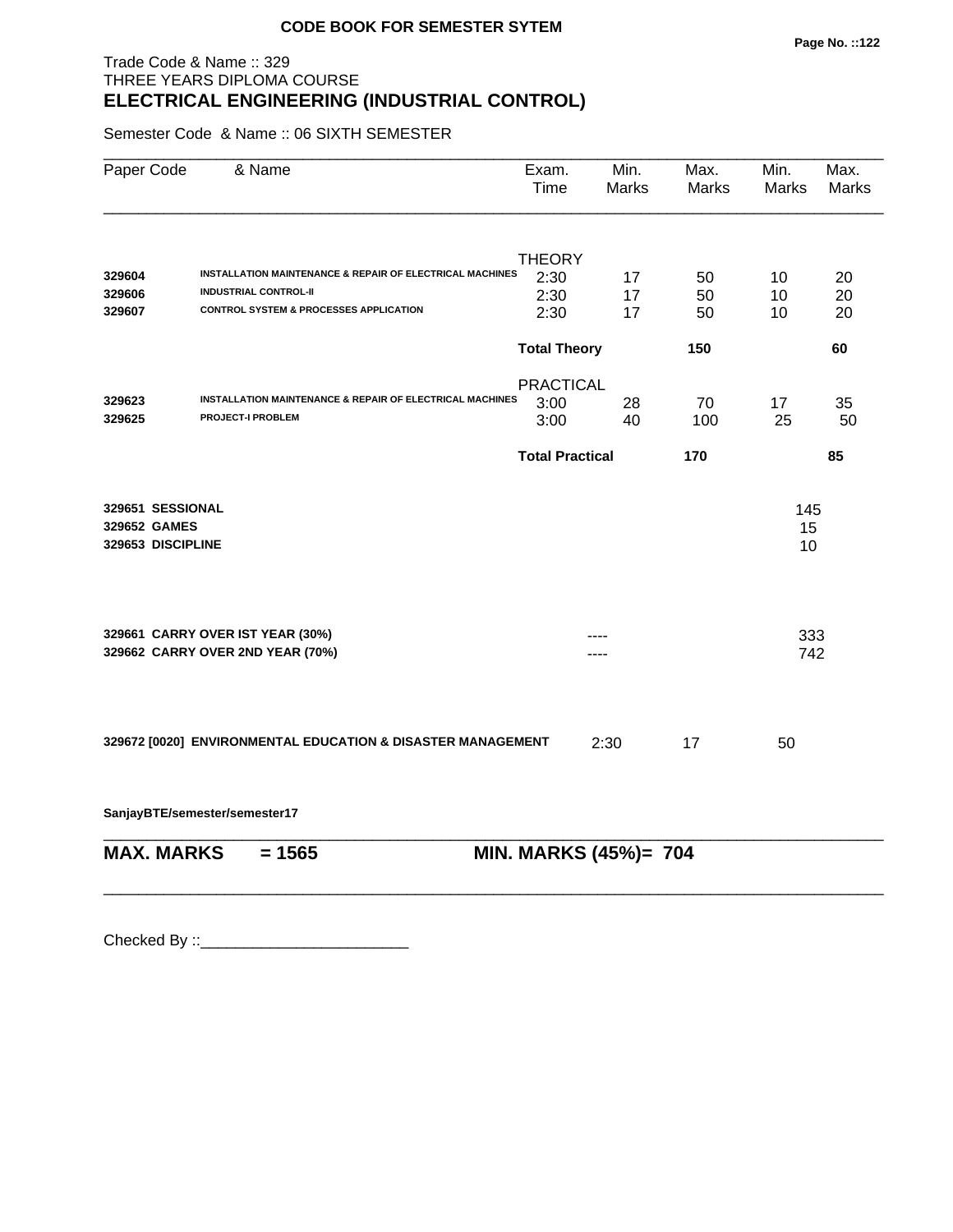**CODE BOOK FOR SEMESTER SYTEM**

Trade Code & Name :: 329
THREE YEARS DIPLOMA COURSE
## ELECTRICAL ENGINEERING (INDUSTRIAL CONTROL)

Semester Code & Name :: 06 SIXTH SEMESTER

| Paper Code | & Name | Exam. Time | Min. Marks | Max. Marks | Min. Marks | Max. Marks |
|---|---|---|---|---|---|---|
| | | THEORY | | | | |
| **329604** | **INSTALLATION MAINTENANCE & REPAIR OF ELECTRICAL MACHINES** | 2:30 | 17 | 50 | 10 | 20 |
| **329606** | **INDUSTRIAL CONTROL-II** | 2:30 | 17 | 50 | 10 | 20 |
| **329607** | **CONTROL SYSTEM & PROCESSES APPLICATION** | 2:30 | 17 | 50 | 10 | 20 |
| | | **Total Theory** | | **150** | | **60** |
| | | PRACTICAL | | | | |
| **329623** | **INSTALLATION MAINTENANCE & REPAIR OF ELECTRICAL MACHINES** | 3:00 | 28 | 70 | 17 | 35 |
| **329625** | **PROJECT-I PROBLEM** | 3:00 | 40 | 100 | 25 | 50 |
| | | **Total Practical** | | **170** | | **85** |
| **329651** | **SESSIONAL** | | | | 145 | |
| **329652** | **GAMES** | | | | 15 | |
| **329653** | **DISCIPLINE** | | | | 10 | |
| **329661** | **CARRY OVER IST YEAR (30%)** | | ---- | | 333 | |
| **329662** | **CARRY OVER 2ND YEAR (70%)** | | ---- | | 742 | |
| **329672 [0020]** | **ENVIRONMENTAL EDUCATION & DISASTER MANAGEMENT** | | 2:30 | 17 | 50 | |

**SanjayBTE/semester/semester17**

**MAX. MARKS = 1565** **MIN. MARKS (45%)= 704**

Checked By ::________________________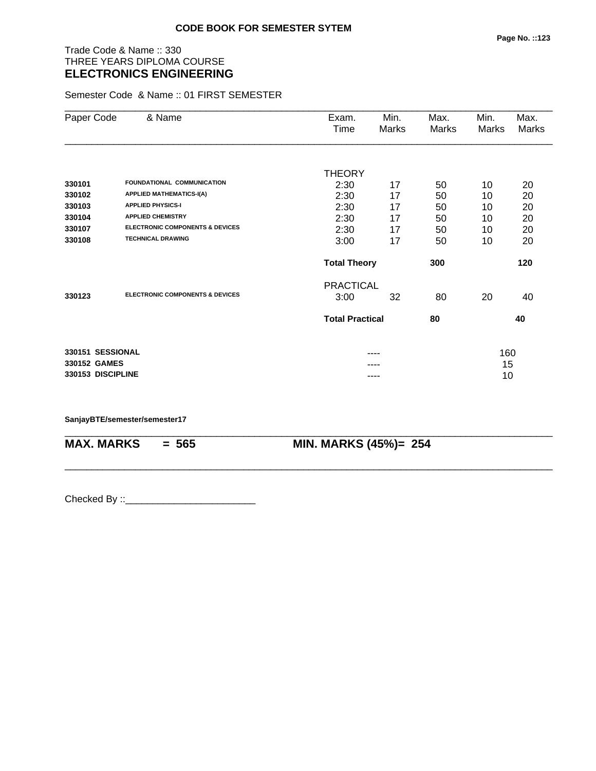**CODE BOOK FOR SEMESTER SYTEM**

Trade Code & Name :: 330
THREE YEARS DIPLOMA COURSE
## ELECTRONICS ENGINEERING

Semester Code & Name :: 01 FIRST SEMESTER

| Paper Code | & Name | Exam. Time | Min. Marks | Max. Marks | Min. Marks | Max. Marks |
|---|---|---|---|---|---|---|
| | | THEORY | | | | |
| **330101** | **FOUNDATIONAL COMMUNICATION** | 2:30 | 17 | 50 | 10 | 20 |
| **330102** | **APPLIED MATHEMATICS-I(A)** | 2:30 | 17 | 50 | 10 | 20 |
| **330103** | **APPLIED PHYSICS-I** | 2:30 | 17 | 50 | 10 | 20 |
| **330104** | **APPLIED CHEMISTRY** | 2:30 | 17 | 50 | 10 | 20 |
| **330107** | **ELECTRONIC COMPONENTS & DEVICES** | 2:30 | 17 | 50 | 10 | 20 |
| **330108** | **TECHNICAL DRAWING** | 3:00 | 17 | 50 | 10 | 20 |
| | | **Total Theory** | | **300** | | **120** |
| | | PRACTICAL | | | | |
| **330123** | **ELECTRONIC COMPONENTS & DEVICES** | 3:00 | 32 | 80 | 20 | 40 |
| | | **Total Practical** | | **80** | | **40** |
| **330151** | **SESSIONAL** | | ---- | | 160 | |
| **330152** | **GAMES** | | ---- | | 15 | |
| **330153** | **DISCIPLINE** | | ---- | | 10 | |

**SanjayBTE/semester/semester17**

**MAX. MARKS = 565** **MIN. MARKS (45%)= 254**

Checked By ::________________________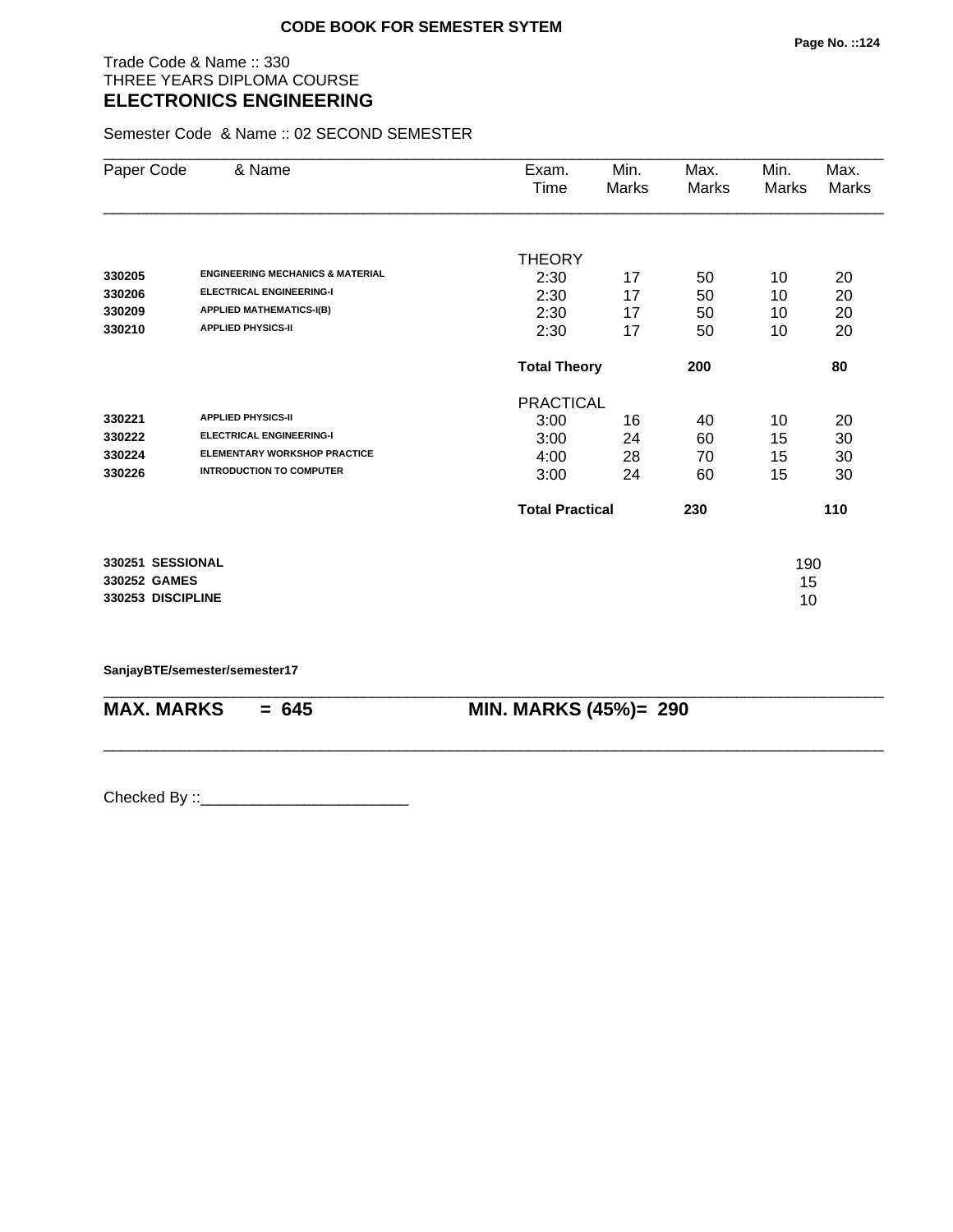**CODE BOOK FOR SEMESTER SYTEM**

Trade Code & Name :: 330
THREE YEARS DIPLOMA COURSE
## ELECTRONICS ENGINEERING

Semester Code & Name :: 02 SECOND SEMESTER

| Paper Code | & Name | Exam. Time | Min. Marks | Max. Marks | Min. Marks | Max. Marks |
|---|---|---|---|---|---|---|
| | | THEORY | | | | |
| **330205** | **ENGINEERING MECHANICS & MATERIAL** | 2:30 | 17 | 50 | 10 | 20 |
| **330206** | **ELECTRICAL ENGINEERING-I** | 2:30 | 17 | 50 | 10 | 20 |
| **330209** | **APPLIED MATHEMATICS-I(B)** | 2:30 | 17 | 50 | 10 | 20 |
| **330210** | **APPLIED PHYSICS-II** | 2:30 | 17 | 50 | 10 | 20 |
| | | **Total Theory** | | **200** | | **80** |
| | | PRACTICAL | | | | |
| **330221** | **APPLIED PHYSICS-II** | 3:00 | 16 | 40 | 10 | 20 |
| **330222** | **ELECTRICAL ENGINEERING-I** | 3:00 | 24 | 60 | 15 | 30 |
| **330224** | **ELEMENTARY WORKSHOP PRACTICE** | 4:00 | 28 | 70 | 15 | 30 |
| **330226** | **INTRODUCTION TO COMPUTER** | 3:00 | 24 | 60 | 15 | 30 |
| | | **Total Practical** | | **230** | | **110** |

| | |
|---|---|
| **330251 SESSIONAL** | 190 |
| **330252 GAMES** | 15 |
| **330253 DISCIPLINE** | 10 |

**SanjayBTE/semester/semester17**

**MAX. MARKS = 645** **MIN. MARKS (45%)= 290**

Checked By ::________________________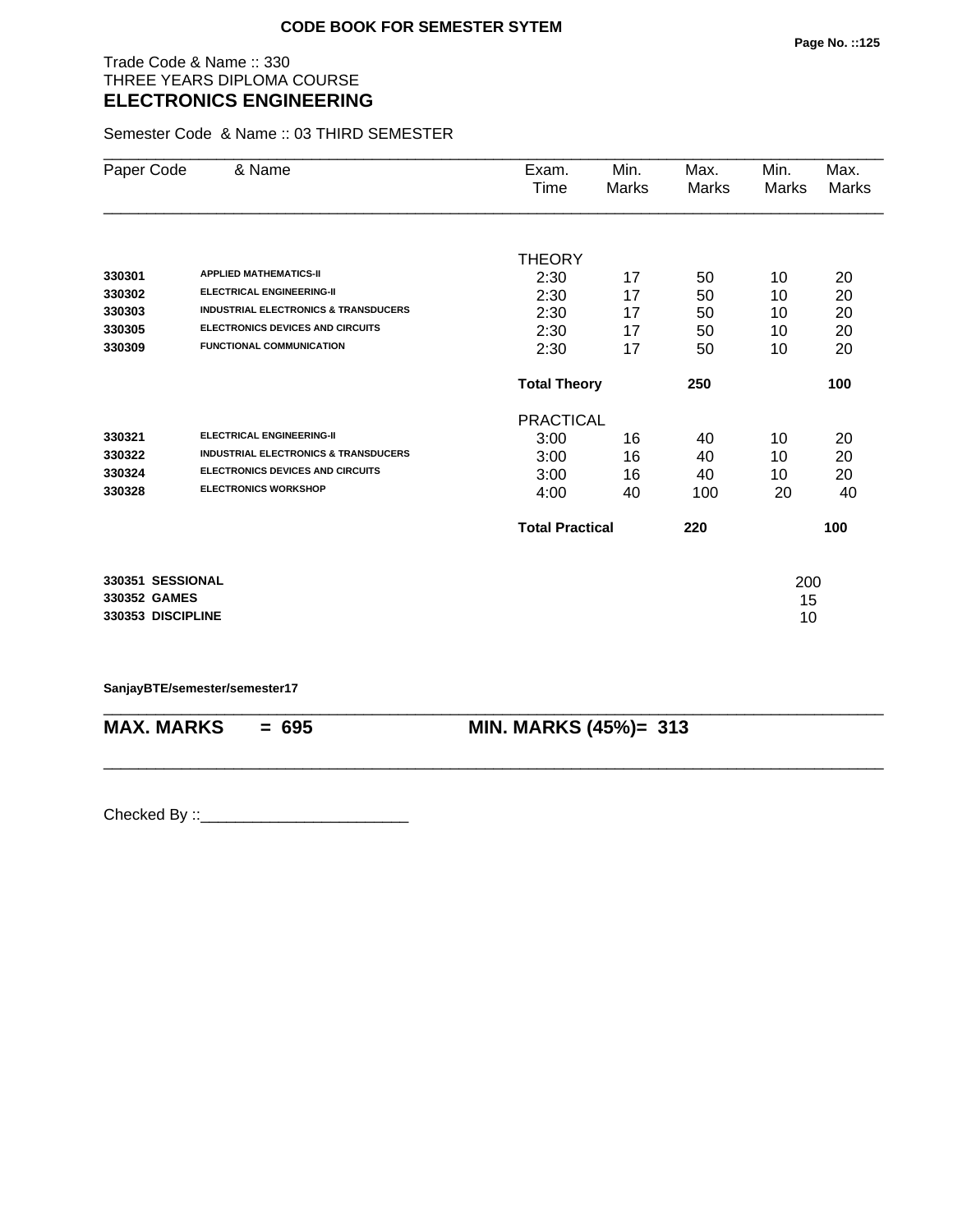**CODE BOOK FOR SEMESTER SYTEM**

Trade Code & Name :: 330
THREE YEARS DIPLOMA COURSE
## ELECTRONICS ENGINEERING

Semester Code & Name :: 03 THIRD SEMESTER

| Paper Code | & Name | Exam. Time | Min. Marks | Max. Marks | Min. Marks | Max. Marks |
|---|---|---|---|---|---|---|
| | | THEORY | | | | |
| 330301 | APPLIED MATHEMATICS-II | 2:30 | 17 | 50 | 10 | 20 |
| 330302 | ELECTRICAL ENGINEERING-II | 2:30 | 17 | 50 | 10 | 20 |
| 330303 | INDUSTRIAL ELECTRONICS & TRANSDUCERS | 2:30 | 17 | 50 | 10 | 20 |
| 330305 | ELECTRONICS DEVICES AND CIRCUITS | 2:30 | 17 | 50 | 10 | 20 |
| 330309 | FUNCTIONAL COMMUNICATION | 2:30 | 17 | 50 | 10 | 20 |
| | | **Total Theory** | | **250** | | **100** |
| | | PRACTICAL | | | | |
| 330321 | ELECTRICAL ENGINEERING-II | 3:00 | 16 | 40 | 10 | 20 |
| 330322 | INDUSTRIAL ELECTRONICS & TRANSDUCERS | 3:00 | 16 | 40 | 10 | 20 |
| 330324 | ELECTRONICS DEVICES AND CIRCUITS | 3:00 | 16 | 40 | 10 | 20 |
| 330328 | ELECTRONICS WORKSHOP | 4:00 | 40 | 100 | 20 | 40 |
| | | **Total Practical** | | **220** | | **100** |

| | | |
|---|---|---|
| **330351** | **SESSIONAL** | 200 |
| **330352** | **GAMES** | 15 |
| **330353** | **DISCIPLINE** | 10 |

**SanjayBTE/semester/semester17**

**MAX. MARKS = 695** **MIN. MARKS (45%)= 313**

Checked By ::________________________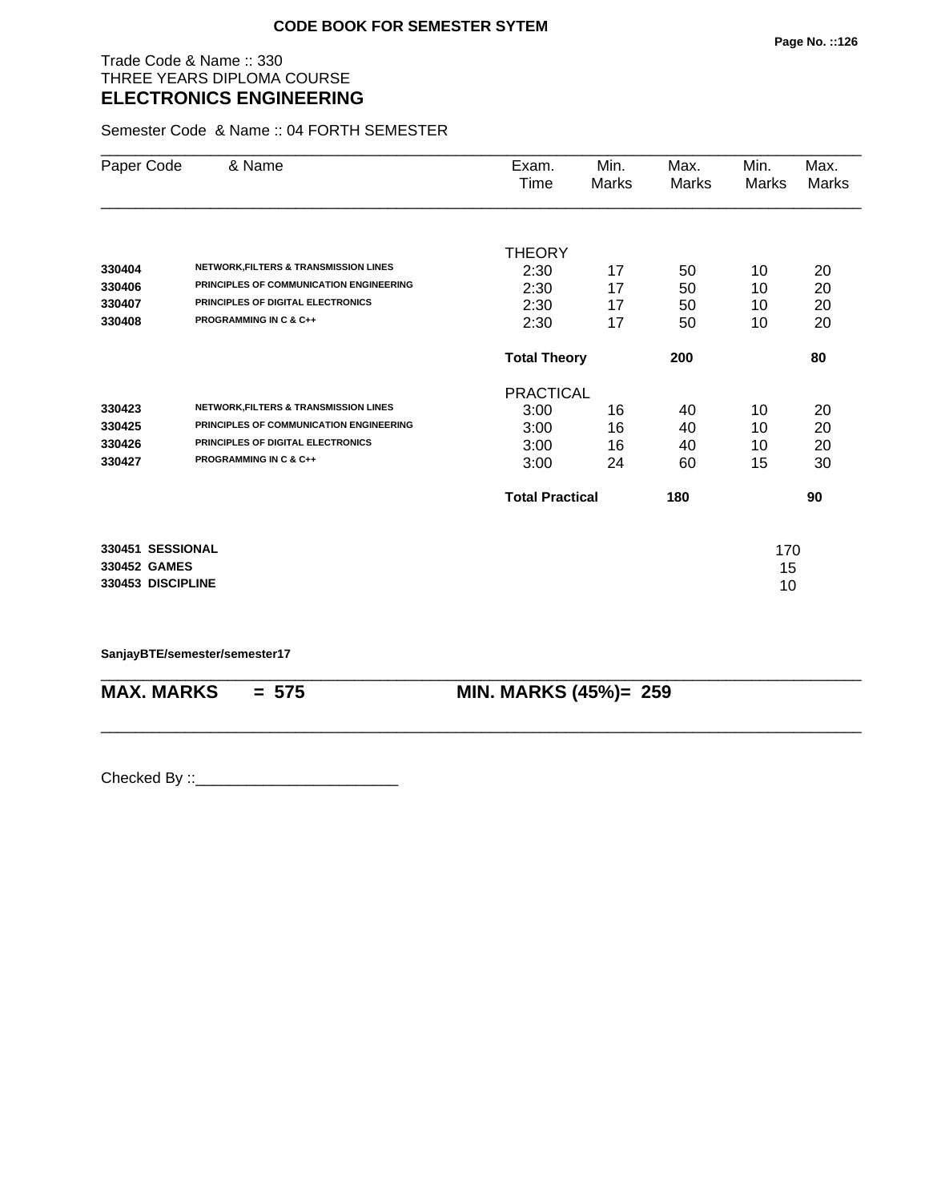**CODE BOOK FOR SEMESTER SYTEM**

Trade Code & Name :: 330
THREE YEARS DIPLOMA COURSE
## ELECTRONICS ENGINEERING

Semester Code & Name :: 04 FORTH SEMESTER

| Paper Code | & Name | Exam. Time | Min. Marks | Max. Marks | Min. Marks | Max. Marks |
|---|---|---|---|---|---|---|
| | | THEORY | | | | |
| 330404 | NETWORK,FILTERS & TRANSMISSION LINES | 2:30 | 17 | 50 | 10 | 20 |
| 330406 | PRINCIPLES OF COMMUNICATION ENGINEERING | 2:30 | 17 | 50 | 10 | 20 |
| 330407 | PRINCIPLES OF DIGITAL ELECTRONICS | 2:30 | 17 | 50 | 10 | 20 |
| 330408 | PROGRAMMING IN C & C++ | 2:30 | 17 | 50 | 10 | 20 |
| | | **Total Theory** | | **200** | | **80** |
| | | PRACTICAL | | | | |
| 330423 | NETWORK,FILTERS & TRANSMISSION LINES | 3:00 | 16 | 40 | 10 | 20 |
| 330425 | PRINCIPLES OF COMMUNICATION ENGINEERING | 3:00 | 16 | 40 | 10 | 20 |
| 330426 | PRINCIPLES OF DIGITAL ELECTRONICS | 3:00 | 16 | 40 | 10 | 20 |
| 330427 | PROGRAMMING IN C & C++ | 3:00 | 24 | 60 | 15 | 30 |
| | | **Total Practical** | | **180** | | **90** |
| **330451** | **SESSIONAL** | | | | | 170 |
| **330452** | **GAMES** | | | | | 15 |
| **330453** | **DISCIPLINE** | | | | | 10 |

**SanjayBTE/semester/semester17**

**MAX. MARKS = 575** **MIN. MARKS (45%)= 259**

Checked By ::________________________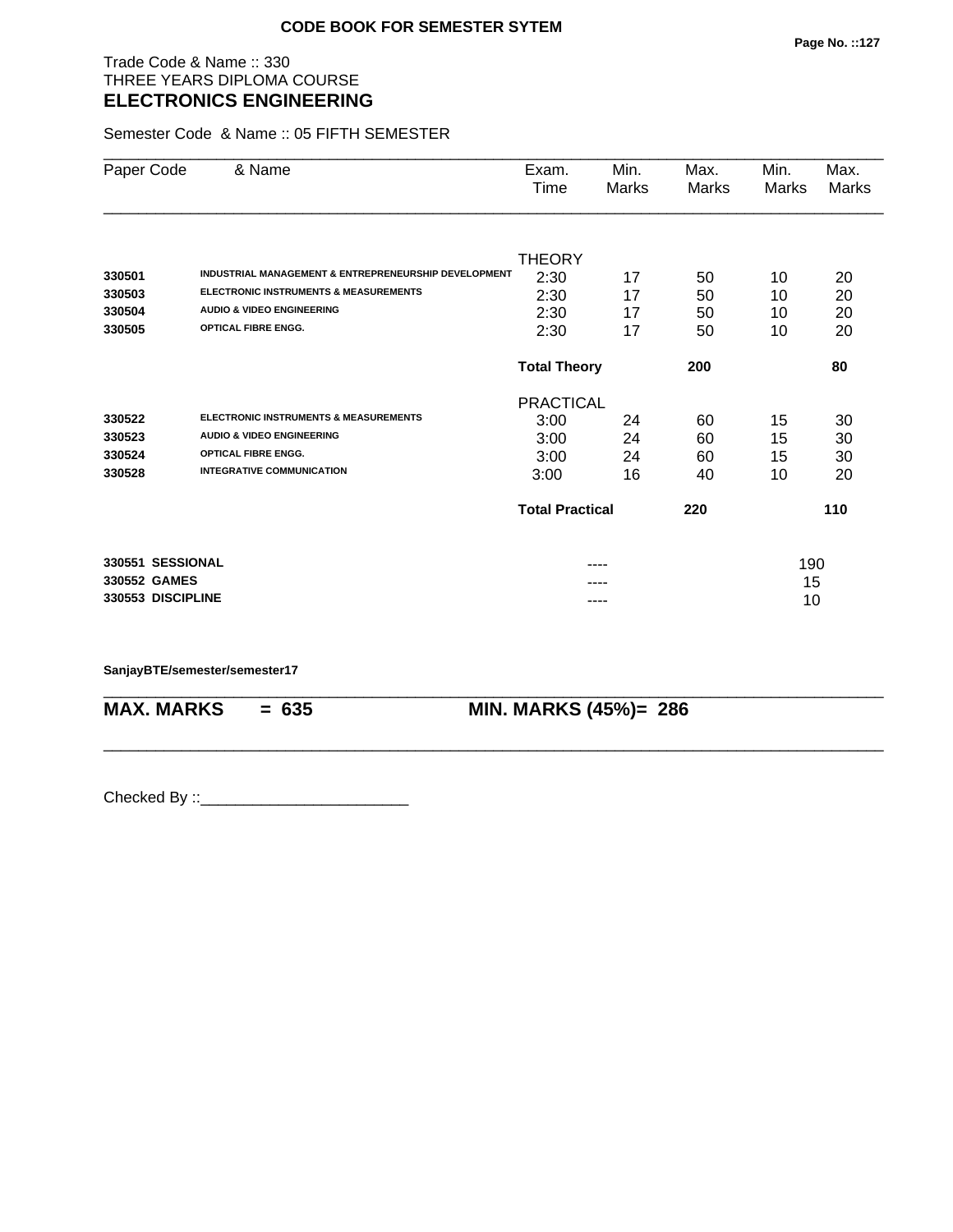**CODE BOOK FOR SEMESTER SYTEM**

Trade Code & Name :: 330
THREE YEARS DIPLOMA COURSE
## ELECTRONICS ENGINEERING

Semester Code & Name :: 05 FIFTH SEMESTER

| Paper Code | & Name | Exam. Time | Min. Marks | Max. Marks | Min. Marks | Max. Marks |
|---|---|---|---|---|---|---|
| | | THEORY | | | | |
| **330501** | **INDUSTRIAL MANAGEMENT & ENTREPRENEURSHIP DEVELOPMENT** | 2:30 | 17 | 50 | 10 | 20 |
| **330503** | **ELECTRONIC INSTRUMENTS & MEASUREMENTS** | 2:30 | 17 | 50 | 10 | 20 |
| **330504** | **AUDIO & VIDEO ENGINEERING** | 2:30 | 17 | 50 | 10 | 20 |
| **330505** | **OPTICAL FIBRE ENGG.** | 2:30 | 17 | 50 | 10 | 20 |
| | | **Total Theory** | | **200** | | **80** |
| | | PRACTICAL | | | | |
| **330522** | **ELECTRONIC INSTRUMENTS & MEASUREMENTS** | 3:00 | 24 | 60 | 15 | 30 |
| **330523** | **AUDIO & VIDEO ENGINEERING** | 3:00 | 24 | 60 | 15 | 30 |
| **330524** | **OPTICAL FIBRE ENGG.** | 3:00 | 24 | 60 | 15 | 30 |
| **330528** | **INTEGRATIVE COMMUNICATION** | 3:00 | 16 | 40 | 10 | 20 |
| | | **Total Practical** | | **220** | | **110** |
| **330551** | **SESSIONAL** | | ---- | | 190 | |
| **330552** | **GAMES** | | ---- | | 15 | |
| **330553** | **DISCIPLINE** | | ---- | | 10 | |

**SanjayBTE/semester/semester17**

**MAX. MARKS = 635** **MIN. MARKS (45%)= 286**

Checked By ::________________________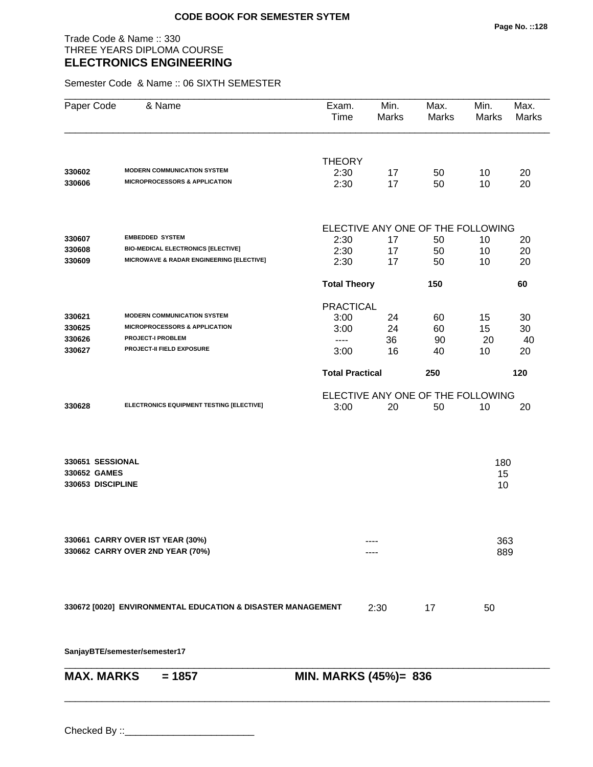**CODE BOOK FOR SEMESTER SYTEM**

Trade Code & Name :: 330
THREE YEARS DIPLOMA COURSE
## ELECTRONICS ENGINEERING

Semester Code & Name :: 06 SIXTH SEMESTER

| Paper Code | & Name | Exam. Time | Min. Marks | Max. Marks | Min. Marks | Max. Marks |
|---|---|---|---|---|---|---|
| | | THEORY | | | | |
| 330602 | MODERN COMMUNICATION SYSTEM | 2:30 | 17 | 50 | 10 | 20 |
| 330606 | MICROPROCESSORS & APPLICATION | 2:30 | 17 | 50 | 10 | 20 |
| | | ELECTIVE ANY ONE OF THE FOLLOWING | | | | |
| 330607 | EMBEDDED SYSTEM | 2:30 | 17 | 50 | 10 | 20 |
| 330608 | BIO-MEDICAL ELECTRONICS [ELECTIVE] | 2:30 | 17 | 50 | 10 | 20 |
| 330609 | MICROWAVE & RADAR ENGINEERING [ELECTIVE] | 2:30 | 17 | 50 | 10 | 20 |
| | | **Total Theory** | | **150** | | **60** |
| | | PRACTICAL | | | | |
| 330621 | MODERN COMMUNICATION SYSTEM | 3:00 | 24 | 60 | 15 | 30 |
| 330625 | MICROPROCESSORS & APPLICATION | 3:00 | 24 | 60 | 15 | 30 |
| 330626 | PROJECT-I PROBLEM | ---- | 36 | 90 | 20 | 40 |
| 330627 | PROJECT-II FIELD EXPOSURE | 3:00 | 16 | 40 | 10 | 20 |
| | | **Total Practical** | | **250** | | **120** |
| | | ELECTIVE ANY ONE OF THE FOLLOWING | | | | |
| 330628 | ELECTRONICS EQUIPMENT TESTING [ELECTIVE] | 3:00 | 20 | 50 | 10 | 20 |

| | |
|---|---|
| 330651 SESSIONAL | 180 |
| 330652 GAMES | 15 |
| 330653 DISCIPLINE | 10 |

| | | |
|---|---|---|
| 330661 CARRY OVER IST YEAR (30%) | ---- | 363 |
| 330662 CARRY OVER 2ND YEAR (70%) | ---- | 889 |

| | | | |
|---|---|---|---|
| 330672 [0020] ENVIRONMENTAL EDUCATION & DISASTER MANAGEMENT | 2:30 | 17 | 50 |

SanjayBTE/semester/semester17

**MAX. MARKS = 1857** | **MIN. MARKS (45%)= 836**

Checked By ::________________________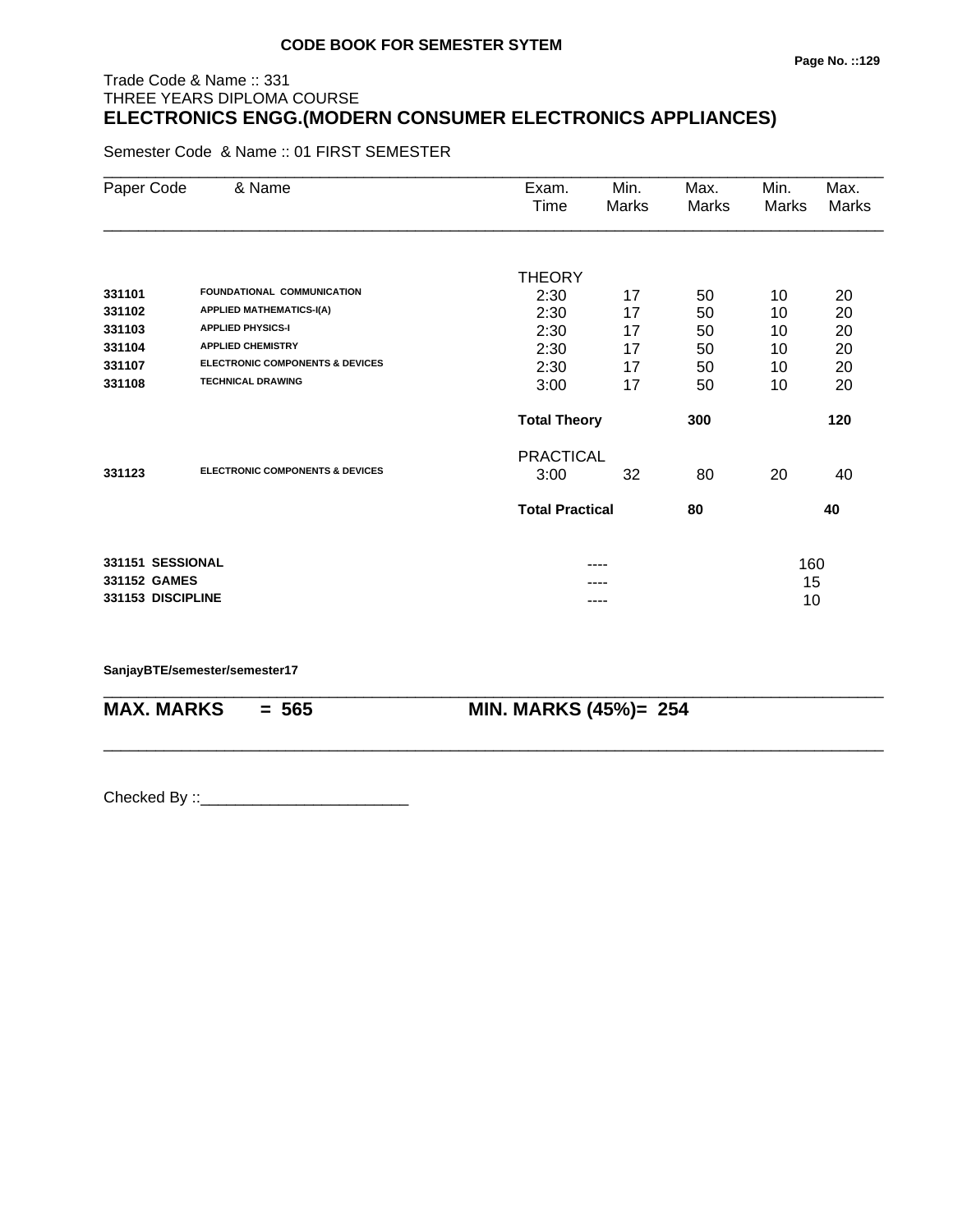**CODE BOOK FOR SEMESTER SYTEM**

Trade Code & Name :: 331
THREE YEARS DIPLOMA COURSE

# ELECTRONICS ENGG.(MODERN CONSUMER ELECTRONICS APPLIANCES)

Semester Code & Name :: 01 FIRST SEMESTER

| Paper Code | & Name | Exam. Time | Min. Marks | Max. Marks | Min. Marks | Max. Marks |
|---|---|---|---|---|---|---|
| | | THEORY | | | | |
| 331101 | FOUNDATIONAL COMMUNICATION | 2:30 | 17 | 50 | 10 | 20 |
| 331102 | APPLIED MATHEMATICS-I(A) | 2:30 | 17 | 50 | 10 | 20 |
| 331103 | APPLIED PHYSICS-I | 2:30 | 17 | 50 | 10 | 20 |
| 331104 | APPLIED CHEMISTRY | 2:30 | 17 | 50 | 10 | 20 |
| 331107 | ELECTRONIC COMPONENTS & DEVICES | 2:30 | 17 | 50 | 10 | 20 |
| 331108 | TECHNICAL DRAWING | 3:00 | 17 | 50 | 10 | 20 |
| | | **Total Theory** | | **300** | | **120** |
| | | PRACTICAL | | | | |
| 331123 | ELECTRONIC COMPONENTS & DEVICES | 3:00 | 32 | 80 | 20 | 40 |
| | | **Total Practical** | | **80** | | **40** |
| 331151 | SESSIONAL | | ---- | | 160 | |
| 331152 | GAMES | | ---- | | 15 | |
| 331153 | DISCIPLINE | | ---- | | 10 | |

SanjayBTE/semester/semester17

**MAX. MARKS = 565** **MIN. MARKS (45%)= 254**

Checked By ::________________________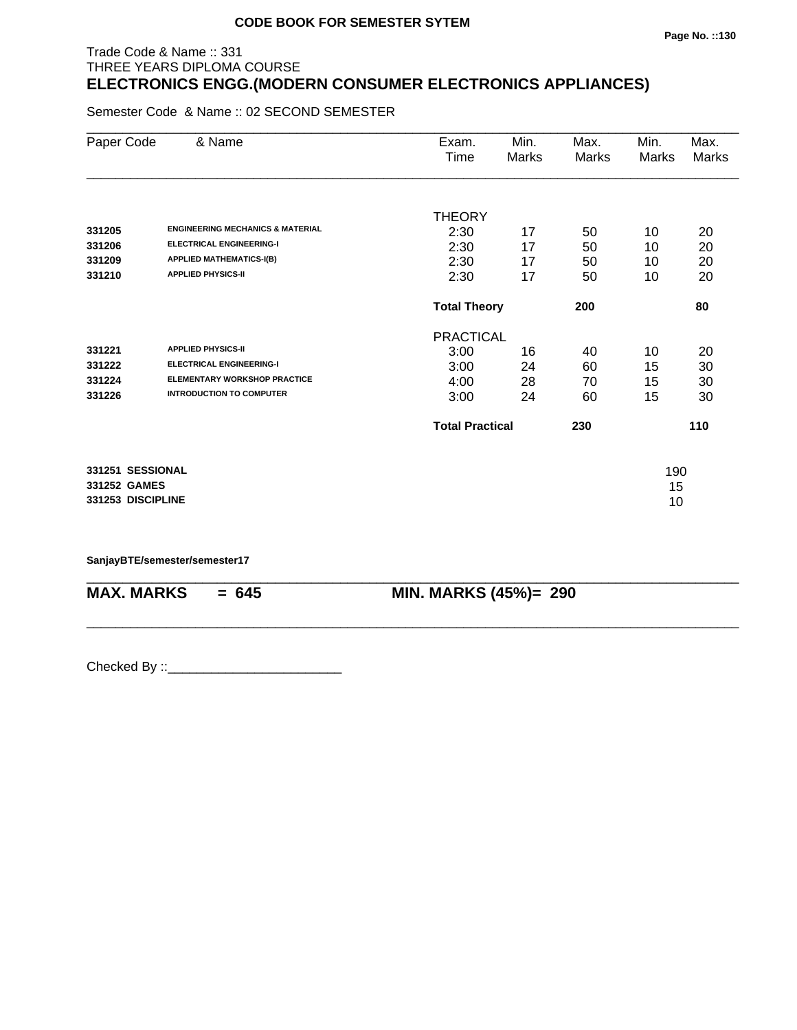**CODE BOOK FOR SEMESTER SYTEM**

Trade Code & Name :: 331
THREE YEARS DIPLOMA COURSE

# ELECTRONICS ENGG.(MODERN CONSUMER ELECTRONICS APPLIANCES)

Semester Code & Name :: 02 SECOND SEMESTER

| Paper Code | & Name | Exam. Time | Min. Marks | Max. Marks | Min. Marks | Max. Marks |
|---|---|---|---|---|---|---|
| | | THEORY | | | | |
| **331205** | **ENGINEERING MECHANICS & MATERIAL** | 2:30 | 17 | 50 | 10 | 20 |
| **331206** | **ELECTRICAL ENGINEERING-I** | 2:30 | 17 | 50 | 10 | 20 |
| **331209** | **APPLIED MATHEMATICS-I(B)** | 2:30 | 17 | 50 | 10 | 20 |
| **331210** | **APPLIED PHYSICS-II** | 2:30 | 17 | 50 | 10 | 20 |
| | | **Total Theory** | | **200** | | **80** |
| | | PRACTICAL | | | | |
| **331221** | **APPLIED PHYSICS-II** | 3:00 | 16 | 40 | 10 | 20 |
| **331222** | **ELECTRICAL ENGINEERING-I** | 3:00 | 24 | 60 | 15 | 30 |
| **331224** | **ELEMENTARY WORKSHOP PRACTICE** | 4:00 | 28 | 70 | 15 | 30 |
| **331226** | **INTRODUCTION TO COMPUTER** | 3:00 | 24 | 60 | 15 | 30 |
| | | **Total Practical** | | **230** | | **110** |

| | |
|---|---|
| **331251 SESSIONAL** | 190 |
| **331252 GAMES** | 15 |
| **331253 DISCIPLINE** | 10 |

**SanjayBTE/semester/semester17**

**MAX. MARKS = 645** **MIN. MARKS (45%)= 290**

Checked By ::________________________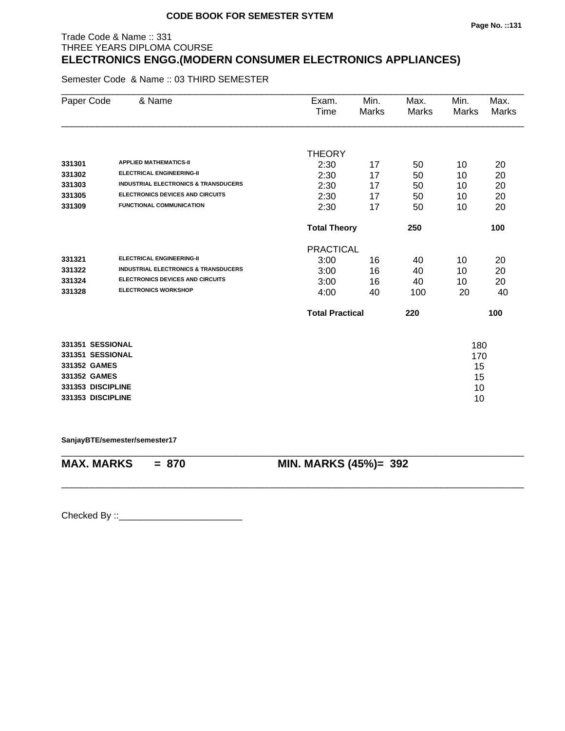**CODE BOOK FOR SEMESTER SYTEM**

Trade Code & Name :: 331
THREE YEARS DIPLOMA COURSE

# ELECTRONICS ENGG.(MODERN CONSUMER ELECTRONICS APPLIANCES)

Semester Code & Name :: 03 THIRD SEMESTER

| Paper Code | & Name | Exam. Time | Min. Marks | Max. Marks | Min. Marks | Max. Marks |
|---|---|---|---|---|---|---|
| | | THEORY | | | | |
| 331301 | APPLIED MATHEMATICS-II | 2:30 | 17 | 50 | 10 | 20 |
| 331302 | ELECTRICAL ENGINEERING-II | 2:30 | 17 | 50 | 10 | 20 |
| 331303 | INDUSTRIAL ELECTRONICS & TRANSDUCERS | 2:30 | 17 | 50 | 10 | 20 |
| 331305 | ELECTRONICS DEVICES AND CIRCUITS | 2:30 | 17 | 50 | 10 | 20 |
| 331309 | FUNCTIONAL COMMUNICATION | 2:30 | 17 | 50 | 10 | 20 |
| | | **Total Theory** | | **250** | | **100** |
| | | PRACTICAL | | | | |
| 331321 | ELECTRICAL ENGINEERING-II | 3:00 | 16 | 40 | 10 | 20 |
| 331322 | INDUSTRIAL ELECTRONICS & TRANSDUCERS | 3:00 | 16 | 40 | 10 | 20 |
| 331324 | ELECTRONICS DEVICES AND CIRCUITS | 3:00 | 16 | 40 | 10 | 20 |
| 331328 | ELECTRONICS WORKSHOP | 4:00 | 40 | 100 | 20 | 40 |
| | | **Total Practical** | | **220** | | **100** |

| | |
|---|---|
| **331351 SESSIONAL** | 180 |
| **331351 SESSIONAL** | 170 |
| **331352 GAMES** | 15 |
| **331352 GAMES** | 15 |
| **331353 DISCIPLINE** | 10 |
| **331353 DISCIPLINE** | 10 |

**SanjayBTE/semester/semester17**

**MAX. MARKS = 870** **MIN. MARKS (45%)= 392**

Checked By ::________________________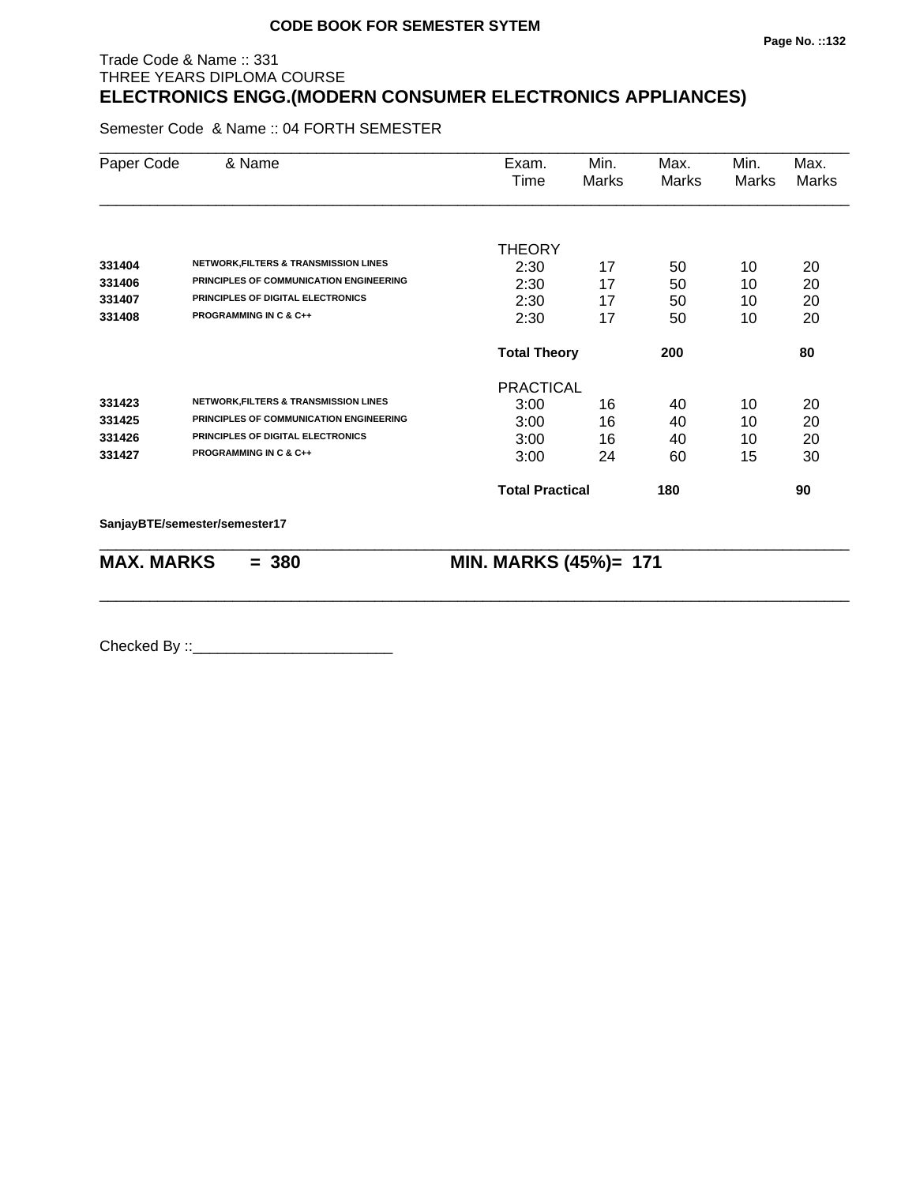**CODE BOOK FOR SEMESTER SYTEM**

Trade Code & Name :: 331
THREE YEARS DIPLOMA COURSE

# ELECTRONICS ENGG.(MODERN CONSUMER ELECTRONICS APPLIANCES)

Semester Code & Name :: 04 FORTH SEMESTER

| Paper Code | & Name | Exam. Time | Min. Marks | Max. Marks | Min. Marks | Max. Marks |
|---|---|---|---|---|---|---|
| | | THEORY | | | | |
| **331404** | **NETWORK,FILTERS & TRANSMISSION LINES** | 2:30 | 17 | 50 | 10 | 20 |
| **331406** | **PRINCIPLES OF COMMUNICATION ENGINEERING** | 2:30 | 17 | 50 | 10 | 20 |
| **331407** | **PRINCIPLES OF DIGITAL ELECTRONICS** | 2:30 | 17 | 50 | 10 | 20 |
| **331408** | **PROGRAMMING IN C & C++** | 2:30 | 17 | 50 | 10 | 20 |
| | | **Total Theory** | | **200** | | **80** |
| | | PRACTICAL | | | | |
| **331423** | **NETWORK,FILTERS & TRANSMISSION LINES** | 3:00 | 16 | 40 | 10 | 20 |
| **331425** | **PRINCIPLES OF COMMUNICATION ENGINEERING** | 3:00 | 16 | 40 | 10 | 20 |
| **331426** | **PRINCIPLES OF DIGITAL ELECTRONICS** | 3:00 | 16 | 40 | 10 | 20 |
| **331427** | **PROGRAMMING IN C & C++** | 3:00 | 24 | 60 | 15 | 30 |
| | | **Total Practical** | | **180** | | **90** |

**SanjayBTE/semester/semester17**

**MAX. MARKS = 380** **MIN. MARKS (45%)= 171**

Checked By ::________________________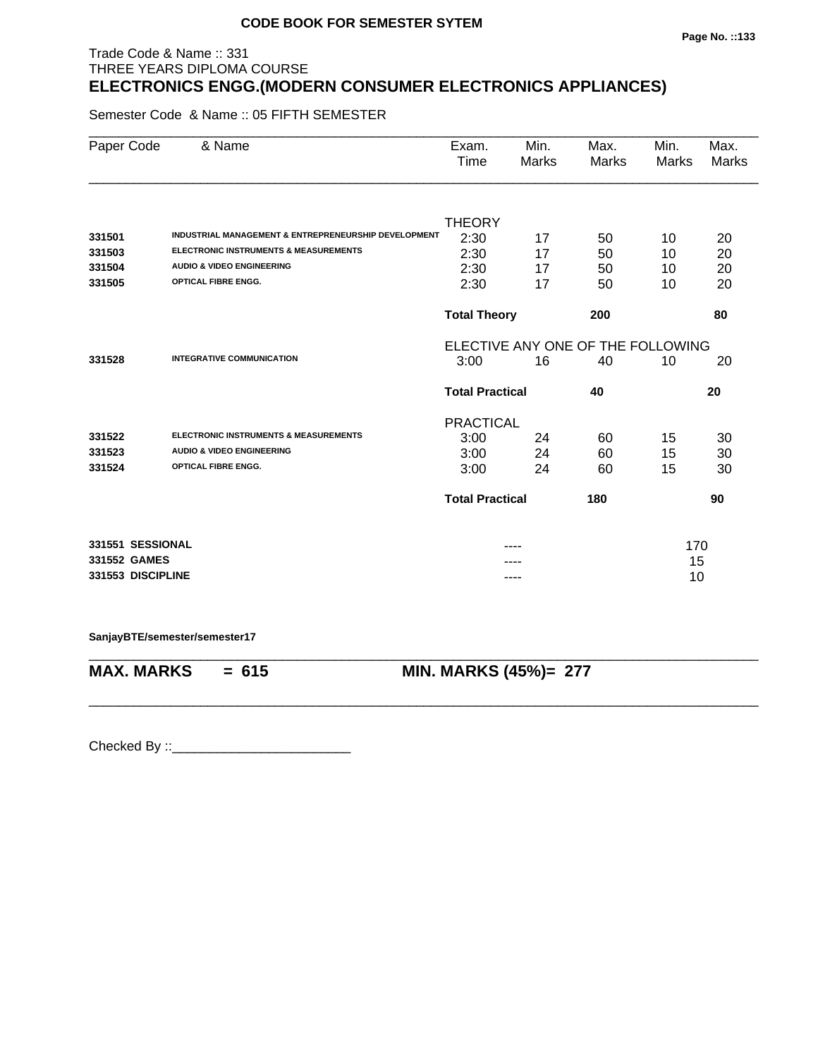**CODE BOOK FOR SEMESTER SYTEM**

Trade Code & Name :: 331
THREE YEARS DIPLOMA COURSE

# ELECTRONICS ENGG.(MODERN CONSUMER ELECTRONICS APPLIANCES)

Semester Code & Name :: 05 FIFTH SEMESTER

| Paper Code | & Name | Exam. Time | Min. Marks | Max. Marks | Min. Marks | Max. Marks |
|---|---|---|---|---|---|---|
| | | THEORY | | | | |
| 331501 | INDUSTRIAL MANAGEMENT & ENTREPRENEURSHIP DEVELOPMENT | 2:30 | 17 | 50 | 10 | 20 |
| 331503 | ELECTRONIC INSTRUMENTS & MEASUREMENTS | 2:30 | 17 | 50 | 10 | 20 |
| 331504 | AUDIO & VIDEO ENGINEERING | 2:30 | 17 | 50 | 10 | 20 |
| 331505 | OPTICAL FIBRE ENGG. | 2:30 | 17 | 50 | 10 | 20 |
| | | **Total Theory** | | **200** | | **80** |
| | | ELECTIVE ANY ONE OF THE FOLLOWING | | | | |
| 331528 | INTEGRATIVE COMMUNICATION | 3:00 | 16 | 40 | 10 | 20 |
| | | **Total Practical** | | **40** | | **20** |
| | | PRACTICAL | | | | |
| 331522 | ELECTRONIC INSTRUMENTS & MEASUREMENTS | 3:00 | 24 | 60 | 15 | 30 |
| 331523 | AUDIO & VIDEO ENGINEERING | 3:00 | 24 | 60 | 15 | 30 |
| 331524 | OPTICAL FIBRE ENGG. | 3:00 | 24 | 60 | 15 | 30 |
| | | **Total Practical** | | **180** | | **90** |
| **331551** | **SESSIONAL** | | ---- | | 170 | |
| **331552** | **GAMES** | | ---- | | 15 | |
| **331553** | **DISCIPLINE** | | ---- | | 10 | |

**SanjayBTE/semester/semester17**

**MAX. MARKS = 615** **MIN. MARKS (45%)= 277**

Checked By ::________________________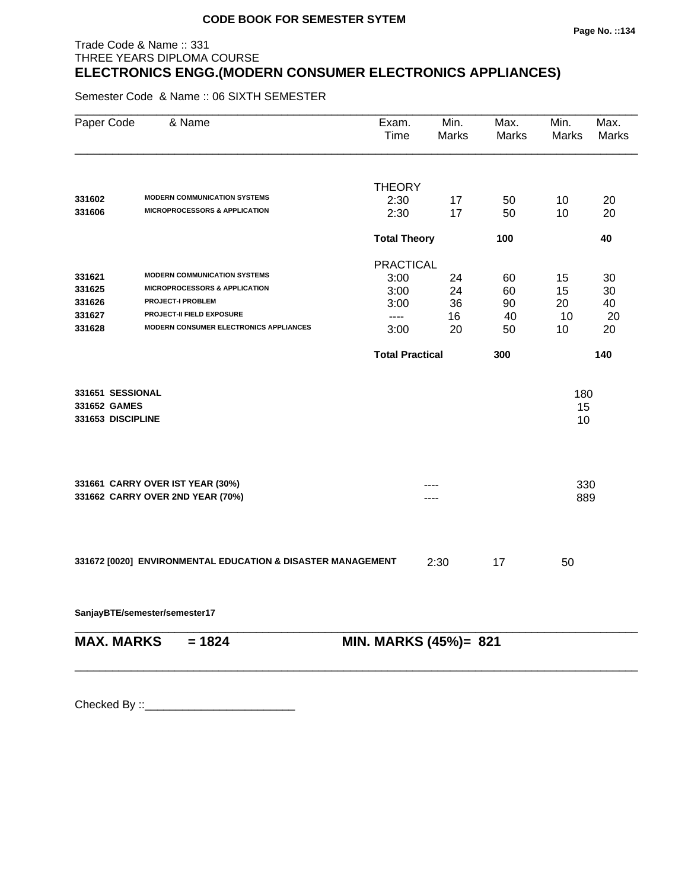**CODE BOOK FOR SEMESTER SYTEM**

Trade Code & Name :: 331
THREE YEARS DIPLOMA COURSE

# ELECTRONICS ENGG.(MODERN CONSUMER ELECTRONICS APPLIANCES)

Semester Code & Name :: 06 SIXTH SEMESTER

| Paper Code | & Name | Exam. Time | Min. Marks | Max. Marks | Min. Marks | Max. Marks |
|---|---|---|---|---|---|---|
| | | THEORY | | | | |
| **331602** | **MODERN COMMUNICATION SYSTEMS** | 2:30 | 17 | 50 | 10 | 20 |
| **331606** | **MICROPROCESSORS & APPLICATION** | 2:30 | 17 | 50 | 10 | 20 |
| | | **Total Theory** | | **100** | | **40** |
| | | PRACTICAL | | | | |
| **331621** | **MODERN COMMUNICATION SYSTEMS** | 3:00 | 24 | 60 | 15 | 30 |
| **331625** | **MICROPROCESSORS & APPLICATION** | 3:00 | 24 | 60 | 15 | 30 |
| **331626** | **PROJECT-I PROBLEM** | 3:00 | 36 | 90 | 20 | 40 |
| **331627** | **PROJECT-II FIELD EXPOSURE** | ---- | 16 | 40 | 10 | 20 |
| **331628** | **MODERN CONSUMER ELECTRONICS APPLIANCES** | 3:00 | 20 | 50 | 10 | 20 |
| | | **Total Practical** | | **300** | | **140** |

| Paper Code & Name | | Marks |
|---|---|---|
| **331651 SESSIONAL** | | 180 |
| **331652 GAMES** | | 15 |
| **331653 DISCIPLINE** | | 10 |
| **331661 CARRY OVER IST YEAR (30%)** | ---- | 330 |
| **331662 CARRY OVER 2ND YEAR (70%)** | ---- | 889 |

| Paper Code & Name | Exam. Time | Min. Marks | Max. Marks |
|---|---|---|---|
| **331672 [0020] ENVIRONMENTAL EDUCATION & DISASTER MANAGEMENT** | 2:30 | 17 | 50 |

**SanjayBTE/semester/semester17**

**MAX. MARKS = 1824** **MIN. MARKS (45%)= 821**

Checked By ::________________________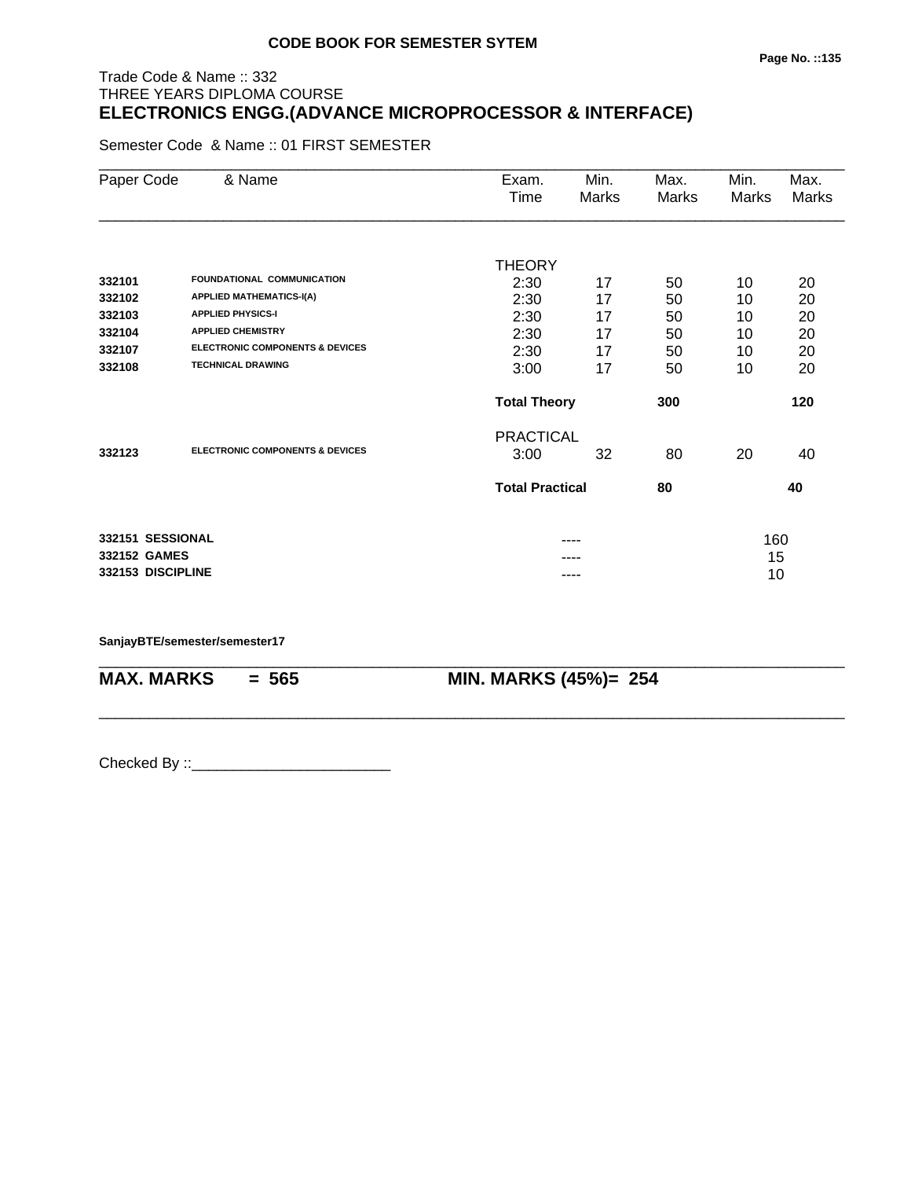**CODE BOOK FOR SEMESTER SYTEM**

Trade Code & Name :: 332
THREE YEARS DIPLOMA COURSE

# ELECTRONICS ENGG.(ADVANCE MICROPROCESSOR & INTERFACE)

Semester Code & Name :: 01 FIRST SEMESTER

| Paper Code | & Name | Exam. Time | Min. Marks | Max. Marks | Min. Marks | Max. Marks |
|---|---|---|---|---|---|---|
| | | THEORY | | | | |
| 332101 | FOUNDATIONAL COMMUNICATION | 2:30 | 17 | 50 | 10 | 20 |
| 332102 | APPLIED MATHEMATICS-I(A) | 2:30 | 17 | 50 | 10 | 20 |
| 332103 | APPLIED PHYSICS-I | 2:30 | 17 | 50 | 10 | 20 |
| 332104 | APPLIED CHEMISTRY | 2:30 | 17 | 50 | 10 | 20 |
| 332107 | ELECTRONIC COMPONENTS & DEVICES | 2:30 | 17 | 50 | 10 | 20 |
| 332108 | TECHNICAL DRAWING | 3:00 | 17 | 50 | 10 | 20 |
| | | **Total Theory** | | **300** | | **120** |
| | | PRACTICAL | | | | |
| 332123 | ELECTRONIC COMPONENTS & DEVICES | 3:00 | 32 | 80 | 20 | 40 |
| | | **Total Practical** | | **80** | | **40** |
| **332151** | **SESSIONAL** | | ---- | | 160 | |
| **332152** | **GAMES** | | ---- | | 15 | |
| **332153** | **DISCIPLINE** | | ---- | | 10 | |

**SanjayBTE/semester/semester17**

**MAX. MARKS = 565** **MIN. MARKS (45%)= 254**

Checked By ::________________________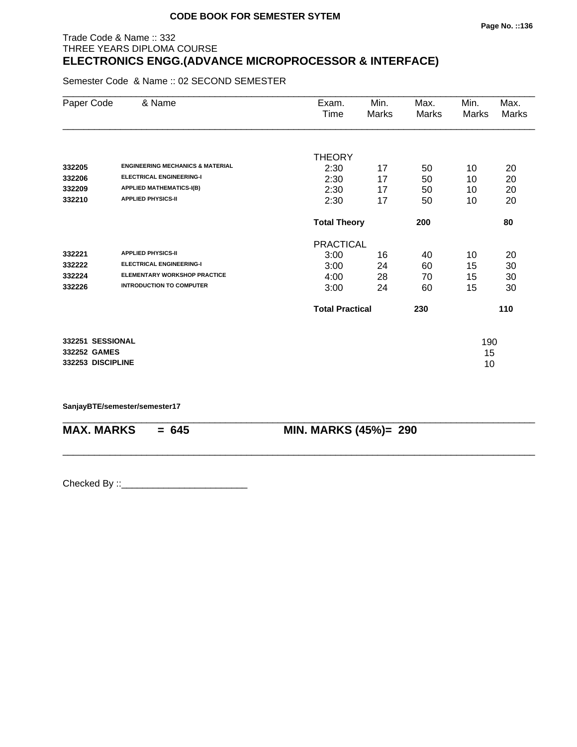**CODE BOOK FOR SEMESTER SYTEM**

Trade Code & Name :: 332
THREE YEARS DIPLOMA COURSE

# ELECTRONICS ENGG.(ADVANCE MICROPROCESSOR & INTERFACE)

Semester Code & Name :: 02 SECOND SEMESTER

| Paper Code | & Name | Exam. Time | Min. Marks | Max. Marks | Min. Marks | Max. Marks |
|---|---|---|---|---|---|---|
| | | THEORY | | | | |
| **332205** | **ENGINEERING MECHANICS & MATERIAL** | 2:30 | 17 | 50 | 10 | 20 |
| **332206** | **ELECTRICAL ENGINEERING-I** | 2:30 | 17 | 50 | 10 | 20 |
| **332209** | **APPLIED MATHEMATICS-I(B)** | 2:30 | 17 | 50 | 10 | 20 |
| **332210** | **APPLIED PHYSICS-II** | 2:30 | 17 | 50 | 10 | 20 |
| | | **Total Theory** | | **200** | | **80** |
| | | PRACTICAL | | | | |
| **332221** | **APPLIED PHYSICS-II** | 3:00 | 16 | 40 | 10 | 20 |
| **332222** | **ELECTRICAL ENGINEERING-I** | 3:00 | 24 | 60 | 15 | 30 |
| **332224** | **ELEMENTARY WORKSHOP PRACTICE** | 4:00 | 28 | 70 | 15 | 30 |
| **332226** | **INTRODUCTION TO COMPUTER** | 3:00 | 24 | 60 | 15 | 30 |
| | | **Total Practical** | | **230** | | **110** |

| | |
|---|---|
| **332251 SESSIONAL** | 190 |
| **332252 GAMES** | 15 |
| **332253 DISCIPLINE** | 10 |

**SanjayBTE/semester/semester17**

**MAX. MARKS = 645** | **MIN. MARKS (45%)= 290**

Checked By ::________________________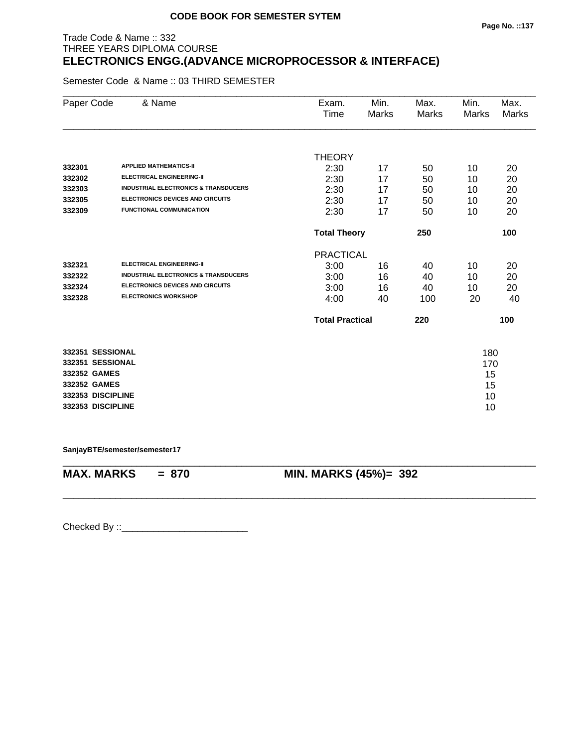**CODE BOOK FOR SEMESTER SYTEM**

Trade Code & Name :: 332
THREE YEARS DIPLOMA COURSE

# ELECTRONICS ENGG.(ADVANCE MICROPROCESSOR & INTERFACE)

Semester Code & Name :: 03 THIRD SEMESTER

| Paper Code | & Name | Exam. Time | Min. Marks | Max. Marks | Min. Marks | Max. Marks |
|---|---|---|---|---|---|---|
| | | THEORY | | | | |
| **332301** | **APPLIED MATHEMATICS-II** | 2:30 | 17 | 50 | 10 | 20 |
| **332302** | **ELECTRICAL ENGINEERING-II** | 2:30 | 17 | 50 | 10 | 20 |
| **332303** | **INDUSTRIAL ELECTRONICS & TRANSDUCERS** | 2:30 | 17 | 50 | 10 | 20 |
| **332305** | **ELECTRONICS DEVICES AND CIRCUITS** | 2:30 | 17 | 50 | 10 | 20 |
| **332309** | **FUNCTIONAL COMMUNICATION** | 2:30 | 17 | 50 | 10 | 20 |
| | | **Total Theory** | | **250** | | **100** |
| | | PRACTICAL | | | | |
| **332321** | **ELECTRICAL ENGINEERING-II** | 3:00 | 16 | 40 | 10 | 20 |
| **332322** | **INDUSTRIAL ELECTRONICS & TRANSDUCERS** | 3:00 | 16 | 40 | 10 | 20 |
| **332324** | **ELECTRONICS DEVICES AND CIRCUITS** | 3:00 | 16 | 40 | 10 | 20 |
| **332328** | **ELECTRONICS WORKSHOP** | 4:00 | 40 | 100 | 20 | 40 |
| | | **Total Practical** | | **220** | | **100** |

| | |
|---|---|
| **332351 SESSIONAL** | 180 |
| **332351 SESSIONAL** | 170 |
| **332352 GAMES** | 15 |
| **332352 GAMES** | 15 |
| **332353 DISCIPLINE** | 10 |
| **332353 DISCIPLINE** | 10 |

**SanjayBTE/semester/semester17**

**MAX. MARKS = 870** **MIN. MARKS (45%)= 392**

Checked By ::________________________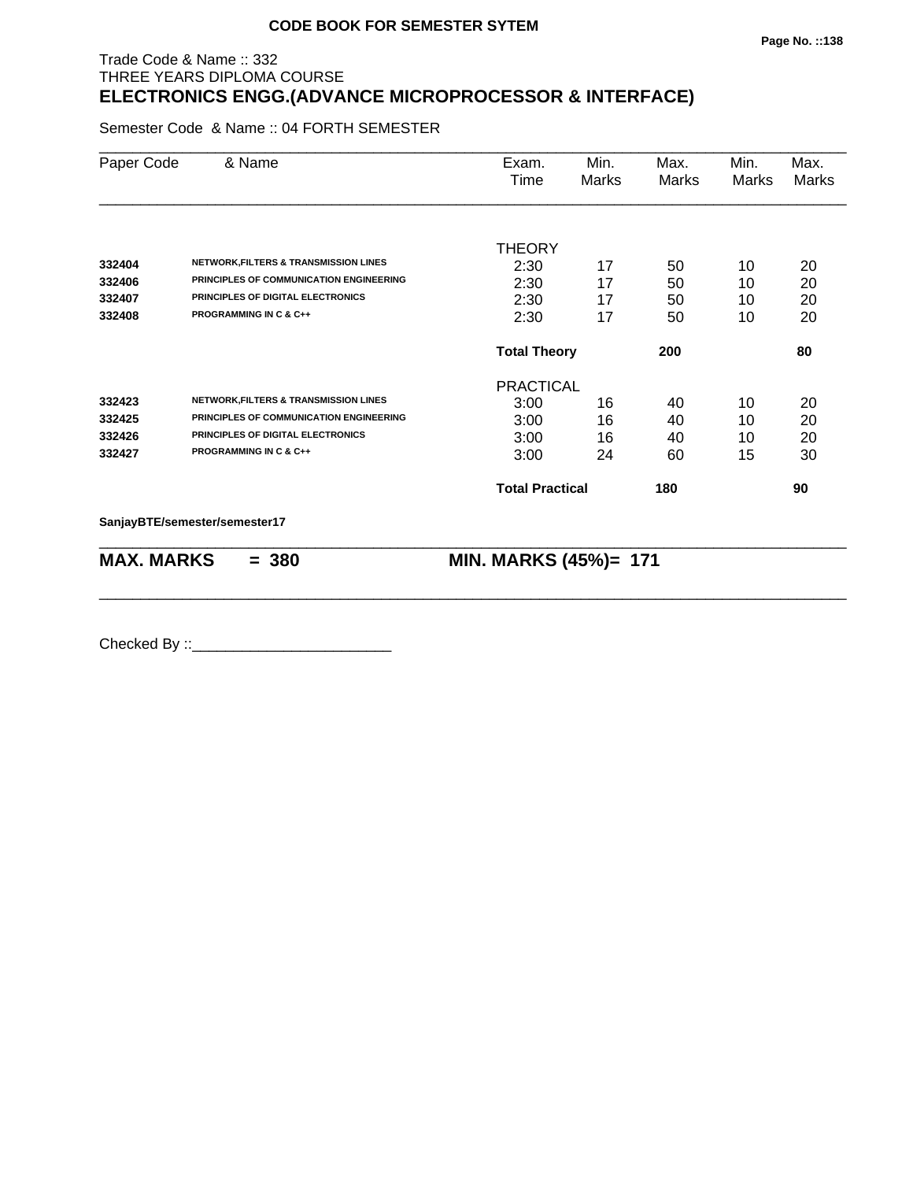**CODE BOOK FOR SEMESTER SYTEM**

Trade Code & Name :: 332
THREE YEARS DIPLOMA COURSE

# ELECTRONICS ENGG.(ADVANCE MICROPROCESSOR & INTERFACE)

Semester Code & Name :: 04 FORTH SEMESTER

| Paper Code | & Name | Exam. Time | Min. Marks | Max. Marks | Min. Marks | Max. Marks |
|---|---|---|---|---|---|---|
| | | THEORY | | | | |
| 332404 | NETWORK,FILTERS & TRANSMISSION LINES | 2:30 | 17 | 50 | 10 | 20 |
| 332406 | PRINCIPLES OF COMMUNICATION ENGINEERING | 2:30 | 17 | 50 | 10 | 20 |
| 332407 | PRINCIPLES OF DIGITAL ELECTRONICS | 2:30 | 17 | 50 | 10 | 20 |
| 332408 | PROGRAMMING IN C & C++ | 2:30 | 17 | 50 | 10 | 20 |
| | | **Total Theory** | | **200** | | **80** |
| | | PRACTICAL | | | | |
| 332423 | NETWORK,FILTERS & TRANSMISSION LINES | 3:00 | 16 | 40 | 10 | 20 |
| 332425 | PRINCIPLES OF COMMUNICATION ENGINEERING | 3:00 | 16 | 40 | 10 | 20 |
| 332426 | PRINCIPLES OF DIGITAL ELECTRONICS | 3:00 | 16 | 40 | 10 | 20 |
| 332427 | PROGRAMMING IN C & C++ | 3:00 | 24 | 60 | 15 | 30 |
| | | **Total Practical** | | **180** | | **90** |

**SanjayBTE/semester/semester17**

**MAX. MARKS = 380** **MIN. MARKS (45%)= 171**

Checked By ::________________________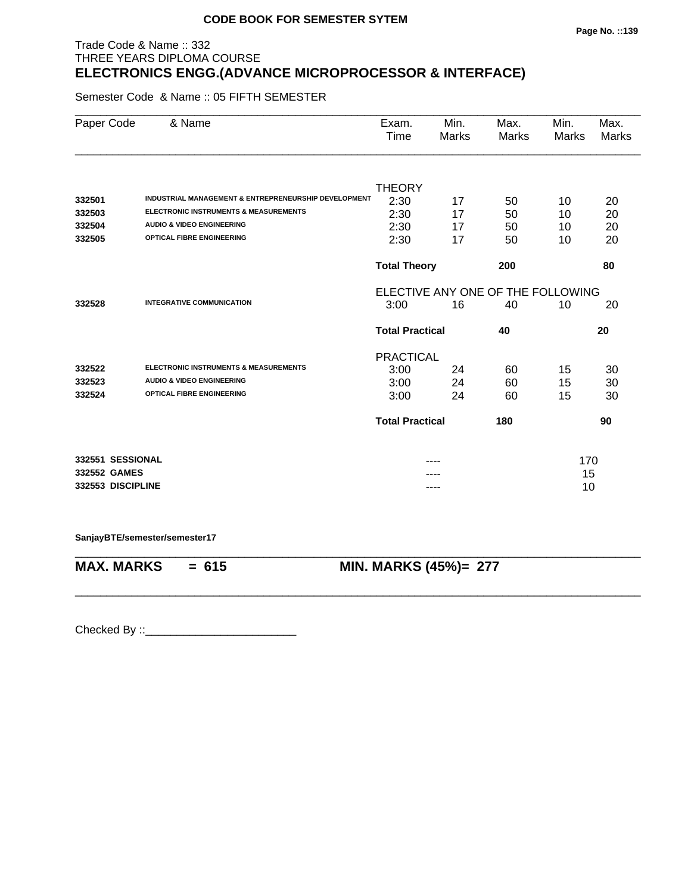CODE BOOK FOR SEMESTER SYTEM

Trade Code & Name :: 332
THREE YEARS DIPLOMA COURSE

# ELECTRONICS ENGG.(ADVANCE MICROPROCESSOR & INTERFACE)

Semester Code & Name :: 05 FIFTH SEMESTER

| Paper Code | & Name | Exam. Time | Min. Marks | Max. Marks | Min. Marks | Max. Marks |
|---|---|---|---|---|---|---|
| | | THEORY | | | | |
| 332501 | INDUSTRIAL MANAGEMENT & ENTREPRENEURSHIP DEVELOPMENT | 2:30 | 17 | 50 | 10 | 20 |
| 332503 | ELECTRONIC INSTRUMENTS & MEASUREMENTS | 2:30 | 17 | 50 | 10 | 20 |
| 332504 | AUDIO & VIDEO ENGINEERING | 2:30 | 17 | 50 | 10 | 20 |
| 332505 | OPTICAL FIBRE ENGINEERING | 2:30 | 17 | 50 | 10 | 20 |
| | | **Total Theory** | | **200** | | **80** |
| | | ELECTIVE ANY ONE OF THE FOLLOWING | | | | |
| 332528 | INTEGRATIVE COMMUNICATION | 3:00 | 16 | 40 | 10 | 20 |
| | | **Total Practical** | | **40** | | **20** |
| | | PRACTICAL | | | | |
| 332522 | ELECTRONIC INSTRUMENTS & MEASUREMENTS | 3:00 | 24 | 60 | 15 | 30 |
| 332523 | AUDIO & VIDEO ENGINEERING | 3:00 | 24 | 60 | 15 | 30 |
| 332524 | OPTICAL FIBRE ENGINEERING | 3:00 | 24 | 60 | 15 | 30 |
| | | **Total Practical** | | **180** | | **90** |
| 332551 | SESSIONAL | | ---- | | 170 | |
| 332552 | GAMES | | ---- | | 15 | |
| 332553 | DISCIPLINE | | ---- | | 10 | |

SanjayBTE/semester/semester17

**MAX. MARKS = 615** **MIN. MARKS (45%)= 277**

Checked By ::________________________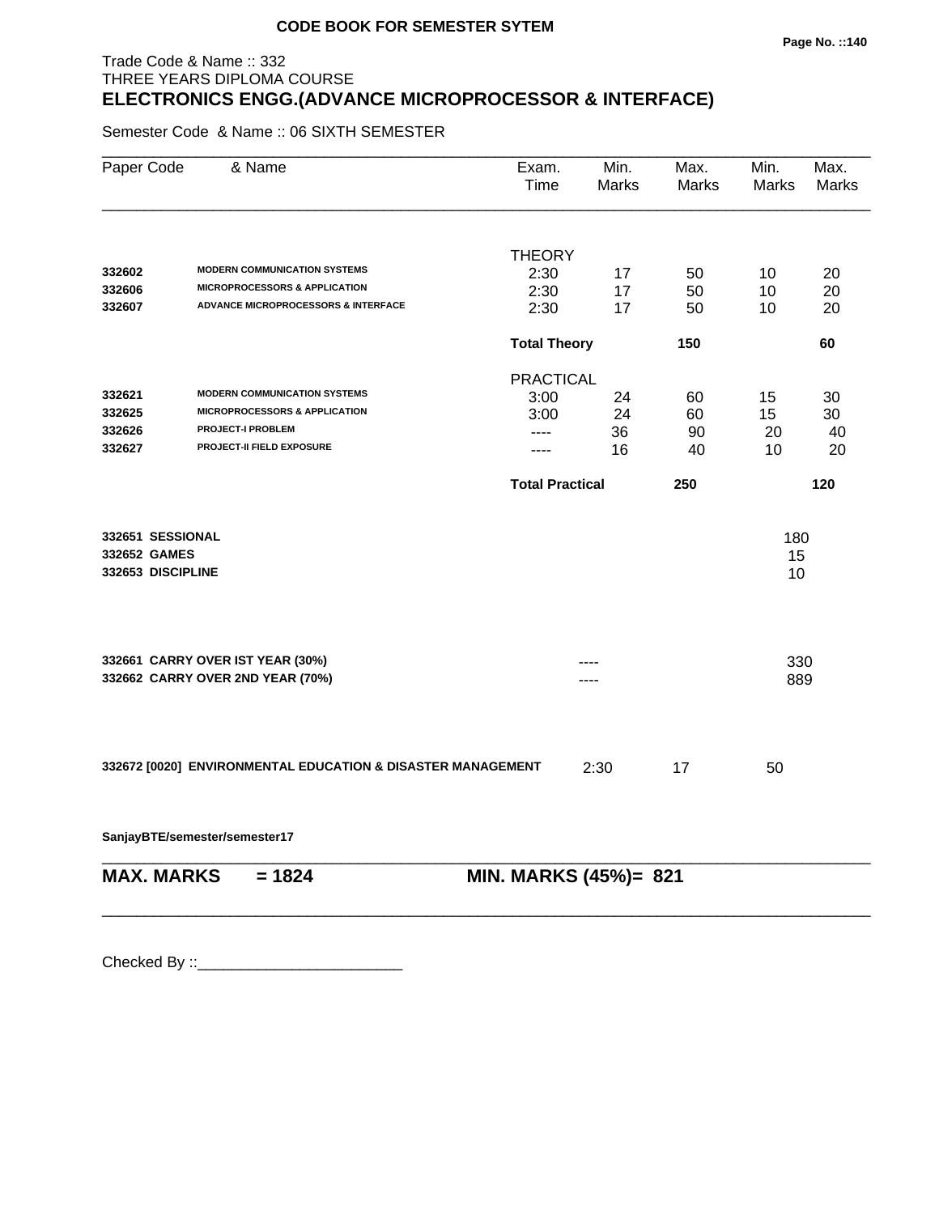**CODE BOOK FOR SEMESTER SYTEM**

Trade Code & Name :: 332
THREE YEARS DIPLOMA COURSE

## ELECTRONICS ENGG.(ADVANCE MICROPROCESSOR & INTERFACE)

Semester Code & Name :: 06 SIXTH SEMESTER

| Paper Code | & Name | Exam. Time | Min. Marks | Max. Marks | Min. Marks | Max. Marks |
|---|---|---|---|---|---|---|
| | | THEORY | | | | |
| 332602 | MODERN COMMUNICATION SYSTEMS | 2:30 | 17 | 50 | 10 | 20 |
| 332606 | MICROPROCESSORS & APPLICATION | 2:30 | 17 | 50 | 10 | 20 |
| 332607 | ADVANCE MICROPROCESSORS & INTERFACE | 2:30 | 17 | 50 | 10 | 20 |
| | | **Total Theory** | | **150** | | **60** |
| | | PRACTICAL | | | | |
| 332621 | MODERN COMMUNICATION SYSTEMS | 3:00 | 24 | 60 | 15 | 30 |
| 332625 | MICROPROCESSORS & APPLICATION | 3:00 | 24 | 60 | 15 | 30 |
| 332626 | PROJECT-I PROBLEM | ---- | 36 | 90 | 20 | 40 |
| 332627 | PROJECT-II FIELD EXPOSURE | ---- | 16 | 40 | 10 | 20 |
| | | **Total Practical** | | **250** | | **120** |
| 332651 | SESSIONAL | | | | 180 | |
| 332652 | GAMES | | | | 15 | |
| 332653 | DISCIPLINE | | | | 10 | |
| 332661 | CARRY OVER IST YEAR (30%) | | ---- | | 330 | |
| 332662 | CARRY OVER 2ND YEAR (70%) | | ---- | | 889 | |
| 332672 [0020] | ENVIRONMENTAL EDUCATION & DISASTER MANAGEMENT | | 2:30 | 17 | 50 | |

SanjayBTE/semester/semester17

**MAX. MARKS = 1824** **MIN. MARKS (45%)= 821**

Checked By ::________________________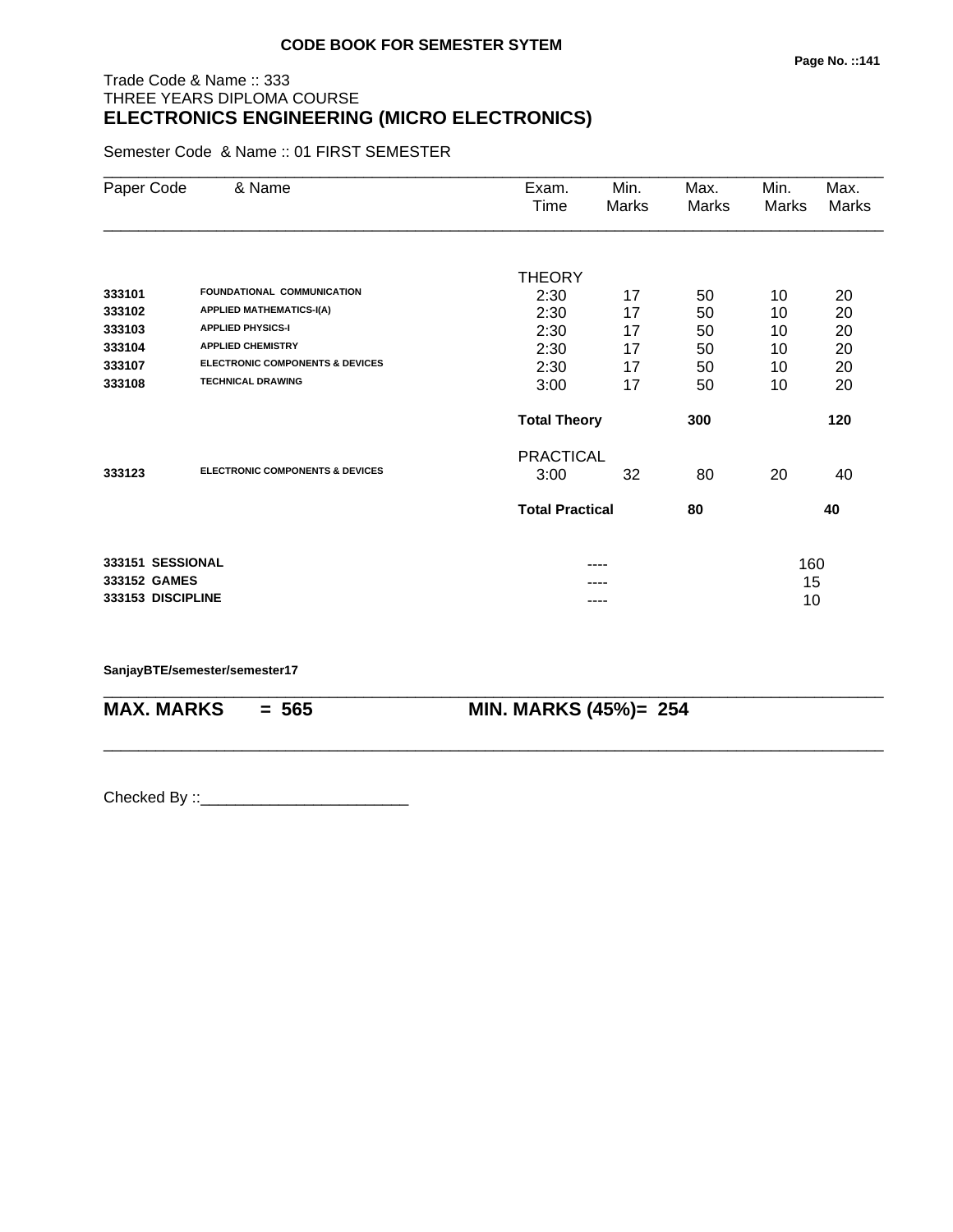**CODE BOOK FOR SEMESTER SYTEM**

Trade Code & Name :: 333
THREE YEARS DIPLOMA COURSE

## ELECTRONICS ENGINEERING (MICRO ELECTRONICS)

Semester Code & Name :: 01 FIRST SEMESTER

| Paper Code | & Name | Exam. Time | Min. Marks | Max. Marks | Min. Marks | Max. Marks |
|---|---|---|---|---|---|---|
| | | THEORY | | | | |
| 333101 | FOUNDATIONAL COMMUNICATION | 2:30 | 17 | 50 | 10 | 20 |
| 333102 | APPLIED MATHEMATICS-I(A) | 2:30 | 17 | 50 | 10 | 20 |
| 333103 | APPLIED PHYSICS-I | 2:30 | 17 | 50 | 10 | 20 |
| 333104 | APPLIED CHEMISTRY | 2:30 | 17 | 50 | 10 | 20 |
| 333107 | ELECTRONIC COMPONENTS & DEVICES | 2:30 | 17 | 50 | 10 | 20 |
| 333108 | TECHNICAL DRAWING | 3:00 | 17 | 50 | 10 | 20 |
| | | **Total Theory** | | **300** | | **120** |
| | | PRACTICAL | | | | |
| 333123 | ELECTRONIC COMPONENTS & DEVICES | 3:00 | 32 | 80 | 20 | 40 |
| | | **Total Practical** | | **80** | | **40** |
| 333151 | SESSIONAL | | ---- | | 160 | |
| 333152 | GAMES | | ---- | | 15 | |
| 333153 | DISCIPLINE | | ---- | | 10 | |

SanjayBTE/semester/semester17

**MAX. MARKS = 565** **MIN. MARKS (45%)= 254**

Checked By ::________________________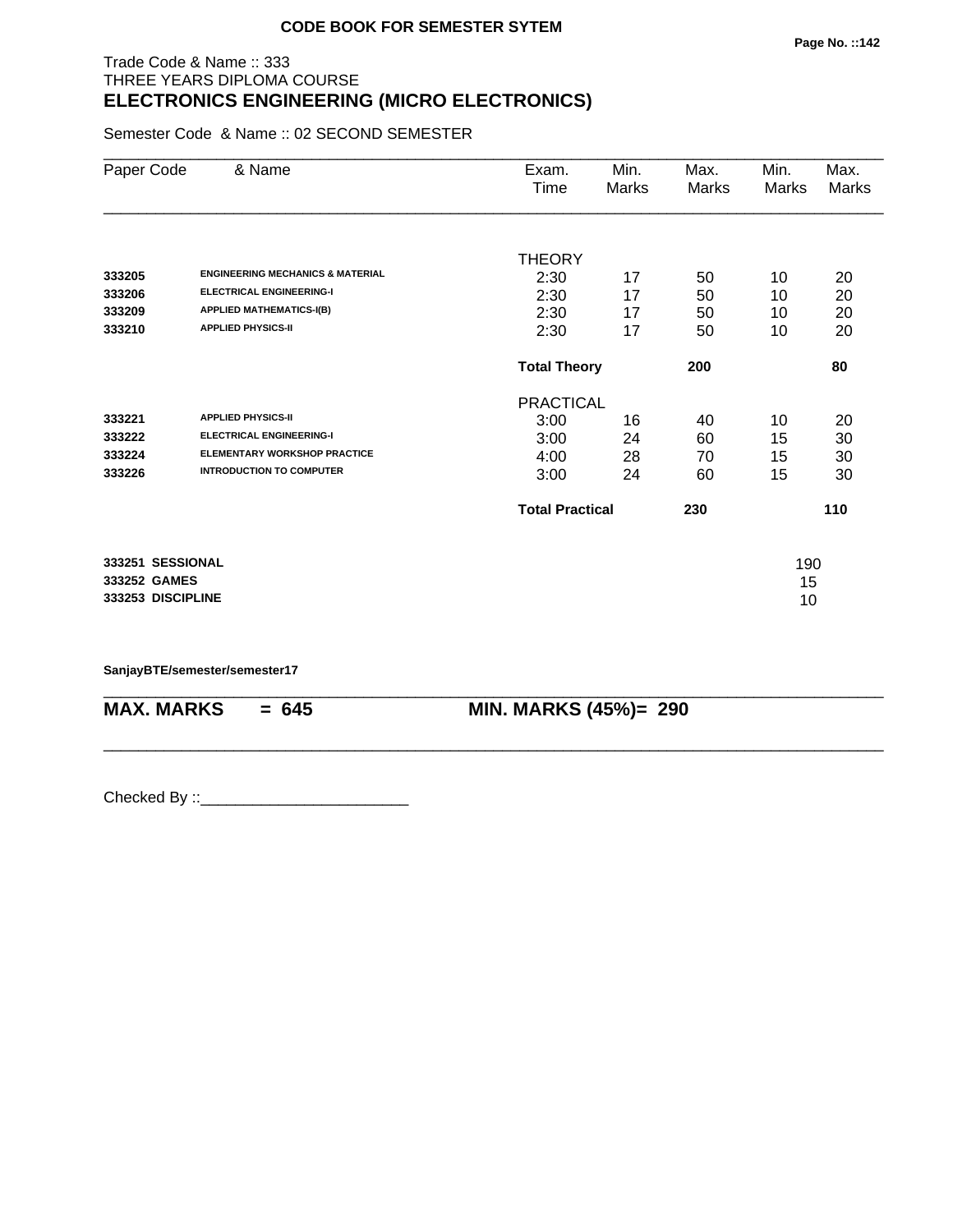**CODE BOOK FOR SEMESTER SYTEM**

Trade Code & Name :: 333
THREE YEARS DIPLOMA COURSE

# ELECTRONICS ENGINEERING (MICRO ELECTRONICS)

Semester Code & Name :: 02 SECOND SEMESTER

| Paper Code | & Name | Exam. Time | Min. Marks | Max. Marks | Min. Marks | Max. Marks |
|---|---|---|---|---|---|---|
| | | THEORY | | | | |
| **333205** | **ENGINEERING MECHANICS & MATERIAL** | 2:30 | 17 | 50 | 10 | 20 |
| **333206** | **ELECTRICAL ENGINEERING-I** | 2:30 | 17 | 50 | 10 | 20 |
| **333209** | **APPLIED MATHEMATICS-I(B)** | 2:30 | 17 | 50 | 10 | 20 |
| **333210** | **APPLIED PHYSICS-II** | 2:30 | 17 | 50 | 10 | 20 |
| | | **Total Theory** | | **200** | | **80** |
| | | PRACTICAL | | | | |
| **333221** | **APPLIED PHYSICS-II** | 3:00 | 16 | 40 | 10 | 20 |
| **333222** | **ELECTRICAL ENGINEERING-I** | 3:00 | 24 | 60 | 15 | 30 |
| **333224** | **ELEMENTARY WORKSHOP PRACTICE** | 4:00 | 28 | 70 | 15 | 30 |
| **333226** | **INTRODUCTION TO COMPUTER** | 3:00 | 24 | 60 | 15 | 30 |
| | | **Total Practical** | | **230** | | **110** |

| | |
|---|---|
| **333251 SESSIONAL** | 190 |
| **333252 GAMES** | 15 |
| **333253 DISCIPLINE** | 10 |

**SanjayBTE/semester/semester17**

**MAX. MARKS = 645** **MIN. MARKS (45%)= 290**

Checked By ::________________________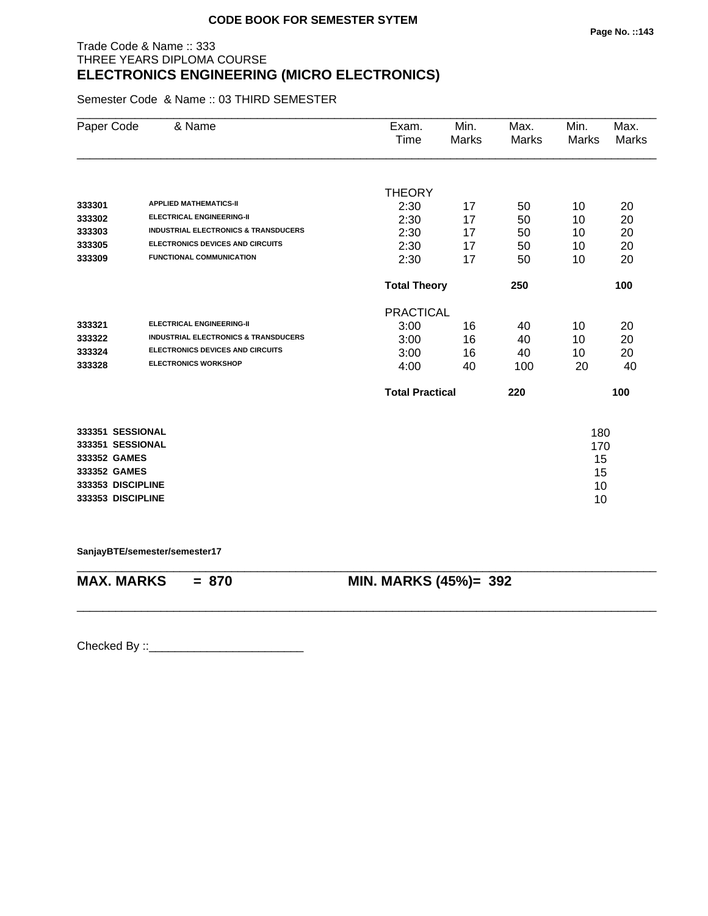**CODE BOOK FOR SEMESTER SYTEM**

Trade Code & Name :: 333
THREE YEARS DIPLOMA COURSE

# ELECTRONICS ENGINEERING (MICRO ELECTRONICS)

Semester Code & Name :: 03 THIRD SEMESTER

| Paper Code | & Name | Exam. Time | Min. Marks | Max. Marks | Min. Marks | Max. Marks |
|---|---|---|---|---|---|---|
| | | THEORY | | | | |
| **333301** | **APPLIED MATHEMATICS-II** | 2:30 | 17 | 50 | 10 | 20 |
| **333302** | **ELECTRICAL ENGINEERING-II** | 2:30 | 17 | 50 | 10 | 20 |
| **333303** | **INDUSTRIAL ELECTRONICS & TRANSDUCERS** | 2:30 | 17 | 50 | 10 | 20 |
| **333305** | **ELECTRONICS DEVICES AND CIRCUITS** | 2:30 | 17 | 50 | 10 | 20 |
| **333309** | **FUNCTIONAL COMMUNICATION** | 2:30 | 17 | 50 | 10 | 20 |
| | | **Total Theory** | | **250** | | **100** |
| | | PRACTICAL | | | | |
| **333321** | **ELECTRICAL ENGINEERING-II** | 3:00 | 16 | 40 | 10 | 20 |
| **333322** | **INDUSTRIAL ELECTRONICS & TRANSDUCERS** | 3:00 | 16 | 40 | 10 | 20 |
| **333324** | **ELECTRONICS DEVICES AND CIRCUITS** | 3:00 | 16 | 40 | 10 | 20 |
| **333328** | **ELECTRONICS WORKSHOP** | 4:00 | 40 | 100 | 20 | 40 |
| | | **Total Practical** | | **220** | | **100** |

| | |
|---|---|
| **333351 SESSIONAL** | 180 |
| **333351 SESSIONAL** | 170 |
| **333352 GAMES** | 15 |
| **333352 GAMES** | 15 |
| **333353 DISCIPLINE** | 10 |
| **333353 DISCIPLINE** | 10 |

**SanjayBTE/semester/semester17**

**MAX. MARKS = 870** **MIN. MARKS (45%)= 392**

Checked By ::________________________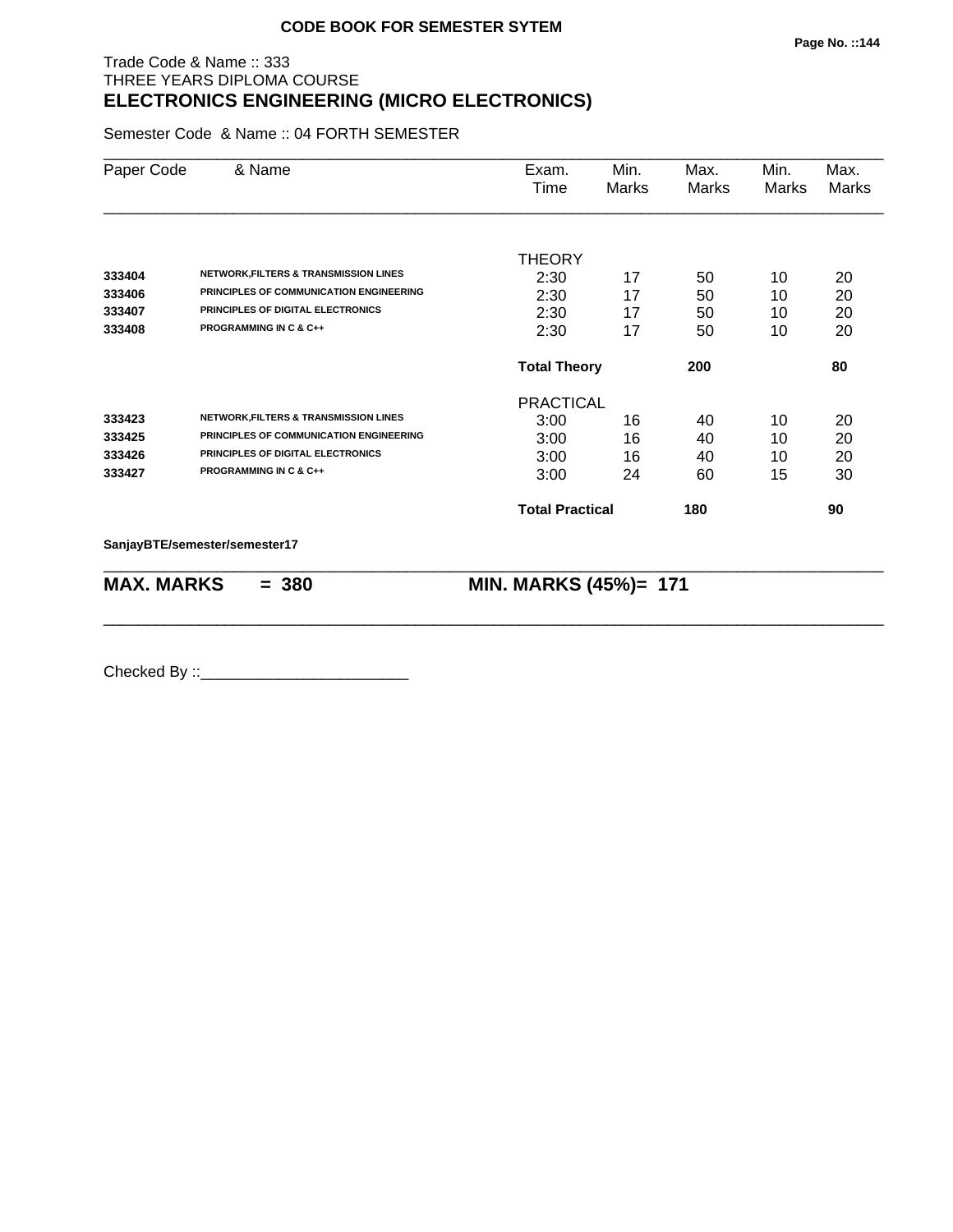**CODE BOOK FOR SEMESTER SYTEM**

Trade Code & Name :: 333
THREE YEARS DIPLOMA COURSE
## ELECTRONICS ENGINEERING (MICRO ELECTRONICS)

Semester Code & Name :: 04 FORTH SEMESTER

| Paper Code | & Name | Exam. Time | Min. Marks | Max. Marks | Min. Marks | Max. Marks |
|---|---|---|---|---|---|---|
| | | THEORY | | | | |
| 333404 | NETWORK,FILTERS & TRANSMISSION LINES | 2:30 | 17 | 50 | 10 | 20 |
| 333406 | PRINCIPLES OF COMMUNICATION ENGINEERING | 2:30 | 17 | 50 | 10 | 20 |
| 333407 | PRINCIPLES OF DIGITAL ELECTRONICS | 2:30 | 17 | 50 | 10 | 20 |
| 333408 | PROGRAMMING IN C & C++ | 2:30 | 17 | 50 | 10 | 20 |
| | | **Total Theory** | | **200** | | **80** |
| | | PRACTICAL | | | | |
| 333423 | NETWORK,FILTERS & TRANSMISSION LINES | 3:00 | 16 | 40 | 10 | 20 |
| 333425 | PRINCIPLES OF COMMUNICATION ENGINEERING | 3:00 | 16 | 40 | 10 | 20 |
| 333426 | PRINCIPLES OF DIGITAL ELECTRONICS | 3:00 | 16 | 40 | 10 | 20 |
| 333427 | PROGRAMMING IN C & C++ | 3:00 | 24 | 60 | 15 | 30 |
| | | **Total Practical** | | **180** | | **90** |

**SanjayBTE/semester/semester17**

**MAX. MARKS = 380** **MIN. MARKS (45%)= 171**

Checked By ::________________________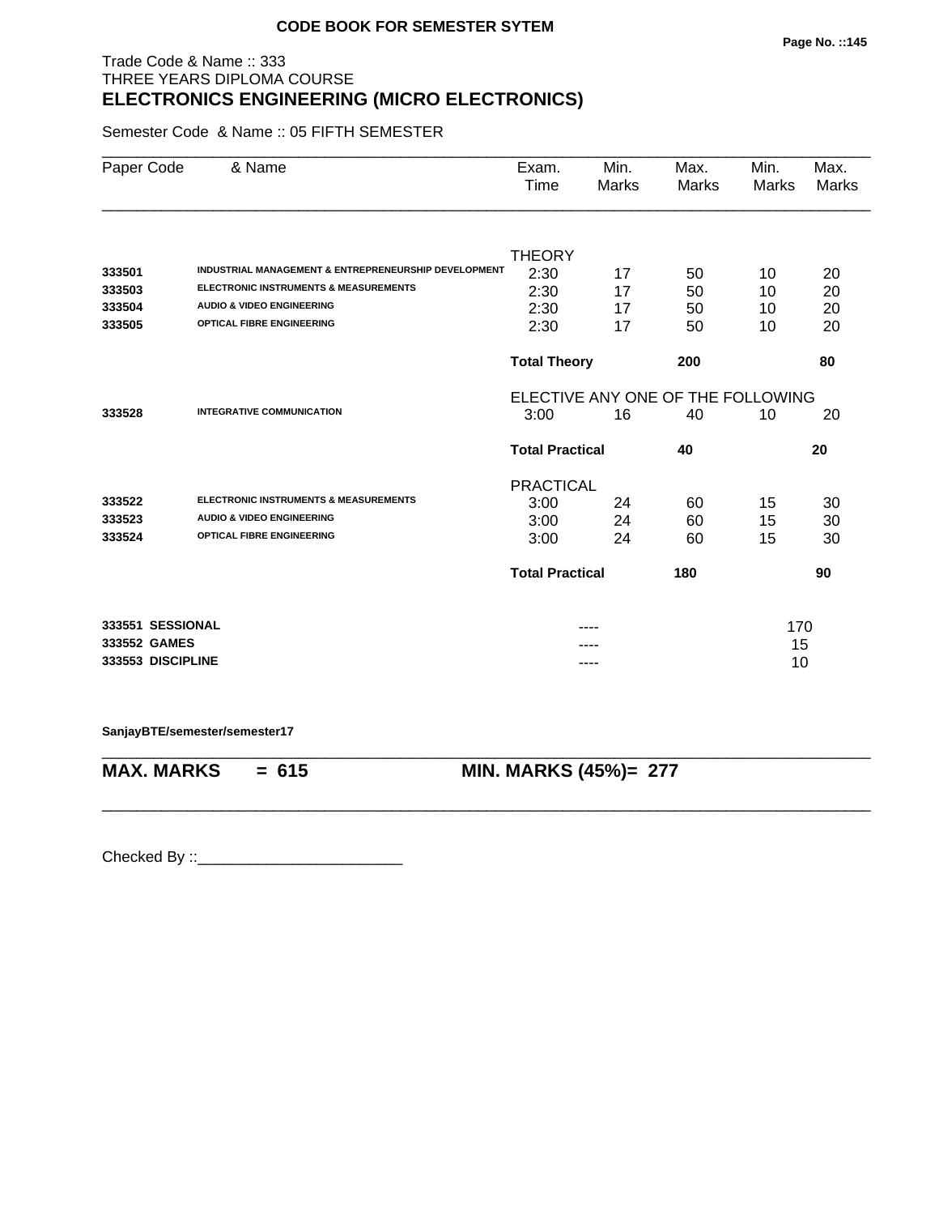**CODE BOOK FOR SEMESTER SYTEM**

Trade Code & Name :: 333
THREE YEARS DIPLOMA COURSE

# ELECTRONICS ENGINEERING (MICRO ELECTRONICS)

Semester Code & Name :: 05 FIFTH SEMESTER

| Paper Code | & Name | Exam. Time | Min. Marks | Max. Marks | Min. Marks | Max. Marks |
|---|---|---|---|---|---|---|
| | | THEORY | | | | |
| 333501 | INDUSTRIAL MANAGEMENT & ENTREPRENEURSHIP DEVELOPMENT | 2:30 | 17 | 50 | 10 | 20 |
| 333503 | ELECTRONIC INSTRUMENTS & MEASUREMENTS | 2:30 | 17 | 50 | 10 | 20 |
| 333504 | AUDIO & VIDEO ENGINEERING | 2:30 | 17 | 50 | 10 | 20 |
| 333505 | OPTICAL FIBRE ENGINEERING | 2:30 | 17 | 50 | 10 | 20 |
| | | **Total Theory** | | **200** | | **80** |
| | | ELECTIVE ANY ONE OF THE FOLLOWING | | | | |
| 333528 | INTEGRATIVE COMMUNICATION | 3:00 | 16 | 40 | 10 | 20 |
| | | **Total Practical** | | **40** | | **20** |
| | | PRACTICAL | | | | |
| 333522 | ELECTRONIC INSTRUMENTS & MEASUREMENTS | 3:00 | 24 | 60 | 15 | 30 |
| 333523 | AUDIO & VIDEO ENGINEERING | 3:00 | 24 | 60 | 15 | 30 |
| 333524 | OPTICAL FIBRE ENGINEERING | 3:00 | 24 | 60 | 15 | 30 |
| | | **Total Practical** | | **180** | | **90** |
| 333551 | SESSIONAL | | ---- | | 170 | |
| 333552 | GAMES | | ---- | | 15 | |
| 333553 | DISCIPLINE | | ---- | | 10 | |

**SanjayBTE/semester/semester17**

**MAX. MARKS = 615** **MIN. MARKS (45%)= 277**

Checked By ::________________________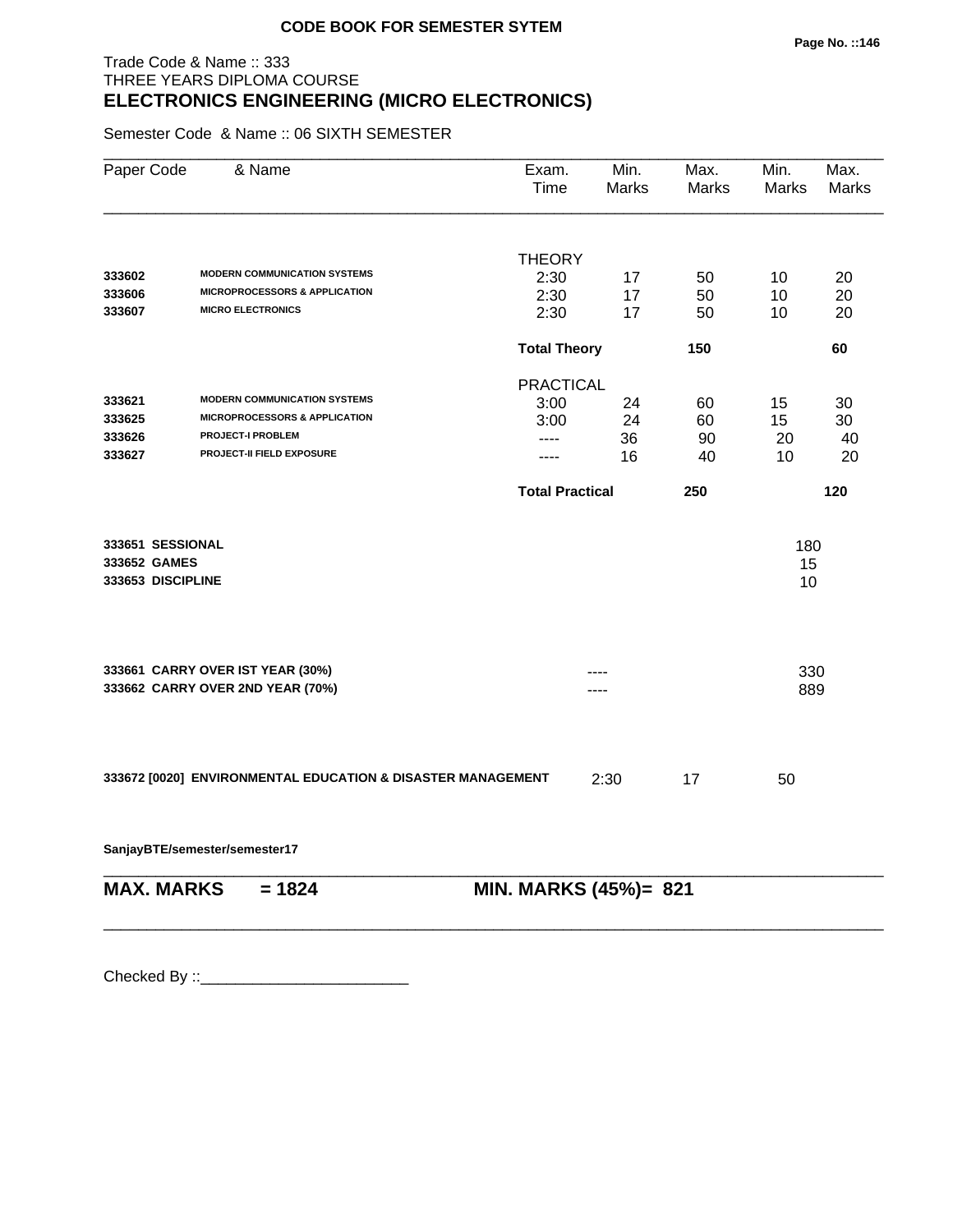**CODE BOOK FOR SEMESTER SYTEM**

Trade Code & Name :: 333
THREE YEARS DIPLOMA COURSE

# ELECTRONICS ENGINEERING (MICRO ELECTRONICS)

Semester Code & Name :: 06 SIXTH SEMESTER

| Paper Code | & Name | Exam. Time | Min. Marks | Max. Marks | Min. Marks | Max. Marks |
|---|---|---|---|---|---|---|
| | | THEORY | | | | |
| **333602** | **MODERN COMMUNICATION SYSTEMS** | 2:30 | 17 | 50 | 10 | 20 |
| **333606** | **MICROPROCESSORS & APPLICATION** | 2:30 | 17 | 50 | 10 | 20 |
| **333607** | **MICRO ELECTRONICS** | 2:30 | 17 | 50 | 10 | 20 |
| | | **Total Theory** | | **150** | | **60** |
| | | PRACTICAL | | | | |
| **333621** | **MODERN COMMUNICATION SYSTEMS** | 3:00 | 24 | 60 | 15 | 30 |
| **333625** | **MICROPROCESSORS & APPLICATION** | 3:00 | 24 | 60 | 15 | 30 |
| **333626** | **PROJECT-I PROBLEM** | ---- | 36 | 90 | 20 | 40 |
| **333627** | **PROJECT-II FIELD EXPOSURE** | ---- | 16 | 40 | 10 | 20 |
| | | **Total Practical** | | **250** | | **120** |
| **333651** | **SESSIONAL** | | | | 180 | |
| **333652** | **GAMES** | | | | 15 | |
| **333653** | **DISCIPLINE** | | | | 10 | |
| **333661** | **CARRY OVER IST YEAR (30%)** | | ---- | | 330 | |
| **333662** | **CARRY OVER 2ND YEAR (70%)** | | ---- | | 889 | |
| **333672 [0020]** | **ENVIRONMENTAL EDUCATION & DISASTER MANAGEMENT** | | 2:30 | 17 | 50 | |

**SanjayBTE/semester/semester17**

**MAX. MARKS = 1824** **MIN. MARKS (45%)= 821**

Checked By ::________________________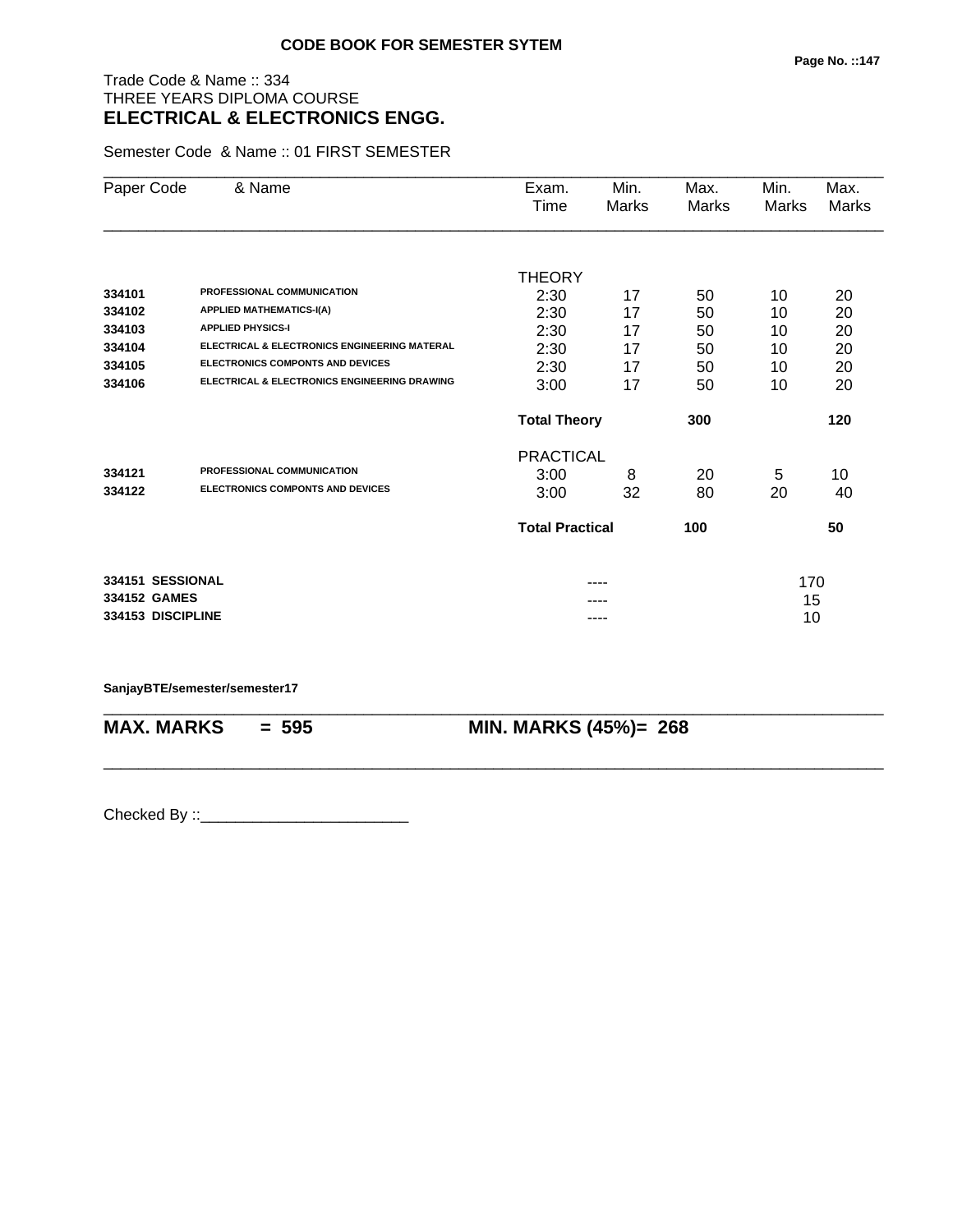**CODE BOOK FOR SEMESTER SYTEM**

Trade Code & Name :: 334
THREE YEARS DIPLOMA COURSE
## ELECTRICAL & ELECTRONICS ENGG.

Semester Code & Name :: 01 FIRST SEMESTER

| Paper Code | & Name | Exam. Time | Min. Marks | Max. Marks | Min. Marks | Max. Marks |
|---|---|---|---|---|---|---|
| | | THEORY | | | | |
| **334101** | **PROFESSIONAL COMMUNICATION** | 2:30 | 17 | 50 | 10 | 20 |
| **334102** | **APPLIED MATHEMATICS-I(A)** | 2:30 | 17 | 50 | 10 | 20 |
| **334103** | **APPLIED PHYSICS-I** | 2:30 | 17 | 50 | 10 | 20 |
| **334104** | **ELECTRICAL & ELECTRONICS ENGINEERING MATERAL** | 2:30 | 17 | 50 | 10 | 20 |
| **334105** | **ELECTRONICS COMPONTS AND DEVICES** | 2:30 | 17 | 50 | 10 | 20 |
| **334106** | **ELECTRICAL & ELECTRONICS ENGINEERING DRAWING** | 3:00 | 17 | 50 | 10 | 20 |
| | | **Total Theory** | | **300** | | **120** |
| | | PRACTICAL | | | | |
| **334121** | **PROFESSIONAL COMMUNICATION** | 3:00 | 8 | 20 | 5 | 10 |
| **334122** | **ELECTRONICS COMPONTS AND DEVICES** | 3:00 | 32 | 80 | 20 | 40 |
| | | **Total Practical** | | **100** | | **50** |
| **334151** | **SESSIONAL** | | ---- | | 170 | |
| **334152** | **GAMES** | | ---- | | 15 | |
| **334153** | **DISCIPLINE** | | ---- | | 10 | |

**SanjayBTE/semester/semester17**

**MAX. MARKS = 595** **MIN. MARKS (45%)= 268**

Checked By ::________________________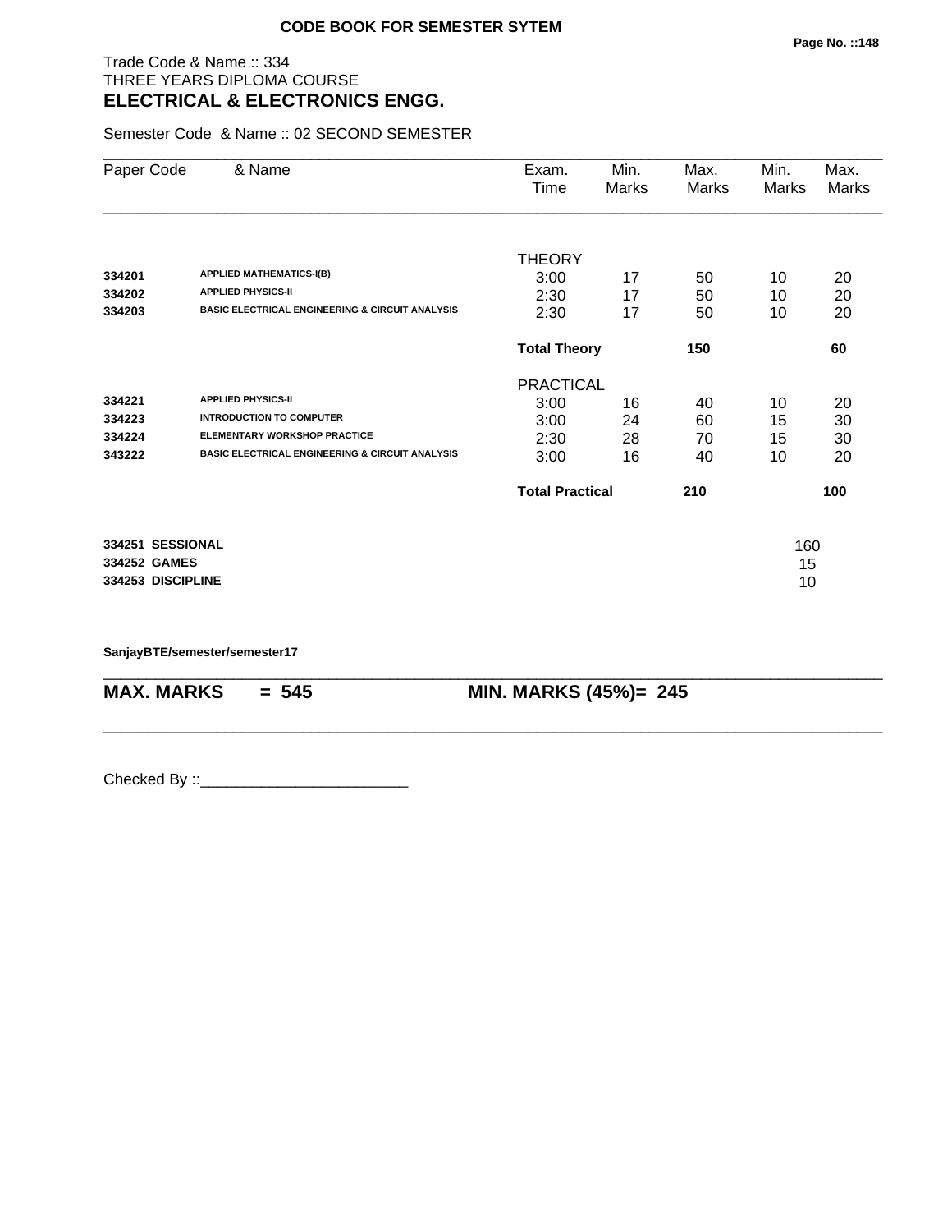**CODE BOOK FOR SEMESTER SYTEM**

Trade Code & Name :: 334
THREE YEARS DIPLOMA COURSE
## ELECTRICAL & ELECTRONICS ENGG.

Semester Code & Name :: 02 SECOND SEMESTER

| Paper Code | & Name | Exam. Time | Min. Marks | Max. Marks | Min. Marks | Max. Marks |
|---|---|---|---|---|---|---|
| | | THEORY | | | | |
| 334201 | APPLIED MATHEMATICS-I(B) | 3:00 | 17 | 50 | 10 | 20 |
| 334202 | APPLIED PHYSICS-II | 2:30 | 17 | 50 | 10 | 20 |
| 334203 | BASIC ELECTRICAL ENGINEERING & CIRCUIT ANALYSIS | 2:30 | 17 | 50 | 10 | 20 |
| | | **Total Theory** | | **150** | | **60** |
| | | PRACTICAL | | | | |
| 334221 | APPLIED PHYSICS-II | 3:00 | 16 | 40 | 10 | 20 |
| 334223 | INTRODUCTION TO COMPUTER | 3:00 | 24 | 60 | 15 | 30 |
| 334224 | ELEMENTARY WORKSHOP PRACTICE | 2:30 | 28 | 70 | 15 | 30 |
| 343222 | BASIC ELECTRICAL ENGINEERING & CIRCUIT ANALYSIS | 3:00 | 16 | 40 | 10 | 20 |
| | | **Total Practical** | | **210** | | **100** |

| | | |
|---|---|---|
| **334251** | **SESSIONAL** | 160 |
| **334252** | **GAMES** | 15 |
| **334253** | **DISCIPLINE** | 10 |

**SanjayBTE/semester/semester17**

**MAX. MARKS = 545** **MIN. MARKS (45%)= 245**

Checked By ::________________________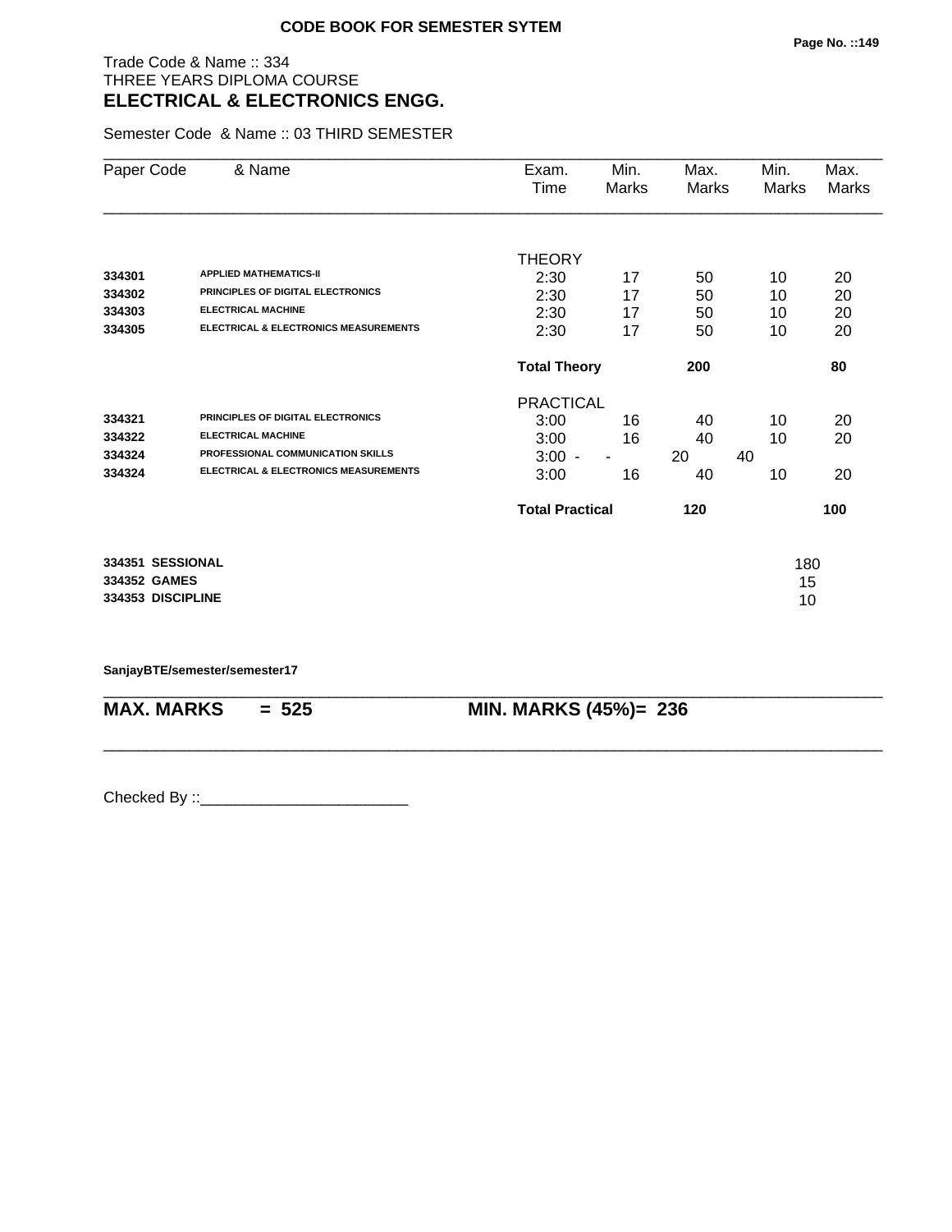**CODE BOOK FOR SEMESTER SYTEM**

Trade Code & Name :: 334
THREE YEARS DIPLOMA COURSE
## ELECTRICAL & ELECTRONICS ENGG.

Semester Code & Name :: 03 THIRD SEMESTER

| Paper Code | & Name | Exam. Time | Min. Marks | Max. Marks | Min. Marks | Max. Marks |
|---|---|---|---|---|---|---|
| | | THEORY | | | | |
| 334301 | APPLIED MATHEMATICS-II | 2:30 | 17 | 50 | 10 | 20 |
| 334302 | PRINCIPLES OF DIGITAL ELECTRONICS | 2:30 | 17 | 50 | 10 | 20 |
| 334303 | ELECTRICAL MACHINE | 2:30 | 17 | 50 | 10 | 20 |
| 334305 | ELECTRICAL & ELECTRONICS MEASUREMENTS | 2:30 | 17 | 50 | 10 | 20 |
| | | **Total Theory** | | **200** | | **80** |
| | | PRACTICAL | | | | |
| 334321 | PRINCIPLES OF DIGITAL ELECTRONICS | 3:00 | 16 | 40 | 10 | 20 |
| 334322 | ELECTRICAL MACHINE | 3:00 | 16 | 40 | 10 | 20 |
| 334324 | PROFESSIONAL COMMUNICATION SKILLS | 3:00 - | - | 20 | 40 | |
| 334324 | ELECTRICAL & ELECTRONICS MEASUREMENTS | 3:00 | 16 | 40 | 10 | 20 |
| | | **Total Practical** | | **120** | | **100** |

| | |
|---|---|
| **334351 SESSIONAL** | 180 |
| **334352 GAMES** | 15 |
| **334353 DISCIPLINE** | 10 |

**SanjayBTE/semester/semester17**

**MAX. MARKS = 525** **MIN. MARKS (45%)= 236**

Checked By ::________________________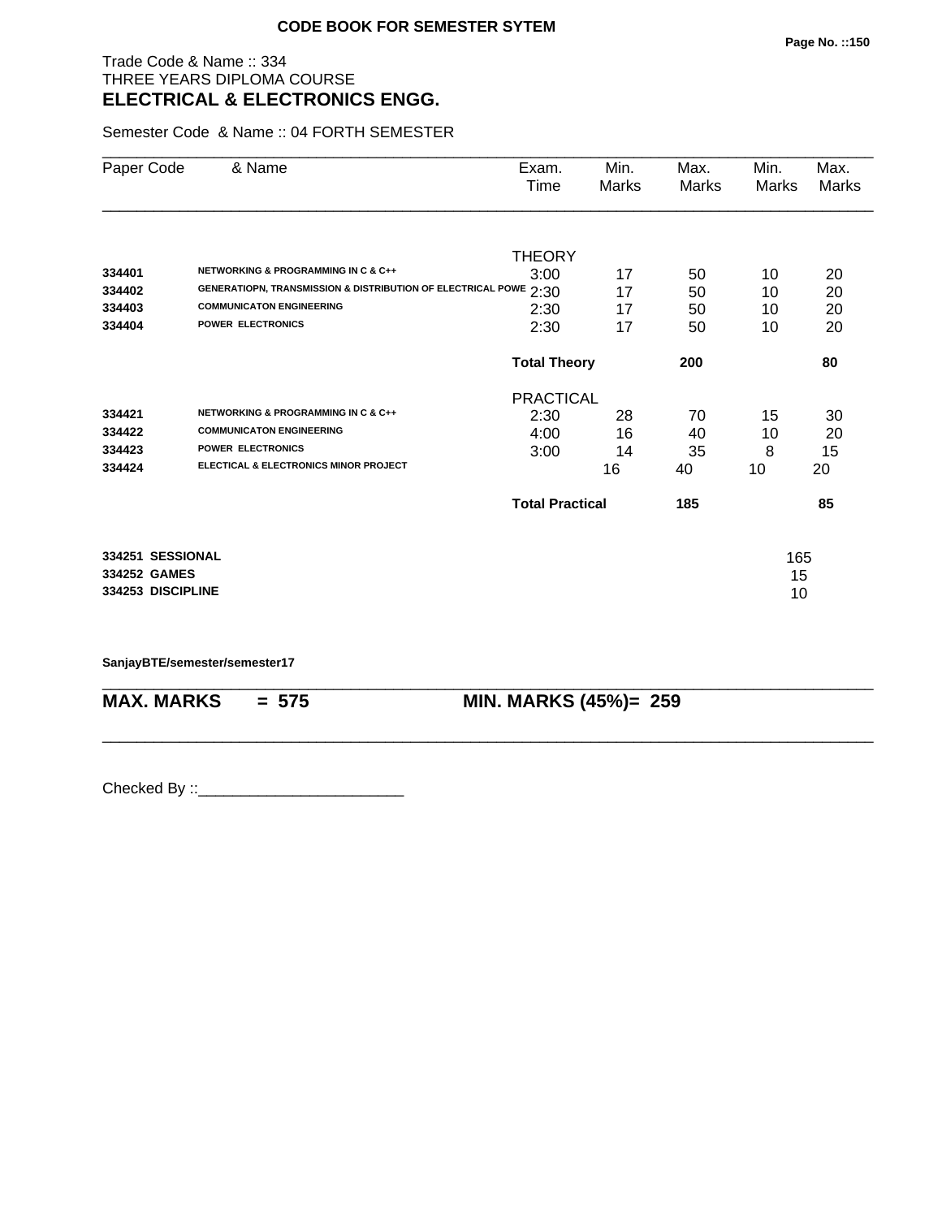**CODE BOOK FOR SEMESTER SYTEM**

Trade Code & Name :: 334
THREE YEARS DIPLOMA COURSE
## ELECTRICAL & ELECTRONICS ENGG.

Semester Code & Name :: 04 FORTH SEMESTER

| Paper Code | & Name | Exam. Time | Min. Marks | Max. Marks | Min. Marks | Max. Marks |
|---|---|---|---|---|---|---|
| | | THEORY | | | | |
| **334401** | **NETWORKING & PROGRAMMING IN C & C++** | 3:00 | 17 | 50 | 10 | 20 |
| **334402** | **GENERATIOPN, TRANSMISSION & DISTRIBUTION OF ELECTRICAL POWE** | 2:30 | 17 | 50 | 10 | 20 |
| **334403** | **COMMUNICATON ENGINEERING** | 2:30 | 17 | 50 | 10 | 20 |
| **334404** | **POWER ELECTRONICS** | 2:30 | 17 | 50 | 10 | 20 |
| | | **Total Theory** | | **200** | | **80** |
| | | PRACTICAL | | | | |
| **334421** | **NETWORKING & PROGRAMMING IN C & C++** | 2:30 | 28 | 70 | 15 | 30 |
| **334422** | **COMMUNICATON ENGINEERING** | 4:00 | 16 | 40 | 10 | 20 |
| **334423** | **POWER ELECTRONICS** | 3:00 | 14 | 35 | 8 | 15 |
| **334424** | **ELECTICAL & ELECTRONICS MINOR PROJECT** | | 16 | 40 | 10 | 20 |
| | | **Total Practical** | | **185** | | **85** |
| **334251** | **SESSIONAL** | | | | 165 | |
| **334252** | **GAMES** | | | | 15 | |
| **334253** | **DISCIPLINE** | | | | 10 | |

**SanjayBTE/semester/semester17**

**MAX. MARKS = 575** **MIN. MARKS (45%)= 259**

Checked By ::________________________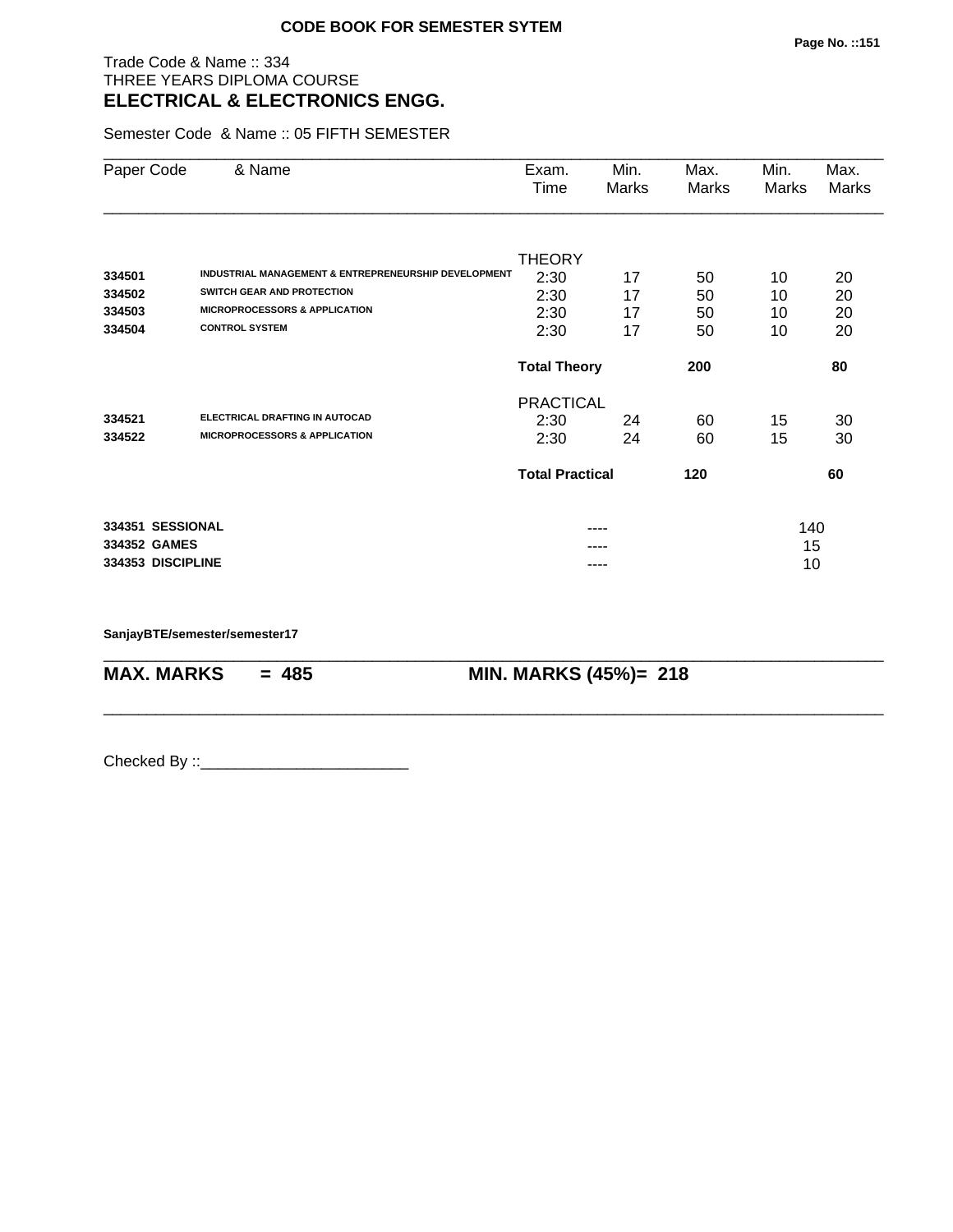**CODE BOOK FOR SEMESTER SYTEM**

Trade Code & Name :: 334
THREE YEARS DIPLOMA COURSE
## ELECTRICAL & ELECTRONICS ENGG.

Semester Code & Name :: 05 FIFTH SEMESTER

| Paper Code | & Name | Exam. Time | Min. Marks | Max. Marks | Min. Marks | Max. Marks |
|---|---|---|---|---|---|---|
| | | THEORY | | | | |
| **334501** | **INDUSTRIAL MANAGEMENT & ENTREPRENEURSHIP DEVELOPMENT** | 2:30 | 17 | 50 | 10 | 20 |
| **334502** | **SWITCH GEAR AND PROTECTION** | 2:30 | 17 | 50 | 10 | 20 |
| **334503** | **MICROPROCESSORS & APPLICATION** | 2:30 | 17 | 50 | 10 | 20 |
| **334504** | **CONTROL SYSTEM** | 2:30 | 17 | 50 | 10 | 20 |
| | | **Total Theory** | | **200** | | **80** |
| | | PRACTICAL | | | | |
| **334521** | **ELECTRICAL DRAFTING IN AUTOCAD** | 2:30 | 24 | 60 | 15 | 30 |
| **334522** | **MICROPROCESSORS & APPLICATION** | 2:30 | 24 | 60 | 15 | 30 |
| | | **Total Practical** | | **120** | | **60** |
| **334351** | **SESSIONAL** | | ---- | | 140 | |
| **334352** | **GAMES** | | ---- | | 15 | |
| **334353** | **DISCIPLINE** | | ---- | | 10 | |

**SanjayBTE/semester/semester17**

**MAX. MARKS = 485** **MIN. MARKS (45%)= 218**

Checked By ::________________________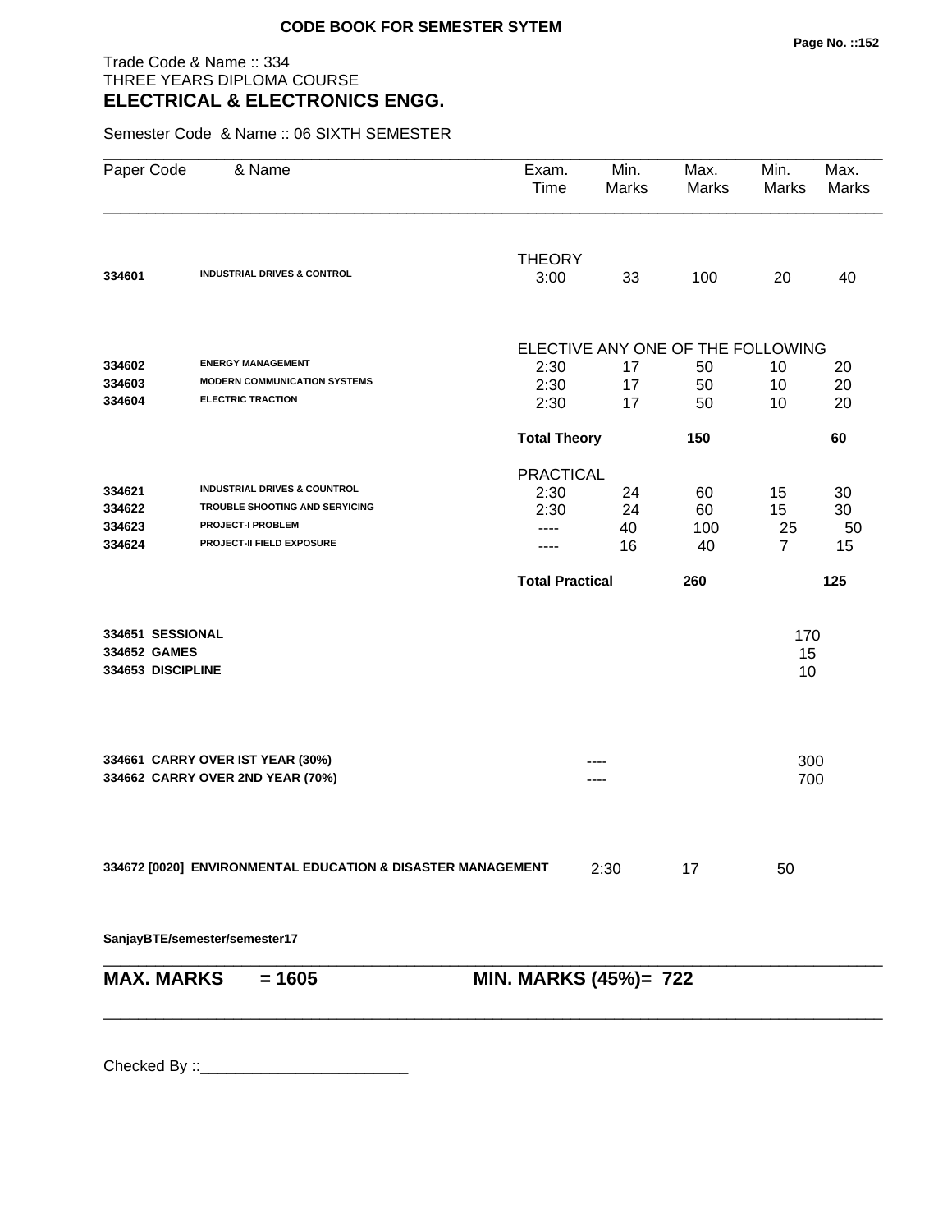**CODE BOOK FOR SEMESTER SYTEM**

Trade Code & Name :: 334
THREE YEARS DIPLOMA COURSE
## ELECTRICAL & ELECTRONICS ENGG.

Semester Code & Name :: 06 SIXTH SEMESTER

| Paper Code | & Name | Exam. Time | Min. Marks | Max. Marks | Min. Marks | Max. Marks |
|---|---|---|---|---|---|---|
| | | THEORY | | | | |
| 334601 | INDUSTRIAL DRIVES & CONTROL | 3:00 | 33 | 100 | 20 | 40 |
| | | ELECTIVE ANY ONE OF THE FOLLOWING | | | | |
| 334602 | ENERGY MANAGEMENT | 2:30 | 17 | 50 | 10 | 20 |
| 334603 | MODERN COMMUNICATION SYSTEMS | 2:30 | 17 | 50 | 10 | 20 |
| 334604 | ELECTRIC TRACTION | 2:30 | 17 | 50 | 10 | 20 |
| | | **Total Theory** | | **150** | | **60** |
| | | PRACTICAL | | | | |
| 334621 | INDUSTRIAL DRIVES & COUNTROL | 2:30 | 24 | 60 | 15 | 30 |
| 334622 | TROUBLE SHOOTING AND SERYICING | 2:30 | 24 | 60 | 15 | 30 |
| 334623 | PROJECT-I PROBLEM | ---- | 40 | 100 | 25 | 50 |
| 334624 | PROJECT-II FIELD EXPOSURE | ---- | 16 | 40 | 7 | 15 |
| | | **Total Practical** | | **260** | | **125** |
| 334651 | SESSIONAL | | | | 170 | |
| 334652 | GAMES | | | | 15 | |
| 334653 | DISCIPLINE | | | | 10 | |
| 334661 | CARRY OVER IST YEAR (30%) | | ---- | | 300 | |
| 334662 | CARRY OVER 2ND YEAR (70%) | | ---- | | 700 | |
| 334672 [0020] | ENVIRONMENTAL EDUCATION & DISASTER MANAGEMENT | 2:30 | 17 | 50 | | |

SanjayBTE/semester/semester17

**MAX. MARKS = 1605** **MIN. MARKS (45%)= 722**

Checked By ::________________________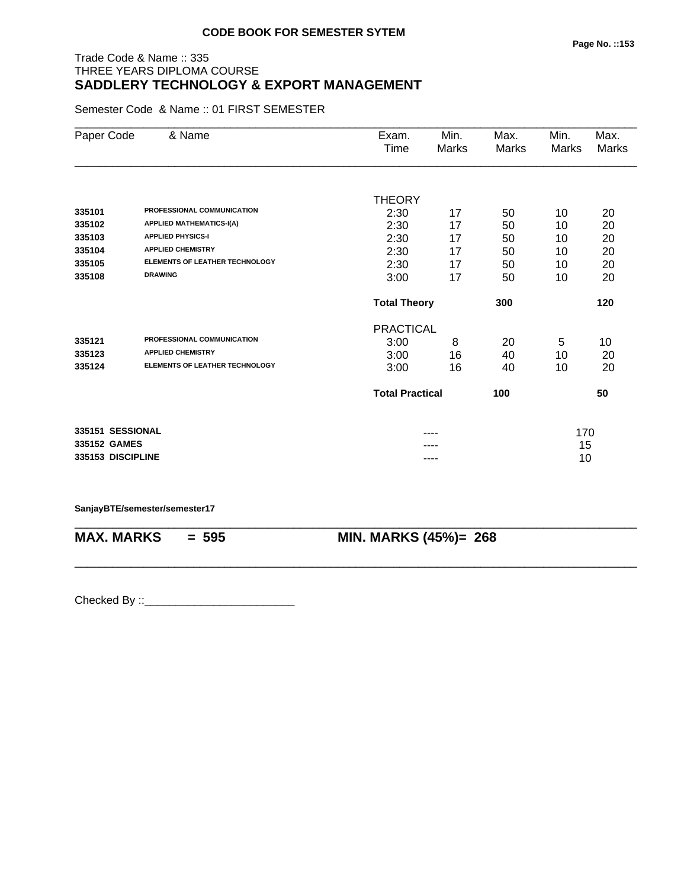**CODE BOOK FOR SEMESTER SYTEM**

Trade Code & Name :: 335
THREE YEARS DIPLOMA COURSE
## SADDLERY TECHNOLOGY & EXPORT MANAGEMENT

Semester Code & Name :: 01 FIRST SEMESTER

| Paper Code | & Name | Exam. Time | Min. Marks | Max. Marks | Min. Marks | Max. Marks |
|---|---|---|---|---|---|---|
| | | THEORY | | | | |
| 335101 | PROFESSIONAL COMMUNICATION | 2:30 | 17 | 50 | 10 | 20 |
| 335102 | APPLIED MATHEMATICS-I(A) | 2:30 | 17 | 50 | 10 | 20 |
| 335103 | APPLIED PHYSICS-I | 2:30 | 17 | 50 | 10 | 20 |
| 335104 | APPLIED CHEMISTRY | 2:30 | 17 | 50 | 10 | 20 |
| 335105 | ELEMENTS OF LEATHER TECHNOLOGY | 2:30 | 17 | 50 | 10 | 20 |
| 335108 | DRAWING | 3:00 | 17 | 50 | 10 | 20 |
| | | **Total Theory** | | **300** | | **120** |
| | | PRACTICAL | | | | |
| 335121 | PROFESSIONAL COMMUNICATION | 3:00 | 8 | 20 | 5 | 10 |
| 335123 | APPLIED CHEMISTRY | 3:00 | 16 | 40 | 10 | 20 |
| 335124 | ELEMENTS OF LEATHER TECHNOLOGY | 3:00 | 16 | 40 | 10 | 20 |
| | | **Total Practical** | | **100** | | **50** |
| **335151** | **SESSIONAL** | | ---- | | 170 | |
| **335152** | **GAMES** | | ---- | | 15 | |
| **335153** | **DISCIPLINE** | | ---- | | 10 | |

**SanjayBTE/semester/semester17**

**MAX. MARKS = 595** **MIN. MARKS (45%)= 268**

Checked By ::________________________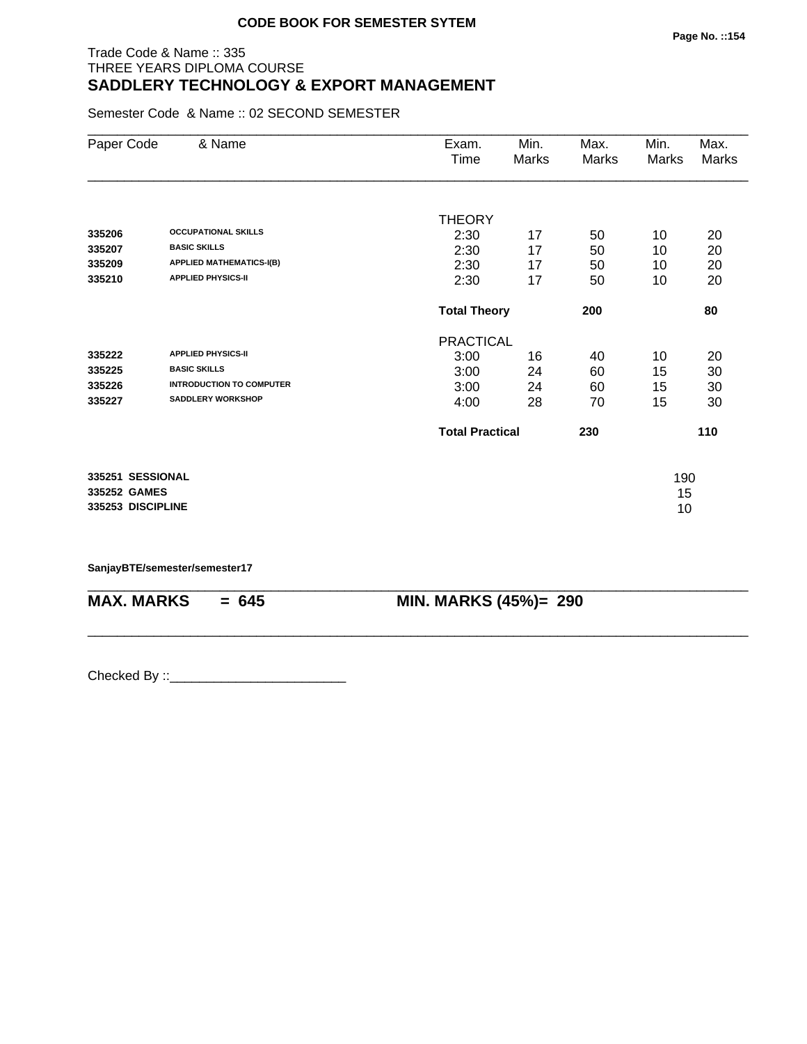**CODE BOOK FOR SEMESTER SYTEM**

Trade Code & Name :: 335
THREE YEARS DIPLOMA COURSE

## SADDLERY TECHNOLOGY & EXPORT MANAGEMENT

Semester Code & Name :: 02 SECOND SEMESTER

| Paper Code | & Name | Exam. Time | Min. Marks | Max. Marks | Min. Marks | Max. Marks |
|---|---|---|---|---|---|---|
| | | THEORY | | | | |
| **335206** | **OCCUPATIONAL SKILLS** | 2:30 | 17 | 50 | 10 | 20 |
| **335207** | **BASIC SKILLS** | 2:30 | 17 | 50 | 10 | 20 |
| **335209** | **APPLIED MATHEMATICS-I(B)** | 2:30 | 17 | 50 | 10 | 20 |
| **335210** | **APPLIED PHYSICS-II** | 2:30 | 17 | 50 | 10 | 20 |
| | | **Total Theory** | | **200** | | **80** |
| | | PRACTICAL | | | | |
| **335222** | **APPLIED PHYSICS-II** | 3:00 | 16 | 40 | 10 | 20 |
| **335225** | **BASIC SKILLS** | 3:00 | 24 | 60 | 15 | 30 |
| **335226** | **INTRODUCTION TO COMPUTER** | 3:00 | 24 | 60 | 15 | 30 |
| **335227** | **SADDLERY WORKSHOP** | 4:00 | 28 | 70 | 15 | 30 |
| | | **Total Practical** | | **230** | | **110** |

| | |
|---|---|
| **335251 SESSIONAL** | 190 |
| **335252 GAMES** | 15 |
| **335253 DISCIPLINE** | 10 |

**SanjayBTE/semester/semester17**

**MAX. MARKS = 645** **MIN. MARKS (45%)= 290**

Checked By ::________________________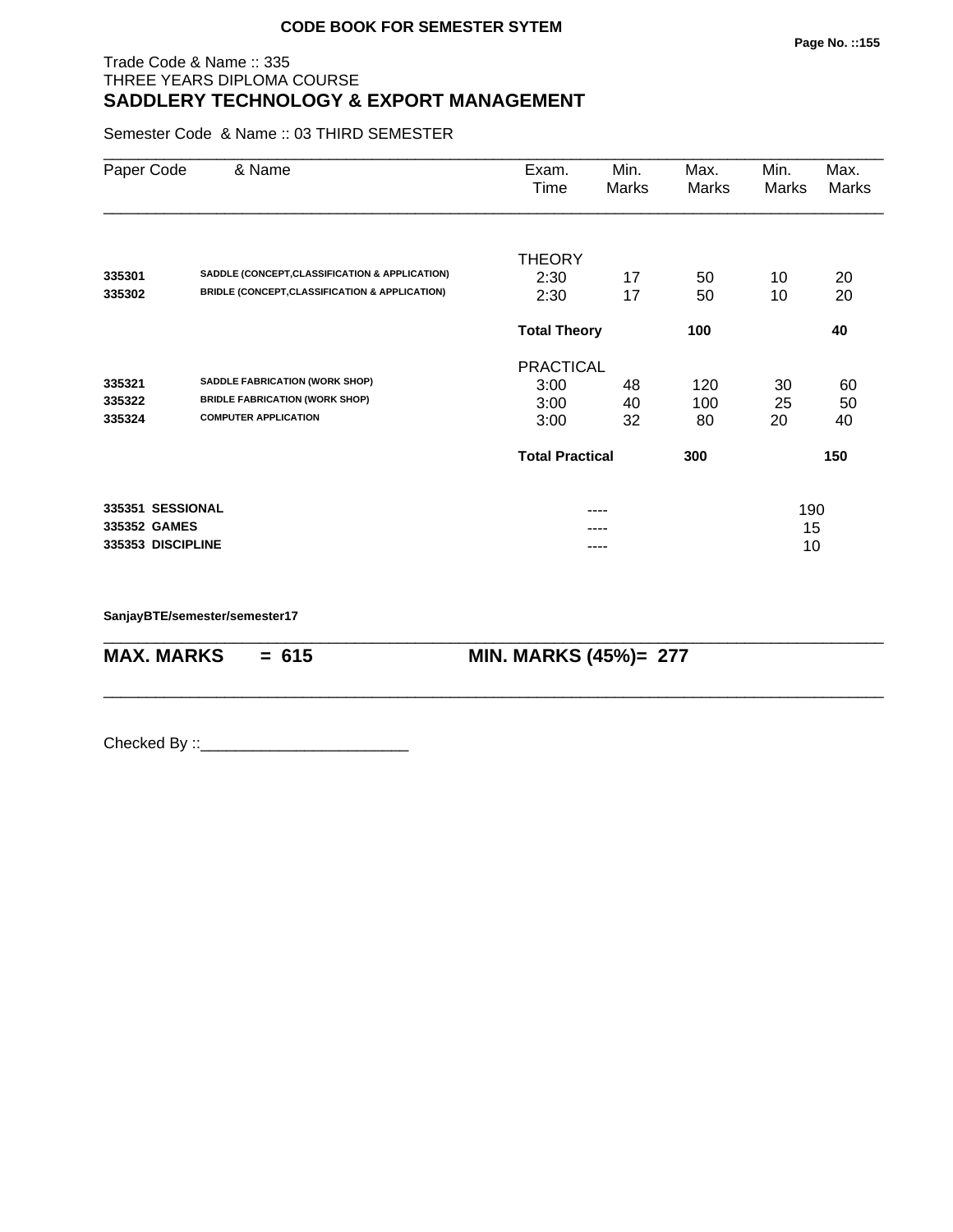**CODE BOOK FOR SEMESTER SYTEM**

Trade Code & Name :: 335
THREE YEARS DIPLOMA COURSE
## SADDLERY TECHNOLOGY & EXPORT MANAGEMENT

Semester Code & Name :: 03 THIRD SEMESTER

| Paper Code | & Name | Exam. Time | Min. Marks | Max. Marks | Min. Marks | Max. Marks |
|---|---|---|---|---|---|---|
| | | THEORY | | | | |
| **335301** | **SADDLE (CONCEPT,CLASSIFICATION & APPLICATION)** | 2:30 | 17 | 50 | 10 | 20 |
| **335302** | **BRIDLE (CONCEPT,CLASSIFICATION & APPLICATION)** | 2:30 | 17 | 50 | 10 | 20 |
| | | **Total Theory** | | **100** | | **40** |
| | | PRACTICAL | | | | |
| **335321** | **SADDLE FABRICATION (WORK SHOP)** | 3:00 | 48 | 120 | 30 | 60 |
| **335322** | **BRIDLE FABRICATION (WORK SHOP)** | 3:00 | 40 | 100 | 25 | 50 |
| **335324** | **COMPUTER APPLICATION** | 3:00 | 32 | 80 | 20 | 40 |
| | | **Total Practical** | | **300** | | **150** |
| **335351** | **SESSIONAL** | | ---- | | 190 | |
| **335352** | **GAMES** | | ---- | | 15 | |
| **335353** | **DISCIPLINE** | | ---- | | 10 | |

**SanjayBTE/semester/semester17**

**MAX. MARKS = 615** **MIN. MARKS (45%)= 277**

Checked By ::________________________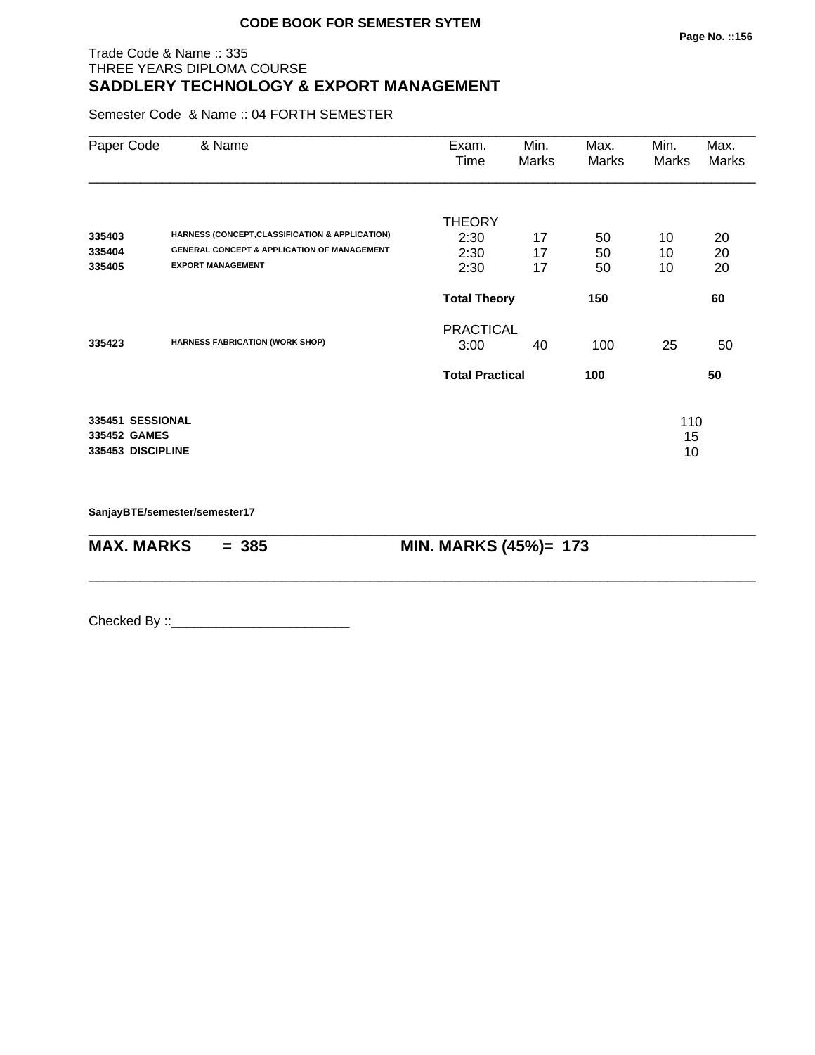**CODE BOOK FOR SEMESTER SYTEM**

Trade Code & Name :: 335
THREE YEARS DIPLOMA COURSE

## SADDLERY TECHNOLOGY & EXPORT MANAGEMENT

Semester Code & Name :: 04 FORTH SEMESTER

| Paper Code | & Name | Exam. Time | Min. Marks | Max. Marks | Min. Marks | Max. Marks |
|---|---|---|---|---|---|---|
| | | THEORY | | | | |
| 335403 | HARNESS (CONCEPT,CLASSIFICATION & APPLICATION) | 2:30 | 17 | 50 | 10 | 20 |
| 335404 | GENERAL CONCEPT & APPLICATION OF MANAGEMENT | 2:30 | 17 | 50 | 10 | 20 |
| 335405 | EXPORT MANAGEMENT | 2:30 | 17 | 50 | 10 | 20 |
| | | **Total Theory** | | **150** | | **60** |
| | | PRACTICAL | | | | |
| 335423 | HARNESS FABRICATION (WORK SHOP) | 3:00 | 40 | 100 | 25 | 50 |
| | | **Total Practical** | | **100** | | **50** |
| **335451** | **SESSIONAL** | | | | 110 | |
| **335452** | **GAMES** | | | | 15 | |
| **335453** | **DISCIPLINE** | | | | 10 | |

**SanjayBTE/semester/semester17**

**MAX. MARKS = 385** **MIN. MARKS (45%)= 173**

Checked By ::________________________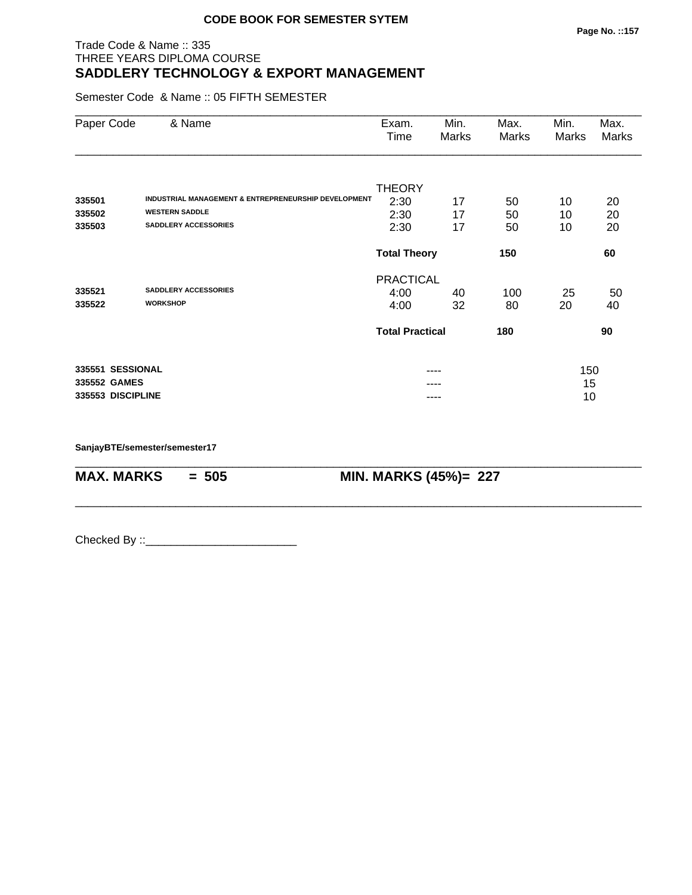**CODE BOOK FOR SEMESTER SYTEM**

Trade Code & Name :: 335
THREE YEARS DIPLOMA COURSE
## SADDLERY TECHNOLOGY & EXPORT MANAGEMENT

Semester Code & Name :: 05 FIFTH SEMESTER

| Paper Code | & Name | Exam. Time | Min. Marks | Max. Marks | Min. Marks | Max. Marks |
|---|---|---|---|---|---|---|
| | | THEORY | | | | |
| **335501** | **INDUSTRIAL MANAGEMENT & ENTREPRENEURSHIP DEVELOPMENT** | 2:30 | 17 | 50 | 10 | 20 |
| **335502** | **WESTERN SADDLE** | 2:30 | 17 | 50 | 10 | 20 |
| **335503** | **SADDLERY ACCESSORIES** | 2:30 | 17 | 50 | 10 | 20 |
| | | **Total Theory** | | **150** | | **60** |
| | | PRACTICAL | | | | |
| **335521** | **SADDLERY ACCESSORIES** | 4:00 | 40 | 100 | 25 | 50 |
| **335522** | **WORKSHOP** | 4:00 | 32 | 80 | 20 | 40 |
| | | **Total Practical** | | **180** | | **90** |
| **335551** | **SESSIONAL** | | ---- | | 150 | |
| **335552** | **GAMES** | | ---- | | 15 | |
| **335553** | **DISCIPLINE** | | ---- | | 10 | |

**SanjayBTE/semester/semester17**

**MAX. MARKS = 505** **MIN. MARKS (45%)= 227**

Checked By ::________________________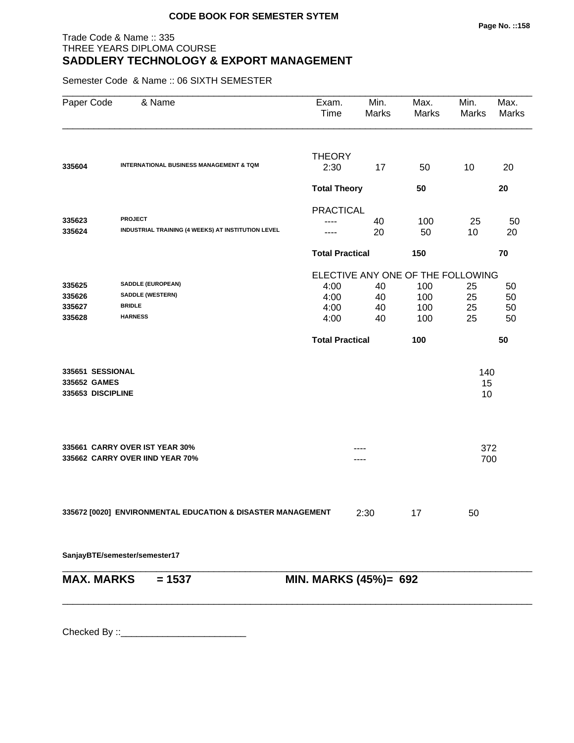**CODE BOOK FOR SEMESTER SYTEM**

Trade Code & Name :: 335
THREE YEARS DIPLOMA COURSE
## SADDLERY TECHNOLOGY & EXPORT MANAGEMENT

Semester Code & Name :: 06 SIXTH SEMESTER

| Paper Code | & Name | Exam. Time | Min. Marks | Max. Marks | Min. Marks | Max. Marks |
|---|---|---|---|---|---|---|
| | | THEORY | | | | |
| **335604** | **INTERNATIONAL BUSINESS MANAGEMENT & TQM** | 2:30 | 17 | 50 | 10 | 20 |
| | | **Total Theory** | | **50** | | **20** |
| | | PRACTICAL | | | | |
| **335623** | **PROJECT** | ---- | 40 | 100 | 25 | 50 |
| **335624** | **INDUSTRIAL TRAINING (4 WEEKS) AT INSTITUTION LEVEL** | ---- | 20 | 50 | 10 | 20 |
| | | **Total Practical** | | **150** | | **70** |
| | | ELECTIVE ANY ONE OF THE FOLLOWING | | | | |
| **335625** | **SADDLE (EUROPEAN)** | 4:00 | 40 | 100 | 25 | 50 |
| **335626** | **SADDLE (WESTERN)** | 4:00 | 40 | 100 | 25 | 50 |
| **335627** | **BRIDLE** | 4:00 | 40 | 100 | 25 | 50 |
| **335628** | **HARNESS** | 4:00 | 40 | 100 | 25 | 50 |
| | | **Total Practical** | | **100** | | **50** |
| **335651** | **SESSIONAL** | | | | 140 | |
| **335652** | **GAMES** | | | | 15 | |
| **335653** | **DISCIPLINE** | | | | 10 | |
| **335661** | **CARRY OVER IST YEAR 30%** | | ---- | | 372 | |
| **335662** | **CARRY OVER IIND YEAR 70%** | | ---- | | 700 | |
| **335672 [0020]** | **ENVIRONMENTAL EDUCATION & DISASTER MANAGEMENT** | | 2:30 | 17 | 50 | |

**SanjayBTE/semester/semester17**

**MAX. MARKS = 1537** **MIN. MARKS (45%)= 692**

Checked By ::________________________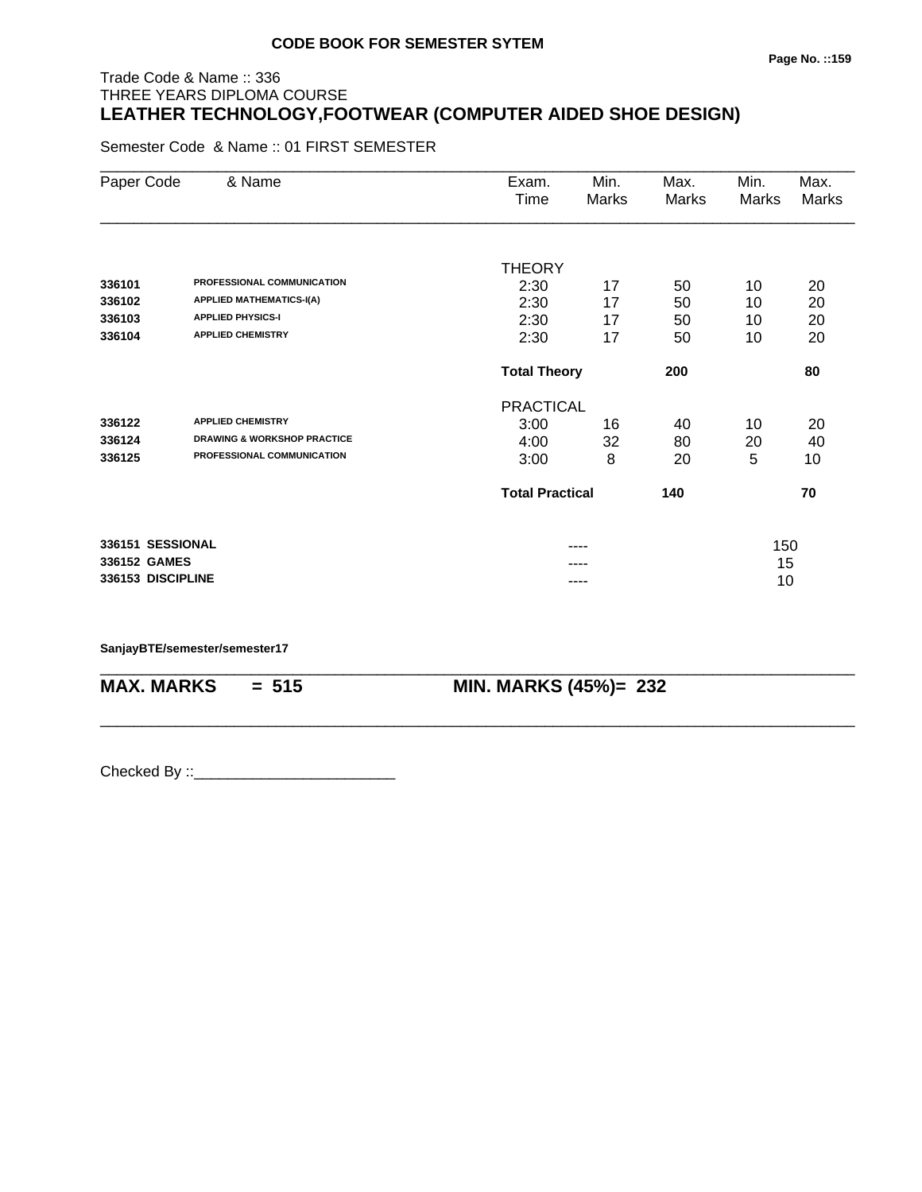**CODE BOOK FOR SEMESTER SYTEM**

Trade Code & Name :: 336
THREE YEARS DIPLOMA COURSE

## LEATHER TECHNOLOGY,FOOTWEAR (COMPUTER AIDED SHOE DESIGN)

Semester Code & Name :: 01 FIRST SEMESTER

| Paper Code | & Name | Exam. Time | Min. Marks | Max. Marks | Min. Marks | Max. Marks |
|---|---|---|---|---|---|---|
| | | THEORY | | | | |
| 336101 | PROFESSIONAL COMMUNICATION | 2:30 | 17 | 50 | 10 | 20 |
| 336102 | APPLIED MATHEMATICS-I(A) | 2:30 | 17 | 50 | 10 | 20 |
| 336103 | APPLIED PHYSICS-I | 2:30 | 17 | 50 | 10 | 20 |
| 336104 | APPLIED CHEMISTRY | 2:30 | 17 | 50 | 10 | 20 |
| | | **Total Theory** | | **200** | | **80** |
| | | PRACTICAL | | | | |
| 336122 | APPLIED CHEMISTRY | 3:00 | 16 | 40 | 10 | 20 |
| 336124 | DRAWING & WORKSHOP PRACTICE | 4:00 | 32 | 80 | 20 | 40 |
| 336125 | PROFESSIONAL COMMUNICATION | 3:00 | 8 | 20 | 5 | 10 |
| | | **Total Practical** | | **140** | | **70** |
| **336151** | **SESSIONAL** | | ---- | | 150 | |
| **336152** | **GAMES** | | ---- | | 15 | |
| **336153** | **DISCIPLINE** | | ---- | | 10 | |

**SanjayBTE/semester/semester17**

**MAX. MARKS = 515** **MIN. MARKS (45%)= 232**

Checked By ::________________________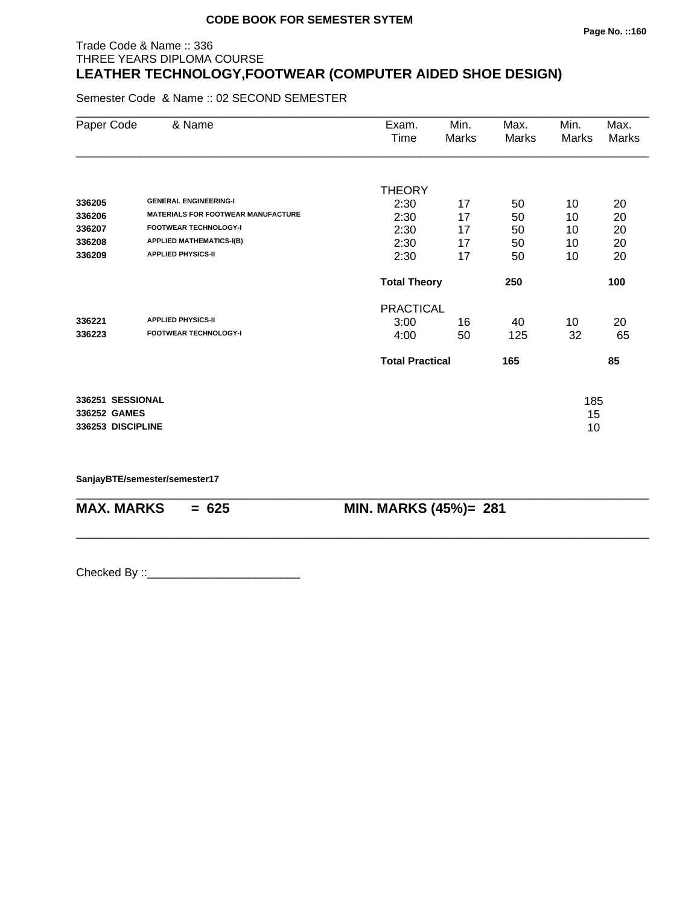**CODE BOOK FOR SEMESTER SYTEM**

Trade Code & Name :: 336
THREE YEARS DIPLOMA COURSE

# LEATHER TECHNOLOGY,FOOTWEAR (COMPUTER AIDED SHOE DESIGN)

Semester Code & Name :: 02 SECOND SEMESTER

| Paper Code | & Name | Exam. Time | Min. Marks | Max. Marks | Min. Marks | Max. Marks |
|---|---|---|---|---|---|---|
| | | THEORY | | | | |
| 336205 | GENERAL ENGINEERING-I | 2:30 | 17 | 50 | 10 | 20 |
| 336206 | MATERIALS FOR FOOTWEAR MANUFACTURE | 2:30 | 17 | 50 | 10 | 20 |
| 336207 | FOOTWEAR TECHNOLOGY-I | 2:30 | 17 | 50 | 10 | 20 |
| 336208 | APPLIED MATHEMATICS-I(B) | 2:30 | 17 | 50 | 10 | 20 |
| 336209 | APPLIED PHYSICS-II | 2:30 | 17 | 50 | 10 | 20 |
| | | **Total Theory** | | **250** | | **100** |
| | | PRACTICAL | | | | |
| 336221 | APPLIED PHYSICS-II | 3:00 | 16 | 40 | 10 | 20 |
| 336223 | FOOTWEAR TECHNOLOGY-I | 4:00 | 50 | 125 | 32 | 65 |
| | | **Total Practical** | | **165** | | **85** |
| **336251** | **SESSIONAL** | | | | 185 | |
| **336252** | **GAMES** | | | | 15 | |
| **336253** | **DISCIPLINE** | | | | 10 | |

**SanjayBTE/semester/semester17**

**MAX. MARKS = 625** **MIN. MARKS (45%)= 281**

Checked By ::________________________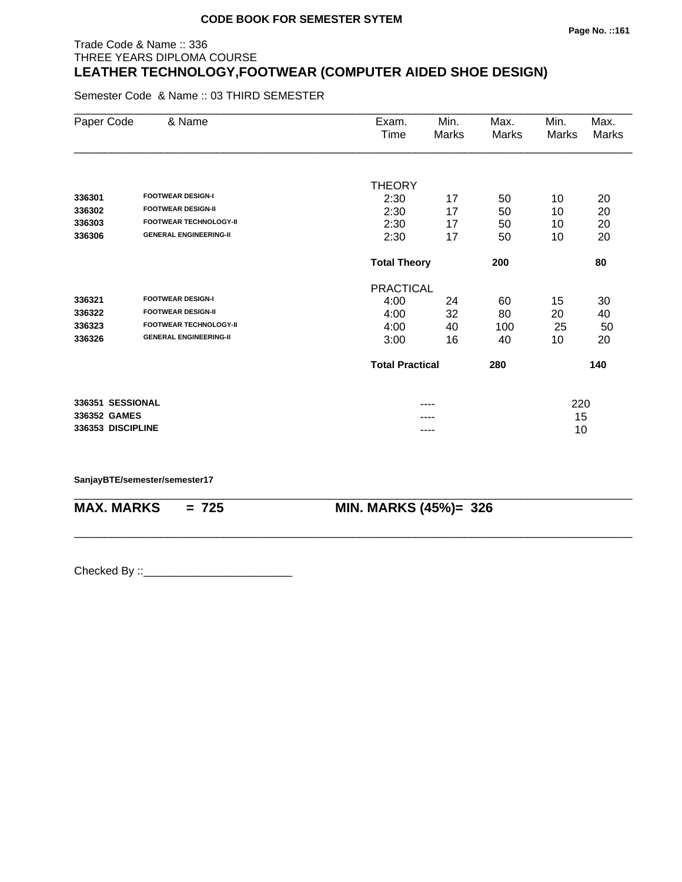**CODE BOOK FOR SEMESTER SYTEM**

Trade Code & Name :: 336
THREE YEARS DIPLOMA COURSE
## LEATHER TECHNOLOGY,FOOTWEAR (COMPUTER AIDED SHOE DESIGN)

Semester Code & Name :: 03 THIRD SEMESTER

| Paper Code | & Name | Exam. Time | Min. Marks | Max. Marks | Min. Marks | Max. Marks |
|---|---|---|---|---|---|---|
| | | THEORY | | | | |
| **336301** | **FOOTWEAR DESIGN-I** | 2:30 | 17 | 50 | 10 | 20 |
| **336302** | **FOOTWEAR DESIGN-II** | 2:30 | 17 | 50 | 10 | 20 |
| **336303** | **FOOTWEAR TECHNOLOGY-II** | 2:30 | 17 | 50 | 10 | 20 |
| **336306** | **GENERAL ENGINEERING-II** | 2:30 | 17 | 50 | 10 | 20 |
| | | **Total Theory** | | **200** | | **80** |
| | | PRACTICAL | | | | |
| **336321** | **FOOTWEAR DESIGN-I** | 4:00 | 24 | 60 | 15 | 30 |
| **336322** | **FOOTWEAR DESIGN-II** | 4:00 | 32 | 80 | 20 | 40 |
| **336323** | **FOOTWEAR TECHNOLOGY-II** | 4:00 | 40 | 100 | 25 | 50 |
| **336326** | **GENERAL ENGINEERING-II** | 3:00 | 16 | 40 | 10 | 20 |
| | | **Total Practical** | | **280** | | **140** |
| **336351** | **SESSIONAL** | | ---- | | 220 | |
| **336352** | **GAMES** | | ---- | | 15 | |
| **336353** | **DISCIPLINE** | | ---- | | 10 | |

**SanjayBTE/semester/semester17**

**MAX. MARKS = 725** **MIN. MARKS (45%)= 326**

Checked By ::________________________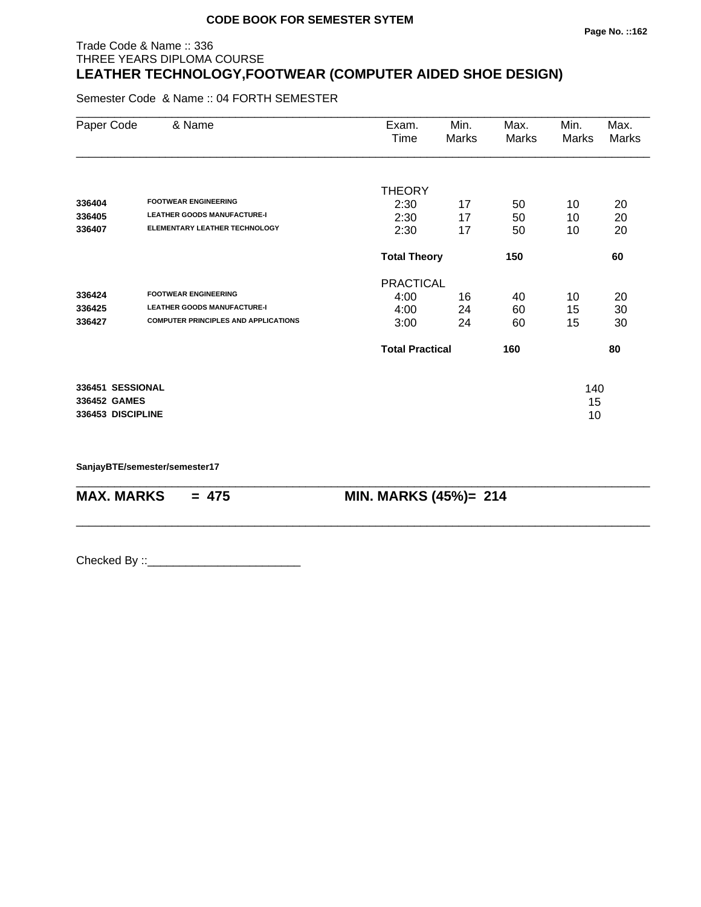**CODE BOOK FOR SEMESTER SYTEM**

Trade Code & Name :: 336
THREE YEARS DIPLOMA COURSE

## LEATHER TECHNOLOGY,FOOTWEAR (COMPUTER AIDED SHOE DESIGN)

Semester Code & Name :: 04 FORTH SEMESTER

| Paper Code | & Name | Exam. Time | Min. Marks | Max. Marks | Min. Marks | Max. Marks |
|---|---|---|---|---|---|---|
| | | THEORY | | | | |
| **336404** | **FOOTWEAR ENGINEERING** | 2:30 | 17 | 50 | 10 | 20 |
| **336405** | **LEATHER GOODS MANUFACTURE-I** | 2:30 | 17 | 50 | 10 | 20 |
| **336407** | **ELEMENTARY LEATHER TECHNOLOGY** | 2:30 | 17 | 50 | 10 | 20 |
| | | **Total Theory** | | **150** | | **60** |
| | | PRACTICAL | | | | |
| **336424** | **FOOTWEAR ENGINEERING** | 4:00 | 16 | 40 | 10 | 20 |
| **336425** | **LEATHER GOODS MANUFACTURE-I** | 4:00 | 24 | 60 | 15 | 30 |
| **336427** | **COMPUTER PRINCIPLES AND APPLICATIONS** | 3:00 | 24 | 60 | 15 | 30 |
| | | **Total Practical** | | **160** | | **80** |
| **336451** | **SESSIONAL** | | | | 140 | |
| **336452** | **GAMES** | | | | 15 | |
| **336453** | **DISCIPLINE** | | | | 10 | |

**SanjayBTE/semester/semester17**

**MAX. MARKS = 475** **MIN. MARKS (45%)= 214**

Checked By ::________________________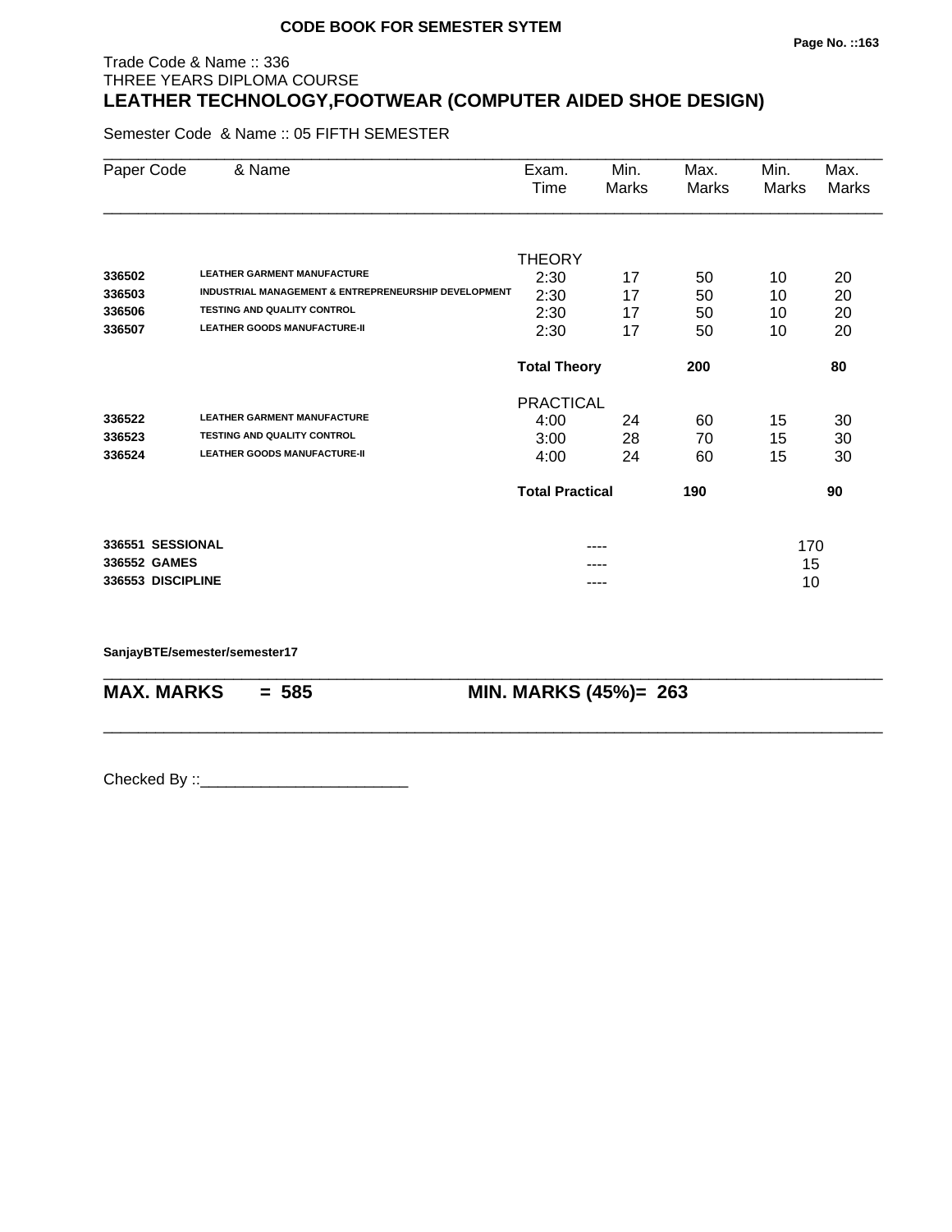**CODE BOOK FOR SEMESTER SYTEM**

Trade Code & Name :: 336
THREE YEARS DIPLOMA COURSE

## LEATHER TECHNOLOGY,FOOTWEAR (COMPUTER AIDED SHOE DESIGN)

Semester Code & Name :: 05 FIFTH SEMESTER

| Paper Code | & Name | Exam. Time | Min. Marks | Max. Marks | Min. Marks | Max. Marks |
|---|---|---|---|---|---|---|
| | | THEORY | | | | |
| 336502 | LEATHER GARMENT MANUFACTURE | 2:30 | 17 | 50 | 10 | 20 |
| 336503 | INDUSTRIAL MANAGEMENT & ENTREPRENEURSHIP DEVELOPMENT | 2:30 | 17 | 50 | 10 | 20 |
| 336506 | TESTING AND QUALITY CONTROL | 2:30 | 17 | 50 | 10 | 20 |
| 336507 | LEATHER GOODS MANUFACTURE-II | 2:30 | 17 | 50 | 10 | 20 |
| | | **Total Theory** | | **200** | | **80** |
| | | PRACTICAL | | | | |
| 336522 | LEATHER GARMENT MANUFACTURE | 4:00 | 24 | 60 | 15 | 30 |
| 336523 | TESTING AND QUALITY CONTROL | 3:00 | 28 | 70 | 15 | 30 |
| 336524 | LEATHER GOODS MANUFACTURE-II | 4:00 | 24 | 60 | 15 | 30 |
| | | **Total Practical** | | **190** | | **90** |

| | | |
|---|---|---|
| **336551 SESSIONAL** | ---- | 170 |
| **336552 GAMES** | ---- | 15 |
| **336553 DISCIPLINE** | ---- | 10 |

**SanjayBTE/semester/semester17**

**MAX. MARKS = 585** **MIN. MARKS (45%)= 263**

Checked By ::________________________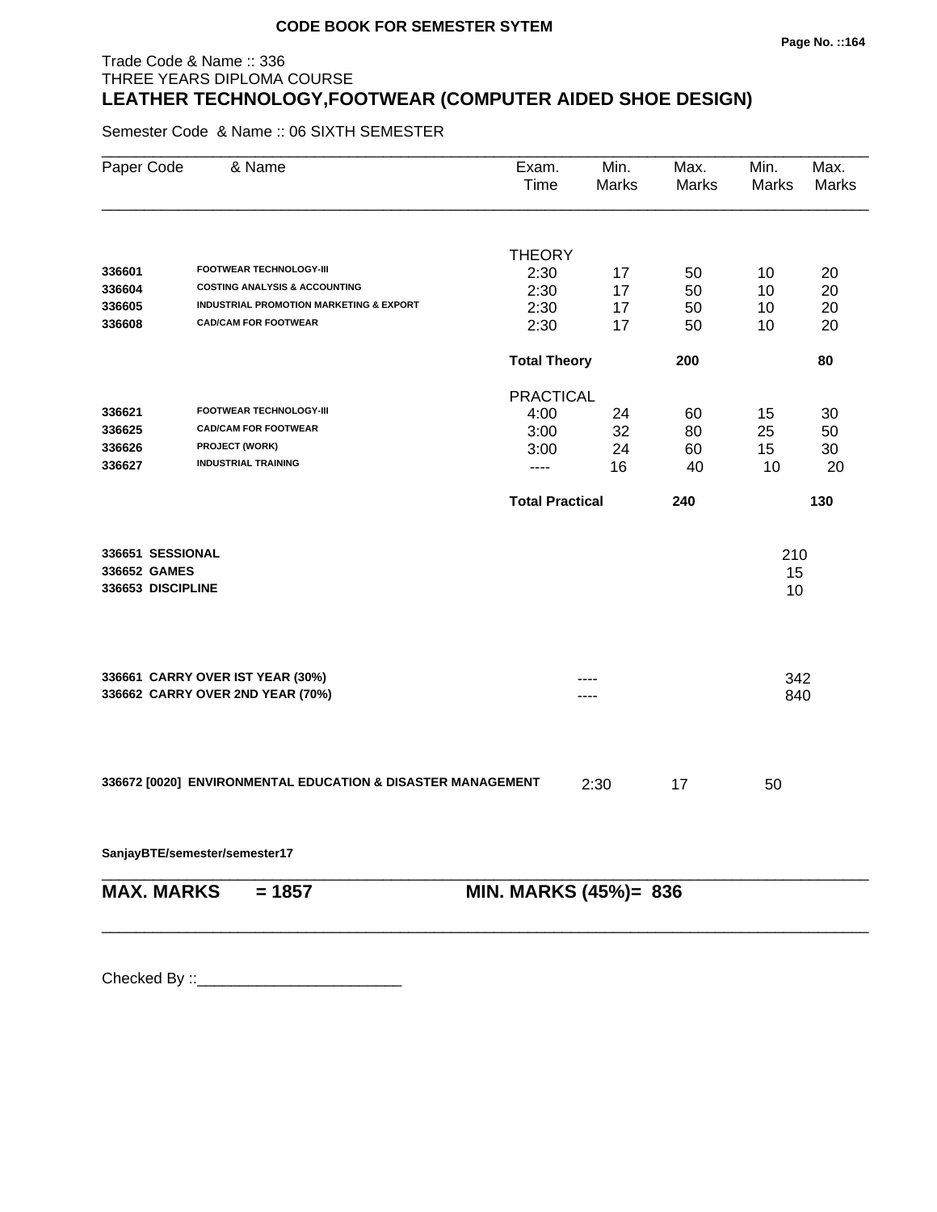**CODE BOOK FOR SEMESTER SYTEM**

Trade Code & Name :: 336
THREE YEARS DIPLOMA COURSE

# LEATHER TECHNOLOGY,FOOTWEAR (COMPUTER AIDED SHOE DESIGN)

Semester Code & Name :: 06 SIXTH SEMESTER

| Paper Code | & Name | Exam. Time | Min. Marks | Max. Marks | Min. Marks | Max. Marks |
|---|---|---|---|---|---|---|
| | | THEORY | | | | |
| 336601 | **FOOTWEAR TECHNOLOGY-III** | 2:30 | 17 | 50 | 10 | 20 |
| 336604 | **COSTING ANALYSIS & ACCOUNTING** | 2:30 | 17 | 50 | 10 | 20 |
| 336605 | **INDUSTRIAL PROMOTION MARKETING & EXPORT** | 2:30 | 17 | 50 | 10 | 20 |
| 336608 | **CAD/CAM FOR FOOTWEAR** | 2:30 | 17 | 50 | 10 | 20 |
| | | **Total Theory** | | **200** | | **80** |
| | | PRACTICAL | | | | |
| 336621 | **FOOTWEAR TECHNOLOGY-III** | 4:00 | 24 | 60 | 15 | 30 |
| 336625 | **CAD/CAM FOR FOOTWEAR** | 3:00 | 32 | 80 | 25 | 50 |
| 336626 | **PROJECT (WORK)** | 3:00 | 24 | 60 | 15 | 30 |
| 336627 | **INDUSTRIAL TRAINING** | ---- | 16 | 40 | 10 | 20 |
| | | **Total Practical** | | **240** | | **130** |

| | |
|---|---|
| **336651 SESSIONAL** | 210 |
| **336652 GAMES** | 15 |
| **336653 DISCIPLINE** | 10 |

| | | |
|---|---|---|
| **336661 CARRY OVER IST YEAR (30%)** | ---- | 342 |
| **336662 CARRY OVER 2ND YEAR (70%)** | ---- | 840 |

| | | | |
|---|---|---|---|
| **336672 [0020] ENVIRONMENTAL EDUCATION & DISASTER MANAGEMENT** | 2:30 | 17 | 50 |

**SanjayBTE/semester/semester17**

**MAX. MARKS = 1857** **MIN. MARKS (45%)= 836**

Checked By ::________________________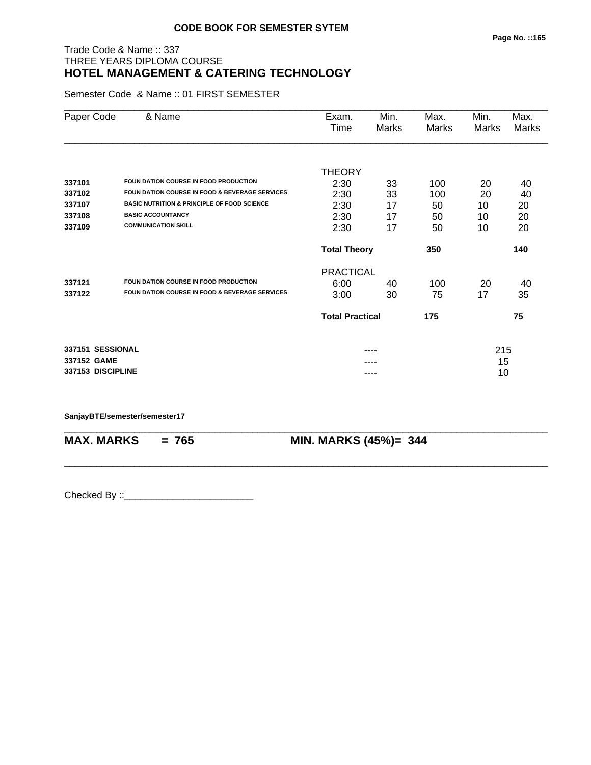**CODE BOOK FOR SEMESTER SYTEM**

Trade Code & Name :: 337
THREE YEARS DIPLOMA COURSE
## HOTEL MANAGEMENT & CATERING TECHNOLOGY

Semester Code & Name :: 01 FIRST SEMESTER

| Paper Code | & Name | Exam. Time | Min. Marks | Max. Marks | Min. Marks | Max. Marks |
|---|---|---|---|---|---|---|
| | | THEORY | | | | |
| 337101 | FOUN DATION COURSE IN FOOD PRODUCTION | 2:30 | 33 | 100 | 20 | 40 |
| 337102 | FOUN DATION COURSE IN FOOD & BEVERAGE SERVICES | 2:30 | 33 | 100 | 20 | 40 |
| 337107 | BASIC NUTRITION & PRINCIPLE OF FOOD SCIENCE | 2:30 | 17 | 50 | 10 | 20 |
| 337108 | BASIC ACCOUNTANCY | 2:30 | 17 | 50 | 10 | 20 |
| 337109 | COMMUNICATION SKILL | 2:30 | 17 | 50 | 10 | 20 |
| | | **Total Theory** | | **350** | | **140** |
| | | PRACTICAL | | | | |
| 337121 | FOUN DATION COURSE IN FOOD PRODUCTION | 6:00 | 40 | 100 | 20 | 40 |
| 337122 | FOUN DATION COURSE IN FOOD & BEVERAGE SERVICES | 3:00 | 30 | 75 | 17 | 35 |
| | | **Total Practical** | | **175** | | **75** |
| **337151** | **SESSIONAL** | | ---- | | 215 | |
| **337152** | **GAME** | | ---- | | 15 | |
| **337153** | **DISCIPLINE** | | ---- | | 10 | |

**SanjayBTE/semester/semester17**

**MAX. MARKS = 765** **MIN. MARKS (45%)= 344**

Checked By ::________________________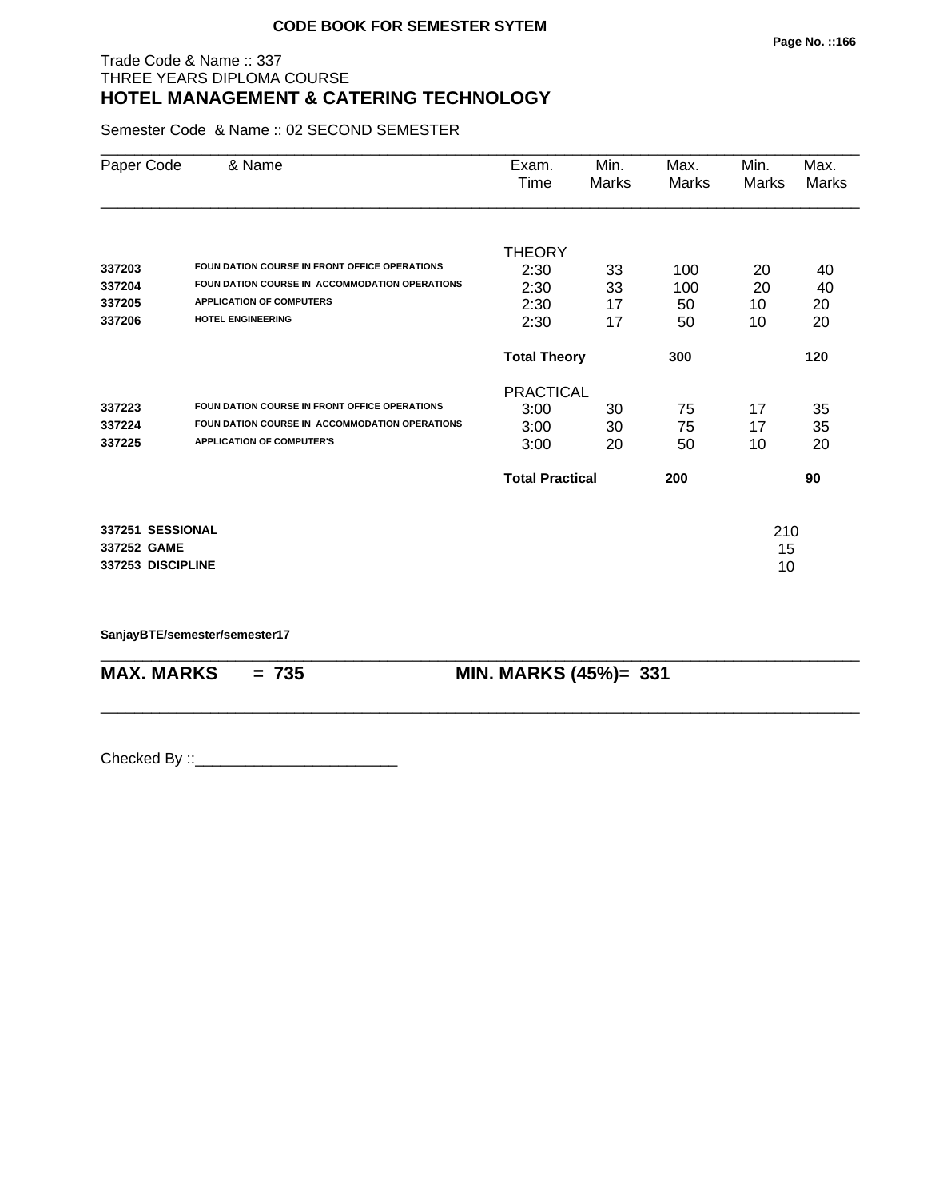**CODE BOOK FOR SEMESTER SYTEM**

Trade Code & Name :: 337
THREE YEARS DIPLOMA COURSE
## HOTEL MANAGEMENT & CATERING TECHNOLOGY

Semester Code & Name :: 02 SECOND SEMESTER

| Paper Code | & Name | Exam. Time | Min. Marks | Max. Marks | Min. Marks | Max. Marks |
|---|---|---|---|---|---|---|
| | | THEORY | | | | |
| 337203 | FOUN DATION COURSE IN FRONT OFFICE OPERATIONS | 2:30 | 33 | 100 | 20 | 40 |
| 337204 | FOUN DATION COURSE IN ACCOMMODATION OPERATIONS | 2:30 | 33 | 100 | 20 | 40 |
| 337205 | APPLICATION OF COMPUTERS | 2:30 | 17 | 50 | 10 | 20 |
| 337206 | HOTEL ENGINEERING | 2:30 | 17 | 50 | 10 | 20 |
| | | **Total Theory** | | **300** | | **120** |
| | | PRACTICAL | | | | |
| 337223 | FOUN DATION COURSE IN FRONT OFFICE OPERATIONS | 3:00 | 30 | 75 | 17 | 35 |
| 337224 | FOUN DATION COURSE IN ACCOMMODATION OPERATIONS | 3:00 | 30 | 75 | 17 | 35 |
| 337225 | APPLICATION OF COMPUTER'S | 3:00 | 20 | 50 | 10 | 20 |
| | | **Total Practical** | | **200** | | **90** |
| **337251** | **SESSIONAL** | | | | 210 | |
| **337252** | **GAME** | | | | 15 | |
| **337253** | **DISCIPLINE** | | | | 10 | |

**SanjayBTE/semester/semester17**

**MAX. MARKS = 735** **MIN. MARKS (45%)= 331**

Checked By ::________________________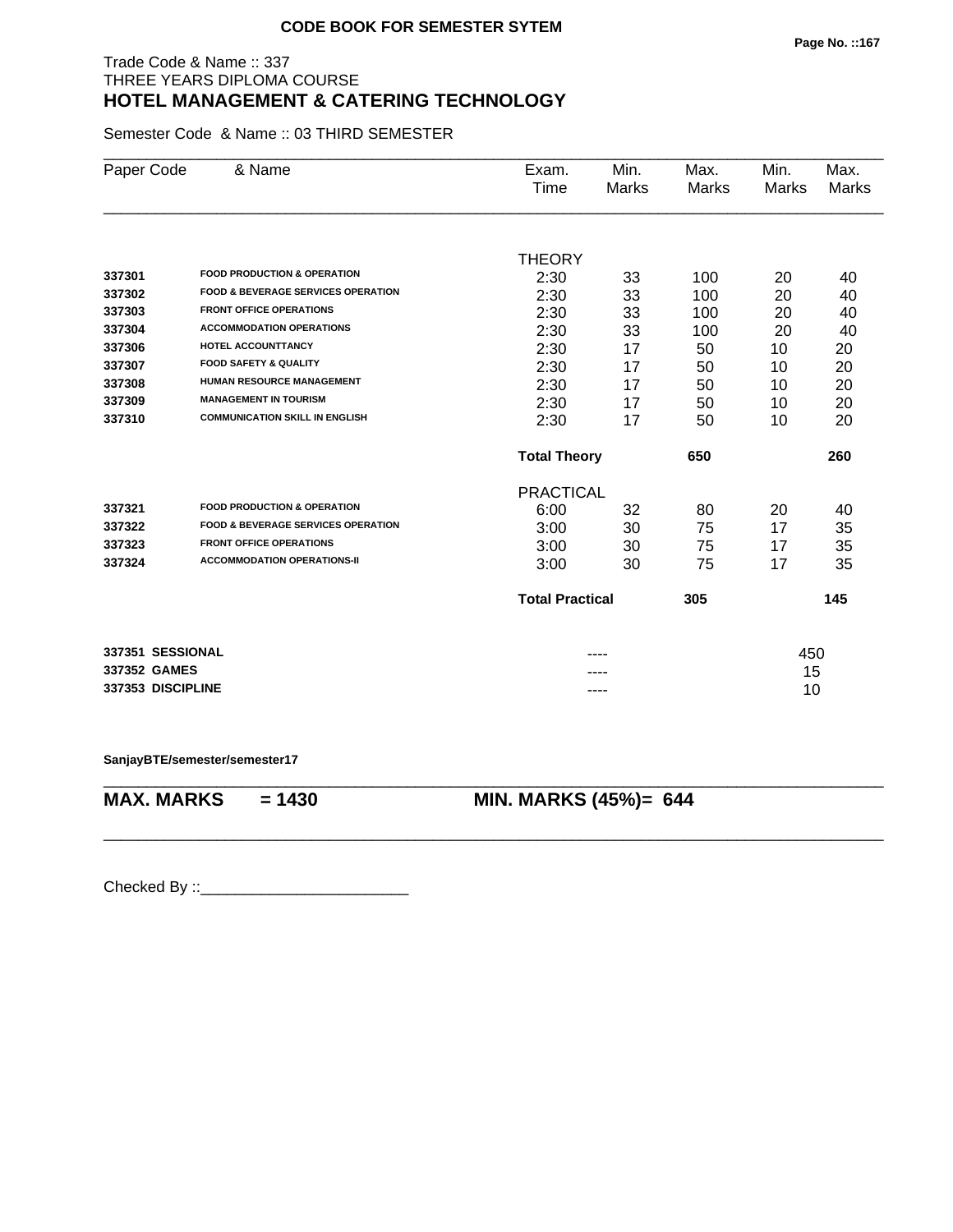**CODE BOOK FOR SEMESTER SYTEM**

Trade Code & Name :: 337
THREE YEARS DIPLOMA COURSE
## HOTEL MANAGEMENT & CATERING TECHNOLOGY

Semester Code & Name :: 03 THIRD SEMESTER

| Paper Code | & Name | Exam. Time | Min. Marks | Max. Marks | Min. Marks | Max. Marks |
|---|---|---|---|---|---|---|
| | | THEORY | | | | |
| 337301 | FOOD PRODUCTION & OPERATION | 2:30 | 33 | 100 | 20 | 40 |
| 337302 | FOOD & BEVERAGE SERVICES OPERATION | 2:30 | 33 | 100 | 20 | 40 |
| 337303 | FRONT OFFICE OPERATIONS | 2:30 | 33 | 100 | 20 | 40 |
| 337304 | ACCOMMODATION OPERATIONS | 2:30 | 33 | 100 | 20 | 40 |
| 337306 | HOTEL ACCOUNTTANCY | 2:30 | 17 | 50 | 10 | 20 |
| 337307 | FOOD SAFETY & QUALITY | 2:30 | 17 | 50 | 10 | 20 |
| 337308 | HUMAN RESOURCE MANAGEMENT | 2:30 | 17 | 50 | 10 | 20 |
| 337309 | MANAGEMENT IN TOURISM | 2:30 | 17 | 50 | 10 | 20 |
| 337310 | COMMUNICATION SKILL IN ENGLISH | 2:30 | 17 | 50 | 10 | 20 |
| | | **Total Theory** | | **650** | | **260** |
| | | PRACTICAL | | | | |
| 337321 | FOOD PRODUCTION & OPERATION | 6:00 | 32 | 80 | 20 | 40 |
| 337322 | FOOD & BEVERAGE SERVICES OPERATION | 3:00 | 30 | 75 | 17 | 35 |
| 337323 | FRONT OFFICE OPERATIONS | 3:00 | 30 | 75 | 17 | 35 |
| 337324 | ACCOMMODATION OPERATIONS-II | 3:00 | 30 | 75 | 17 | 35 |
| | | **Total Practical** | | **305** | | **145** |
| 337351 | SESSIONAL | | ---- | | 450 | |
| 337352 | GAMES | | ---- | | 15 | |
| 337353 | DISCIPLINE | | ---- | | 10 | |

SanjayBTE/semester/semester17

**MAX. MARKS = 1430** **MIN. MARKS (45%)= 644**

Checked By ::________________________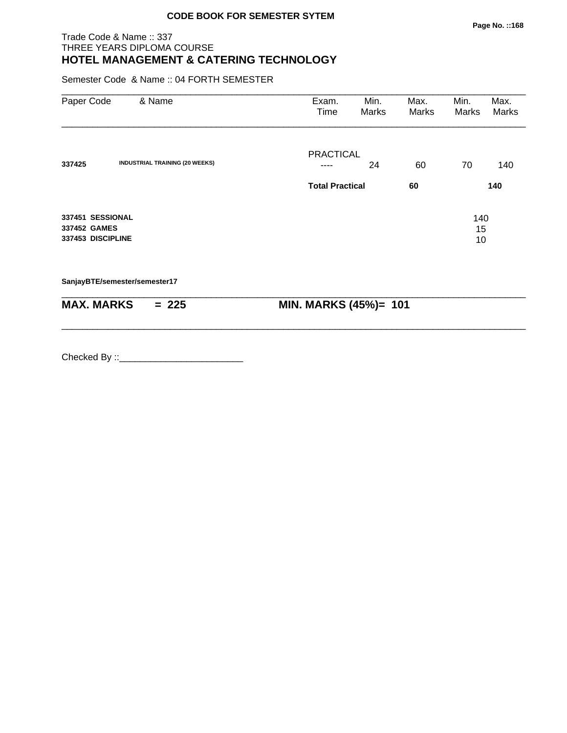**CODE BOOK FOR SEMESTER SYTEM**

Trade Code & Name :: 337
THREE YEARS DIPLOMA COURSE

## HOTEL MANAGEMENT & CATERING TECHNOLOGY

Semester Code & Name :: 04 FORTH SEMESTER

| Paper Code | & Name | Exam. Time | Min. Marks | Max. Marks | Min. Marks | Max. Marks |
|---|---|---|---|---|---|---|
| | | PRACTICAL | | | | |
| **337425** | **INDUSTRIAL TRAINING (20 WEEKS)** | ---- | 24 | 60 | 70 | 140 |
| | | **Total Practical** | | **60** | | **140** |
| **337451** | **SESSIONAL** | | | | 140 | |
| **337452** | **GAMES** | | | | 15 | |
| **337453** | **DISCIPLINE** | | | | 10 | |

**SanjayBTE/semester/semester17**

**MAX. MARKS = 225** **MIN. MARKS (45%)= 101**

Checked By ::________________________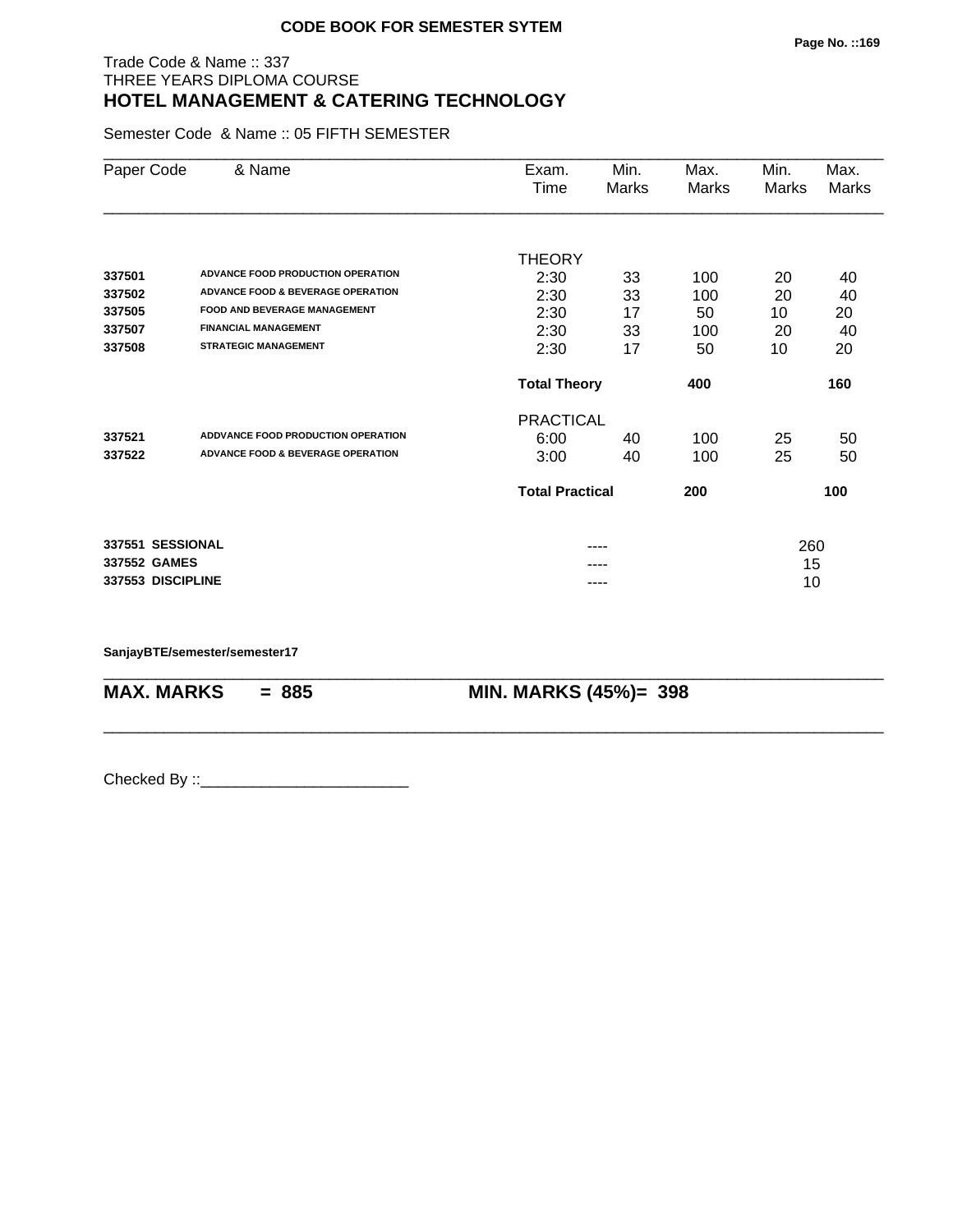**CODE BOOK FOR SEMESTER SYTEM**

Trade Code & Name :: 337
THREE YEARS DIPLOMA COURSE
## HOTEL MANAGEMENT & CATERING TECHNOLOGY

Semester Code & Name :: 05 FIFTH SEMESTER

| Paper Code | & Name | Exam. Time | Min. Marks | Max. Marks | Min. Marks | Max. Marks |
|---|---|---|---|---|---|---|
| | | THEORY | | | | |
| **337501** | **ADVANCE FOOD PRODUCTION OPERATION** | 2:30 | 33 | 100 | 20 | 40 |
| **337502** | **ADVANCE FOOD & BEVERAGE OPERATION** | 2:30 | 33 | 100 | 20 | 40 |
| **337505** | **FOOD AND BEVERAGE MANAGEMENT** | 2:30 | 17 | 50 | 10 | 20 |
| **337507** | **FINANCIAL MANAGEMENT** | 2:30 | 33 | 100 | 20 | 40 |
| **337508** | **STRATEGIC MANAGEMENT** | 2:30 | 17 | 50 | 10 | 20 |
| | | **Total Theory** | | **400** | | **160** |
| | | PRACTICAL | | | | |
| **337521** | **ADDVANCE FOOD PRODUCTION OPERATION** | 6:00 | 40 | 100 | 25 | 50 |
| **337522** | **ADVANCE FOOD & BEVERAGE OPERATION** | 3:00 | 40 | 100 | 25 | 50 |
| | | **Total Practical** | | **200** | | **100** |
| **337551** | **SESSIONAL** | | ---- | | 260 | |
| **337552** | **GAMES** | | ---- | | 15 | |
| **337553** | **DISCIPLINE** | | ---- | | 10 | |

**SanjayBTE/semester/semester17**

**MAX. MARKS = 885 MIN. MARKS (45%)= 398**

Checked By ::________________________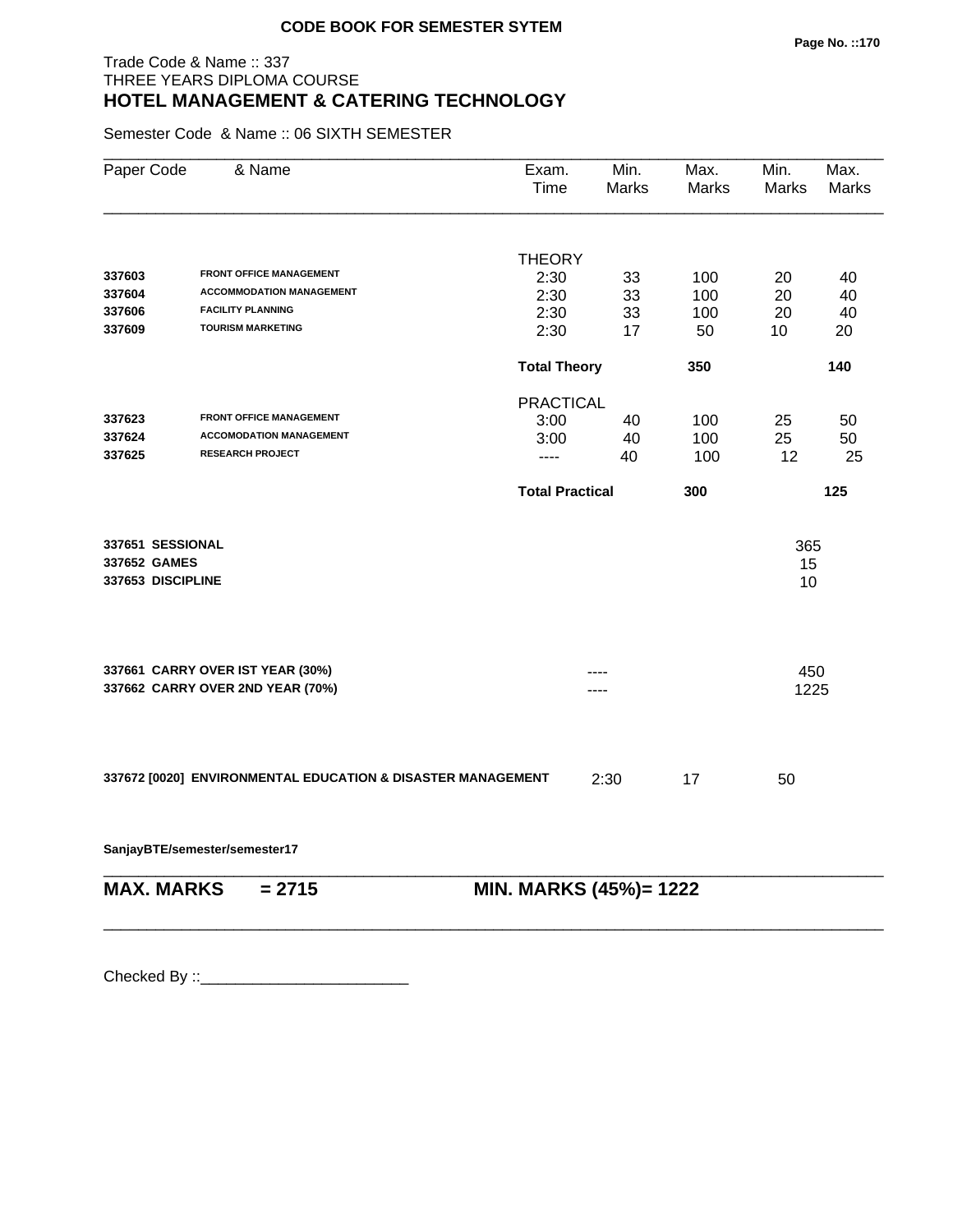**CODE BOOK FOR SEMESTER SYTEM**

Trade Code & Name :: 337
THREE YEARS DIPLOMA COURSE
## HOTEL MANAGEMENT & CATERING TECHNOLOGY

Semester Code & Name :: 06 SIXTH SEMESTER

| Paper Code | & Name | Exam. Time | Min. Marks | Max. Marks | Min. Marks | Max. Marks |
|---|---|---|---|---|---|---|
| | | THEORY | | | | |
| **337603** | **FRONT OFFICE MANAGEMENT** | 2:30 | 33 | 100 | 20 | 40 |
| **337604** | **ACCOMMODATION MANAGEMENT** | 2:30 | 33 | 100 | 20 | 40 |
| **337606** | **FACILITY PLANNING** | 2:30 | 33 | 100 | 20 | 40 |
| **337609** | **TOURISM MARKETING** | 2:30 | 17 | 50 | 10 | 20 |
| | | **Total Theory** | | **350** | | **140** |
| | | PRACTICAL | | | | |
| **337623** | **FRONT OFFICE MANAGEMENT** | 3:00 | 40 | 100 | 25 | 50 |
| **337624** | **ACCOMODATION MANAGEMENT** | 3:00 | 40 | 100 | 25 | 50 |
| **337625** | **RESEARCH PROJECT** | ---- | 40 | 100 | 12 | 25 |
| | | **Total Practical** | | **300** | | **125** |
| **337651** | **SESSIONAL** | | | | 365 | |
| **337652** | **GAMES** | | | | 15 | |
| **337653** | **DISCIPLINE** | | | | 10 | |
| **337661** | **CARRY OVER IST YEAR (30%)** | | ---- | | 450 | |
| **337662** | **CARRY OVER 2ND YEAR (70%)** | | ---- | | 1225 | |
| **337672 [0020]** | **ENVIRONMENTAL EDUCATION & DISASTER MANAGEMENT** | | 2:30 | 17 | 50 | |

**SanjayBTE/semester/semester17**

**MAX. MARKS = 2715** **MIN. MARKS (45%)= 1222**

Checked By ::________________________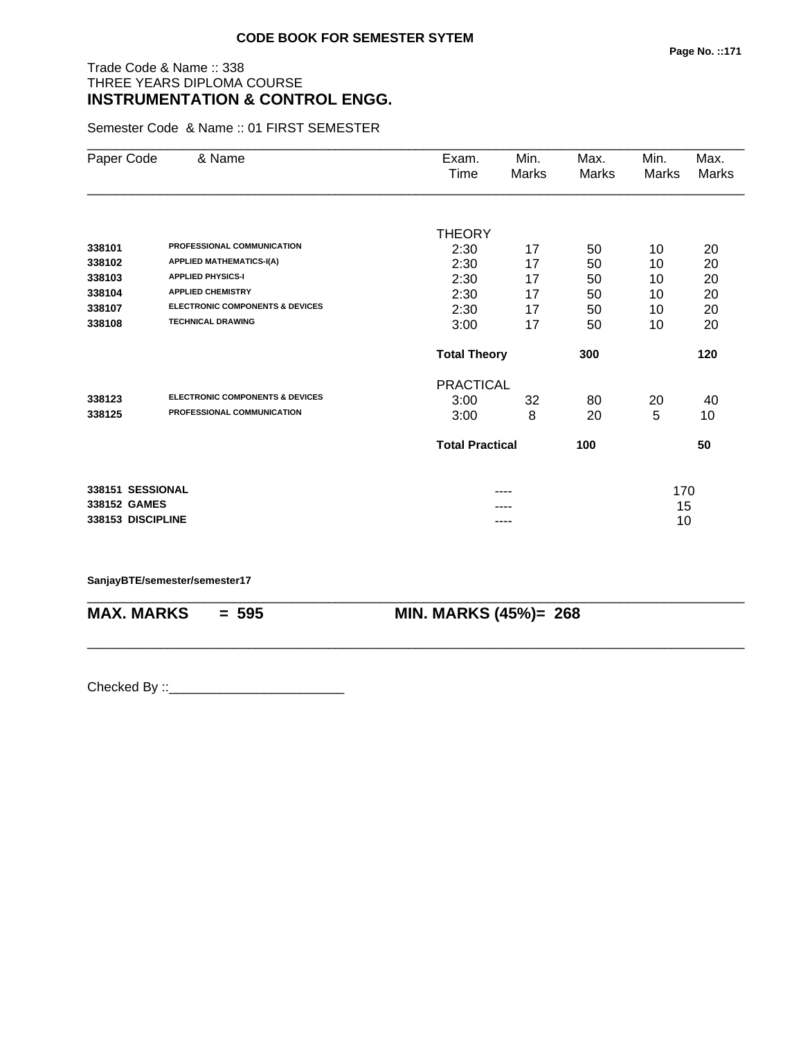**CODE BOOK FOR SEMESTER SYTEM**

Trade Code & Name :: 338
THREE YEARS DIPLOMA COURSE
## INSTRUMENTATION & CONTROL ENGG.

Semester Code & Name :: 01 FIRST SEMESTER

| Paper Code | & Name | Exam. Time | Min. Marks | Max. Marks | Min. Marks | Max. Marks |
|---|---|---|---|---|---|---|
| | | THEORY | | | | |
| 338101 | PROFESSIONAL COMMUNICATION | 2:30 | 17 | 50 | 10 | 20 |
| 338102 | APPLIED MATHEMATICS-I(A) | 2:30 | 17 | 50 | 10 | 20 |
| 338103 | APPLIED PHYSICS-I | 2:30 | 17 | 50 | 10 | 20 |
| 338104 | APPLIED CHEMISTRY | 2:30 | 17 | 50 | 10 | 20 |
| 338107 | ELECTRONIC COMPONENTS & DEVICES | 2:30 | 17 | 50 | 10 | 20 |
| 338108 | TECHNICAL DRAWING | 3:00 | 17 | 50 | 10 | 20 |
| | | **Total Theory** | | **300** | | **120** |
| | | PRACTICAL | | | | |
| 338123 | ELECTRONIC COMPONENTS & DEVICES | 3:00 | 32 | 80 | 20 | 40 |
| 338125 | PROFESSIONAL COMMUNICATION | 3:00 | 8 | 20 | 5 | 10 |
| | | **Total Practical** | | **100** | | **50** |
| **338151** | **SESSIONAL** | | ---- | | 170 | |
| **338152** | **GAMES** | | ---- | | 15 | |
| **338153** | **DISCIPLINE** | | ---- | | 10 | |

**SanjayBTE/semester/semester17**

**MAX. MARKS = 595** **MIN. MARKS (45%)= 268**

Checked By ::________________________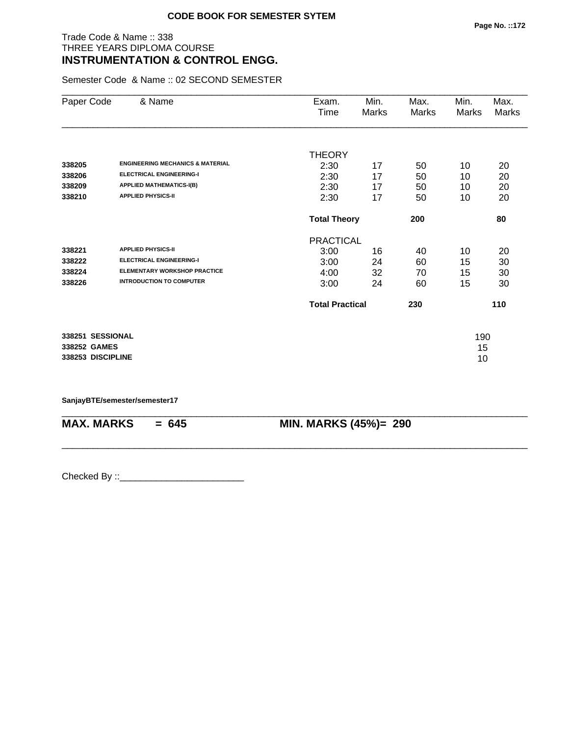**CODE BOOK FOR SEMESTER SYTEM**

Trade Code & Name :: 338
THREE YEARS DIPLOMA COURSE
## INSTRUMENTATION & CONTROL ENGG.

Semester Code & Name :: 02 SECOND SEMESTER

| Paper Code | & Name | Exam. Time | Min. Marks | Max. Marks | Min. Marks | Max. Marks |
|---|---|---|---|---|---|---|
| | | THEORY | | | | |
| 338205 | ENGINEERING MECHANICS & MATERIAL | 2:30 | 17 | 50 | 10 | 20 |
| 338206 | ELECTRICAL ENGINEERING-I | 2:30 | 17 | 50 | 10 | 20 |
| 338209 | APPLIED MATHEMATICS-I(B) | 2:30 | 17 | 50 | 10 | 20 |
| 338210 | APPLIED PHYSICS-II | 2:30 | 17 | 50 | 10 | 20 |
| | | **Total Theory** | | **200** | | **80** |
| | | PRACTICAL | | | | |
| 338221 | APPLIED PHYSICS-II | 3:00 | 16 | 40 | 10 | 20 |
| 338222 | ELECTRICAL ENGINEERING-I | 3:00 | 24 | 60 | 15 | 30 |
| 338224 | ELEMENTARY WORKSHOP PRACTICE | 4:00 | 32 | 70 | 15 | 30 |
| 338226 | INTRODUCTION TO COMPUTER | 3:00 | 24 | 60 | 15 | 30 |
| | | **Total Practical** | | **230** | | **110** |

| | |
|---|---|
| **338251 SESSIONAL** | 190 |
| **338252 GAMES** | 15 |
| **338253 DISCIPLINE** | 10 |

**SanjayBTE/semester/semester17**

**MAX. MARKS = 645** **MIN. MARKS (45%)= 290**

Checked By ::________________________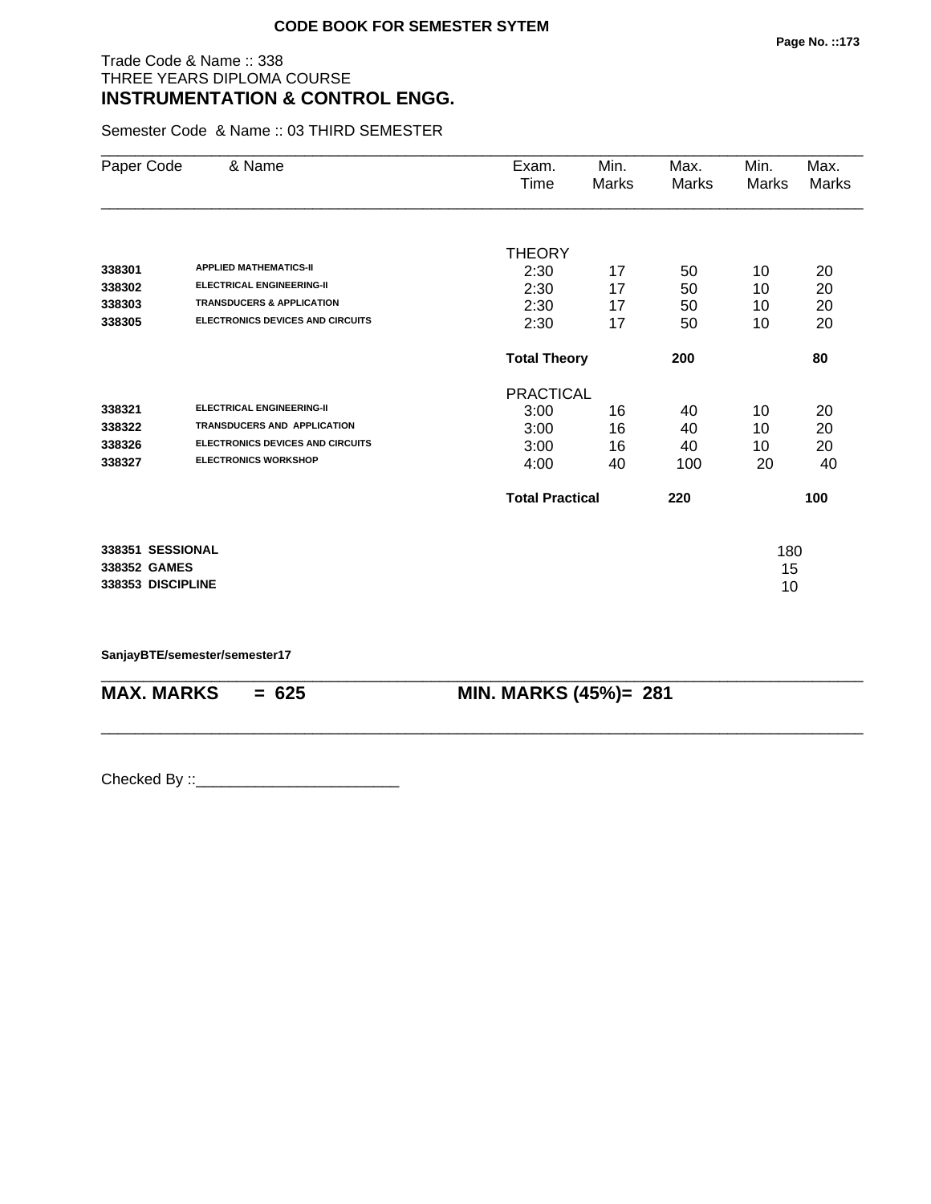**CODE BOOK FOR SEMESTER SYTEM**

Trade Code & Name :: 338
THREE YEARS DIPLOMA COURSE
## INSTRUMENTATION & CONTROL ENGG.

Semester Code & Name :: 03 THIRD SEMESTER

| Paper Code | & Name | Exam. Time | Min. Marks | Max. Marks | Min. Marks | Max. Marks |
|---|---|---|---|---|---|---|
| | | THEORY | | | | |
| 338301 | APPLIED MATHEMATICS-II | 2:30 | 17 | 50 | 10 | 20 |
| 338302 | ELECTRICAL ENGINEERING-II | 2:30 | 17 | 50 | 10 | 20 |
| 338303 | TRANSDUCERS & APPLICATION | 2:30 | 17 | 50 | 10 | 20 |
| 338305 | ELECTRONICS DEVICES AND CIRCUITS | 2:30 | 17 | 50 | 10 | 20 |
| | | **Total Theory** | | **200** | | **80** |
| | | PRACTICAL | | | | |
| 338321 | ELECTRICAL ENGINEERING-II | 3:00 | 16 | 40 | 10 | 20 |
| 338322 | TRANSDUCERS AND APPLICATION | 3:00 | 16 | 40 | 10 | 20 |
| 338326 | ELECTRONICS DEVICES AND CIRCUITS | 3:00 | 16 | 40 | 10 | 20 |
| 338327 | ELECTRONICS WORKSHOP | 4:00 | 40 | 100 | 20 | 40 |
| | | **Total Practical** | | **220** | | **100** |
| **338351** | **SESSIONAL** | | | | 180 | |
| **338352** | **GAMES** | | | | 15 | |
| **338353** | **DISCIPLINE** | | | | 10 | |

**SanjayBTE/semester/semester17**

**MAX. MARKS = 625** **MIN. MARKS (45%)= 281**

Checked By ::________________________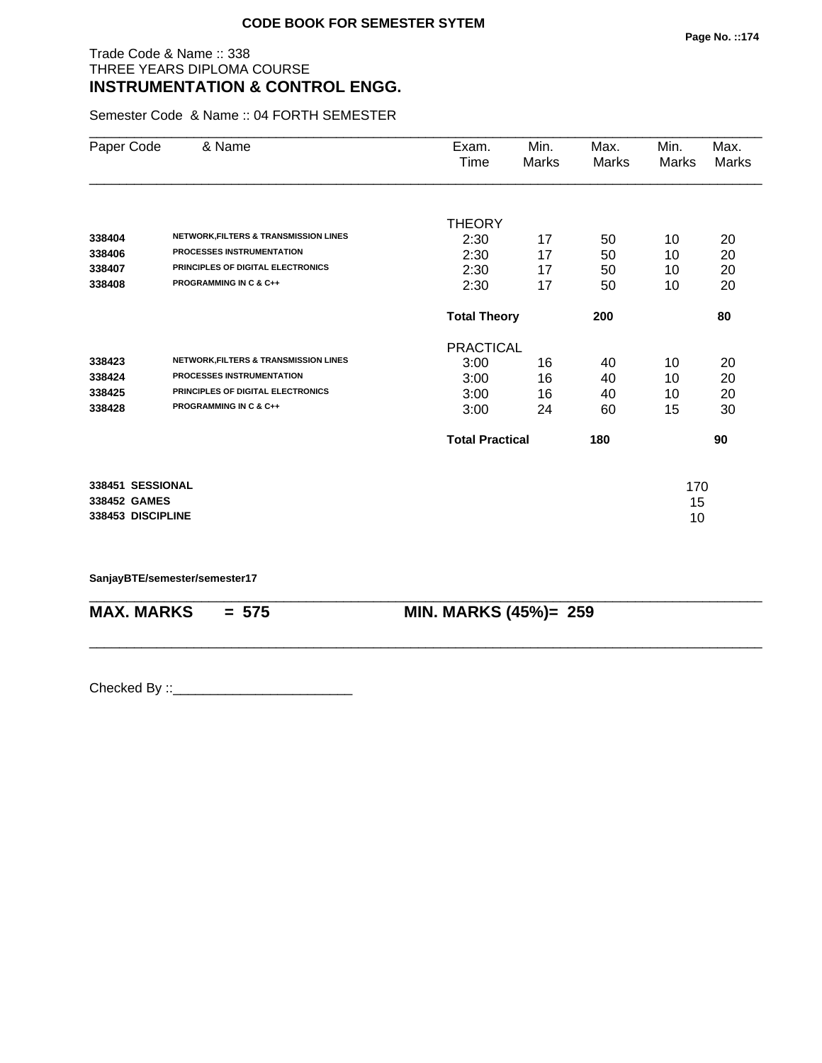**CODE BOOK FOR SEMESTER SYTEM**

Trade Code & Name :: 338
THREE YEARS DIPLOMA COURSE

## INSTRUMENTATION & CONTROL ENGG.

Semester Code & Name :: 04 FORTH SEMESTER

| Paper Code | & Name | Exam. Time | Min. Marks | Max. Marks | Min. Marks | Max. Marks |
|---|---|---|---|---|---|---|
| | | THEORY | | | | |
| 338404 | NETWORK,FILTERS & TRANSMISSION LINES | 2:30 | 17 | 50 | 10 | 20 |
| 338406 | PROCESSES INSTRUMENTATION | 2:30 | 17 | 50 | 10 | 20 |
| 338407 | PRINCIPLES OF DIGITAL ELECTRONICS | 2:30 | 17 | 50 | 10 | 20 |
| 338408 | PROGRAMMING IN C & C++ | 2:30 | 17 | 50 | 10 | 20 |
| | | **Total Theory** | | **200** | | **80** |
| | | PRACTICAL | | | | |
| 338423 | NETWORK,FILTERS & TRANSMISSION LINES | 3:00 | 16 | 40 | 10 | 20 |
| 338424 | PROCESSES INSTRUMENTATION | 3:00 | 16 | 40 | 10 | 20 |
| 338425 | PRINCIPLES OF DIGITAL ELECTRONICS | 3:00 | 16 | 40 | 10 | 20 |
| 338428 | PROGRAMMING IN C & C++ | 3:00 | 24 | 60 | 15 | 30 |
| | | **Total Practical** | | **180** | | **90** |

| | | |
|---|---|---|
| **338451** | **SESSIONAL** | 170 |
| **338452** | **GAMES** | 15 |
| **338453** | **DISCIPLINE** | 10 |

**SanjayBTE/semester/semester17**

**MAX. MARKS = 575** &nbsp;&nbsp;&nbsp;&nbsp; **MIN. MARKS (45%)= 259**

Checked By ::________________________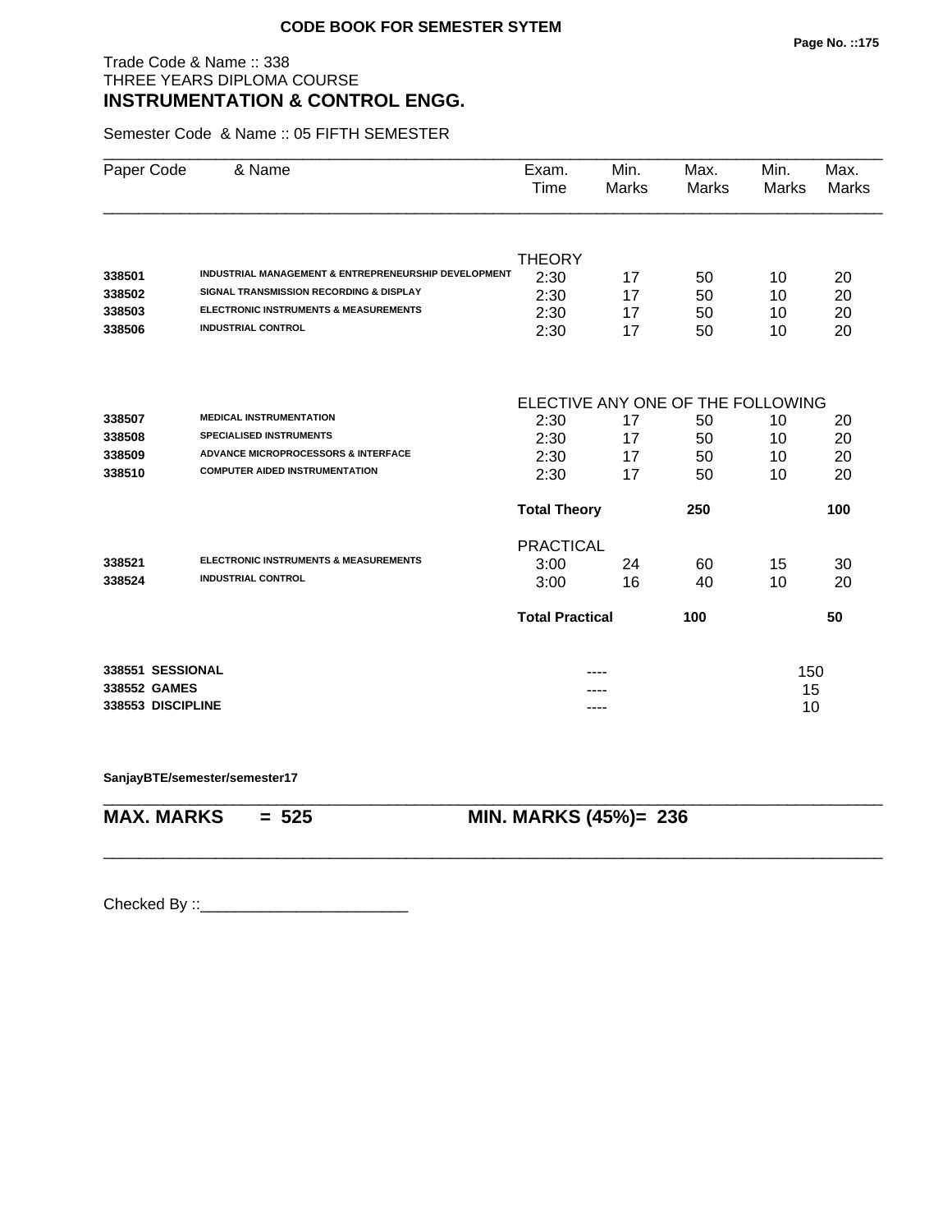CODE BOOK FOR SEMESTER SYTEM

Trade Code & Name :: 338
THREE YEARS DIPLOMA COURSE
**INSTRUMENTATION & CONTROL ENGG.**

Semester Code & Name :: 05 FIFTH SEMESTER

| Paper Code | & Name | Exam. Time | Min. Marks | Max. Marks | Min. Marks | Max. Marks |
|---|---|---|---|---|---|---|
| | | THEORY | | | | |
| 338501 | INDUSTRIAL MANAGEMENT & ENTREPRENEURSHIP DEVELOPMENT | 2:30 | 17 | 50 | 10 | 20 |
| 338502 | SIGNAL TRANSMISSION RECORDING & DISPLAY | 2:30 | 17 | 50 | 10 | 20 |
| 338503 | ELECTRONIC INSTRUMENTS & MEASUREMENTS | 2:30 | 17 | 50 | 10 | 20 |
| 338506 | INDUSTRIAL CONTROL | 2:30 | 17 | 50 | 10 | 20 |
| | | ELECTIVE ANY ONE OF THE FOLLOWING | | | | |
| 338507 | MEDICAL INSTRUMENTATION | 2:30 | 17 | 50 | 10 | 20 |
| 338508 | SPECIALISED INSTRUMENTS | 2:30 | 17 | 50 | 10 | 20 |
| 338509 | ADVANCE MICROPROCESSORS & INTERFACE | 2:30 | 17 | 50 | 10 | 20 |
| 338510 | COMPUTER AIDED INSTRUMENTATION | 2:30 | 17 | 50 | 10 | 20 |
| | | **Total Theory** | | **250** | | **100** |
| | | PRACTICAL | | | | |
| 338521 | ELECTRONIC INSTRUMENTS & MEASUREMENTS | 3:00 | 24 | 60 | 15 | 30 |
| 338524 | INDUSTRIAL CONTROL | 3:00 | 16 | 40 | 10 | 20 |
| | | **Total Practical** | | **100** | | **50** |
| 338551 | SESSIONAL | | ---- | | 150 | |
| 338552 | GAMES | | ---- | | 15 | |
| 338553 | DISCIPLINE | | ---- | | 10 | |

SanjayBTE/semester/semester17

**MAX. MARKS = 525** **MIN. MARKS (45%)= 236**

Checked By ::________________________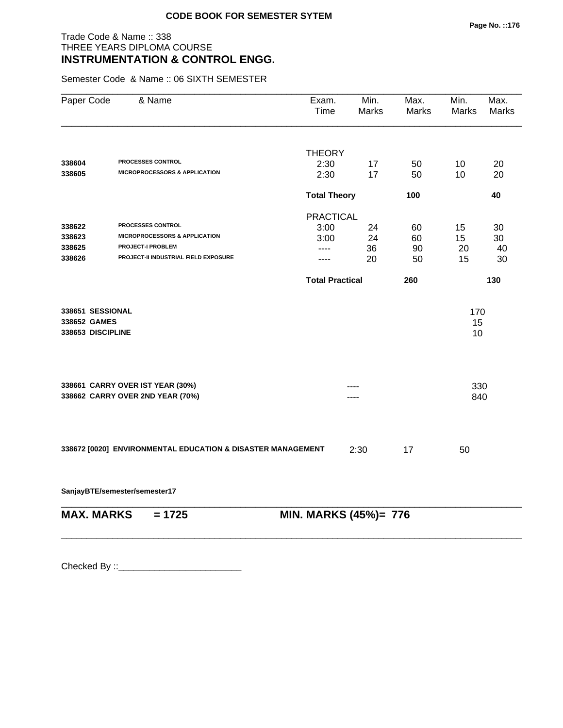**CODE BOOK FOR SEMESTER SYTEM**

Trade Code & Name :: 338
THREE YEARS DIPLOMA COURSE
**INSTRUMENTATION & CONTROL ENGG.**

Semester Code & Name :: 06 SIXTH SEMESTER

| Paper Code | & Name | Exam. Time | Min. Marks | Max. Marks | Min. Marks | Max. Marks |
|---|---|---|---|---|---|---|
| | | THEORY | | | | |
| **338604** | **PROCESSES CONTROL** | 2:30 | 17 | 50 | 10 | 20 |
| **338605** | **MICROPROCESSORS & APPLICATION** | 2:30 | 17 | 50 | 10 | 20 |
| | | **Total Theory** | | **100** | | **40** |
| | | PRACTICAL | | | | |
| **338622** | **PROCESSES CONTROL** | 3:00 | 24 | 60 | 15 | 30 |
| **338623** | **MICROPROCESSORS & APPLICATION** | 3:00 | 24 | 60 | 15 | 30 |
| **338625** | **PROJECT-I PROBLEM** | ---- | 36 | 90 | 20 | 40 |
| **338626** | **PROJECT-II INDUSTRIAL FIELD EXPOSURE** | ---- | 20 | 50 | 15 | 30 |
| | | **Total Practical** | | **260** | | **130** |
| **338651** | **SESSIONAL** | | | | 170 | |
| **338652** | **GAMES** | | | | 15 | |
| **338653** | **DISCIPLINE** | | | | 10 | |
| **338661** | **CARRY OVER IST YEAR (30%)** | | ---- | | 330 | |
| **338662** | **CARRY OVER 2ND YEAR (70%)** | | ---- | | 840 | |
| **338672 [0020]** | **ENVIRONMENTAL EDUCATION & DISASTER MANAGEMENT** | | 2:30 | 17 | 50 | |

**SanjayBTE/semester/semester17**

**MAX. MARKS = 1725** **MIN. MARKS (45%)= 776**

Checked By ::________________________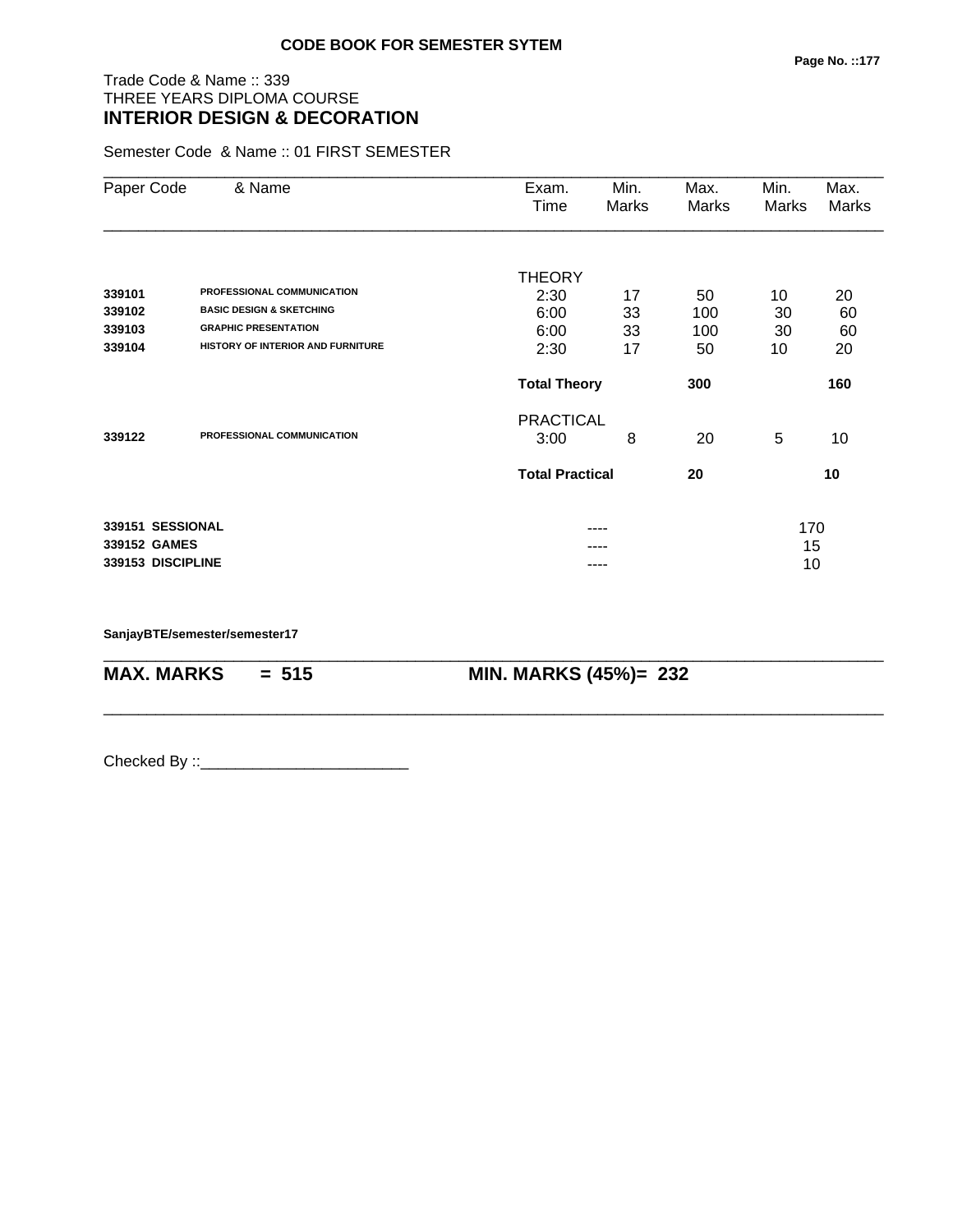## CODE BOOK FOR SEMESTER SYTEM

Trade Code & Name :: 339
THREE YEARS DIPLOMA COURSE
**INTERIOR DESIGN & DECORATION**

Semester Code & Name :: 01 FIRST SEMESTER

| Paper Code | & Name | Exam. Time | Min. Marks | Max. Marks | Min. Marks | Max. Marks |
|---|---|---|---|---|---|---|
| | | THEORY | | | | |
| **339101** | **PROFESSIONAL COMMUNICATION** | 2:30 | 17 | 50 | 10 | 20 |
| **339102** | **BASIC DESIGN & SKETCHING** | 6:00 | 33 | 100 | 30 | 60 |
| **339103** | **GRAPHIC PRESENTATION** | 6:00 | 33 | 100 | 30 | 60 |
| **339104** | **HISTORY OF INTERIOR AND FURNITURE** | 2:30 | 17 | 50 | 10 | 20 |
| | | **Total Theory** | | **300** | | **160** |
| | | PRACTICAL | | | | |
| **339122** | **PROFESSIONAL COMMUNICATION** | 3:00 | 8 | 20 | 5 | 10 |
| | | **Total Practical** | | **20** | | **10** |
| **339151** | **SESSIONAL** | | ---- | | 170 | |
| **339152** | **GAMES** | | ---- | | 15 | |
| **339153** | **DISCIPLINE** | | ---- | | 10 | |

**SanjayBTE/semester/semester17**

**MAX. MARKS = 515** **MIN. MARKS (45%)= 232**

Checked By ::________________________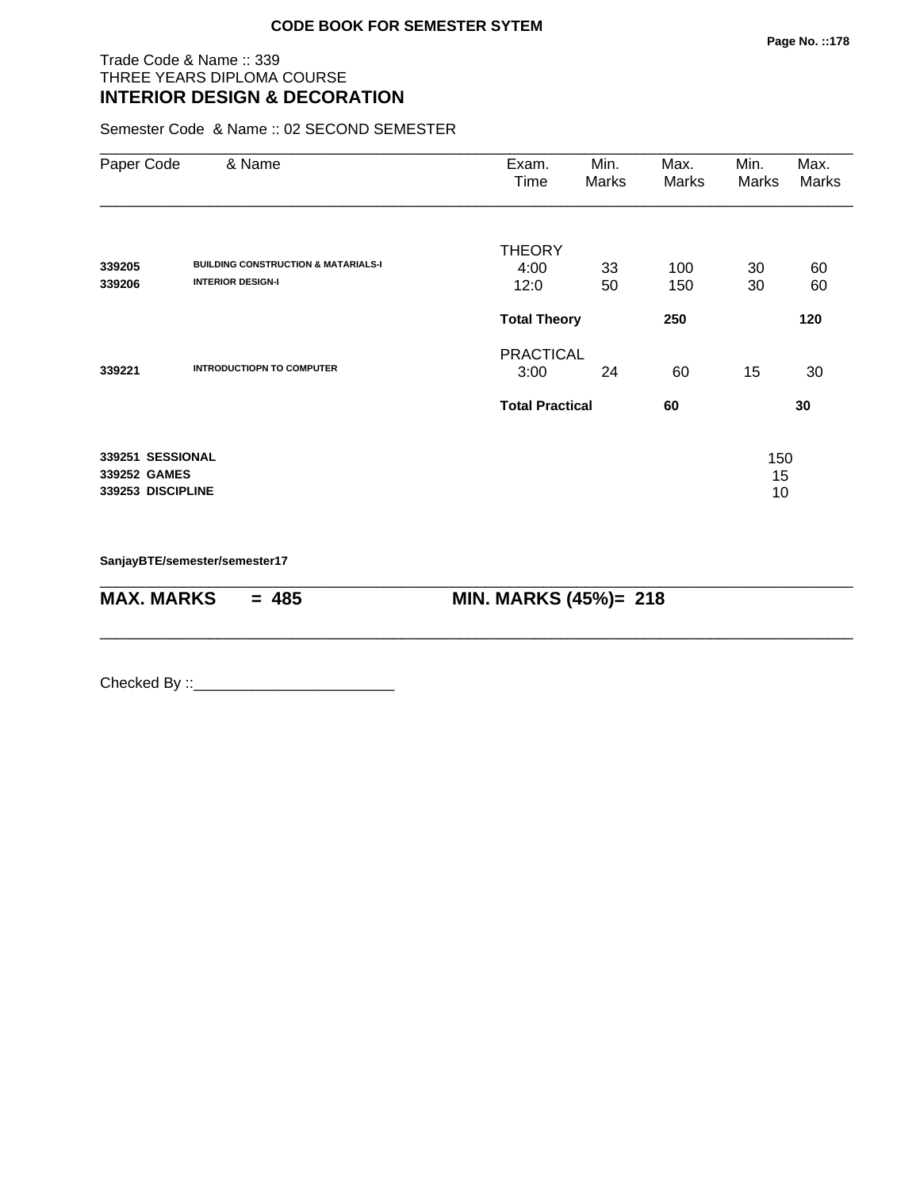**CODE BOOK FOR SEMESTER SYTEM**

Trade Code & Name :: 339
THREE YEARS DIPLOMA COURSE
## INTERIOR DESIGN & DECORATION

Semester Code & Name :: 02 SECOND SEMESTER

| Paper Code | & Name | Exam. Time | Min. Marks | Max. Marks | Min. Marks | Max. Marks |
|---|---|---|---|---|---|---|
| | | THEORY | | | | |
| **339205** | **BUILDING CONSTRUCTION & MATARIALS-I** | 4:00 | 33 | 100 | 30 | 60 |
| **339206** | **INTERIOR DESIGN-I** | 12:0 | 50 | 150 | 30 | 60 |
| | | **Total Theory** | | **250** | | **120** |
| | | PRACTICAL | | | | |
| **339221** | **INTRODUCTIOPN TO COMPUTER** | 3:00 | 24 | 60 | 15 | 30 |
| | | **Total Practical** | | **60** | | **30** |
| **339251** | **SESSIONAL** | | | | 150 | |
| **339252** | **GAMES** | | | | 15 | |
| **339253** | **DISCIPLINE** | | | | 10 | |

**SanjayBTE/semester/semester17**

**MAX. MARKS = 485** **MIN. MARKS (45%)= 218**

Checked By ::________________________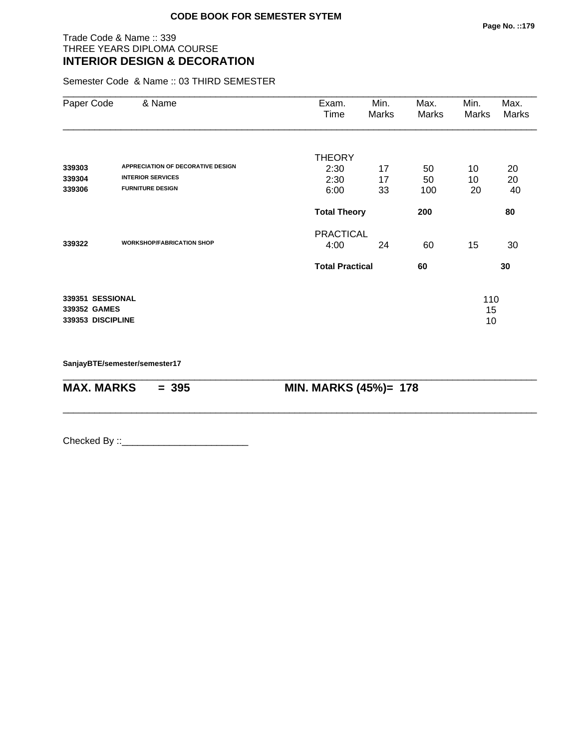**CODE BOOK FOR SEMESTER SYTEM**

Trade Code & Name :: 339
THREE YEARS DIPLOMA COURSE
## INTERIOR DESIGN & DECORATION

Semester Code & Name :: 03 THIRD SEMESTER

| Paper Code | & Name | Exam. Time | Min. Marks | Max. Marks | Min. Marks | Max. Marks |
|---|---|---|---|---|---|---|
| | | THEORY | | | | |
| **339303** | **APPRECIATION OF DECORATIVE DESIGN** | 2:30 | 17 | 50 | 10 | 20 |
| **339304** | **INTERIOR SERVICES** | 2:30 | 17 | 50 | 10 | 20 |
| **339306** | **FURNITURE DESIGN** | 6:00 | 33 | 100 | 20 | 40 |
| | | **Total Theory** | | **200** | | **80** |
| | | PRACTICAL | | | | |
| **339322** | **WORKSHOP/FABRICATION SHOP** | 4:00 | 24 | 60 | 15 | 30 |
| | | **Total Practical** | | **60** | | **30** |
| **339351** | **SESSIONAL** | | | | 110 | |
| **339352** | **GAMES** | | | | 15 | |
| **339353** | **DISCIPLINE** | | | | 10 | |

**SanjayBTE/semester/semester17**

**MAX. MARKS = 395** **MIN. MARKS (45%)= 178**

Checked By ::________________________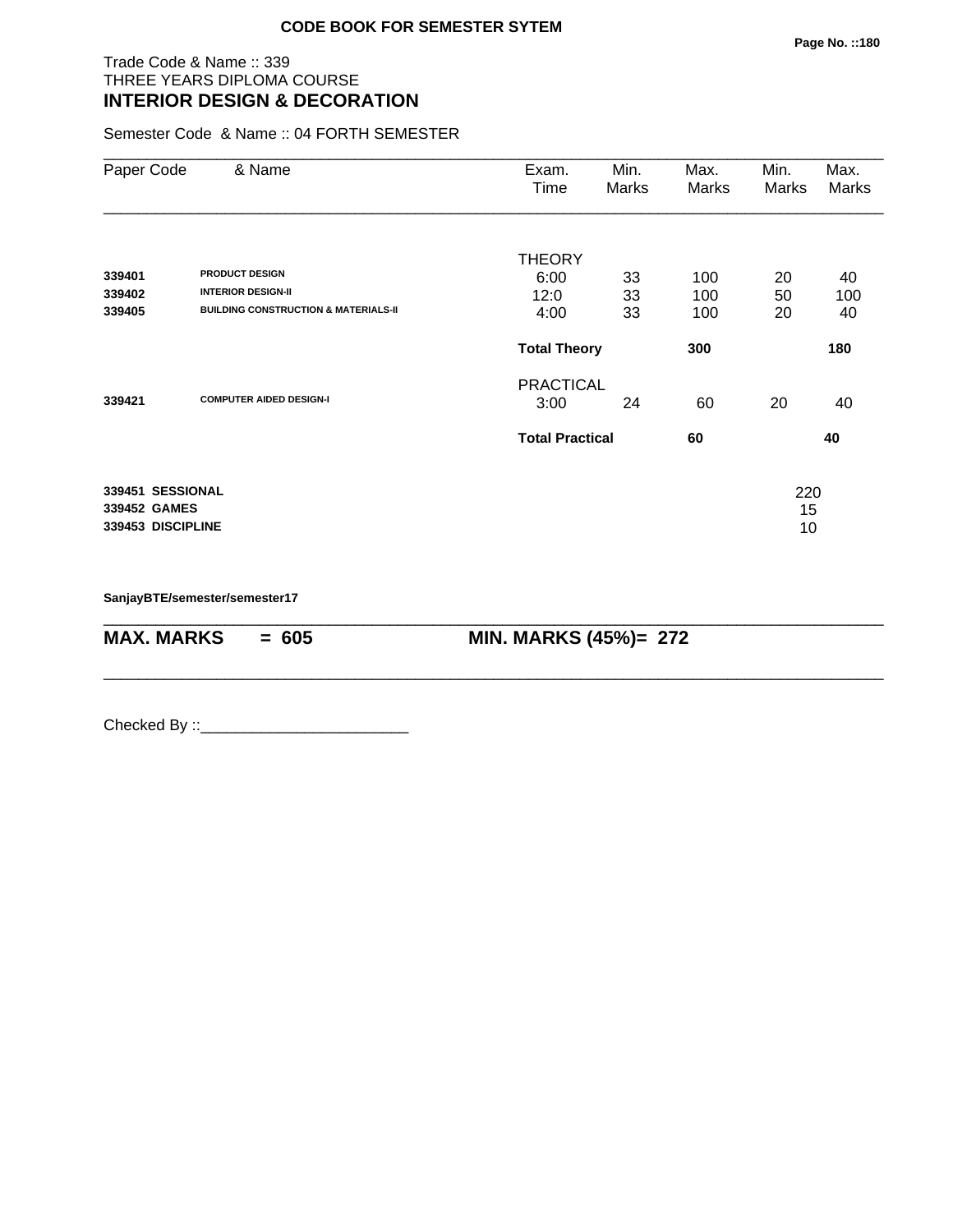**CODE BOOK FOR SEMESTER SYTEM**

Trade Code & Name :: 339
THREE YEARS DIPLOMA COURSE
## INTERIOR DESIGN & DECORATION

Semester Code & Name :: 04 FORTH SEMESTER

| Paper Code | & Name | Exam. Time | Min. Marks | Max. Marks | Min. Marks | Max. Marks |
|---|---|---|---|---|---|---|
| | | THEORY | | | | |
| **339401** | **PRODUCT DESIGN** | 6:00 | 33 | 100 | 20 | 40 |
| **339402** | **INTERIOR DESIGN-II** | 12:0 | 33 | 100 | 50 | 100 |
| **339405** | **BUILDING CONSTRUCTION & MATERIALS-II** | 4:00 | 33 | 100 | 20 | 40 |
| | | **Total Theory** | | **300** | | **180** |
| | | PRACTICAL | | | | |
| **339421** | **COMPUTER AIDED DESIGN-I** | 3:00 | 24 | 60 | 20 | 40 |
| | | **Total Practical** | | **60** | | **40** |

| | |
|---|---|
| **339451 SESSIONAL** | 220 |
| **339452 GAMES** | 15 |
| **339453 DISCIPLINE** | 10 |

**SanjayBTE/semester/semester17**

**MAX. MARKS = 605** **MIN. MARKS (45%)= 272**

Checked By ::________________________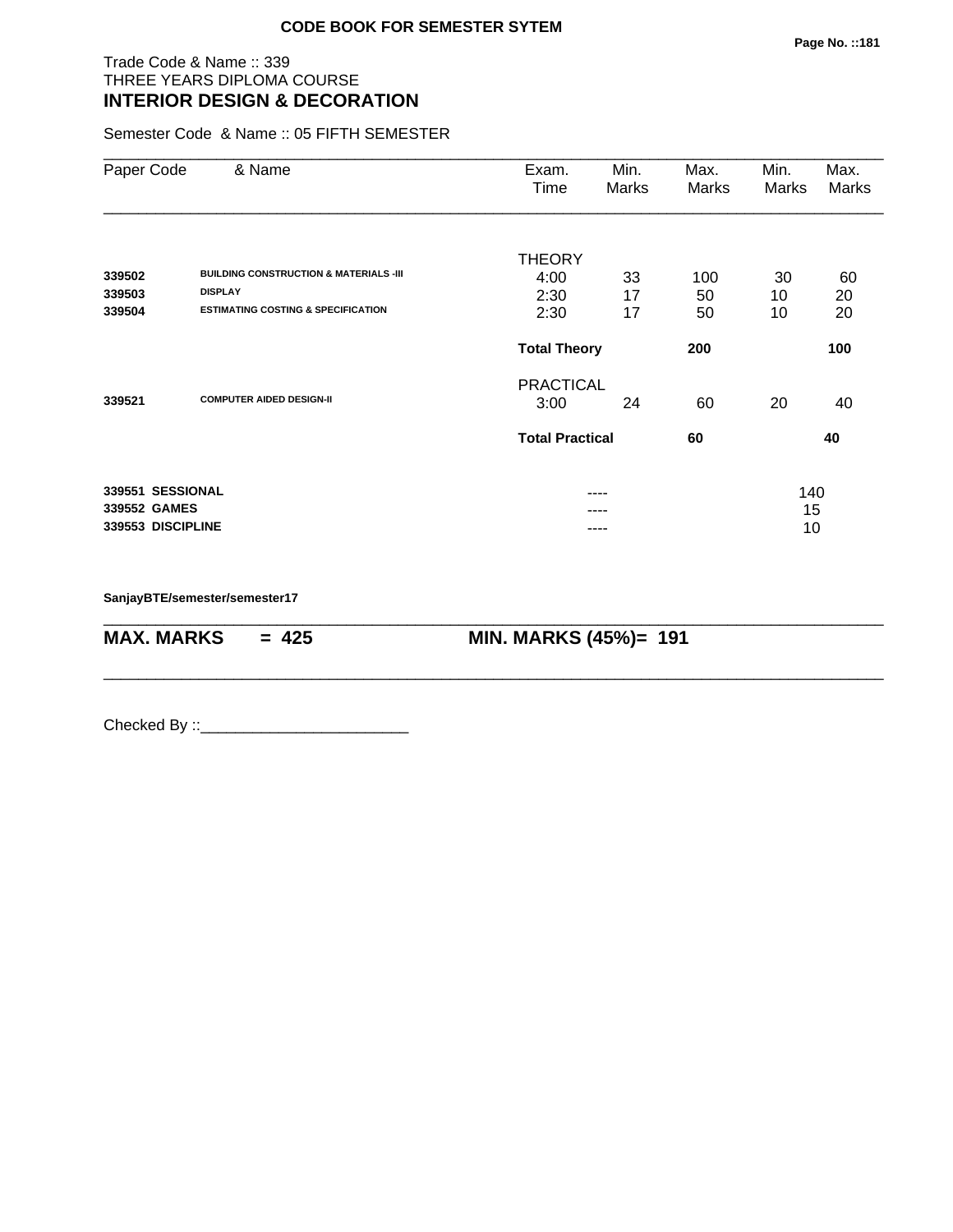**CODE BOOK FOR SEMESTER SYTEM**

Trade Code & Name :: 339
THREE YEARS DIPLOMA COURSE
## INTERIOR DESIGN & DECORATION

Semester Code & Name :: 05 FIFTH SEMESTER

| Paper Code | & Name | Exam. Time | Min. Marks | Max. Marks | Min. Marks | Max. Marks |
|---|---|---|---|---|---|---|
| | | THEORY | | | | |
| **339502** | **BUILDING CONSTRUCTION & MATERIALS -III** | 4:00 | 33 | 100 | 30 | 60 |
| **339503** | **DISPLAY** | 2:30 | 17 | 50 | 10 | 20 |
| **339504** | **ESTIMATING COSTING & SPECIFICATION** | 2:30 | 17 | 50 | 10 | 20 |
| | | **Total Theory** | | **200** | | **100** |
| | | PRACTICAL | | | | |
| **339521** | **COMPUTER AIDED DESIGN-II** | 3:00 | 24 | 60 | 20 | 40 |
| | | **Total Practical** | | **60** | | **40** |
| **339551** | **SESSIONAL** | | ---- | | 140 | |
| **339552** | **GAMES** | | ---- | | 15 | |
| **339553** | **DISCIPLINE** | | ---- | | 10 | |

**SanjayBTE/semester/semester17**

**MAX. MARKS = 425** **MIN. MARKS (45%)= 191**

Checked By ::________________________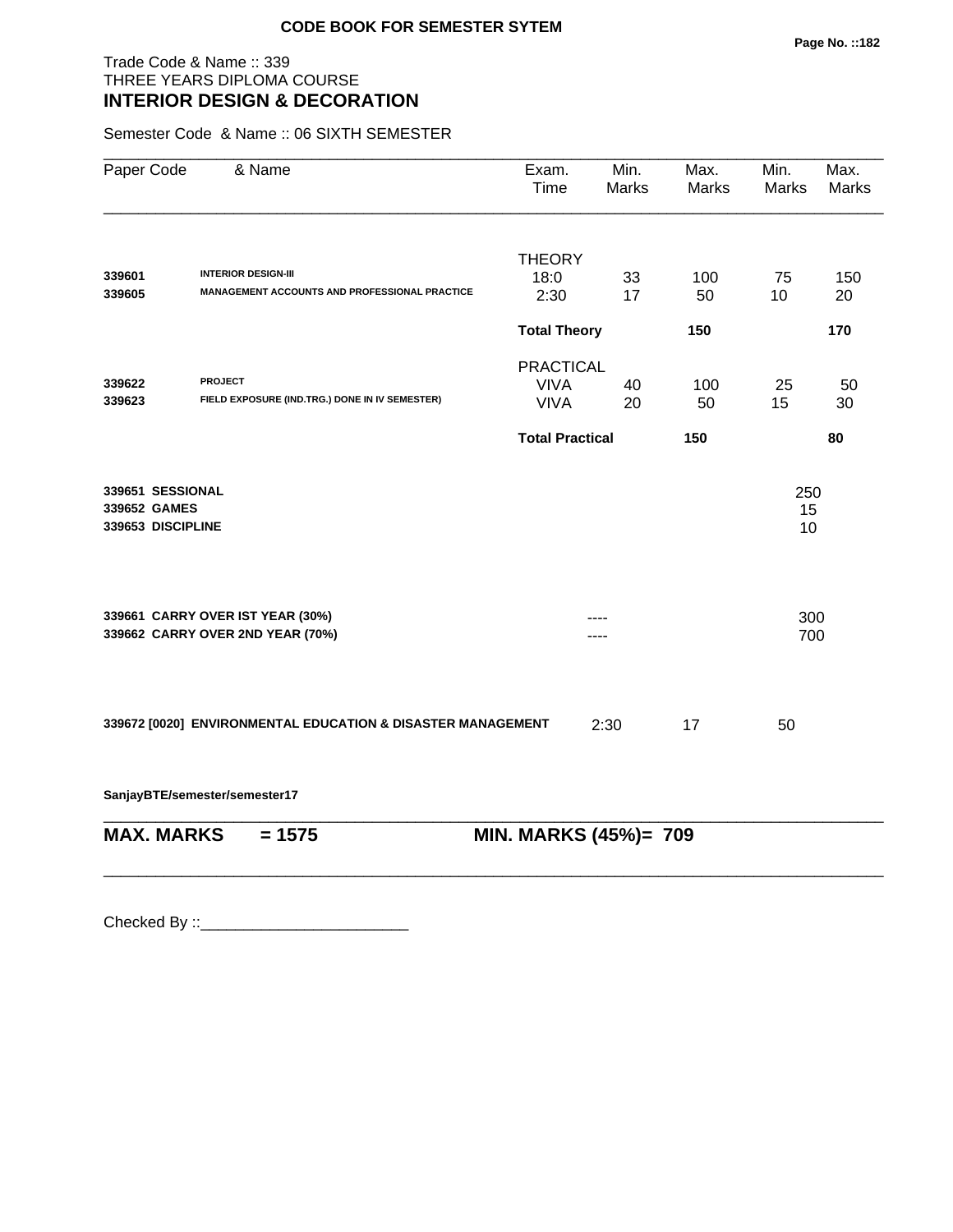CODE BOOK FOR SEMESTER SYTEM

Trade Code & Name :: 339
THREE YEARS DIPLOMA COURSE
**INTERIOR DESIGN & DECORATION**

Semester Code & Name :: 06 SIXTH SEMESTER

| Paper Code | & Name | Exam. Time | Min. Marks | Max. Marks | Min. Marks | Max. Marks |
|---|---|---|---|---|---|---|
| | | THEORY | | | | |
| 339601 | INTERIOR DESIGN-III | 18:0 | 33 | 100 | 75 | 150 |
| 339605 | MANAGEMENT ACCOUNTS AND PROFESSIONAL PRACTICE | 2:30 | 17 | 50 | 10 | 20 |
| | | **Total Theory** | | **150** | | **170** |
| | | PRACTICAL | | | | |
| 339622 | PROJECT | VIVA | 40 | 100 | 25 | 50 |
| 339623 | FIELD EXPOSURE (IND.TRG.) DONE IN IV SEMESTER) | VIVA | 20 | 50 | 15 | 30 |
| | | **Total Practical** | | **150** | | **80** |
| **339651** | **SESSIONAL** | | | | 250 | |
| **339652** | **GAMES** | | | | 15 | |
| **339653** | **DISCIPLINE** | | | | 10 | |
| **339661** | **CARRY OVER IST YEAR (30%)** | | ---- | | 300 | |
| **339662** | **CARRY OVER 2ND YEAR (70%)** | | ---- | | 700 | |
| **339672 [0020]** | **ENVIRONMENTAL EDUCATION & DISASTER MANAGEMENT** | | 2:30 | 17 | 50 | |

**SanjayBTE/semester/semester17**

**MAX. MARKS = 1575** **MIN. MARKS (45%)= 709**

Checked By ::________________________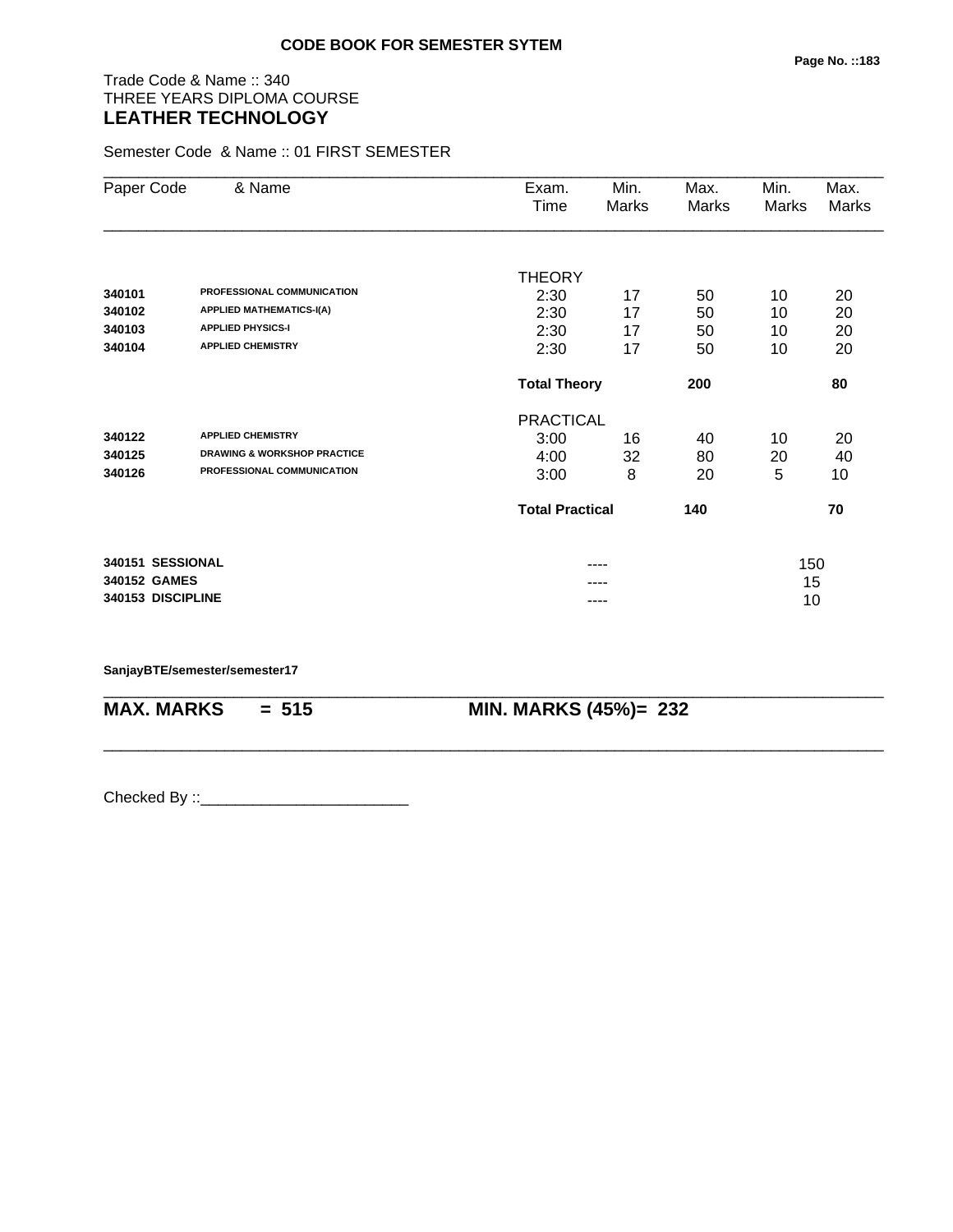**CODE BOOK FOR SEMESTER SYTEM**

Trade Code & Name :: 340
THREE YEARS DIPLOMA COURSE
## LEATHER TECHNOLOGY

Semester Code & Name :: 01 FIRST SEMESTER

| Paper Code | & Name | Exam. Time | Min. Marks | Max. Marks | Min. Marks | Max. Marks |
|---|---|---|---|---|---|---|
| | | THEORY | | | | |
| 340101 | PROFESSIONAL COMMUNICATION | 2:30 | 17 | 50 | 10 | 20 |
| 340102 | APPLIED MATHEMATICS-I(A) | 2:30 | 17 | 50 | 10 | 20 |
| 340103 | APPLIED PHYSICS-I | 2:30 | 17 | 50 | 10 | 20 |
| 340104 | APPLIED CHEMISTRY | 2:30 | 17 | 50 | 10 | 20 |
| | | **Total Theory** | | **200** | | **80** |
| | | PRACTICAL | | | | |
| 340122 | APPLIED CHEMISTRY | 3:00 | 16 | 40 | 10 | 20 |
| 340125 | DRAWING & WORKSHOP PRACTICE | 4:00 | 32 | 80 | 20 | 40 |
| 340126 | PROFESSIONAL COMMUNICATION | 3:00 | 8 | 20 | 5 | 10 |
| | | **Total Practical** | | **140** | | **70** |
| **340151** | **SESSIONAL** | | ---- | | 150 | |
| **340152** | **GAMES** | | ---- | | 15 | |
| **340153** | **DISCIPLINE** | | ---- | | 10 | |

**SanjayBTE/semester/semester17**

**MAX. MARKS = 515** **MIN. MARKS (45%)= 232**

Checked By ::________________________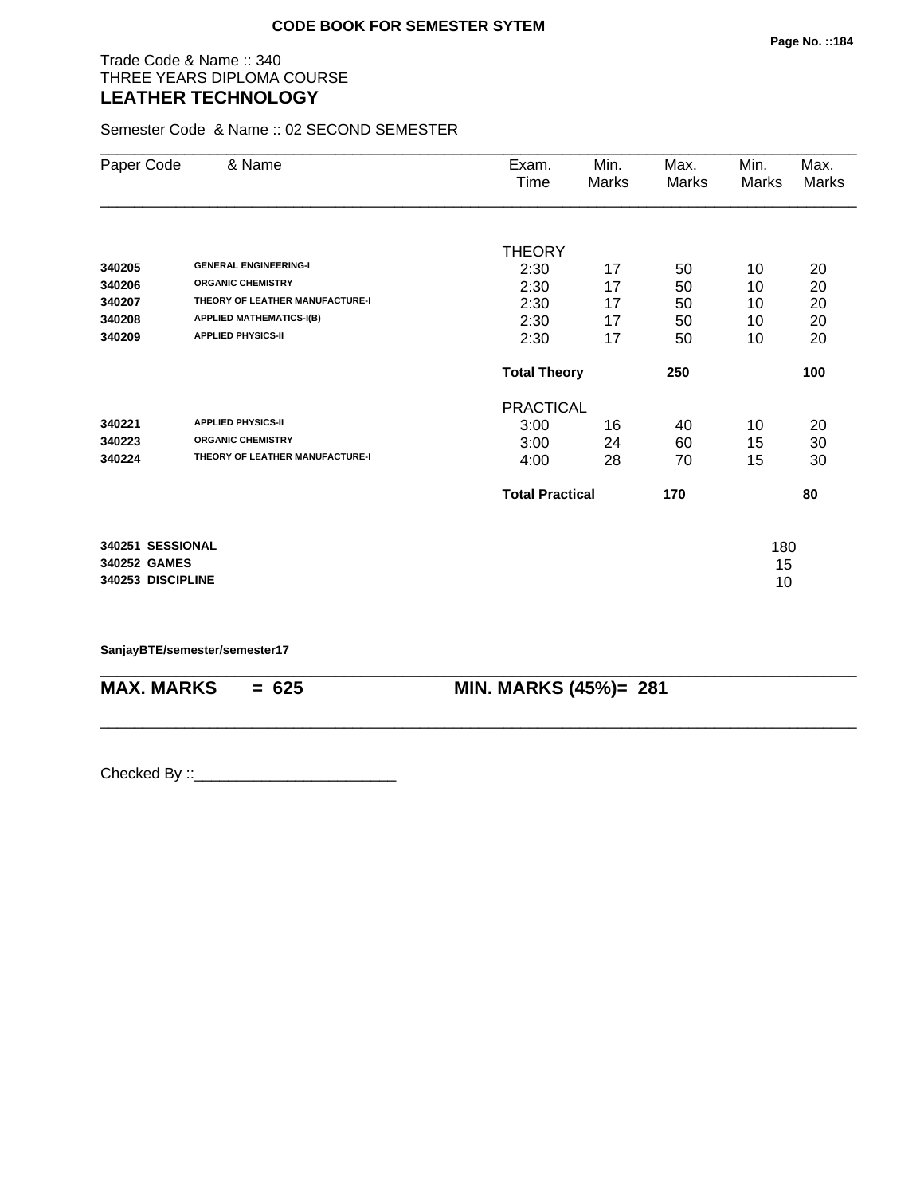**CODE BOOK FOR SEMESTER SYTEM**

Trade Code & Name :: 340
THREE YEARS DIPLOMA COURSE
## LEATHER TECHNOLOGY

Semester Code & Name :: 02 SECOND SEMESTER

| Paper Code | & Name | Exam. Time | Min. Marks | Max. Marks | Min. Marks | Max. Marks |
|---|---|---|---|---|---|---|
| | | THEORY | | | | |
| 340205 | GENERAL ENGINEERING-I | 2:30 | 17 | 50 | 10 | 20 |
| 340206 | ORGANIC CHEMISTRY | 2:30 | 17 | 50 | 10 | 20 |
| 340207 | THEORY OF LEATHER MANUFACTURE-I | 2:30 | 17 | 50 | 10 | 20 |
| 340208 | APPLIED MATHEMATICS-I(B) | 2:30 | 17 | 50 | 10 | 20 |
| 340209 | APPLIED PHYSICS-II | 2:30 | 17 | 50 | 10 | 20 |
| | | **Total Theory** | | **250** | | **100** |
| | | PRACTICAL | | | | |
| 340221 | APPLIED PHYSICS-II | 3:00 | 16 | 40 | 10 | 20 |
| 340223 | ORGANIC CHEMISTRY | 3:00 | 24 | 60 | 15 | 30 |
| 340224 | THEORY OF LEATHER MANUFACTURE-I | 4:00 | 28 | 70 | 15 | 30 |
| | | **Total Practical** | | **170** | | **80** |

| | |
|---|---|
| **340251 SESSIONAL** | 180 |
| **340252 GAMES** | 15 |
| **340253 DISCIPLINE** | 10 |

**SanjayBTE/semester/semester17**

**MAX. MARKS = 625** **MIN. MARKS (45%)= 281**

Checked By ::________________________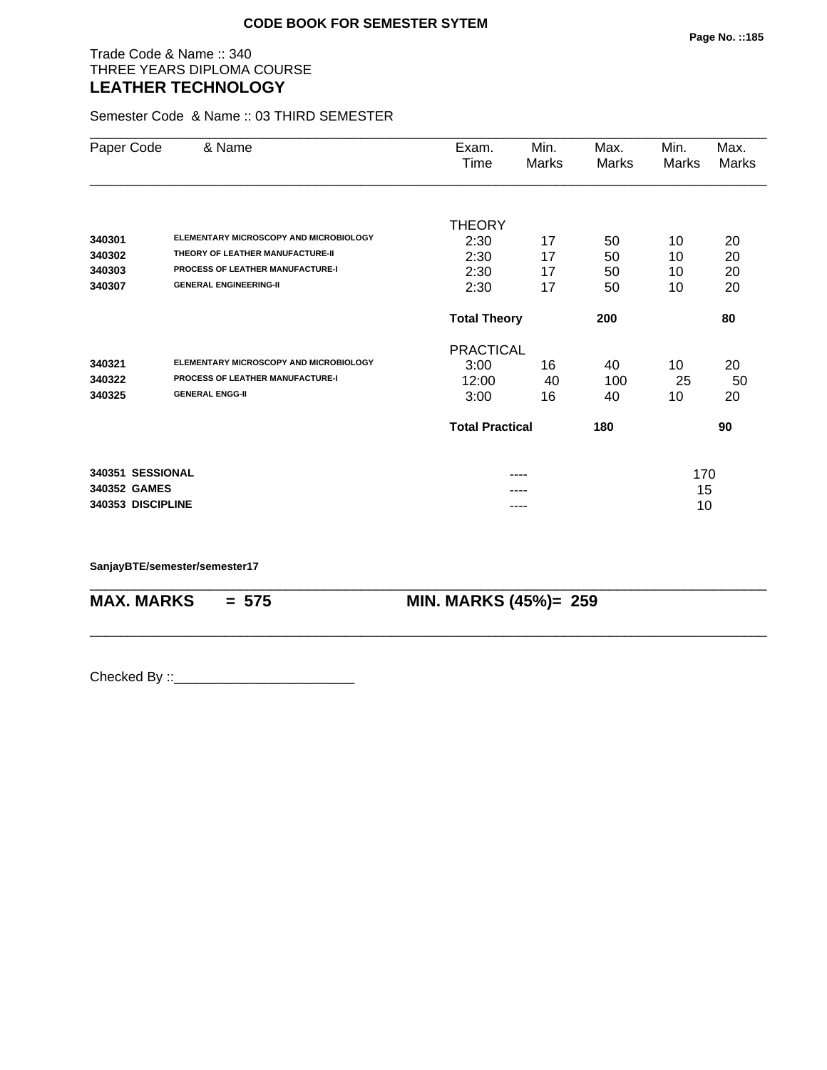**CODE BOOK FOR SEMESTER SYTEM**

Trade Code & Name :: 340
THREE YEARS DIPLOMA COURSE
## LEATHER TECHNOLOGY

Semester Code & Name :: 03 THIRD SEMESTER

| Paper Code | & Name | Exam. Time | Min. Marks | Max. Marks | Min. Marks | Max. Marks |
|---|---|---|---|---|---|---|
| | | THEORY | | | | |
| 340301 | ELEMENTARY MICROSCOPY AND MICROBIOLOGY | 2:30 | 17 | 50 | 10 | 20 |
| 340302 | THEORY OF LEATHER MANUFACTURE-II | 2:30 | 17 | 50 | 10 | 20 |
| 340303 | PROCESS OF LEATHER MANUFACTURE-I | 2:30 | 17 | 50 | 10 | 20 |
| 340307 | GENERAL ENGINEERING-II | 2:30 | 17 | 50 | 10 | 20 |
| | | **Total Theory** | | **200** | | **80** |
| | | PRACTICAL | | | | |
| 340321 | ELEMENTARY MICROSCOPY AND MICROBIOLOGY | 3:00 | 16 | 40 | 10 | 20 |
| 340322 | PROCESS OF LEATHER MANUFACTURE-I | 12:00 | 40 | 100 | 25 | 50 |
| 340325 | GENERAL ENGG-II | 3:00 | 16 | 40 | 10 | 20 |
| | | **Total Practical** | | **180** | | **90** |
| **340351** | **SESSIONAL** | | ---- | | 170 | |
| **340352** | **GAMES** | | ---- | | 15 | |
| **340353** | **DISCIPLINE** | | ---- | | 10 | |

**SanjayBTE/semester/semester17**

**MAX. MARKS = 575 MIN. MARKS (45%)= 259**

Checked By ::________________________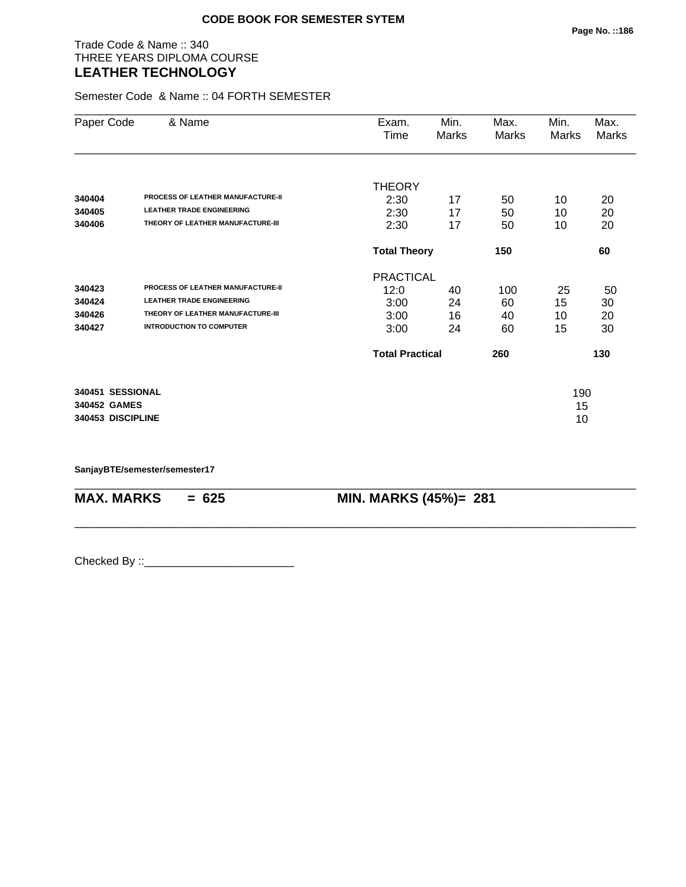**CODE BOOK FOR SEMESTER SYTEM**

Trade Code & Name :: 340
THREE YEARS DIPLOMA COURSE
## LEATHER TECHNOLOGY

Semester Code & Name :: 04 FORTH SEMESTER

| Paper Code | & Name | Exam. Time | Min. Marks | Max. Marks | Min. Marks | Max. Marks |
|---|---|---|---|---|---|---|
| | | THEORY | | | | |
| **340404** | **PROCESS OF LEATHER MANUFACTURE-II** | 2:30 | 17 | 50 | 10 | 20 |
| **340405** | **LEATHER TRADE ENGINEERING** | 2:30 | 17 | 50 | 10 | 20 |
| **340406** | **THEORY OF LEATHER MANUFACTURE-III** | 2:30 | 17 | 50 | 10 | 20 |
| | | **Total Theory** | | **150** | | **60** |
| | | PRACTICAL | | | | |
| **340423** | **PROCESS OF LEATHER MANUFACTURE-II** | 12:0 | 40 | 100 | 25 | 50 |
| **340424** | **LEATHER TRADE ENGINEERING** | 3:00 | 24 | 60 | 15 | 30 |
| **340426** | **THEORY OF LEATHER MANUFACTURE-III** | 3:00 | 16 | 40 | 10 | 20 |
| **340427** | **INTRODUCTION TO COMPUTER** | 3:00 | 24 | 60 | 15 | 30 |
| | | **Total Practical** | | **260** | | **130** |

| | | |
|---|---|---|
| **340451** | **SESSIONAL** | 190 |
| **340452** | **GAMES** | 15 |
| **340453** | **DISCIPLINE** | 10 |

**SanjayBTE/semester/semester17**

**MAX. MARKS = 625** **MIN. MARKS (45%)= 281**

Checked By ::________________________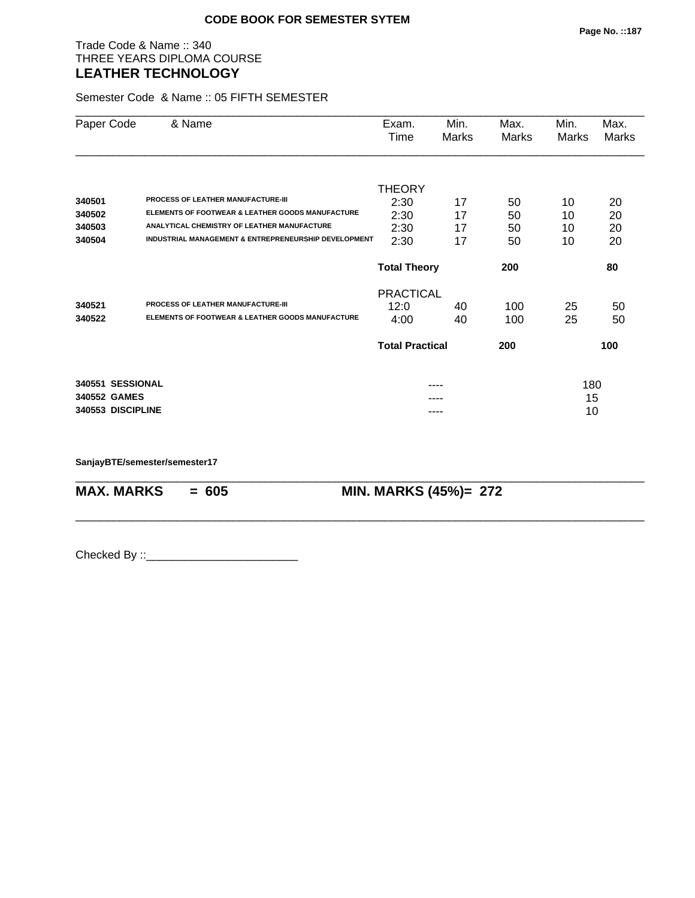**CODE BOOK FOR SEMESTER SYTEM**

Trade Code & Name :: 340
THREE YEARS DIPLOMA COURSE
## LEATHER TECHNOLOGY

Semester Code & Name :: 05 FIFTH SEMESTER

| Paper Code | & Name | Exam. Time | Min. Marks | Max. Marks | Min. Marks | Max. Marks |
|---|---|---|---|---|---|---|
| | | THEORY | | | | |
| **340501** | **PROCESS OF LEATHER MANUFACTURE-III** | 2:30 | 17 | 50 | 10 | 20 |
| **340502** | **ELEMENTS OF FOOTWEAR & LEATHER GOODS MANUFACTURE** | 2:30 | 17 | 50 | 10 | 20 |
| **340503** | **ANALYTICAL CHEMISTRY OF LEATHER MANUFACTURE** | 2:30 | 17 | 50 | 10 | 20 |
| **340504** | **INDUSTRIAL MANAGEMENT & ENTREPRENEURSHIP DEVELOPMENT** | 2:30 | 17 | 50 | 10 | 20 |
| | | **Total Theory** | | **200** | | **80** |
| | | PRACTICAL | | | | |
| **340521** | **PROCESS OF LEATHER MANUFACTURE-III** | 12:0 | 40 | 100 | 25 | 50 |
| **340522** | **ELEMENTS OF FOOTWEAR & LEATHER GOODS MANUFACTURE** | 4:00 | 40 | 100 | 25 | 50 |
| | | **Total Practical** | | **200** | | **100** |
| **340551** | **SESSIONAL** | | ---- | | 180 | |
| **340552** | **GAMES** | | ---- | | 15 | |
| **340553** | **DISCIPLINE** | | ---- | | 10 | |

**SanjayBTE/semester/semester17**

**MAX. MARKS = 605** **MIN. MARKS (45%)= 272**

Checked By ::________________________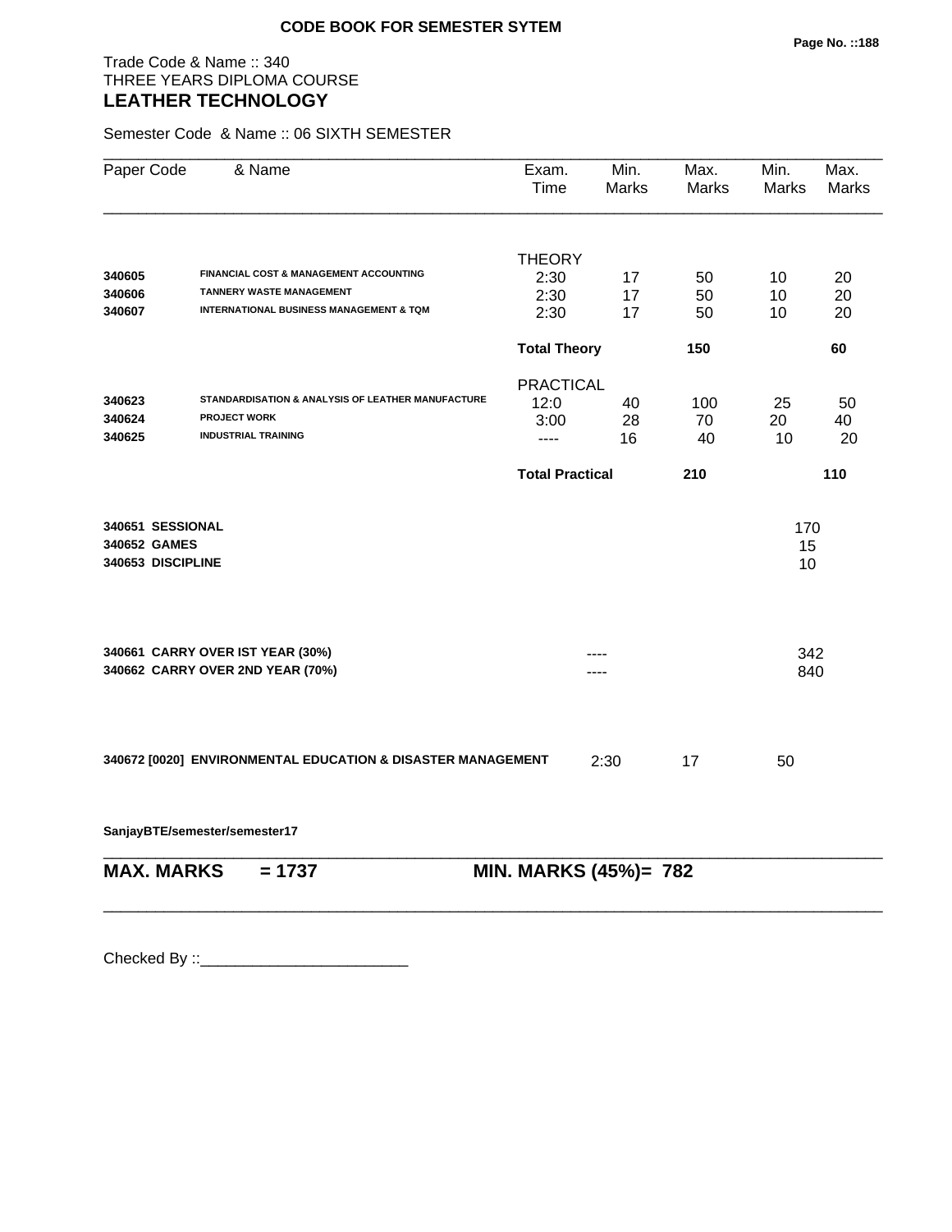**CODE BOOK FOR SEMESTER SYTEM**

Trade Code & Name :: 340
THREE YEARS DIPLOMA COURSE
## LEATHER TECHNOLOGY

Semester Code & Name :: 06 SIXTH SEMESTER

| Paper Code | & Name | Exam. Time | Min. Marks | Max. Marks | Min. Marks | Max. Marks |
|---|---|---|---|---|---|---|
| | | THEORY | | | | |
| **340605** | **FINANCIAL COST & MANAGEMENT ACCOUNTING** | 2:30 | 17 | 50 | 10 | 20 |
| **340606** | **TANNERY WASTE MANAGEMENT** | 2:30 | 17 | 50 | 10 | 20 |
| **340607** | **INTERNATIONAL BUSINESS MANAGEMENT & TQM** | 2:30 | 17 | 50 | 10 | 20 |
| | | **Total Theory** | | **150** | | **60** |
| | | PRACTICAL | | | | |
| **340623** | **STANDARDISATION & ANALYSIS OF LEATHER MANUFACTURE** | 12:0 | 40 | 100 | 25 | 50 |
| **340624** | **PROJECT WORK** | 3:00 | 28 | 70 | 20 | 40 |
| **340625** | **INDUSTRIAL TRAINING** | ---- | 16 | 40 | 10 | 20 |
| | | **Total Practical** | | **210** | | **110** |
| **340651** | **SESSIONAL** | | | | 170 | |
| **340652** | **GAMES** | | | | 15 | |
| **340653** | **DISCIPLINE** | | | | 10 | |
| **340661** | **CARRY OVER IST YEAR (30%)** | | ---- | | 342 | |
| **340662** | **CARRY OVER 2ND YEAR (70%)** | | ---- | | 840 | |
| **340672 [0020]** | **ENVIRONMENTAL EDUCATION & DISASTER MANAGEMENT** | | 2:30 | 17 | 50 | |

**SanjayBTE/semester/semester17**

**MAX. MARKS = 1737** MIN. MARKS (45%)= 782**

Checked By ::________________________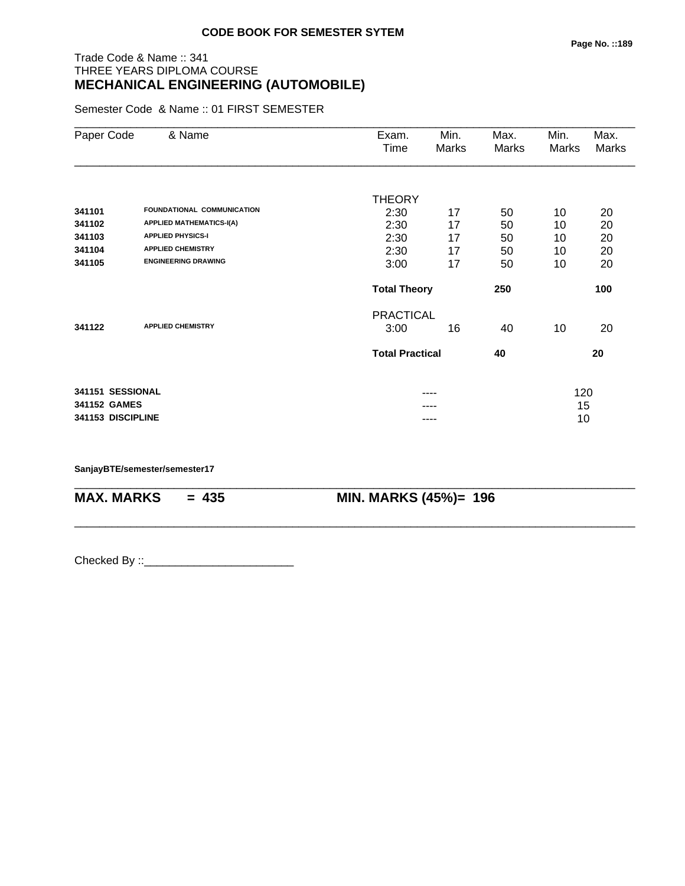**CODE BOOK FOR SEMESTER SYTEM**

Trade Code & Name :: 341
THREE YEARS DIPLOMA COURSE
## MECHANICAL ENGINEERING (AUTOMOBILE)

Semester Code & Name :: 01 FIRST SEMESTER

| Paper Code | & Name | Exam. Time | Min. Marks | Max. Marks | Min. Marks | Max. Marks |
|---|---|---|---|---|---|---|
| | | THEORY | | | | |
| **341101** | **FOUNDATIONAL COMMUNICATION** | 2:30 | 17 | 50 | 10 | 20 |
| **341102** | **APPLIED MATHEMATICS-I(A)** | 2:30 | 17 | 50 | 10 | 20 |
| **341103** | **APPLIED PHYSICS-I** | 2:30 | 17 | 50 | 10 | 20 |
| **341104** | **APPLIED CHEMISTRY** | 2:30 | 17 | 50 | 10 | 20 |
| **341105** | **ENGINEERING DRAWING** | 3:00 | 17 | 50 | 10 | 20 |
| | | **Total Theory** | | **250** | | **100** |
| | | PRACTICAL | | | | |
| **341122** | **APPLIED CHEMISTRY** | 3:00 | 16 | 40 | 10 | 20 |
| | | **Total Practical** | | **40** | | **20** |
| **341151** | **SESSIONAL** | | ---- | | | 120 |
| **341152** | **GAMES** | | ---- | | | 15 |
| **341153** | **DISCIPLINE** | | ---- | | | 10 |

**SanjayBTE/semester/semester17**

**MAX. MARKS = 435** **MIN. MARKS (45%)= 196**

Checked By ::________________________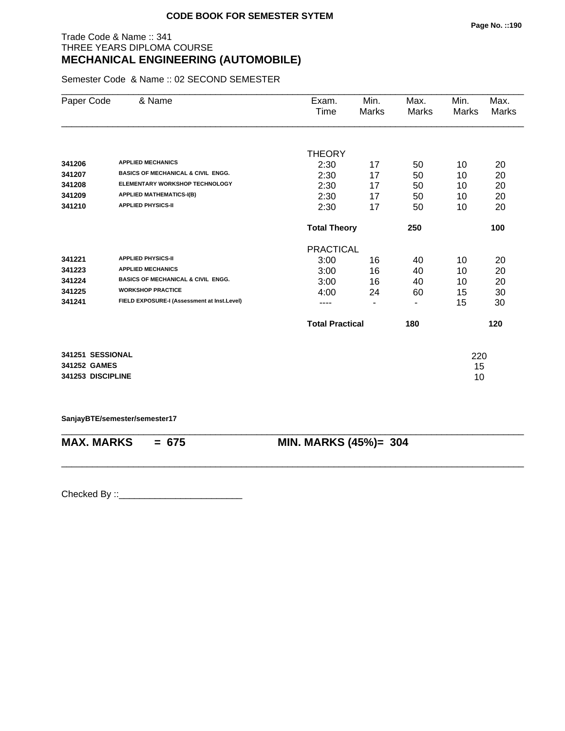**CODE BOOK FOR SEMESTER SYTEM**

Trade Code & Name :: 341
THREE YEARS DIPLOMA COURSE
## MECHANICAL ENGINEERING (AUTOMOBILE)

Semester Code & Name :: 02 SECOND SEMESTER

| Paper Code | & Name | Exam. Time | Min. Marks | Max. Marks | Min. Marks | Max. Marks |
|---|---|---|---|---|---|---|
| | | THEORY | | | | |
| 341206 | APPLIED MECHANICS | 2:30 | 17 | 50 | 10 | 20 |
| 341207 | BASICS OF MECHANICAL & CIVIL ENGG. | 2:30 | 17 | 50 | 10 | 20 |
| 341208 | ELEMENTARY WORKSHOP TECHNOLOGY | 2:30 | 17 | 50 | 10 | 20 |
| 341209 | APPLIED MATHEMATICS-I(B) | 2:30 | 17 | 50 | 10 | 20 |
| 341210 | APPLIED PHYSICS-II | 2:30 | 17 | 50 | 10 | 20 |
| | | **Total Theory** | | **250** | | **100** |
| | | PRACTICAL | | | | |
| 341221 | APPLIED PHYSICS-II | 3:00 | 16 | 40 | 10 | 20 |
| 341223 | APPLIED MECHANICS | 3:00 | 16 | 40 | 10 | 20 |
| 341224 | BASICS OF MECHANICAL & CIVIL ENGG. | 3:00 | 16 | 40 | 10 | 20 |
| 341225 | WORKSHOP PRACTICE | 4:00 | 24 | 60 | 15 | 30 |
| 341241 | FIELD EXPOSURE-I (Assessment at Inst.Level) | ---- | - | - | 15 | 30 |
| | | **Total Practical** | | **180** | | **120** |

| | | |
|---|---|---|
| **341251** | **SESSIONAL** | 220 |
| **341252** | **GAMES** | 15 |
| **341253** | **DISCIPLINE** | 10 |

**SanjayBTE/semester/semester17**

**MAX. MARKS = 675** **MIN. MARKS (45%)= 304**

Checked By ::________________________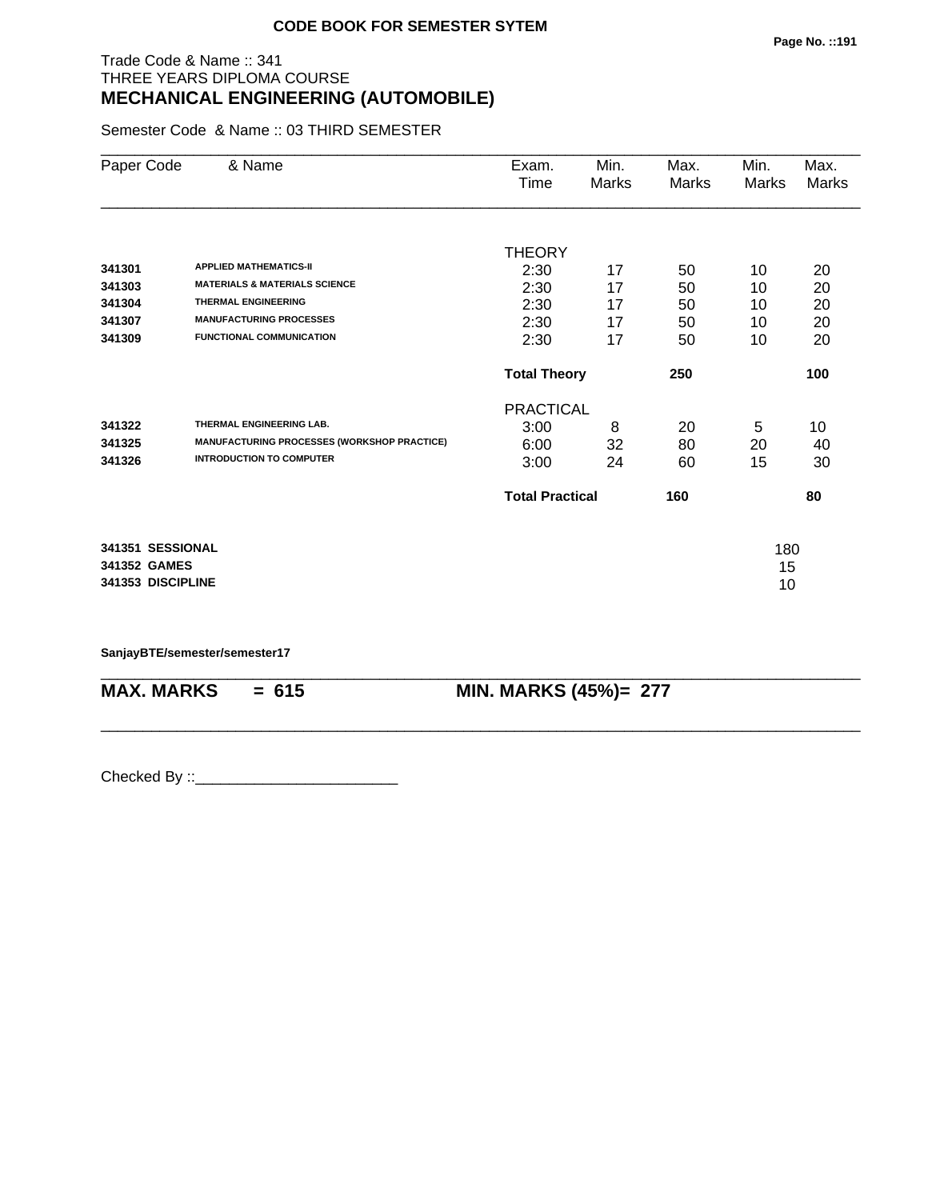**CODE BOOK FOR SEMESTER SYTEM**

Trade Code & Name :: 341
THREE YEARS DIPLOMA COURSE
## MECHANICAL ENGINEERING (AUTOMOBILE)

Semester Code & Name :: 03 THIRD SEMESTER

| Paper Code | & Name | Exam. Time | Min. Marks | Max. Marks | Min. Marks | Max. Marks |
|---|---|---|---|---|---|---|
| | | THEORY | | | | |
| 341301 | APPLIED MATHEMATICS-II | 2:30 | 17 | 50 | 10 | 20 |
| 341303 | MATERIALS & MATERIALS SCIENCE | 2:30 | 17 | 50 | 10 | 20 |
| 341304 | THERMAL ENGINEERING | 2:30 | 17 | 50 | 10 | 20 |
| 341307 | MANUFACTURING PROCESSES | 2:30 | 17 | 50 | 10 | 20 |
| 341309 | FUNCTIONAL COMMUNICATION | 2:30 | 17 | 50 | 10 | 20 |
| | | **Total Theory** | | **250** | | **100** |
| | | PRACTICAL | | | | |
| 341322 | THERMAL ENGINEERING LAB. | 3:00 | 8 | 20 | 5 | 10 |
| 341325 | MANUFACTURING PROCESSES (WORKSHOP PRACTICE) | 6:00 | 32 | 80 | 20 | 40 |
| 341326 | INTRODUCTION TO COMPUTER | 3:00 | 24 | 60 | 15 | 30 |
| | | **Total Practical** | | **160** | | **80** |

| | |
|---|---|
| **341351 SESSIONAL** | 180 |
| **341352 GAMES** | 15 |
| **341353 DISCIPLINE** | 10 |

**SanjayBTE/semester/semester17**

**MAX. MARKS = 615** **MIN. MARKS (45%)= 277**

Checked By ::________________________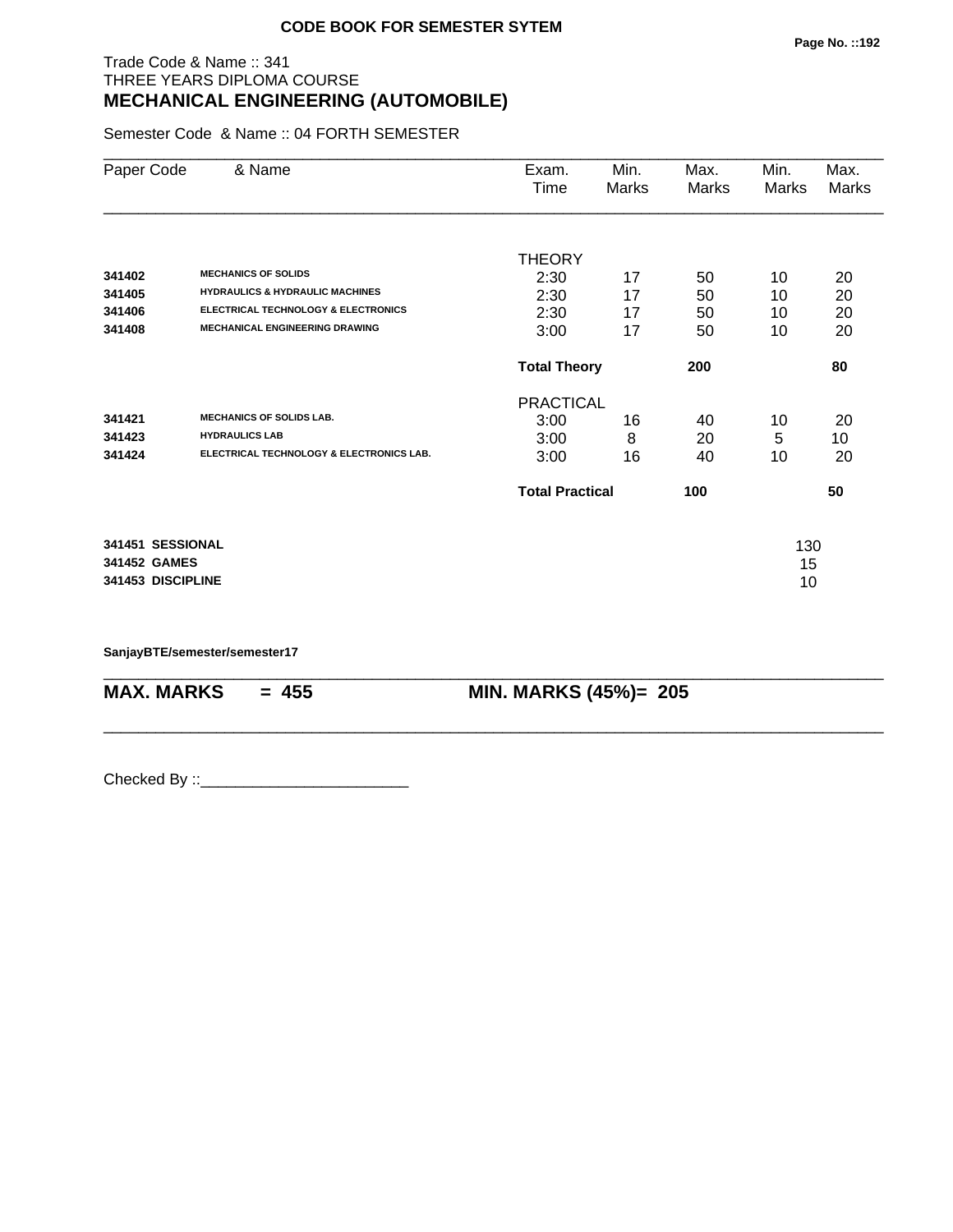**CODE BOOK FOR SEMESTER SYTEM**

Trade Code & Name :: 341
THREE YEARS DIPLOMA COURSE

## MECHANICAL ENGINEERING (AUTOMOBILE)

Semester Code & Name :: 04 FORTH SEMESTER

| Paper Code | & Name | Exam. Time | Min. Marks | Max. Marks | Min. Marks | Max. Marks |
|---|---|---|---|---|---|---|
| | | THEORY | | | | |
| 341402 | MECHANICS OF SOLIDS | 2:30 | 17 | 50 | 10 | 20 |
| 341405 | HYDRAULICS & HYDRAULIC MACHINES | 2:30 | 17 | 50 | 10 | 20 |
| 341406 | ELECTRICAL TECHNOLOGY & ELECTRONICS | 2:30 | 17 | 50 | 10 | 20 |
| 341408 | MECHANICAL ENGINEERING DRAWING | 3:00 | 17 | 50 | 10 | 20 |
| | | **Total Theory** | | **200** | | **80** |
| | | PRACTICAL | | | | |
| 341421 | MECHANICS OF SOLIDS LAB. | 3:00 | 16 | 40 | 10 | 20 |
| 341423 | HYDRAULICS LAB | 3:00 | 8 | 20 | 5 | 10 |
| 341424 | ELECTRICAL TECHNOLOGY & ELECTRONICS LAB. | 3:00 | 16 | 40 | 10 | 20 |
| | | **Total Practical** | | **100** | | **50** |
| 341451 | SESSIONAL | | | | 130 | |
| 341452 | GAMES | | | | 15 | |
| 341453 | DISCIPLINE | | | | 10 | |

SanjayBTE/semester/semester17

**MAX. MARKS = 455** **MIN. MARKS (45%)= 205**

Checked By ::________________________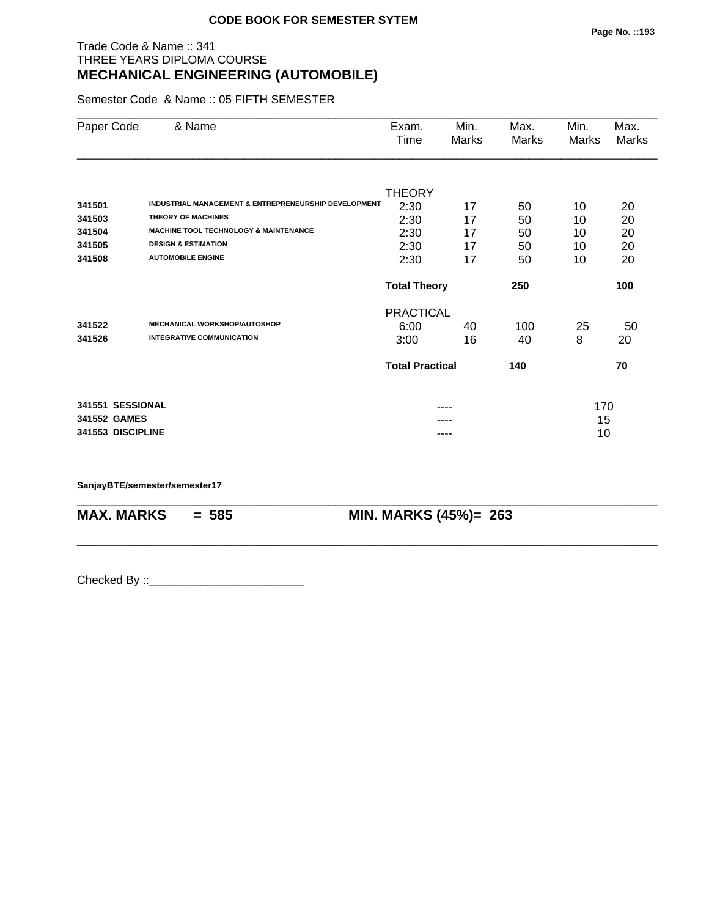**CODE BOOK FOR SEMESTER SYTEM**

Trade Code & Name :: 341
THREE YEARS DIPLOMA COURSE

# MECHANICAL ENGINEERING (AUTOMOBILE)

Semester Code & Name :: 05 FIFTH SEMESTER

| Paper Code | & Name | Exam. Time | Min. Marks | Max. Marks | Min. Marks | Max. Marks |
|---|---|---|---|---|---|---|
| | | THEORY | | | | |
| 341501 | INDUSTRIAL MANAGEMENT & ENTREPRENEURSHIP DEVELOPMENT | 2:30 | 17 | 50 | 10 | 20 |
| 341503 | THEORY OF MACHINES | 2:30 | 17 | 50 | 10 | 20 |
| 341504 | MACHINE TOOL TECHNOLOGY & MAINTENANCE | 2:30 | 17 | 50 | 10 | 20 |
| 341505 | DESIGN & ESTIMATION | 2:30 | 17 | 50 | 10 | 20 |
| 341508 | AUTOMOBILE ENGINE | 2:30 | 17 | 50 | 10 | 20 |
| | | **Total Theory** | | **250** | | **100** |
| | | PRACTICAL | | | | |
| 341522 | MECHANICAL WORKSHOP/AUTOSHOP | 6:00 | 40 | 100 | 25 | 50 |
| 341526 | INTEGRATIVE COMMUNICATION | 3:00 | 16 | 40 | 8 | 20 |
| | | **Total Practical** | | **140** | | **70** |
| 341551 | SESSIONAL | | ---- | | | 170 |
| 341552 | GAMES | | ---- | | | 15 |
| 341553 | DISCIPLINE | | ---- | | | 10 |

SanjayBTE/semester/semester17

**MAX. MARKS = 585** **MIN. MARKS (45%)= 263**

Checked By ::________________________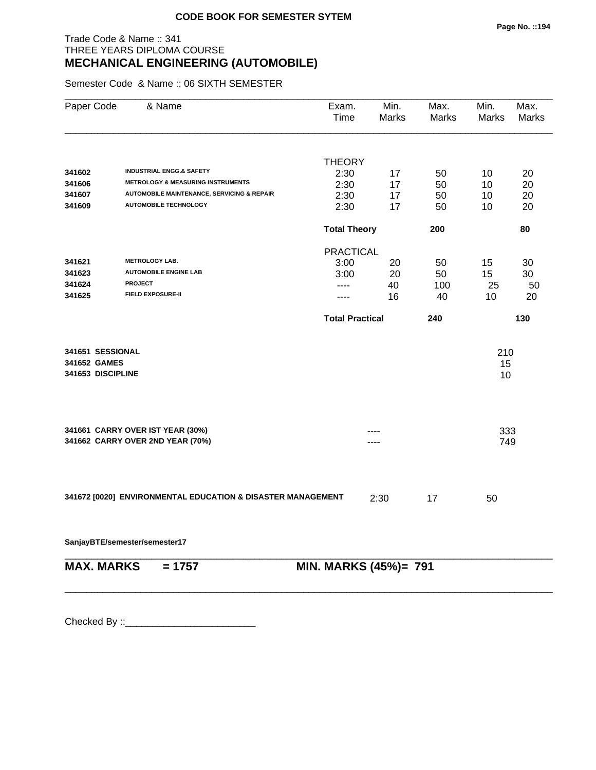**CODE BOOK FOR SEMESTER SYTEM**

Trade Code & Name :: 341
THREE YEARS DIPLOMA COURSE

## MECHANICAL ENGINEERING (AUTOMOBILE)

Semester Code & Name :: 06 SIXTH SEMESTER

| Paper Code | & Name | Exam. Time | Min. Marks | Max. Marks | Min. Marks | Max. Marks |
|---|---|---|---|---|---|---|
| | | THEORY | | | | |
| 341602 | INDUSTRIAL ENGG.& SAFETY | 2:30 | 17 | 50 | 10 | 20 |
| 341606 | METROLOGY & MEASURING INSTRUMENTS | 2:30 | 17 | 50 | 10 | 20 |
| 341607 | AUTOMOBILE MAINTENANCE, SERVICING & REPAIR | 2:30 | 17 | 50 | 10 | 20 |
| 341609 | AUTOMOBILE TECHNOLOGY | 2:30 | 17 | 50 | 10 | 20 |
| | | **Total Theory** | | **200** | | **80** |
| | | PRACTICAL | | | | |
| 341621 | METROLOGY LAB. | 3:00 | 20 | 50 | 15 | 30 |
| 341623 | AUTOMOBILE ENGINE LAB | 3:00 | 20 | 50 | 15 | 30 |
| 341624 | PROJECT | ---- | 40 | 100 | 25 | 50 |
| 341625 | FIELD EXPOSURE-II | ---- | 16 | 40 | 10 | 20 |
| | | **Total Practical** | | **240** | | **130** |
| **341651** | **SESSIONAL** | | | | 210 | |
| **341652** | **GAMES** | | | | 15 | |
| **341653** | **DISCIPLINE** | | | | 10 | |
| **341661** | **CARRY OVER IST YEAR (30%)** | | ---- | | 333 | |
| **341662** | **CARRY OVER 2ND YEAR (70%)** | | ---- | | 749 | |
| **341672 [0020]** | **ENVIRONMENTAL EDUCATION & DISASTER MANAGEMENT** | | 2:30 | 17 | 50 | |

**SanjayBTE/semester/semester17**

**MAX. MARKS = 1757** **MIN. MARKS (45%)= 791**

Checked By ::________________________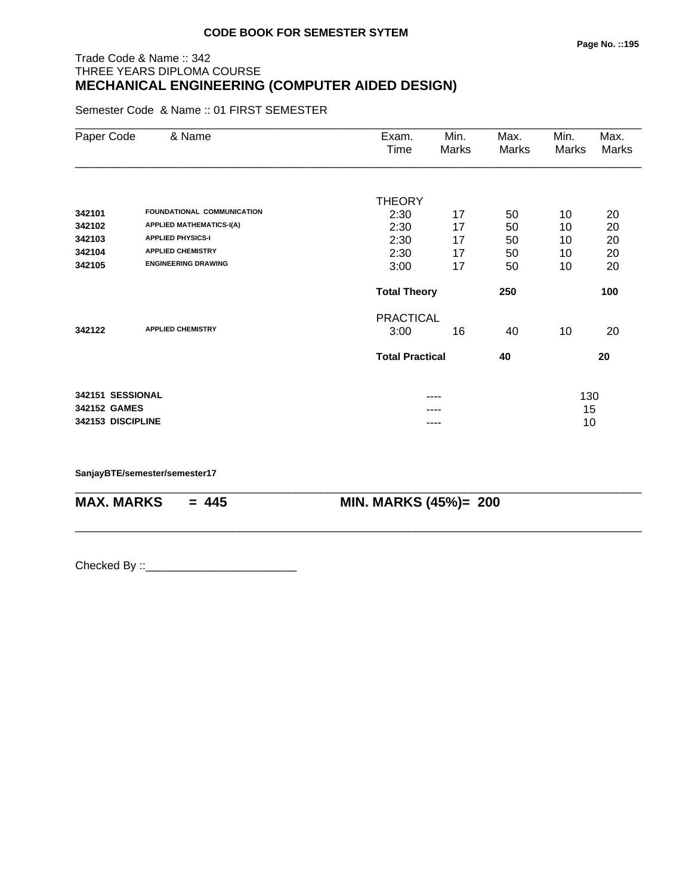**CODE BOOK FOR SEMESTER SYTEM**

Trade Code & Name :: 342
THREE YEARS DIPLOMA COURSE

# MECHANICAL ENGINEERING (COMPUTER AIDED DESIGN)

Semester Code & Name :: 01 FIRST SEMESTER

| Paper Code | & Name | Exam. Time | Min. Marks | Max. Marks | Min. Marks | Max. Marks |
|---|---|---|---|---|---|---|
| | | THEORY | | | | |
| **342101** | **FOUNDATIONAL COMMUNICATION** | 2:30 | 17 | 50 | 10 | 20 |
| **342102** | **APPLIED MATHEMATICS-I(A)** | 2:30 | 17 | 50 | 10 | 20 |
| **342103** | **APPLIED PHYSICS-I** | 2:30 | 17 | 50 | 10 | 20 |
| **342104** | **APPLIED CHEMISTRY** | 2:30 | 17 | 50 | 10 | 20 |
| **342105** | **ENGINEERING DRAWING** | 3:00 | 17 | 50 | 10 | 20 |
| | | **Total Theory** | | **250** | | **100** |
| | | PRACTICAL | | | | |
| **342122** | **APPLIED CHEMISTRY** | 3:00 | 16 | 40 | 10 | 20 |
| | | **Total Practical** | | **40** | | **20** |
| **342151** | **SESSIONAL** | | ---- | | 130 | |
| **342152** | **GAMES** | | ---- | | 15 | |
| **342153** | **DISCIPLINE** | | ---- | | 10 | |

**SanjayBTE/semester/semester17**

**MAX. MARKS = 445 MIN. MARKS (45%)= 200**

Checked By ::________________________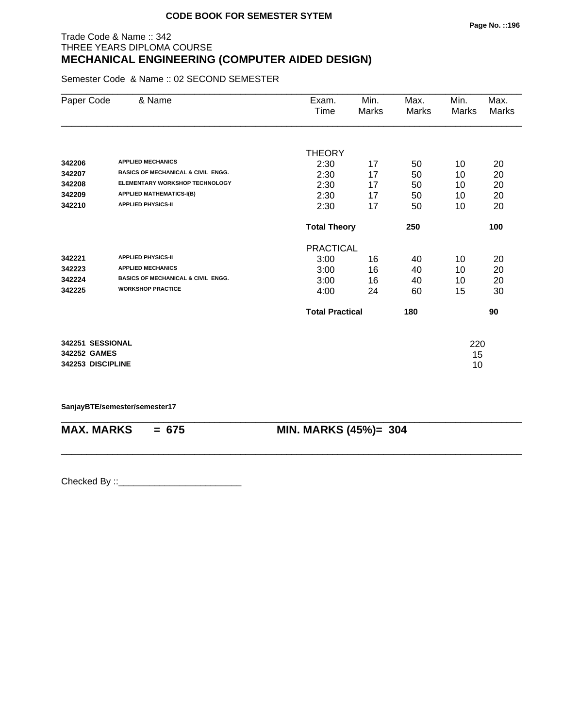**CODE BOOK FOR SEMESTER SYTEM**

Trade Code & Name :: 342
THREE YEARS DIPLOMA COURSE

# MECHANICAL ENGINEERING (COMPUTER AIDED DESIGN)

Semester Code & Name :: 02 SECOND SEMESTER

| Paper Code | & Name | Exam. Time | Min. Marks | Max. Marks | Min. Marks | Max. Marks |
|---|---|---|---|---|---|---|
| | | THEORY | | | | |
| 342206 | APPLIED MECHANICS | 2:30 | 17 | 50 | 10 | 20 |
| 342207 | BASICS OF MECHANICAL & CIVIL ENGG. | 2:30 | 17 | 50 | 10 | 20 |
| 342208 | ELEMENTARY WORKSHOP TECHNOLOGY | 2:30 | 17 | 50 | 10 | 20 |
| 342209 | APPLIED MATHEMATICS-I(B) | 2:30 | 17 | 50 | 10 | 20 |
| 342210 | APPLIED PHYSICS-II | 2:30 | 17 | 50 | 10 | 20 |
| | | **Total Theory** | | **250** | | **100** |
| | | PRACTICAL | | | | |
| 342221 | APPLIED PHYSICS-II | 3:00 | 16 | 40 | 10 | 20 |
| 342223 | APPLIED MECHANICS | 3:00 | 16 | 40 | 10 | 20 |
| 342224 | BASICS OF MECHANICAL & CIVIL ENGG. | 3:00 | 16 | 40 | 10 | 20 |
| 342225 | WORKSHOP PRACTICE | 4:00 | 24 | 60 | 15 | 30 |
| | | **Total Practical** | | **180** | | **90** |

| | |
|---|---|
| **342251 SESSIONAL** | 220 |
| **342252 GAMES** | 15 |
| **342253 DISCIPLINE** | 10 |

**SanjayBTE/semester/semester17**

**MAX. MARKS = 675** **MIN. MARKS (45%)= 304**

Checked By ::________________________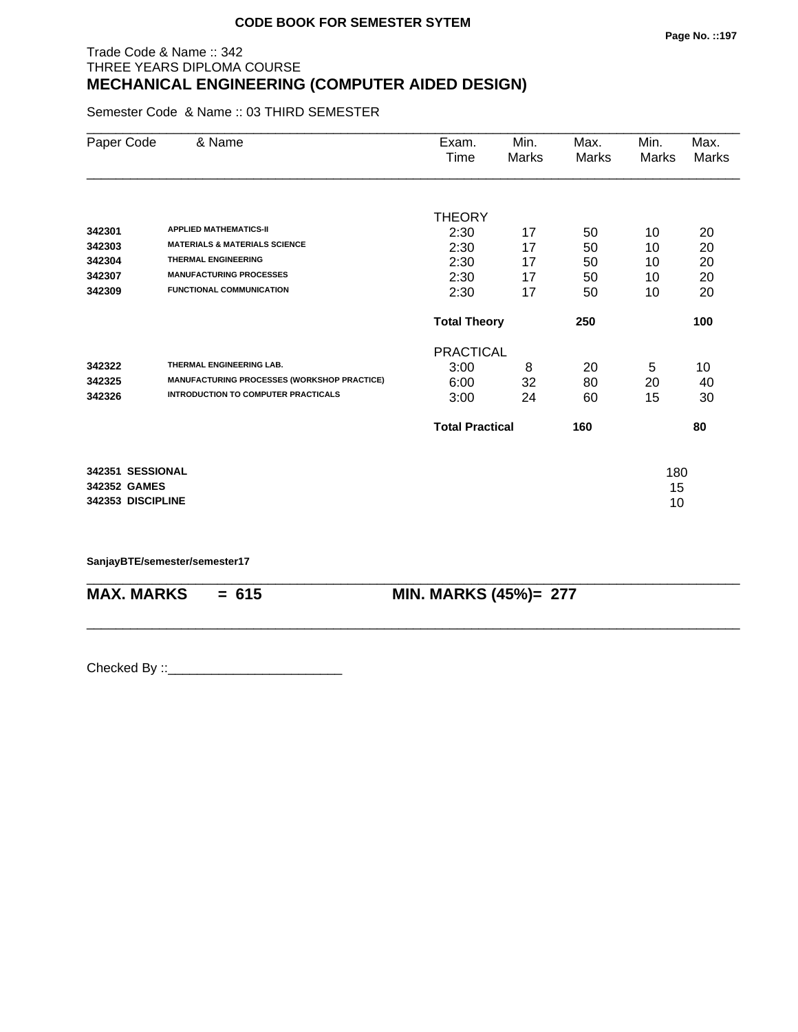**CODE BOOK FOR SEMESTER SYTEM**

Trade Code & Name :: 342
THREE YEARS DIPLOMA COURSE

# MECHANICAL ENGINEERING (COMPUTER AIDED DESIGN)

Semester Code & Name :: 03 THIRD SEMESTER

| Paper Code | & Name | Exam. Time | Min. Marks | Max. Marks | Min. Marks | Max. Marks |
|---|---|---|---|---|---|---|
| | | THEORY | | | | |
| 342301 | APPLIED MATHEMATICS-II | 2:30 | 17 | 50 | 10 | 20 |
| 342303 | MATERIALS & MATERIALS SCIENCE | 2:30 | 17 | 50 | 10 | 20 |
| 342304 | THERMAL ENGINEERING | 2:30 | 17 | 50 | 10 | 20 |
| 342307 | MANUFACTURING PROCESSES | 2:30 | 17 | 50 | 10 | 20 |
| 342309 | FUNCTIONAL COMMUNICATION | 2:30 | 17 | 50 | 10 | 20 |
| | | **Total Theory** | | **250** | | **100** |
| | | PRACTICAL | | | | |
| 342322 | THERMAL ENGINEERING LAB. | 3:00 | 8 | 20 | 5 | 10 |
| 342325 | MANUFACTURING PROCESSES (WORKSHOP PRACTICE) | 6:00 | 32 | 80 | 20 | 40 |
| 342326 | INTRODUCTION TO COMPUTER PRACTICALS | 3:00 | 24 | 60 | 15 | 30 |
| | | **Total Practical** | | **160** | | **80** |
| 342351 | SESSIONAL | | | | 180 | |
| 342352 | GAMES | | | | 15 | |
| 342353 | DISCIPLINE | | | | 10 | |

SanjayBTE/semester/semester17

**MAX. MARKS = 615 MIN. MARKS (45%)= 277**

Checked By ::________________________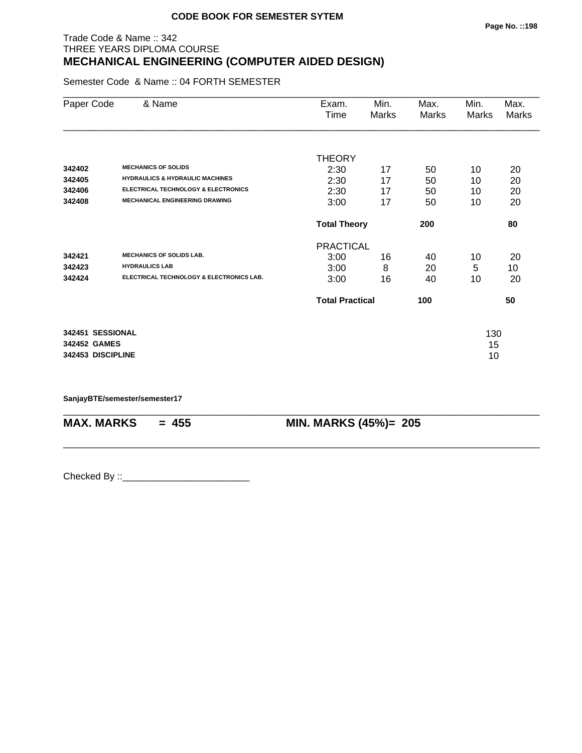**CODE BOOK FOR SEMESTER SYTEM**

Trade Code & Name :: 342
THREE YEARS DIPLOMA COURSE

# MECHANICAL ENGINEERING (COMPUTER AIDED DESIGN)

Semester Code & Name :: 04 FORTH SEMESTER

| Paper Code | & Name | Exam. Time | Min. Marks | Max. Marks | Min. Marks | Max. Marks |
|---|---|---|---|---|---|---|
| | | THEORY | | | | |
| 342402 | MECHANICS OF SOLIDS | 2:30 | 17 | 50 | 10 | 20 |
| 342405 | HYDRAULICS & HYDRAULIC MACHINES | 2:30 | 17 | 50 | 10 | 20 |
| 342406 | ELECTRICAL TECHNOLOGY & ELECTRONICS | 2:30 | 17 | 50 | 10 | 20 |
| 342408 | MECHANICAL ENGINEERING DRAWING | 3:00 | 17 | 50 | 10 | 20 |
| | | **Total Theory** | | **200** | | **80** |
| | | PRACTICAL | | | | |
| 342421 | MECHANICS OF SOLIDS LAB. | 3:00 | 16 | 40 | 10 | 20 |
| 342423 | HYDRAULICS LAB | 3:00 | 8 | 20 | 5 | 10 |
| 342424 | ELECTRICAL TECHNOLOGY & ELECTRONICS LAB. | 3:00 | 16 | 40 | 10 | 20 |
| | | **Total Practical** | | **100** | | **50** |
| **342451** | **SESSIONAL** | | | | 130 | |
| **342452** | **GAMES** | | | | 15 | |
| **342453** | **DISCIPLINE** | | | | 10 | |

**SanjayBTE/semester/semester17**

**MAX. MARKS = 455** **MIN. MARKS (45%)= 205**

Checked By ::________________________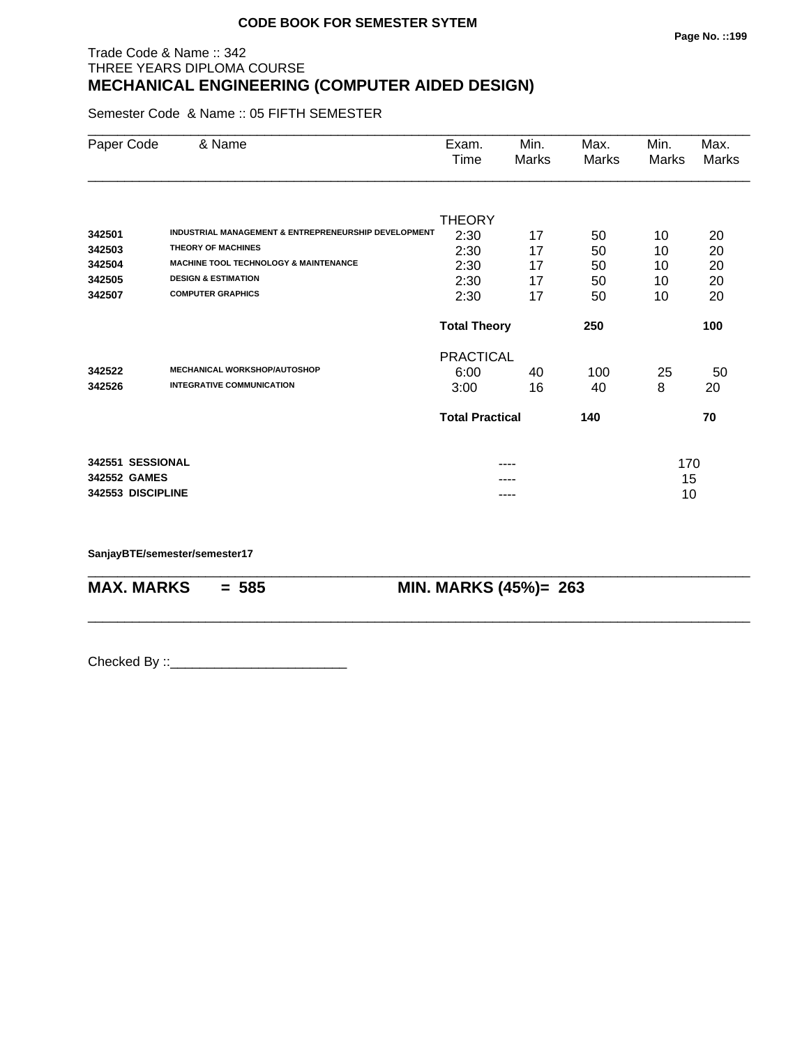**CODE BOOK FOR SEMESTER SYTEM**

Trade Code & Name :: 342
THREE YEARS DIPLOMA COURSE
## MECHANICAL ENGINEERING (COMPUTER AIDED DESIGN)

Semester Code & Name :: 05 FIFTH SEMESTER

| Paper Code | & Name | Exam. Time | Min. Marks | Max. Marks | Min. Marks | Max. Marks |
|---|---|---|---|---|---|---|
| | | THEORY | | | | |
| **342501** | **INDUSTRIAL MANAGEMENT & ENTREPRENEURSHIP DEVELOPMENT** | 2:30 | 17 | 50 | 10 | 20 |
| **342503** | **THEORY OF MACHINES** | 2:30 | 17 | 50 | 10 | 20 |
| **342504** | **MACHINE TOOL TECHNOLOGY & MAINTENANCE** | 2:30 | 17 | 50 | 10 | 20 |
| **342505** | **DESIGN & ESTIMATION** | 2:30 | 17 | 50 | 10 | 20 |
| **342507** | **COMPUTER GRAPHICS** | 2:30 | 17 | 50 | 10 | 20 |
| | | **Total Theory** | | **250** | | **100** |
| | | PRACTICAL | | | | |
| **342522** | **MECHANICAL WORKSHOP/AUTOSHOP** | 6:00 | 40 | 100 | 25 | 50 |
| **342526** | **INTEGRATIVE COMMUNICATION** | 3:00 | 16 | 40 | 8 | 20 |
| | | **Total Practical** | | **140** | | **70** |
| **342551** | **SESSIONAL** | | ---- | | 170 | |
| **342552** | **GAMES** | | ---- | | 15 | |
| **342553** | **DISCIPLINE** | | ---- | | 10 | |

**SanjayBTE/semester/semester17**

**MAX. MARKS = 585** **MIN. MARKS (45%)= 263**

Checked By ::________________________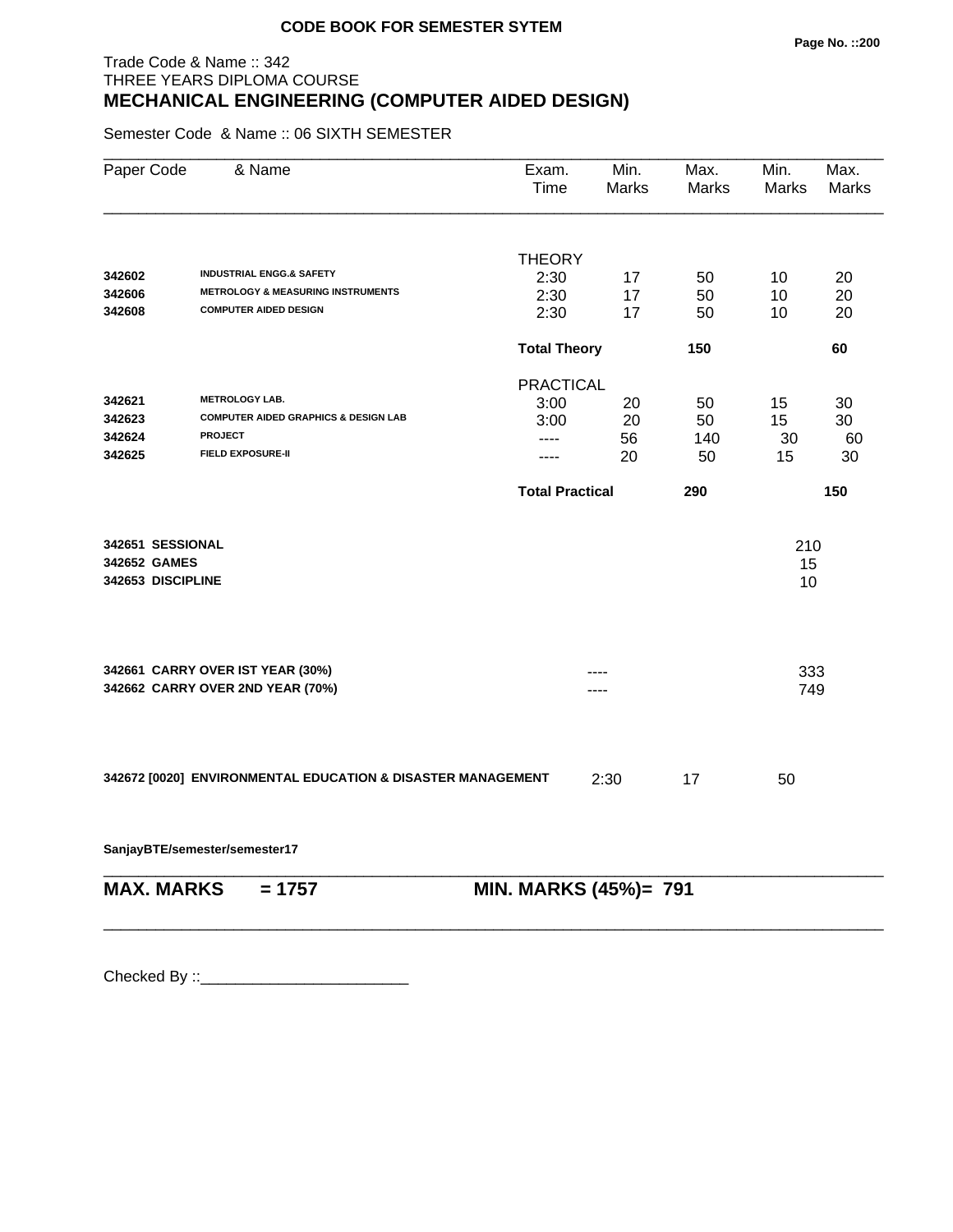**CODE BOOK FOR SEMESTER SYTEM**

Trade Code & Name :: 342
THREE YEARS DIPLOMA COURSE

# MECHANICAL ENGINEERING (COMPUTER AIDED DESIGN)

Semester Code & Name :: 06 SIXTH SEMESTER

| Paper Code | & Name | Exam. Time | Min. Marks | Max. Marks | Min. Marks | Max. Marks |
|---|---|---|---|---|---|---|
| | | THEORY | | | | |
| **342602** | **INDUSTRIAL ENGG.& SAFETY** | 2:30 | 17 | 50 | 10 | 20 |
| **342606** | **METROLOGY & MEASURING INSTRUMENTS** | 2:30 | 17 | 50 | 10 | 20 |
| **342608** | **COMPUTER AIDED DESIGN** | 2:30 | 17 | 50 | 10 | 20 |
| | | **Total Theory** | | **150** | | **60** |
| | | PRACTICAL | | | | |
| **342621** | **METROLOGY LAB.** | 3:00 | 20 | 50 | 15 | 30 |
| **342623** | **COMPUTER AIDED GRAPHICS & DESIGN LAB** | 3:00 | 20 | 50 | 15 | 30 |
| **342624** | **PROJECT** | ---- | 56 | 140 | 30 | 60 |
| **342625** | **FIELD EXPOSURE-II** | ---- | 20 | 50 | 15 | 30 |
| | | **Total Practical** | | **290** | | **150** |

| | |
|---|---|
| **342651 SESSIONAL** | 210 |
| **342652 GAMES** | 15 |
| **342653 DISCIPLINE** | 10 |

| | | |
|---|---|---|
| **342661 CARRY OVER IST YEAR (30%)** | ---- | 333 |
| **342662 CARRY OVER 2ND YEAR (70%)** | ---- | 749 |

| | Exam. Time | Min. Marks | Max. Marks |
|---|---|---|---|
| **342672 [0020] ENVIRONMENTAL EDUCATION & DISASTER MANAGEMENT** | 2:30 | 17 | 50 |

**SanjayBTE/semester/semester17**

**MAX. MARKS = 1757** **MIN. MARKS (45%)= 791**

Checked By ::________________________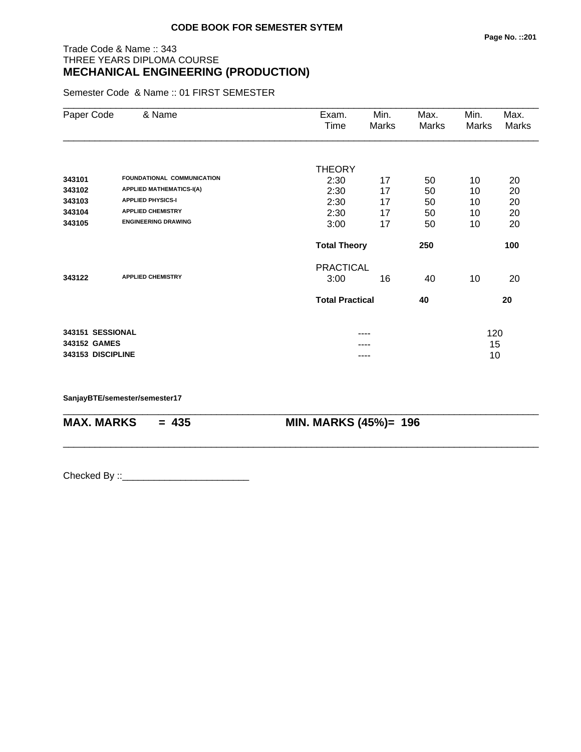**CODE BOOK FOR SEMESTER SYTEM**

Trade Code & Name :: 343
THREE YEARS DIPLOMA COURSE
## MECHANICAL ENGINEERING (PRODUCTION)

Semester Code & Name :: 01 FIRST SEMESTER

| Paper Code | & Name | Exam. Time | Min. Marks | Max. Marks | Min. Marks | Max. Marks |
|---|---|---|---|---|---|---|
| | | THEORY | | | | |
| **343101** | **FOUNDATIONAL COMMUNICATION** | 2:30 | 17 | 50 | 10 | 20 |
| **343102** | **APPLIED MATHEMATICS-I(A)** | 2:30 | 17 | 50 | 10 | 20 |
| **343103** | **APPLIED PHYSICS-I** | 2:30 | 17 | 50 | 10 | 20 |
| **343104** | **APPLIED CHEMISTRY** | 2:30 | 17 | 50 | 10 | 20 |
| **343105** | **ENGINEERING DRAWING** | 3:00 | 17 | 50 | 10 | 20 |
| | | **Total Theory** | | **250** | | **100** |
| | | PRACTICAL | | | | |
| **343122** | **APPLIED CHEMISTRY** | 3:00 | 16 | 40 | 10 | 20 |
| | | **Total Practical** | | **40** | | **20** |
| **343151** | **SESSIONAL** | | ---- | | 120 | |
| **343152** | **GAMES** | | ---- | | 15 | |
| **343153** | **DISCIPLINE** | | ---- | | 10 | |

**SanjayBTE/semester/semester17**

**MAX. MARKS = 435** **MIN. MARKS (45%)= 196**

Checked By ::________________________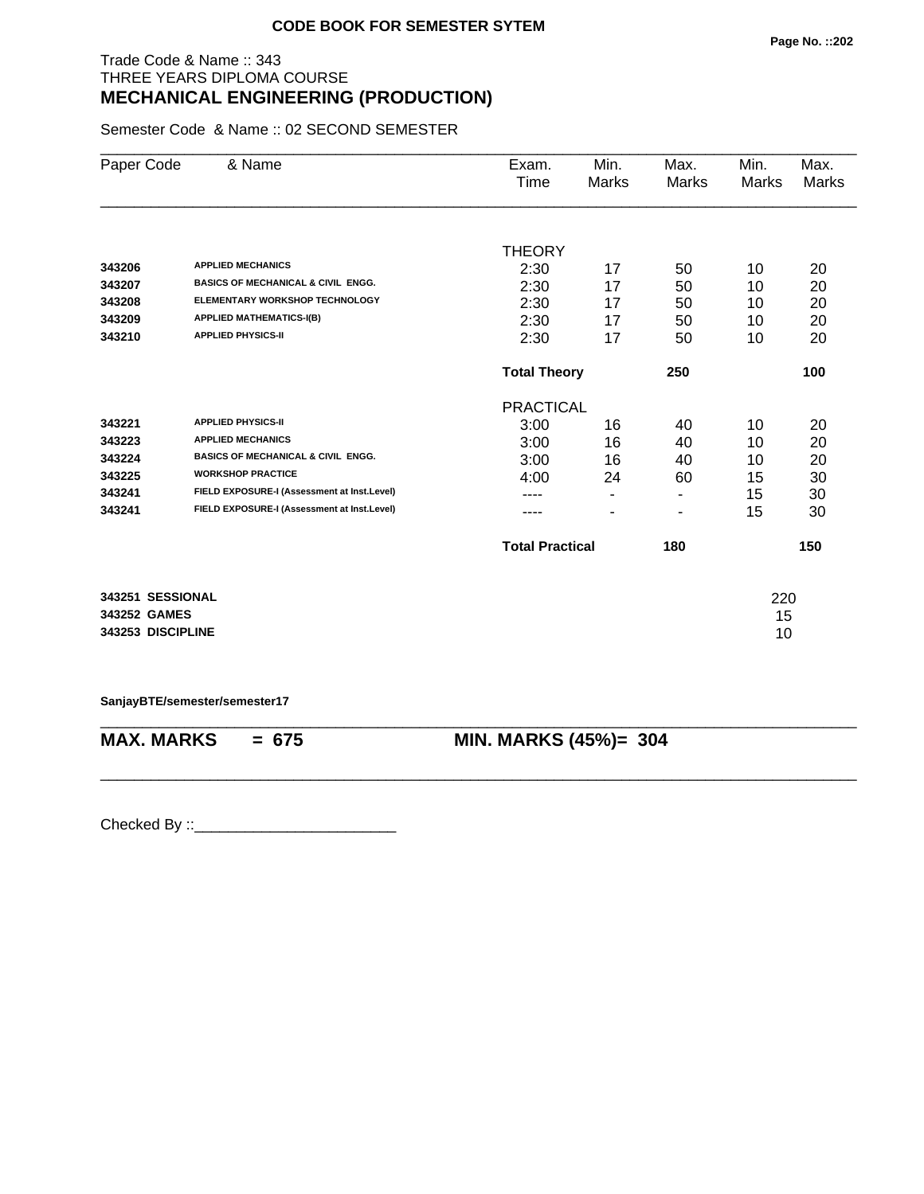**CODE BOOK FOR SEMESTER SYTEM**

Trade Code & Name :: 343
THREE YEARS DIPLOMA COURSE
## MECHANICAL ENGINEERING (PRODUCTION)

Semester Code & Name :: 02 SECOND SEMESTER

| Paper Code | & Name | Exam. Time | Min. Marks | Max. Marks | Min. Marks | Max. Marks |
|---|---|---|---|---|---|---|
| | | THEORY | | | | |
| **343206** | **APPLIED MECHANICS** | 2:30 | 17 | 50 | 10 | 20 |
| **343207** | **BASICS OF MECHANICAL & CIVIL ENGG.** | 2:30 | 17 | 50 | 10 | 20 |
| **343208** | **ELEMENTARY WORKSHOP TECHNOLOGY** | 2:30 | 17 | 50 | 10 | 20 |
| **343209** | **APPLIED MATHEMATICS-I(B)** | 2:30 | 17 | 50 | 10 | 20 |
| **343210** | **APPLIED PHYSICS-II** | 2:30 | 17 | 50 | 10 | 20 |
| | | **Total Theory** | | **250** | | **100** |
| | | PRACTICAL | | | | |
| **343221** | **APPLIED PHYSICS-II** | 3:00 | 16 | 40 | 10 | 20 |
| **343223** | **APPLIED MECHANICS** | 3:00 | 16 | 40 | 10 | 20 |
| **343224** | **BASICS OF MECHANICAL & CIVIL ENGG.** | 3:00 | 16 | 40 | 10 | 20 |
| **343225** | **WORKSHOP PRACTICE** | 4:00 | 24 | 60 | 15 | 30 |
| **343241** | **FIELD EXPOSURE-I (Assessment at Inst.Level)** | ---- | - | - | 15 | 30 |
| **343241** | **FIELD EXPOSURE-I (Assessment at Inst.Level)** | ---- | - | - | 15 | 30 |
| | | **Total Practical** | | **180** | | **150** |

| | |
|---|---|
| **343251 SESSIONAL** | 220 |
| **343252 GAMES** | 15 |
| **343253 DISCIPLINE** | 10 |

**SanjayBTE/semester/semester17**

**MAX. MARKS = 675** **MIN. MARKS (45%)= 304**

Checked By ::________________________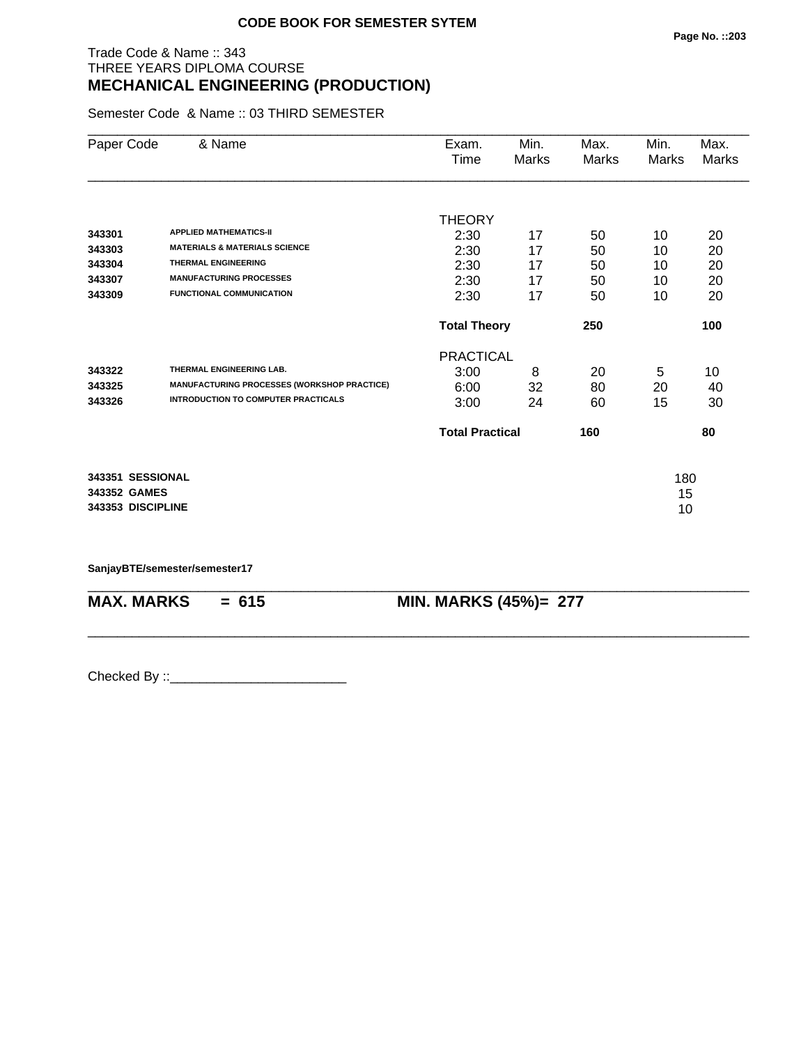**CODE BOOK FOR SEMESTER SYTEM**

Trade Code & Name :: 343
THREE YEARS DIPLOMA COURSE

# MECHANICAL ENGINEERING (PRODUCTION)

Semester Code & Name :: 03 THIRD SEMESTER

| Paper Code | & Name | Exam. Time | Min. Marks | Max. Marks | Min. Marks | Max. Marks |
|---|---|---|---|---|---|---|
| | | THEORY | | | | |
| 343301 | APPLIED MATHEMATICS-II | 2:30 | 17 | 50 | 10 | 20 |
| 343303 | MATERIALS & MATERIALS SCIENCE | 2:30 | 17 | 50 | 10 | 20 |
| 343304 | THERMAL ENGINEERING | 2:30 | 17 | 50 | 10 | 20 |
| 343307 | MANUFACTURING PROCESSES | 2:30 | 17 | 50 | 10 | 20 |
| 343309 | FUNCTIONAL COMMUNICATION | 2:30 | 17 | 50 | 10 | 20 |
| | | **Total Theory** | | **250** | | **100** |
| | | PRACTICAL | | | | |
| 343322 | THERMAL ENGINEERING LAB. | 3:00 | 8 | 20 | 5 | 10 |
| 343325 | MANUFACTURING PROCESSES (WORKSHOP PRACTICE) | 6:00 | 32 | 80 | 20 | 40 |
| 343326 | INTRODUCTION TO COMPUTER PRACTICALS | 3:00 | 24 | 60 | 15 | 30 |
| | | **Total Practical** | | **160** | | **80** |

| | | |
|---|---|---|
| 343351 | SESSIONAL | 180 |
| 343352 | GAMES | 15 |
| 343353 | DISCIPLINE | 10 |

**SanjayBTE/semester/semester17**

**MAX. MARKS = 615** **MIN. MARKS (45%)= 277**

Checked By ::________________________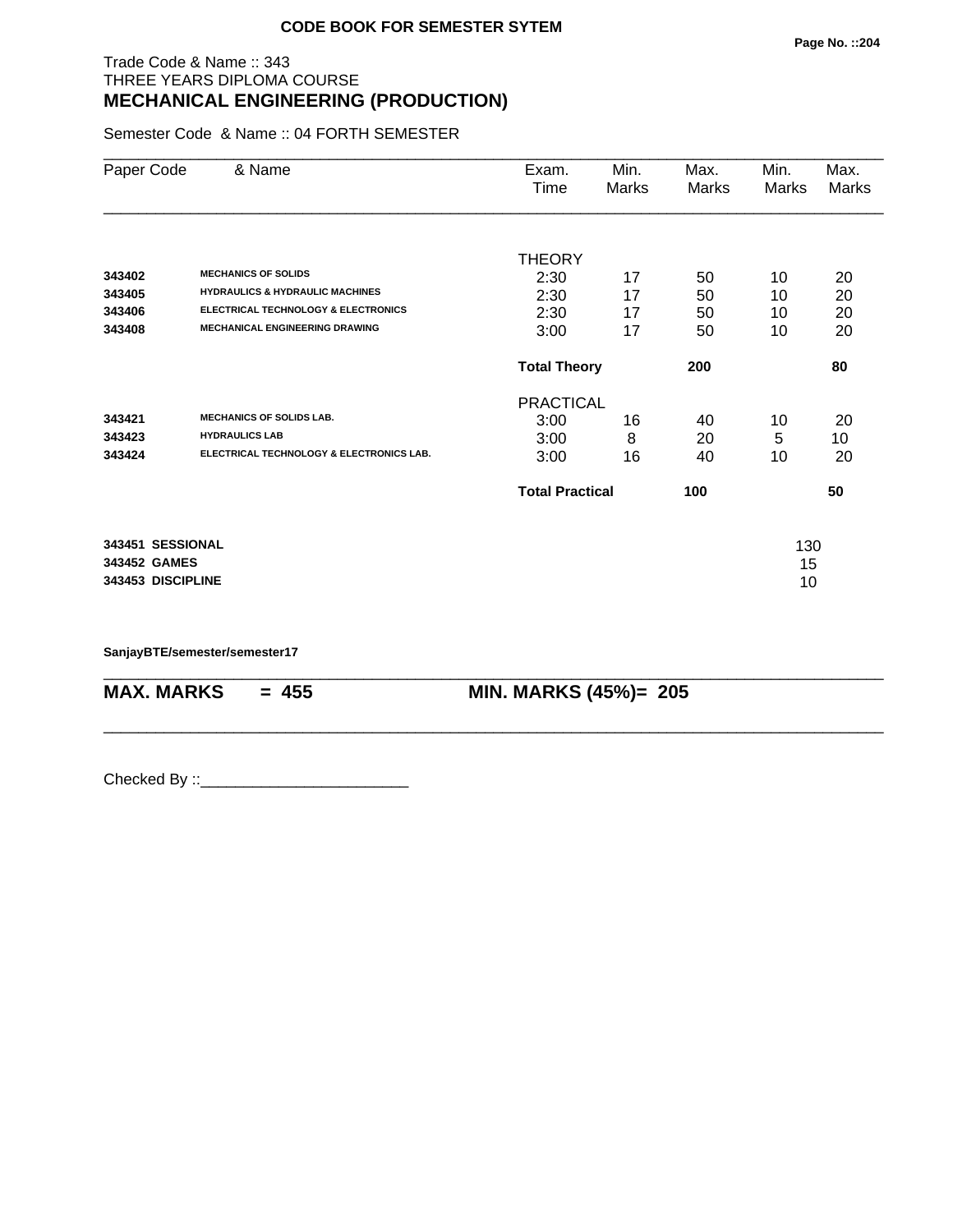**CODE BOOK FOR SEMESTER SYTEM**

Trade Code & Name :: 343
THREE YEARS DIPLOMA COURSE

## MECHANICAL ENGINEERING (PRODUCTION)

Semester Code & Name :: 04 FORTH SEMESTER

| Paper Code | & Name | Exam. Time | Min. Marks | Max. Marks | Min. Marks | Max. Marks |
|---|---|---|---|---|---|---|
| | | THEORY | | | | |
| 343402 | MECHANICS OF SOLIDS | 2:30 | 17 | 50 | 10 | 20 |
| 343405 | HYDRAULICS & HYDRAULIC MACHINES | 2:30 | 17 | 50 | 10 | 20 |
| 343406 | ELECTRICAL TECHNOLOGY & ELECTRONICS | 2:30 | 17 | 50 | 10 | 20 |
| 343408 | MECHANICAL ENGINEERING DRAWING | 3:00 | 17 | 50 | 10 | 20 |
| | | **Total Theory** | | **200** | | **80** |
| | | PRACTICAL | | | | |
| 343421 | MECHANICS OF SOLIDS LAB. | 3:00 | 16 | 40 | 10 | 20 |
| 343423 | HYDRAULICS LAB | 3:00 | 8 | 20 | 5 | 10 |
| 343424 | ELECTRICAL TECHNOLOGY & ELECTRONICS LAB. | 3:00 | 16 | 40 | 10 | 20 |
| | | **Total Practical** | | **100** | | **50** |
| **343451** | **SESSIONAL** | | | | 130 | |
| **343452** | **GAMES** | | | | 15 | |
| **343453** | **DISCIPLINE** | | | | 10 | |

**SanjayBTE/semester/semester17**

**MAX. MARKS = 455** **MIN. MARKS (45%)= 205**

Checked By ::________________________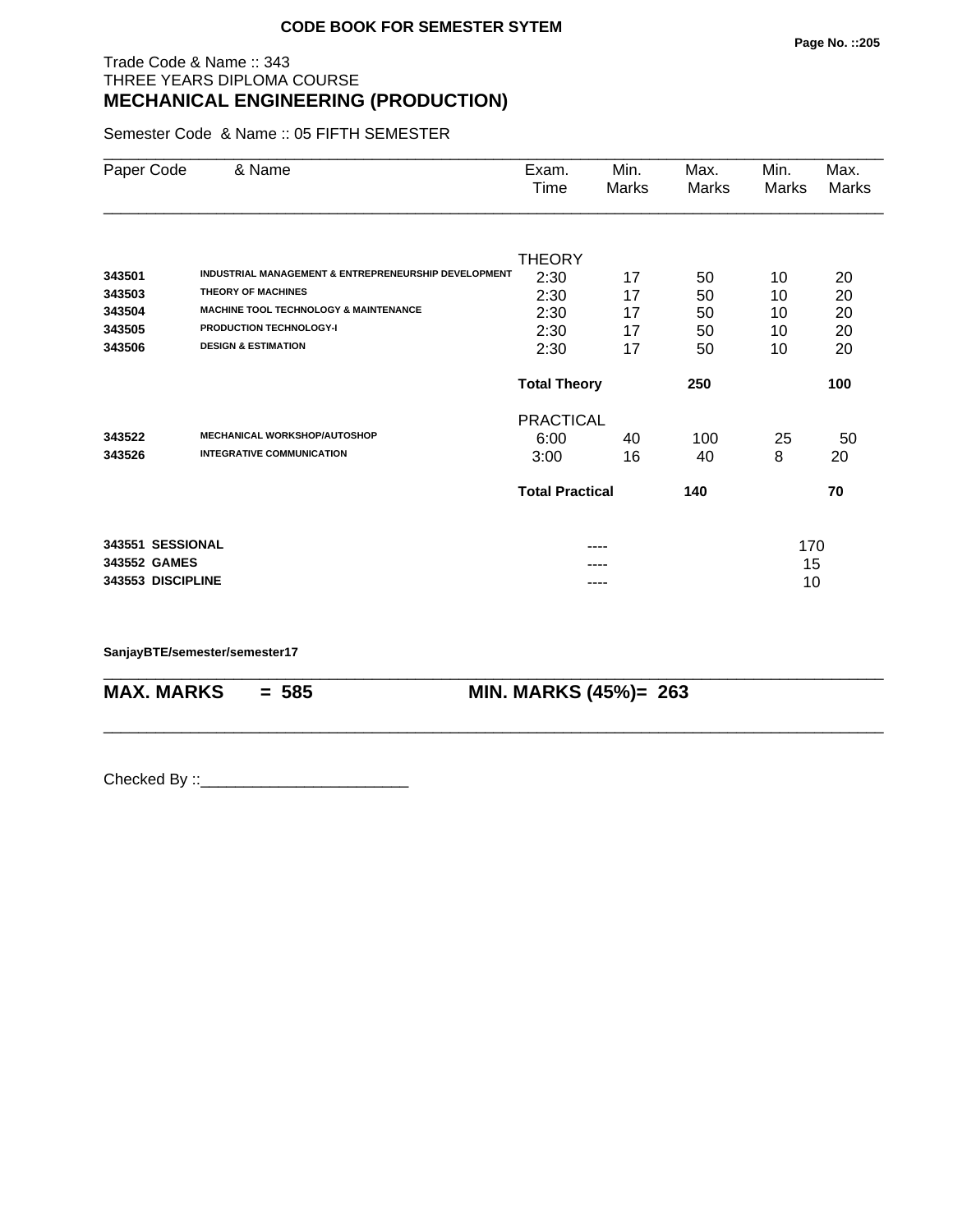**CODE BOOK FOR SEMESTER SYTEM**

Trade Code & Name :: 343
THREE YEARS DIPLOMA COURSE
## MECHANICAL ENGINEERING (PRODUCTION)

Semester Code & Name :: 05 FIFTH SEMESTER

| Paper Code | & Name | Exam. Time | Min. Marks | Max. Marks | Min. Marks | Max. Marks |
|---|---|---|---|---|---|---|
| | | THEORY | | | | |
| **343501** | **INDUSTRIAL MANAGEMENT & ENTREPRENEURSHIP DEVELOPMENT** | 2:30 | 17 | 50 | 10 | 20 |
| **343503** | **THEORY OF MACHINES** | 2:30 | 17 | 50 | 10 | 20 |
| **343504** | **MACHINE TOOL TECHNOLOGY & MAINTENANCE** | 2:30 | 17 | 50 | 10 | 20 |
| **343505** | **PRODUCTION TECHNOLOGY-I** | 2:30 | 17 | 50 | 10 | 20 |
| **343506** | **DESIGN & ESTIMATION** | 2:30 | 17 | 50 | 10 | 20 |
| | | **Total Theory** | | **250** | | **100** |
| | | PRACTICAL | | | | |
| **343522** | **MECHANICAL WORKSHOP/AUTOSHOP** | 6:00 | 40 | 100 | 25 | 50 |
| **343526** | **INTEGRATIVE COMMUNICATION** | 3:00 | 16 | 40 | 8 | 20 |
| | | **Total Practical** | | **140** | | **70** |
| **343551** | **SESSIONAL** | | ---- | | 170 | |
| **343552** | **GAMES** | | ---- | | 15 | |
| **343553** | **DISCIPLINE** | | ---- | | 10 | |

**SanjayBTE/semester/semester17**

**MAX. MARKS = 585** **MIN. MARKS (45%)= 263**

Checked By ::________________________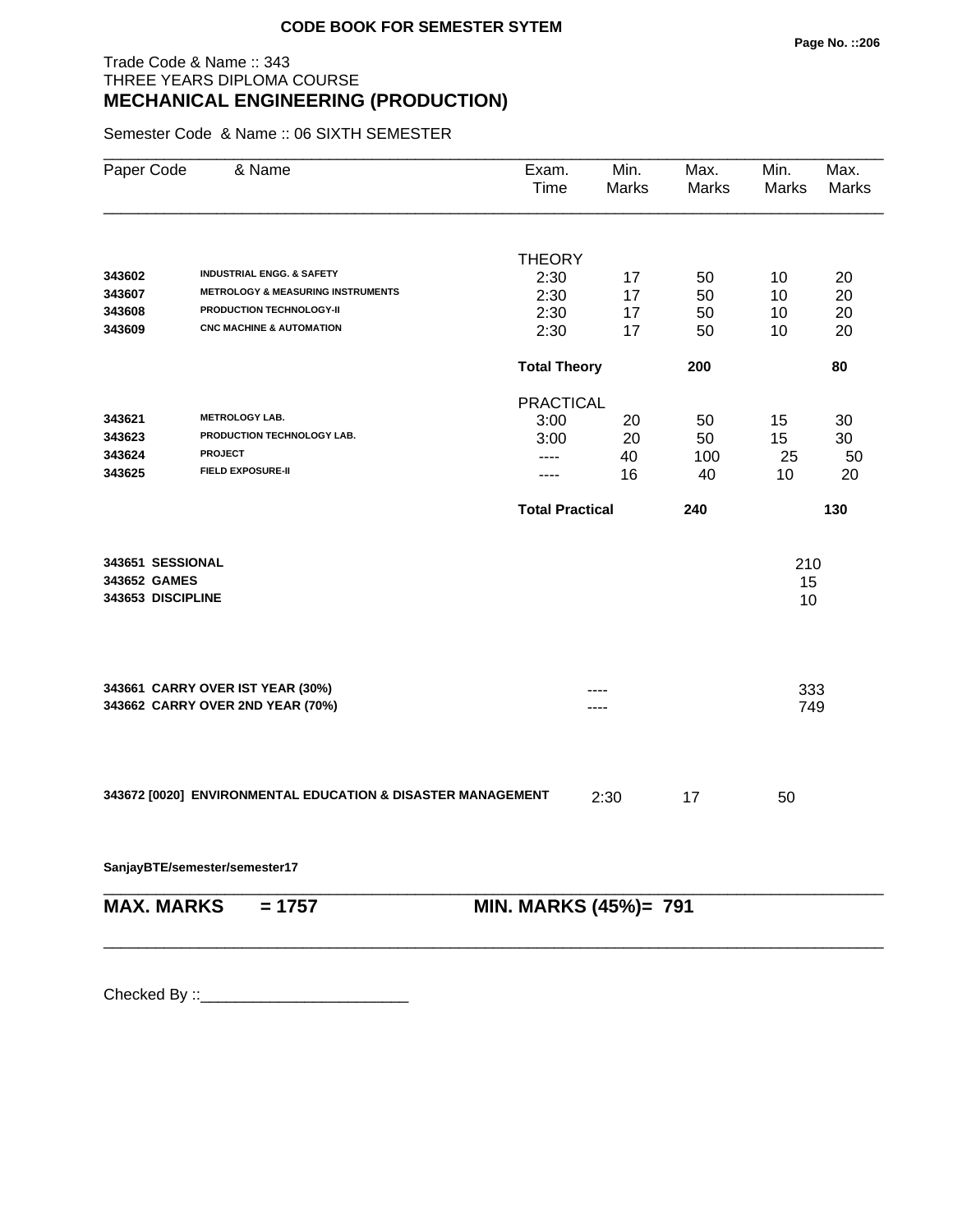**CODE BOOK FOR SEMESTER SYTEM**

Trade Code & Name :: 343
THREE YEARS DIPLOMA COURSE
## MECHANICAL ENGINEERING (PRODUCTION)

Semester Code & Name :: 06 SIXTH SEMESTER

| Paper Code | & Name | Exam. Time | Min. Marks | Max. Marks | Min. Marks | Max. Marks |
|---|---|---|---|---|---|---|
| | | THEORY | | | | |
| 343602 | INDUSTRIAL ENGG. & SAFETY | 2:30 | 17 | 50 | 10 | 20 |
| 343607 | METROLOGY & MEASURING INSTRUMENTS | 2:30 | 17 | 50 | 10 | 20 |
| 343608 | PRODUCTION TECHNOLOGY-II | 2:30 | 17 | 50 | 10 | 20 |
| 343609 | CNC MACHINE & AUTOMATION | 2:30 | 17 | 50 | 10 | 20 |
| | | **Total Theory** | | **200** | | **80** |
| | | PRACTICAL | | | | |
| 343621 | METROLOGY LAB. | 3:00 | 20 | 50 | 15 | 30 |
| 343623 | PRODUCTION TECHNOLOGY LAB. | 3:00 | 20 | 50 | 15 | 30 |
| 343624 | PROJECT | ---- | 40 | 100 | 25 | 50 |
| 343625 | FIELD EXPOSURE-II | ---- | 16 | 40 | 10 | 20 |
| | | **Total Practical** | | **240** | | **130** |

| | |
|---|---|
| **343651 SESSIONAL** | 210 |
| **343652 GAMES** | 15 |
| **343653 DISCIPLINE** | 10 |

| | | |
|---|---|---|
| **343661 CARRY OVER IST YEAR (30%)** | ---- | 333 |
| **343662 CARRY OVER 2ND YEAR (70%)** | ---- | 749 |

| | | | |
|---|---|---|---|
| **343672 [0020] ENVIRONMENTAL EDUCATION & DISASTER MANAGEMENT** | 2:30 | 17 | 50 |

**SanjayBTE/semester/semester17**

**MAX. MARKS = 1757** **MIN. MARKS (45%)= 791**

Checked By ::________________________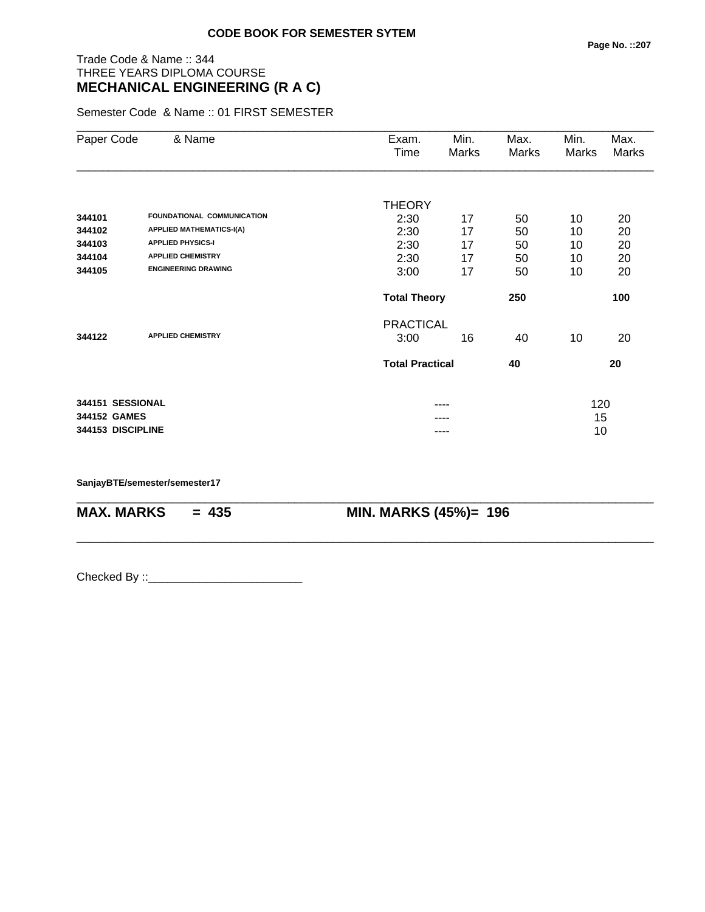**CODE BOOK FOR SEMESTER SYTEM**

Trade Code & Name :: 344
THREE YEARS DIPLOMA COURSE
**MECHANICAL ENGINEERING (R A C)**

Semester Code & Name :: 01 FIRST SEMESTER

| Paper Code | & Name | Exam. Time | Min. Marks | Max. Marks | Min. Marks | Max. Marks |
|---|---|---|---|---|---|---|
| | | THEORY | | | | |
| **344101** | **FOUNDATIONAL COMMUNICATION** | 2:30 | 17 | 50 | 10 | 20 |
| **344102** | **APPLIED MATHEMATICS-I(A)** | 2:30 | 17 | 50 | 10 | 20 |
| **344103** | **APPLIED PHYSICS-I** | 2:30 | 17 | 50 | 10 | 20 |
| **344104** | **APPLIED CHEMISTRY** | 2:30 | 17 | 50 | 10 | 20 |
| **344105** | **ENGINEERING DRAWING** | 3:00 | 17 | 50 | 10 | 20 |
| | | **Total Theory** | | **250** | | **100** |
| | | PRACTICAL | | | | |
| **344122** | **APPLIED CHEMISTRY** | 3:00 | 16 | 40 | 10 | 20 |
| | | **Total Practical** | | **40** | | **20** |
| **344151** | **SESSIONAL** | | ---- | | 120 | |
| **344152** | **GAMES** | | ---- | | 15 | |
| **344153** | **DISCIPLINE** | | ---- | | 10 | |

**SanjayBTE/semester/semester17**

**MAX. MARKS = 435** **MIN. MARKS (45%)= 196**

Checked By ::________________________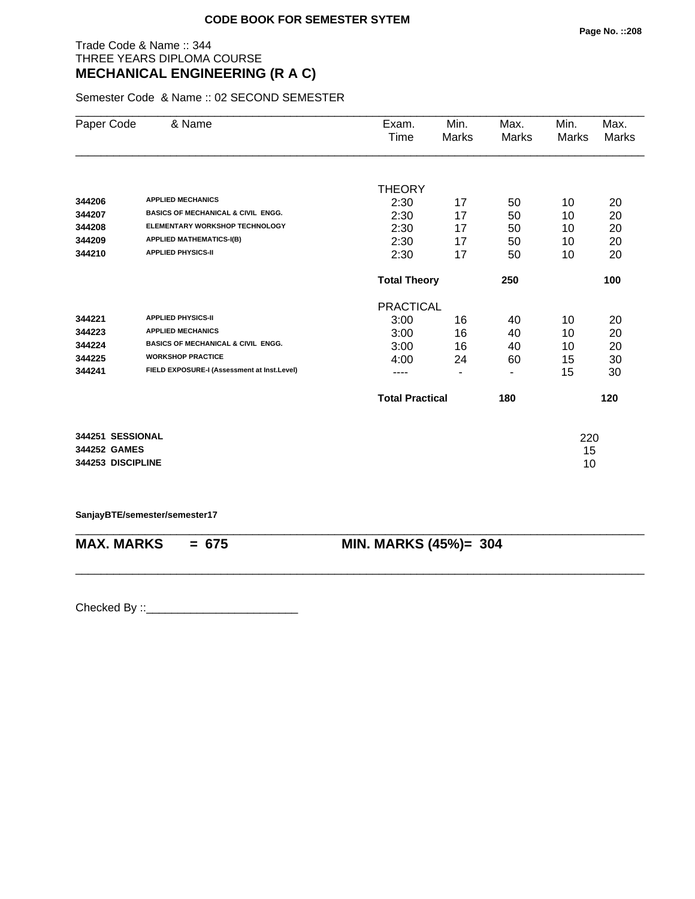**CODE BOOK FOR SEMESTER SYTEM**

Trade Code & Name :: 344
THREE YEARS DIPLOMA COURSE
## MECHANICAL ENGINEERING (R A C)

Semester Code & Name :: 02 SECOND SEMESTER

| Paper Code | & Name | Exam. Time | Min. Marks | Max. Marks | Min. Marks | Max. Marks |
|---|---|---|---|---|---|---|
| | | THEORY | | | | |
| 344206 | APPLIED MECHANICS | 2:30 | 17 | 50 | 10 | 20 |
| 344207 | BASICS OF MECHANICAL & CIVIL ENGG. | 2:30 | 17 | 50 | 10 | 20 |
| 344208 | ELEMENTARY WORKSHOP TECHNOLOGY | 2:30 | 17 | 50 | 10 | 20 |
| 344209 | APPLIED MATHEMATICS-I(B) | 2:30 | 17 | 50 | 10 | 20 |
| 344210 | APPLIED PHYSICS-II | 2:30 | 17 | 50 | 10 | 20 |
| | | **Total Theory** | | **250** | | **100** |
| | | PRACTICAL | | | | |
| 344221 | APPLIED PHYSICS-II | 3:00 | 16 | 40 | 10 | 20 |
| 344223 | APPLIED MECHANICS | 3:00 | 16 | 40 | 10 | 20 |
| 344224 | BASICS OF MECHANICAL & CIVIL ENGG. | 3:00 | 16 | 40 | 10 | 20 |
| 344225 | WORKSHOP PRACTICE | 4:00 | 24 | 60 | 15 | 30 |
| 344241 | FIELD EXPOSURE-I (Assessment at Inst.Level) | ---- | - | - | 15 | 30 |
| | | **Total Practical** | | **180** | | **120** |

| | |
|---|---|
| **344251 SESSIONAL** | 220 |
| **344252 GAMES** | 15 |
| **344253 DISCIPLINE** | 10 |

**SanjayBTE/semester/semester17**

**MAX. MARKS = 675** **MIN. MARKS (45%)= 304**

Checked By ::________________________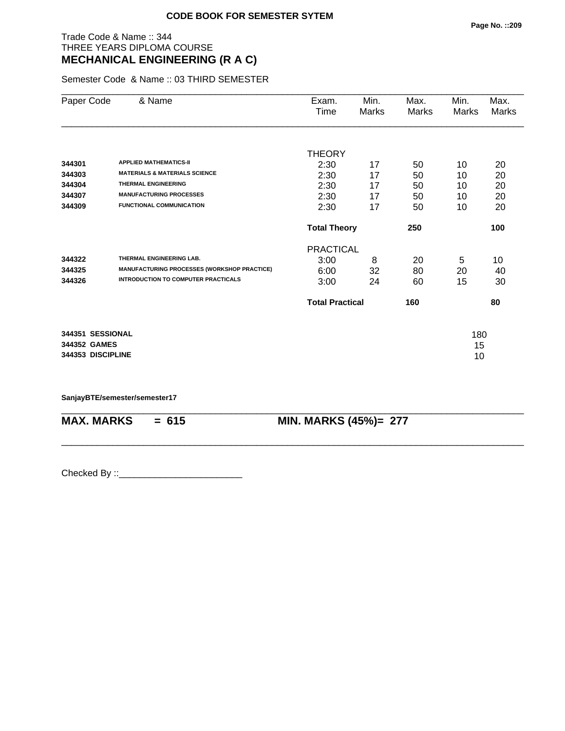**CODE BOOK FOR SEMESTER SYTEM**

Trade Code & Name :: 344
THREE YEARS DIPLOMA COURSE
## MECHANICAL ENGINEERING (R A C)

Semester Code & Name :: 03 THIRD SEMESTER

| Paper Code | & Name | Exam. Time | Min. Marks | Max. Marks | Min. Marks | Max. Marks |
|---|---|---|---|---|---|---|
| | | THEORY | | | | |
| 344301 | APPLIED MATHEMATICS-II | 2:30 | 17 | 50 | 10 | 20 |
| 344303 | MATERIALS & MATERIALS SCIENCE | 2:30 | 17 | 50 | 10 | 20 |
| 344304 | THERMAL ENGINEERING | 2:30 | 17 | 50 | 10 | 20 |
| 344307 | MANUFACTURING PROCESSES | 2:30 | 17 | 50 | 10 | 20 |
| 344309 | FUNCTIONAL COMMUNICATION | 2:30 | 17 | 50 | 10 | 20 |
| | | **Total Theory** | | **250** | | **100** |
| | | PRACTICAL | | | | |
| 344322 | THERMAL ENGINEERING LAB. | 3:00 | 8 | 20 | 5 | 10 |
| 344325 | MANUFACTURING PROCESSES (WORKSHOP PRACTICE) | 6:00 | 32 | 80 | 20 | 40 |
| 344326 | INTRODUCTION TO COMPUTER PRACTICALS | 3:00 | 24 | 60 | 15 | 30 |
| | | **Total Practical** | | **160** | | **80** |
| 344351 | SESSIONAL | | | | 180 | |
| 344352 | GAMES | | | | 15 | |
| 344353 | DISCIPLINE | | | | 10 | |

**SanjayBTE/semester/semester17**

**MAX. MARKS = 615** **MIN. MARKS (45%)= 277**

Checked By ::________________________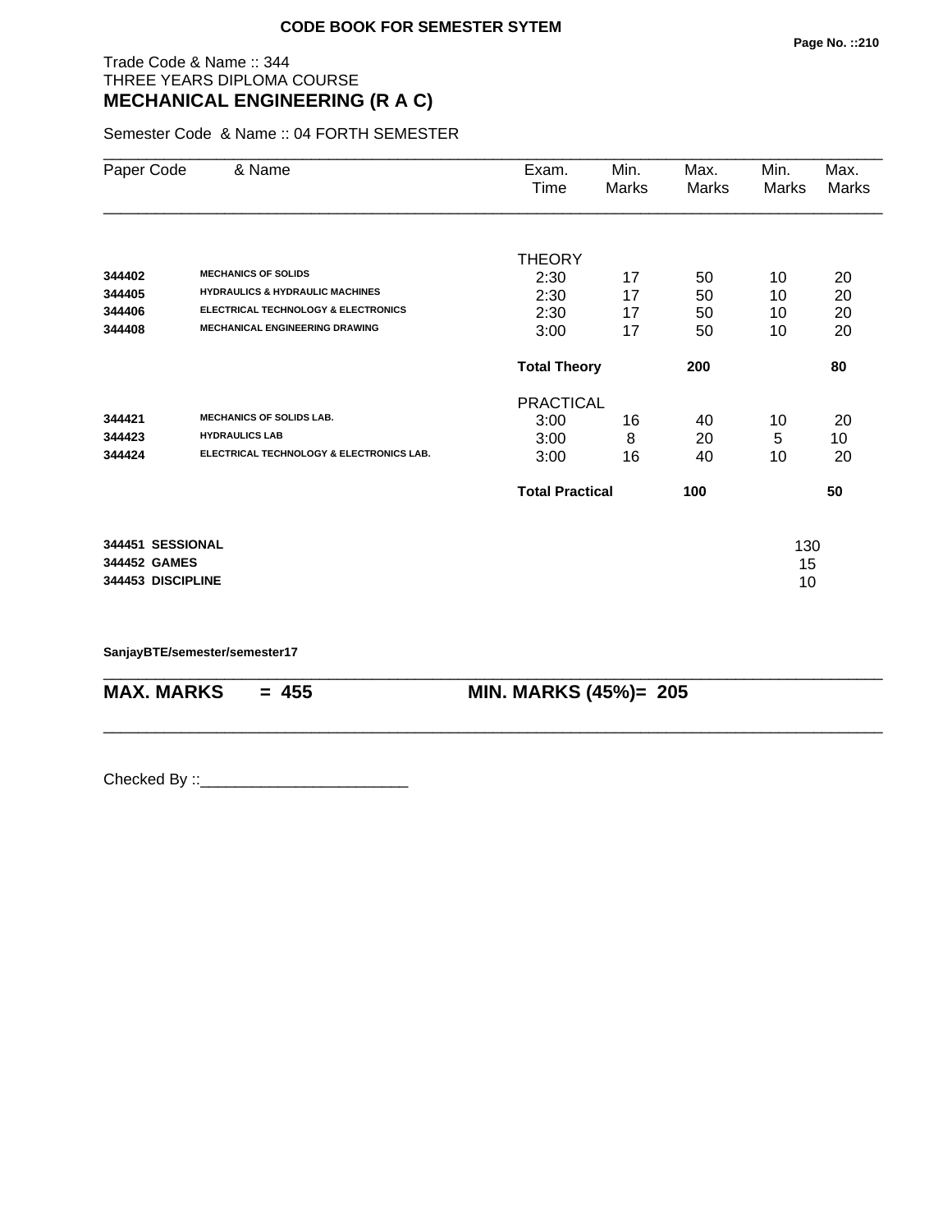**CODE BOOK FOR SEMESTER SYTEM**

Trade Code & Name :: 344
THREE YEARS DIPLOMA COURSE

## MECHANICAL ENGINEERING (R A C)

Semester Code & Name :: 04 FORTH SEMESTER

| Paper Code | & Name | Exam. Time | Min. Marks | Max. Marks | Min. Marks | Max. Marks |
|---|---|---|---|---|---|---|
| | | THEORY | | | | |
| 344402 | MECHANICS OF SOLIDS | 2:30 | 17 | 50 | 10 | 20 |
| 344405 | HYDRAULICS & HYDRAULIC MACHINES | 2:30 | 17 | 50 | 10 | 20 |
| 344406 | ELECTRICAL TECHNOLOGY & ELECTRONICS | 2:30 | 17 | 50 | 10 | 20 |
| 344408 | MECHANICAL ENGINEERING DRAWING | 3:00 | 17 | 50 | 10 | 20 |
| | | **Total Theory** | | **200** | | **80** |
| | | PRACTICAL | | | | |
| 344421 | MECHANICS OF SOLIDS LAB. | 3:00 | 16 | 40 | 10 | 20 |
| 344423 | HYDRAULICS LAB | 3:00 | 8 | 20 | 5 | 10 |
| 344424 | ELECTRICAL TECHNOLOGY & ELECTRONICS LAB. | 3:00 | 16 | 40 | 10 | 20 |
| | | **Total Practical** | | **100** | | **50** |
| **344451** | **SESSIONAL** | | | | 130 | |
| **344452** | **GAMES** | | | | 15 | |
| **344453** | **DISCIPLINE** | | | | 10 | |

**SanjayBTE/semester/semester17**

**MAX. MARKS = 455** **MIN. MARKS (45%)= 205**

Checked By ::________________________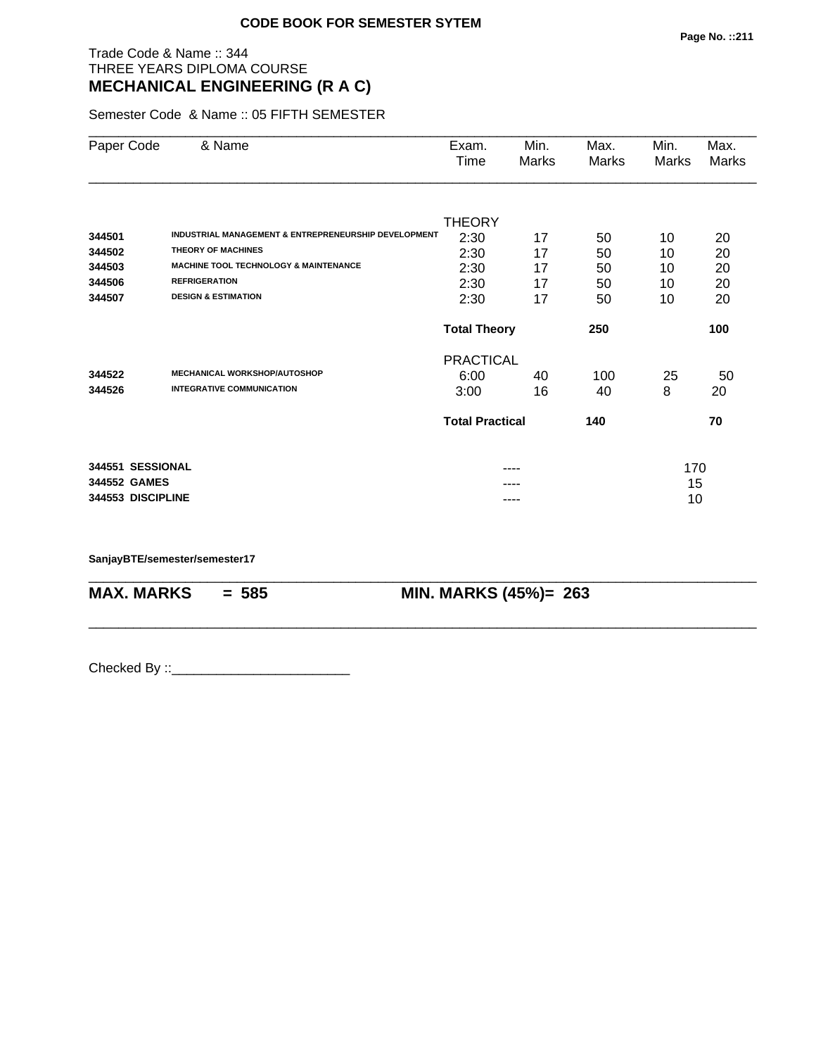**CODE BOOK FOR SEMESTER SYTEM**

Trade Code & Name :: 344
THREE YEARS DIPLOMA COURSE

## MECHANICAL ENGINEERING (R A C)

Semester Code & Name :: 05 FIFTH SEMESTER

| Paper Code | & Name | Exam. Time | Min. Marks | Max. Marks | Min. Marks | Max. Marks |
|---|---|---|---|---|---|---|
| | | THEORY | | | | |
| 344501 | INDUSTRIAL MANAGEMENT & ENTREPRENEURSHIP DEVELOPMENT | 2:30 | 17 | 50 | 10 | 20 |
| 344502 | THEORY OF MACHINES | 2:30 | 17 | 50 | 10 | 20 |
| 344503 | MACHINE TOOL TECHNOLOGY & MAINTENANCE | 2:30 | 17 | 50 | 10 | 20 |
| 344506 | REFRIGERATION | 2:30 | 17 | 50 | 10 | 20 |
| 344507 | DESIGN & ESTIMATION | 2:30 | 17 | 50 | 10 | 20 |
| | | **Total Theory** | | **250** | | **100** |
| | | PRACTICAL | | | | |
| 344522 | MECHANICAL WORKSHOP/AUTOSHOP | 6:00 | 40 | 100 | 25 | 50 |
| 344526 | INTEGRATIVE COMMUNICATION | 3:00 | 16 | 40 | 8 | 20 |
| | | **Total Practical** | | **140** | | **70** |
| **344551** | **SESSIONAL** | | ---- | | 170 | |
| **344552** | **GAMES** | | ---- | | 15 | |
| **344553** | **DISCIPLINE** | | ---- | | 10 | |

**SanjayBTE/semester/semester17**

**MAX. MARKS = 585** **MIN. MARKS (45%)= 263**

Checked By ::________________________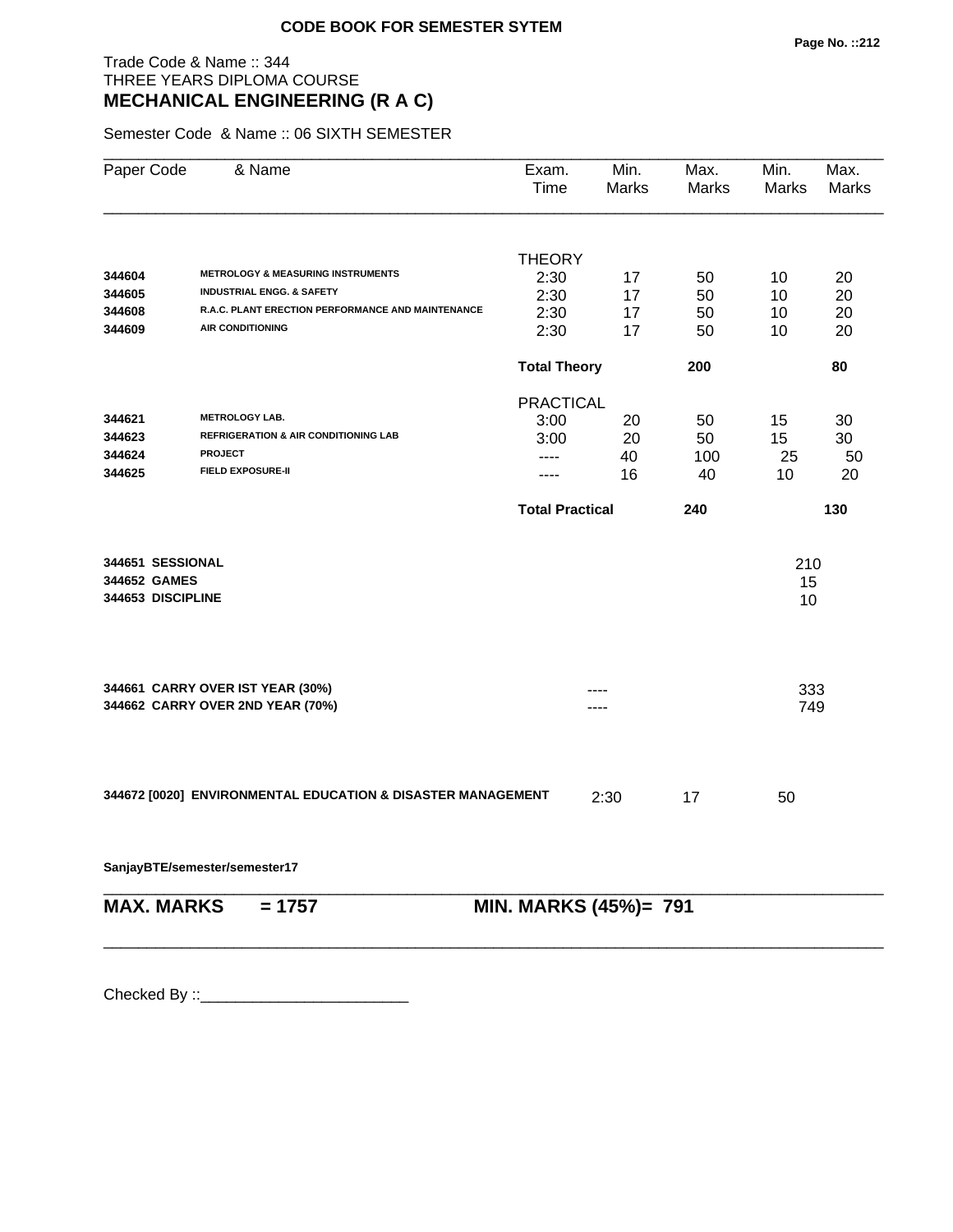**CODE BOOK FOR SEMESTER SYTEM**

Trade Code & Name :: 344
THREE YEARS DIPLOMA COURSE
## MECHANICAL ENGINEERING (R A C)

Semester Code & Name :: 06 SIXTH SEMESTER

| Paper Code | & Name | Exam. Time | Min. Marks | Max. Marks | Min. Marks | Max. Marks |
|---|---|---|---|---|---|---|
| | | THEORY | | | | |
| **344604** | **METROLOGY & MEASURING INSTRUMENTS** | 2:30 | 17 | 50 | 10 | 20 |
| **344605** | **INDUSTRIAL ENGG. & SAFETY** | 2:30 | 17 | 50 | 10 | 20 |
| **344608** | **R.A.C. PLANT ERECTION PERFORMANCE AND MAINTENANCE** | 2:30 | 17 | 50 | 10 | 20 |
| **344609** | **AIR CONDITIONING** | 2:30 | 17 | 50 | 10 | 20 |
| | | **Total Theory** | | **200** | | **80** |
| | | PRACTICAL | | | | |
| **344621** | **METROLOGY LAB.** | 3:00 | 20 | 50 | 15 | 30 |
| **344623** | **REFRIGERATION & AIR CONDITIONING LAB** | 3:00 | 20 | 50 | 15 | 30 |
| **344624** | **PROJECT** | ---- | 40 | 100 | 25 | 50 |
| **344625** | **FIELD EXPOSURE-II** | ---- | 16 | 40 | 10 | 20 |
| | | **Total Practical** | | **240** | | **130** |

| | | |
|---|---|---|
| **344651 SESSIONAL** | | 210 |
| **344652 GAMES** | | 15 |
| **344653 DISCIPLINE** | | 10 |

| | | |
|---|---|---|
| **344661 CARRY OVER IST YEAR (30%)** | ---- | 333 |
| **344662 CARRY OVER 2ND YEAR (70%)** | ---- | 749 |

| | | | |
|---|---|---|---|
| **344672 [0020] ENVIRONMENTAL EDUCATION & DISASTER MANAGEMENT** | 2:30 | 17 | 50 |

**SanjayBTE/semester/semester17**

**MAX. MARKS = 1757** **MIN. MARKS (45%)= 791**

Checked By ::________________________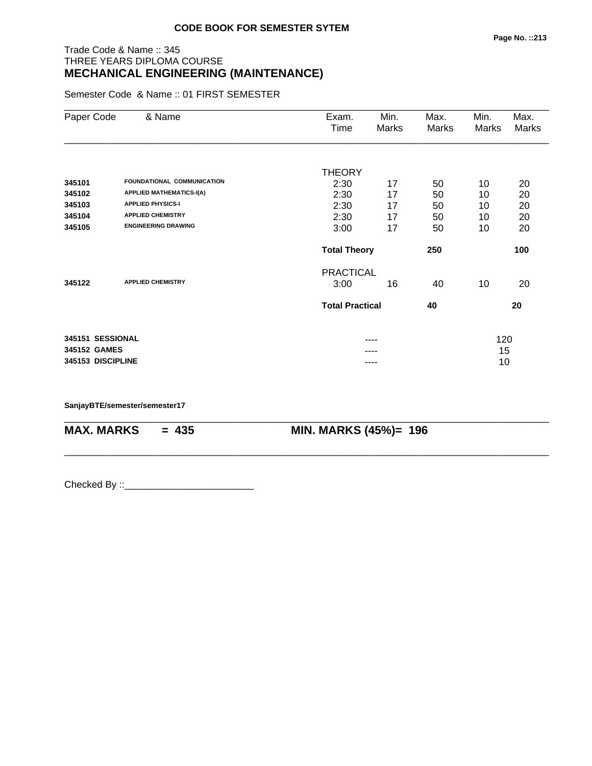**CODE BOOK FOR SEMESTER SYTEM**

Trade Code & Name :: 345
THREE YEARS DIPLOMA COURSE
**MECHANICAL ENGINEERING (MAINTENANCE)**

Semester Code & Name :: 01 FIRST SEMESTER

| Paper Code | & Name | Exam. Time | Min. Marks | Max. Marks | Min. Marks | Max. Marks |
|---|---|---|---|---|---|---|
| | | THEORY | | | | |
| **345101** | **FOUNDATIONAL COMMUNICATION** | 2:30 | 17 | 50 | 10 | 20 |
| **345102** | **APPLIED MATHEMATICS-I(A)** | 2:30 | 17 | 50 | 10 | 20 |
| **345103** | **APPLIED PHYSICS-I** | 2:30 | 17 | 50 | 10 | 20 |
| **345104** | **APPLIED CHEMISTRY** | 2:30 | 17 | 50 | 10 | 20 |
| **345105** | **ENGINEERING DRAWING** | 3:00 | 17 | 50 | 10 | 20 |
| | | **Total Theory** | | **250** | | **100** |
| | | PRACTICAL | | | | |
| **345122** | **APPLIED CHEMISTRY** | 3:00 | 16 | 40 | 10 | 20 |
| | | **Total Practical** | | **40** | | **20** |
| **345151** | **SESSIONAL** | | ---- | | 120 | |
| **345152** | **GAMES** | | ---- | | 15 | |
| **345153** | **DISCIPLINE** | | ---- | | 10 | |

**SanjayBTE/semester/semester17**

**MAX. MARKS = 435** **MIN. MARKS (45%)= 196**

Checked By ::________________________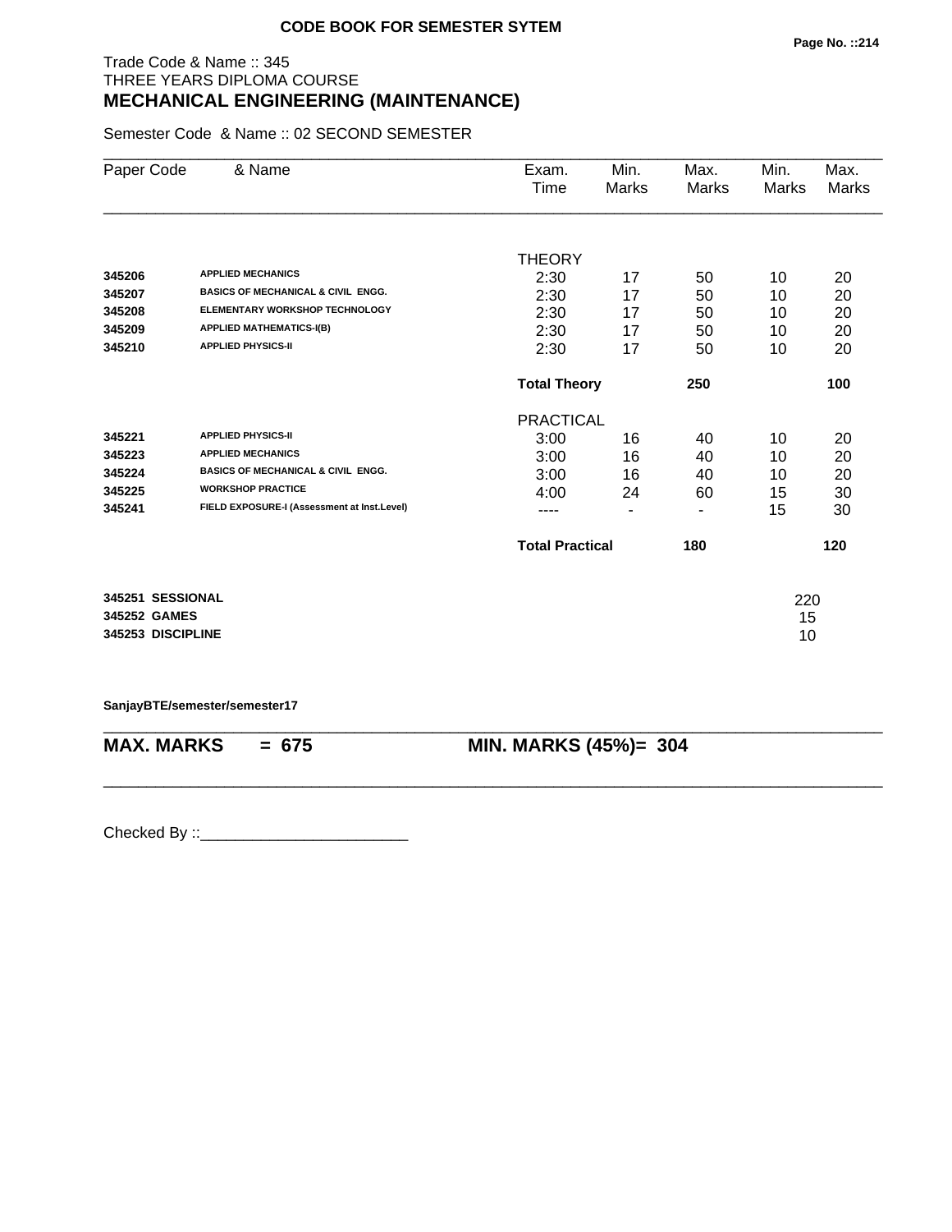**CODE BOOK FOR SEMESTER SYTEM**

Trade Code & Name :: 345
THREE YEARS DIPLOMA COURSE
## MECHANICAL ENGINEERING (MAINTENANCE)

Semester Code & Name :: 02 SECOND SEMESTER

| Paper Code | & Name | Exam. Time | Min. Marks | Max. Marks | Min. Marks | Max. Marks |
|---|---|---|---|---|---|---|
| | | THEORY | | | | |
| 345206 | APPLIED MECHANICS | 2:30 | 17 | 50 | 10 | 20 |
| 345207 | BASICS OF MECHANICAL & CIVIL ENGG. | 2:30 | 17 | 50 | 10 | 20 |
| 345208 | ELEMENTARY WORKSHOP TECHNOLOGY | 2:30 | 17 | 50 | 10 | 20 |
| 345209 | APPLIED MATHEMATICS-I(B) | 2:30 | 17 | 50 | 10 | 20 |
| 345210 | APPLIED PHYSICS-II | 2:30 | 17 | 50 | 10 | 20 |
| | | **Total Theory** | | **250** | | **100** |
| | | PRACTICAL | | | | |
| 345221 | APPLIED PHYSICS-II | 3:00 | 16 | 40 | 10 | 20 |
| 345223 | APPLIED MECHANICS | 3:00 | 16 | 40 | 10 | 20 |
| 345224 | BASICS OF MECHANICAL & CIVIL ENGG. | 3:00 | 16 | 40 | 10 | 20 |
| 345225 | WORKSHOP PRACTICE | 4:00 | 24 | 60 | 15 | 30 |
| 345241 | FIELD EXPOSURE-I (Assessment at Inst.Level) | ---- | - | - | 15 | 30 |
| | | **Total Practical** | | **180** | | **120** |

| | |
|---|---|
| **345251 SESSIONAL** | 220 |
| **345252 GAMES** | 15 |
| **345253 DISCIPLINE** | 10 |

**SanjayBTE/semester/semester17**

**MAX. MARKS = 675** **MIN. MARKS (45%)= 304**

Checked By ::________________________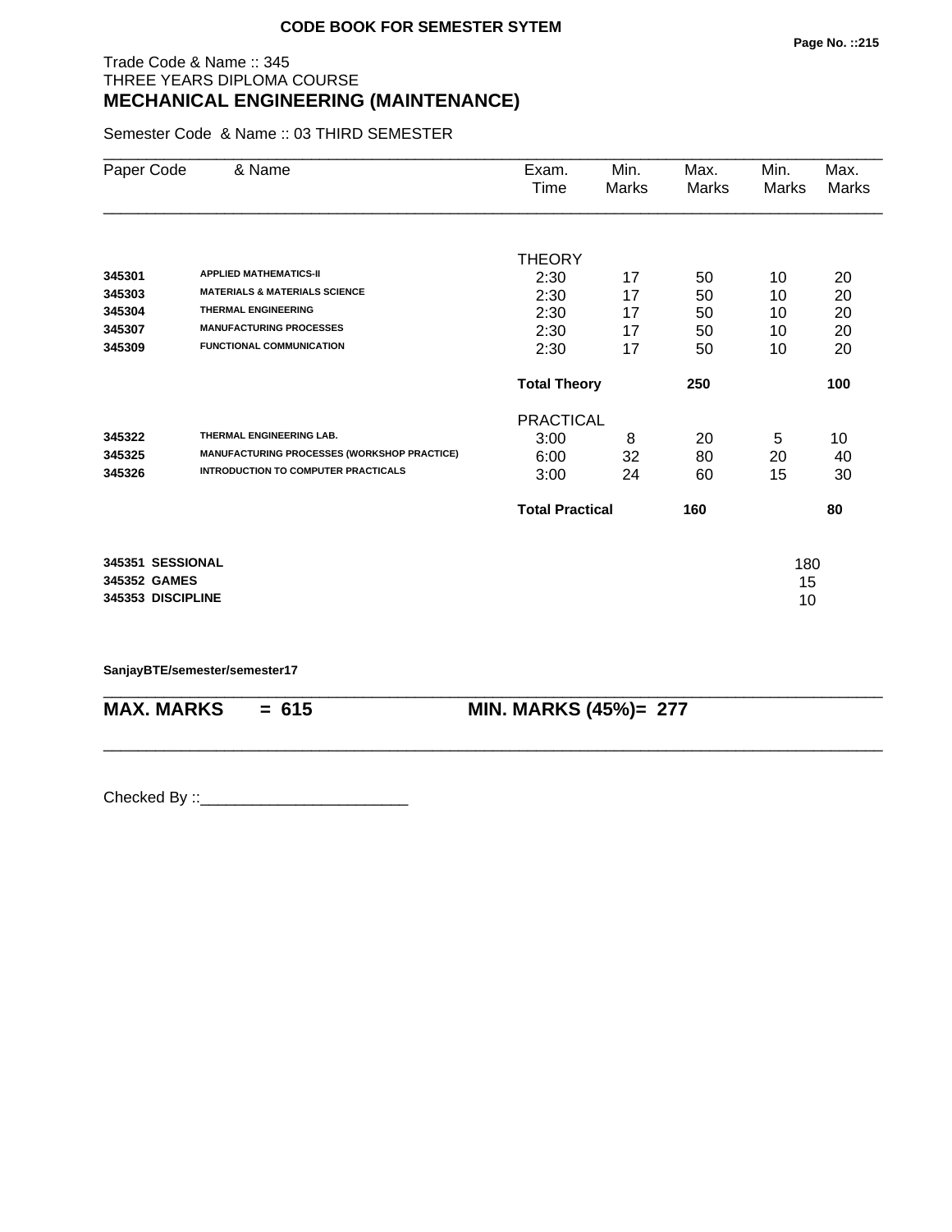**CODE BOOK FOR SEMESTER SYTEM**

Trade Code & Name :: 345
THREE YEARS DIPLOMA COURSE
## MECHANICAL ENGINEERING (MAINTENANCE)

Semester Code & Name :: 03 THIRD SEMESTER

| Paper Code | & Name | Exam. Time | Min. Marks | Max. Marks | Min. Marks | Max. Marks |
|---|---|---|---|---|---|---|
| | | THEORY | | | | |
| 345301 | APPLIED MATHEMATICS-II | 2:30 | 17 | 50 | 10 | 20 |
| 345303 | MATERIALS & MATERIALS SCIENCE | 2:30 | 17 | 50 | 10 | 20 |
| 345304 | THERMAL ENGINEERING | 2:30 | 17 | 50 | 10 | 20 |
| 345307 | MANUFACTURING PROCESSES | 2:30 | 17 | 50 | 10 | 20 |
| 345309 | FUNCTIONAL COMMUNICATION | 2:30 | 17 | 50 | 10 | 20 |
| | | **Total Theory** | | **250** | | **100** |
| | | PRACTICAL | | | | |
| 345322 | THERMAL ENGINEERING LAB. | 3:00 | 8 | 20 | 5 | 10 |
| 345325 | MANUFACTURING PROCESSES (WORKSHOP PRACTICE) | 6:00 | 32 | 80 | 20 | 40 |
| 345326 | INTRODUCTION TO COMPUTER PRACTICALS | 3:00 | 24 | 60 | 15 | 30 |
| | | **Total Practical** | | **160** | | **80** |

| | |
|---|---|
| **345351 SESSIONAL** | 180 |
| **345352 GAMES** | 15 |
| **345353 DISCIPLINE** | 10 |

**SanjayBTE/semester/semester17**

**MAX. MARKS = 615** **MIN. MARKS (45%)= 277**

Checked By ::________________________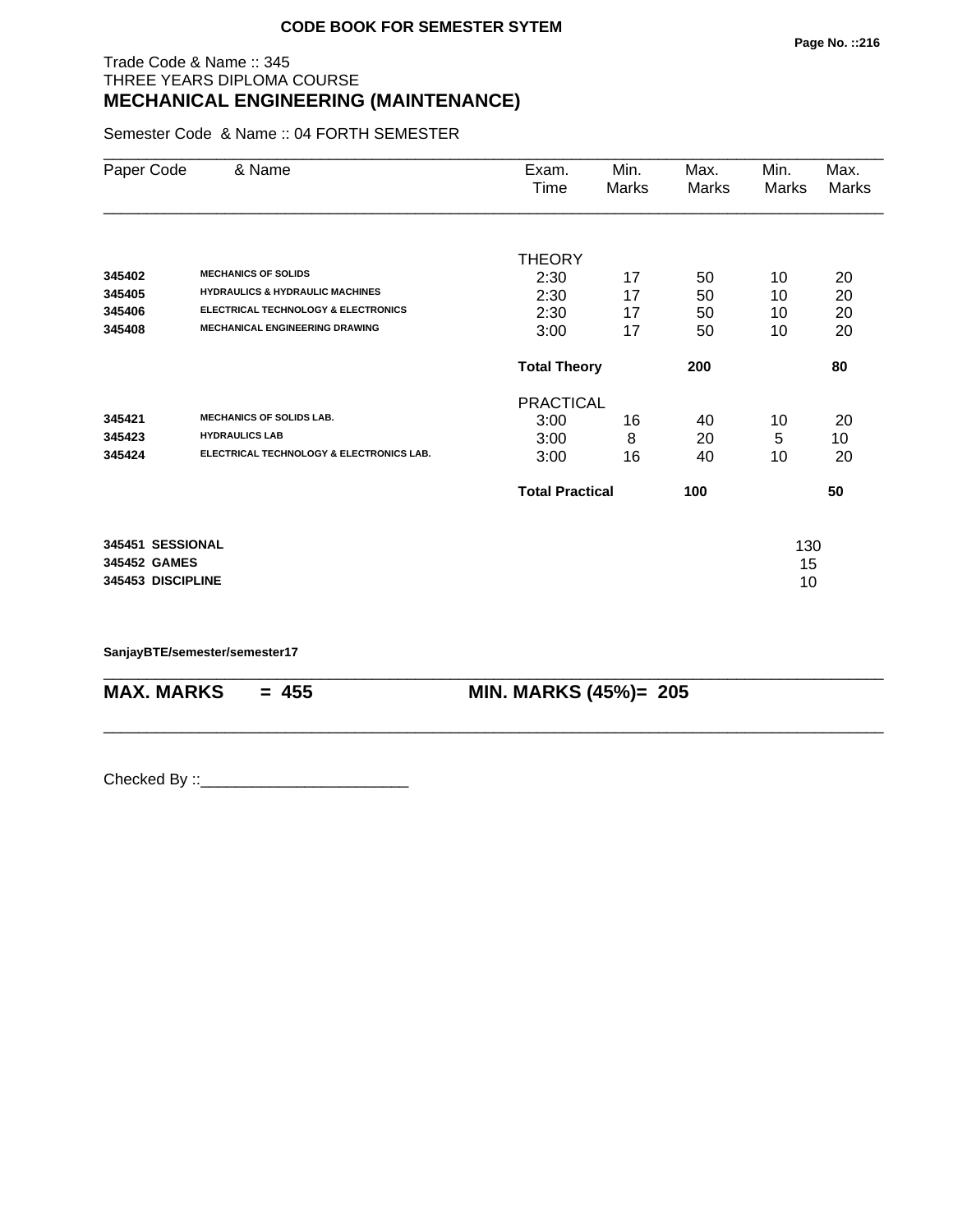**CODE BOOK FOR SEMESTER SYTEM**

Trade Code & Name :: 345
THREE YEARS DIPLOMA COURSE
## MECHANICAL ENGINEERING (MAINTENANCE)

Semester Code & Name :: 04 FORTH SEMESTER

| Paper Code | & Name | Exam. Time | Min. Marks | Max. Marks | Min. Marks | Max. Marks |
|---|---|---|---|---|---|---|
| | | THEORY | | | | |
| **345402** | **MECHANICS OF SOLIDS** | 2:30 | 17 | 50 | 10 | 20 |
| **345405** | **HYDRAULICS & HYDRAULIC MACHINES** | 2:30 | 17 | 50 | 10 | 20 |
| **345406** | **ELECTRICAL TECHNOLOGY & ELECTRONICS** | 2:30 | 17 | 50 | 10 | 20 |
| **345408** | **MECHANICAL ENGINEERING DRAWING** | 3:00 | 17 | 50 | 10 | 20 |
| | | **Total Theory** | | **200** | | **80** |
| | | PRACTICAL | | | | |
| **345421** | **MECHANICS OF SOLIDS LAB.** | 3:00 | 16 | 40 | 10 | 20 |
| **345423** | **HYDRAULICS LAB** | 3:00 | 8 | 20 | 5 | 10 |
| **345424** | **ELECTRICAL TECHNOLOGY & ELECTRONICS LAB.** | 3:00 | 16 | 40 | 10 | 20 |
| | | **Total Practical** | | **100** | | **50** |

| | | |
|---|---|---|
| **345451** | **SESSIONAL** | 130 |
| **345452** | **GAMES** | 15 |
| **345453** | **DISCIPLINE** | 10 |

**SanjayBTE/semester/semester17**

**MAX. MARKS = 455** **MIN. MARKS (45%)= 205**

Checked By ::________________________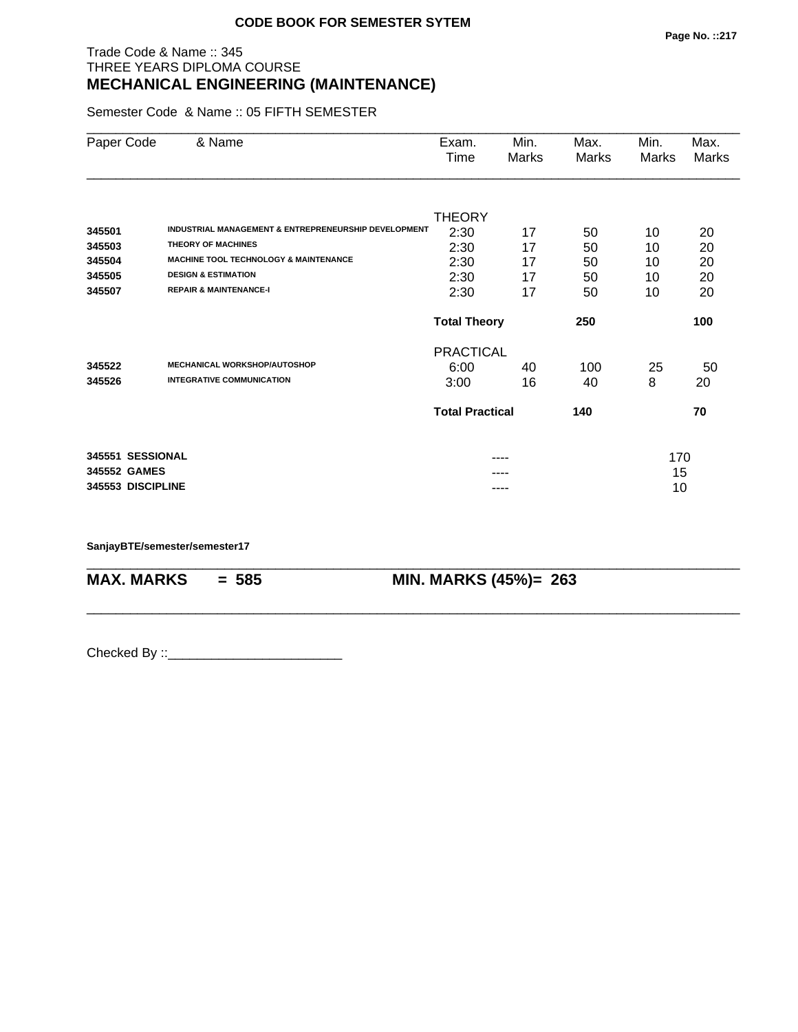**CODE BOOK FOR SEMESTER SYTEM**

Trade Code & Name :: 345
THREE YEARS DIPLOMA COURSE

# MECHANICAL ENGINEERING (MAINTENANCE)

Semester Code & Name :: 05 FIFTH SEMESTER

| Paper Code | & Name | Exam. Time | Min. Marks | Max. Marks | Min. Marks | Max. Marks |
|---|---|---|---|---|---|---|
| | | THEORY | | | | |
| **345501** | **INDUSTRIAL MANAGEMENT & ENTREPRENEURSHIP DEVELOPMENT** | 2:30 | 17 | 50 | 10 | 20 |
| **345503** | **THEORY OF MACHINES** | 2:30 | 17 | 50 | 10 | 20 |
| **345504** | **MACHINE TOOL TECHNOLOGY & MAINTENANCE** | 2:30 | 17 | 50 | 10 | 20 |
| **345505** | **DESIGN & ESTIMATION** | 2:30 | 17 | 50 | 10 | 20 |
| **345507** | **REPAIR & MAINTENANCE-I** | 2:30 | 17 | 50 | 10 | 20 |
| | | **Total Theory** | | **250** | | **100** |
| | | PRACTICAL | | | | |
| **345522** | **MECHANICAL WORKSHOP/AUTOSHOP** | 6:00 | 40 | 100 | 25 | 50 |
| **345526** | **INTEGRATIVE COMMUNICATION** | 3:00 | 16 | 40 | 8 | 20 |
| | | **Total Practical** | | **140** | | **70** |
| **345551** | **SESSIONAL** | | ---- | | 170 | |
| **345552** | **GAMES** | | ---- | | 15 | |
| **345553** | **DISCIPLINE** | | ---- | | 10 | |

**SanjayBTE/semester/semester17**

**MAX. MARKS = 585** **MIN. MARKS (45%)= 263**

Checked By ::________________________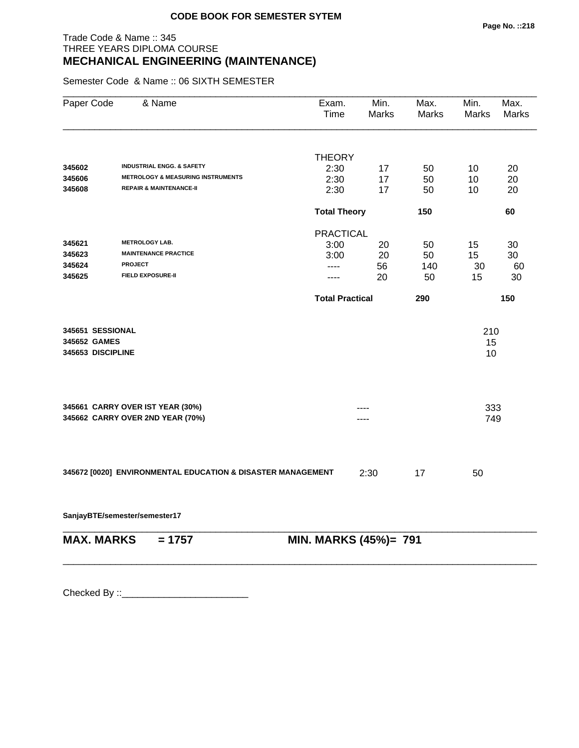**CODE BOOK FOR SEMESTER SYTEM**

Trade Code & Name :: 345
THREE YEARS DIPLOMA COURSE
## MECHANICAL ENGINEERING (MAINTENANCE)

Semester Code & Name :: 06 SIXTH SEMESTER

| Paper Code | & Name | Exam. Time | Min. Marks | Max. Marks | Min. Marks | Max. Marks |
|---|---|---|---|---|---|---|
| | | THEORY | | | | |
| 345602 | INDUSTRIAL ENGG. & SAFETY | 2:30 | 17 | 50 | 10 | 20 |
| 345606 | METROLOGY & MEASURING INSTRUMENTS | 2:30 | 17 | 50 | 10 | 20 |
| 345608 | REPAIR & MAINTENANCE-II | 2:30 | 17 | 50 | 10 | 20 |
| | | **Total Theory** | | **150** | | **60** |
| | | PRACTICAL | | | | |
| 345621 | METROLOGY LAB. | 3:00 | 20 | 50 | 15 | 30 |
| 345623 | MAINTENANCE PRACTICE | 3:00 | 20 | 50 | 15 | 30 |
| 345624 | PROJECT | ---- | 56 | 140 | 30 | 60 |
| 345625 | FIELD EXPOSURE-II | ---- | 20 | 50 | 15 | 30 |
| | | **Total Practical** | | **290** | | **150** |

| | | |
|---|---|---|
| **345651 SESSIONAL** | | 210 |
| **345652 GAMES** | | 15 |
| **345653 DISCIPLINE** | | 10 |
| **345661 CARRY OVER IST YEAR (30%)** | ---- | 333 |
| **345662 CARRY OVER 2ND YEAR (70%)** | ---- | 749 |

| | Exam. Time | Min. Marks | Max. Marks |
|---|---|---|---|
| **345672 [0020] ENVIRONMENTAL EDUCATION & DISASTER MANAGEMENT** | 2:30 | 17 | 50 |

**SanjayBTE/semester/semester17**

**MAX. MARKS = 1757** **MIN. MARKS (45%)= 791**

Checked By ::________________________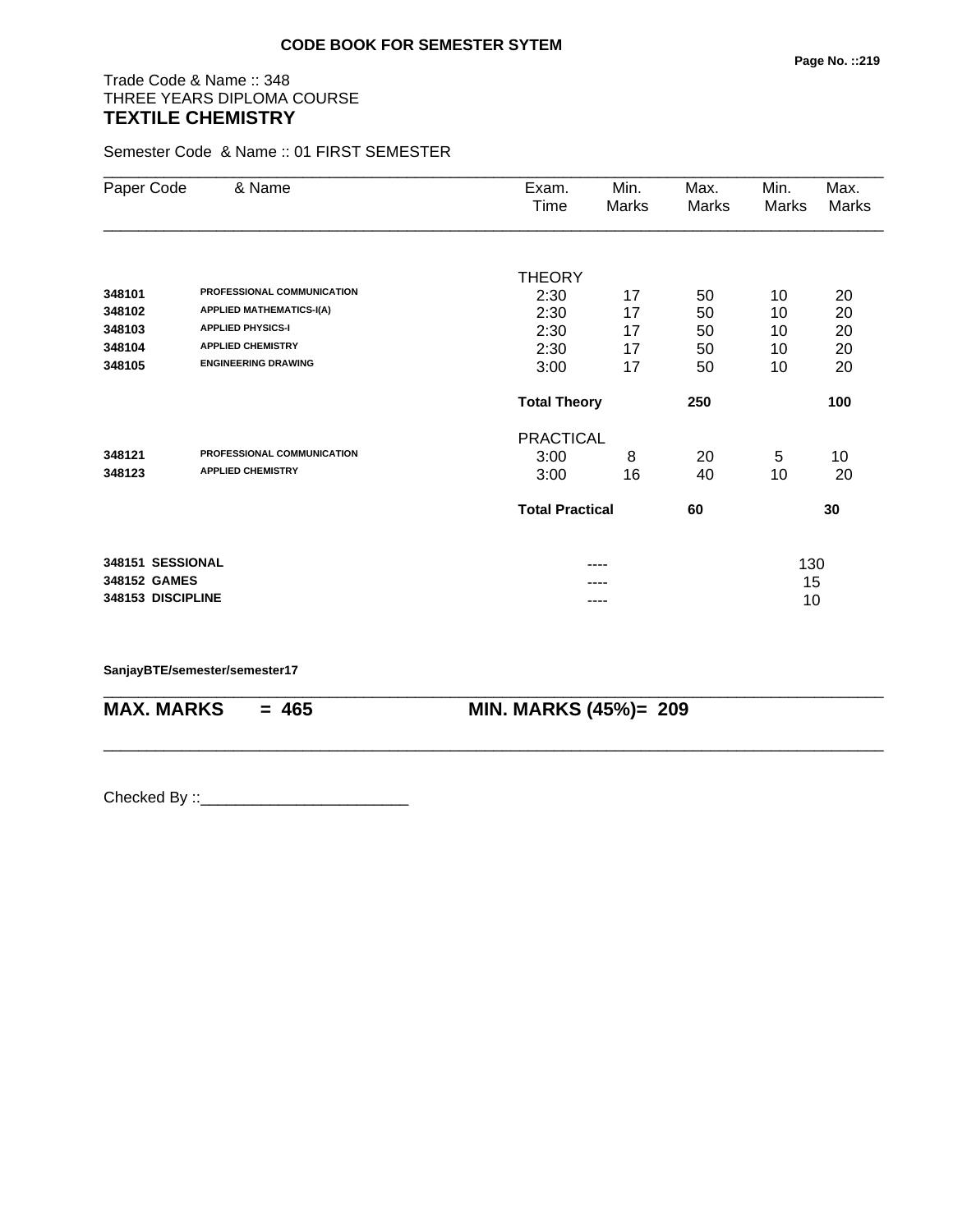**CODE BOOK FOR SEMESTER SYTEM**

Trade Code & Name :: 348
THREE YEARS DIPLOMA COURSE
## TEXTILE CHEMISTRY

Semester Code & Name :: 01 FIRST SEMESTER

| Paper Code | & Name | Exam. Time | Min. Marks | Max. Marks | Min. Marks | Max. Marks |
|---|---|---|---|---|---|---|
| | | THEORY | | | | |
| 348101 | PROFESSIONAL COMMUNICATION | 2:30 | 17 | 50 | 10 | 20 |
| 348102 | APPLIED MATHEMATICS-I(A) | 2:30 | 17 | 50 | 10 | 20 |
| 348103 | APPLIED PHYSICS-I | 2:30 | 17 | 50 | 10 | 20 |
| 348104 | APPLIED CHEMISTRY | 2:30 | 17 | 50 | 10 | 20 |
| 348105 | ENGINEERING DRAWING | 3:00 | 17 | 50 | 10 | 20 |
| | | **Total Theory** | | **250** | | **100** |
| | | PRACTICAL | | | | |
| 348121 | PROFESSIONAL COMMUNICATION | 3:00 | 8 | 20 | 5 | 10 |
| 348123 | APPLIED CHEMISTRY | 3:00 | 16 | 40 | 10 | 20 |
| | | **Total Practical** | | **60** | | **30** |
| **348151** | **SESSIONAL** | | ---- | | 130 | |
| **348152** | **GAMES** | | ---- | | 15 | |
| **348153** | **DISCIPLINE** | | ---- | | 10 | |

**SanjayBTE/semester/semester17**

**MAX. MARKS = 465** **MIN. MARKS (45%)= 209**

Checked By ::________________________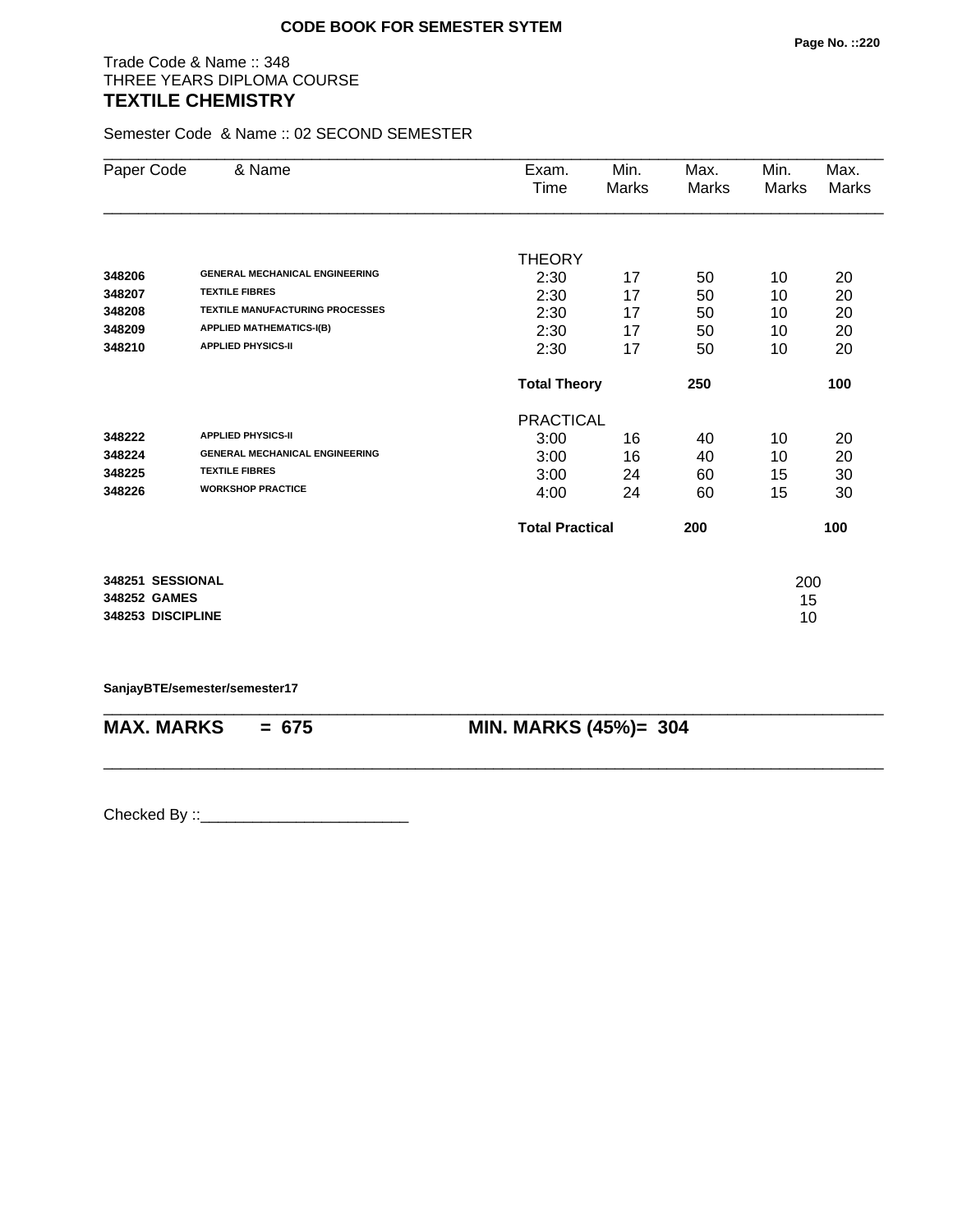**CODE BOOK FOR SEMESTER SYTEM**

Trade Code & Name :: 348
THREE YEARS DIPLOMA COURSE
**TEXTILE CHEMISTRY**

Semester Code & Name :: 02 SECOND SEMESTER

| Paper Code | & Name | Exam. Time | Min. Marks | Max. Marks | Min. Marks | Max. Marks |
|---|---|---|---|---|---|---|
| | | THEORY | | | | |
| **348206** | **GENERAL MECHANICAL ENGINEERING** | 2:30 | 17 | 50 | 10 | 20 |
| **348207** | **TEXTILE FIBRES** | 2:30 | 17 | 50 | 10 | 20 |
| **348208** | **TEXTILE MANUFACTURING PROCESSES** | 2:30 | 17 | 50 | 10 | 20 |
| **348209** | **APPLIED MATHEMATICS-I(B)** | 2:30 | 17 | 50 | 10 | 20 |
| **348210** | **APPLIED PHYSICS-II** | 2:30 | 17 | 50 | 10 | 20 |
| | | **Total Theory** | | **250** | | **100** |
| | | PRACTICAL | | | | |
| **348222** | **APPLIED PHYSICS-II** | 3:00 | 16 | 40 | 10 | 20 |
| **348224** | **GENERAL MECHANICAL ENGINEERING** | 3:00 | 16 | 40 | 10 | 20 |
| **348225** | **TEXTILE FIBRES** | 3:00 | 24 | 60 | 15 | 30 |
| **348226** | **WORKSHOP PRACTICE** | 4:00 | 24 | 60 | 15 | 30 |
| | | **Total Practical** | | **200** | | **100** |
| **348251** | **SESSIONAL** | | | | | 200 |
| **348252** | **GAMES** | | | | | 15 |
| **348253** | **DISCIPLINE** | | | | | 10 |

**SanjayBTE/semester/semester17**

**MAX. MARKS = 675** **MIN. MARKS (45%)= 304**

Checked By ::________________________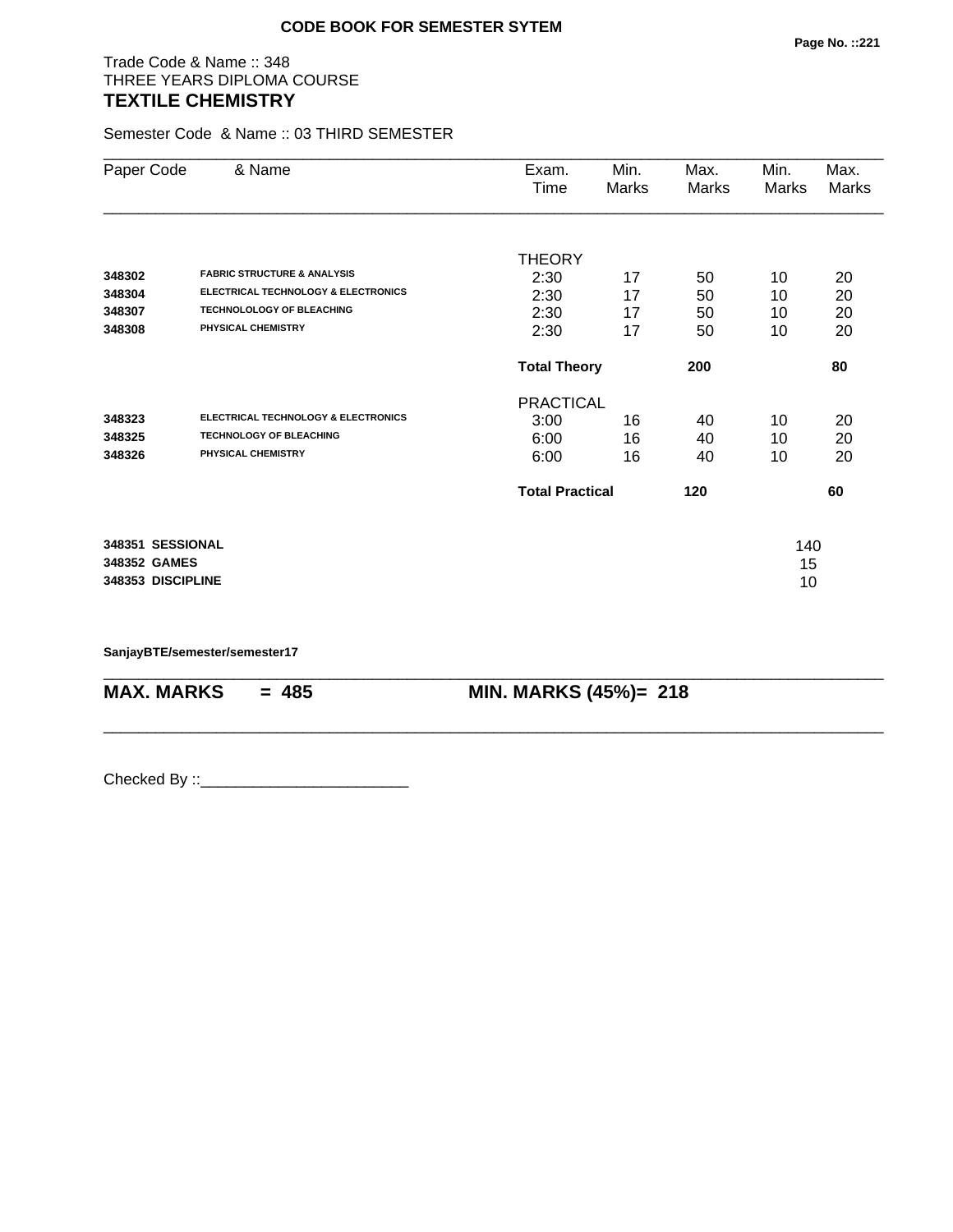CODE BOOK FOR SEMESTER SYTEM

Trade Code & Name :: 348
THREE YEARS DIPLOMA COURSE
**TEXTILE CHEMISTRY**

Semester Code & Name :: 03 THIRD SEMESTER

| Paper Code | & Name | Exam. Time | Min. Marks | Max. Marks | Min. Marks | Max. Marks |
|---|---|---|---|---|---|---|
| | | THEORY | | | | |
| 348302 | FABRIC STRUCTURE & ANALYSIS | 2:30 | 17 | 50 | 10 | 20 |
| 348304 | ELECTRICAL TECHNOLOGY & ELECTRONICS | 2:30 | 17 | 50 | 10 | 20 |
| 348307 | TECHNOLOLOGY OF BLEACHING | 2:30 | 17 | 50 | 10 | 20 |
| 348308 | PHYSICAL CHEMISTRY | 2:30 | 17 | 50 | 10 | 20 |
| | | **Total Theory** | | **200** | | **80** |
| | | PRACTICAL | | | | |
| 348323 | ELECTRICAL TECHNOLOGY & ELECTRONICS | 3:00 | 16 | 40 | 10 | 20 |
| 348325 | TECHNOLOGY OF BLEACHING | 6:00 | 16 | 40 | 10 | 20 |
| 348326 | PHYSICAL CHEMISTRY | 6:00 | 16 | 40 | 10 | 20 |
| | | **Total Practical** | | **120** | | **60** |
| **348351** | **SESSIONAL** | | | | 140 | |
| **348352** | **GAMES** | | | | 15 | |
| **348353** | **DISCIPLINE** | | | | 10 | |

**SanjayBTE/semester/semester17**

**MAX. MARKS = 485** **MIN. MARKS (45%)= 218**

Checked By ::________________________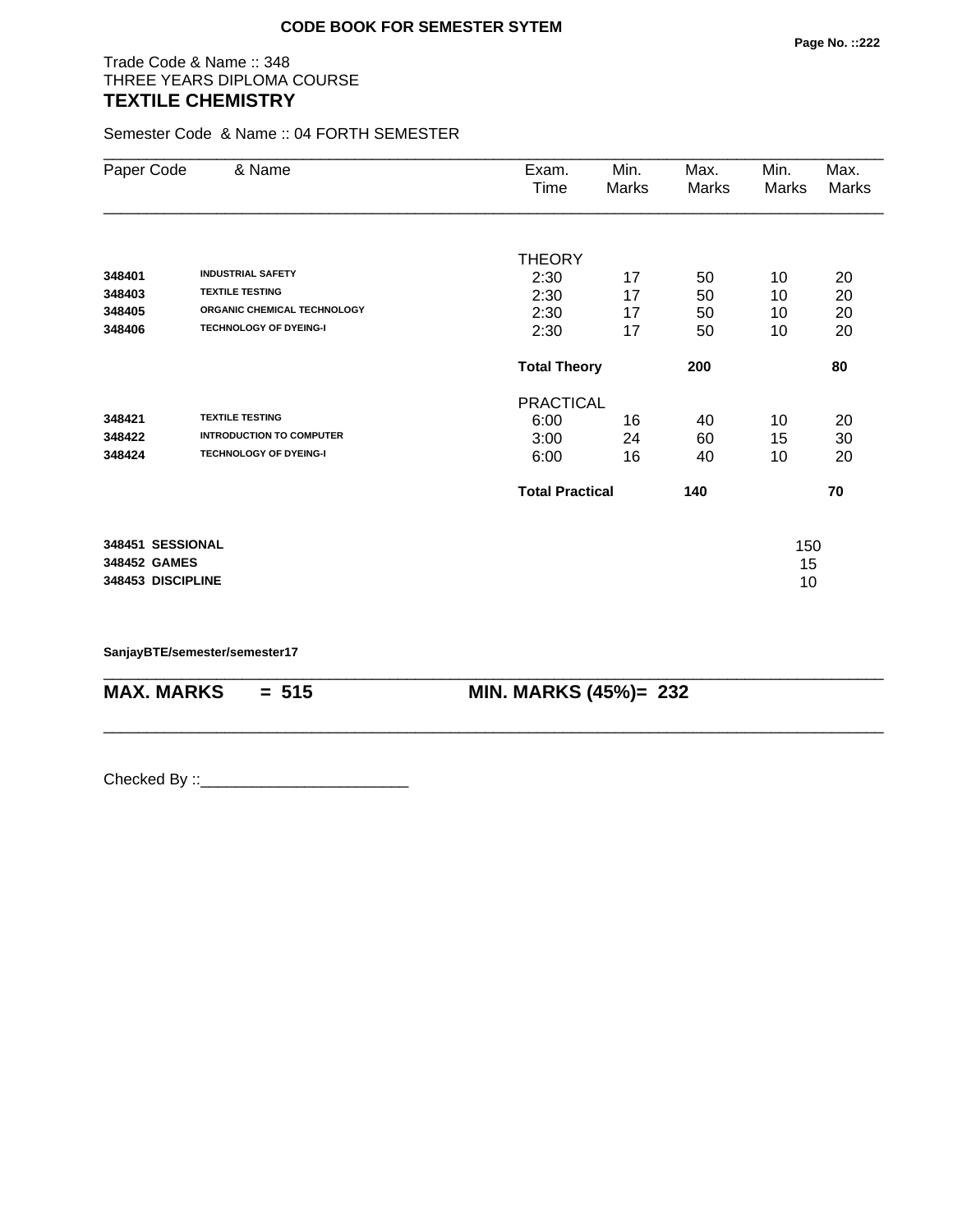**CODE BOOK FOR SEMESTER SYTEM**

Trade Code & Name :: 348
THREE YEARS DIPLOMA COURSE
## TEXTILE CHEMISTRY

Semester Code & Name :: 04 FORTH SEMESTER

| Paper Code | & Name | Exam. Time | Min. Marks | Max. Marks | Min. Marks | Max. Marks |
|---|---|---|---|---|---|---|
| | | THEORY | | | | |
| **348401** | **INDUSTRIAL SAFETY** | 2:30 | 17 | 50 | 10 | 20 |
| **348403** | **TEXTILE TESTING** | 2:30 | 17 | 50 | 10 | 20 |
| **348405** | **ORGANIC CHEMICAL TECHNOLOGY** | 2:30 | 17 | 50 | 10 | 20 |
| **348406** | **TECHNOLOGY OF DYEING-I** | 2:30 | 17 | 50 | 10 | 20 |
| | | **Total Theory** | | **200** | | **80** |
| | | PRACTICAL | | | | |
| **348421** | **TEXTILE TESTING** | 6:00 | 16 | 40 | 10 | 20 |
| **348422** | **INTRODUCTION TO COMPUTER** | 3:00 | 24 | 60 | 15 | 30 |
| **348424** | **TECHNOLOGY OF DYEING-I** | 6:00 | 16 | 40 | 10 | 20 |
| | | **Total Practical** | | **140** | | **70** |
| **348451** | **SESSIONAL** | | | | 150 | |
| **348452** | **GAMES** | | | | 15 | |
| **348453** | **DISCIPLINE** | | | | 10 | |

**SanjayBTE/semester/semester17**

**MAX. MARKS = 515** **MIN. MARKS (45%)= 232**

Checked By ::________________________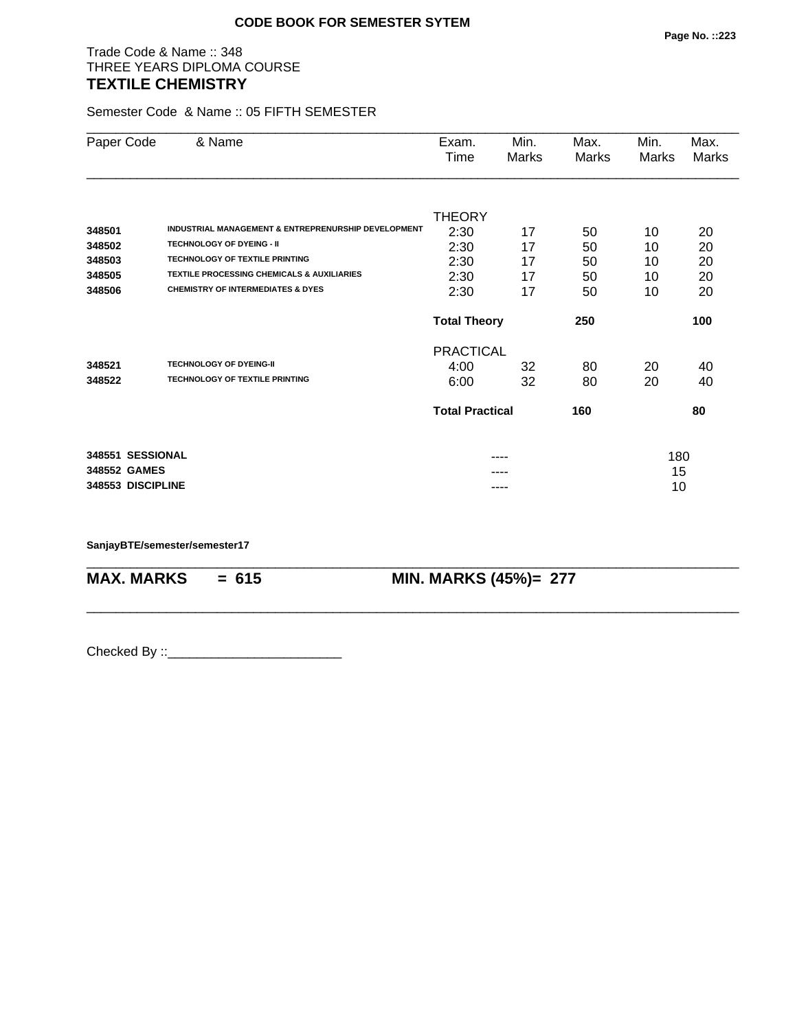**CODE BOOK FOR SEMESTER SYTEM**

Trade Code & Name :: 348
THREE YEARS DIPLOMA COURSE
## TEXTILE CHEMISTRY

Semester Code & Name :: 05 FIFTH SEMESTER

| Paper Code | & Name | Exam. Time | Min. Marks | Max. Marks | Min. Marks | Max. Marks |
|---|---|---|---|---|---|---|
| | | THEORY | | | | |
| **348501** | **INDUSTRIAL MANAGEMENT & ENTREPRENURSHIP DEVELOPMENT** | 2:30 | 17 | 50 | 10 | 20 |
| **348502** | **TECHNOLOGY OF DYEING - II** | 2:30 | 17 | 50 | 10 | 20 |
| **348503** | **TECHNOLOGY OF TEXTILE PRINTING** | 2:30 | 17 | 50 | 10 | 20 |
| **348505** | **TEXTILE PROCESSING CHEMICALS & AUXILIARIES** | 2:30 | 17 | 50 | 10 | 20 |
| **348506** | **CHEMISTRY OF INTERMEDIATES & DYES** | 2:30 | 17 | 50 | 10 | 20 |
| | | **Total Theory** | | **250** | | **100** |
| | | PRACTICAL | | | | |
| **348521** | **TECHNOLOGY OF DYEING-II** | 4:00 | 32 | 80 | 20 | 40 |
| **348522** | **TECHNOLOGY OF TEXTILE PRINTING** | 6:00 | 32 | 80 | 20 | 40 |
| | | **Total Practical** | | **160** | | **80** |
| **348551** | **SESSIONAL** | | ---- | | 180 | |
| **348552** | **GAMES** | | ---- | | 15 | |
| **348553** | **DISCIPLINE** | | ---- | | 10 | |

**SanjayBTE/semester/semester17**

**MAX. MARKS = 615** **MIN. MARKS (45%)= 277**

Checked By ::________________________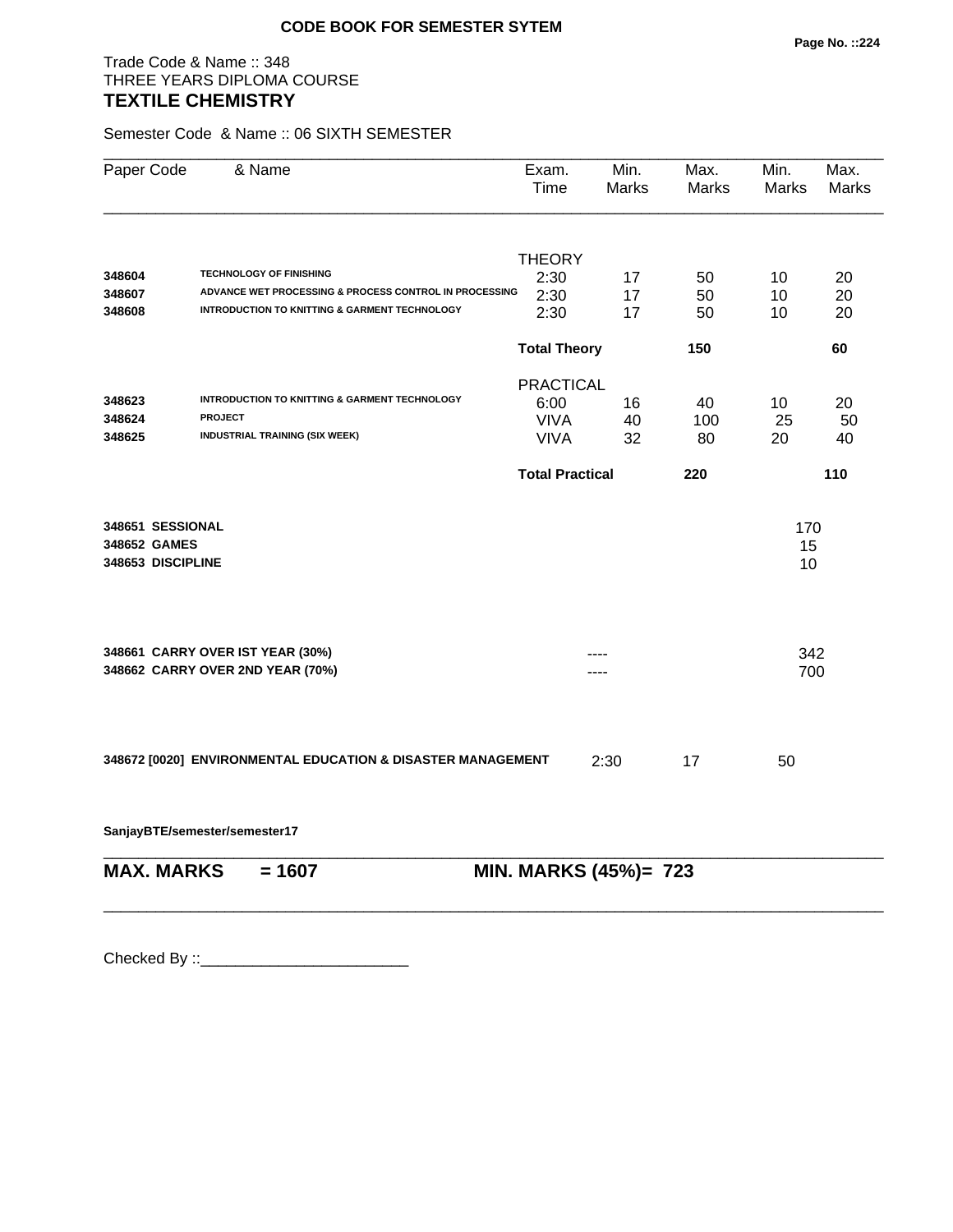**CODE BOOK FOR SEMESTER SYTEM**

Trade Code & Name :: 348
THREE YEARS DIPLOMA COURSE
## TEXTILE CHEMISTRY

Semester Code & Name :: 06 SIXTH SEMESTER

| Paper Code | & Name | Exam. Time | Min. Marks | Max. Marks | Min. Marks | Max. Marks |
|---|---|---|---|---|---|---|
| | | THEORY | | | | |
| **348604** | **TECHNOLOGY OF FINISHING** | 2:30 | 17 | 50 | 10 | 20 |
| **348607** | **ADVANCE WET PROCESSING & PROCESS CONTROL IN PROCESSING** | 2:30 | 17 | 50 | 10 | 20 |
| **348608** | **INTRODUCTION TO KNITTING & GARMENT TECHNOLOGY** | 2:30 | 17 | 50 | 10 | 20 |
| | | **Total Theory** | | **150** | | **60** |
| | | PRACTICAL | | | | |
| **348623** | **INTRODUCTION TO KNITTING & GARMENT TECHNOLOGY** | 6:00 | 16 | 40 | 10 | 20 |
| **348624** | **PROJECT** | VIVA | 40 | 100 | 25 | 50 |
| **348625** | **INDUSTRIAL TRAINING (SIX WEEK)** | VIVA | 32 | 80 | 20 | 40 |
| | | **Total Practical** | | **220** | | **110** |
| **348651** | **SESSIONAL** | | | | | 170 |
| **348652** | **GAMES** | | | | | 15 |
| **348653** | **DISCIPLINE** | | | | | 10 |
| **348661** | **CARRY OVER IST YEAR (30%)** | | ---- | | | 342 |
| **348662** | **CARRY OVER 2ND YEAR (70%)** | | ---- | | | 700 |
| **348672 [0020]** | **ENVIRONMENTAL EDUCATION & DISASTER MANAGEMENT** | | 2:30 | 17 | 50 | |

**SanjayBTE/semester/semester17**

**MAX. MARKS = 1607** **MIN. MARKS (45%)= 723**

Checked By ::________________________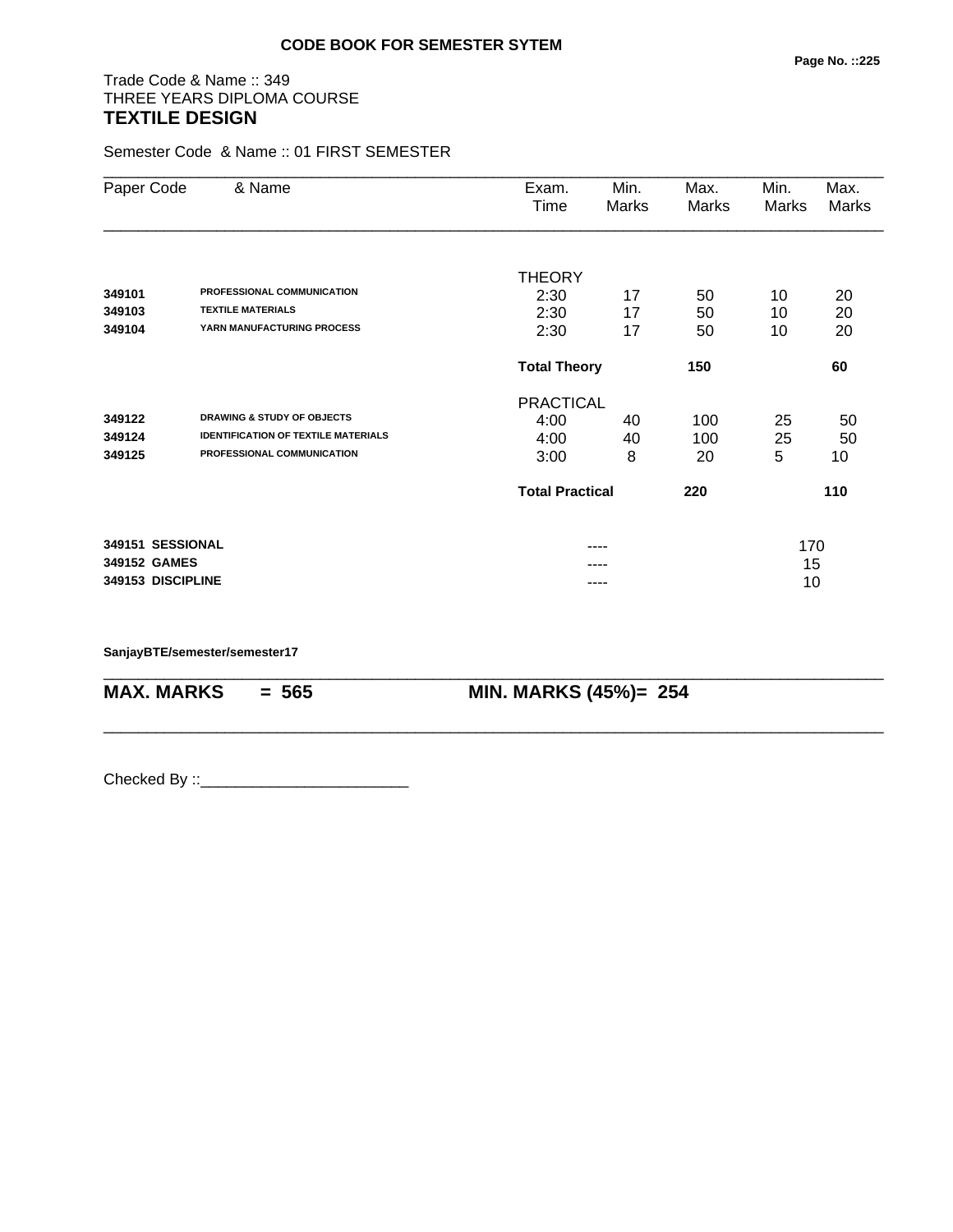**CODE BOOK FOR SEMESTER SYTEM**

Trade Code & Name :: 349
THREE YEARS DIPLOMA COURSE
## TEXTILE DESIGN

Semester Code & Name :: 01 FIRST SEMESTER

| Paper Code | & Name | Exam. Time | Min. Marks | Max. Marks | Min. Marks | Max. Marks |
|---|---|---|---|---|---|---|
| | | THEORY | | | | |
| **349101** | **PROFESSIONAL COMMUNICATION** | 2:30 | 17 | 50 | 10 | 20 |
| **349103** | **TEXTILE MATERIALS** | 2:30 | 17 | 50 | 10 | 20 |
| **349104** | **YARN MANUFACTURING PROCESS** | 2:30 | 17 | 50 | 10 | 20 |
| | | **Total Theory** | | **150** | | **60** |
| | | PRACTICAL | | | | |
| **349122** | **DRAWING & STUDY OF OBJECTS** | 4:00 | 40 | 100 | 25 | 50 |
| **349124** | **IDENTIFICATION OF TEXTILE MATERIALS** | 4:00 | 40 | 100 | 25 | 50 |
| **349125** | **PROFESSIONAL COMMUNICATION** | 3:00 | 8 | 20 | 5 | 10 |
| | | **Total Practical** | | **220** | | **110** |
| **349151** | **SESSIONAL** | | ---- | | 170 | |
| **349152** | **GAMES** | | ---- | | 15 | |
| **349153** | **DISCIPLINE** | | ---- | | 10 | |

**SanjayBTE/semester/semester17**

**MAX. MARKS = 565** &nbsp;&nbsp;&nbsp;&nbsp; **MIN. MARKS (45%)= 254**

Checked By ::________________________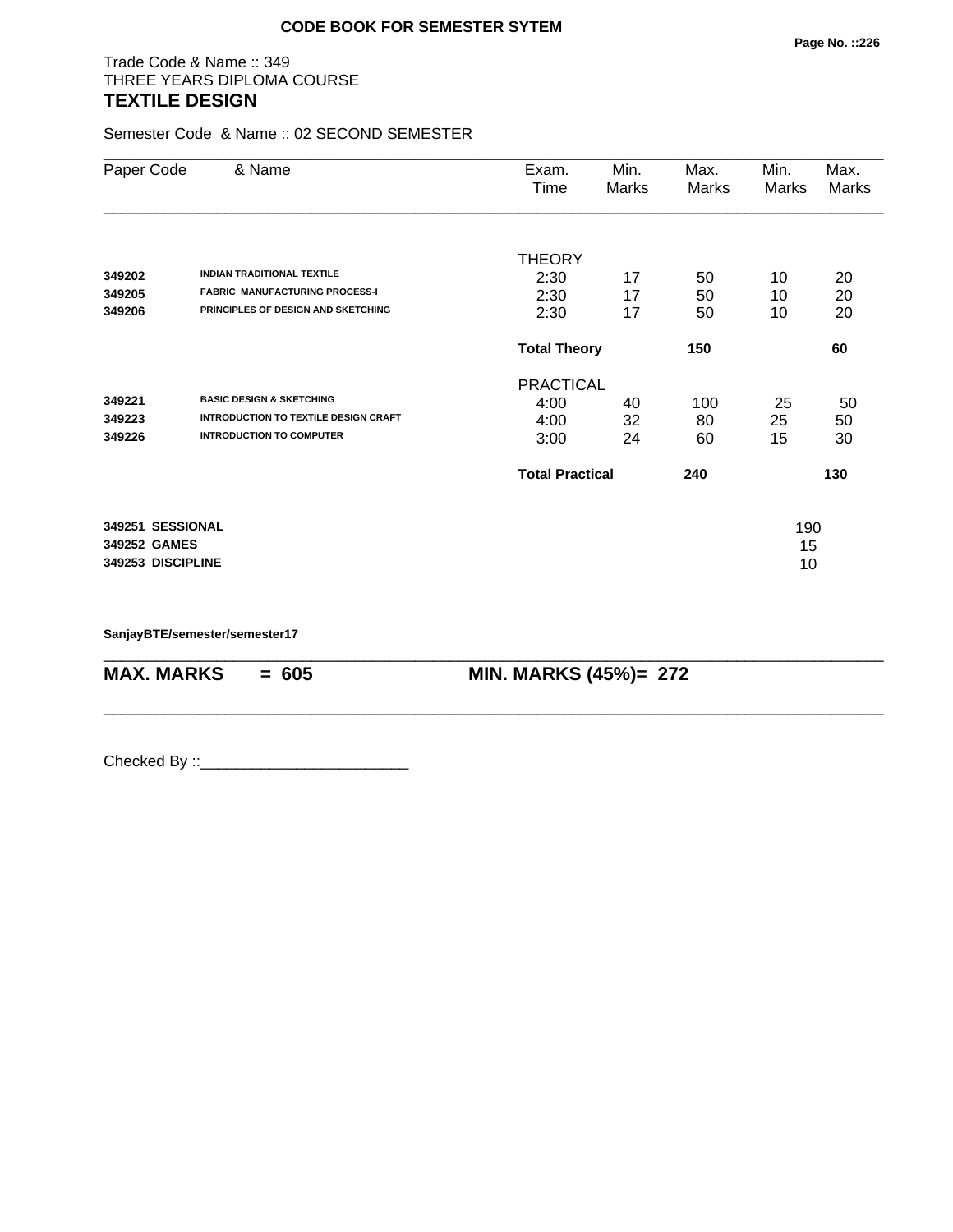**CODE BOOK FOR SEMESTER SYTEM**

Trade Code & Name :: 349
THREE YEARS DIPLOMA COURSE
## TEXTILE DESIGN

Semester Code & Name :: 02 SECOND SEMESTER

| Paper Code | & Name | Exam. Time | Min. Marks | Max. Marks | Min. Marks | Max. Marks |
|---|---|---|---|---|---|---|
| | | THEORY | | | | |
| 349202 | INDIAN TRADITIONAL TEXTILE | 2:30 | 17 | 50 | 10 | 20 |
| 349205 | FABRIC MANUFACTURING PROCESS-I | 2:30 | 17 | 50 | 10 | 20 |
| 349206 | PRINCIPLES OF DESIGN AND SKETCHING | 2:30 | 17 | 50 | 10 | 20 |
| | | **Total Theory** | | **150** | | **60** |
| | | PRACTICAL | | | | |
| 349221 | BASIC DESIGN & SKETCHING | 4:00 | 40 | 100 | 25 | 50 |
| 349223 | INTRODUCTION TO TEXTILE DESIGN CRAFT | 4:00 | 32 | 80 | 25 | 50 |
| 349226 | INTRODUCTION TO COMPUTER | 3:00 | 24 | 60 | 15 | 30 |
| | | **Total Practical** | | **240** | | **130** |
| **349251** | **SESSIONAL** | | | | 190 | |
| **349252** | **GAMES** | | | | 15 | |
| **349253** | **DISCIPLINE** | | | | 10 | |

**SanjayBTE/semester/semester17**

**MAX. MARKS = 605** **MIN. MARKS (45%)= 272**

Checked By ::________________________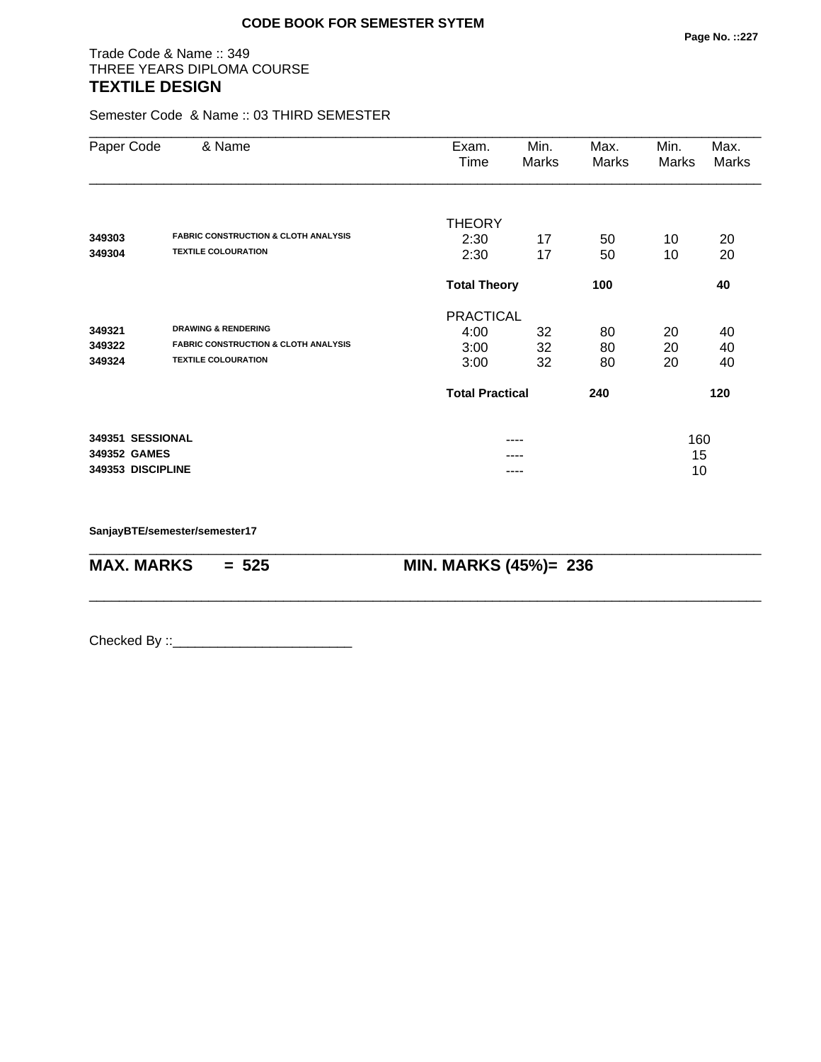**CODE BOOK FOR SEMESTER SYTEM**

Trade Code & Name :: 349
THREE YEARS DIPLOMA COURSE
## TEXTILE DESIGN

Semester Code & Name :: 03 THIRD SEMESTER

| Paper Code | & Name | Exam. Time | Min. Marks | Max. Marks | Min. Marks | Max. Marks |
|---|---|---|---|---|---|---|
| | | THEORY | | | | |
| **349303** | **FABRIC CONSTRUCTION & CLOTH ANALYSIS** | 2:30 | 17 | 50 | 10 | 20 |
| **349304** | **TEXTILE COLOURATION** | 2:30 | 17 | 50 | 10 | 20 |
| | | **Total Theory** | | **100** | | **40** |
| | | PRACTICAL | | | | |
| **349321** | **DRAWING & RENDERING** | 4:00 | 32 | 80 | 20 | 40 |
| **349322** | **FABRIC CONSTRUCTION & CLOTH ANALYSIS** | 3:00 | 32 | 80 | 20 | 40 |
| **349324** | **TEXTILE COLOURATION** | 3:00 | 32 | 80 | 20 | 40 |
| | | **Total Practical** | | **240** | | **120** |
| **349351** | **SESSIONAL** | | ---- | | 160 | |
| **349352** | **GAMES** | | ---- | | 15 | |
| **349353** | **DISCIPLINE** | | ---- | | 10 | |

**SanjayBTE/semester/semester17**

**MAX. MARKS = 525** **MIN. MARKS (45%)= 236**

Checked By ::________________________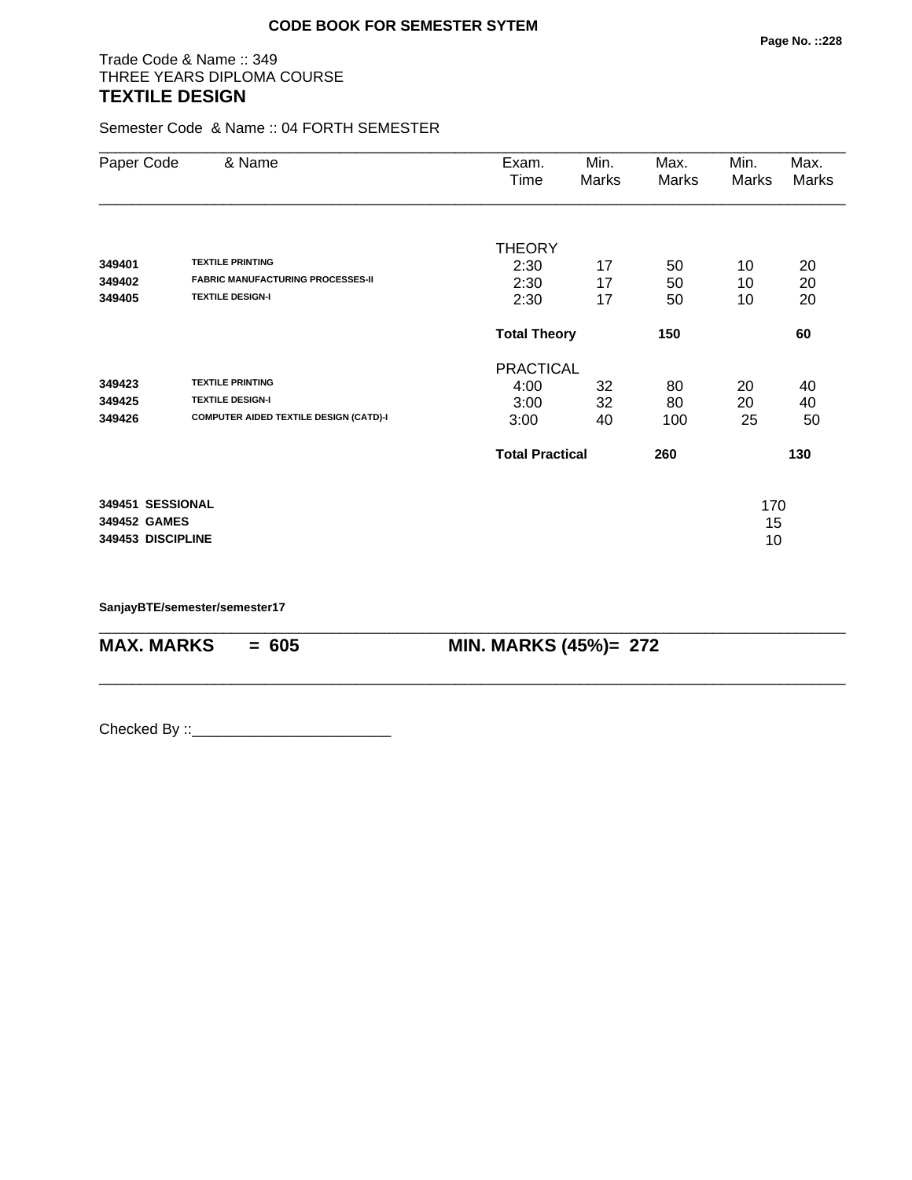**CODE BOOK FOR SEMESTER SYTEM**

Trade Code & Name :: 349
THREE YEARS DIPLOMA COURSE
## TEXTILE DESIGN

Semester Code & Name :: 04 FORTH SEMESTER

| Paper Code | & Name | Exam. Time | Min. Marks | Max. Marks | Min. Marks | Max. Marks |
|---|---|---|---|---|---|---|
| | | THEORY | | | | |
| **349401** | **TEXTILE PRINTING** | 2:30 | 17 | 50 | 10 | 20 |
| **349402** | **FABRIC MANUFACTURING PROCESSES-II** | 2:30 | 17 | 50 | 10 | 20 |
| **349405** | **TEXTILE DESIGN-I** | 2:30 | 17 | 50 | 10 | 20 |
| | | **Total Theory** | | **150** | | **60** |
| | | PRACTICAL | | | | |
| **349423** | **TEXTILE PRINTING** | 4:00 | 32 | 80 | 20 | 40 |
| **349425** | **TEXTILE DESIGN-I** | 3:00 | 32 | 80 | 20 | 40 |
| **349426** | **COMPUTER AIDED TEXTILE DESIGN (CATD)-I** | 3:00 | 40 | 100 | 25 | 50 |
| | | **Total Practical** | | **260** | | **130** |
| **349451** | **SESSIONAL** | | | | | 170 |
| **349452** | **GAMES** | | | | | 15 |
| **349453** | **DISCIPLINE** | | | | | 10 |

**SanjayBTE/semester/semester17**

**MAX. MARKS = 605** **MIN. MARKS (45%)= 272**

Checked By ::________________________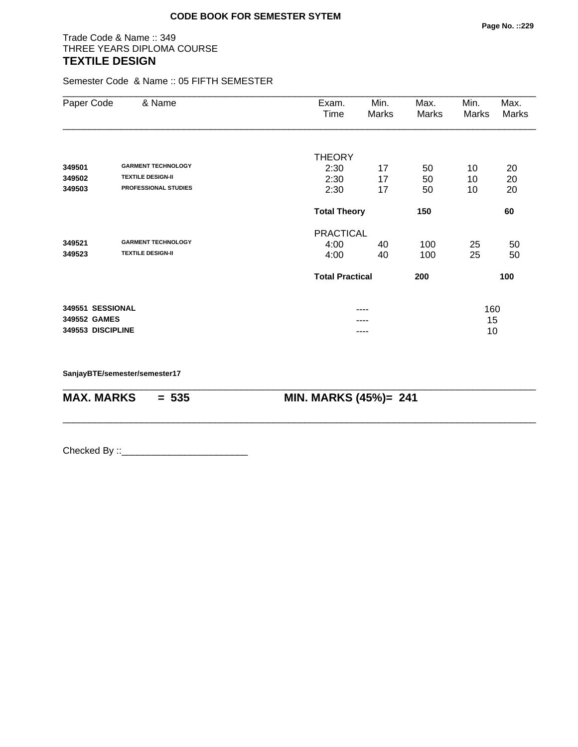**CODE BOOK FOR SEMESTER SYTEM**

Trade Code & Name :: 349
THREE YEARS DIPLOMA COURSE
## TEXTILE DESIGN

Semester Code & Name :: 05 FIFTH SEMESTER

| Paper Code | & Name | Exam. Time | Min. Marks | Max. Marks | Min. Marks | Max. Marks |
|---|---|---|---|---|---|---|
| | | THEORY | | | | |
| **349501** | **GARMENT TECHNOLOGY** | 2:30 | 17 | 50 | 10 | 20 |
| **349502** | **TEXTILE DESIGN-II** | 2:30 | 17 | 50 | 10 | 20 |
| **349503** | **PROFESSIONAL STUDIES** | 2:30 | 17 | 50 | 10 | 20 |
| | | **Total Theory** | | **150** | | **60** |
| | | PRACTICAL | | | | |
| **349521** | **GARMENT TECHNOLOGY** | 4:00 | 40 | 100 | 25 | 50 |
| **349523** | **TEXTILE DESIGN-II** | 4:00 | 40 | 100 | 25 | 50 |
| | | **Total Practical** | | **200** | | **100** |
| **349551** | **SESSIONAL** | | ---- | | 160 | |
| **349552** | **GAMES** | | ---- | | 15 | |
| **349553** | **DISCIPLINE** | | ---- | | 10 | |

**SanjayBTE/semester/semester17**

**MAX. MARKS = 535** **MIN. MARKS (45%)= 241**

Checked By ::________________________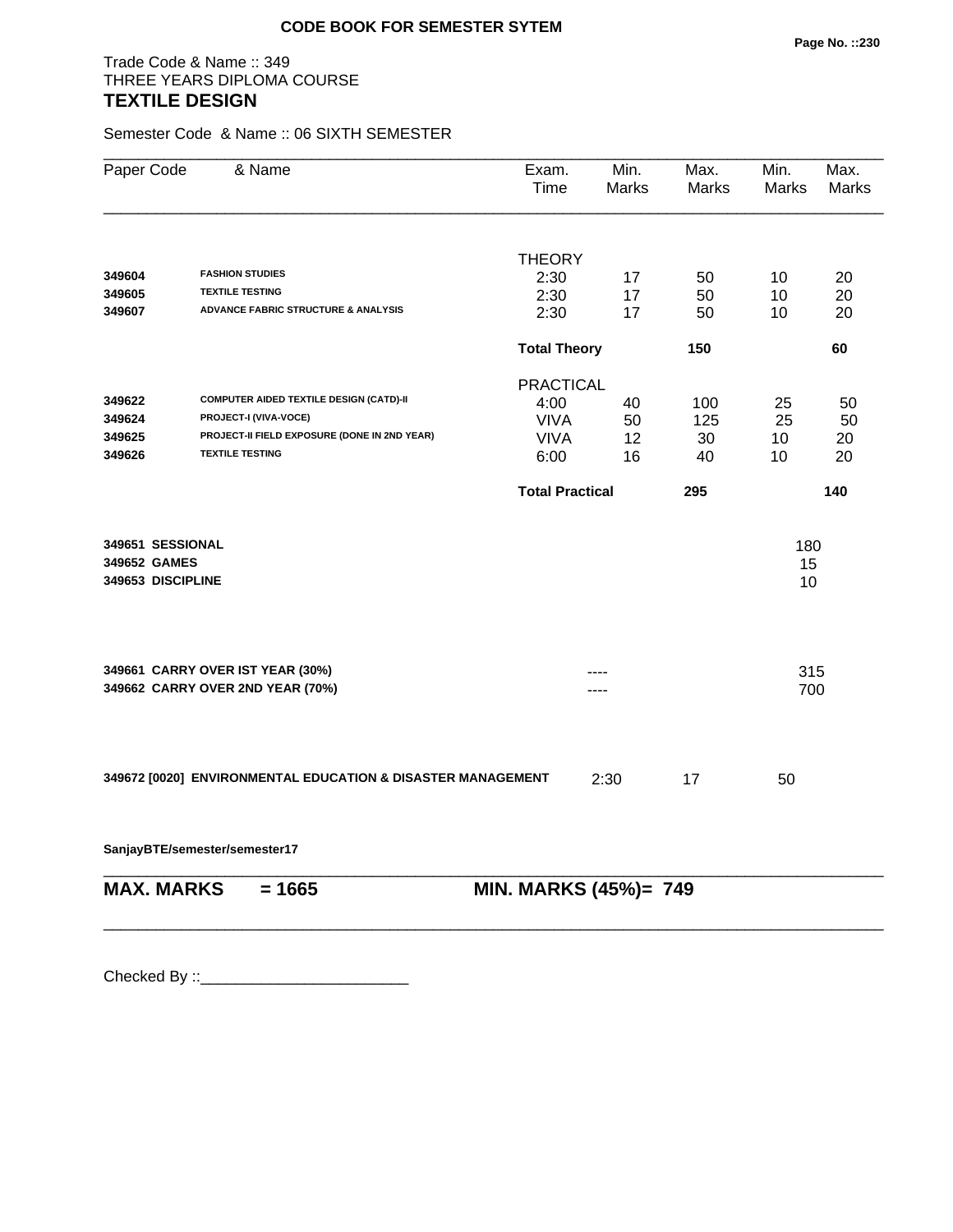**CODE BOOK FOR SEMESTER SYTEM**

Trade Code & Name :: 349
THREE YEARS DIPLOMA COURSE

## TEXTILE DESIGN

Semester Code & Name :: 06 SIXTH SEMESTER

| Paper Code | & Name | Exam. Time | Min. Marks | Max. Marks | Min. Marks | Max. Marks |
|---|---|---|---|---|---|---|
| | | THEORY | | | | |
| 349604 | FASHION STUDIES | 2:30 | 17 | 50 | 10 | 20 |
| 349605 | TEXTILE TESTING | 2:30 | 17 | 50 | 10 | 20 |
| 349607 | ADVANCE FABRIC STRUCTURE & ANALYSIS | 2:30 | 17 | 50 | 10 | 20 |
| | | **Total Theory** | | **150** | | **60** |
| | | PRACTICAL | | | | |
| 349622 | COMPUTER AIDED TEXTILE DESIGN (CATD)-II | 4:00 | 40 | 100 | 25 | 50 |
| 349624 | PROJECT-I (VIVA-VOCE) | VIVA | 50 | 125 | 25 | 50 |
| 349625 | PROJECT-II FIELD EXPOSURE (DONE IN 2ND YEAR) | VIVA | 12 | 30 | 10 | 20 |
| 349626 | TEXTILE TESTING | 6:00 | 16 | 40 | 10 | 20 |
| | | **Total Practical** | | **295** | | **140** |
| **349651** | **SESSIONAL** | | | | | 180 |
| **349652** | **GAMES** | | | | | 15 |
| **349653** | **DISCIPLINE** | | | | | 10 |
| **349661** | **CARRY OVER IST YEAR (30%)** | | ---- | | | 315 |
| **349662** | **CARRY OVER 2ND YEAR (70%)** | | ---- | | | 700 |
| **349672 [0020]** | **ENVIRONMENTAL EDUCATION & DISASTER MANAGEMENT** | | 2:30 | 17 | 50 | |

**SanjayBTE/semester/semester17**

**MAX. MARKS = 1665** **MIN. MARKS (45%)= 749**

Checked By ::________________________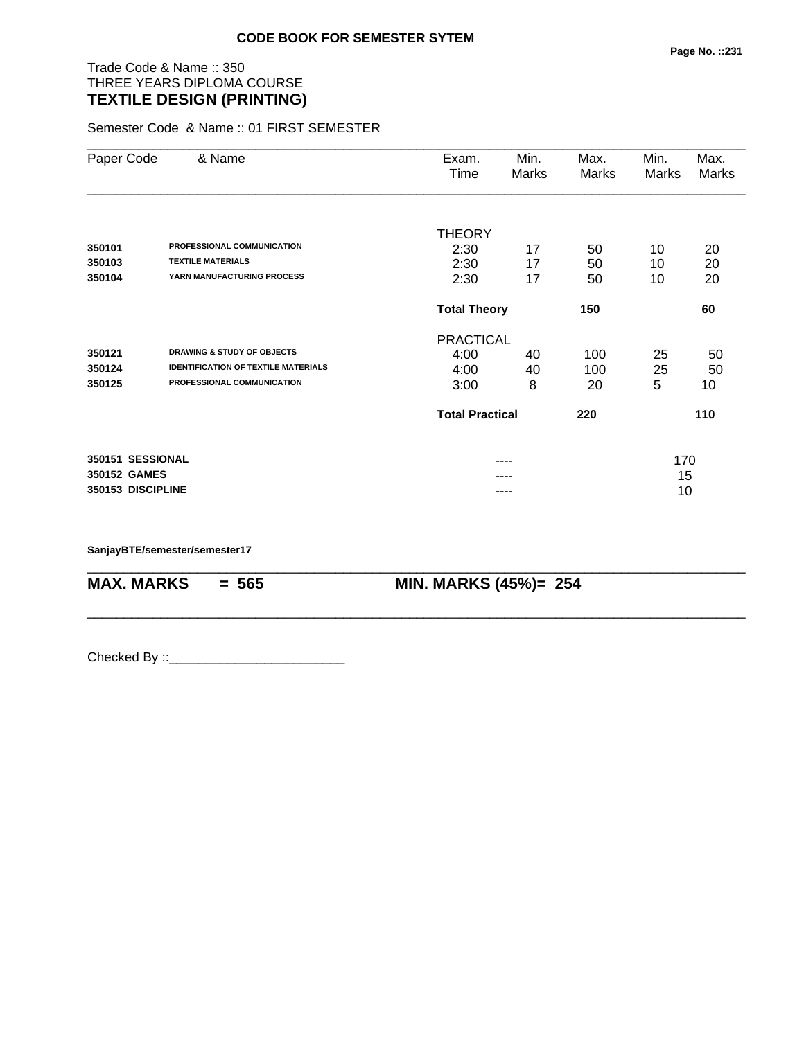**CODE BOOK FOR SEMESTER SYTEM**

Trade Code & Name :: 350
THREE YEARS DIPLOMA COURSE
## TEXTILE DESIGN (PRINTING)

Semester Code & Name :: 01 FIRST SEMESTER

| Paper Code | & Name | Exam. Time | Min. Marks | Max. Marks | Min. Marks | Max. Marks |
|---|---|---|---|---|---|---|
| | | THEORY | | | | |
| **350101** | **PROFESSIONAL COMMUNICATION** | 2:30 | 17 | 50 | 10 | 20 |
| **350103** | **TEXTILE MATERIALS** | 2:30 | 17 | 50 | 10 | 20 |
| **350104** | **YARN MANUFACTURING PROCESS** | 2:30 | 17 | 50 | 10 | 20 |
| | | **Total Theory** | | **150** | | **60** |
| | | PRACTICAL | | | | |
| **350121** | **DRAWING & STUDY OF OBJECTS** | 4:00 | 40 | 100 | 25 | 50 |
| **350124** | **IDENTIFICATION OF TEXTILE MATERIALS** | 4:00 | 40 | 100 | 25 | 50 |
| **350125** | **PROFESSIONAL COMMUNICATION** | 3:00 | 8 | 20 | 5 | 10 |
| | | **Total Practical** | | **220** | | **110** |
| **350151** | **SESSIONAL** | | ---- | | 170 | |
| **350152** | **GAMES** | | ---- | | 15 | |
| **350153** | **DISCIPLINE** | | ---- | | 10 | |

**SanjayBTE/semester/semester17**

**MAX. MARKS = 565** **MIN. MARKS (45%)= 254**

Checked By ::________________________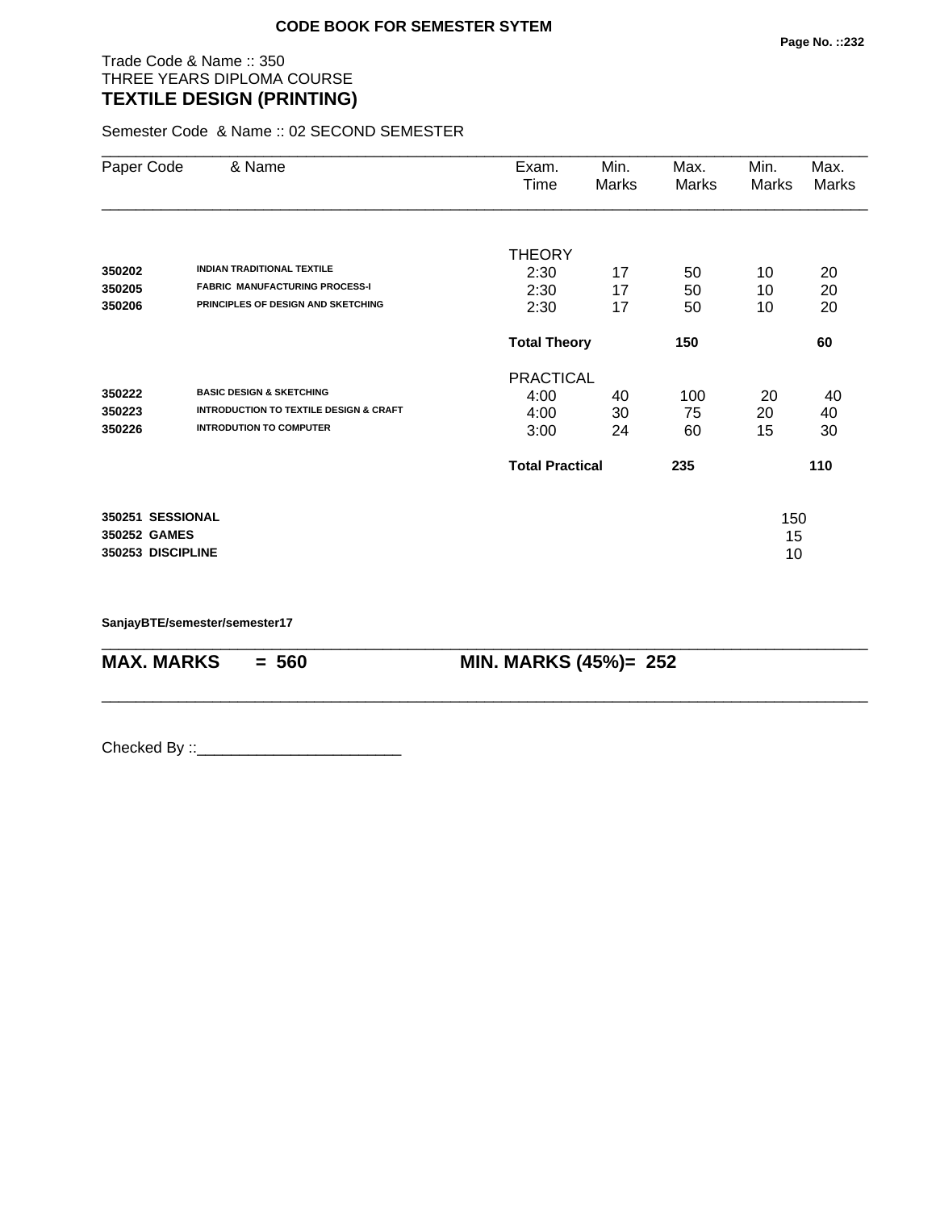**CODE BOOK FOR SEMESTER SYTEM**

Trade Code & Name :: 350
THREE YEARS DIPLOMA COURSE
## TEXTILE DESIGN (PRINTING)

Semester Code & Name :: 02 SECOND SEMESTER

| Paper Code | & Name | Exam. Time | Min. Marks | Max. Marks | Min. Marks | Max. Marks |
|---|---|---|---|---|---|---|
| | | THEORY | | | | |
| **350202** | **INDIAN TRADITIONAL TEXTILE** | 2:30 | 17 | 50 | 10 | 20 |
| **350205** | **FABRIC MANUFACTURING PROCESS-I** | 2:30 | 17 | 50 | 10 | 20 |
| **350206** | **PRINCIPLES OF DESIGN AND SKETCHING** | 2:30 | 17 | 50 | 10 | 20 |
| | | **Total Theory** | | **150** | | **60** |
| | | PRACTICAL | | | | |
| **350222** | **BASIC DESIGN & SKETCHING** | 4:00 | 40 | 100 | 20 | 40 |
| **350223** | **INTRODUCTION TO TEXTILE DESIGN & CRAFT** | 4:00 | 30 | 75 | 20 | 40 |
| **350226** | **INTRODUTION TO COMPUTER** | 3:00 | 24 | 60 | 15 | 30 |
| | | **Total Practical** | | **235** | | **110** |
| **350251** | **SESSIONAL** | | | | | 150 |
| **350252** | **GAMES** | | | | | 15 |
| **350253** | **DISCIPLINE** | | | | | 10 |

**SanjayBTE/semester/semester17**

**MAX. MARKS = 560** **MIN. MARKS (45%)= 252**

Checked By ::________________________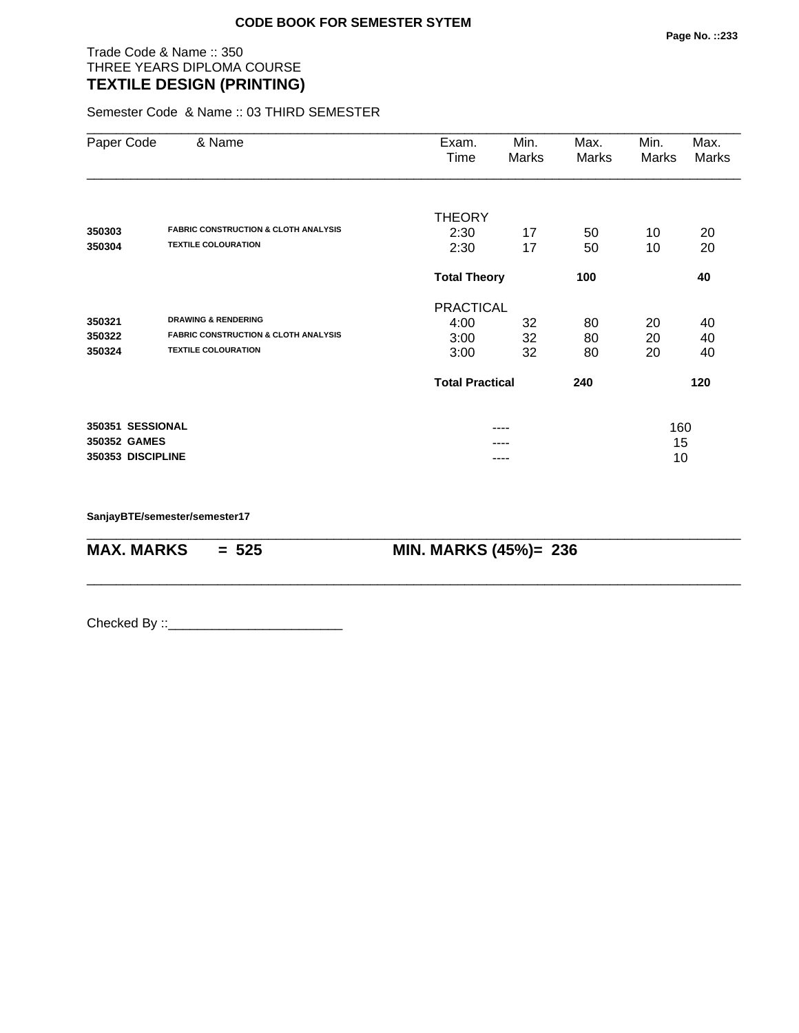**CODE BOOK FOR SEMESTER SYTEM**

Trade Code & Name :: 350
THREE YEARS DIPLOMA COURSE
## TEXTILE DESIGN (PRINTING)

Semester Code & Name :: 03 THIRD SEMESTER

| Paper Code | & Name | Exam. Time | Min. Marks | Max. Marks | Min. Marks | Max. Marks |
|---|---|---|---|---|---|---|
| | | THEORY | | | | |
| **350303** | **FABRIC CONSTRUCTION & CLOTH ANALYSIS** | 2:30 | 17 | 50 | 10 | 20 |
| **350304** | **TEXTILE COLOURATION** | 2:30 | 17 | 50 | 10 | 20 |
| | | **Total Theory** | | **100** | | **40** |
| | | PRACTICAL | | | | |
| **350321** | **DRAWING & RENDERING** | 4:00 | 32 | 80 | 20 | 40 |
| **350322** | **FABRIC CONSTRUCTION & CLOTH ANALYSIS** | 3:00 | 32 | 80 | 20 | 40 |
| **350324** | **TEXTILE COLOURATION** | 3:00 | 32 | 80 | 20 | 40 |
| | | **Total Practical** | | **240** | | **120** |
| **350351** | **SESSIONAL** | | ---- | | 160 | |
| **350352** | **GAMES** | | ---- | | 15 | |
| **350353** | **DISCIPLINE** | | ---- | | 10 | |

**SanjayBTE/semester/semester17**

**MAX. MARKS = 525** **MIN. MARKS (45%)= 236**

Checked By ::________________________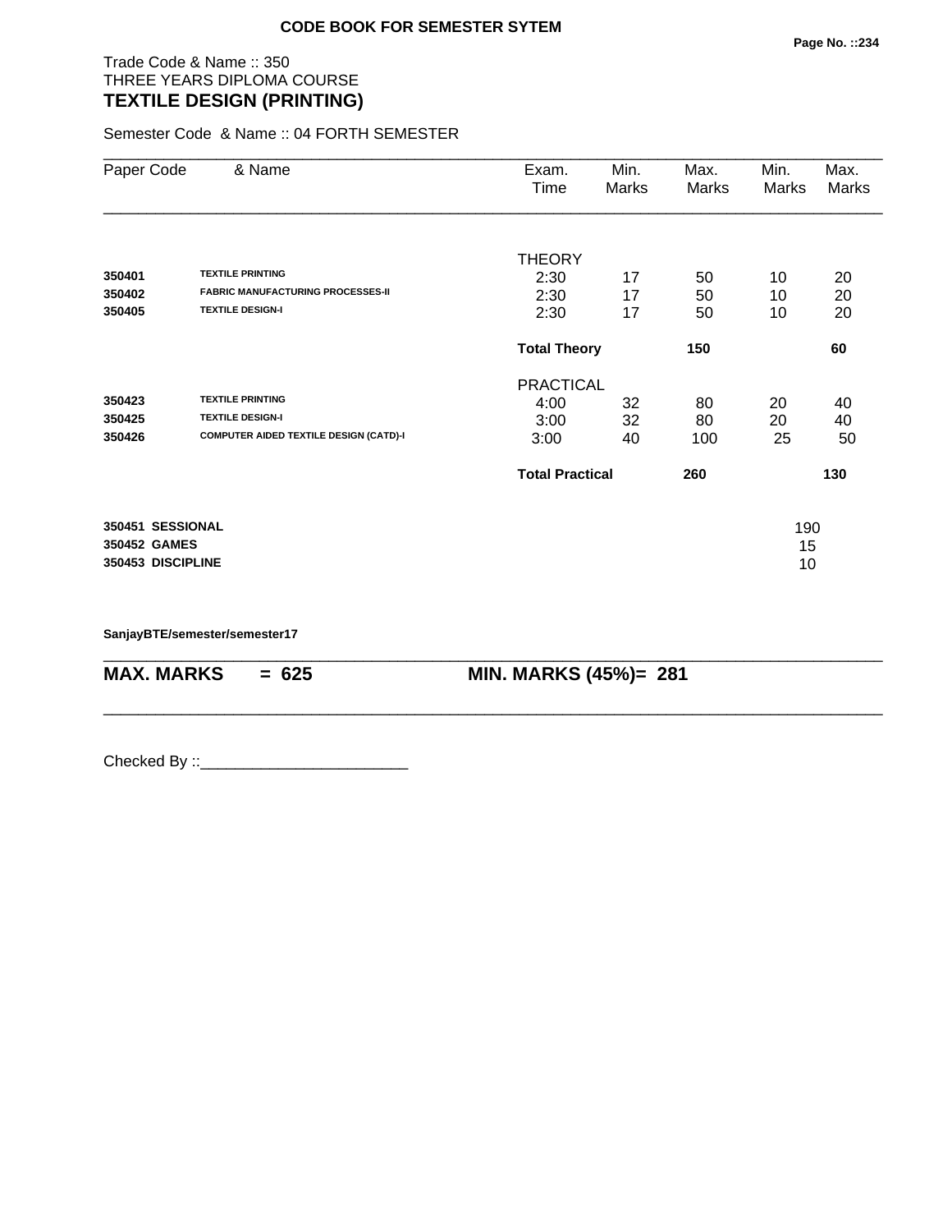**CODE BOOK FOR SEMESTER SYTEM**

Trade Code & Name :: 350
THREE YEARS DIPLOMA COURSE
## TEXTILE DESIGN (PRINTING)

Semester Code & Name :: 04 FORTH SEMESTER

| Paper Code | & Name | Exam. Time | Min. Marks | Max. Marks | Min. Marks | Max. Marks |
|---|---|---|---|---|---|---|
| | | THEORY | | | | |
| **350401** | **TEXTILE PRINTING** | 2:30 | 17 | 50 | 10 | 20 |
| **350402** | **FABRIC MANUFACTURING PROCESSES-II** | 2:30 | 17 | 50 | 10 | 20 |
| **350405** | **TEXTILE DESIGN-I** | 2:30 | 17 | 50 | 10 | 20 |
| | | **Total Theory** | | **150** | | **60** |
| | | PRACTICAL | | | | |
| **350423** | **TEXTILE PRINTING** | 4:00 | 32 | 80 | 20 | 40 |
| **350425** | **TEXTILE DESIGN-I** | 3:00 | 32 | 80 | 20 | 40 |
| **350426** | **COMPUTER AIDED TEXTILE DESIGN (CATD)-I** | 3:00 | 40 | 100 | 25 | 50 |
| | | **Total Practical** | | **260** | | **130** |
| **350451** | **SESSIONAL** | | | | 190 | |
| **350452** | **GAMES** | | | | 15 | |
| **350453** | **DISCIPLINE** | | | | 10 | |

**SanjayBTE/semester/semester17**

**MAX. MARKS = 625** **MIN. MARKS (45%)= 281**

Checked By ::________________________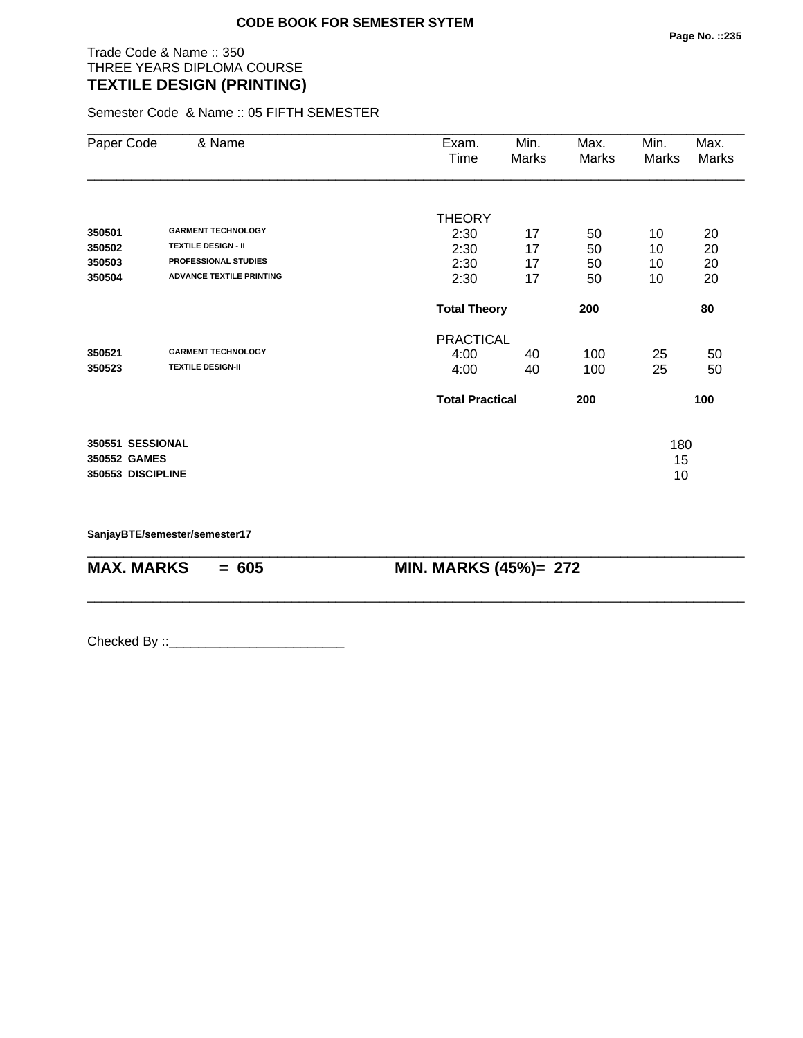**CODE BOOK FOR SEMESTER SYTEM**

Trade Code & Name :: 350
THREE YEARS DIPLOMA COURSE
**TEXTILE DESIGN (PRINTING)**

Semester Code & Name :: 05 FIFTH SEMESTER

| Paper Code | & Name | Exam. Time | Min. Marks | Max. Marks | Min. Marks | Max. Marks |
|---|---|---|---|---|---|---|
| | | THEORY | | | | |
| **350501** | **GARMENT TECHNOLOGY** | 2:30 | 17 | 50 | 10 | 20 |
| **350502** | **TEXTILE DESIGN - II** | 2:30 | 17 | 50 | 10 | 20 |
| **350503** | **PROFESSIONAL STUDIES** | 2:30 | 17 | 50 | 10 | 20 |
| **350504** | **ADVANCE TEXTILE PRINTING** | 2:30 | 17 | 50 | 10 | 20 |
| | | **Total Theory** | | **200** | | **80** |
| | | PRACTICAL | | | | |
| **350521** | **GARMENT TECHNOLOGY** | 4:00 | 40 | 100 | 25 | 50 |
| **350523** | **TEXTILE DESIGN-II** | 4:00 | 40 | 100 | 25 | 50 |
| | | **Total Practical** | | **200** | | **100** |
| **350551** | **SESSIONAL** | | | | 180 | |
| **350552** | **GAMES** | | | | 15 | |
| **350553** | **DISCIPLINE** | | | | 10 | |

**SanjayBTE/semester/semester17**

**MAX. MARKS = 605** **MIN. MARKS (45%)= 272**

Checked By ::________________________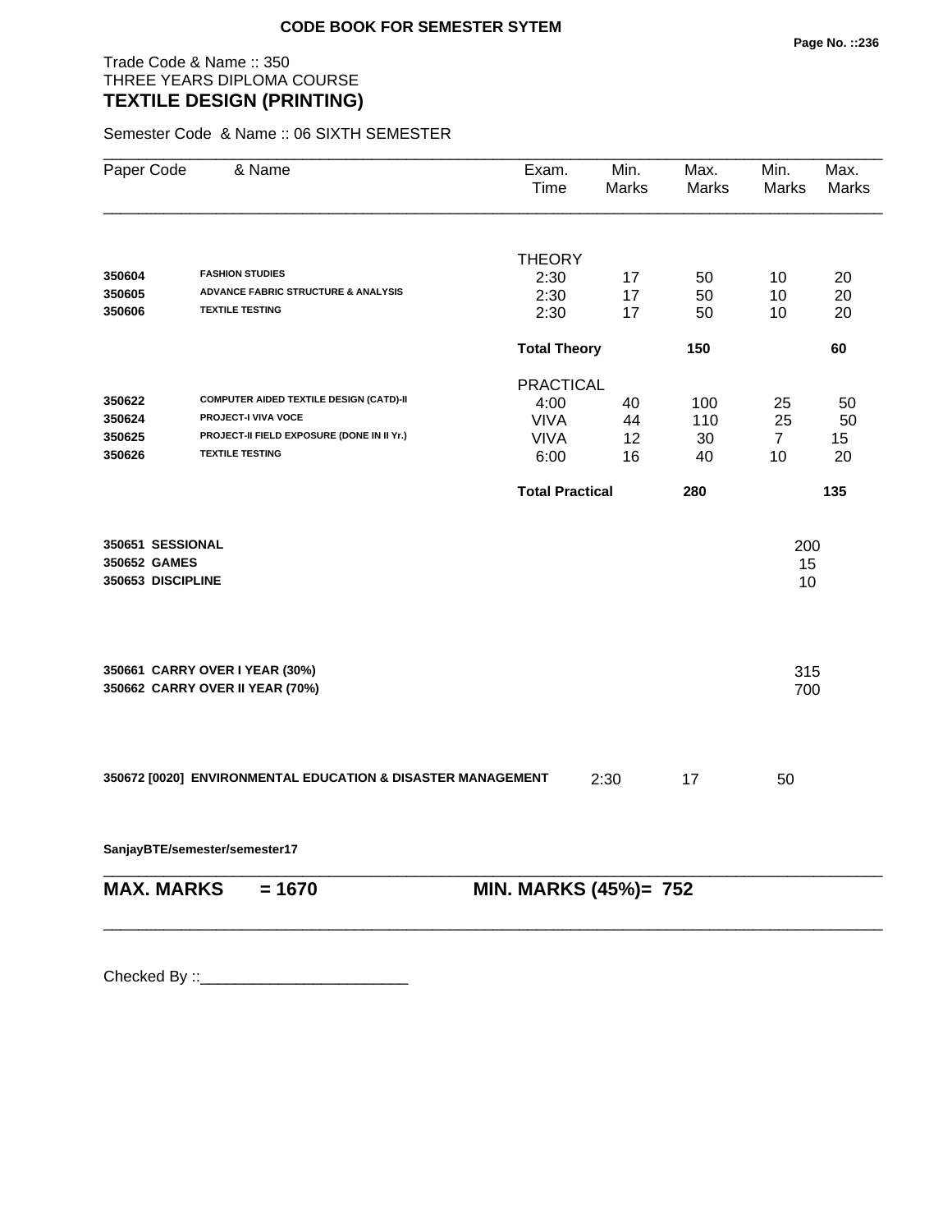**CODE BOOK FOR SEMESTER SYTEM**

Trade Code & Name :: 350
THREE YEARS DIPLOMA COURSE

# TEXTILE DESIGN (PRINTING)

Semester Code & Name :: 06 SIXTH SEMESTER

| Paper Code | & Name | Exam. Time | Min. Marks | Max. Marks | Min. Marks | Max. Marks |
|---|---|---|---|---|---|---|
| | | THEORY | | | | |
| **350604** | **FASHION STUDIES** | 2:30 | 17 | 50 | 10 | 20 |
| **350605** | **ADVANCE FABRIC STRUCTURE & ANALYSIS** | 2:30 | 17 | 50 | 10 | 20 |
| **350606** | **TEXTILE TESTING** | 2:30 | 17 | 50 | 10 | 20 |
| | | **Total Theory** | | **150** | | **60** |
| | | PRACTICAL | | | | |
| **350622** | **COMPUTER AIDED TEXTILE DESIGN (CATD)-II** | 4:00 | 40 | 100 | 25 | 50 |
| **350624** | **PROJECT-I VIVA VOCE** | VIVA | 44 | 110 | 25 | 50 |
| **350625** | **PROJECT-II FIELD EXPOSURE (DONE IN II Yr.)** | VIVA | 12 | 30 | 7 | 15 |
| **350626** | **TEXTILE TESTING** | 6:00 | 16 | 40 | 10 | 20 |
| | | **Total Practical** | | **280** | | **135** |

| | |
|---|---|
| **350651 SESSIONAL** | 200 |
| **350652 GAMES** | 15 |
| **350653 DISCIPLINE** | 10 |

| | |
|---|---|
| **350661 CARRY OVER I YEAR (30%)** | 315 |
| **350662 CARRY OVER II YEAR (70%)** | 700 |

| | Exam. Time | Min. Marks | Max. Marks |
|---|---|---|---|
| **350672 [0020] ENVIRONMENTAL EDUCATION & DISASTER MANAGEMENT** | 2:30 | 17 | 50 |

**SanjayBTE/semester/semester17**

**MAX. MARKS = 1670** **MIN. MARKS (45%)= 752**

Checked By ::________________________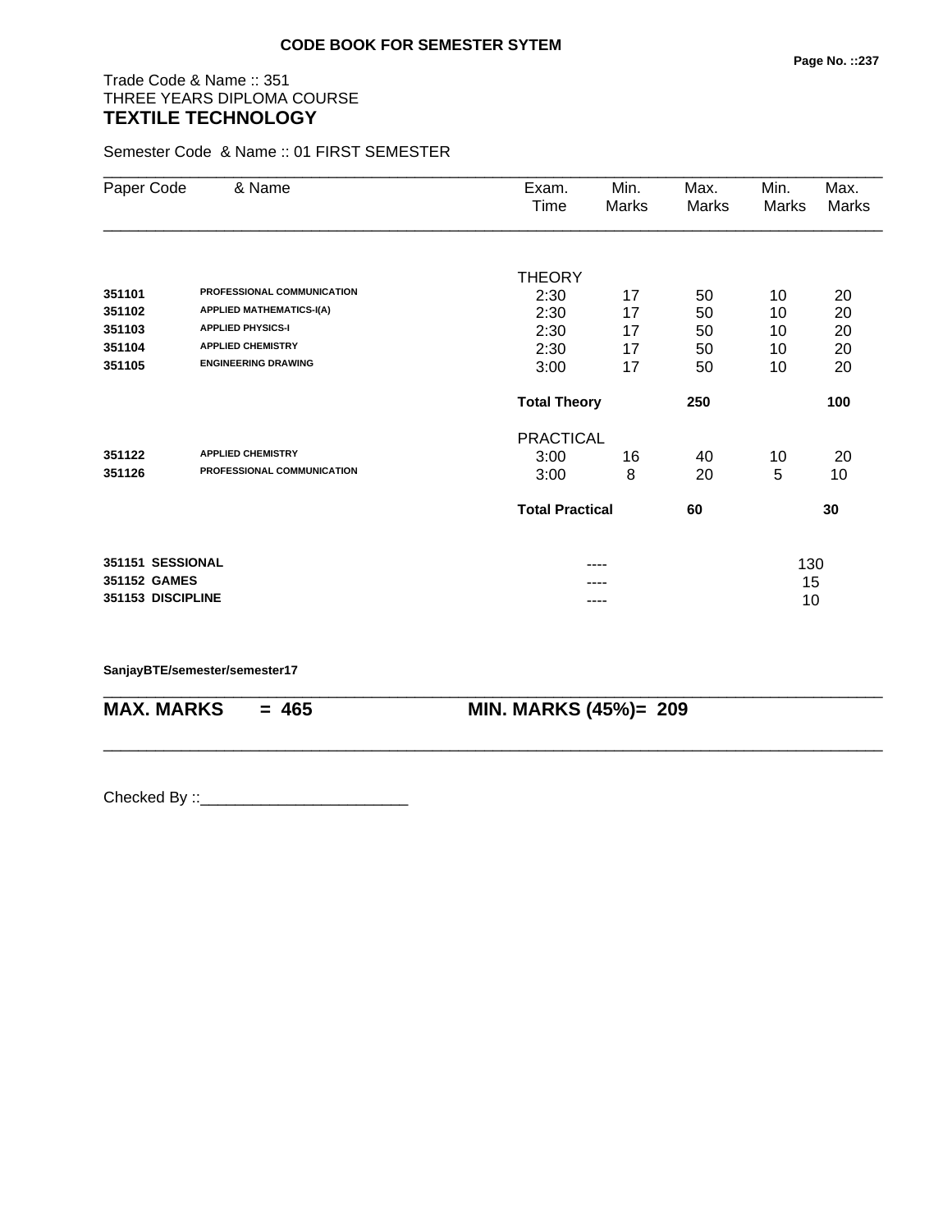**CODE BOOK FOR SEMESTER SYTEM**

Trade Code & Name :: 351
THREE YEARS DIPLOMA COURSE
## TEXTILE TECHNOLOGY

Semester Code & Name :: 01 FIRST SEMESTER

| Paper Code | & Name | Exam. Time | Min. Marks | Max. Marks | Min. Marks | Max. Marks |
|---|---|---|---|---|---|---|
| | | THEORY | | | | |
| **351101** | **PROFESSIONAL COMMUNICATION** | 2:30 | 17 | 50 | 10 | 20 |
| **351102** | **APPLIED MATHEMATICS-I(A)** | 2:30 | 17 | 50 | 10 | 20 |
| **351103** | **APPLIED PHYSICS-I** | 2:30 | 17 | 50 | 10 | 20 |
| **351104** | **APPLIED CHEMISTRY** | 2:30 | 17 | 50 | 10 | 20 |
| **351105** | **ENGINEERING DRAWING** | 3:00 | 17 | 50 | 10 | 20 |
| | | **Total Theory** | | **250** | | **100** |
| | | PRACTICAL | | | | |
| **351122** | **APPLIED CHEMISTRY** | 3:00 | 16 | 40 | 10 | 20 |
| **351126** | **PROFESSIONAL COMMUNICATION** | 3:00 | 8 | 20 | 5 | 10 |
| | | **Total Practical** | | **60** | | **30** |
| **351151** | **SESSIONAL** | | ---- | | 130 | |
| **351152** | **GAMES** | | ---- | | 15 | |
| **351153** | **DISCIPLINE** | | ---- | | 10 | |

**SanjayBTE/semester/semester17**

**MAX. MARKS = 465** **MIN. MARKS (45%)= 209**

Checked By ::________________________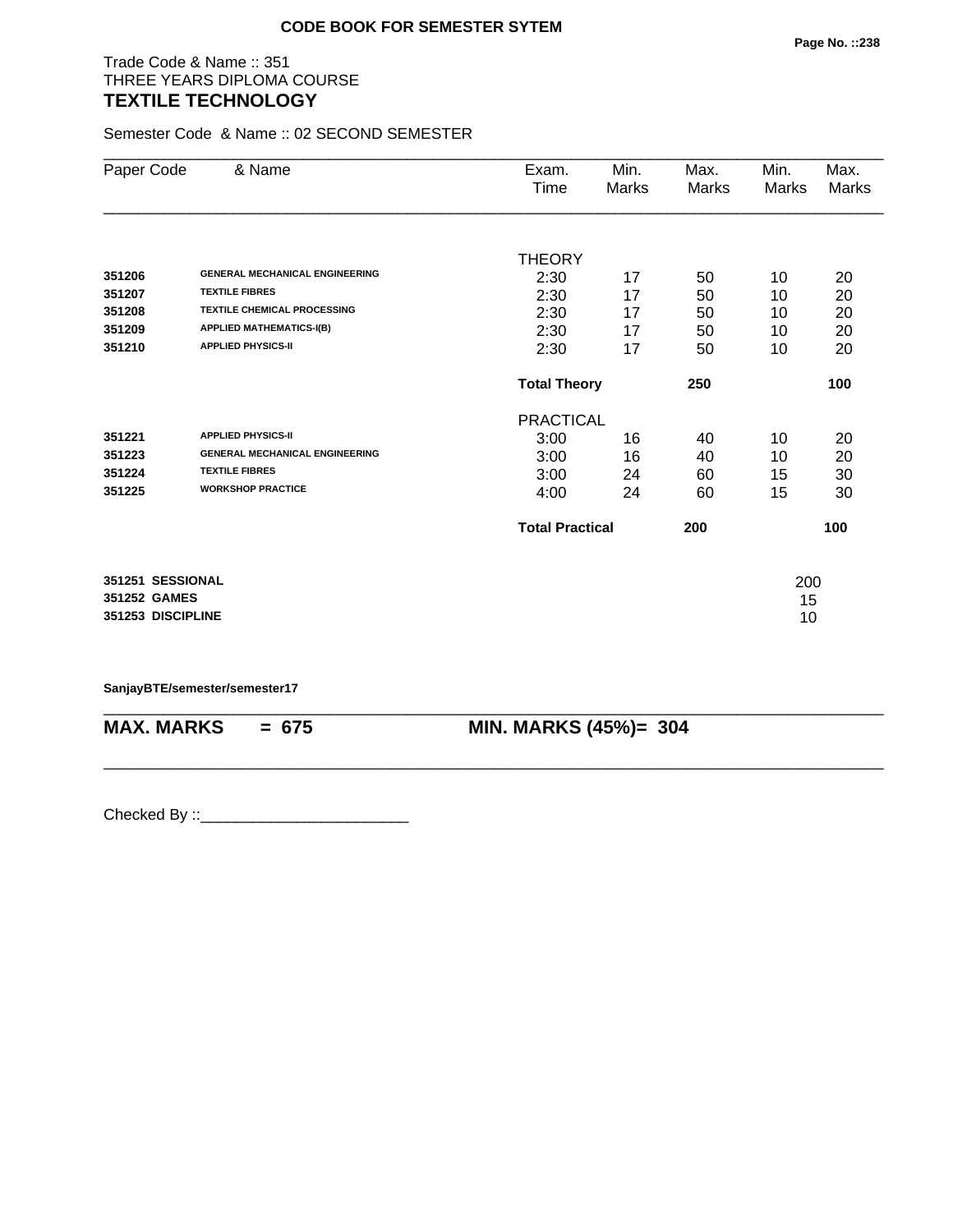**CODE BOOK FOR SEMESTER SYTEM**

Trade Code & Name :: 351
THREE YEARS DIPLOMA COURSE
## TEXTILE TECHNOLOGY

Semester Code & Name :: 02 SECOND SEMESTER

| Paper Code | & Name | Exam. Time | Min. Marks | Max. Marks | Min. Marks | Max. Marks |
|---|---|---|---|---|---|---|
| | | THEORY | | | | |
| **351206** | **GENERAL MECHANICAL ENGINEERING** | 2:30 | 17 | 50 | 10 | 20 |
| **351207** | **TEXTILE FIBRES** | 2:30 | 17 | 50 | 10 | 20 |
| **351208** | **TEXTILE CHEMICAL PROCESSING** | 2:30 | 17 | 50 | 10 | 20 |
| **351209** | **APPLIED MATHEMATICS-I(B)** | 2:30 | 17 | 50 | 10 | 20 |
| **351210** | **APPLIED PHYSICS-II** | 2:30 | 17 | 50 | 10 | 20 |
| | | **Total Theory** | | **250** | | **100** |
| | | PRACTICAL | | | | |
| **351221** | **APPLIED PHYSICS-II** | 3:00 | 16 | 40 | 10 | 20 |
| **351223** | **GENERAL MECHANICAL ENGINEERING** | 3:00 | 16 | 40 | 10 | 20 |
| **351224** | **TEXTILE FIBRES** | 3:00 | 24 | 60 | 15 | 30 |
| **351225** | **WORKSHOP PRACTICE** | 4:00 | 24 | 60 | 15 | 30 |
| | | **Total Practical** | | **200** | | **100** |
| **351251** | **SESSIONAL** | | | | | 200 |
| **351252** | **GAMES** | | | | | 15 |
| **351253** | **DISCIPLINE** | | | | | 10 |

**SanjayBTE/semester/semester17**

**MAX. MARKS = 675** **MIN. MARKS (45%)= 304**

Checked By ::________________________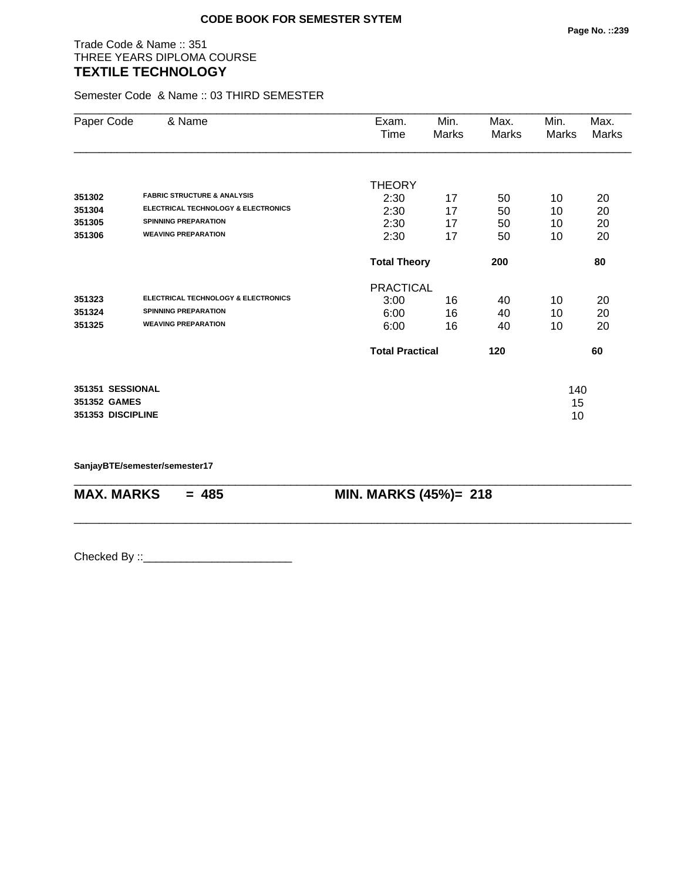**CODE BOOK FOR SEMESTER SYTEM**

Trade Code & Name :: 351
THREE YEARS DIPLOMA COURSE
## TEXTILE TECHNOLOGY

Semester Code & Name :: 03 THIRD SEMESTER

| Paper Code | & Name | Exam. Time | Min. Marks | Max. Marks | Min. Marks | Max. Marks |
|---|---|---|---|---|---|---|
| | | THEORY | | | | |
| 351302 | FABRIC STRUCTURE & ANALYSIS | 2:30 | 17 | 50 | 10 | 20 |
| 351304 | ELECTRICAL TECHNOLOGY & ELECTRONICS | 2:30 | 17 | 50 | 10 | 20 |
| 351305 | SPINNING PREPARATION | 2:30 | 17 | 50 | 10 | 20 |
| 351306 | WEAVING PREPARATION | 2:30 | 17 | 50 | 10 | 20 |
| | | **Total Theory** | | **200** | | **80** |
| | | PRACTICAL | | | | |
| 351323 | ELECTRICAL TECHNOLOGY & ELECTRONICS | 3:00 | 16 | 40 | 10 | 20 |
| 351324 | SPINNING PREPARATION | 6:00 | 16 | 40 | 10 | 20 |
| 351325 | WEAVING PREPARATION | 6:00 | 16 | 40 | 10 | 20 |
| | | **Total Practical** | | **120** | | **60** |
| **351351** | **SESSIONAL** | | | | | 140 |
| **351352** | **GAMES** | | | | | 15 |
| **351353** | **DISCIPLINE** | | | | | 10 |

**SanjayBTE/semester/semester17**

**MAX. MARKS = 485** **MIN. MARKS (45%)= 218**

Checked By ::________________________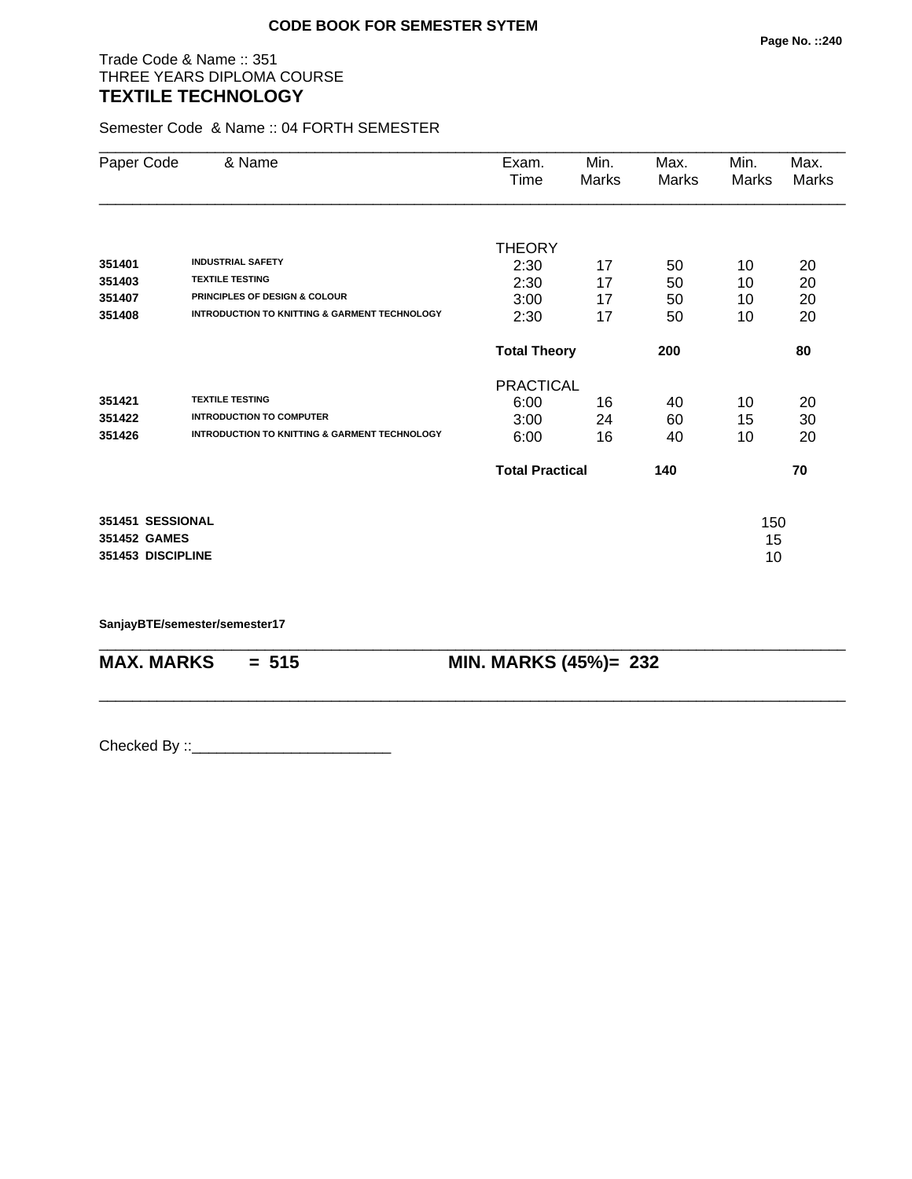**CODE BOOK FOR SEMESTER SYTEM**

Trade Code & Name :: 351
THREE YEARS DIPLOMA COURSE
**TEXTILE TECHNOLOGY**

Semester Code & Name :: 04 FORTH SEMESTER

| Paper Code | & Name | Exam. Time | Min. Marks | Max. Marks | Min. Marks | Max. Marks |
|---|---|---|---|---|---|---|
| | | THEORY | | | | |
| **351401** | **INDUSTRIAL SAFETY** | 2:30 | 17 | 50 | 10 | 20 |
| **351403** | **TEXTILE TESTING** | 2:30 | 17 | 50 | 10 | 20 |
| **351407** | **PRINCIPLES OF DESIGN & COLOUR** | 3:00 | 17 | 50 | 10 | 20 |
| **351408** | **INTRODUCTION TO KNITTING & GARMENT TECHNOLOGY** | 2:30 | 17 | 50 | 10 | 20 |
| | | **Total Theory** | | **200** | | **80** |
| | | PRACTICAL | | | | |
| **351421** | **TEXTILE TESTING** | 6:00 | 16 | 40 | 10 | 20 |
| **351422** | **INTRODUCTION TO COMPUTER** | 3:00 | 24 | 60 | 15 | 30 |
| **351426** | **INTRODUCTION TO KNITTING & GARMENT TECHNOLOGY** | 6:00 | 16 | 40 | 10 | 20 |
| | | **Total Practical** | | **140** | | **70** |
| **351451** | **SESSIONAL** | | | | 150 | |
| **351452** | **GAMES** | | | | 15 | |
| **351453** | **DISCIPLINE** | | | | 10 | |

**SanjayBTE/semester/semester17**

**MAX. MARKS = 515 MIN. MARKS (45%)= 232**

Checked By ::________________________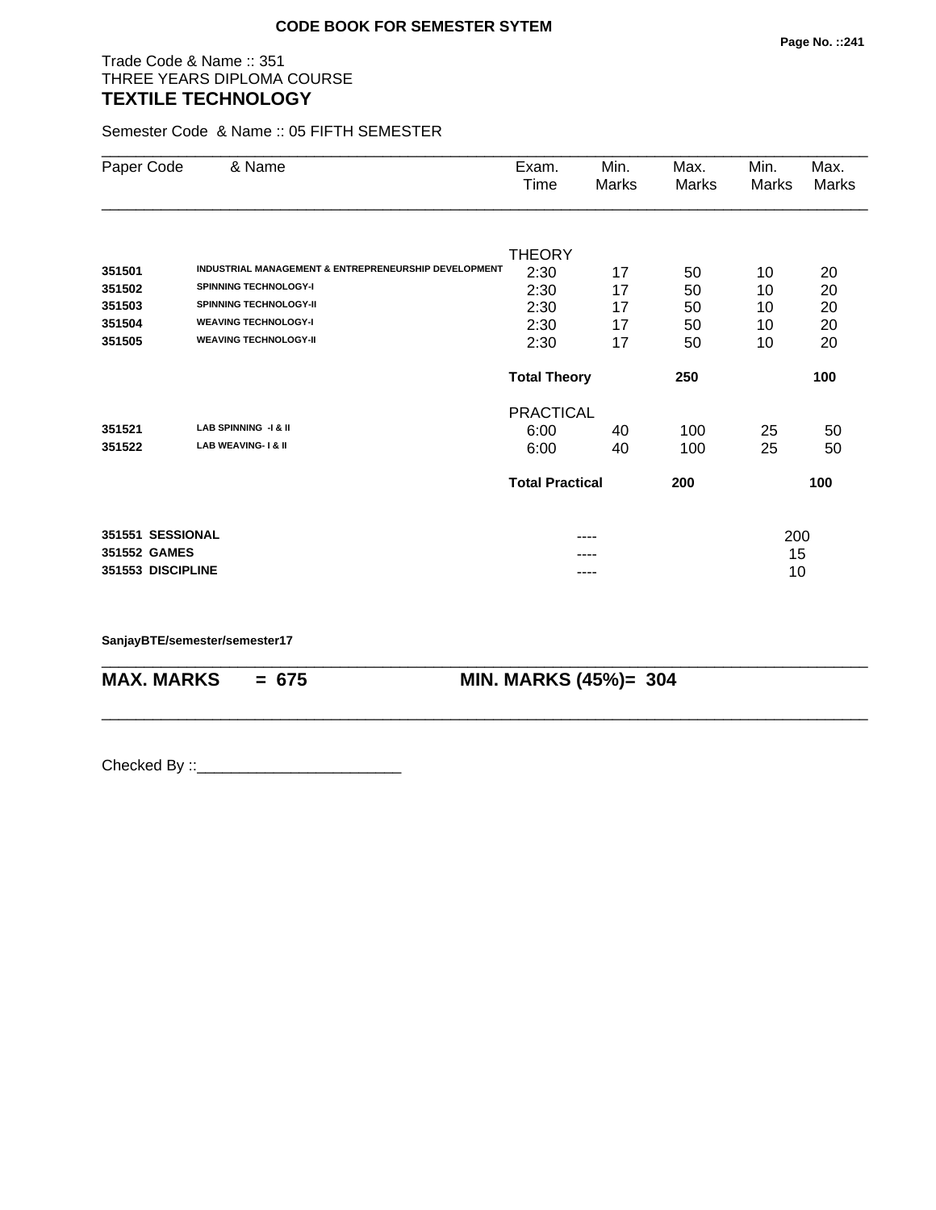**CODE BOOK FOR SEMESTER SYTEM**

Trade Code & Name :: 351
THREE YEARS DIPLOMA COURSE
## TEXTILE TECHNOLOGY

Semester Code & Name :: 05 FIFTH SEMESTER

| Paper Code | & Name | Exam. Time | Min. Marks | Max. Marks | Min. Marks | Max. Marks |
|---|---|---|---|---|---|---|
| | | THEORY | | | | |
| **351501** | **INDUSTRIAL MANAGEMENT & ENTREPRENEURSHIP DEVELOPMENT** | 2:30 | 17 | 50 | 10 | 20 |
| **351502** | **SPINNING TECHNOLOGY-I** | 2:30 | 17 | 50 | 10 | 20 |
| **351503** | **SPINNING TECHNOLOGY-II** | 2:30 | 17 | 50 | 10 | 20 |
| **351504** | **WEAVING TECHNOLOGY-I** | 2:30 | 17 | 50 | 10 | 20 |
| **351505** | **WEAVING TECHNOLOGY-II** | 2:30 | 17 | 50 | 10 | 20 |
| | | **Total Theory** | | **250** | | **100** |
| | | PRACTICAL | | | | |
| **351521** | **LAB SPINNING -I & II** | 6:00 | 40 | 100 | 25 | 50 |
| **351522** | **LAB WEAVING- I & II** | 6:00 | 40 | 100 | 25 | 50 |
| | | **Total Practical** | | **200** | | **100** |
| **351551** | **SESSIONAL** | | ---- | | 200 | |
| **351552** | **GAMES** | | ---- | | 15 | |
| **351553** | **DISCIPLINE** | | ---- | | 10 | |

**SanjayBTE/semester/semester17**

**MAX. MARKS = 675** **MIN. MARKS (45%)= 304**

Checked By ::________________________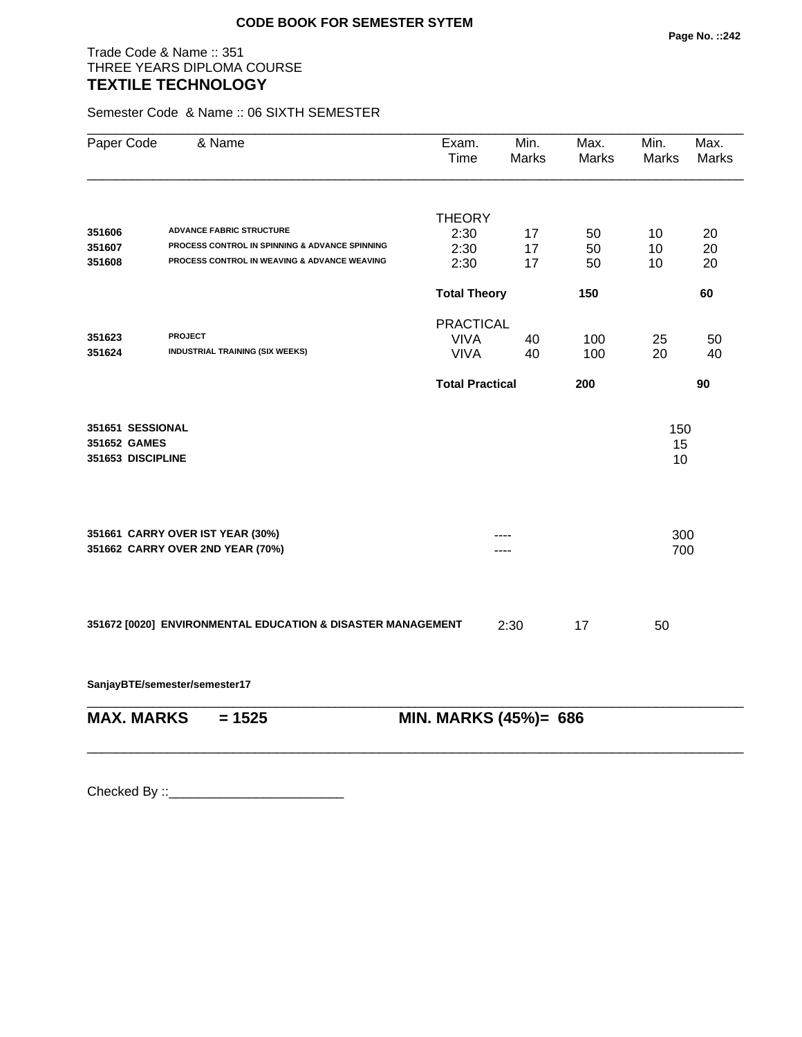**CODE BOOK FOR SEMESTER SYTEM**

Trade Code & Name :: 351
THREE YEARS DIPLOMA COURSE
**TEXTILE TECHNOLOGY**

Semester Code & Name :: 06 SIXTH SEMESTER

| Paper Code | & Name | Exam. Time | Min. Marks | Max. Marks | Min. Marks | Max. Marks |
|---|---|---|---|---|---|---|
| | | THEORY | | | | |
| 351606 | ADVANCE FABRIC STRUCTURE | 2:30 | 17 | 50 | 10 | 20 |
| 351607 | PROCESS CONTROL IN SPINNING & ADVANCE SPINNING | 2:30 | 17 | 50 | 10 | 20 |
| 351608 | PROCESS CONTROL IN WEAVING & ADVANCE WEAVING | 2:30 | 17 | 50 | 10 | 20 |
| | | **Total Theory** | | **150** | | **60** |
| | | PRACTICAL | | | | |
| 351623 | PROJECT | VIVA | 40 | 100 | 25 | 50 |
| 351624 | INDUSTRIAL TRAINING (SIX WEEKS) | VIVA | 40 | 100 | 20 | 40 |
| | | **Total Practical** | | **200** | | **90** |

| | | |
|---|---|---|
| **351651 SESSIONAL** | | 150 |
| **351652 GAMES** | | 15 |
| **351653 DISCIPLINE** | | 10 |
| **351661 CARRY OVER IST YEAR (30%)** | ---- | 300 |
| **351662 CARRY OVER 2ND YEAR (70%)** | ---- | 700 |

| | | | |
|---|---|---|---|
| **351672 [0020] ENVIRONMENTAL EDUCATION & DISASTER MANAGEMENT** | 2:30 | 17 | 50 |

**SanjayBTE/semester/semester17**

**MAX. MARKS = 1525** **MIN. MARKS (45%)= 686**

Checked By ::________________________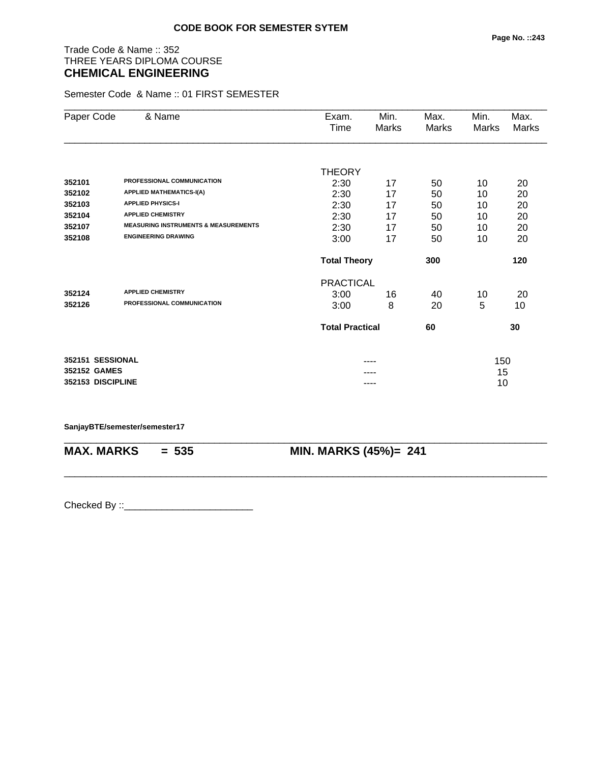**CODE BOOK FOR SEMESTER SYTEM**

Trade Code & Name :: 352
THREE YEARS DIPLOMA COURSE
## CHEMICAL ENGINEERING

Semester Code & Name :: 01 FIRST SEMESTER

| Paper Code | & Name | Exam. Time | Min. Marks | Max. Marks | Min. Marks | Max. Marks |
|---|---|---|---|---|---|---|
| | | THEORY | | | | |
| **352101** | **PROFESSIONAL COMMUNICATION** | 2:30 | 17 | 50 | 10 | 20 |
| **352102** | **APPLIED MATHEMATICS-I(A)** | 2:30 | 17 | 50 | 10 | 20 |
| **352103** | **APPLIED PHYSICS-I** | 2:30 | 17 | 50 | 10 | 20 |
| **352104** | **APPLIED CHEMISTRY** | 2:30 | 17 | 50 | 10 | 20 |
| **352107** | **MEASURING INSTRUMENTS & MEASUREMENTS** | 2:30 | 17 | 50 | 10 | 20 |
| **352108** | **ENGINEERING DRAWING** | 3:00 | 17 | 50 | 10 | 20 |
| | | **Total Theory** | | **300** | | **120** |
| | | PRACTICAL | | | | |
| **352124** | **APPLIED CHEMISTRY** | 3:00 | 16 | 40 | 10 | 20 |
| **352126** | **PROFESSIONAL COMMUNICATION** | 3:00 | 8 | 20 | 5 | 10 |
| | | **Total Practical** | | **60** | | **30** |
| **352151** | **SESSIONAL** | | ---- | | 150 | |
| **352152** | **GAMES** | | ---- | | 15 | |
| **352153** | **DISCIPLINE** | | ---- | | 10 | |

**SanjayBTE/semester/semester17**

**MAX. MARKS = 535** **MIN. MARKS (45%)= 241**

Checked By ::________________________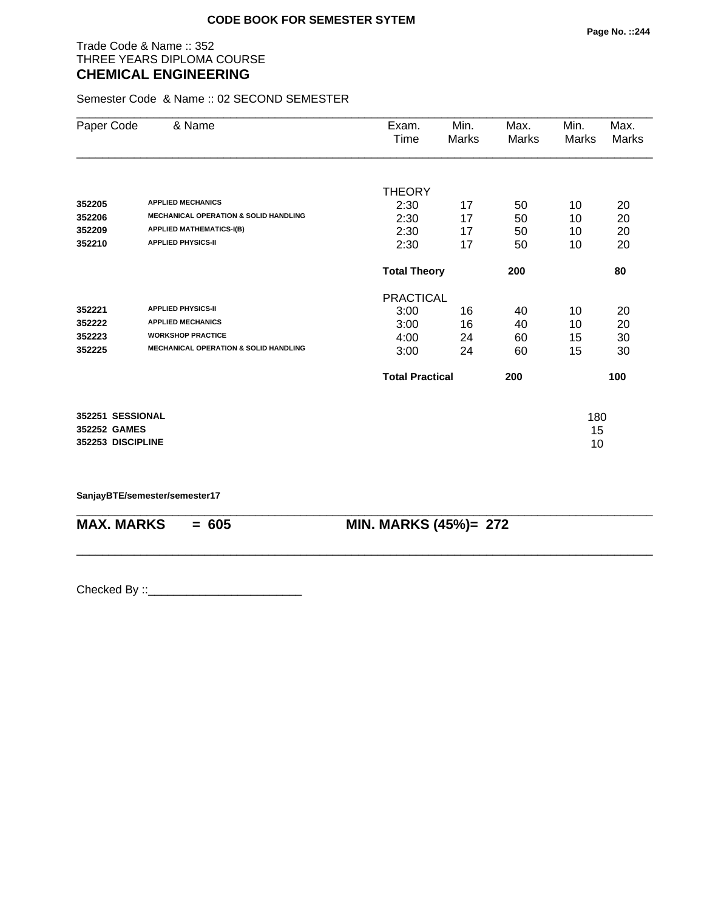**CODE BOOK FOR SEMESTER SYTEM**

Trade Code & Name :: 352
THREE YEARS DIPLOMA COURSE
## CHEMICAL ENGINEERING

Semester Code & Name :: 02 SECOND SEMESTER

| Paper Code | & Name | Exam. Time | Min. Marks | Max. Marks | Min. Marks | Max. Marks |
|---|---|---|---|---|---|---|
| | | THEORY | | | | |
| 352205 | APPLIED MECHANICS | 2:30 | 17 | 50 | 10 | 20 |
| 352206 | MECHANICAL OPERATION & SOLID HANDLING | 2:30 | 17 | 50 | 10 | 20 |
| 352209 | APPLIED MATHEMATICS-I(B) | 2:30 | 17 | 50 | 10 | 20 |
| 352210 | APPLIED PHYSICS-II | 2:30 | 17 | 50 | 10 | 20 |
| | | **Total Theory** | | **200** | | **80** |
| | | PRACTICAL | | | | |
| 352221 | APPLIED PHYSICS-II | 3:00 | 16 | 40 | 10 | 20 |
| 352222 | APPLIED MECHANICS | 3:00 | 16 | 40 | 10 | 20 |
| 352223 | WORKSHOP PRACTICE | 4:00 | 24 | 60 | 15 | 30 |
| 352225 | MECHANICAL OPERATION & SOLID HANDLING | 3:00 | 24 | 60 | 15 | 30 |
| | | **Total Practical** | | **200** | | **100** |
| **352251** | **SESSIONAL** | | | | 180 | |
| **352252** | **GAMES** | | | | 15 | |
| **352253** | **DISCIPLINE** | | | | 10 | |

**SanjayBTE/semester/semester17**

**MAX. MARKS = 605** **MIN. MARKS (45%)= 272**

Checked By ::________________________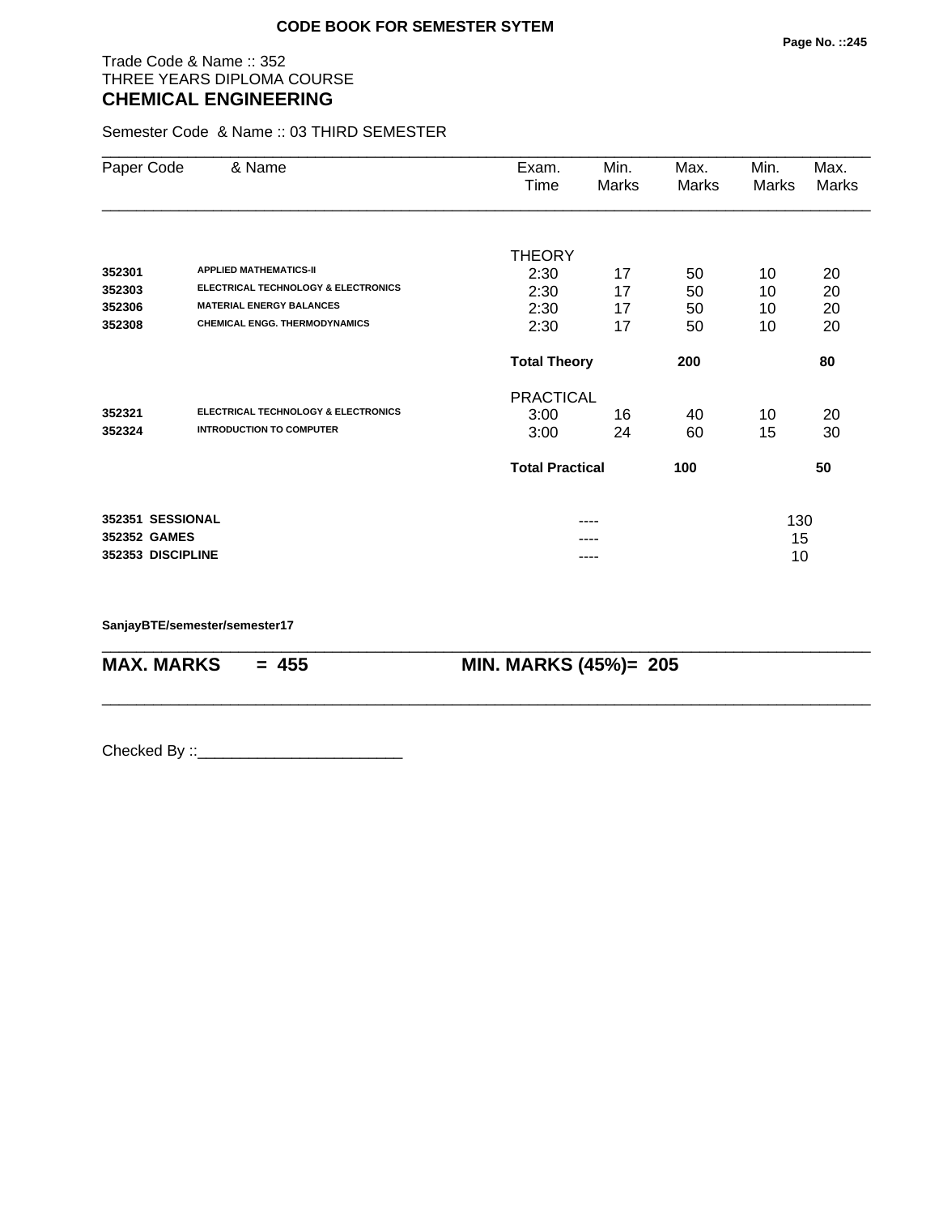**CODE BOOK FOR SEMESTER SYTEM**

Trade Code & Name :: 352
THREE YEARS DIPLOMA COURSE
## CHEMICAL ENGINEERING

Semester Code & Name :: 03 THIRD SEMESTER

| Paper Code | & Name | Exam. Time | Min. Marks | Max. Marks | Min. Marks | Max. Marks |
|---|---|---|---|---|---|---|
| | | THEORY | | | | |
| 352301 | APPLIED MATHEMATICS-II | 2:30 | 17 | 50 | 10 | 20 |
| 352303 | ELECTRICAL TECHNOLOGY & ELECTRONICS | 2:30 | 17 | 50 | 10 | 20 |
| 352306 | MATERIAL ENERGY BALANCES | 2:30 | 17 | 50 | 10 | 20 |
| 352308 | CHEMICAL ENGG. THERMODYNAMICS | 2:30 | 17 | 50 | 10 | 20 |
| | | **Total Theory** | | **200** | | **80** |
| | | PRACTICAL | | | | |
| 352321 | ELECTRICAL TECHNOLOGY & ELECTRONICS | 3:00 | 16 | 40 | 10 | 20 |
| 352324 | INTRODUCTION TO COMPUTER | 3:00 | 24 | 60 | 15 | 30 |
| | | **Total Practical** | | **100** | | **50** |
| 352351 | SESSIONAL | | ---- | | 130 | |
| 352352 | GAMES | | ---- | | 15 | |
| 352353 | DISCIPLINE | | ---- | | 10 | |

**SanjayBTE/semester/semester17**

**MAX. MARKS = 455** **MIN. MARKS (45%)= 205**

Checked By ::________________________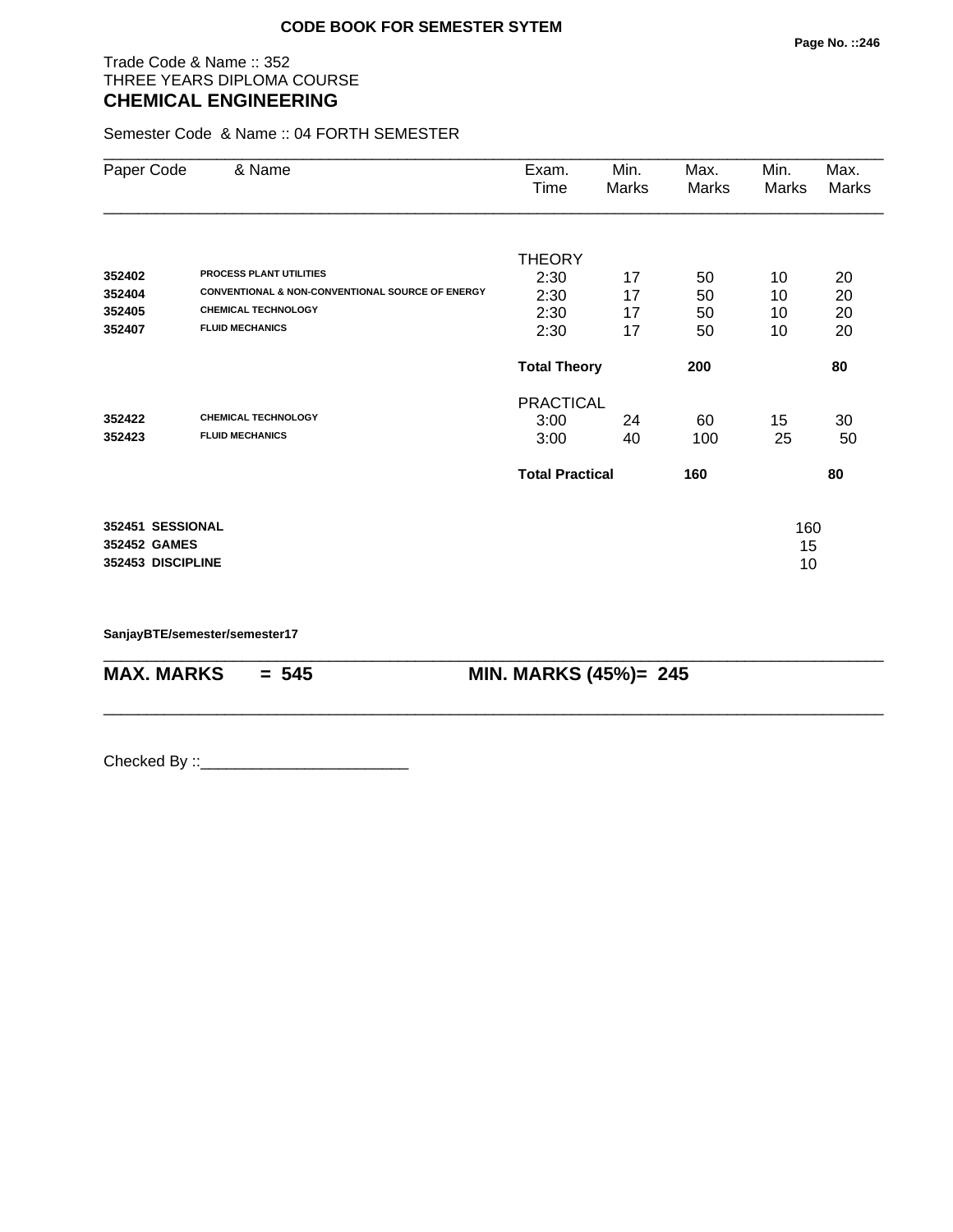**CODE BOOK FOR SEMESTER SYTEM**

Trade Code & Name :: 352
THREE YEARS DIPLOMA COURSE
## CHEMICAL ENGINEERING

Semester Code & Name :: 04 FORTH SEMESTER

| Paper Code | & Name | Exam. Time | Min. Marks | Max. Marks | Min. Marks | Max. Marks |
|---|---|---|---|---|---|---|
| | | THEORY | | | | |
| **352402** | **PROCESS PLANT UTILITIES** | 2:30 | 17 | 50 | 10 | 20 |
| **352404** | **CONVENTIONAL & NON-CONVENTIONAL SOURCE OF ENERGY** | 2:30 | 17 | 50 | 10 | 20 |
| **352405** | **CHEMICAL TECHNOLOGY** | 2:30 | 17 | 50 | 10 | 20 |
| **352407** | **FLUID MECHANICS** | 2:30 | 17 | 50 | 10 | 20 |
| | | **Total Theory** | | **200** | | **80** |
| | | PRACTICAL | | | | |
| **352422** | **CHEMICAL TECHNOLOGY** | 3:00 | 24 | 60 | 15 | 30 |
| **352423** | **FLUID MECHANICS** | 3:00 | 40 | 100 | 25 | 50 |
| | | **Total Practical** | | **160** | | **80** |
| **352451** | **SESSIONAL** | | | | 160 | |
| **352452** | **GAMES** | | | | 15 | |
| **352453** | **DISCIPLINE** | | | | 10 | |

**SanjayBTE/semester/semester17**

**MAX. MARKS = 545** **MIN. MARKS (45%)= 245**

Checked By ::________________________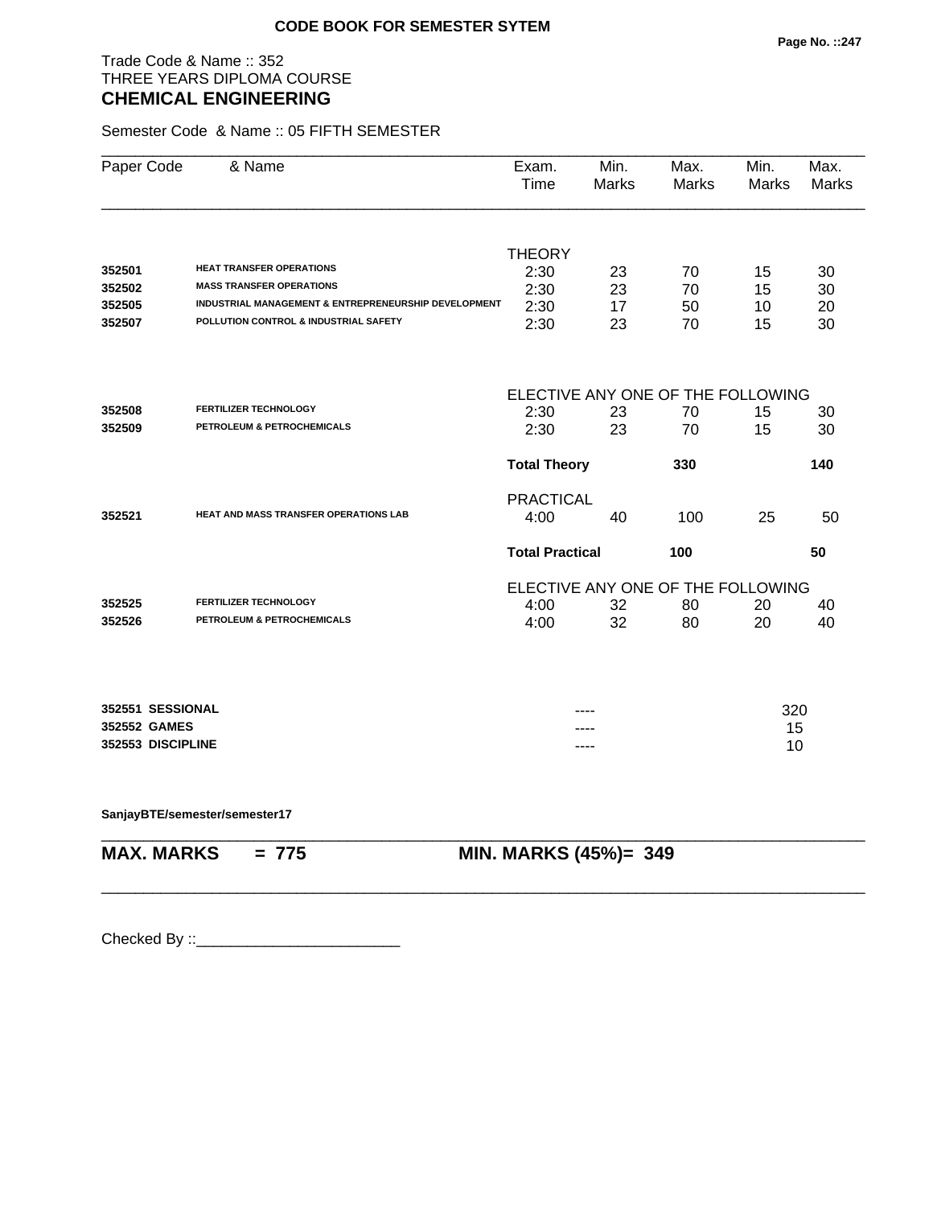**CODE BOOK FOR SEMESTER SYTEM**

Trade Code & Name :: 352
THREE YEARS DIPLOMA COURSE

## CHEMICAL ENGINEERING

Semester Code & Name :: 05 FIFTH SEMESTER

| Paper Code | & Name | Exam. Time | Min. Marks | Max. Marks | Min. Marks | Max. Marks |
|---|---|---|---|---|---|---|
| | | THEORY | | | | |
| 352501 | HEAT TRANSFER OPERATIONS | 2:30 | 23 | 70 | 15 | 30 |
| 352502 | MASS TRANSFER OPERATIONS | 2:30 | 23 | 70 | 15 | 30 |
| 352505 | INDUSTRIAL MANAGEMENT & ENTREPRENEURSHIP DEVELOPMENT | 2:30 | 17 | 50 | 10 | 20 |
| 352507 | POLLUTION CONTROL & INDUSTRIAL SAFETY | 2:30 | 23 | 70 | 15 | 30 |
| | | ELECTIVE ANY ONE OF THE FOLLOWING | | | | |
| 352508 | FERTILIZER TECHNOLOGY | 2:30 | 23 | 70 | 15 | 30 |
| 352509 | PETROLEUM & PETROCHEMICALS | 2:30 | 23 | 70 | 15 | 30 |
| | | **Total Theory** | | **330** | | **140** |
| | | PRACTICAL | | | | |
| 352521 | HEAT AND MASS TRANSFER OPERATIONS LAB | 4:00 | 40 | 100 | 25 | 50 |
| | | **Total Practical** | | **100** | | **50** |
| | | ELECTIVE ANY ONE OF THE FOLLOWING | | | | |
| 352525 | FERTILIZER TECHNOLOGY | 4:00 | 32 | 80 | 20 | 40 |
| 352526 | PETROLEUM & PETROCHEMICALS | 4:00 | 32 | 80 | 20 | 40 |

| | | |
|---|---|---|
| **352551 SESSIONAL** | ---- | 320 |
| **352552 GAMES** | ---- | 15 |
| **352553 DISCIPLINE** | ---- | 10 |

**SanjayBTE/semester/semester17**

**MAX. MARKS = 775** **MIN. MARKS (45%)= 349**

Checked By ::________________________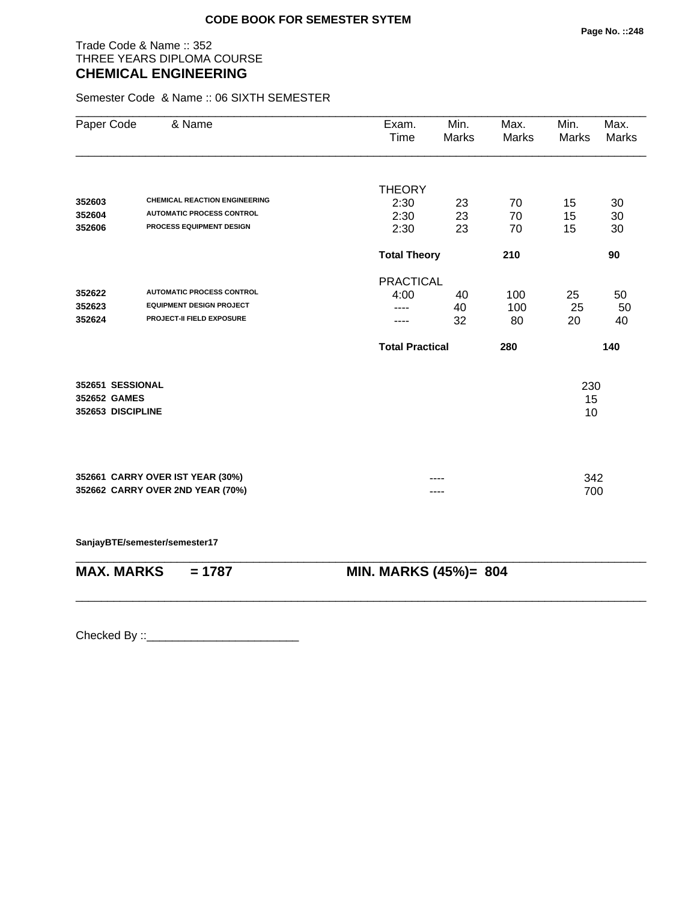**CODE BOOK FOR SEMESTER SYTEM**

Trade Code & Name :: 352
THREE YEARS DIPLOMA COURSE
## CHEMICAL ENGINEERING

Semester Code & Name :: 06 SIXTH SEMESTER

| Paper Code | & Name | Exam. Time | Min. Marks | Max. Marks | Min. Marks | Max. Marks |
|---|---|---|---|---|---|---|
| | | THEORY | | | | |
| **352603** | **CHEMICAL REACTION ENGINEERING** | 2:30 | 23 | 70 | 15 | 30 |
| **352604** | **AUTOMATIC PROCESS CONTROL** | 2:30 | 23 | 70 | 15 | 30 |
| **352606** | **PROCESS EQUIPMENT DESIGN** | 2:30 | 23 | 70 | 15 | 30 |
| | | **Total Theory** | | **210** | | **90** |
| | | PRACTICAL | | | | |
| **352622** | **AUTOMATIC PROCESS CONTROL** | 4:00 | 40 | 100 | 25 | 50 |
| **352623** | **EQUIPMENT DESIGN PROJECT** | ---- | 40 | 100 | 25 | 50 |
| **352624** | **PROJECT-II FIELD EXPOSURE** | ---- | 32 | 80 | 20 | 40 |
| | | **Total Practical** | | **280** | | **140** |
| **352651** | **SESSIONAL** | | | | 230 | |
| **352652** | **GAMES** | | | | 15 | |
| **352653** | **DISCIPLINE** | | | | 10 | |
| **352661** | **CARRY OVER IST YEAR (30%)** | | ---- | | 342 | |
| **352662** | **CARRY OVER 2ND YEAR (70%)** | | ---- | | 700 | |

**SanjayBTE/semester/semester17**

**MAX. MARKS = 1787** **MIN. MARKS (45%)= 804**

Checked By ::________________________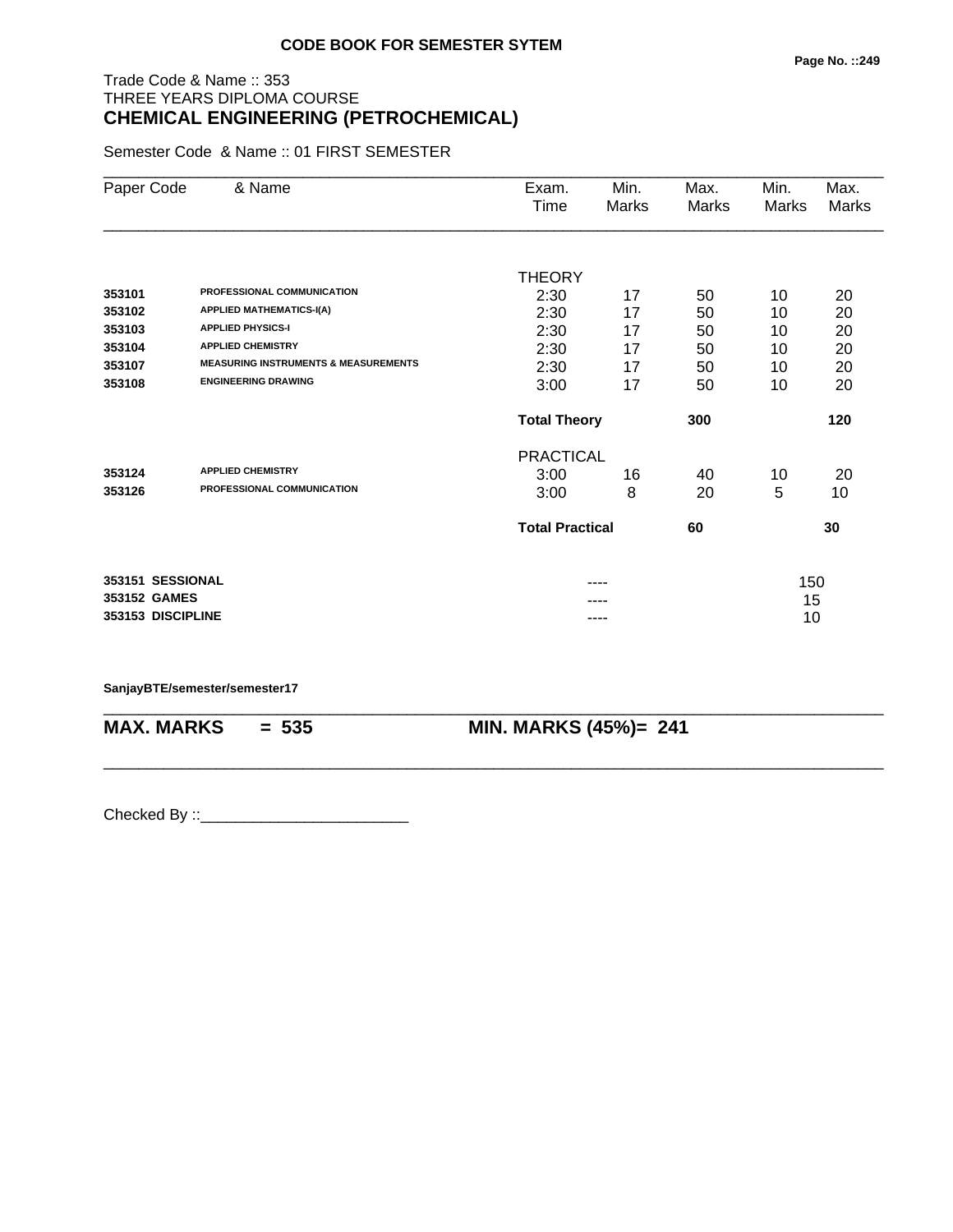**CODE BOOK FOR SEMESTER SYTEM**

Trade Code & Name :: 353
THREE YEARS DIPLOMA COURSE
## CHEMICAL ENGINEERING (PETROCHEMICAL)

Semester Code & Name :: 01 FIRST SEMESTER

| Paper Code | & Name | Exam. Time | Min. Marks | Max. Marks | Min. Marks | Max. Marks |
|---|---|---|---|---|---|---|
| | | THEORY | | | | |
| 353101 | PROFESSIONAL COMMUNICATION | 2:30 | 17 | 50 | 10 | 20 |
| 353102 | APPLIED MATHEMATICS-I(A) | 2:30 | 17 | 50 | 10 | 20 |
| 353103 | APPLIED PHYSICS-I | 2:30 | 17 | 50 | 10 | 20 |
| 353104 | APPLIED CHEMISTRY | 2:30 | 17 | 50 | 10 | 20 |
| 353107 | MEASURING INSTRUMENTS & MEASUREMENTS | 2:30 | 17 | 50 | 10 | 20 |
| 353108 | ENGINEERING DRAWING | 3:00 | 17 | 50 | 10 | 20 |
| | | **Total Theory** | | **300** | | **120** |
| | | PRACTICAL | | | | |
| 353124 | APPLIED CHEMISTRY | 3:00 | 16 | 40 | 10 | 20 |
| 353126 | PROFESSIONAL COMMUNICATION | 3:00 | 8 | 20 | 5 | 10 |
| | | **Total Practical** | | **60** | | **30** |
| 353151 | SESSIONAL | | ---- | | 150 | |
| 353152 | GAMES | | ---- | | 15 | |
| 353153 | DISCIPLINE | | ---- | | 10 | |

SanjayBTE/semester/semester17

**MAX. MARKS = 535** &nbsp;&nbsp;&nbsp;&nbsp; **MIN. MARKS (45%)= 241**

Checked By ::________________________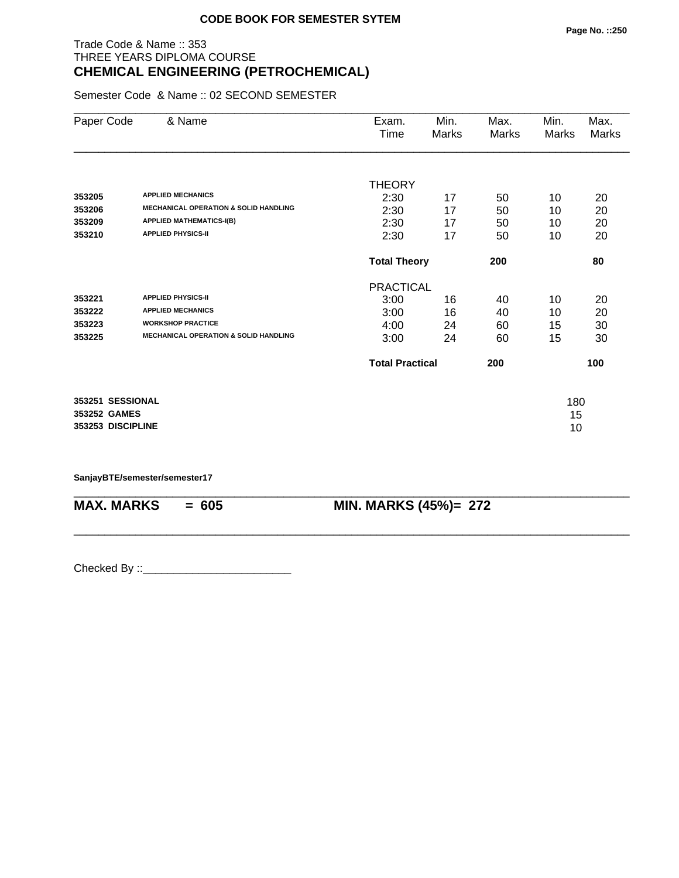**CODE BOOK FOR SEMESTER SYTEM**

Trade Code & Name :: 353
THREE YEARS DIPLOMA COURSE

## CHEMICAL ENGINEERING (PETROCHEMICAL)

Semester Code & Name :: 02 SECOND SEMESTER

| Paper Code | & Name | Exam. Time | Min. Marks | Max. Marks | Min. Marks | Max. Marks |
|---|---|---|---|---|---|---|
| | | THEORY | | | | |
| **353205** | **APPLIED MECHANICS** | 2:30 | 17 | 50 | 10 | 20 |
| **353206** | **MECHANICAL OPERATION & SOLID HANDLING** | 2:30 | 17 | 50 | 10 | 20 |
| **353209** | **APPLIED MATHEMATICS-I(B)** | 2:30 | 17 | 50 | 10 | 20 |
| **353210** | **APPLIED PHYSICS-II** | 2:30 | 17 | 50 | 10 | 20 |
| | | **Total Theory** | | **200** | | **80** |
| | | PRACTICAL | | | | |
| **353221** | **APPLIED PHYSICS-II** | 3:00 | 16 | 40 | 10 | 20 |
| **353222** | **APPLIED MECHANICS** | 3:00 | 16 | 40 | 10 | 20 |
| **353223** | **WORKSHOP PRACTICE** | 4:00 | 24 | 60 | 15 | 30 |
| **353225** | **MECHANICAL OPERATION & SOLID HANDLING** | 3:00 | 24 | 60 | 15 | 30 |
| | | **Total Practical** | | **200** | | **100** |

| | |
|---|---|
| **353251 SESSIONAL** | 180 |
| **353252 GAMES** | 15 |
| **353253 DISCIPLINE** | 10 |

**SanjayBTE/semester/semester17**

**MAX. MARKS = 605** **MIN. MARKS (45%)= 272**

Checked By ::________________________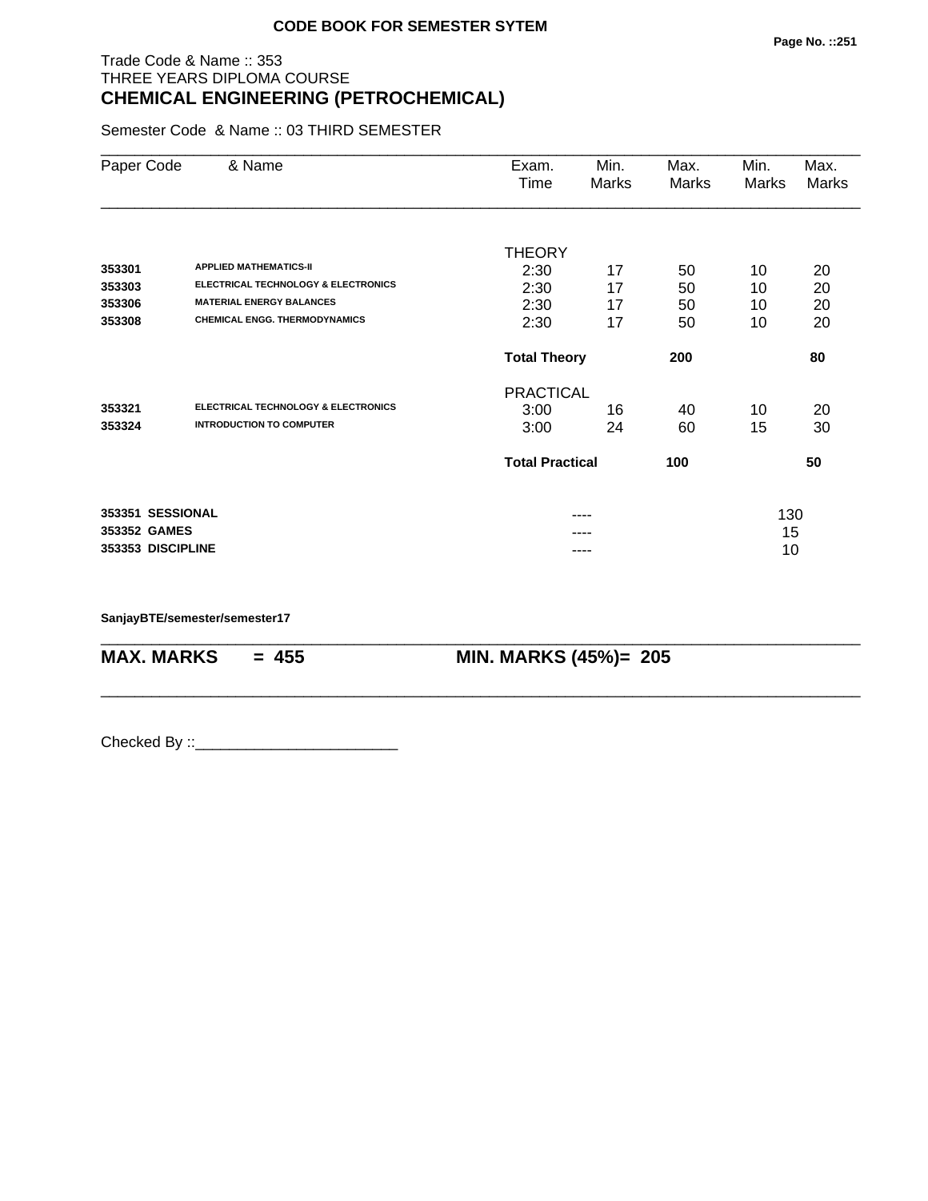**CODE BOOK FOR SEMESTER SYTEM**

Trade Code & Name :: 353
THREE YEARS DIPLOMA COURSE
## CHEMICAL ENGINEERING (PETROCHEMICAL)

Semester Code & Name :: 03 THIRD SEMESTER

| Paper Code | & Name | Exam. Time | Min. Marks | Max. Marks | Min. Marks | Max. Marks |
|---|---|---|---|---|---|---|
| | | THEORY | | | | |
| 353301 | APPLIED MATHEMATICS-II | 2:30 | 17 | 50 | 10 | 20 |
| 353303 | ELECTRICAL TECHNOLOGY & ELECTRONICS | 2:30 | 17 | 50 | 10 | 20 |
| 353306 | MATERIAL ENERGY BALANCES | 2:30 | 17 | 50 | 10 | 20 |
| 353308 | CHEMICAL ENGG. THERMODYNAMICS | 2:30 | 17 | 50 | 10 | 20 |
| | | **Total Theory** | | **200** | | **80** |
| | | PRACTICAL | | | | |
| 353321 | ELECTRICAL TECHNOLOGY & ELECTRONICS | 3:00 | 16 | 40 | 10 | 20 |
| 353324 | INTRODUCTION TO COMPUTER | 3:00 | 24 | 60 | 15 | 30 |
| | | **Total Practical** | | **100** | | **50** |
| **353351** | **SESSIONAL** | | ---- | | 130 | |
| **353352** | **GAMES** | | ---- | | 15 | |
| **353353** | **DISCIPLINE** | | ---- | | 10 | |

**SanjayBTE/semester/semester17**

**MAX. MARKS = 455** **MIN. MARKS (45%)= 205**

Checked By ::________________________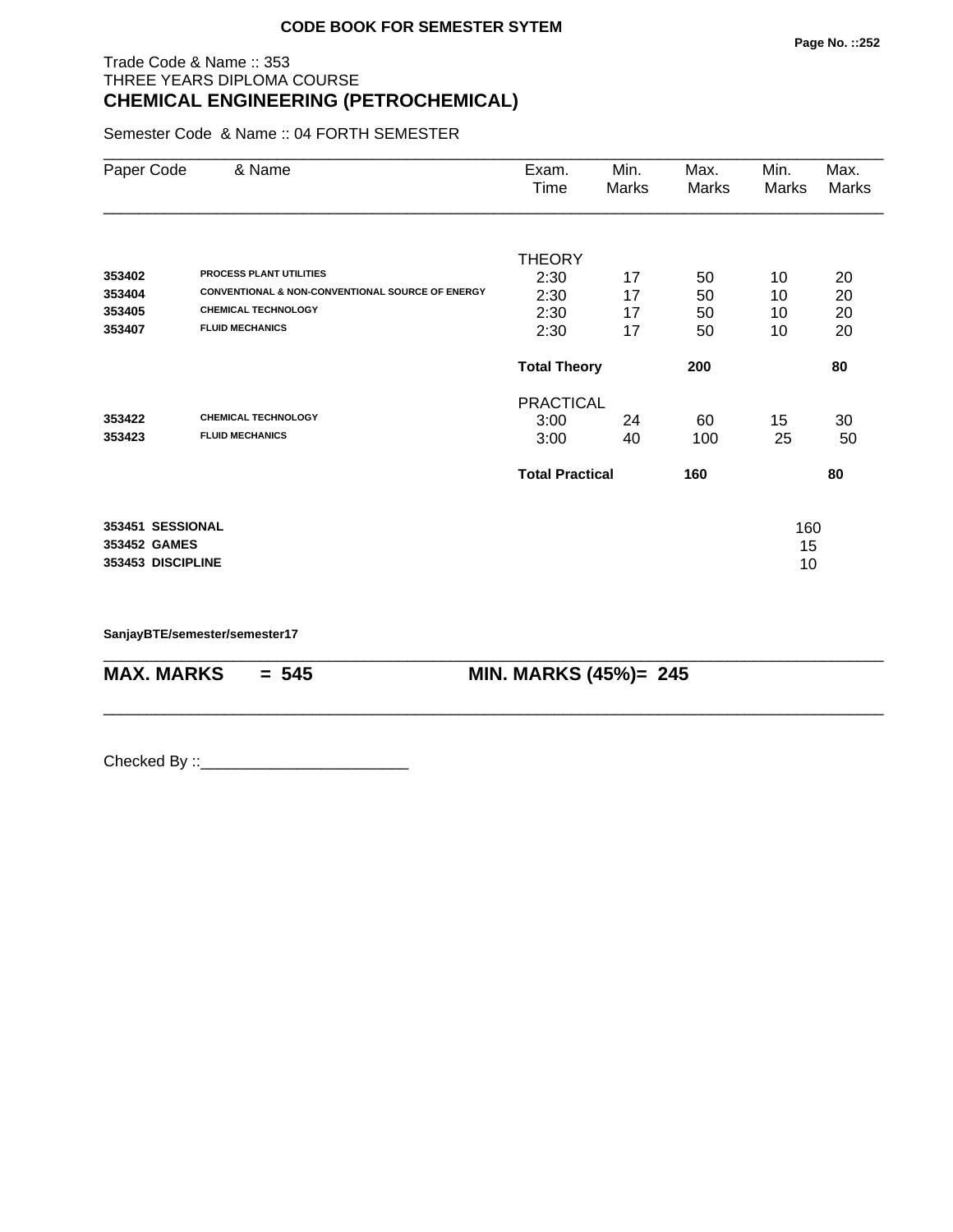**CODE BOOK FOR SEMESTER SYTEM**

Trade Code & Name :: 353
THREE YEARS DIPLOMA COURSE
## CHEMICAL ENGINEERING (PETROCHEMICAL)

Semester Code & Name :: 04 FORTH SEMESTER

| Paper Code | & Name | Exam. Time | Min. Marks | Max. Marks | Min. Marks | Max. Marks |
|---|---|---|---|---|---|---|
| | | THEORY | | | | |
| 353402 | PROCESS PLANT UTILITIES | 2:30 | 17 | 50 | 10 | 20 |
| 353404 | CONVENTIONAL & NON-CONVENTIONAL SOURCE OF ENERGY | 2:30 | 17 | 50 | 10 | 20 |
| 353405 | CHEMICAL TECHNOLOGY | 2:30 | 17 | 50 | 10 | 20 |
| 353407 | FLUID MECHANICS | 2:30 | 17 | 50 | 10 | 20 |
| | | **Total Theory** | | **200** | | **80** |
| | | PRACTICAL | | | | |
| 353422 | CHEMICAL TECHNOLOGY | 3:00 | 24 | 60 | 15 | 30 |
| 353423 | FLUID MECHANICS | 3:00 | 40 | 100 | 25 | 50 |
| | | **Total Practical** | | **160** | | **80** |
| **353451** | **SESSIONAL** | | | | 160 | |
| **353452** | **GAMES** | | | | 15 | |
| **353453** | **DISCIPLINE** | | | | 10 | |

**SanjayBTE/semester/semester17**

**MAX. MARKS = 545** **MIN. MARKS (45%)= 245**

Checked By ::________________________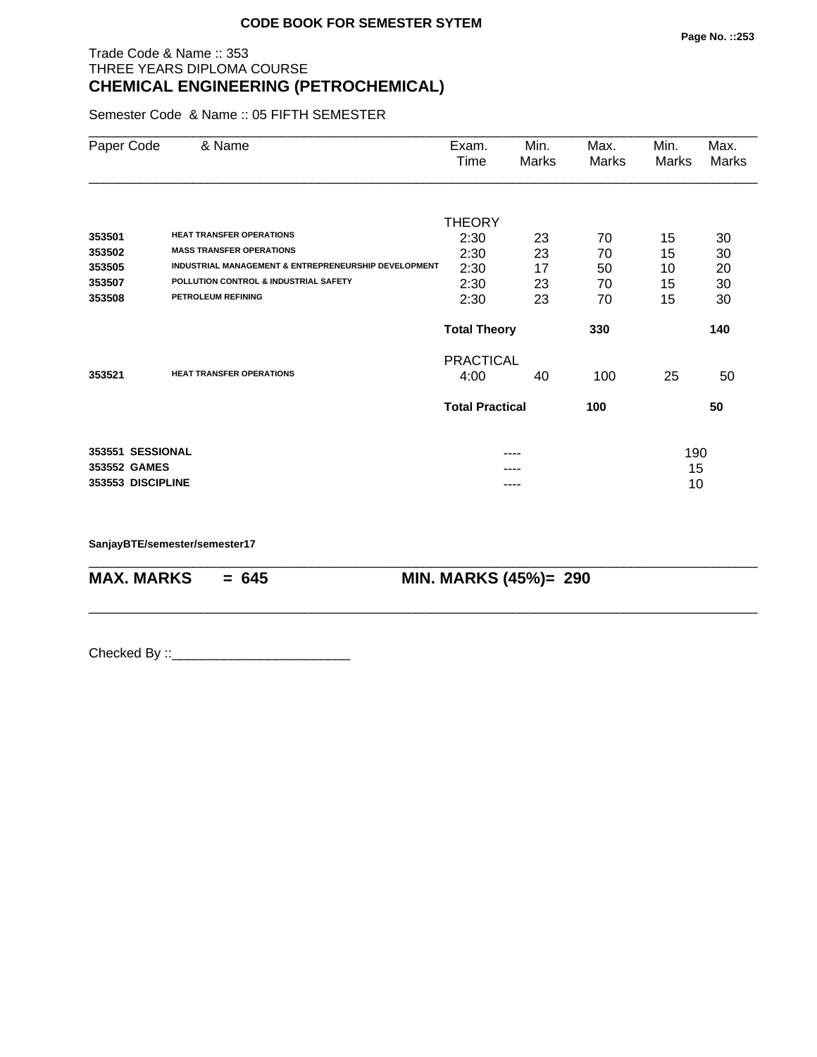**CODE BOOK FOR SEMESTER SYTEM**

Trade Code & Name :: 353
THREE YEARS DIPLOMA COURSE
## CHEMICAL ENGINEERING (PETROCHEMICAL)

Semester Code & Name :: 05 FIFTH SEMESTER

| Paper Code | & Name | Exam. Time | Min. Marks | Max. Marks | Min. Marks | Max. Marks |
|---|---|---|---|---|---|---|
| | | THEORY | | | | |
| 353501 | HEAT TRANSFER OPERATIONS | 2:30 | 23 | 70 | 15 | 30 |
| 353502 | MASS TRANSFER OPERATIONS | 2:30 | 23 | 70 | 15 | 30 |
| 353505 | INDUSTRIAL MANAGEMENT & ENTREPRENEURSHIP DEVELOPMENT | 2:30 | 17 | 50 | 10 | 20 |
| 353507 | POLLUTION CONTROL & INDUSTRIAL SAFETY | 2:30 | 23 | 70 | 15 | 30 |
| 353508 | PETROLEUM REFINING | 2:30 | 23 | 70 | 15 | 30 |
| | | **Total Theory** | | **330** | | **140** |
| | | PRACTICAL | | | | |
| 353521 | HEAT TRANSFER OPERATIONS | 4:00 | 40 | 100 | 25 | 50 |
| | | **Total Practical** | | **100** | | **50** |
| 353551 | **SESSIONAL** | | ---- | | 190 | |
| 353552 | **GAMES** | | ---- | | 15 | |
| 353553 | **DISCIPLINE** | | ---- | | 10 | |

**SanjayBTE/semester/semester17**

**MAX. MARKS = 645** **MIN. MARKS (45%)= 290**

Checked By ::________________________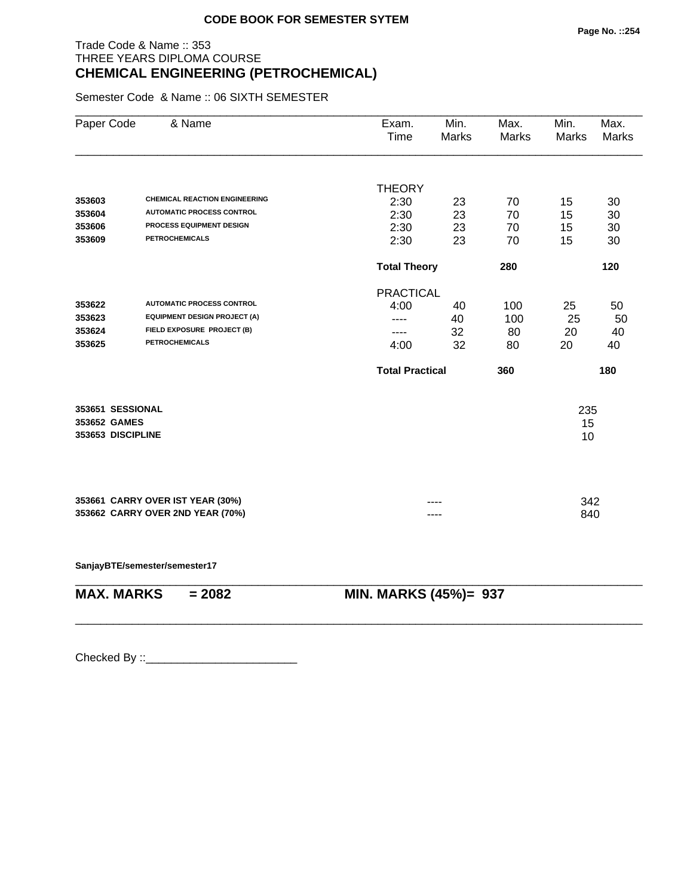**CODE BOOK FOR SEMESTER SYTEM**

Trade Code & Name :: 353
THREE YEARS DIPLOMA COURSE
## CHEMICAL ENGINEERING (PETROCHEMICAL)

Semester Code & Name :: 06 SIXTH SEMESTER

| Paper Code | & Name | Exam. Time | Min. Marks | Max. Marks | Min. Marks | Max. Marks |
|---|---|---|---|---|---|---|
| | | THEORY | | | | |
| 353603 | CHEMICAL REACTION ENGINEERING | 2:30 | 23 | 70 | 15 | 30 |
| 353604 | AUTOMATIC PROCESS CONTROL | 2:30 | 23 | 70 | 15 | 30 |
| 353606 | PROCESS EQUIPMENT DESIGN | 2:30 | 23 | 70 | 15 | 30 |
| 353609 | PETROCHEMICALS | 2:30 | 23 | 70 | 15 | 30 |
| | | **Total Theory** | | **280** | | **120** |
| | | PRACTICAL | | | | |
| 353622 | AUTOMATIC PROCESS CONTROL | 4:00 | 40 | 100 | 25 | 50 |
| 353623 | EQUIPMENT DESIGN PROJECT (A) | ---- | 40 | 100 | 25 | 50 |
| 353624 | FIELD EXPOSURE PROJECT (B) | ---- | 32 | 80 | 20 | 40 |
| 353625 | PETROCHEMICALS | 4:00 | 32 | 80 | 20 | 40 |
| | | **Total Practical** | | **360** | | **180** |
| 353651 | SESSIONAL | | | | 235 | |
| 353652 | GAMES | | | | 15 | |
| 353653 | DISCIPLINE | | | | 10 | |
| 353661 | CARRY OVER IST YEAR (30%) | | ---- | | 342 | |
| 353662 | CARRY OVER 2ND YEAR (70%) | | ---- | | 840 | |

SanjayBTE/semester/semester17

**MAX. MARKS = 2082 MIN. MARKS (45%)= 937**

Checked By ::________________________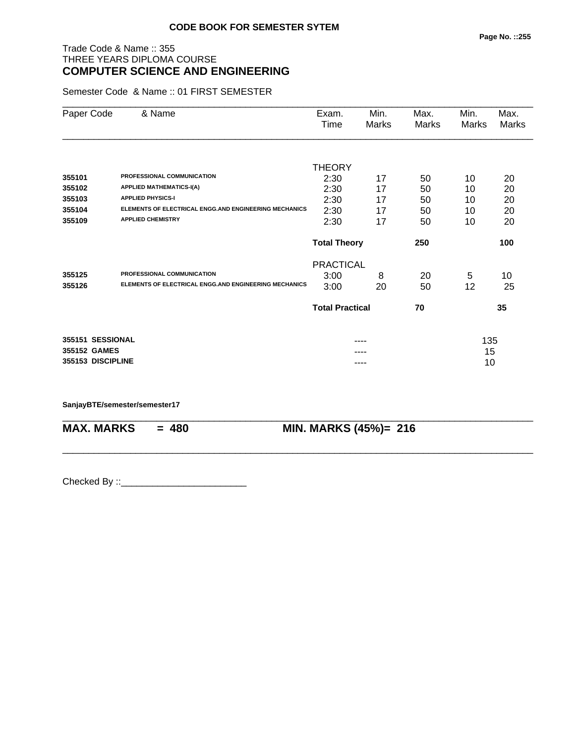**CODE BOOK FOR SEMESTER SYTEM**

Trade Code & Name :: 355
THREE YEARS DIPLOMA COURSE

## COMPUTER SCIENCE AND ENGINEERING

Semester Code & Name :: 01 FIRST SEMESTER

| Paper Code | & Name | Exam. Time | Min. Marks | Max. Marks | Min. Marks | Max. Marks |
|---|---|---|---|---|---|---|
| | | THEORY | | | | |
| **355101** | **PROFESSIONAL COMMUNICATION** | 2:30 | 17 | 50 | 10 | 20 |
| **355102** | **APPLIED MATHEMATICS-I(A)** | 2:30 | 17 | 50 | 10 | 20 |
| **355103** | **APPLIED PHYSICS-I** | 2:30 | 17 | 50 | 10 | 20 |
| **355104** | **ELEMENTS OF ELECTRICAL ENGG.AND ENGINEERING MECHANICS** | 2:30 | 17 | 50 | 10 | 20 |
| **355109** | **APPLIED CHEMISTRY** | 2:30 | 17 | 50 | 10 | 20 |
| | | **Total Theory** | | **250** | | **100** |
| | | PRACTICAL | | | | |
| **355125** | **PROFESSIONAL COMMUNICATION** | 3:00 | 8 | 20 | 5 | 10 |
| **355126** | **ELEMENTS OF ELECTRICAL ENGG.AND ENGINEERING MECHANICS** | 3:00 | 20 | 50 | 12 | 25 |
| | | **Total Practical** | | **70** | | **35** |
| **355151** | **SESSIONAL** | | ---- | | 135 | |
| **355152** | **GAMES** | | ---- | | 15 | |
| **355153** | **DISCIPLINE** | | ---- | | 10 | |

**SanjayBTE/semester/semester17**

**MAX. MARKS = 480** **MIN. MARKS (45%)= 216**

Checked By ::________________________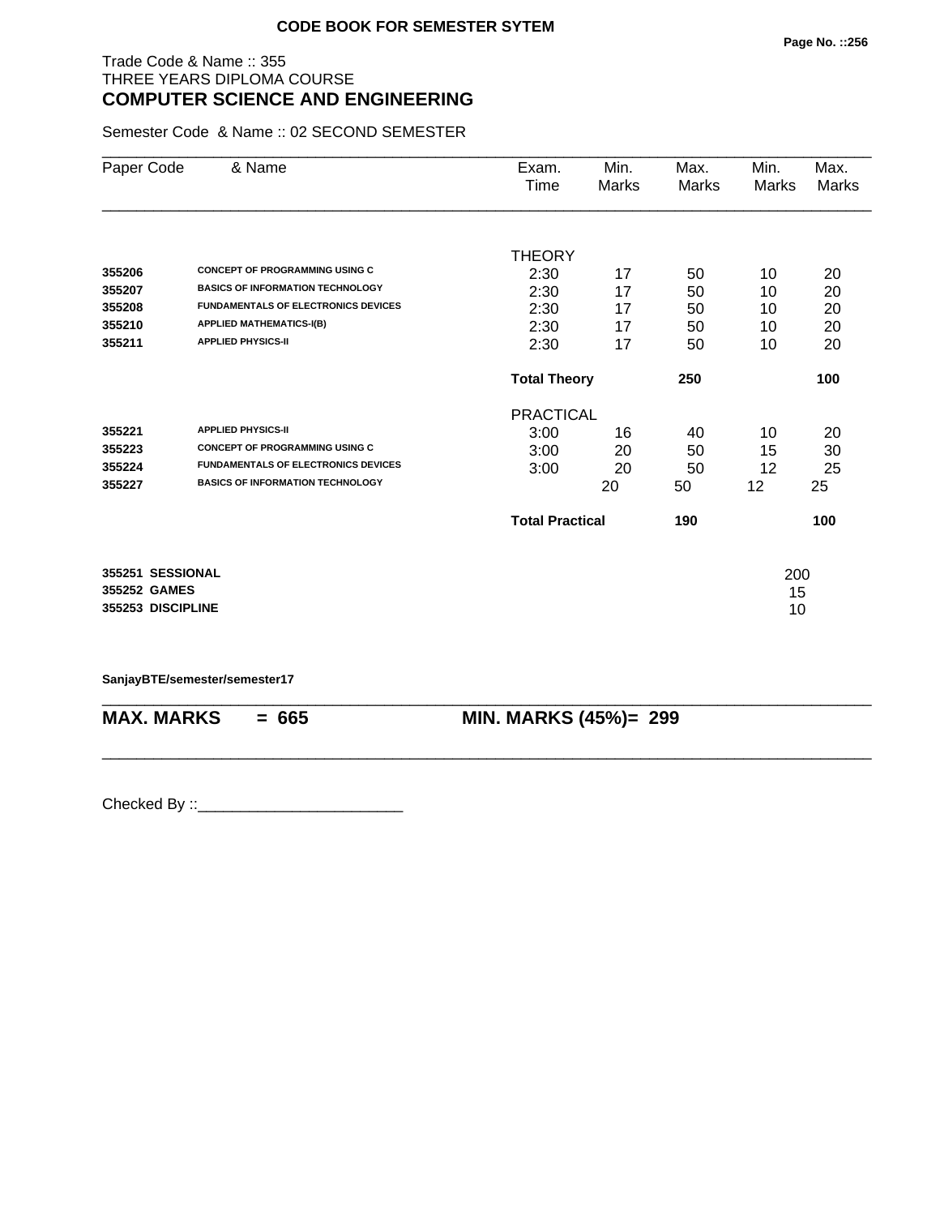**CODE BOOK FOR SEMESTER SYTEM**

Trade Code & Name :: 355
THREE YEARS DIPLOMA COURSE
## COMPUTER SCIENCE AND ENGINEERING

Semester Code & Name :: 02 SECOND SEMESTER

| Paper Code | & Name | Exam. Time | Min. Marks | Max. Marks | Min. Marks | Max. Marks |
|---|---|---|---|---|---|---|
| | | THEORY | | | | |
| **355206** | **CONCEPT OF PROGRAMMING USING C** | 2:30 | 17 | 50 | 10 | 20 |
| **355207** | **BASICS OF INFORMATION TECHNOLOGY** | 2:30 | 17 | 50 | 10 | 20 |
| **355208** | **FUNDAMENTALS OF ELECTRONICS DEVICES** | 2:30 | 17 | 50 | 10 | 20 |
| **355210** | **APPLIED MATHEMATICS-I(B)** | 2:30 | 17 | 50 | 10 | 20 |
| **355211** | **APPLIED PHYSICS-II** | 2:30 | 17 | 50 | 10 | 20 |
| | | **Total Theory** | | **250** | | **100** |
| | | PRACTICAL | | | | |
| **355221** | **APPLIED PHYSICS-II** | 3:00 | 16 | 40 | 10 | 20 |
| **355223** | **CONCEPT OF PROGRAMMING USING C** | 3:00 | 20 | 50 | 15 | 30 |
| **355224** | **FUNDAMENTALS OF ELECTRONICS DEVICES** | 3:00 | 20 | 50 | 12 | 25 |
| **355227** | **BASICS OF INFORMATION TECHNOLOGY** | | 20 | 50 | 12 | 25 |
| | | **Total Practical** | | **190** | | **100** |
| **355251** | **SESSIONAL** | | | | | 200 |
| **355252** | **GAMES** | | | | | 15 |
| **355253** | **DISCIPLINE** | | | | | 10 |

**SanjayBTE/semester/semester17**

**MAX. MARKS = 665** **MIN. MARKS (45%)= 299**

Checked By ::________________________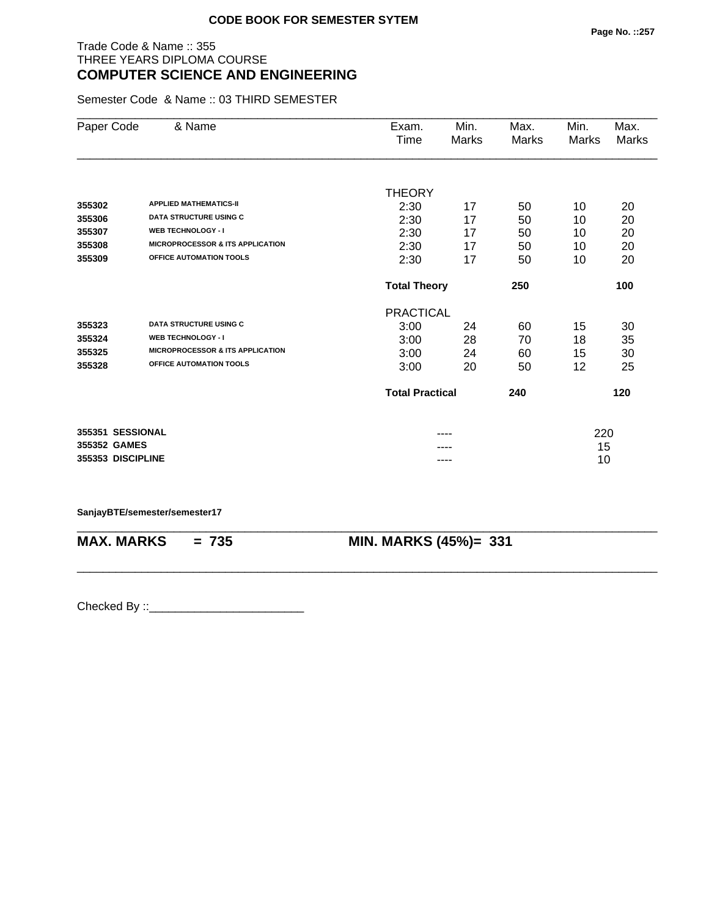**CODE BOOK FOR SEMESTER SYTEM**

Trade Code & Name :: 355
THREE YEARS DIPLOMA COURSE

## COMPUTER SCIENCE AND ENGINEERING

Semester Code & Name :: 03 THIRD SEMESTER

| Paper Code | & Name | Exam. Time | Min. Marks | Max. Marks | Min. Marks | Max. Marks |
|---|---|---|---|---|---|---|
| | | THEORY | | | | |
| **355302** | **APPLIED MATHEMATICS-II** | 2:30 | 17 | 50 | 10 | 20 |
| **355306** | **DATA STRUCTURE USING C** | 2:30 | 17 | 50 | 10 | 20 |
| **355307** | **WEB TECHNOLOGY - I** | 2:30 | 17 | 50 | 10 | 20 |
| **355308** | **MICROPROCESSOR & ITS APPLICATION** | 2:30 | 17 | 50 | 10 | 20 |
| **355309** | **OFFICE AUTOMATION TOOLS** | 2:30 | 17 | 50 | 10 | 20 |
| | | **Total Theory** | | **250** | | **100** |
| | | PRACTICAL | | | | |
| **355323** | **DATA STRUCTURE USING C** | 3:00 | 24 | 60 | 15 | 30 |
| **355324** | **WEB TECHNOLOGY - I** | 3:00 | 28 | 70 | 18 | 35 |
| **355325** | **MICROPROCESSOR & ITS APPLICATION** | 3:00 | 24 | 60 | 15 | 30 |
| **355328** | **OFFICE AUTOMATION TOOLS** | 3:00 | 20 | 50 | 12 | 25 |
| | | **Total Practical** | | **240** | | **120** |
| **355351** | **SESSIONAL** | | ---- | | 220 | |
| **355352** | **GAMES** | | ---- | | 15 | |
| **355353** | **DISCIPLINE** | | ---- | | 10 | |

**SanjayBTE/semester/semester17**

**MAX. MARKS = 735** **MIN. MARKS (45%)= 331**

Checked By ::________________________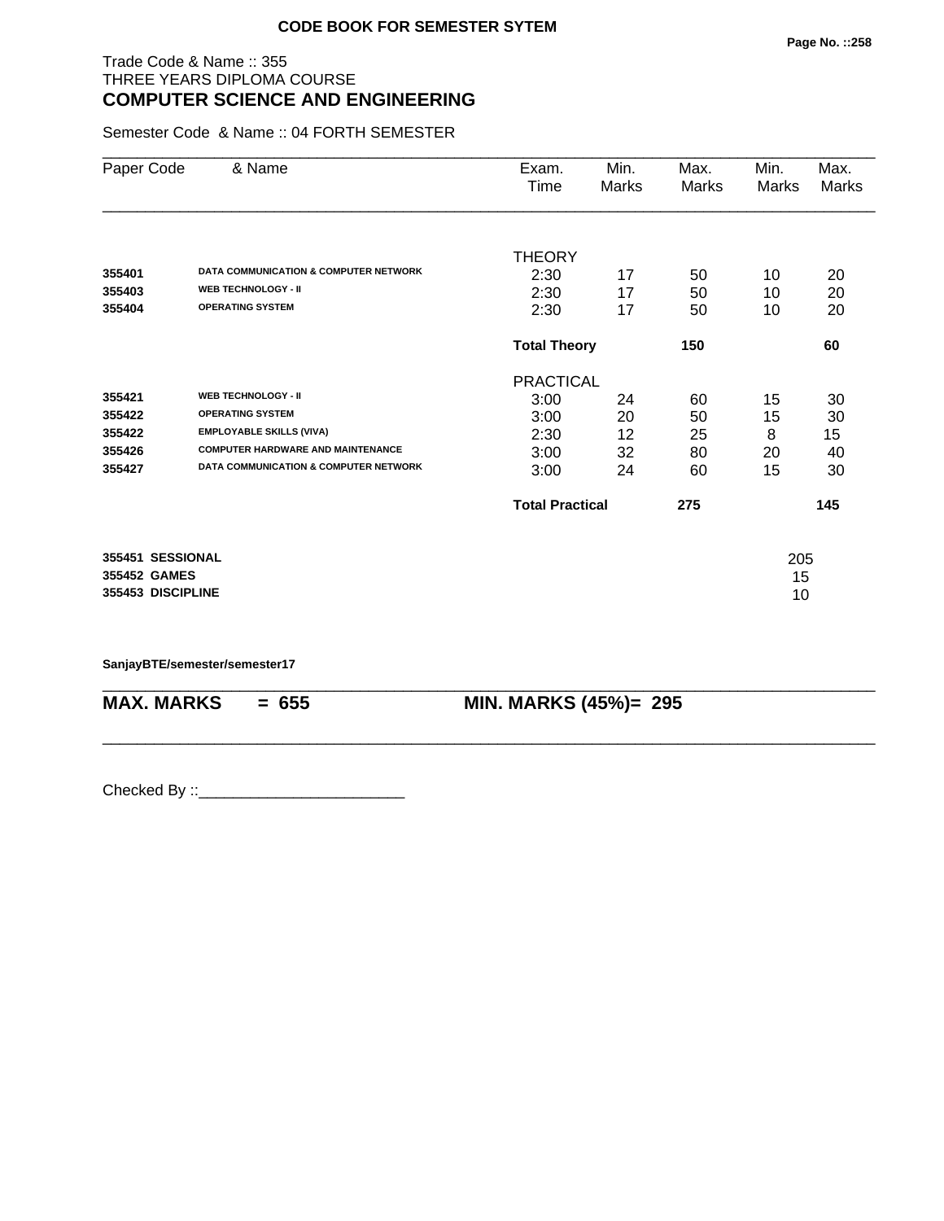**CODE BOOK FOR SEMESTER SYTEM**

Trade Code & Name :: 355
THREE YEARS DIPLOMA COURSE

## COMPUTER SCIENCE AND ENGINEERING

Semester Code & Name :: 04 FORTH SEMESTER

| Paper Code | & Name | Exam. Time | Min. Marks | Max. Marks | Min. Marks | Max. Marks |
|---|---|---|---|---|---|---|
| | | THEORY | | | | |
| 355401 | DATA COMMUNICATION & COMPUTER NETWORK | 2:30 | 17 | 50 | 10 | 20 |
| 355403 | WEB TECHNOLOGY - II | 2:30 | 17 | 50 | 10 | 20 |
| 355404 | OPERATING SYSTEM | 2:30 | 17 | 50 | 10 | 20 |
| | | **Total Theory** | | **150** | | **60** |
| | | PRACTICAL | | | | |
| 355421 | WEB TECHNOLOGY - II | 3:00 | 24 | 60 | 15 | 30 |
| 355422 | OPERATING SYSTEM | 3:00 | 20 | 50 | 15 | 30 |
| 355422 | EMPLOYABLE SKILLS (VIVA) | 2:30 | 12 | 25 | 8 | 15 |
| 355426 | COMPUTER HARDWARE AND MAINTENANCE | 3:00 | 32 | 80 | 20 | 40 |
| 355427 | DATA COMMUNICATION & COMPUTER NETWORK | 3:00 | 24 | 60 | 15 | 30 |
| | | **Total Practical** | | **275** | | **145** |
| 355451 | SESSIONAL | | | | 205 | |
| 355452 | GAMES | | | | 15 | |
| 355453 | DISCIPLINE | | | | 10 | |

SanjayBTE/semester/semester17

**MAX. MARKS = 655** **MIN. MARKS (45%)= 295**

Checked By ::________________________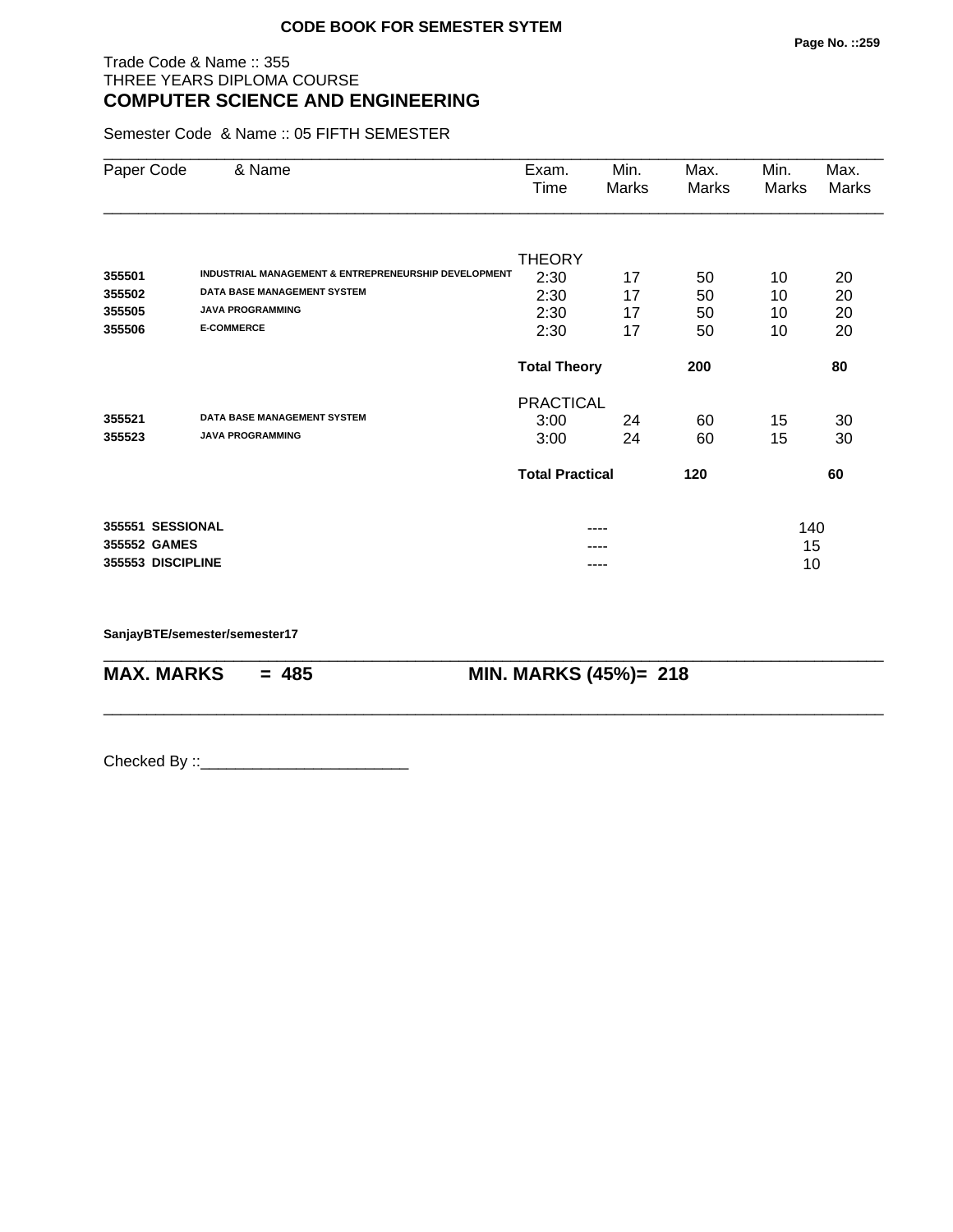**CODE BOOK FOR SEMESTER SYTEM**

Trade Code & Name :: 355
THREE YEARS DIPLOMA COURSE

## COMPUTER SCIENCE AND ENGINEERING

Semester Code & Name :: 05 FIFTH SEMESTER

| Paper Code | & Name | Exam. Time | Min. Marks | Max. Marks | Min. Marks | Max. Marks |
|---|---|---|---|---|---|---|
| | | THEORY | | | | |
| **355501** | **INDUSTRIAL MANAGEMENT & ENTREPRENEURSHIP DEVELOPMENT** | 2:30 | 17 | 50 | 10 | 20 |
| **355502** | **DATA BASE MANAGEMENT SYSTEM** | 2:30 | 17 | 50 | 10 | 20 |
| **355505** | **JAVA PROGRAMMING** | 2:30 | 17 | 50 | 10 | 20 |
| **355506** | **E-COMMERCE** | 2:30 | 17 | 50 | 10 | 20 |
| | | **Total Theory** | | **200** | | **80** |
| | | PRACTICAL | | | | |
| **355521** | **DATA BASE MANAGEMENT SYSTEM** | 3:00 | 24 | 60 | 15 | 30 |
| **355523** | **JAVA PROGRAMMING** | 3:00 | 24 | 60 | 15 | 30 |
| | | **Total Practical** | | **120** | | **60** |
| **355551** | **SESSIONAL** | | ---- | | 140 | |
| **355552** | **GAMES** | | ---- | | 15 | |
| **355553** | **DISCIPLINE** | | ---- | | 10 | |

**SanjayBTE/semester/semester17**

**MAX. MARKS = 485** **MIN. MARKS (45%)= 218**

Checked By ::________________________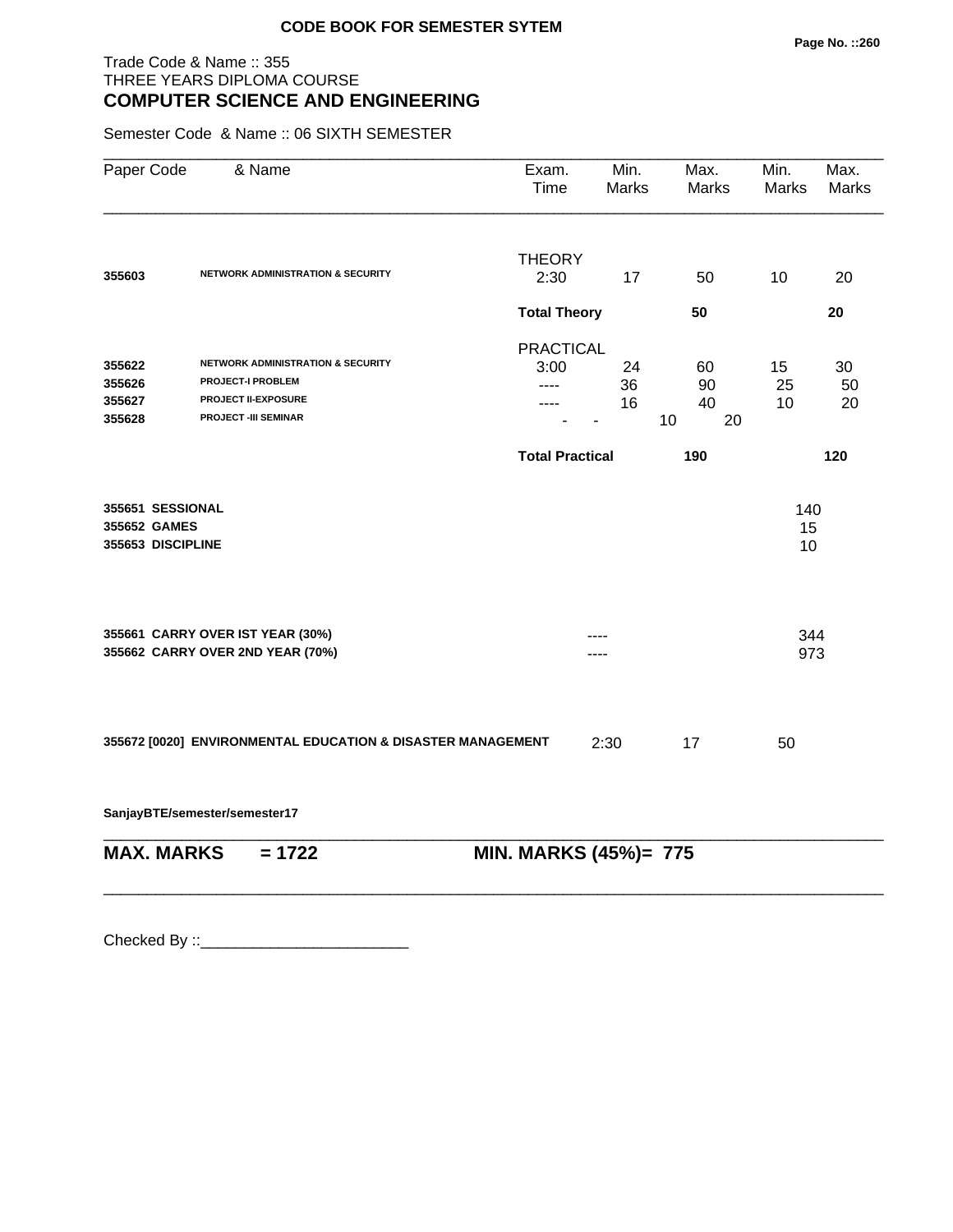**CODE BOOK FOR SEMESTER SYTEM**

Trade Code & Name :: 355
THREE YEARS DIPLOMA COURSE
**COMPUTER SCIENCE AND ENGINEERING**

Semester Code & Name :: 06 SIXTH SEMESTER

| Paper Code | & Name | Exam. Time | Min. Marks | Max. Marks | Min. Marks | Max. Marks |
|---|---|---|---|---|---|---|
| | | THEORY | | | | |
| 355603 | NETWORK ADMINISTRATION & SECURITY | 2:30 | 17 | 50 | 10 | 20 |
| | | **Total Theory** | | **50** | | **20** |
| | | PRACTICAL | | | | |
| 355622 | NETWORK ADMINISTRATION & SECURITY | 3:00 | 24 | 60 | 15 | 30 |
| 355626 | PROJECT-I PROBLEM | ---- | 36 | 90 | 25 | 50 |
| 355627 | PROJECT II-EXPOSURE | ---- | 16 | 40 | 10 | 20 |
| 355628 | PROJECT -III SEMINAR | - | - | 10 | 20 | |
| | | **Total Practical** | | **190** | | **120** |

**355651 SESSIONAL** 140
**355652 GAMES** 15
**355653 DISCIPLINE** 10

**355661 CARRY OVER IST YEAR (30%)** ---- 344
**355662 CARRY OVER 2ND YEAR (70%)** ---- 973

**355672 [0020] ENVIRONMENTAL EDUCATION & DISASTER MANAGEMENT** 2:30 17 50

**SanjayBTE/semester/semester17**

**MAX. MARKS = 1722** **MIN. MARKS (45%)= 775**

Checked By ::________________________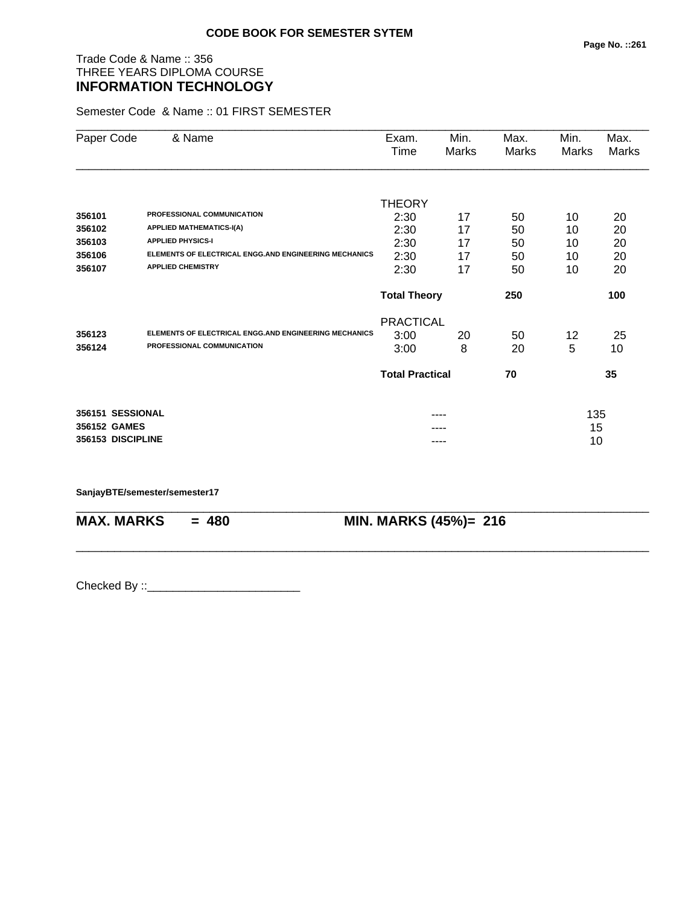**CODE BOOK FOR SEMESTER SYTEM**

Trade Code & Name :: 356
THREE YEARS DIPLOMA COURSE
## INFORMATION TECHNOLOGY

Semester Code & Name :: 01 FIRST SEMESTER

| Paper Code | & Name | Exam. Time | Min. Marks | Max. Marks | Min. Marks | Max. Marks |
|---|---|---|---|---|---|---|
| | | THEORY | | | | |
| **356101** | **PROFESSIONAL COMMUNICATION** | 2:30 | 17 | 50 | 10 | 20 |
| **356102** | **APPLIED MATHEMATICS-I(A)** | 2:30 | 17 | 50 | 10 | 20 |
| **356103** | **APPLIED PHYSICS-I** | 2:30 | 17 | 50 | 10 | 20 |
| **356106** | **ELEMENTS OF ELECTRICAL ENGG.AND ENGINEERING MECHANICS** | 2:30 | 17 | 50 | 10 | 20 |
| **356107** | **APPLIED CHEMISTRY** | 2:30 | 17 | 50 | 10 | 20 |
| | | **Total Theory** | | **250** | | **100** |
| | | PRACTICAL | | | | |
| **356123** | **ELEMENTS OF ELECTRICAL ENGG.AND ENGINEERING MECHANICS** | 3:00 | 20 | 50 | 12 | 25 |
| **356124** | **PROFESSIONAL COMMUNICATION** | 3:00 | 8 | 20 | 5 | 10 |
| | | **Total Practical** | | **70** | | **35** |
| **356151** | **SESSIONAL** | | ---- | | 135 | |
| **356152** | **GAMES** | | ---- | | 15 | |
| **356153** | **DISCIPLINE** | | ---- | | 10 | |

**SanjayBTE/semester/semester17**

**MAX. MARKS = 480** **MIN. MARKS (45%)= 216**

Checked By ::________________________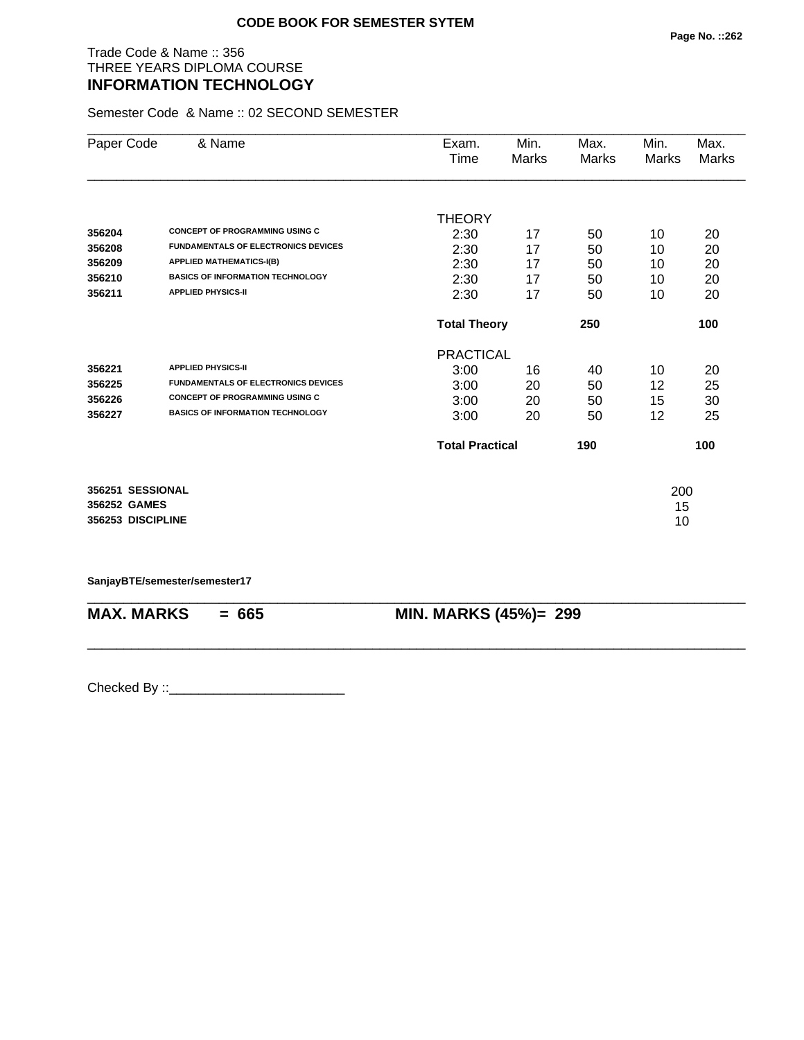**CODE BOOK FOR SEMESTER SYTEM**

Trade Code & Name :: 356
THREE YEARS DIPLOMA COURSE
## INFORMATION TECHNOLOGY

Semester Code & Name :: 02 SECOND SEMESTER

| Paper Code | & Name | Exam. Time | Min. Marks | Max. Marks | Min. Marks | Max. Marks |
|---|---|---|---|---|---|---|
| | | THEORY | | | | |
| **356204** | **CONCEPT OF PROGRAMMING USING C** | 2:30 | 17 | 50 | 10 | 20 |
| **356208** | **FUNDAMENTALS OF ELECTRONICS DEVICES** | 2:30 | 17 | 50 | 10 | 20 |
| **356209** | **APPLIED MATHEMATICS-I(B)** | 2:30 | 17 | 50 | 10 | 20 |
| **356210** | **BASICS OF INFORMATION TECHNOLOGY** | 2:30 | 17 | 50 | 10 | 20 |
| **356211** | **APPLIED PHYSICS-II** | 2:30 | 17 | 50 | 10 | 20 |
| | | **Total Theory** | | **250** | | **100** |
| | | PRACTICAL | | | | |
| **356221** | **APPLIED PHYSICS-II** | 3:00 | 16 | 40 | 10 | 20 |
| **356225** | **FUNDAMENTALS OF ELECTRONICS DEVICES** | 3:00 | 20 | 50 | 12 | 25 |
| **356226** | **CONCEPT OF PROGRAMMING USING C** | 3:00 | 20 | 50 | 15 | 30 |
| **356227** | **BASICS OF INFORMATION TECHNOLOGY** | 3:00 | 20 | 50 | 12 | 25 |
| | | **Total Practical** | | **190** | | **100** |

| | |
|---|---|
| **356251 SESSIONAL** | 200 |
| **356252 GAMES** | 15 |
| **356253 DISCIPLINE** | 10 |

**SanjayBTE/semester/semester17**

**MAX. MARKS = 665** &nbsp;&nbsp;&nbsp;&nbsp; **MIN. MARKS (45%)= 299**

Checked By ::________________________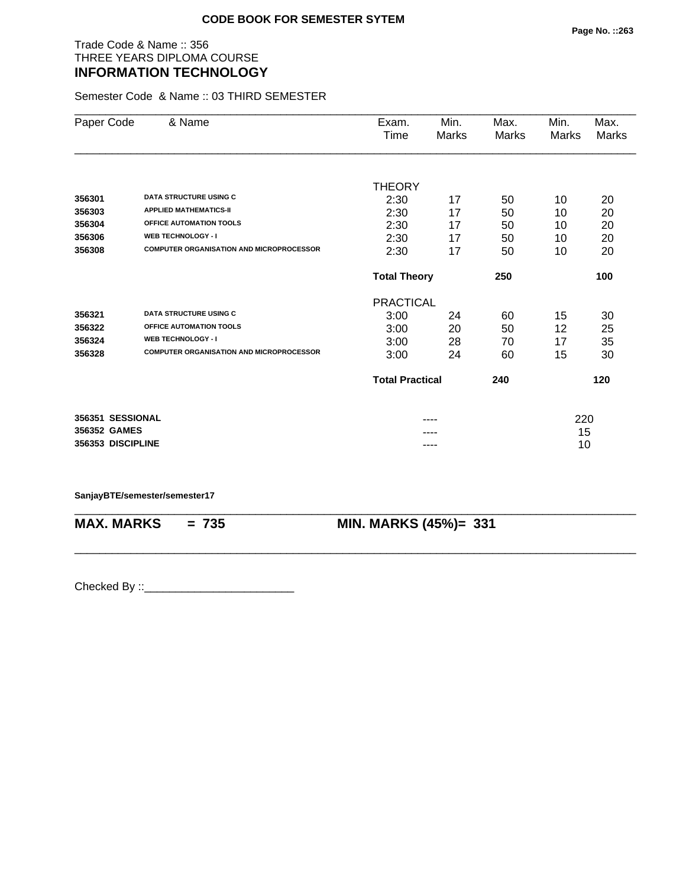**CODE BOOK FOR SEMESTER SYTEM**

Trade Code & Name :: 356
THREE YEARS DIPLOMA COURSE
## INFORMATION TECHNOLOGY

Semester Code & Name :: 03 THIRD SEMESTER

| Paper Code | & Name | Exam. Time | Min. Marks | Max. Marks | Min. Marks | Max. Marks |
|---|---|---|---|---|---|---|
| | | THEORY | | | | |
| **356301** | **DATA STRUCTURE USING C** | 2:30 | 17 | 50 | 10 | 20 |
| **356303** | **APPLIED MATHEMATICS-II** | 2:30 | 17 | 50 | 10 | 20 |
| **356304** | **OFFICE AUTOMATION TOOLS** | 2:30 | 17 | 50 | 10 | 20 |
| **356306** | **WEB TECHNOLOGY - I** | 2:30 | 17 | 50 | 10 | 20 |
| **356308** | **COMPUTER ORGANISATION AND MICROPROCESSOR** | 2:30 | 17 | 50 | 10 | 20 |
| | | **Total Theory** | | **250** | | **100** |
| | | PRACTICAL | | | | |
| **356321** | **DATA STRUCTURE USING C** | 3:00 | 24 | 60 | 15 | 30 |
| **356322** | **OFFICE AUTOMATION TOOLS** | 3:00 | 20 | 50 | 12 | 25 |
| **356324** | **WEB TECHNOLOGY - I** | 3:00 | 28 | 70 | 17 | 35 |
| **356328** | **COMPUTER ORGANISATION AND MICROPROCESSOR** | 3:00 | 24 | 60 | 15 | 30 |
| | | **Total Practical** | | **240** | | **120** |
| **356351** | **SESSIONAL** | | ---- | | | 220 |
| **356352** | **GAMES** | | ---- | | | 15 |
| **356353** | **DISCIPLINE** | | ---- | | | 10 |

**SanjayBTE/semester/semester17**

**MAX. MARKS = 735** **MIN. MARKS (45%)= 331**

Checked By ::________________________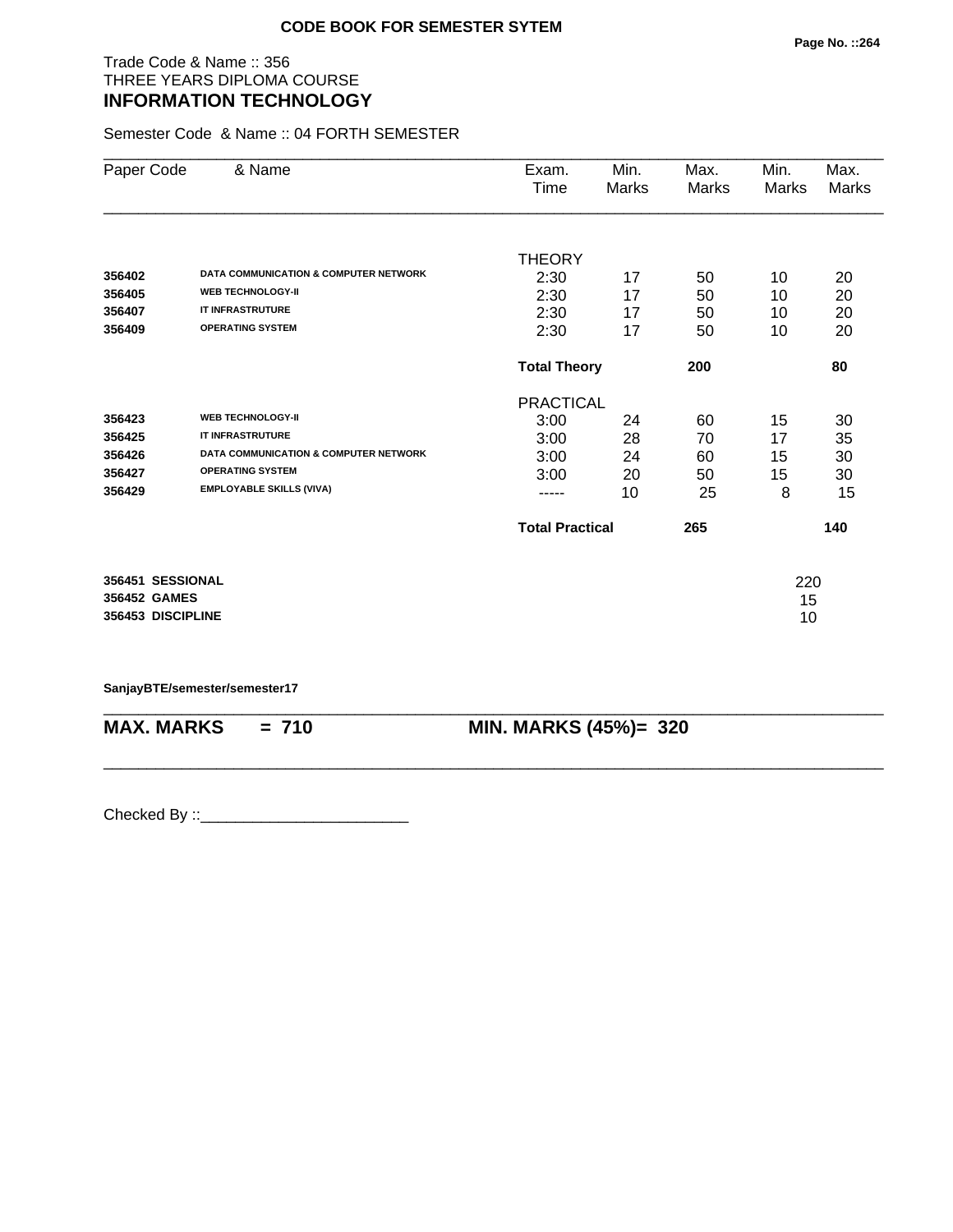**CODE BOOK FOR SEMESTER SYTEM**

Trade Code & Name :: 356
THREE YEARS DIPLOMA COURSE
## INFORMATION TECHNOLOGY

Semester Code & Name :: 04 FORTH SEMESTER

| Paper Code | & Name | Exam. Time | Min. Marks | Max. Marks | Min. Marks | Max. Marks |
|---|---|---|---|---|---|---|
| | | THEORY | | | | |
| 356402 | DATA COMMUNICATION & COMPUTER NETWORK | 2:30 | 17 | 50 | 10 | 20 |
| 356405 | WEB TECHNOLOGY-II | 2:30 | 17 | 50 | 10 | 20 |
| 356407 | IT INFRASTRUTURE | 2:30 | 17 | 50 | 10 | 20 |
| 356409 | OPERATING SYSTEM | 2:30 | 17 | 50 | 10 | 20 |
| | | **Total Theory** | | **200** | | **80** |
| | | PRACTICAL | | | | |
| 356423 | WEB TECHNOLOGY-II | 3:00 | 24 | 60 | 15 | 30 |
| 356425 | IT INFRASTRUTURE | 3:00 | 28 | 70 | 17 | 35 |
| 356426 | DATA COMMUNICATION & COMPUTER NETWORK | 3:00 | 24 | 60 | 15 | 30 |
| 356427 | OPERATING SYSTEM | 3:00 | 20 | 50 | 15 | 30 |
| 356429 | EMPLOYABLE SKILLS (VIVA) | ----- | 10 | 25 | 8 | 15 |
| | | **Total Practical** | | **265** | | **140** |

| | |
|---|---|
| **356451 SESSIONAL** | 220 |
| **356452 GAMES** | 15 |
| **356453 DISCIPLINE** | 10 |

**SanjayBTE/semester/semester17**

**MAX. MARKS = 710** **MIN. MARKS (45%)= 320**

Checked By ::________________________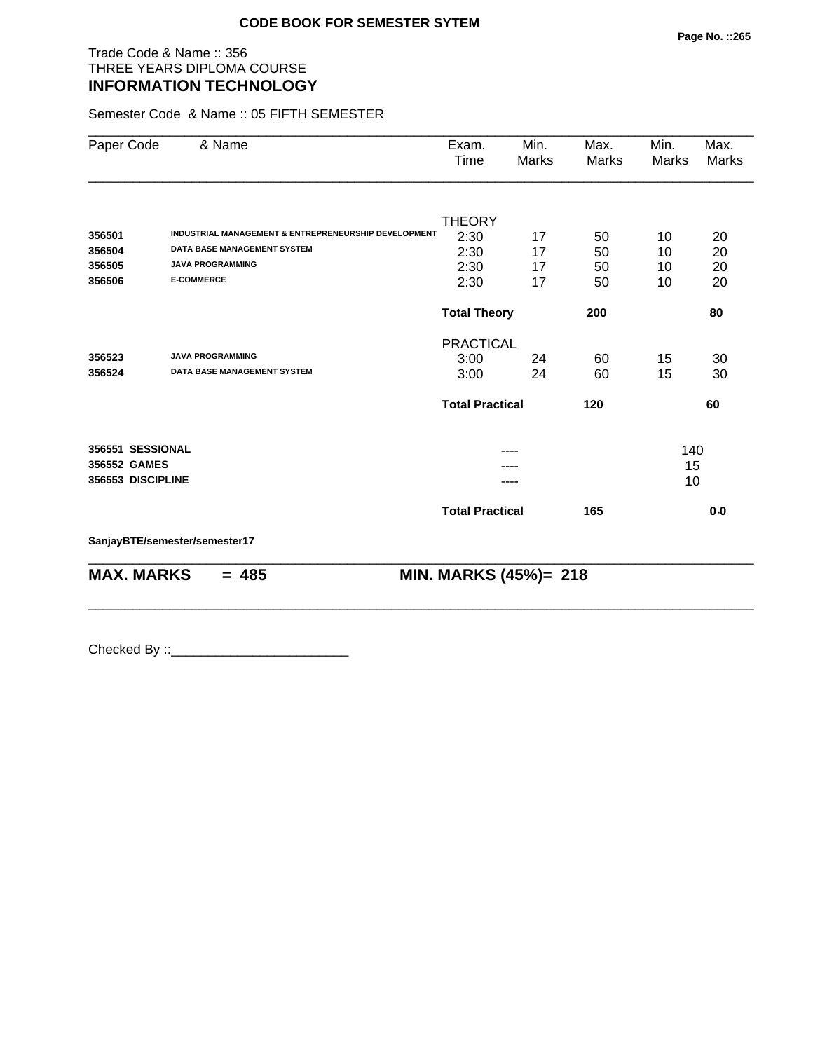**CODE BOOK FOR SEMESTER SYTEM**

Trade Code & Name :: 356
THREE YEARS DIPLOMA COURSE
## INFORMATION TECHNOLOGY

Semester Code & Name :: 05 FIFTH SEMESTER

| Paper Code | & Name | Exam. Time | Min. Marks | Max. Marks | Min. Marks | Max. Marks |
|---|---|---|---|---|---|---|
| | | THEORY | | | | |
| **356501** | **INDUSTRIAL MANAGEMENT & ENTREPRENEURSHIP DEVELOPMENT** | 2:30 | 17 | 50 | 10 | 20 |
| **356504** | **DATA BASE MANAGEMENT SYSTEM** | 2:30 | 17 | 50 | 10 | 20 |
| **356505** | **JAVA PROGRAMMING** | 2:30 | 17 | 50 | 10 | 20 |
| **356506** | **E-COMMERCE** | 2:30 | 17 | 50 | 10 | 20 |
| | | **Total Theory** | | **200** | | **80** |
| | | PRACTICAL | | | | |
| **356523** | **JAVA PROGRAMMING** | 3:00 | 24 | 60 | 15 | 30 |
| **356524** | **DATA BASE MANAGEMENT SYSTEM** | 3:00 | 24 | 60 | 15 | 30 |
| | | **Total Practical** | | **120** | | **60** |
| **356551** | **SESSIONAL** | | ---- | | 140 | |
| **356552** | **GAMES** | | ---- | | 15 | |
| **356553** | **DISCIPLINE** | | ---- | | 10 | |
| | | **Total Practical** | | **165** | | **0** |

**SanjayBTE/semester/semester17**

**MAX. MARKS = 485** **MIN. MARKS (45%)= 218**

Checked By ::________________________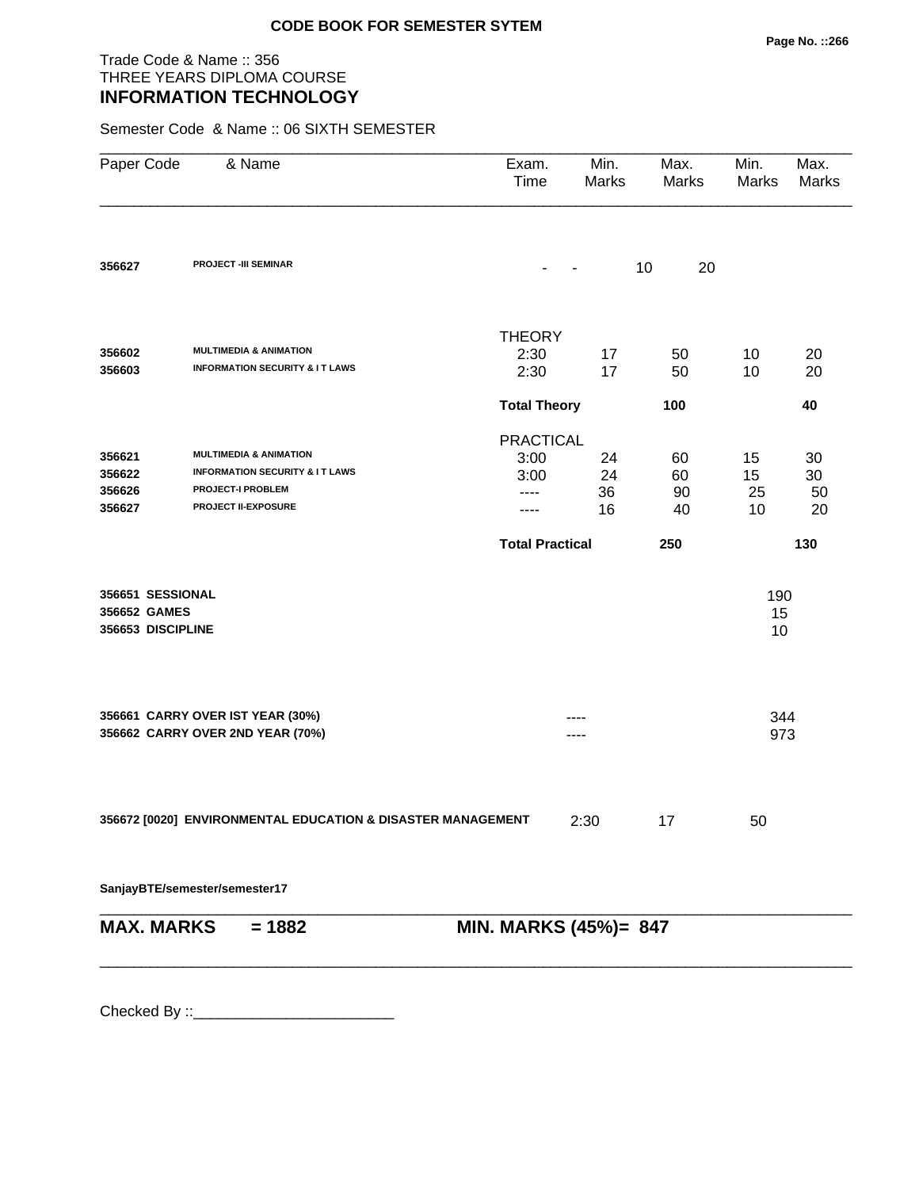**CODE BOOK FOR SEMESTER SYTEM**

Trade Code & Name :: 356
THREE YEARS DIPLOMA COURSE
## INFORMATION TECHNOLOGY

Semester Code & Name :: 06 SIXTH SEMESTER

| Paper Code | & Name | Exam. Time | Min. Marks | Max. Marks | Min. Marks | Max. Marks |
|---|---|---|---|---|---|---|
| **356627** | **PROJECT -III SEMINAR** | - | - | 10 | 20 | |
| | | THEORY | | | | |
| **356602** | **MULTIMEDIA & ANIMATION** | 2:30 | 17 | 50 | 10 | 20 |
| **356603** | **INFORMATION SECURITY & I T LAWS** | 2:30 | 17 | 50 | 10 | 20 |
| | | **Total Theory** | | **100** | | **40** |
| | | PRACTICAL | | | | |
| **356621** | **MULTIMEDIA & ANIMATION** | 3:00 | 24 | 60 | 15 | 30 |
| **356622** | **INFORMATION SECURITY & I T LAWS** | 3:00 | 24 | 60 | 15 | 30 |
| **356626** | **PROJECT-I PROBLEM** | ---- | 36 | 90 | 25 | 50 |
| **356627** | **PROJECT II-EXPOSURE** | ---- | 16 | 40 | 10 | 20 |
| | | **Total Practical** | | **250** | | **130** |
| **356651** | **SESSIONAL** | | | | 190 | |
| **356652** | **GAMES** | | | | 15 | |
| **356653** | **DISCIPLINE** | | | | 10 | |
| **356661** | **CARRY OVER IST YEAR (30%)** | | ---- | | 344 | |
| **356662** | **CARRY OVER 2ND YEAR (70%)** | | ---- | | 973 | |
| **356672 [0020]** | **ENVIRONMENTAL EDUCATION & DISASTER MANAGEMENT** | | 2:30 | 17 | 50 | |

**SanjayBTE/semester/semester17**

**MAX. MARKS = 1882** **MIN. MARKS (45%)= 847**

Checked By ::________________________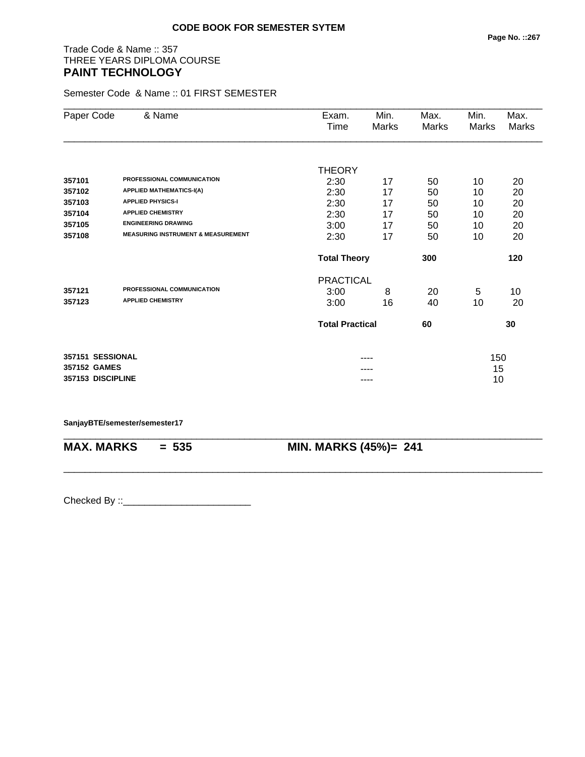**CODE BOOK FOR SEMESTER SYTEM**

Trade Code & Name :: 357
THREE YEARS DIPLOMA COURSE
## PAINT TECHNOLOGY

Semester Code & Name :: 01 FIRST SEMESTER

| Paper Code | & Name | Exam. Time | Min. Marks | Max. Marks | Min. Marks | Max. Marks |
|---|---|---|---|---|---|---|
| | | THEORY | | | | |
| 357101 | PROFESSIONAL COMMUNICATION | 2:30 | 17 | 50 | 10 | 20 |
| 357102 | APPLIED MATHEMATICS-I(A) | 2:30 | 17 | 50 | 10 | 20 |
| 357103 | APPLIED PHYSICS-I | 2:30 | 17 | 50 | 10 | 20 |
| 357104 | APPLIED CHEMISTRY | 2:30 | 17 | 50 | 10 | 20 |
| 357105 | ENGINEERING DRAWING | 3:00 | 17 | 50 | 10 | 20 |
| 357108 | MEASURING INSTRUMENT & MEASUREMENT | 2:30 | 17 | 50 | 10 | 20 |
| | | **Total Theory** | | **300** | | **120** |
| | | PRACTICAL | | | | |
| 357121 | PROFESSIONAL COMMUNICATION | 3:00 | 8 | 20 | 5 | 10 |
| 357123 | APPLIED CHEMISTRY | 3:00 | 16 | 40 | 10 | 20 |
| | | **Total Practical** | | **60** | | **30** |
| **357151** | **SESSIONAL** | | ---- | | 150 | |
| **357152** | **GAMES** | | ---- | | 15 | |
| **357153** | **DISCIPLINE** | | ---- | | 10 | |

**SanjayBTE/semester/semester17**

**MAX. MARKS = 535** **MIN. MARKS (45%)= 241**

Checked By ::________________________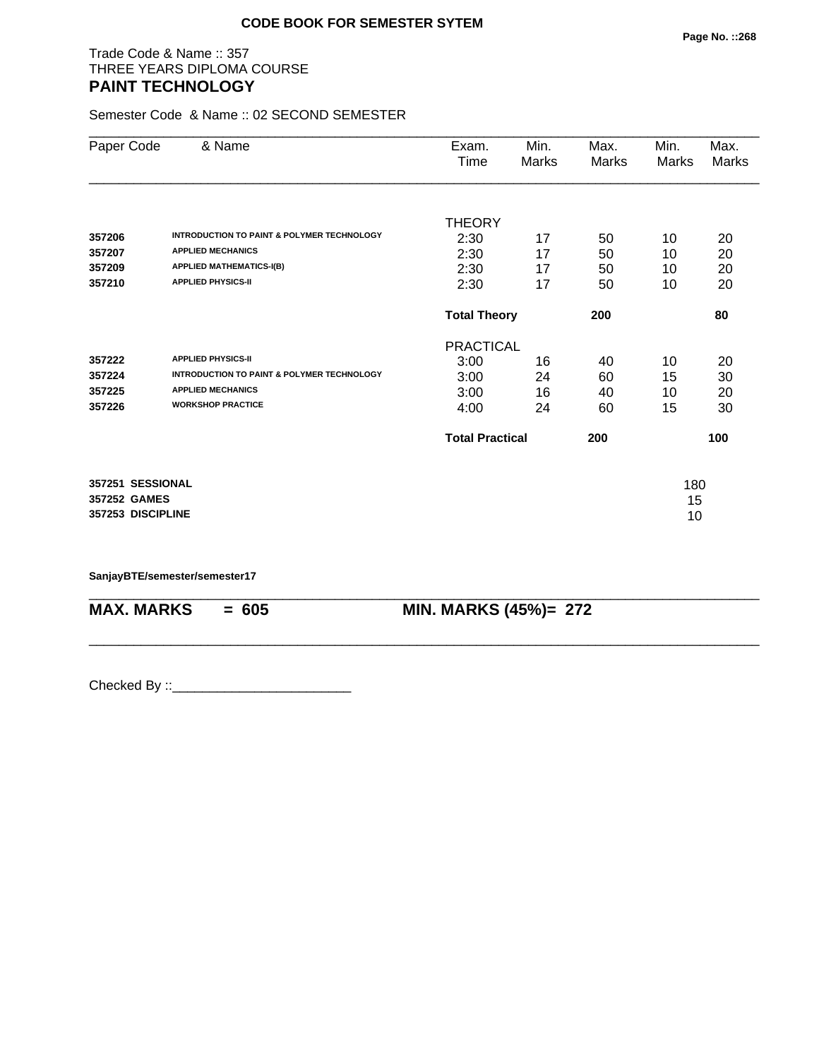**CODE BOOK FOR SEMESTER SYTEM**

Trade Code & Name :: 357
THREE YEARS DIPLOMA COURSE

# PAINT TECHNOLOGY

Semester Code & Name :: 02 SECOND SEMESTER

| Paper Code | & Name | Exam. Time | Min. Marks | Max. Marks | Min. Marks | Max. Marks |
|---|---|---|---|---|---|---|
| | | THEORY | | | | |
| **357206** | **INTRODUCTION TO PAINT & POLYMER TECHNOLOGY** | 2:30 | 17 | 50 | 10 | 20 |
| **357207** | **APPLIED MECHANICS** | 2:30 | 17 | 50 | 10 | 20 |
| **357209** | **APPLIED MATHEMATICS-I(B)** | 2:30 | 17 | 50 | 10 | 20 |
| **357210** | **APPLIED PHYSICS-II** | 2:30 | 17 | 50 | 10 | 20 |
| | | **Total Theory** | | **200** | | **80** |
| | | PRACTICAL | | | | |
| **357222** | **APPLIED PHYSICS-II** | 3:00 | 16 | 40 | 10 | 20 |
| **357224** | **INTRODUCTION TO PAINT & POLYMER TECHNOLOGY** | 3:00 | 24 | 60 | 15 | 30 |
| **357225** | **APPLIED MECHANICS** | 3:00 | 16 | 40 | 10 | 20 |
| **357226** | **WORKSHOP PRACTICE** | 4:00 | 24 | 60 | 15 | 30 |
| | | **Total Practical** | | **200** | | **100** |

| | |
|---|---|
| **357251 SESSIONAL** | 180 |
| **357252 GAMES** | 15 |
| **357253 DISCIPLINE** | 10 |

**SanjayBTE/semester/semester17**

**MAX. MARKS = 605** **MIN. MARKS (45%)= 272**

Checked By ::________________________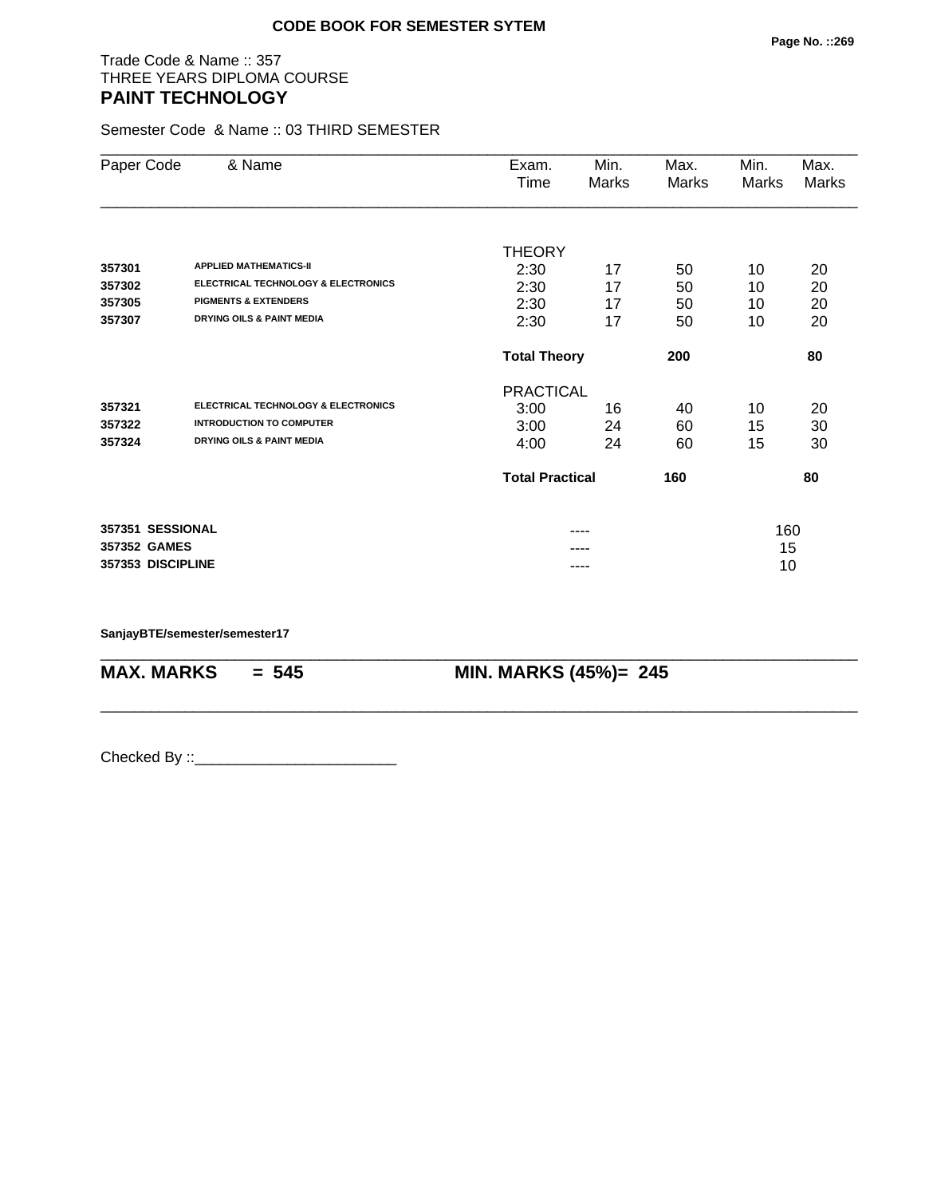**CODE BOOK FOR SEMESTER SYTEM**

Trade Code & Name :: 357
THREE YEARS DIPLOMA COURSE
## PAINT TECHNOLOGY

Semester Code & Name :: 03 THIRD SEMESTER

| Paper Code | & Name | Exam. Time | Min. Marks | Max. Marks | Min. Marks | Max. Marks |
|---|---|---|---|---|---|---|
| | | THEORY | | | | |
| **357301** | **APPLIED MATHEMATICS-II** | 2:30 | 17 | 50 | 10 | 20 |
| **357302** | **ELECTRICAL TECHNOLOGY & ELECTRONICS** | 2:30 | 17 | 50 | 10 | 20 |
| **357305** | **PIGMENTS & EXTENDERS** | 2:30 | 17 | 50 | 10 | 20 |
| **357307** | **DRYING OILS & PAINT MEDIA** | 2:30 | 17 | 50 | 10 | 20 |
| | | **Total Theory** | | **200** | | **80** |
| | | PRACTICAL | | | | |
| **357321** | **ELECTRICAL TECHNOLOGY & ELECTRONICS** | 3:00 | 16 | 40 | 10 | 20 |
| **357322** | **INTRODUCTION TO COMPUTER** | 3:00 | 24 | 60 | 15 | 30 |
| **357324** | **DRYING OILS & PAINT MEDIA** | 4:00 | 24 | 60 | 15 | 30 |
| | | **Total Practical** | | **160** | | **80** |
| **357351** | **SESSIONAL** | | ---- | | 160 | |
| **357352** | **GAMES** | | ---- | | 15 | |
| **357353** | **DISCIPLINE** | | ---- | | 10 | |

**SanjayBTE/semester/semester17**

**MAX. MARKS = 545** **MIN. MARKS (45%)= 245**

Checked By ::________________________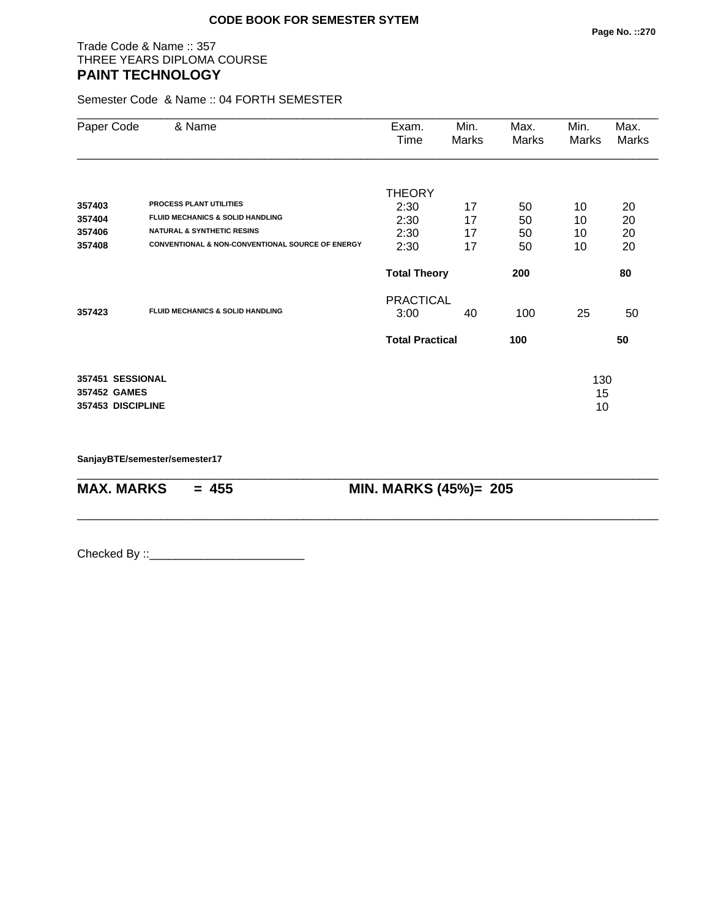**CODE BOOK FOR SEMESTER SYTEM**

Trade Code & Name :: 357
THREE YEARS DIPLOMA COURSE
## PAINT TECHNOLOGY

Semester Code & Name :: 04 FORTH SEMESTER

| Paper Code | & Name | Exam. Time | Min. Marks | Max. Marks | Min. Marks | Max. Marks |
|---|---|---|---|---|---|---|
| | | THEORY | | | | |
| 357403 | PROCESS PLANT UTILITIES | 2:30 | 17 | 50 | 10 | 20 |
| 357404 | FLUID MECHANICS & SOLID HANDLING | 2:30 | 17 | 50 | 10 | 20 |
| 357406 | NATURAL & SYNTHETIC RESINS | 2:30 | 17 | 50 | 10 | 20 |
| 357408 | CONVENTIONAL & NON-CONVENTIONAL SOURCE OF ENERGY | 2:30 | 17 | 50 | 10 | 20 |
| | | **Total Theory** | | **200** | | **80** |
| | | PRACTICAL | | | | |
| 357423 | FLUID MECHANICS & SOLID HANDLING | 3:00 | 40 | 100 | 25 | 50 |
| | | **Total Practical** | | **100** | | **50** |
| 357451 | SESSIONAL | | | | 130 | |
| 357452 | GAMES | | | | 15 | |
| 357453 | DISCIPLINE | | | | 10 | |

SanjayBTE/semester/semester17

**MAX. MARKS = 455** **MIN. MARKS (45%)= 205**

Checked By ::________________________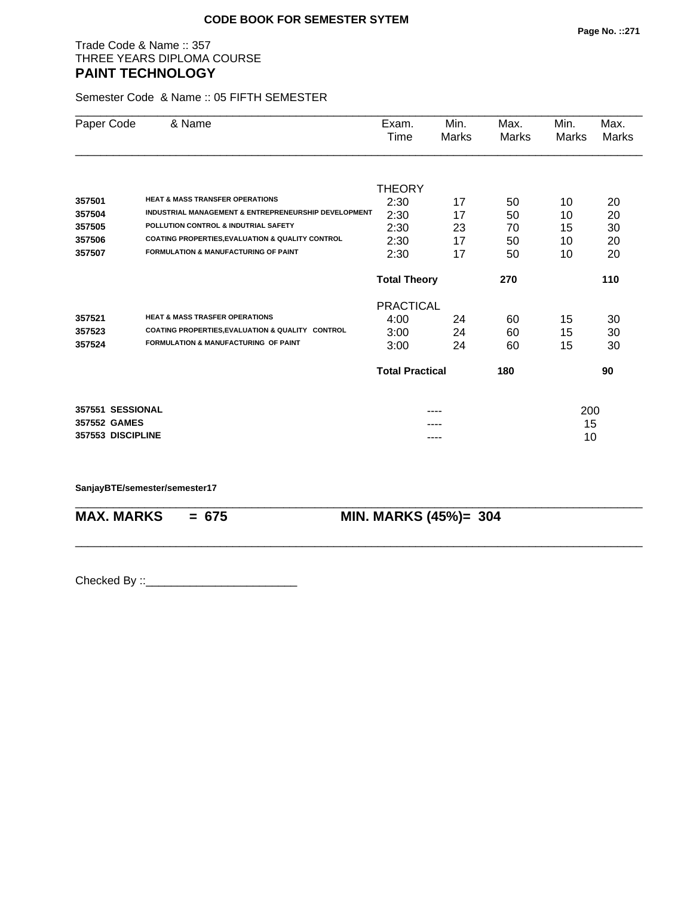**CODE BOOK FOR SEMESTER SYTEM**

Trade Code & Name :: 357
THREE YEARS DIPLOMA COURSE
# PAINT TECHNOLOGY

Semester Code & Name :: 05 FIFTH SEMESTER

| Paper Code | & Name | Exam. Time | Min. Marks | Max. Marks | Min. Marks | Max. Marks |
|---|---|---|---|---|---|---|
| | | THEORY | | | | |
| **357501** | **HEAT & MASS TRANSFER OPERATIONS** | 2:30 | 17 | 50 | 10 | 20 |
| **357504** | **INDUSTRIAL MANAGEMENT & ENTREPRENEURSHIP DEVELOPMENT** | 2:30 | 17 | 50 | 10 | 20 |
| **357505** | **POLLUTION CONTROL & INDUTRIAL SAFETY** | 2:30 | 23 | 70 | 15 | 30 |
| **357506** | **COATING PROPERTIES,EVALUATION & QUALITY CONTROL** | 2:30 | 17 | 50 | 10 | 20 |
| **357507** | **FORMULATION & MANUFACTURING OF PAINT** | 2:30 | 17 | 50 | 10 | 20 |
| | | **Total Theory** | | **270** | | **110** |
| | | PRACTICAL | | | | |
| **357521** | **HEAT & MASS TRASFER OPERATIONS** | 4:00 | 24 | 60 | 15 | 30 |
| **357523** | **COATING PROPERTIES,EVALUATION & QUALITY CONTROL** | 3:00 | 24 | 60 | 15 | 30 |
| **357524** | **FORMULATION & MANUFACTURING OF PAINT** | 3:00 | 24 | 60 | 15 | 30 |
| | | **Total Practical** | | **180** | | **90** |
| **357551** | **SESSIONAL** | | ---- | | 200 | |
| **357552** | **GAMES** | | ---- | | 15 | |
| **357553** | **DISCIPLINE** | | ---- | | 10 | |

**SanjayBTE/semester/semester17**

**MAX. MARKS = 675** **MIN. MARKS (45%)= 304**

Checked By ::________________________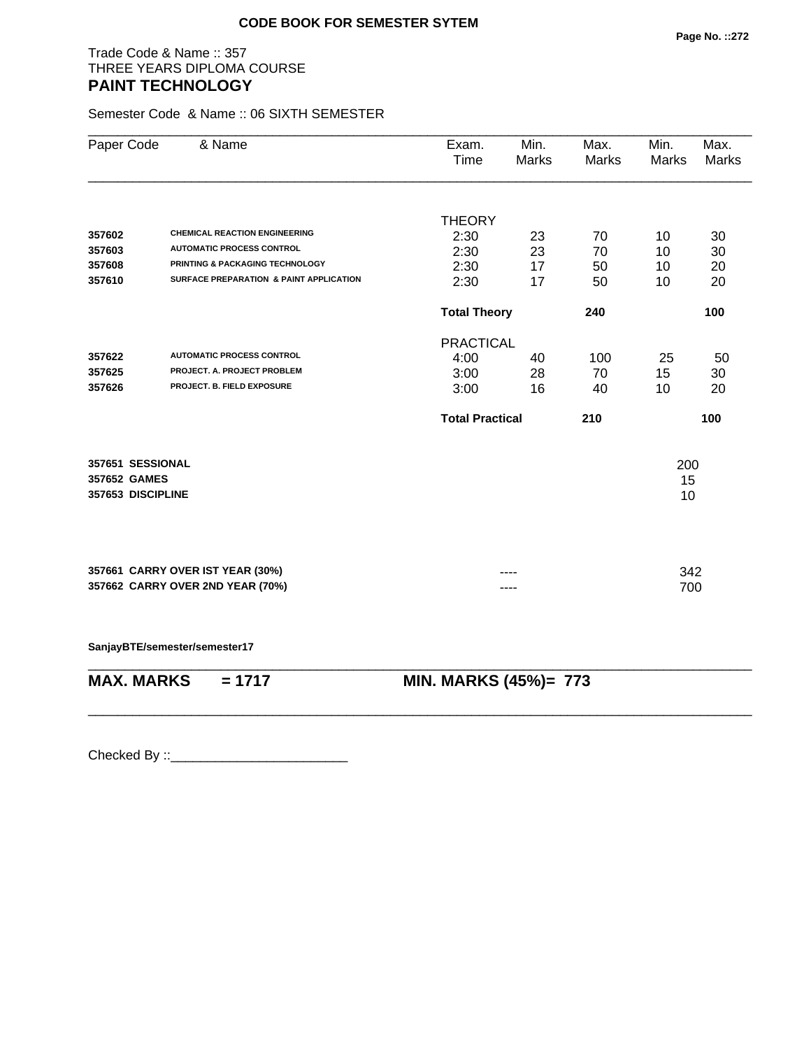**CODE BOOK FOR SEMESTER SYTEM**

Trade Code & Name :: 357
THREE YEARS DIPLOMA COURSE
## PAINT TECHNOLOGY

Semester Code & Name :: 06 SIXTH SEMESTER

| Paper Code | & Name | Exam. Time | Min. Marks | Max. Marks | Min. Marks | Max. Marks |
|---|---|---|---|---|---|---|
| | | THEORY | | | | |
| 357602 | CHEMICAL REACTION ENGINEERING | 2:30 | 23 | 70 | 10 | 30 |
| 357603 | AUTOMATIC PROCESS CONTROL | 2:30 | 23 | 70 | 10 | 30 |
| 357608 | PRINTING & PACKAGING TECHNOLOGY | 2:30 | 17 | 50 | 10 | 20 |
| 357610 | SURFACE PREPARATION & PAINT APPLICATION | 2:30 | 17 | 50 | 10 | 20 |
| | | **Total Theory** | | **240** | | **100** |
| | | PRACTICAL | | | | |
| 357622 | AUTOMATIC PROCESS CONTROL | 4:00 | 40 | 100 | 25 | 50 |
| 357625 | PROJECT. A. PROJECT PROBLEM | 3:00 | 28 | 70 | 15 | 30 |
| 357626 | PROJECT. B. FIELD EXPOSURE | 3:00 | 16 | 40 | 10 | 20 |
| | | **Total Practical** | | **210** | | **100** |
| 357651 | SESSIONAL | | | | 200 | |
| 357652 | GAMES | | | | 15 | |
| 357653 | DISCIPLINE | | | | 10 | |
| 357661 | CARRY OVER IST YEAR (30%) | | ---- | | 342 | |
| 357662 | CARRY OVER 2ND YEAR (70%) | | ---- | | 700 | |

**SanjayBTE/semester/semester17**

**MAX. MARKS = 1717** **MIN. MARKS (45%)= 773**

Checked By ::________________________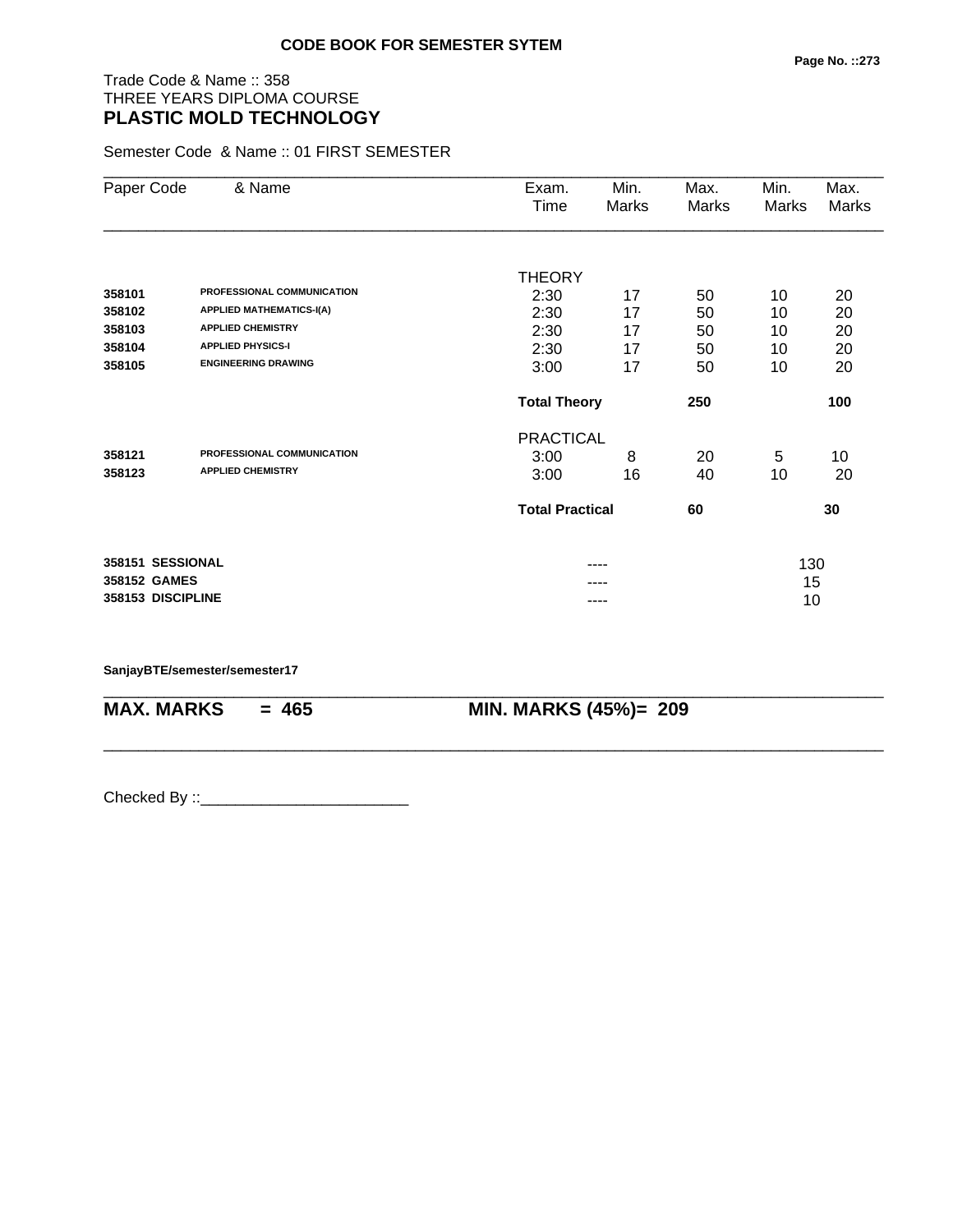**CODE BOOK FOR SEMESTER SYTEM**

Trade Code & Name :: 358
THREE YEARS DIPLOMA COURSE
## PLASTIC MOLD TECHNOLOGY

Semester Code & Name :: 01 FIRST SEMESTER

| Paper Code | & Name | Exam. Time | Min. Marks | Max. Marks | Min. Marks | Max. Marks |
|---|---|---|---|---|---|---|
| | | THEORY | | | | |
| 358101 | PROFESSIONAL COMMUNICATION | 2:30 | 17 | 50 | 10 | 20 |
| 358102 | APPLIED MATHEMATICS-I(A) | 2:30 | 17 | 50 | 10 | 20 |
| 358103 | APPLIED CHEMISTRY | 2:30 | 17 | 50 | 10 | 20 |
| 358104 | APPLIED PHYSICS-I | 2:30 | 17 | 50 | 10 | 20 |
| 358105 | ENGINEERING DRAWING | 3:00 | 17 | 50 | 10 | 20 |
| | | **Total Theory** | | **250** | | **100** |
| | | PRACTICAL | | | | |
| 358121 | PROFESSIONAL COMMUNICATION | 3:00 | 8 | 20 | 5 | 10 |
| 358123 | APPLIED CHEMISTRY | 3:00 | 16 | 40 | 10 | 20 |
| | | **Total Practical** | | **60** | | **30** |
| **358151** | **SESSIONAL** | | ---- | | | 130 |
| **358152** | **GAMES** | | ---- | | | 15 |
| **358153** | **DISCIPLINE** | | ---- | | | 10 |

**SanjayBTE/semester/semester17**

**MAX. MARKS = 465** **MIN. MARKS (45%)= 209**

Checked By ::________________________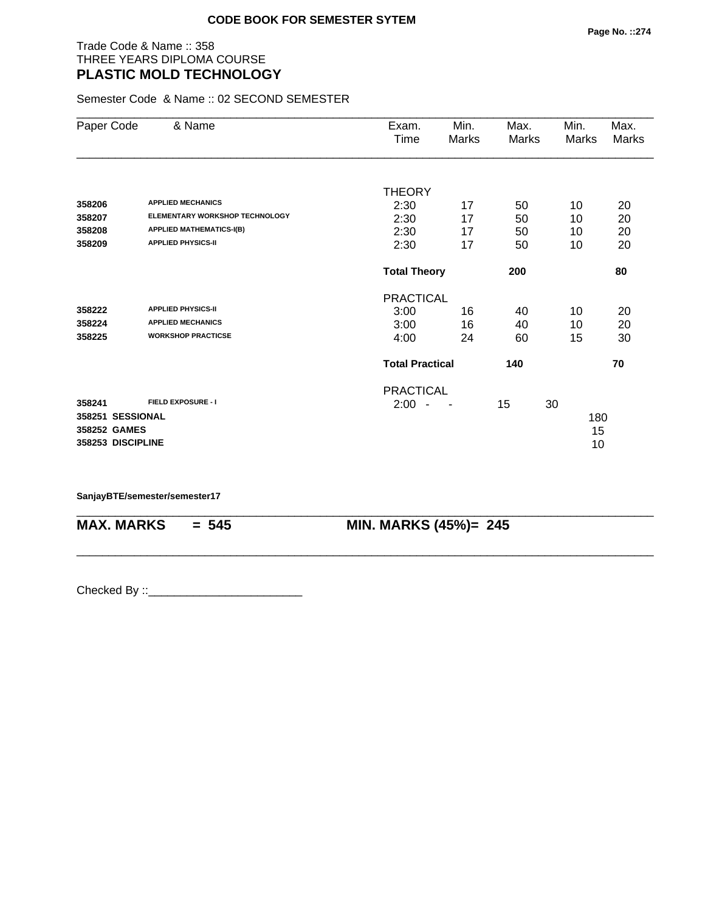**CODE BOOK FOR SEMESTER SYTEM**

Trade Code & Name :: 358
THREE YEARS DIPLOMA COURSE
# PLASTIC MOLD TECHNOLOGY

Semester Code & Name :: 02 SECOND SEMESTER

| Paper Code | & Name | Exam. Time | Min. Marks | Max. Marks | Min. Marks | Max. Marks |
|---|---|---|---|---|---|---|
| | | THEORY | | | | |
| **358206** | **APPLIED MECHANICS** | 2:30 | 17 | 50 | 10 | 20 |
| **358207** | **ELEMENTARY WORKSHOP TECHNOLOGY** | 2:30 | 17 | 50 | 10 | 20 |
| **358208** | **APPLIED MATHEMATICS-I(B)** | 2:30 | 17 | 50 | 10 | 20 |
| **358209** | **APPLIED PHYSICS-II** | 2:30 | 17 | 50 | 10 | 20 |
| | | **Total Theory** | | **200** | | **80** |
| | | PRACTICAL | | | | |
| **358222** | **APPLIED PHYSICS-II** | 3:00 | 16 | 40 | 10 | 20 |
| **358224** | **APPLIED MECHANICS** | 3:00 | 16 | 40 | 10 | 20 |
| **358225** | **WORKSHOP PRACTICSE** | 4:00 | 24 | 60 | 15 | 30 |
| | | **Total Practical** | | **140** | | **70** |
| | | PRACTICAL | | | | |
| **358241** | **FIELD EXPOSURE - I** | 2:00 | - | - | 15 | 30 |
| **358251** | **SESSIONAL** | | | | | 180 |
| **358252** | **GAMES** | | | | | 15 |
| **358253** | **DISCIPLINE** | | | | | 10 |

**SanjayBTE/semester/semester17**

**MAX. MARKS = 545** **MIN. MARKS (45%)= 245**

Checked By ::________________________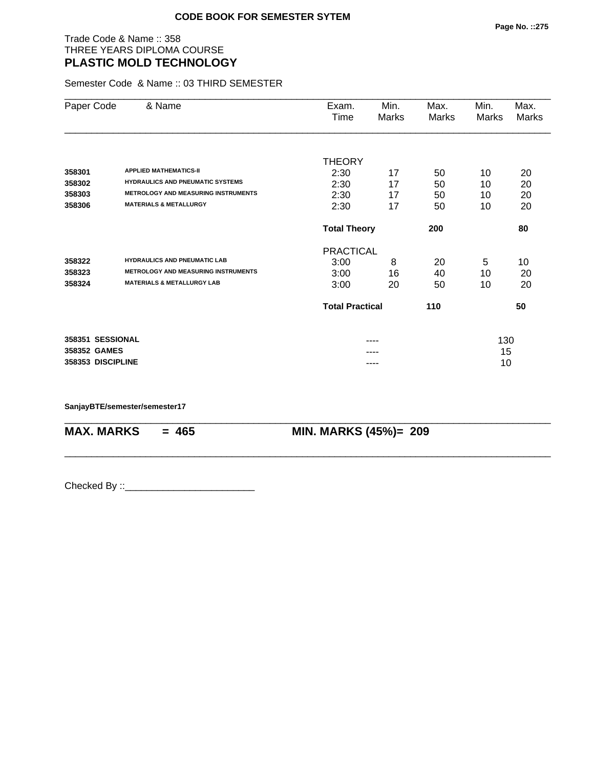**CODE BOOK FOR SEMESTER SYTEM**

Trade Code & Name :: 358
THREE YEARS DIPLOMA COURSE
## PLASTIC MOLD TECHNOLOGY

Semester Code & Name :: 03 THIRD SEMESTER

| Paper Code | & Name | Exam. Time | Min. Marks | Max. Marks | Min. Marks | Max. Marks |
|---|---|---|---|---|---|---|
| | | THEORY | | | | |
| **358301** | **APPLIED MATHEMATICS-II** | 2:30 | 17 | 50 | 10 | 20 |
| **358302** | **HYDRAULICS AND PNEUMATIC SYSTEMS** | 2:30 | 17 | 50 | 10 | 20 |
| **358303** | **METROLOGY AND MEASURING INSTRUMENTS** | 2:30 | 17 | 50 | 10 | 20 |
| **358306** | **MATERIALS & METALLURGY** | 2:30 | 17 | 50 | 10 | 20 |
| | | **Total Theory** | | **200** | | **80** |
| | | PRACTICAL | | | | |
| **358322** | **HYDRAULICS AND PNEUMATIC LAB** | 3:00 | 8 | 20 | 5 | 10 |
| **358323** | **METROLOGY AND MEASURING INSTRUMENTS** | 3:00 | 16 | 40 | 10 | 20 |
| **358324** | **MATERIALS & METALLURGY LAB** | 3:00 | 20 | 50 | 10 | 20 |
| | | **Total Practical** | | **110** | | **50** |
| **358351** | **SESSIONAL** | | ---- | | 130 | |
| **358352** | **GAMES** | | ---- | | 15 | |
| **358353** | **DISCIPLINE** | | ---- | | 10 | |

**SanjayBTE/semester/semester17**

**MAX. MARKS = 465** **MIN. MARKS (45%)= 209**

Checked By ::________________________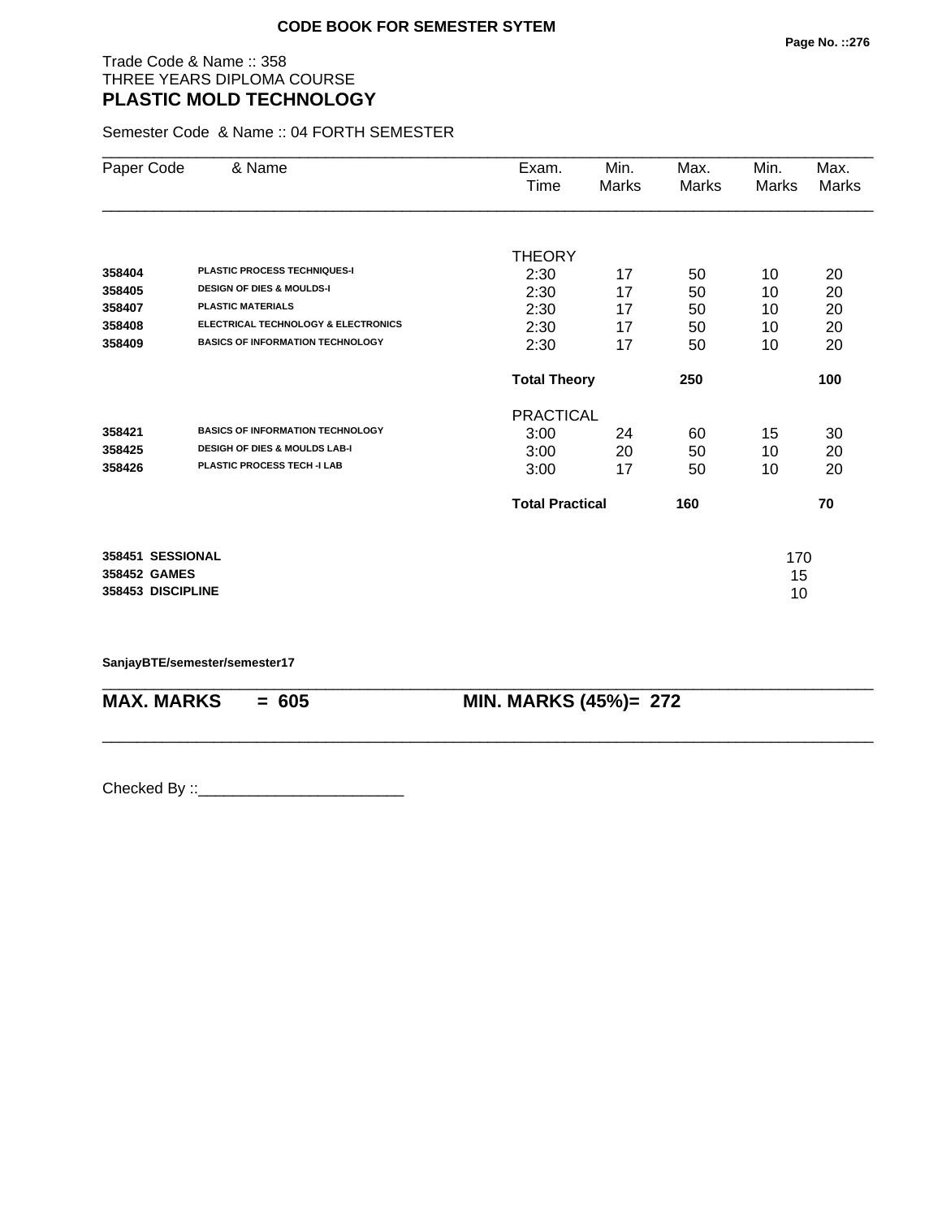**CODE BOOK FOR SEMESTER SYTEM**

Trade Code & Name :: 358
THREE YEARS DIPLOMA COURSE
## PLASTIC MOLD TECHNOLOGY

Semester Code & Name :: 04 FORTH SEMESTER

| Paper Code | & Name | Exam. Time | Min. Marks | Max. Marks | Min. Marks | Max. Marks |
|---|---|---|---|---|---|---|
| | | THEORY | | | | |
| **358404** | **PLASTIC PROCESS TECHNIQUES-I** | 2:30 | 17 | 50 | 10 | 20 |
| **358405** | **DESIGN OF DIES & MOULDS-I** | 2:30 | 17 | 50 | 10 | 20 |
| **358407** | **PLASTIC MATERIALS** | 2:30 | 17 | 50 | 10 | 20 |
| **358408** | **ELECTRICAL TECHNOLOGY & ELECTRONICS** | 2:30 | 17 | 50 | 10 | 20 |
| **358409** | **BASICS OF INFORMATION TECHNOLOGY** | 2:30 | 17 | 50 | 10 | 20 |
| | | **Total Theory** | | **250** | | **100** |
| | | PRACTICAL | | | | |
| **358421** | **BASICS OF INFORMATION TECHNOLOGY** | 3:00 | 24 | 60 | 15 | 30 |
| **358425** | **DESIGH OF DIES & MOULDS LAB-I** | 3:00 | 20 | 50 | 10 | 20 |
| **358426** | **PLASTIC PROCESS TECH -I LAB** | 3:00 | 17 | 50 | 10 | 20 |
| | | **Total Practical** | | **160** | | **70** |
| **358451** | **SESSIONAL** | | | | 170 | |
| **358452** | **GAMES** | | | | 15 | |
| **358453** | **DISCIPLINE** | | | | 10 | |

**SanjayBTE/semester/semester17**

**MAX. MARKS = 605** **MIN. MARKS (45%)= 272**

Checked By ::________________________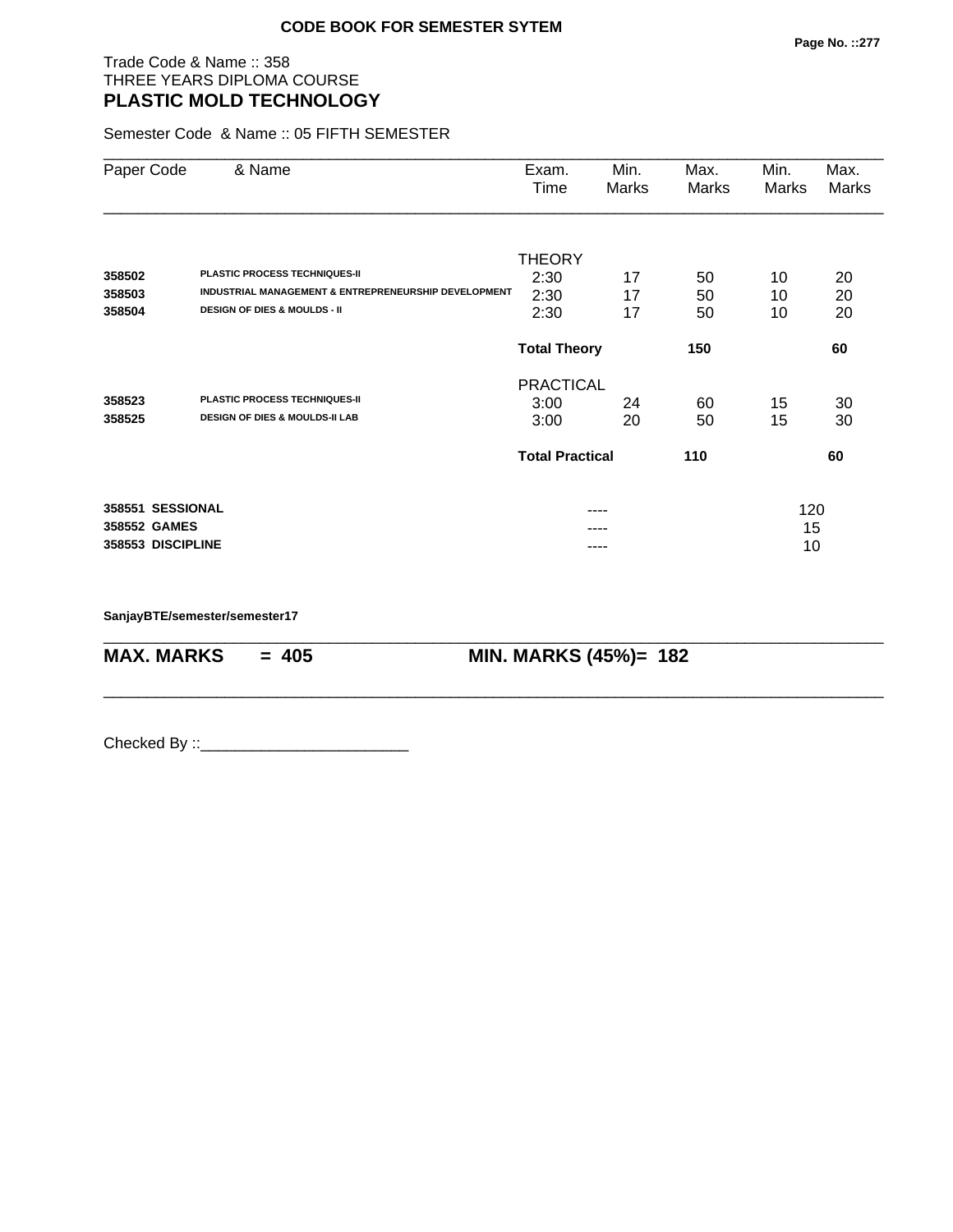**CODE BOOK FOR SEMESTER SYTEM**

Trade Code & Name :: 358
THREE YEARS DIPLOMA COURSE
## PLASTIC MOLD TECHNOLOGY

Semester Code & Name :: 05 FIFTH SEMESTER

| Paper Code | & Name | Exam. Time | Min. Marks | Max. Marks | Min. Marks | Max. Marks |
|---|---|---|---|---|---|---|
| | | THEORY | | | | |
| **358502** | **PLASTIC PROCESS TECHNIQUES-II** | 2:30 | 17 | 50 | 10 | 20 |
| **358503** | **INDUSTRIAL MANAGEMENT & ENTREPRENEURSHIP DEVELOPMENT** | 2:30 | 17 | 50 | 10 | 20 |
| **358504** | **DESIGN OF DIES & MOULDS - II** | 2:30 | 17 | 50 | 10 | 20 |
| | | **Total Theory** | | **150** | | **60** |
| | | PRACTICAL | | | | |
| **358523** | **PLASTIC PROCESS TECHNIQUES-II** | 3:00 | 24 | 60 | 15 | 30 |
| **358525** | **DESIGN OF DIES & MOULDS-II LAB** | 3:00 | 20 | 50 | 15 | 30 |
| | | **Total Practical** | | **110** | | **60** |
| **358551** | **SESSIONAL** | | ---- | | 120 | |
| **358552** | **GAMES** | | ---- | | 15 | |
| **358553** | **DISCIPLINE** | | ---- | | 10 | |

**SanjayBTE/semester/semester17**

**MAX. MARKS = 405** **MIN. MARKS (45%)= 182**

Checked By ::________________________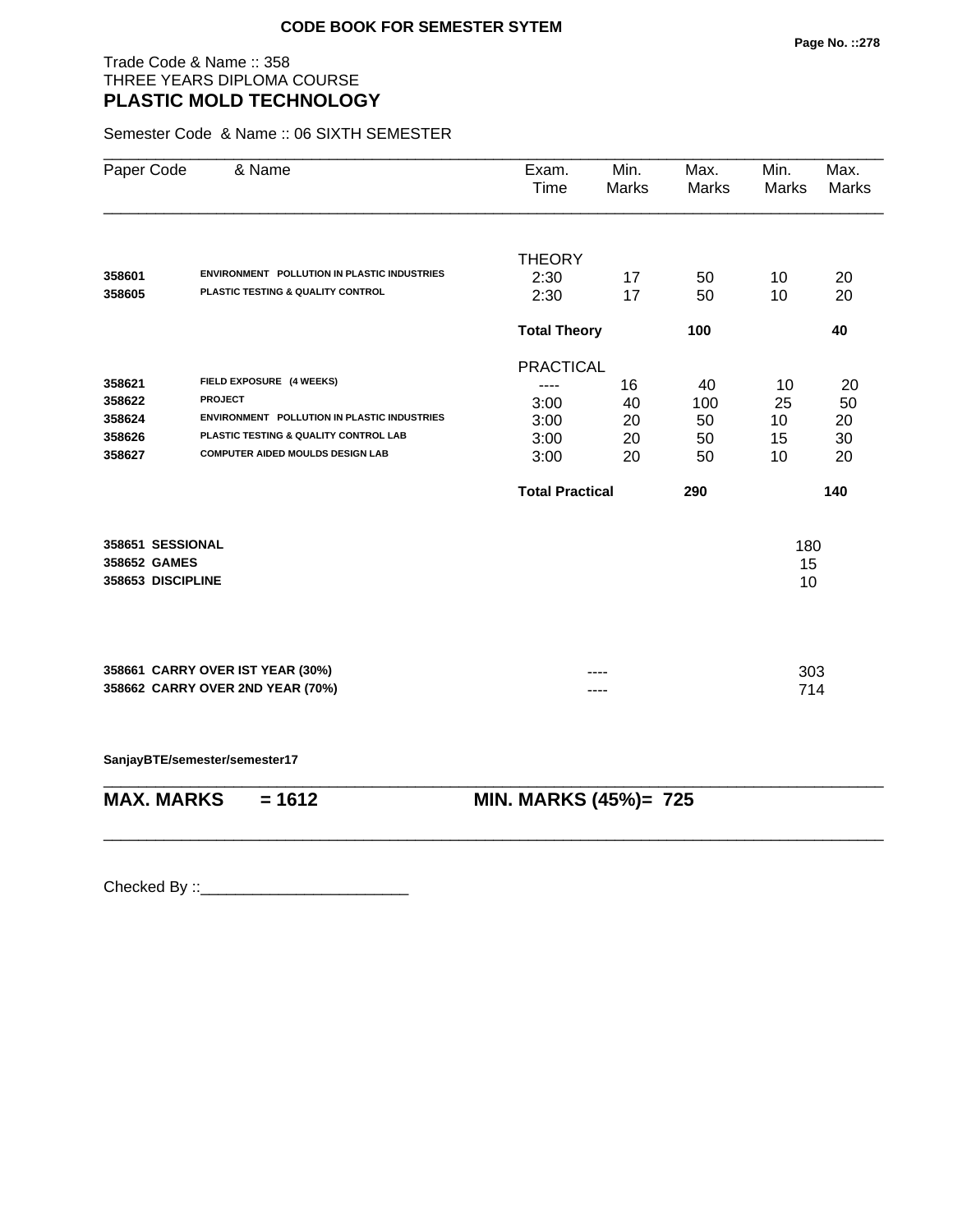**CODE BOOK FOR SEMESTER SYTEM**

Trade Code & Name :: 358
THREE YEARS DIPLOMA COURSE
## PLASTIC MOLD TECHNOLOGY

Semester Code & Name :: 06 SIXTH SEMESTER

| Paper Code | & Name | Exam. Time | Min. Marks | Max. Marks | Min. Marks | Max. Marks |
|---|---|---|---|---|---|---|
| | | THEORY | | | | |
| 358601 | ENVIRONMENT POLLUTION IN PLASTIC INDUSTRIES | 2:30 | 17 | 50 | 10 | 20 |
| 358605 | PLASTIC TESTING & QUALITY CONTROL | 2:30 | 17 | 50 | 10 | 20 |
| | | **Total Theory** | | **100** | | **40** |
| | | PRACTICAL | | | | |
| 358621 | FIELD EXPOSURE (4 WEEKS) | ---- | 16 | 40 | 10 | 20 |
| 358622 | PROJECT | 3:00 | 40 | 100 | 25 | 50 |
| 358624 | ENVIRONMENT POLLUTION IN PLASTIC INDUSTRIES | 3:00 | 20 | 50 | 10 | 20 |
| 358626 | PLASTIC TESTING & QUALITY CONTROL LAB | 3:00 | 20 | 50 | 15 | 30 |
| 358627 | COMPUTER AIDED MOULDS DESIGN LAB | 3:00 | 20 | 50 | 10 | 20 |
| | | **Total Practical** | | **290** | | **140** |

| | |
|---|---|
| 358651 SESSIONAL | 180 |
| 358652 GAMES | 15 |
| 358653 DISCIPLINE | 10 |

| | | |
|---|---|---|
| 358661 CARRY OVER IST YEAR (30%) | ---- | 303 |
| 358662 CARRY OVER 2ND YEAR (70%) | ---- | 714 |

SanjayBTE/semester/semester17

**MAX. MARKS = 1612** **MIN. MARKS (45%)= 725**

Checked By ::________________________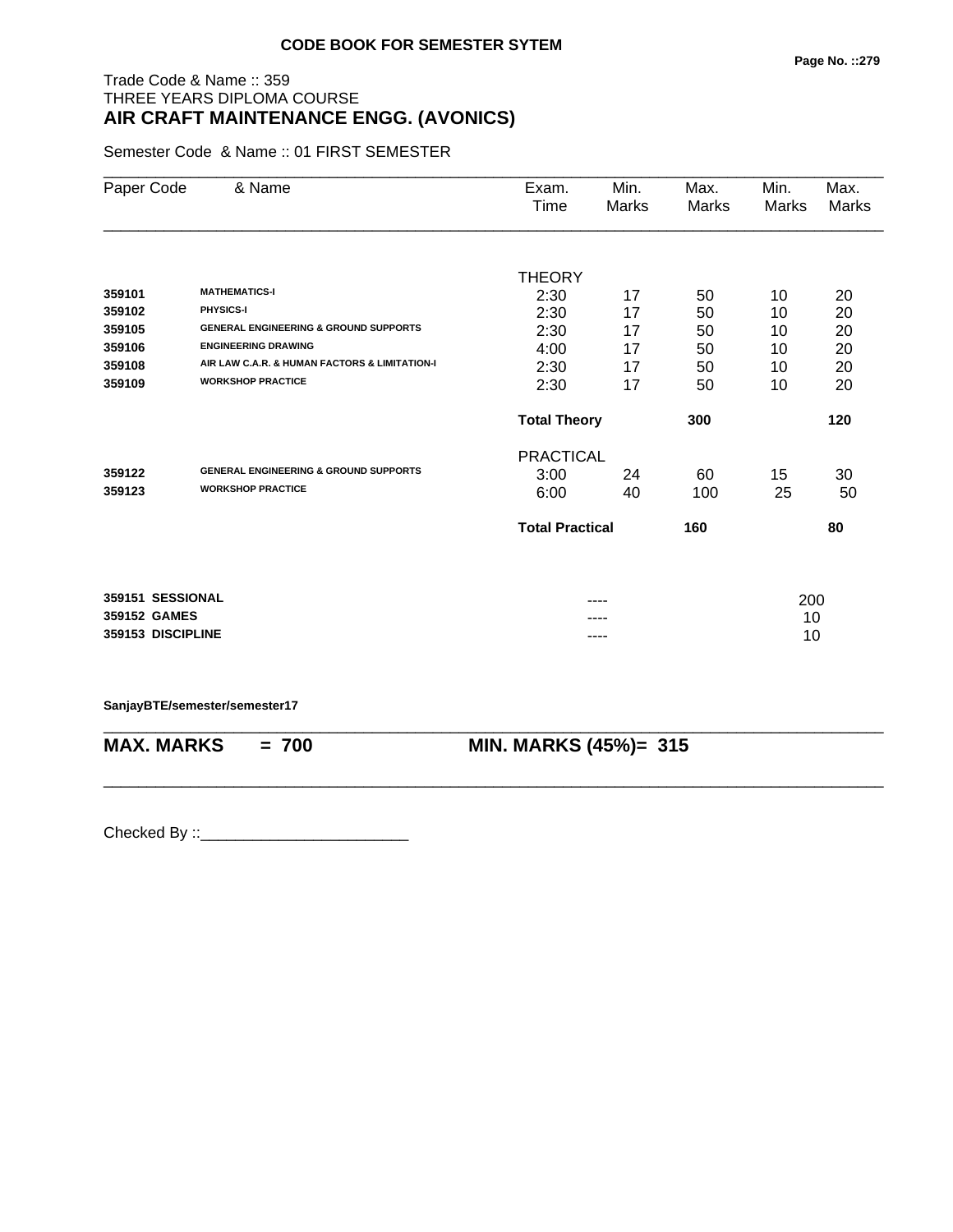**CODE BOOK FOR SEMESTER SYTEM**

Trade Code & Name :: 359
THREE YEARS DIPLOMA COURSE
## AIR CRAFT MAINTENANCE ENGG. (AVONICS)

Semester Code & Name :: 01 FIRST SEMESTER

| Paper Code | & Name | Exam. Time | Min. Marks | Max. Marks | Min. Marks | Max. Marks |
|---|---|---|---|---|---|---|
| | | THEORY | | | | |
| 359101 | MATHEMATICS-I | 2:30 | 17 | 50 | 10 | 20 |
| 359102 | PHYSICS-I | 2:30 | 17 | 50 | 10 | 20 |
| 359105 | GENERAL ENGINEERING & GROUND SUPPORTS | 2:30 | 17 | 50 | 10 | 20 |
| 359106 | ENGINEERING DRAWING | 4:00 | 17 | 50 | 10 | 20 |
| 359108 | AIR LAW C.A.R. & HUMAN FACTORS & LIMITATION-I | 2:30 | 17 | 50 | 10 | 20 |
| 359109 | WORKSHOP PRACTICE | 2:30 | 17 | 50 | 10 | 20 |
| | | **Total Theory** | | **300** | | **120** |
| | | PRACTICAL | | | | |
| 359122 | GENERAL ENGINEERING & GROUND SUPPORTS | 3:00 | 24 | 60 | 15 | 30 |
| 359123 | WORKSHOP PRACTICE | 6:00 | 40 | 100 | 25 | 50 |
| | | **Total Practical** | | **160** | | **80** |

| | | |
|---|---|---|
| **359151 SESSIONAL** | ---- | 200 |
| **359152 GAMES** | ---- | 10 |
| **359153 DISCIPLINE** | ---- | 10 |

**SanjayBTE/semester/semester17**

**MAX. MARKS = 700** **MIN. MARKS (45%)= 315**

Checked By ::________________________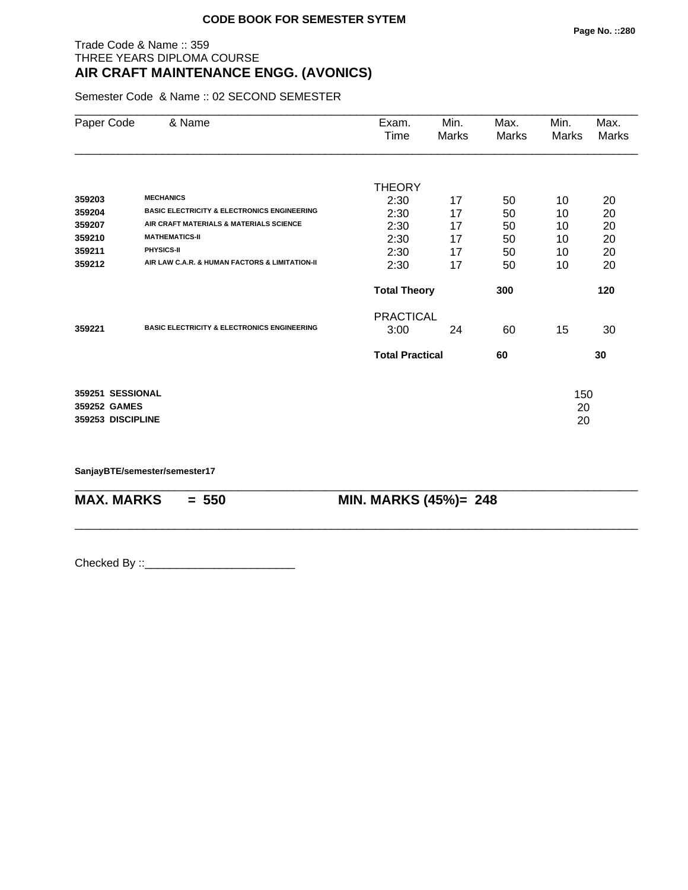**CODE BOOK FOR SEMESTER SYTEM**

Trade Code & Name :: 359
THREE YEARS DIPLOMA COURSE
## AIR CRAFT MAINTENANCE ENGG. (AVONICS)

Semester Code & Name :: 02 SECOND SEMESTER

| Paper Code | & Name | Exam. Time | Min. Marks | Max. Marks | Min. Marks | Max. Marks |
|---|---|---|---|---|---|---|
| | | THEORY | | | | |
| **359203** | **MECHANICS** | 2:30 | 17 | 50 | 10 | 20 |
| **359204** | **BASIC ELECTRICITY & ELECTRONICS ENGINEERING** | 2:30 | 17 | 50 | 10 | 20 |
| **359207** | **AIR CRAFT MATERIALS & MATERIALS SCIENCE** | 2:30 | 17 | 50 | 10 | 20 |
| **359210** | **MATHEMATICS-II** | 2:30 | 17 | 50 | 10 | 20 |
| **359211** | **PHYSICS-II** | 2:30 | 17 | 50 | 10 | 20 |
| **359212** | **AIR LAW C.A.R. & HUMAN FACTORS & LIMITATION-II** | 2:30 | 17 | 50 | 10 | 20 |
| | | **Total Theory** | | **300** | | **120** |
| | | PRACTICAL | | | | |
| **359221** | **BASIC ELECTRICITY & ELECTRONICS ENGINEERING** | 3:00 | 24 | 60 | 15 | 30 |
| | | **Total Practical** | | **60** | | **30** |
| **359251** | **SESSIONAL** | | | | | 150 |
| **359252** | **GAMES** | | | | | 20 |
| **359253** | **DISCIPLINE** | | | | | 20 |

**SanjayBTE/semester/semester17**

**MAX. MARKS = 550** **MIN. MARKS (45%)= 248**

Checked By ::________________________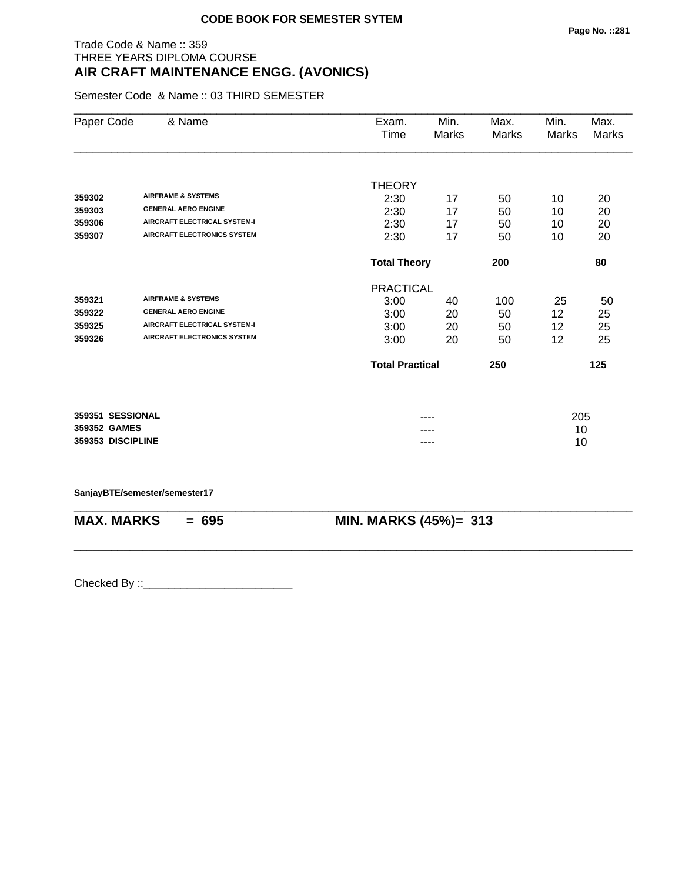**CODE BOOK FOR SEMESTER SYTEM**

Trade Code & Name :: 359
THREE YEARS DIPLOMA COURSE
## AIR CRAFT MAINTENANCE ENGG. (AVONICS)

Semester Code & Name :: 03 THIRD SEMESTER

| Paper Code | & Name | Exam. Time | Min. Marks | Max. Marks | Min. Marks | Max. Marks |
|---|---|---|---|---|---|---|
| | | THEORY | | | | |
| **359302** | **AIRFRAME & SYSTEMS** | 2:30 | 17 | 50 | 10 | 20 |
| **359303** | **GENERAL AERO ENGINE** | 2:30 | 17 | 50 | 10 | 20 |
| **359306** | **AIRCRAFT ELECTRICAL SYSTEM-I** | 2:30 | 17 | 50 | 10 | 20 |
| **359307** | **AIRCRAFT ELECTRONICS SYSTEM** | 2:30 | 17 | 50 | 10 | 20 |
| | | **Total Theory** | | **200** | | **80** |
| | | PRACTICAL | | | | |
| **359321** | **AIRFRAME & SYSTEMS** | 3:00 | 40 | 100 | 25 | 50 |
| **359322** | **GENERAL AERO ENGINE** | 3:00 | 20 | 50 | 12 | 25 |
| **359325** | **AIRCRAFT ELECTRICAL SYSTEM-I** | 3:00 | 20 | 50 | 12 | 25 |
| **359326** | **AIRCRAFT ELECTRONICS SYSTEM** | 3:00 | 20 | 50 | 12 | 25 |
| | | **Total Practical** | | **250** | | **125** |
| **359351** | **SESSIONAL** | | ---- | | | 205 |
| **359352** | **GAMES** | | ---- | | | 10 |
| **359353** | **DISCIPLINE** | | ---- | | | 10 |

**SanjayBTE/semester/semester17**

**MAX. MARKS = 695** **MIN. MARKS (45%)= 313**

Checked By ::________________________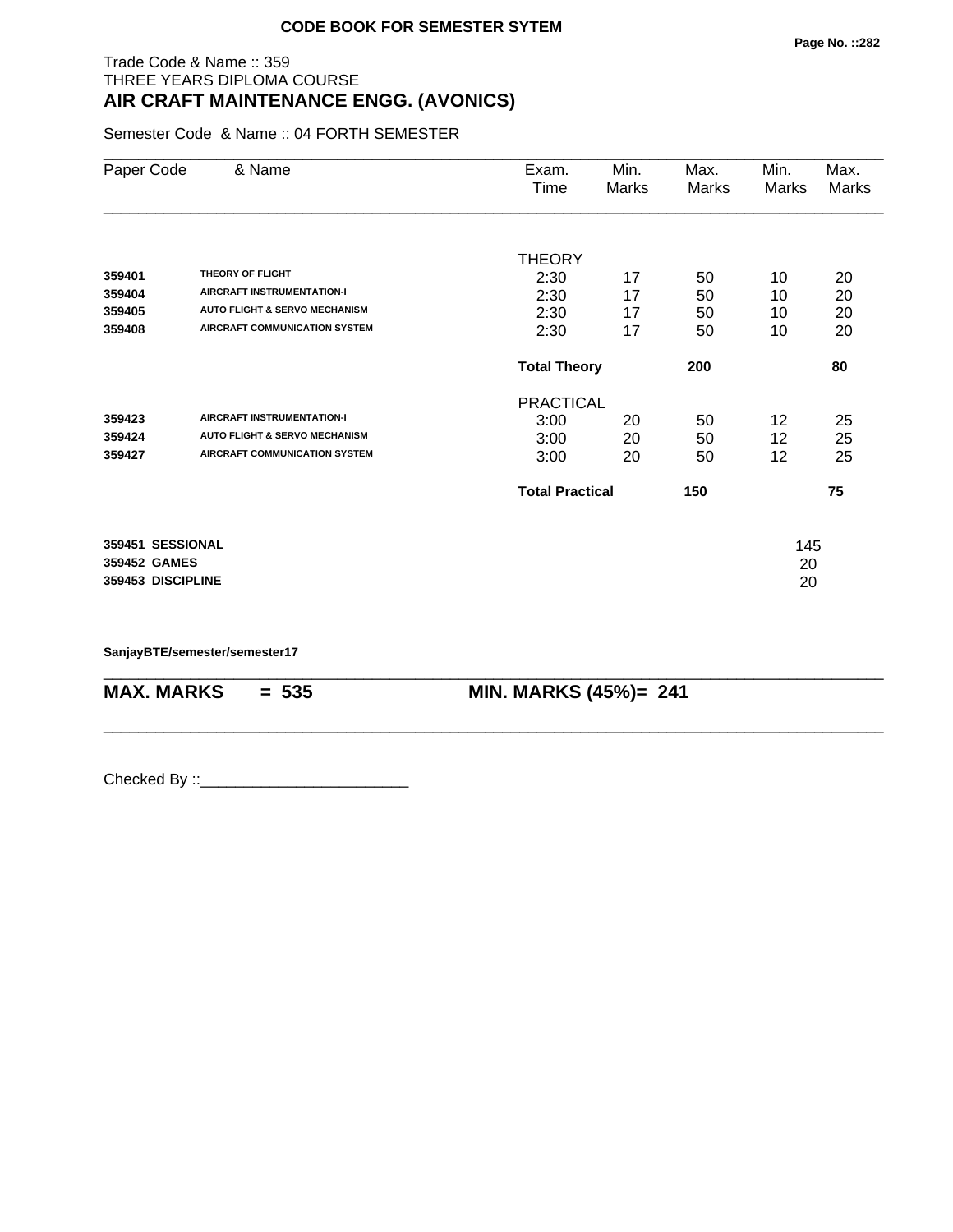**CODE BOOK FOR SEMESTER SYTEM**

Trade Code & Name :: 359
THREE YEARS DIPLOMA COURSE
## AIR CRAFT MAINTENANCE ENGG. (AVONICS)

Semester Code & Name :: 04 FORTH SEMESTER

| Paper Code | & Name | Exam. Time | Min. Marks | Max. Marks | Min. Marks | Max. Marks |
|---|---|---|---|---|---|---|
| | | THEORY | | | | |
| **359401** | **THEORY OF FLIGHT** | 2:30 | 17 | 50 | 10 | 20 |
| **359404** | **AIRCRAFT INSTRUMENTATION-I** | 2:30 | 17 | 50 | 10 | 20 |
| **359405** | **AUTO FLIGHT & SERVO MECHANISM** | 2:30 | 17 | 50 | 10 | 20 |
| **359408** | **AIRCRAFT COMMUNICATION SYSTEM** | 2:30 | 17 | 50 | 10 | 20 |
| | | **Total Theory** | | **200** | | **80** |
| | | PRACTICAL | | | | |
| **359423** | **AIRCRAFT INSTRUMENTATION-I** | 3:00 | 20 | 50 | 12 | 25 |
| **359424** | **AUTO FLIGHT & SERVO MECHANISM** | 3:00 | 20 | 50 | 12 | 25 |
| **359427** | **AIRCRAFT COMMUNICATION SYSTEM** | 3:00 | 20 | 50 | 12 | 25 |
| | | **Total Practical** | | **150** | | **75** |
| **359451** | **SESSIONAL** | | | | 145 | |
| **359452** | **GAMES** | | | | 20 | |
| **359453** | **DISCIPLINE** | | | | 20 | |

**SanjayBTE/semester/semester17**

**MAX. MARKS = 535** **MIN. MARKS (45%)= 241**

Checked By ::________________________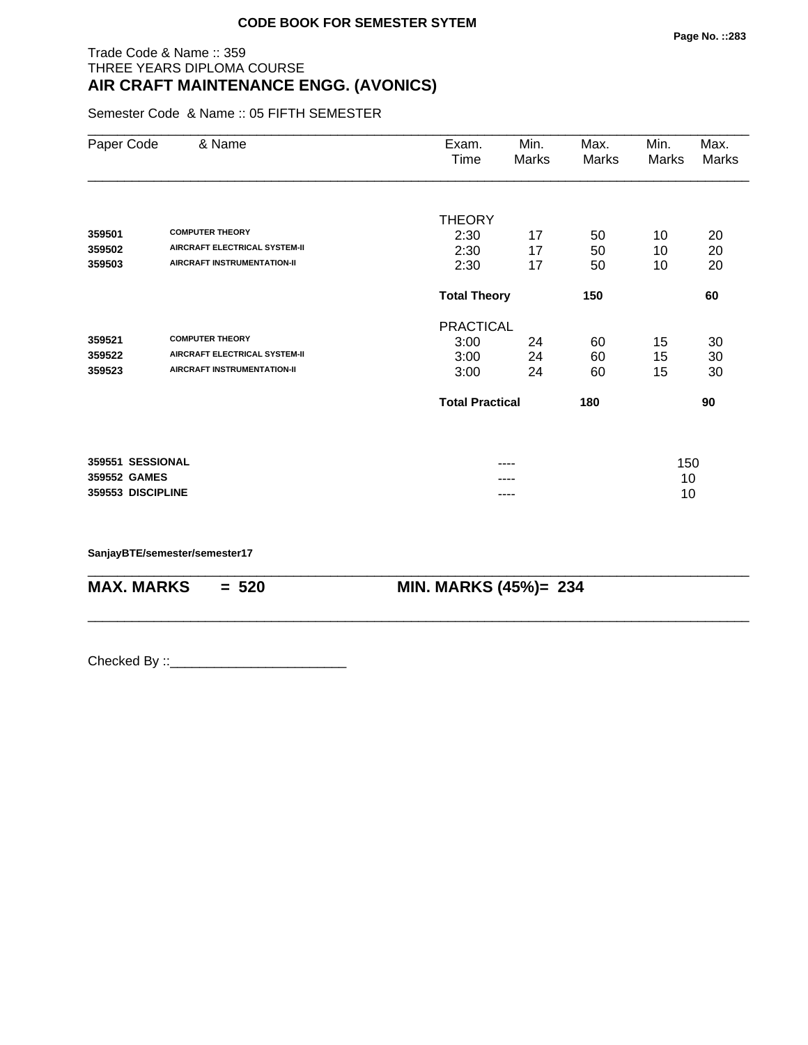**CODE BOOK FOR SEMESTER SYTEM**

Trade Code & Name :: 359
THREE YEARS DIPLOMA COURSE
## AIR CRAFT MAINTENANCE ENGG. (AVONICS)

Semester Code & Name :: 05 FIFTH SEMESTER

| Paper Code | & Name | Exam. Time | Min. Marks | Max. Marks | Min. Marks | Max. Marks |
|---|---|---|---|---|---|---|
| | | THEORY | | | | |
| **359501** | **COMPUTER THEORY** | 2:30 | 17 | 50 | 10 | 20 |
| **359502** | **AIRCRAFT ELECTRICAL SYSTEM-II** | 2:30 | 17 | 50 | 10 | 20 |
| **359503** | **AIRCRAFT INSTRUMENTATION-II** | 2:30 | 17 | 50 | 10 | 20 |
| | | **Total Theory** | | **150** | | **60** |
| | | PRACTICAL | | | | |
| **359521** | **COMPUTER THEORY** | 3:00 | 24 | 60 | 15 | 30 |
| **359522** | **AIRCRAFT ELECTRICAL SYSTEM-II** | 3:00 | 24 | 60 | 15 | 30 |
| **359523** | **AIRCRAFT INSTRUMENTATION-II** | 3:00 | 24 | 60 | 15 | 30 |
| | | **Total Practical** | | **180** | | **90** |
| **359551** | **SESSIONAL** | | ---- | | 150 | |
| **359552** | **GAMES** | | ---- | | 10 | |
| **359553** | **DISCIPLINE** | | ---- | | 10 | |

**SanjayBTE/semester/semester17**

**MAX. MARKS = 520** **MIN. MARKS (45%)= 234**

Checked By ::________________________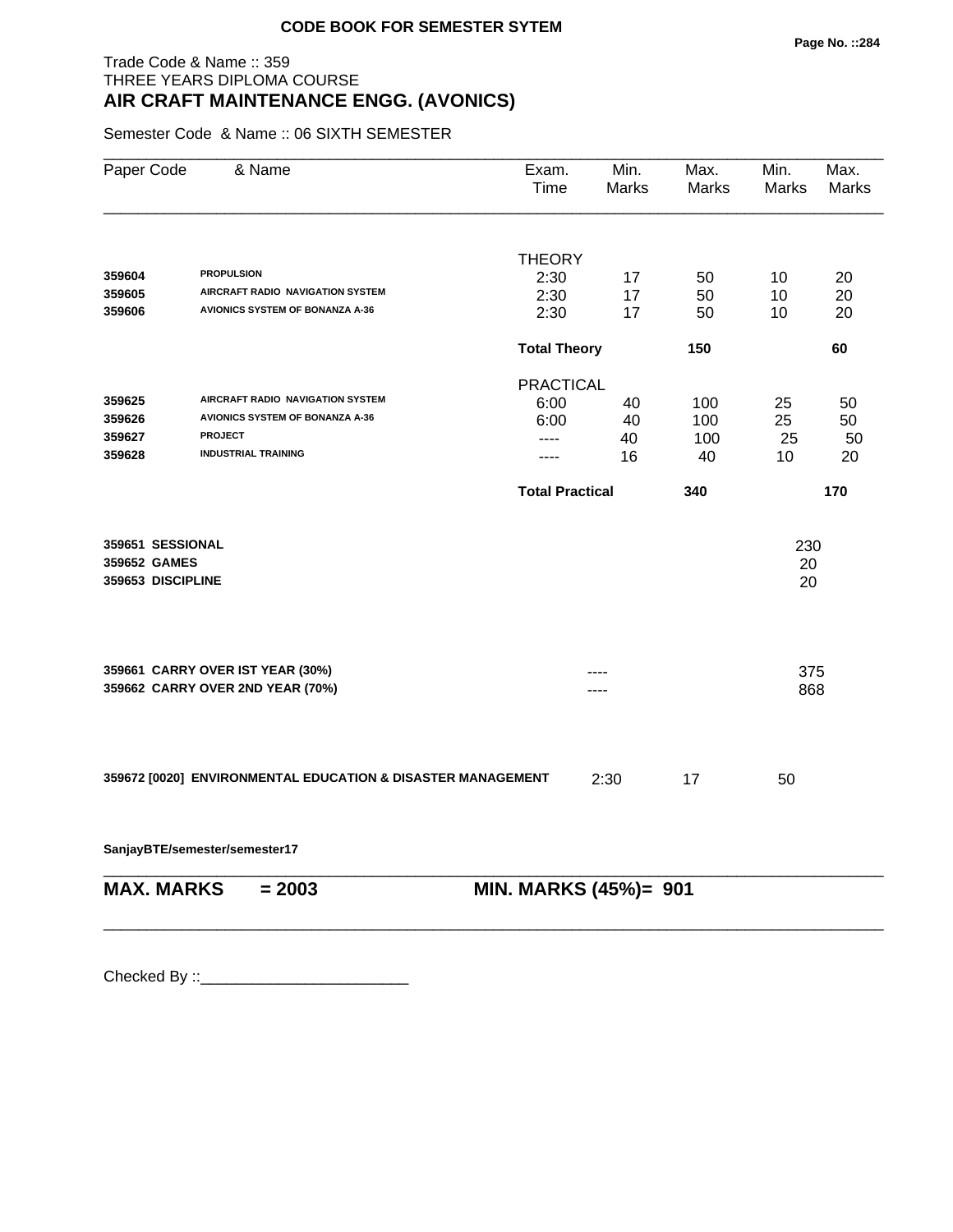**CODE BOOK FOR SEMESTER SYTEM**

Trade Code & Name :: 359
THREE YEARS DIPLOMA COURSE

## AIR CRAFT MAINTENANCE ENGG. (AVONICS)

Semester Code & Name :: 06 SIXTH SEMESTER

| Paper Code | & Name | Exam. Time | Min. Marks | Max. Marks | Min. Marks | Max. Marks |
|---|---|---|---|---|---|---|
| | | THEORY | | | | |
| **359604** | **PROPULSION** | 2:30 | 17 | 50 | 10 | 20 |
| **359605** | **AIRCRAFT RADIO NAVIGATION SYSTEM** | 2:30 | 17 | 50 | 10 | 20 |
| **359606** | **AVIONICS SYSTEM OF BONANZA A-36** | 2:30 | 17 | 50 | 10 | 20 |
| | | **Total Theory** | | **150** | | **60** |
| | | PRACTICAL | | | | |
| **359625** | **AIRCRAFT RADIO NAVIGATION SYSTEM** | 6:00 | 40 | 100 | 25 | 50 |
| **359626** | **AVIONICS SYSTEM OF BONANZA A-36** | 6:00 | 40 | 100 | 25 | 50 |
| **359627** | **PROJECT** | ---- | 40 | 100 | 25 | 50 |
| **359628** | **INDUSTRIAL TRAINING** | ---- | 16 | 40 | 10 | 20 |
| | | **Total Practical** | | **340** | | **170** |
| **359651** | **SESSIONAL** | | | | 230 | |
| **359652** | **GAMES** | | | | 20 | |
| **359653** | **DISCIPLINE** | | | | 20 | |
| **359661** | **CARRY OVER IST YEAR (30%)** | | ---- | | 375 | |
| **359662** | **CARRY OVER 2ND YEAR (70%)** | | ---- | | 868 | |
| **359672 [0020]** | **ENVIRONMENTAL EDUCATION & DISASTER MANAGEMENT** | | 2:30 | 17 | 50 | |

**SanjayBTE/semester/semester17**

**MAX. MARKS = 2003** **MIN. MARKS (45%)= 901**

Checked By ::________________________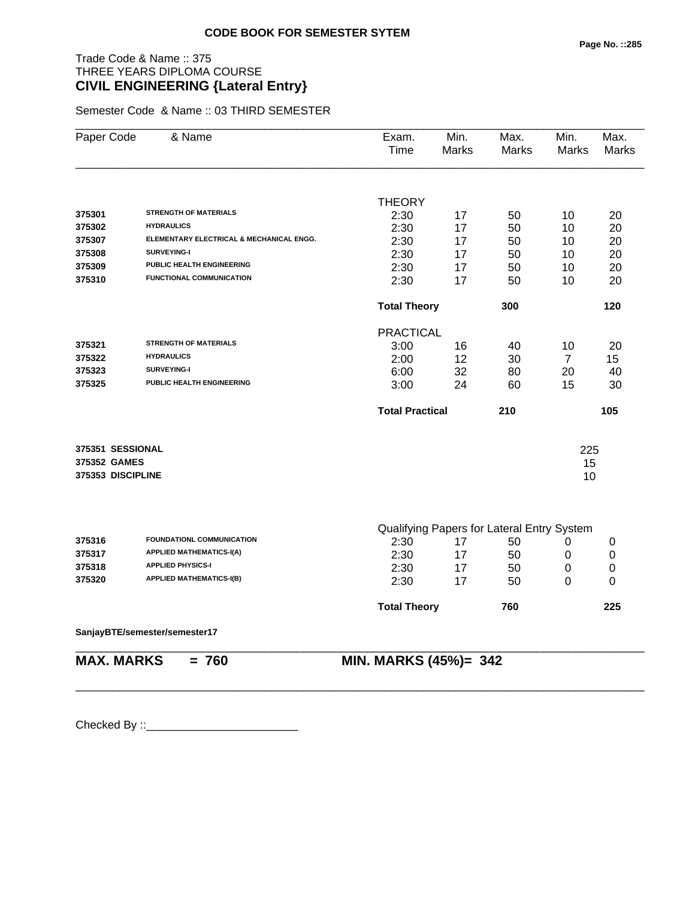**CODE BOOK FOR SEMESTER SYTEM**

Trade Code & Name :: 375
THREE YEARS DIPLOMA COURSE
**CIVIL ENGINEERING {Lateral Entry}**

Semester Code & Name :: 03 THIRD SEMESTER

| Paper Code | & Name | Exam. Time | Min. Marks | Max. Marks | Min. Marks | Max. Marks |
|---|---|---|---|---|---|---|
| | | THEORY | | | | |
| 375301 | STRENGTH OF MATERIALS | 2:30 | 17 | 50 | 10 | 20 |
| 375302 | HYDRAULICS | 2:30 | 17 | 50 | 10 | 20 |
| 375307 | ELEMENTARY ELECTRICAL & MECHANICAL ENGG. | 2:30 | 17 | 50 | 10 | 20 |
| 375308 | SURVEYING-I | 2:30 | 17 | 50 | 10 | 20 |
| 375309 | PUBLIC HEALTH ENGINEERING | 2:30 | 17 | 50 | 10 | 20 |
| 375310 | FUNCTIONAL COMMUNICATION | 2:30 | 17 | 50 | 10 | 20 |
| | | **Total Theory** | | **300** | | **120** |
| | | PRACTICAL | | | | |
| 375321 | STRENGTH OF MATERIALS | 3:00 | 16 | 40 | 10 | 20 |
| 375322 | HYDRAULICS | 2:00 | 12 | 30 | 7 | 15 |
| 375323 | SURVEYING-I | 6:00 | 32 | 80 | 20 | 40 |
| 375325 | PUBLIC HEALTH ENGINEERING | 3:00 | 24 | 60 | 15 | 30 |
| | | **Total Practical** | | **210** | | **105** |
| **375351** | **SESSIONAL** | | | | 225 | |
| **375352** | **GAMES** | | | | 15 | |
| **375353** | **DISCIPLINE** | | | | 10 | |
| | | Qualifying Papers for Lateral Entry System | | | | |
| 375316 | FOUNDATIONL COMMUNICATION | 2:30 | 17 | 50 | 0 | 0 |
| 375317 | APPLIED MATHEMATICS-I(A) | 2:30 | 17 | 50 | 0 | 0 |
| 375318 | APPLIED PHYSICS-I | 2:30 | 17 | 50 | 0 | 0 |
| 375320 | APPLIED MATHEMATICS-I(B) | 2:30 | 17 | 50 | 0 | 0 |
| | | **Total Theory** | | **760** | | **225** |

**SanjayBTE/semester/semester17**

**MAX. MARKS = 760** **MIN. MARKS (45%)= 342**

Checked By ::________________________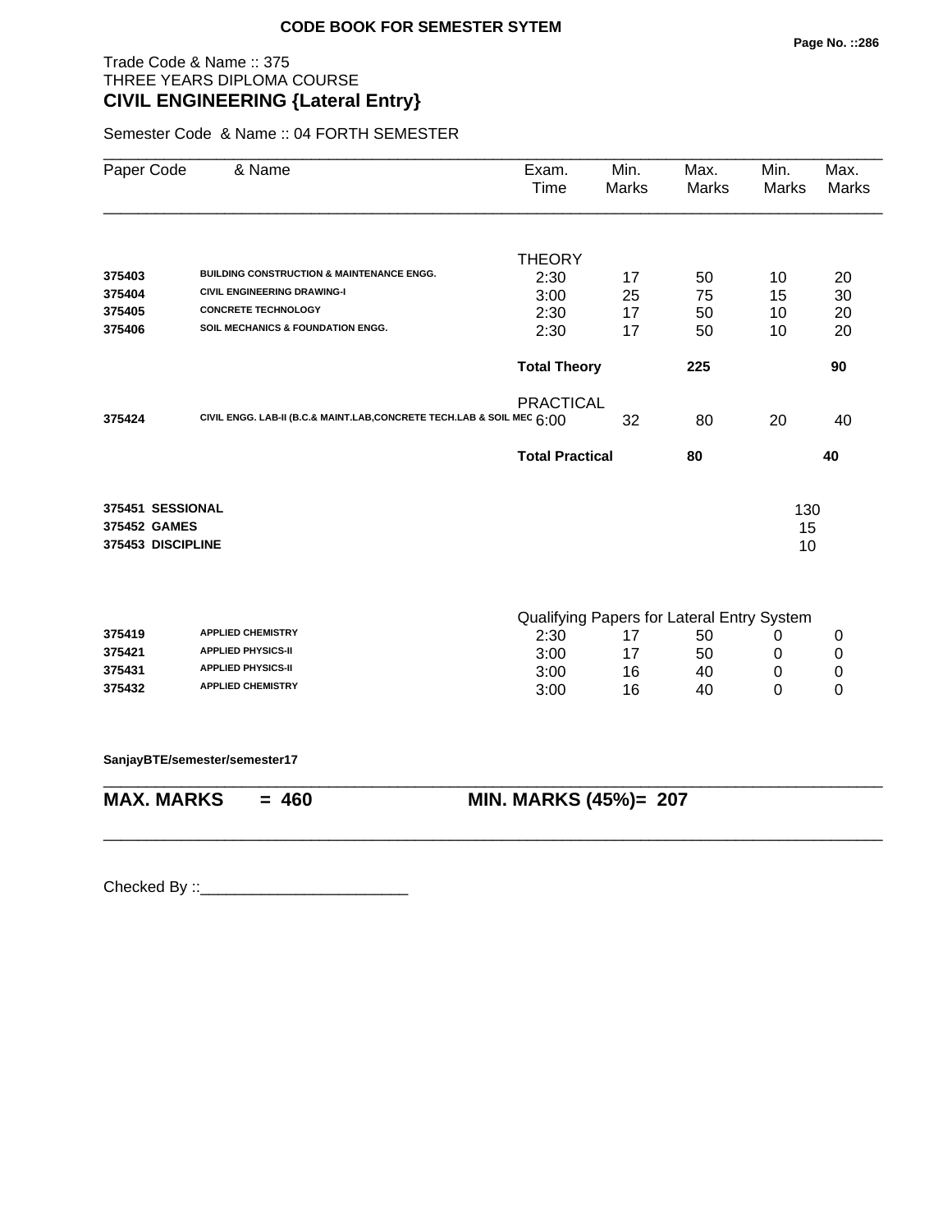**CODE BOOK FOR SEMESTER SYTEM**

Trade Code & Name :: 375
THREE YEARS DIPLOMA COURSE
## CIVIL ENGINEERING {Lateral Entry}

Semester Code & Name :: 04 FORTH SEMESTER

| Paper Code | & Name | Exam. Time | Min. Marks | Max. Marks | Min. Marks | Max. Marks |
|---|---|---|---|---|---|---|
| | | THEORY | | | | |
| 375403 | BUILDING CONSTRUCTION & MAINTENANCE ENGG. | 2:30 | 17 | 50 | 10 | 20 |
| 375404 | CIVIL ENGINEERING DRAWING-I | 3:00 | 25 | 75 | 15 | 30 |
| 375405 | CONCRETE TECHNOLOGY | 2:30 | 17 | 50 | 10 | 20 |
| 375406 | SOIL MECHANICS & FOUNDATION ENGG. | 2:30 | 17 | 50 | 10 | 20 |
| | | **Total Theory** | | **225** | | **90** |
| | | PRACTICAL | | | | |
| 375424 | CIVIL ENGG. LAB-II (B.C.& MAINT.LAB,CONCRETE TECH.LAB & SOIL MEC | 6:00 | 32 | 80 | 20 | 40 |
| | | **Total Practical** | | **80** | | **40** |
| **375451** | **SESSIONAL** | | | | 130 | |
| **375452** | **GAMES** | | | | 15 | |
| **375453** | **DISCIPLINE** | | | | 10 | |
| | | Qualifying Papers for Lateral Entry System | | | | |
| 375419 | APPLIED CHEMISTRY | 2:30 | 17 | 50 | 0 | 0 |
| 375421 | APPLIED PHYSICS-II | 3:00 | 17 | 50 | 0 | 0 |
| 375431 | APPLIED PHYSICS-II | 3:00 | 16 | 40 | 0 | 0 |
| 375432 | APPLIED CHEMISTRY | 3:00 | 16 | 40 | 0 | 0 |

**SanjayBTE/semester/semester17**

**MAX. MARKS = 460** **MIN. MARKS (45%)= 207**

Checked By ::________________________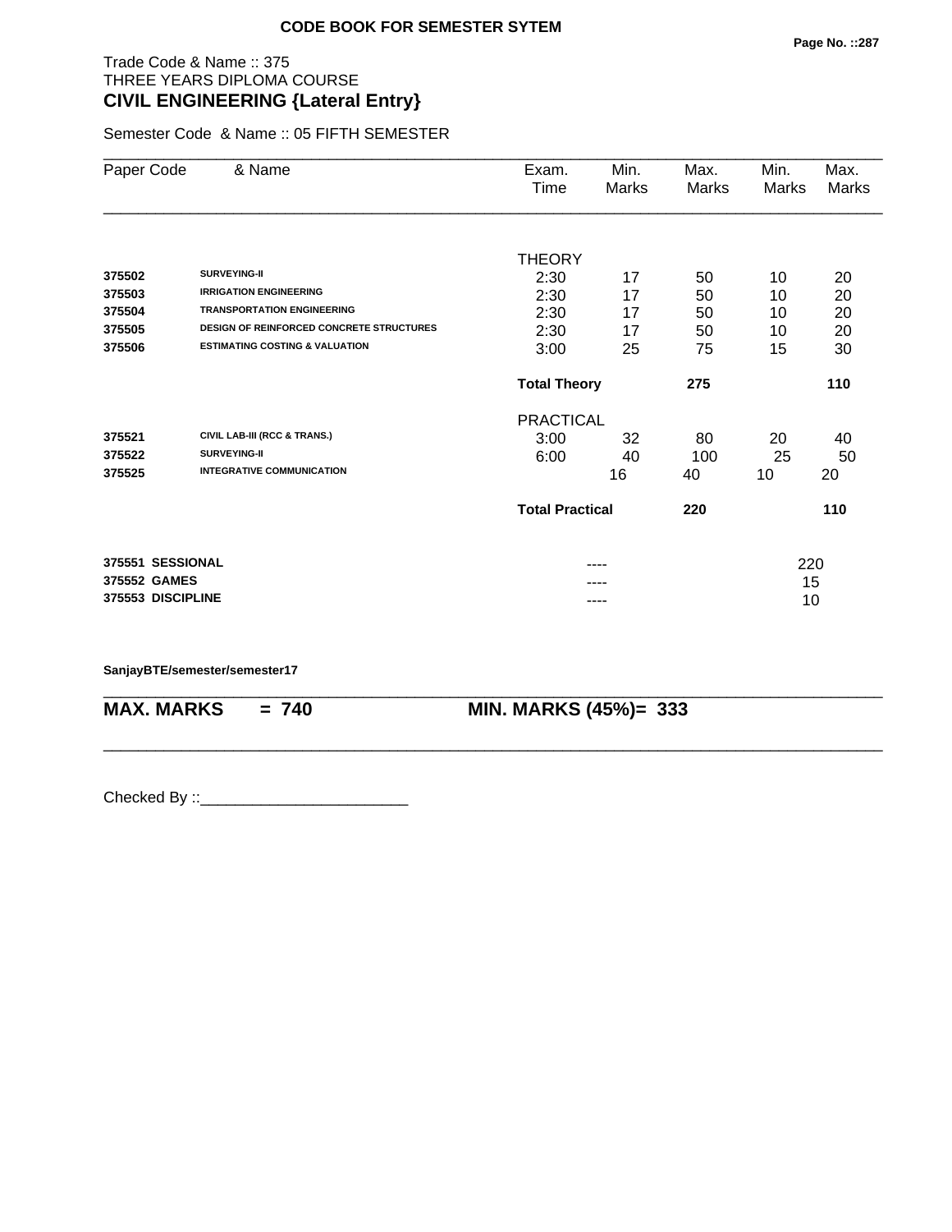**CODE BOOK FOR SEMESTER SYTEM**

Trade Code & Name :: 375
THREE YEARS DIPLOMA COURSE
**CIVIL ENGINEERING {Lateral Entry}**

Semester Code & Name :: 05 FIFTH SEMESTER

| Paper Code | & Name | Exam. Time | Min. Marks | Max. Marks | Min. Marks | Max. Marks |
|---|---|---|---|---|---|---|
| | | THEORY | | | | |
| 375502 | SURVEYING-II | 2:30 | 17 | 50 | 10 | 20 |
| 375503 | IRRIGATION ENGINEERING | 2:30 | 17 | 50 | 10 | 20 |
| 375504 | TRANSPORTATION ENGINEERING | 2:30 | 17 | 50 | 10 | 20 |
| 375505 | DESIGN OF REINFORCED CONCRETE STRUCTURES | 2:30 | 17 | 50 | 10 | 20 |
| 375506 | ESTIMATING COSTING & VALUATION | 3:00 | 25 | 75 | 15 | 30 |
| | | **Total Theory** | | **275** | | **110** |
| | | PRACTICAL | | | | |
| 375521 | CIVIL LAB-III (RCC & TRANS.) | 3:00 | 32 | 80 | 20 | 40 |
| 375522 | SURVEYING-II | 6:00 | 40 | 100 | 25 | 50 |
| 375525 | INTEGRATIVE COMMUNICATION | | 16 | 40 | 10 | 20 |
| | | **Total Practical** | | **220** | | **110** |
| 375551 | SESSIONAL | | ---- | | | 220 |
| 375552 | GAMES | | ---- | | | 15 |
| 375553 | DISCIPLINE | | ---- | | | 10 |

SanjayBTE/semester/semester17

**MAX. MARKS = 740** **MIN. MARKS (45%)= 333**

Checked By ::________________________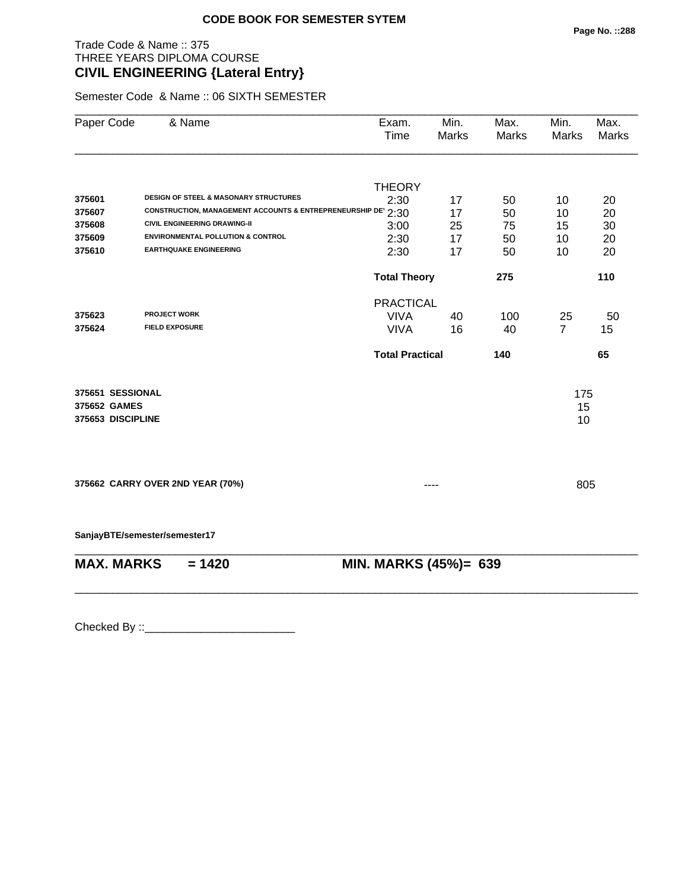**CODE BOOK FOR SEMESTER SYTEM**

Trade Code & Name :: 375
THREE YEARS DIPLOMA COURSE
**CIVIL ENGINEERING {Lateral Entry}**

Semester Code & Name :: 06 SIXTH SEMESTER

| Paper Code | & Name | Exam. Time | Min. Marks | Max. Marks | Min. Marks | Max. Marks |
|---|---|---|---|---|---|---|
| | | THEORY | | | | |
| 375601 | DESIGN OF STEEL & MASONARY STRUCTURES | 2:30 | 17 | 50 | 10 | 20 |
| 375607 | CONSTRUCTION, MANAGEMENT ACCOUNTS & ENTREPRENEURSHIP DE' | 2:30 | 17 | 50 | 10 | 20 |
| 375608 | CIVIL ENGINEERING DRAWING-II | 3:00 | 25 | 75 | 15 | 30 |
| 375609 | ENVIRONMENTAL POLLUTION & CONTROL | 2:30 | 17 | 50 | 10 | 20 |
| 375610 | EARTHQUAKE ENGINEERING | 2:30 | 17 | 50 | 10 | 20 |
| | | **Total Theory** | | **275** | | **110** |
| | | PRACTICAL | | | | |
| 375623 | PROJECT WORK | VIVA | 40 | 100 | 25 | 50 |
| 375624 | FIELD EXPOSURE | VIVA | 16 | 40 | 7 | 15 |
| | | **Total Practical** | | **140** | | **65** |

| | |
|---|---|
| **375651 SESSIONAL** | 175 |
| **375652 GAMES** | 15 |
| **375653 DISCIPLINE** | 10 |

| | | |
|---|---|---|
| **375662 CARRY OVER 2ND YEAR (70%)** | ---- | 805 |

**SanjayBTE/semester/semester17**

**MAX. MARKS = 1420** **MIN. MARKS (45%)= 639**

Checked By ::________________________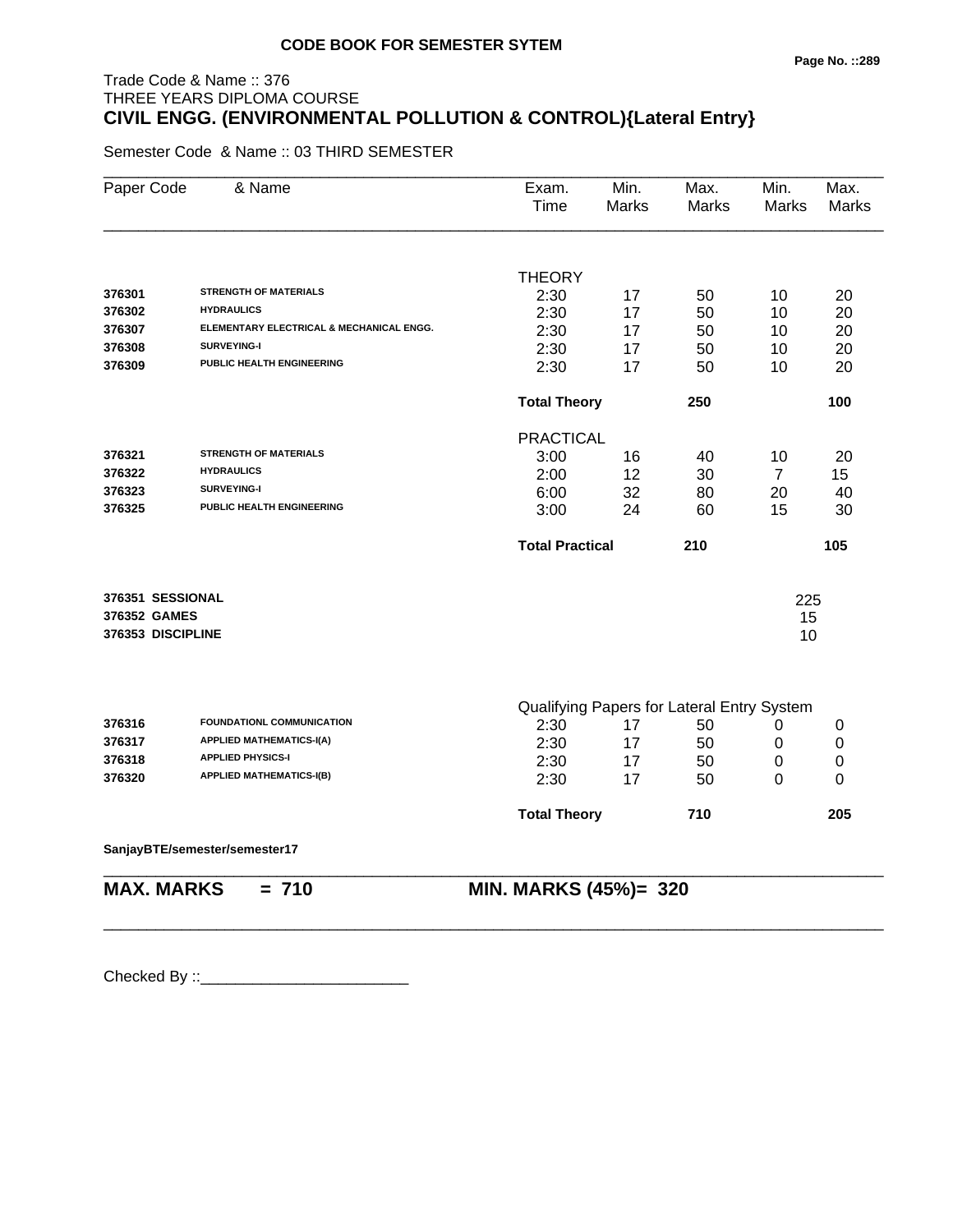**CODE BOOK FOR SEMESTER SYTEM**

Trade Code & Name :: 376
THREE YEARS DIPLOMA COURSE
## CIVIL ENGG. (ENVIRONMENTAL POLLUTION & CONTROL){Lateral Entry}

Semester Code & Name :: 03 THIRD SEMESTER

| Paper Code | & Name | Exam. Time | Min. Marks | Max. Marks | Min. Marks | Max. Marks |
|---|---|---|---|---|---|---|
| | | THEORY | | | | |
| 376301 | STRENGTH OF MATERIALS | 2:30 | 17 | 50 | 10 | 20 |
| 376302 | HYDRAULICS | 2:30 | 17 | 50 | 10 | 20 |
| 376307 | ELEMENTARY ELECTRICAL & MECHANICAL ENGG. | 2:30 | 17 | 50 | 10 | 20 |
| 376308 | SURVEYING-I | 2:30 | 17 | 50 | 10 | 20 |
| 376309 | PUBLIC HEALTH ENGINEERING | 2:30 | 17 | 50 | 10 | 20 |
| | | **Total Theory** | | **250** | | **100** |
| | | PRACTICAL | | | | |
| 376321 | STRENGTH OF MATERIALS | 3:00 | 16 | 40 | 10 | 20 |
| 376322 | HYDRAULICS | 2:00 | 12 | 30 | 7 | 15 |
| 376323 | SURVEYING-I | 6:00 | 32 | 80 | 20 | 40 |
| 376325 | PUBLIC HEALTH ENGINEERING | 3:00 | 24 | 60 | 15 | 30 |
| | | **Total Practical** | | **210** | | **105** |
| **376351** | **SESSIONAL** | | | | 225 | |
| **376352** | **GAMES** | | | | 15 | |
| **376353** | **DISCIPLINE** | | | | 10 | |
| | | Qualifying Papers for Lateral Entry System | | | | |
| 376316 | FOUNDATIONL COMMUNICATION | 2:30 | 17 | 50 | 0 | 0 |
| 376317 | APPLIED MATHEMATICS-I(A) | 2:30 | 17 | 50 | 0 | 0 |
| 376318 | APPLIED PHYSICS-I | 2:30 | 17 | 50 | 0 | 0 |
| 376320 | APPLIED MATHEMATICS-I(B) | 2:30 | 17 | 50 | 0 | 0 |
| | | **Total Theory** | | **710** | | **205** |

**SanjayBTE/semester/semester17**

**MAX. MARKS = 710** **MIN. MARKS (45%)= 320**

Checked By ::________________________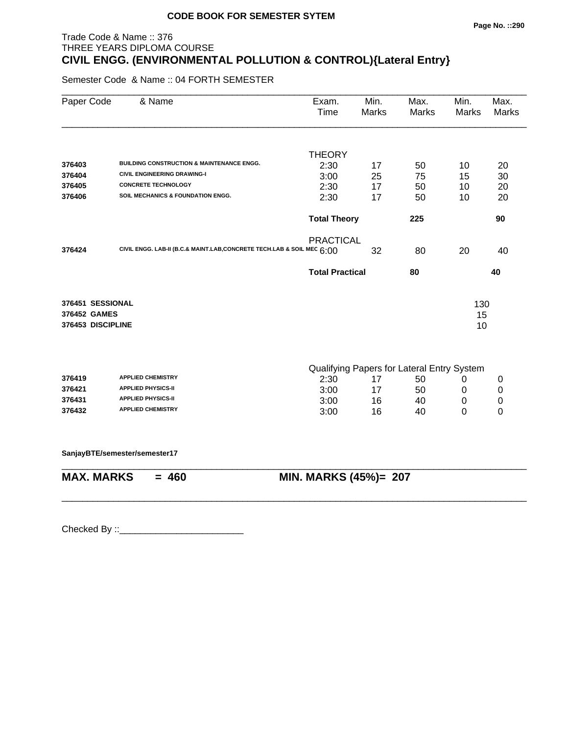**CODE BOOK FOR SEMESTER SYTEM**

Trade Code & Name :: 376
THREE YEARS DIPLOMA COURSE

## CIVIL ENGG. (ENVIRONMENTAL POLLUTION & CONTROL){Lateral Entry}

Semester Code & Name :: 04 FORTH SEMESTER

| Paper Code | & Name | Exam. Time | Min. Marks | Max. Marks | Min. Marks | Max. Marks |
|---|---|---|---|---|---|---|
| | | THEORY | | | | |
| 376403 | BUILDING CONSTRUCTION & MAINTENANCE ENGG. | 2:30 | 17 | 50 | 10 | 20 |
| 376404 | CIVIL ENGINEERING DRAWING-I | 3:00 | 25 | 75 | 15 | 30 |
| 376405 | CONCRETE TECHNOLOGY | 2:30 | 17 | 50 | 10 | 20 |
| 376406 | SOIL MECHANICS & FOUNDATION ENGG. | 2:30 | 17 | 50 | 10 | 20 |
| | | **Total Theory** | | **225** | | **90** |
| | | PRACTICAL | | | | |
| 376424 | CIVIL ENGG. LAB-II (B.C.& MAINT.LAB,CONCRETE TECH.LAB & SOIL MEC | 6:00 | 32 | 80 | 20 | 40 |
| | | **Total Practical** | | **80** | | **40** |
| **376451** | **SESSIONAL** | | | | 130 | |
| **376452** | **GAMES** | | | | 15 | |
| **376453** | **DISCIPLINE** | | | | 10 | |
| | | Qualifying Papers for Lateral Entry System | | | | |
| 376419 | APPLIED CHEMISTRY | 2:30 | 17 | 50 | 0 | 0 |
| 376421 | APPLIED PHYSICS-II | 3:00 | 17 | 50 | 0 | 0 |
| 376431 | APPLIED PHYSICS-II | 3:00 | 16 | 40 | 0 | 0 |
| 376432 | APPLIED CHEMISTRY | 3:00 | 16 | 40 | 0 | 0 |

**SanjayBTE/semester/semester17**

**MAX. MARKS = 460** **MIN. MARKS (45%)= 207**

Checked By ::________________________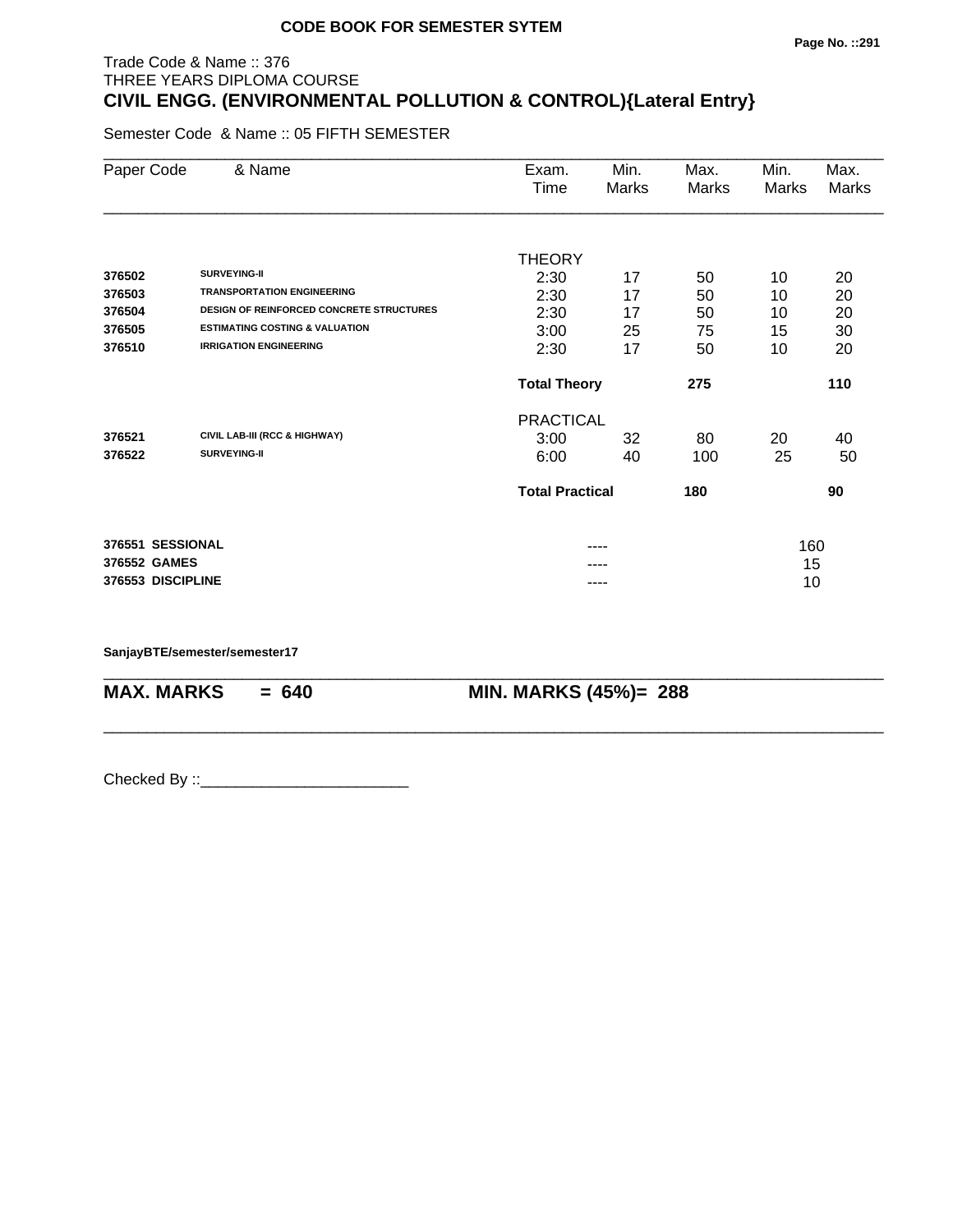**CODE BOOK FOR SEMESTER SYTEM**

Trade Code & Name :: 376
THREE YEARS DIPLOMA COURSE
## CIVIL ENGG. (ENVIRONMENTAL POLLUTION & CONTROL){Lateral Entry}

Semester Code & Name :: 05 FIFTH SEMESTER

| Paper Code | & Name | Exam. Time | Min. Marks | Max. Marks | Min. Marks | Max. Marks |
|---|---|---|---|---|---|---|
| | | THEORY | | | | |
| 376502 | SURVEYING-II | 2:30 | 17 | 50 | 10 | 20 |
| 376503 | TRANSPORTATION ENGINEERING | 2:30 | 17 | 50 | 10 | 20 |
| 376504 | DESIGN OF REINFORCED CONCRETE STRUCTURES | 2:30 | 17 | 50 | 10 | 20 |
| 376505 | ESTIMATING COSTING & VALUATION | 3:00 | 25 | 75 | 15 | 30 |
| 376510 | IRRIGATION ENGINEERING | 2:30 | 17 | 50 | 10 | 20 |
| | | **Total Theory** | | **275** | | **110** |
| | | PRACTICAL | | | | |
| 376521 | CIVIL LAB-III (RCC & HIGHWAY) | 3:00 | 32 | 80 | 20 | 40 |
| 376522 | SURVEYING-II | 6:00 | 40 | 100 | 25 | 50 |
| | | **Total Practical** | | **180** | | **90** |
| **376551** | **SESSIONAL** | | ---- | | 160 | |
| **376552** | **GAMES** | | ---- | | 15 | |
| **376553** | **DISCIPLINE** | | ---- | | 10 | |

**SanjayBTE/semester/semester17**

**MAX. MARKS = 640** **MIN. MARKS (45%)= 288**

Checked By ::________________________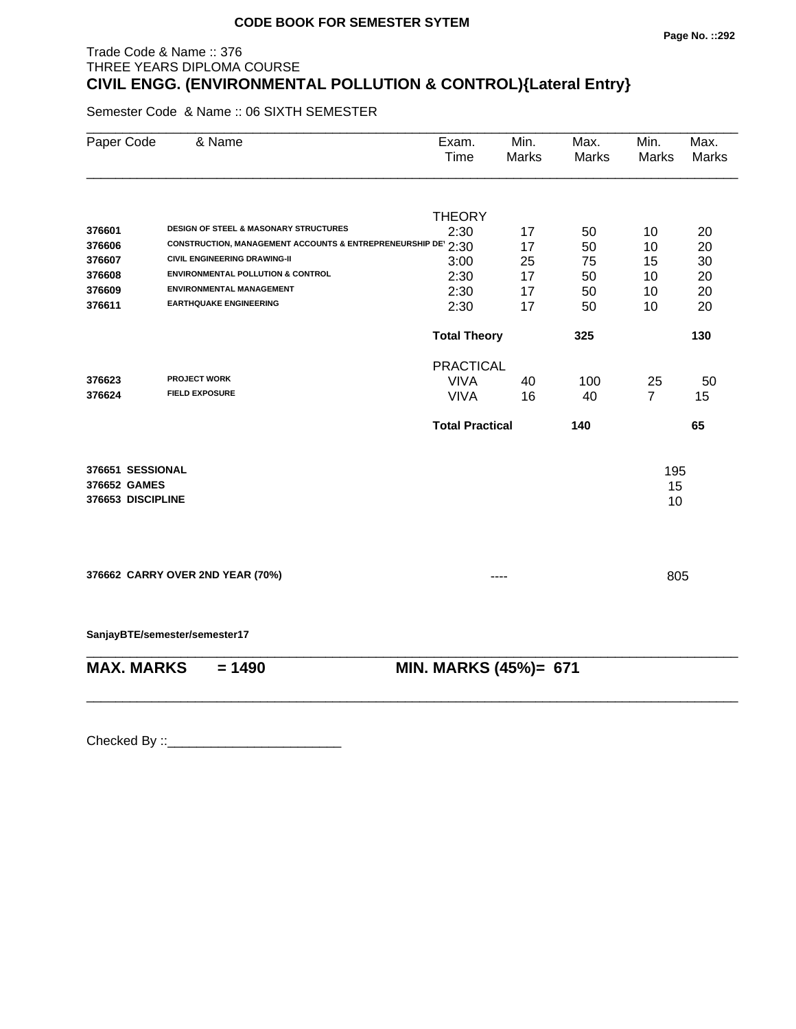**CODE BOOK FOR SEMESTER SYTEM**

Trade Code & Name :: 376
THREE YEARS DIPLOMA COURSE

## CIVIL ENGG. (ENVIRONMENTAL POLLUTION & CONTROL){Lateral Entry}

Semester Code & Name :: 06 SIXTH SEMESTER

| Paper Code | & Name | Exam. Time | Min. Marks | Max. Marks | Min. Marks | Max. Marks |
|---|---|---|---|---|---|---|
| | | THEORY | | | | |
| 376601 | DESIGN OF STEEL & MASONARY STRUCTURES | 2:30 | 17 | 50 | 10 | 20 |
| 376606 | CONSTRUCTION, MANAGEMENT ACCOUNTS & ENTREPRENEURSHIP DE' | 2:30 | 17 | 50 | 10 | 20 |
| 376607 | CIVIL ENGINEERING DRAWING-II | 3:00 | 25 | 75 | 15 | 30 |
| 376608 | ENVIRONMENTAL POLLUTION & CONTROL | 2:30 | 17 | 50 | 10 | 20 |
| 376609 | ENVIRONMENTAL MANAGEMENT | 2:30 | 17 | 50 | 10 | 20 |
| 376611 | EARTHQUAKE ENGINEERING | 2:30 | 17 | 50 | 10 | 20 |
| | | **Total Theory** | | **325** | | **130** |
| | | PRACTICAL | | | | |
| 376623 | PROJECT WORK | VIVA | 40 | 100 | 25 | 50 |
| 376624 | FIELD EXPOSURE | VIVA | 16 | 40 | 7 | 15 |
| | | **Total Practical** | | **140** | | **65** |
| 376651 | SESSIONAL | | | | 195 | |
| 376652 | GAMES | | | | 15 | |
| 376653 | DISCIPLINE | | | | 10 | |
| 376662 | CARRY OVER 2ND YEAR (70%) | | ---- | | 805 | |

SanjayBTE/semester/semester17

**MAX. MARKS = 1490** **MIN. MARKS (45%)= 671**

Checked By ::________________________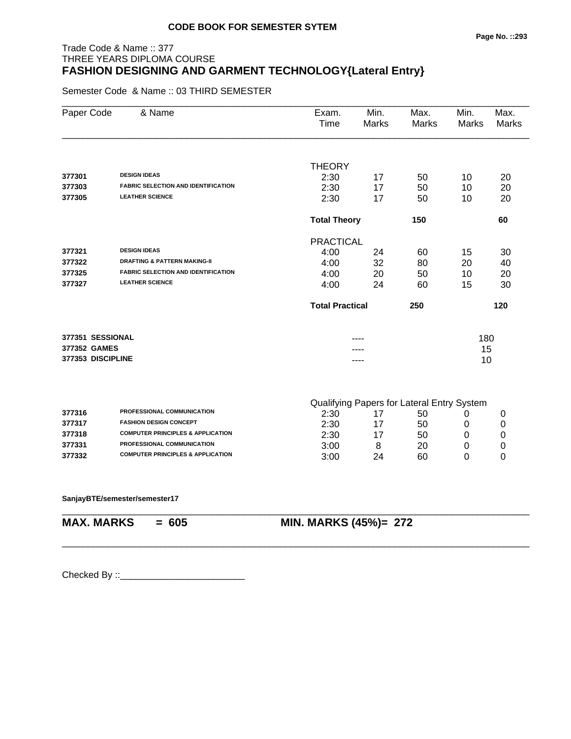**CODE BOOK FOR SEMESTER SYTEM**

Trade Code & Name :: 377
THREE YEARS DIPLOMA COURSE

## FASHION DESIGNING AND GARMENT TECHNOLOGY{Lateral Entry}

Semester Code & Name :: 03 THIRD SEMESTER

| Paper Code | & Name | Exam. Time | Min. Marks | Max. Marks | Min. Marks | Max. Marks |
|---|---|---|---|---|---|---|
| | | THEORY | | | | |
| 377301 | DESIGN IDEAS | 2:30 | 17 | 50 | 10 | 20 |
| 377303 | FABRIC SELECTION AND IDENTIFICATION | 2:30 | 17 | 50 | 10 | 20 |
| 377305 | LEATHER SCIENCE | 2:30 | 17 | 50 | 10 | 20 |
| | | **Total Theory** | | **150** | | **60** |
| | | PRACTICAL | | | | |
| 377321 | DESIGN IDEAS | 4:00 | 24 | 60 | 15 | 30 |
| 377322 | DRAFTING & PATTERN MAKING-II | 4:00 | 32 | 80 | 20 | 40 |
| 377325 | FABRIC SELECTION AND IDENTIFICATION | 4:00 | 20 | 50 | 10 | 20 |
| 377327 | LEATHER SCIENCE | 4:00 | 24 | 60 | 15 | 30 |
| | | **Total Practical** | | **250** | | **120** |
| **377351** | **SESSIONAL** | | ---- | | 180 | |
| **377352** | **GAMES** | | ---- | | 15 | |
| **377353** | **DISCIPLINE** | | ---- | | 10 | |
| | | Qualifying Papers for Lateral Entry System | | | | |
| 377316 | PROFESSIONAL COMMUNICATION | 2:30 | 17 | 50 | 0 | 0 |
| 377317 | FASHION DESIGN CONCEPT | 2:30 | 17 | 50 | 0 | 0 |
| 377318 | COMPUTER PRINCIPLES & APPLICATION | 2:30 | 17 | 50 | 0 | 0 |
| 377331 | PROFESSIONAL COMMUNICATION | 3:00 | 8 | 20 | 0 | 0 |
| 377332 | COMPUTER PRINCIPLES & APPLICATION | 3:00 | 24 | 60 | 0 | 0 |

**SanjayBTE/semester/semester17**

**MAX. MARKS = 605** **MIN. MARKS (45%)= 272**

Checked By ::________________________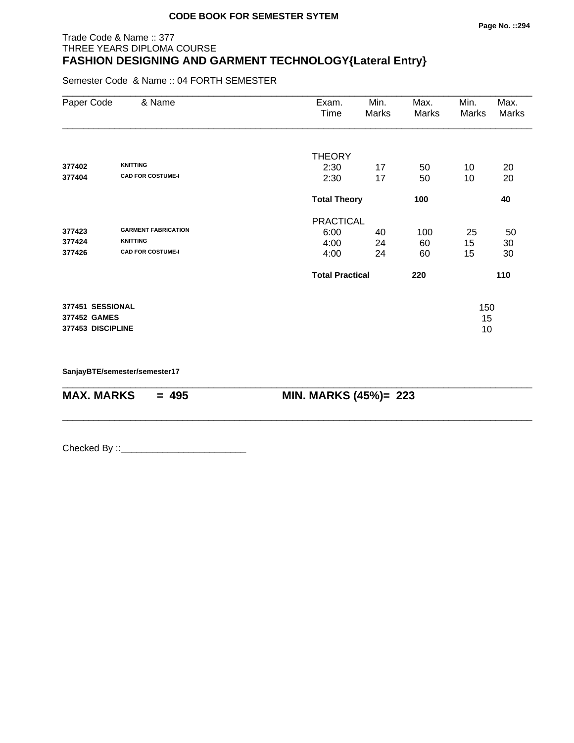**CODE BOOK FOR SEMESTER SYTEM**

Trade Code & Name :: 377
THREE YEARS DIPLOMA COURSE

# FASHION DESIGNING AND GARMENT TECHNOLOGY{Lateral Entry}

Semester Code & Name :: 04 FORTH SEMESTER

| Paper Code | & Name | Exam. Time | Min. Marks | Max. Marks | Min. Marks | Max. Marks |
|---|---|---|---|---|---|---|
| | | THEORY | | | | |
| **377402** | **KNITTING** | 2:30 | 17 | 50 | 10 | 20 |
| **377404** | **CAD FOR COSTUME-I** | 2:30 | 17 | 50 | 10 | 20 |
| | | **Total Theory** | | **100** | | **40** |
| | | PRACTICAL | | | | |
| **377423** | **GARMENT FABRICATION** | 6:00 | 40 | 100 | 25 | 50 |
| **377424** | **KNITTING** | 4:00 | 24 | 60 | 15 | 30 |
| **377426** | **CAD FOR COSTUME-I** | 4:00 | 24 | 60 | 15 | 30 |
| | | **Total Practical** | | **220** | | **110** |

| | | |
|---|---|---|
| **377451** | **SESSIONAL** | 150 |
| **377452** | **GAMES** | 15 |
| **377453** | **DISCIPLINE** | 10 |

**SanjayBTE/semester/semester17**

**MAX. MARKS = 495 MIN. MARKS (45%)= 223**

Checked By ::________________________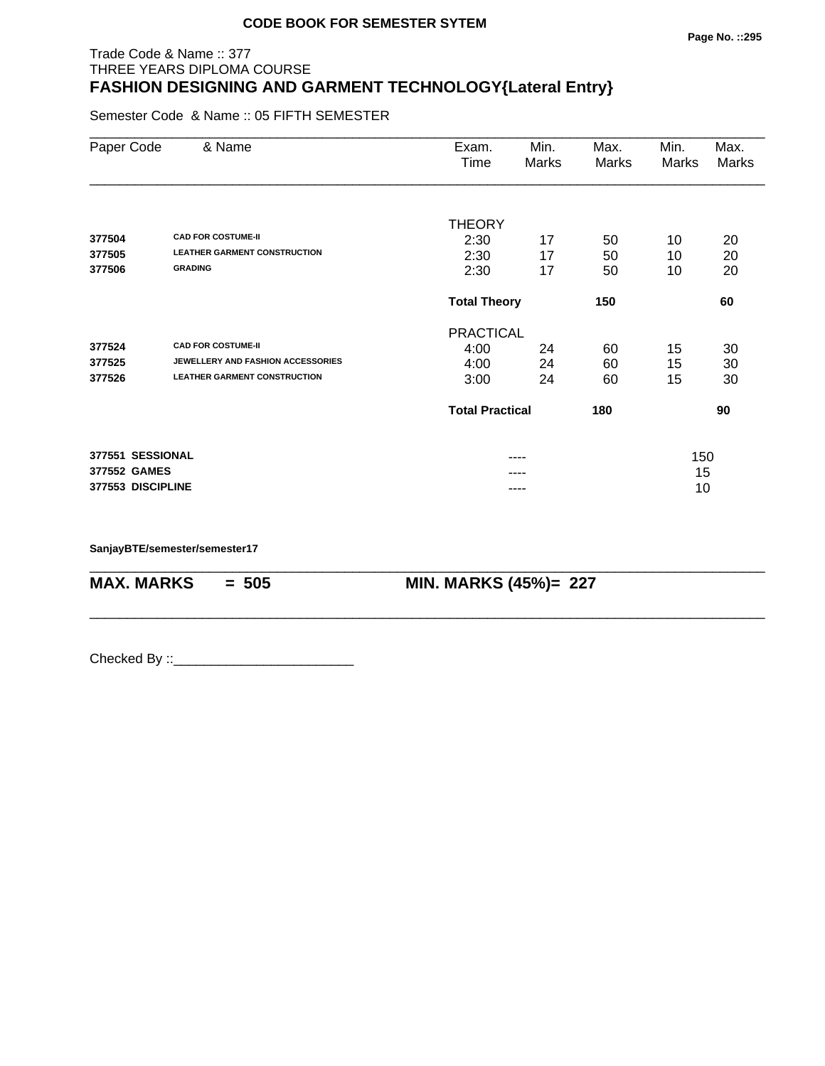CODE BOOK FOR SEMESTER SYTEM

Trade Code & Name :: 377
THREE YEARS DIPLOMA COURSE

# FASHION DESIGNING AND GARMENT TECHNOLOGY{Lateral Entry}

Semester Code & Name :: 05 FIFTH SEMESTER

| Paper Code | & Name | Exam. Time | Min. Marks | Max. Marks | Min. Marks | Max. Marks |
|---|---|---|---|---|---|---|
| | | THEORY | | | | |
| 377504 | CAD FOR COSTUME-II | 2:30 | 17 | 50 | 10 | 20 |
| 377505 | LEATHER GARMENT CONSTRUCTION | 2:30 | 17 | 50 | 10 | 20 |
| 377506 | GRADING | 2:30 | 17 | 50 | 10 | 20 |
| | | **Total Theory** | | **150** | | **60** |
| | | PRACTICAL | | | | |
| 377524 | CAD FOR COSTUME-II | 4:00 | 24 | 60 | 15 | 30 |
| 377525 | JEWELLERY AND FASHION ACCESSORIES | 4:00 | 24 | 60 | 15 | 30 |
| 377526 | LEATHER GARMENT CONSTRUCTION | 3:00 | 24 | 60 | 15 | 30 |
| | | **Total Practical** | | **180** | | **90** |
| 377551 | SESSIONAL | | ---- | | | 150 |
| 377552 | GAMES | | ---- | | | 15 |
| 377553 | DISCIPLINE | | ---- | | | 10 |

SanjayBTE/semester/semester17

**MAX. MARKS = 505** **MIN. MARKS (45%)= 227**

Checked By ::________________________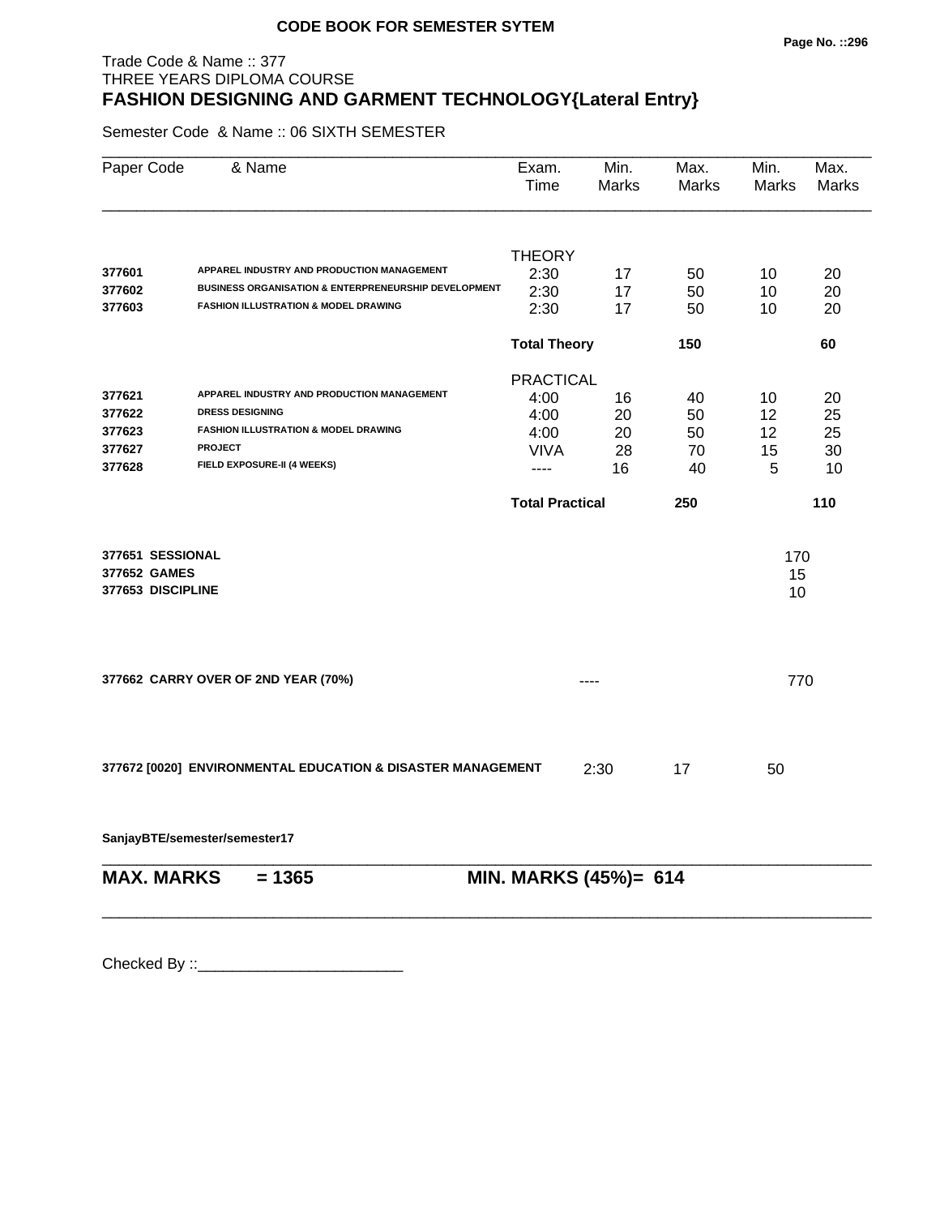**CODE BOOK FOR SEMESTER SYTEM**

Trade Code & Name :: 377
THREE YEARS DIPLOMA COURSE

## FASHION DESIGNING AND GARMENT TECHNOLOGY{Lateral Entry}

Semester Code & Name :: 06 SIXTH SEMESTER

| Paper Code | & Name | Exam. Time | Min. Marks | Max. Marks | Min. Marks | Max. Marks |
|---|---|---|---|---|---|---|
| | | THEORY | | | | |
| 377601 | APPAREL INDUSTRY AND PRODUCTION MANAGEMENT | 2:30 | 17 | 50 | 10 | 20 |
| 377602 | BUSINESS ORGANISATION & ENTERPRENEURSHIP DEVELOPMENT | 2:30 | 17 | 50 | 10 | 20 |
| 377603 | FASHION ILLUSTRATION & MODEL DRAWING | 2:30 | 17 | 50 | 10 | 20 |
| | | **Total Theory** | | **150** | | **60** |
| | | PRACTICAL | | | | |
| 377621 | APPAREL INDUSTRY AND PRODUCTION MANAGEMENT | 4:00 | 16 | 40 | 10 | 20 |
| 377622 | DRESS DESIGNING | 4:00 | 20 | 50 | 12 | 25 |
| 377623 | FASHION ILLUSTRATION & MODEL DRAWING | 4:00 | 20 | 50 | 12 | 25 |
| 377627 | PROJECT | VIVA | 28 | 70 | 15 | 30 |
| 377628 | FIELD EXPOSURE-II (4 WEEKS) | ---- | 16 | 40 | 5 | 10 |
| | | **Total Practical** | | **250** | | **110** |

| | | |
|---|---|---|
| **377651 SESSIONAL** | | 170 |
| **377652 GAMES** | | 15 |
| **377653 DISCIPLINE** | | 10 |

| | | |
|---|---|---|
| **377662 CARRY OVER OF 2ND YEAR (70%)** | ---- | 770 |

| | | | |
|---|---|---|---|
| **377672 [0020] ENVIRONMENTAL EDUCATION & DISASTER MANAGEMENT** | 2:30 | 17 | 50 |

**SanjayBTE/semester/semester17**

**MAX. MARKS = 1365** **MIN. MARKS (45%)= 614**

Checked By ::________________________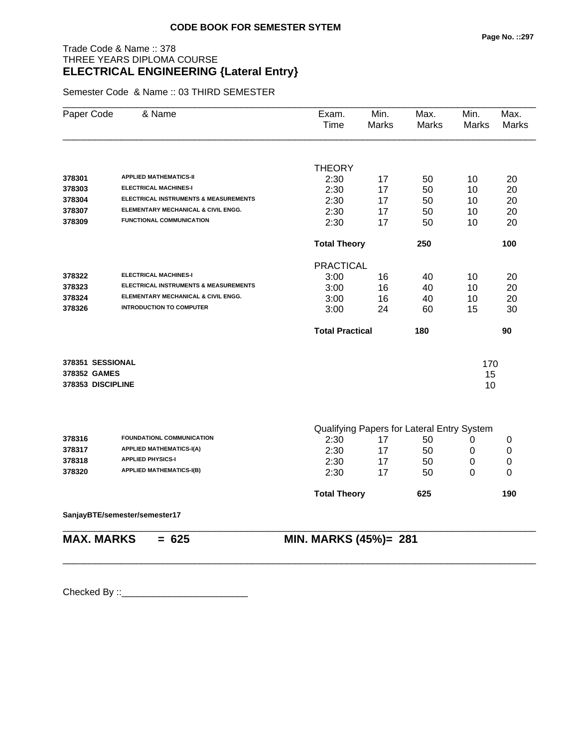**CODE BOOK FOR SEMESTER SYTEM**

Trade Code & Name :: 378
THREE YEARS DIPLOMA COURSE
## ELECTRICAL ENGINEERING {Lateral Entry}

Semester Code & Name :: 03 THIRD SEMESTER

| Paper Code | & Name | Exam. Time | Min. Marks | Max. Marks | Min. Marks | Max. Marks |
|---|---|---|---|---|---|---|
| | | THEORY | | | | |
| 378301 | APPLIED MATHEMATICS-II | 2:30 | 17 | 50 | 10 | 20 |
| 378303 | ELECTRICAL MACHINES-I | 2:30 | 17 | 50 | 10 | 20 |
| 378304 | ELECTRICAL INSTRUMENTS & MEASUREMENTS | 2:30 | 17 | 50 | 10 | 20 |
| 378307 | ELEMENTARY MECHANICAL & CIVIL ENGG. | 2:30 | 17 | 50 | 10 | 20 |
| 378309 | FUNCTIONAL COMMUNICATION | 2:30 | 17 | 50 | 10 | 20 |
| | | **Total Theory** | | **250** | | **100** |
| | | PRACTICAL | | | | |
| 378322 | ELECTRICAL MACHINES-I | 3:00 | 16 | 40 | 10 | 20 |
| 378323 | ELECTRICAL INSTRUMENTS & MEASUREMENTS | 3:00 | 16 | 40 | 10 | 20 |
| 378324 | ELEMENTARY MECHANICAL & CIVIL ENGG. | 3:00 | 16 | 40 | 10 | 20 |
| 378326 | INTRODUCTION TO COMPUTER | 3:00 | 24 | 60 | 15 | 30 |
| | | **Total Practical** | | **180** | | **90** |
| **378351** | **SESSIONAL** | | | | 170 | |
| **378352** | **GAMES** | | | | 15 | |
| **378353** | **DISCIPLINE** | | | | 10 | |
| | | Qualifying Papers for Lateral Entry System | | | | |
| 378316 | FOUNDATIONL COMMUNICATION | 2:30 | 17 | 50 | 0 | 0 |
| 378317 | APPLIED MATHEMATICS-I(A) | 2:30 | 17 | 50 | 0 | 0 |
| 378318 | APPLIED PHYSICS-I | 2:30 | 17 | 50 | 0 | 0 |
| 378320 | APPLIED MATHEMATICS-I(B) | 2:30 | 17 | 50 | 0 | 0 |
| | | **Total Theory** | | **625** | | **190** |

**SanjayBTE/semester/semester17**

**MAX. MARKS = 625** **MIN. MARKS (45%)= 281**

Checked By ::________________________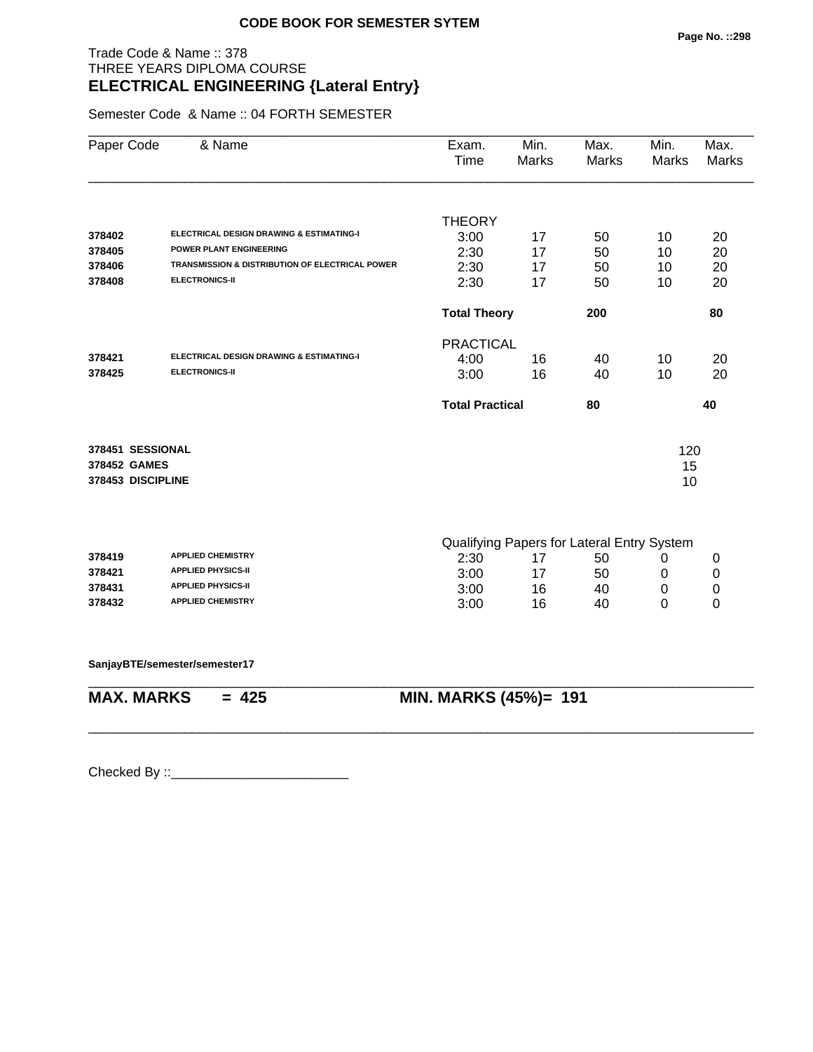**CODE BOOK FOR SEMESTER SYTEM**

Trade Code & Name :: 378
THREE YEARS DIPLOMA COURSE
## ELECTRICAL ENGINEERING {Lateral Entry}

Semester Code & Name :: 04 FORTH SEMESTER

| Paper Code | & Name | Exam. Time | Min. Marks | Max. Marks | Min. Marks | Max. Marks |
|---|---|---|---|---|---|---|
| | | THEORY | | | | |
| 378402 | ELECTRICAL DESIGN DRAWING & ESTIMATING-I | 3:00 | 17 | 50 | 10 | 20 |
| 378405 | POWER PLANT ENGINEERING | 2:30 | 17 | 50 | 10 | 20 |
| 378406 | TRANSMISSION & DISTRIBUTION OF ELECTRICAL POWER | 2:30 | 17 | 50 | 10 | 20 |
| 378408 | ELECTRONICS-II | 2:30 | 17 | 50 | 10 | 20 |
| | | **Total Theory** | | **200** | | **80** |
| | | PRACTICAL | | | | |
| 378421 | ELECTRICAL DESIGN DRAWING & ESTIMATING-I | 4:00 | 16 | 40 | 10 | 20 |
| 378425 | ELECTRONICS-II | 3:00 | 16 | 40 | 10 | 20 |
| | | **Total Practical** | | **80** | | **40** |
| **378451** | **SESSIONAL** | | | | 120 | |
| **378452** | **GAMES** | | | | 15 | |
| **378453** | **DISCIPLINE** | | | | 10 | |
| | | Qualifying Papers for Lateral Entry System | | | | |
| 378419 | APPLIED CHEMISTRY | 2:30 | 17 | 50 | 0 | 0 |
| 378421 | APPLIED PHYSICS-II | 3:00 | 17 | 50 | 0 | 0 |
| 378431 | APPLIED PHYSICS-II | 3:00 | 16 | 40 | 0 | 0 |
| 378432 | APPLIED CHEMISTRY | 3:00 | 16 | 40 | 0 | 0 |

**SanjayBTE/semester/semester17**

**MAX. MARKS = 425** **MIN. MARKS (45%)= 191**

Checked By ::________________________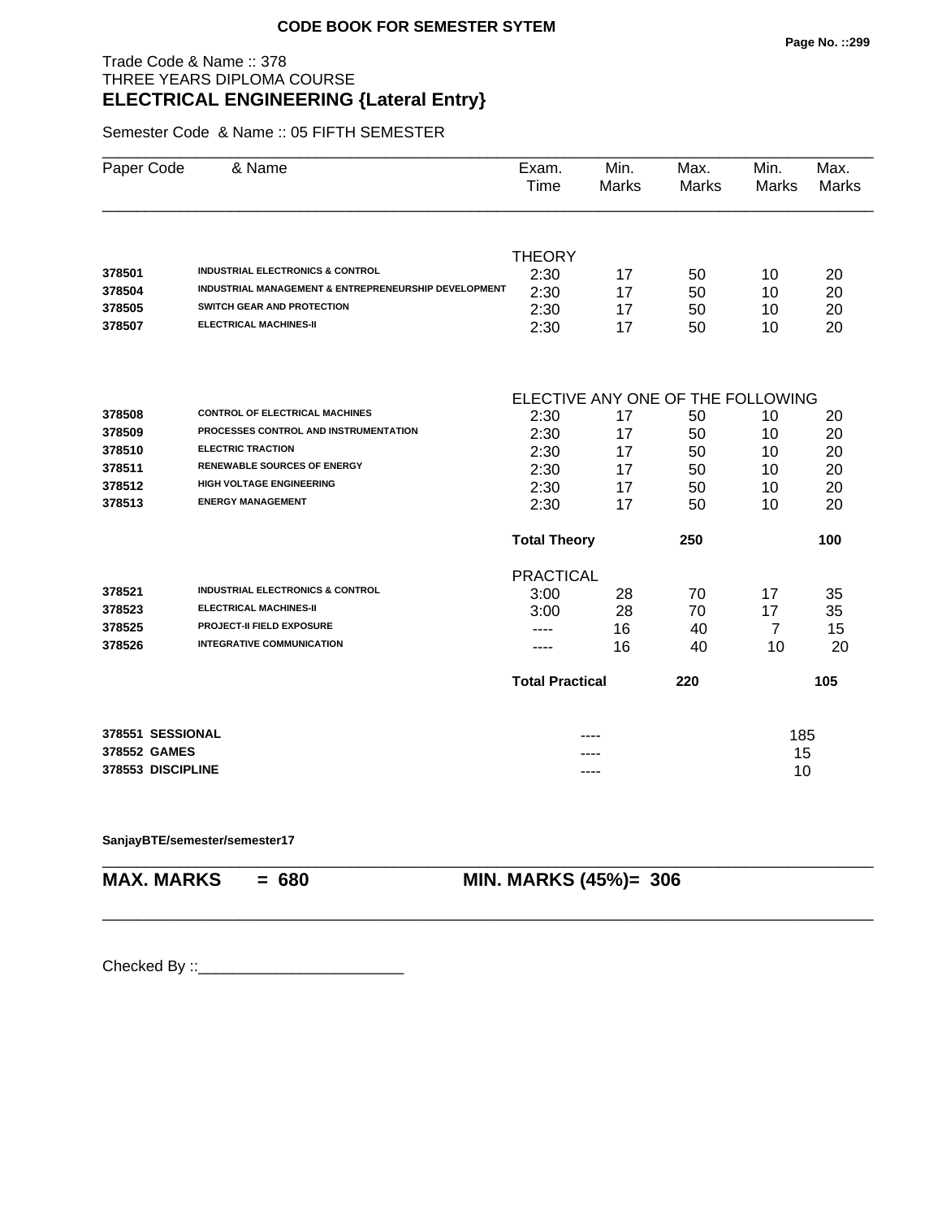**CODE BOOK FOR SEMESTER SYTEM**

Trade Code & Name :: 378
THREE YEARS DIPLOMA COURSE
## ELECTRICAL ENGINEERING {Lateral Entry}

Semester Code & Name :: 05 FIFTH SEMESTER

| Paper Code | & Name | Exam. Time | Min. Marks | Max. Marks | Min. Marks | Max. Marks |
|---|---|---|---|---|---|---|
| | | THEORY | | | | |
| 378501 | INDUSTRIAL ELECTRONICS & CONTROL | 2:30 | 17 | 50 | 10 | 20 |
| 378504 | INDUSTRIAL MANAGEMENT & ENTREPRENEURSHIP DEVELOPMENT | 2:30 | 17 | 50 | 10 | 20 |
| 378505 | SWITCH GEAR AND PROTECTION | 2:30 | 17 | 50 | 10 | 20 |
| 378507 | ELECTRICAL MACHINES-II | 2:30 | 17 | 50 | 10 | 20 |
| | | ELECTIVE ANY ONE OF THE FOLLOWING | | | | |
| 378508 | CONTROL OF ELECTRICAL MACHINES | 2:30 | 17 | 50 | 10 | 20 |
| 378509 | PROCESSES CONTROL AND INSTRUMENTATION | 2:30 | 17 | 50 | 10 | 20 |
| 378510 | ELECTRIC TRACTION | 2:30 | 17 | 50 | 10 | 20 |
| 378511 | RENEWABLE SOURCES OF ENERGY | 2:30 | 17 | 50 | 10 | 20 |
| 378512 | HIGH VOLTAGE ENGINEERING | 2:30 | 17 | 50 | 10 | 20 |
| 378513 | ENERGY MANAGEMENT | 2:30 | 17 | 50 | 10 | 20 |
| | | **Total Theory** | | **250** | | **100** |
| | | PRACTICAL | | | | |
| 378521 | INDUSTRIAL ELECTRONICS & CONTROL | 3:00 | 28 | 70 | 17 | 35 |
| 378523 | ELECTRICAL MACHINES-II | 3:00 | 28 | 70 | 17 | 35 |
| 378525 | PROJECT-II FIELD EXPOSURE | ---- | 16 | 40 | 7 | 15 |
| 378526 | INTEGRATIVE COMMUNICATION | ---- | 16 | 40 | 10 | 20 |
| | | **Total Practical** | | **220** | | **105** |
| **378551** | **SESSIONAL** | | ---- | | 185 | |
| **378552** | **GAMES** | | ---- | | 15 | |
| **378553** | **DISCIPLINE** | | ---- | | 10 | |

**SanjayBTE/semester/semester17**

**MAX. MARKS = 680** **MIN. MARKS (45%)= 306**

Checked By ::________________________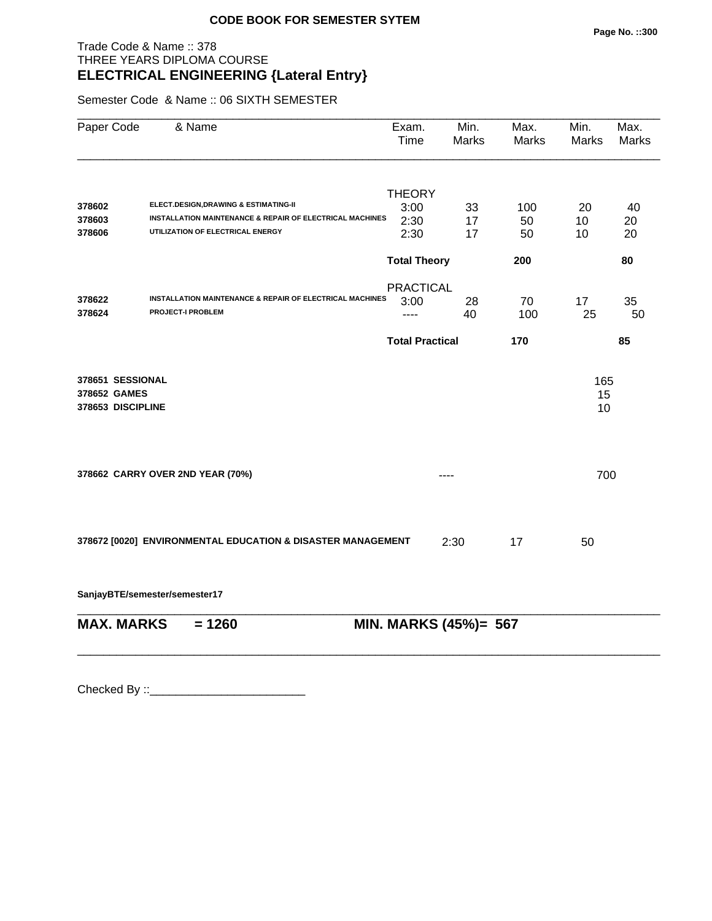**CODE BOOK FOR SEMESTER SYTEM**

Trade Code & Name :: 378
THREE YEARS DIPLOMA COURSE
## ELECTRICAL ENGINEERING {Lateral Entry}

Semester Code & Name :: 06 SIXTH SEMESTER

| Paper Code | & Name | Exam. Time | Min. Marks | Max. Marks | Min. Marks | Max. Marks |
|---|---|---|---|---|---|---|
| | | THEORY | | | | |
| **378602** | **ELECT.DESIGN,DRAWING & ESTIMATING-II** | 3:00 | 33 | 100 | 20 | 40 |
| **378603** | **INSTALLATION MAINTENANCE & REPAIR OF ELECTRICAL MACHINES** | 2:30 | 17 | 50 | 10 | 20 |
| **378606** | **UTILIZATION OF ELECTRICAL ENERGY** | 2:30 | 17 | 50 | 10 | 20 |
| | | **Total Theory** | | **200** | | **80** |
| | | PRACTICAL | | | | |
| **378622** | **INSTALLATION MAINTENANCE & REPAIR OF ELECTRICAL MACHINES** | 3:00 | 28 | 70 | 17 | 35 |
| **378624** | **PROJECT-I PROBLEM** | ---- | 40 | 100 | 25 | 50 |
| | | **Total Practical** | | **170** | | **85** |
| **378651** | **SESSIONAL** | | | | 165 | |
| **378652** | **GAMES** | | | | 15 | |
| **378653** | **DISCIPLINE** | | | | 10 | |
| **378662** | **CARRY OVER 2ND YEAR (70%)** | | ---- | | 700 | |
| **378672 [0020]** | **ENVIRONMENTAL EDUCATION & DISASTER MANAGEMENT** | | 2:30 | 17 | 50 | |

**SanjayBTE/semester/semester17**

**MAX. MARKS = 1260** **MIN. MARKS (45%)= 567**

Checked By ::________________________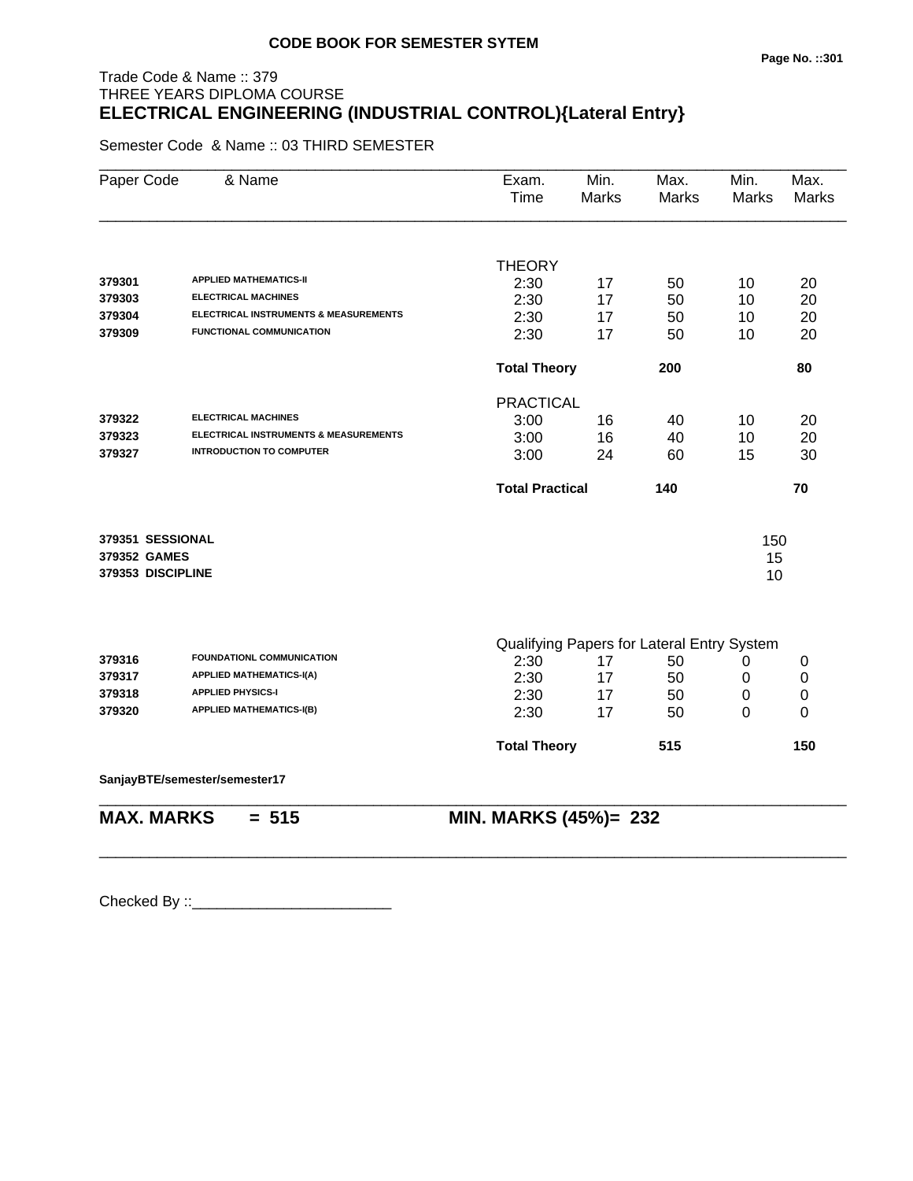**CODE BOOK FOR SEMESTER SYTEM**

Trade Code & Name :: 379
THREE YEARS DIPLOMA COURSE

# ELECTRICAL ENGINEERING (INDUSTRIAL CONTROL){Lateral Entry}

Semester Code & Name :: 03 THIRD SEMESTER

| Paper Code | & Name | Exam. Time | Min. Marks | Max. Marks | Min. Marks | Max. Marks |
|---|---|---|---|---|---|---|
| | | THEORY | | | | |
| 379301 | APPLIED MATHEMATICS-II | 2:30 | 17 | 50 | 10 | 20 |
| 379303 | ELECTRICAL MACHINES | 2:30 | 17 | 50 | 10 | 20 |
| 379304 | ELECTRICAL INSTRUMENTS & MEASUREMENTS | 2:30 | 17 | 50 | 10 | 20 |
| 379309 | FUNCTIONAL COMMUNICATION | 2:30 | 17 | 50 | 10 | 20 |
| | | **Total Theory** | | **200** | | **80** |
| | | PRACTICAL | | | | |
| 379322 | ELECTRICAL MACHINES | 3:00 | 16 | 40 | 10 | 20 |
| 379323 | ELECTRICAL INSTRUMENTS & MEASUREMENTS | 3:00 | 16 | 40 | 10 | 20 |
| 379327 | INTRODUCTION TO COMPUTER | 3:00 | 24 | 60 | 15 | 30 |
| | | **Total Practical** | | **140** | | **70** |
| **379351** | **SESSIONAL** | | | | 150 | |
| **379352** | **GAMES** | | | | 15 | |
| **379353** | **DISCIPLINE** | | | | 10 | |
| | | Qualifying Papers for Lateral Entry System | | | | |
| 379316 | FOUNDATIONL COMMUNICATION | 2:30 | 17 | 50 | 0 | 0 |
| 379317 | APPLIED MATHEMATICS-I(A) | 2:30 | 17 | 50 | 0 | 0 |
| 379318 | APPLIED PHYSICS-I | 2:30 | 17 | 50 | 0 | 0 |
| 379320 | APPLIED MATHEMATICS-I(B) | 2:30 | 17 | 50 | 0 | 0 |
| | | **Total Theory** | | **515** | | **150** |

**SanjayBTE/semester/semester17**

**MAX. MARKS = 515** **MIN. MARKS (45%)= 232**

Checked By ::________________________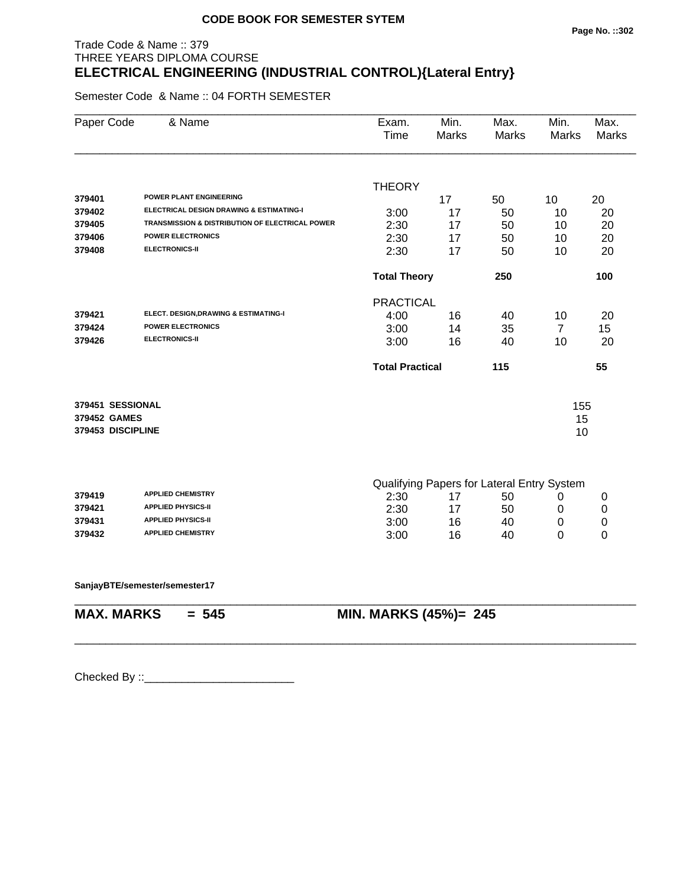**CODE BOOK FOR SEMESTER SYTEM**

Trade Code & Name :: 379
THREE YEARS DIPLOMA COURSE

## ELECTRICAL ENGINEERING (INDUSTRIAL CONTROL){Lateral Entry}

Semester Code & Name :: 04 FORTH SEMESTER

| Paper Code | & Name | Exam. Time | Min. Marks | Max. Marks | Min. Marks | Max. Marks |
|---|---|---|---|---|---|---|
| | | THEORY | | | | |
| 379401 | POWER PLANT ENGINEERING | | 17 | 50 | 10 | 20 |
| 379402 | ELECTRICAL DESIGN DRAWING & ESTIMATING-I | 3:00 | 17 | 50 | 10 | 20 |
| 379405 | TRANSMISSION & DISTRIBUTION OF ELECTRICAL POWER | 2:30 | 17 | 50 | 10 | 20 |
| 379406 | POWER ELECTRONICS | 2:30 | 17 | 50 | 10 | 20 |
| 379408 | ELECTRONICS-II | 2:30 | 17 | 50 | 10 | 20 |
| | | **Total Theory** | | **250** | | **100** |
| | | PRACTICAL | | | | |
| 379421 | ELECT. DESIGN,DRAWING & ESTIMATING-I | 4:00 | 16 | 40 | 10 | 20 |
| 379424 | POWER ELECTRONICS | 3:00 | 14 | 35 | 7 | 15 |
| 379426 | ELECTRONICS-II | 3:00 | 16 | 40 | 10 | 20 |
| | | **Total Practical** | | **115** | | **55** |
| **379451** | **SESSIONAL** | | | | 155 | |
| **379452** | **GAMES** | | | | 15 | |
| **379453** | **DISCIPLINE** | | | | 10 | |
| | | Qualifying Papers for Lateral Entry System | | | | |
| 379419 | APPLIED CHEMISTRY | 2:30 | 17 | 50 | 0 | 0 |
| 379421 | APPLIED PHYSICS-II | 2:30 | 17 | 50 | 0 | 0 |
| 379431 | APPLIED PHYSICS-II | 3:00 | 16 | 40 | 0 | 0 |
| 379432 | APPLIED CHEMISTRY | 3:00 | 16 | 40 | 0 | 0 |

**SanjayBTE/semester/semester17**

**MAX. MARKS = 545** **MIN. MARKS (45%)= 245**

Checked By ::________________________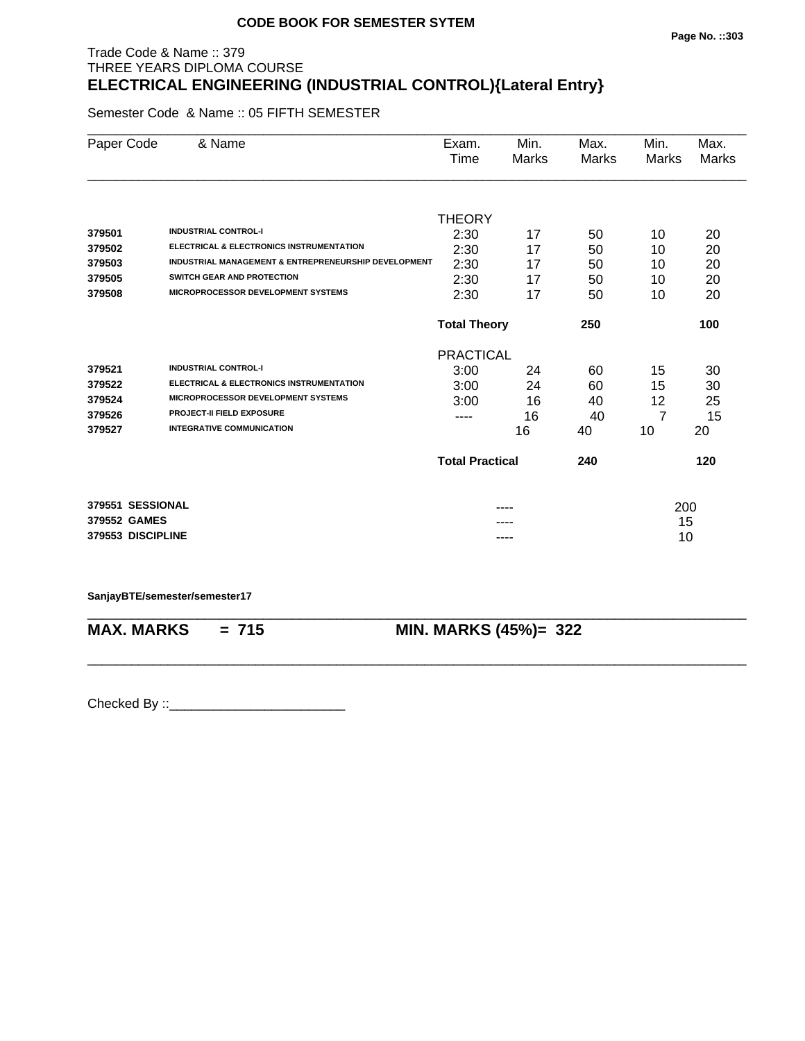**CODE BOOK FOR SEMESTER SYTEM**

Trade Code & Name :: 379
THREE YEARS DIPLOMA COURSE

## ELECTRICAL ENGINEERING (INDUSTRIAL CONTROL){Lateral Entry}

Semester Code & Name :: 05 FIFTH SEMESTER

| Paper Code | & Name | Exam. Time | Min. Marks | Max. Marks | Min. Marks | Max. Marks |
|---|---|---|---|---|---|---|
| | | THEORY | | | | |
| 379501 | INDUSTRIAL CONTROL-I | 2:30 | 17 | 50 | 10 | 20 |
| 379502 | ELECTRICAL & ELECTRONICS INSTRUMENTATION | 2:30 | 17 | 50 | 10 | 20 |
| 379503 | INDUSTRIAL MANAGEMENT & ENTREPRENEURSHIP DEVELOPMENT | 2:30 | 17 | 50 | 10 | 20 |
| 379505 | SWITCH GEAR AND PROTECTION | 2:30 | 17 | 50 | 10 | 20 |
| 379508 | MICROPROCESSOR DEVELOPMENT SYSTEMS | 2:30 | 17 | 50 | 10 | 20 |
| | | **Total Theory** | | **250** | | **100** |
| | | PRACTICAL | | | | |
| 379521 | INDUSTRIAL CONTROL-I | 3:00 | 24 | 60 | 15 | 30 |
| 379522 | ELECTRICAL & ELECTRONICS INSTRUMENTATION | 3:00 | 24 | 60 | 15 | 30 |
| 379524 | MICROPROCESSOR DEVELOPMENT SYSTEMS | 3:00 | 16 | 40 | 12 | 25 |
| 379526 | PROJECT-II FIELD EXPOSURE | ---- | 16 | 40 | 7 | 15 |
| 379527 | INTEGRATIVE COMMUNICATION | | 16 | 40 | 10 | 20 |
| | | **Total Practical** | | **240** | | **120** |
| **379551** | **SESSIONAL** | | ---- | | | 200 |
| **379552** | **GAMES** | | ---- | | | 15 |
| **379553** | **DISCIPLINE** | | ---- | | | 10 |

**SanjayBTE/semester/semester17**

**MAX. MARKS = 715** **MIN. MARKS (45%)= 322**

Checked By ::________________________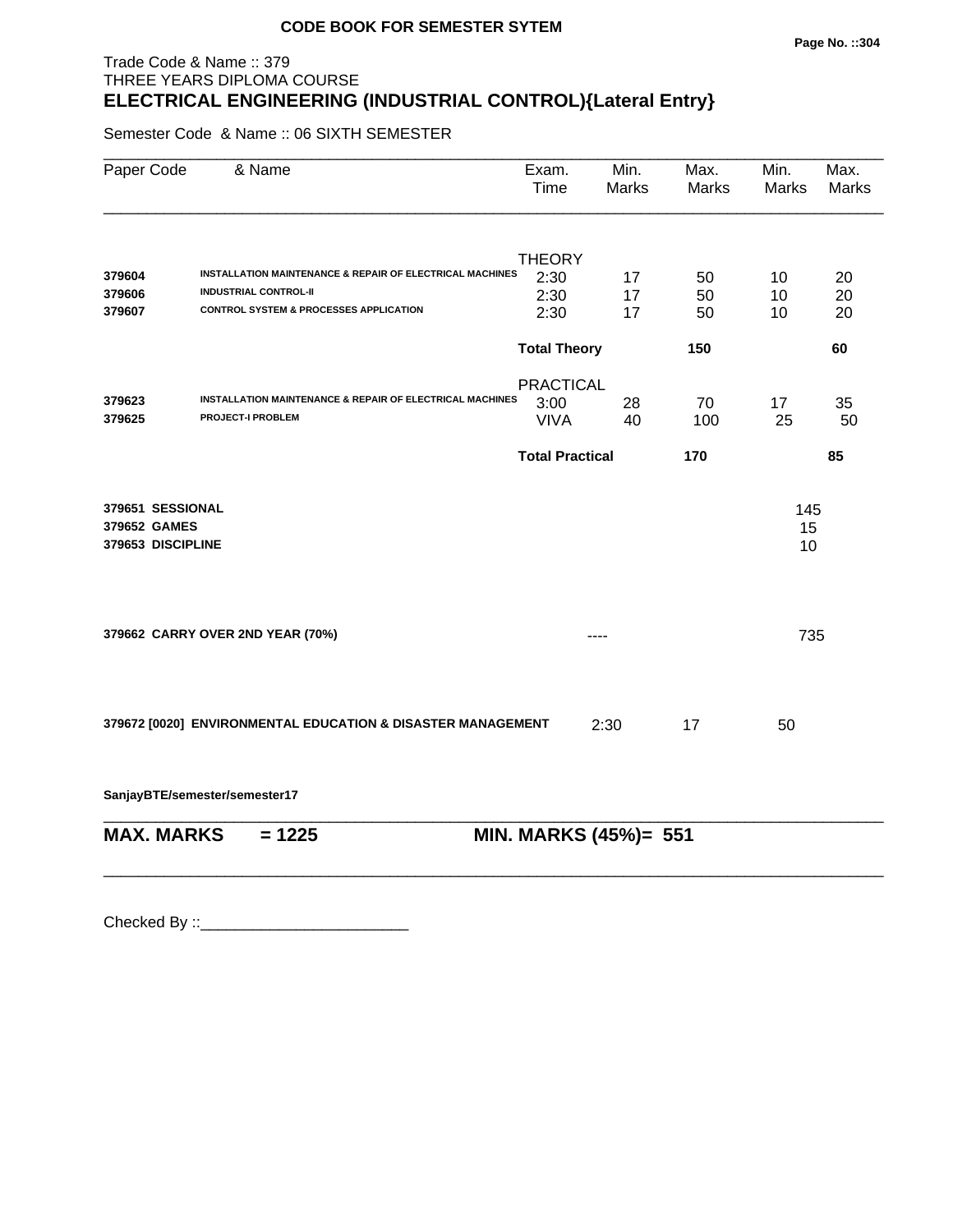**CODE BOOK FOR SEMESTER SYTEM**

Trade Code & Name :: 379
THREE YEARS DIPLOMA COURSE

# ELECTRICAL ENGINEERING (INDUSTRIAL CONTROL){Lateral Entry}

Semester Code & Name :: 06 SIXTH SEMESTER

| Paper Code | & Name | Exam. Time | Min. Marks | Max. Marks | Min. Marks | Max. Marks |
|---|---|---|---|---|---|---|
| | | THEORY | | | | |
| **379604** | **INSTALLATION MAINTENANCE & REPAIR OF ELECTRICAL MACHINES** | 2:30 | 17 | 50 | 10 | 20 |
| **379606** | **INDUSTRIAL CONTROL-II** | 2:30 | 17 | 50 | 10 | 20 |
| **379607** | **CONTROL SYSTEM & PROCESSES APPLICATION** | 2:30 | 17 | 50 | 10 | 20 |
| | | **Total Theory** | | **150** | | **60** |
| | | PRACTICAL | | | | |
| **379623** | **INSTALLATION MAINTENANCE & REPAIR OF ELECTRICAL MACHINES** | 3:00 | 28 | 70 | 17 | 35 |
| **379625** | **PROJECT-I PROBLEM** | VIVA | 40 | 100 | 25 | 50 |
| | | **Total Practical** | | **170** | | **85** |
| **379651** | **SESSIONAL** | | | | 145 | |
| **379652** | **GAMES** | | | | 15 | |
| **379653** | **DISCIPLINE** | | | | 10 | |
| **379662** | **CARRY OVER 2ND YEAR (70%)** | | ---- | | 735 | |
| **379672 [0020]** | **ENVIRONMENTAL EDUCATION & DISASTER MANAGEMENT** | 2:30 | 17 | 50 | | |

**SanjayBTE/semester/semester17**

**MAX. MARKS = 1225** **MIN. MARKS (45%)= 551**

Checked By ::________________________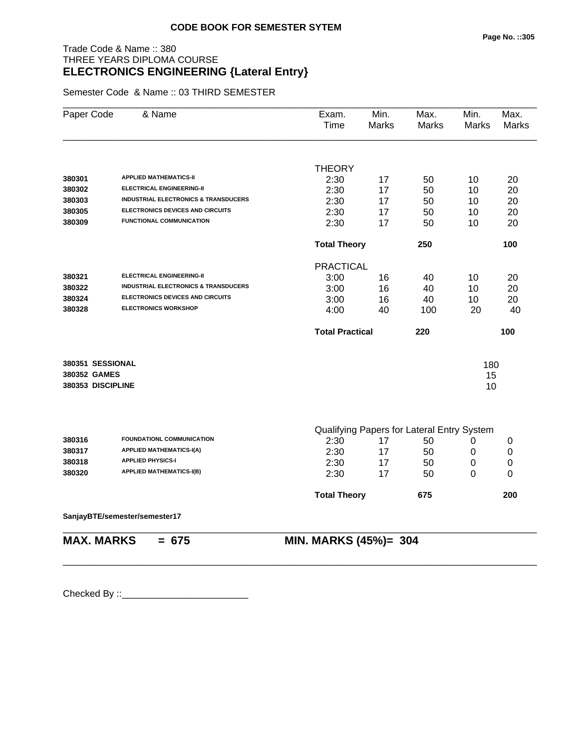**CODE BOOK FOR SEMESTER SYTEM**

Trade Code & Name :: 380
THREE YEARS DIPLOMA COURSE
**ELECTRONICS ENGINEERING {Lateral Entry}**

Semester Code & Name :: 03 THIRD SEMESTER

| Paper Code | & Name | Exam. Time | Min. Marks | Max. Marks | Min. Marks | Max. Marks |
|---|---|---|---|---|---|---|
| | | THEORY | | | | |
| 380301 | APPLIED MATHEMATICS-II | 2:30 | 17 | 50 | 10 | 20 |
| 380302 | ELECTRICAL ENGINEERING-II | 2:30 | 17 | 50 | 10 | 20 |
| 380303 | INDUSTRIAL ELECTRONICS & TRANSDUCERS | 2:30 | 17 | 50 | 10 | 20 |
| 380305 | ELECTRONICS DEVICES AND CIRCUITS | 2:30 | 17 | 50 | 10 | 20 |
| 380309 | FUNCTIONAL COMMUNICATION | 2:30 | 17 | 50 | 10 | 20 |
| | | **Total Theory** | | **250** | | **100** |
| | | PRACTICAL | | | | |
| 380321 | ELECTRICAL ENGINEERING-II | 3:00 | 16 | 40 | 10 | 20 |
| 380322 | INDUSTRIAL ELECTRONICS & TRANSDUCERS | 3:00 | 16 | 40 | 10 | 20 |
| 380324 | ELECTRONICS DEVICES AND CIRCUITS | 3:00 | 16 | 40 | 10 | 20 |
| 380328 | ELECTRONICS WORKSHOP | 4:00 | 40 | 100 | 20 | 40 |
| | | **Total Practical** | | **220** | | **100** |
| **380351** | **SESSIONAL** | | | | 180 | |
| **380352** | **GAMES** | | | | 15 | |
| **380353** | **DISCIPLINE** | | | | 10 | |
| | | Qualifying Papers for Lateral Entry System | | | | |
| 380316 | FOUNDATIONL COMMUNICATION | 2:30 | 17 | 50 | 0 | 0 |
| 380317 | APPLIED MATHEMATICS-I(A) | 2:30 | 17 | 50 | 0 | 0 |
| 380318 | APPLIED PHYSICS-I | 2:30 | 17 | 50 | 0 | 0 |
| 380320 | APPLIED MATHEMATICS-I(B) | 2:30 | 17 | 50 | 0 | 0 |
| | | **Total Theory** | | **675** | | **200** |

**SanjayBTE/semester/semester17**

**MAX. MARKS = 675** **MIN. MARKS (45%)= 304**

Checked By ::________________________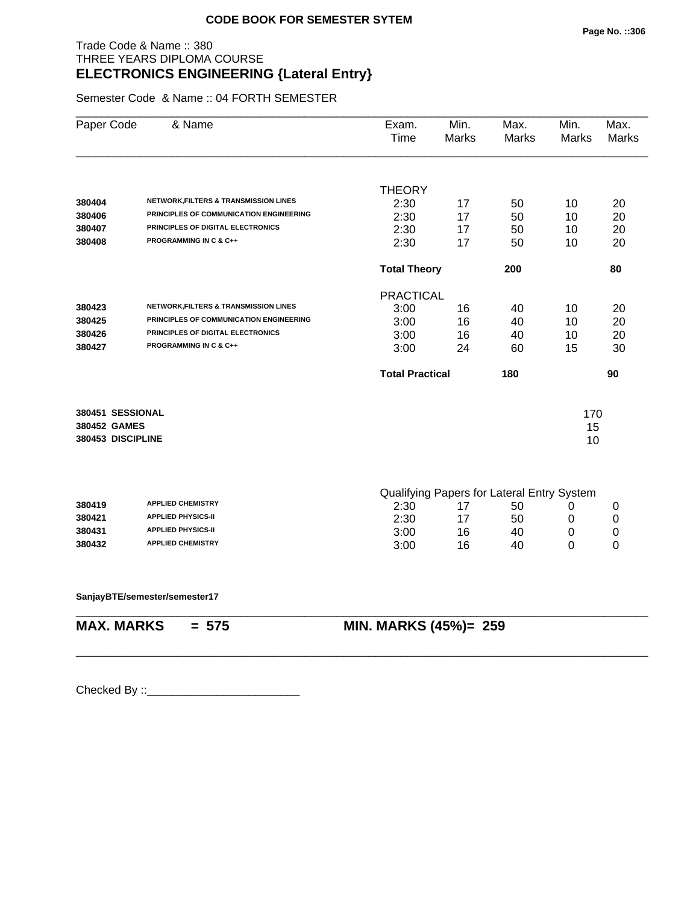**CODE BOOK FOR SEMESTER SYTEM**

Trade Code & Name :: 380
THREE YEARS DIPLOMA COURSE
**ELECTRONICS ENGINEERING {Lateral Entry}**

Semester Code & Name :: 04 FORTH SEMESTER

| Paper Code | & Name | Exam. Time | Min. Marks | Max. Marks | Min. Marks | Max. Marks |
|---|---|---|---|---|---|---|
| | | THEORY | | | | |
| 380404 | NETWORK,FILTERS & TRANSMISSION LINES | 2:30 | 17 | 50 | 10 | 20 |
| 380406 | PRINCIPLES OF COMMUNICATION ENGINEERING | 2:30 | 17 | 50 | 10 | 20 |
| 380407 | PRINCIPLES OF DIGITAL ELECTRONICS | 2:30 | 17 | 50 | 10 | 20 |
| 380408 | PROGRAMMING IN C & C++ | 2:30 | 17 | 50 | 10 | 20 |
| | | **Total Theory** | | **200** | | **80** |
| | | PRACTICAL | | | | |
| 380423 | NETWORK,FILTERS & TRANSMISSION LINES | 3:00 | 16 | 40 | 10 | 20 |
| 380425 | PRINCIPLES OF COMMUNICATION ENGINEERING | 3:00 | 16 | 40 | 10 | 20 |
| 380426 | PRINCIPLES OF DIGITAL ELECTRONICS | 3:00 | 16 | 40 | 10 | 20 |
| 380427 | PROGRAMMING IN C & C++ | 3:00 | 24 | 60 | 15 | 30 |
| | | **Total Practical** | | **180** | | **90** |
| **380451** | **SESSIONAL** | | | | 170 | |
| **380452** | **GAMES** | | | | 15 | |
| **380453** | **DISCIPLINE** | | | | 10 | |
| | | Qualifying Papers for Lateral Entry System | | | | |
| 380419 | APPLIED CHEMISTRY | 2:30 | 17 | 50 | 0 | 0 |
| 380421 | APPLIED PHYSICS-II | 2:30 | 17 | 50 | 0 | 0 |
| 380431 | APPLIED PHYSICS-II | 3:00 | 16 | 40 | 0 | 0 |
| 380432 | APPLIED CHEMISTRY | 3:00 | 16 | 40 | 0 | 0 |

**SanjayBTE/semester/semester17**

**MAX. MARKS = 575** **MIN. MARKS (45%)= 259**

Checked By ::________________________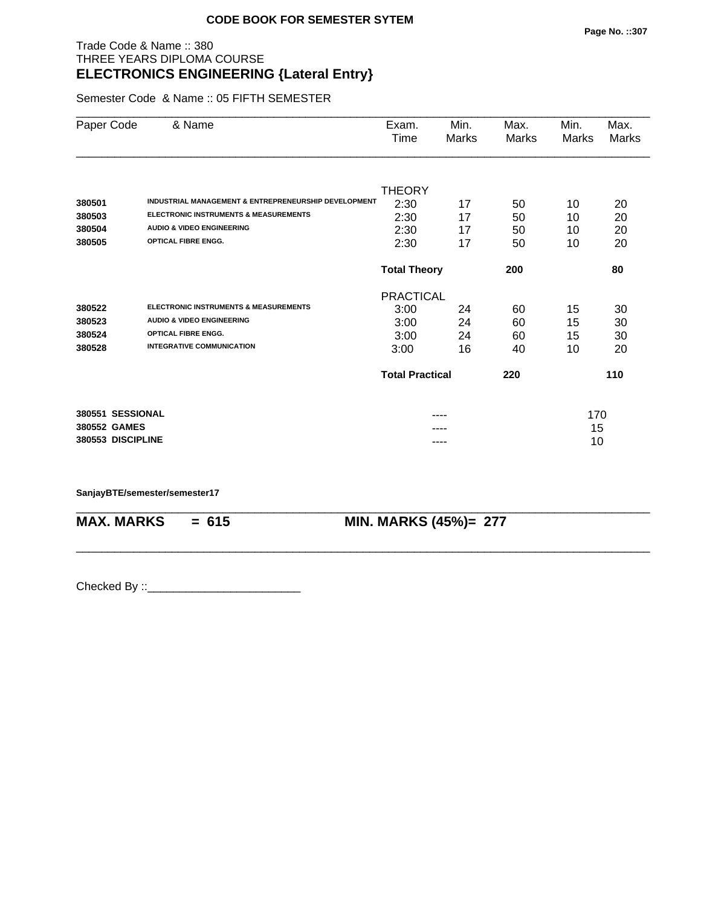**CODE BOOK FOR SEMESTER SYTEM**

Trade Code & Name :: 380
THREE YEARS DIPLOMA COURSE
## ELECTRONICS ENGINEERING {Lateral Entry}

Semester Code & Name :: 05 FIFTH SEMESTER

| Paper Code | & Name | Exam. Time | Min. Marks | Max. Marks | Min. Marks | Max. Marks |
|---|---|---|---|---|---|---|
| | | THEORY | | | | |
| **380501** | **INDUSTRIAL MANAGEMENT & ENTREPRENEURSHIP DEVELOPMENT** | 2:30 | 17 | 50 | 10 | 20 |
| **380503** | **ELECTRONIC INSTRUMENTS & MEASUREMENTS** | 2:30 | 17 | 50 | 10 | 20 |
| **380504** | **AUDIO & VIDEO ENGINEERING** | 2:30 | 17 | 50 | 10 | 20 |
| **380505** | **OPTICAL FIBRE ENGG.** | 2:30 | 17 | 50 | 10 | 20 |
| | | **Total Theory** | | **200** | | **80** |
| | | PRACTICAL | | | | |
| **380522** | **ELECTRONIC INSTRUMENTS & MEASUREMENTS** | 3:00 | 24 | 60 | 15 | 30 |
| **380523** | **AUDIO & VIDEO ENGINEERING** | 3:00 | 24 | 60 | 15 | 30 |
| **380524** | **OPTICAL FIBRE ENGG.** | 3:00 | 24 | 60 | 15 | 30 |
| **380528** | **INTEGRATIVE COMMUNICATION** | 3:00 | 16 | 40 | 10 | 20 |
| | | **Total Practical** | | **220** | | **110** |
| **380551** | **SESSIONAL** | | ---- | | 170 | |
| **380552** | **GAMES** | | ---- | | 15 | |
| **380553** | **DISCIPLINE** | | ---- | | 10 | |

**SanjayBTE/semester/semester17**

**MAX. MARKS = 615** **MIN. MARKS (45%)= 277**

Checked By ::________________________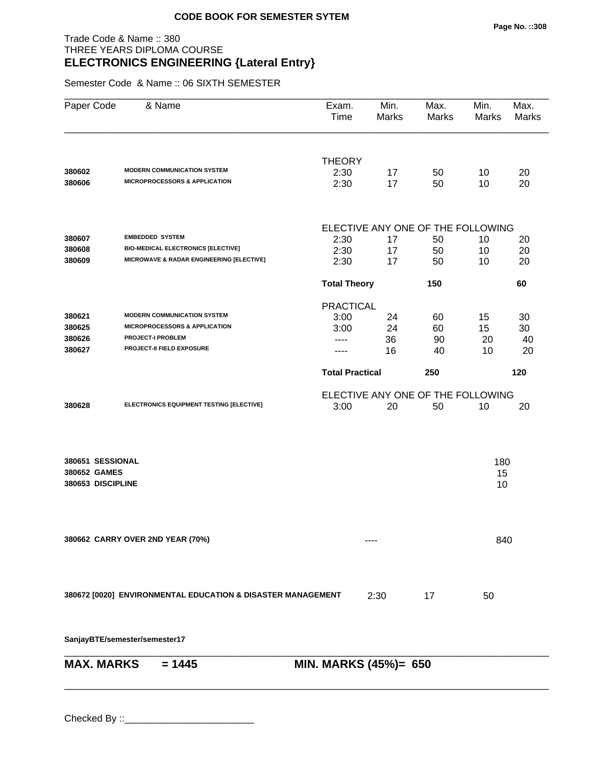**CODE BOOK FOR SEMESTER SYTEM**

Trade Code & Name :: 380
THREE YEARS DIPLOMA COURSE
## ELECTRONICS ENGINEERING {Lateral Entry}

Semester Code & Name :: 06 SIXTH SEMESTER

| Paper Code | & Name | Exam. Time | Min. Marks | Max. Marks | Min. Marks | Max. Marks |
|---|---|---|---|---|---|---|
| | | THEORY | | | | |
| 380602 | MODERN COMMUNICATION SYSTEM | 2:30 | 17 | 50 | 10 | 20 |
| 380606 | MICROPROCESSORS & APPLICATION | 2:30 | 17 | 50 | 10 | 20 |
| | | ELECTIVE ANY ONE OF THE FOLLOWING | | | | |
| 380607 | EMBEDDED SYSTEM | 2:30 | 17 | 50 | 10 | 20 |
| 380608 | BIO-MEDICAL ELECTRONICS [ELECTIVE] | 2:30 | 17 | 50 | 10 | 20 |
| 380609 | MICROWAVE & RADAR ENGINEERING [ELECTIVE] | 2:30 | 17 | 50 | 10 | 20 |
| | | **Total Theory** | | **150** | | **60** |
| | | PRACTICAL | | | | |
| 380621 | MODERN COMMUNICATION SYSTEM | 3:00 | 24 | 60 | 15 | 30 |
| 380625 | MICROPROCESSORS & APPLICATION | 3:00 | 24 | 60 | 15 | 30 |
| 380626 | PROJECT-I PROBLEM | ---- | 36 | 90 | 20 | 40 |
| 380627 | PROJECT-II FIELD EXPOSURE | ---- | 16 | 40 | 10 | 20 |
| | | **Total Practical** | | **250** | | **120** |
| | | ELECTIVE ANY ONE OF THE FOLLOWING | | | | |
| 380628 | ELECTRONICS EQUIPMENT TESTING [ELECTIVE] | 3:00 | 20 | 50 | 10 | 20 |

| | |
|---|---|
| 380651 SESSIONAL | 180 |
| 380652 GAMES | 15 |
| 380653 DISCIPLINE | 10 |

| | | |
|---|---|---|
| 380662 CARRY OVER 2ND YEAR (70%) | ---- | 840 |

| | | | |
|---|---|---|---|
| 380672 [0020] ENVIRONMENTAL EDUCATION & DISASTER MANAGEMENT | 2:30 | 17 | 50 |

SanjayBTE/semester/semester17

**MAX. MARKS = 1445** **MIN. MARKS (45%)= 650**

Checked By ::________________________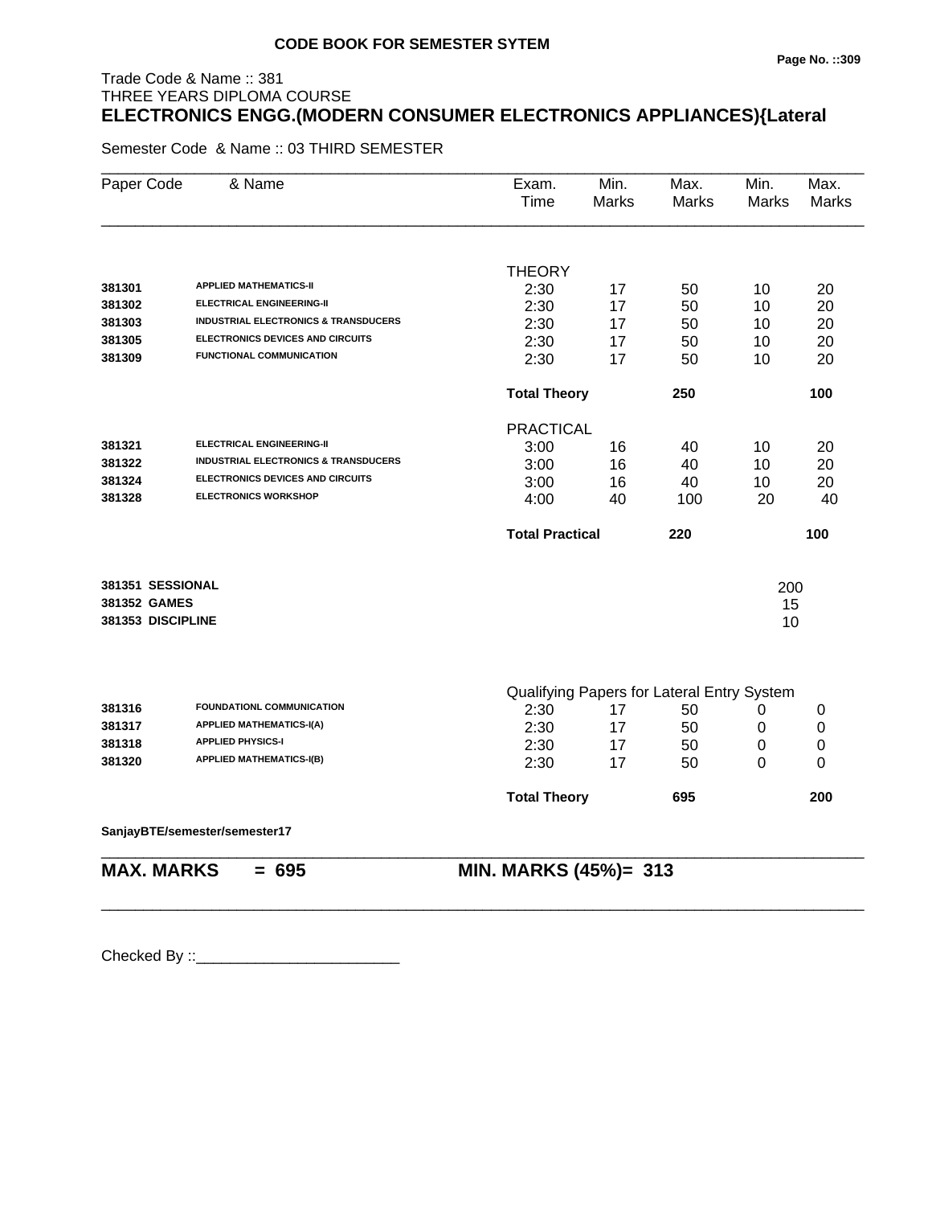**CODE BOOK FOR SEMESTER SYTEM**

Trade Code & Name :: 381
THREE YEARS DIPLOMA COURSE

## ELECTRONICS ENGG.(MODERN CONSUMER ELECTRONICS APPLIANCES){Lateral

Semester Code & Name :: 03 THIRD SEMESTER

| Paper Code | & Name | Exam. Time | Min. Marks | Max. Marks | Min. Marks | Max. Marks |
|---|---|---|---|---|---|---|
| | | THEORY | | | | |
| 381301 | APPLIED MATHEMATICS-II | 2:30 | 17 | 50 | 10 | 20 |
| 381302 | ELECTRICAL ENGINEERING-II | 2:30 | 17 | 50 | 10 | 20 |
| 381303 | INDUSTRIAL ELECTRONICS & TRANSDUCERS | 2:30 | 17 | 50 | 10 | 20 |
| 381305 | ELECTRONICS DEVICES AND CIRCUITS | 2:30 | 17 | 50 | 10 | 20 |
| 381309 | FUNCTIONAL COMMUNICATION | 2:30 | 17 | 50 | 10 | 20 |
| | | **Total Theory** | | **250** | | **100** |
| | | PRACTICAL | | | | |
| 381321 | ELECTRICAL ENGINEERING-II | 3:00 | 16 | 40 | 10 | 20 |
| 381322 | INDUSTRIAL ELECTRONICS & TRANSDUCERS | 3:00 | 16 | 40 | 10 | 20 |
| 381324 | ELECTRONICS DEVICES AND CIRCUITS | 3:00 | 16 | 40 | 10 | 20 |
| 381328 | ELECTRONICS WORKSHOP | 4:00 | 40 | 100 | 20 | 40 |
| | | **Total Practical** | | **220** | | **100** |
| **381351** | **SESSIONAL** | | | | 200 | |
| **381352** | **GAMES** | | | | 15 | |
| **381353** | **DISCIPLINE** | | | | 10 | |
| | | Qualifying Papers for Lateral Entry System | | | | |
| 381316 | FOUNDATIONL COMMUNICATION | 2:30 | 17 | 50 | 0 | 0 |
| 381317 | APPLIED MATHEMATICS-I(A) | 2:30 | 17 | 50 | 0 | 0 |
| 381318 | APPLIED PHYSICS-I | 2:30 | 17 | 50 | 0 | 0 |
| 381320 | APPLIED MATHEMATICS-I(B) | 2:30 | 17 | 50 | 0 | 0 |
| | | **Total Theory** | | **695** | | **200** |

**SanjayBTE/semester/semester17**

**MAX. MARKS = 695** **MIN. MARKS (45%)= 313**

Checked By ::________________________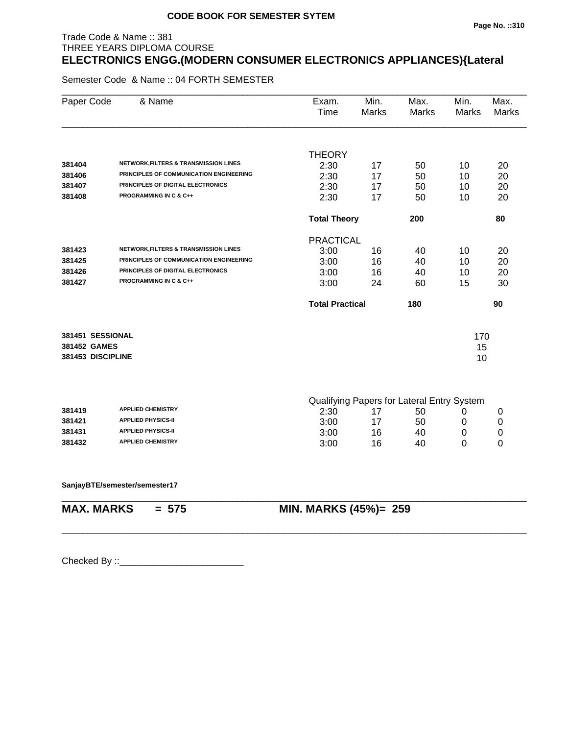**CODE BOOK FOR SEMESTER SYTEM**

Trade Code & Name :: 381
THREE YEARS DIPLOMA COURSE
## ELECTRONICS ENGG.(MODERN CONSUMER ELECTRONICS APPLIANCES){Lateral

Semester Code & Name :: 04 FORTH SEMESTER

| Paper Code | & Name | Exam. Time | Min. Marks | Max. Marks | Min. Marks | Max. Marks |
|---|---|---|---|---|---|---|
| | | THEORY | | | | |
| 381404 | NETWORK,FILTERS & TRANSMISSION LINES | 2:30 | 17 | 50 | 10 | 20 |
| 381406 | PRINCIPLES OF COMMUNICATION ENGINEERING | 2:30 | 17 | 50 | 10 | 20 |
| 381407 | PRINCIPLES OF DIGITAL ELECTRONICS | 2:30 | 17 | 50 | 10 | 20 |
| 381408 | PROGRAMMING IN C & C++ | 2:30 | 17 | 50 | 10 | 20 |
| | | **Total Theory** | | **200** | | **80** |
| | | PRACTICAL | | | | |
| 381423 | NETWORK,FILTERS & TRANSMISSION LINES | 3:00 | 16 | 40 | 10 | 20 |
| 381425 | PRINCIPLES OF COMMUNICATION ENGINEERING | 3:00 | 16 | 40 | 10 | 20 |
| 381426 | PRINCIPLES OF DIGITAL ELECTRONICS | 3:00 | 16 | 40 | 10 | 20 |
| 381427 | PROGRAMMING IN C & C++ | 3:00 | 24 | 60 | 15 | 30 |
| | | **Total Practical** | | **180** | | **90** |
| **381451** | **SESSIONAL** | | | | 170 | |
| **381452** | **GAMES** | | | | 15 | |
| **381453** | **DISCIPLINE** | | | | 10 | |
| | | Qualifying Papers for Lateral Entry System | | | | |
| 381419 | APPLIED CHEMISTRY | 2:30 | 17 | 50 | 0 | 0 |
| 381421 | APPLIED PHYSICS-II | 3:00 | 17 | 50 | 0 | 0 |
| 381431 | APPLIED PHYSICS-II | 3:00 | 16 | 40 | 0 | 0 |
| 381432 | APPLIED CHEMISTRY | 3:00 | 16 | 40 | 0 | 0 |

**SanjayBTE/semester/semester17**

**MAX. MARKS = 575** **MIN. MARKS (45%)= 259**

Checked By ::________________________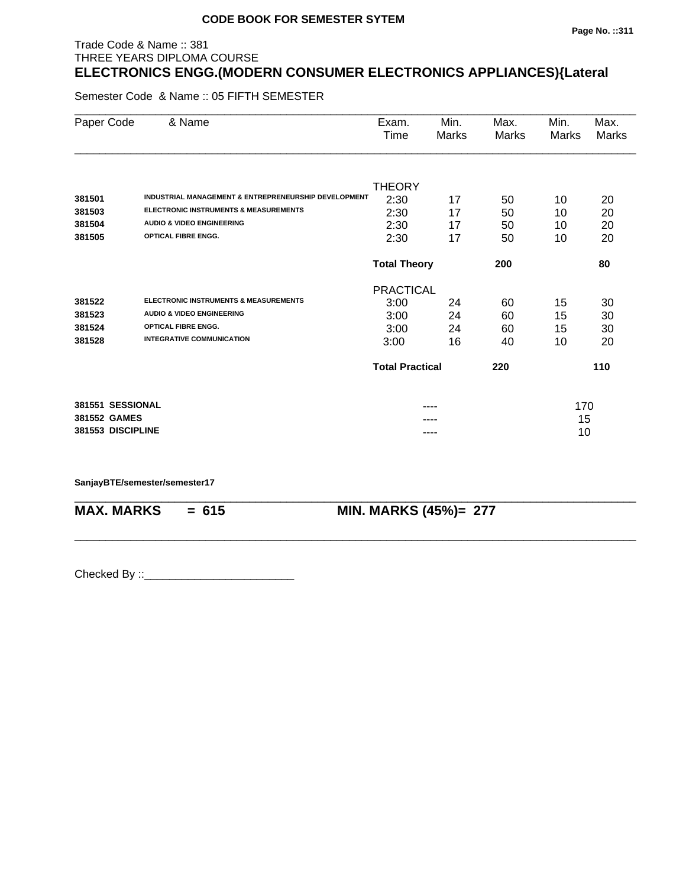**CODE BOOK FOR SEMESTER SYTEM**

Trade Code & Name :: 381
THREE YEARS DIPLOMA COURSE

## ELECTRONICS ENGG.(MODERN CONSUMER ELECTRONICS APPLIANCES){Lateral

Semester Code & Name :: 05 FIFTH SEMESTER

| Paper Code | & Name | Exam. Time | Min. Marks | Max. Marks | Min. Marks | Max. Marks |
|---|---|---|---|---|---|---|
| | | THEORY | | | | |
| **381501** | **INDUSTRIAL MANAGEMENT & ENTREPRENEURSHIP DEVELOPMENT** | 2:30 | 17 | 50 | 10 | 20 |
| **381503** | **ELECTRONIC INSTRUMENTS & MEASUREMENTS** | 2:30 | 17 | 50 | 10 | 20 |
| **381504** | **AUDIO & VIDEO ENGINEERING** | 2:30 | 17 | 50 | 10 | 20 |
| **381505** | **OPTICAL FIBRE ENGG.** | 2:30 | 17 | 50 | 10 | 20 |
| | | **Total Theory** | | **200** | | **80** |
| | | PRACTICAL | | | | |
| **381522** | **ELECTRONIC INSTRUMENTS & MEASUREMENTS** | 3:00 | 24 | 60 | 15 | 30 |
| **381523** | **AUDIO & VIDEO ENGINEERING** | 3:00 | 24 | 60 | 15 | 30 |
| **381524** | **OPTICAL FIBRE ENGG.** | 3:00 | 24 | 60 | 15 | 30 |
| **381528** | **INTEGRATIVE COMMUNICATION** | 3:00 | 16 | 40 | 10 | 20 |
| | | **Total Practical** | | **220** | | **110** |
| **381551** | **SESSIONAL** | | ---- | | 170 | |
| **381552** | **GAMES** | | ---- | | 15 | |
| **381553** | **DISCIPLINE** | | ---- | | 10 | |

**SanjayBTE/semester/semester17**

**MAX. MARKS = 615** **MIN. MARKS (45%)= 277**

Checked By ::________________________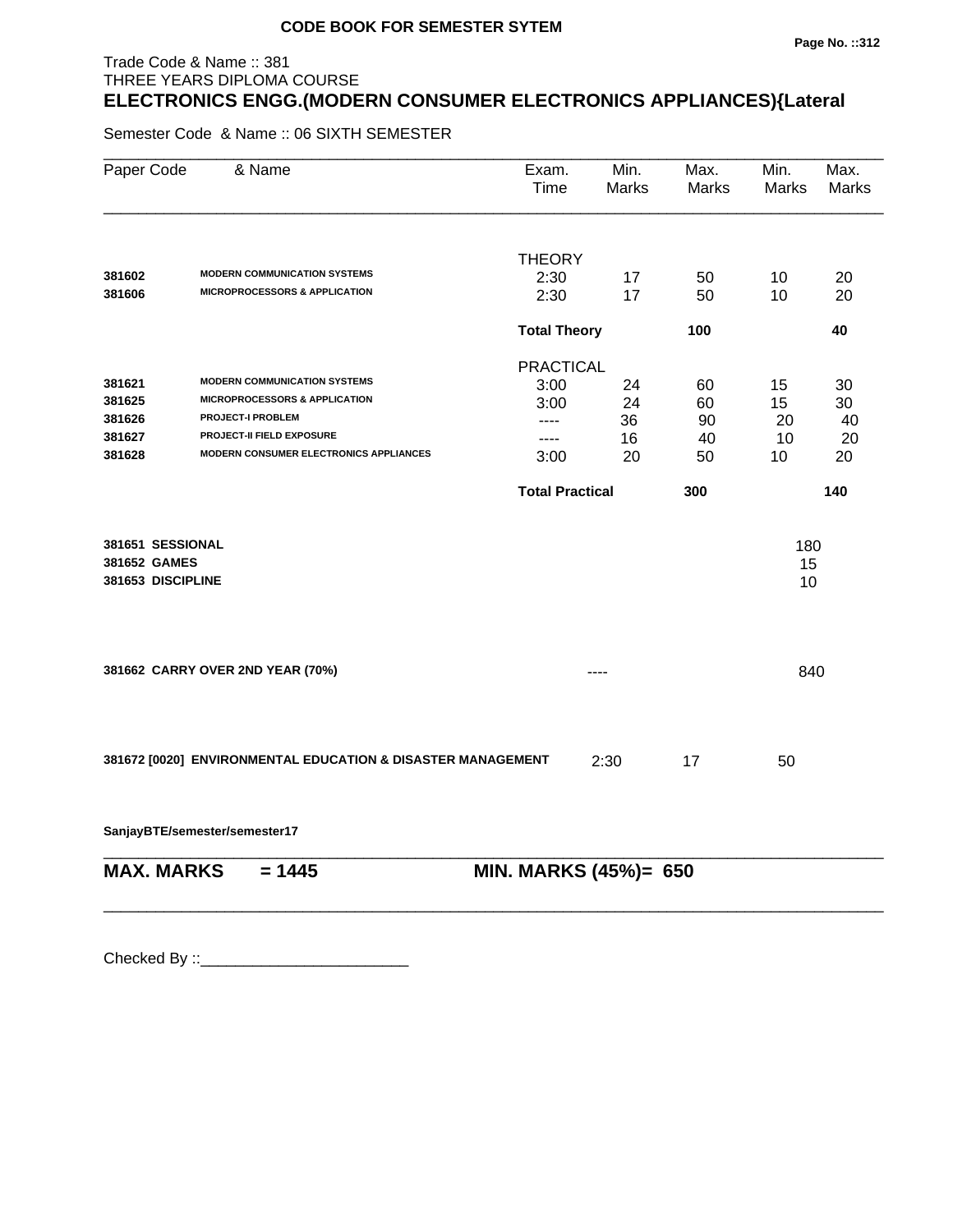**CODE BOOK FOR SEMESTER SYTEM**

Trade Code & Name :: 381
THREE YEARS DIPLOMA COURSE

# ELECTRONICS ENGG.(MODERN CONSUMER ELECTRONICS APPLIANCES){Lateral

Semester Code & Name :: 06 SIXTH SEMESTER

| Paper Code | & Name | Exam. Time | Min. Marks | Max. Marks | Min. Marks | Max. Marks |
|---|---|---|---|---|---|---|
| | | THEORY | | | | |
| 381602 | MODERN COMMUNICATION SYSTEMS | 2:30 | 17 | 50 | 10 | 20 |
| 381606 | MICROPROCESSORS & APPLICATION | 2:30 | 17 | 50 | 10 | 20 |
| | | **Total Theory** | | **100** | | **40** |
| | | PRACTICAL | | | | |
| 381621 | MODERN COMMUNICATION SYSTEMS | 3:00 | 24 | 60 | 15 | 30 |
| 381625 | MICROPROCESSORS & APPLICATION | 3:00 | 24 | 60 | 15 | 30 |
| 381626 | PROJECT-I PROBLEM | ---- | 36 | 90 | 20 | 40 |
| 381627 | PROJECT-II FIELD EXPOSURE | ---- | 16 | 40 | 10 | 20 |
| 381628 | MODERN CONSUMER ELECTRONICS APPLIANCES | 3:00 | 20 | 50 | 10 | 20 |
| | | **Total Practical** | | **300** | | **140** |

| | |
|---|---|
| **381651 SESSIONAL** | 180 |
| **381652 GAMES** | 15 |
| **381653 DISCIPLINE** | 10 |

**381662 CARRY OVER 2ND YEAR (70%)** ---- 840

**381672 [0020] ENVIRONMENTAL EDUCATION & DISASTER MANAGEMENT** 2:30 17 50

**SanjayBTE/semester/semester17**

**MAX. MARKS = 1445** **MIN. MARKS (45%)= 650**

Checked By ::________________________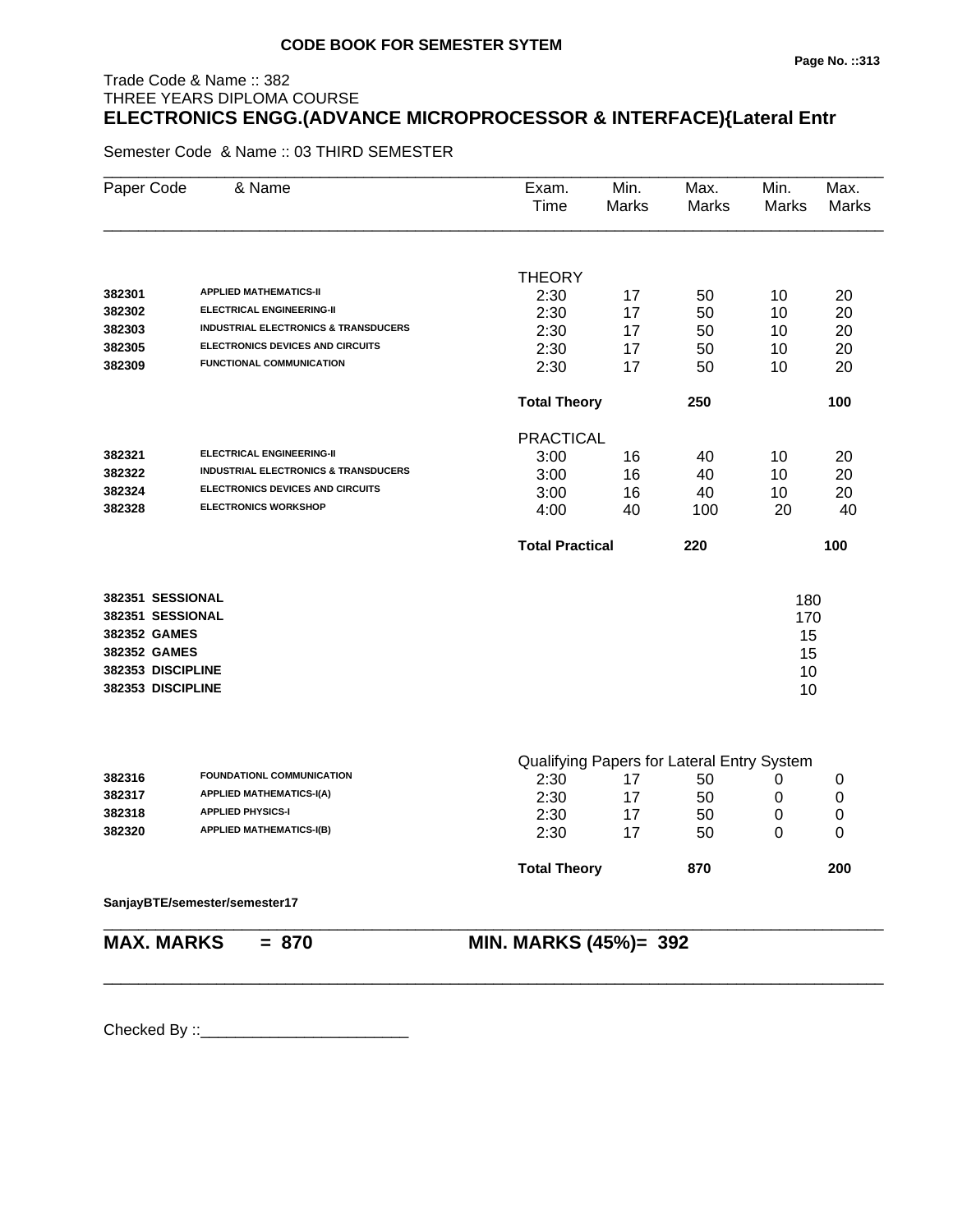**CODE BOOK FOR SEMESTER SYTEM**

Trade Code & Name :: 382
THREE YEARS DIPLOMA COURSE

# ELECTRONICS ENGG.(ADVANCE MICROPROCESSOR & INTERFACE){Lateral Entr

Semester Code & Name :: 03 THIRD SEMESTER

| Paper Code | & Name | Exam. Time | Min. Marks | Max. Marks | Min. Marks | Max. Marks |
|---|---|---|---|---|---|---|
| | | THEORY | | | | |
| 382301 | APPLIED MATHEMATICS-II | 2:30 | 17 | 50 | 10 | 20 |
| 382302 | ELECTRICAL ENGINEERING-II | 2:30 | 17 | 50 | 10 | 20 |
| 382303 | INDUSTRIAL ELECTRONICS & TRANSDUCERS | 2:30 | 17 | 50 | 10 | 20 |
| 382305 | ELECTRONICS DEVICES AND CIRCUITS | 2:30 | 17 | 50 | 10 | 20 |
| 382309 | FUNCTIONAL COMMUNICATION | 2:30 | 17 | 50 | 10 | 20 |
| | | **Total Theory** | | **250** | | **100** |
| | | PRACTICAL | | | | |
| 382321 | ELECTRICAL ENGINEERING-II | 3:00 | 16 | 40 | 10 | 20 |
| 382322 | INDUSTRIAL ELECTRONICS & TRANSDUCERS | 3:00 | 16 | 40 | 10 | 20 |
| 382324 | ELECTRONICS DEVICES AND CIRCUITS | 3:00 | 16 | 40 | 10 | 20 |
| 382328 | ELECTRONICS WORKSHOP | 4:00 | 40 | 100 | 20 | 40 |
| | | **Total Practical** | | **220** | | **100** |
| **382351** | **SESSIONAL** | | | | 180 | |
| **382351** | **SESSIONAL** | | | | 170 | |
| **382352** | **GAMES** | | | | 15 | |
| **382352** | **GAMES** | | | | 15 | |
| **382353** | **DISCIPLINE** | | | | 10 | |
| **382353** | **DISCIPLINE** | | | | 10 | |
| | | Qualifying Papers for Lateral Entry System | | | | |
| 382316 | FOUNDATIONL COMMUNICATION | 2:30 | 17 | 50 | 0 | 0 |
| 382317 | APPLIED MATHEMATICS-I(A) | 2:30 | 17 | 50 | 0 | 0 |
| 382318 | APPLIED PHYSICS-I | 2:30 | 17 | 50 | 0 | 0 |
| 382320 | APPLIED MATHEMATICS-I(B) | 2:30 | 17 | 50 | 0 | 0 |
| | | **Total Theory** | | **870** | | **200** |

**SanjayBTE/semester/semester17**

**MAX. MARKS = 870** **MIN. MARKS (45%)= 392**

Checked By ::________________________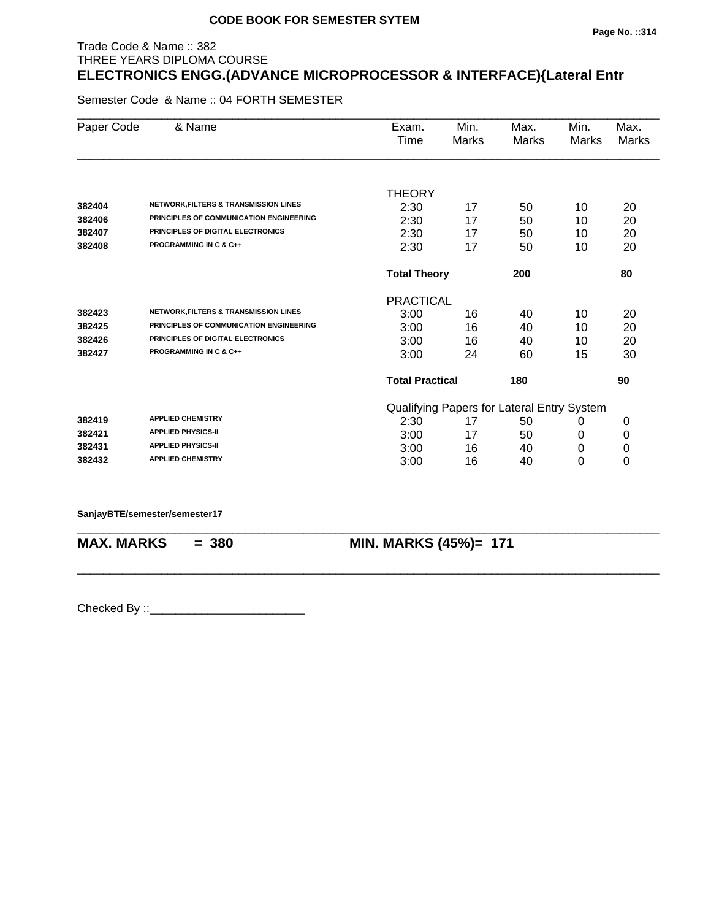**CODE BOOK FOR SEMESTER SYTEM**

Trade Code & Name :: 382
THREE YEARS DIPLOMA COURSE

## ELECTRONICS ENGG.(ADVANCE MICROPROCESSOR & INTERFACE){Lateral Entr

Semester Code & Name :: 04 FORTH SEMESTER

| Paper Code | & Name | Exam. Time | Min. Marks | Max. Marks | Min. Marks | Max. Marks |
|---|---|---|---|---|---|---|
| | | THEORY | | | | |
| 382404 | NETWORK,FILTERS & TRANSMISSION LINES | 2:30 | 17 | 50 | 10 | 20 |
| 382406 | PRINCIPLES OF COMMUNICATION ENGINEERING | 2:30 | 17 | 50 | 10 | 20 |
| 382407 | PRINCIPLES OF DIGITAL ELECTRONICS | 2:30 | 17 | 50 | 10 | 20 |
| 382408 | PROGRAMMING IN C & C++ | 2:30 | 17 | 50 | 10 | 20 |
| | | **Total Theory** | | **200** | | **80** |
| | | PRACTICAL | | | | |
| 382423 | NETWORK,FILTERS & TRANSMISSION LINES | 3:00 | 16 | 40 | 10 | 20 |
| 382425 | PRINCIPLES OF COMMUNICATION ENGINEERING | 3:00 | 16 | 40 | 10 | 20 |
| 382426 | PRINCIPLES OF DIGITAL ELECTRONICS | 3:00 | 16 | 40 | 10 | 20 |
| 382427 | PROGRAMMING IN C & C++ | 3:00 | 24 | 60 | 15 | 30 |
| | | **Total Practical** | | **180** | | **90** |
| | | Qualifying Papers for Lateral Entry System | | | | |
| 382419 | APPLIED CHEMISTRY | 2:30 | 17 | 50 | 0 | 0 |
| 382421 | APPLIED PHYSICS-II | 3:00 | 17 | 50 | 0 | 0 |
| 382431 | APPLIED PHYSICS-II | 3:00 | 16 | 40 | 0 | 0 |
| 382432 | APPLIED CHEMISTRY | 3:00 | 16 | 40 | 0 | 0 |

**SanjayBTE/semester/semester17**

**MAX. MARKS = 380** **MIN. MARKS (45%)= 171**

Checked By ::________________________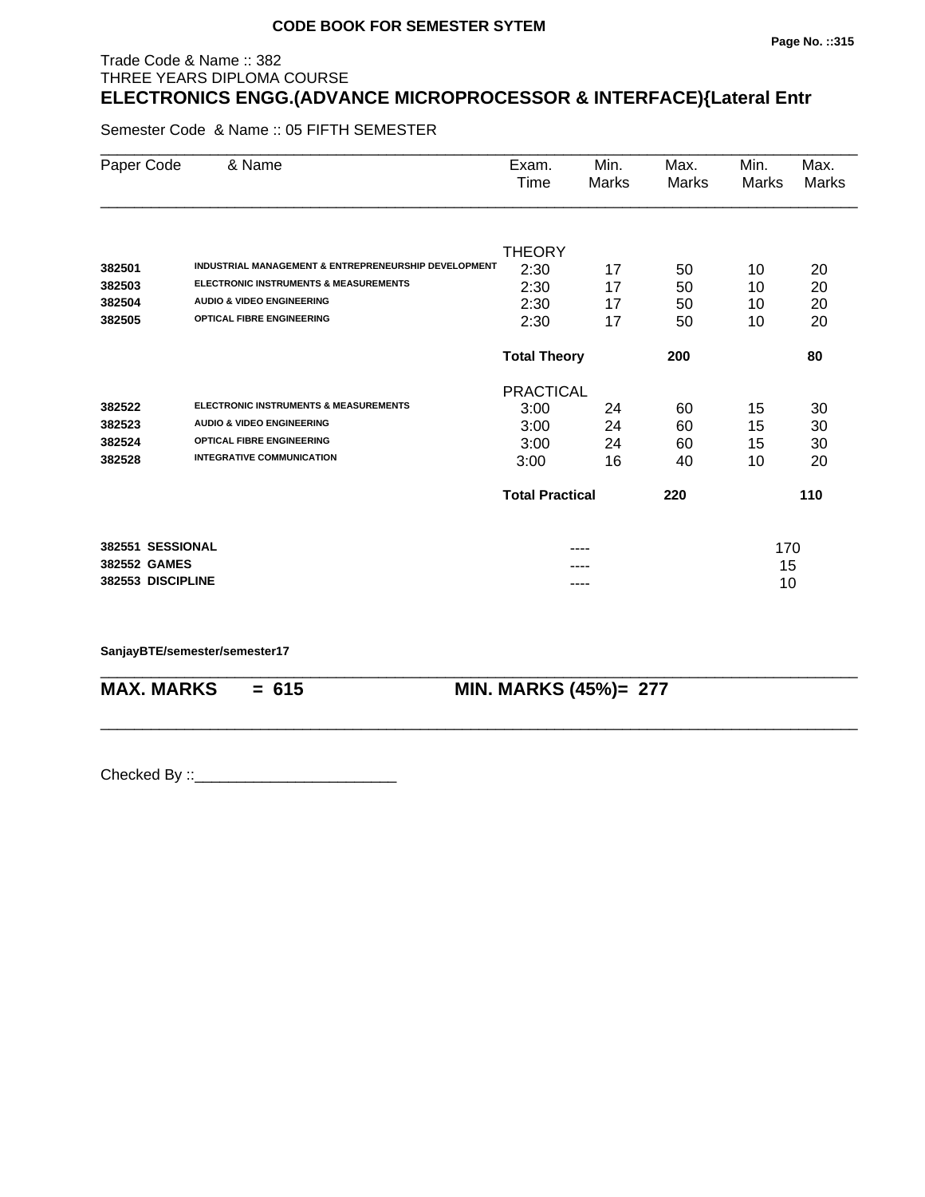**CODE BOOK FOR SEMESTER SYTEM**

Trade Code & Name :: 382
THREE YEARS DIPLOMA COURSE
## ELECTRONICS ENGG.(ADVANCE MICROPROCESSOR & INTERFACE){Lateral Entr

Semester Code & Name :: 05 FIFTH SEMESTER

| Paper Code | & Name | Exam. Time | Min. Marks | Max. Marks | Min. Marks | Max. Marks |
|---|---|---|---|---|---|---|
| | | THEORY | | | | |
| 382501 | INDUSTRIAL MANAGEMENT & ENTREPRENEURSHIP DEVELOPMENT | 2:30 | 17 | 50 | 10 | 20 |
| 382503 | ELECTRONIC INSTRUMENTS & MEASUREMENTS | 2:30 | 17 | 50 | 10 | 20 |
| 382504 | AUDIO & VIDEO ENGINEERING | 2:30 | 17 | 50 | 10 | 20 |
| 382505 | OPTICAL FIBRE ENGINEERING | 2:30 | 17 | 50 | 10 | 20 |
| | | **Total Theory** | | **200** | | **80** |
| | | PRACTICAL | | | | |
| 382522 | ELECTRONIC INSTRUMENTS & MEASUREMENTS | 3:00 | 24 | 60 | 15 | 30 |
| 382523 | AUDIO & VIDEO ENGINEERING | 3:00 | 24 | 60 | 15 | 30 |
| 382524 | OPTICAL FIBRE ENGINEERING | 3:00 | 24 | 60 | 15 | 30 |
| 382528 | INTEGRATIVE COMMUNICATION | 3:00 | 16 | 40 | 10 | 20 |
| | | **Total Practical** | | **220** | | **110** |
| 382551 | SESSIONAL | | ---- | | 170 | |
| 382552 | GAMES | | ---- | | 15 | |
| 382553 | DISCIPLINE | | ---- | | 10 | |

SanjayBTE/semester/semester17

**MAX. MARKS = 615** **MIN. MARKS (45%)= 277**

Checked By ::________________________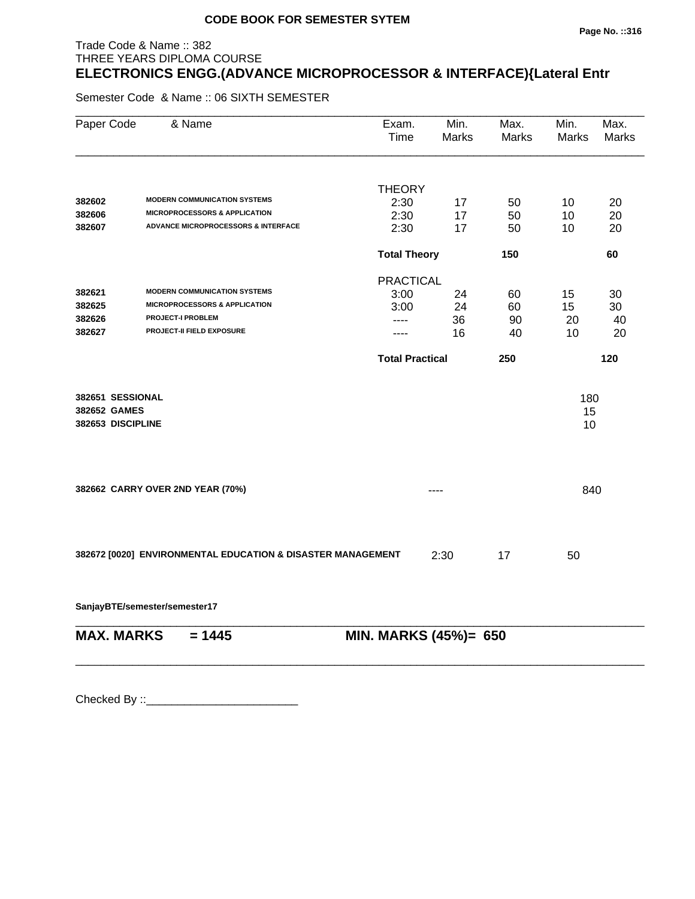**CODE BOOK FOR SEMESTER SYTEM**

Trade Code & Name :: 382
THREE YEARS DIPLOMA COURSE
## ELECTRONICS ENGG.(ADVANCE MICROPROCESSOR & INTERFACE){Lateral Entr

Semester Code & Name :: 06 SIXTH SEMESTER

| Paper Code | & Name | Exam. Time | Min. Marks | Max. Marks | Min. Marks | Max. Marks |
|---|---|---|---|---|---|---|
| | | THEORY | | | | |
| 382602 | MODERN COMMUNICATION SYSTEMS | 2:30 | 17 | 50 | 10 | 20 |
| 382606 | MICROPROCESSORS & APPLICATION | 2:30 | 17 | 50 | 10 | 20 |
| 382607 | ADVANCE MICROPROCESSORS & INTERFACE | 2:30 | 17 | 50 | 10 | 20 |
| | | **Total Theory** | | **150** | | **60** |
| | | PRACTICAL | | | | |
| 382621 | MODERN COMMUNICATION SYSTEMS | 3:00 | 24 | 60 | 15 | 30 |
| 382625 | MICROPROCESSORS & APPLICATION | 3:00 | 24 | 60 | 15 | 30 |
| 382626 | PROJECT-I PROBLEM | ---- | 36 | 90 | 20 | 40 |
| 382627 | PROJECT-II FIELD EXPOSURE | ---- | 16 | 40 | 10 | 20 |
| | | **Total Practical** | | **250** | | **120** |
| **382651** | **SESSIONAL** | | | | 180 | |
| **382652** | **GAMES** | | | | 15 | |
| **382653** | **DISCIPLINE** | | | | 10 | |
| **382662** | **CARRY OVER 2ND YEAR (70%)** | | ---- | | 840 | |
| **382672 [0020]** | **ENVIRONMENTAL EDUCATION & DISASTER MANAGEMENT** | 2:30 | 17 | 50 | | |

**SanjayBTE/semester/semester17**

**MAX. MARKS = 1445** **MIN. MARKS (45%)= 650**

Checked By ::________________________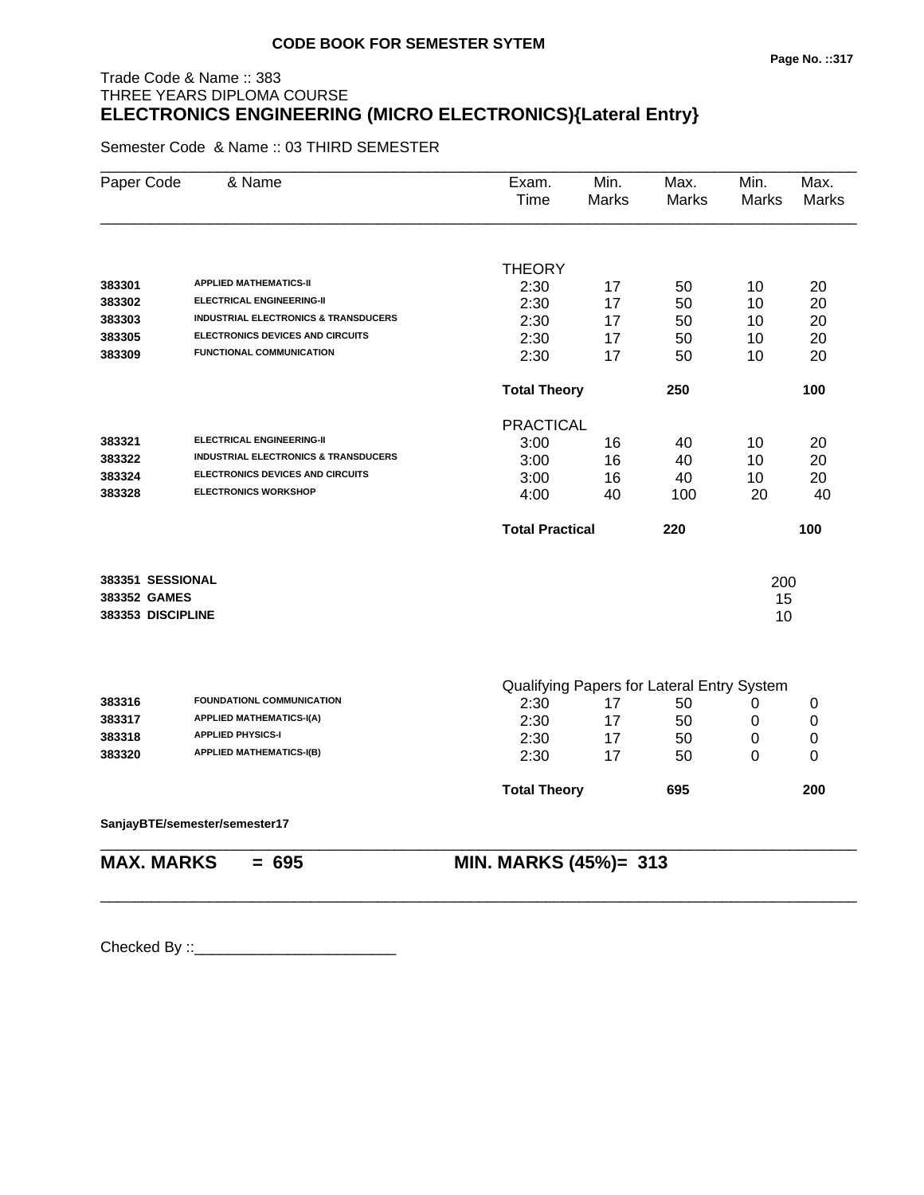**CODE BOOK FOR SEMESTER SYTEM**

Trade Code & Name :: 383
THREE YEARS DIPLOMA COURSE

## ELECTRONICS ENGINEERING (MICRO ELECTRONICS){Lateral Entry}

Semester Code & Name :: 03 THIRD SEMESTER

| Paper Code | & Name | Exam. Time | Min. Marks | Max. Marks | Min. Marks | Max. Marks |
|---|---|---|---|---|---|---|
| | | THEORY | | | | |
| 383301 | APPLIED MATHEMATICS-II | 2:30 | 17 | 50 | 10 | 20 |
| 383302 | ELECTRICAL ENGINEERING-II | 2:30 | 17 | 50 | 10 | 20 |
| 383303 | INDUSTRIAL ELECTRONICS & TRANSDUCERS | 2:30 | 17 | 50 | 10 | 20 |
| 383305 | ELECTRONICS DEVICES AND CIRCUITS | 2:30 | 17 | 50 | 10 | 20 |
| 383309 | FUNCTIONAL COMMUNICATION | 2:30 | 17 | 50 | 10 | 20 |
| | | **Total Theory** | | **250** | | **100** |
| | | PRACTICAL | | | | |
| 383321 | ELECTRICAL ENGINEERING-II | 3:00 | 16 | 40 | 10 | 20 |
| 383322 | INDUSTRIAL ELECTRONICS & TRANSDUCERS | 3:00 | 16 | 40 | 10 | 20 |
| 383324 | ELECTRONICS DEVICES AND CIRCUITS | 3:00 | 16 | 40 | 10 | 20 |
| 383328 | ELECTRONICS WORKSHOP | 4:00 | 40 | 100 | 20 | 40 |
| | | **Total Practical** | | **220** | | **100** |
| **383351** | **SESSIONAL** | | | | 200 | |
| **383352** | **GAMES** | | | | 15 | |
| **383353** | **DISCIPLINE** | | | | 10 | |
| | | Qualifying Papers for Lateral Entry System | | | | |
| 383316 | FOUNDATIONL COMMUNICATION | 2:30 | 17 | 50 | 0 | 0 |
| 383317 | APPLIED MATHEMATICS-I(A) | 2:30 | 17 | 50 | 0 | 0 |
| 383318 | APPLIED PHYSICS-I | 2:30 | 17 | 50 | 0 | 0 |
| 383320 | APPLIED MATHEMATICS-I(B) | 2:30 | 17 | 50 | 0 | 0 |
| | | **Total Theory** | | **695** | | **200** |

**SanjayBTE/semester/semester17**

**MAX. MARKS = 695** **MIN. MARKS (45%)= 313**

Checked By ::________________________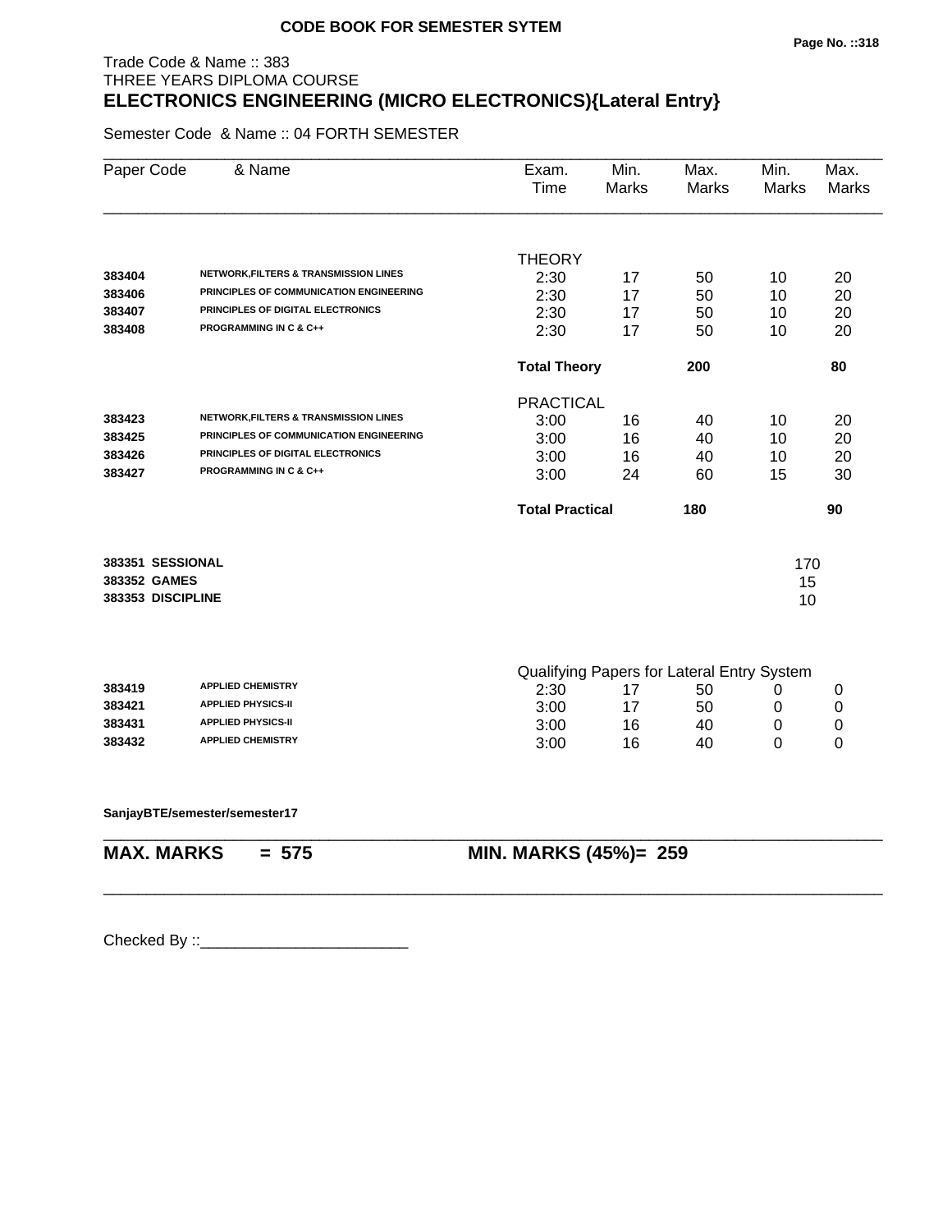**CODE BOOK FOR SEMESTER SYTEM**

Trade Code & Name :: 383
THREE YEARS DIPLOMA COURSE

# ELECTRONICS ENGINEERING (MICRO ELECTRONICS){Lateral Entry}

Semester Code & Name :: 04 FORTH SEMESTER

| Paper Code | & Name | Exam. Time | Min. Marks | Max. Marks | Min. Marks | Max. Marks |
|---|---|---|---|---|---|---|
| | | THEORY | | | | |
| 383404 | NETWORK,FILTERS & TRANSMISSION LINES | 2:30 | 17 | 50 | 10 | 20 |
| 383406 | PRINCIPLES OF COMMUNICATION ENGINEERING | 2:30 | 17 | 50 | 10 | 20 |
| 383407 | PRINCIPLES OF DIGITAL ELECTRONICS | 2:30 | 17 | 50 | 10 | 20 |
| 383408 | PROGRAMMING IN C & C++ | 2:30 | 17 | 50 | 10 | 20 |
| | | **Total Theory** | | **200** | | **80** |
| | | PRACTICAL | | | | |
| 383423 | NETWORK,FILTERS & TRANSMISSION LINES | 3:00 | 16 | 40 | 10 | 20 |
| 383425 | PRINCIPLES OF COMMUNICATION ENGINEERING | 3:00 | 16 | 40 | 10 | 20 |
| 383426 | PRINCIPLES OF DIGITAL ELECTRONICS | 3:00 | 16 | 40 | 10 | 20 |
| 383427 | PROGRAMMING IN C & C++ | 3:00 | 24 | 60 | 15 | 30 |
| | | **Total Practical** | | **180** | | **90** |
| 383351 | SESSIONAL | | | | 170 | |
| 383352 | GAMES | | | | 15 | |
| 383353 | DISCIPLINE | | | | 10 | |
| | | Qualifying Papers for Lateral Entry System | | | | |
| 383419 | APPLIED CHEMISTRY | 2:30 | 17 | 50 | 0 | 0 |
| 383421 | APPLIED PHYSICS-II | 3:00 | 17 | 50 | 0 | 0 |
| 383431 | APPLIED PHYSICS-II | 3:00 | 16 | 40 | 0 | 0 |
| 383432 | APPLIED CHEMISTRY | 3:00 | 16 | 40 | 0 | 0 |

**SanjayBTE/semester/semester17**

**MAX. MARKS = 575** **MIN. MARKS (45%)= 259**

Checked By ::________________________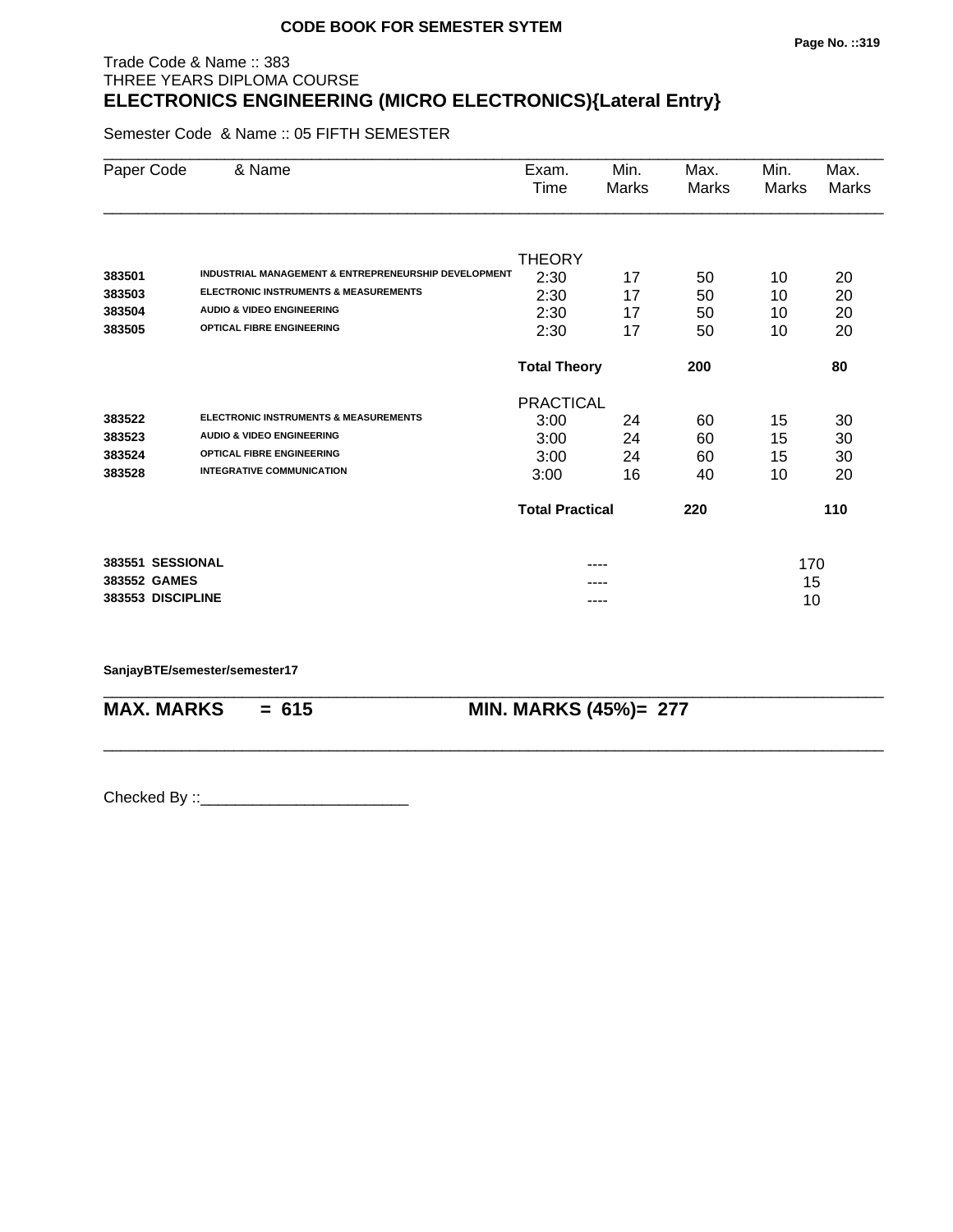**CODE BOOK FOR SEMESTER SYTEM**

Trade Code & Name :: 383
THREE YEARS DIPLOMA COURSE
## ELECTRONICS ENGINEERING (MICRO ELECTRONICS){Lateral Entry}

Semester Code & Name :: 05 FIFTH SEMESTER

| Paper Code | & Name | Exam. Time | Min. Marks | Max. Marks | Min. Marks | Max. Marks |
|---|---|---|---|---|---|---|
| | | THEORY | | | | |
| **383501** | **INDUSTRIAL MANAGEMENT & ENTREPRENEURSHIP DEVELOPMENT** | 2:30 | 17 | 50 | 10 | 20 |
| **383503** | **ELECTRONIC INSTRUMENTS & MEASUREMENTS** | 2:30 | 17 | 50 | 10 | 20 |
| **383504** | **AUDIO & VIDEO ENGINEERING** | 2:30 | 17 | 50 | 10 | 20 |
| **383505** | **OPTICAL FIBRE ENGINEERING** | 2:30 | 17 | 50 | 10 | 20 |
| | | **Total Theory** | | **200** | | **80** |
| | | PRACTICAL | | | | |
| **383522** | **ELECTRONIC INSTRUMENTS & MEASUREMENTS** | 3:00 | 24 | 60 | 15 | 30 |
| **383523** | **AUDIO & VIDEO ENGINEERING** | 3:00 | 24 | 60 | 15 | 30 |
| **383524** | **OPTICAL FIBRE ENGINEERING** | 3:00 | 24 | 60 | 15 | 30 |
| **383528** | **INTEGRATIVE COMMUNICATION** | 3:00 | 16 | 40 | 10 | 20 |
| | | **Total Practical** | | **220** | | **110** |

| | | |
|---|---|---|
| **383551 SESSIONAL** | ---- | 170 |
| **383552 GAMES** | ---- | 15 |
| **383553 DISCIPLINE** | ---- | 10 |

**SanjayBTE/semester/semester17**

**MAX. MARKS = 615** **MIN. MARKS (45%)= 277**

Checked By ::________________________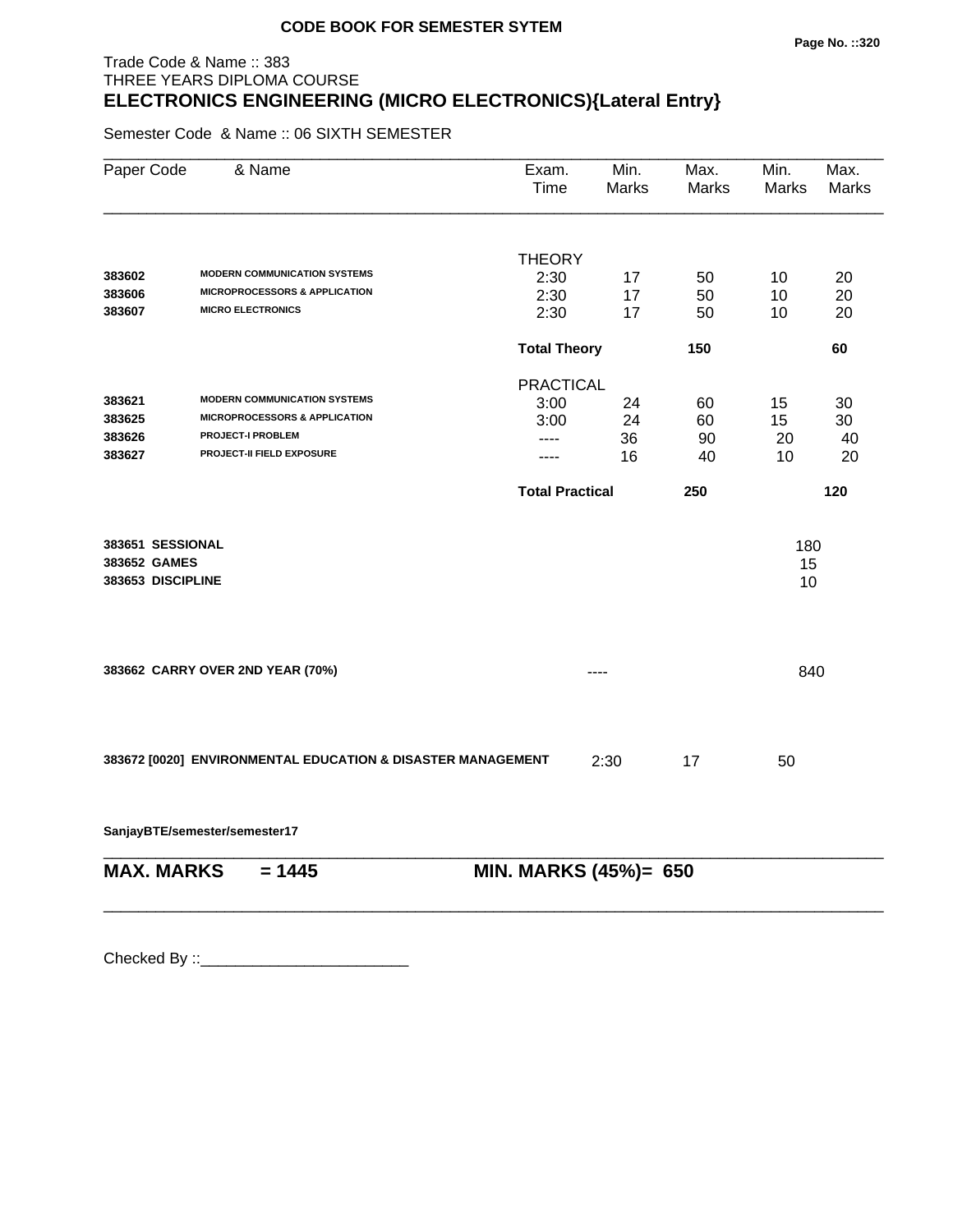**CODE BOOK FOR SEMESTER SYTEM**

Trade Code & Name :: 383
THREE YEARS DIPLOMA COURSE
**ELECTRONICS ENGINEERING (MICRO ELECTRONICS){Lateral Entry}**

Semester Code & Name :: 06 SIXTH SEMESTER

| Paper Code | & Name | Exam. Time | Min. Marks | Max. Marks | Min. Marks | Max. Marks |
|---|---|---|---|---|---|---|
| | | THEORY | | | | |
| 383602 | MODERN COMMUNICATION SYSTEMS | 2:30 | 17 | 50 | 10 | 20 |
| 383606 | MICROPROCESSORS & APPLICATION | 2:30 | 17 | 50 | 10 | 20 |
| 383607 | MICRO ELECTRONICS | 2:30 | 17 | 50 | 10 | 20 |
| | | **Total Theory** | | **150** | | **60** |
| | | PRACTICAL | | | | |
| 383621 | MODERN COMMUNICATION SYSTEMS | 3:00 | 24 | 60 | 15 | 30 |
| 383625 | MICROPROCESSORS & APPLICATION | 3:00 | 24 | 60 | 15 | 30 |
| 383626 | PROJECT-I PROBLEM | ---- | 36 | 90 | 20 | 40 |
| 383627 | PROJECT-II FIELD EXPOSURE | ---- | 16 | 40 | 10 | 20 |
| | | **Total Practical** | | **250** | | **120** |
| **383651** | **SESSIONAL** | | | | 180 | |
| **383652** | **GAMES** | | | | 15 | |
| **383653** | **DISCIPLINE** | | | | 10 | |
| **383662** | **CARRY OVER 2ND YEAR (70%)** | | ---- | | 840 | |
| **383672 [0020]** | **ENVIRONMENTAL EDUCATION & DISASTER MANAGEMENT** | 2:30 | 17 | 50 | | |

**SanjayBTE/semester/semester17**

**MAX. MARKS = 1445** **MIN. MARKS (45%)= 650**

Checked By ::________________________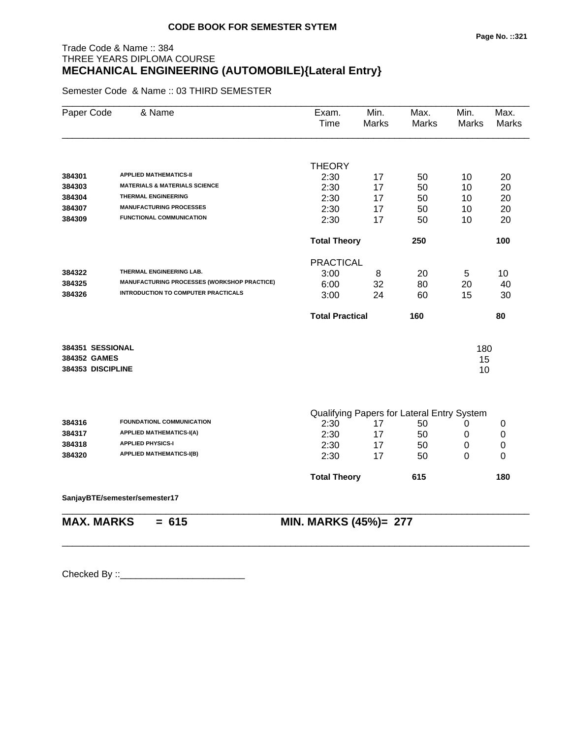**CODE BOOK FOR SEMESTER SYTEM**

Trade Code & Name :: 384
THREE YEARS DIPLOMA COURSE

# MECHANICAL ENGINEERING (AUTOMOBILE){Lateral Entry}

Semester Code & Name :: 03 THIRD SEMESTER

| Paper Code | & Name | Exam. Time | Min. Marks | Max. Marks | Min. Marks | Max. Marks |
|---|---|---|---|---|---|---|
| | | THEORY | | | | |
| 384301 | APPLIED MATHEMATICS-II | 2:30 | 17 | 50 | 10 | 20 |
| 384303 | MATERIALS & MATERIALS SCIENCE | 2:30 | 17 | 50 | 10 | 20 |
| 384304 | THERMAL ENGINEERING | 2:30 | 17 | 50 | 10 | 20 |
| 384307 | MANUFACTURING PROCESSES | 2:30 | 17 | 50 | 10 | 20 |
| 384309 | FUNCTIONAL COMMUNICATION | 2:30 | 17 | 50 | 10 | 20 |
| | | **Total Theory** | | **250** | | **100** |
| | | PRACTICAL | | | | |
| 384322 | THERMAL ENGINEERING LAB. | 3:00 | 8 | 20 | 5 | 10 |
| 384325 | MANUFACTURING PROCESSES (WORKSHOP PRACTICE) | 6:00 | 32 | 80 | 20 | 40 |
| 384326 | INTRODUCTION TO COMPUTER PRACTICALS | 3:00 | 24 | 60 | 15 | 30 |
| | | **Total Practical** | | **160** | | **80** |
| **384351** | **SESSIONAL** | | | | 180 | |
| **384352** | **GAMES** | | | | 15 | |
| **384353** | **DISCIPLINE** | | | | 10 | |
| | | Qualifying Papers for Lateral Entry System | | | | |
| 384316 | FOUNDATIONL COMMUNICATION | 2:30 | 17 | 50 | 0 | 0 |
| 384317 | APPLIED MATHEMATICS-I(A) | 2:30 | 17 | 50 | 0 | 0 |
| 384318 | APPLIED PHYSICS-I | 2:30 | 17 | 50 | 0 | 0 |
| 384320 | APPLIED MATHEMATICS-I(B) | 2:30 | 17 | 50 | 0 | 0 |
| | | **Total Theory** | | **615** | | **180** |

**SanjayBTE/semester/semester17**

**MAX. MARKS = 615** **MIN. MARKS (45%)= 277**

Checked By ::________________________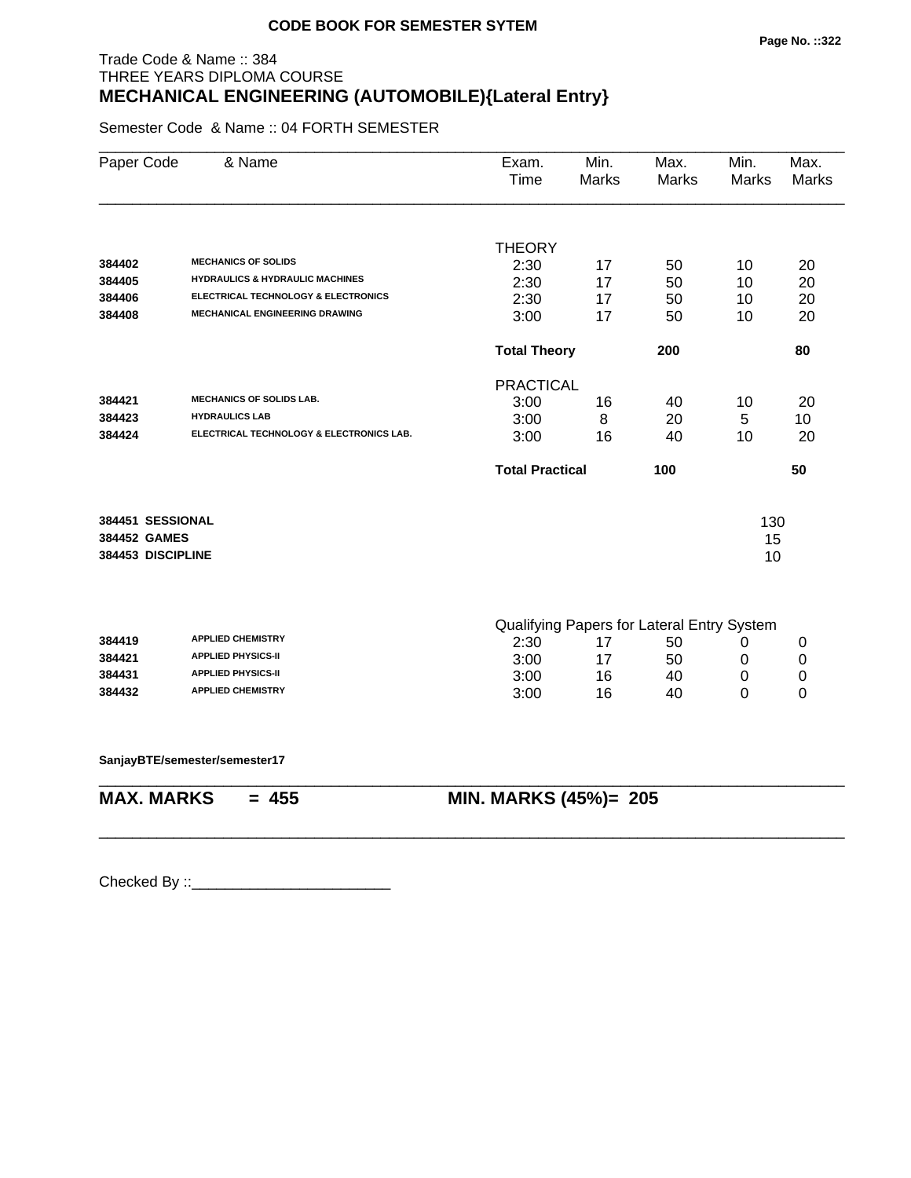**CODE BOOK FOR SEMESTER SYTEM**

Trade Code & Name :: 384
THREE YEARS DIPLOMA COURSE
## MECHANICAL ENGINEERING (AUTOMOBILE){Lateral Entry}

Semester Code & Name :: 04 FORTH SEMESTER

| Paper Code | & Name | Exam. Time | Min. Marks | Max. Marks | Min. Marks | Max. Marks |
|---|---|---|---|---|---|---|
| | | THEORY | | | | |
| **384402** | **MECHANICS OF SOLIDS** | 2:30 | 17 | 50 | 10 | 20 |
| **384405** | **HYDRAULICS & HYDRAULIC MACHINES** | 2:30 | 17 | 50 | 10 | 20 |
| **384406** | **ELECTRICAL TECHNOLOGY & ELECTRONICS** | 2:30 | 17 | 50 | 10 | 20 |
| **384408** | **MECHANICAL ENGINEERING DRAWING** | 3:00 | 17 | 50 | 10 | 20 |
| | | **Total Theory** | | **200** | | **80** |
| | | PRACTICAL | | | | |
| **384421** | **MECHANICS OF SOLIDS LAB.** | 3:00 | 16 | 40 | 10 | 20 |
| **384423** | **HYDRAULICS LAB** | 3:00 | 8 | 20 | 5 | 10 |
| **384424** | **ELECTRICAL TECHNOLOGY & ELECTRONICS LAB.** | 3:00 | 16 | 40 | 10 | 20 |
| | | **Total Practical** | | **100** | | **50** |
| **384451** | **SESSIONAL** | | | | 130 | |
| **384452** | **GAMES** | | | | 15 | |
| **384453** | **DISCIPLINE** | | | | 10 | |
| | | Qualifying Papers for Lateral Entry System | | | | |
| **384419** | **APPLIED CHEMISTRY** | 2:30 | 17 | 50 | 0 | 0 |
| **384421** | **APPLIED PHYSICS-II** | 3:00 | 17 | 50 | 0 | 0 |
| **384431** | **APPLIED PHYSICS-II** | 3:00 | 16 | 40 | 0 | 0 |
| **384432** | **APPLIED CHEMISTRY** | 3:00 | 16 | 40 | 0 | 0 |

**SanjayBTE/semester/semester17**

**MAX. MARKS = 455** **MIN. MARKS (45%)= 205**

Checked By ::________________________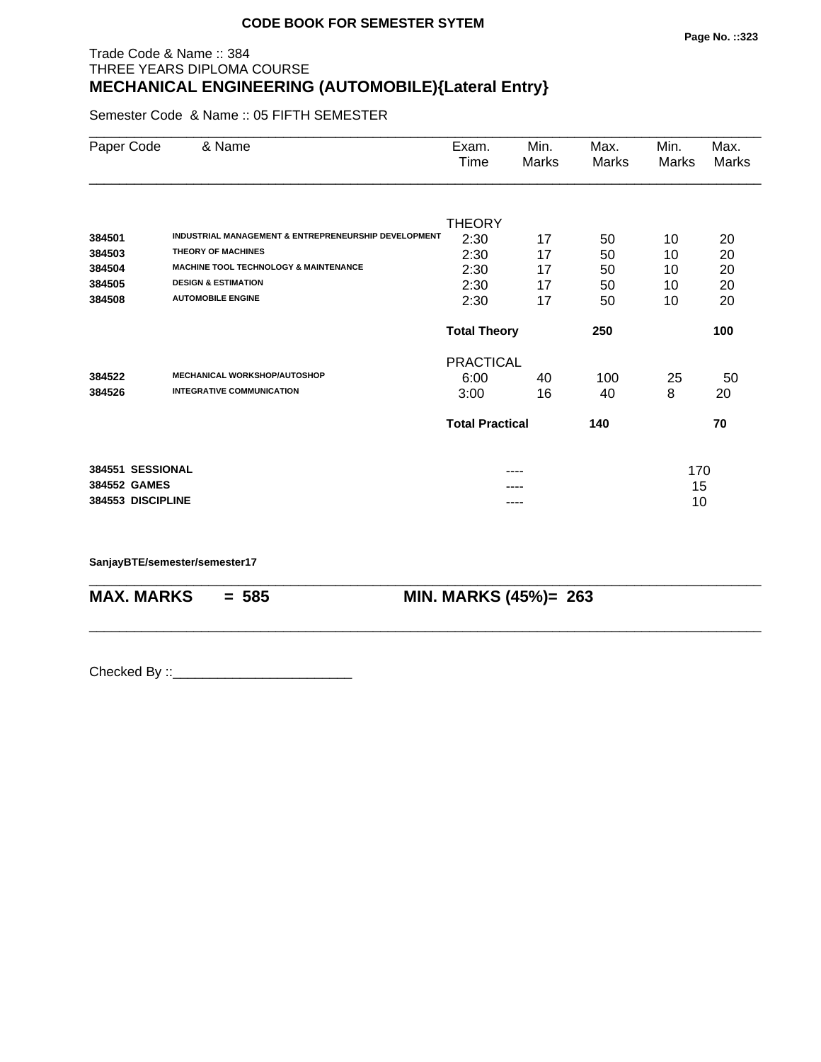**CODE BOOK FOR SEMESTER SYTEM**

Trade Code & Name :: 384
THREE YEARS DIPLOMA COURSE

# MECHANICAL ENGINEERING (AUTOMOBILE){Lateral Entry}

Semester Code & Name :: 05 FIFTH SEMESTER

| Paper Code | & Name | Exam. Time | Min. Marks | Max. Marks | Min. Marks | Max. Marks |
|---|---|---|---|---|---|---|
| | | THEORY | | | | |
| 384501 | INDUSTRIAL MANAGEMENT & ENTREPRENEURSHIP DEVELOPMENT | 2:30 | 17 | 50 | 10 | 20 |
| 384503 | THEORY OF MACHINES | 2:30 | 17 | 50 | 10 | 20 |
| 384504 | MACHINE TOOL TECHNOLOGY & MAINTENANCE | 2:30 | 17 | 50 | 10 | 20 |
| 384505 | DESIGN & ESTIMATION | 2:30 | 17 | 50 | 10 | 20 |
| 384508 | AUTOMOBILE ENGINE | 2:30 | 17 | 50 | 10 | 20 |
| | | **Total Theory** | | **250** | | **100** |
| | | PRACTICAL | | | | |
| 384522 | MECHANICAL WORKSHOP/AUTOSHOP | 6:00 | 40 | 100 | 25 | 50 |
| 384526 | INTEGRATIVE COMMUNICATION | 3:00 | 16 | 40 | 8 | 20 |
| | | **Total Practical** | | **140** | | **70** |
| **384551** | **SESSIONAL** | | ---- | | 170 | |
| **384552** | **GAMES** | | ---- | | 15 | |
| **384553** | **DISCIPLINE** | | ---- | | 10 | |

**SanjayBTE/semester/semester17**

**MAX. MARKS = 585** **MIN. MARKS (45%)= 263**

Checked By ::________________________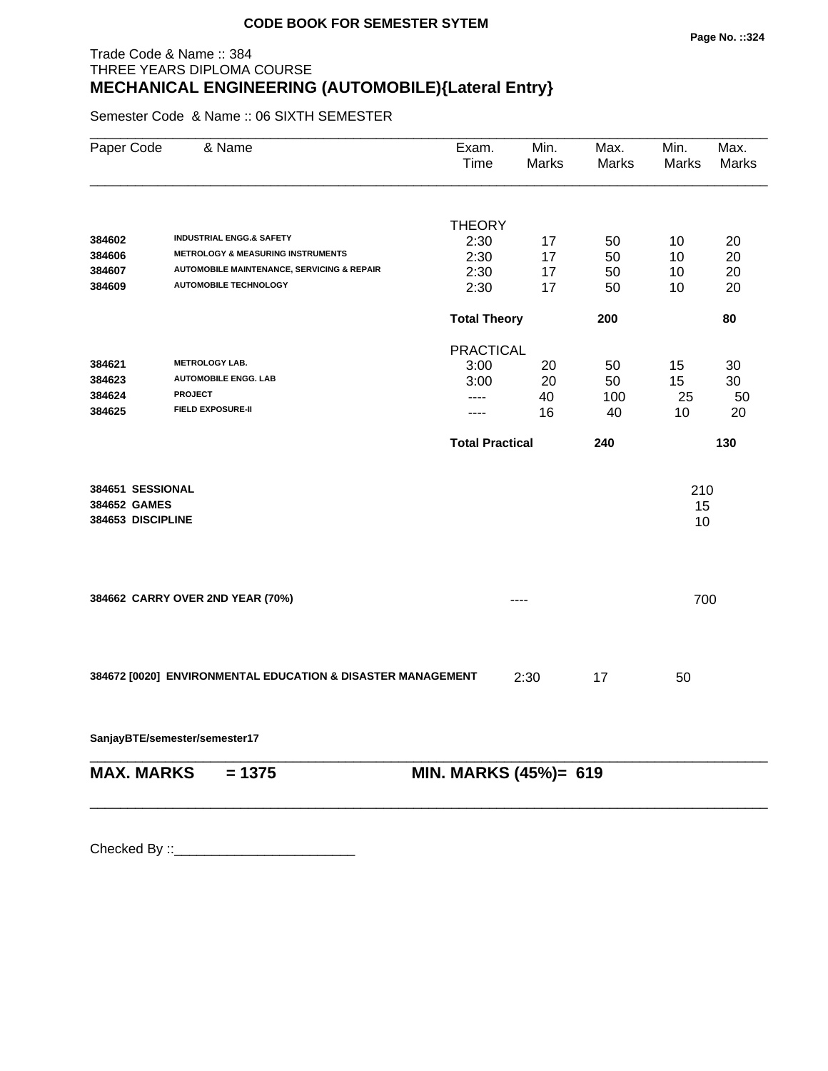**CODE BOOK FOR SEMESTER SYTEM**

Trade Code & Name :: 384
THREE YEARS DIPLOMA COURSE

# MECHANICAL ENGINEERING (AUTOMOBILE){Lateral Entry}

Semester Code & Name :: 06 SIXTH SEMESTER

| Paper Code | & Name | Exam. Time | Min. Marks | Max. Marks | Min. Marks | Max. Marks |
|---|---|---|---|---|---|---|
| | | THEORY | | | | |
| 384602 | INDUSTRIAL ENGG.& SAFETY | 2:30 | 17 | 50 | 10 | 20 |
| 384606 | METROLOGY & MEASURING INSTRUMENTS | 2:30 | 17 | 50 | 10 | 20 |
| 384607 | AUTOMOBILE MAINTENANCE, SERVICING & REPAIR | 2:30 | 17 | 50 | 10 | 20 |
| 384609 | AUTOMOBILE TECHNOLOGY | 2:30 | 17 | 50 | 10 | 20 |
| | | **Total Theory** | | **200** | | **80** |
| | | PRACTICAL | | | | |
| 384621 | METROLOGY LAB. | 3:00 | 20 | 50 | 15 | 30 |
| 384623 | AUTOMOBILE ENGG. LAB | 3:00 | 20 | 50 | 15 | 30 |
| 384624 | PROJECT | ---- | 40 | 100 | 25 | 50 |
| 384625 | FIELD EXPOSURE-II | ---- | 16 | 40 | 10 | 20 |
| | | **Total Practical** | | **240** | | **130** |
| **384651** | **SESSIONAL** | | | | 210 | |
| **384652** | **GAMES** | | | | 15 | |
| **384653** | **DISCIPLINE** | | | | 10 | |
| **384662** | **CARRY OVER 2ND YEAR (70%)** | | ---- | | 700 | |
| **384672 [0020]** | **ENVIRONMENTAL EDUCATION & DISASTER MANAGEMENT** | 2:30 | 17 | 50 | | |

**SanjayBTE/semester/semester17**

**MAX. MARKS = 1375** **MIN. MARKS (45%)= 619**

Checked By ::________________________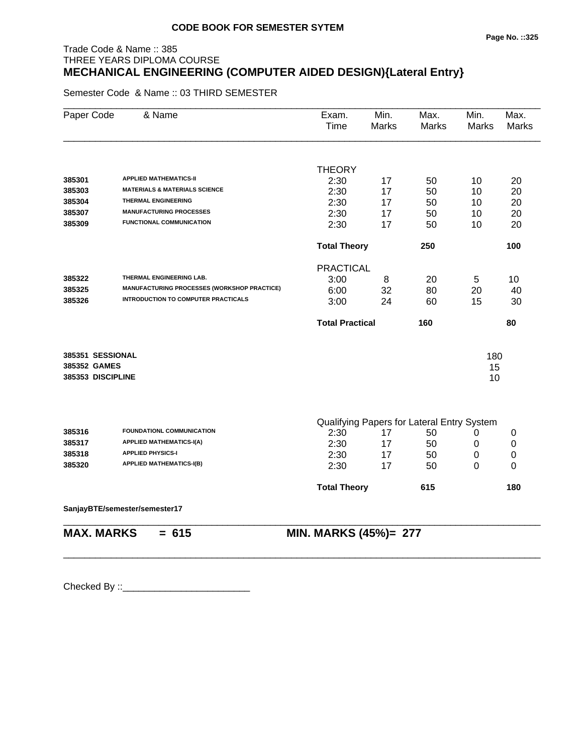**CODE BOOK FOR SEMESTER SYTEM**

Trade Code & Name :: 385
THREE YEARS DIPLOMA COURSE

# MECHANICAL ENGINEERING (COMPUTER AIDED DESIGN){Lateral Entry}

Semester Code & Name :: 03 THIRD SEMESTER

| Paper Code | & Name | Exam. Time | Min. Marks | Max. Marks | Min. Marks | Max. Marks |
|---|---|---|---|---|---|---|
| | | THEORY | | | | |
| 385301 | APPLIED MATHEMATICS-II | 2:30 | 17 | 50 | 10 | 20 |
| 385303 | MATERIALS & MATERIALS SCIENCE | 2:30 | 17 | 50 | 10 | 20 |
| 385304 | THERMAL ENGINEERING | 2:30 | 17 | 50 | 10 | 20 |
| 385307 | MANUFACTURING PROCESSES | 2:30 | 17 | 50 | 10 | 20 |
| 385309 | FUNCTIONAL COMMUNICATION | 2:30 | 17 | 50 | 10 | 20 |
| | | **Total Theory** | | **250** | | **100** |
| | | PRACTICAL | | | | |
| 385322 | THERMAL ENGINEERING LAB. | 3:00 | 8 | 20 | 5 | 10 |
| 385325 | MANUFACTURING PROCESSES (WORKSHOP PRACTICE) | 6:00 | 32 | 80 | 20 | 40 |
| 385326 | INTRODUCTION TO COMPUTER PRACTICALS | 3:00 | 24 | 60 | 15 | 30 |
| | | **Total Practical** | | **160** | | **80** |
| **385351** | **SESSIONAL** | | | | 180 | |
| **385352** | **GAMES** | | | | 15 | |
| **385353** | **DISCIPLINE** | | | | 10 | |
| | | Qualifying Papers for Lateral Entry System | | | | |
| 385316 | FOUNDATIONL COMMUNICATION | 2:30 | 17 | 50 | 0 | 0 |
| 385317 | APPLIED MATHEMATICS-I(A) | 2:30 | 17 | 50 | 0 | 0 |
| 385318 | APPLIED PHYSICS-I | 2:30 | 17 | 50 | 0 | 0 |
| 385320 | APPLIED MATHEMATICS-I(B) | 2:30 | 17 | 50 | 0 | 0 |
| | | **Total Theory** | | **615** | | **180** |

**SanjayBTE/semester/semester17**

**MAX. MARKS = 615** **MIN. MARKS (45%)= 277**

Checked By ::________________________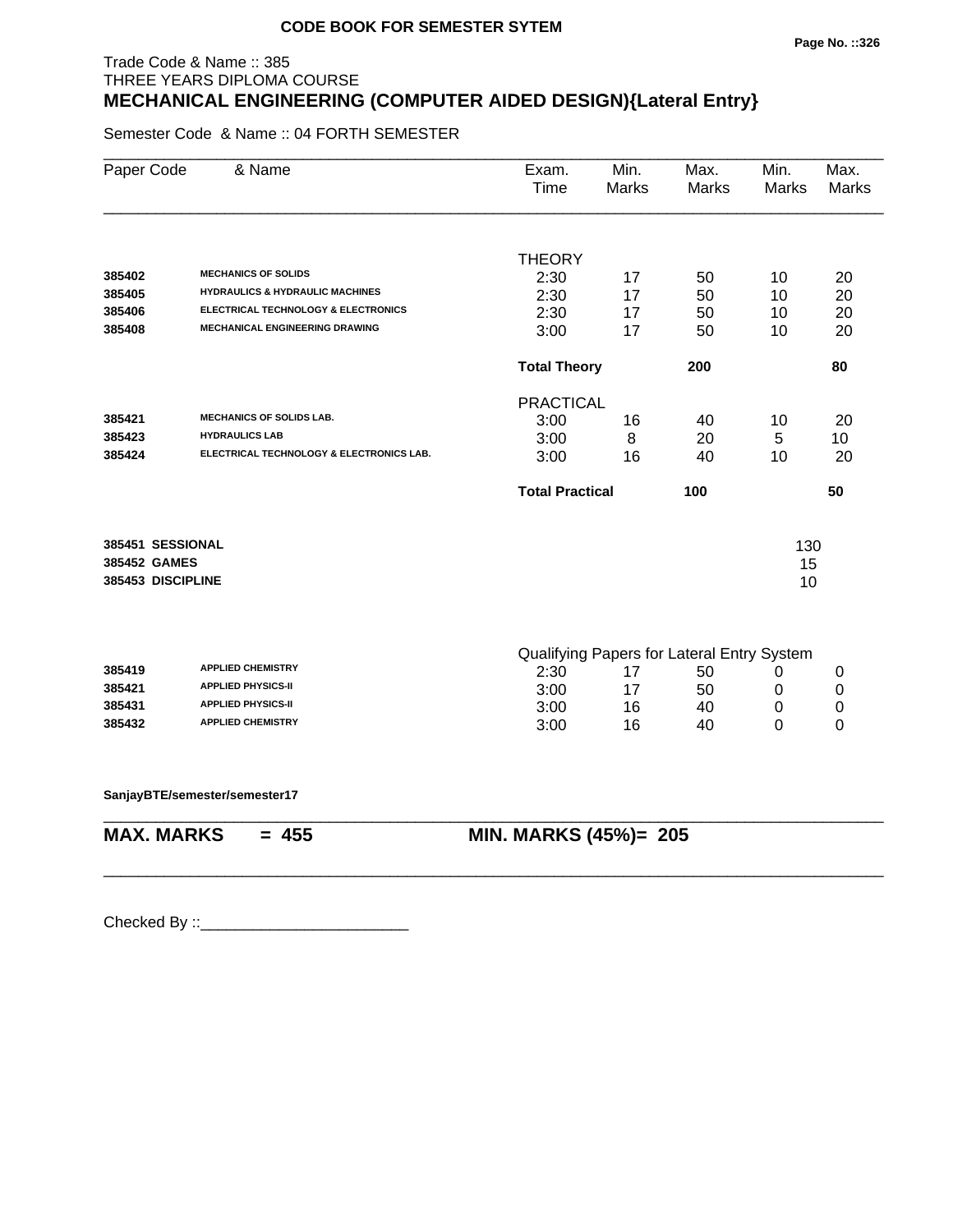**CODE BOOK FOR SEMESTER SYTEM**

Trade Code & Name :: 385
THREE YEARS DIPLOMA COURSE

# MECHANICAL ENGINEERING (COMPUTER AIDED DESIGN){Lateral Entry}

Semester Code & Name :: 04 FORTH SEMESTER

| Paper Code | & Name | Exam. Time | Min. Marks | Max. Marks | Min. Marks | Max. Marks |
|---|---|---|---|---|---|---|
| | | THEORY | | | | |
| 385402 | MECHANICS OF SOLIDS | 2:30 | 17 | 50 | 10 | 20 |
| 385405 | HYDRAULICS & HYDRAULIC MACHINES | 2:30 | 17 | 50 | 10 | 20 |
| 385406 | ELECTRICAL TECHNOLOGY & ELECTRONICS | 2:30 | 17 | 50 | 10 | 20 |
| 385408 | MECHANICAL ENGINEERING DRAWING | 3:00 | 17 | 50 | 10 | 20 |
| | | **Total Theory** | | **200** | | **80** |
| | | PRACTICAL | | | | |
| 385421 | MECHANICS OF SOLIDS LAB. | 3:00 | 16 | 40 | 10 | 20 |
| 385423 | HYDRAULICS LAB | 3:00 | 8 | 20 | 5 | 10 |
| 385424 | ELECTRICAL TECHNOLOGY & ELECTRONICS LAB. | 3:00 | 16 | 40 | 10 | 20 |
| | | **Total Practical** | | **100** | | **50** |
| **385451** | **SESSIONAL** | | | | 130 | |
| **385452** | **GAMES** | | | | 15 | |
| **385453** | **DISCIPLINE** | | | | 10 | |
| | | Qualifying Papers for Lateral Entry System | | | | |
| 385419 | APPLIED CHEMISTRY | 2:30 | 17 | 50 | 0 | 0 |
| 385421 | APPLIED PHYSICS-II | 3:00 | 17 | 50 | 0 | 0 |
| 385431 | APPLIED PHYSICS-II | 3:00 | 16 | 40 | 0 | 0 |
| 385432 | APPLIED CHEMISTRY | 3:00 | 16 | 40 | 0 | 0 |

**SanjayBTE/semester/semester17**

**MAX. MARKS = 455 MIN. MARKS (45%)= 205**

Checked By ::________________________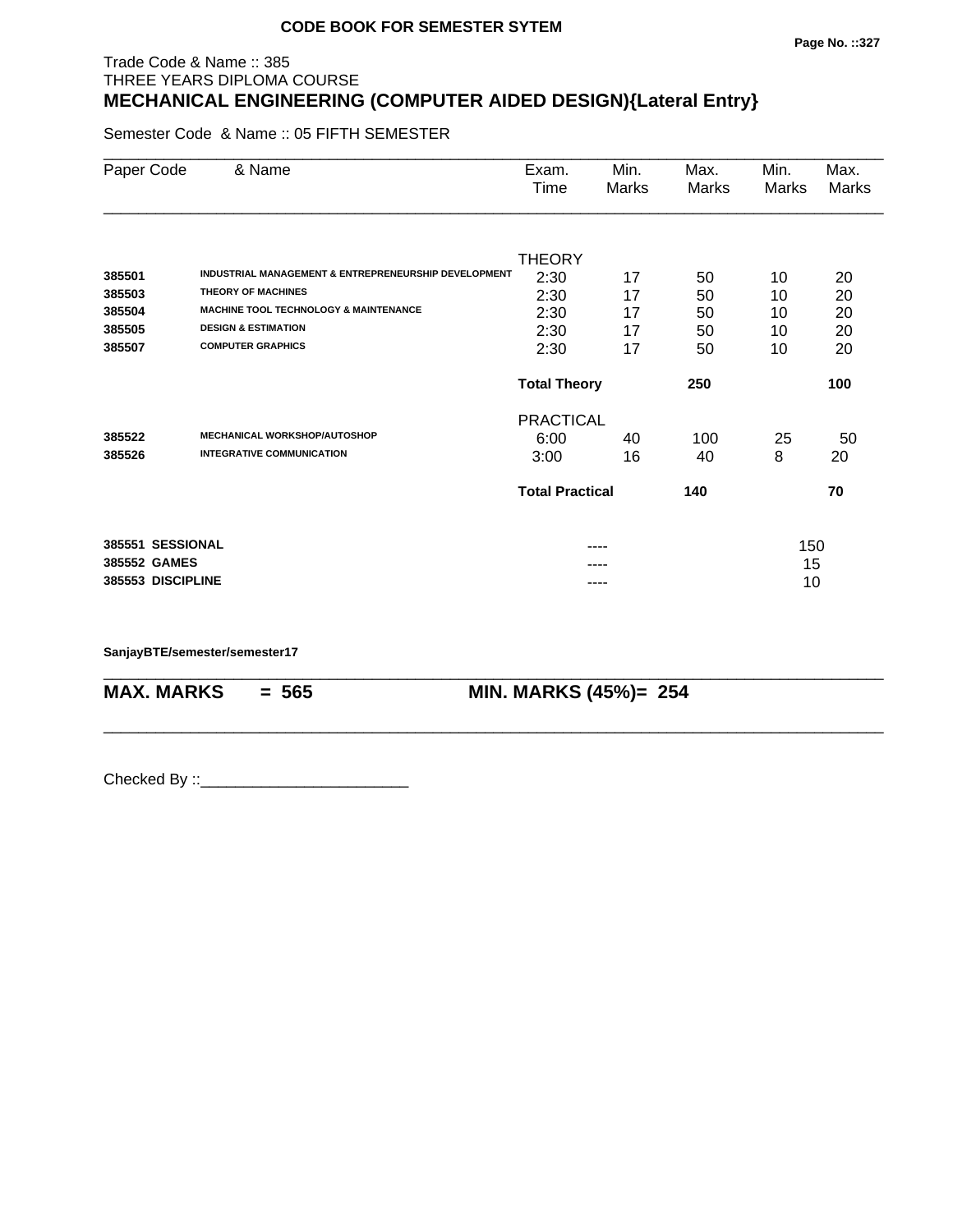**CODE BOOK FOR SEMESTER SYTEM**

Trade Code & Name :: 385
THREE YEARS DIPLOMA COURSE

# MECHANICAL ENGINEERING (COMPUTER AIDED DESIGN){Lateral Entry}

Semester Code & Name :: 05 FIFTH SEMESTER

| Paper Code | & Name | Exam. Time | Min. Marks | Max. Marks | Min. Marks | Max. Marks |
|---|---|---|---|---|---|---|
| | | THEORY | | | | |
| **385501** | **INDUSTRIAL MANAGEMENT & ENTREPRENEURSHIP DEVELOPMENT** | 2:30 | 17 | 50 | 10 | 20 |
| **385503** | **THEORY OF MACHINES** | 2:30 | 17 | 50 | 10 | 20 |
| **385504** | **MACHINE TOOL TECHNOLOGY & MAINTENANCE** | 2:30 | 17 | 50 | 10 | 20 |
| **385505** | **DESIGN & ESTIMATION** | 2:30 | 17 | 50 | 10 | 20 |
| **385507** | **COMPUTER GRAPHICS** | 2:30 | 17 | 50 | 10 | 20 |
| | | **Total Theory** | | **250** | | **100** |
| | | PRACTICAL | | | | |
| **385522** | **MECHANICAL WORKSHOP/AUTOSHOP** | 6:00 | 40 | 100 | 25 | 50 |
| **385526** | **INTEGRATIVE COMMUNICATION** | 3:00 | 16 | 40 | 8 | 20 |
| | | **Total Practical** | | **140** | | **70** |
| **385551** | **SESSIONAL** | | ---- | | 150 | |
| **385552** | **GAMES** | | ---- | | 15 | |
| **385553** | **DISCIPLINE** | | ---- | | 10 | |

**SanjayBTE/semester/semester17**

**MAX. MARKS = 565** **MIN. MARKS (45%)= 254**

Checked By ::________________________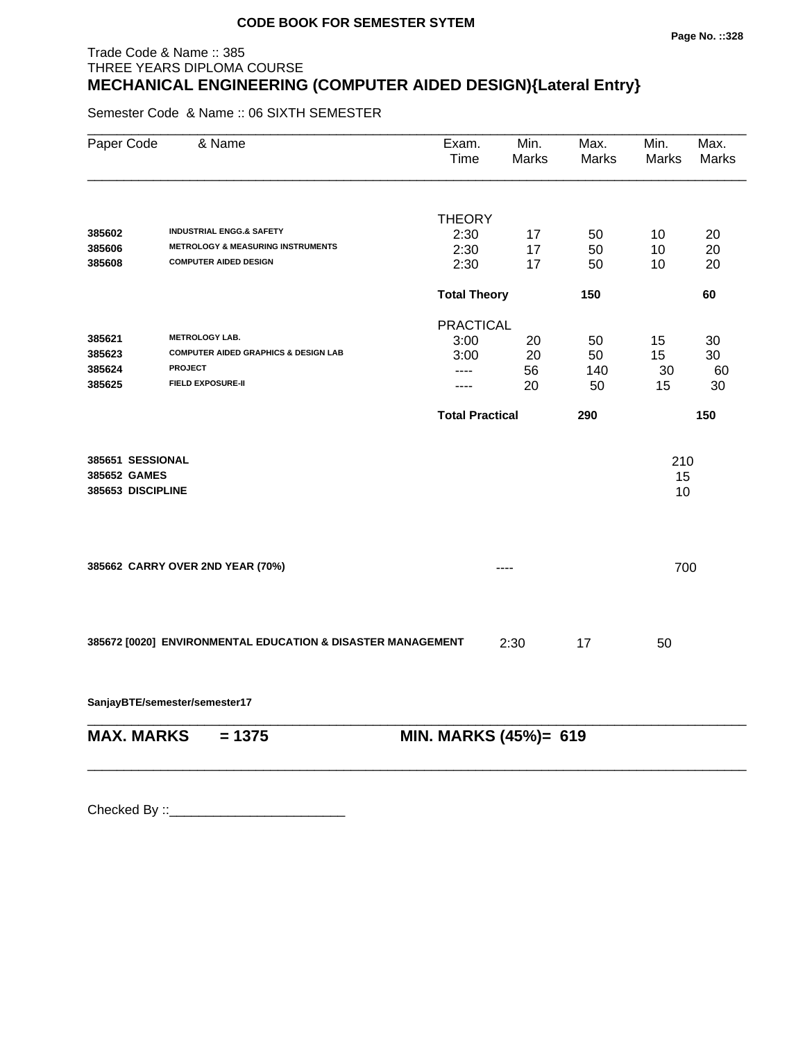**CODE BOOK FOR SEMESTER SYTEM**

Trade Code & Name :: 385
THREE YEARS DIPLOMA COURSE

# MECHANICAL ENGINEERING (COMPUTER AIDED DESIGN){Lateral Entry}

Semester Code & Name :: 06 SIXTH SEMESTER

| Paper Code | & Name | Exam. Time | Min. Marks | Max. Marks | Min. Marks | Max. Marks |
|---|---|---|---|---|---|---|
| | | THEORY | | | | |
| 385602 | INDUSTRIAL ENGG.& SAFETY | 2:30 | 17 | 50 | 10 | 20 |
| 385606 | METROLOGY & MEASURING INSTRUMENTS | 2:30 | 17 | 50 | 10 | 20 |
| 385608 | COMPUTER AIDED DESIGN | 2:30 | 17 | 50 | 10 | 20 |
| | | **Total Theory** | | **150** | | **60** |
| | | PRACTICAL | | | | |
| 385621 | METROLOGY LAB. | 3:00 | 20 | 50 | 15 | 30 |
| 385623 | COMPUTER AIDED GRAPHICS & DESIGN LAB | 3:00 | 20 | 50 | 15 | 30 |
| 385624 | PROJECT | ---- | 56 | 140 | 30 | 60 |
| 385625 | FIELD EXPOSURE-II | ---- | 20 | 50 | 15 | 30 |
| | | **Total Practical** | | **290** | | **150** |
| **385651** | **SESSIONAL** | | | | 210 | |
| **385652** | **GAMES** | | | | 15 | |
| **385653** | **DISCIPLINE** | | | | 10 | |
| **385662** | **CARRY OVER 2ND YEAR (70%)** | | ---- | | 700 | |
| **385672 [0020]** | **ENVIRONMENTAL EDUCATION & DISASTER MANAGEMENT** | 2:30 | 17 | 50 | | |

**SanjayBTE/semester/semester17**

**MAX. MARKS = 1375** | **MIN. MARKS (45%)= 619**

Checked By ::________________________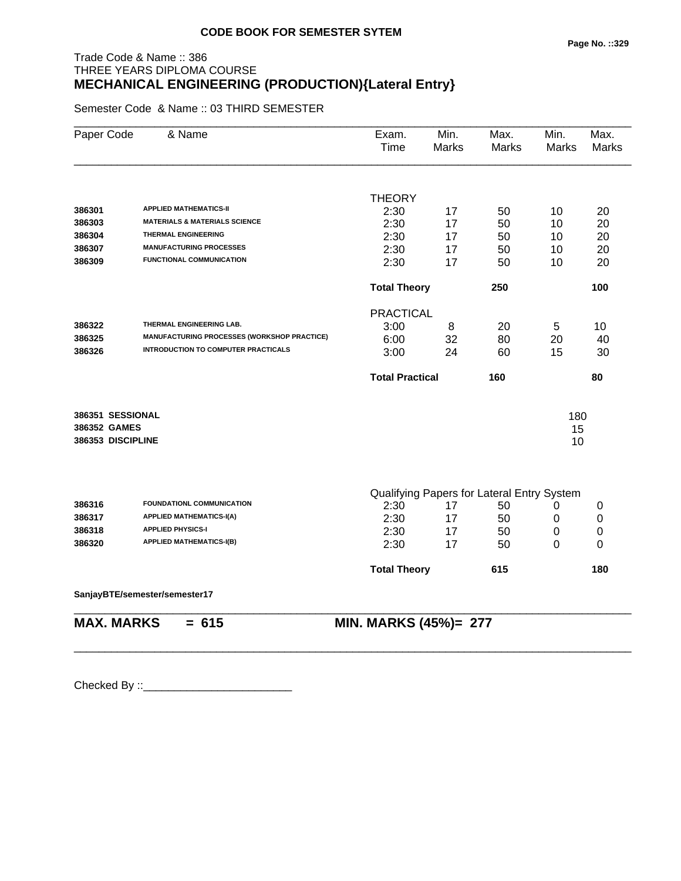**CODE BOOK FOR SEMESTER SYTEM**

Trade Code & Name :: 386
THREE YEARS DIPLOMA COURSE
**MECHANICAL ENGINEERING (PRODUCTION){Lateral Entry}**

Semester Code & Name :: 03 THIRD SEMESTER

| Paper Code | & Name | Exam. Time | Min. Marks | Max. Marks | Min. Marks | Max. Marks |
|---|---|---|---|---|---|---|
| | | THEORY | | | | |
| 386301 | APPLIED MATHEMATICS-II | 2:30 | 17 | 50 | 10 | 20 |
| 386303 | MATERIALS & MATERIALS SCIENCE | 2:30 | 17 | 50 | 10 | 20 |
| 386304 | THERMAL ENGINEERING | 2:30 | 17 | 50 | 10 | 20 |
| 386307 | MANUFACTURING PROCESSES | 2:30 | 17 | 50 | 10 | 20 |
| 386309 | FUNCTIONAL COMMUNICATION | 2:30 | 17 | 50 | 10 | 20 |
| | | **Total Theory** | | **250** | | **100** |
| | | PRACTICAL | | | | |
| 386322 | THERMAL ENGINEERING LAB. | 3:00 | 8 | 20 | 5 | 10 |
| 386325 | MANUFACTURING PROCESSES (WORKSHOP PRACTICE) | 6:00 | 32 | 80 | 20 | 40 |
| 386326 | INTRODUCTION TO COMPUTER PRACTICALS | 3:00 | 24 | 60 | 15 | 30 |
| | | **Total Practical** | | **160** | | **80** |
| **386351** | **SESSIONAL** | | | | 180 | |
| **386352** | **GAMES** | | | | 15 | |
| **386353** | **DISCIPLINE** | | | | 10 | |
| | | Qualifying Papers for Lateral Entry System | | | | |
| 386316 | FOUNDATIONL COMMUNICATION | 2:30 | 17 | 50 | 0 | 0 |
| 386317 | APPLIED MATHEMATICS-I(A) | 2:30 | 17 | 50 | 0 | 0 |
| 386318 | APPLIED PHYSICS-I | 2:30 | 17 | 50 | 0 | 0 |
| 386320 | APPLIED MATHEMATICS-I(B) | 2:30 | 17 | 50 | 0 | 0 |
| | | **Total Theory** | | **615** | | **180** |

**SanjayBTE/semester/semester17**

**MAX. MARKS = 615** **MIN. MARKS (45%)= 277**

Checked By ::________________________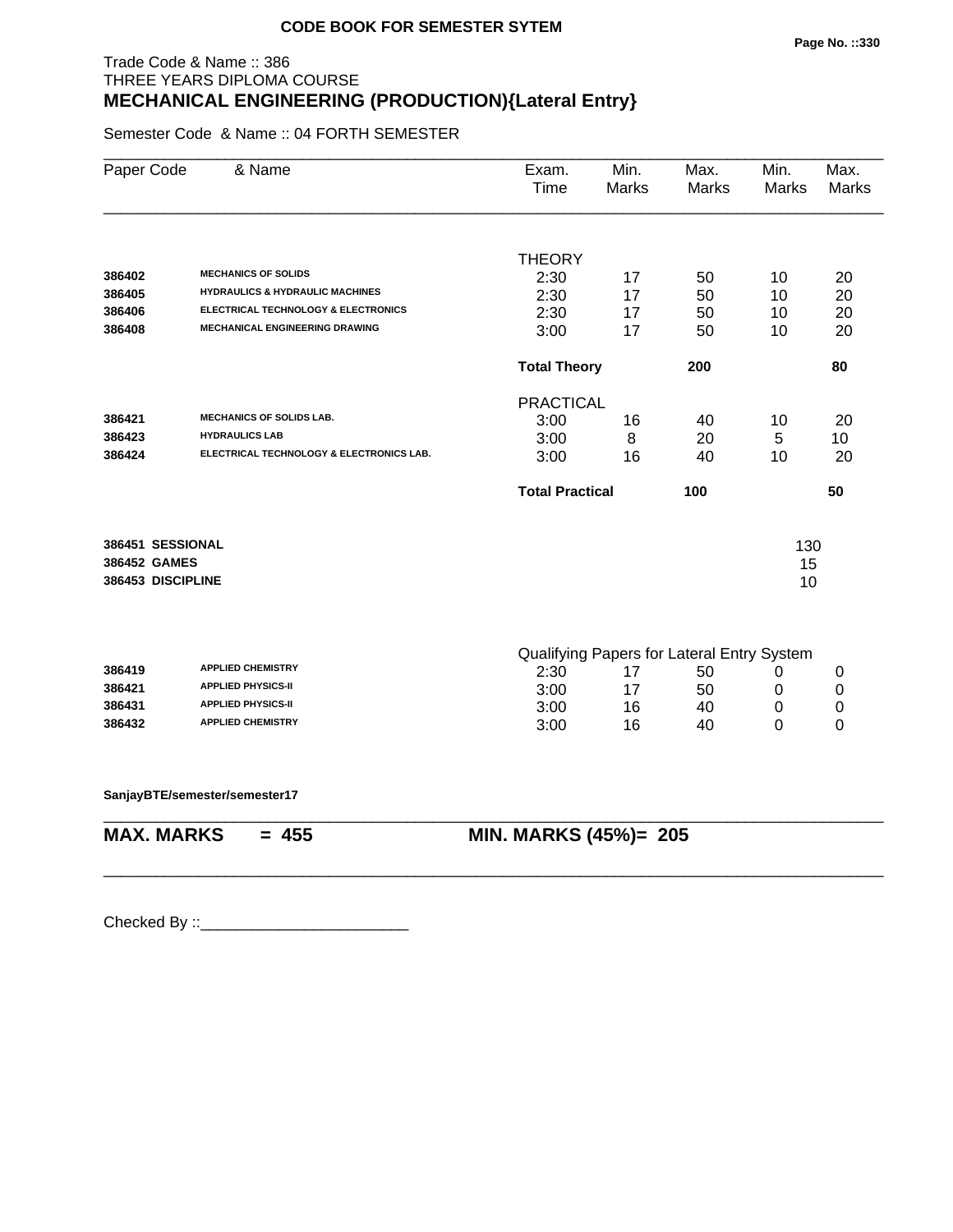**CODE BOOK FOR SEMESTER SYTEM**

Trade Code & Name :: 386
THREE YEARS DIPLOMA COURSE

## MECHANICAL ENGINEERING (PRODUCTION){Lateral Entry}

Semester Code & Name :: 04 FORTH SEMESTER

| Paper Code | & Name | Exam. Time | Min. Marks | Max. Marks | Min. Marks | Max. Marks |
|---|---|---|---|---|---|---|
| | | THEORY | | | | |
| 386402 | MECHANICS OF SOLIDS | 2:30 | 17 | 50 | 10 | 20 |
| 386405 | HYDRAULICS & HYDRAULIC MACHINES | 2:30 | 17 | 50 | 10 | 20 |
| 386406 | ELECTRICAL TECHNOLOGY & ELECTRONICS | 2:30 | 17 | 50 | 10 | 20 |
| 386408 | MECHANICAL ENGINEERING DRAWING | 3:00 | 17 | 50 | 10 | 20 |
| | | **Total Theory** | | **200** | | **80** |
| | | PRACTICAL | | | | |
| 386421 | MECHANICS OF SOLIDS LAB. | 3:00 | 16 | 40 | 10 | 20 |
| 386423 | HYDRAULICS LAB | 3:00 | 8 | 20 | 5 | 10 |
| 386424 | ELECTRICAL TECHNOLOGY & ELECTRONICS LAB. | 3:00 | 16 | 40 | 10 | 20 |
| | | **Total Practical** | | **100** | | **50** |
| **386451** | **SESSIONAL** | | | | 130 | |
| **386452** | **GAMES** | | | | 15 | |
| **386453** | **DISCIPLINE** | | | | 10 | |
| | | Qualifying Papers for Lateral Entry System | | | | |
| 386419 | APPLIED CHEMISTRY | 2:30 | 17 | 50 | 0 | 0 |
| 386421 | APPLIED PHYSICS-II | 3:00 | 17 | 50 | 0 | 0 |
| 386431 | APPLIED PHYSICS-II | 3:00 | 16 | 40 | 0 | 0 |
| 386432 | APPLIED CHEMISTRY | 3:00 | 16 | 40 | 0 | 0 |

**SanjayBTE/semester/semester17**

**MAX. MARKS = 455** **MIN. MARKS (45%)= 205**

Checked By ::________________________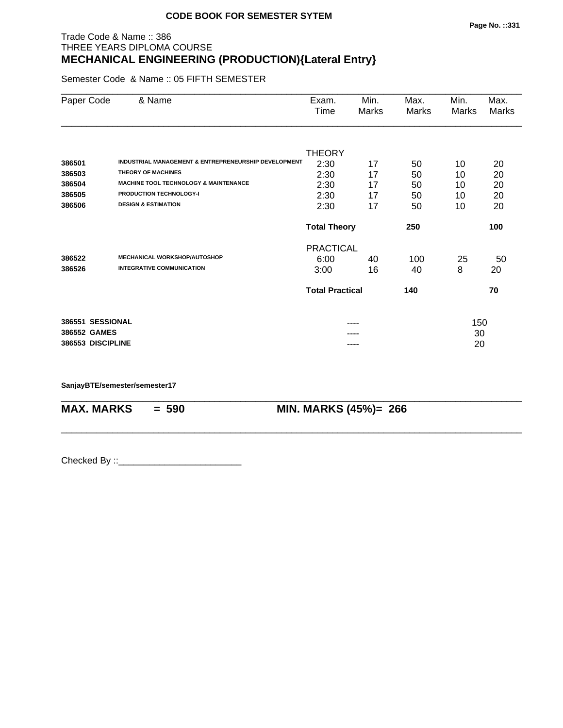**CODE BOOK FOR SEMESTER SYTEM**

Trade Code & Name :: 386
THREE YEARS DIPLOMA COURSE

# MECHANICAL ENGINEERING (PRODUCTION){Lateral Entry}

Semester Code & Name :: 05 FIFTH SEMESTER

| Paper Code | & Name | Exam. Time | Min. Marks | Max. Marks | Min. Marks | Max. Marks |
|---|---|---|---|---|---|---|
| | | THEORY | | | | |
| **386501** | **INDUSTRIAL MANAGEMENT & ENTREPRENEURSHIP DEVELOPMENT** | 2:30 | 17 | 50 | 10 | 20 |
| **386503** | **THEORY OF MACHINES** | 2:30 | 17 | 50 | 10 | 20 |
| **386504** | **MACHINE TOOL TECHNOLOGY & MAINTENANCE** | 2:30 | 17 | 50 | 10 | 20 |
| **386505** | **PRODUCTION TECHNOLOGY-I** | 2:30 | 17 | 50 | 10 | 20 |
| **386506** | **DESIGN & ESTIMATION** | 2:30 | 17 | 50 | 10 | 20 |
| | | **Total Theory** | | **250** | | **100** |
| | | PRACTICAL | | | | |
| **386522** | **MECHANICAL WORKSHOP/AUTOSHOP** | 6:00 | 40 | 100 | 25 | 50 |
| **386526** | **INTEGRATIVE COMMUNICATION** | 3:00 | 16 | 40 | 8 | 20 |
| | | **Total Practical** | | **140** | | **70** |
| **386551** | **SESSIONAL** | | ---- | | 150 | |
| **386552** | **GAMES** | | ---- | | 30 | |
| **386553** | **DISCIPLINE** | | ---- | | 20 | |

**SanjayBTE/semester/semester17**

**MAX. MARKS = 590** **MIN. MARKS (45%)= 266**

Checked By ::________________________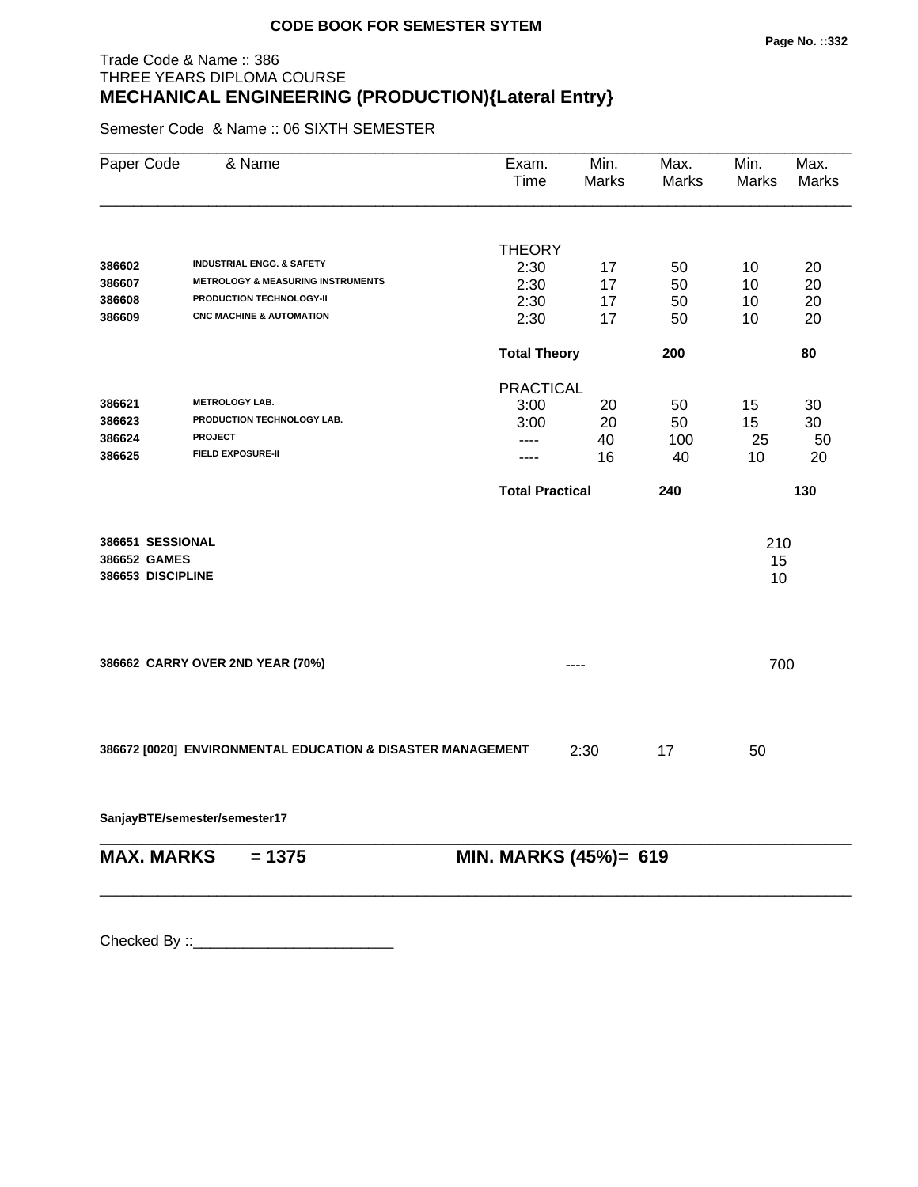**CODE BOOK FOR SEMESTER SYTEM**

Trade Code & Name :: 386
THREE YEARS DIPLOMA COURSE

## MECHANICAL ENGINEERING (PRODUCTION){Lateral Entry}

Semester Code & Name :: 06 SIXTH SEMESTER

| Paper Code | & Name | Exam. Time | Min. Marks | Max. Marks | Min. Marks | Max. Marks |
|---|---|---|---|---|---|---|
| | | THEORY | | | | |
| **386602** | **INDUSTRIAL ENGG. & SAFETY** | 2:30 | 17 | 50 | 10 | 20 |
| **386607** | **METROLOGY & MEASURING INSTRUMENTS** | 2:30 | 17 | 50 | 10 | 20 |
| **386608** | **PRODUCTION TECHNOLOGY-II** | 2:30 | 17 | 50 | 10 | 20 |
| **386609** | **CNC MACHINE & AUTOMATION** | 2:30 | 17 | 50 | 10 | 20 |
| | | **Total Theory** | | **200** | | **80** |
| | | PRACTICAL | | | | |
| **386621** | **METROLOGY LAB.** | 3:00 | 20 | 50 | 15 | 30 |
| **386623** | **PRODUCTION TECHNOLOGY LAB.** | 3:00 | 20 | 50 | 15 | 30 |
| **386624** | **PROJECT** | ---- | 40 | 100 | 25 | 50 |
| **386625** | **FIELD EXPOSURE-II** | ---- | 16 | 40 | 10 | 20 |
| | | **Total Practical** | | **240** | | **130** |
| **386651** | **SESSIONAL** | | | | 210 | |
| **386652** | **GAMES** | | | | 15 | |
| **386653** | **DISCIPLINE** | | | | 10 | |
| **386662** | **CARRY OVER 2ND YEAR (70%)** | | ---- | | 700 | |
| **386672 [0020]** | **ENVIRONMENTAL EDUCATION & DISASTER MANAGEMENT** | 2:30 | 17 | 50 | | |

**SanjayBTE/semester/semester17**

**MAX. MARKS = 1375** **MIN. MARKS (45%)= 619**

Checked By ::________________________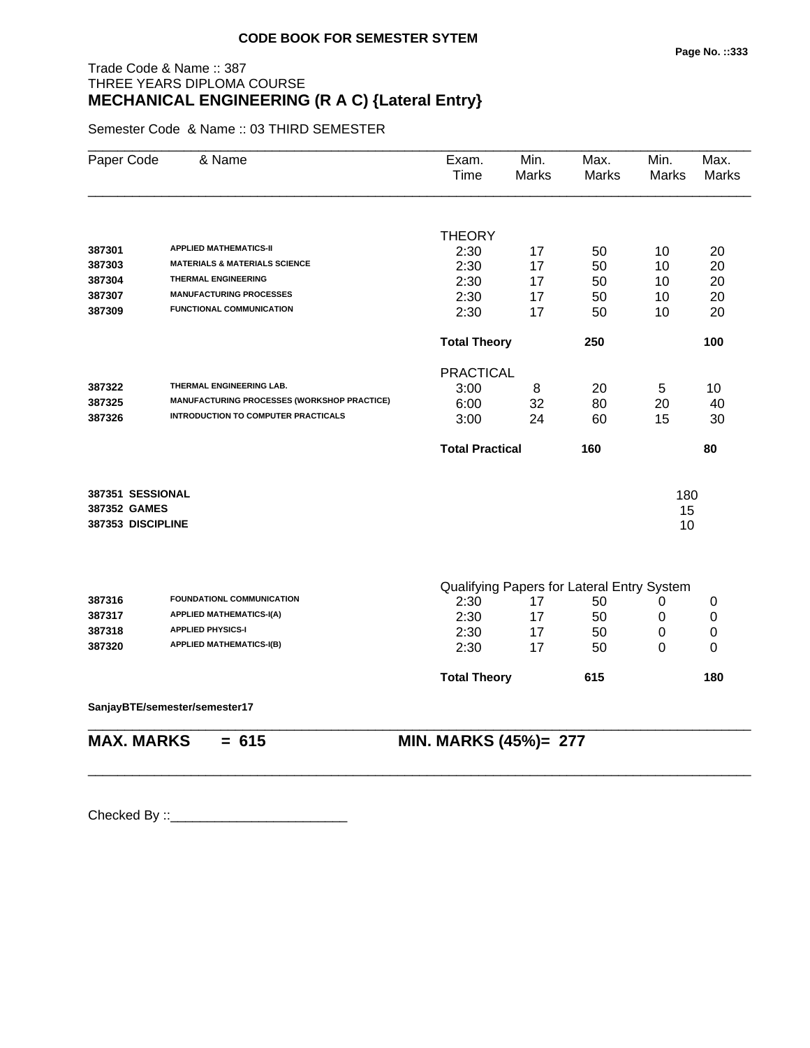**CODE BOOK FOR SEMESTER SYTEM**

Trade Code & Name :: 387
THREE YEARS DIPLOMA COURSE
## MECHANICAL ENGINEERING (R A C) {Lateral Entry}

Semester Code & Name :: 03 THIRD SEMESTER

| Paper Code | & Name | Exam. Time | Min. Marks | Max. Marks | Min. Marks | Max. Marks |
|---|---|---|---|---|---|---|
| | | THEORY | | | | |
| 387301 | APPLIED MATHEMATICS-II | 2:30 | 17 | 50 | 10 | 20 |
| 387303 | MATERIALS & MATERIALS SCIENCE | 2:30 | 17 | 50 | 10 | 20 |
| 387304 | THERMAL ENGINEERING | 2:30 | 17 | 50 | 10 | 20 |
| 387307 | MANUFACTURING PROCESSES | 2:30 | 17 | 50 | 10 | 20 |
| 387309 | FUNCTIONAL COMMUNICATION | 2:30 | 17 | 50 | 10 | 20 |
| | | **Total Theory** | | **250** | | **100** |
| | | PRACTICAL | | | | |
| 387322 | THERMAL ENGINEERING LAB. | 3:00 | 8 | 20 | 5 | 10 |
| 387325 | MANUFACTURING PROCESSES (WORKSHOP PRACTICE) | 6:00 | 32 | 80 | 20 | 40 |
| 387326 | INTRODUCTION TO COMPUTER PRACTICALS | 3:00 | 24 | 60 | 15 | 30 |
| | | **Total Practical** | | **160** | | **80** |
| **387351** | **SESSIONAL** | | | | 180 | |
| **387352** | **GAMES** | | | | 15 | |
| **387353** | **DISCIPLINE** | | | | 10 | |
| | | Qualifying Papers for Lateral Entry System | | | | |
| 387316 | FOUNDATIONL COMMUNICATION | 2:30 | 17 | 50 | 0 | 0 |
| 387317 | APPLIED MATHEMATICS-I(A) | 2:30 | 17 | 50 | 0 | 0 |
| 387318 | APPLIED PHYSICS-I | 2:30 | 17 | 50 | 0 | 0 |
| 387320 | APPLIED MATHEMATICS-I(B) | 2:30 | 17 | 50 | 0 | 0 |
| | | **Total Theory** | | **615** | | **180** |

**SanjayBTE/semester/semester17**

**MAX. MARKS = 615** **MIN. MARKS (45%)= 277**

Checked By ::________________________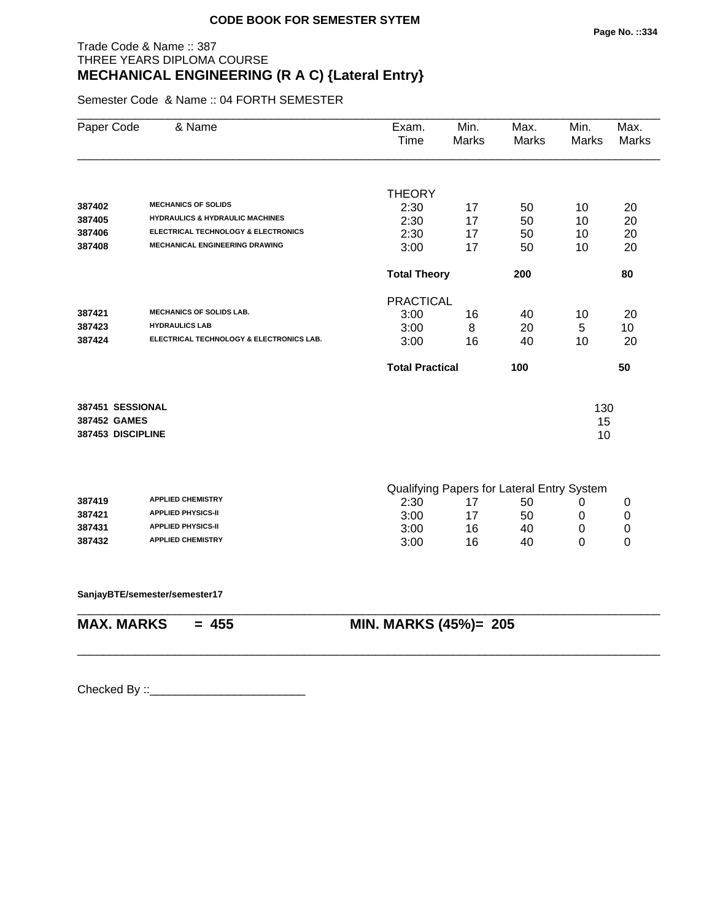**CODE BOOK FOR SEMESTER SYTEM**

Trade Code & Name :: 387
THREE YEARS DIPLOMA COURSE
## MECHANICAL ENGINEERING (R A C) {Lateral Entry}

Semester Code & Name :: 04 FORTH SEMESTER

| Paper Code | & Name | Exam. Time | Min. Marks | Max. Marks | Min. Marks | Max. Marks |
|---|---|---|---|---|---|---|
| | | THEORY | | | | |
| 387402 | MECHANICS OF SOLIDS | 2:30 | 17 | 50 | 10 | 20 |
| 387405 | HYDRAULICS & HYDRAULIC MACHINES | 2:30 | 17 | 50 | 10 | 20 |
| 387406 | ELECTRICAL TECHNOLOGY & ELECTRONICS | 2:30 | 17 | 50 | 10 | 20 |
| 387408 | MECHANICAL ENGINEERING DRAWING | 3:00 | 17 | 50 | 10 | 20 |
| | | **Total Theory** | | **200** | | **80** |
| | | PRACTICAL | | | | |
| 387421 | MECHANICS OF SOLIDS LAB. | 3:00 | 16 | 40 | 10 | 20 |
| 387423 | HYDRAULICS LAB | 3:00 | 8 | 20 | 5 | 10 |
| 387424 | ELECTRICAL TECHNOLOGY & ELECTRONICS LAB. | 3:00 | 16 | 40 | 10 | 20 |
| | | **Total Practical** | | **100** | | **50** |
| **387451** | **SESSIONAL** | | | | 130 | |
| **387452** | **GAMES** | | | | 15 | |
| **387453** | **DISCIPLINE** | | | | 10 | |
| | | Qualifying Papers for Lateral Entry System | | | | |
| 387419 | APPLIED CHEMISTRY | 2:30 | 17 | 50 | 0 | 0 |
| 387421 | APPLIED PHYSICS-II | 3:00 | 17 | 50 | 0 | 0 |
| 387431 | APPLIED PHYSICS-II | 3:00 | 16 | 40 | 0 | 0 |
| 387432 | APPLIED CHEMISTRY | 3:00 | 16 | 40 | 0 | 0 |

**SanjayBTE/semester/semester17**

**MAX. MARKS = 455 MIN. MARKS (45%)= 205**

Checked By ::________________________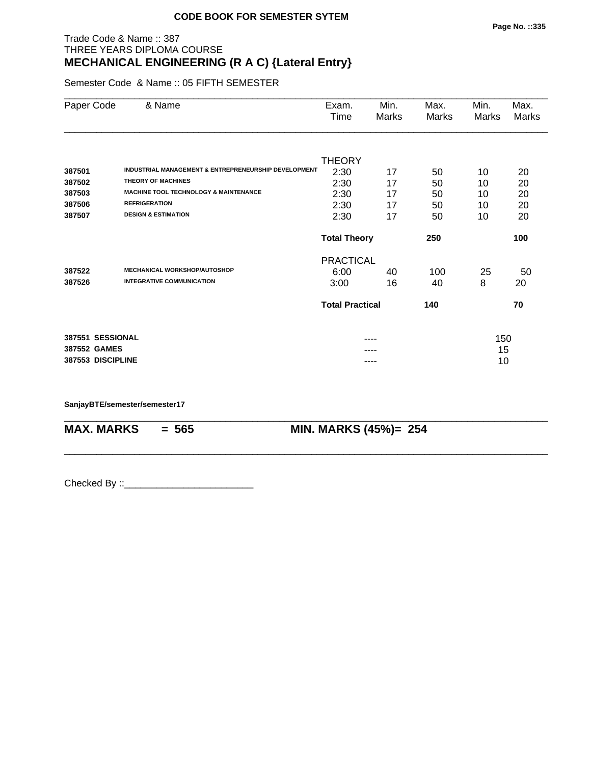**CODE BOOK FOR SEMESTER SYTEM**

Trade Code & Name :: 387
THREE YEARS DIPLOMA COURSE

# MECHANICAL ENGINEERING (R A C) {Lateral Entry}

Semester Code & Name :: 05 FIFTH SEMESTER

| Paper Code | & Name | Exam. Time | Min. Marks | Max. Marks | Min. Marks | Max. Marks |
|---|---|---|---|---|---|---|
| | | THEORY | | | | |
| **387501** | **INDUSTRIAL MANAGEMENT & ENTREPRENEURSHIP DEVELOPMENT** | 2:30 | 17 | 50 | 10 | 20 |
| **387502** | **THEORY OF MACHINES** | 2:30 | 17 | 50 | 10 | 20 |
| **387503** | **MACHINE TOOL TECHNOLOGY & MAINTENANCE** | 2:30 | 17 | 50 | 10 | 20 |
| **387506** | **REFRIGERATION** | 2:30 | 17 | 50 | 10 | 20 |
| **387507** | **DESIGN & ESTIMATION** | 2:30 | 17 | 50 | 10 | 20 |
| | | **Total Theory** | | **250** | | **100** |
| | | PRACTICAL | | | | |
| **387522** | **MECHANICAL WORKSHOP/AUTOSHOP** | 6:00 | 40 | 100 | 25 | 50 |
| **387526** | **INTEGRATIVE COMMUNICATION** | 3:00 | 16 | 40 | 8 | 20 |
| | | **Total Practical** | | **140** | | **70** |
| **387551** | **SESSIONAL** | | ---- | | 150 | |
| **387552** | **GAMES** | | ---- | | 15 | |
| **387553** | **DISCIPLINE** | | ---- | | 10 | |

**SanjayBTE/semester/semester17**

**MAX. MARKS = 565 MIN. MARKS (45%)= 254**

Checked By ::________________________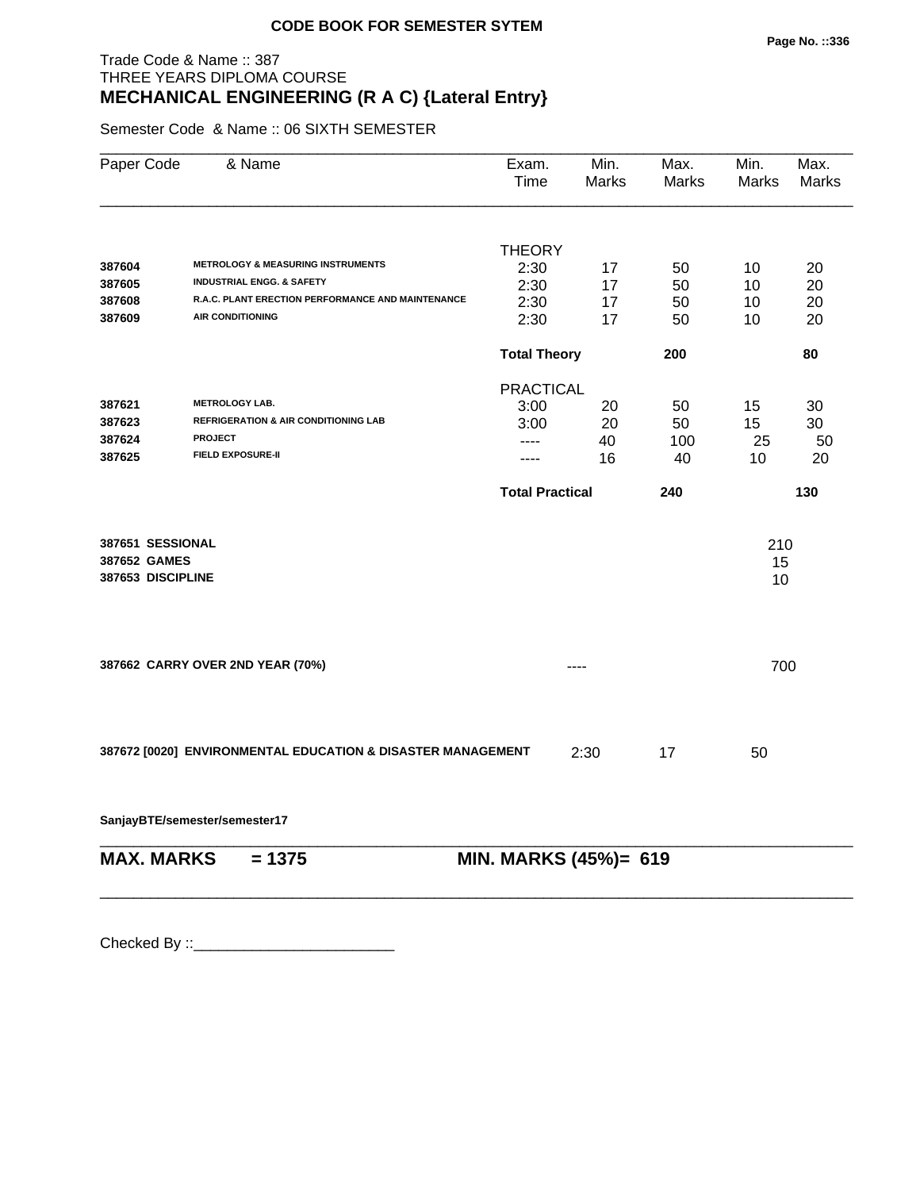**CODE BOOK FOR SEMESTER SYTEM**

Trade Code & Name :: 387
THREE YEARS DIPLOMA COURSE
## MECHANICAL ENGINEERING (R A C) {Lateral Entry}

Semester Code & Name :: 06 SIXTH SEMESTER

| Paper Code | & Name | Exam. Time | Min. Marks | Max. Marks | Min. Marks | Max. Marks |
|---|---|---|---|---|---|---|
| | | THEORY | | | | |
| **387604** | **METROLOGY & MEASURING INSTRUMENTS** | 2:30 | 17 | 50 | 10 | 20 |
| **387605** | **INDUSTRIAL ENGG. & SAFETY** | 2:30 | 17 | 50 | 10 | 20 |
| **387608** | **R.A.C. PLANT ERECTION PERFORMANCE AND MAINTENANCE** | 2:30 | 17 | 50 | 10 | 20 |
| **387609** | **AIR CONDITIONING** | 2:30 | 17 | 50 | 10 | 20 |
| | | **Total Theory** | | **200** | | **80** |
| | | PRACTICAL | | | | |
| **387621** | **METROLOGY LAB.** | 3:00 | 20 | 50 | 15 | 30 |
| **387623** | **REFRIGERATION & AIR CONDITIONING LAB** | 3:00 | 20 | 50 | 15 | 30 |
| **387624** | **PROJECT** | ---- | 40 | 100 | 25 | 50 |
| **387625** | **FIELD EXPOSURE-II** | ---- | 16 | 40 | 10 | 20 |
| | | **Total Practical** | | **240** | | **130** |

| | |
|---|---|
| **387651 SESSIONAL** | 210 |
| **387652 GAMES** | 15 |
| **387653 DISCIPLINE** | 10 |

**387662 CARRY OVER 2ND YEAR (70%)** ---- 700

**387672 [0020] ENVIRONMENTAL EDUCATION & DISASTER MANAGEMENT** 2:30 17 50

**SanjayBTE/semester/semester17**

**MAX. MARKS = 1375** **MIN. MARKS (45%)= 619**

Checked By ::________________________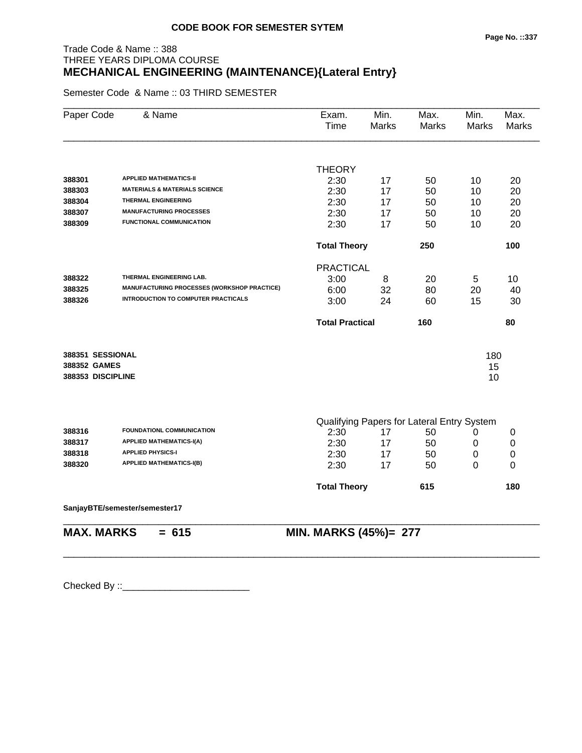**CODE BOOK FOR SEMESTER SYTEM**

Trade Code & Name :: 388
THREE YEARS DIPLOMA COURSE
**MECHANICAL ENGINEERING (MAINTENANCE){Lateral Entry}**

Semester Code & Name :: 03 THIRD SEMESTER

| Paper Code | & Name | Exam. Time | Min. Marks | Max. Marks | Min. Marks | Max. Marks |
|---|---|---|---|---|---|---|
| | | THEORY | | | | |
| **388301** | **APPLIED MATHEMATICS-II** | 2:30 | 17 | 50 | 10 | 20 |
| **388303** | **MATERIALS & MATERIALS SCIENCE** | 2:30 | 17 | 50 | 10 | 20 |
| **388304** | **THERMAL ENGINEERING** | 2:30 | 17 | 50 | 10 | 20 |
| **388307** | **MANUFACTURING PROCESSES** | 2:30 | 17 | 50 | 10 | 20 |
| **388309** | **FUNCTIONAL COMMUNICATION** | 2:30 | 17 | 50 | 10 | 20 |
| | | **Total Theory** | | **250** | | **100** |
| | | PRACTICAL | | | | |
| **388322** | **THERMAL ENGINEERING LAB.** | 3:00 | 8 | 20 | 5 | 10 |
| **388325** | **MANUFACTURING PROCESSES (WORKSHOP PRACTICE)** | 6:00 | 32 | 80 | 20 | 40 |
| **388326** | **INTRODUCTION TO COMPUTER PRACTICALS** | 3:00 | 24 | 60 | 15 | 30 |
| | | **Total Practical** | | **160** | | **80** |
| **388351** | **SESSIONAL** | | | | 180 | |
| **388352** | **GAMES** | | | | 15 | |
| **388353** | **DISCIPLINE** | | | | 10 | |
| | | Qualifying Papers for Lateral Entry System | | | | |
| **388316** | **FOUNDATIONL COMMUNICATION** | 2:30 | 17 | 50 | 0 | 0 |
| **388317** | **APPLIED MATHEMATICS-I(A)** | 2:30 | 17 | 50 | 0 | 0 |
| **388318** | **APPLIED PHYSICS-I** | 2:30 | 17 | 50 | 0 | 0 |
| **388320** | **APPLIED MATHEMATICS-I(B)** | 2:30 | 17 | 50 | 0 | 0 |
| | | **Total Theory** | | **615** | | **180** |

**SanjayBTE/semester/semester17**

**MAX. MARKS = 615** **MIN. MARKS (45%)= 277**

Checked By ::________________________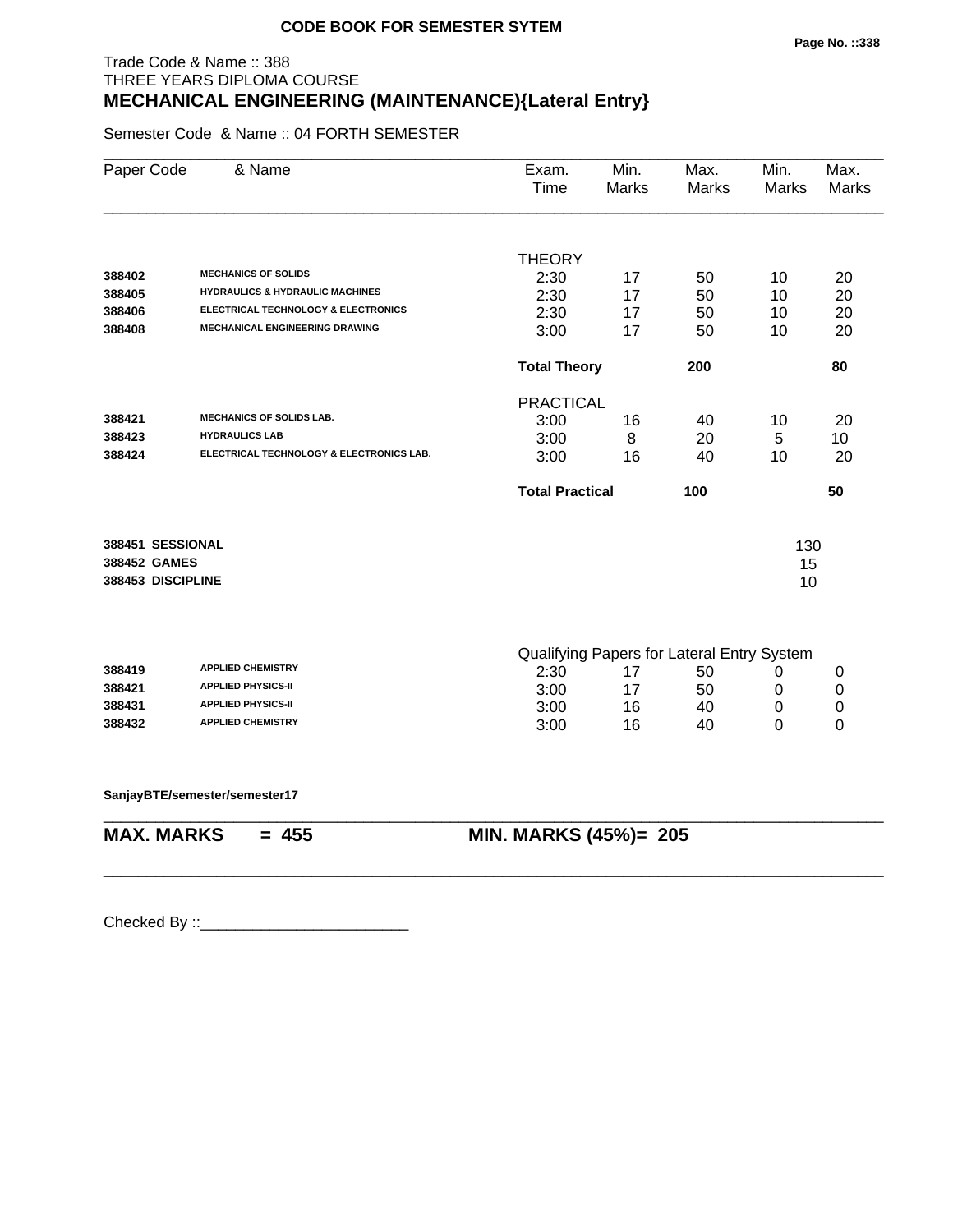**CODE BOOK FOR SEMESTER SYTEM**

Trade Code & Name :: 388
THREE YEARS DIPLOMA COURSE
## MECHANICAL ENGINEERING (MAINTENANCE){Lateral Entry}

Semester Code & Name :: 04 FORTH SEMESTER

| Paper Code | & Name | Exam. Time | Min. Marks | Max. Marks | Min. Marks | Max. Marks |
|---|---|---|---|---|---|---|
| | | THEORY | | | | |
| 388402 | MECHANICS OF SOLIDS | 2:30 | 17 | 50 | 10 | 20 |
| 388405 | HYDRAULICS & HYDRAULIC MACHINES | 2:30 | 17 | 50 | 10 | 20 |
| 388406 | ELECTRICAL TECHNOLOGY & ELECTRONICS | 2:30 | 17 | 50 | 10 | 20 |
| 388408 | MECHANICAL ENGINEERING DRAWING | 3:00 | 17 | 50 | 10 | 20 |
| | | **Total Theory** | | **200** | | **80** |
| | | PRACTICAL | | | | |
| 388421 | MECHANICS OF SOLIDS LAB. | 3:00 | 16 | 40 | 10 | 20 |
| 388423 | HYDRAULICS LAB | 3:00 | 8 | 20 | 5 | 10 |
| 388424 | ELECTRICAL TECHNOLOGY & ELECTRONICS LAB. | 3:00 | 16 | 40 | 10 | 20 |
| | | **Total Practical** | | **100** | | **50** |
| **388451** | **SESSIONAL** | | | | 130 | |
| **388452** | **GAMES** | | | | 15 | |
| **388453** | **DISCIPLINE** | | | | 10 | |
| | | Qualifying Papers for Lateral Entry System | | | | |
| 388419 | APPLIED CHEMISTRY | 2:30 | 17 | 50 | 0 | 0 |
| 388421 | APPLIED PHYSICS-II | 3:00 | 17 | 50 | 0 | 0 |
| 388431 | APPLIED PHYSICS-II | 3:00 | 16 | 40 | 0 | 0 |
| 388432 | APPLIED CHEMISTRY | 3:00 | 16 | 40 | 0 | 0 |

**SanjayBTE/semester/semester17**

**MAX. MARKS = 455** **MIN. MARKS (45%)= 205**

Checked By ::________________________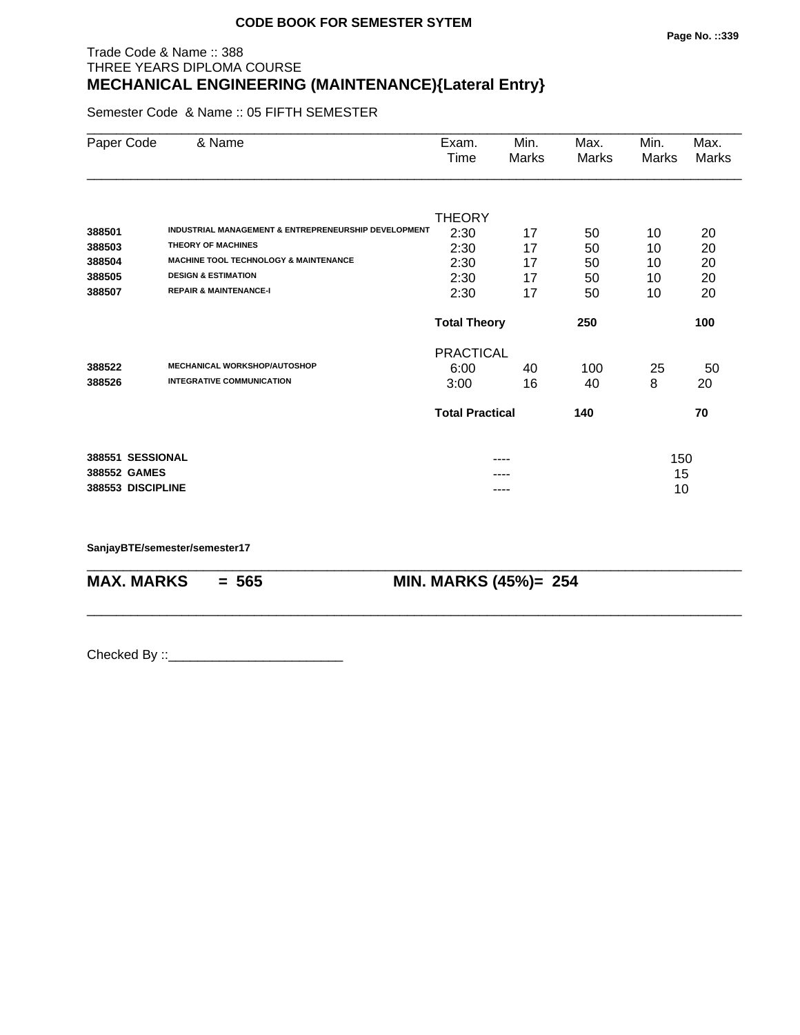**CODE BOOK FOR SEMESTER SYTEM**

Trade Code & Name :: 388
THREE YEARS DIPLOMA COURSE

## MECHANICAL ENGINEERING (MAINTENANCE){Lateral Entry}

Semester Code & Name :: 05 FIFTH SEMESTER

| Paper Code | & Name | Exam. Time | Min. Marks | Max. Marks | Min. Marks | Max. Marks |
|---|---|---|---|---|---|---|
| | | THEORY | | | | |
| 388501 | INDUSTRIAL MANAGEMENT & ENTREPRENEURSHIP DEVELOPMENT | 2:30 | 17 | 50 | 10 | 20 |
| 388503 | THEORY OF MACHINES | 2:30 | 17 | 50 | 10 | 20 |
| 388504 | MACHINE TOOL TECHNOLOGY & MAINTENANCE | 2:30 | 17 | 50 | 10 | 20 |
| 388505 | DESIGN & ESTIMATION | 2:30 | 17 | 50 | 10 | 20 |
| 388507 | REPAIR & MAINTENANCE-I | 2:30 | 17 | 50 | 10 | 20 |
| | | **Total Theory** | | **250** | | **100** |
| | | PRACTICAL | | | | |
| 388522 | MECHANICAL WORKSHOP/AUTOSHOP | 6:00 | 40 | 100 | 25 | 50 |
| 388526 | INTEGRATIVE COMMUNICATION | 3:00 | 16 | 40 | 8 | 20 |
| | | **Total Practical** | | **140** | | **70** |
| **388551** | **SESSIONAL** | | ---- | | 150 | |
| **388552** | **GAMES** | | ---- | | 15 | |
| **388553** | **DISCIPLINE** | | ---- | | 10 | |

**SanjayBTE/semester/semester17**

**MAX. MARKS = 565** **MIN. MARKS (45%)= 254**

Checked By ::________________________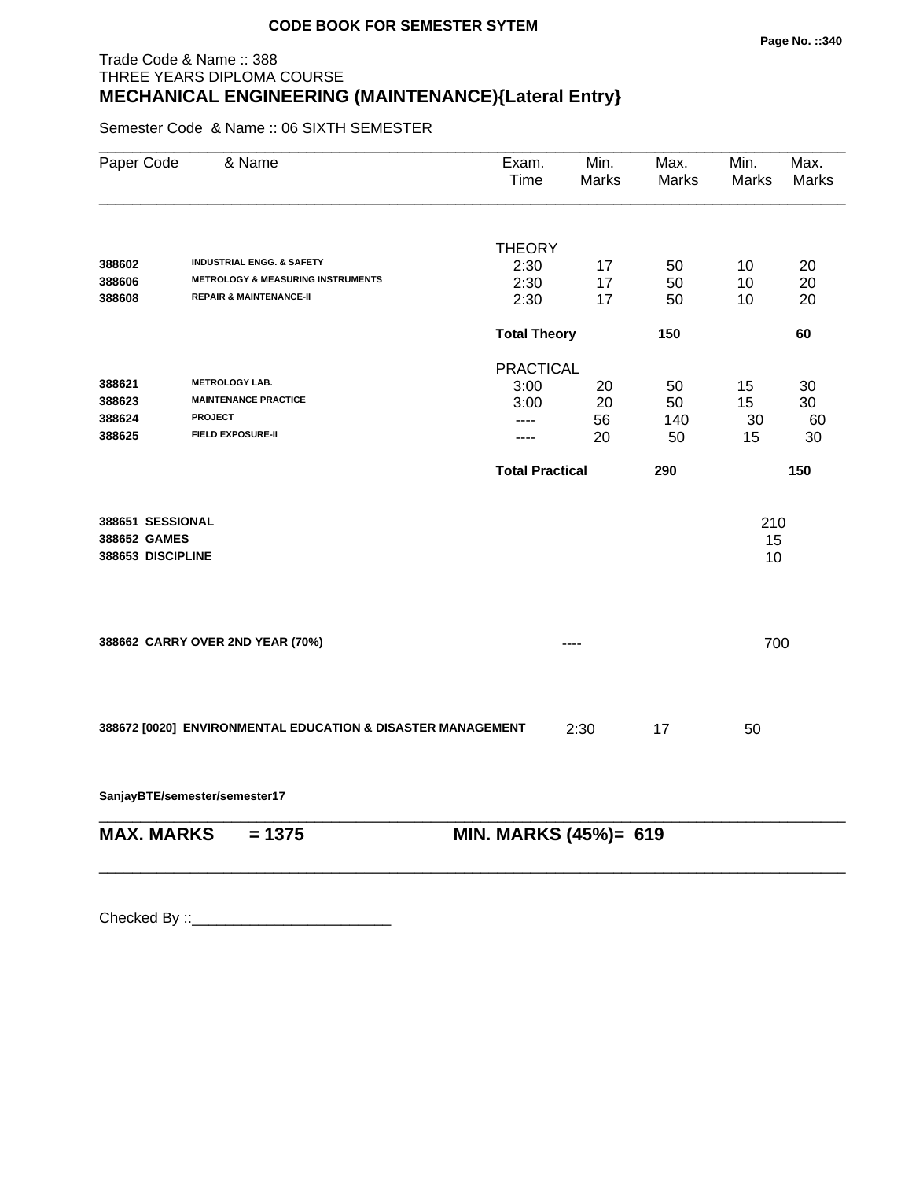**CODE BOOK FOR SEMESTER SYTEM**

Trade Code & Name :: 388
THREE YEARS DIPLOMA COURSE

# MECHANICAL ENGINEERING (MAINTENANCE){Lateral Entry}

Semester Code & Name :: 06 SIXTH SEMESTER

| Paper Code | & Name | Exam. Time | Min. Marks | Max. Marks | Min. Marks | Max. Marks |
|---|---|---|---|---|---|---|
| | | THEORY | | | | |
| 388602 | INDUSTRIAL ENGG. & SAFETY | 2:30 | 17 | 50 | 10 | 20 |
| 388606 | METROLOGY & MEASURING INSTRUMENTS | 2:30 | 17 | 50 | 10 | 20 |
| 388608 | REPAIR & MAINTENANCE-II | 2:30 | 17 | 50 | 10 | 20 |
| | | **Total Theory** | | **150** | | **60** |
| | | PRACTICAL | | | | |
| 388621 | METROLOGY LAB. | 3:00 | 20 | 50 | 15 | 30 |
| 388623 | MAINTENANCE PRACTICE | 3:00 | 20 | 50 | 15 | 30 |
| 388624 | PROJECT | ---- | 56 | 140 | 30 | 60 |
| 388625 | FIELD EXPOSURE-II | ---- | 20 | 50 | 15 | 30 |
| | | **Total Practical** | | **290** | | **150** |
| 388651 | SESSIONAL | | | | 210 | |
| 388652 | GAMES | | | | 15 | |
| 388653 | DISCIPLINE | | | | 10 | |
| 388662 | CARRY OVER 2ND YEAR (70%) | | ---- | | 700 | |
| 388672 [0020] | ENVIRONMENTAL EDUCATION & DISASTER MANAGEMENT | | 2:30 | 17 | 50 | |

SanjayBTE/semester/semester17

**MAX. MARKS = 1375** **MIN. MARKS (45%)= 619**

Checked By ::________________________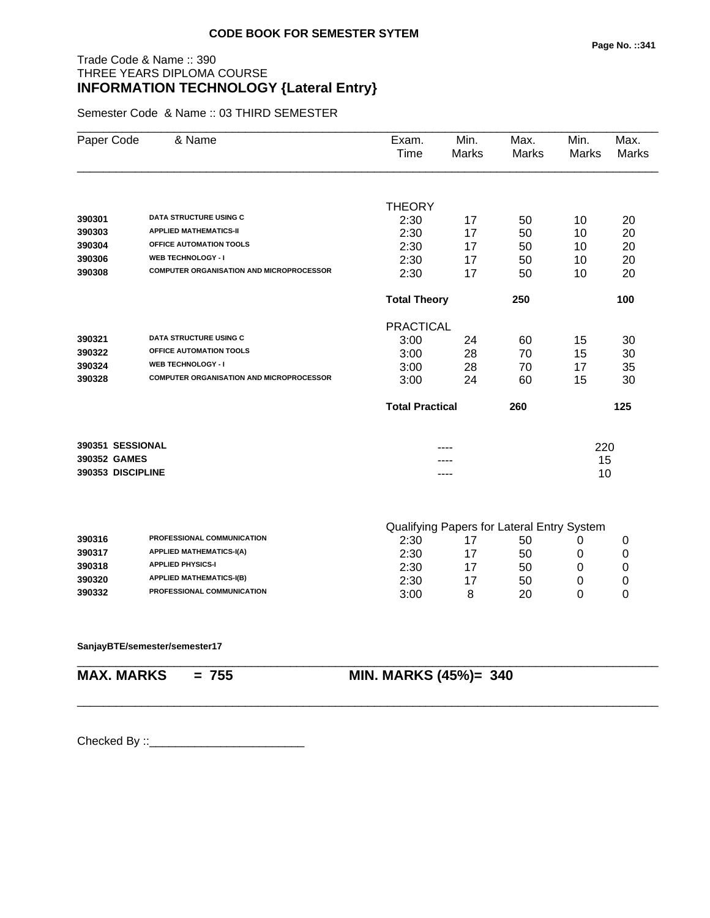**CODE BOOK FOR SEMESTER SYTEM**

Trade Code & Name :: 390
THREE YEARS DIPLOMA COURSE
**INFORMATION TECHNOLOGY {Lateral Entry}**

Semester Code & Name :: 03 THIRD SEMESTER

| Paper Code | & Name | Exam. Time | Min. Marks | Max. Marks | Min. Marks | Max. Marks |
|---|---|---|---|---|---|---|
| | | THEORY | | | | |
| 390301 | DATA STRUCTURE USING C | 2:30 | 17 | 50 | 10 | 20 |
| 390303 | APPLIED MATHEMATICS-II | 2:30 | 17 | 50 | 10 | 20 |
| 390304 | OFFICE AUTOMATION TOOLS | 2:30 | 17 | 50 | 10 | 20 |
| 390306 | WEB TECHNOLOGY - I | 2:30 | 17 | 50 | 10 | 20 |
| 390308 | COMPUTER ORGANISATION AND MICROPROCESSOR | 2:30 | 17 | 50 | 10 | 20 |
| | | **Total Theory** | | **250** | | **100** |
| | | PRACTICAL | | | | |
| 390321 | DATA STRUCTURE USING C | 3:00 | 24 | 60 | 15 | 30 |
| 390322 | OFFICE AUTOMATION TOOLS | 3:00 | 28 | 70 | 15 | 30 |
| 390324 | WEB TECHNOLOGY - I | 3:00 | 28 | 70 | 17 | 35 |
| 390328 | COMPUTER ORGANISATION AND MICROPROCESSOR | 3:00 | 24 | 60 | 15 | 30 |
| | | **Total Practical** | | **260** | | **125** |
| **390351** | **SESSIONAL** | | ---- | | | 220 |
| **390352** | **GAMES** | | ---- | | | 15 |
| **390353** | **DISCIPLINE** | | ---- | | | 10 |
| | | Qualifying Papers for Lateral Entry System | | | | |
| 390316 | PROFESSIONAL COMMUNICATION | 2:30 | 17 | 50 | 0 | 0 |
| 390317 | APPLIED MATHEMATICS-I(A) | 2:30 | 17 | 50 | 0 | 0 |
| 390318 | APPLIED PHYSICS-I | 2:30 | 17 | 50 | 0 | 0 |
| 390320 | APPLIED MATHEMATICS-I(B) | 2:30 | 17 | 50 | 0 | 0 |
| 390332 | PROFESSIONAL COMMUNICATION | 3:00 | 8 | 20 | 0 | 0 |

**SanjayBTE/semester/semester17**

**MAX. MARKS = 755** **MIN. MARKS (45%)= 340**

Checked By ::________________________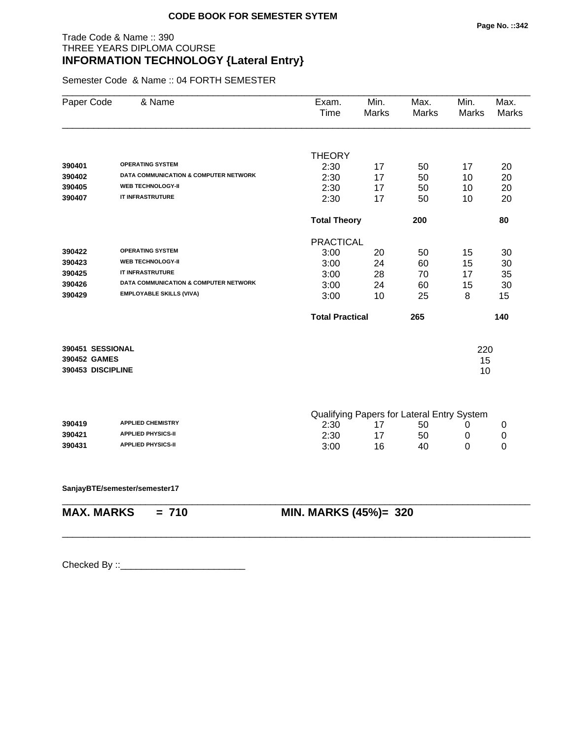**CODE BOOK FOR SEMESTER SYTEM**

Trade Code & Name :: 390
THREE YEARS DIPLOMA COURSE
## INFORMATION TECHNOLOGY {Lateral Entry}

Semester Code & Name :: 04 FORTH SEMESTER

| Paper Code | & Name | Exam. Time | Min. Marks | Max. Marks | Min. Marks | Max. Marks |
|---|---|---|---|---|---|---|
| | | THEORY | | | | |
| 390401 | OPERATING SYSTEM | 2:30 | 17 | 50 | 17 | 20 |
| 390402 | DATA COMMUNICATION & COMPUTER NETWORK | 2:30 | 17 | 50 | 10 | 20 |
| 390405 | WEB TECHNOLOGY-II | 2:30 | 17 | 50 | 10 | 20 |
| 390407 | IT INFRASTRUTURE | 2:30 | 17 | 50 | 10 | 20 |
| | | **Total Theory** | | **200** | | **80** |
| | | PRACTICAL | | | | |
| 390422 | OPERATING SYSTEM | 3:00 | 20 | 50 | 15 | 30 |
| 390423 | WEB TECHNOLOGY-II | 3:00 | 24 | 60 | 15 | 30 |
| 390425 | IT INFRASTRUTURE | 3:00 | 28 | 70 | 17 | 35 |
| 390426 | DATA COMMUNICATION & COMPUTER NETWORK | 3:00 | 24 | 60 | 15 | 30 |
| 390429 | EMPLOYABLE SKILLS (VIVA) | 3:00 | 10 | 25 | 8 | 15 |
| | | **Total Practical** | | **265** | | **140** |
| **390451** | **SESSIONAL** | | | | 220 | |
| **390452** | **GAMES** | | | | 15 | |
| **390453** | **DISCIPLINE** | | | | 10 | |
| | | Qualifying Papers for Lateral Entry System | | | | |
| 390419 | APPLIED CHEMISTRY | 2:30 | 17 | 50 | 0 | 0 |
| 390421 | APPLIED PHYSICS-II | 2:30 | 17 | 50 | 0 | 0 |
| 390431 | APPLIED PHYSICS-II | 3:00 | 16 | 40 | 0 | 0 |

**SanjayBTE/semester/semester17**

**MAX. MARKS = 710** **MIN. MARKS (45%)= 320**

Checked By ::________________________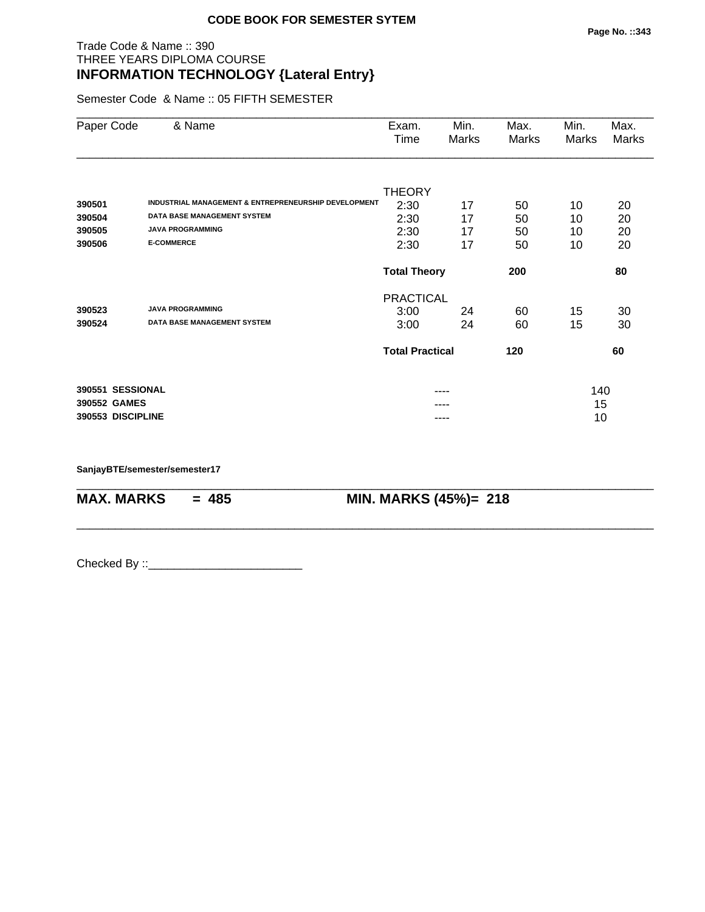**CODE BOOK FOR SEMESTER SYTEM**

Trade Code & Name :: 390
THREE YEARS DIPLOMA COURSE
**INFORMATION TECHNOLOGY {Lateral Entry}**

Semester Code & Name :: 05 FIFTH SEMESTER

| Paper Code | & Name | Exam. Time | Min. Marks | Max. Marks | Min. Marks | Max. Marks |
|---|---|---|---|---|---|---|
| | | THEORY | | | | |
| **390501** | **INDUSTRIAL MANAGEMENT & ENTREPRENEURSHIP DEVELOPMENT** | 2:30 | 17 | 50 | 10 | 20 |
| **390504** | **DATA BASE MANAGEMENT SYSTEM** | 2:30 | 17 | 50 | 10 | 20 |
| **390505** | **JAVA PROGRAMMING** | 2:30 | 17 | 50 | 10 | 20 |
| **390506** | **E-COMMERCE** | 2:30 | 17 | 50 | 10 | 20 |
| | | **Total Theory** | | **200** | | **80** |
| | | PRACTICAL | | | | |
| **390523** | **JAVA PROGRAMMING** | 3:00 | 24 | 60 | 15 | 30 |
| **390524** | **DATA BASE MANAGEMENT SYSTEM** | 3:00 | 24 | 60 | 15 | 30 |
| | | **Total Practical** | | **120** | | **60** |
| **390551** | **SESSIONAL** | | ---- | | 140 | |
| **390552** | **GAMES** | | ---- | | 15 | |
| **390553** | **DISCIPLINE** | | ---- | | 10 | |

**SanjayBTE/semester/semester17**

**MAX. MARKS = 485** **MIN. MARKS (45%)= 218**

Checked By ::________________________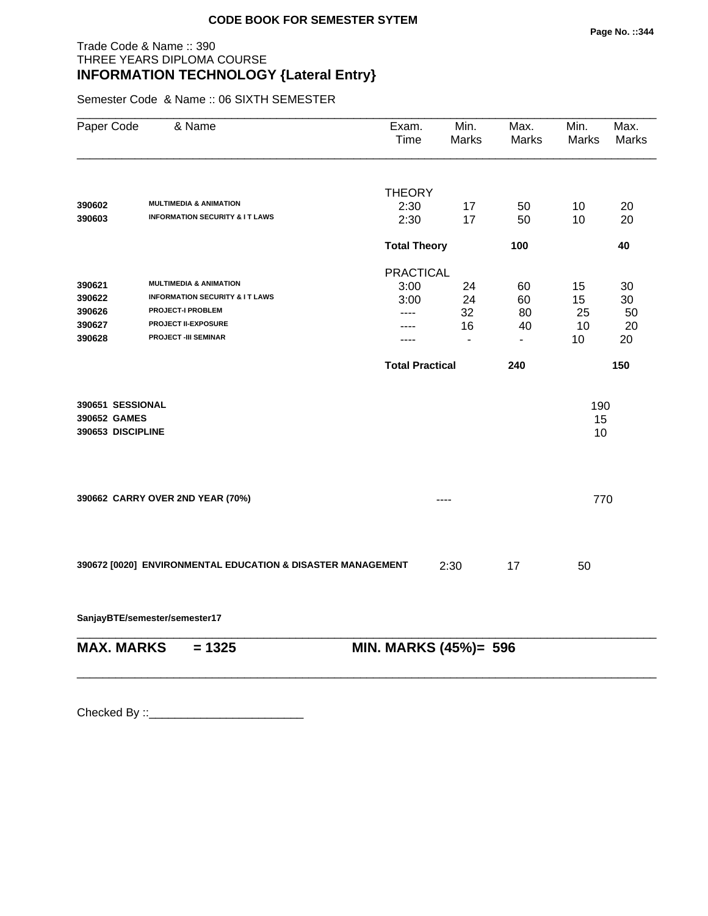**CODE BOOK FOR SEMESTER SYTEM**

Trade Code & Name :: 390
THREE YEARS DIPLOMA COURSE
## INFORMATION TECHNOLOGY {Lateral Entry}

Semester Code & Name :: 06 SIXTH SEMESTER

| Paper Code | & Name | Exam. Time | Min. Marks | Max. Marks | Min. Marks | Max. Marks |
|---|---|---|---|---|---|---|
| | | THEORY | | | | |
| 390602 | **MULTIMEDIA & ANIMATION** | 2:30 | 17 | 50 | 10 | 20 |
| 390603 | **INFORMATION SECURITY & I T LAWS** | 2:30 | 17 | 50 | 10 | 20 |
| | | **Total Theory** | | **100** | | **40** |
| | | PRACTICAL | | | | |
| 390621 | **MULTIMEDIA & ANIMATION** | 3:00 | 24 | 60 | 15 | 30 |
| 390622 | **INFORMATION SECURITY & I T LAWS** | 3:00 | 24 | 60 | 15 | 30 |
| 390626 | **PROJECT-I PROBLEM** | ---- | 32 | 80 | 25 | 50 |
| 390627 | **PROJECT II-EXPOSURE** | ---- | 16 | 40 | 10 | 20 |
| 390628 | **PROJECT -III SEMINAR** | ---- | - | - | 10 | 20 |
| | | **Total Practical** | | **240** | | **150** |

| | |
|---|---|
| **390651 SESSIONAL** | 190 |
| **390652 GAMES** | 15 |
| **390653 DISCIPLINE** | 10 |

**390662 CARRY OVER 2ND YEAR (70%)** ---- 770

**390672 [0020] ENVIRONMENTAL EDUCATION & DISASTER MANAGEMENT** 2:30 17 50

**SanjayBTE/semester/semester17**

**MAX. MARKS = 1325** **MIN. MARKS (45%)= 596**

Checked By ::________________________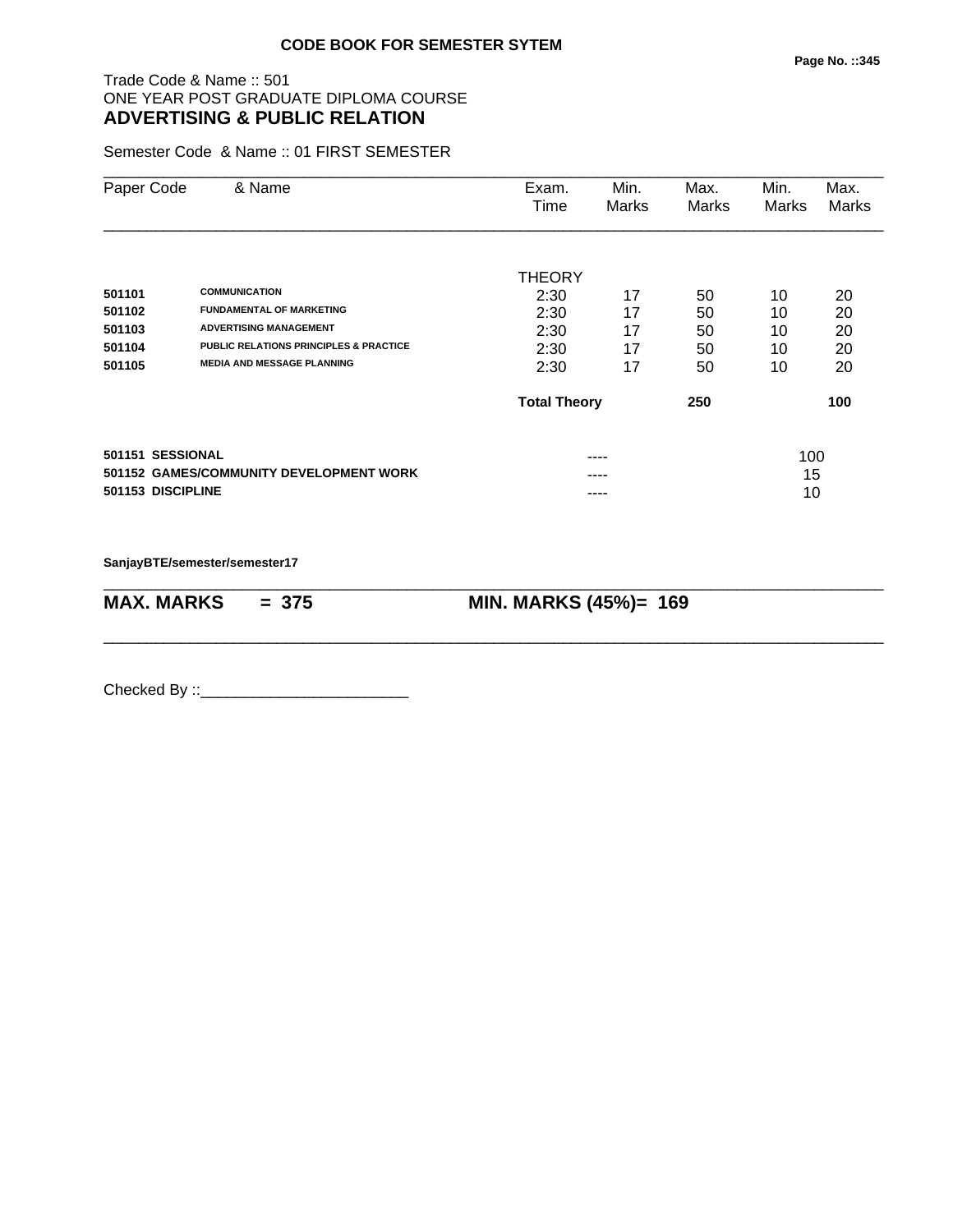**CODE BOOK FOR SEMESTER SYTEM**

Trade Code & Name :: 501
ONE YEAR POST GRADUATE DIPLOMA COURSE
## ADVERTISING & PUBLIC RELATION

Semester Code & Name :: 01 FIRST SEMESTER

| Paper Code | & Name | Exam. Time | Min. Marks | Max. Marks | Min. Marks | Max. Marks |
|---|---|---|---|---|---|---|
| | | THEORY | | | | |
| 501101 | COMMUNICATION | 2:30 | 17 | 50 | 10 | 20 |
| 501102 | FUNDAMENTAL OF MARKETING | 2:30 | 17 | 50 | 10 | 20 |
| 501103 | ADVERTISING MANAGEMENT | 2:30 | 17 | 50 | 10 | 20 |
| 501104 | PUBLIC RELATIONS PRINCIPLES & PRACTICE | 2:30 | 17 | 50 | 10 | 20 |
| 501105 | MEDIA AND MESSAGE PLANNING | 2:30 | 17 | 50 | 10 | 20 |
| | | **Total Theory** | | **250** | | **100** |
| **501151** | **SESSIONAL** | | ---- | | 100 | |
| **501152** | **GAMES/COMMUNITY DEVELOPMENT WORK** | | ---- | | 15 | |
| **501153** | **DISCIPLINE** | | ---- | | 10 | |

**SanjayBTE/semester/semester17**

**MAX. MARKS = 375 MIN. MARKS (45%)= 169**

Checked By ::________________________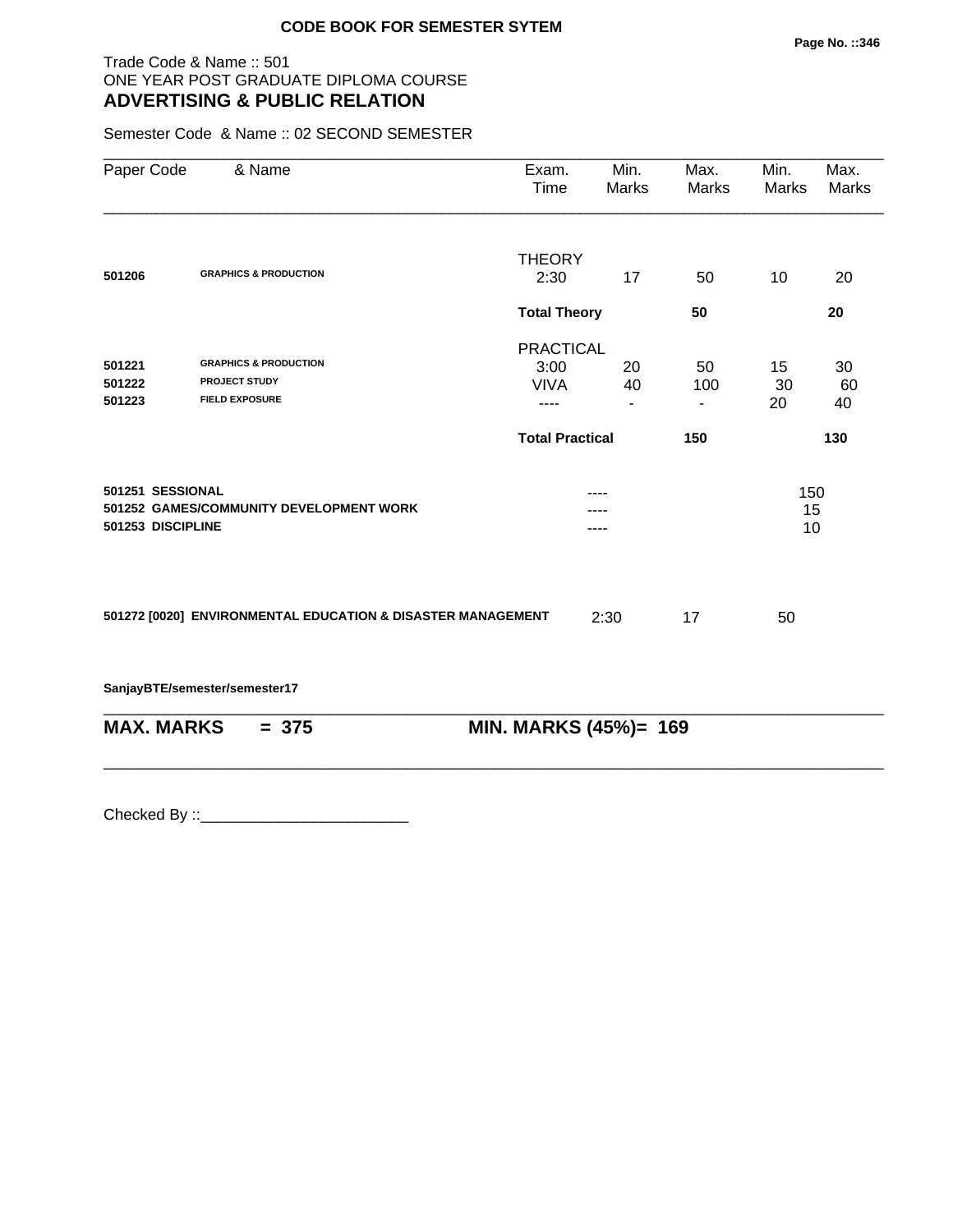**CODE BOOK FOR SEMESTER SYTEM**

Trade Code & Name :: 501
ONE YEAR POST GRADUATE DIPLOMA COURSE
## ADVERTISING & PUBLIC RELATION

Semester Code & Name :: 02 SECOND SEMESTER

| Paper Code | & Name | Exam. Time | Min. Marks | Max. Marks | Min. Marks | Max. Marks |
|---|---|---|---|---|---|---|
| | | THEORY | | | | |
| **501206** | **GRAPHICS & PRODUCTION** | 2:30 | 17 | 50 | 10 | 20 |
| | | **Total Theory** | | **50** | | **20** |
| | | PRACTICAL | | | | |
| **501221** | **GRAPHICS & PRODUCTION** | 3:00 | 20 | 50 | 15 | 30 |
| **501222** | **PROJECT STUDY** | VIVA | 40 | 100 | 30 | 60 |
| **501223** | **FIELD EXPOSURE** | ---- | - | - | 20 | 40 |
| | | **Total Practical** | | **150** | | **130** |
| **501251** | **SESSIONAL** | | ---- | | 150 | |
| **501252** | **GAMES/COMMUNITY DEVELOPMENT WORK** | | ---- | | 15 | |
| **501253** | **DISCIPLINE** | | ---- | | 10 | |
| **501272 [0020]** | **ENVIRONMENTAL EDUCATION & DISASTER MANAGEMENT** | 2:30 | 17 | 50 | | |

**SanjayBTE/semester/semester17**

**MAX. MARKS = 375** **MIN. MARKS (45%)= 169**

Checked By ::________________________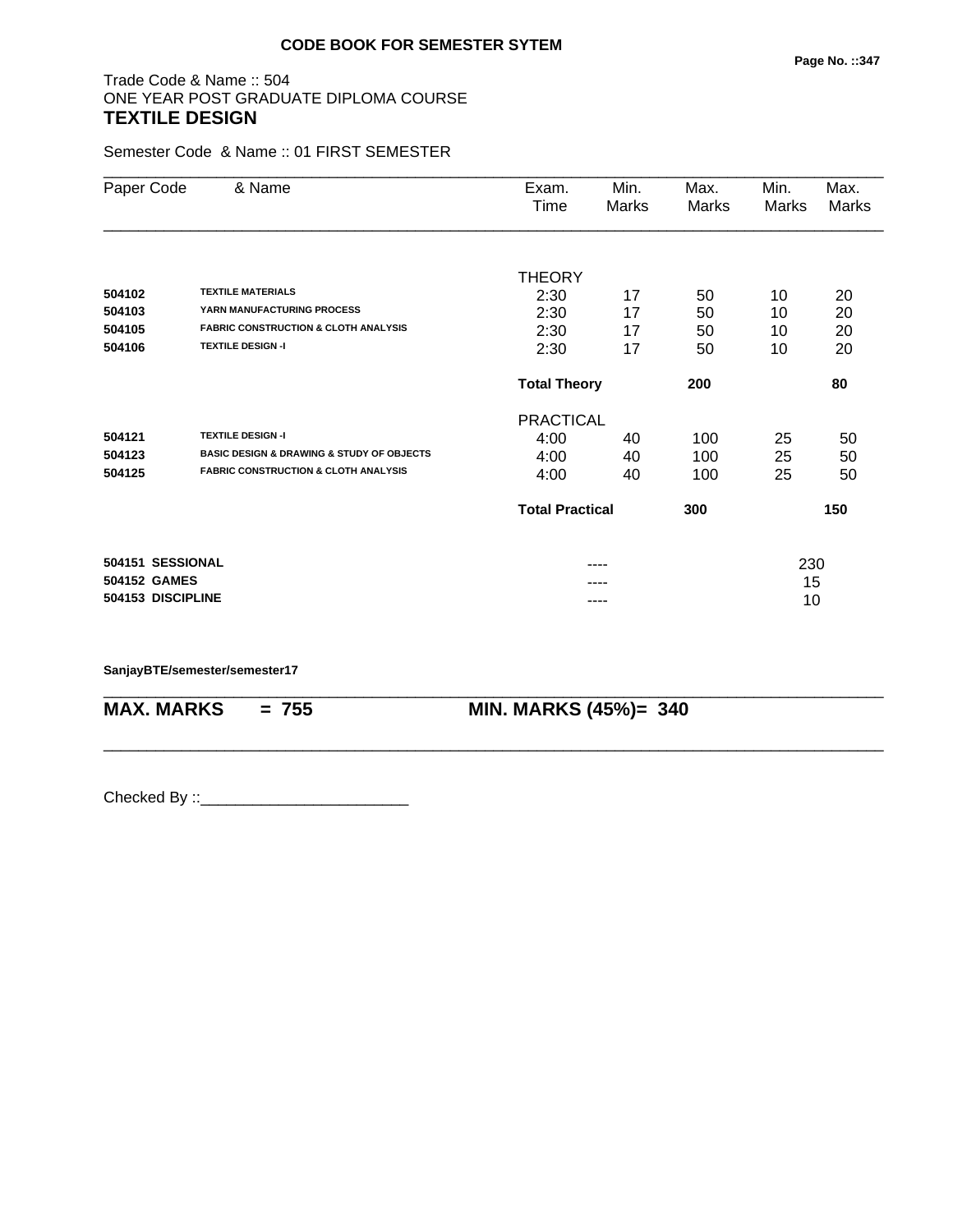**CODE BOOK FOR SEMESTER SYTEM**

Trade Code & Name :: 504
ONE YEAR POST GRADUATE DIPLOMA COURSE
## TEXTILE DESIGN

Semester Code & Name :: 01 FIRST SEMESTER

| Paper Code | & Name | Exam. Time | Min. Marks | Max. Marks | Min. Marks | Max. Marks |
|---|---|---|---|---|---|---|
| | | THEORY | | | | |
| 504102 | **TEXTILE MATERIALS** | 2:30 | 17 | 50 | 10 | 20 |
| 504103 | **YARN MANUFACTURING PROCESS** | 2:30 | 17 | 50 | 10 | 20 |
| 504105 | **FABRIC CONSTRUCTION & CLOTH ANALYSIS** | 2:30 | 17 | 50 | 10 | 20 |
| 504106 | **TEXTILE DESIGN -I** | 2:30 | 17 | 50 | 10 | 20 |
| | | **Total Theory** | | **200** | | **80** |
| | | PRACTICAL | | | | |
| 504121 | **TEXTILE DESIGN -I** | 4:00 | 40 | 100 | 25 | 50 |
| 504123 | **BASIC DESIGN & DRAWING & STUDY OF OBJECTS** | 4:00 | 40 | 100 | 25 | 50 |
| 504125 | **FABRIC CONSTRUCTION & CLOTH ANALYSIS** | 4:00 | 40 | 100 | 25 | 50 |
| | | **Total Practical** | | **300** | | **150** |
| **504151** | **SESSIONAL** | | ---- | | 230 | |
| **504152** | **GAMES** | | ---- | | 15 | |
| **504153** | **DISCIPLINE** | | ---- | | 10 | |

**SanjayBTE/semester/semester17**

**MAX. MARKS = 755** **MIN. MARKS (45%)= 340**

Checked By ::________________________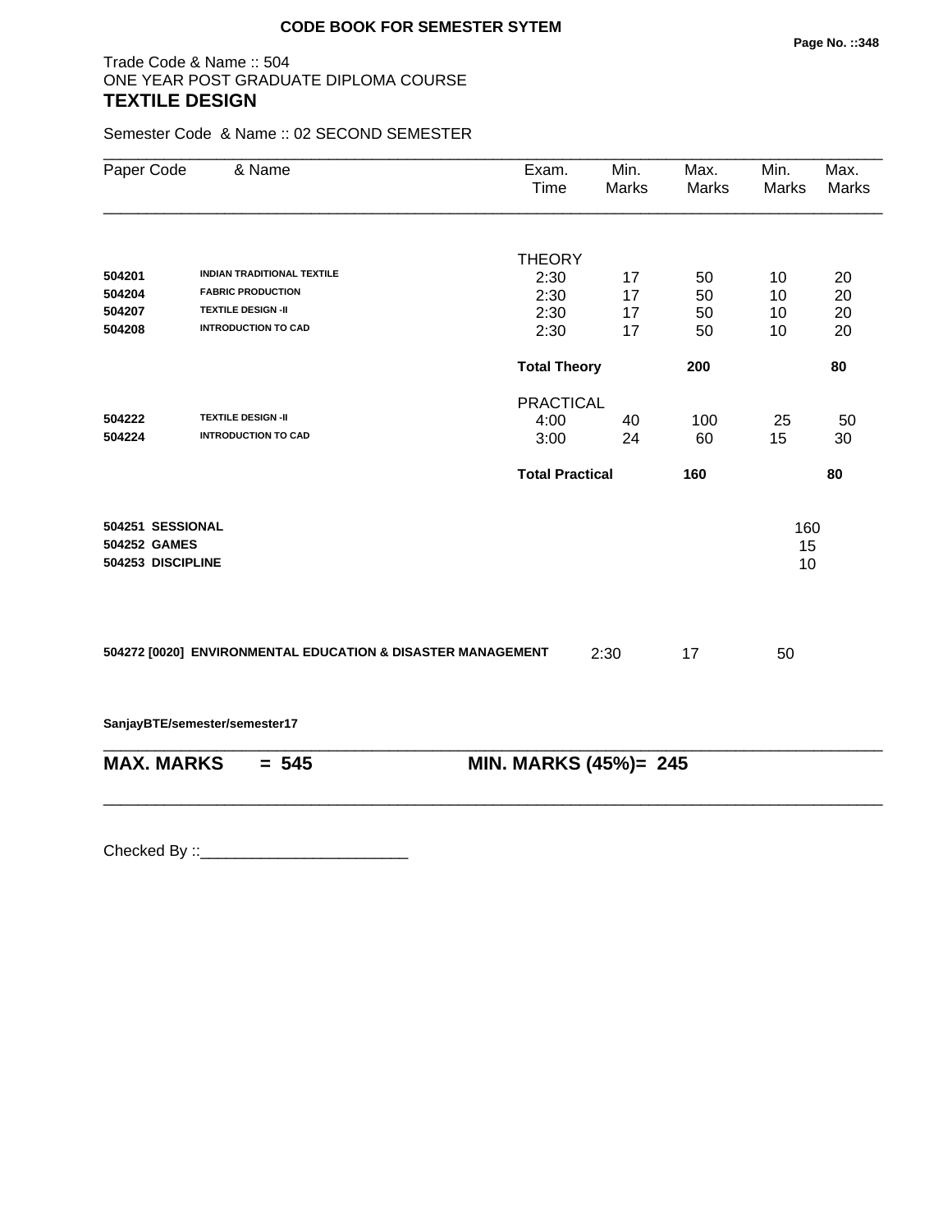**CODE BOOK FOR SEMESTER SYTEM**

Trade Code & Name :: 504
ONE YEAR POST GRADUATE DIPLOMA COURSE
## TEXTILE DESIGN

Semester Code & Name :: 02 SECOND SEMESTER

| Paper Code | & Name | Exam. Time | Min. Marks | Max. Marks | Min. Marks | Max. Marks |
|---|---|---|---|---|---|---|
| | | THEORY | | | | |
| 504201 | INDIAN TRADITIONAL TEXTILE | 2:30 | 17 | 50 | 10 | 20 |
| 504204 | FABRIC PRODUCTION | 2:30 | 17 | 50 | 10 | 20 |
| 504207 | TEXTILE DESIGN -II | 2:30 | 17 | 50 | 10 | 20 |
| 504208 | INTRODUCTION TO CAD | 2:30 | 17 | 50 | 10 | 20 |
| | | **Total Theory** | | **200** | | **80** |
| | | PRACTICAL | | | | |
| 504222 | TEXTILE DESIGN -II | 4:00 | 40 | 100 | 25 | 50 |
| 504224 | INTRODUCTION TO CAD | 3:00 | 24 | 60 | 15 | 30 |
| | | **Total Practical** | | **160** | | **80** |
| **504251** | **SESSIONAL** | | | | 160 | |
| **504252** | **GAMES** | | | | 15 | |
| **504253** | **DISCIPLINE** | | | | 10 | |
| **504272 [0020]** | **ENVIRONMENTAL EDUCATION & DISASTER MANAGEMENT** | 2:30 | 17 | 50 | | |

**SanjayBTE/semester/semester17**

**MAX. MARKS = 545** **MIN. MARKS (45%)= 245**

Checked By ::________________________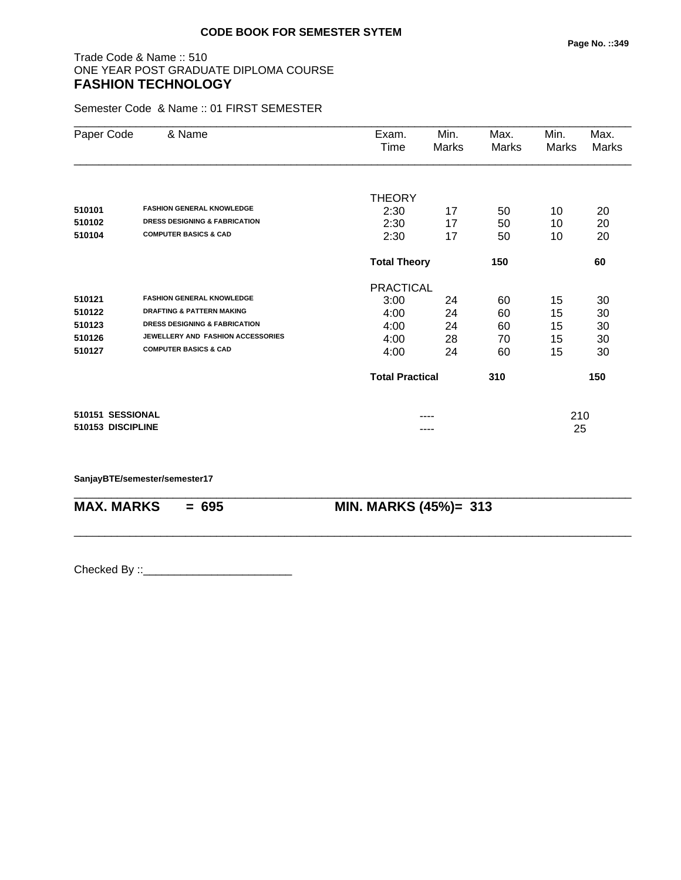**CODE BOOK FOR SEMESTER SYTEM**

Trade Code & Name :: 510
ONE YEAR POST GRADUATE DIPLOMA COURSE
## FASHION TECHNOLOGY

Semester Code & Name :: 01 FIRST SEMESTER

| Paper Code | & Name | Exam. Time | Min. Marks | Max. Marks | Min. Marks | Max. Marks |
|---|---|---|---|---|---|---|
| | | THEORY | | | | |
| 510101 | FASHION GENERAL KNOWLEDGE | 2:30 | 17 | 50 | 10 | 20 |
| 510102 | DRESS DESIGNING & FABRICATION | 2:30 | 17 | 50 | 10 | 20 |
| 510104 | COMPUTER BASICS & CAD | 2:30 | 17 | 50 | 10 | 20 |
| | | **Total Theory** | | **150** | | **60** |
| | | PRACTICAL | | | | |
| 510121 | FASHION GENERAL KNOWLEDGE | 3:00 | 24 | 60 | 15 | 30 |
| 510122 | DRAFTING & PATTERN MAKING | 4:00 | 24 | 60 | 15 | 30 |
| 510123 | DRESS DESIGNING & FABRICATION | 4:00 | 24 | 60 | 15 | 30 |
| 510126 | JEWELLERY AND FASHION ACCESSORIES | 4:00 | 28 | 70 | 15 | 30 |
| 510127 | COMPUTER BASICS & CAD | 4:00 | 24 | 60 | 15 | 30 |
| | | **Total Practical** | | **310** | | **150** |
| **510151** | **SESSIONAL** | | ---- | | 210 | |
| **510153** | **DISCIPLINE** | | ---- | | 25 | |

**SanjayBTE/semester/semester17**

**MAX. MARKS = 695** **MIN. MARKS (45%)= 313**

Checked By ::________________________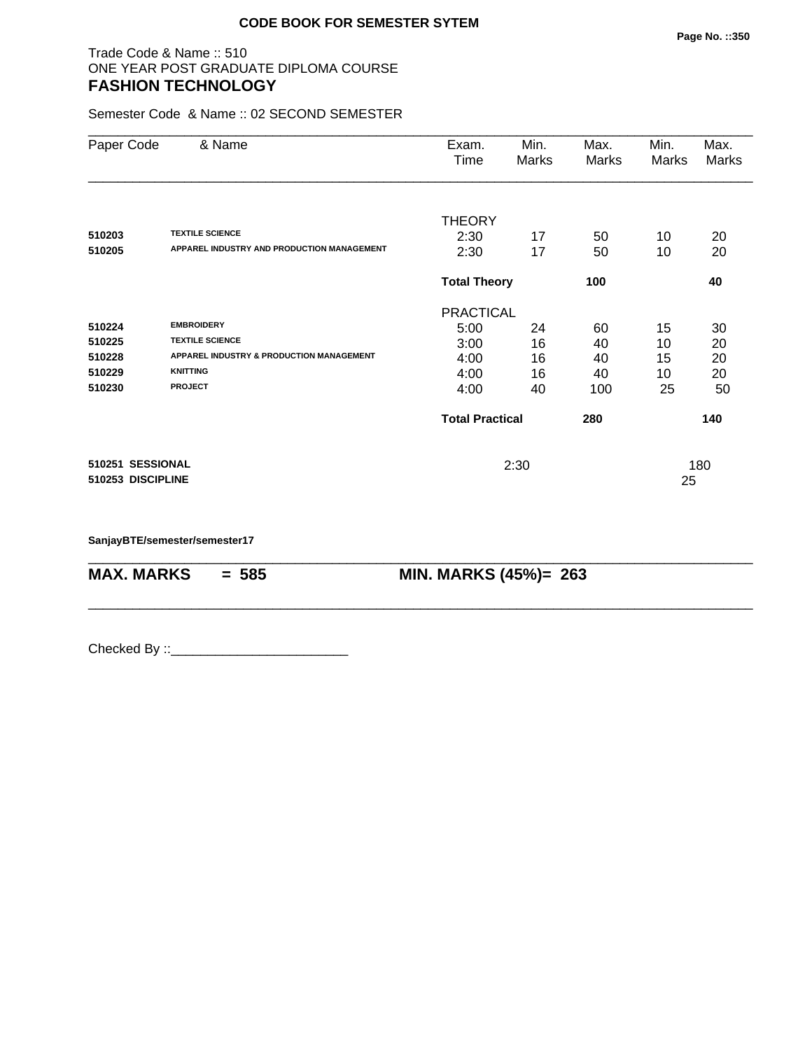**CODE BOOK FOR SEMESTER SYTEM**

Trade Code & Name :: 510
ONE YEAR POST GRADUATE DIPLOMA COURSE
## FASHION TECHNOLOGY

Semester Code & Name :: 02 SECOND SEMESTER

| Paper Code | & Name | Exam. Time | Min. Marks | Max. Marks | Min. Marks | Max. Marks |
|---|---|---|---|---|---|---|
| | | THEORY | | | | |
| **510203** | **TEXTILE SCIENCE** | 2:30 | 17 | 50 | 10 | 20 |
| **510205** | **APPAREL INDUSTRY AND PRODUCTION MANAGEMENT** | 2:30 | 17 | 50 | 10 | 20 |
| | | **Total Theory** | | **100** | | **40** |
| | | PRACTICAL | | | | |
| **510224** | **EMBROIDERY** | 5:00 | 24 | 60 | 15 | 30 |
| **510225** | **TEXTILE SCIENCE** | 3:00 | 16 | 40 | 10 | 20 |
| **510228** | **APPAREL INDUSTRY & PRODUCTION MANAGEMENT** | 4:00 | 16 | 40 | 15 | 20 |
| **510229** | **KNITTING** | 4:00 | 16 | 40 | 10 | 20 |
| **510230** | **PROJECT** | 4:00 | 40 | 100 | 25 | 50 |
| | | **Total Practical** | | **280** | | **140** |
| **510251** | **SESSIONAL** | | 2:30 | | | 180 |
| **510253** | **DISCIPLINE** | | | | 25 | |

**SanjayBTE/semester/semester17**

**MAX. MARKS = 585** **MIN. MARKS (45%)= 263**

Checked By ::________________________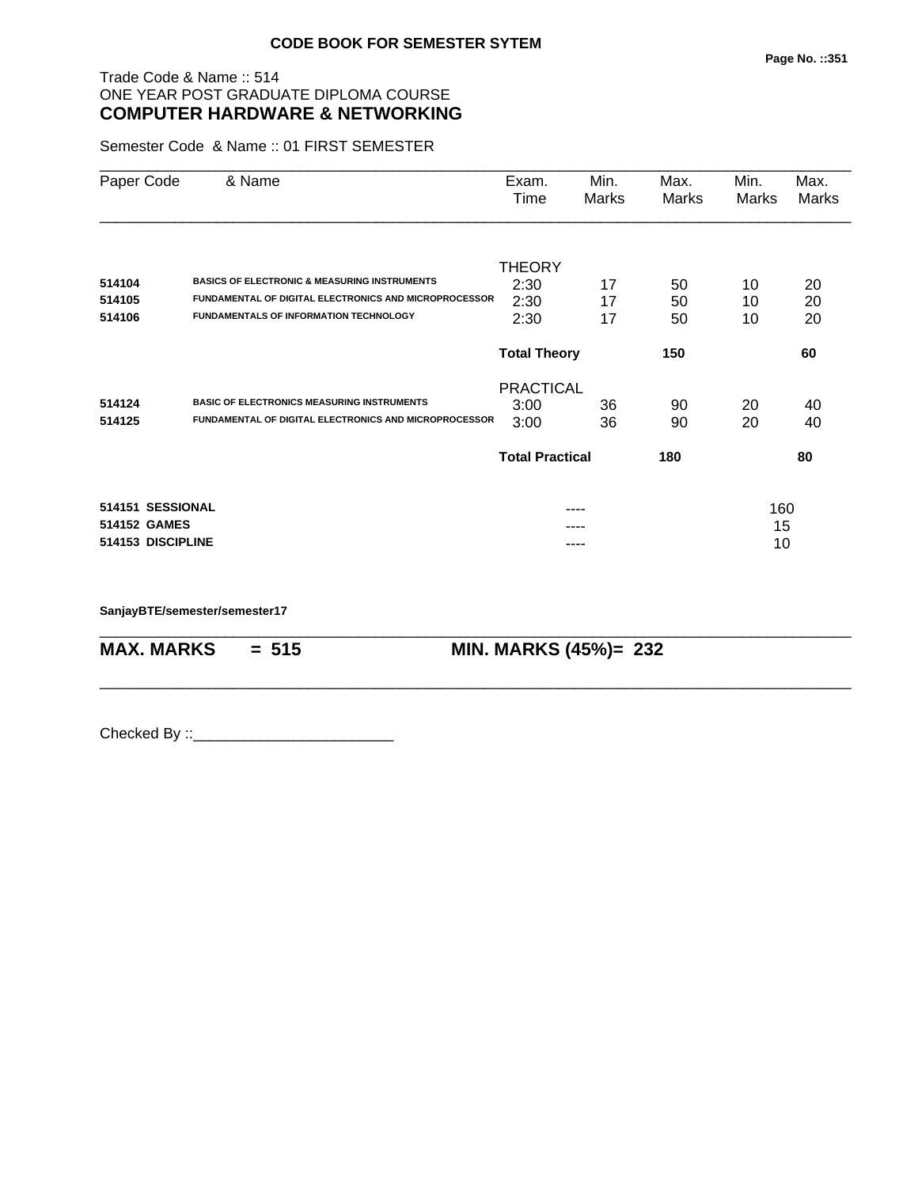**CODE BOOK FOR SEMESTER SYTEM**

Trade Code & Name :: 514
ONE YEAR POST GRADUATE DIPLOMA COURSE
**COMPUTER HARDWARE & NETWORKING**

Semester Code & Name :: 01 FIRST SEMESTER

| Paper Code | & Name | Exam. Time | Min. Marks | Max. Marks | Min. Marks | Max. Marks |
|---|---|---|---|---|---|---|
| | | THEORY | | | | |
| 514104 | BASICS OF ELECTRONIC & MEASURING INSTRUMENTS | 2:30 | 17 | 50 | 10 | 20 |
| 514105 | FUNDAMENTAL OF DIGITAL ELECTRONICS AND MICROPROCESSOR | 2:30 | 17 | 50 | 10 | 20 |
| 514106 | FUNDAMENTALS OF INFORMATION TECHNOLOGY | 2:30 | 17 | 50 | 10 | 20 |
| | | **Total Theory** | | **150** | | **60** |
| | | PRACTICAL | | | | |
| 514124 | BASIC OF ELECTRONICS MEASURING INSTRUMENTS | 3:00 | 36 | 90 | 20 | 40 |
| 514125 | FUNDAMENTAL OF DIGITAL ELECTRONICS AND MICROPROCESSOR | 3:00 | 36 | 90 | 20 | 40 |
| | | **Total Practical** | | **180** | | **80** |
| **514151** | **SESSIONAL** | | ---- | | 160 | |
| **514152** | **GAMES** | | ---- | | 15 | |
| **514153** | **DISCIPLINE** | | ---- | | 10 | |

**SanjayBTE/semester/semester17**

**MAX. MARKS = 515** **MIN. MARKS (45%)= 232**

Checked By ::________________________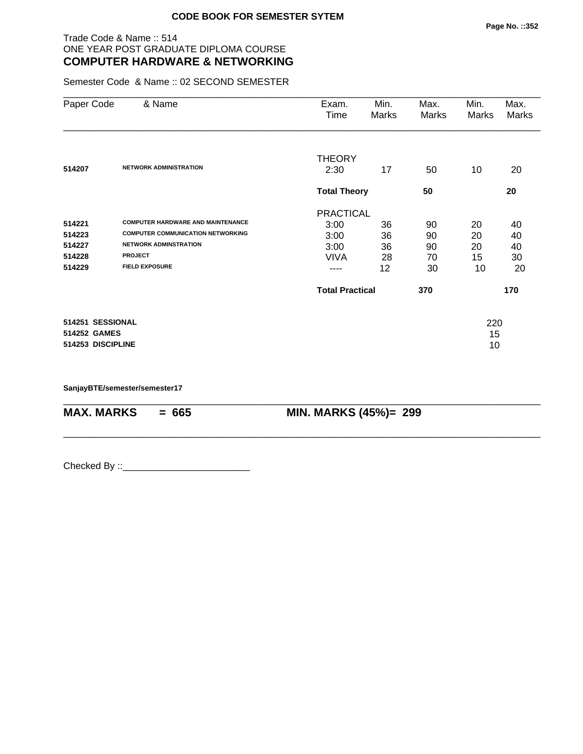**CODE BOOK FOR SEMESTER SYTEM**

Trade Code & Name :: 514
ONE YEAR POST GRADUATE DIPLOMA COURSE
## COMPUTER HARDWARE & NETWORKING

Semester Code & Name :: 02 SECOND SEMESTER

| Paper Code | & Name | Exam. Time | Min. Marks | Max. Marks | Min. Marks | Max. Marks |
|---|---|---|---|---|---|---|
| | | THEORY | | | | |
| 514207 | NETWORK ADMINISTRATION | 2:30 | 17 | 50 | 10 | 20 |
| | | **Total Theory** | | **50** | | **20** |
| | | PRACTICAL | | | | |
| 514221 | COMPUTER HARDWARE AND MAINTENANCE | 3:00 | 36 | 90 | 20 | 40 |
| 514223 | COMPUTER COMMUNICATION NETWORKING | 3:00 | 36 | 90 | 20 | 40 |
| 514227 | NETWORK ADMINSTRATION | 3:00 | 36 | 90 | 20 | 40 |
| 514228 | PROJECT | VIVA | 28 | 70 | 15 | 30 |
| 514229 | FIELD EXPOSURE | ---- | 12 | 30 | 10 | 20 |
| | | **Total Practical** | | **370** | | **170** |

| | |
|---|---|
| **514251 SESSIONAL** | 220 |
| **514252 GAMES** | 15 |
| **514253 DISCIPLINE** | 10 |

**SanjayBTE/semester/semester17**

**MAX. MARKS = 665** **MIN. MARKS (45%)= 299**

Checked By ::________________________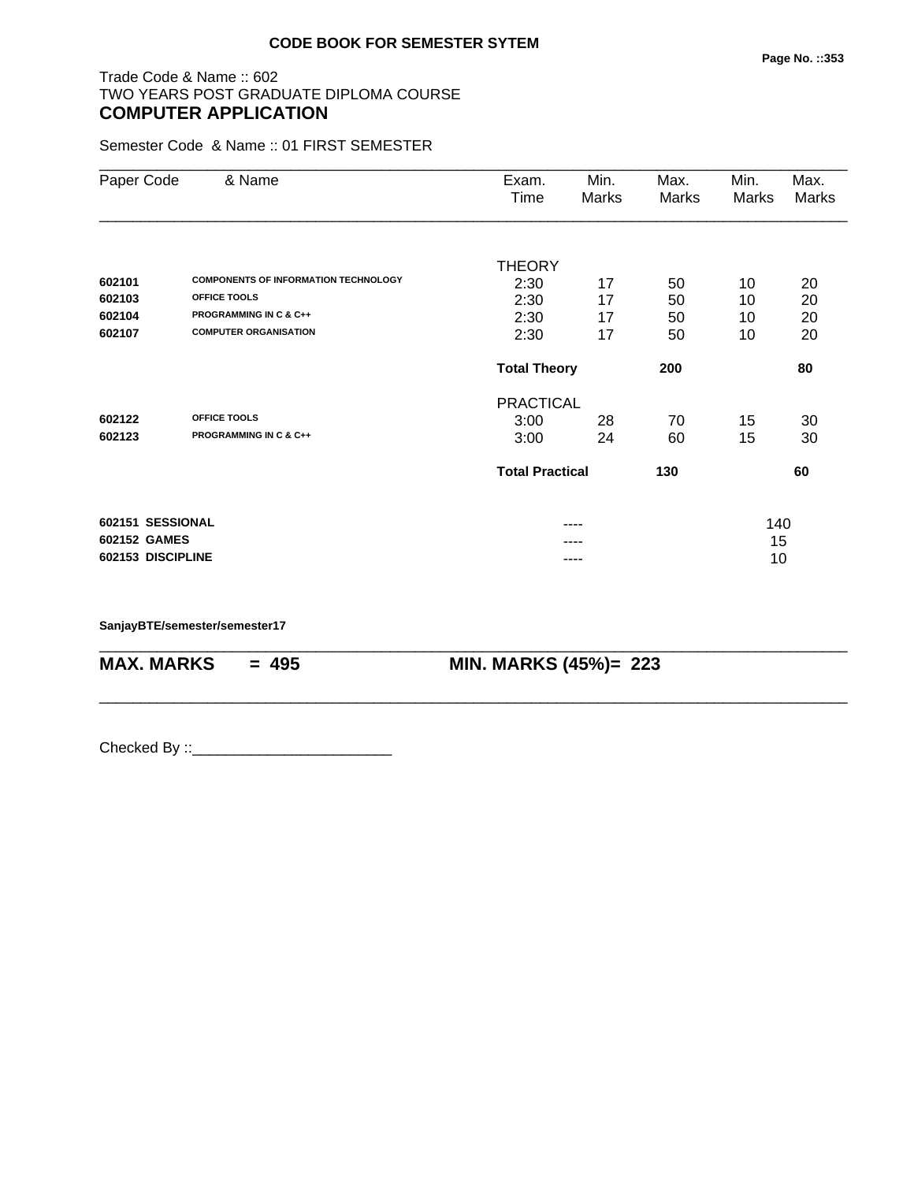**CODE BOOK FOR SEMESTER SYTEM**

Trade Code & Name :: 602
TWO YEARS POST GRADUATE DIPLOMA COURSE
## COMPUTER APPLICATION

Semester Code & Name :: 01 FIRST SEMESTER

| Paper Code | & Name | Exam. Time | Min. Marks | Max. Marks | Min. Marks | Max. Marks |
|---|---|---|---|---|---|---|
| | | THEORY | | | | |
| **602101** | **COMPONENTS OF INFORMATION TECHNOLOGY** | 2:30 | 17 | 50 | 10 | 20 |
| **602103** | **OFFICE TOOLS** | 2:30 | 17 | 50 | 10 | 20 |
| **602104** | **PROGRAMMING IN C & C++** | 2:30 | 17 | 50 | 10 | 20 |
| **602107** | **COMPUTER ORGANISATION** | 2:30 | 17 | 50 | 10 | 20 |
| | | **Total Theory** | | **200** | | **80** |
| | | PRACTICAL | | | | |
| **602122** | **OFFICE TOOLS** | 3:00 | 28 | 70 | 15 | 30 |
| **602123** | **PROGRAMMING IN C & C++** | 3:00 | 24 | 60 | 15 | 30 |
| | | **Total Practical** | | **130** | | **60** |
| **602151** | **SESSIONAL** | | ---- | | 140 | |
| **602152** | **GAMES** | | ---- | | 15 | |
| **602153** | **DISCIPLINE** | | ---- | | 10 | |

**SanjayBTE/semester/semester17**

**MAX. MARKS = 495** **MIN. MARKS (45%)= 223**

Checked By ::________________________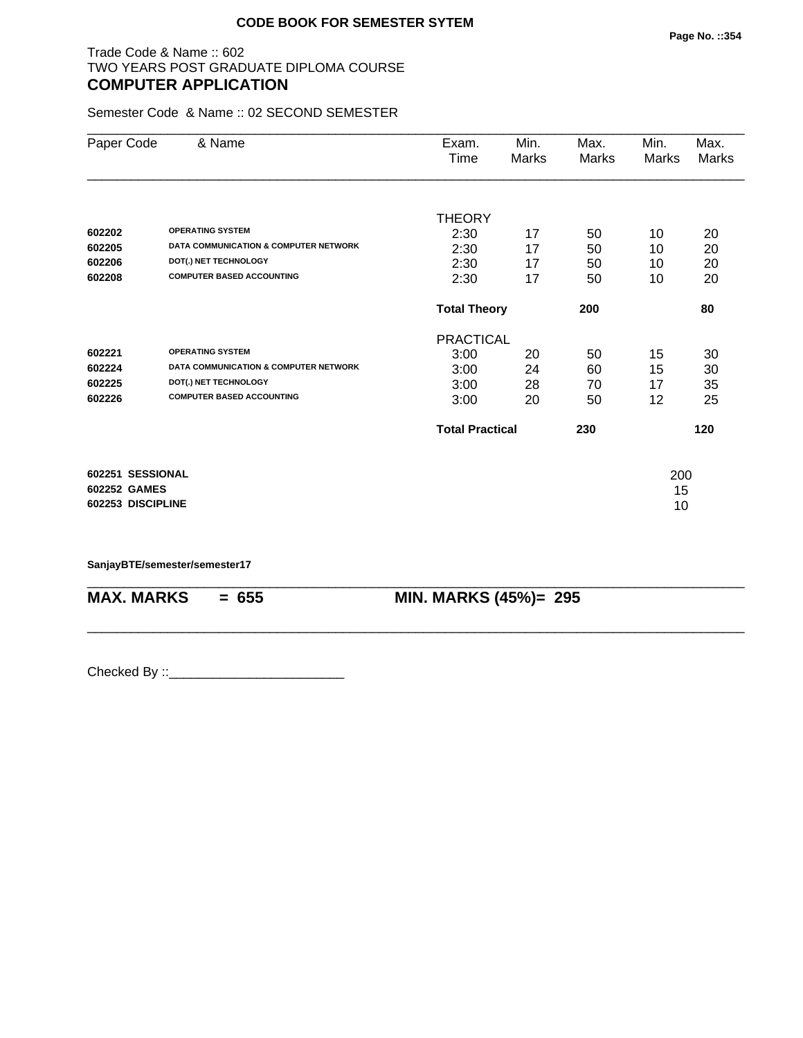**CODE BOOK FOR SEMESTER SYTEM**

Trade Code & Name :: 602
TWO YEARS POST GRADUATE DIPLOMA COURSE
## COMPUTER APPLICATION

Semester Code & Name :: 02 SECOND SEMESTER

| Paper Code | & Name | Exam. Time | Min. Marks | Max. Marks | Min. Marks | Max. Marks |
|---|---|---|---|---|---|---|
| | | THEORY | | | | |
| **602202** | **OPERATING SYSTEM** | 2:30 | 17 | 50 | 10 | 20 |
| **602205** | **DATA COMMUNICATION & COMPUTER NETWORK** | 2:30 | 17 | 50 | 10 | 20 |
| **602206** | **DOT(.) NET TECHNOLOGY** | 2:30 | 17 | 50 | 10 | 20 |
| **602208** | **COMPUTER BASED ACCOUNTING** | 2:30 | 17 | 50 | 10 | 20 |
| | | **Total Theory** | | **200** | | **80** |
| | | PRACTICAL | | | | |
| **602221** | **OPERATING SYSTEM** | 3:00 | 20 | 50 | 15 | 30 |
| **602224** | **DATA COMMUNICATION & COMPUTER NETWORK** | 3:00 | 24 | 60 | 15 | 30 |
| **602225** | **DOT(.) NET TECHNOLOGY** | 3:00 | 28 | 70 | 17 | 35 |
| **602226** | **COMPUTER BASED ACCOUNTING** | 3:00 | 20 | 50 | 12 | 25 |
| | | **Total Practical** | | **230** | | **120** |
| **602251** | **SESSIONAL** | | | | 200 | |
| **602252** | **GAMES** | | | | 15 | |
| **602253** | **DISCIPLINE** | | | | 10 | |

**SanjayBTE/semester/semester17**

**MAX. MARKS = 655** **MIN. MARKS (45%)= 295**

Checked By ::________________________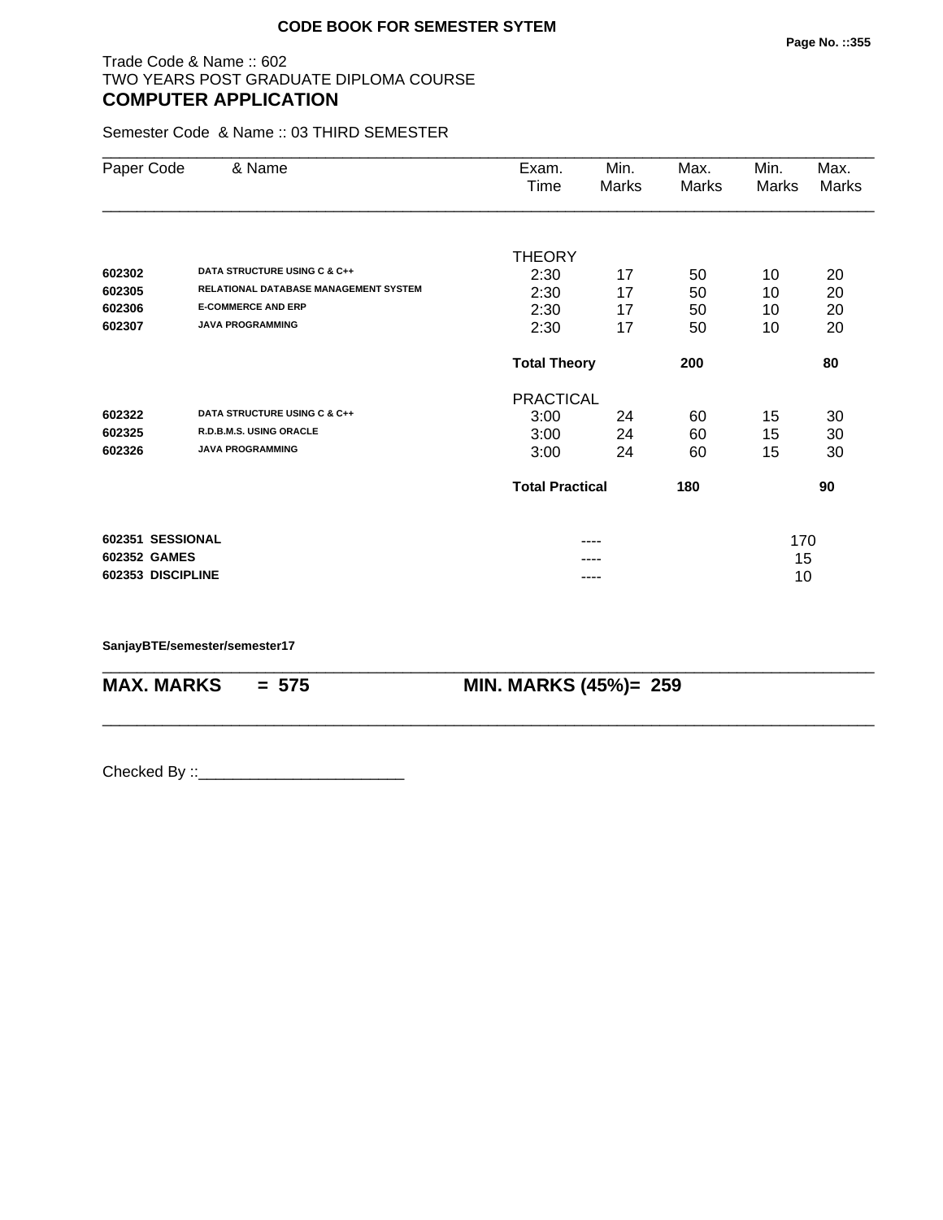**CODE BOOK FOR SEMESTER SYTEM**

Trade Code & Name :: 602
TWO YEARS POST GRADUATE DIPLOMA COURSE
## COMPUTER APPLICATION

Semester Code & Name :: 03 THIRD SEMESTER

| Paper Code | & Name | Exam. Time | Min. Marks | Max. Marks | Min. Marks | Max. Marks |
|---|---|---|---|---|---|---|
| | | THEORY | | | | |
| **602302** | **DATA STRUCTURE USING C & C++** | 2:30 | 17 | 50 | 10 | 20 |
| **602305** | **RELATIONAL DATABASE MANAGEMENT SYSTEM** | 2:30 | 17 | 50 | 10 | 20 |
| **602306** | **E-COMMERCE AND ERP** | 2:30 | 17 | 50 | 10 | 20 |
| **602307** | **JAVA PROGRAMMING** | 2:30 | 17 | 50 | 10 | 20 |
| | | **Total Theory** | | **200** | | **80** |
| | | PRACTICAL | | | | |
| **602322** | **DATA STRUCTURE USING C & C++** | 3:00 | 24 | 60 | 15 | 30 |
| **602325** | **R.D.B.M.S. USING ORACLE** | 3:00 | 24 | 60 | 15 | 30 |
| **602326** | **JAVA PROGRAMMING** | 3:00 | 24 | 60 | 15 | 30 |
| | | **Total Practical** | | **180** | | **90** |
| **602351** | **SESSIONAL** | | ---- | | 170 | |
| **602352** | **GAMES** | | ---- | | 15 | |
| **602353** | **DISCIPLINE** | | ---- | | 10 | |

**SanjayBTE/semester/semester17**

**MAX. MARKS = 575** **MIN. MARKS (45%)= 259**

Checked By ::________________________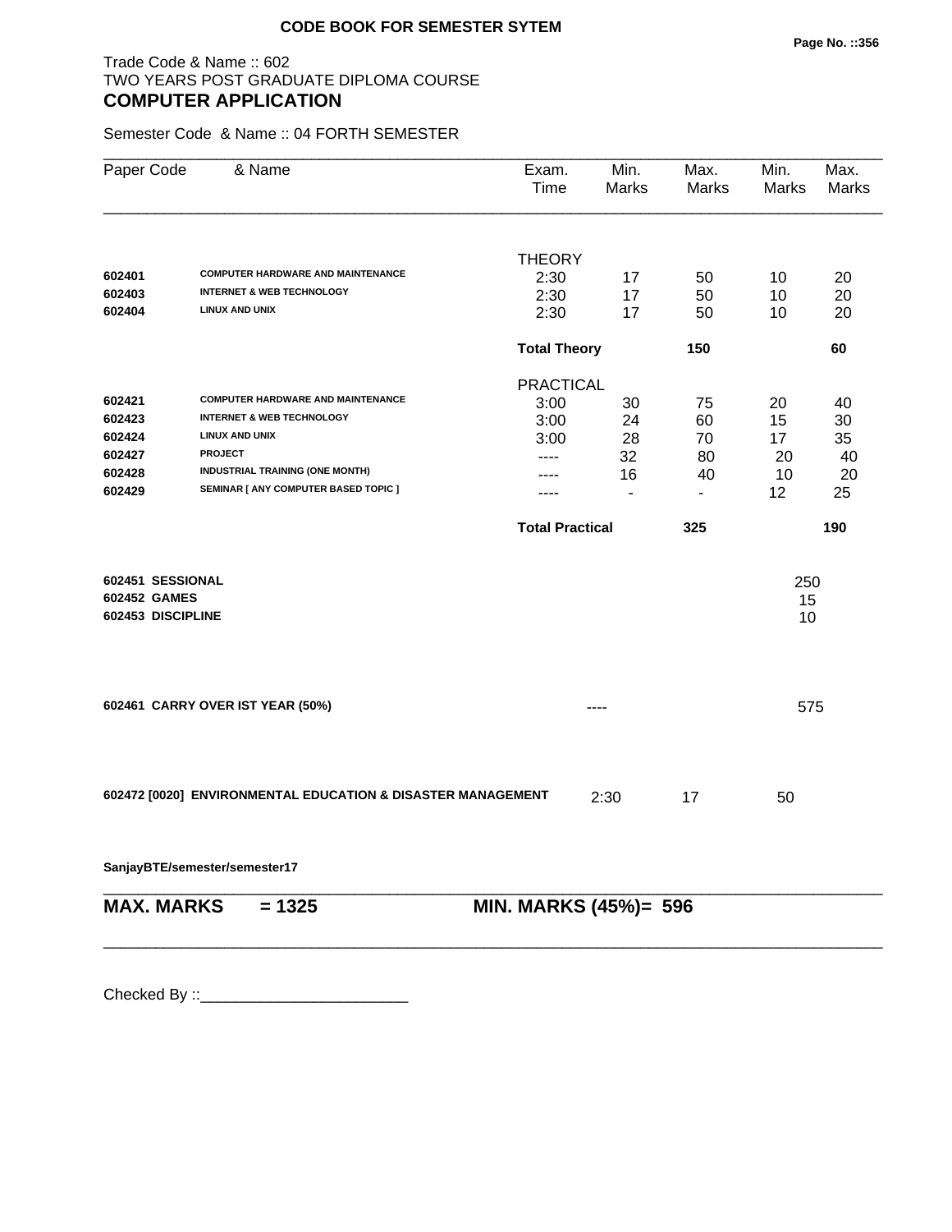**CODE BOOK FOR SEMESTER SYTEM**

Trade Code & Name :: 602
TWO YEARS POST GRADUATE DIPLOMA COURSE
## COMPUTER APPLICATION

Semester Code & Name :: 04 FORTH SEMESTER

| Paper Code | & Name | Exam. Time | Min. Marks | Max. Marks | Min. Marks | Max. Marks |
|---|---|---|---|---|---|---|
| | | THEORY | | | | |
| 602401 | COMPUTER HARDWARE AND MAINTENANCE | 2:30 | 17 | 50 | 10 | 20 |
| 602403 | INTERNET & WEB TECHNOLOGY | 2:30 | 17 | 50 | 10 | 20 |
| 602404 | LINUX AND UNIX | 2:30 | 17 | 50 | 10 | 20 |
| | | **Total Theory** | | **150** | | **60** |
| | | PRACTICAL | | | | |
| 602421 | COMPUTER HARDWARE AND MAINTENANCE | 3:00 | 30 | 75 | 20 | 40 |
| 602423 | INTERNET & WEB TECHNOLOGY | 3:00 | 24 | 60 | 15 | 30 |
| 602424 | LINUX AND UNIX | 3:00 | 28 | 70 | 17 | 35 |
| 602427 | PROJECT | ---- | 32 | 80 | 20 | 40 |
| 602428 | INDUSTRIAL TRAINING (ONE MONTH) | ---- | 16 | 40 | 10 | 20 |
| 602429 | SEMINAR [ ANY COMPUTER BASED TOPIC ] | ---- | - | - | 12 | 25 |
| | | **Total Practical** | | **325** | | **190** |
| **602451** | **SESSIONAL** | | | | 250 | |
| **602452** | **GAMES** | | | | 15 | |
| **602453** | **DISCIPLINE** | | | | 10 | |
| **602461** | **CARRY OVER IST YEAR (50%)** | | ---- | | 575 | |
| **602472 [0020]** | **ENVIRONMENTAL EDUCATION & DISASTER MANAGEMENT** | 2:30 | 17 | 50 | | |

**SanjayBTE/semester/semester17**

**MAX. MARKS = 1325 MIN. MARKS (45%)= 596**

Checked By ::________________________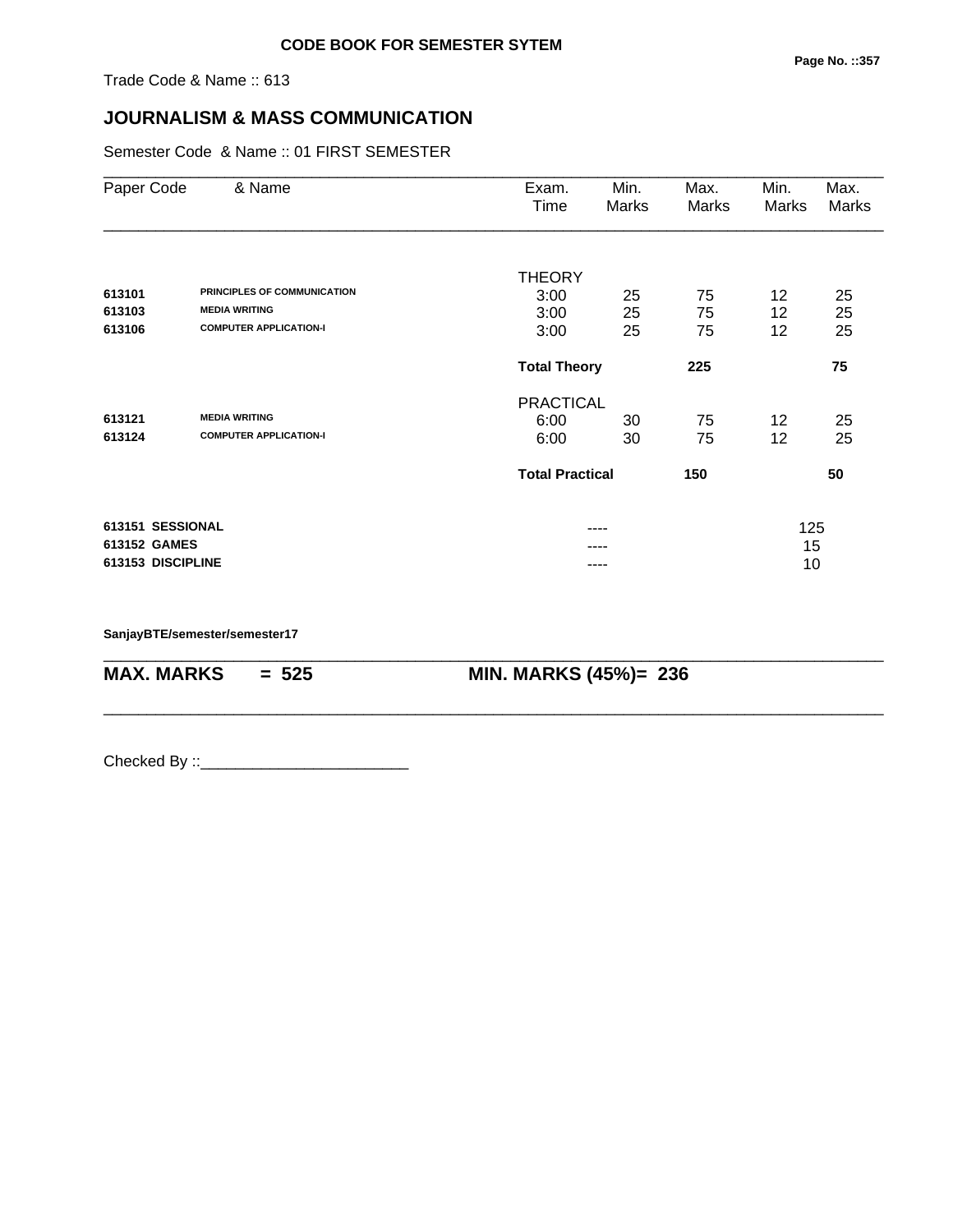**CODE BOOK FOR SEMESTER SYTEM**

Trade Code & Name :: 613

# JOURNALISM & MASS COMMUNICATION

Semester Code & Name :: 01 FIRST SEMESTER

| Paper Code | & Name | Exam. Time | Min. Marks | Max. Marks | Min. Marks | Max. Marks |
|---|---|---|---|---|---|---|
| | | THEORY | | | | |
| 613101 | PRINCIPLES OF COMMUNICATION | 3:00 | 25 | 75 | 12 | 25 |
| 613103 | MEDIA WRITING | 3:00 | 25 | 75 | 12 | 25 |
| 613106 | COMPUTER APPLICATION-I | 3:00 | 25 | 75 | 12 | 25 |
| | | **Total Theory** | | **225** | | **75** |
| | | PRACTICAL | | | | |
| 613121 | MEDIA WRITING | 6:00 | 30 | 75 | 12 | 25 |
| 613124 | COMPUTER APPLICATION-I | 6:00 | 30 | 75 | 12 | 25 |
| | | **Total Practical** | | **150** | | **50** |
| **613151** | **SESSIONAL** | | ---- | | 125 | |
| **613152** | **GAMES** | | ---- | | 15 | |
| **613153** | **DISCIPLINE** | | ---- | | 10 | |

**SanjayBTE/semester/semester17**

**MAX. MARKS = 525** **MIN. MARKS (45%)= 236**

Checked By ::________________________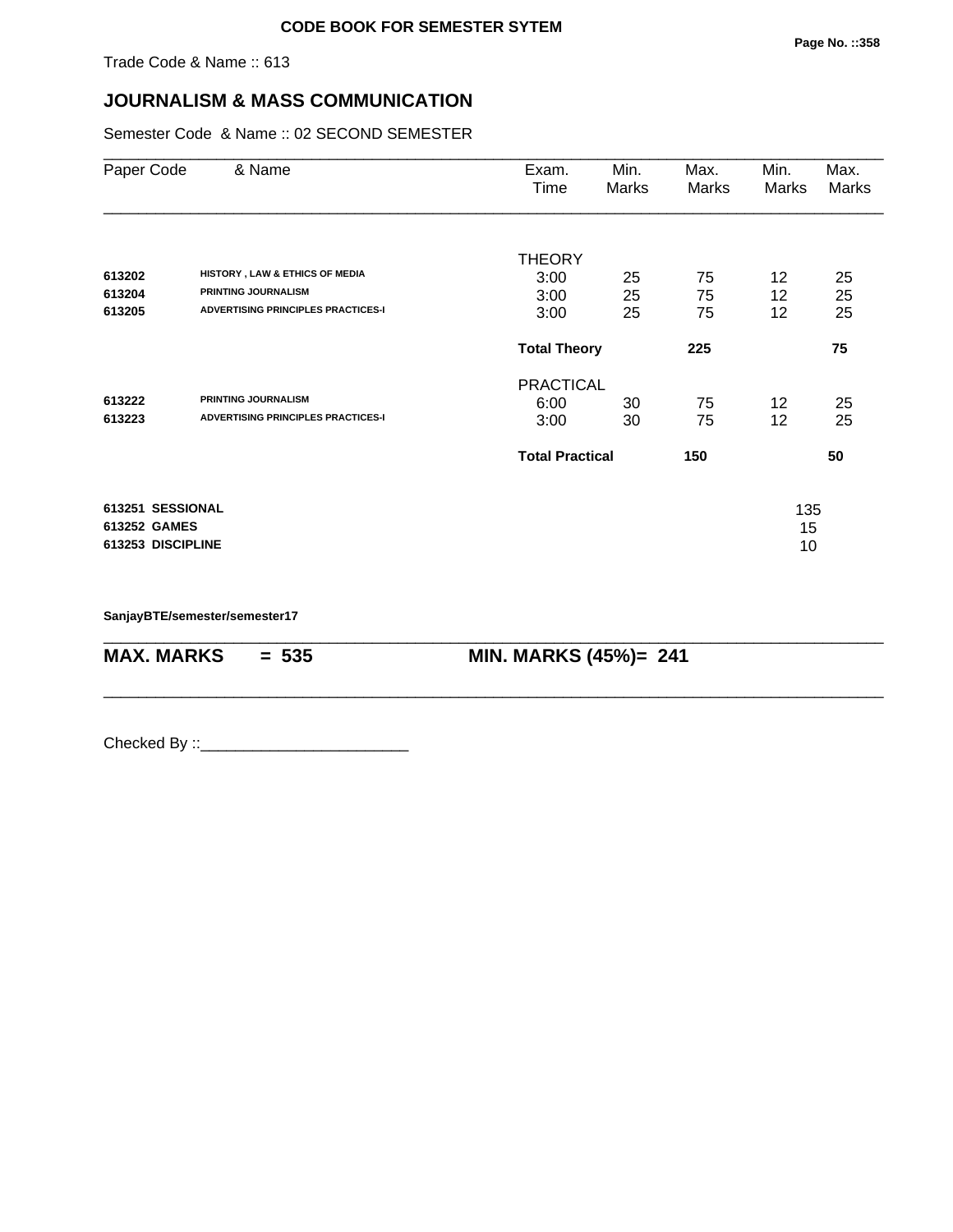**CODE BOOK FOR SEMESTER SYTEM**

Trade Code & Name :: 613

## JOURNALISM & MASS COMMUNICATION

Semester Code & Name :: 02 SECOND SEMESTER

| Paper Code | & Name | Exam. Time | Min. Marks | Max. Marks | Min. Marks | Max. Marks |
|---|---|---|---|---|---|---|
| | | THEORY | | | | |
| **613202** | **HISTORY , LAW & ETHICS OF MEDIA** | 3:00 | 25 | 75 | 12 | 25 |
| **613204** | **PRINTING JOURNALISM** | 3:00 | 25 | 75 | 12 | 25 |
| **613205** | **ADVERTISING PRINCIPLES PRACTICES-I** | 3:00 | 25 | 75 | 12 | 25 |
| | | **Total Theory** | | **225** | | **75** |
| | | PRACTICAL | | | | |
| **613222** | **PRINTING JOURNALISM** | 6:00 | 30 | 75 | 12 | 25 |
| **613223** | **ADVERTISING PRINCIPLES PRACTICES-I** | 3:00 | 30 | 75 | 12 | 25 |
| | | **Total Practical** | | **150** | | **50** |
| **613251** | **SESSIONAL** | | | | 135 | |
| **613252** | **GAMES** | | | | 15 | |
| **613253** | **DISCIPLINE** | | | | 10 | |

**SanjayBTE/semester/semester17**

**MAX. MARKS = 535** **MIN. MARKS (45%)= 241**

Checked By ::________________________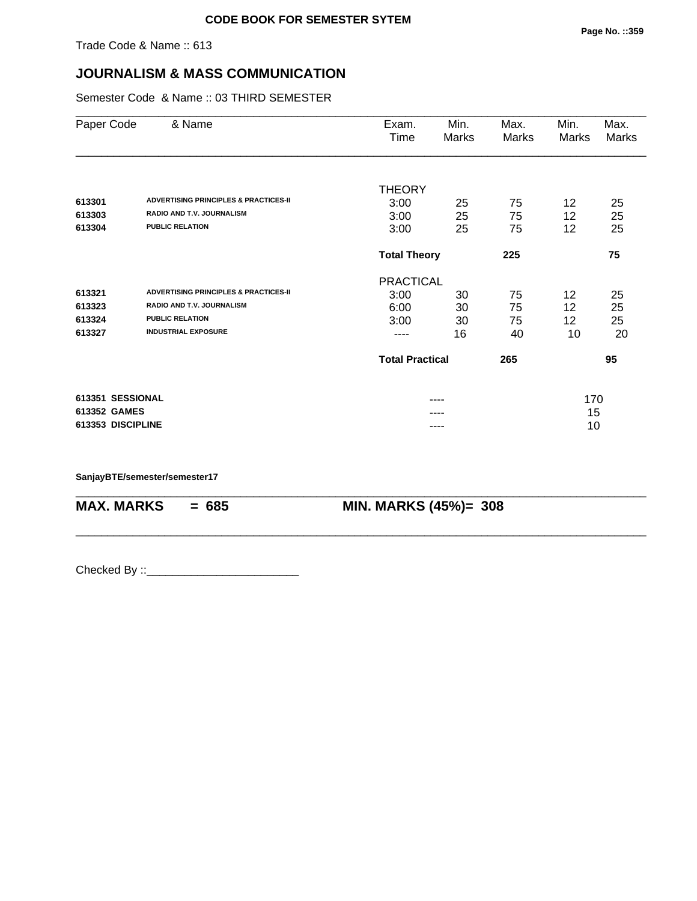**CODE BOOK FOR SEMESTER SYTEM**

Trade Code & Name :: 613

## JOURNALISM & MASS COMMUNICATION

Semester Code & Name :: 03 THIRD SEMESTER

| Paper Code | & Name | Exam. Time | Min. Marks | Max. Marks | Min. Marks | Max. Marks |
|---|---|---|---|---|---|---|
| | | THEORY | | | | |
| 613301 | ADVERTISING PRINCIPLES & PRACTICES-II | 3:00 | 25 | 75 | 12 | 25 |
| 613303 | RADIO AND T.V. JOURNALISM | 3:00 | 25 | 75 | 12 | 25 |
| 613304 | PUBLIC RELATION | 3:00 | 25 | 75 | 12 | 25 |
| | | **Total Theory** | | **225** | | **75** |
| | | PRACTICAL | | | | |
| 613321 | ADVERTISING PRINCIPLES & PRACTICES-II | 3:00 | 30 | 75 | 12 | 25 |
| 613323 | RADIO AND T.V. JOURNALISM | 6:00 | 30 | 75 | 12 | 25 |
| 613324 | PUBLIC RELATION | 3:00 | 30 | 75 | 12 | 25 |
| 613327 | INDUSTRIAL EXPOSURE | ---- | 16 | 40 | 10 | 20 |
| | | **Total Practical** | | **265** | | **95** |
| **613351** | **SESSIONAL** | | ---- | | 170 | |
| **613352** | **GAMES** | | ---- | | 15 | |
| **613353** | **DISCIPLINE** | | ---- | | 10 | |

**SanjayBTE/semester/semester17**

**MAX. MARKS = 685** **MIN. MARKS (45%)= 308**

Checked By ::________________________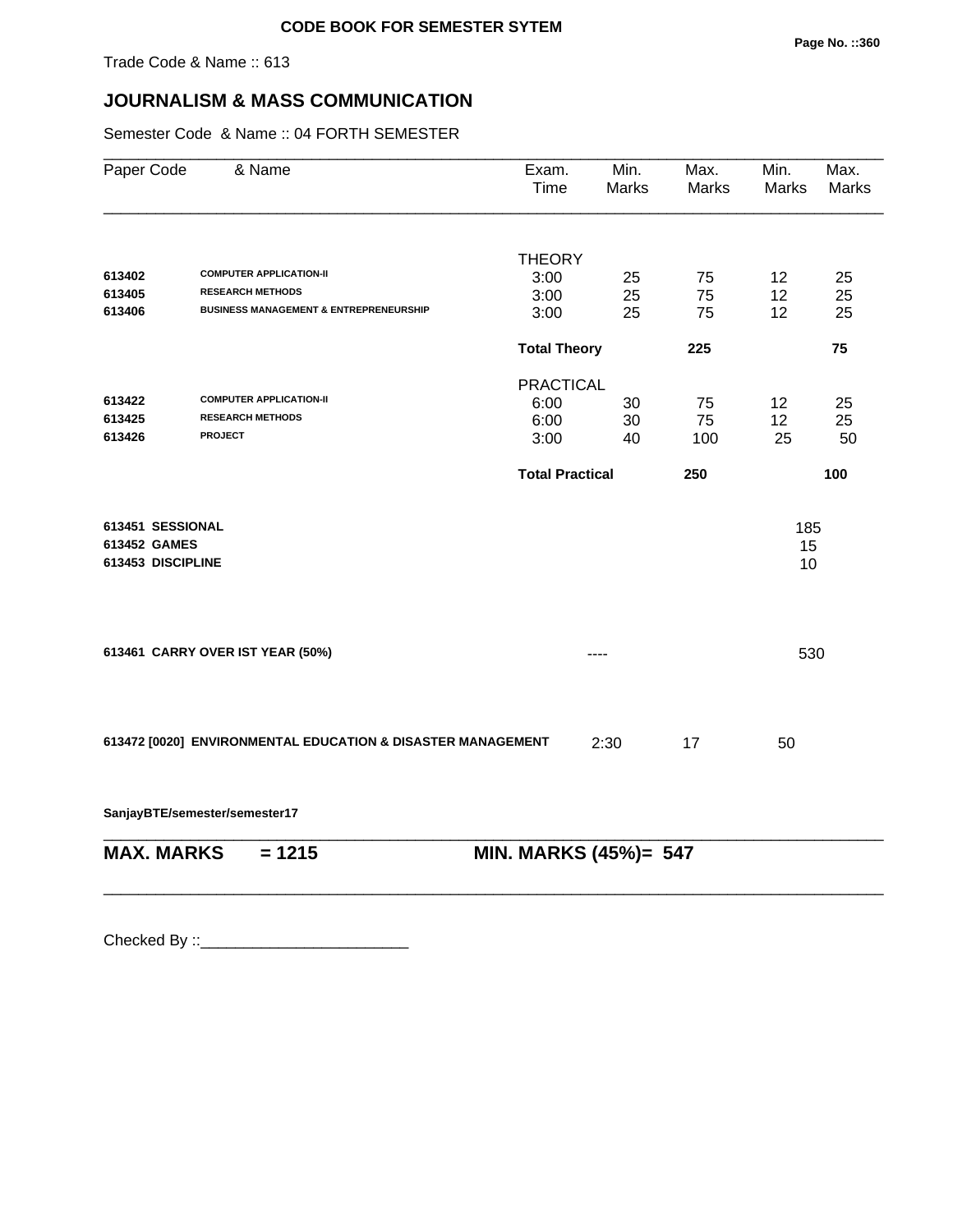**CODE BOOK FOR SEMESTER SYTEM**

Trade Code & Name :: 613

# JOURNALISM & MASS COMMUNICATION

Semester Code & Name :: 04 FORTH SEMESTER

| Paper Code | & Name | Exam. Time | Min. Marks | Max. Marks | Min. Marks | Max. Marks |
|---|---|---|---|---|---|---|
| | | THEORY | | | | |
| **613402** | **COMPUTER APPLICATION-II** | 3:00 | 25 | 75 | 12 | 25 |
| **613405** | **RESEARCH METHODS** | 3:00 | 25 | 75 | 12 | 25 |
| **613406** | **BUSINESS MANAGEMENT & ENTREPRENEURSHIP** | 3:00 | 25 | 75 | 12 | 25 |
| | | **Total Theory** | | **225** | | **75** |
| | | PRACTICAL | | | | |
| **613422** | **COMPUTER APPLICATION-II** | 6:00 | 30 | 75 | 12 | 25 |
| **613425** | **RESEARCH METHODS** | 6:00 | 30 | 75 | 12 | 25 |
| **613426** | **PROJECT** | 3:00 | 40 | 100 | 25 | 50 |
| | | **Total Practical** | | **250** | | **100** |
| **613451** | **SESSIONAL** | | | | 185 | |
| **613452** | **GAMES** | | | | 15 | |
| **613453** | **DISCIPLINE** | | | | 10 | |
| **613461** | **CARRY OVER IST YEAR (50%)** | | ---- | | 530 | |
| **613472 [0020]** | **ENVIRONMENTAL EDUCATION & DISASTER MANAGEMENT** | 2:30 | 17 | 50 | | |

**SanjayBTE/semester/semester17**

**MAX. MARKS = 1215** **MIN. MARKS (45%)= 547**

Checked By ::________________________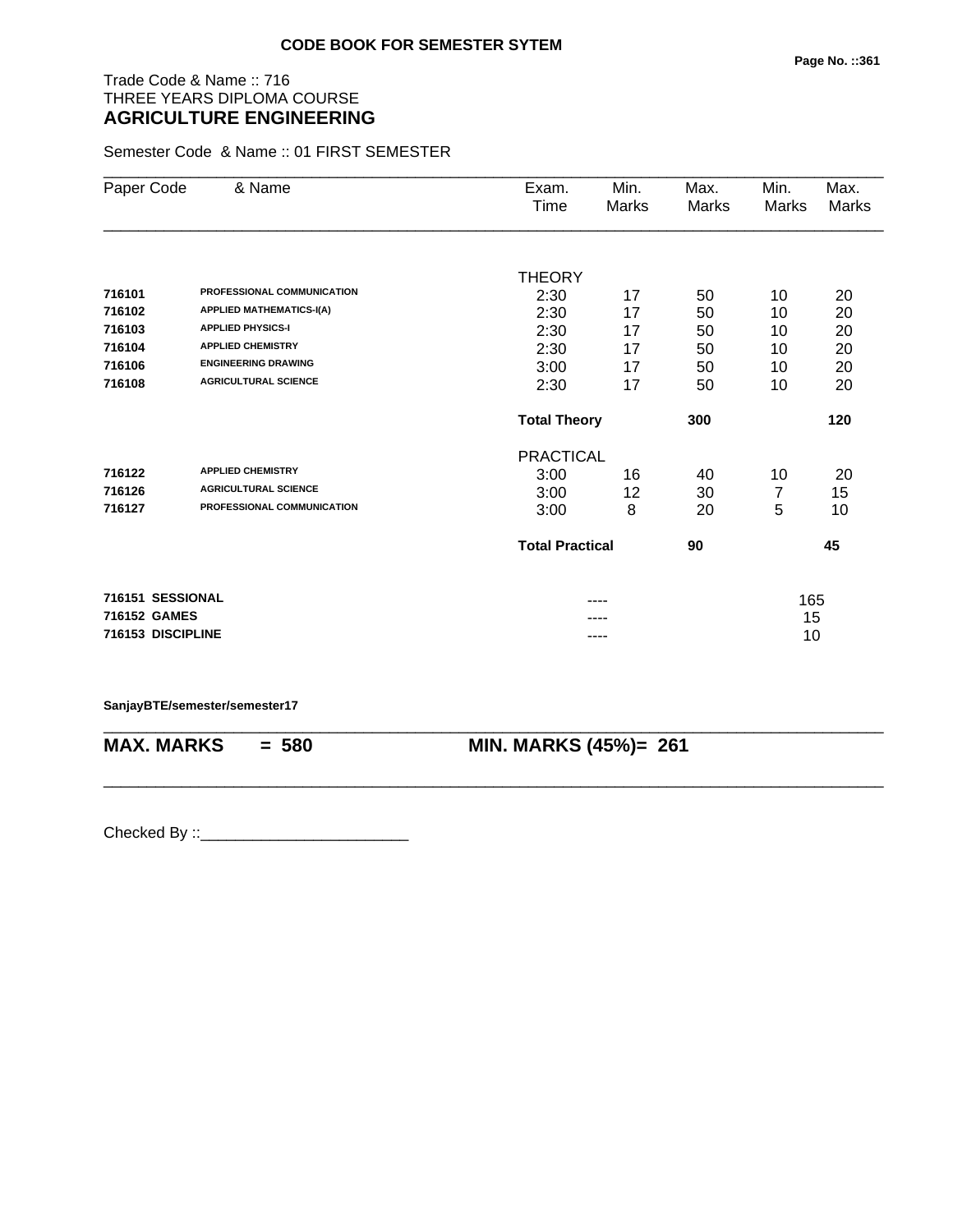**CODE BOOK FOR SEMESTER SYTEM**

Trade Code & Name :: 716
THREE YEARS DIPLOMA COURSE
## AGRICULTURE ENGINEERING

Semester Code & Name :: 01 FIRST SEMESTER

| Paper Code | & Name | Exam. Time | Min. Marks | Max. Marks | Min. Marks | Max. Marks |
|---|---|---|---|---|---|---|
| | | THEORY | | | | |
| 716101 | PROFESSIONAL COMMUNICATION | 2:30 | 17 | 50 | 10 | 20 |
| 716102 | APPLIED MATHEMATICS-I(A) | 2:30 | 17 | 50 | 10 | 20 |
| 716103 | APPLIED PHYSICS-I | 2:30 | 17 | 50 | 10 | 20 |
| 716104 | APPLIED CHEMISTRY | 2:30 | 17 | 50 | 10 | 20 |
| 716106 | ENGINEERING DRAWING | 3:00 | 17 | 50 | 10 | 20 |
| 716108 | AGRICULTURAL SCIENCE | 2:30 | 17 | 50 | 10 | 20 |
| | | **Total Theory** | | **300** | | **120** |
| | | PRACTICAL | | | | |
| 716122 | APPLIED CHEMISTRY | 3:00 | 16 | 40 | 10 | 20 |
| 716126 | AGRICULTURAL SCIENCE | 3:00 | 12 | 30 | 7 | 15 |
| 716127 | PROFESSIONAL COMMUNICATION | 3:00 | 8 | 20 | 5 | 10 |
| | | **Total Practical** | | **90** | | **45** |
| **716151** | **SESSIONAL** | | ---- | | 165 | |
| **716152** | **GAMES** | | ---- | | 15 | |
| **716153** | **DISCIPLINE** | | ---- | | 10 | |

**SanjayBTE/semester/semester17**

**MAX. MARKS = 580 MIN. MARKS (45%)= 261**

Checked By ::________________________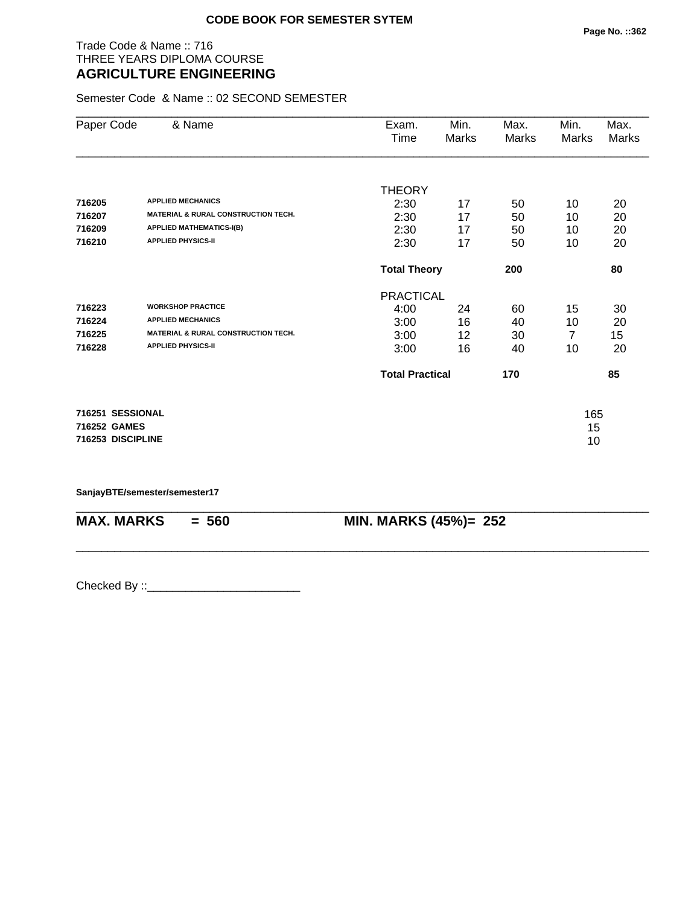## CODE BOOK FOR SEMESTER SYTEM

Trade Code & Name :: 716
THREE YEARS DIPLOMA COURSE
## AGRICULTURE ENGINEERING

Semester Code & Name :: 02 SECOND SEMESTER

| Paper Code | & Name | Exam. Time | Min. Marks | Max. Marks | Min. Marks | Max. Marks |
|---|---|---|---|---|---|---|
| | | THEORY | | | | |
| 716205 | APPLIED MECHANICS | 2:30 | 17 | 50 | 10 | 20 |
| 716207 | MATERIAL & RURAL CONSTRUCTION TECH. | 2:30 | 17 | 50 | 10 | 20 |
| 716209 | APPLIED MATHEMATICS-I(B) | 2:30 | 17 | 50 | 10 | 20 |
| 716210 | APPLIED PHYSICS-II | 2:30 | 17 | 50 | 10 | 20 |
| | | **Total Theory** | | **200** | | **80** |
| | | PRACTICAL | | | | |
| 716223 | WORKSHOP PRACTICE | 4:00 | 24 | 60 | 15 | 30 |
| 716224 | APPLIED MECHANICS | 3:00 | 16 | 40 | 10 | 20 |
| 716225 | MATERIAL & RURAL CONSTRUCTION TECH. | 3:00 | 12 | 30 | 7 | 15 |
| 716228 | APPLIED PHYSICS-II | 3:00 | 16 | 40 | 10 | 20 |
| | | **Total Practical** | | **170** | | **85** |
| **716251** | **SESSIONAL** | | | | 165 | |
| **716252** | **GAMES** | | | | 15 | |
| **716253** | **DISCIPLINE** | | | | 10 | |

**SanjayBTE/semester/semester17**

**MAX. MARKS = 560** **MIN. MARKS (45%)= 252**

Checked By ::________________________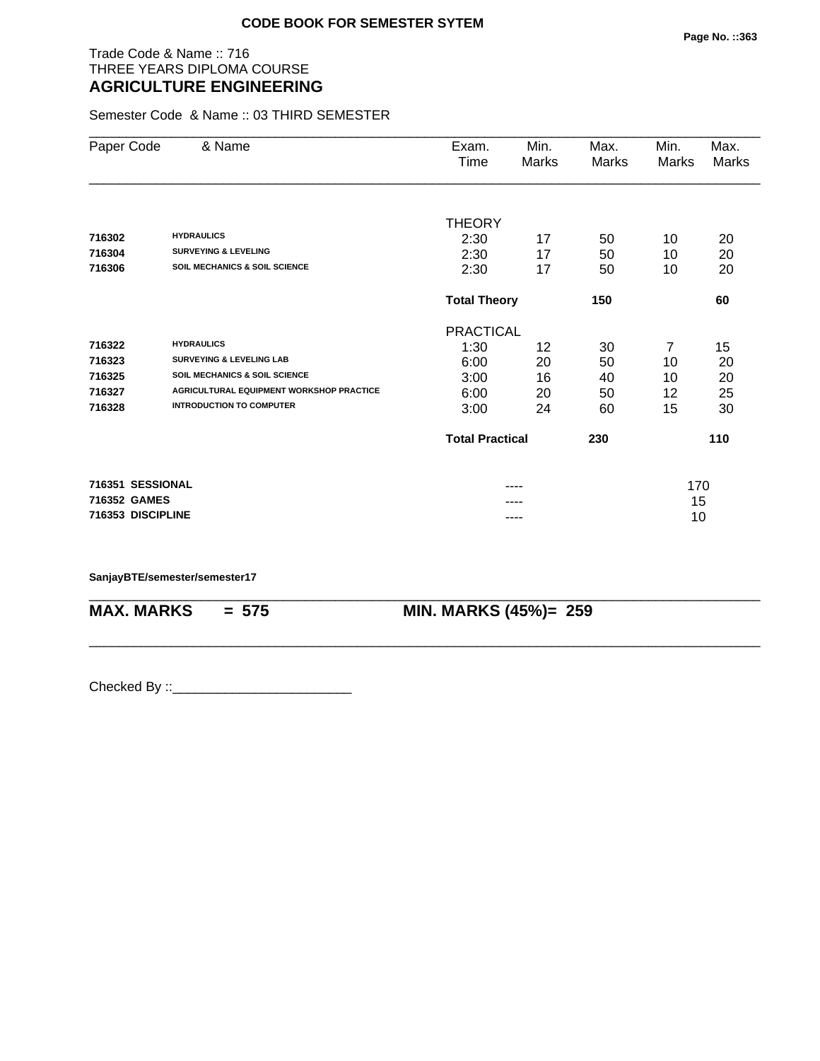**CODE BOOK FOR SEMESTER SYTEM**

Trade Code & Name :: 716
THREE YEARS DIPLOMA COURSE
## AGRICULTURE ENGINEERING

Semester Code & Name :: 03 THIRD SEMESTER

| Paper Code | & Name | Exam. Time | Min. Marks | Max. Marks | Min. Marks | Max. Marks |
|---|---|---|---|---|---|---|
| | | THEORY | | | | |
| **716302** | **HYDRAULICS** | 2:30 | 17 | 50 | 10 | 20 |
| **716304** | **SURVEYING & LEVELING** | 2:30 | 17 | 50 | 10 | 20 |
| **716306** | **SOIL MECHANICS & SOIL SCIENCE** | 2:30 | 17 | 50 | 10 | 20 |
| | | **Total Theory** | | **150** | | **60** |
| | | PRACTICAL | | | | |
| **716322** | **HYDRAULICS** | 1:30 | 12 | 30 | 7 | 15 |
| **716323** | **SURVEYING & LEVELING LAB** | 6:00 | 20 | 50 | 10 | 20 |
| **716325** | **SOIL MECHANICS & SOIL SCIENCE** | 3:00 | 16 | 40 | 10 | 20 |
| **716327** | **AGRICULTURAL EQUIPMENT WORKSHOP PRACTICE** | 6:00 | 20 | 50 | 12 | 25 |
| **716328** | **INTRODUCTION TO COMPUTER** | 3:00 | 24 | 60 | 15 | 30 |
| | | **Total Practical** | | **230** | | **110** |
| **716351** | **SESSIONAL** | | ---- | | 170 | |
| **716352** | **GAMES** | | ---- | | 15 | |
| **716353** | **DISCIPLINE** | | ---- | | 10 | |

**SanjayBTE/semester/semester17**

**MAX. MARKS = 575 MIN. MARKS (45%)= 259**

Checked By ::________________________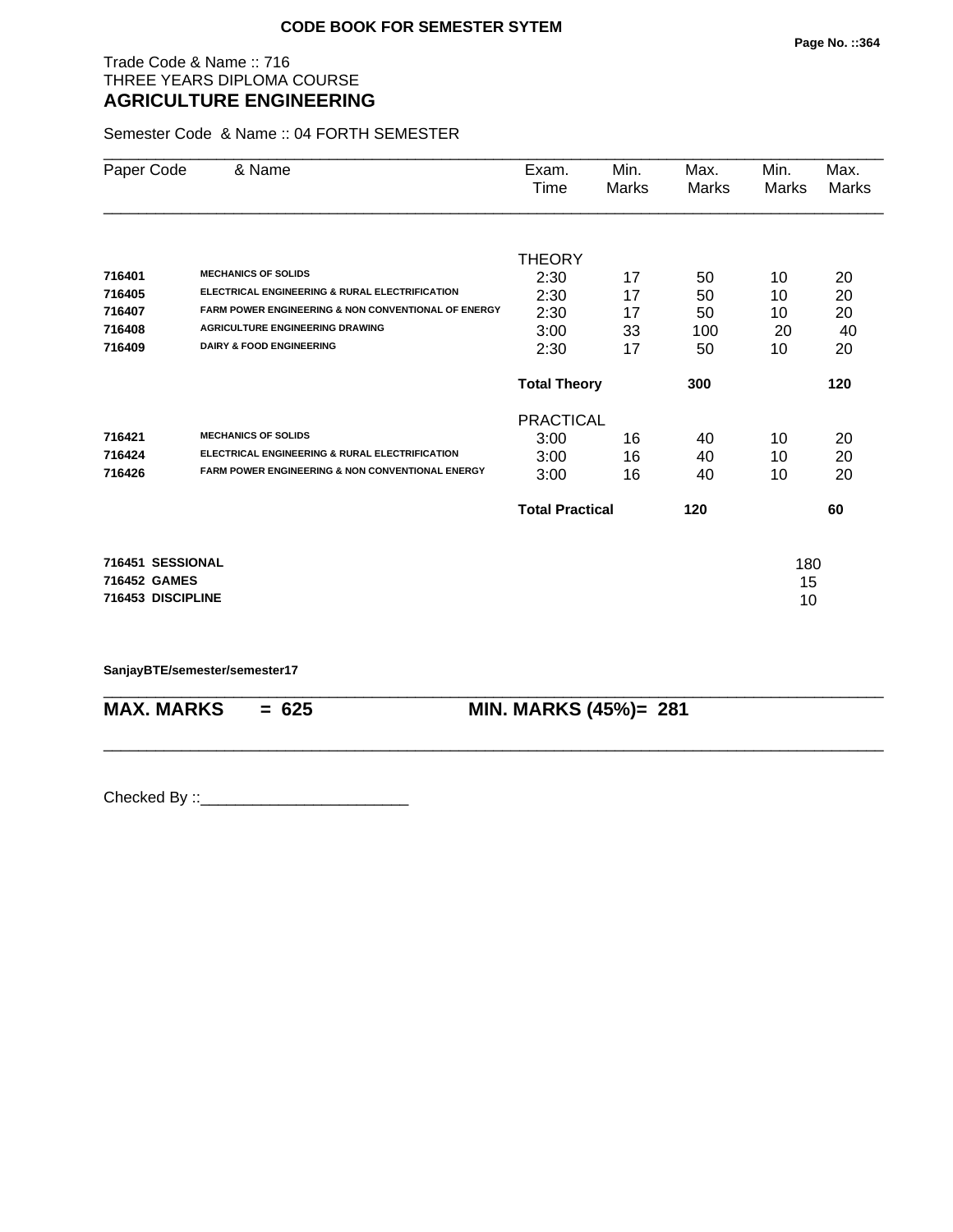**CODE BOOK FOR SEMESTER SYTEM**

Trade Code & Name :: 716
THREE YEARS DIPLOMA COURSE
## AGRICULTURE ENGINEERING

Semester Code & Name :: 04 FORTH SEMESTER

| Paper Code | & Name | Exam. Time | Min. Marks | Max. Marks | Min. Marks | Max. Marks |
|---|---|---|---|---|---|---|
| | | THEORY | | | | |
| **716401** | **MECHANICS OF SOLIDS** | 2:30 | 17 | 50 | 10 | 20 |
| **716405** | **ELECTRICAL ENGINEERING & RURAL ELECTRIFICATION** | 2:30 | 17 | 50 | 10 | 20 |
| **716407** | **FARM POWER ENGINEERING & NON CONVENTIONAL OF ENERGY** | 2:30 | 17 | 50 | 10 | 20 |
| **716408** | **AGRICULTURE ENGINEERING DRAWING** | 3:00 | 33 | 100 | 20 | 40 |
| **716409** | **DAIRY & FOOD ENGINEERING** | 2:30 | 17 | 50 | 10 | 20 |
| | | **Total Theory** | | **300** | | **120** |
| | | PRACTICAL | | | | |
| **716421** | **MECHANICS OF SOLIDS** | 3:00 | 16 | 40 | 10 | 20 |
| **716424** | **ELECTRICAL ENGINEERING & RURAL ELECTRIFICATION** | 3:00 | 16 | 40 | 10 | 20 |
| **716426** | **FARM POWER ENGINEERING & NON CONVENTIONAL ENERGY** | 3:00 | 16 | 40 | 10 | 20 |
| | | **Total Practical** | | **120** | | **60** |
| **716451** | **SESSIONAL** | | | | 180 | |
| **716452** | **GAMES** | | | | 15 | |
| **716453** | **DISCIPLINE** | | | | 10 | |

**SanjayBTE/semester/semester17**

**MAX. MARKS = 625** **MIN. MARKS (45%)= 281**

Checked By ::________________________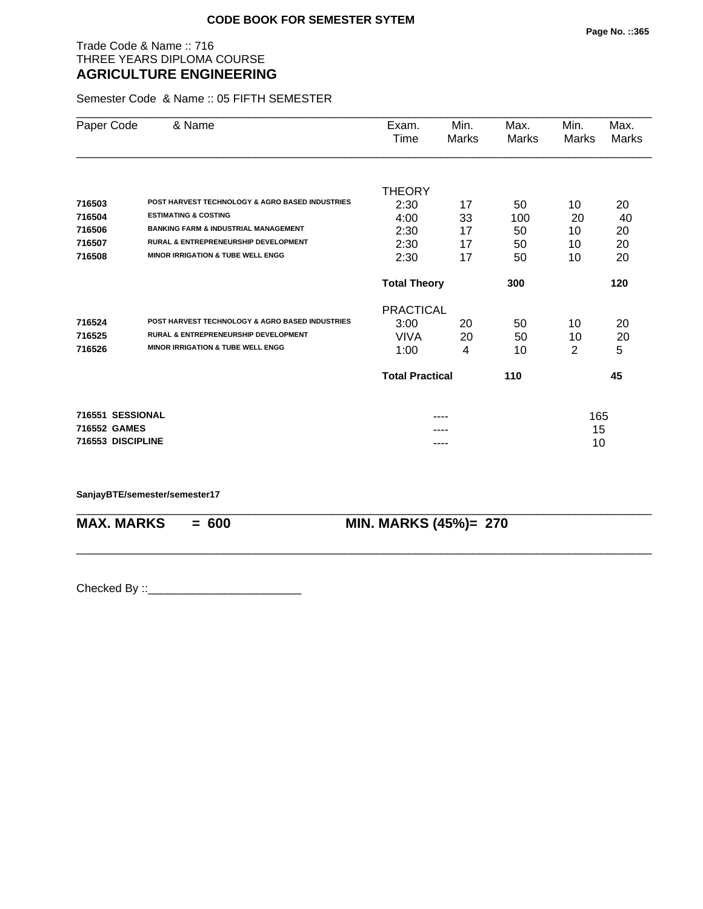CODE BOOK FOR SEMESTER SYTEM

Trade Code & Name :: 716
THREE YEARS DIPLOMA COURSE

## AGRICULTURE ENGINEERING

Semester Code & Name :: 05 FIFTH SEMESTER

| Paper Code | & Name | Exam. Time | Min. Marks | Max. Marks | Min. Marks | Max. Marks |
|---|---|---|---|---|---|---|
| | | THEORY | | | | |
| 716503 | POST HARVEST TECHNOLOGY & AGRO BASED INDUSTRIES | 2:30 | 17 | 50 | 10 | 20 |
| 716504 | ESTIMATING & COSTING | 4:00 | 33 | 100 | 20 | 40 |
| 716506 | BANKING FARM & INDUSTRIAL MANAGEMENT | 2:30 | 17 | 50 | 10 | 20 |
| 716507 | RURAL & ENTREPRENEURSHIP DEVELOPMENT | 2:30 | 17 | 50 | 10 | 20 |
| 716508 | MINOR IRRIGATION & TUBE WELL ENGG | 2:30 | 17 | 50 | 10 | 20 |
| | | **Total Theory** | | **300** | | **120** |
| | | PRACTICAL | | | | |
| 716524 | POST HARVEST TECHNOLOGY & AGRO BASED INDUSTRIES | 3:00 | 20 | 50 | 10 | 20 |
| 716525 | RURAL & ENTREPRENEURSHIP DEVELOPMENT | VIVA | 20 | 50 | 10 | 20 |
| 716526 | MINOR IRRIGATION & TUBE WELL ENGG | 1:00 | 4 | 10 | 2 | 5 |
| | | **Total Practical** | | **110** | | **45** |
| **716551** | **SESSIONAL** | | ---- | | 165 | |
| **716552** | **GAMES** | | ---- | | 15 | |
| **716553** | **DISCIPLINE** | | ---- | | 10 | |

**SanjayBTE/semester/semester17**

**MAX. MARKS = 600** **MIN. MARKS (45%)= 270**

Checked By ::________________________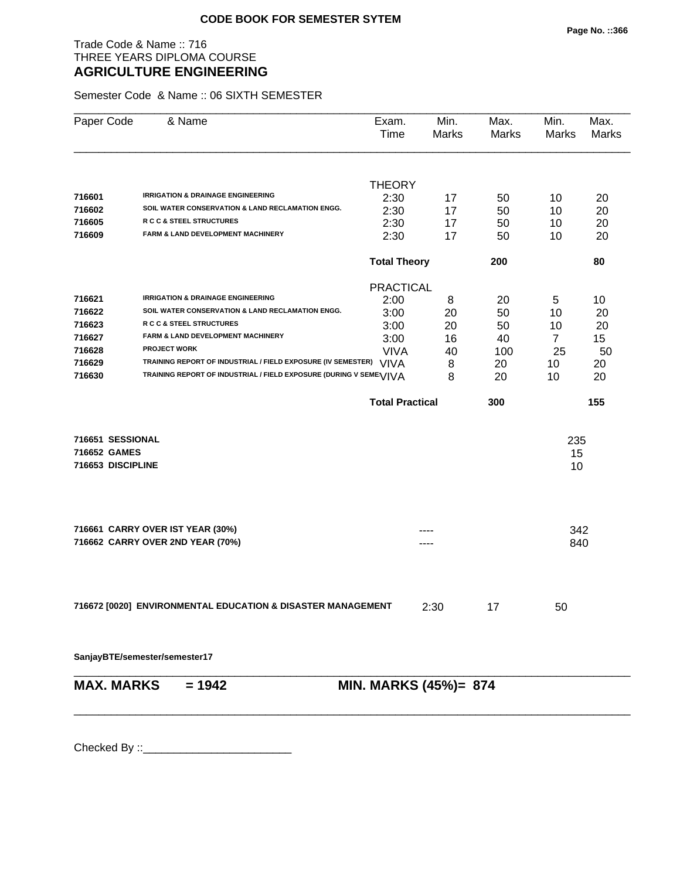**CODE BOOK FOR SEMESTER SYTEM**

Trade Code & Name :: 716
THREE YEARS DIPLOMA COURSE
## AGRICULTURE ENGINEERING

Semester Code & Name :: 06 SIXTH SEMESTER

| Paper Code | & Name | Exam. Time | Min. Marks | Max. Marks | Min. Marks | Max. Marks |
|---|---|---|---|---|---|---|
| | | THEORY | | | | |
| 716601 | IRRIGATION & DRAINAGE ENGINEERING | 2:30 | 17 | 50 | 10 | 20 |
| 716602 | SOIL WATER CONSERVATION & LAND RECLAMATION ENGG. | 2:30 | 17 | 50 | 10 | 20 |
| 716605 | R C C & STEEL STRUCTURES | 2:30 | 17 | 50 | 10 | 20 |
| 716609 | FARM & LAND DEVELOPMENT MACHINERY | 2:30 | 17 | 50 | 10 | 20 |
| | | **Total Theory** | | **200** | | **80** |
| | | PRACTICAL | | | | |
| 716621 | IRRIGATION & DRAINAGE ENGINEERING | 2:00 | 8 | 20 | 5 | 10 |
| 716622 | SOIL WATER CONSERVATION & LAND RECLAMATION ENGG. | 3:00 | 20 | 50 | 10 | 20 |
| 716623 | R C C & STEEL STRUCTURES | 3:00 | 20 | 50 | 10 | 20 |
| 716627 | FARM & LAND DEVELOPMENT MACHINERY | 3:00 | 16 | 40 | 7 | 15 |
| 716628 | PROJECT WORK | VIVA | 40 | 100 | 25 | 50 |
| 716629 | TRAINING REPORT OF INDUSTRIAL / FIELD EXPOSURE (IV SEMESTER) | VIVA | 8 | 20 | 10 | 20 |
| 716630 | TRAINING REPORT OF INDUSTRIAL / FIELD EXPOSURE (DURING V SEME | VIVA | 8 | 20 | 10 | 20 |
| | | **Total Practical** | | **300** | | **155** |

| | | |
|---|---|---|
| **716651** | **SESSIONAL** | 235 |
| **716652** | **GAMES** | 15 |
| **716653** | **DISCIPLINE** | 10 |

| | | | |
|---|---|---|---|
| **716661** | **CARRY OVER IST YEAR (30%)** | ---- | 342 |
| **716662** | **CARRY OVER 2ND YEAR (70%)** | ---- | 840 |

**716672 [0020] ENVIRONMENTAL EDUCATION & DISASTER MANAGEMENT** 2:30 17 50

**SanjayBTE/semester/semester17**

**MAX. MARKS = 1942** **MIN. MARKS (45%)= 874**

Checked By ::________________________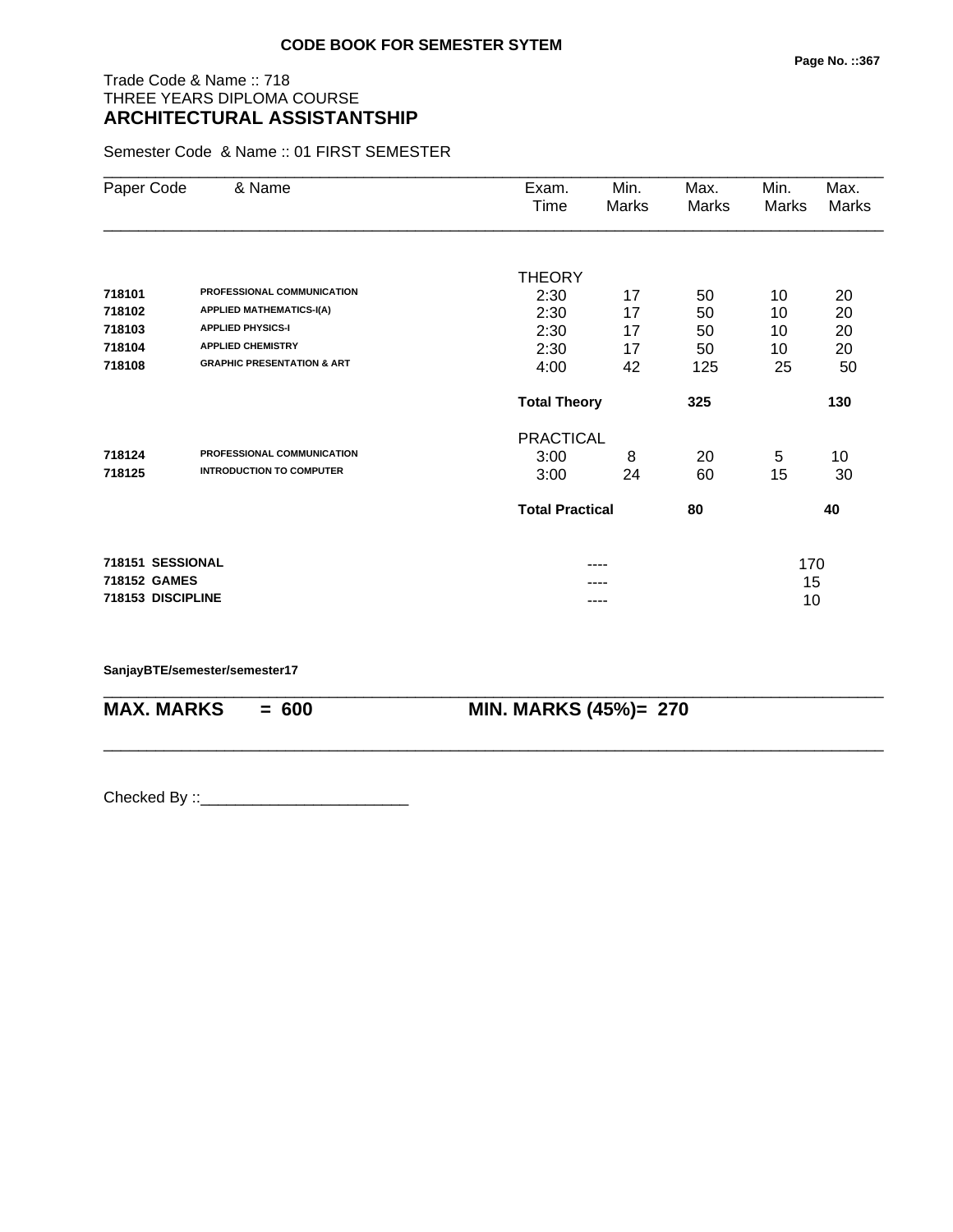**CODE BOOK FOR SEMESTER SYTEM**

Trade Code & Name :: 718
THREE YEARS DIPLOMA COURSE
## ARCHITECTURAL ASSISTANTSHIP

Semester Code & Name :: 01 FIRST SEMESTER

| Paper Code | & Name | Exam. Time | Min. Marks | Max. Marks | Min. Marks | Max. Marks |
|---|---|---|---|---|---|---|
| | | THEORY | | | | |
| 718101 | PROFESSIONAL COMMUNICATION | 2:30 | 17 | 50 | 10 | 20 |
| 718102 | APPLIED MATHEMATICS-I(A) | 2:30 | 17 | 50 | 10 | 20 |
| 718103 | APPLIED PHYSICS-I | 2:30 | 17 | 50 | 10 | 20 |
| 718104 | APPLIED CHEMISTRY | 2:30 | 17 | 50 | 10 | 20 |
| 718108 | GRAPHIC PRESENTATION & ART | 4:00 | 42 | 125 | 25 | 50 |
| | | **Total Theory** | | **325** | | **130** |
| | | PRACTICAL | | | | |
| 718124 | PROFESSIONAL COMMUNICATION | 3:00 | 8 | 20 | 5 | 10 |
| 718125 | INTRODUCTION TO COMPUTER | 3:00 | 24 | 60 | 15 | 30 |
| | | **Total Practical** | | **80** | | **40** |
| **718151** | **SESSIONAL** | | ---- | | 170 | |
| **718152** | **GAMES** | | ---- | | 15 | |
| **718153** | **DISCIPLINE** | | ---- | | 10 | |

**SanjayBTE/semester/semester17**

**MAX. MARKS = 600** **MIN. MARKS (45%)= 270**

Checked By ::________________________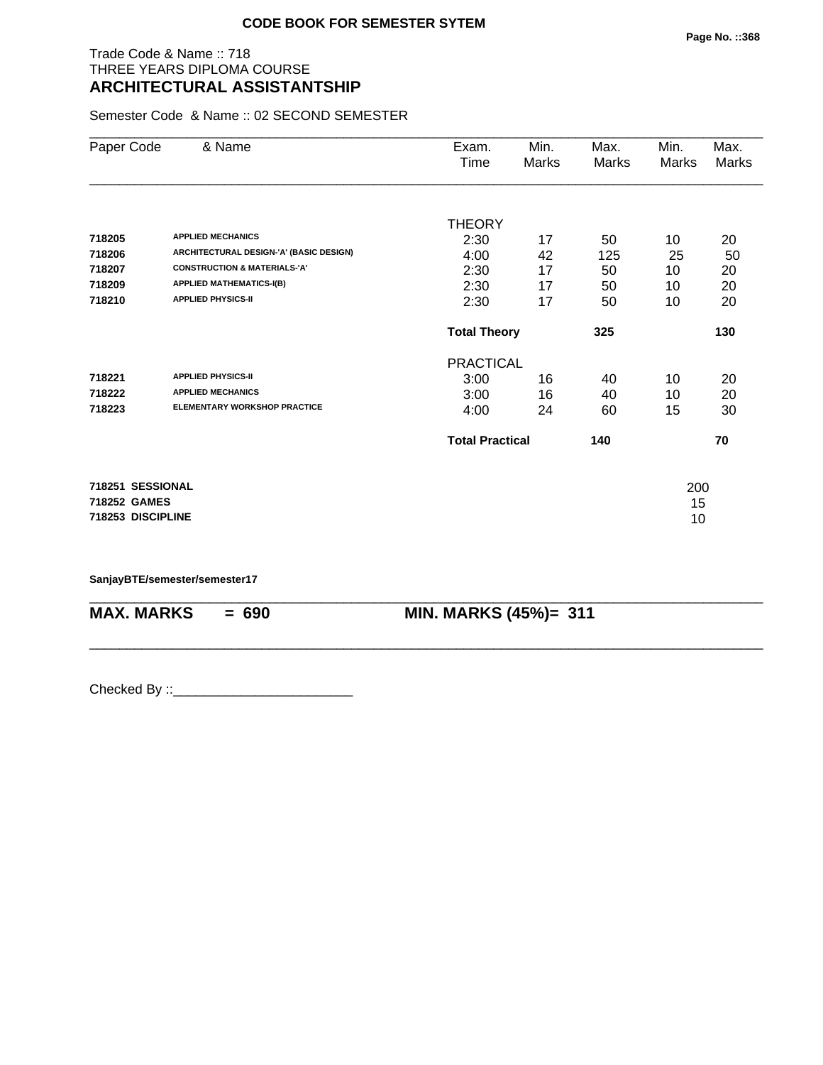**CODE BOOK FOR SEMESTER SYTEM**

Trade Code & Name :: 718
THREE YEARS DIPLOMA COURSE
## ARCHITECTURAL ASSISTANTSHIP

Semester Code & Name :: 02 SECOND SEMESTER

| Paper Code | & Name | Exam. Time | Min. Marks | Max. Marks | Min. Marks | Max. Marks |
|---|---|---|---|---|---|---|
| | | THEORY | | | | |
| 718205 | APPLIED MECHANICS | 2:30 | 17 | 50 | 10 | 20 |
| 718206 | ARCHITECTURAL DESIGN-'A' (BASIC DESIGN) | 4:00 | 42 | 125 | 25 | 50 |
| 718207 | CONSTRUCTION & MATERIALS-'A' | 2:30 | 17 | 50 | 10 | 20 |
| 718209 | APPLIED MATHEMATICS-I(B) | 2:30 | 17 | 50 | 10 | 20 |
| 718210 | APPLIED PHYSICS-II | 2:30 | 17 | 50 | 10 | 20 |
| | | **Total Theory** | | **325** | | **130** |
| | | PRACTICAL | | | | |
| 718221 | APPLIED PHYSICS-II | 3:00 | 16 | 40 | 10 | 20 |
| 718222 | APPLIED MECHANICS | 3:00 | 16 | 40 | 10 | 20 |
| 718223 | ELEMENTARY WORKSHOP PRACTICE | 4:00 | 24 | 60 | 15 | 30 |
| | | **Total Practical** | | **140** | | **70** |
| **718251** | **SESSIONAL** | | | | 200 | |
| **718252** | **GAMES** | | | | 15 | |
| **718253** | **DISCIPLINE** | | | | 10 | |

**SanjayBTE/semester/semester17**

**MAX. MARKS = 690 MIN. MARKS (45%)= 311**

Checked By ::________________________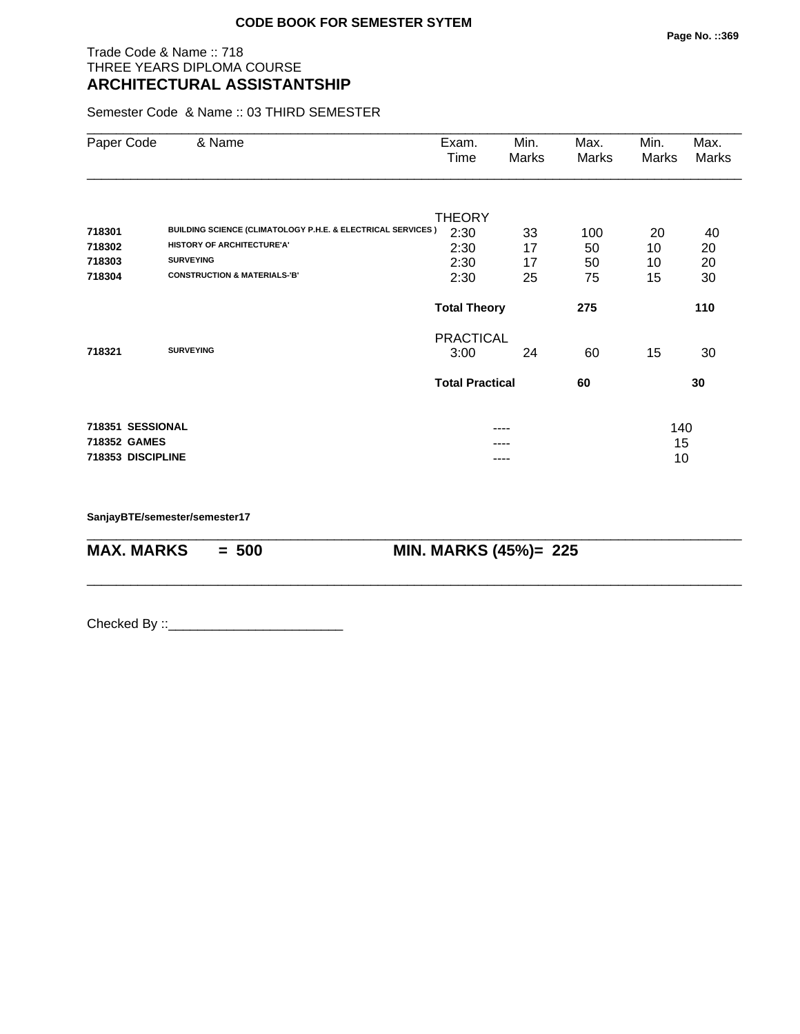**CODE BOOK FOR SEMESTER SYTEM**

Trade Code & Name :: 718
THREE YEARS DIPLOMA COURSE
## ARCHITECTURAL ASSISTANTSHIP

Semester Code & Name :: 03 THIRD SEMESTER

| Paper Code | & Name | Exam. Time | Min. Marks | Max. Marks | Min. Marks | Max. Marks |
|---|---|---|---|---|---|---|
| | | THEORY | | | | |
| **718301** | **BUILDING SCIENCE (CLIMATOLOGY P.H.E. & ELECTRICAL SERVICES )** | 2:30 | 33 | 100 | 20 | 40 |
| **718302** | **HISTORY OF ARCHITECTURE'A'** | 2:30 | 17 | 50 | 10 | 20 |
| **718303** | **SURVEYING** | 2:30 | 17 | 50 | 10 | 20 |
| **718304** | **CONSTRUCTION & MATERIALS-'B'** | 2:30 | 25 | 75 | 15 | 30 |
| | | **Total Theory** | | **275** | | **110** |
| | | PRACTICAL | | | | |
| **718321** | **SURVEYING** | 3:00 | 24 | 60 | 15 | 30 |
| | | **Total Practical** | | **60** | | **30** |
| **718351** | **SESSIONAL** | | ---- | | 140 | |
| **718352** | **GAMES** | | ---- | | 15 | |
| **718353** | **DISCIPLINE** | | ---- | | 10 | |

**SanjayBTE/semester/semester17**

**MAX. MARKS = 500** **MIN. MARKS (45%)= 225**

Checked By ::________________________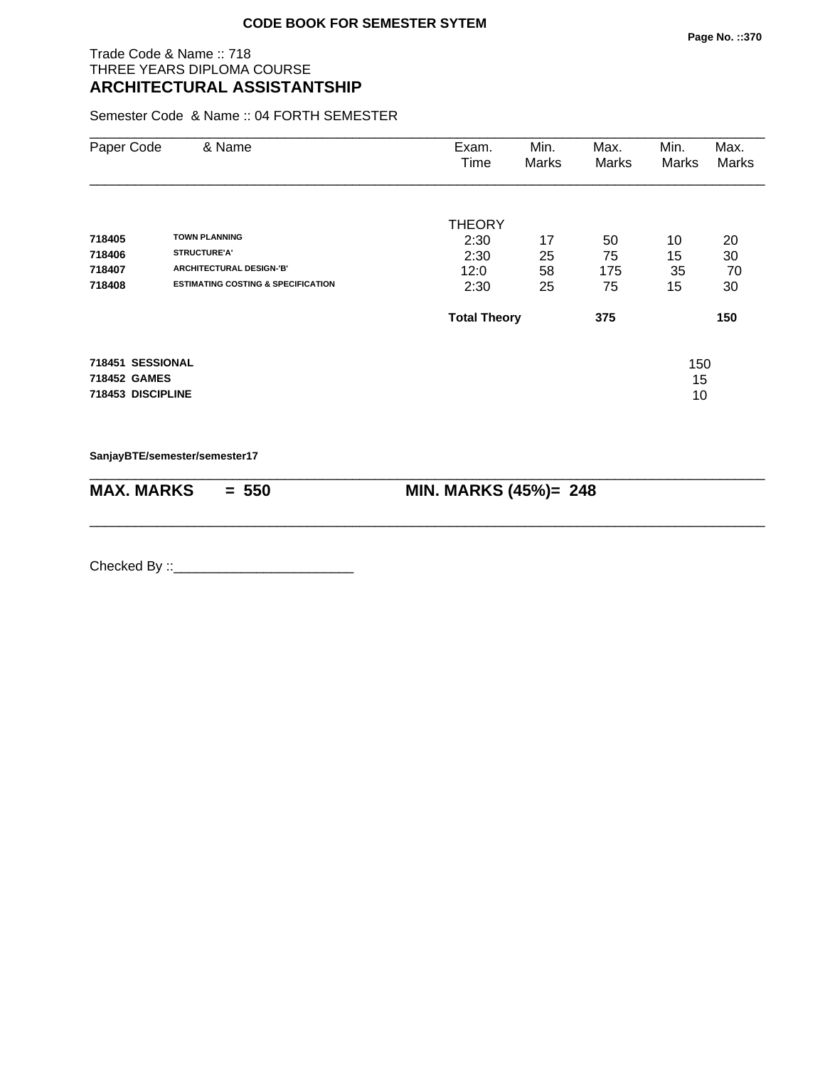**CODE BOOK FOR SEMESTER SYTEM**

Trade Code & Name :: 718
THREE YEARS DIPLOMA COURSE
## ARCHITECTURAL ASSISTANTSHIP

Semester Code & Name :: 04 FORTH SEMESTER

| Paper Code | & Name | Exam. Time | Min. Marks | Max. Marks | Min. Marks | Max. Marks |
|---|---|---|---|---|---|---|
| | | THEORY | | | | |
| **718405** | **TOWN PLANNING** | 2:30 | 17 | 50 | 10 | 20 |
| **718406** | **STRUCTURE'A'** | 2:30 | 25 | 75 | 15 | 30 |
| **718407** | **ARCHITECTURAL DESIGN-'B'** | 12:0 | 58 | 175 | 35 | 70 |
| **718408** | **ESTIMATING COSTING & SPECIFICATION** | 2:30 | 25 | 75 | 15 | 30 |
| | | **Total Theory** | | **375** | | **150** |
| **718451** | **SESSIONAL** | | | | 150 | |
| **718452** | **GAMES** | | | | 15 | |
| **718453** | **DISCIPLINE** | | | | 10 | |

**SanjayBTE/semester/semester17**

**MAX. MARKS = 550** **MIN. MARKS (45%)= 248**

Checked By ::________________________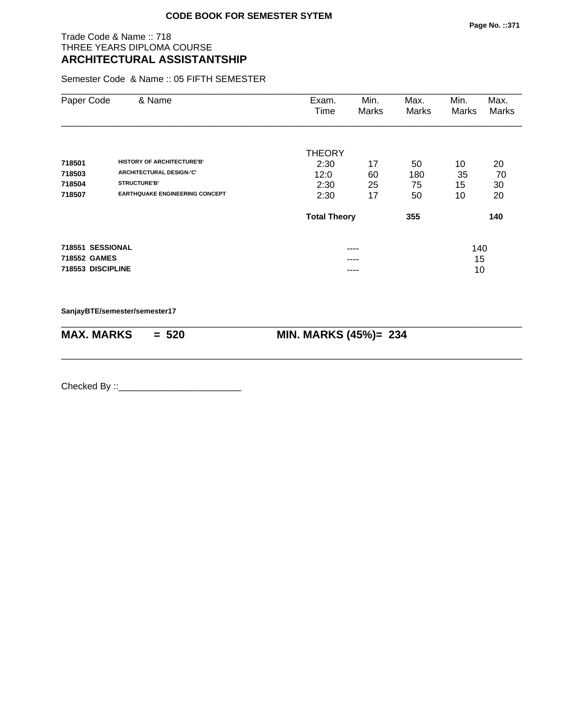**CODE BOOK FOR SEMESTER SYTEM**

Trade Code & Name :: 718
THREE YEARS DIPLOMA COURSE
## ARCHITECTURAL ASSISTANTSHIP

Semester Code & Name :: 05 FIFTH SEMESTER

| Paper Code | & Name | Exam. Time | Min. Marks | Max. Marks | Min. Marks | Max. Marks |
|---|---|---|---|---|---|---|
| | | THEORY | | | | |
| **718501** | **HISTORY OF ARCHITECTURE'B'** | 2:30 | 17 | 50 | 10 | 20 |
| **718503** | **ARCHITECTURAL DESIGN-'C'** | 12:0 | 60 | 180 | 35 | 70 |
| **718504** | **STRUCTURE'B'** | 2:30 | 25 | 75 | 15 | 30 |
| **718507** | **EARTHQUAKE ENGINEERING CONCEPT** | 2:30 | 17 | 50 | 10 | 20 |
| | | **Total Theory** | | **355** | | **140** |
| **718551** | **SESSIONAL** | | ---- | | 140 | |
| **718552** | **GAMES** | | ---- | | 15 | |
| **718553** | **DISCIPLINE** | | ---- | | 10 | |

**SanjayBTE/semester/semester17**

**MAX. MARKS = 520** **MIN. MARKS (45%)= 234**

Checked By ::________________________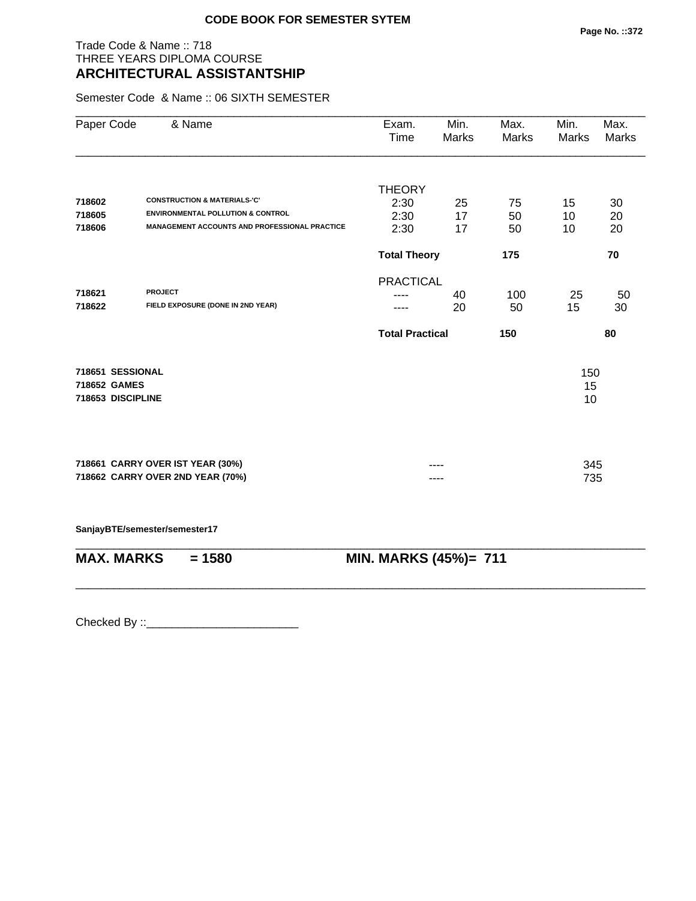**CODE BOOK FOR SEMESTER SYTEM**

Trade Code & Name :: 718
THREE YEARS DIPLOMA COURSE
## ARCHITECTURAL ASSISTANTSHIP

Semester Code & Name :: 06 SIXTH SEMESTER

| Paper Code | & Name | Exam. Time | Min. Marks | Max. Marks | Min. Marks | Max. Marks |
|---|---|---|---|---|---|---|
| | | THEORY | | | | |
| 718602 | CONSTRUCTION & MATERIALS-'C' | 2:30 | 25 | 75 | 15 | 30 |
| 718605 | ENVIRONMENTAL POLLUTION & CONTROL | 2:30 | 17 | 50 | 10 | 20 |
| 718606 | MANAGEMENT ACCOUNTS AND PROFESSIONAL PRACTICE | 2:30 | 17 | 50 | 10 | 20 |
| | | **Total Theory** | | **175** | | **70** |
| | | PRACTICAL | | | | |
| 718621 | PROJECT | ---- | 40 | 100 | 25 | 50 |
| 718622 | FIELD EXPOSURE (DONE IN 2ND YEAR) | ---- | 20 | 50 | 15 | 30 |
| | | **Total Practical** | | **150** | | **80** |
| **718651** | **SESSIONAL** | | | | 150 | |
| **718652** | **GAMES** | | | | 15 | |
| **718653** | **DISCIPLINE** | | | | 10 | |
| **718661** | **CARRY OVER IST YEAR (30%)** | | ---- | | 345 | |
| **718662** | **CARRY OVER 2ND YEAR (70%)** | | ---- | | 735 | |

**SanjayBTE/semester/semester17**

**MAX. MARKS = 1580 MIN. MARKS (45%)= 711**

Checked By ::________________________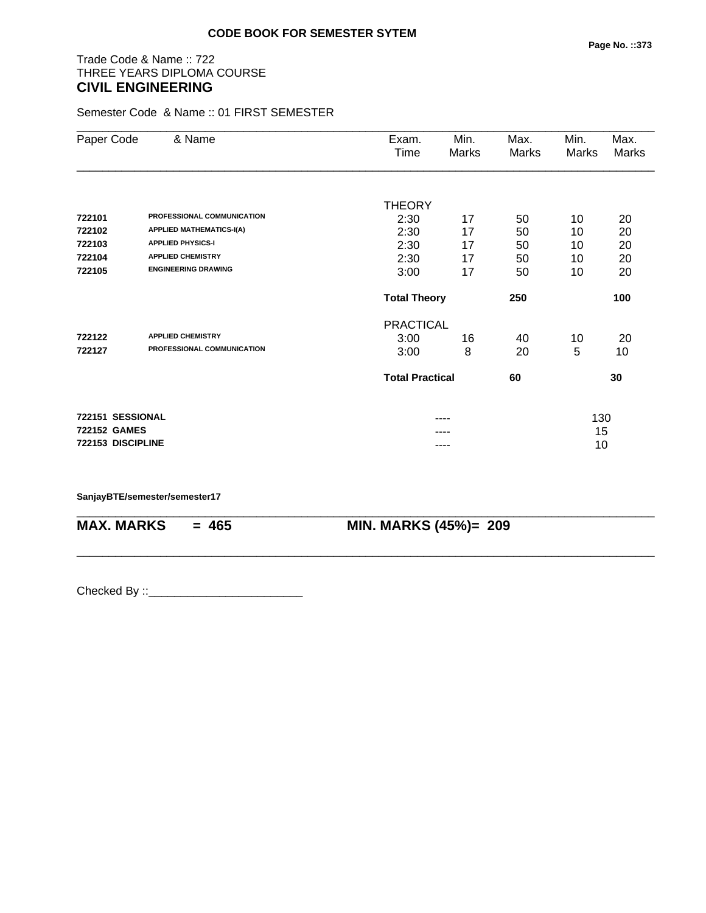**CODE BOOK FOR SEMESTER SYTEM**

Trade Code & Name :: 722
THREE YEARS DIPLOMA COURSE
## CIVIL ENGINEERING

Semester Code & Name :: 01 FIRST SEMESTER

| Paper Code | & Name | Exam. Time | Min. Marks | Max. Marks | Min. Marks | Max. Marks |
|---|---|---|---|---|---|---|
| | | THEORY | | | | |
| **722101** | **PROFESSIONAL COMMUNICATION** | 2:30 | 17 | 50 | 10 | 20 |
| **722102** | **APPLIED MATHEMATICS-I(A)** | 2:30 | 17 | 50 | 10 | 20 |
| **722103** | **APPLIED PHYSICS-I** | 2:30 | 17 | 50 | 10 | 20 |
| **722104** | **APPLIED CHEMISTRY** | 2:30 | 17 | 50 | 10 | 20 |
| **722105** | **ENGINEERING DRAWING** | 3:00 | 17 | 50 | 10 | 20 |
| | | **Total Theory** | | **250** | | **100** |
| | | PRACTICAL | | | | |
| **722122** | **APPLIED CHEMISTRY** | 3:00 | 16 | 40 | 10 | 20 |
| **722127** | **PROFESSIONAL COMMUNICATION** | 3:00 | 8 | 20 | 5 | 10 |
| | | **Total Practical** | | **60** | | **30** |
| **722151** | **SESSIONAL** | | ---- | | 130 | |
| **722152** | **GAMES** | | ---- | | 15 | |
| **722153** | **DISCIPLINE** | | ---- | | 10 | |

**SanjayBTE/semester/semester17**

**MAX. MARKS = 465** **MIN. MARKS (45%)= 209**

Checked By ::________________________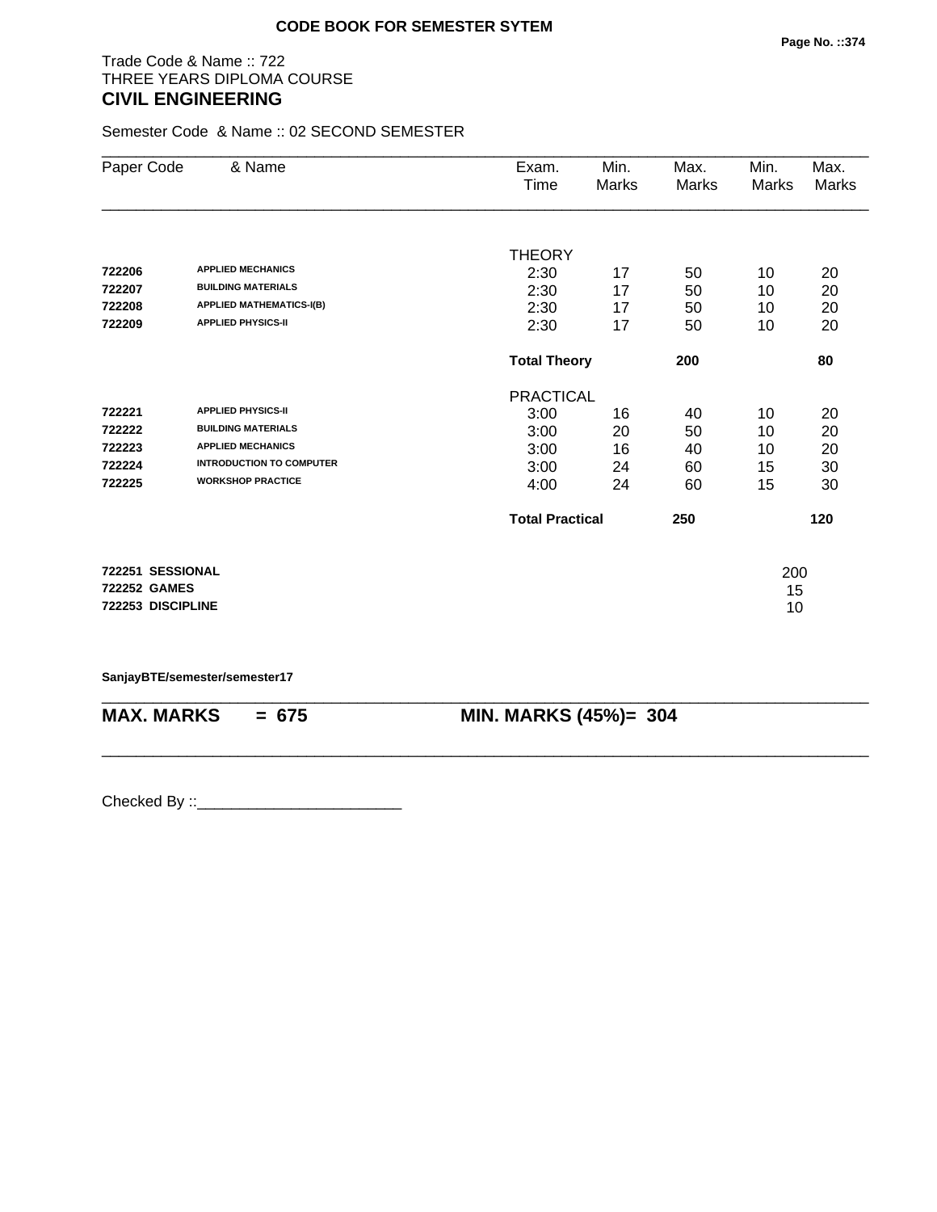**CODE BOOK FOR SEMESTER SYTEM**

Trade Code & Name :: 722
THREE YEARS DIPLOMA COURSE
## CIVIL ENGINEERING

Semester Code & Name :: 02 SECOND SEMESTER

| Paper Code | & Name | Exam. Time | Min. Marks | Max. Marks | Min. Marks | Max. Marks |
|---|---|---|---|---|---|---|
| | | THEORY | | | | |
| **722206** | **APPLIED MECHANICS** | 2:30 | 17 | 50 | 10 | 20 |
| **722207** | **BUILDING MATERIALS** | 2:30 | 17 | 50 | 10 | 20 |
| **722208** | **APPLIED MATHEMATICS-I(B)** | 2:30 | 17 | 50 | 10 | 20 |
| **722209** | **APPLIED PHYSICS-II** | 2:30 | 17 | 50 | 10 | 20 |
| | | **Total Theory** | | **200** | | **80** |
| | | PRACTICAL | | | | |
| **722221** | **APPLIED PHYSICS-II** | 3:00 | 16 | 40 | 10 | 20 |
| **722222** | **BUILDING MATERIALS** | 3:00 | 20 | 50 | 10 | 20 |
| **722223** | **APPLIED MECHANICS** | 3:00 | 16 | 40 | 10 | 20 |
| **722224** | **INTRODUCTION TO COMPUTER** | 3:00 | 24 | 60 | 15 | 30 |
| **722225** | **WORKSHOP PRACTICE** | 4:00 | 24 | 60 | 15 | 30 |
| | | **Total Practical** | | **250** | | **120** |
| **722251** | **SESSIONAL** | | | | 200 | |
| **722252** | **GAMES** | | | | 15 | |
| **722253** | **DISCIPLINE** | | | | 10 | |

**SanjayBTE/semester/semester17**

**MAX. MARKS = 675** **MIN. MARKS (45%)= 304**

Checked By ::________________________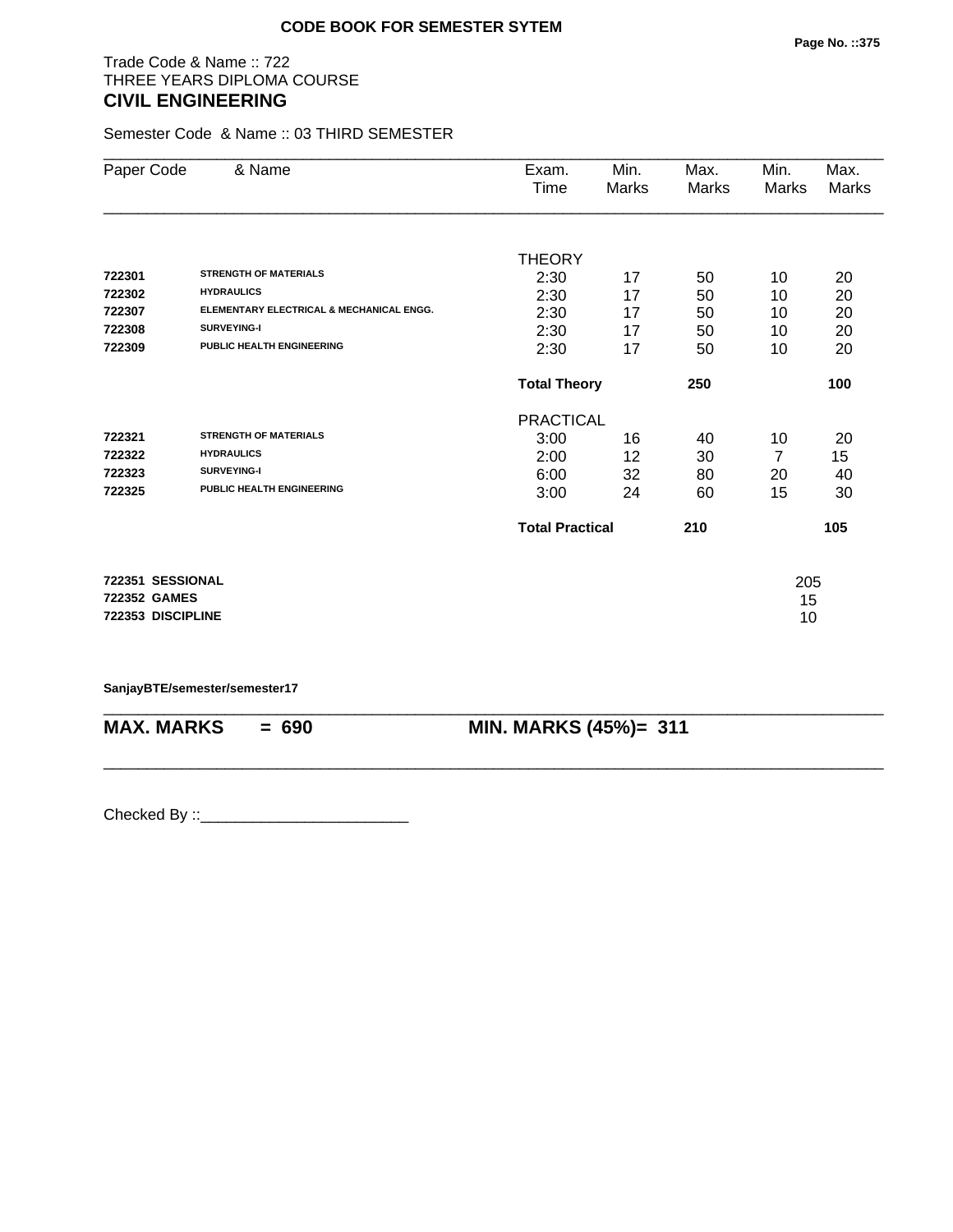**CODE BOOK FOR SEMESTER SYTEM**

Trade Code & Name :: 722
THREE YEARS DIPLOMA COURSE

## CIVIL ENGINEERING

Semester Code & Name :: 03 THIRD SEMESTER

| Paper Code | & Name | Exam. Time | Min. Marks | Max. Marks | Min. Marks | Max. Marks |
|---|---|---|---|---|---|---|
| | | THEORY | | | | |
| 722301 | STRENGTH OF MATERIALS | 2:30 | 17 | 50 | 10 | 20 |
| 722302 | HYDRAULICS | 2:30 | 17 | 50 | 10 | 20 |
| 722307 | ELEMENTARY ELECTRICAL & MECHANICAL ENGG. | 2:30 | 17 | 50 | 10 | 20 |
| 722308 | SURVEYING-I | 2:30 | 17 | 50 | 10 | 20 |
| 722309 | PUBLIC HEALTH ENGINEERING | 2:30 | 17 | 50 | 10 | 20 |
| | | **Total Theory** | | **250** | | **100** |
| | | PRACTICAL | | | | |
| 722321 | STRENGTH OF MATERIALS | 3:00 | 16 | 40 | 10 | 20 |
| 722322 | HYDRAULICS | 2:00 | 12 | 30 | 7 | 15 |
| 722323 | SURVEYING-I | 6:00 | 32 | 80 | 20 | 40 |
| 722325 | PUBLIC HEALTH ENGINEERING | 3:00 | 24 | 60 | 15 | 30 |
| | | **Total Practical** | | **210** | | **105** |

**722351 SESSIONAL** 205
**722352 GAMES** 15
**722353 DISCIPLINE** 10

**SanjayBTE/semester/semester17**

**MAX. MARKS = 690 MIN. MARKS (45%)= 311**

Checked By ::________________________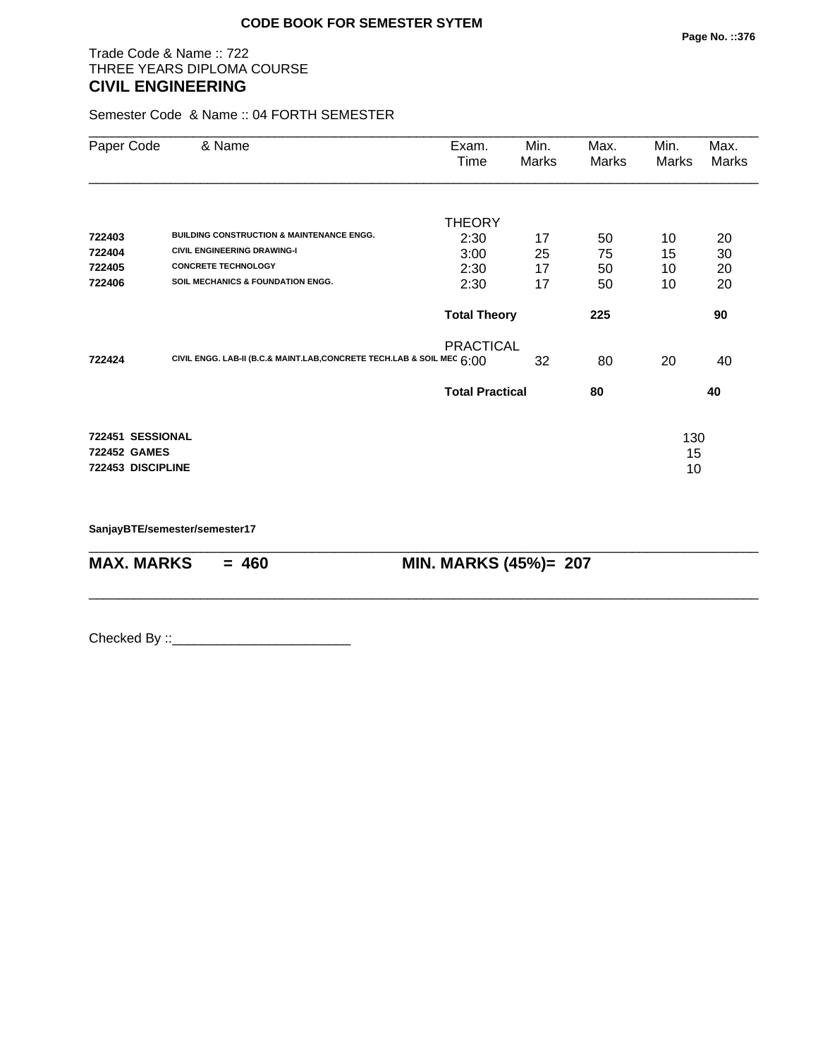**CODE BOOK FOR SEMESTER SYTEM**

Trade Code & Name :: 722
THREE YEARS DIPLOMA COURSE
## CIVIL ENGINEERING

Semester Code & Name :: 04 FORTH SEMESTER

| Paper Code | & Name | Exam. Time | Min. Marks | Max. Marks | Min. Marks | Max. Marks |
|---|---|---|---|---|---|---|
| | | THEORY | | | | |
| **722403** | **BUILDING CONSTRUCTION & MAINTENANCE ENGG.** | 2:30 | 17 | 50 | 10 | 20 |
| **722404** | **CIVIL ENGINEERING DRAWING-I** | 3:00 | 25 | 75 | 15 | 30 |
| **722405** | **CONCRETE TECHNOLOGY** | 2:30 | 17 | 50 | 10 | 20 |
| **722406** | **SOIL MECHANICS & FOUNDATION ENGG.** | 2:30 | 17 | 50 | 10 | 20 |
| | | **Total Theory** | | **225** | | **90** |
| | | PRACTICAL | | | | |
| **722424** | **CIVIL ENGG. LAB-II (B.C.& MAINT.LAB,CONCRETE TECH.LAB & SOIL MEC** | 6:00 | 32 | 80 | 20 | 40 |
| | | **Total Practical** | | **80** | | **40** |
| **722451** | **SESSIONAL** | | | | 130 | |
| **722452** | **GAMES** | | | | 15 | |
| **722453** | **DISCIPLINE** | | | | 10 | |

**SanjayBTE/semester/semester17**

**MAX. MARKS = 460** **MIN. MARKS (45%)= 207**

Checked By ::________________________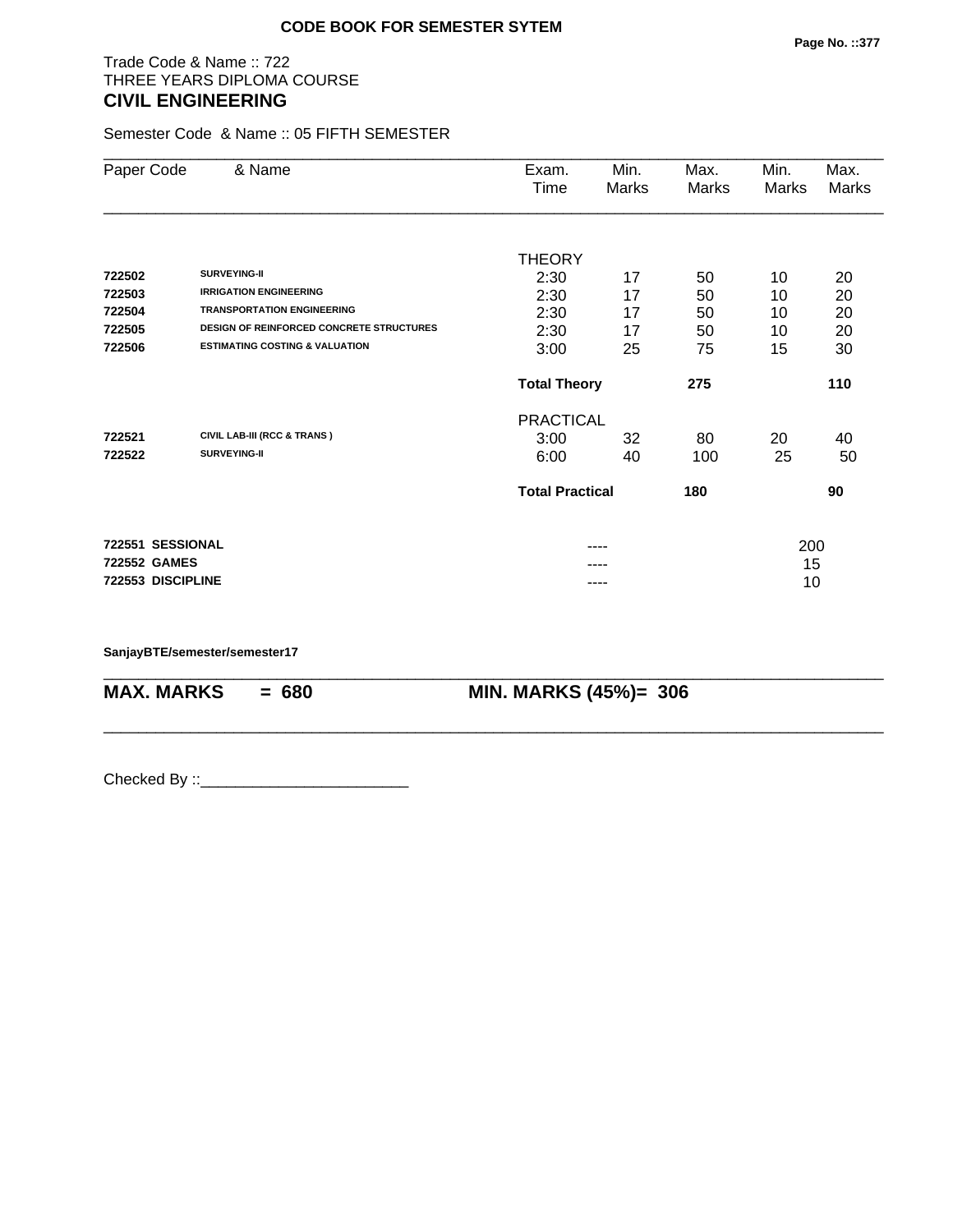**CODE BOOK FOR SEMESTER SYTEM**

Trade Code & Name :: 722
THREE YEARS DIPLOMA COURSE
## CIVIL ENGINEERING

Semester Code & Name :: 05 FIFTH SEMESTER

| Paper Code | & Name | Exam. Time | Min. Marks | Max. Marks | Min. Marks | Max. Marks |
|---|---|---|---|---|---|---|
| | | THEORY | | | | |
| 722502 | SURVEYING-II | 2:30 | 17 | 50 | 10 | 20 |
| 722503 | IRRIGATION ENGINEERING | 2:30 | 17 | 50 | 10 | 20 |
| 722504 | TRANSPORTATION ENGINEERING | 2:30 | 17 | 50 | 10 | 20 |
| 722505 | DESIGN OF REINFORCED CONCRETE STRUCTURES | 2:30 | 17 | 50 | 10 | 20 |
| 722506 | ESTIMATING COSTING & VALUATION | 3:00 | 25 | 75 | 15 | 30 |
| | | **Total Theory** | | **275** | | **110** |
| | | PRACTICAL | | | | |
| 722521 | CIVIL LAB-III (RCC & TRANS ) | 3:00 | 32 | 80 | 20 | 40 |
| 722522 | SURVEYING-II | 6:00 | 40 | 100 | 25 | 50 |
| | | **Total Practical** | | **180** | | **90** |
| 722551 | SESSIONAL | | ---- | | 200 | |
| 722552 | GAMES | | ---- | | 15 | |
| 722553 | DISCIPLINE | | ---- | | 10 | |

**SanjayBTE/semester/semester17**

**MAX. MARKS = 680** **MIN. MARKS (45%)= 306**

Checked By ::________________________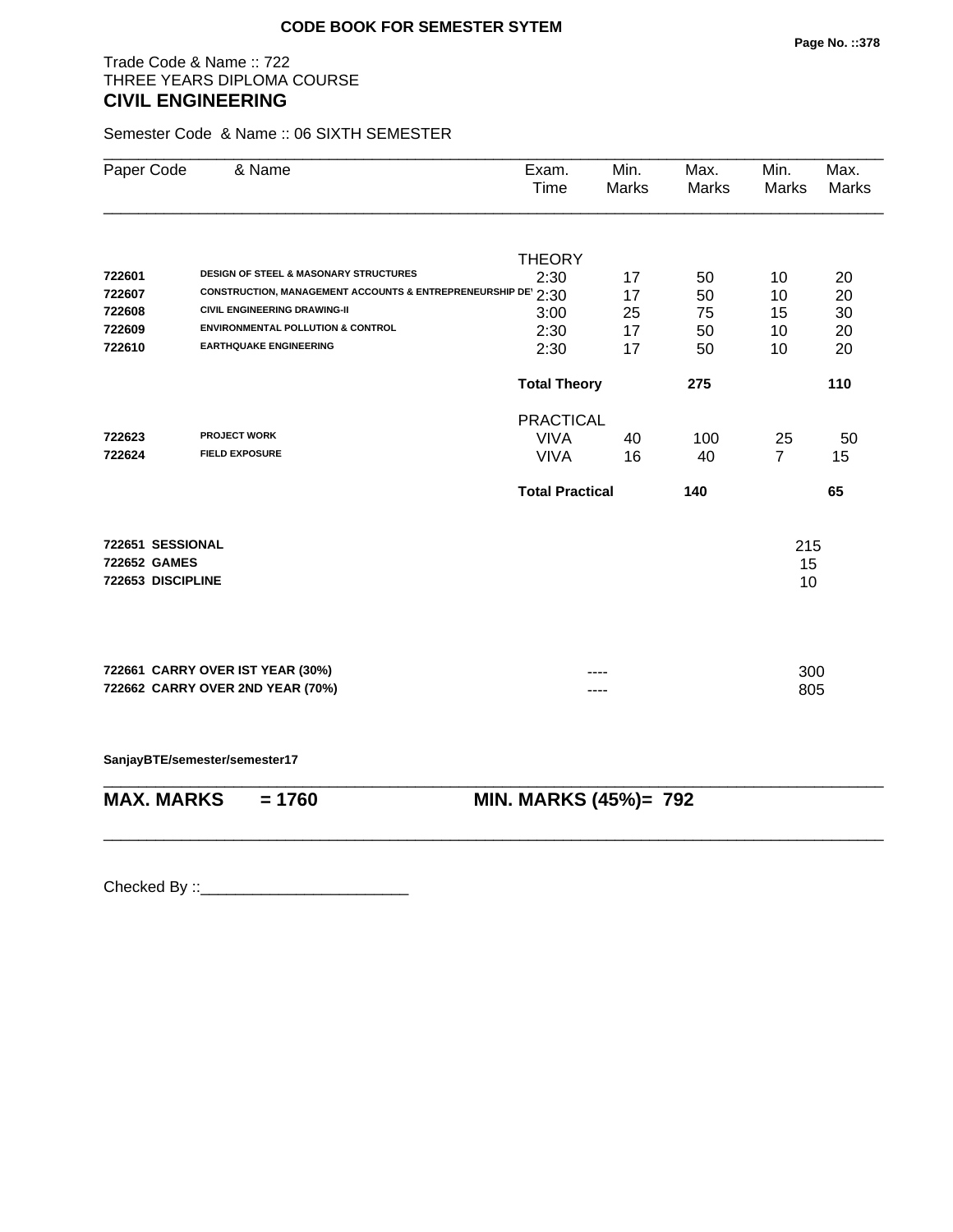**CODE BOOK FOR SEMESTER SYTEM**

Trade Code & Name :: 722
THREE YEARS DIPLOMA COURSE
## CIVIL ENGINEERING

Semester Code & Name :: 06 SIXTH SEMESTER

| Paper Code | & Name | Exam. Time | Min. Marks | Max. Marks | Min. Marks | Max. Marks |
|---|---|---|---|---|---|---|
| | | THEORY | | | | |
| 722601 | DESIGN OF STEEL & MASONARY STRUCTURES | 2:30 | 17 | 50 | 10 | 20 |
| 722607 | CONSTRUCTION, MANAGEMENT ACCOUNTS & ENTREPRENEURSHIP DE' | 2:30 | 17 | 50 | 10 | 20 |
| 722608 | CIVIL ENGINEERING DRAWING-II | 3:00 | 25 | 75 | 15 | 30 |
| 722609 | ENVIRONMENTAL POLLUTION & CONTROL | 2:30 | 17 | 50 | 10 | 20 |
| 722610 | EARTHQUAKE ENGINEERING | 2:30 | 17 | 50 | 10 | 20 |
| | | **Total Theory** | | **275** | | **110** |
| | | PRACTICAL | | | | |
| 722623 | PROJECT WORK | VIVA | 40 | 100 | 25 | 50 |
| 722624 | FIELD EXPOSURE | VIVA | 16 | 40 | 7 | 15 |
| | | **Total Practical** | | **140** | | **65** |
| 722651 | SESSIONAL | | | | 215 | |
| 722652 | GAMES | | | | 15 | |
| 722653 | DISCIPLINE | | | | 10 | |
| 722661 | CARRY OVER IST YEAR (30%) | | ---- | | 300 | |
| 722662 | CARRY OVER 2ND YEAR (70%) | | ---- | | 805 | |

SanjayBTE/semester/semester17

**MAX. MARKS = 1760** **MIN. MARKS (45%)= 792**

Checked By ::________________________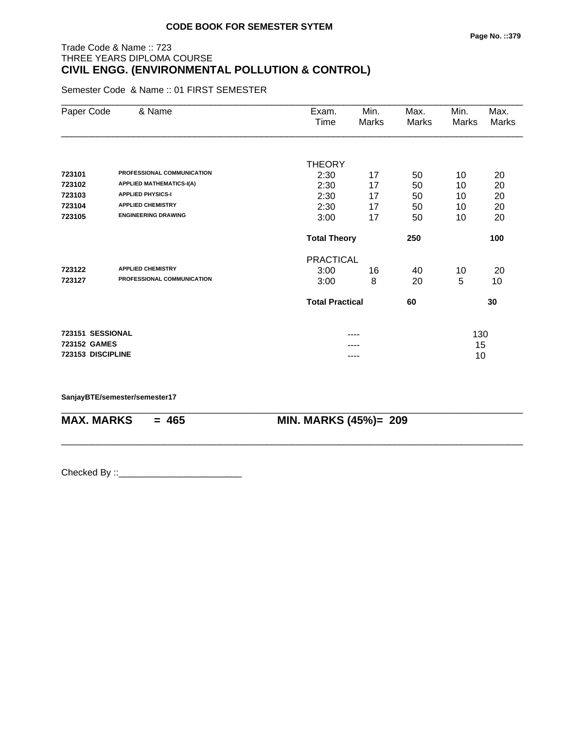**CODE BOOK FOR SEMESTER SYTEM**

Trade Code & Name :: 723
THREE YEARS DIPLOMA COURSE
## CIVIL ENGG. (ENVIRONMENTAL POLLUTION & CONTROL)

Semester Code & Name :: 01 FIRST SEMESTER

| Paper Code | & Name | Exam. Time | Min. Marks | Max. Marks | Min. Marks | Max. Marks |
|---|---|---|---|---|---|---|
| | | THEORY | | | | |
| 723101 | PROFESSIONAL COMMUNICATION | 2:30 | 17 | 50 | 10 | 20 |
| 723102 | APPLIED MATHEMATICS-I(A) | 2:30 | 17 | 50 | 10 | 20 |
| 723103 | APPLIED PHYSICS-I | 2:30 | 17 | 50 | 10 | 20 |
| 723104 | APPLIED CHEMISTRY | 2:30 | 17 | 50 | 10 | 20 |
| 723105 | ENGINEERING DRAWING | 3:00 | 17 | 50 | 10 | 20 |
| | | **Total Theory** | | **250** | | **100** |
| | | PRACTICAL | | | | |
| 723122 | APPLIED CHEMISTRY | 3:00 | 16 | 40 | 10 | 20 |
| 723127 | PROFESSIONAL COMMUNICATION | 3:00 | 8 | 20 | 5 | 10 |
| | | **Total Practical** | | **60** | | **30** |
| **723151** | **SESSIONAL** | | ---- | | 130 | |
| **723152** | **GAMES** | | ---- | | 15 | |
| **723153** | **DISCIPLINE** | | ---- | | 10 | |

**SanjayBTE/semester/semester17**

**MAX. MARKS = 465** **MIN. MARKS (45%)= 209**

Checked By ::________________________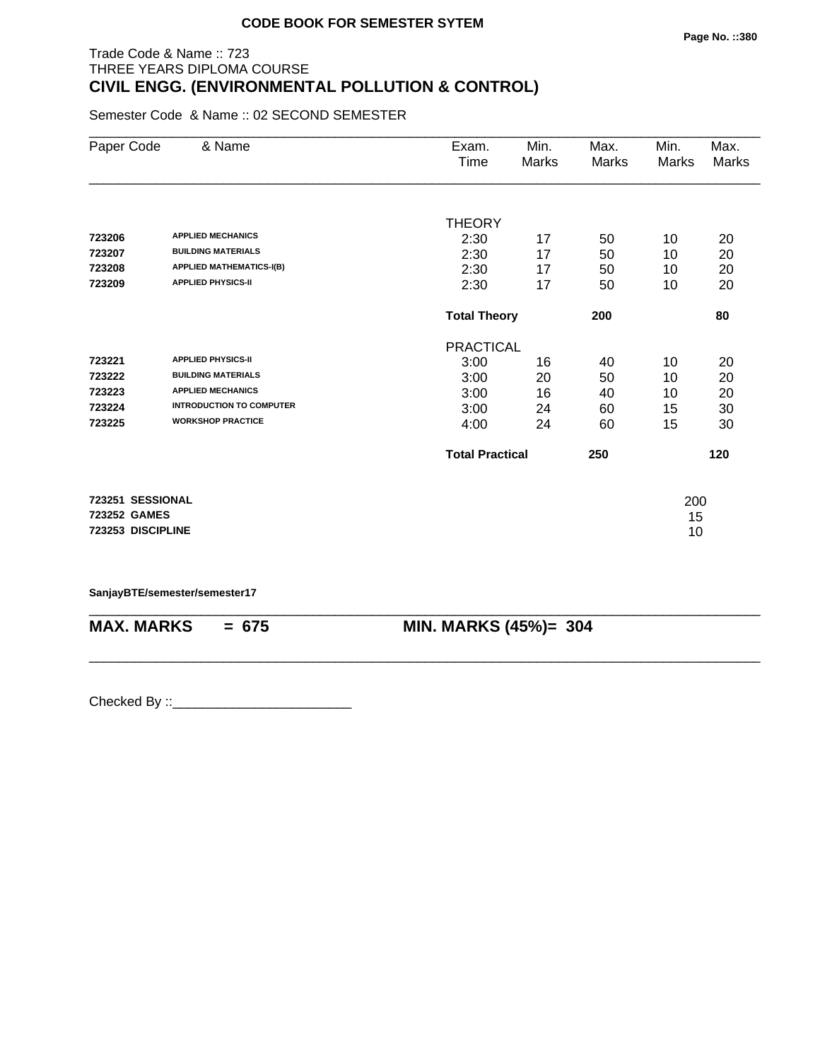**CODE BOOK FOR SEMESTER SYTEM**

Trade Code & Name :: 723
THREE YEARS DIPLOMA COURSE

## CIVIL ENGG. (ENVIRONMENTAL POLLUTION & CONTROL)

Semester Code & Name :: 02 SECOND SEMESTER

| Paper Code | & Name | Exam. Time | Min. Marks | Max. Marks | Min. Marks | Max. Marks |
|---|---|---|---|---|---|---|
| | | THEORY | | | | |
| 723206 | APPLIED MECHANICS | 2:30 | 17 | 50 | 10 | 20 |
| 723207 | BUILDING MATERIALS | 2:30 | 17 | 50 | 10 | 20 |
| 723208 | APPLIED MATHEMATICS-I(B) | 2:30 | 17 | 50 | 10 | 20 |
| 723209 | APPLIED PHYSICS-II | 2:30 | 17 | 50 | 10 | 20 |
| | | **Total Theory** | | **200** | | **80** |
| | | PRACTICAL | | | | |
| 723221 | APPLIED PHYSICS-II | 3:00 | 16 | 40 | 10 | 20 |
| 723222 | BUILDING MATERIALS | 3:00 | 20 | 50 | 10 | 20 |
| 723223 | APPLIED MECHANICS | 3:00 | 16 | 40 | 10 | 20 |
| 723224 | INTRODUCTION TO COMPUTER | 3:00 | 24 | 60 | 15 | 30 |
| 723225 | WORKSHOP PRACTICE | 4:00 | 24 | 60 | 15 | 30 |
| | | **Total Practical** | | **250** | | **120** |

| | |
|---|---|
| **723251 SESSIONAL** | 200 |
| **723252 GAMES** | 15 |
| **723253 DISCIPLINE** | 10 |

**SanjayBTE/semester/semester17**

**MAX. MARKS = 675** **MIN. MARKS (45%)= 304**

Checked By ::________________________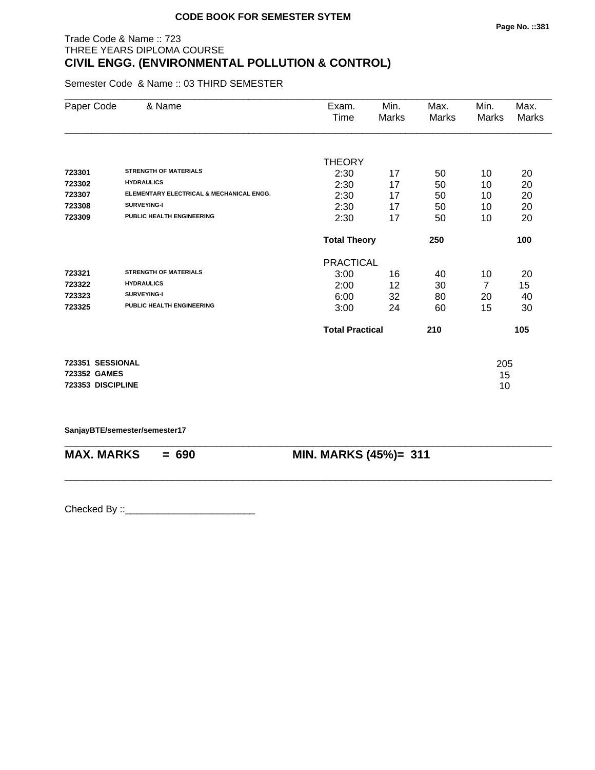**CODE BOOK FOR SEMESTER SYTEM**

Trade Code & Name :: 723
THREE YEARS DIPLOMA COURSE

## CIVIL ENGG. (ENVIRONMENTAL POLLUTION & CONTROL)

Semester Code & Name :: 03 THIRD SEMESTER

| Paper Code | & Name | Exam. Time | Min. Marks | Max. Marks | Min. Marks | Max. Marks |
|---|---|---|---|---|---|---|
| | | THEORY | | | | |
| 723301 | STRENGTH OF MATERIALS | 2:30 | 17 | 50 | 10 | 20 |
| 723302 | HYDRAULICS | 2:30 | 17 | 50 | 10 | 20 |
| 723307 | ELEMENTARY ELECTRICAL & MECHANICAL ENGG. | 2:30 | 17 | 50 | 10 | 20 |
| 723308 | SURVEYING-I | 2:30 | 17 | 50 | 10 | 20 |
| 723309 | PUBLIC HEALTH ENGINEERING | 2:30 | 17 | 50 | 10 | 20 |
| | | **Total Theory** | | **250** | | **100** |
| | | PRACTICAL | | | | |
| 723321 | STRENGTH OF MATERIALS | 3:00 | 16 | 40 | 10 | 20 |
| 723322 | HYDRAULICS | 2:00 | 12 | 30 | 7 | 15 |
| 723323 | SURVEYING-I | 6:00 | 32 | 80 | 20 | 40 |
| 723325 | PUBLIC HEALTH ENGINEERING | 3:00 | 24 | 60 | 15 | 30 |
| | | **Total Practical** | | **210** | | **105** |
| **723351** | **SESSIONAL** | | | | 205 | |
| **723352** | **GAMES** | | | | 15 | |
| **723353** | **DISCIPLINE** | | | | 10 | |

**SanjayBTE/semester/semester17**

**MAX. MARKS = 690** &nbsp;&nbsp;&nbsp;&nbsp; **MIN. MARKS (45%)= 311**

Checked By ::________________________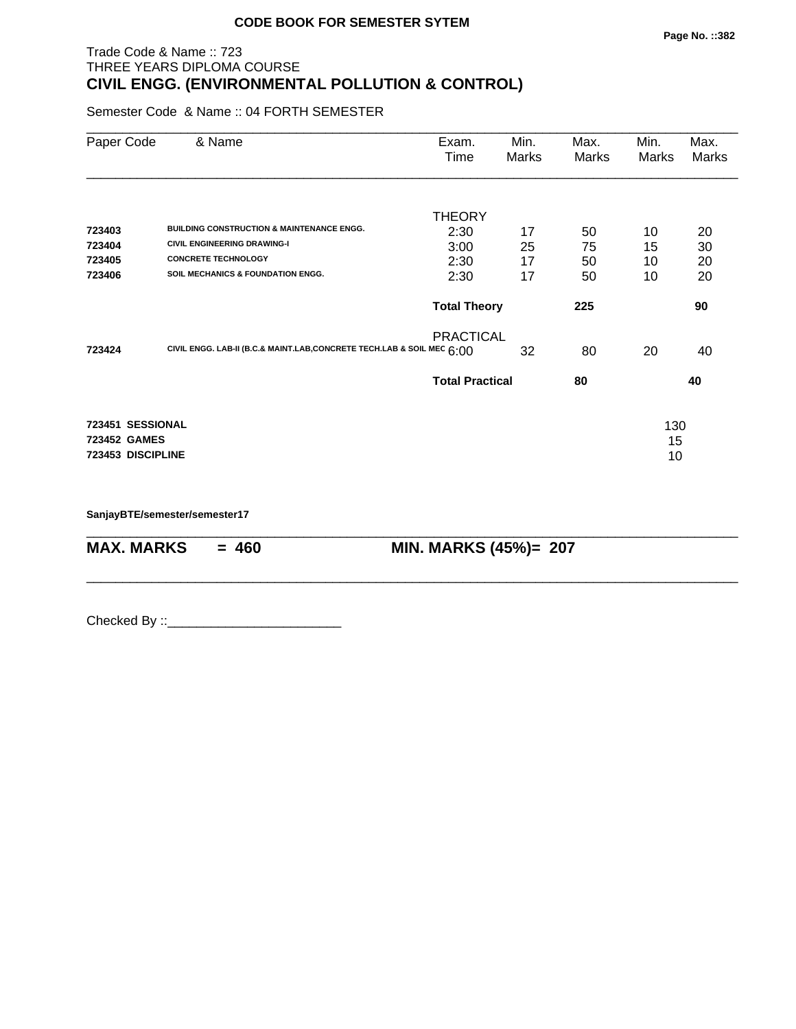**CODE BOOK FOR SEMESTER SYTEM**

Trade Code & Name :: 723
THREE YEARS DIPLOMA COURSE
## CIVIL ENGG. (ENVIRONMENTAL POLLUTION & CONTROL)

Semester Code & Name :: 04 FORTH SEMESTER

| Paper Code | & Name | Exam. Time | Min. Marks | Max. Marks | Min. Marks | Max. Marks |
|---|---|---|---|---|---|---|
| | | THEORY | | | | |
| **723403** | **BUILDING CONSTRUCTION & MAINTENANCE ENGG.** | 2:30 | 17 | 50 | 10 | 20 |
| **723404** | **CIVIL ENGINEERING DRAWING-I** | 3:00 | 25 | 75 | 15 | 30 |
| **723405** | **CONCRETE TECHNOLOGY** | 2:30 | 17 | 50 | 10 | 20 |
| **723406** | **SOIL MECHANICS & FOUNDATION ENGG.** | 2:30 | 17 | 50 | 10 | 20 |
| | | **Total Theory** | | **225** | | **90** |
| | | PRACTICAL | | | | |
| **723424** | **CIVIL ENGG. LAB-II (B.C.& MAINT.LAB,CONCRETE TECH.LAB & SOIL MEC** | 6:00 | 32 | 80 | 20 | 40 |
| | | **Total Practical** | | **80** | | **40** |
| **723451** | **SESSIONAL** | | | | 130 | |
| **723452** | **GAMES** | | | | 15 | |
| **723453** | **DISCIPLINE** | | | | 10 | |

**SanjayBTE/semester/semester17**

**MAX. MARKS = 460 MIN. MARKS (45%)= 207**

Checked By ::________________________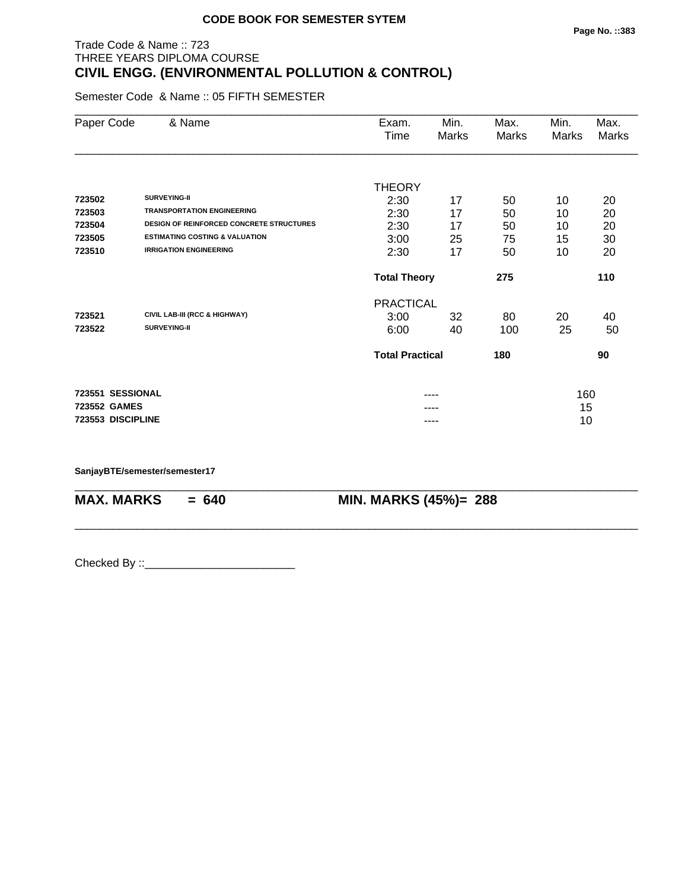**CODE BOOK FOR SEMESTER SYTEM**

Trade Code & Name :: 723
THREE YEARS DIPLOMA COURSE

## CIVIL ENGG. (ENVIRONMENTAL POLLUTION & CONTROL)

Semester Code & Name :: 05 FIFTH SEMESTER

| Paper Code | & Name | Exam. Time | Min. Marks | Max. Marks | Min. Marks | Max. Marks |
|---|---|---|---|---|---|---|
| | | THEORY | | | | |
| 723502 | SURVEYING-II | 2:30 | 17 | 50 | 10 | 20 |
| 723503 | TRANSPORTATION ENGINEERING | 2:30 | 17 | 50 | 10 | 20 |
| 723504 | DESIGN OF REINFORCED CONCRETE STRUCTURES | 2:30 | 17 | 50 | 10 | 20 |
| 723505 | ESTIMATING COSTING & VALUATION | 3:00 | 25 | 75 | 15 | 30 |
| 723510 | IRRIGATION ENGINEERING | 2:30 | 17 | 50 | 10 | 20 |
| | | **Total Theory** | | **275** | | **110** |
| | | PRACTICAL | | | | |
| 723521 | CIVIL LAB-III (RCC & HIGHWAY) | 3:00 | 32 | 80 | 20 | 40 |
| 723522 | SURVEYING-II | 6:00 | 40 | 100 | 25 | 50 |
| | | **Total Practical** | | **180** | | **90** |
| **723551** | **SESSIONAL** | | ---- | | 160 | |
| **723552** | **GAMES** | | ---- | | 15 | |
| **723553** | **DISCIPLINE** | | ---- | | 10 | |

**SanjayBTE/semester/semester17**

**MAX. MARKS = 640** **MIN. MARKS (45%)= 288**

Checked By ::________________________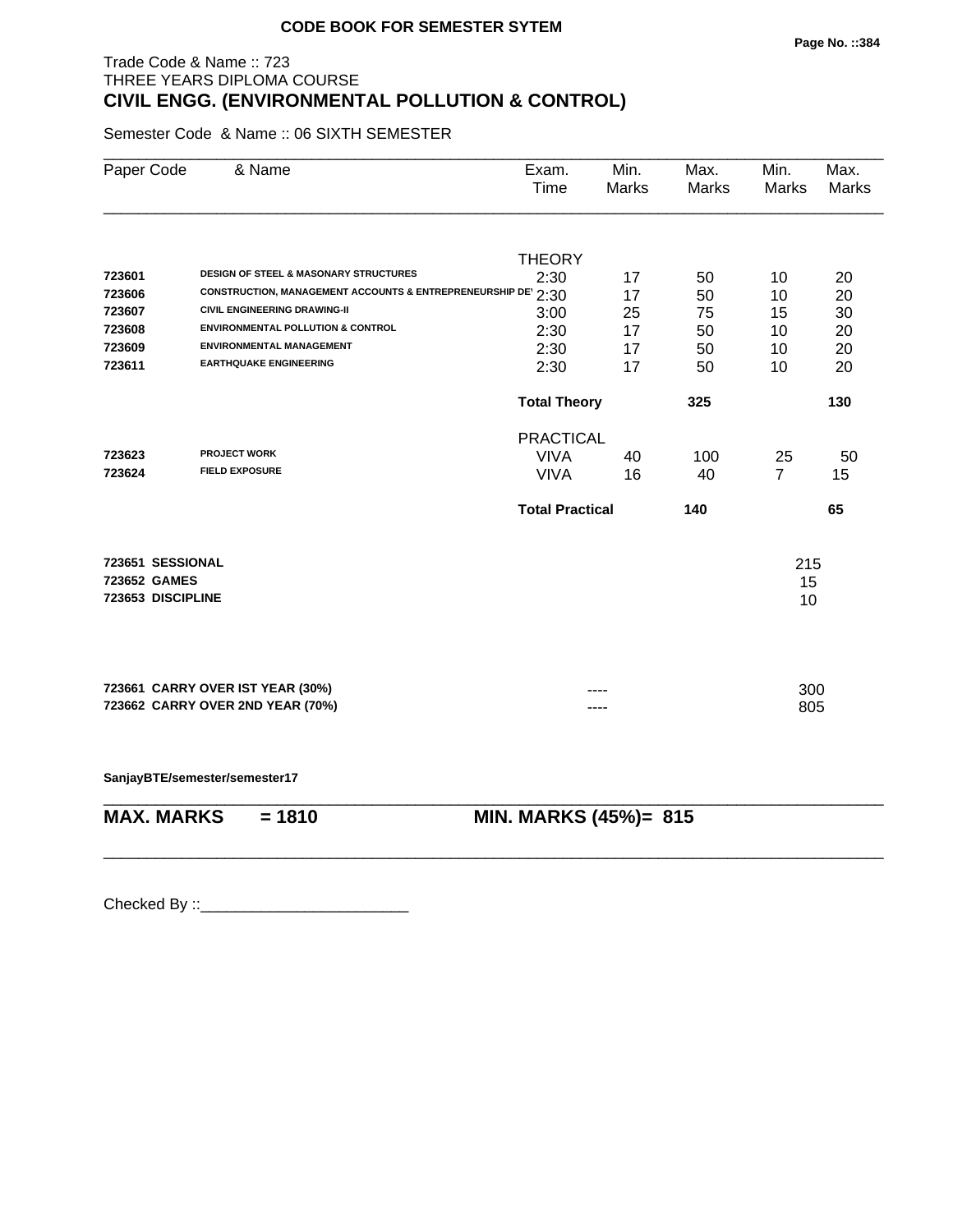**CODE BOOK FOR SEMESTER SYTEM**

Trade Code & Name :: 723
THREE YEARS DIPLOMA COURSE
## CIVIL ENGG. (ENVIRONMENTAL POLLUTION & CONTROL)

Semester Code & Name :: 06 SIXTH SEMESTER

| Paper Code | & Name | Exam. Time | Min. Marks | Max. Marks | Min. Marks | Max. Marks |
|---|---|---|---|---|---|---|
| | | THEORY | | | | |
| 723601 | DESIGN OF STEEL & MASONARY STRUCTURES | 2:30 | 17 | 50 | 10 | 20 |
| 723606 | CONSTRUCTION, MANAGEMENT ACCOUNTS & ENTREPRENEURSHIP DE' | 2:30 | 17 | 50 | 10 | 20 |
| 723607 | CIVIL ENGINEERING DRAWING-II | 3:00 | 25 | 75 | 15 | 30 |
| 723608 | ENVIRONMENTAL POLLUTION & CONTROL | 2:30 | 17 | 50 | 10 | 20 |
| 723609 | ENVIRONMENTAL MANAGEMENT | 2:30 | 17 | 50 | 10 | 20 |
| 723611 | EARTHQUAKE ENGINEERING | 2:30 | 17 | 50 | 10 | 20 |
| | | **Total Theory** | | **325** | | **130** |
| | | PRACTICAL | | | | |
| 723623 | PROJECT WORK | VIVA | 40 | 100 | 25 | 50 |
| 723624 | FIELD EXPOSURE | VIVA | 16 | 40 | 7 | 15 |
| | | **Total Practical** | | **140** | | **65** |

| | |
|---|---|
| **723651 SESSIONAL** | 215 |
| **723652 GAMES** | 15 |
| **723653 DISCIPLINE** | 10 |

| | | |
|---|---|---|
| **723661 CARRY OVER IST YEAR (30%)** | ---- | 300 |
| **723662 CARRY OVER 2ND YEAR (70%)** | ---- | 805 |

**SanjayBTE/semester/semester17**

**MAX. MARKS = 1810** **MIN. MARKS (45%)= 815**

Checked By ::________________________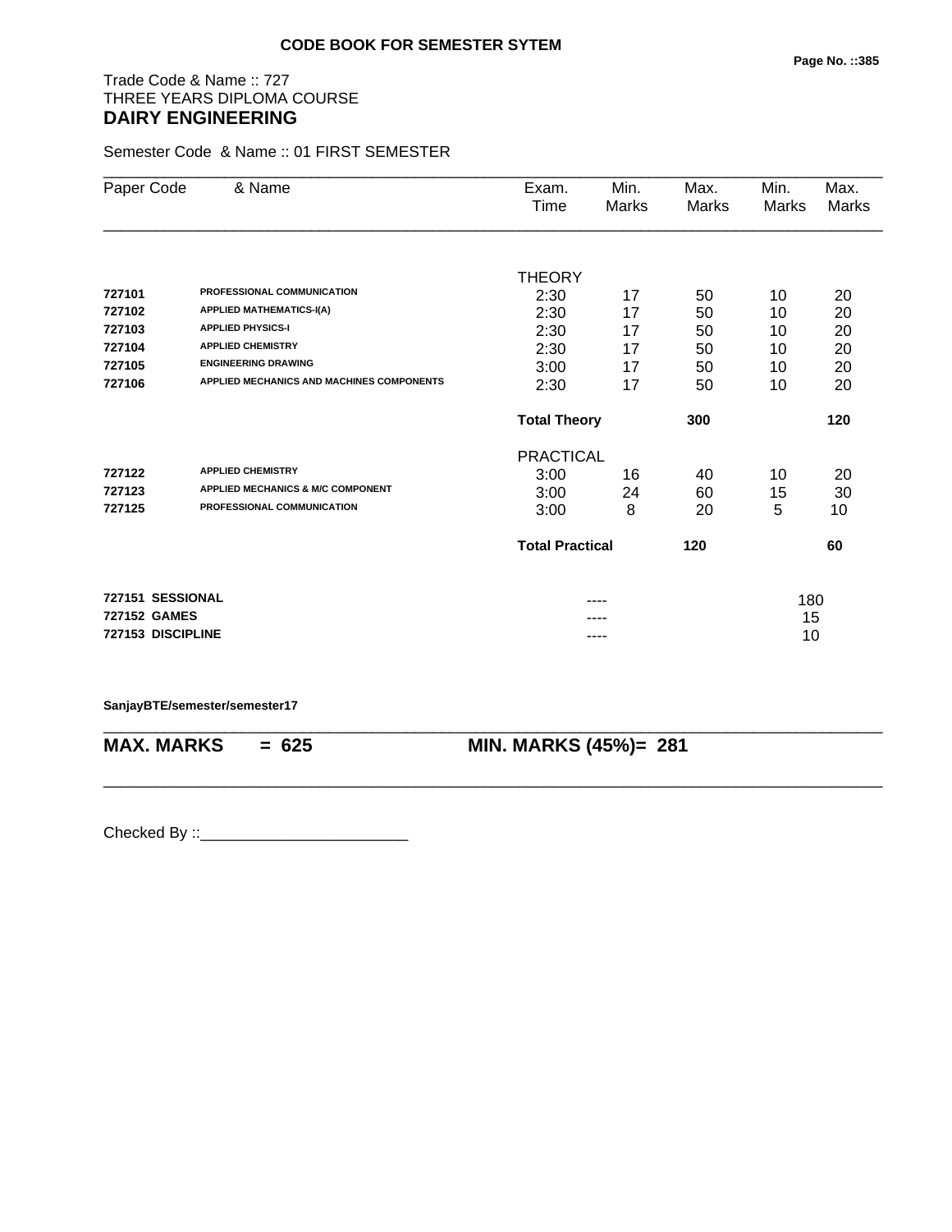**CODE BOOK FOR SEMESTER SYTEM**

Trade Code & Name :: 727
THREE YEARS DIPLOMA COURSE
## DAIRY ENGINEERING

Semester Code & Name :: 01 FIRST SEMESTER

| Paper Code | & Name | Exam. Time | Min. Marks | Max. Marks | Min. Marks | Max. Marks |
|---|---|---|---|---|---|---|
| | | THEORY | | | | |
| **727101** | **PROFESSIONAL COMMUNICATION** | 2:30 | 17 | 50 | 10 | 20 |
| **727102** | **APPLIED MATHEMATICS-I(A)** | 2:30 | 17 | 50 | 10 | 20 |
| **727103** | **APPLIED PHYSICS-I** | 2:30 | 17 | 50 | 10 | 20 |
| **727104** | **APPLIED CHEMISTRY** | 2:30 | 17 | 50 | 10 | 20 |
| **727105** | **ENGINEERING DRAWING** | 3:00 | 17 | 50 | 10 | 20 |
| **727106** | **APPLIED MECHANICS AND MACHINES COMPONENTS** | 2:30 | 17 | 50 | 10 | 20 |
| | | **Total Theory** | | **300** | | **120** |
| | | PRACTICAL | | | | |
| **727122** | **APPLIED CHEMISTRY** | 3:00 | 16 | 40 | 10 | 20 |
| **727123** | **APPLIED MECHANICS & M/C COMPONENT** | 3:00 | 24 | 60 | 15 | 30 |
| **727125** | **PROFESSIONAL COMMUNICATION** | 3:00 | 8 | 20 | 5 | 10 |
| | | **Total Practical** | | **120** | | **60** |
| **727151** | **SESSIONAL** | | ---- | | 180 | |
| **727152** | **GAMES** | | ---- | | 15 | |
| **727153** | **DISCIPLINE** | | ---- | | 10 | |

**SanjayBTE/semester/semester17**

**MAX. MARKS = 625** **MIN. MARKS (45%)= 281**

Checked By ::________________________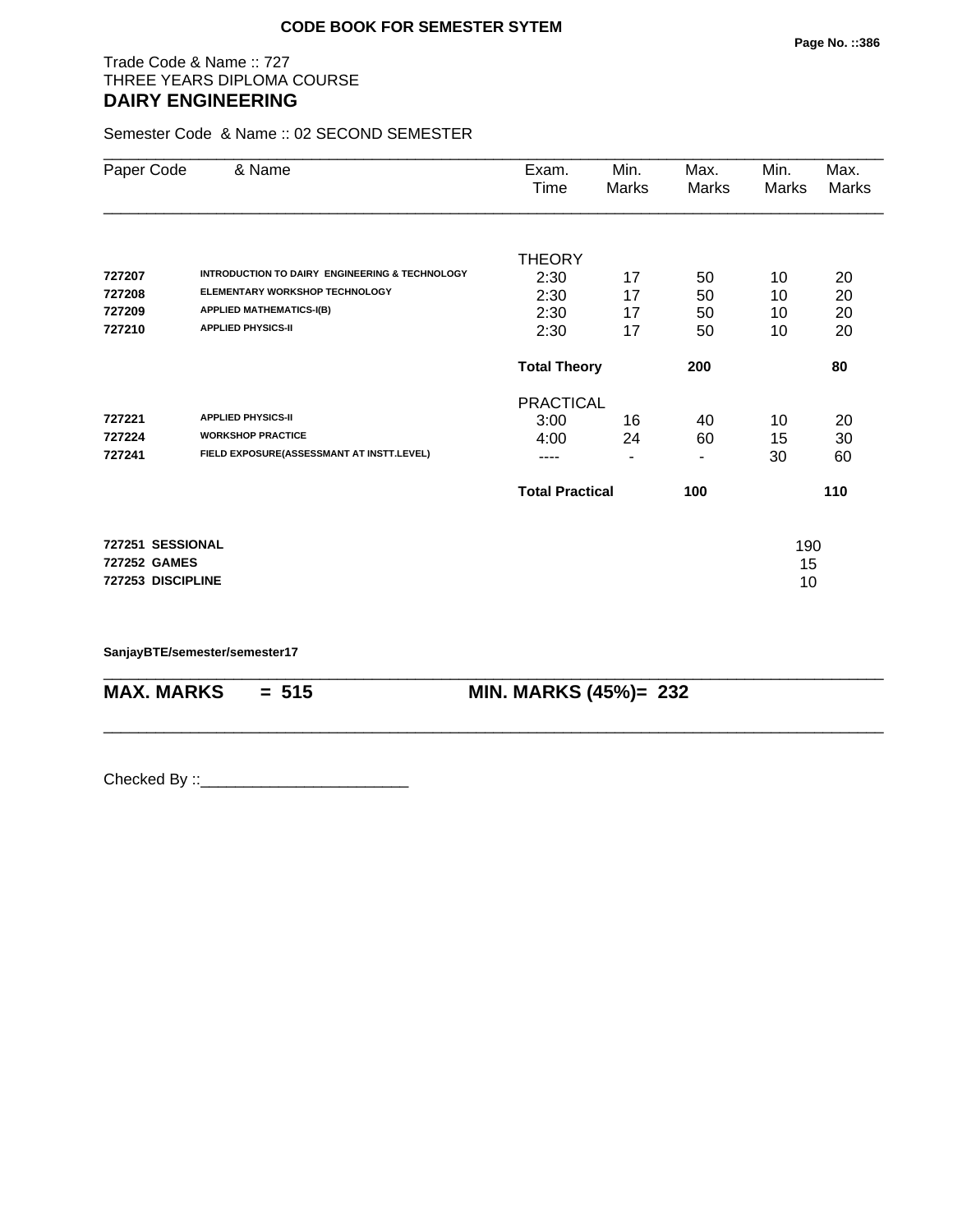**CODE BOOK FOR SEMESTER SYTEM**

Trade Code & Name :: 727
THREE YEARS DIPLOMA COURSE
## DAIRY ENGINEERING

Semester Code & Name :: 02 SECOND SEMESTER

| Paper Code | & Name | Exam. Time | Min. Marks | Max. Marks | Min. Marks | Max. Marks |
|---|---|---|---|---|---|---|
| | | THEORY | | | | |
| 727207 | INTRODUCTION TO DAIRY ENGINEERING & TECHNOLOGY | 2:30 | 17 | 50 | 10 | 20 |
| 727208 | ELEMENTARY WORKSHOP TECHNOLOGY | 2:30 | 17 | 50 | 10 | 20 |
| 727209 | APPLIED MATHEMATICS-I(B) | 2:30 | 17 | 50 | 10 | 20 |
| 727210 | APPLIED PHYSICS-II | 2:30 | 17 | 50 | 10 | 20 |
| | | **Total Theory** | | **200** | | **80** |
| | | PRACTICAL | | | | |
| 727221 | APPLIED PHYSICS-II | 3:00 | 16 | 40 | 10 | 20 |
| 727224 | WORKSHOP PRACTICE | 4:00 | 24 | 60 | 15 | 30 |
| 727241 | FIELD EXPOSURE(ASSESSMANT AT INSTT.LEVEL) | ---- | - | - | 30 | 60 |
| | | **Total Practical** | | **100** | | **110** |

| | |
|---|---|
| **727251 SESSIONAL** | 190 |
| **727252 GAMES** | 15 |
| **727253 DISCIPLINE** | 10 |

**SanjayBTE/semester/semester17**

**MAX. MARKS = 515** **MIN. MARKS (45%)= 232**

Checked By ::________________________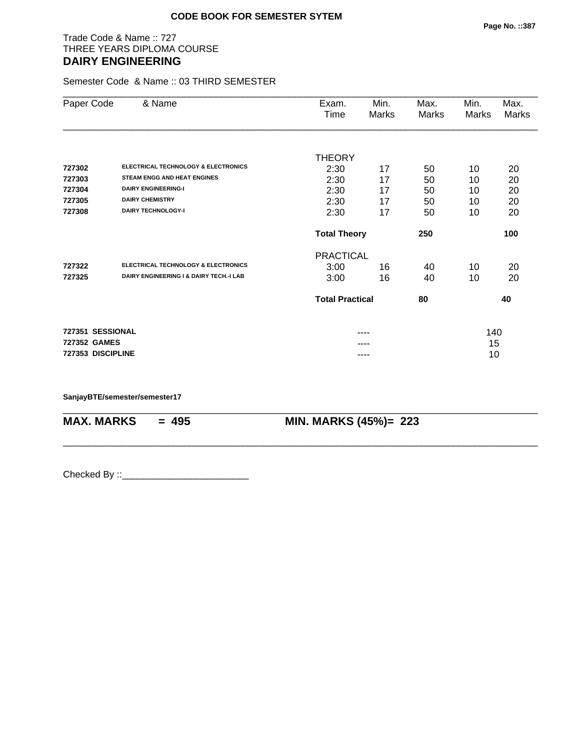**CODE BOOK FOR SEMESTER SYTEM**

Trade Code & Name :: 727
THREE YEARS DIPLOMA COURSE
## DAIRY ENGINEERING

Semester Code & Name :: 03 THIRD SEMESTER

| Paper Code | & Name | Exam. Time | Min. Marks | Max. Marks | Min. Marks | Max. Marks |
|---|---|---|---|---|---|---|
| | | THEORY | | | | |
| 727302 | ELECTRICAL TECHNOLOGY & ELECTRONICS | 2:30 | 17 | 50 | 10 | 20 |
| 727303 | STEAM ENGG AND HEAT ENGINES | 2:30 | 17 | 50 | 10 | 20 |
| 727304 | DAIRY ENGINEERING-I | 2:30 | 17 | 50 | 10 | 20 |
| 727305 | DAIRY CHEMISTRY | 2:30 | 17 | 50 | 10 | 20 |
| 727308 | DAIRY TECHNOLOGY-I | 2:30 | 17 | 50 | 10 | 20 |
| | | **Total Theory** | | **250** | | **100** |
| | | PRACTICAL | | | | |
| 727322 | ELECTRICAL TECHNOLOGY & ELECTRONICS | 3:00 | 16 | 40 | 10 | 20 |
| 727325 | DAIRY ENGINEERING I & DAIRY TECH.-I LAB | 3:00 | 16 | 40 | 10 | 20 |
| | | **Total Practical** | | **80** | | **40** |
| **727351** | **SESSIONAL** | | ---- | | 140 | |
| **727352** | **GAMES** | | ---- | | 15 | |
| **727353** | **DISCIPLINE** | | ---- | | 10 | |

**SanjayBTE/semester/semester17**

**MAX. MARKS = 495** **MIN. MARKS (45%)= 223**

Checked By ::________________________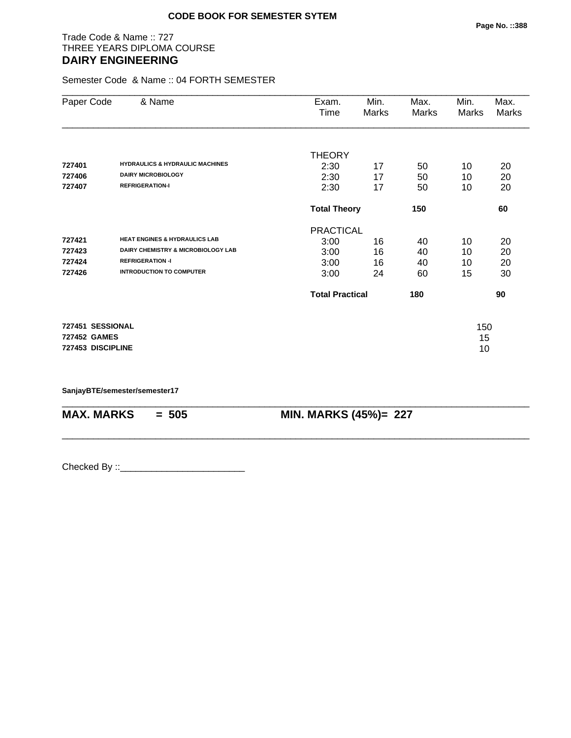**CODE BOOK FOR SEMESTER SYTEM**

Trade Code & Name :: 727
THREE YEARS DIPLOMA COURSE
## DAIRY ENGINEERING

Semester Code & Name :: 04 FORTH SEMESTER

| Paper Code | & Name | Exam. Time | Min. Marks | Max. Marks | Min. Marks | Max. Marks |
|---|---|---|---|---|---|---|
| | | THEORY | | | | |
| **727401** | **HYDRAULICS & HYDRAULIC MACHINES** | 2:30 | 17 | 50 | 10 | 20 |
| **727406** | **DAIRY MICROBIOLOGY** | 2:30 | 17 | 50 | 10 | 20 |
| **727407** | **REFRIGERATION-I** | 2:30 | 17 | 50 | 10 | 20 |
| | | **Total Theory** | | **150** | | **60** |
| | | PRACTICAL | | | | |
| **727421** | **HEAT ENGINES & HYDRAULICS LAB** | 3:00 | 16 | 40 | 10 | 20 |
| **727423** | **DAIRY CHEMISTRY & MICROBIOLOGY LAB** | 3:00 | 16 | 40 | 10 | 20 |
| **727424** | **REFRIGERATION -I** | 3:00 | 16 | 40 | 10 | 20 |
| **727426** | **INTRODUCTION TO COMPUTER** | 3:00 | 24 | 60 | 15 | 30 |
| | | **Total Practical** | | **180** | | **90** |
| **727451** | **SESSIONAL** | | | | 150 | |
| **727452** | **GAMES** | | | | 15 | |
| **727453** | **DISCIPLINE** | | | | 10 | |

**SanjayBTE/semester/semester17**

**MAX. MARKS = 505** **MIN. MARKS (45%)= 227**

Checked By ::________________________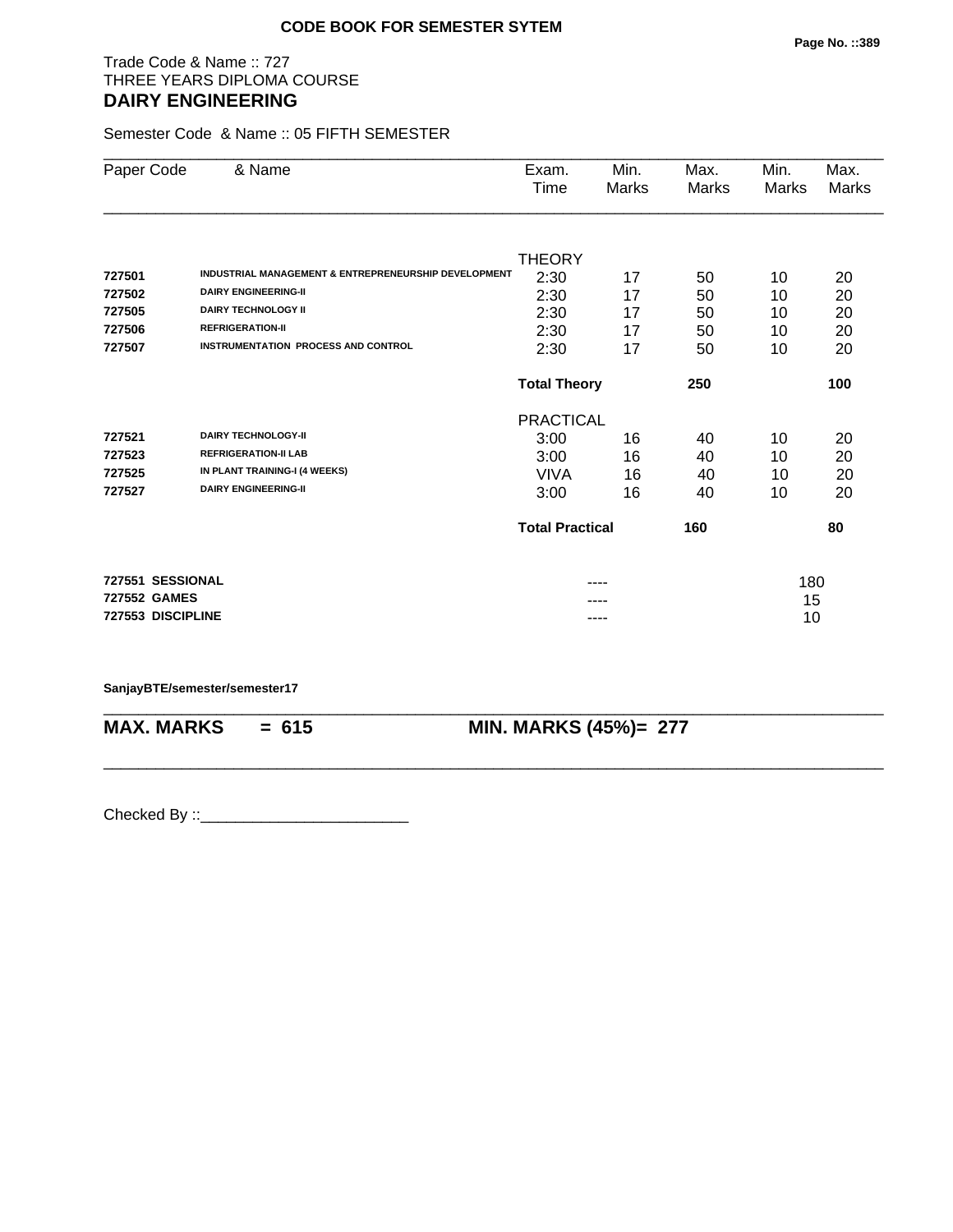**CODE BOOK FOR SEMESTER SYTEM**

Trade Code & Name :: 727
THREE YEARS DIPLOMA COURSE
**DAIRY ENGINEERING**

Semester Code & Name :: 05 FIFTH SEMESTER

| Paper Code | & Name | Exam. Time | Min. Marks | Max. Marks | Min. Marks | Max. Marks |
|---|---|---|---|---|---|---|
| | | THEORY | | | | |
| 727501 | INDUSTRIAL MANAGEMENT & ENTREPRENEURSHIP DEVELOPMENT | 2:30 | 17 | 50 | 10 | 20 |
| 727502 | DAIRY ENGINEERING-II | 2:30 | 17 | 50 | 10 | 20 |
| 727505 | DAIRY TECHNOLOGY II | 2:30 | 17 | 50 | 10 | 20 |
| 727506 | REFRIGERATION-II | 2:30 | 17 | 50 | 10 | 20 |
| 727507 | INSTRUMENTATION PROCESS AND CONTROL | 2:30 | 17 | 50 | 10 | 20 |
| | | **Total Theory** | | **250** | | **100** |
| | | PRACTICAL | | | | |
| 727521 | DAIRY TECHNOLOGY-II | 3:00 | 16 | 40 | 10 | 20 |
| 727523 | REFRIGERATION-II LAB | 3:00 | 16 | 40 | 10 | 20 |
| 727525 | IN PLANT TRAINING-I (4 WEEKS) | VIVA | 16 | 40 | 10 | 20 |
| 727527 | DAIRY ENGINEERING-II | 3:00 | 16 | 40 | 10 | 20 |
| | | **Total Practical** | | **160** | | **80** |
| **727551** | **SESSIONAL** | | ---- | | 180 | |
| **727552** | **GAMES** | | ---- | | 15 | |
| **727553** | **DISCIPLINE** | | ---- | | 10 | |

**SanjayBTE/semester/semester17**

**MAX. MARKS = 615** **MIN. MARKS (45%)= 277**

Checked By ::________________________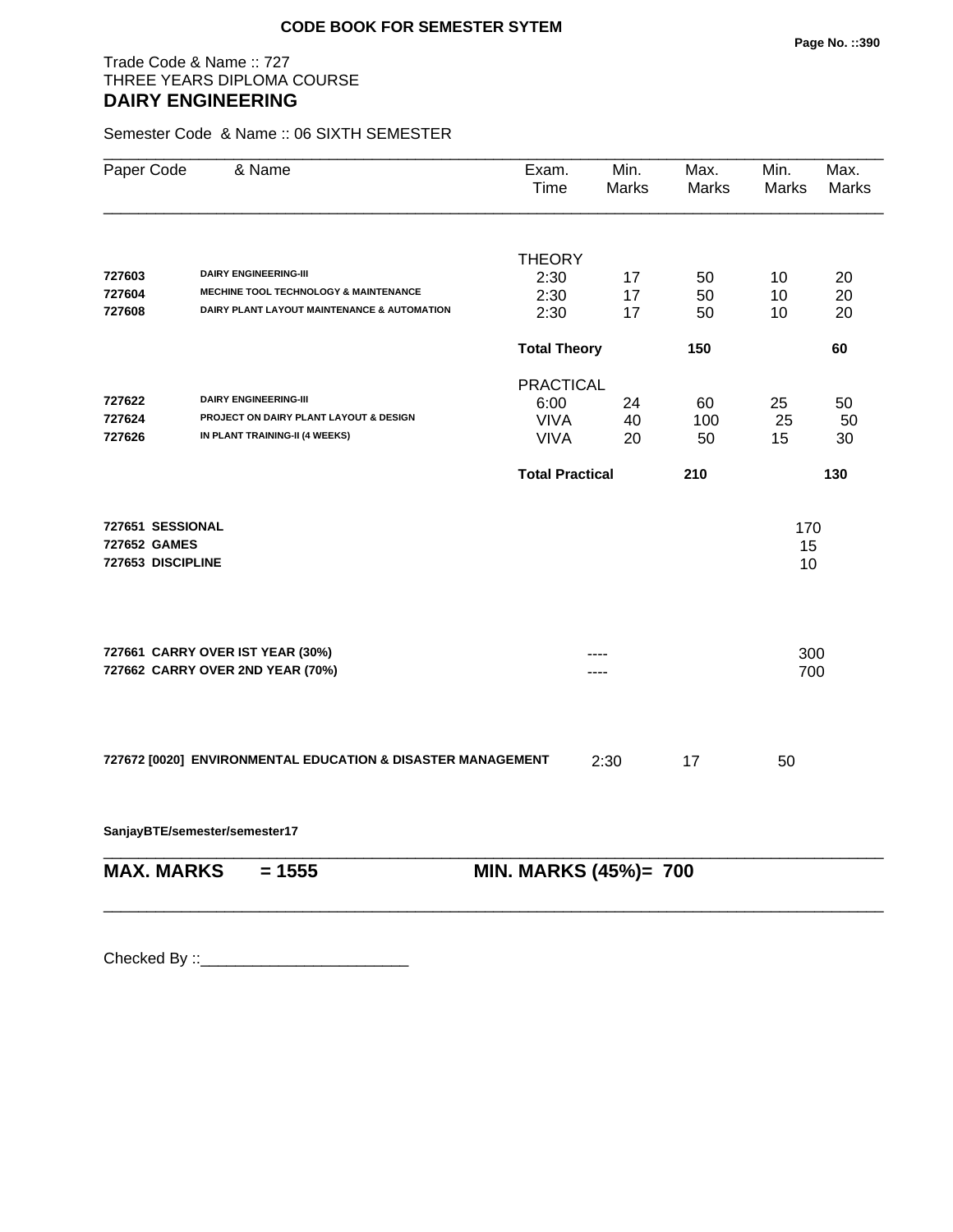**CODE BOOK FOR SEMESTER SYTEM**

Trade Code & Name :: 727
THREE YEARS DIPLOMA COURSE
**DAIRY ENGINEERING**

Semester Code & Name :: 06 SIXTH SEMESTER

| Paper Code | & Name | Exam. Time | Min. Marks | Max. Marks | Min. Marks | Max. Marks |
|---|---|---|---|---|---|---|
| | | THEORY | | | | |
| 727603 | DAIRY ENGINEERING-III | 2:30 | 17 | 50 | 10 | 20 |
| 727604 | MECHINE TOOL TECHNOLOGY & MAINTENANCE | 2:30 | 17 | 50 | 10 | 20 |
| 727608 | DAIRY PLANT LAYOUT MAINTENANCE & AUTOMATION | 2:30 | 17 | 50 | 10 | 20 |
| | | **Total Theory** | | **150** | | **60** |
| | | PRACTICAL | | | | |
| 727622 | DAIRY ENGINEERING-III | 6:00 | 24 | 60 | 25 | 50 |
| 727624 | PROJECT ON DAIRY PLANT LAYOUT & DESIGN | VIVA | 40 | 100 | 25 | 50 |
| 727626 | IN PLANT TRAINING-II (4 WEEKS) | VIVA | 20 | 50 | 15 | 30 |
| | | **Total Practical** | | **210** | | **130** |

| | | |
|---|---|---|
| **727651 SESSIONAL** | | 170 |
| **727652 GAMES** | | 15 |
| **727653 DISCIPLINE** | | 10 |

| | | |
|---|---|---|
| **727661 CARRY OVER IST YEAR (30%)** | ---- | 300 |
| **727662 CARRY OVER 2ND YEAR (70%)** | ---- | 700 |

| | | | |
|---|---|---|---|
| **727672 [0020] ENVIRONMENTAL EDUCATION & DISASTER MANAGEMENT** | 2:30 | 17 | 50 |

**SanjayBTE/semester/semester17**

**MAX. MARKS = 1555** **MIN. MARKS (45%)= 700**

Checked By ::________________________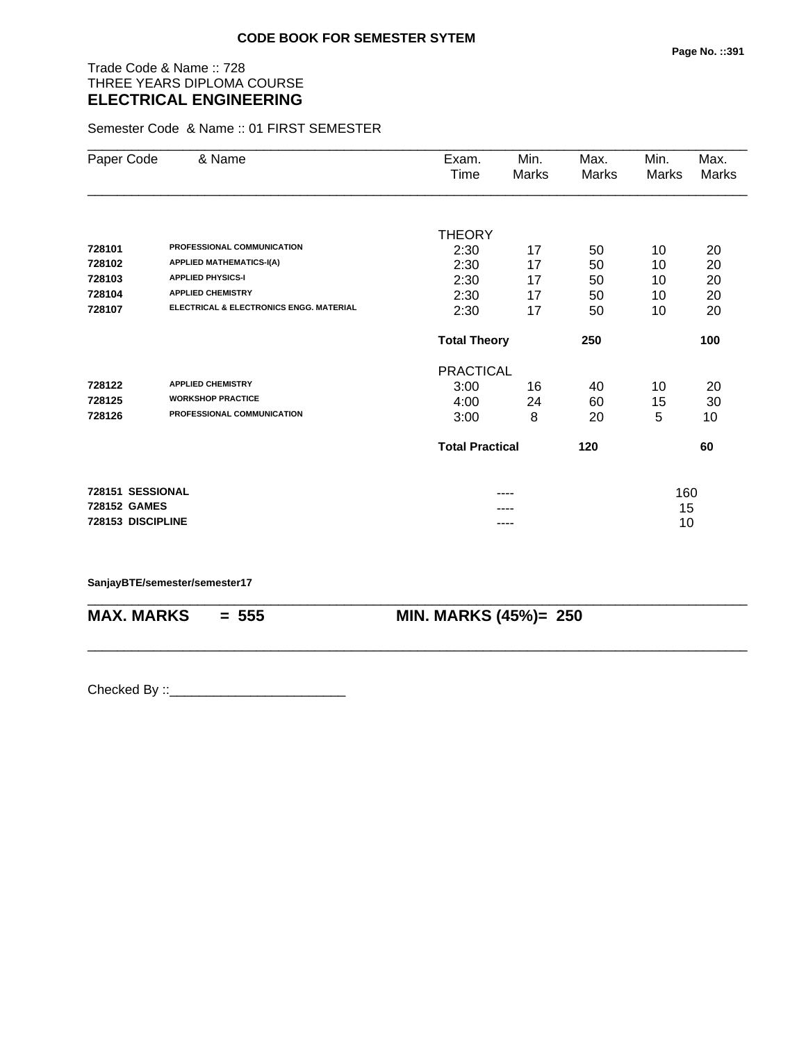**CODE BOOK FOR SEMESTER SYTEM**

Trade Code & Name :: 728
THREE YEARS DIPLOMA COURSE
## ELECTRICAL ENGINEERING

Semester Code & Name :: 01 FIRST SEMESTER

| Paper Code | & Name | Exam. Time | Min. Marks | Max. Marks | Min. Marks | Max. Marks |
|---|---|---|---|---|---|---|
| | | THEORY | | | | |
| **728101** | **PROFESSIONAL COMMUNICATION** | 2:30 | 17 | 50 | 10 | 20 |
| **728102** | **APPLIED MATHEMATICS-I(A)** | 2:30 | 17 | 50 | 10 | 20 |
| **728103** | **APPLIED PHYSICS-I** | 2:30 | 17 | 50 | 10 | 20 |
| **728104** | **APPLIED CHEMISTRY** | 2:30 | 17 | 50 | 10 | 20 |
| **728107** | **ELECTRICAL & ELECTRONICS ENGG. MATERIAL** | 2:30 | 17 | 50 | 10 | 20 |
| | | **Total Theory** | | **250** | | **100** |
| | | PRACTICAL | | | | |
| **728122** | **APPLIED CHEMISTRY** | 3:00 | 16 | 40 | 10 | 20 |
| **728125** | **WORKSHOP PRACTICE** | 4:00 | 24 | 60 | 15 | 30 |
| **728126** | **PROFESSIONAL COMMUNICATION** | 3:00 | 8 | 20 | 5 | 10 |
| | | **Total Practical** | | **120** | | **60** |
| **728151** | **SESSIONAL** | | ---- | | 160 | |
| **728152** | **GAMES** | | ---- | | 15 | |
| **728153** | **DISCIPLINE** | | ---- | | 10 | |

**SanjayBTE/semester/semester17**

**MAX. MARKS = 555** **MIN. MARKS (45%)= 250**

Checked By ::________________________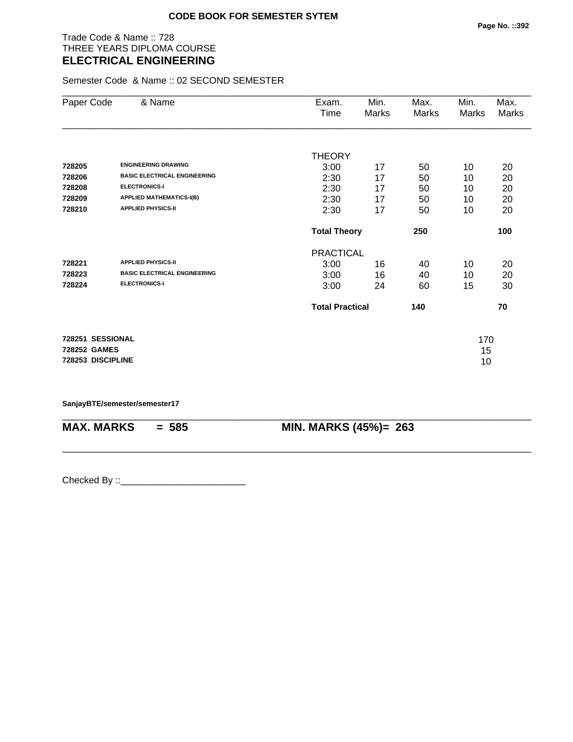**CODE BOOK FOR SEMESTER SYTEM**

Trade Code & Name :: 728
THREE YEARS DIPLOMA COURSE
## ELECTRICAL ENGINEERING

Semester Code & Name :: 02 SECOND SEMESTER

| Paper Code | & Name | Exam. Time | Min. Marks | Max. Marks | Min. Marks | Max. Marks |
|---|---|---|---|---|---|---|
| | | THEORY | | | | |
| **728205** | **ENGINEERING DRAWING** | 3:00 | 17 | 50 | 10 | 20 |
| **728206** | **BASIC ELECTRICAL ENGINEERING** | 2:30 | 17 | 50 | 10 | 20 |
| **728208** | **ELECTRONICS-I** | 2:30 | 17 | 50 | 10 | 20 |
| **728209** | **APPLIED MATHEMATICS-I(B)** | 2:30 | 17 | 50 | 10 | 20 |
| **728210** | **APPLIED PHYSICS-II** | 2:30 | 17 | 50 | 10 | 20 |
| | | **Total Theory** | | **250** | | **100** |
| | | PRACTICAL | | | | |
| **728221** | **APPLIED PHYSICS-II** | 3:00 | 16 | 40 | 10 | 20 |
| **728223** | **BASIC ELECTRICAL ENGINEERING** | 3:00 | 16 | 40 | 10 | 20 |
| **728224** | **ELECTRONICS-I** | 3:00 | 24 | 60 | 15 | 30 |
| | | **Total Practical** | | **140** | | **70** |
| **728251** | **SESSIONAL** | | | | 170 | |
| **728252** | **GAMES** | | | | 15 | |
| **728253** | **DISCIPLINE** | | | | 10 | |

**SanjayBTE/semester/semester17**

**MAX. MARKS = 585** **MIN. MARKS (45%)= 263**

Checked By ::________________________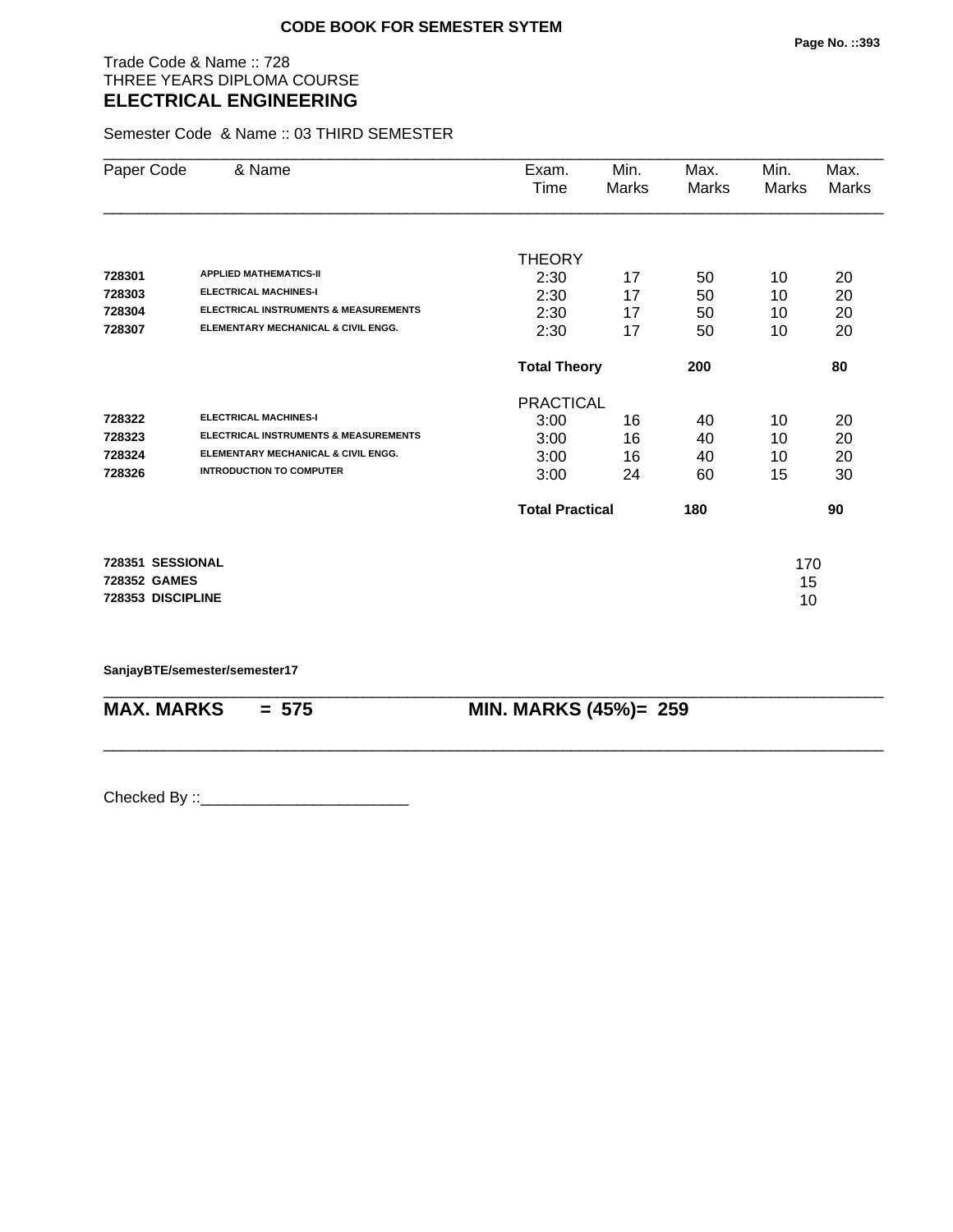**CODE BOOK FOR SEMESTER SYTEM**

Trade Code & Name :: 728
THREE YEARS DIPLOMA COURSE
## ELECTRICAL ENGINEERING

Semester Code & Name :: 03 THIRD SEMESTER

| Paper Code | & Name | Exam. Time | Min. Marks | Max. Marks | Min. Marks | Max. Marks |
|---|---|---|---|---|---|---|
| | | THEORY | | | | |
| **728301** | **APPLIED MATHEMATICS-II** | 2:30 | 17 | 50 | 10 | 20 |
| **728303** | **ELECTRICAL MACHINES-I** | 2:30 | 17 | 50 | 10 | 20 |
| **728304** | **ELECTRICAL INSTRUMENTS & MEASUREMENTS** | 2:30 | 17 | 50 | 10 | 20 |
| **728307** | **ELEMENTARY MECHANICAL & CIVIL ENGG.** | 2:30 | 17 | 50 | 10 | 20 |
| | | **Total Theory** | | **200** | | **80** |
| | | PRACTICAL | | | | |
| **728322** | **ELECTRICAL MACHINES-I** | 3:00 | 16 | 40 | 10 | 20 |
| **728323** | **ELECTRICAL INSTRUMENTS & MEASUREMENTS** | 3:00 | 16 | 40 | 10 | 20 |
| **728324** | **ELEMENTARY MECHANICAL & CIVIL ENGG.** | 3:00 | 16 | 40 | 10 | 20 |
| **728326** | **INTRODUCTION TO COMPUTER** | 3:00 | 24 | 60 | 15 | 30 |
| | | **Total Practical** | | **180** | | **90** |
| **728351** | **SESSIONAL** | | | | 170 | |
| **728352** | **GAMES** | | | | 15 | |
| **728353** | **DISCIPLINE** | | | | 10 | |

**SanjayBTE/semester/semester17**

**MAX. MARKS = 575** **MIN. MARKS (45%)= 259**

Checked By ::________________________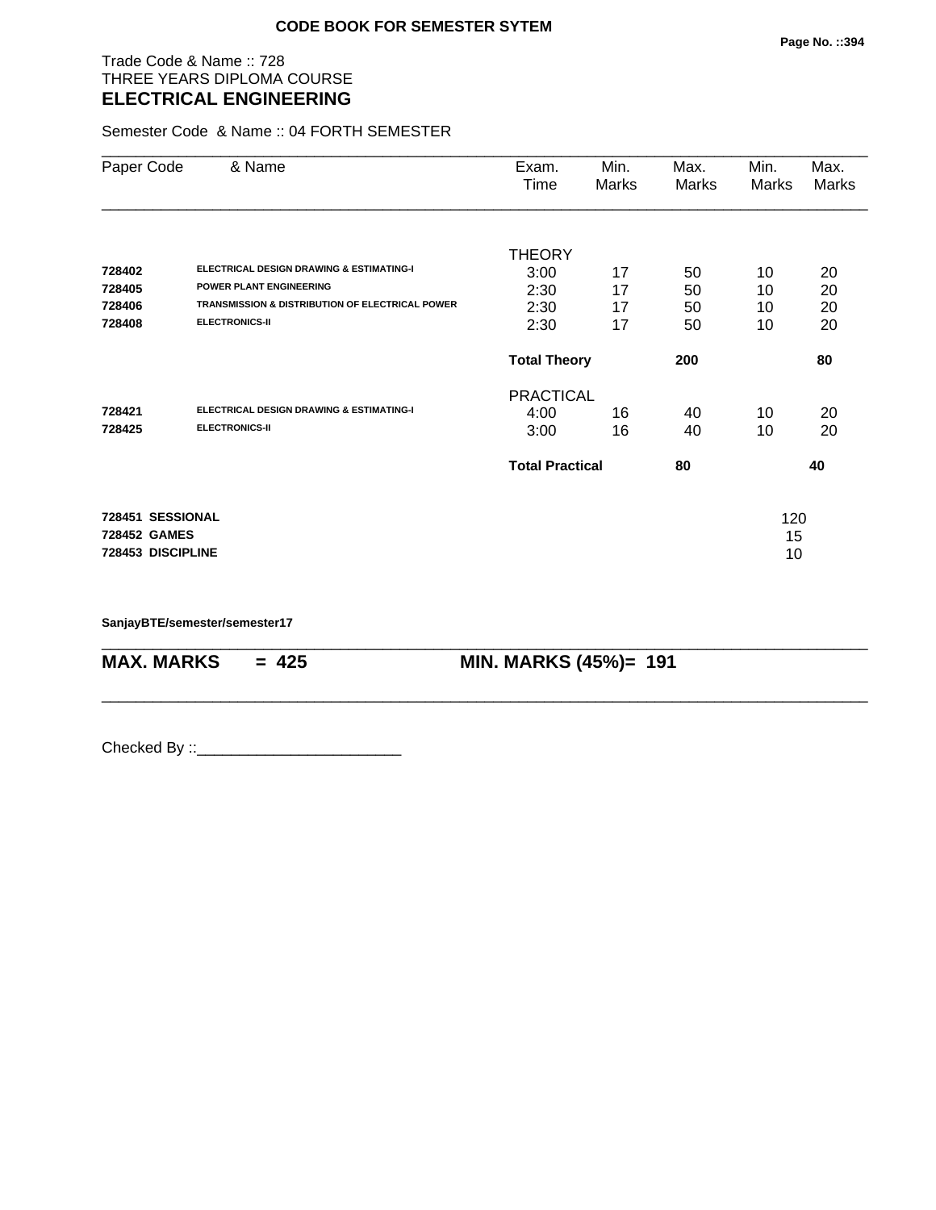**CODE BOOK FOR SEMESTER SYTEM**

Trade Code & Name :: 728
THREE YEARS DIPLOMA COURSE
## ELECTRICAL ENGINEERING

Semester Code & Name :: 04 FORTH SEMESTER

| Paper Code | & Name | Exam. Time | Min. Marks | Max. Marks | Min. Marks | Max. Marks |
|---|---|---|---|---|---|---|
| | | THEORY | | | | |
| **728402** | **ELECTRICAL DESIGN DRAWING & ESTIMATING-I** | 3:00 | 17 | 50 | 10 | 20 |
| **728405** | **POWER PLANT ENGINEERING** | 2:30 | 17 | 50 | 10 | 20 |
| **728406** | **TRANSMISSION & DISTRIBUTION OF ELECTRICAL POWER** | 2:30 | 17 | 50 | 10 | 20 |
| **728408** | **ELECTRONICS-II** | 2:30 | 17 | 50 | 10 | 20 |
| | | **Total Theory** | | **200** | | **80** |
| | | PRACTICAL | | | | |
| **728421** | **ELECTRICAL DESIGN DRAWING & ESTIMATING-I** | 4:00 | 16 | 40 | 10 | 20 |
| **728425** | **ELECTRONICS-II** | 3:00 | 16 | 40 | 10 | 20 |
| | | **Total Practical** | | **80** | | **40** |
| **728451** | **SESSIONAL** | | | | 120 | |
| **728452** | **GAMES** | | | | 15 | |
| **728453** | **DISCIPLINE** | | | | 10 | |

**SanjayBTE/semester/semester17**

**MAX. MARKS = 425** **MIN. MARKS (45%)= 191**

Checked By ::________________________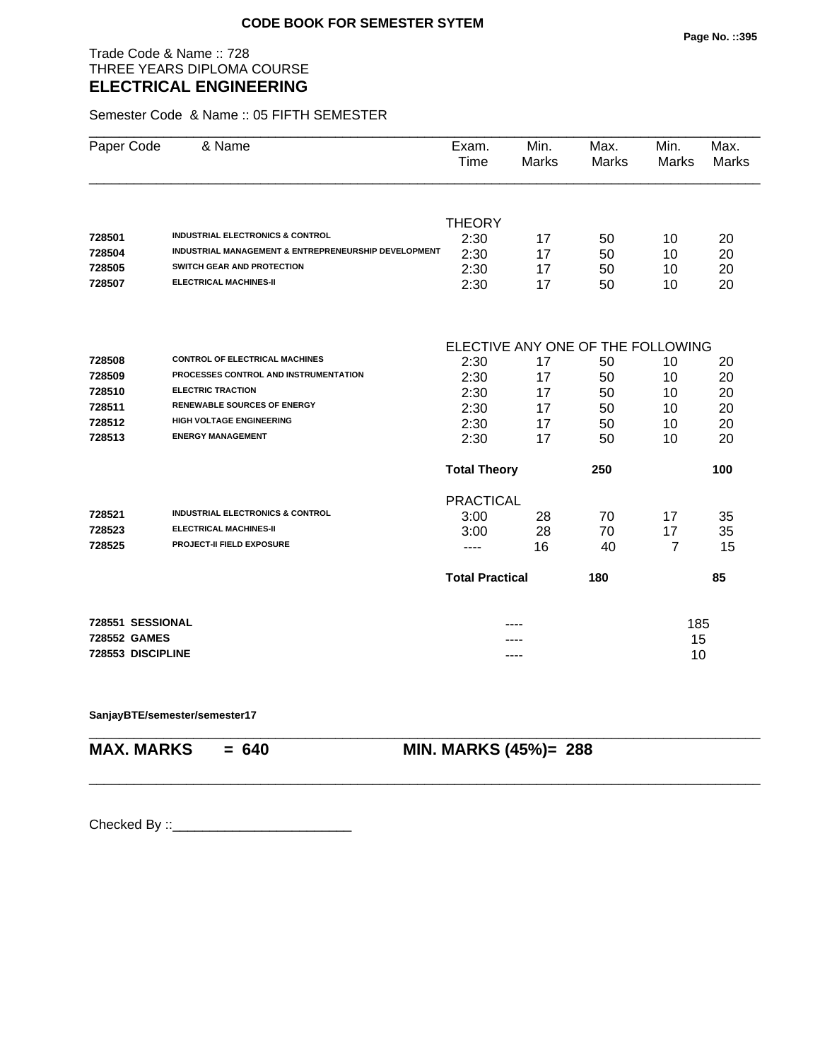**CODE BOOK FOR SEMESTER SYTEM**

Trade Code & Name :: 728
THREE YEARS DIPLOMA COURSE
## ELECTRICAL ENGINEERING

Semester Code & Name :: 05 FIFTH SEMESTER

| Paper Code | & Name | Exam. Time | Min. Marks | Max. Marks | Min. Marks | Max. Marks |
|---|---|---|---|---|---|---|
| | | THEORY | | | | |
| 728501 | INDUSTRIAL ELECTRONICS & CONTROL | 2:30 | 17 | 50 | 10 | 20 |
| 728504 | INDUSTRIAL MANAGEMENT & ENTREPRENEURSHIP DEVELOPMENT | 2:30 | 17 | 50 | 10 | 20 |
| 728505 | SWITCH GEAR AND PROTECTION | 2:30 | 17 | 50 | 10 | 20 |
| 728507 | ELECTRICAL MACHINES-II | 2:30 | 17 | 50 | 10 | 20 |
| | | ELECTIVE ANY ONE OF THE FOLLOWING | | | | |
| 728508 | CONTROL OF ELECTRICAL MACHINES | 2:30 | 17 | 50 | 10 | 20 |
| 728509 | PROCESSES CONTROL AND INSTRUMENTATION | 2:30 | 17 | 50 | 10 | 20 |
| 728510 | ELECTRIC TRACTION | 2:30 | 17 | 50 | 10 | 20 |
| 728511 | RENEWABLE SOURCES OF ENERGY | 2:30 | 17 | 50 | 10 | 20 |
| 728512 | HIGH VOLTAGE ENGINEERING | 2:30 | 17 | 50 | 10 | 20 |
| 728513 | ENERGY MANAGEMENT | 2:30 | 17 | 50 | 10 | 20 |
| | | **Total Theory** | | **250** | | **100** |
| | | PRACTICAL | | | | |
| 728521 | INDUSTRIAL ELECTRONICS & CONTROL | 3:00 | 28 | 70 | 17 | 35 |
| 728523 | ELECTRICAL MACHINES-II | 3:00 | 28 | 70 | 17 | 35 |
| 728525 | PROJECT-II FIELD EXPOSURE | ---- | 16 | 40 | 7 | 15 |
| | | **Total Practical** | | **180** | | **85** |
| **728551** | **SESSIONAL** | | ---- | | 185 | |
| **728552** | **GAMES** | | ---- | | 15 | |
| **728553** | **DISCIPLINE** | | ---- | | 10 | |

**SanjayBTE/semester/semester17**

**MAX. MARKS = 640** **MIN. MARKS (45%)= 288**

Checked By ::________________________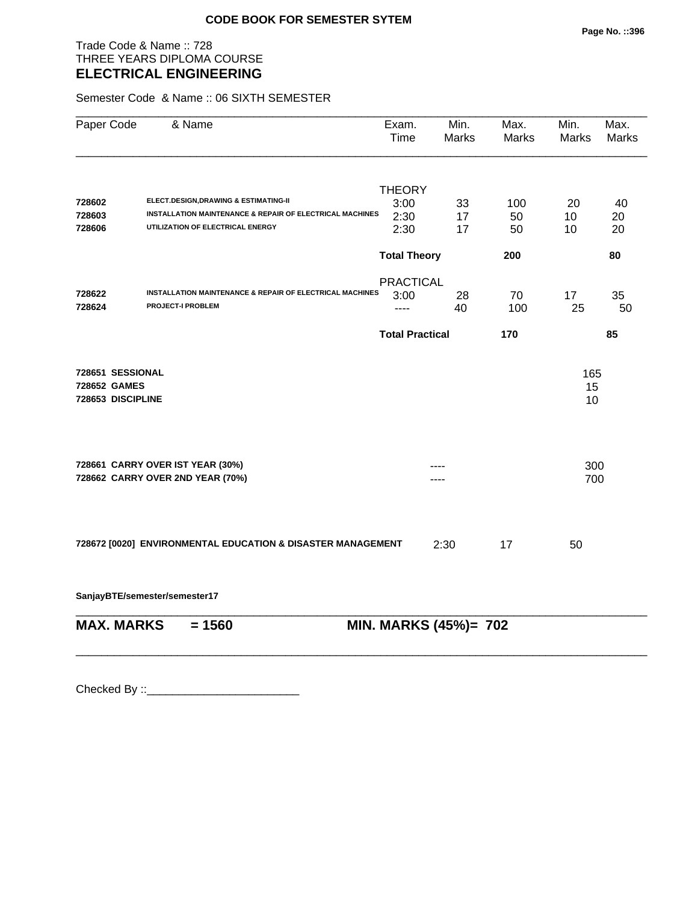**CODE BOOK FOR SEMESTER SYTEM**

Trade Code & Name :: 728
THREE YEARS DIPLOMA COURSE
## ELECTRICAL ENGINEERING

Semester Code & Name :: 06 SIXTH SEMESTER

| Paper Code | & Name | Exam. Time | Min. Marks | Max. Marks | Min. Marks | Max. Marks |
|---|---|---|---|---|---|---|
| | | THEORY | | | | |
| 728602 | ELECT.DESIGN,DRAWING & ESTIMATING-II | 3:00 | 33 | 100 | 20 | 40 |
| 728603 | INSTALLATION MAINTENANCE & REPAIR OF ELECTRICAL MACHINES | 2:30 | 17 | 50 | 10 | 20 |
| 728606 | UTILIZATION OF ELECTRICAL ENERGY | 2:30 | 17 | 50 | 10 | 20 |
| | | **Total Theory** | | **200** | | **80** |
| | | PRACTICAL | | | | |
| 728622 | INSTALLATION MAINTENANCE & REPAIR OF ELECTRICAL MACHINES | 3:00 | 28 | 70 | 17 | 35 |
| 728624 | PROJECT-I PROBLEM | ---- | 40 | 100 | 25 | 50 |
| | | **Total Practical** | | **170** | | **85** |
| **728651** | **SESSIONAL** | | | | 165 | |
| **728652** | **GAMES** | | | | 15 | |
| **728653** | **DISCIPLINE** | | | | 10 | |
| **728661** | **CARRY OVER IST YEAR (30%)** | | ---- | | 300 | |
| **728662** | **CARRY OVER 2ND YEAR (70%)** | | ---- | | 700 | |
| **728672 [0020]** | **ENVIRONMENTAL EDUCATION & DISASTER MANAGEMENT** | 2:30 | 17 | 50 | | |

**SanjayBTE/semester/semester17**

**MAX. MARKS = 1560** **MIN. MARKS (45%)= 702**

Checked By ::________________________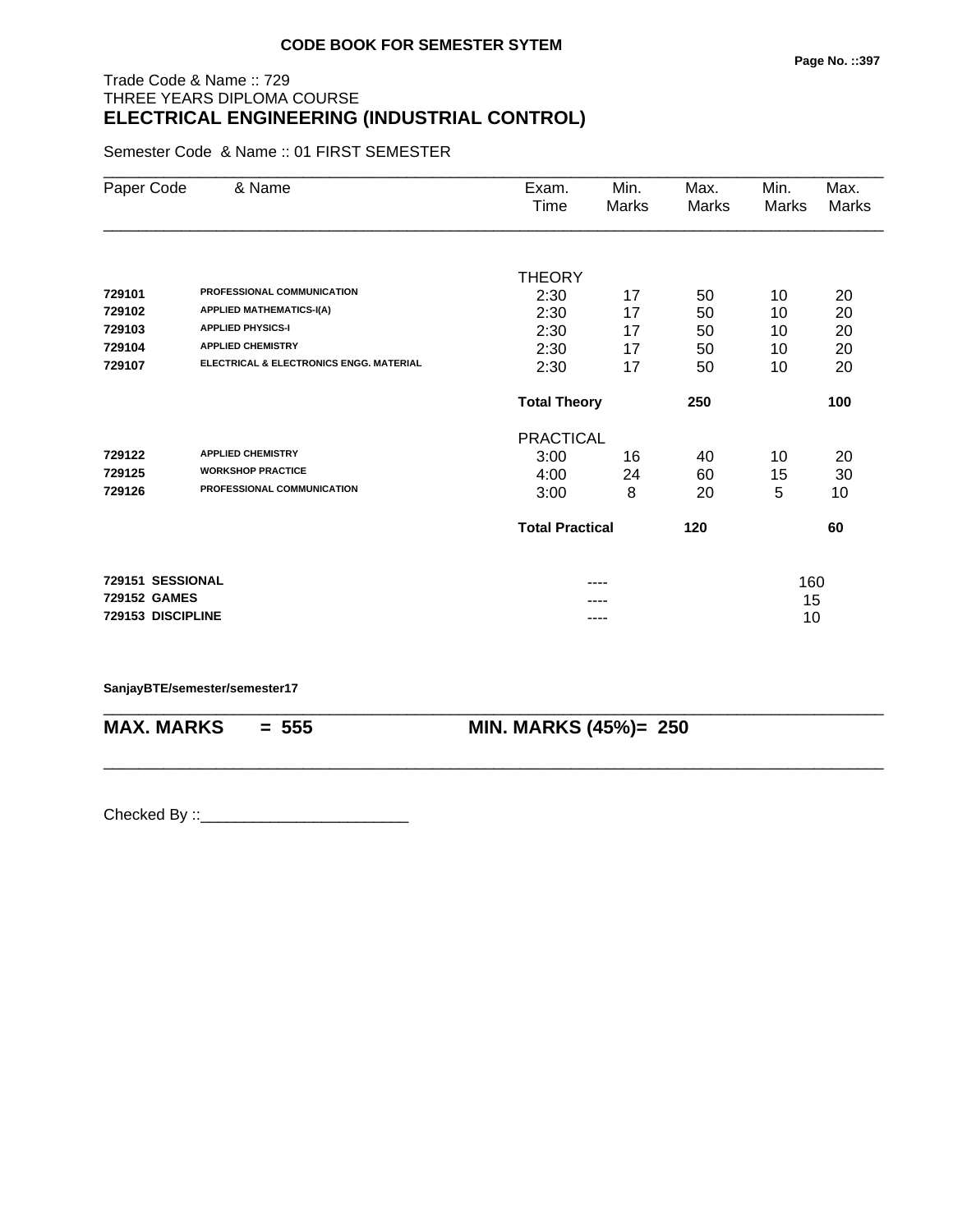**CODE BOOK FOR SEMESTER SYTEM**

Trade Code & Name :: 729
THREE YEARS DIPLOMA COURSE
**ELECTRICAL ENGINEERING (INDUSTRIAL CONTROL)**

Semester Code & Name :: 01 FIRST SEMESTER

| Paper Code | & Name | Exam. Time | Min. Marks | Max. Marks | Min. Marks | Max. Marks |
|---|---|---|---|---|---|---|
| | | THEORY | | | | |
| **729101** | **PROFESSIONAL COMMUNICATION** | 2:30 | 17 | 50 | 10 | 20 |
| **729102** | **APPLIED MATHEMATICS-I(A)** | 2:30 | 17 | 50 | 10 | 20 |
| **729103** | **APPLIED PHYSICS-I** | 2:30 | 17 | 50 | 10 | 20 |
| **729104** | **APPLIED CHEMISTRY** | 2:30 | 17 | 50 | 10 | 20 |
| **729107** | **ELECTRICAL & ELECTRONICS ENGG. MATERIAL** | 2:30 | 17 | 50 | 10 | 20 |
| | | **Total Theory** | | **250** | | **100** |
| | | PRACTICAL | | | | |
| **729122** | **APPLIED CHEMISTRY** | 3:00 | 16 | 40 | 10 | 20 |
| **729125** | **WORKSHOP PRACTICE** | 4:00 | 24 | 60 | 15 | 30 |
| **729126** | **PROFESSIONAL COMMUNICATION** | 3:00 | 8 | 20 | 5 | 10 |
| | | **Total Practical** | | **120** | | **60** |
| **729151** | **SESSIONAL** | | ---- | | 160 | |
| **729152** | **GAMES** | | ---- | | 15 | |
| **729153** | **DISCIPLINE** | | ---- | | 10 | |

**SanjayBTE/semester/semester17**

**MAX. MARKS = 555** **MIN. MARKS (45%)= 250**

Checked By ::________________________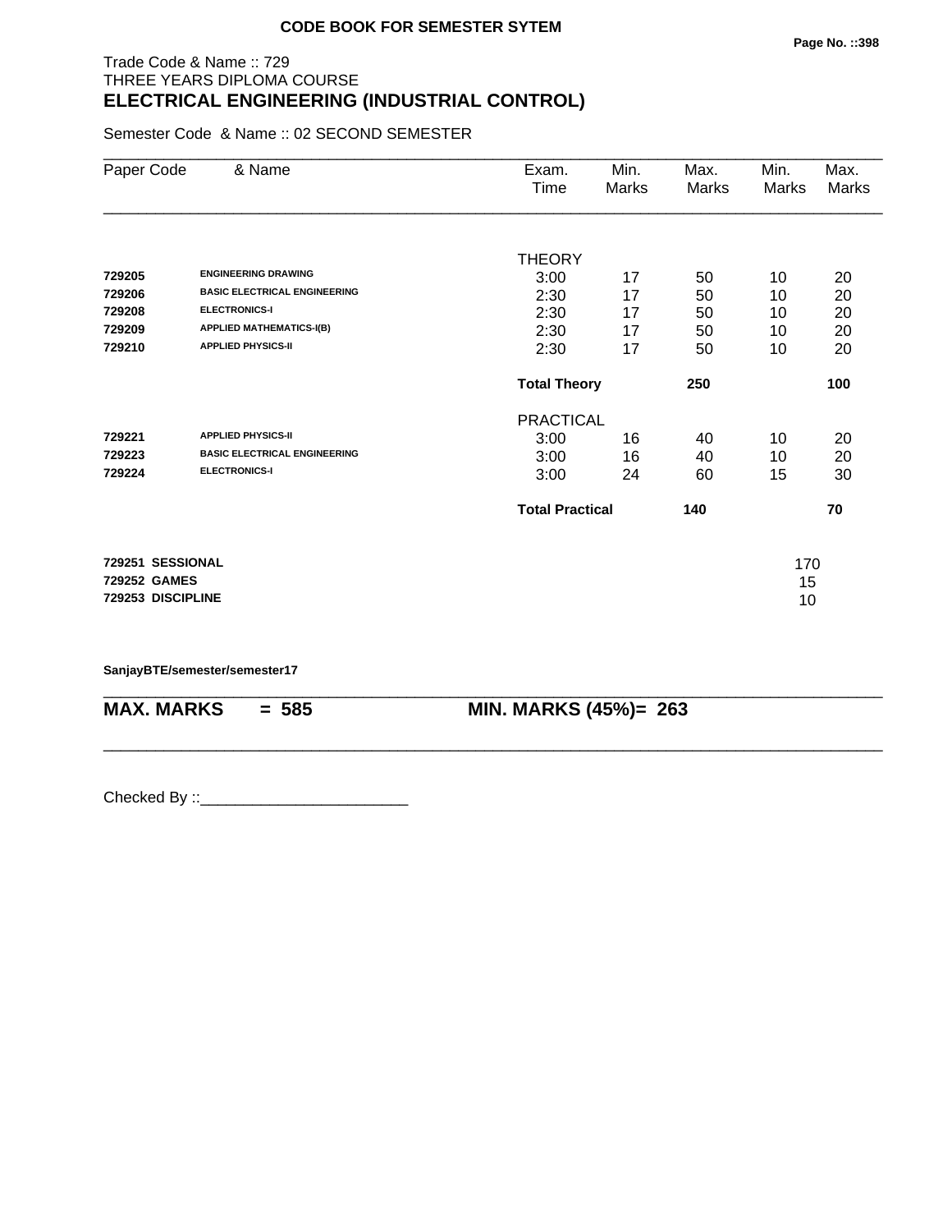**CODE BOOK FOR SEMESTER SYTEM**

Trade Code & Name :: 729
THREE YEARS DIPLOMA COURSE
## ELECTRICAL ENGINEERING (INDUSTRIAL CONTROL)

Semester Code & Name :: 02 SECOND SEMESTER

| Paper Code | & Name | Exam. Time | Min. Marks | Max. Marks | Min. Marks | Max. Marks |
|---|---|---|---|---|---|---|
| | | THEORY | | | | |
| **729205** | **ENGINEERING DRAWING** | 3:00 | 17 | 50 | 10 | 20 |
| **729206** | **BASIC ELECTRICAL ENGINEERING** | 2:30 | 17 | 50 | 10 | 20 |
| **729208** | **ELECTRONICS-I** | 2:30 | 17 | 50 | 10 | 20 |
| **729209** | **APPLIED MATHEMATICS-I(B)** | 2:30 | 17 | 50 | 10 | 20 |
| **729210** | **APPLIED PHYSICS-II** | 2:30 | 17 | 50 | 10 | 20 |
| | | **Total Theory** | | **250** | | **100** |
| | | PRACTICAL | | | | |
| **729221** | **APPLIED PHYSICS-II** | 3:00 | 16 | 40 | 10 | 20 |
| **729223** | **BASIC ELECTRICAL ENGINEERING** | 3:00 | 16 | 40 | 10 | 20 |
| **729224** | **ELECTRONICS-I** | 3:00 | 24 | 60 | 15 | 30 |
| | | **Total Practical** | | **140** | | **70** |
| **729251** | **SESSIONAL** | | | | 170 | |
| **729252** | **GAMES** | | | | 15 | |
| **729253** | **DISCIPLINE** | | | | 10 | |

**SanjayBTE/semester/semester17**

**MAX. MARKS = 585** **MIN. MARKS (45%)= 263**

Checked By ::________________________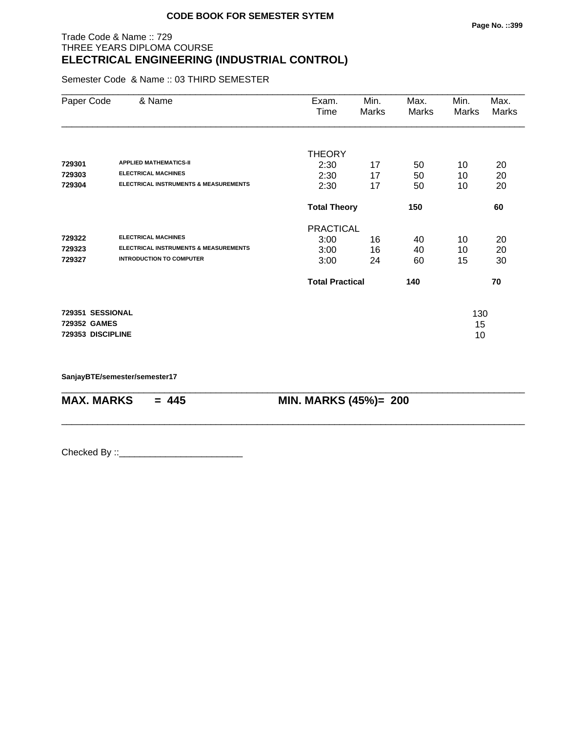**CODE BOOK FOR SEMESTER SYTEM**

Trade Code & Name :: 729
THREE YEARS DIPLOMA COURSE
## ELECTRICAL ENGINEERING (INDUSTRIAL CONTROL)

Semester Code & Name :: 03 THIRD SEMESTER

| Paper Code | & Name | Exam. Time | Min. Marks | Max. Marks | Min. Marks | Max. Marks |
|---|---|---|---|---|---|---|
| | | THEORY | | | | |
| 729301 | APPLIED MATHEMATICS-II | 2:30 | 17 | 50 | 10 | 20 |
| 729303 | ELECTRICAL MACHINES | 2:30 | 17 | 50 | 10 | 20 |
| 729304 | ELECTRICAL INSTRUMENTS & MEASUREMENTS | 2:30 | 17 | 50 | 10 | 20 |
| | | **Total Theory** | | **150** | | **60** |
| | | PRACTICAL | | | | |
| 729322 | ELECTRICAL MACHINES | 3:00 | 16 | 40 | 10 | 20 |
| 729323 | ELECTRICAL INSTRUMENTS & MEASUREMENTS | 3:00 | 16 | 40 | 10 | 20 |
| 729327 | INTRODUCTION TO COMPUTER | 3:00 | 24 | 60 | 15 | 30 |
| | | **Total Practical** | | **140** | | **70** |
| **729351** | **SESSIONAL** | | | | 130 | |
| **729352** | **GAMES** | | | | 15 | |
| **729353** | **DISCIPLINE** | | | | 10 | |

**SanjayBTE/semester/semester17**

**MAX. MARKS = 445** **MIN. MARKS (45%)= 200**

Checked By ::________________________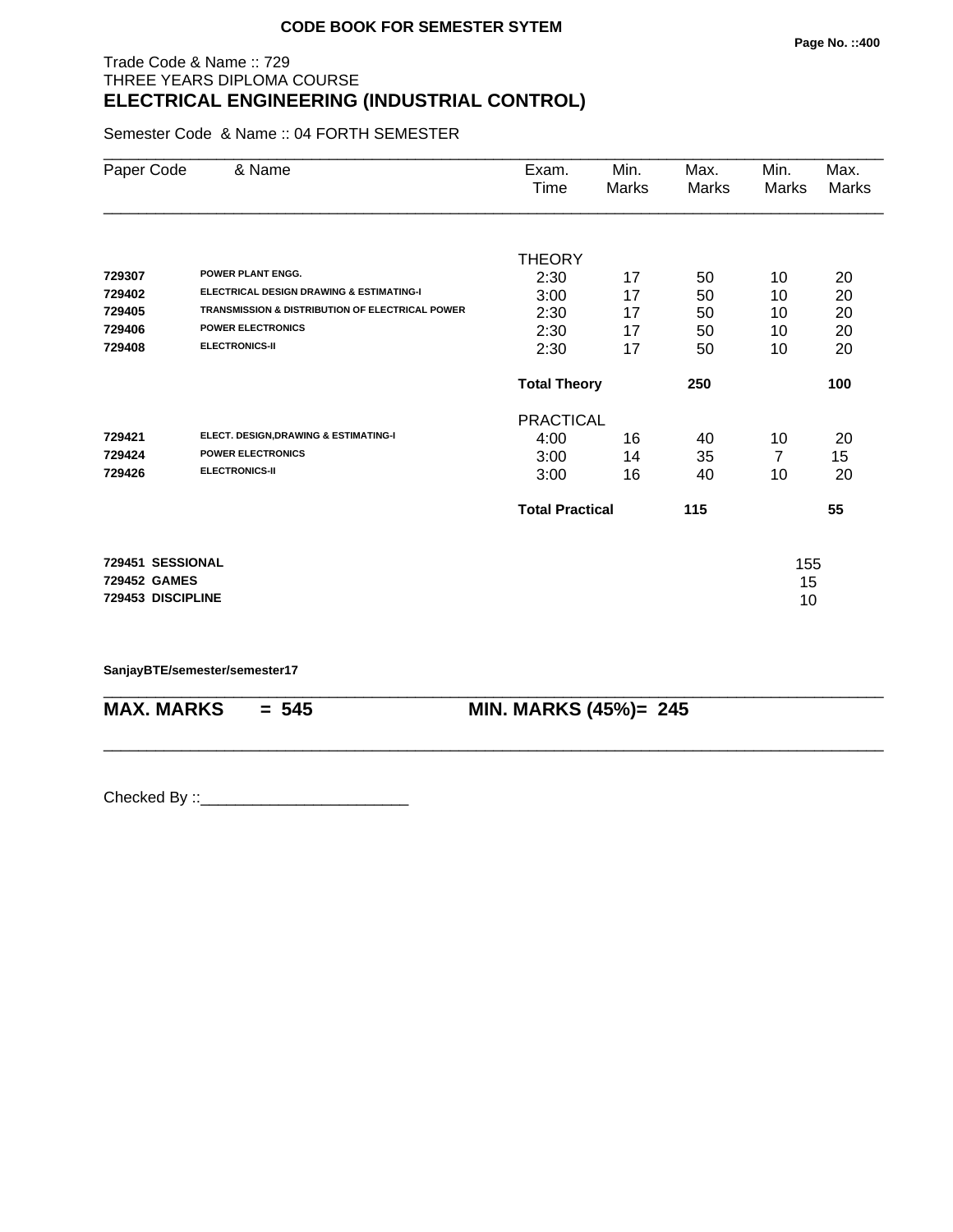**CODE BOOK FOR SEMESTER SYTEM**

Trade Code & Name :: 729
THREE YEARS DIPLOMA COURSE

## ELECTRICAL ENGINEERING (INDUSTRIAL CONTROL)

Semester Code & Name :: 04 FORTH SEMESTER

| Paper Code | & Name | Exam. Time | Min. Marks | Max. Marks | Min. Marks | Max. Marks |
|---|---|---|---|---|---|---|
| | | THEORY | | | | |
| 729307 | POWER PLANT ENGG. | 2:30 | 17 | 50 | 10 | 20 |
| 729402 | ELECTRICAL DESIGN DRAWING & ESTIMATING-I | 3:00 | 17 | 50 | 10 | 20 |
| 729405 | TRANSMISSION & DISTRIBUTION OF ELECTRICAL POWER | 2:30 | 17 | 50 | 10 | 20 |
| 729406 | POWER ELECTRONICS | 2:30 | 17 | 50 | 10 | 20 |
| 729408 | ELECTRONICS-II | 2:30 | 17 | 50 | 10 | 20 |
| | | **Total Theory** | | **250** | | **100** |
| | | PRACTICAL | | | | |
| 729421 | ELECT. DESIGN,DRAWING & ESTIMATING-I | 4:00 | 16 | 40 | 10 | 20 |
| 729424 | POWER ELECTRONICS | 3:00 | 14 | 35 | 7 | 15 |
| 729426 | ELECTRONICS-II | 3:00 | 16 | 40 | 10 | 20 |
| | | **Total Practical** | | **115** | | **55** |

| | |
|---|---|
| **729451 SESSIONAL** | 155 |
| **729452 GAMES** | 15 |
| **729453 DISCIPLINE** | 10 |

**SanjayBTE/semester/semester17**

**MAX. MARKS = 545** **MIN. MARKS (45%)= 245**

Checked By ::________________________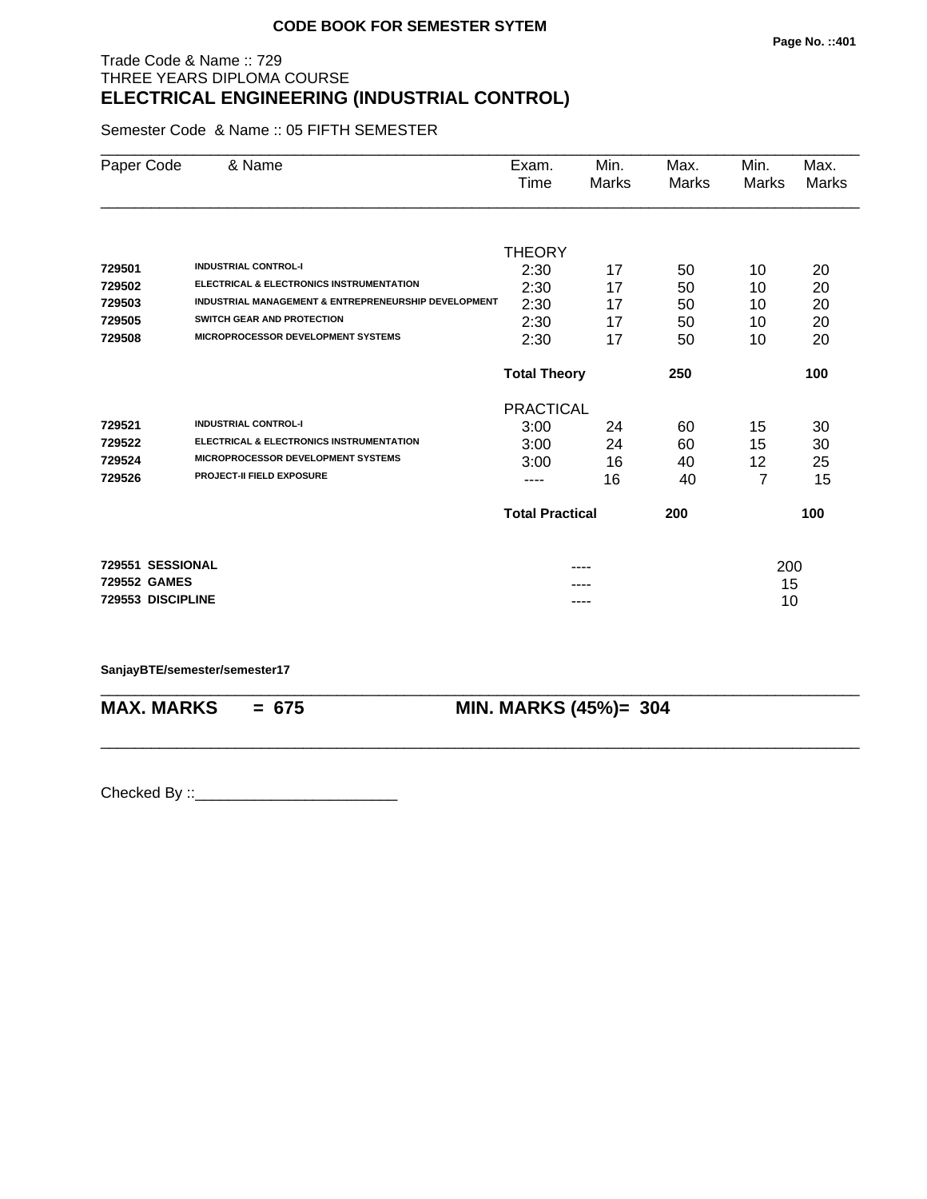**CODE BOOK FOR SEMESTER SYTEM**

Trade Code & Name :: 729
THREE YEARS DIPLOMA COURSE
## ELECTRICAL ENGINEERING (INDUSTRIAL CONTROL)

Semester Code & Name :: 05 FIFTH SEMESTER

| Paper Code | & Name | Exam. Time | Min. Marks | Max. Marks | Min. Marks | Max. Marks |
|---|---|---|---|---|---|---|
| | | THEORY | | | | |
| 729501 | INDUSTRIAL CONTROL-I | 2:30 | 17 | 50 | 10 | 20 |
| 729502 | ELECTRICAL & ELECTRONICS INSTRUMENTATION | 2:30 | 17 | 50 | 10 | 20 |
| 729503 | INDUSTRIAL MANAGEMENT & ENTREPRENEURSHIP DEVELOPMENT | 2:30 | 17 | 50 | 10 | 20 |
| 729505 | SWITCH GEAR AND PROTECTION | 2:30 | 17 | 50 | 10 | 20 |
| 729508 | MICROPROCESSOR DEVELOPMENT SYSTEMS | 2:30 | 17 | 50 | 10 | 20 |
| | | **Total Theory** | | **250** | | **100** |
| | | PRACTICAL | | | | |
| 729521 | INDUSTRIAL CONTROL-I | 3:00 | 24 | 60 | 15 | 30 |
| 729522 | ELECTRICAL & ELECTRONICS INSTRUMENTATION | 3:00 | 24 | 60 | 15 | 30 |
| 729524 | MICROPROCESSOR DEVELOPMENT SYSTEMS | 3:00 | 16 | 40 | 12 | 25 |
| 729526 | PROJECT-II FIELD EXPOSURE | ---- | 16 | 40 | 7 | 15 |
| | | **Total Practical** | | **200** | | **100** |
| **729551** | **SESSIONAL** | | ---- | | 200 | |
| **729552** | **GAMES** | | ---- | | 15 | |
| **729553** | **DISCIPLINE** | | ---- | | 10 | |

**SanjayBTE/semester/semester17**

**MAX. MARKS = 675** **MIN. MARKS (45%)= 304**

Checked By ::________________________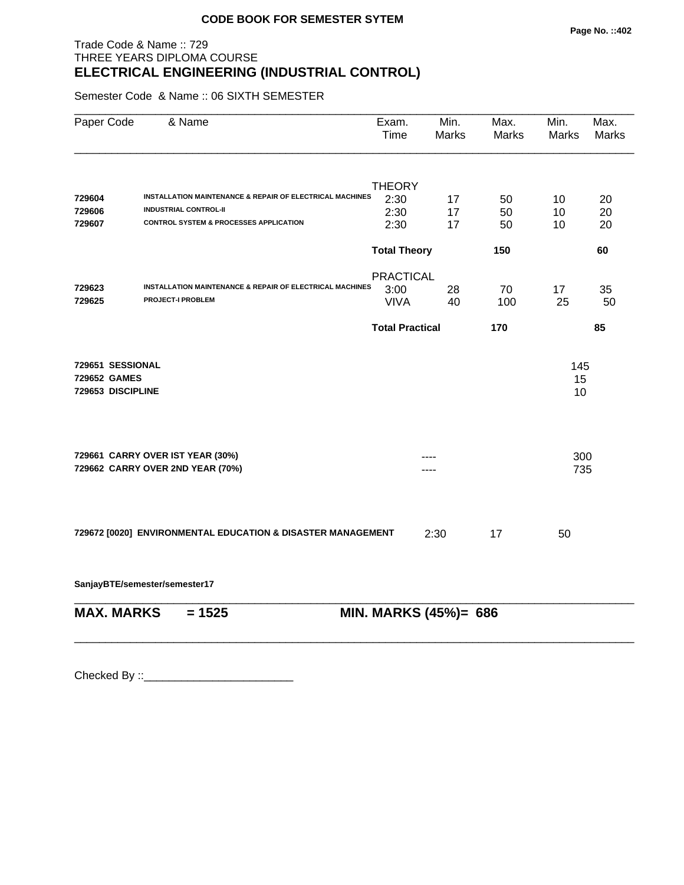**CODE BOOK FOR SEMESTER SYTEM**

Trade Code & Name :: 729
THREE YEARS DIPLOMA COURSE

## ELECTRICAL ENGINEERING (INDUSTRIAL CONTROL)

Semester Code & Name :: 06 SIXTH SEMESTER

| Paper Code | & Name | Exam. Time | Min. Marks | Max. Marks | Min. Marks | Max. Marks |
|---|---|---|---|---|---|---|
| | | THEORY | | | | |
| **729604** | **INSTALLATION MAINTENANCE & REPAIR OF ELECTRICAL MACHINES** | 2:30 | 17 | 50 | 10 | 20 |
| **729606** | **INDUSTRIAL CONTROL-II** | 2:30 | 17 | 50 | 10 | 20 |
| **729607** | **CONTROL SYSTEM & PROCESSES APPLICATION** | 2:30 | 17 | 50 | 10 | 20 |
| | | **Total Theory** | | **150** | | **60** |
| | | PRACTICAL | | | | |
| **729623** | **INSTALLATION MAINTENANCE & REPAIR OF ELECTRICAL MACHINES** | 3:00 | 28 | 70 | 17 | 35 |
| **729625** | **PROJECT-I PROBLEM** | VIVA | 40 | 100 | 25 | 50 |
| | | **Total Practical** | | **170** | | **85** |
| **729651** | **SESSIONAL** | | | | 145 | |
| **729652** | **GAMES** | | | | 15 | |
| **729653** | **DISCIPLINE** | | | | 10 | |
| **729661** | **CARRY OVER IST YEAR (30%)** | | ---- | | 300 | |
| **729662** | **CARRY OVER 2ND YEAR (70%)** | | ---- | | 735 | |
| **729672 [0020]** | **ENVIRONMENTAL EDUCATION & DISASTER MANAGEMENT** | | 2:30 | 17 | 50 | |

**SanjayBTE/semester/semester17**

**MAX. MARKS = 1525** **MIN. MARKS (45%)= 686**

Checked By ::________________________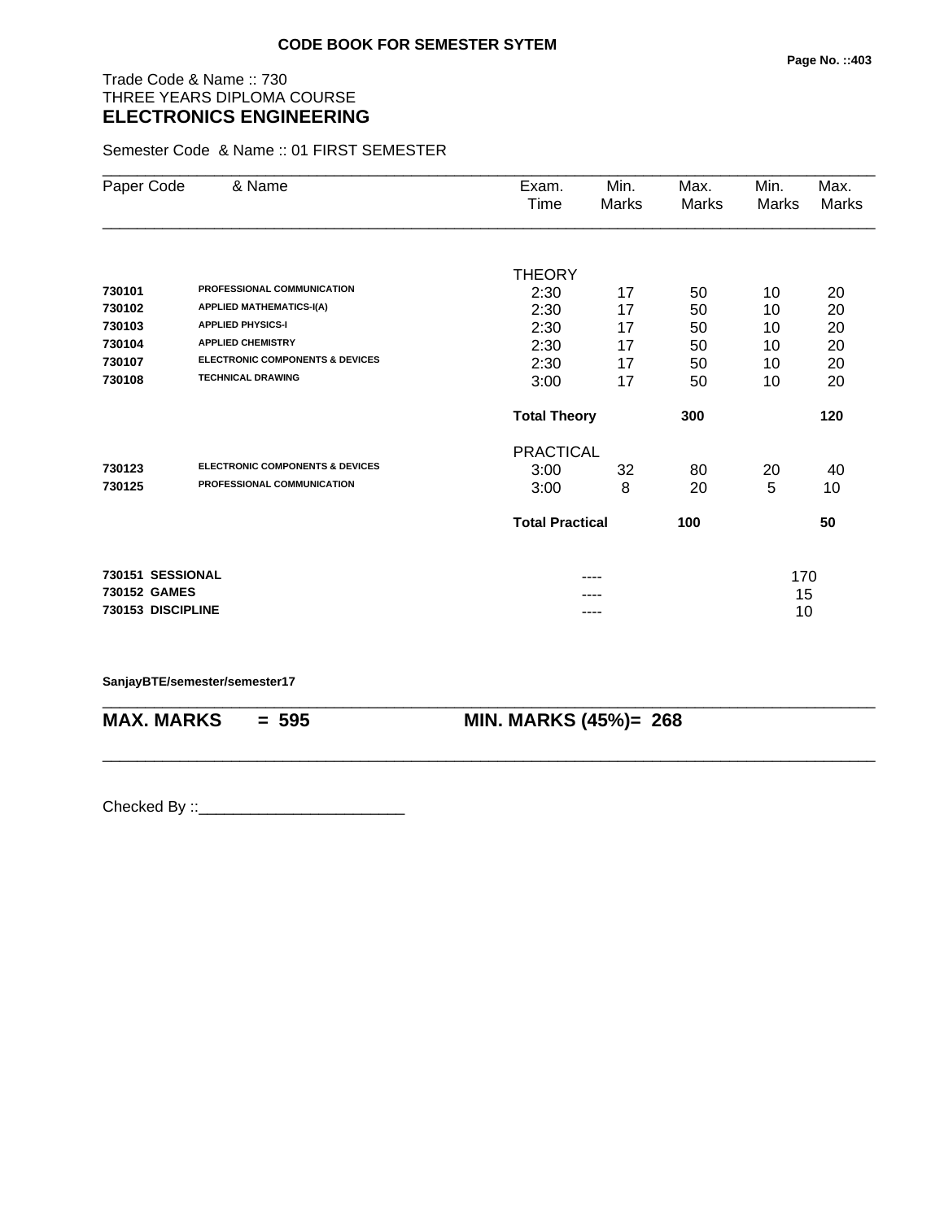**CODE BOOK FOR SEMESTER SYTEM**

Trade Code & Name :: 730
THREE YEARS DIPLOMA COURSE
## ELECTRONICS ENGINEERING

Semester Code & Name :: 01 FIRST SEMESTER

| Paper Code | & Name | Exam. Time | Min. Marks | Max. Marks | Min. Marks | Max. Marks |
|---|---|---|---|---|---|---|
| | | THEORY | | | | |
| **730101** | **PROFESSIONAL COMMUNICATION** | 2:30 | 17 | 50 | 10 | 20 |
| **730102** | **APPLIED MATHEMATICS-I(A)** | 2:30 | 17 | 50 | 10 | 20 |
| **730103** | **APPLIED PHYSICS-I** | 2:30 | 17 | 50 | 10 | 20 |
| **730104** | **APPLIED CHEMISTRY** | 2:30 | 17 | 50 | 10 | 20 |
| **730107** | **ELECTRONIC COMPONENTS & DEVICES** | 2:30 | 17 | 50 | 10 | 20 |
| **730108** | **TECHNICAL DRAWING** | 3:00 | 17 | 50 | 10 | 20 |
| | | **Total Theory** | | **300** | | **120** |
| | | PRACTICAL | | | | |
| **730123** | **ELECTRONIC COMPONENTS & DEVICES** | 3:00 | 32 | 80 | 20 | 40 |
| **730125** | **PROFESSIONAL COMMUNICATION** | 3:00 | 8 | 20 | 5 | 10 |
| | | **Total Practical** | | **100** | | **50** |
| **730151** | **SESSIONAL** | | ---- | | 170 | |
| **730152** | **GAMES** | | ---- | | 15 | |
| **730153** | **DISCIPLINE** | | ---- | | 10 | |

**SanjayBTE/semester/semester17**

**MAX. MARKS = 595** **MIN. MARKS (45%)= 268**

Checked By ::________________________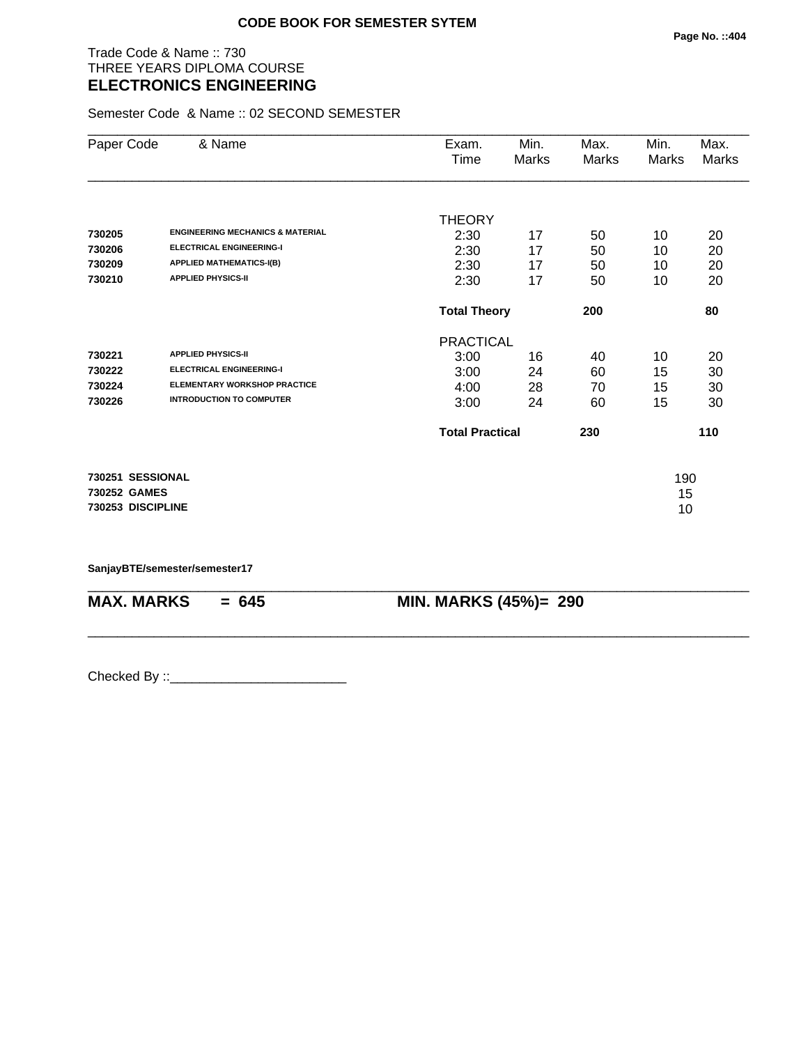**CODE BOOK FOR SEMESTER SYTEM**

Trade Code & Name :: 730
THREE YEARS DIPLOMA COURSE
## ELECTRONICS ENGINEERING

Semester Code & Name :: 02 SECOND SEMESTER

| Paper Code | & Name | Exam. Time | Min. Marks | Max. Marks | Min. Marks | Max. Marks |
|---|---|---|---|---|---|---|
| | | THEORY | | | | |
| **730205** | **ENGINEERING MECHANICS & MATERIAL** | 2:30 | 17 | 50 | 10 | 20 |
| **730206** | **ELECTRICAL ENGINEERING-I** | 2:30 | 17 | 50 | 10 | 20 |
| **730209** | **APPLIED MATHEMATICS-I(B)** | 2:30 | 17 | 50 | 10 | 20 |
| **730210** | **APPLIED PHYSICS-II** | 2:30 | 17 | 50 | 10 | 20 |
| | | **Total Theory** | | **200** | | **80** |
| | | PRACTICAL | | | | |
| **730221** | **APPLIED PHYSICS-II** | 3:00 | 16 | 40 | 10 | 20 |
| **730222** | **ELECTRICAL ENGINEERING-I** | 3:00 | 24 | 60 | 15 | 30 |
| **730224** | **ELEMENTARY WORKSHOP PRACTICE** | 4:00 | 28 | 70 | 15 | 30 |
| **730226** | **INTRODUCTION TO COMPUTER** | 3:00 | 24 | 60 | 15 | 30 |
| | | **Total Practical** | | **230** | | **110** |
| **730251** | **SESSIONAL** | | | | 190 | |
| **730252** | **GAMES** | | | | 15 | |
| **730253** | **DISCIPLINE** | | | | 10 | |

**SanjayBTE/semester/semester17**

**MAX. MARKS = 645** **MIN. MARKS (45%)= 290**

Checked By ::________________________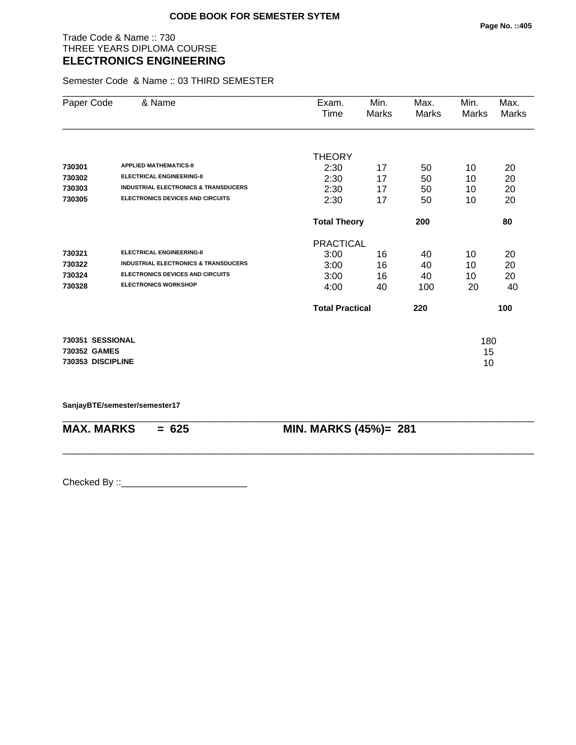**CODE BOOK FOR SEMESTER SYTEM**

Trade Code & Name :: 730
THREE YEARS DIPLOMA COURSE
## ELECTRONICS ENGINEERING

Semester Code & Name :: 03 THIRD SEMESTER

| Paper Code | & Name | Exam. Time | Min. Marks | Max. Marks | Min. Marks | Max. Marks |
|---|---|---|---|---|---|---|
| | | THEORY | | | | |
| **730301** | **APPLIED MATHEMATICS-II** | 2:30 | 17 | 50 | 10 | 20 |
| **730302** | **ELECTRICAL ENGINEERING-II** | 2:30 | 17 | 50 | 10 | 20 |
| **730303** | **INDUSTRIAL ELECTRONICS & TRANSDUCERS** | 2:30 | 17 | 50 | 10 | 20 |
| **730305** | **ELECTRONICS DEVICES AND CIRCUITS** | 2:30 | 17 | 50 | 10 | 20 |
| | | **Total Theory** | | **200** | | **80** |
| | | PRACTICAL | | | | |
| **730321** | **ELECTRICAL ENGINEERING-II** | 3:00 | 16 | 40 | 10 | 20 |
| **730322** | **INDUSTRIAL ELECTRONICS & TRANSDUCERS** | 3:00 | 16 | 40 | 10 | 20 |
| **730324** | **ELECTRONICS DEVICES AND CIRCUITS** | 3:00 | 16 | 40 | 10 | 20 |
| **730328** | **ELECTRONICS WORKSHOP** | 4:00 | 40 | 100 | 20 | 40 |
| | | **Total Practical** | | **220** | | **100** |
| **730351** | **SESSIONAL** | | | | 180 | |
| **730352** | **GAMES** | | | | 15 | |
| **730353** | **DISCIPLINE** | | | | 10 | |

**SanjayBTE/semester/semester17**

**MAX. MARKS = 625** **MIN. MARKS (45%)= 281**

Checked By ::________________________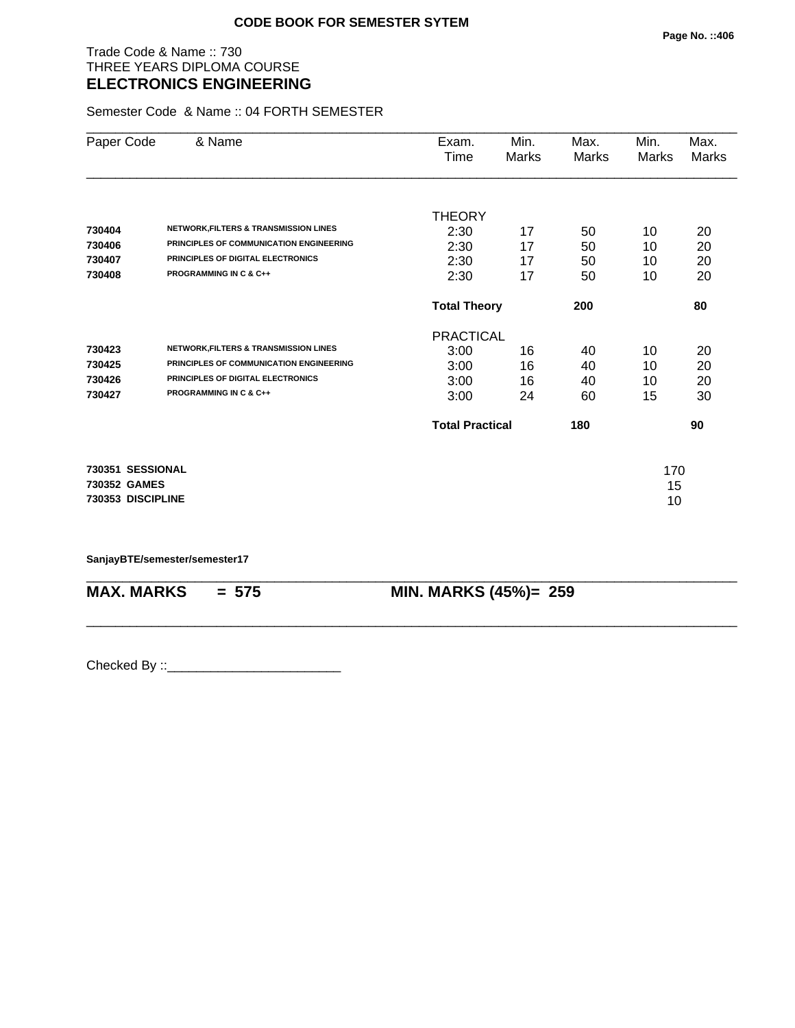**CODE BOOK FOR SEMESTER SYTEM**

Trade Code & Name :: 730
THREE YEARS DIPLOMA COURSE

## ELECTRONICS ENGINEERING

Semester Code & Name :: 04 FORTH SEMESTER

| Paper Code | & Name | Exam. Time | Min. Marks | Max. Marks | Min. Marks | Max. Marks |
|---|---|---|---|---|---|---|
| | | THEORY | | | | |
| **730404** | **NETWORK,FILTERS & TRANSMISSION LINES** | 2:30 | 17 | 50 | 10 | 20 |
| **730406** | **PRINCIPLES OF COMMUNICATION ENGINEERING** | 2:30 | 17 | 50 | 10 | 20 |
| **730407** | **PRINCIPLES OF DIGITAL ELECTRONICS** | 2:30 | 17 | 50 | 10 | 20 |
| **730408** | **PROGRAMMING IN C & C++** | 2:30 | 17 | 50 | 10 | 20 |
| | | **Total Theory** | | **200** | | **80** |
| | | PRACTICAL | | | | |
| **730423** | **NETWORK,FILTERS & TRANSMISSION LINES** | 3:00 | 16 | 40 | 10 | 20 |
| **730425** | **PRINCIPLES OF COMMUNICATION ENGINEERING** | 3:00 | 16 | 40 | 10 | 20 |
| **730426** | **PRINCIPLES OF DIGITAL ELECTRONICS** | 3:00 | 16 | 40 | 10 | 20 |
| **730427** | **PROGRAMMING IN C & C++** | 3:00 | 24 | 60 | 15 | 30 |
| | | **Total Practical** | | **180** | | **90** |
| **730351** | **SESSIONAL** | | | | 170 | |
| **730352** | **GAMES** | | | | 15 | |
| **730353** | **DISCIPLINE** | | | | 10 | |

**SanjayBTE/semester/semester17**

**MAX. MARKS = 575** **MIN. MARKS (45%)= 259**

Checked By ::________________________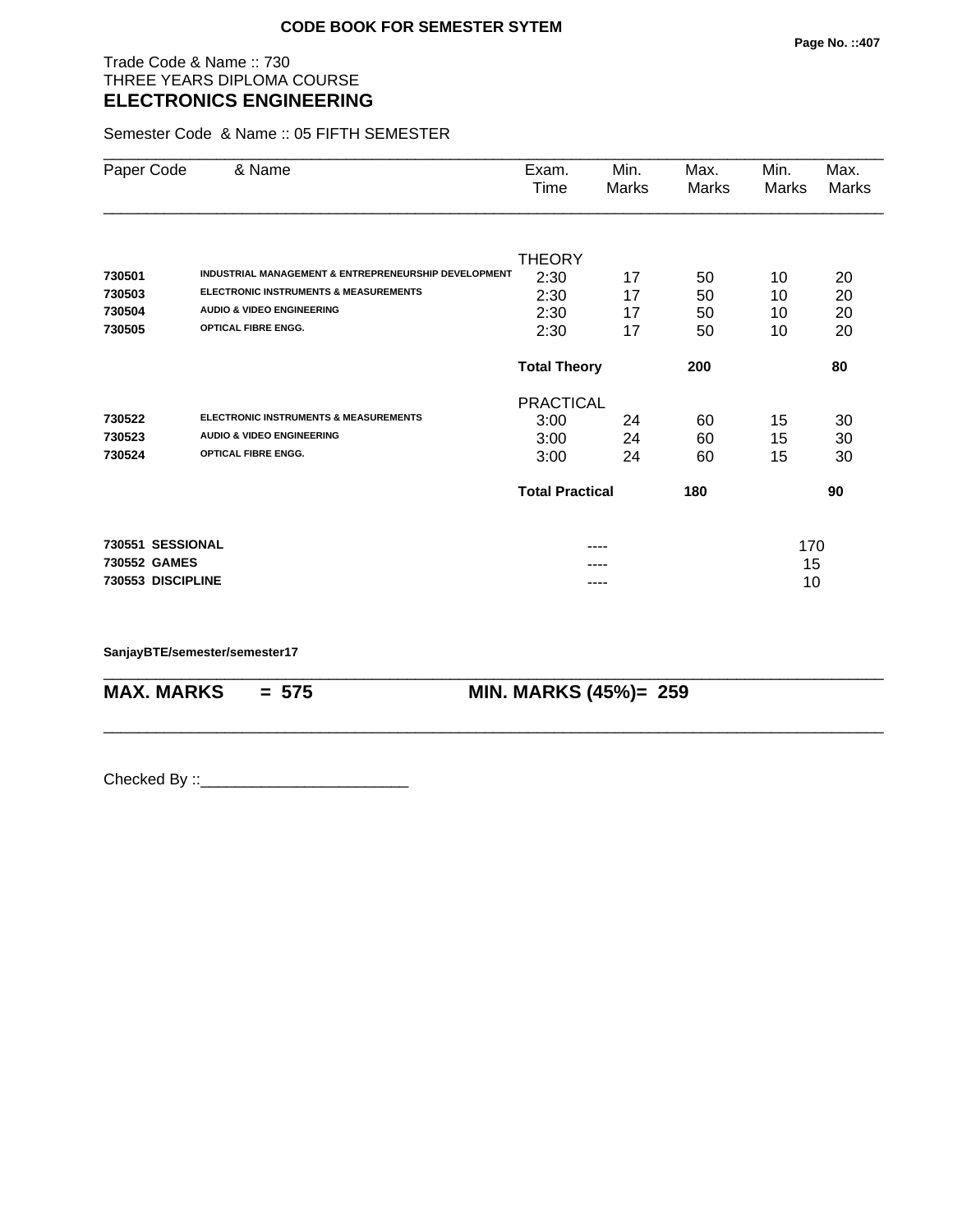**CODE BOOK FOR SEMESTER SYTEM**

Trade Code & Name :: 730
THREE YEARS DIPLOMA COURSE

## ELECTRONICS ENGINEERING

Semester Code & Name :: 05 FIFTH SEMESTER

| Paper Code | & Name | Exam. Time | Min. Marks | Max. Marks | Min. Marks | Max. Marks |
|---|---|---|---|---|---|---|
| | | THEORY | | | | |
| 730501 | INDUSTRIAL MANAGEMENT & ENTREPRENEURSHIP DEVELOPMENT | 2:30 | 17 | 50 | 10 | 20 |
| 730503 | ELECTRONIC INSTRUMENTS & MEASUREMENTS | 2:30 | 17 | 50 | 10 | 20 |
| 730504 | AUDIO & VIDEO ENGINEERING | 2:30 | 17 | 50 | 10 | 20 |
| 730505 | OPTICAL FIBRE ENGG. | 2:30 | 17 | 50 | 10 | 20 |
| | | **Total Theory** | | **200** | | **80** |
| | | PRACTICAL | | | | |
| 730522 | ELECTRONIC INSTRUMENTS & MEASUREMENTS | 3:00 | 24 | 60 | 15 | 30 |
| 730523 | AUDIO & VIDEO ENGINEERING | 3:00 | 24 | 60 | 15 | 30 |
| 730524 | OPTICAL FIBRE ENGG. | 3:00 | 24 | 60 | 15 | 30 |
| | | **Total Practical** | | **180** | | **90** |
| **730551** | **SESSIONAL** | | ---- | | 170 | |
| **730552** | **GAMES** | | ---- | | 15 | |
| **730553** | **DISCIPLINE** | | ---- | | 10 | |

**SanjayBTE/semester/semester17**

**MAX. MARKS = 575** **MIN. MARKS (45%)= 259**

Checked By ::________________________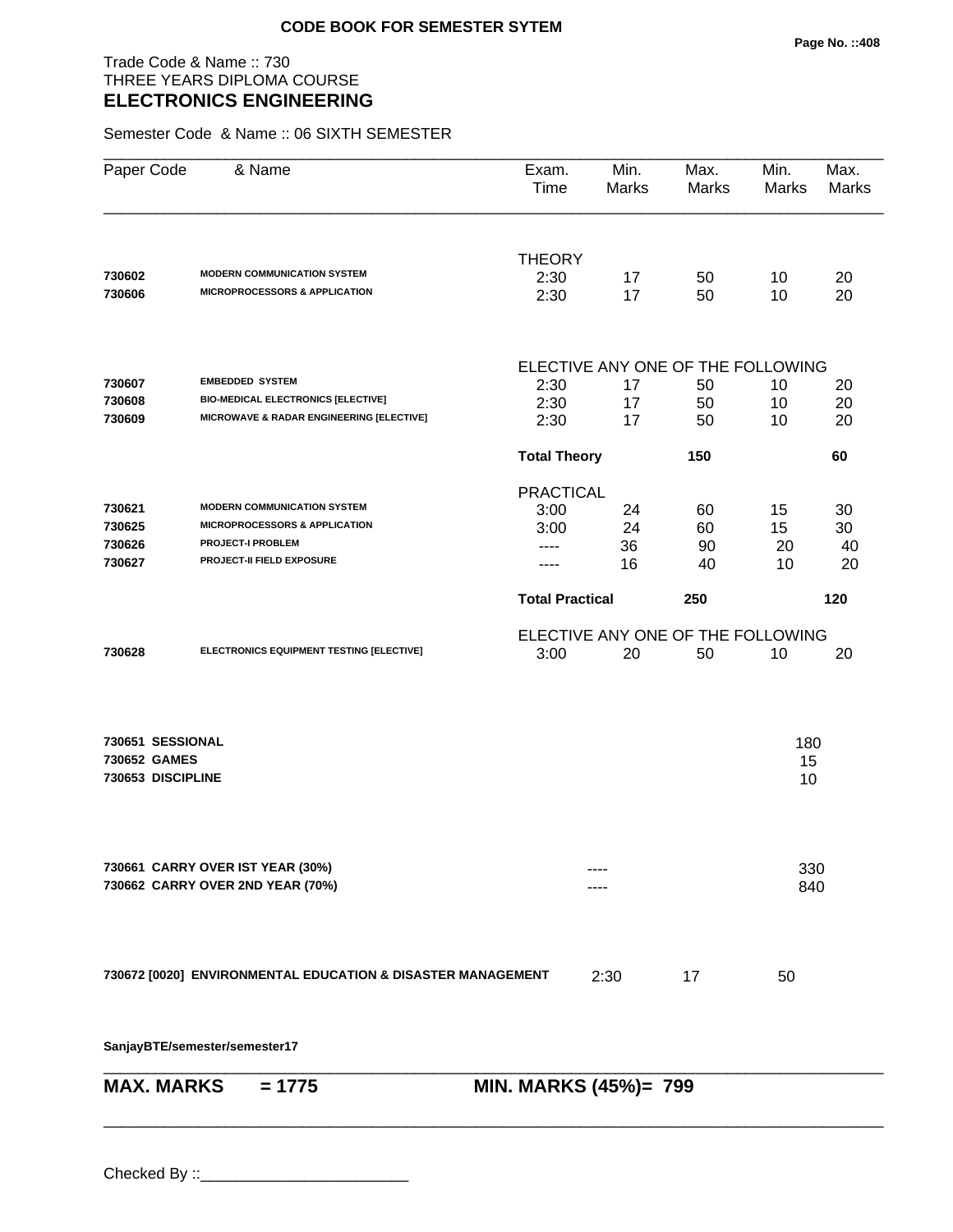**CODE BOOK FOR SEMESTER SYTEM**

Trade Code & Name :: 730
THREE YEARS DIPLOMA COURSE
## ELECTRONICS ENGINEERING

Semester Code & Name :: 06 SIXTH SEMESTER

| Paper Code | & Name | Exam. Time | Min. Marks | Max. Marks | Min. Marks | Max. Marks |
|---|---|---|---|---|---|---|
| | | THEORY | | | | |
| **730602** | **MODERN COMMUNICATION SYSTEM** | 2:30 | 17 | 50 | 10 | 20 |
| **730606** | **MICROPROCESSORS & APPLICATION** | 2:30 | 17 | 50 | 10 | 20 |
| | | ELECTIVE ANY ONE OF THE FOLLOWING | | | | |
| **730607** | **EMBEDDED SYSTEM** | 2:30 | 17 | 50 | 10 | 20 |
| **730608** | **BIO-MEDICAL ELECTRONICS [ELECTIVE]** | 2:30 | 17 | 50 | 10 | 20 |
| **730609** | **MICROWAVE & RADAR ENGINEERING [ELECTIVE]** | 2:30 | 17 | 50 | 10 | 20 |
| | | **Total Theory** | | **150** | | **60** |
| | | PRACTICAL | | | | |
| **730621** | **MODERN COMMUNICATION SYSTEM** | 3:00 | 24 | 60 | 15 | 30 |
| **730625** | **MICROPROCESSORS & APPLICATION** | 3:00 | 24 | 60 | 15 | 30 |
| **730626** | **PROJECT-I PROBLEM** | ---- | 36 | 90 | 20 | 40 |
| **730627** | **PROJECT-II FIELD EXPOSURE** | ---- | 16 | 40 | 10 | 20 |
| | | **Total Practical** | | **250** | | **120** |
| | | ELECTIVE ANY ONE OF THE FOLLOWING | | | | |
| **730628** | **ELECTRONICS EQUIPMENT TESTING [ELECTIVE]** | 3:00 | 20 | 50 | 10 | 20 |

| | |
|---|---|
| **730651 SESSIONAL** | 180 |
| **730652 GAMES** | 15 |
| **730653 DISCIPLINE** | 10 |

| | | |
|---|---|---|
| **730661 CARRY OVER IST YEAR (30%)** | ---- | 330 |
| **730662 CARRY OVER 2ND YEAR (70%)** | ---- | 840 |

| | | | |
|---|---|---|---|
| **730672 [0020] ENVIRONMENTAL EDUCATION & DISASTER MANAGEMENT** | 2:30 | 17 | 50 |

**SanjayBTE/semester/semester17**

**MAX. MARKS = 1775** **MIN. MARKS (45%)= 799**

Checked By ::________________________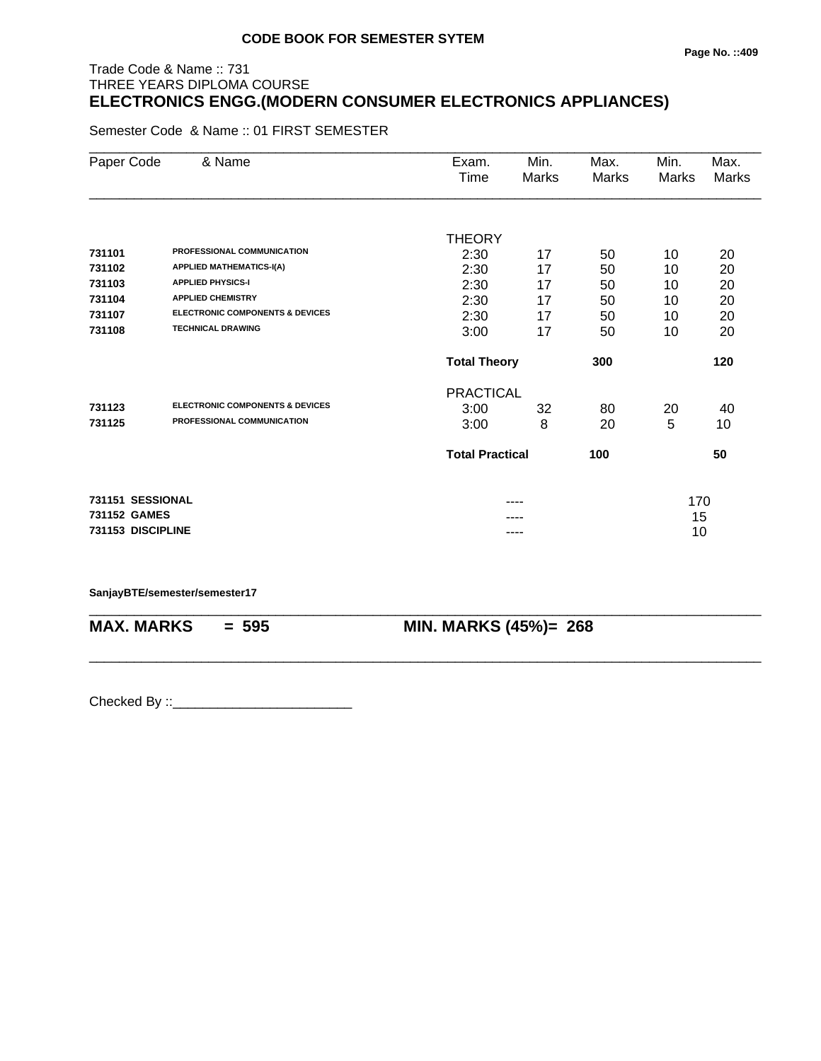**CODE BOOK FOR SEMESTER SYTEM**

Trade Code & Name :: 731
THREE YEARS DIPLOMA COURSE

# ELECTRONICS ENGG.(MODERN CONSUMER ELECTRONICS APPLIANCES)

Semester Code & Name :: 01 FIRST SEMESTER

| Paper Code | & Name | Exam. Time | Min. Marks | Max. Marks | Min. Marks | Max. Marks |
|---|---|---|---|---|---|---|
| | | THEORY | | | | |
| **731101** | **PROFESSIONAL COMMUNICATION** | 2:30 | 17 | 50 | 10 | 20 |
| **731102** | **APPLIED MATHEMATICS-I(A)** | 2:30 | 17 | 50 | 10 | 20 |
| **731103** | **APPLIED PHYSICS-I** | 2:30 | 17 | 50 | 10 | 20 |
| **731104** | **APPLIED CHEMISTRY** | 2:30 | 17 | 50 | 10 | 20 |
| **731107** | **ELECTRONIC COMPONENTS & DEVICES** | 2:30 | 17 | 50 | 10 | 20 |
| **731108** | **TECHNICAL DRAWING** | 3:00 | 17 | 50 | 10 | 20 |
| | | **Total Theory** | | **300** | | **120** |
| | | PRACTICAL | | | | |
| **731123** | **ELECTRONIC COMPONENTS & DEVICES** | 3:00 | 32 | 80 | 20 | 40 |
| **731125** | **PROFESSIONAL COMMUNICATION** | 3:00 | 8 | 20 | 5 | 10 |
| | | **Total Practical** | | **100** | | **50** |
| **731151** | **SESSIONAL** | | ---- | | 170 | |
| **731152** | **GAMES** | | ---- | | 15 | |
| **731153** | **DISCIPLINE** | | ---- | | 10 | |

**SanjayBTE/semester/semester17**

**MAX. MARKS = 595** **MIN. MARKS (45%)= 268**

Checked By ::________________________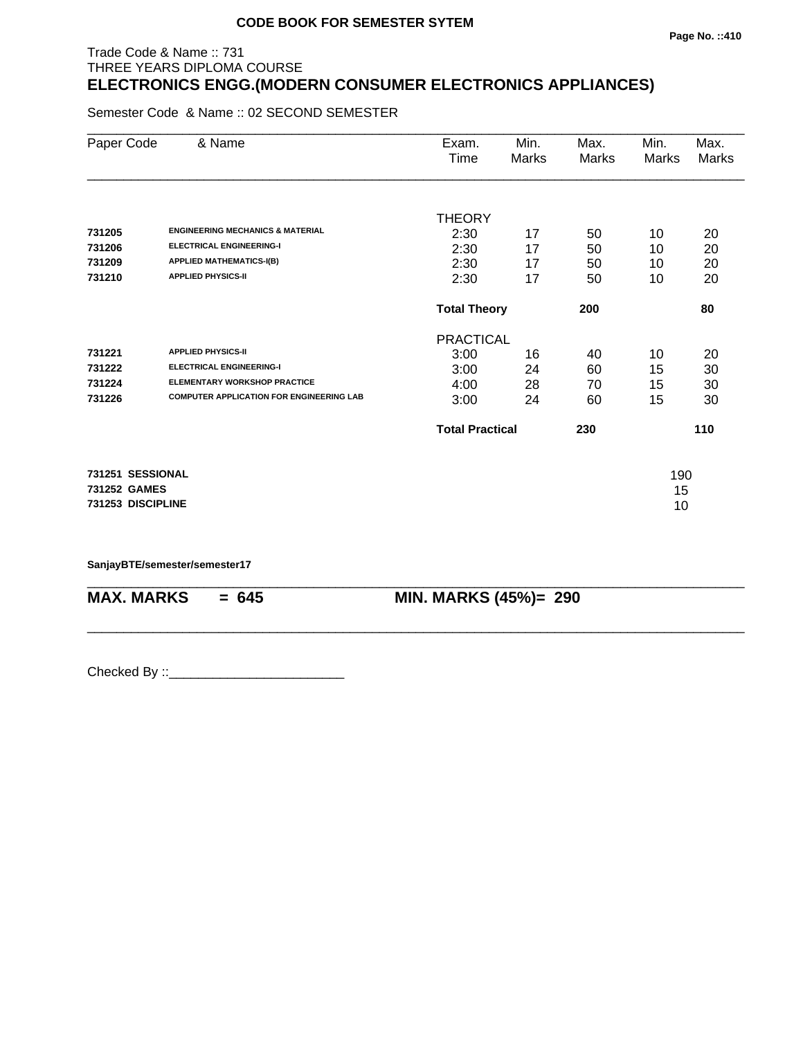**CODE BOOK FOR SEMESTER SYTEM**

Trade Code & Name :: 731
THREE YEARS DIPLOMA COURSE

## ELECTRONICS ENGG.(MODERN CONSUMER ELECTRONICS APPLIANCES)

Semester Code & Name :: 02 SECOND SEMESTER

| Paper Code | & Name | Exam. Time | Min. Marks | Max. Marks | Min. Marks | Max. Marks |
|---|---|---|---|---|---|---|
| | | THEORY | | | | |
| **731205** | **ENGINEERING MECHANICS & MATERIAL** | 2:30 | 17 | 50 | 10 | 20 |
| **731206** | **ELECTRICAL ENGINEERING-I** | 2:30 | 17 | 50 | 10 | 20 |
| **731209** | **APPLIED MATHEMATICS-I(B)** | 2:30 | 17 | 50 | 10 | 20 |
| **731210** | **APPLIED PHYSICS-II** | 2:30 | 17 | 50 | 10 | 20 |
| | | **Total Theory** | | **200** | | **80** |
| | | PRACTICAL | | | | |
| **731221** | **APPLIED PHYSICS-II** | 3:00 | 16 | 40 | 10 | 20 |
| **731222** | **ELECTRICAL ENGINEERING-I** | 3:00 | 24 | 60 | 15 | 30 |
| **731224** | **ELEMENTARY WORKSHOP PRACTICE** | 4:00 | 28 | 70 | 15 | 30 |
| **731226** | **COMPUTER APPLICATION FOR ENGINEERING LAB** | 3:00 | 24 | 60 | 15 | 30 |
| | | **Total Practical** | | **230** | | **110** |
| **731251** | **SESSIONAL** | | | | 190 | |
| **731252** | **GAMES** | | | | 15 | |
| **731253** | **DISCIPLINE** | | | | 10 | |

**SanjayBTE/semester/semester17**

**MAX. MARKS = 645** **MIN. MARKS (45%)= 290**

Checked By ::________________________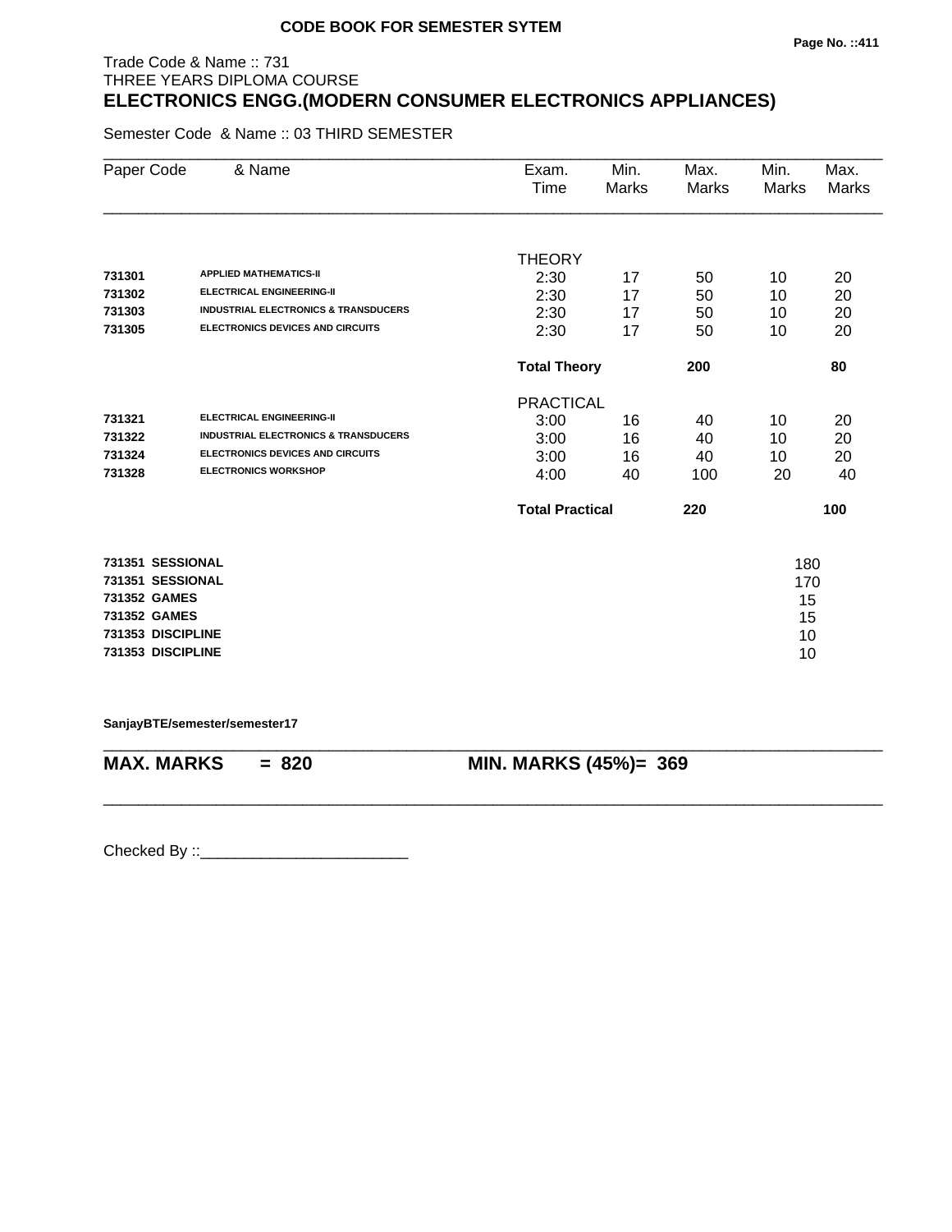**CODE BOOK FOR SEMESTER SYTEM**

Trade Code & Name :: 731
THREE YEARS DIPLOMA COURSE

# ELECTRONICS ENGG.(MODERN CONSUMER ELECTRONICS APPLIANCES)

Semester Code & Name :: 03 THIRD SEMESTER

| Paper Code | & Name | Exam. Time | Min. Marks | Max. Marks | Min. Marks | Max. Marks |
|---|---|---|---|---|---|---|
| | | THEORY | | | | |
| 731301 | APPLIED MATHEMATICS-II | 2:30 | 17 | 50 | 10 | 20 |
| 731302 | ELECTRICAL ENGINEERING-II | 2:30 | 17 | 50 | 10 | 20 |
| 731303 | INDUSTRIAL ELECTRONICS & TRANSDUCERS | 2:30 | 17 | 50 | 10 | 20 |
| 731305 | ELECTRONICS DEVICES AND CIRCUITS | 2:30 | 17 | 50 | 10 | 20 |
| | | **Total Theory** | | **200** | | **80** |
| | | PRACTICAL | | | | |
| 731321 | ELECTRICAL ENGINEERING-II | 3:00 | 16 | 40 | 10 | 20 |
| 731322 | INDUSTRIAL ELECTRONICS & TRANSDUCERS | 3:00 | 16 | 40 | 10 | 20 |
| 731324 | ELECTRONICS DEVICES AND CIRCUITS | 3:00 | 16 | 40 | 10 | 20 |
| 731328 | ELECTRONICS WORKSHOP | 4:00 | 40 | 100 | 20 | 40 |
| | | **Total Practical** | | **220** | | **100** |

| | |
|---|---|
| **731351 SESSIONAL** | 180 |
| **731351 SESSIONAL** | 170 |
| **731352 GAMES** | 15 |
| **731352 GAMES** | 15 |
| **731353 DISCIPLINE** | 10 |
| **731353 DISCIPLINE** | 10 |

**SanjayBTE/semester/semester17**

**MAX. MARKS = 820** **MIN. MARKS (45%)= 369**

Checked By ::________________________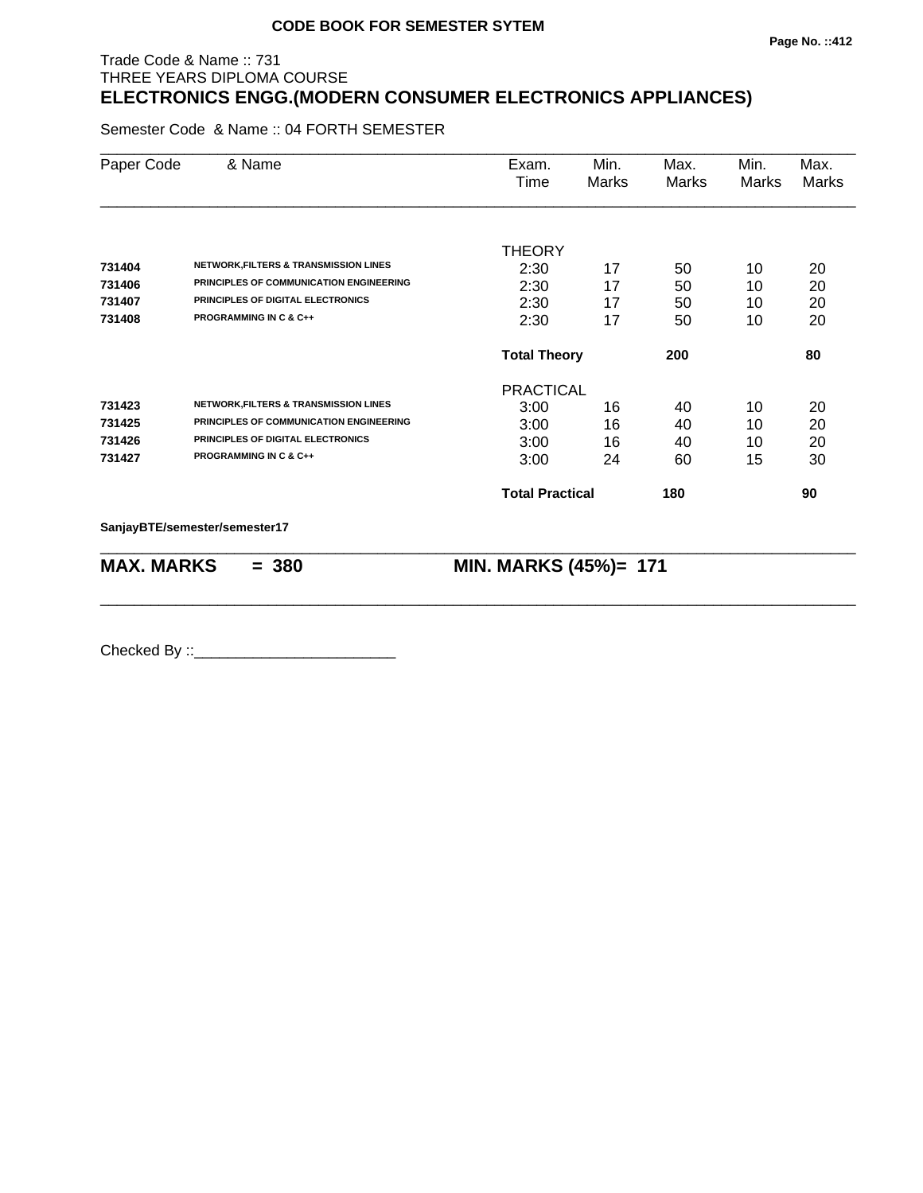**CODE BOOK FOR SEMESTER SYTEM**

Trade Code & Name :: 731
THREE YEARS DIPLOMA COURSE

## ELECTRONICS ENGG.(MODERN CONSUMER ELECTRONICS APPLIANCES)

Semester Code & Name :: 04 FORTH SEMESTER

| Paper Code | & Name | Exam. Time | Min. Marks | Max. Marks | Min. Marks | Max. Marks |
|---|---|---|---|---|---|---|
| | | THEORY | | | | |
| **731404** | **NETWORK,FILTERS & TRANSMISSION LINES** | 2:30 | 17 | 50 | 10 | 20 |
| **731406** | **PRINCIPLES OF COMMUNICATION ENGINEERING** | 2:30 | 17 | 50 | 10 | 20 |
| **731407** | **PRINCIPLES OF DIGITAL ELECTRONICS** | 2:30 | 17 | 50 | 10 | 20 |
| **731408** | **PROGRAMMING IN C & C++** | 2:30 | 17 | 50 | 10 | 20 |
| | | **Total Theory** | | **200** | | **80** |
| | | PRACTICAL | | | | |
| **731423** | **NETWORK,FILTERS & TRANSMISSION LINES** | 3:00 | 16 | 40 | 10 | 20 |
| **731425** | **PRINCIPLES OF COMMUNICATION ENGINEERING** | 3:00 | 16 | 40 | 10 | 20 |
| **731426** | **PRINCIPLES OF DIGITAL ELECTRONICS** | 3:00 | 16 | 40 | 10 | 20 |
| **731427** | **PROGRAMMING IN C & C++** | 3:00 | 24 | 60 | 15 | 30 |
| | | **Total Practical** | | **180** | | **90** |

**SanjayBTE/semester/semester17**

**MAX. MARKS = 380** **MIN. MARKS (45%)= 171**

Checked By ::________________________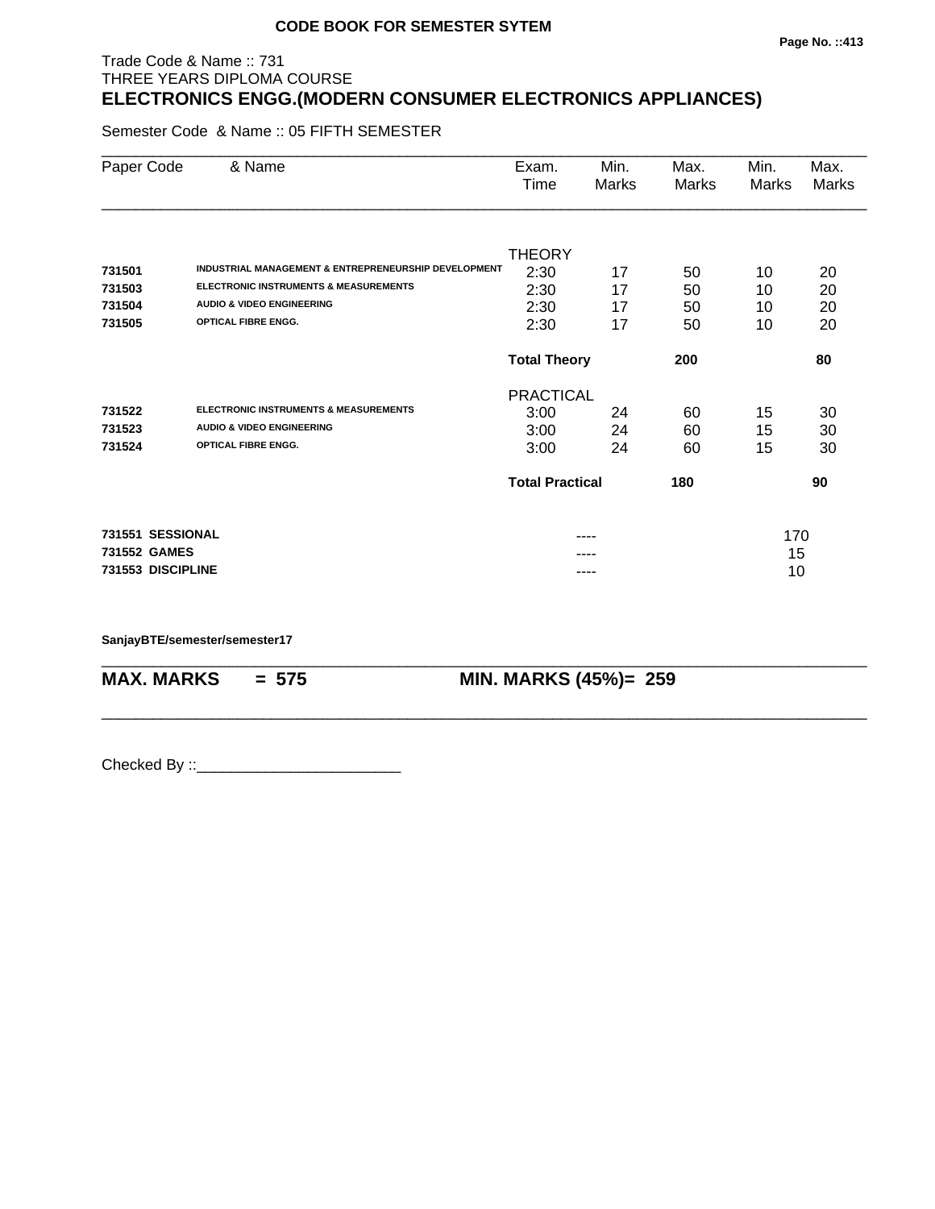**CODE BOOK FOR SEMESTER SYTEM**

Trade Code & Name :: 731
THREE YEARS DIPLOMA COURSE

# ELECTRONICS ENGG.(MODERN CONSUMER ELECTRONICS APPLIANCES)

Semester Code & Name :: 05 FIFTH SEMESTER

| Paper Code | & Name | Exam. Time | Min. Marks | Max. Marks | Min. Marks | Max. Marks |
|---|---|---|---|---|---|---|
| | | THEORY | | | | |
| **731501** | **INDUSTRIAL MANAGEMENT & ENTREPRENEURSHIP DEVELOPMENT** | 2:30 | 17 | 50 | 10 | 20 |
| **731503** | **ELECTRONIC INSTRUMENTS & MEASUREMENTS** | 2:30 | 17 | 50 | 10 | 20 |
| **731504** | **AUDIO & VIDEO ENGINEERING** | 2:30 | 17 | 50 | 10 | 20 |
| **731505** | **OPTICAL FIBRE ENGG.** | 2:30 | 17 | 50 | 10 | 20 |
| | | **Total Theory** | | **200** | | **80** |
| | | PRACTICAL | | | | |
| **731522** | **ELECTRONIC INSTRUMENTS & MEASUREMENTS** | 3:00 | 24 | 60 | 15 | 30 |
| **731523** | **AUDIO & VIDEO ENGINEERING** | 3:00 | 24 | 60 | 15 | 30 |
| **731524** | **OPTICAL FIBRE ENGG.** | 3:00 | 24 | 60 | 15 | 30 |
| | | **Total Practical** | | **180** | | **90** |
| **731551** | **SESSIONAL** | | ---- | | 170 | |
| **731552** | **GAMES** | | ---- | | 15 | |
| **731553** | **DISCIPLINE** | | ---- | | 10 | |

**SanjayBTE/semester/semester17**

**MAX. MARKS = 575** **MIN. MARKS (45%)= 259**

Checked By ::________________________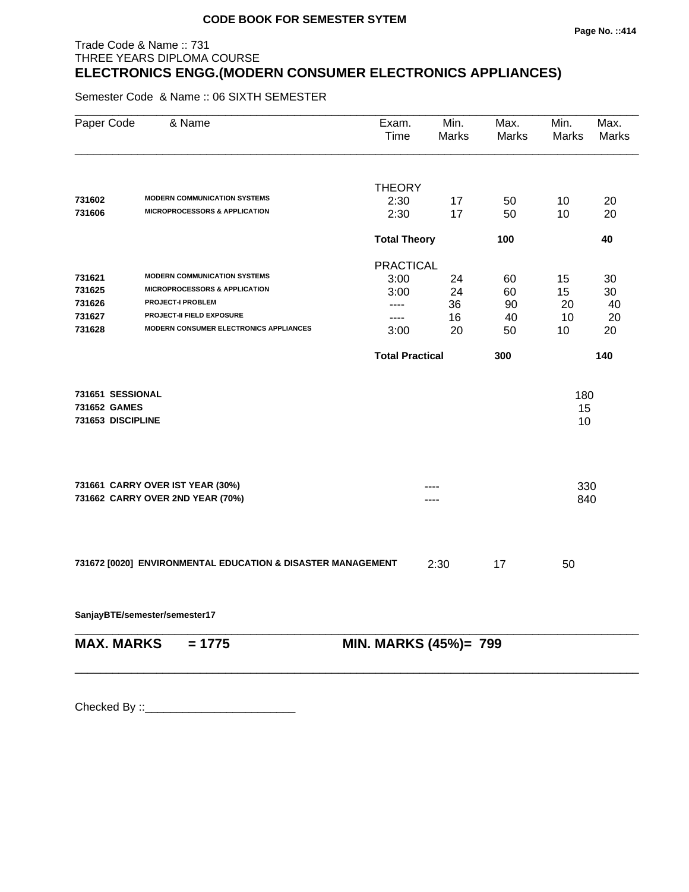**CODE BOOK FOR SEMESTER SYTEM**

Trade Code & Name :: 731
THREE YEARS DIPLOMA COURSE

# ELECTRONICS ENGG.(MODERN CONSUMER ELECTRONICS APPLIANCES)

Semester Code & Name :: 06 SIXTH SEMESTER

| Paper Code | & Name | Exam. Time | Min. Marks | Max. Marks | Min. Marks | Max. Marks |
|---|---|---|---|---|---|---|
| | | THEORY | | | | |
| **731602** | **MODERN COMMUNICATION SYSTEMS** | 2:30 | 17 | 50 | 10 | 20 |
| **731606** | **MICROPROCESSORS & APPLICATION** | 2:30 | 17 | 50 | 10 | 20 |
| | | **Total Theory** | | **100** | | **40** |
| | | PRACTICAL | | | | |
| **731621** | **MODERN COMMUNICATION SYSTEMS** | 3:00 | 24 | 60 | 15 | 30 |
| **731625** | **MICROPROCESSORS & APPLICATION** | 3:00 | 24 | 60 | 15 | 30 |
| **731626** | **PROJECT-I PROBLEM** | ---- | 36 | 90 | 20 | 40 |
| **731627** | **PROJECT-II FIELD EXPOSURE** | ---- | 16 | 40 | 10 | 20 |
| **731628** | **MODERN CONSUMER ELECTRONICS APPLIANCES** | 3:00 | 20 | 50 | 10 | 20 |
| | | **Total Practical** | | **300** | | **140** |

| Code | Name | Marks |
|---|---|---|
| **731651** | **SESSIONAL** | 180 |
| **731652** | **GAMES** | 15 |
| **731653** | **DISCIPLINE** | 10 |

| Code | Name | | Marks |
|---|---|---|---|
| **731661** | **CARRY OVER IST YEAR (30%)** | ---- | 330 |
| **731662** | **CARRY OVER 2ND YEAR (70%)** | ---- | 840 |

| Code | Name | Exam. Time | Min. Marks | Max. Marks |
|---|---|---|---|---|
| **731672 [0020]** | **ENVIRONMENTAL EDUCATION & DISASTER MANAGEMENT** | 2:30 | 17 | 50 |

**SanjayBTE/semester/semester17**

**MAX. MARKS = 1775** **MIN. MARKS (45%)= 799**

Checked By ::________________________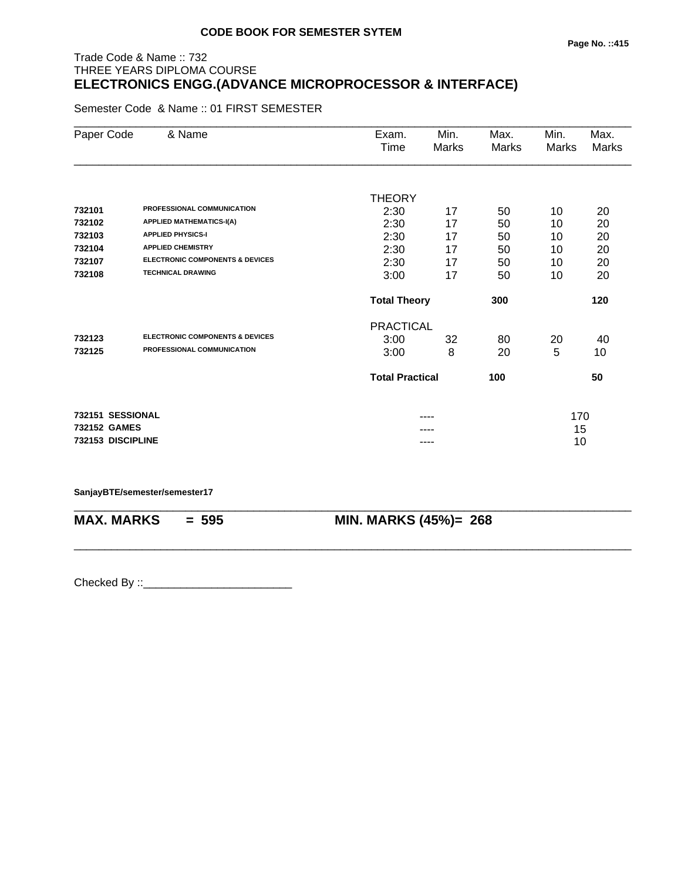**CODE BOOK FOR SEMESTER SYTEM**

Trade Code & Name :: 732
THREE YEARS DIPLOMA COURSE

## ELECTRONICS ENGG.(ADVANCE MICROPROCESSOR & INTERFACE)

Semester Code & Name :: 01 FIRST SEMESTER

| Paper Code | & Name | Exam. Time | Min. Marks | Max. Marks | Min. Marks | Max. Marks |
|---|---|---|---|---|---|---|
| | | THEORY | | | | |
| 732101 | PROFESSIONAL COMMUNICATION | 2:30 | 17 | 50 | 10 | 20 |
| 732102 | APPLIED MATHEMATICS-I(A) | 2:30 | 17 | 50 | 10 | 20 |
| 732103 | APPLIED PHYSICS-I | 2:30 | 17 | 50 | 10 | 20 |
| 732104 | APPLIED CHEMISTRY | 2:30 | 17 | 50 | 10 | 20 |
| 732107 | ELECTRONIC COMPONENTS & DEVICES | 2:30 | 17 | 50 | 10 | 20 |
| 732108 | TECHNICAL DRAWING | 3:00 | 17 | 50 | 10 | 20 |
| | | **Total Theory** | | **300** | | **120** |
| | | PRACTICAL | | | | |
| 732123 | ELECTRONIC COMPONENTS & DEVICES | 3:00 | 32 | 80 | 20 | 40 |
| 732125 | PROFESSIONAL COMMUNICATION | 3:00 | 8 | 20 | 5 | 10 |
| | | **Total Practical** | | **100** | | **50** |
| **732151** | **SESSIONAL** | | ---- | | 170 | |
| **732152** | **GAMES** | | ---- | | 15 | |
| **732153** | **DISCIPLINE** | | ---- | | 10 | |

**SanjayBTE/semester/semester17**

**MAX. MARKS = 595** **MIN. MARKS (45%)= 268**

Checked By ::________________________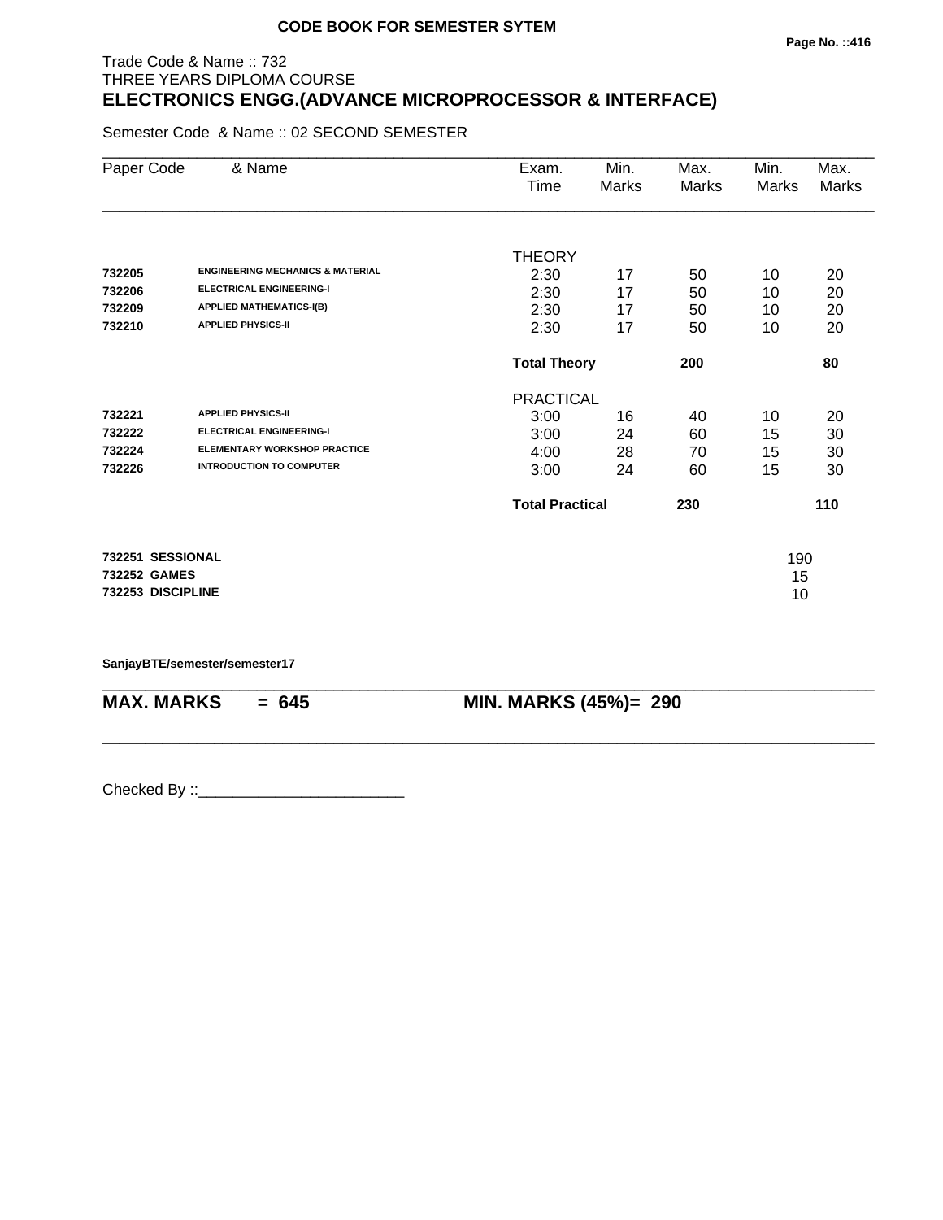**CODE BOOK FOR SEMESTER SYTEM**

Trade Code & Name :: 732
THREE YEARS DIPLOMA COURSE

## ELECTRONICS ENGG.(ADVANCE MICROPROCESSOR & INTERFACE)

Semester Code & Name :: 02 SECOND SEMESTER

| Paper Code | & Name | Exam. Time | Min. Marks | Max. Marks | Min. Marks | Max. Marks |
|---|---|---|---|---|---|---|
| | | THEORY | | | | |
| 732205 | ENGINEERING MECHANICS & MATERIAL | 2:30 | 17 | 50 | 10 | 20 |
| 732206 | ELECTRICAL ENGINEERING-I | 2:30 | 17 | 50 | 10 | 20 |
| 732209 | APPLIED MATHEMATICS-I(B) | 2:30 | 17 | 50 | 10 | 20 |
| 732210 | APPLIED PHYSICS-II | 2:30 | 17 | 50 | 10 | 20 |
| | | **Total Theory** | | **200** | | **80** |
| | | PRACTICAL | | | | |
| 732221 | APPLIED PHYSICS-II | 3:00 | 16 | 40 | 10 | 20 |
| 732222 | ELECTRICAL ENGINEERING-I | 3:00 | 24 | 60 | 15 | 30 |
| 732224 | ELEMENTARY WORKSHOP PRACTICE | 4:00 | 28 | 70 | 15 | 30 |
| 732226 | INTRODUCTION TO COMPUTER | 3:00 | 24 | 60 | 15 | 30 |
| | | **Total Practical** | | **230** | | **110** |

| | |
|---|---|
| **732251 SESSIONAL** | 190 |
| **732252 GAMES** | 15 |
| **732253 DISCIPLINE** | 10 |

**SanjayBTE/semester/semester17**

**MAX. MARKS = 645** **MIN. MARKS (45%)= 290**

Checked By ::________________________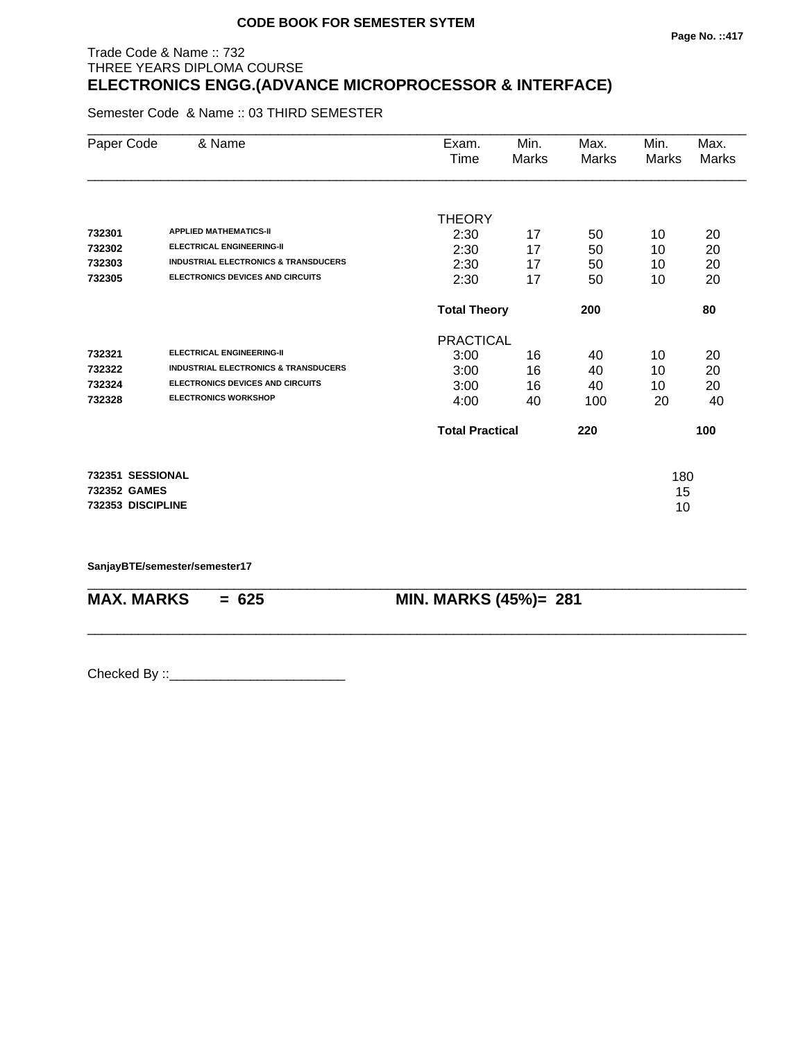**CODE BOOK FOR SEMESTER SYTEM**

Trade Code & Name :: 732
THREE YEARS DIPLOMA COURSE
## ELECTRONICS ENGG.(ADVANCE MICROPROCESSOR & INTERFACE)

Semester Code & Name :: 03 THIRD SEMESTER

| Paper Code | & Name | Exam. Time | Min. Marks | Max. Marks | Min. Marks | Max. Marks |
|---|---|---|---|---|---|---|
| | | THEORY | | | | |
| **732301** | **APPLIED MATHEMATICS-II** | 2:30 | 17 | 50 | 10 | 20 |
| **732302** | **ELECTRICAL ENGINEERING-II** | 2:30 | 17 | 50 | 10 | 20 |
| **732303** | **INDUSTRIAL ELECTRONICS & TRANSDUCERS** | 2:30 | 17 | 50 | 10 | 20 |
| **732305** | **ELECTRONICS DEVICES AND CIRCUITS** | 2:30 | 17 | 50 | 10 | 20 |
| | | **Total Theory** | | **200** | | **80** |
| | | PRACTICAL | | | | |
| **732321** | **ELECTRICAL ENGINEERING-II** | 3:00 | 16 | 40 | 10 | 20 |
| **732322** | **INDUSTRIAL ELECTRONICS & TRANSDUCERS** | 3:00 | 16 | 40 | 10 | 20 |
| **732324** | **ELECTRONICS DEVICES AND CIRCUITS** | 3:00 | 16 | 40 | 10 | 20 |
| **732328** | **ELECTRONICS WORKSHOP** | 4:00 | 40 | 100 | 20 | 40 |
| | | **Total Practical** | | **220** | | **100** |
| **732351** | **SESSIONAL** | | | | 180 | |
| **732352** | **GAMES** | | | | 15 | |
| **732353** | **DISCIPLINE** | | | | 10 | |

**SanjayBTE/semester/semester17**

**MAX. MARKS = 625** **MIN. MARKS (45%)= 281**

Checked By ::________________________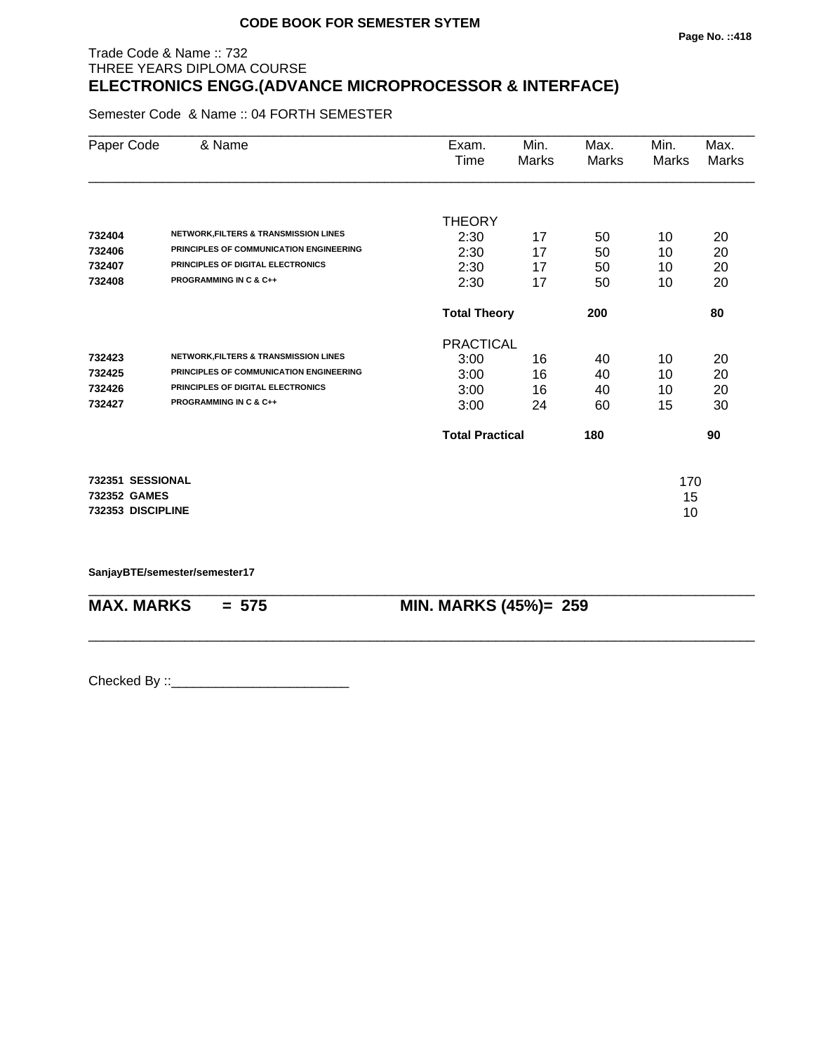**CODE BOOK FOR SEMESTER SYTEM**

Trade Code & Name :: 732
THREE YEARS DIPLOMA COURSE

## ELECTRONICS ENGG.(ADVANCE MICROPROCESSOR & INTERFACE)

Semester Code & Name :: 04 FORTH SEMESTER

| Paper Code | & Name | Exam. Time | Min. Marks | Max. Marks | Min. Marks | Max. Marks |
|---|---|---|---|---|---|---|
| | | THEORY | | | | |
| 732404 | NETWORK,FILTERS & TRANSMISSION LINES | 2:30 | 17 | 50 | 10 | 20 |
| 732406 | PRINCIPLES OF COMMUNICATION ENGINEERING | 2:30 | 17 | 50 | 10 | 20 |
| 732407 | PRINCIPLES OF DIGITAL ELECTRONICS | 2:30 | 17 | 50 | 10 | 20 |
| 732408 | PROGRAMMING IN C & C++ | 2:30 | 17 | 50 | 10 | 20 |
| | | **Total Theory** | | **200** | | **80** |
| | | PRACTICAL | | | | |
| 732423 | NETWORK,FILTERS & TRANSMISSION LINES | 3:00 | 16 | 40 | 10 | 20 |
| 732425 | PRINCIPLES OF COMMUNICATION ENGINEERING | 3:00 | 16 | 40 | 10 | 20 |
| 732426 | PRINCIPLES OF DIGITAL ELECTRONICS | 3:00 | 16 | 40 | 10 | 20 |
| 732427 | PROGRAMMING IN C & C++ | 3:00 | 24 | 60 | 15 | 30 |
| | | **Total Practical** | | **180** | | **90** |
| **732351** | **SESSIONAL** | | | | 170 | |
| **732352** | **GAMES** | | | | 15 | |
| **732353** | **DISCIPLINE** | | | | 10 | |

**SanjayBTE/semester/semester17**

**MAX. MARKS = 575** **MIN. MARKS (45%)= 259**

Checked By ::________________________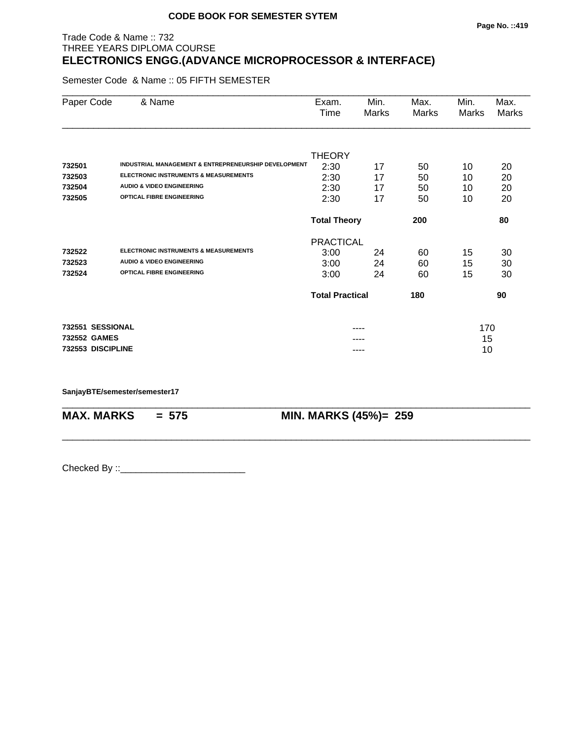**CODE BOOK FOR SEMESTER SYTEM**

Trade Code & Name :: 732
THREE YEARS DIPLOMA COURSE

## ELECTRONICS ENGG.(ADVANCE MICROPROCESSOR & INTERFACE)

Semester Code & Name :: 05 FIFTH SEMESTER

| Paper Code | & Name | Exam. Time | Min. Marks | Max. Marks | Min. Marks | Max. Marks |
|---|---|---|---|---|---|---|
| | | THEORY | | | | |
| **732501** | **INDUSTRIAL MANAGEMENT & ENTREPRENEURSHIP DEVELOPMENT** | 2:30 | 17 | 50 | 10 | 20 |
| **732503** | **ELECTRONIC INSTRUMENTS & MEASUREMENTS** | 2:30 | 17 | 50 | 10 | 20 |
| **732504** | **AUDIO & VIDEO ENGINEERING** | 2:30 | 17 | 50 | 10 | 20 |
| **732505** | **OPTICAL FIBRE ENGINEERING** | 2:30 | 17 | 50 | 10 | 20 |
| | | **Total Theory** | | **200** | | **80** |
| | | PRACTICAL | | | | |
| **732522** | **ELECTRONIC INSTRUMENTS & MEASUREMENTS** | 3:00 | 24 | 60 | 15 | 30 |
| **732523** | **AUDIO & VIDEO ENGINEERING** | 3:00 | 24 | 60 | 15 | 30 |
| **732524** | **OPTICAL FIBRE ENGINEERING** | 3:00 | 24 | 60 | 15 | 30 |
| | | **Total Practical** | | **180** | | **90** |
| **732551** | **SESSIONAL** | | ---- | | 170 | |
| **732552** | **GAMES** | | ---- | | 15 | |
| **732553** | **DISCIPLINE** | | ---- | | 10 | |

**SanjayBTE/semester/semester17**

**MAX. MARKS = 575** **MIN. MARKS (45%)= 259**

Checked By ::________________________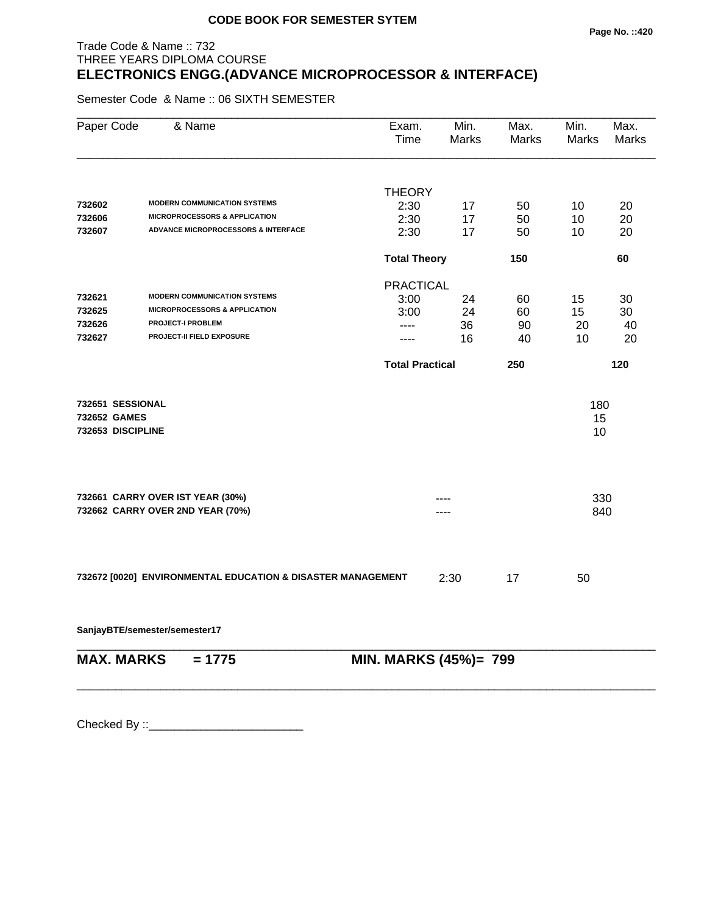**CODE BOOK FOR SEMESTER SYTEM**

Trade Code & Name :: 732
THREE YEARS DIPLOMA COURSE

# ELECTRONICS ENGG.(ADVANCE MICROPROCESSOR & INTERFACE)

Semester Code & Name :: 06 SIXTH SEMESTER

| Paper Code | & Name | Exam. Time | Min. Marks | Max. Marks | Min. Marks | Max. Marks |
|---|---|---|---|---|---|---|
| | | THEORY | | | | |
| **732602** | **MODERN COMMUNICATION SYSTEMS** | 2:30 | 17 | 50 | 10 | 20 |
| **732606** | **MICROPROCESSORS & APPLICATION** | 2:30 | 17 | 50 | 10 | 20 |
| **732607** | **ADVANCE MICROPROCESSORS & INTERFACE** | 2:30 | 17 | 50 | 10 | 20 |
| | | **Total Theory** | | **150** | | **60** |
| | | PRACTICAL | | | | |
| **732621** | **MODERN COMMUNICATION SYSTEMS** | 3:00 | 24 | 60 | 15 | 30 |
| **732625** | **MICROPROCESSORS & APPLICATION** | 3:00 | 24 | 60 | 15 | 30 |
| **732626** | **PROJECT-I PROBLEM** | ---- | 36 | 90 | 20 | 40 |
| **732627** | **PROJECT-II FIELD EXPOSURE** | ---- | 16 | 40 | 10 | 20 |
| | | **Total Practical** | | **250** | | **120** |
| **732651** | **SESSIONAL** | | | | 180 | |
| **732652** | **GAMES** | | | | 15 | |
| **732653** | **DISCIPLINE** | | | | 10 | |
| **732661** | **CARRY OVER IST YEAR (30%)** | | ---- | | 330 | |
| **732662** | **CARRY OVER 2ND YEAR (70%)** | | ---- | | 840 | |
| **732672 [0020]** | **ENVIRONMENTAL EDUCATION & DISASTER MANAGEMENT** | | 2:30 | 17 | 50 | |

**SanjayBTE/semester/semester17**

**MAX. MARKS = 1775** | **MIN. MARKS (45%)= 799**

Checked By ::________________________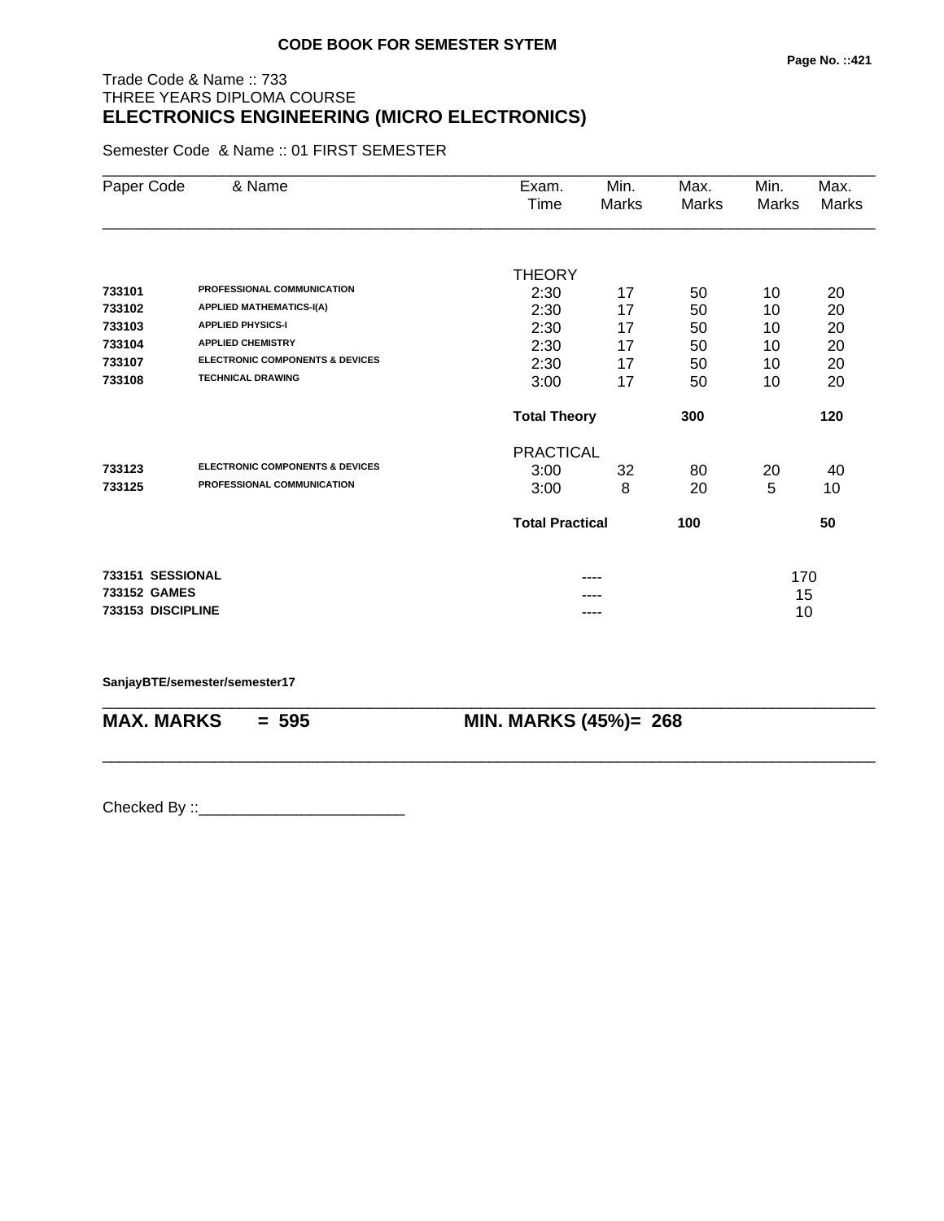**CODE BOOK FOR SEMESTER SYTEM**

Trade Code & Name :: 733
THREE YEARS DIPLOMA COURSE

# ELECTRONICS ENGINEERING (MICRO ELECTRONICS)

Semester Code & Name :: 01 FIRST SEMESTER

| Paper Code | & Name | Exam. Time | Min. Marks | Max. Marks | Min. Marks | Max. Marks |
|---|---|---|---|---|---|---|
| | | THEORY | | | | |
| **733101** | **PROFESSIONAL COMMUNICATION** | 2:30 | 17 | 50 | 10 | 20 |
| **733102** | **APPLIED MATHEMATICS-I(A)** | 2:30 | 17 | 50 | 10 | 20 |
| **733103** | **APPLIED PHYSICS-I** | 2:30 | 17 | 50 | 10 | 20 |
| **733104** | **APPLIED CHEMISTRY** | 2:30 | 17 | 50 | 10 | 20 |
| **733107** | **ELECTRONIC COMPONENTS & DEVICES** | 2:30 | 17 | 50 | 10 | 20 |
| **733108** | **TECHNICAL DRAWING** | 3:00 | 17 | 50 | 10 | 20 |
| | | **Total Theory** | | **300** | | **120** |
| | | PRACTICAL | | | | |
| **733123** | **ELECTRONIC COMPONENTS & DEVICES** | 3:00 | 32 | 80 | 20 | 40 |
| **733125** | **PROFESSIONAL COMMUNICATION** | 3:00 | 8 | 20 | 5 | 10 |
| | | **Total Practical** | | **100** | | **50** |
| **733151** | **SESSIONAL** | | ---- | | 170 | |
| **733152** | **GAMES** | | ---- | | 15 | |
| **733153** | **DISCIPLINE** | | ---- | | 10 | |

**SanjayBTE/semester/semester17**

**MAX. MARKS = 595** **MIN. MARKS (45%)= 268**

Checked By ::________________________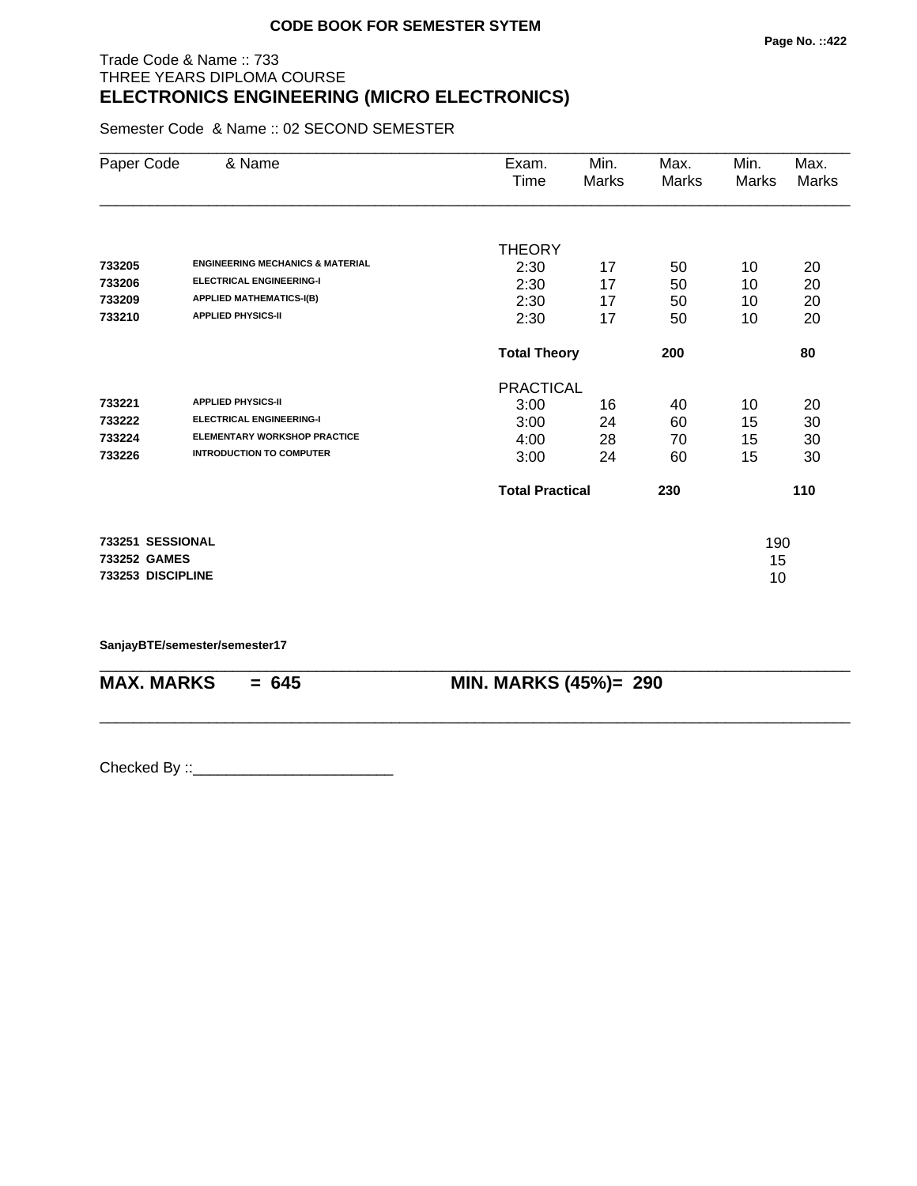**CODE BOOK FOR SEMESTER SYTEM**

Trade Code & Name :: 733
THREE YEARS DIPLOMA COURSE

# ELECTRONICS ENGINEERING (MICRO ELECTRONICS)

Semester Code & Name :: 02 SECOND SEMESTER

| Paper Code | & Name | Exam. Time | Min. Marks | Max. Marks | Min. Marks | Max. Marks |
|---|---|---|---|---|---|---|
| | | THEORY | | | | |
| **733205** | **ENGINEERING MECHANICS & MATERIAL** | 2:30 | 17 | 50 | 10 | 20 |
| **733206** | **ELECTRICAL ENGINEERING-I** | 2:30 | 17 | 50 | 10 | 20 |
| **733209** | **APPLIED MATHEMATICS-I(B)** | 2:30 | 17 | 50 | 10 | 20 |
| **733210** | **APPLIED PHYSICS-II** | 2:30 | 17 | 50 | 10 | 20 |
| | | **Total Theory** | | **200** | | **80** |
| | | PRACTICAL | | | | |
| **733221** | **APPLIED PHYSICS-II** | 3:00 | 16 | 40 | 10 | 20 |
| **733222** | **ELECTRICAL ENGINEERING-I** | 3:00 | 24 | 60 | 15 | 30 |
| **733224** | **ELEMENTARY WORKSHOP PRACTICE** | 4:00 | 28 | 70 | 15 | 30 |
| **733226** | **INTRODUCTION TO COMPUTER** | 3:00 | 24 | 60 | 15 | 30 |
| | | **Total Practical** | | **230** | | **110** |
| **733251** | **SESSIONAL** | | | | 190 | |
| **733252** | **GAMES** | | | | 15 | |
| **733253** | **DISCIPLINE** | | | | 10 | |

**SanjayBTE/semester/semester17**

**MAX. MARKS = 645** **MIN. MARKS (45%)= 290**

Checked By ::________________________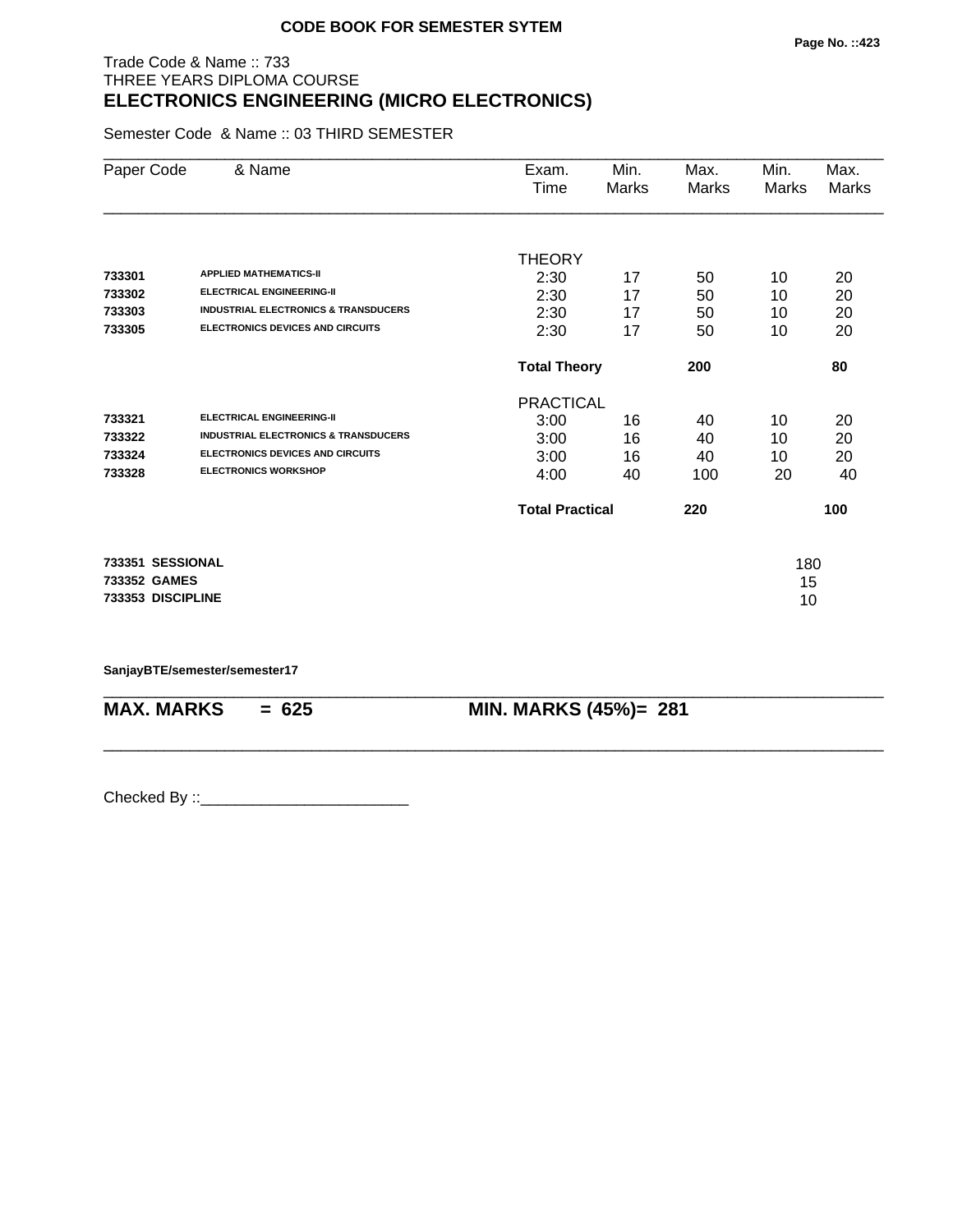**CODE BOOK FOR SEMESTER SYTEM**

Trade Code & Name :: 733
THREE YEARS DIPLOMA COURSE

## ELECTRONICS ENGINEERING (MICRO ELECTRONICS)

Semester Code & Name :: 03 THIRD SEMESTER

| Paper Code | & Name | Exam. Time | Min. Marks | Max. Marks | Min. Marks | Max. Marks |
|---|---|---|---|---|---|---|
| | | THEORY | | | | |
| 733301 | APPLIED MATHEMATICS-II | 2:30 | 17 | 50 | 10 | 20 |
| 733302 | ELECTRICAL ENGINEERING-II | 2:30 | 17 | 50 | 10 | 20 |
| 733303 | INDUSTRIAL ELECTRONICS & TRANSDUCERS | 2:30 | 17 | 50 | 10 | 20 |
| 733305 | ELECTRONICS DEVICES AND CIRCUITS | 2:30 | 17 | 50 | 10 | 20 |
| | | **Total Theory** | | **200** | | **80** |
| | | PRACTICAL | | | | |
| 733321 | ELECTRICAL ENGINEERING-II | 3:00 | 16 | 40 | 10 | 20 |
| 733322 | INDUSTRIAL ELECTRONICS & TRANSDUCERS | 3:00 | 16 | 40 | 10 | 20 |
| 733324 | ELECTRONICS DEVICES AND CIRCUITS | 3:00 | 16 | 40 | 10 | 20 |
| 733328 | ELECTRONICS WORKSHOP | 4:00 | 40 | 100 | 20 | 40 |
| | | **Total Practical** | | **220** | | **100** |
| **733351** | **SESSIONAL** | | | | 180 | |
| **733352** | **GAMES** | | | | 15 | |
| **733353** | **DISCIPLINE** | | | | 10 | |

**SanjayBTE/semester/semester17**

**MAX. MARKS = 625** | **MIN. MARKS (45%)= 281**

Checked By ::________________________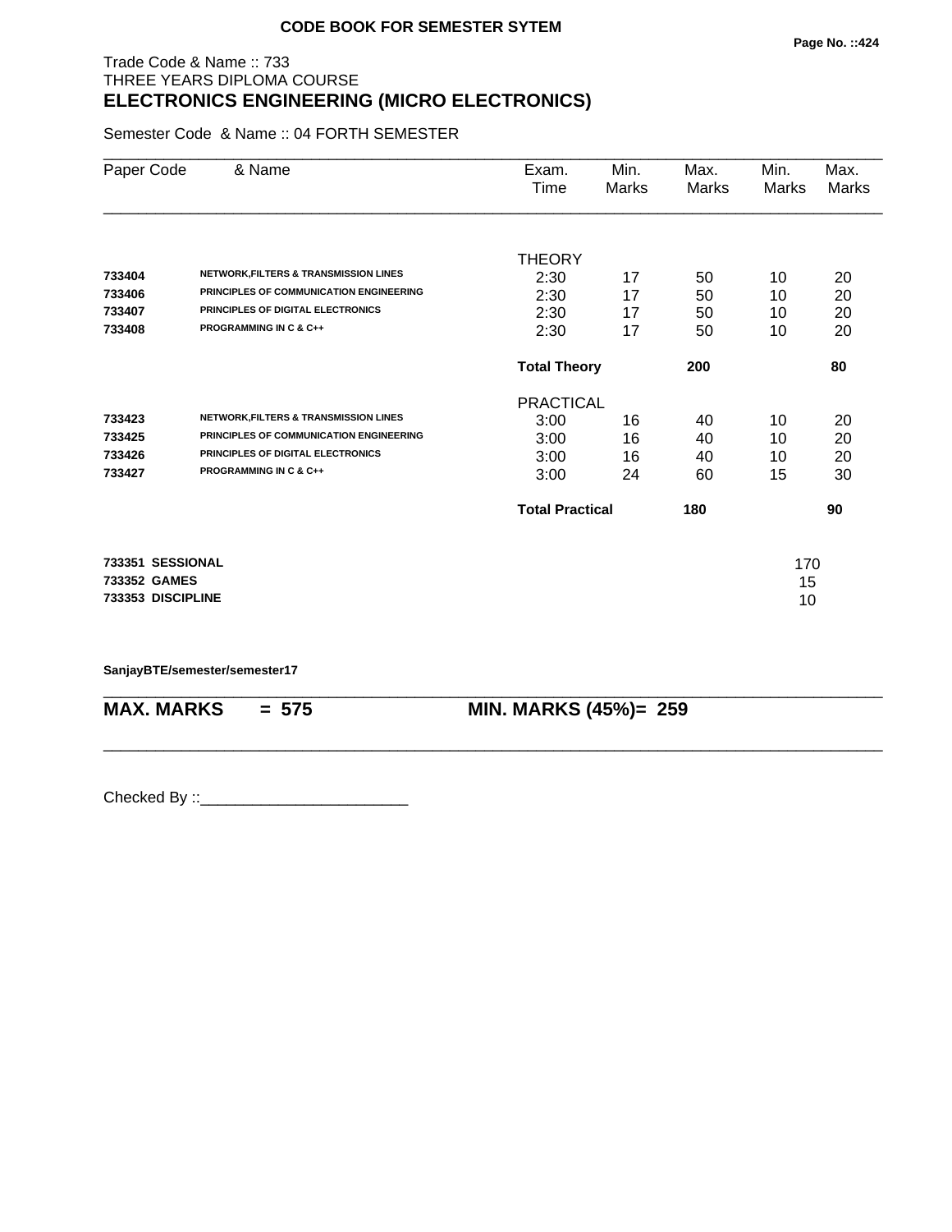**CODE BOOK FOR SEMESTER SYTEM**

Trade Code & Name :: 733
THREE YEARS DIPLOMA COURSE

# ELECTRONICS ENGINEERING (MICRO ELECTRONICS)

Semester Code & Name :: 04 FORTH SEMESTER

| Paper Code | & Name | Exam. Time | Min. Marks | Max. Marks | Min. Marks | Max. Marks |
|---|---|---|---|---|---|---|
| | | THEORY | | | | |
| **733404** | **NETWORK,FILTERS & TRANSMISSION LINES** | 2:30 | 17 | 50 | 10 | 20 |
| **733406** | **PRINCIPLES OF COMMUNICATION ENGINEERING** | 2:30 | 17 | 50 | 10 | 20 |
| **733407** | **PRINCIPLES OF DIGITAL ELECTRONICS** | 2:30 | 17 | 50 | 10 | 20 |
| **733408** | **PROGRAMMING IN C & C++** | 2:30 | 17 | 50 | 10 | 20 |
| | | **Total Theory** | | **200** | | **80** |
| | | PRACTICAL | | | | |
| **733423** | **NETWORK,FILTERS & TRANSMISSION LINES** | 3:00 | 16 | 40 | 10 | 20 |
| **733425** | **PRINCIPLES OF COMMUNICATION ENGINEERING** | 3:00 | 16 | 40 | 10 | 20 |
| **733426** | **PRINCIPLES OF DIGITAL ELECTRONICS** | 3:00 | 16 | 40 | 10 | 20 |
| **733427** | **PROGRAMMING IN C & C++** | 3:00 | 24 | 60 | 15 | 30 |
| | | **Total Practical** | | **180** | | **90** |
| **733351** | **SESSIONAL** | | | | 170 | |
| **733352** | **GAMES** | | | | 15 | |
| **733353** | **DISCIPLINE** | | | | 10 | |

**SanjayBTE/semester/semester17**

**MAX. MARKS = 575** **MIN. MARKS (45%)= 259**

Checked By ::________________________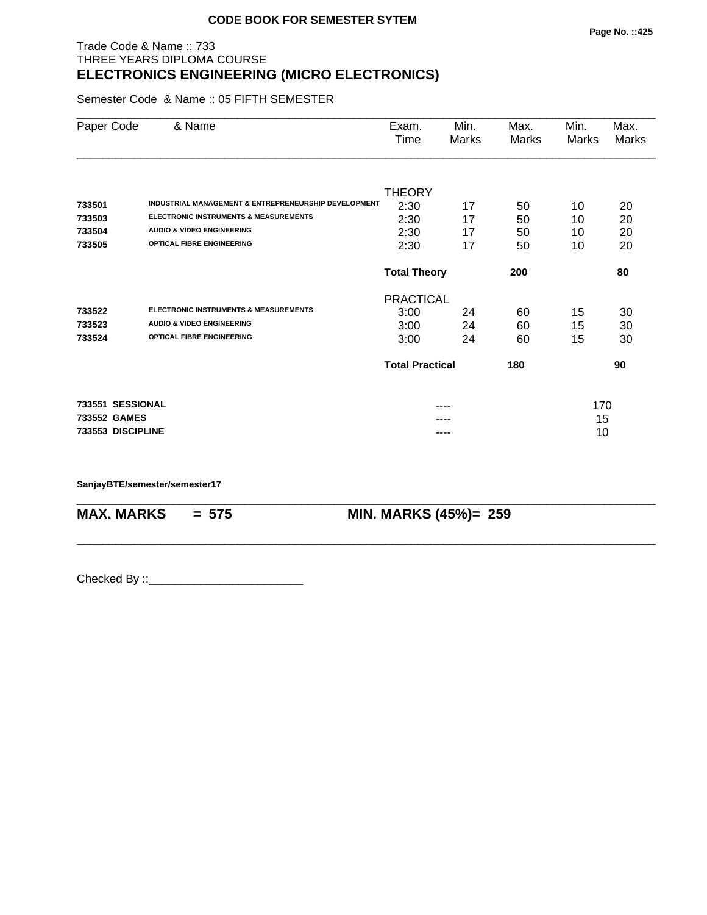**CODE BOOK FOR SEMESTER SYTEM**

Trade Code & Name :: 733
THREE YEARS DIPLOMA COURSE
## ELECTRONICS ENGINEERING (MICRO ELECTRONICS)

Semester Code & Name :: 05 FIFTH SEMESTER

| Paper Code | & Name | Exam. Time | Min. Marks | Max. Marks | Min. Marks | Max. Marks |
|---|---|---|---|---|---|---|
| | | THEORY | | | | |
| **733501** | **INDUSTRIAL MANAGEMENT & ENTREPRENEURSHIP DEVELOPMENT** | 2:30 | 17 | 50 | 10 | 20 |
| **733503** | **ELECTRONIC INSTRUMENTS & MEASUREMENTS** | 2:30 | 17 | 50 | 10 | 20 |
| **733504** | **AUDIO & VIDEO ENGINEERING** | 2:30 | 17 | 50 | 10 | 20 |
| **733505** | **OPTICAL FIBRE ENGINEERING** | 2:30 | 17 | 50 | 10 | 20 |
| | | **Total Theory** | | **200** | | **80** |
| | | PRACTICAL | | | | |
| **733522** | **ELECTRONIC INSTRUMENTS & MEASUREMENTS** | 3:00 | 24 | 60 | 15 | 30 |
| **733523** | **AUDIO & VIDEO ENGINEERING** | 3:00 | 24 | 60 | 15 | 30 |
| **733524** | **OPTICAL FIBRE ENGINEERING** | 3:00 | 24 | 60 | 15 | 30 |
| | | **Total Practical** | | **180** | | **90** |
| **733551** | **SESSIONAL** | | ---- | | 170 | |
| **733552** | **GAMES** | | ---- | | 15 | |
| **733553** | **DISCIPLINE** | | ---- | | 10 | |

**SanjayBTE/semester/semester17**

**MAX. MARKS = 575** **MIN. MARKS (45%)= 259**

Checked By ::________________________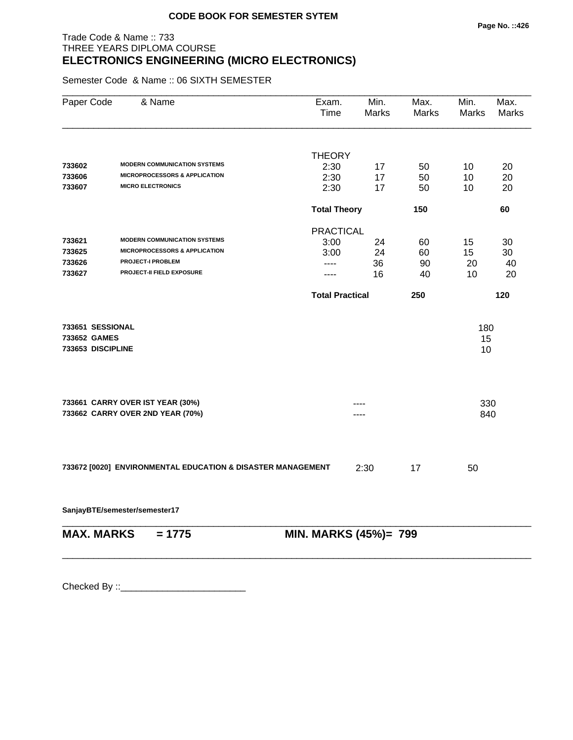**CODE BOOK FOR SEMESTER SYTEM**

Trade Code & Name :: 733
THREE YEARS DIPLOMA COURSE
## ELECTRONICS ENGINEERING (MICRO ELECTRONICS)

Semester Code & Name :: 06 SIXTH SEMESTER

| Paper Code | & Name | Exam. Time | Min. Marks | Max. Marks | Min. Marks | Max. Marks |
|---|---|---|---|---|---|---|
| | | THEORY | | | | |
| **733602** | **MODERN COMMUNICATION SYSTEMS** | 2:30 | 17 | 50 | 10 | 20 |
| **733606** | **MICROPROCESSORS & APPLICATION** | 2:30 | 17 | 50 | 10 | 20 |
| **733607** | **MICRO ELECTRONICS** | 2:30 | 17 | 50 | 10 | 20 |
| | | **Total Theory** | | **150** | | **60** |
| | | PRACTICAL | | | | |
| **733621** | **MODERN COMMUNICATION SYSTEMS** | 3:00 | 24 | 60 | 15 | 30 |
| **733625** | **MICROPROCESSORS & APPLICATION** | 3:00 | 24 | 60 | 15 | 30 |
| **733626** | **PROJECT-I PROBLEM** | ---- | 36 | 90 | 20 | 40 |
| **733627** | **PROJECT-II FIELD EXPOSURE** | ---- | 16 | 40 | 10 | 20 |
| | | **Total Practical** | | **250** | | **120** |
| **733651** | **SESSIONAL** | | | | 180 | |
| **733652** | **GAMES** | | | | 15 | |
| **733653** | **DISCIPLINE** | | | | 10 | |
| **733661** | **CARRY OVER IST YEAR (30%)** | | ---- | | 330 | |
| **733662** | **CARRY OVER 2ND YEAR (70%)** | | ---- | | 840 | |
| **733672 [0020]** | **ENVIRONMENTAL EDUCATION & DISASTER MANAGEMENT** | 2:30 | 17 | 50 | | |

**SanjayBTE/semester/semester17**

**MAX. MARKS = 1775** **MIN. MARKS (45%)= 799**

Checked By ::________________________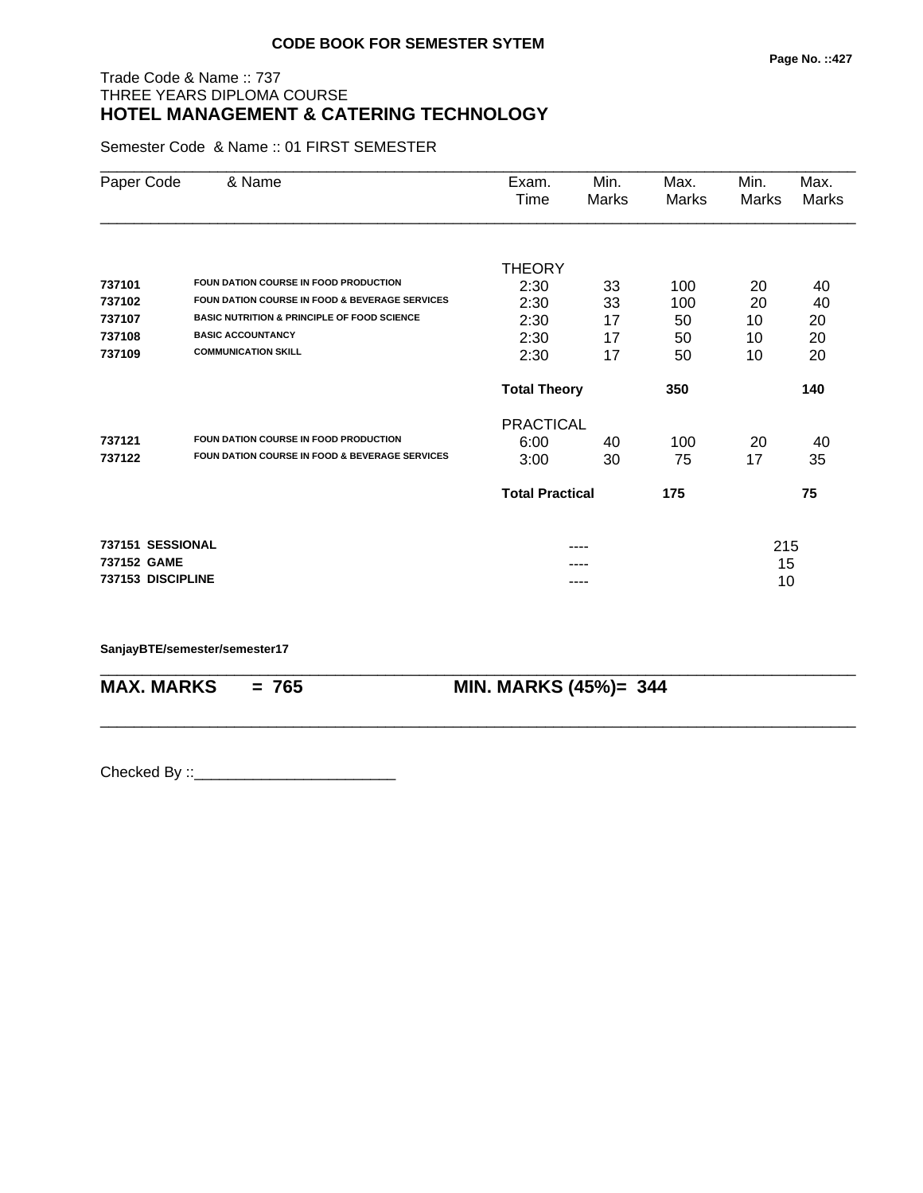**CODE BOOK FOR SEMESTER SYTEM**

Trade Code & Name :: 737
THREE YEARS DIPLOMA COURSE

## HOTEL MANAGEMENT & CATERING TECHNOLOGY

Semester Code & Name :: 01 FIRST SEMESTER

| Paper Code | & Name | Exam. Time | Min. Marks | Max. Marks | Min. Marks | Max. Marks |
|---|---|---|---|---|---|---|
| | | THEORY | | | | |
| 737101 | FOUN DATION COURSE IN FOOD PRODUCTION | 2:30 | 33 | 100 | 20 | 40 |
| 737102 | FOUN DATION COURSE IN FOOD & BEVERAGE SERVICES | 2:30 | 33 | 100 | 20 | 40 |
| 737107 | BASIC NUTRITION & PRINCIPLE OF FOOD SCIENCE | 2:30 | 17 | 50 | 10 | 20 |
| 737108 | BASIC ACCOUNTANCY | 2:30 | 17 | 50 | 10 | 20 |
| 737109 | COMMUNICATION SKILL | 2:30 | 17 | 50 | 10 | 20 |
| | | **Total Theory** | | **350** | | **140** |
| | | PRACTICAL | | | | |
| 737121 | FOUN DATION COURSE IN FOOD PRODUCTION | 6:00 | 40 | 100 | 20 | 40 |
| 737122 | FOUN DATION COURSE IN FOOD & BEVERAGE SERVICES | 3:00 | 30 | 75 | 17 | 35 |
| | | **Total Practical** | | **175** | | **75** |
| **737151** | **SESSIONAL** | | ---- | | 215 | |
| **737152** | **GAME** | | ---- | | 15 | |
| **737153** | **DISCIPLINE** | | ---- | | 10 | |

**SanjayBTE/semester/semester17**

**MAX. MARKS = 765** **MIN. MARKS (45%)= 344**

Checked By ::________________________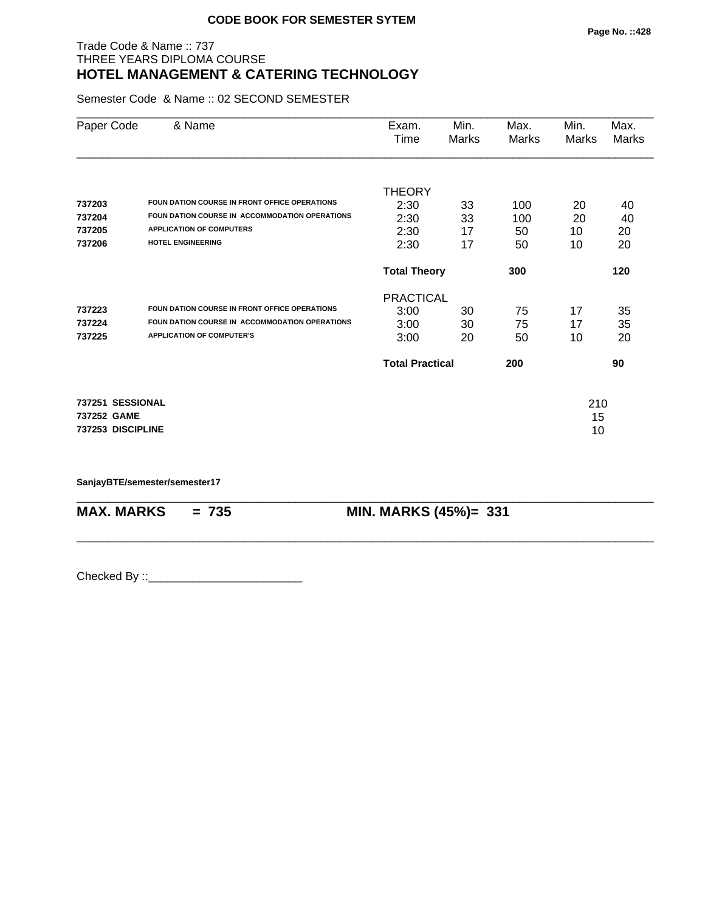**CODE BOOK FOR SEMESTER SYTEM**

Trade Code & Name :: 737
THREE YEARS DIPLOMA COURSE

## HOTEL MANAGEMENT & CATERING TECHNOLOGY

Semester Code & Name :: 02 SECOND SEMESTER

| Paper Code | & Name | Exam. Time | Min. Marks | Max. Marks | Min. Marks | Max. Marks |
|---|---|---|---|---|---|---|
| | | THEORY | | | | |
| **737203** | **FOUN DATION COURSE IN FRONT OFFICE OPERATIONS** | 2:30 | 33 | 100 | 20 | 40 |
| **737204** | **FOUN DATION COURSE IN ACCOMMODATION OPERATIONS** | 2:30 | 33 | 100 | 20 | 40 |
| **737205** | **APPLICATION OF COMPUTERS** | 2:30 | 17 | 50 | 10 | 20 |
| **737206** | **HOTEL ENGINEERING** | 2:30 | 17 | 50 | 10 | 20 |
| | | **Total Theory** | | **300** | | **120** |
| | | PRACTICAL | | | | |
| **737223** | **FOUN DATION COURSE IN FRONT OFFICE OPERATIONS** | 3:00 | 30 | 75 | 17 | 35 |
| **737224** | **FOUN DATION COURSE IN ACCOMMODATION OPERATIONS** | 3:00 | 30 | 75 | 17 | 35 |
| **737225** | **APPLICATION OF COMPUTER'S** | 3:00 | 20 | 50 | 10 | 20 |
| | | **Total Practical** | | **200** | | **90** |

| | |
|---|---|
| **737251 SESSIONAL** | 210 |
| **737252 GAME** | 15 |
| **737253 DISCIPLINE** | 10 |

**SanjayBTE/semester/semester17**

**MAX. MARKS = 735** **MIN. MARKS (45%)= 331**

Checked By ::________________________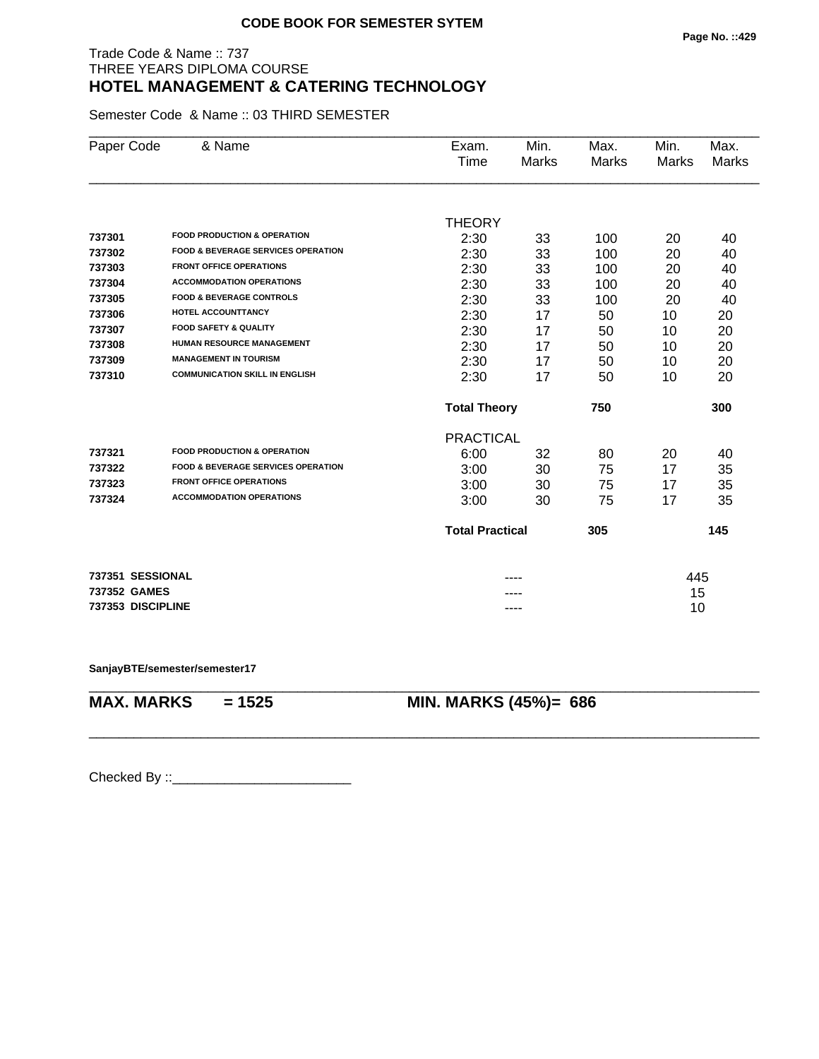**CODE BOOK FOR SEMESTER SYTEM**

Trade Code & Name :: 737
THREE YEARS DIPLOMA COURSE
## HOTEL MANAGEMENT & CATERING TECHNOLOGY

Semester Code & Name :: 03 THIRD SEMESTER

| Paper Code | & Name | Exam. Time | Min. Marks | Max. Marks | Min. Marks | Max. Marks |
|---|---|---|---|---|---|---|
| | | THEORY | | | | |
| 737301 | FOOD PRODUCTION & OPERATION | 2:30 | 33 | 100 | 20 | 40 |
| 737302 | FOOD & BEVERAGE SERVICES OPERATION | 2:30 | 33 | 100 | 20 | 40 |
| 737303 | FRONT OFFICE OPERATIONS | 2:30 | 33 | 100 | 20 | 40 |
| 737304 | ACCOMMODATION OPERATIONS | 2:30 | 33 | 100 | 20 | 40 |
| 737305 | FOOD & BEVERAGE CONTROLS | 2:30 | 33 | 100 | 20 | 40 |
| 737306 | HOTEL ACCOUNTTANCY | 2:30 | 17 | 50 | 10 | 20 |
| 737307 | FOOD SAFETY & QUALITY | 2:30 | 17 | 50 | 10 | 20 |
| 737308 | HUMAN RESOURCE MANAGEMENT | 2:30 | 17 | 50 | 10 | 20 |
| 737309 | MANAGEMENT IN TOURISM | 2:30 | 17 | 50 | 10 | 20 |
| 737310 | COMMUNICATION SKILL IN ENGLISH | 2:30 | 17 | 50 | 10 | 20 |
| | | **Total Theory** | | **750** | | **300** |
| | | PRACTICAL | | | | |
| 737321 | FOOD PRODUCTION & OPERATION | 6:00 | 32 | 80 | 20 | 40 |
| 737322 | FOOD & BEVERAGE SERVICES OPERATION | 3:00 | 30 | 75 | 17 | 35 |
| 737323 | FRONT OFFICE OPERATIONS | 3:00 | 30 | 75 | 17 | 35 |
| 737324 | ACCOMMODATION OPERATIONS | 3:00 | 30 | 75 | 17 | 35 |
| | | **Total Practical** | | **305** | | **145** |
| **737351** | **SESSIONAL** | | ---- | | 445 | |
| **737352** | **GAMES** | | ---- | | 15 | |
| **737353** | **DISCIPLINE** | | ---- | | 10 | |

**SanjayBTE/semester/semester17**

**MAX. MARKS = 1525** **MIN. MARKS (45%)= 686**

Checked By ::________________________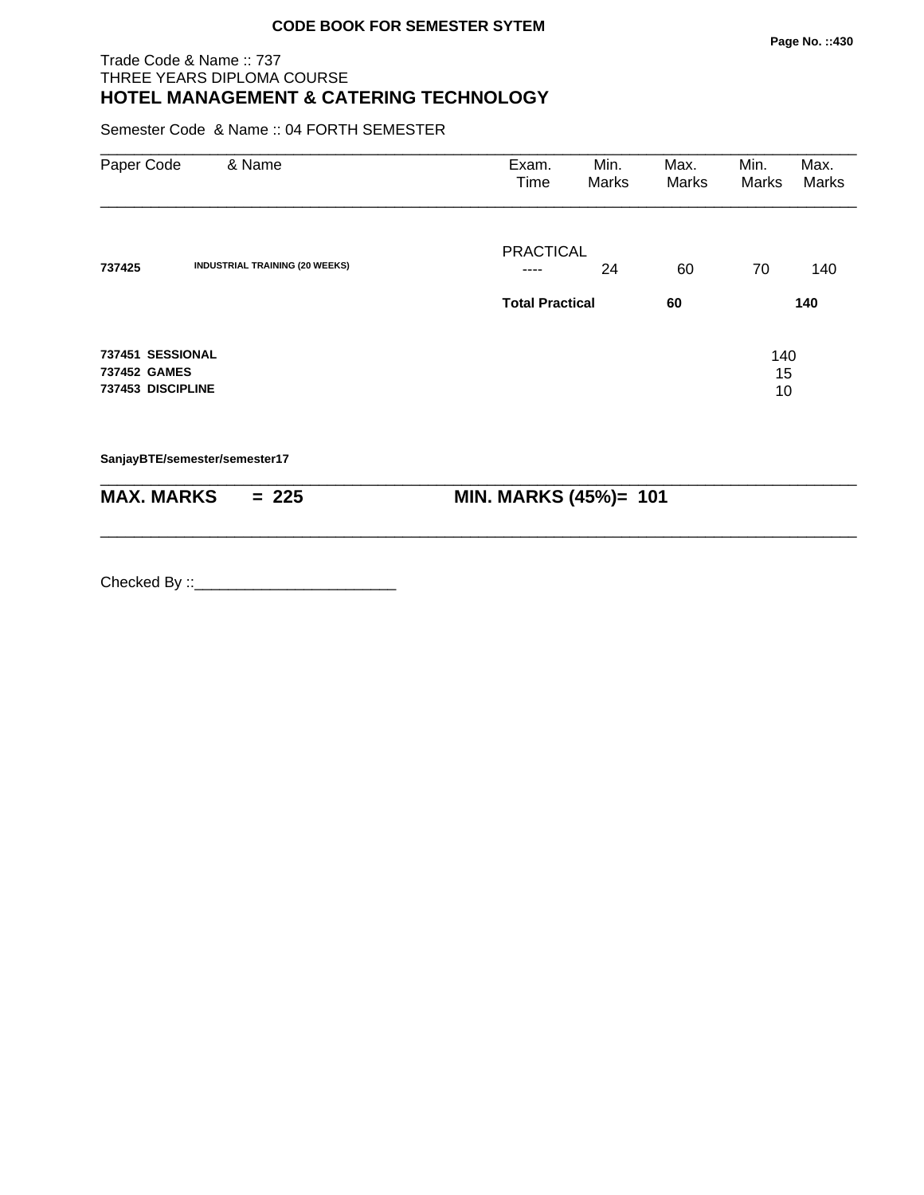**CODE BOOK FOR SEMESTER SYTEM**

Trade Code & Name :: 737
THREE YEARS DIPLOMA COURSE
## HOTEL MANAGEMENT & CATERING TECHNOLOGY

Semester Code & Name :: 04 FORTH SEMESTER

| Paper Code | & Name | Exam. Time | Min. Marks | Max. Marks | Min. Marks | Max. Marks |
|---|---|---|---|---|---|---|
| | | PRACTICAL | | | | |
| **737425** | **INDUSTRIAL TRAINING (20 WEEKS)** | ---- | 24 | 60 | 70 | 140 |
| | | **Total Practical** | | **60** | | **140** |

| | |
|---|---|
| **737451 SESSIONAL** | 140 |
| **737452 GAMES** | 15 |
| **737453 DISCIPLINE** | 10 |

**SanjayBTE/semester/semester17**

**MAX. MARKS = 225** **MIN. MARKS (45%)= 101**

Checked By ::________________________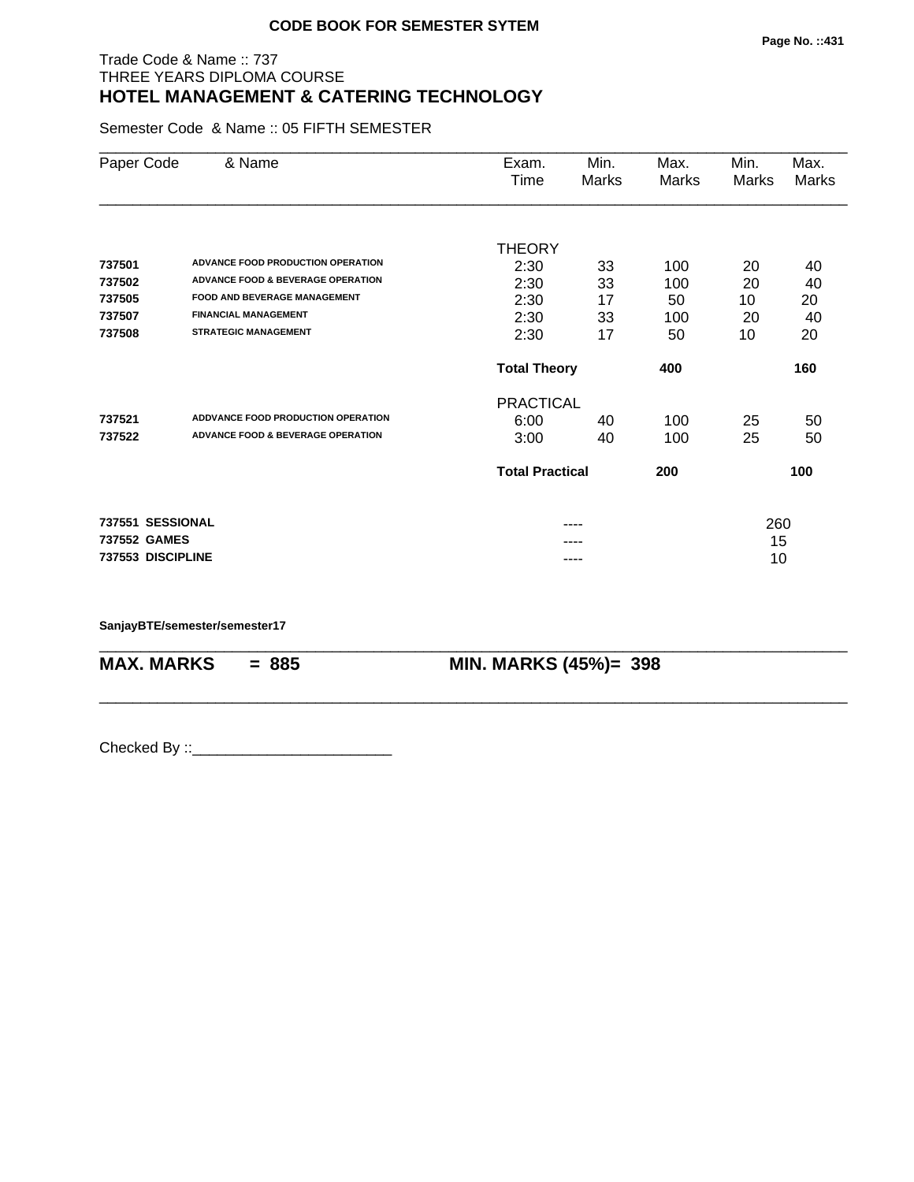**CODE BOOK FOR SEMESTER SYTEM**

Trade Code & Name :: 737
THREE YEARS DIPLOMA COURSE
## HOTEL MANAGEMENT & CATERING TECHNOLOGY

Semester Code & Name :: 05 FIFTH SEMESTER

| Paper Code | & Name | Exam. Time | Min. Marks | Max. Marks | Min. Marks | Max. Marks |
|---|---|---|---|---|---|---|
| | | THEORY | | | | |
| **737501** | **ADVANCE FOOD PRODUCTION OPERATION** | 2:30 | 33 | 100 | 20 | 40 |
| **737502** | **ADVANCE FOOD & BEVERAGE OPERATION** | 2:30 | 33 | 100 | 20 | 40 |
| **737505** | **FOOD AND BEVERAGE MANAGEMENT** | 2:30 | 17 | 50 | 10 | 20 |
| **737507** | **FINANCIAL MANAGEMENT** | 2:30 | 33 | 100 | 20 | 40 |
| **737508** | **STRATEGIC MANAGEMENT** | 2:30 | 17 | 50 | 10 | 20 |
| | | **Total Theory** | | **400** | | **160** |
| | | PRACTICAL | | | | |
| **737521** | **ADDVANCE FOOD PRODUCTION OPERATION** | 6:00 | 40 | 100 | 25 | 50 |
| **737522** | **ADVANCE FOOD & BEVERAGE OPERATION** | 3:00 | 40 | 100 | 25 | 50 |
| | | **Total Practical** | | **200** | | **100** |
| **737551** | **SESSIONAL** | | ---- | | 260 | |
| **737552** | **GAMES** | | ---- | | 15 | |
| **737553** | **DISCIPLINE** | | ---- | | 10 | |

**SanjayBTE/semester/semester17**

**MAX. MARKS = 885** **MIN. MARKS (45%)= 398**

Checked By ::________________________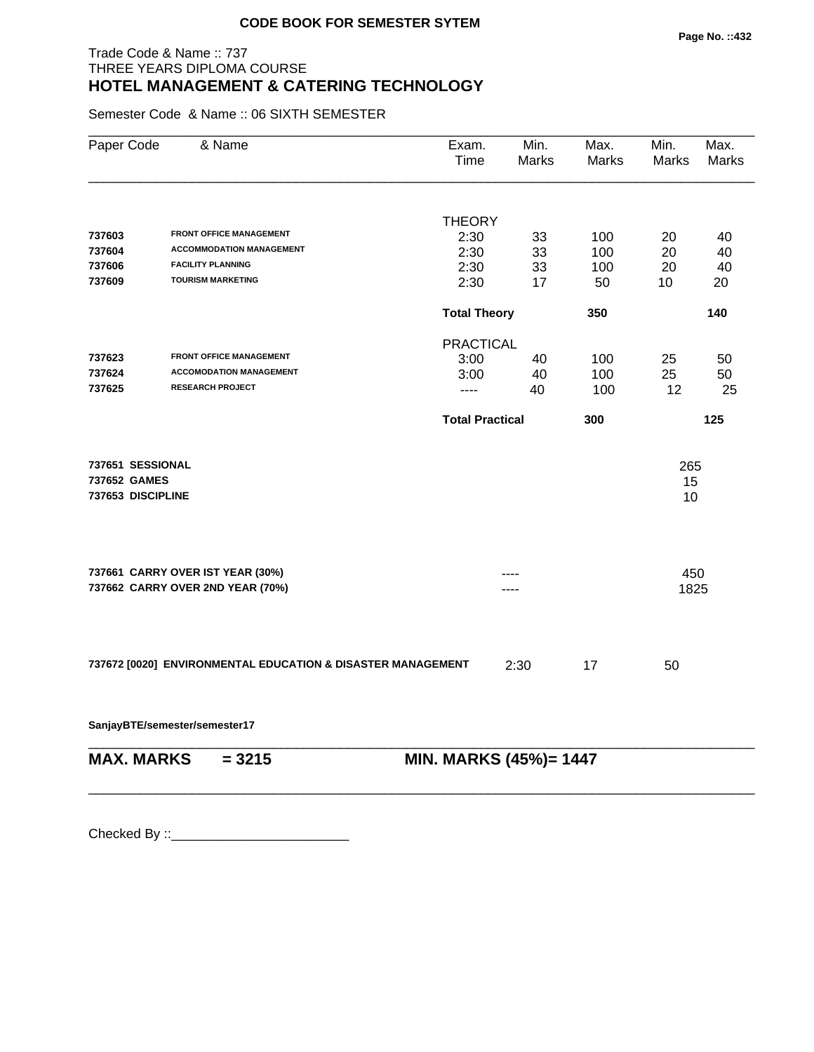**CODE BOOK FOR SEMESTER SYTEM**

Trade Code & Name :: 737
THREE YEARS DIPLOMA COURSE
## HOTEL MANAGEMENT & CATERING TECHNOLOGY

Semester Code & Name :: 06 SIXTH SEMESTER

| Paper Code | & Name | Exam. Time | Min. Marks | Max. Marks | Min. Marks | Max. Marks |
|---|---|---|---|---|---|---|
| | | THEORY | | | | |
| **737603** | **FRONT OFFICE MANAGEMENT** | 2:30 | 33 | 100 | 20 | 40 |
| **737604** | **ACCOMMODATION MANAGEMENT** | 2:30 | 33 | 100 | 20 | 40 |
| **737606** | **FACILITY PLANNING** | 2:30 | 33 | 100 | 20 | 40 |
| **737609** | **TOURISM MARKETING** | 2:30 | 17 | 50 | 10 | 20 |
| | | **Total Theory** | | **350** | | **140** |
| | | PRACTICAL | | | | |
| **737623** | **FRONT OFFICE MANAGEMENT** | 3:00 | 40 | 100 | 25 | 50 |
| **737624** | **ACCOMODATION MANAGEMENT** | 3:00 | 40 | 100 | 25 | 50 |
| **737625** | **RESEARCH PROJECT** | ---- | 40 | 100 | 12 | 25 |
| | | **Total Practical** | | **300** | | **125** |

| | |
|---|---|
| **737651 SESSIONAL** | 265 |
| **737652 GAMES** | 15 |
| **737653 DISCIPLINE** | 10 |

| | | |
|---|---|---|
| **737661 CARRY OVER IST YEAR (30%)** | ---- | 450 |
| **737662 CARRY OVER 2ND YEAR (70%)** | ---- | 1825 |

| | | | |
|---|---|---|---|
| **737672 [0020] ENVIRONMENTAL EDUCATION & DISASTER MANAGEMENT** | 2:30 | 17 | 50 |

**SanjayBTE/semester/semester17**

**MAX. MARKS = 3215** **MIN. MARKS (45%)= 1447**

Checked By ::________________________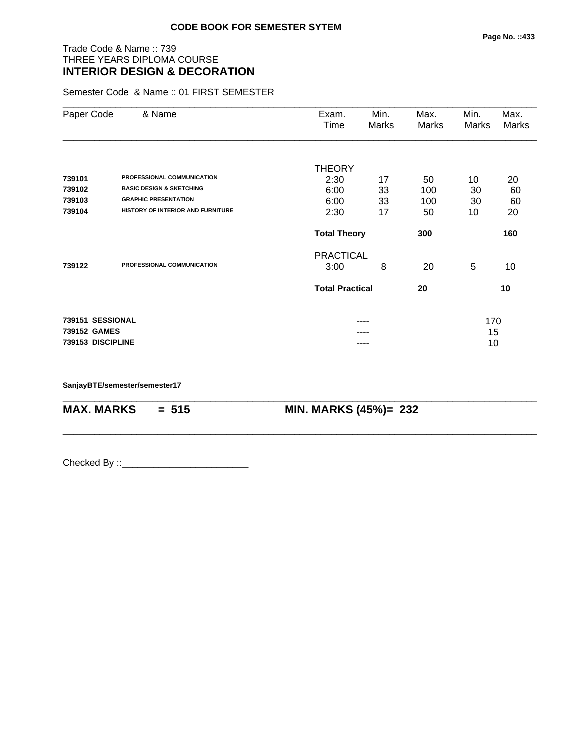**CODE BOOK FOR SEMESTER SYTEM**

Trade Code & Name :: 739
THREE YEARS DIPLOMA COURSE
## INTERIOR DESIGN & DECORATION

Semester Code & Name :: 01 FIRST SEMESTER

| Paper Code | & Name | Exam. Time | Min. Marks | Max. Marks | Min. Marks | Max. Marks |
|---|---|---|---|---|---|---|
| | | THEORY | | | | |
| 739101 | PROFESSIONAL COMMUNICATION | 2:30 | 17 | 50 | 10 | 20 |
| 739102 | BASIC DESIGN & SKETCHING | 6:00 | 33 | 100 | 30 | 60 |
| 739103 | GRAPHIC PRESENTATION | 6:00 | 33 | 100 | 30 | 60 |
| 739104 | HISTORY OF INTERIOR AND FURNITURE | 2:30 | 17 | 50 | 10 | 20 |
| | | **Total Theory** | | **300** | | **160** |
| | | PRACTICAL | | | | |
| 739122 | PROFESSIONAL COMMUNICATION | 3:00 | 8 | 20 | 5 | 10 |
| | | **Total Practical** | | **20** | | **10** |
| **739151** | **SESSIONAL** | | ---- | | 170 | |
| **739152** | **GAMES** | | ---- | | 15 | |
| **739153** | **DISCIPLINE** | | ---- | | 10 | |

**SanjayBTE/semester/semester17**

**MAX. MARKS = 515** **MIN. MARKS (45%)= 232**

Checked By ::________________________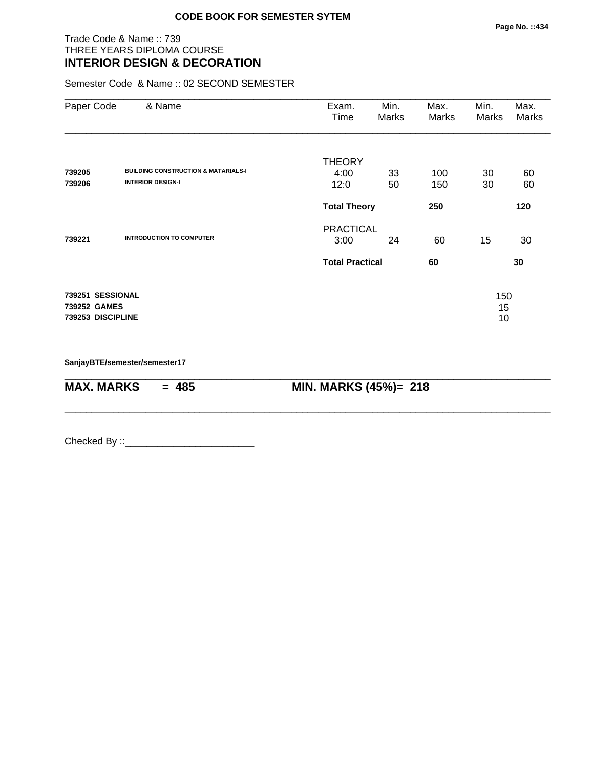**CODE BOOK FOR SEMESTER SYTEM**

Trade Code & Name :: 739
THREE YEARS DIPLOMA COURSE

## INTERIOR DESIGN & DECORATION

Semester Code & Name :: 02 SECOND SEMESTER

| Paper Code | & Name | Exam. Time | Min. Marks | Max. Marks | Min. Marks | Max. Marks |
|---|---|---|---|---|---|---|
| | | THEORY | | | | |
| **739205** | **BUILDING CONSTRUCTION & MATARIALS-I** | 4:00 | 33 | 100 | 30 | 60 |
| **739206** | **INTERIOR DESIGN-I** | 12:0 | 50 | 150 | 30 | 60 |
| | | **Total Theory** | | **250** | | **120** |
| | | PRACTICAL | | | | |
| **739221** | **INTRODUCTION TO COMPUTER** | 3:00 | 24 | 60 | 15 | 30 |
| | | **Total Practical** | | **60** | | **30** |
| **739251** | **SESSIONAL** | | | | 150 | |
| **739252** | **GAMES** | | | | 15 | |
| **739253** | **DISCIPLINE** | | | | 10 | |

**SanjayBTE/semester/semester17**

**MAX. MARKS = 485** | **MIN. MARKS (45%)= 218**

Checked By ::________________________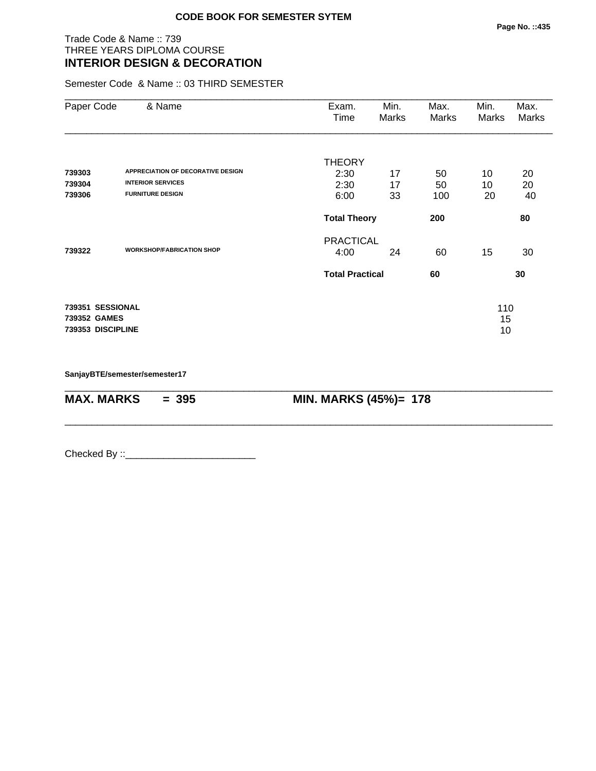**CODE BOOK FOR SEMESTER SYTEM**

Trade Code & Name :: 739
THREE YEARS DIPLOMA COURSE
## INTERIOR DESIGN & DECORATION

Semester Code & Name :: 03 THIRD SEMESTER

| Paper Code | & Name | Exam. Time | Min. Marks | Max. Marks | Min. Marks | Max. Marks |
|---|---|---|---|---|---|---|
| | | THEORY | | | | |
| **739303** | **APPRECIATION OF DECORATIVE DESIGN** | 2:30 | 17 | 50 | 10 | 20 |
| **739304** | **INTERIOR SERVICES** | 2:30 | 17 | 50 | 10 | 20 |
| **739306** | **FURNITURE DESIGN** | 6:00 | 33 | 100 | 20 | 40 |
| | | **Total Theory** | | **200** | | **80** |
| | | PRACTICAL | | | | |
| **739322** | **WORKSHOP/FABRICATION SHOP** | 4:00 | 24 | 60 | 15 | 30 |
| | | **Total Practical** | | **60** | | **30** |
| **739351** | **SESSIONAL** | | | | 110 | |
| **739352** | **GAMES** | | | | 15 | |
| **739353** | **DISCIPLINE** | | | | 10 | |

**SanjayBTE/semester/semester17**

**MAX. MARKS = 395** **MIN. MARKS (45%)= 178**

Checked By ::________________________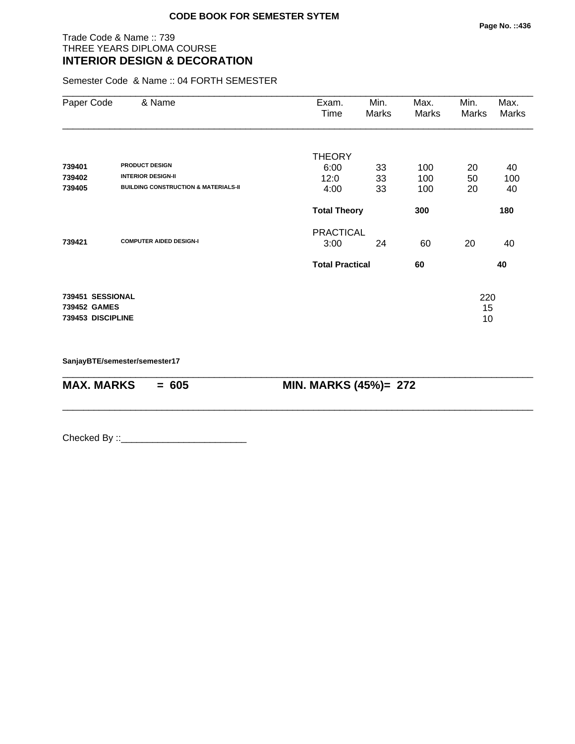**CODE BOOK FOR SEMESTER SYTEM**

Trade Code & Name :: 739
THREE YEARS DIPLOMA COURSE
## INTERIOR DESIGN & DECORATION

Semester Code & Name :: 04 FORTH SEMESTER

| Paper Code | & Name | Exam. Time | Min. Marks | Max. Marks | Min. Marks | Max. Marks |
|---|---|---|---|---|---|---|
| | | THEORY | | | | |
| **739401** | **PRODUCT DESIGN** | 6:00 | 33 | 100 | 20 | 40 |
| **739402** | **INTERIOR DESIGN-II** | 12:0 | 33 | 100 | 50 | 100 |
| **739405** | **BUILDING CONSTRUCTION & MATERIALS-II** | 4:00 | 33 | 100 | 20 | 40 |
| | | **Total Theory** | | **300** | | **180** |
| | | PRACTICAL | | | | |
| **739421** | **COMPUTER AIDED DESIGN-I** | 3:00 | 24 | 60 | 20 | 40 |
| | | **Total Practical** | | **60** | | **40** |
| **739451** | **SESSIONAL** | | | | 220 | |
| **739452** | **GAMES** | | | | 15 | |
| **739453** | **DISCIPLINE** | | | | 10 | |

**SanjayBTE/semester/semester17**

**MAX. MARKS = 605** **MIN. MARKS (45%)= 272**

Checked By ::________________________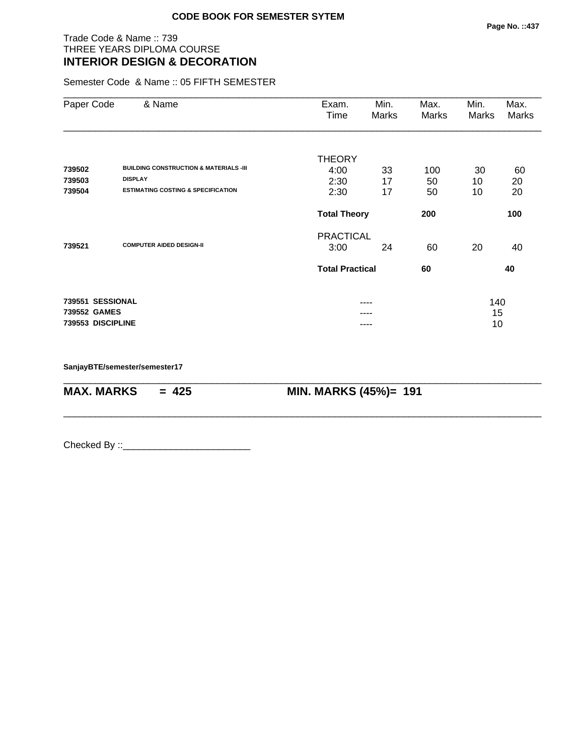**CODE BOOK FOR SEMESTER SYTEM**

Trade Code & Name :: 739
THREE YEARS DIPLOMA COURSE
## INTERIOR DESIGN & DECORATION

Semester Code & Name :: 05 FIFTH SEMESTER

| Paper Code | & Name | Exam. Time | Min. Marks | Max. Marks | Min. Marks | Max. Marks |
|---|---|---|---|---|---|---|
| | | THEORY | | | | |
| **739502** | **BUILDING CONSTRUCTION & MATERIALS -III** | 4:00 | 33 | 100 | 30 | 60 |
| **739503** | **DISPLAY** | 2:30 | 17 | 50 | 10 | 20 |
| **739504** | **ESTIMATING COSTING & SPECIFICATION** | 2:30 | 17 | 50 | 10 | 20 |
| | | **Total Theory** | | **200** | | **100** |
| | | PRACTICAL | | | | |
| **739521** | **COMPUTER AIDED DESIGN-II** | 3:00 | 24 | 60 | 20 | 40 |
| | | **Total Practical** | | **60** | | **40** |
| **739551** | **SESSIONAL** | | ---- | | 140 | |
| **739552** | **GAMES** | | ---- | | 15 | |
| **739553** | **DISCIPLINE** | | ---- | | 10 | |

**SanjayBTE/semester/semester17**

**MAX. MARKS = 425** **MIN. MARKS (45%)= 191**

Checked By ::________________________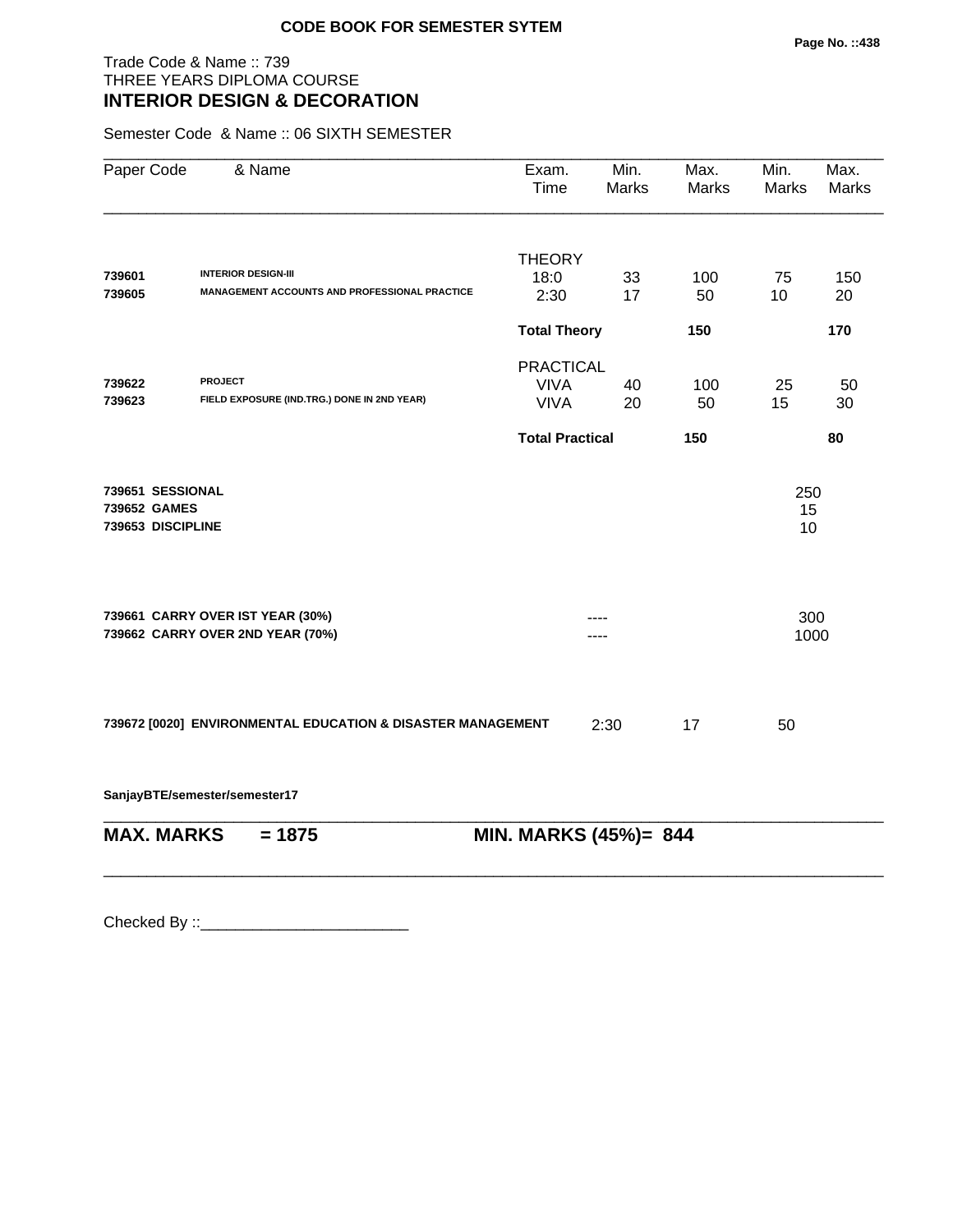**CODE BOOK FOR SEMESTER SYTEM**

Trade Code & Name :: 739
THREE YEARS DIPLOMA COURSE
**INTERIOR DESIGN & DECORATION**

Semester Code & Name :: 06 SIXTH SEMESTER

| Paper Code | & Name | Exam. Time | Min. Marks | Max. Marks | Min. Marks | Max. Marks |
|---|---|---|---|---|---|---|
| | | THEORY | | | | |
| **739601** | **INTERIOR DESIGN-III** | 18:0 | 33 | 100 | 75 | 150 |
| **739605** | **MANAGEMENT ACCOUNTS AND PROFESSIONAL PRACTICE** | 2:30 | 17 | 50 | 10 | 20 |
| | | **Total Theory** | | **150** | | **170** |
| | | PRACTICAL | | | | |
| **739622** | **PROJECT** | VIVA | 40 | 100 | 25 | 50 |
| **739623** | **FIELD EXPOSURE (IND.TRG.) DONE IN 2ND YEAR)** | VIVA | 20 | 50 | 15 | 30 |
| | | **Total Practical** | | **150** | | **80** |
| **739651** | **SESSIONAL** | | | | 250 | |
| **739652** | **GAMES** | | | | 15 | |
| **739653** | **DISCIPLINE** | | | | 10 | |
| **739661** | **CARRY OVER IST YEAR (30%)** | | ---- | | 300 | |
| **739662** | **CARRY OVER 2ND YEAR (70%)** | | ---- | | 1000 | |
| **739672 [0020]** | **ENVIRONMENTAL EDUCATION & DISASTER MANAGEMENT** | | 2:30 | 17 | 50 | |

**SanjayBTE/semester/semester17**

**MAX. MARKS = 1875** **MIN. MARKS (45%)= 844**

Checked By ::________________________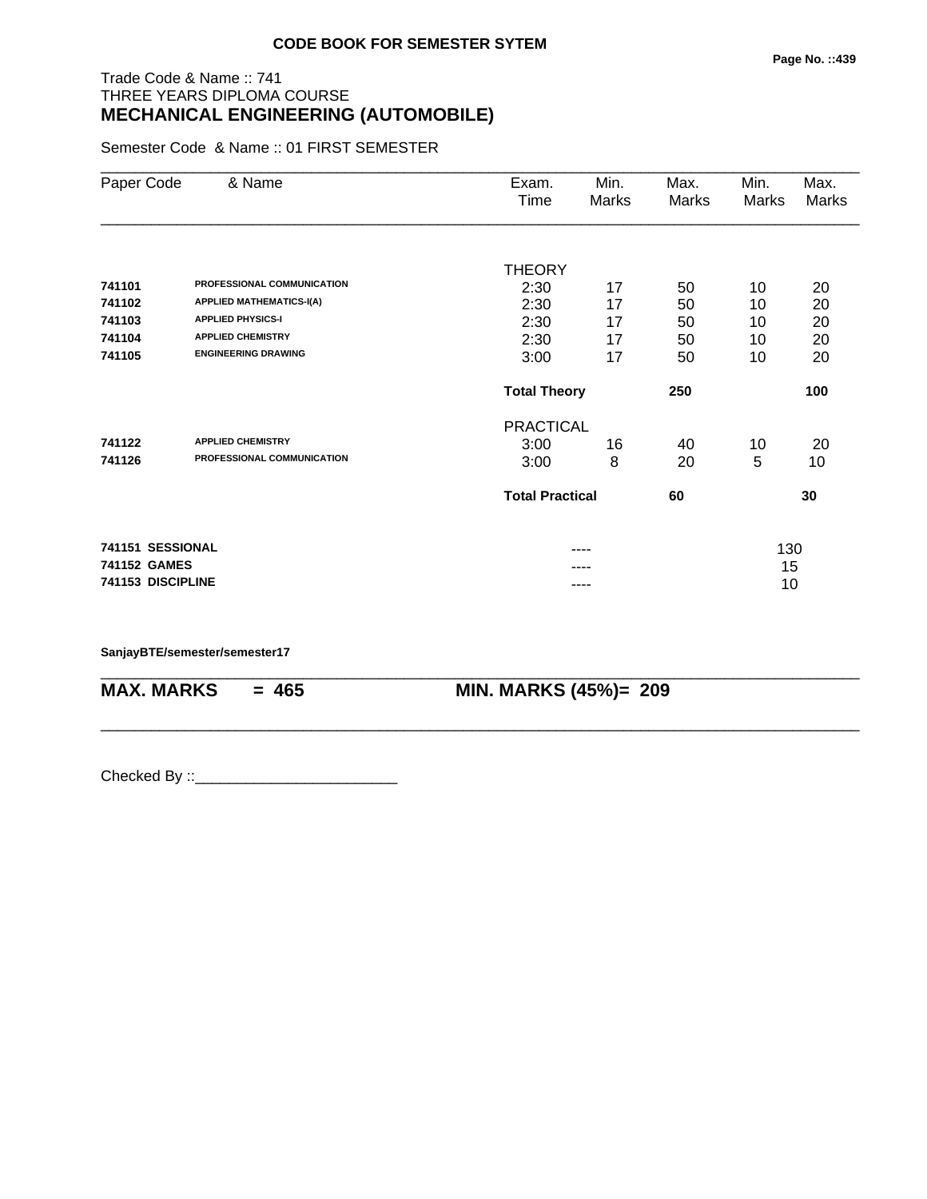**CODE BOOK FOR SEMESTER SYTEM**

Trade Code & Name :: 741
THREE YEARS DIPLOMA COURSE
**MECHANICAL ENGINEERING (AUTOMOBILE)**

Semester Code & Name :: 01 FIRST SEMESTER

| Paper Code | & Name | Exam. Time | Min. Marks | Max. Marks | Min. Marks | Max. Marks |
|---|---|---|---|---|---|---|
| | | THEORY | | | | |
| 741101 | PROFESSIONAL COMMUNICATION | 2:30 | 17 | 50 | 10 | 20 |
| 741102 | APPLIED MATHEMATICS-I(A) | 2:30 | 17 | 50 | 10 | 20 |
| 741103 | APPLIED PHYSICS-I | 2:30 | 17 | 50 | 10 | 20 |
| 741104 | APPLIED CHEMISTRY | 2:30 | 17 | 50 | 10 | 20 |
| 741105 | ENGINEERING DRAWING | 3:00 | 17 | 50 | 10 | 20 |
| | | **Total Theory** | | **250** | | **100** |
| | | PRACTICAL | | | | |
| 741122 | APPLIED CHEMISTRY | 3:00 | 16 | 40 | 10 | 20 |
| 741126 | PROFESSIONAL COMMUNICATION | 3:00 | 8 | 20 | 5 | 10 |
| | | **Total Practical** | | **60** | | **30** |
| **741151** | **SESSIONAL** | | ---- | | 130 | |
| **741152** | **GAMES** | | ---- | | 15 | |
| **741153** | **DISCIPLINE** | | ---- | | 10 | |

**SanjayBTE/semester/semester17**

**MAX. MARKS = 465** **MIN. MARKS (45%)= 209**

Checked By ::________________________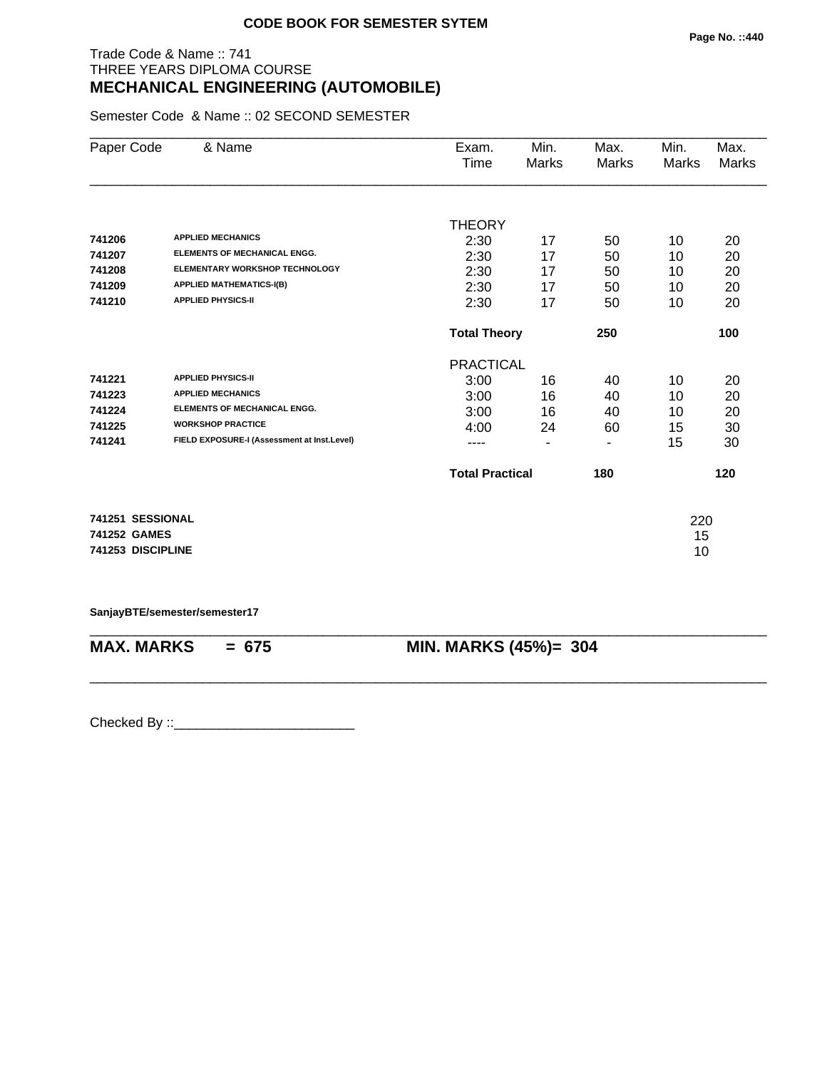**CODE BOOK FOR SEMESTER SYTEM**

Trade Code & Name :: 741
THREE YEARS DIPLOMA COURSE
## MECHANICAL ENGINEERING (AUTOMOBILE)

Semester Code & Name :: 02 SECOND SEMESTER

| Paper Code | & Name | Exam. Time | Min. Marks | Max. Marks | Min. Marks | Max. Marks |
|---|---|---|---|---|---|---|
| | | THEORY | | | | |
| 741206 | APPLIED MECHANICS | 2:30 | 17 | 50 | 10 | 20 |
| 741207 | ELEMENTS OF MECHANICAL ENGG. | 2:30 | 17 | 50 | 10 | 20 |
| 741208 | ELEMENTARY WORKSHOP TECHNOLOGY | 2:30 | 17 | 50 | 10 | 20 |
| 741209 | APPLIED MATHEMATICS-I(B) | 2:30 | 17 | 50 | 10 | 20 |
| 741210 | APPLIED PHYSICS-II | 2:30 | 17 | 50 | 10 | 20 |
| | | **Total Theory** | | **250** | | **100** |
| | | PRACTICAL | | | | |
| 741221 | APPLIED PHYSICS-II | 3:00 | 16 | 40 | 10 | 20 |
| 741223 | APPLIED MECHANICS | 3:00 | 16 | 40 | 10 | 20 |
| 741224 | ELEMENTS OF MECHANICAL ENGG. | 3:00 | 16 | 40 | 10 | 20 |
| 741225 | WORKSHOP PRACTICE | 4:00 | 24 | 60 | 15 | 30 |
| 741241 | FIELD EXPOSURE-I (Assessment at Inst.Level) | ---- | - | - | 15 | 30 |
| | | **Total Practical** | | **180** | | **120** |
| **741251** | **SESSIONAL** | | | | 220 | |
| **741252** | **GAMES** | | | | 15 | |
| **741253** | **DISCIPLINE** | | | | 10 | |

**SanjayBTE/semester/semester17**

**MAX. MARKS = 675** **MIN. MARKS (45%)= 304**

Checked By ::________________________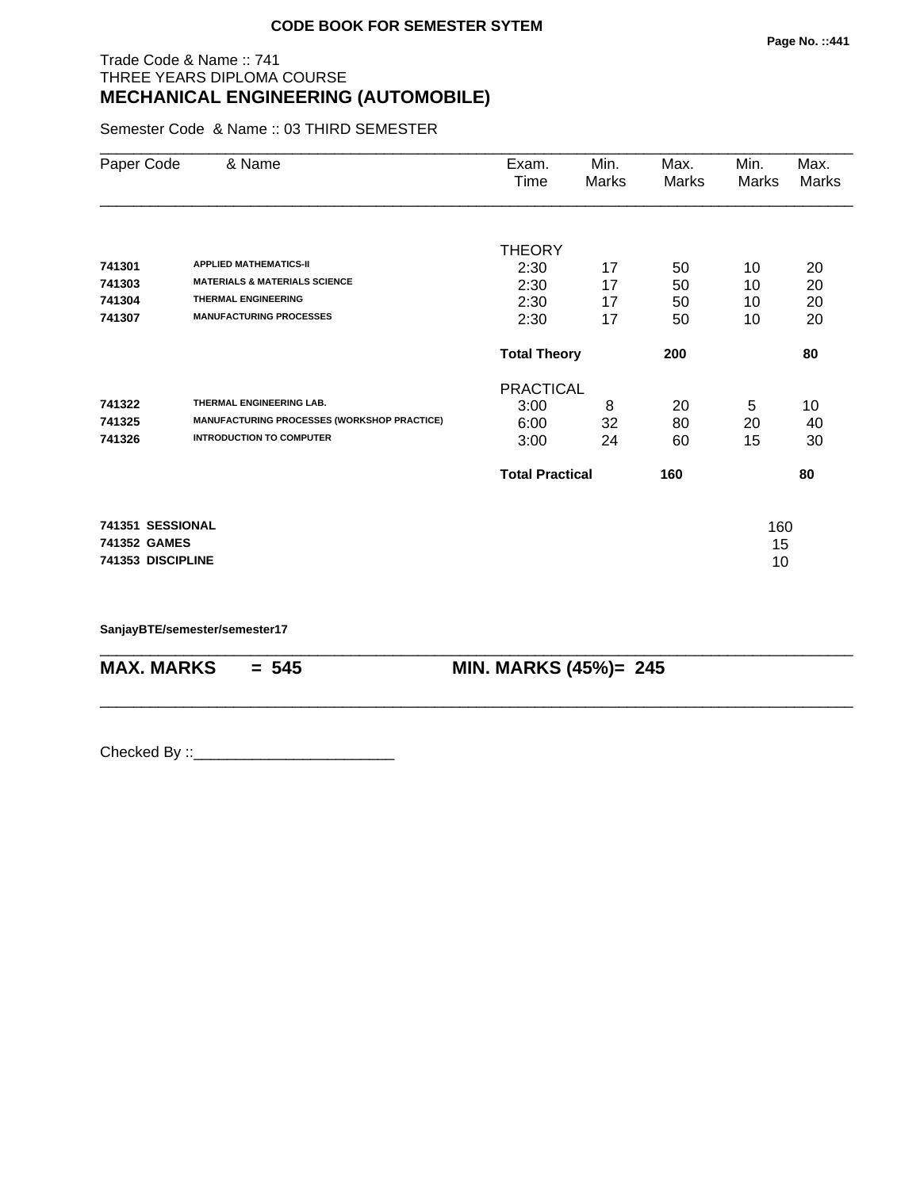**CODE BOOK FOR SEMESTER SYTEM**

Trade Code & Name :: 741
THREE YEARS DIPLOMA COURSE
## MECHANICAL ENGINEERING (AUTOMOBILE)

Semester Code & Name :: 03 THIRD SEMESTER

| Paper Code | & Name | Exam. Time | Min. Marks | Max. Marks | Min. Marks | Max. Marks |
|---|---|---|---|---|---|---|
| | | THEORY | | | | |
| 741301 | APPLIED MATHEMATICS-II | 2:30 | 17 | 50 | 10 | 20 |
| 741303 | MATERIALS & MATERIALS SCIENCE | 2:30 | 17 | 50 | 10 | 20 |
| 741304 | THERMAL ENGINEERING | 2:30 | 17 | 50 | 10 | 20 |
| 741307 | MANUFACTURING PROCESSES | 2:30 | 17 | 50 | 10 | 20 |
| | | **Total Theory** | | **200** | | **80** |
| | | PRACTICAL | | | | |
| 741322 | THERMAL ENGINEERING LAB. | 3:00 | 8 | 20 | 5 | 10 |
| 741325 | MANUFACTURING PROCESSES (WORKSHOP PRACTICE) | 6:00 | 32 | 80 | 20 | 40 |
| 741326 | INTRODUCTION TO COMPUTER | 3:00 | 24 | 60 | 15 | 30 |
| | | **Total Practical** | | **160** | | **80** |

| | | |
|---|---|---|
| **741351** | **SESSIONAL** | 160 |
| **741352** | **GAMES** | 15 |
| **741353** | **DISCIPLINE** | 10 |

**SanjayBTE/semester/semester17**

**MAX. MARKS = 545** **MIN. MARKS (45%)= 245**

Checked By ::________________________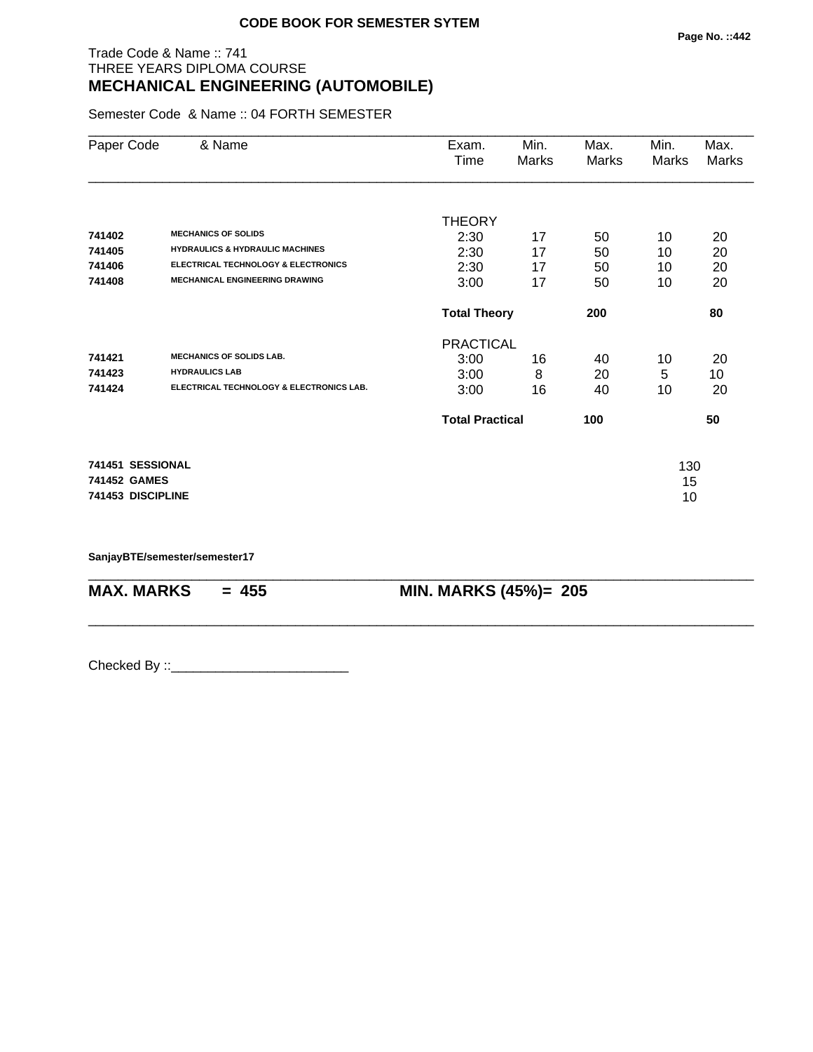**CODE BOOK FOR SEMESTER SYTEM**

Trade Code & Name :: 741
THREE YEARS DIPLOMA COURSE
## MECHANICAL ENGINEERING (AUTOMOBILE)

Semester Code & Name :: 04 FORTH SEMESTER

| Paper Code | & Name | Exam. Time | Min. Marks | Max. Marks | Min. Marks | Max. Marks |
|---|---|---|---|---|---|---|
| | | THEORY | | | | |
| **741402** | **MECHANICS OF SOLIDS** | 2:30 | 17 | 50 | 10 | 20 |
| **741405** | **HYDRAULICS & HYDRAULIC MACHINES** | 2:30 | 17 | 50 | 10 | 20 |
| **741406** | **ELECTRICAL TECHNOLOGY & ELECTRONICS** | 2:30 | 17 | 50 | 10 | 20 |
| **741408** | **MECHANICAL ENGINEERING DRAWING** | 3:00 | 17 | 50 | 10 | 20 |
| | | **Total Theory** | | **200** | | **80** |
| | | PRACTICAL | | | | |
| **741421** | **MECHANICS OF SOLIDS LAB.** | 3:00 | 16 | 40 | 10 | 20 |
| **741423** | **HYDRAULICS LAB** | 3:00 | 8 | 20 | 5 | 10 |
| **741424** | **ELECTRICAL TECHNOLOGY & ELECTRONICS LAB.** | 3:00 | 16 | 40 | 10 | 20 |
| | | **Total Practical** | | **100** | | **50** |
| **741451** | **SESSIONAL** | | | | 130 | |
| **741452** | **GAMES** | | | | 15 | |
| **741453** | **DISCIPLINE** | | | | 10 | |

**SanjayBTE/semester/semester17**

**MAX. MARKS = 455** **MIN. MARKS (45%)= 205**

Checked By ::________________________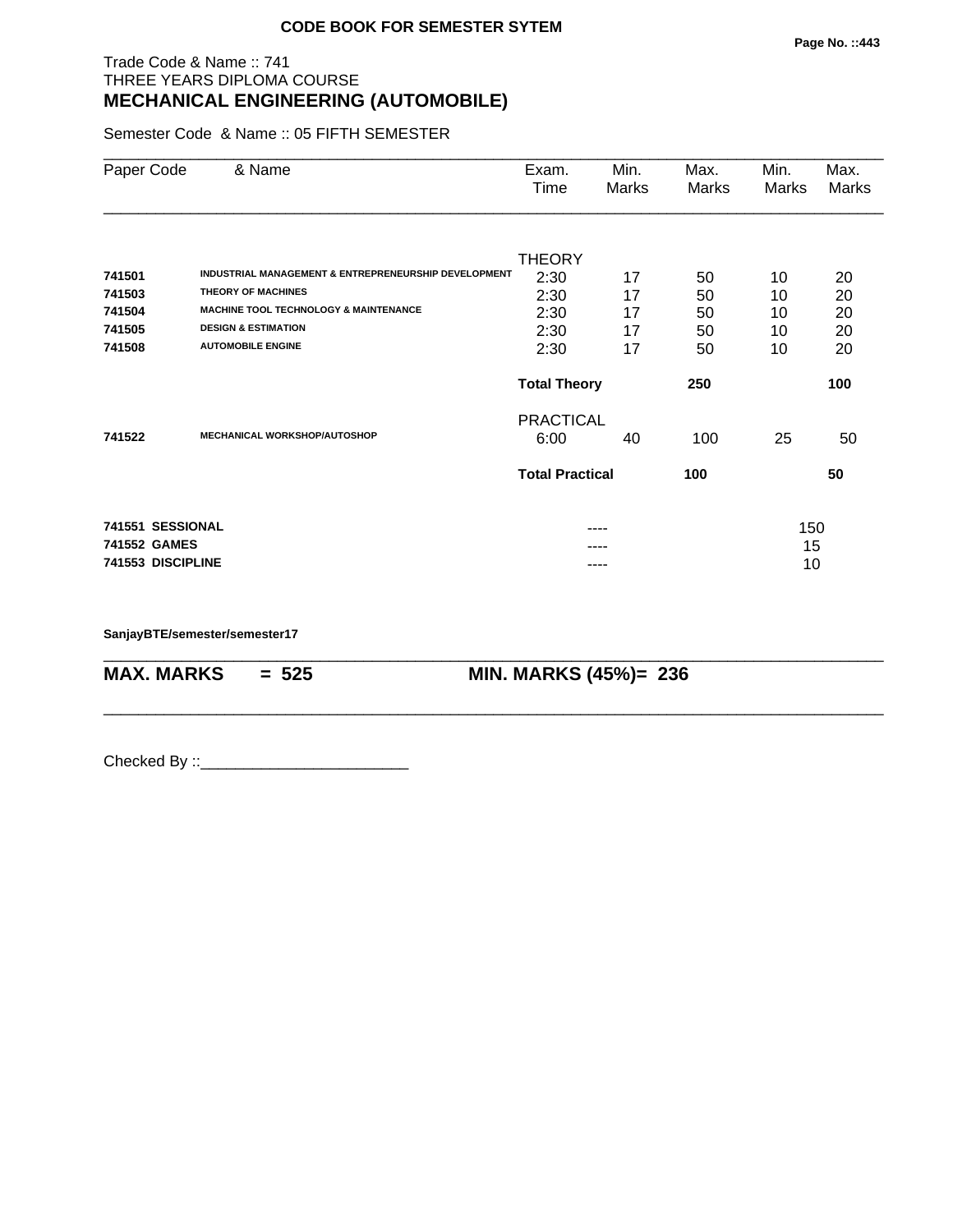**CODE BOOK FOR SEMESTER SYTEM**

Trade Code & Name :: 741
THREE YEARS DIPLOMA COURSE

## MECHANICAL ENGINEERING (AUTOMOBILE)

Semester Code & Name :: 05 FIFTH SEMESTER

| Paper Code | & Name | Exam. Time | Min. Marks | Max. Marks | Min. Marks | Max. Marks |
|---|---|---|---|---|---|---|
| | | THEORY | | | | |
| 741501 | INDUSTRIAL MANAGEMENT & ENTREPRENEURSHIP DEVELOPMENT | 2:30 | 17 | 50 | 10 | 20 |
| 741503 | THEORY OF MACHINES | 2:30 | 17 | 50 | 10 | 20 |
| 741504 | MACHINE TOOL TECHNOLOGY & MAINTENANCE | 2:30 | 17 | 50 | 10 | 20 |
| 741505 | DESIGN & ESTIMATION | 2:30 | 17 | 50 | 10 | 20 |
| 741508 | AUTOMOBILE ENGINE | 2:30 | 17 | 50 | 10 | 20 |
| | | **Total Theory** | | **250** | | **100** |
| | | PRACTICAL | | | | |
| 741522 | MECHANICAL WORKSHOP/AUTOSHOP | 6:00 | 40 | 100 | 25 | 50 |
| | | **Total Practical** | | **100** | | **50** |
| **741551** | **SESSIONAL** | | ---- | | | 150 |
| **741552** | **GAMES** | | ---- | | | 15 |
| **741553** | **DISCIPLINE** | | ---- | | | 10 |

**SanjayBTE/semester/semester17**

**MAX. MARKS = 525** **MIN. MARKS (45%)= 236**

Checked By ::________________________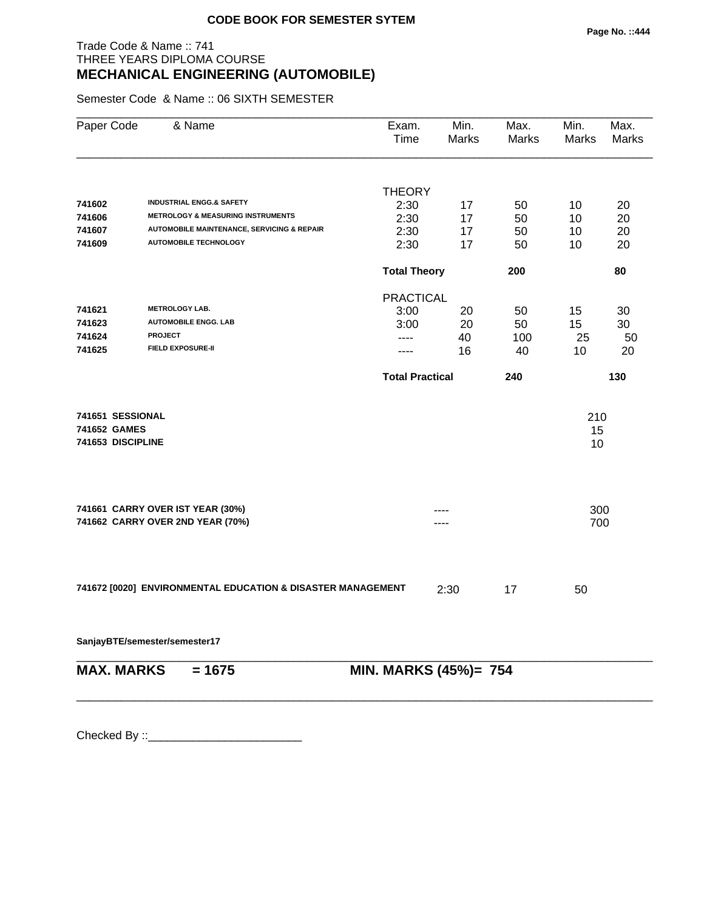**CODE BOOK FOR SEMESTER SYTEM**

Trade Code & Name :: 741
THREE YEARS DIPLOMA COURSE

## MECHANICAL ENGINEERING (AUTOMOBILE)

Semester Code & Name :: 06 SIXTH SEMESTER

| Paper Code | & Name | Exam. Time | Min. Marks | Max. Marks | Min. Marks | Max. Marks |
|---|---|---|---|---|---|---|
| | | THEORY | | | | |
| 741602 | INDUSTRIAL ENGG.& SAFETY | 2:30 | 17 | 50 | 10 | 20 |
| 741606 | METROLOGY & MEASURING INSTRUMENTS | 2:30 | 17 | 50 | 10 | 20 |
| 741607 | AUTOMOBILE MAINTENANCE, SERVICING & REPAIR | 2:30 | 17 | 50 | 10 | 20 |
| 741609 | AUTOMOBILE TECHNOLOGY | 2:30 | 17 | 50 | 10 | 20 |
| | | **Total Theory** | | **200** | | **80** |
| | | PRACTICAL | | | | |
| 741621 | METROLOGY LAB. | 3:00 | 20 | 50 | 15 | 30 |
| 741623 | AUTOMOBILE ENGG. LAB | 3:00 | 20 | 50 | 15 | 30 |
| 741624 | PROJECT | ---- | 40 | 100 | 25 | 50 |
| 741625 | FIELD EXPOSURE-II | ---- | 16 | 40 | 10 | 20 |
| | | **Total Practical** | | **240** | | **130** |
| 741651 | SESSIONAL | | | | 210 | |
| 741652 | GAMES | | | | 15 | |
| 741653 | DISCIPLINE | | | | 10 | |
| 741661 | CARRY OVER IST YEAR (30%) | | ---- | | 300 | |
| 741662 | CARRY OVER 2ND YEAR (70%) | | ---- | | 700 | |
| 741672 [0020] | ENVIRONMENTAL EDUCATION & DISASTER MANAGEMENT | | 2:30 | 17 | 50 | |

SanjayBTE/semester/semester17

**MAX. MARKS = 1675 MIN. MARKS (45%)= 754**

Checked By ::________________________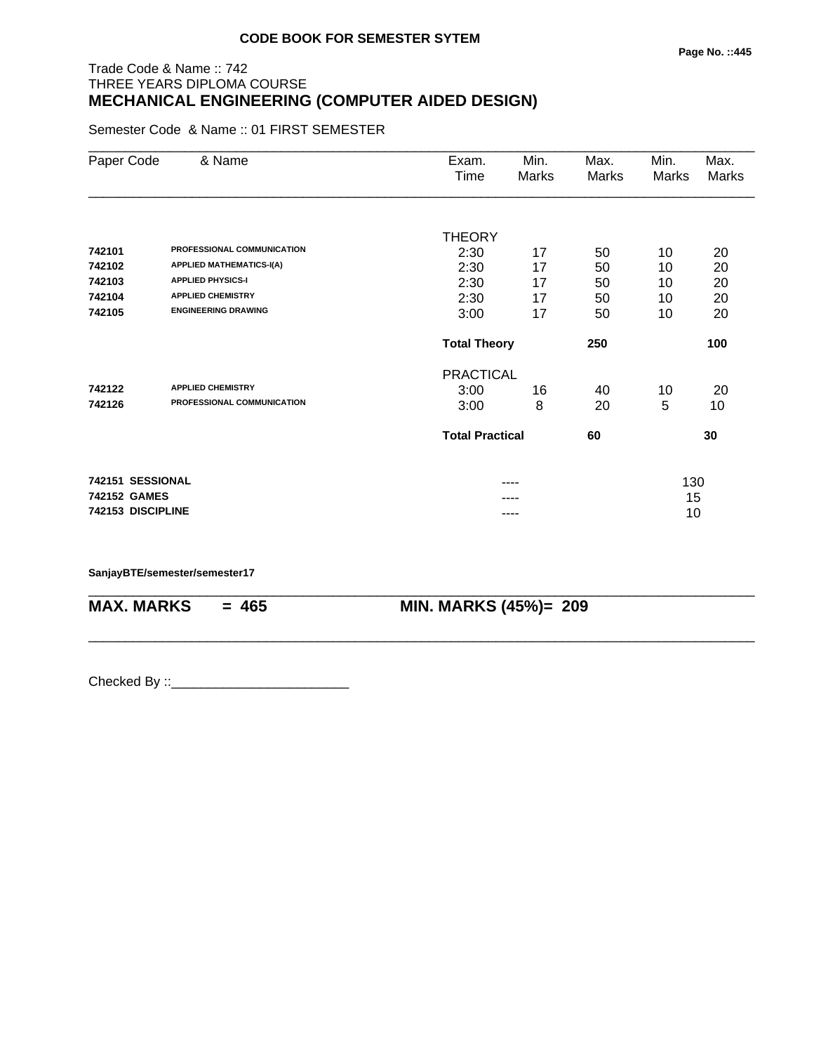**CODE BOOK FOR SEMESTER SYTEM**

Trade Code & Name :: 742
THREE YEARS DIPLOMA COURSE

# MECHANICAL ENGINEERING (COMPUTER AIDED DESIGN)

Semester Code & Name :: 01 FIRST SEMESTER

| Paper Code | & Name | Exam. Time | Min. Marks | Max. Marks | Min. Marks | Max. Marks |
|---|---|---|---|---|---|---|
| | | THEORY | | | | |
| 742101 | PROFESSIONAL COMMUNICATION | 2:30 | 17 | 50 | 10 | 20 |
| 742102 | APPLIED MATHEMATICS-I(A) | 2:30 | 17 | 50 | 10 | 20 |
| 742103 | APPLIED PHYSICS-I | 2:30 | 17 | 50 | 10 | 20 |
| 742104 | APPLIED CHEMISTRY | 2:30 | 17 | 50 | 10 | 20 |
| 742105 | ENGINEERING DRAWING | 3:00 | 17 | 50 | 10 | 20 |
| | | **Total Theory** | | **250** | | **100** |
| | | PRACTICAL | | | | |
| 742122 | APPLIED CHEMISTRY | 3:00 | 16 | 40 | 10 | 20 |
| 742126 | PROFESSIONAL COMMUNICATION | 3:00 | 8 | 20 | 5 | 10 |
| | | **Total Practical** | | **60** | | **30** |
| **742151** | **SESSIONAL** | | ---- | | 130 | |
| **742152** | **GAMES** | | ---- | | 15 | |
| **742153** | **DISCIPLINE** | | ---- | | 10 | |

**SanjayBTE/semester/semester17**

**MAX. MARKS = 465** **MIN. MARKS (45%)= 209**

Checked By ::________________________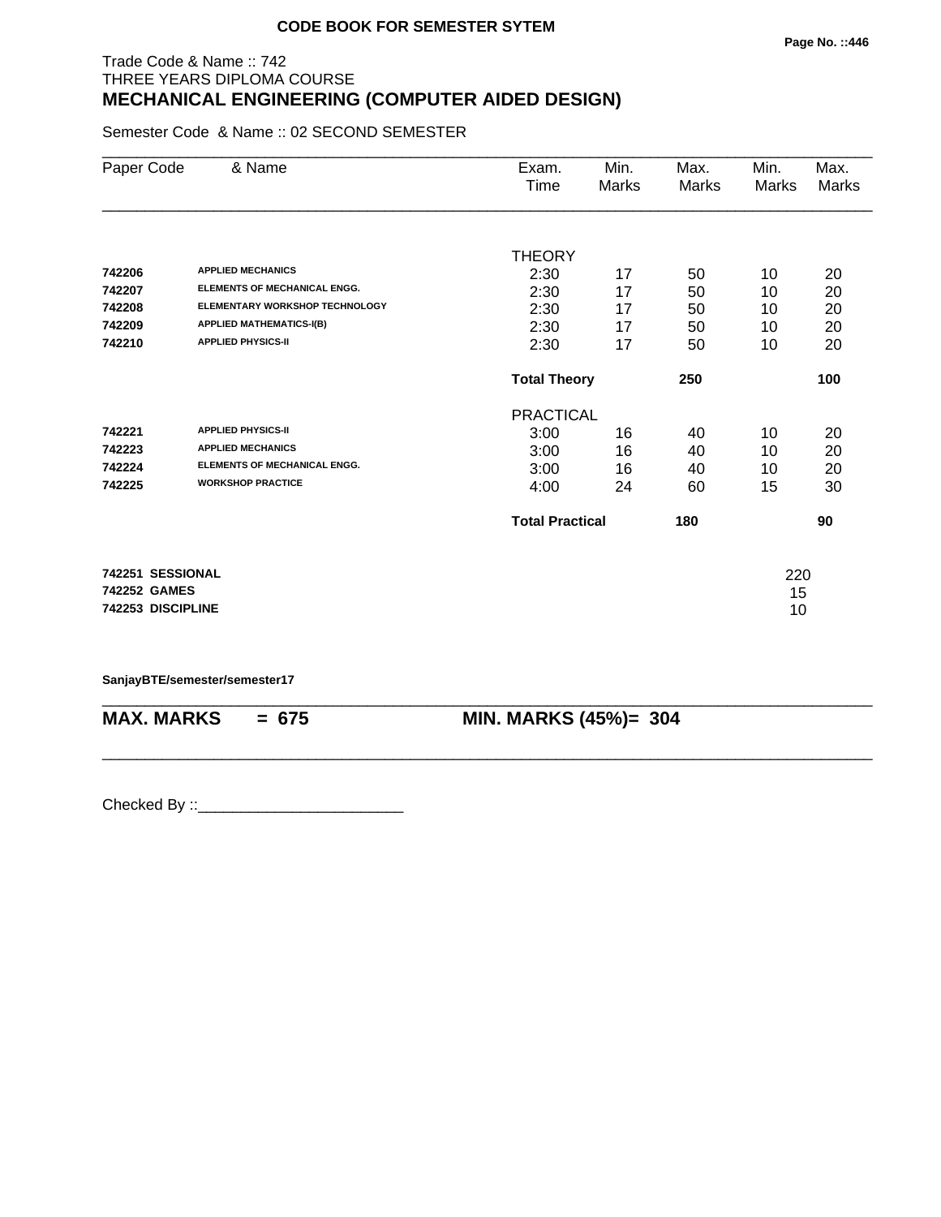**CODE BOOK FOR SEMESTER SYTEM**

Trade Code & Name :: 742
THREE YEARS DIPLOMA COURSE

# MECHANICAL ENGINEERING (COMPUTER AIDED DESIGN)

Semester Code & Name :: 02 SECOND SEMESTER

| Paper Code | & Name | Exam. Time | Min. Marks | Max. Marks | Min. Marks | Max. Marks |
|---|---|---|---|---|---|---|
| | | THEORY | | | | |
| 742206 | APPLIED MECHANICS | 2:30 | 17 | 50 | 10 | 20 |
| 742207 | ELEMENTS OF MECHANICAL ENGG. | 2:30 | 17 | 50 | 10 | 20 |
| 742208 | ELEMENTARY WORKSHOP TECHNOLOGY | 2:30 | 17 | 50 | 10 | 20 |
| 742209 | APPLIED MATHEMATICS-I(B) | 2:30 | 17 | 50 | 10 | 20 |
| 742210 | APPLIED PHYSICS-II | 2:30 | 17 | 50 | 10 | 20 |
| | | **Total Theory** | | **250** | | **100** |
| | | PRACTICAL | | | | |
| 742221 | APPLIED PHYSICS-II | 3:00 | 16 | 40 | 10 | 20 |
| 742223 | APPLIED MECHANICS | 3:00 | 16 | 40 | 10 | 20 |
| 742224 | ELEMENTS OF MECHANICAL ENGG. | 3:00 | 16 | 40 | 10 | 20 |
| 742225 | WORKSHOP PRACTICE | 4:00 | 24 | 60 | 15 | 30 |
| | | **Total Practical** | | **180** | | **90** |

| | |
|---|---|
| **742251 SESSIONAL** | 220 |
| **742252 GAMES** | 15 |
| **742253 DISCIPLINE** | 10 |

**SanjayBTE/semester/semester17**

**MAX. MARKS = 675** **MIN. MARKS (45%)= 304**

Checked By ::________________________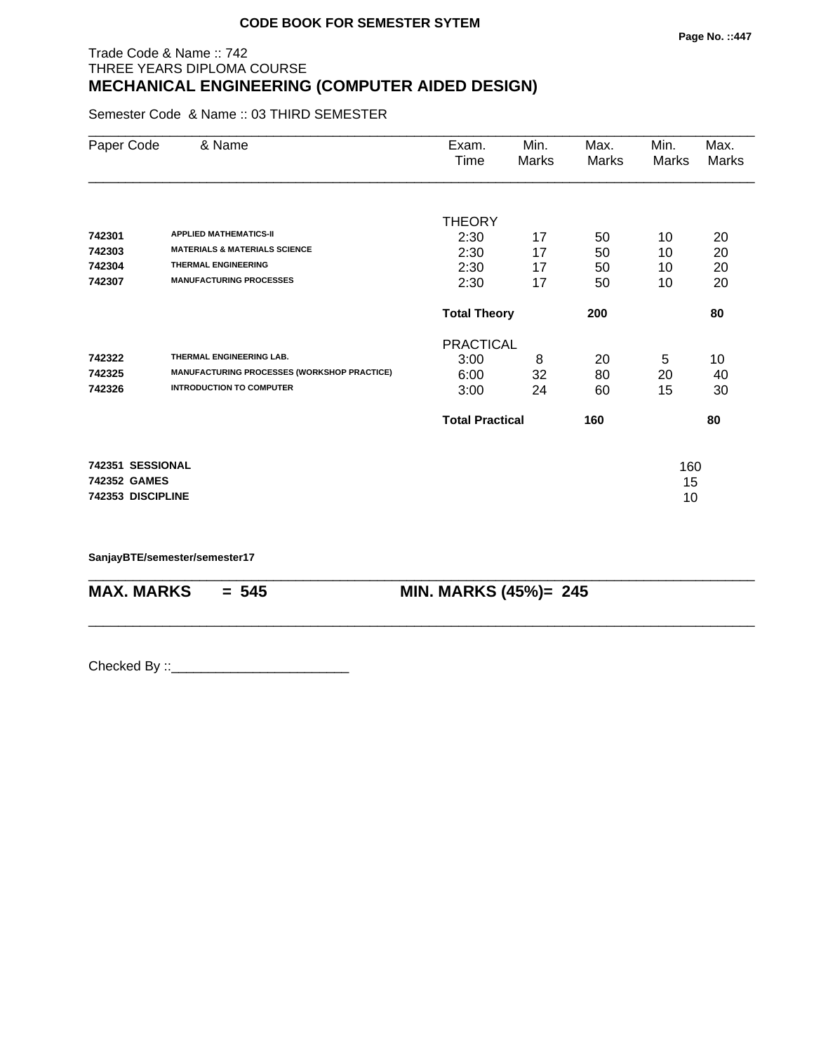**CODE BOOK FOR SEMESTER SYTEM**

Trade Code & Name :: 742
THREE YEARS DIPLOMA COURSE

# MECHANICAL ENGINEERING (COMPUTER AIDED DESIGN)

Semester Code & Name :: 03 THIRD SEMESTER

| Paper Code | & Name | Exam. Time | Min. Marks | Max. Marks | Min. Marks | Max. Marks |
|---|---|---|---|---|---|---|
| | | THEORY | | | | |
| 742301 | APPLIED MATHEMATICS-II | 2:30 | 17 | 50 | 10 | 20 |
| 742303 | MATERIALS & MATERIALS SCIENCE | 2:30 | 17 | 50 | 10 | 20 |
| 742304 | THERMAL ENGINEERING | 2:30 | 17 | 50 | 10 | 20 |
| 742307 | MANUFACTURING PROCESSES | 2:30 | 17 | 50 | 10 | 20 |
| | | **Total Theory** | | **200** | | **80** |
| | | PRACTICAL | | | | |
| 742322 | THERMAL ENGINEERING LAB. | 3:00 | 8 | 20 | 5 | 10 |
| 742325 | MANUFACTURING PROCESSES (WORKSHOP PRACTICE) | 6:00 | 32 | 80 | 20 | 40 |
| 742326 | INTRODUCTION TO COMPUTER | 3:00 | 24 | 60 | 15 | 30 |
| | | **Total Practical** | | **160** | | **80** |
| **742351** | **SESSIONAL** | | | | | 160 |
| **742352** | **GAMES** | | | | | 15 |
| **742353** | **DISCIPLINE** | | | | | 10 |

**SanjayBTE/semester/semester17**

**MAX. MARKS = 545** **MIN. MARKS (45%)= 245**

Checked By ::________________________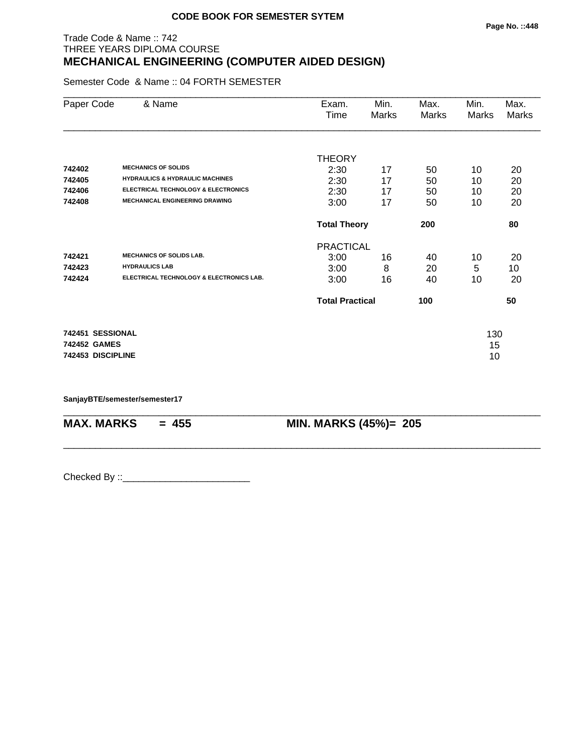**CODE BOOK FOR SEMESTER SYTEM**

Trade Code & Name :: 742
THREE YEARS DIPLOMA COURSE

# MECHANICAL ENGINEERING (COMPUTER AIDED DESIGN)

Semester Code & Name :: 04 FORTH SEMESTER

| Paper Code | & Name | Exam. Time | Min. Marks | Max. Marks | Min. Marks | Max. Marks |
|---|---|---|---|---|---|---|
| | | THEORY | | | | |
| 742402 | MECHANICS OF SOLIDS | 2:30 | 17 | 50 | 10 | 20 |
| 742405 | HYDRAULICS & HYDRAULIC MACHINES | 2:30 | 17 | 50 | 10 | 20 |
| 742406 | ELECTRICAL TECHNOLOGY & ELECTRONICS | 2:30 | 17 | 50 | 10 | 20 |
| 742408 | MECHANICAL ENGINEERING DRAWING | 3:00 | 17 | 50 | 10 | 20 |
| | | **Total Theory** | | **200** | | **80** |
| | | PRACTICAL | | | | |
| 742421 | MECHANICS OF SOLIDS LAB. | 3:00 | 16 | 40 | 10 | 20 |
| 742423 | HYDRAULICS LAB | 3:00 | 8 | 20 | 5 | 10 |
| 742424 | ELECTRICAL TECHNOLOGY & ELECTRONICS LAB. | 3:00 | 16 | 40 | 10 | 20 |
| | | **Total Practical** | | **100** | | **50** |

| | | |
|---|---|---|
| **742451** | **SESSIONAL** | 130 |
| **742452** | **GAMES** | 15 |
| **742453** | **DISCIPLINE** | 10 |

**SanjayBTE/semester/semester17**

**MAX. MARKS = 455** **MIN. MARKS (45%)= 205**

Checked By ::________________________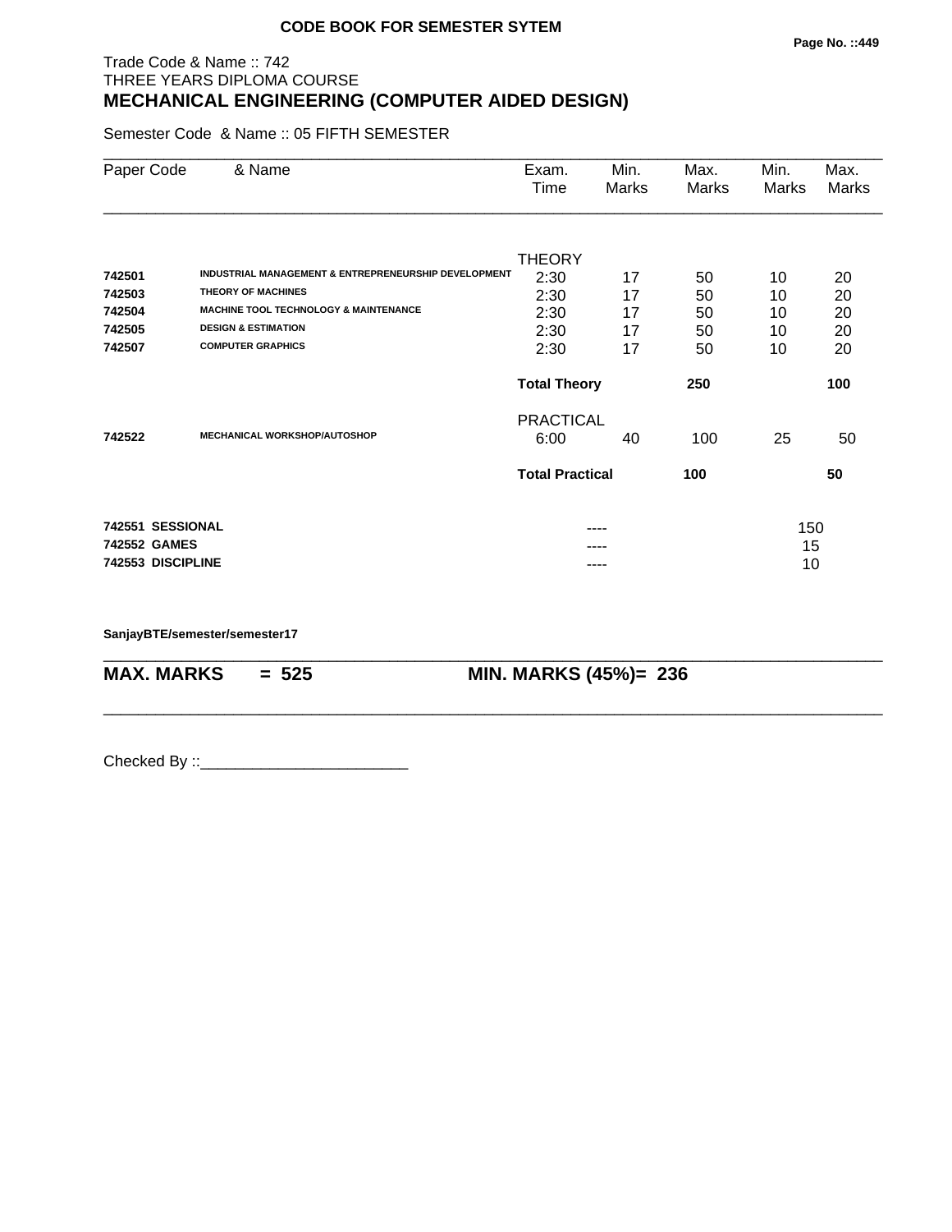**CODE BOOK FOR SEMESTER SYTEM**

Trade Code & Name :: 742
THREE YEARS DIPLOMA COURSE

## MECHANICAL ENGINEERING (COMPUTER AIDED DESIGN)

Semester Code & Name :: 05 FIFTH SEMESTER

| Paper Code | & Name | Exam. Time | Min. Marks | Max. Marks | Min. Marks | Max. Marks |
|---|---|---|---|---|---|---|
| | | THEORY | | | | |
| **742501** | **INDUSTRIAL MANAGEMENT & ENTREPRENEURSHIP DEVELOPMENT** | 2:30 | 17 | 50 | 10 | 20 |
| **742503** | **THEORY OF MACHINES** | 2:30 | 17 | 50 | 10 | 20 |
| **742504** | **MACHINE TOOL TECHNOLOGY & MAINTENANCE** | 2:30 | 17 | 50 | 10 | 20 |
| **742505** | **DESIGN & ESTIMATION** | 2:30 | 17 | 50 | 10 | 20 |
| **742507** | **COMPUTER GRAPHICS** | 2:30 | 17 | 50 | 10 | 20 |
| | | **Total Theory** | | **250** | | **100** |
| | | PRACTICAL | | | | |
| **742522** | **MECHANICAL WORKSHOP/AUTOSHOP** | 6:00 | 40 | 100 | 25 | 50 |
| | | **Total Practical** | | **100** | | **50** |
| **742551** | **SESSIONAL** | | ---- | | | 150 |
| **742552** | **GAMES** | | ---- | | | 15 |
| **742553** | **DISCIPLINE** | | ---- | | | 10 |

**SanjayBTE/semester/semester17**

**MAX. MARKS = 525 MIN. MARKS (45%)= 236**

Checked By ::________________________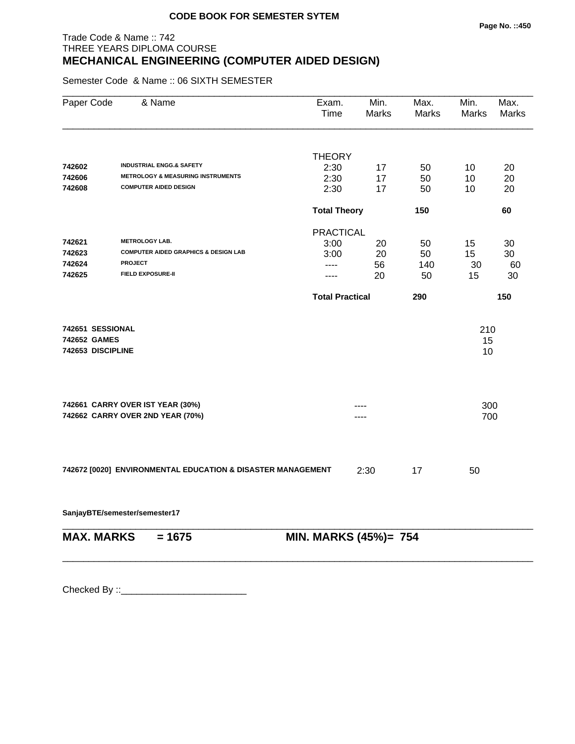**CODE BOOK FOR SEMESTER SYTEM**

Trade Code & Name :: 742
THREE YEARS DIPLOMA COURSE

## MECHANICAL ENGINEERING (COMPUTER AIDED DESIGN)

Semester Code & Name :: 06 SIXTH SEMESTER

| Paper Code | & Name | Exam. Time | Min. Marks | Max. Marks | Min. Marks | Max. Marks |
|---|---|---|---|---|---|---|
| | | THEORY | | | | |
| 742602 | INDUSTRIAL ENGG.& SAFETY | 2:30 | 17 | 50 | 10 | 20 |
| 742606 | METROLOGY & MEASURING INSTRUMENTS | 2:30 | 17 | 50 | 10 | 20 |
| 742608 | COMPUTER AIDED DESIGN | 2:30 | 17 | 50 | 10 | 20 |
| | | **Total Theory** | | **150** | | **60** |
| | | PRACTICAL | | | | |
| 742621 | METROLOGY LAB. | 3:00 | 20 | 50 | 15 | 30 |
| 742623 | COMPUTER AIDED GRAPHICS & DESIGN LAB | 3:00 | 20 | 50 | 15 | 30 |
| 742624 | PROJECT | ---- | 56 | 140 | 30 | 60 |
| 742625 | FIELD EXPOSURE-II | ---- | 20 | 50 | 15 | 30 |
| | | **Total Practical** | | **290** | | **150** |
| **742651** | **SESSIONAL** | | | | 210 | |
| **742652** | **GAMES** | | | | 15 | |
| **742653** | **DISCIPLINE** | | | | 10 | |
| **742661** | **CARRY OVER IST YEAR (30%)** | | ---- | | 300 | |
| **742662** | **CARRY OVER 2ND YEAR (70%)** | | ---- | | 700 | |
| **742672 [0020]** | **ENVIRONMENTAL EDUCATION & DISASTER MANAGEMENT** | 2:30 | 17 | 50 | | |

**SanjayBTE/semester/semester17**

**MAX. MARKS = 1675** **MIN. MARKS (45%)= 754**

Checked By ::________________________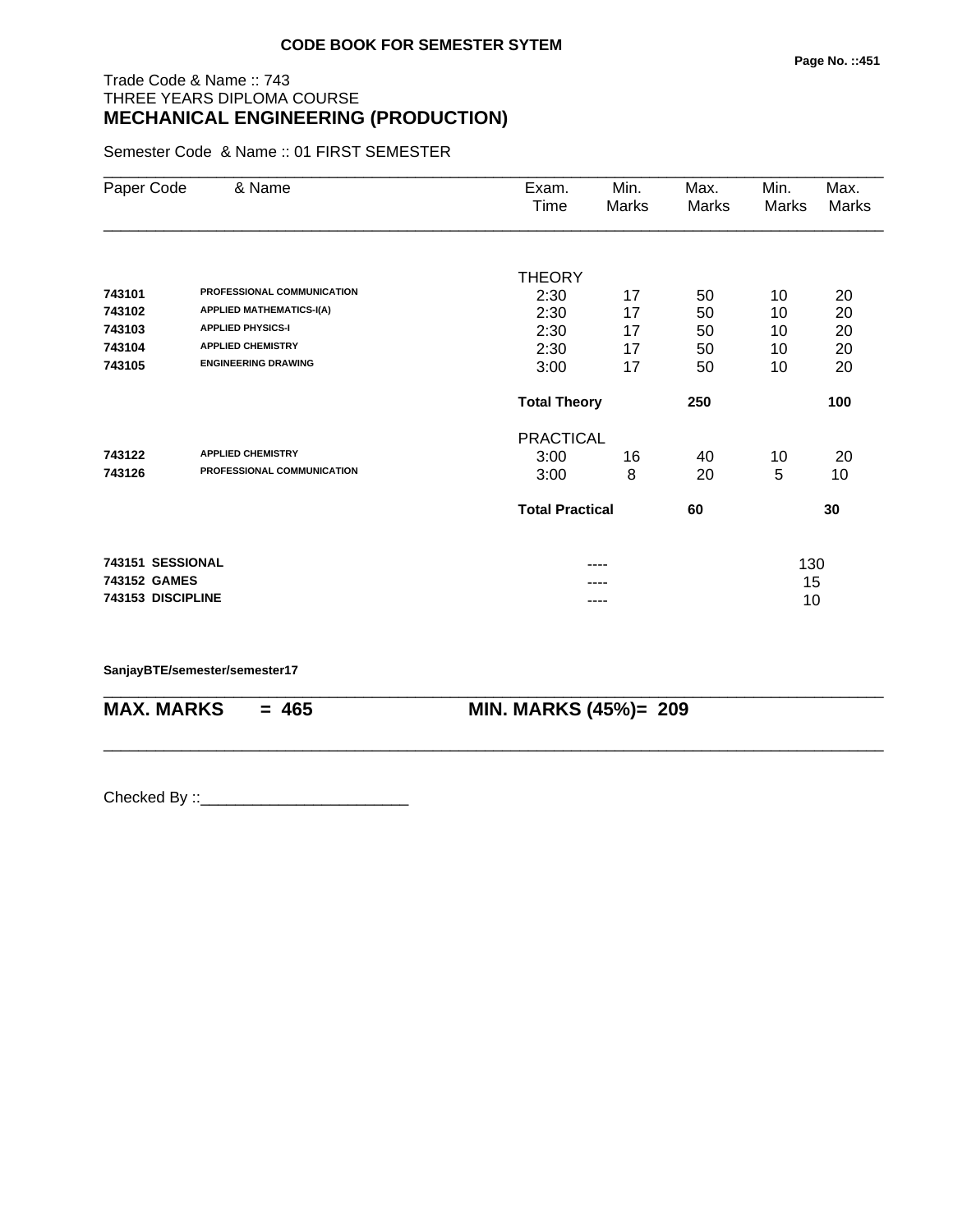**CODE BOOK FOR SEMESTER SYTEM**

Trade Code & Name :: 743
THREE YEARS DIPLOMA COURSE
## MECHANICAL ENGINEERING (PRODUCTION)

Semester Code & Name :: 01 FIRST SEMESTER

| Paper Code | & Name | Exam. Time | Min. Marks | Max. Marks | Min. Marks | Max. Marks |
|---|---|---|---|---|---|---|
| | | THEORY | | | | |
| 743101 | PROFESSIONAL COMMUNICATION | 2:30 | 17 | 50 | 10 | 20 |
| 743102 | APPLIED MATHEMATICS-I(A) | 2:30 | 17 | 50 | 10 | 20 |
| 743103 | APPLIED PHYSICS-I | 2:30 | 17 | 50 | 10 | 20 |
| 743104 | APPLIED CHEMISTRY | 2:30 | 17 | 50 | 10 | 20 |
| 743105 | ENGINEERING DRAWING | 3:00 | 17 | 50 | 10 | 20 |
| | | **Total Theory** | | **250** | | **100** |
| | | PRACTICAL | | | | |
| 743122 | APPLIED CHEMISTRY | 3:00 | 16 | 40 | 10 | 20 |
| 743126 | PROFESSIONAL COMMUNICATION | 3:00 | 8 | 20 | 5 | 10 |
| | | **Total Practical** | | **60** | | **30** |
| **743151** | **SESSIONAL** | | ---- | | 130 | |
| **743152** | **GAMES** | | ---- | | 15 | |
| **743153** | **DISCIPLINE** | | ---- | | 10 | |

**SanjayBTE/semester/semester17**

**MAX. MARKS = 465** **MIN. MARKS (45%)= 209**

Checked By ::________________________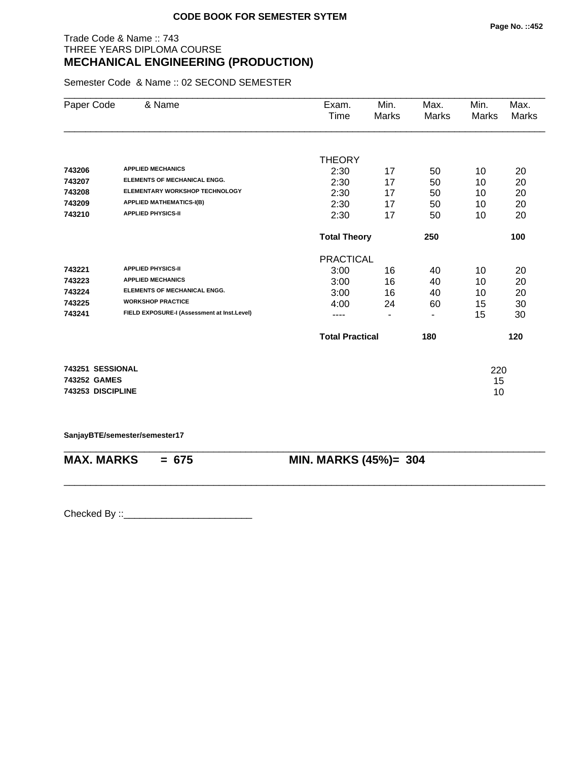**CODE BOOK FOR SEMESTER SYTEM**

Trade Code & Name :: 743
THREE YEARS DIPLOMA COURSE
## MECHANICAL ENGINEERING (PRODUCTION)

Semester Code & Name :: 02 SECOND SEMESTER

| Paper Code | & Name | Exam. Time | Min. Marks | Max. Marks | Min. Marks | Max. Marks |
|---|---|---|---|---|---|---|
| | | THEORY | | | | |
| **743206** | **APPLIED MECHANICS** | 2:30 | 17 | 50 | 10 | 20 |
| **743207** | **ELEMENTS OF MECHANICAL ENGG.** | 2:30 | 17 | 50 | 10 | 20 |
| **743208** | **ELEMENTARY WORKSHOP TECHNOLOGY** | 2:30 | 17 | 50 | 10 | 20 |
| **743209** | **APPLIED MATHEMATICS-I(B)** | 2:30 | 17 | 50 | 10 | 20 |
| **743210** | **APPLIED PHYSICS-II** | 2:30 | 17 | 50 | 10 | 20 |
| | | **Total Theory** | | **250** | | **100** |
| | | PRACTICAL | | | | |
| **743221** | **APPLIED PHYSICS-II** | 3:00 | 16 | 40 | 10 | 20 |
| **743223** | **APPLIED MECHANICS** | 3:00 | 16 | 40 | 10 | 20 |
| **743224** | **ELEMENTS OF MECHANICAL ENGG.** | 3:00 | 16 | 40 | 10 | 20 |
| **743225** | **WORKSHOP PRACTICE** | 4:00 | 24 | 60 | 15 | 30 |
| **743241** | **FIELD EXPOSURE-I (Assessment at Inst.Level)** | ---- | - | - | 15 | 30 |
| | | **Total Practical** | | **180** | | **120** |
| **743251** | **SESSIONAL** | | | | | 220 |
| **743252** | **GAMES** | | | | | 15 |
| **743253** | **DISCIPLINE** | | | | | 10 |

**SanjayBTE/semester/semester17**

**MAX. MARKS = 675** **MIN. MARKS (45%)= 304**

Checked By ::________________________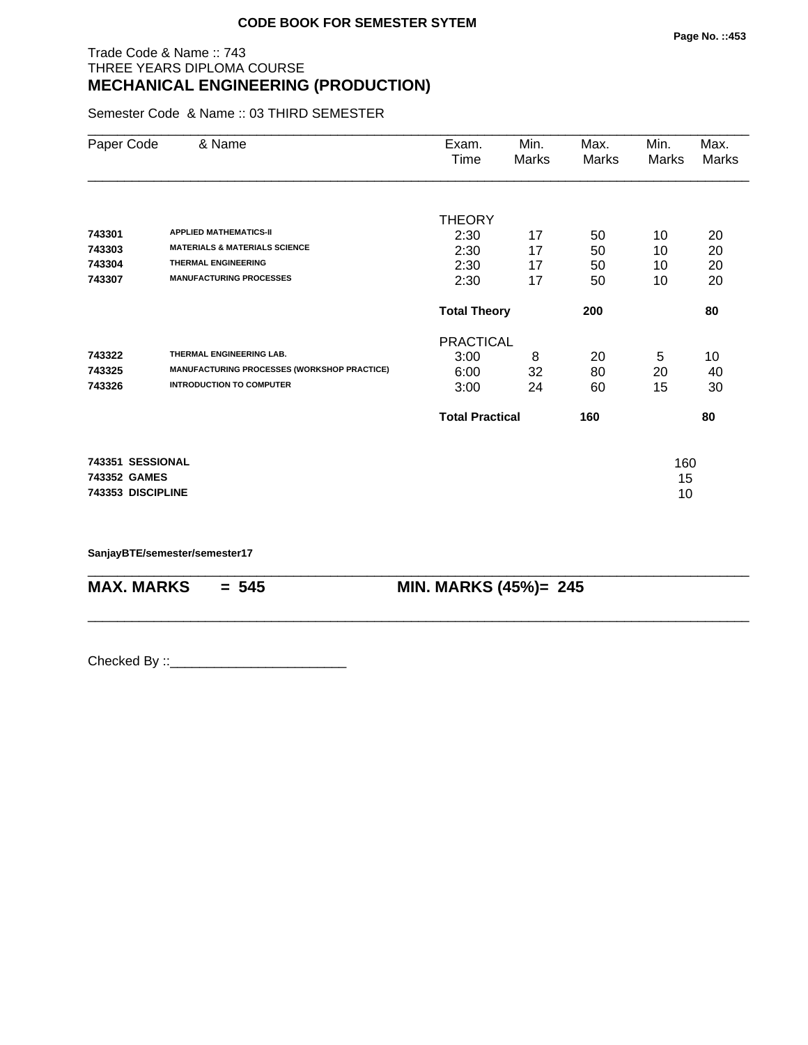**CODE BOOK FOR SEMESTER SYTEM**

Trade Code & Name :: 743
THREE YEARS DIPLOMA COURSE

## MECHANICAL ENGINEERING (PRODUCTION)

Semester Code & Name :: 03 THIRD SEMESTER

| Paper Code | & Name | Exam. Time | Min. Marks | Max. Marks | Min. Marks | Max. Marks |
|---|---|---|---|---|---|---|
| | | THEORY | | | | |
| 743301 | APPLIED MATHEMATICS-II | 2:30 | 17 | 50 | 10 | 20 |
| 743303 | MATERIALS & MATERIALS SCIENCE | 2:30 | 17 | 50 | 10 | 20 |
| 743304 | THERMAL ENGINEERING | 2:30 | 17 | 50 | 10 | 20 |
| 743307 | MANUFACTURING PROCESSES | 2:30 | 17 | 50 | 10 | 20 |
| | | **Total Theory** | | **200** | | **80** |
| | | PRACTICAL | | | | |
| 743322 | THERMAL ENGINEERING LAB. | 3:00 | 8 | 20 | 5 | 10 |
| 743325 | MANUFACTURING PROCESSES (WORKSHOP PRACTICE) | 6:00 | 32 | 80 | 20 | 40 |
| 743326 | INTRODUCTION TO COMPUTER | 3:00 | 24 | 60 | 15 | 30 |
| | | **Total Practical** | | **160** | | **80** |

| | | |
|---|---|---|
| **743351** | **SESSIONAL** | 160 |
| **743352** | **GAMES** | 15 |
| **743353** | **DISCIPLINE** | 10 |

**SanjayBTE/semester/semester17**

**MAX. MARKS = 545** **MIN. MARKS (45%)= 245**

Checked By ::________________________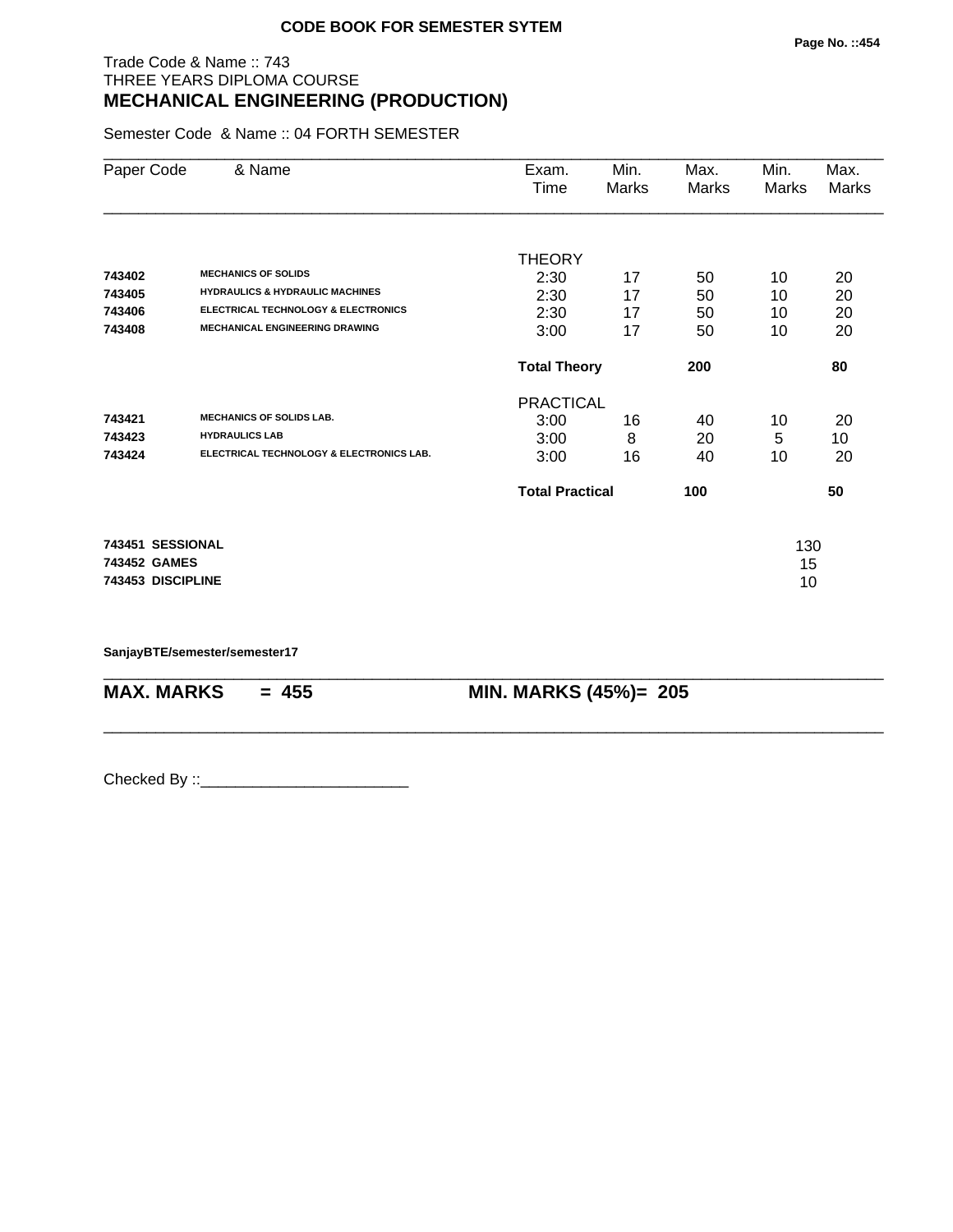**CODE BOOK FOR SEMESTER SYTEM**

Trade Code & Name :: 743
THREE YEARS DIPLOMA COURSE

## MECHANICAL ENGINEERING (PRODUCTION)

Semester Code & Name :: 04 FORTH SEMESTER

| Paper Code | & Name | Exam. Time | Min. Marks | Max. Marks | Min. Marks | Max. Marks |
|---|---|---|---|---|---|---|
| | | THEORY | | | | |
| 743402 | MECHANICS OF SOLIDS | 2:30 | 17 | 50 | 10 | 20 |
| 743405 | HYDRAULICS & HYDRAULIC MACHINES | 2:30 | 17 | 50 | 10 | 20 |
| 743406 | ELECTRICAL TECHNOLOGY & ELECTRONICS | 2:30 | 17 | 50 | 10 | 20 |
| 743408 | MECHANICAL ENGINEERING DRAWING | 3:00 | 17 | 50 | 10 | 20 |
| | | **Total Theory** | | **200** | | **80** |
| | | PRACTICAL | | | | |
| 743421 | MECHANICS OF SOLIDS LAB. | 3:00 | 16 | 40 | 10 | 20 |
| 743423 | HYDRAULICS LAB | 3:00 | 8 | 20 | 5 | 10 |
| 743424 | ELECTRICAL TECHNOLOGY & ELECTRONICS LAB. | 3:00 | 16 | 40 | 10 | 20 |
| | | **Total Practical** | | **100** | | **50** |
| **743451** | **SESSIONAL** | | | | 130 | |
| **743452** | **GAMES** | | | | 15 | |
| **743453** | **DISCIPLINE** | | | | 10 | |

**SanjayBTE/semester/semester17**

**MAX. MARKS = 455** **MIN. MARKS (45%)= 205**

Checked By ::________________________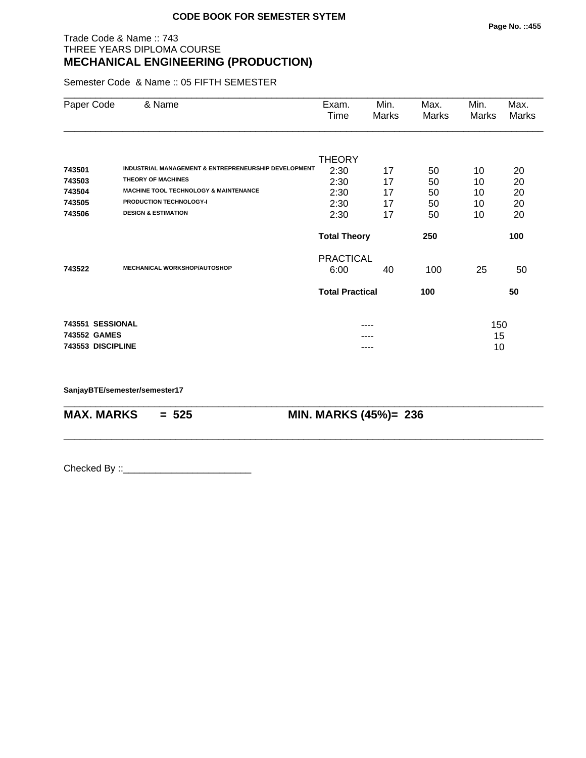**CODE BOOK FOR SEMESTER SYTEM**

Trade Code & Name :: 743
THREE YEARS DIPLOMA COURSE
## MECHANICAL ENGINEERING (PRODUCTION)

Semester Code & Name :: 05 FIFTH SEMESTER

| Paper Code | & Name | Exam. Time | Min. Marks | Max. Marks | Min. Marks | Max. Marks |
|---|---|---|---|---|---|---|
| | | THEORY | | | | |
| **743501** | **INDUSTRIAL MANAGEMENT & ENTREPRENEURSHIP DEVELOPMENT** | 2:30 | 17 | 50 | 10 | 20 |
| **743503** | **THEORY OF MACHINES** | 2:30 | 17 | 50 | 10 | 20 |
| **743504** | **MACHINE TOOL TECHNOLOGY & MAINTENANCE** | 2:30 | 17 | 50 | 10 | 20 |
| **743505** | **PRODUCTION TECHNOLOGY-I** | 2:30 | 17 | 50 | 10 | 20 |
| **743506** | **DESIGN & ESTIMATION** | 2:30 | 17 | 50 | 10 | 20 |
| | | **Total Theory** | | **250** | | **100** |
| | | PRACTICAL | | | | |
| **743522** | **MECHANICAL WORKSHOP/AUTOSHOP** | 6:00 | 40 | 100 | 25 | 50 |
| | | **Total Practical** | | **100** | | **50** |
| **743551** | **SESSIONAL** | | ---- | | 150 | |
| **743552** | **GAMES** | | ---- | | 15 | |
| **743553** | **DISCIPLINE** | | ---- | | 10 | |

**SanjayBTE/semester/semester17**

**MAX. MARKS = 525** **MIN. MARKS (45%)= 236**

Checked By ::________________________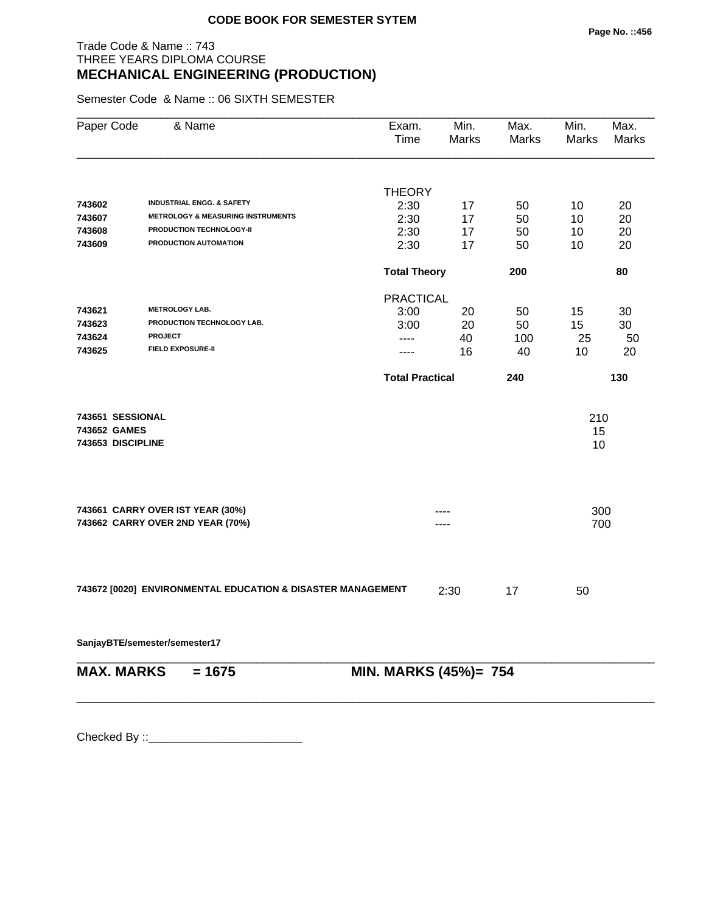**CODE BOOK FOR SEMESTER SYTEM**

Trade Code & Name :: 743
THREE YEARS DIPLOMA COURSE

# MECHANICAL ENGINEERING (PRODUCTION)

Semester Code & Name :: 06 SIXTH SEMESTER

| Paper Code | & Name | Exam. Time | Min. Marks | Max. Marks | Min. Marks | Max. Marks |
|---|---|---|---|---|---|---|
| | | THEORY | | | | |
| **743602** | **INDUSTRIAL ENGG. & SAFETY** | 2:30 | 17 | 50 | 10 | 20 |
| **743607** | **METROLOGY & MEASURING INSTRUMENTS** | 2:30 | 17 | 50 | 10 | 20 |
| **743608** | **PRODUCTION TECHNOLOGY-II** | 2:30 | 17 | 50 | 10 | 20 |
| **743609** | **PRODUCTION AUTOMATION** | 2:30 | 17 | 50 | 10 | 20 |
| | | **Total Theory** | | **200** | | **80** |
| | | PRACTICAL | | | | |
| **743621** | **METROLOGY LAB.** | 3:00 | 20 | 50 | 15 | 30 |
| **743623** | **PRODUCTION TECHNOLOGY LAB.** | 3:00 | 20 | 50 | 15 | 30 |
| **743624** | **PROJECT** | ---- | 40 | 100 | 25 | 50 |
| **743625** | **FIELD EXPOSURE-II** | ---- | 16 | 40 | 10 | 20 |
| | | **Total Practical** | | **240** | | **130** |
| **743651** | **SESSIONAL** | | | | 210 | |
| **743652** | **GAMES** | | | | 15 | |
| **743653** | **DISCIPLINE** | | | | 10 | |
| **743661** | **CARRY OVER IST YEAR (30%)** | | ---- | | 300 | |
| **743662** | **CARRY OVER 2ND YEAR (70%)** | | ---- | | 700 | |
| **743672 [0020]** | **ENVIRONMENTAL EDUCATION & DISASTER MANAGEMENT** | 2:30 | 17 | 50 | | |

**SanjayBTE/semester/semester17**

**MAX. MARKS = 1675** **MIN. MARKS (45%)= 754**

Checked By ::________________________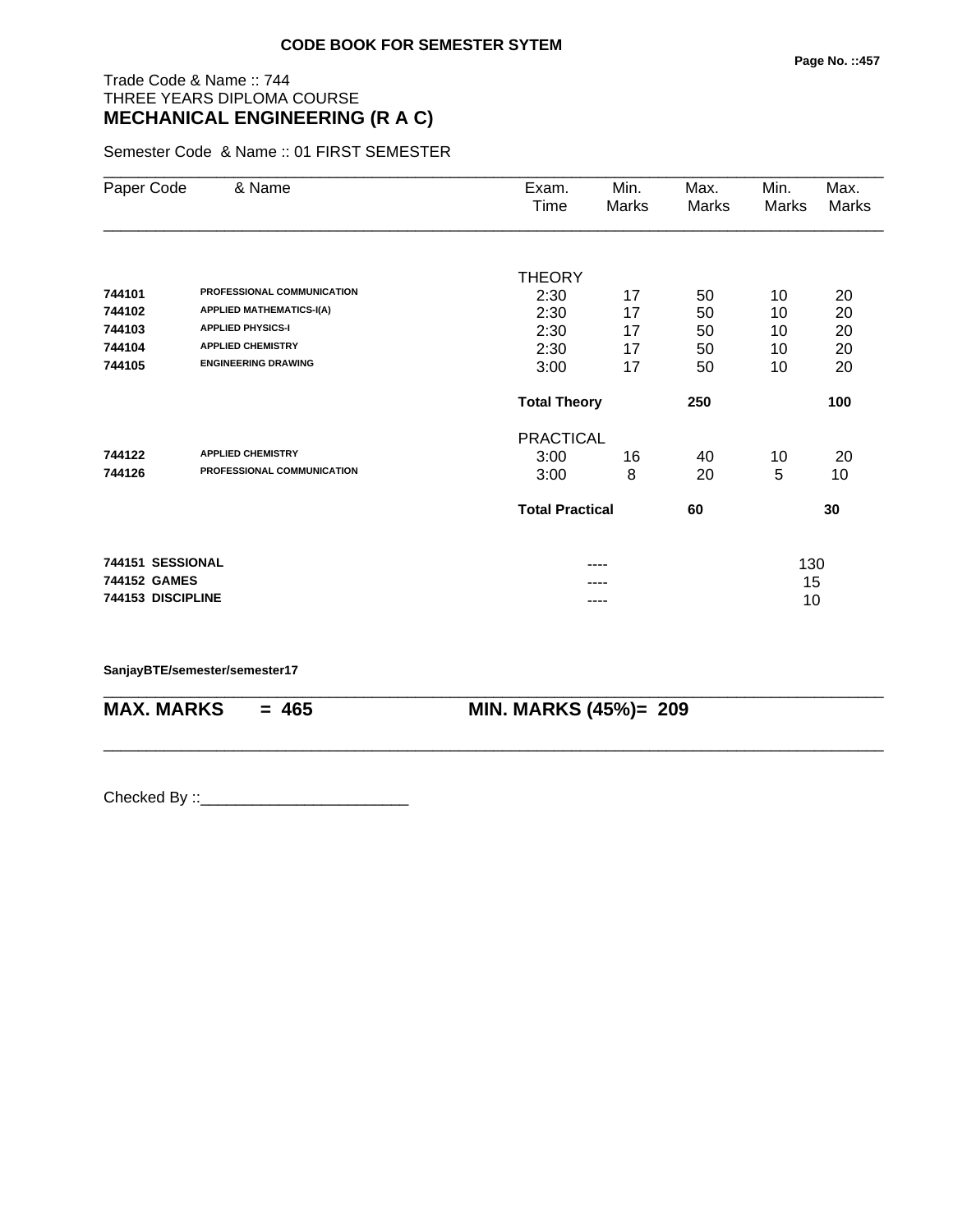**CODE BOOK FOR SEMESTER SYTEM**

Trade Code & Name :: 744
THREE YEARS DIPLOMA COURSE
**MECHANICAL ENGINEERING (R A C)**

Semester Code & Name :: 01 FIRST SEMESTER

| Paper Code | & Name | Exam. Time | Min. Marks | Max. Marks | Min. Marks | Max. Marks |
|---|---|---|---|---|---|---|
| | | THEORY | | | | |
| **744101** | **PROFESSIONAL COMMUNICATION** | 2:30 | 17 | 50 | 10 | 20 |
| **744102** | **APPLIED MATHEMATICS-I(A)** | 2:30 | 17 | 50 | 10 | 20 |
| **744103** | **APPLIED PHYSICS-I** | 2:30 | 17 | 50 | 10 | 20 |
| **744104** | **APPLIED CHEMISTRY** | 2:30 | 17 | 50 | 10 | 20 |
| **744105** | **ENGINEERING DRAWING** | 3:00 | 17 | 50 | 10 | 20 |
| | | **Total Theory** | | **250** | | **100** |
| | | PRACTICAL | | | | |
| **744122** | **APPLIED CHEMISTRY** | 3:00 | 16 | 40 | 10 | 20 |
| **744126** | **PROFESSIONAL COMMUNICATION** | 3:00 | 8 | 20 | 5 | 10 |
| | | **Total Practical** | | **60** | | **30** |
| **744151** | **SESSIONAL** | | ---- | | 130 | |
| **744152** | **GAMES** | | ---- | | 15 | |
| **744153** | **DISCIPLINE** | | ---- | | 10 | |

**SanjayBTE/semester/semester17**

**MAX. MARKS = 465** **MIN. MARKS (45%)= 209**

Checked By ::________________________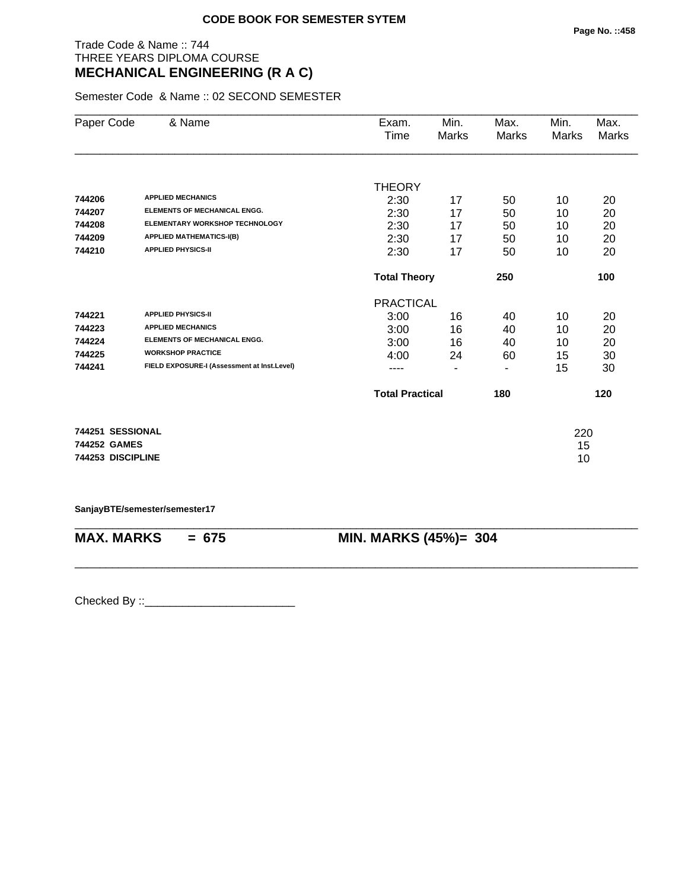**CODE BOOK FOR SEMESTER SYTEM**

Trade Code & Name :: 744
THREE YEARS DIPLOMA COURSE

## MECHANICAL ENGINEERING (R A C)

Semester Code & Name :: 02 SECOND SEMESTER

| Paper Code | & Name | Exam. Time | Min. Marks | Max. Marks | Min. Marks | Max. Marks |
|---|---|---|---|---|---|---|
| | | THEORY | | | | |
| 744206 | APPLIED MECHANICS | 2:30 | 17 | 50 | 10 | 20 |
| 744207 | ELEMENTS OF MECHANICAL ENGG. | 2:30 | 17 | 50 | 10 | 20 |
| 744208 | ELEMENTARY WORKSHOP TECHNOLOGY | 2:30 | 17 | 50 | 10 | 20 |
| 744209 | APPLIED MATHEMATICS-I(B) | 2:30 | 17 | 50 | 10 | 20 |
| 744210 | APPLIED PHYSICS-II | 2:30 | 17 | 50 | 10 | 20 |
| | | **Total Theory** | | **250** | | **100** |
| | | PRACTICAL | | | | |
| 744221 | APPLIED PHYSICS-II | 3:00 | 16 | 40 | 10 | 20 |
| 744223 | APPLIED MECHANICS | 3:00 | 16 | 40 | 10 | 20 |
| 744224 | ELEMENTS OF MECHANICAL ENGG. | 3:00 | 16 | 40 | 10 | 20 |
| 744225 | WORKSHOP PRACTICE | 4:00 | 24 | 60 | 15 | 30 |
| 744241 | FIELD EXPOSURE-I (Assessment at Inst.Level) | ---- | - | - | 15 | 30 |
| | | **Total Practical** | | **180** | | **120** |

| | |
|---|---|
| **744251 SESSIONAL** | 220 |
| **744252 GAMES** | 15 |
| **744253 DISCIPLINE** | 10 |

**SanjayBTE/semester/semester17**

**MAX. MARKS = 675** **MIN. MARKS (45%)= 304**

Checked By ::________________________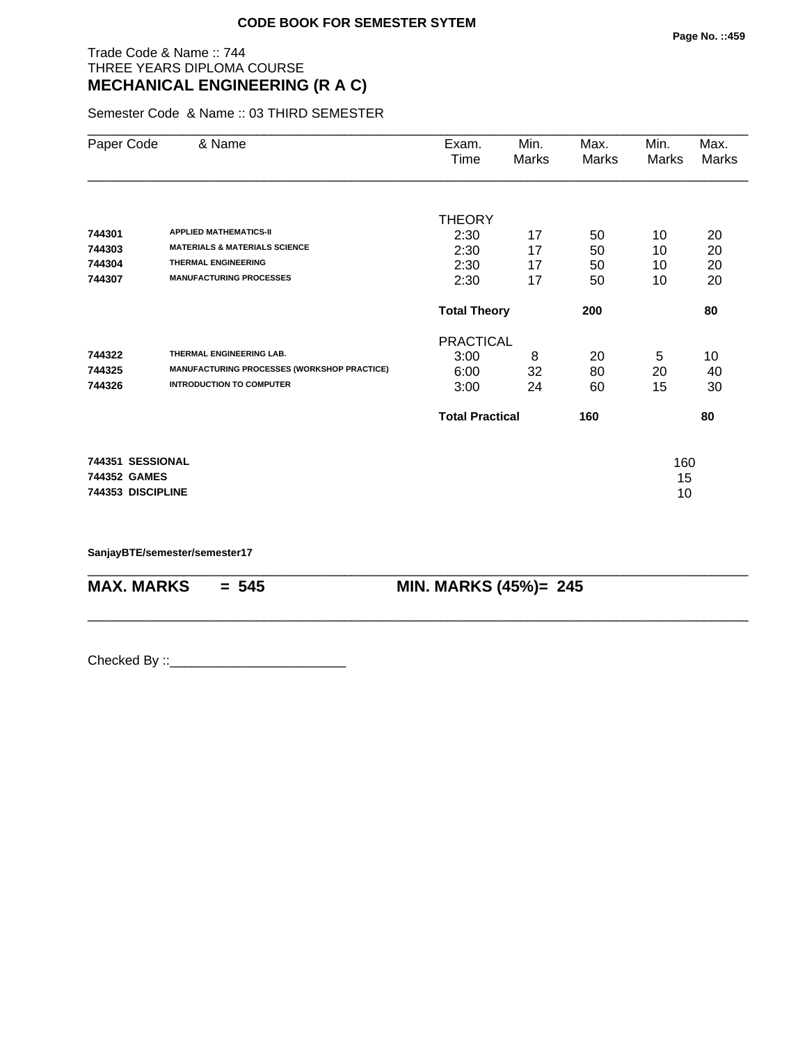**CODE BOOK FOR SEMESTER SYTEM**

Trade Code & Name :: 744
THREE YEARS DIPLOMA COURSE
## MECHANICAL ENGINEERING (R A C)

Semester Code & Name :: 03 THIRD SEMESTER

| Paper Code | & Name | Exam. Time | Min. Marks | Max. Marks | Min. Marks | Max. Marks |
|---|---|---|---|---|---|---|
| | | THEORY | | | | |
| **744301** | **APPLIED MATHEMATICS-II** | 2:30 | 17 | 50 | 10 | 20 |
| **744303** | **MATERIALS & MATERIALS SCIENCE** | 2:30 | 17 | 50 | 10 | 20 |
| **744304** | **THERMAL ENGINEERING** | 2:30 | 17 | 50 | 10 | 20 |
| **744307** | **MANUFACTURING PROCESSES** | 2:30 | 17 | 50 | 10 | 20 |
| | | **Total Theory** | | **200** | | **80** |
| | | PRACTICAL | | | | |
| **744322** | **THERMAL ENGINEERING LAB.** | 3:00 | 8 | 20 | 5 | 10 |
| **744325** | **MANUFACTURING PROCESSES (WORKSHOP PRACTICE)** | 6:00 | 32 | 80 | 20 | 40 |
| **744326** | **INTRODUCTION TO COMPUTER** | 3:00 | 24 | 60 | 15 | 30 |
| | | **Total Practical** | | **160** | | **80** |
| **744351** | **SESSIONAL** | | | | 160 | |
| **744352** | **GAMES** | | | | 15 | |
| **744353** | **DISCIPLINE** | | | | 10 | |

**SanjayBTE/semester/semester17**

**MAX. MARKS = 545 MIN. MARKS (45%)= 245**

Checked By ::________________________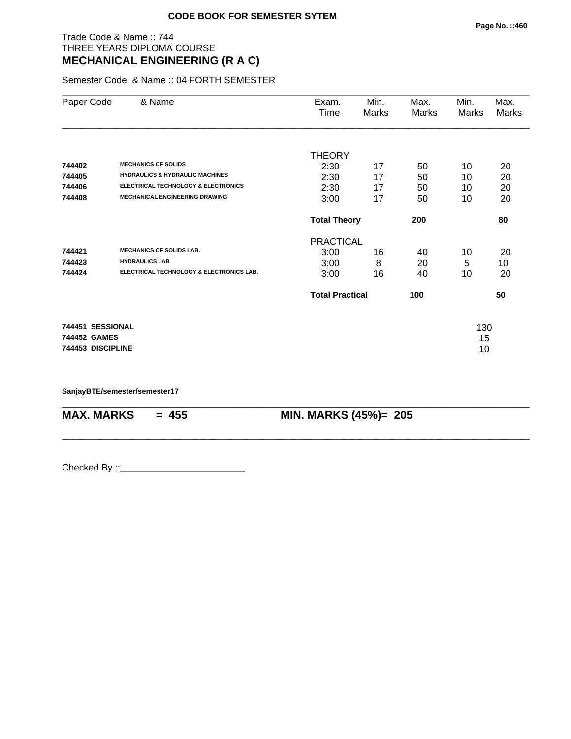**CODE BOOK FOR SEMESTER SYTEM**

Trade Code & Name :: 744
THREE YEARS DIPLOMA COURSE

# MECHANICAL ENGINEERING (R A C)

Semester Code & Name :: 04 FORTH SEMESTER

| Paper Code | & Name | Exam. Time | Min. Marks | Max. Marks | Min. Marks | Max. Marks |
|---|---|---|---|---|---|---|
| | | THEORY | | | | |
| 744402 | MECHANICS OF SOLIDS | 2:30 | 17 | 50 | 10 | 20 |
| 744405 | HYDRAULICS & HYDRAULIC MACHINES | 2:30 | 17 | 50 | 10 | 20 |
| 744406 | ELECTRICAL TECHNOLOGY & ELECTRONICS | 2:30 | 17 | 50 | 10 | 20 |
| 744408 | MECHANICAL ENGINEERING DRAWING | 3:00 | 17 | 50 | 10 | 20 |
| | | **Total Theory** | | **200** | | **80** |
| | | PRACTICAL | | | | |
| 744421 | MECHANICS OF SOLIDS LAB. | 3:00 | 16 | 40 | 10 | 20 |
| 744423 | HYDRAULICS LAB | 3:00 | 8 | 20 | 5 | 10 |
| 744424 | ELECTRICAL TECHNOLOGY & ELECTRONICS LAB. | 3:00 | 16 | 40 | 10 | 20 |
| | | **Total Practical** | | **100** | | **50** |
| **744451** | **SESSIONAL** | | | | 130 | |
| **744452** | **GAMES** | | | | 15 | |
| **744453** | **DISCIPLINE** | | | | 10 | |

**SanjayBTE/semester/semester17**

**MAX. MARKS = 455** **MIN. MARKS (45%)= 205**

Checked By ::________________________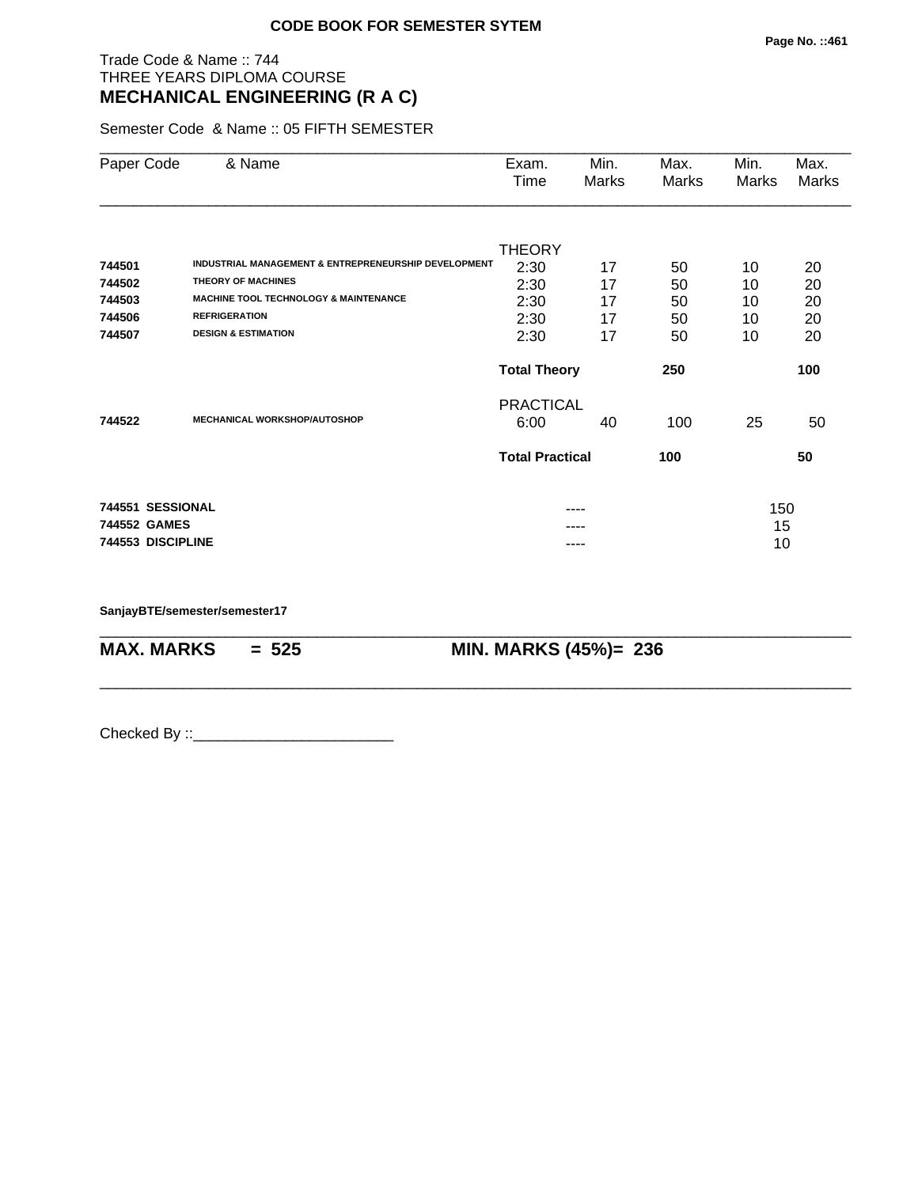**CODE BOOK FOR SEMESTER SYTEM**

Trade Code & Name :: 744
THREE YEARS DIPLOMA COURSE
## MECHANICAL ENGINEERING (R A C)

Semester Code & Name :: 05 FIFTH SEMESTER

| Paper Code | & Name | Exam. Time | Min. Marks | Max. Marks | Min. Marks | Max. Marks |
|---|---|---|---|---|---|---|
| | | THEORY | | | | |
| **744501** | **INDUSTRIAL MANAGEMENT & ENTREPRENEURSHIP DEVELOPMENT** | 2:30 | 17 | 50 | 10 | 20 |
| **744502** | **THEORY OF MACHINES** | 2:30 | 17 | 50 | 10 | 20 |
| **744503** | **MACHINE TOOL TECHNOLOGY & MAINTENANCE** | 2:30 | 17 | 50 | 10 | 20 |
| **744506** | **REFRIGERATION** | 2:30 | 17 | 50 | 10 | 20 |
| **744507** | **DESIGN & ESTIMATION** | 2:30 | 17 | 50 | 10 | 20 |
| | | **Total Theory** | | **250** | | **100** |
| | | PRACTICAL | | | | |
| **744522** | **MECHANICAL WORKSHOP/AUTOSHOP** | 6:00 | 40 | 100 | 25 | 50 |
| | | **Total Practical** | | **100** | | **50** |
| **744551** | **SESSIONAL** | | ---- | | 150 | |
| **744552** | **GAMES** | | ---- | | 15 | |
| **744553** | **DISCIPLINE** | | ---- | | 10 | |

**SanjayBTE/semester/semester17**

**MAX. MARKS = 525** **MIN. MARKS (45%)= 236**

Checked By ::________________________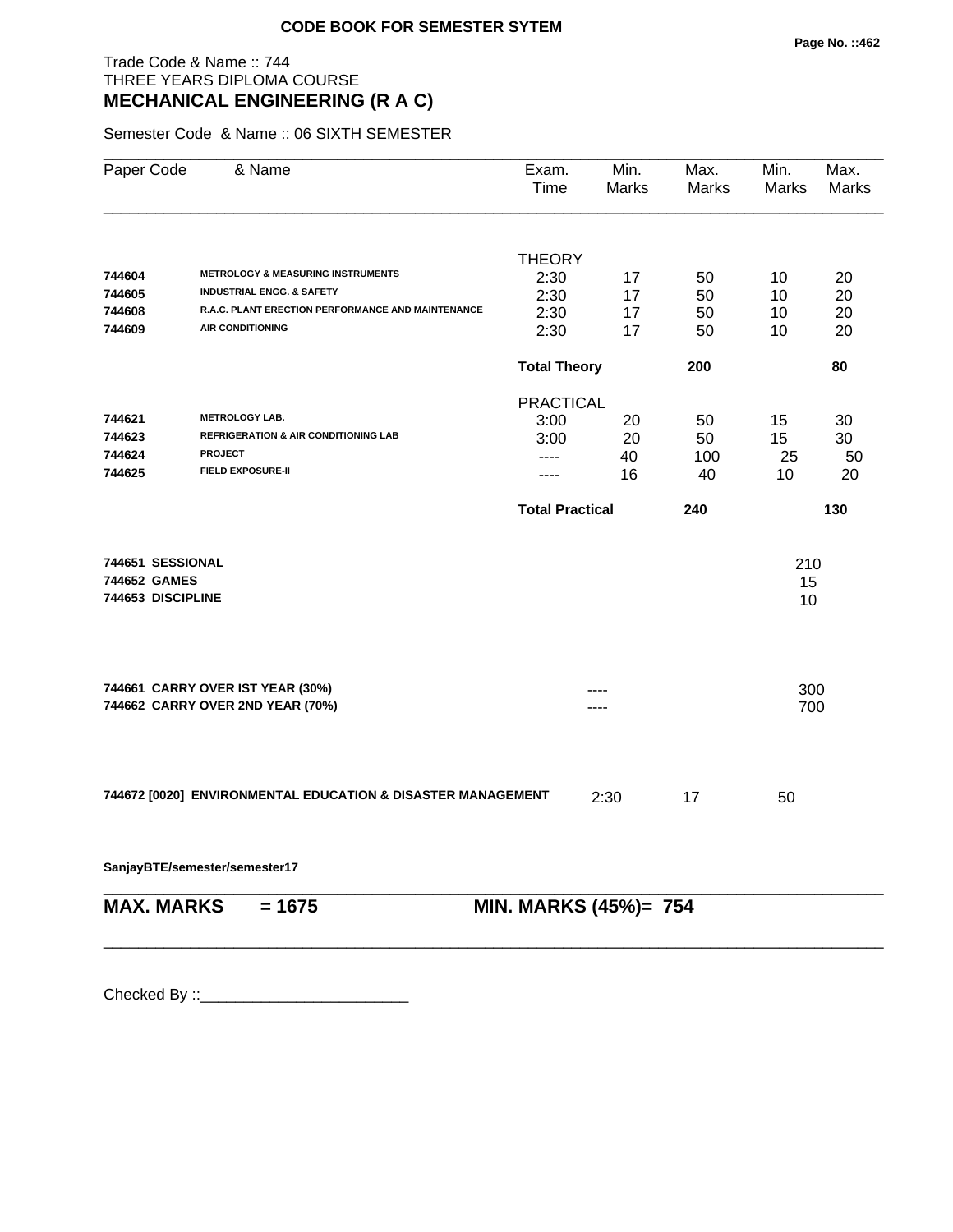**CODE BOOK FOR SEMESTER SYTEM**

Trade Code & Name :: 744
THREE YEARS DIPLOMA COURSE
## MECHANICAL ENGINEERING (R A C)

Semester Code & Name :: 06 SIXTH SEMESTER

| Paper Code | & Name | Exam. Time | Min. Marks | Max. Marks | Min. Marks | Max. Marks |
|---|---|---|---|---|---|---|
| | | THEORY | | | | |
| 744604 | METROLOGY & MEASURING INSTRUMENTS | 2:30 | 17 | 50 | 10 | 20 |
| 744605 | INDUSTRIAL ENGG. & SAFETY | 2:30 | 17 | 50 | 10 | 20 |
| 744608 | R.A.C. PLANT ERECTION PERFORMANCE AND MAINTENANCE | 2:30 | 17 | 50 | 10 | 20 |
| 744609 | AIR CONDITIONING | 2:30 | 17 | 50 | 10 | 20 |
| | | **Total Theory** | | **200** | | **80** |
| | | PRACTICAL | | | | |
| 744621 | METROLOGY LAB. | 3:00 | 20 | 50 | 15 | 30 |
| 744623 | REFRIGERATION & AIR CONDITIONING LAB | 3:00 | 20 | 50 | 15 | 30 |
| 744624 | PROJECT | ---- | 40 | 100 | 25 | 50 |
| 744625 | FIELD EXPOSURE-II | ---- | 16 | 40 | 10 | 20 |
| | | **Total Practical** | | **240** | | **130** |

| | | |
|---|---|---|
| **744651 SESSIONAL** | | 210 |
| **744652 GAMES** | | 15 |
| **744653 DISCIPLINE** | | 10 |

| | | |
|---|---|---|
| **744661 CARRY OVER IST YEAR (30%)** | ---- | 300 |
| **744662 CARRY OVER 2ND YEAR (70%)** | ---- | 700 |

| | Exam. Time | Min. Marks | Max. Marks |
|---|---|---|---|
| **744672 [0020] ENVIRONMENTAL EDUCATION & DISASTER MANAGEMENT** | 2:30 | 17 | 50 |

**SanjayBTE/semester/semester17**

**MAX. MARKS = 1675** &nbsp;&nbsp;&nbsp;&nbsp; **MIN. MARKS (45%)= 754**

Checked By ::________________________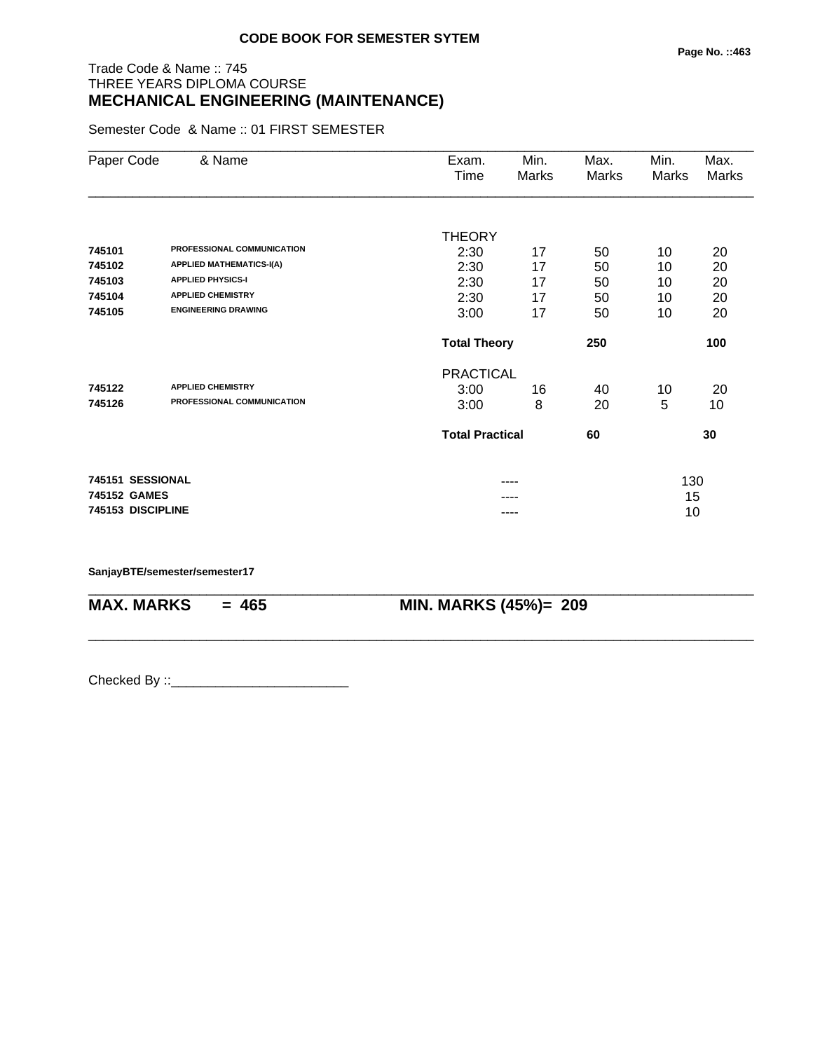**CODE BOOK FOR SEMESTER SYTEM**

Trade Code & Name :: 745
THREE YEARS DIPLOMA COURSE
## MECHANICAL ENGINEERING (MAINTENANCE)

Semester Code & Name :: 01 FIRST SEMESTER

| Paper Code | & Name | Exam. Time | Min. Marks | Max. Marks | Min. Marks | Max. Marks |
|---|---|---|---|---|---|---|
| | | THEORY | | | | |
| 745101 | PROFESSIONAL COMMUNICATION | 2:30 | 17 | 50 | 10 | 20 |
| 745102 | APPLIED MATHEMATICS-I(A) | 2:30 | 17 | 50 | 10 | 20 |
| 745103 | APPLIED PHYSICS-I | 2:30 | 17 | 50 | 10 | 20 |
| 745104 | APPLIED CHEMISTRY | 2:30 | 17 | 50 | 10 | 20 |
| 745105 | ENGINEERING DRAWING | 3:00 | 17 | 50 | 10 | 20 |
| | | **Total Theory** | | **250** | | **100** |
| | | PRACTICAL | | | | |
| 745122 | APPLIED CHEMISTRY | 3:00 | 16 | 40 | 10 | 20 |
| 745126 | PROFESSIONAL COMMUNICATION | 3:00 | 8 | 20 | 5 | 10 |
| | | **Total Practical** | | **60** | | **30** |
| **745151** | **SESSIONAL** | | ---- | | 130 | |
| **745152** | **GAMES** | | ---- | | 15 | |
| **745153** | **DISCIPLINE** | | ---- | | 10 | |

**SanjayBTE/semester/semester17**

**MAX. MARKS = 465** MIN. MARKS (45%)= 209

Checked By ::________________________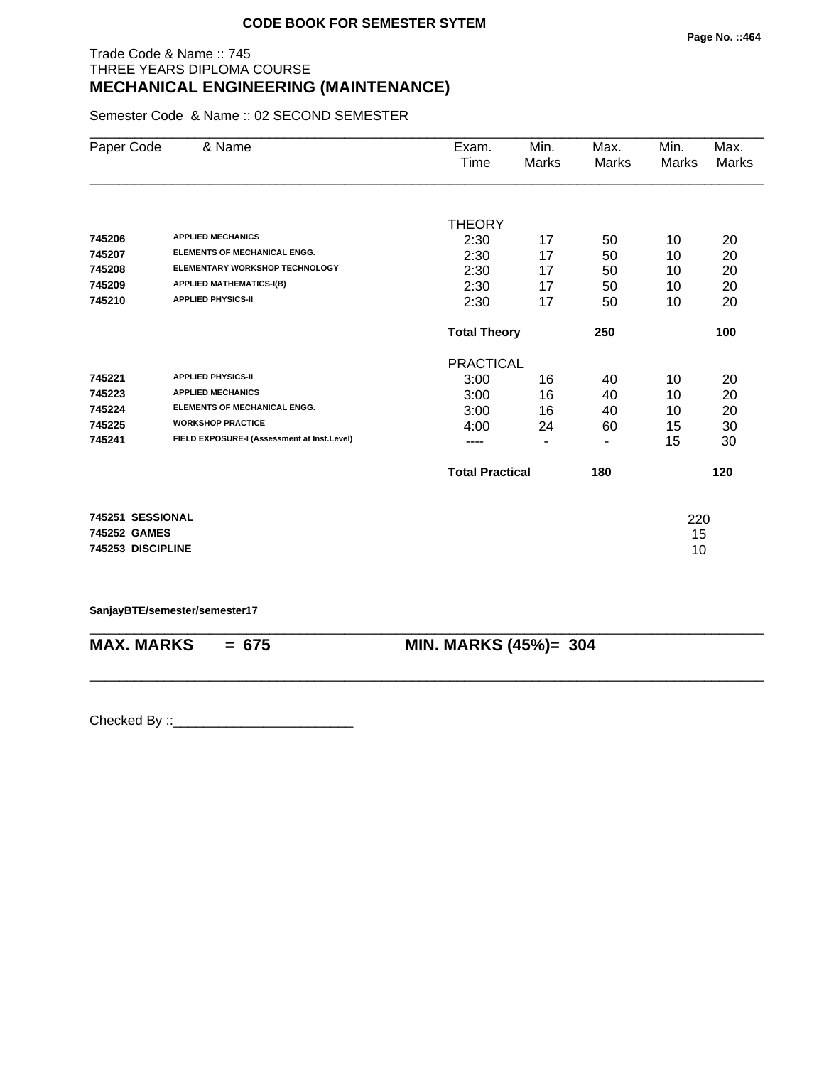**CODE BOOK FOR SEMESTER SYTEM**

Trade Code & Name :: 745
THREE YEARS DIPLOMA COURSE
## MECHANICAL ENGINEERING (MAINTENANCE)

Semester Code & Name :: 02 SECOND SEMESTER

| Paper Code | & Name | Exam. Time | Min. Marks | Max. Marks | Min. Marks | Max. Marks |
|---|---|---|---|---|---|---|
| | | THEORY | | | | |
| 745206 | APPLIED MECHANICS | 2:30 | 17 | 50 | 10 | 20 |
| 745207 | ELEMENTS OF MECHANICAL ENGG. | 2:30 | 17 | 50 | 10 | 20 |
| 745208 | ELEMENTARY WORKSHOP TECHNOLOGY | 2:30 | 17 | 50 | 10 | 20 |
| 745209 | APPLIED MATHEMATICS-I(B) | 2:30 | 17 | 50 | 10 | 20 |
| 745210 | APPLIED PHYSICS-II | 2:30 | 17 | 50 | 10 | 20 |
| | | **Total Theory** | | **250** | | **100** |
| | | PRACTICAL | | | | |
| 745221 | APPLIED PHYSICS-II | 3:00 | 16 | 40 | 10 | 20 |
| 745223 | APPLIED MECHANICS | 3:00 | 16 | 40 | 10 | 20 |
| 745224 | ELEMENTS OF MECHANICAL ENGG. | 3:00 | 16 | 40 | 10 | 20 |
| 745225 | WORKSHOP PRACTICE | 4:00 | 24 | 60 | 15 | 30 |
| 745241 | FIELD EXPOSURE-I (Assessment at Inst.Level) | ---- | - | - | 15 | 30 |
| | | **Total Practical** | | **180** | | **120** |
| **745251** | **SESSIONAL** | | | | 220 | |
| **745252** | **GAMES** | | | | 15 | |
| **745253** | **DISCIPLINE** | | | | 10 | |

**SanjayBTE/semester/semester17**

**MAX. MARKS = 675** **MIN. MARKS (45%)= 304**

Checked By ::________________________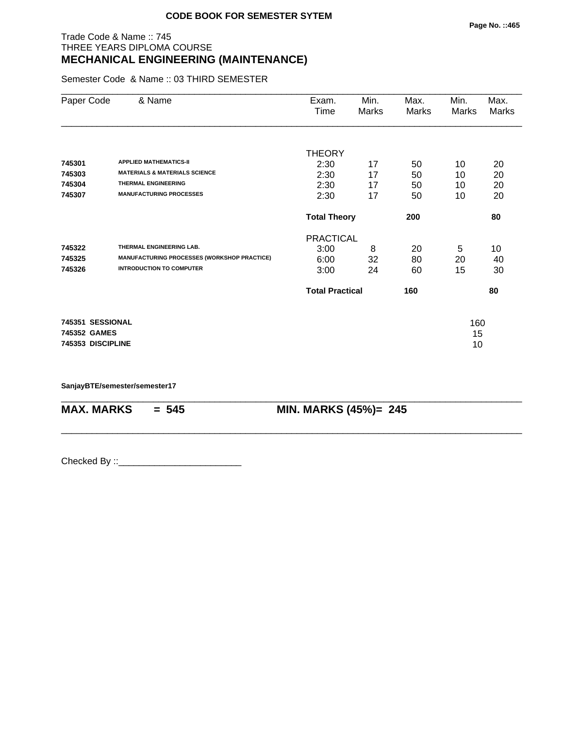**CODE BOOK FOR SEMESTER SYTEM**

Trade Code & Name :: 745
THREE YEARS DIPLOMA COURSE
## MECHANICAL ENGINEERING (MAINTENANCE)

Semester Code & Name :: 03 THIRD SEMESTER

| Paper Code | & Name | Exam. Time | Min. Marks | Max. Marks | Min. Marks | Max. Marks |
|---|---|---|---|---|---|---|
| | | THEORY | | | | |
| **745301** | **APPLIED MATHEMATICS-II** | 2:30 | 17 | 50 | 10 | 20 |
| **745303** | **MATERIALS & MATERIALS SCIENCE** | 2:30 | 17 | 50 | 10 | 20 |
| **745304** | **THERMAL ENGINEERING** | 2:30 | 17 | 50 | 10 | 20 |
| **745307** | **MANUFACTURING PROCESSES** | 2:30 | 17 | 50 | 10 | 20 |
| | | **Total Theory** | | **200** | | **80** |
| | | PRACTICAL | | | | |
| **745322** | **THERMAL ENGINEERING LAB.** | 3:00 | 8 | 20 | 5 | 10 |
| **745325** | **MANUFACTURING PROCESSES (WORKSHOP PRACTICE)** | 6:00 | 32 | 80 | 20 | 40 |
| **745326** | **INTRODUCTION TO COMPUTER** | 3:00 | 24 | 60 | 15 | 30 |
| | | **Total Practical** | | **160** | | **80** |

| | |
|---|---|
| **745351 SESSIONAL** | 160 |
| **745352 GAMES** | 15 |
| **745353 DISCIPLINE** | 10 |

**SanjayBTE/semester/semester17**

**MAX. MARKS = 545** **MIN. MARKS (45%)= 245**

Checked By ::________________________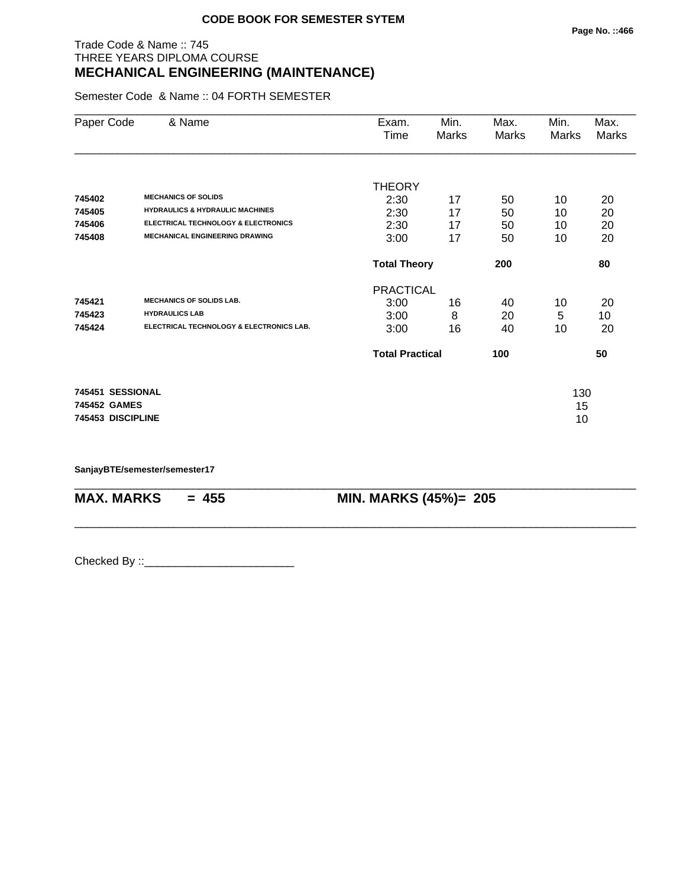**CODE BOOK FOR SEMESTER SYTEM**

Trade Code & Name :: 745
THREE YEARS DIPLOMA COURSE
## MECHANICAL ENGINEERING (MAINTENANCE)

Semester Code & Name :: 04 FORTH SEMESTER

| Paper Code | & Name | Exam. Time | Min. Marks | Max. Marks | Min. Marks | Max. Marks |
|---|---|---|---|---|---|---|
| | | THEORY | | | | |
| **745402** | **MECHANICS OF SOLIDS** | 2:30 | 17 | 50 | 10 | 20 |
| **745405** | **HYDRAULICS & HYDRAULIC MACHINES** | 2:30 | 17 | 50 | 10 | 20 |
| **745406** | **ELECTRICAL TECHNOLOGY & ELECTRONICS** | 2:30 | 17 | 50 | 10 | 20 |
| **745408** | **MECHANICAL ENGINEERING DRAWING** | 3:00 | 17 | 50 | 10 | 20 |
| | | **Total Theory** | | **200** | | **80** |
| | | PRACTICAL | | | | |
| **745421** | **MECHANICS OF SOLIDS LAB.** | 3:00 | 16 | 40 | 10 | 20 |
| **745423** | **HYDRAULICS LAB** | 3:00 | 8 | 20 | 5 | 10 |
| **745424** | **ELECTRICAL TECHNOLOGY & ELECTRONICS LAB.** | 3:00 | 16 | 40 | 10 | 20 |
| | | **Total Practical** | | **100** | | **50** |
| **745451** | **SESSIONAL** | | | | 130 | |
| **745452** | **GAMES** | | | | 15 | |
| **745453** | **DISCIPLINE** | | | | 10 | |

**SanjayBTE/semester/semester17**

**MAX. MARKS = 455** **MIN. MARKS (45%)= 205**

Checked By ::________________________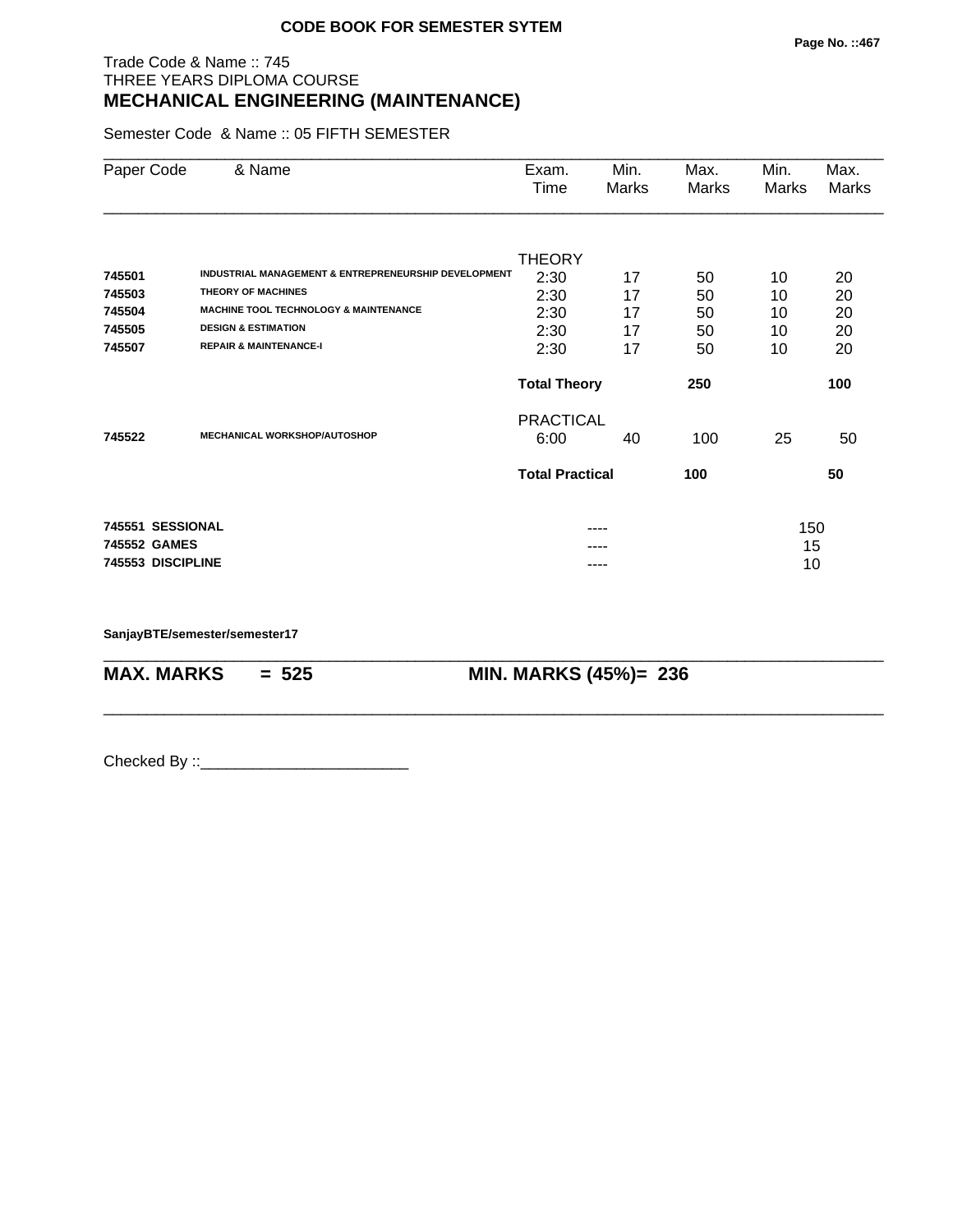**CODE BOOK FOR SEMESTER SYTEM**

Trade Code & Name :: 745
THREE YEARS DIPLOMA COURSE

## MECHANICAL ENGINEERING (MAINTENANCE)

Semester Code & Name :: 05 FIFTH SEMESTER

| Paper Code | & Name | Exam. Time | Min. Marks | Max. Marks | Min. Marks | Max. Marks |
|---|---|---|---|---|---|---|
| | | THEORY | | | | |
| **745501** | **INDUSTRIAL MANAGEMENT & ENTREPRENEURSHIP DEVELOPMENT** | 2:30 | 17 | 50 | 10 | 20 |
| **745503** | **THEORY OF MACHINES** | 2:30 | 17 | 50 | 10 | 20 |
| **745504** | **MACHINE TOOL TECHNOLOGY & MAINTENANCE** | 2:30 | 17 | 50 | 10 | 20 |
| **745505** | **DESIGN & ESTIMATION** | 2:30 | 17 | 50 | 10 | 20 |
| **745507** | **REPAIR & MAINTENANCE-I** | 2:30 | 17 | 50 | 10 | 20 |
| | | **Total Theory** | | **250** | | **100** |
| | | PRACTICAL | | | | |
| **745522** | **MECHANICAL WORKSHOP/AUTOSHOP** | 6:00 | 40 | 100 | 25 | 50 |
| | | **Total Practical** | | **100** | | **50** |
| **745551** | **SESSIONAL** | | ---- | | 150 | |
| **745552** | **GAMES** | | ---- | | 15 | |
| **745553** | **DISCIPLINE** | | ---- | | 10 | |

**SanjayBTE/semester/semester17**

**MAX. MARKS = 525** **MIN. MARKS (45%)= 236**

Checked By ::________________________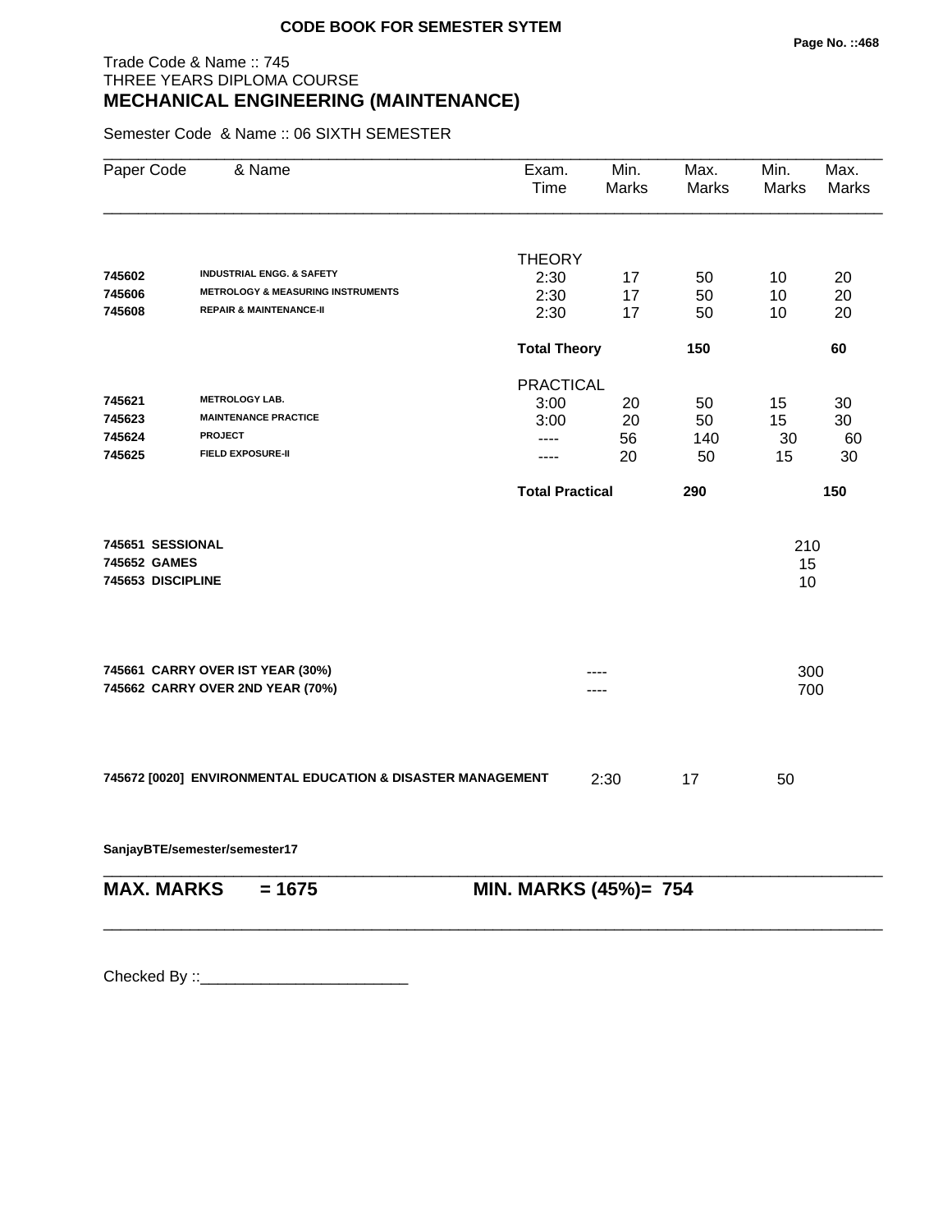**CODE BOOK FOR SEMESTER SYTEM**

Trade Code & Name :: 745
THREE YEARS DIPLOMA COURSE

# MECHANICAL ENGINEERING (MAINTENANCE)

Semester Code & Name :: 06 SIXTH SEMESTER

| Paper Code | & Name | Exam. Time | Min. Marks | Max. Marks | Min. Marks | Max. Marks |
|---|---|---|---|---|---|---|
| | | THEORY | | | | |
| **745602** | **INDUSTRIAL ENGG. & SAFETY** | 2:30 | 17 | 50 | 10 | 20 |
| **745606** | **METROLOGY & MEASURING INSTRUMENTS** | 2:30 | 17 | 50 | 10 | 20 |
| **745608** | **REPAIR & MAINTENANCE-II** | 2:30 | 17 | 50 | 10 | 20 |
| | | **Total Theory** | | **150** | | **60** |
| | | PRACTICAL | | | | |
| **745621** | **METROLOGY LAB.** | 3:00 | 20 | 50 | 15 | 30 |
| **745623** | **MAINTENANCE PRACTICE** | 3:00 | 20 | 50 | 15 | 30 |
| **745624** | **PROJECT** | ---- | 56 | 140 | 30 | 60 |
| **745625** | **FIELD EXPOSURE-II** | ---- | 20 | 50 | 15 | 30 |
| | | **Total Practical** | | **290** | | **150** |
| **745651** | **SESSIONAL** | | | | 210 | |
| **745652** | **GAMES** | | | | 15 | |
| **745653** | **DISCIPLINE** | | | | 10 | |
| **745661** | **CARRY OVER IST YEAR (30%)** | | ---- | | 300 | |
| **745662** | **CARRY OVER 2ND YEAR (70%)** | | ---- | | 700 | |
| **745672 [0020]** | **ENVIRONMENTAL EDUCATION & DISASTER MANAGEMENT** | | 2:30 | 17 | 50 | |

**SanjayBTE/semester/semester17**

**MAX. MARKS = 1675** **MIN. MARKS (45%)= 754**

Checked By ::________________________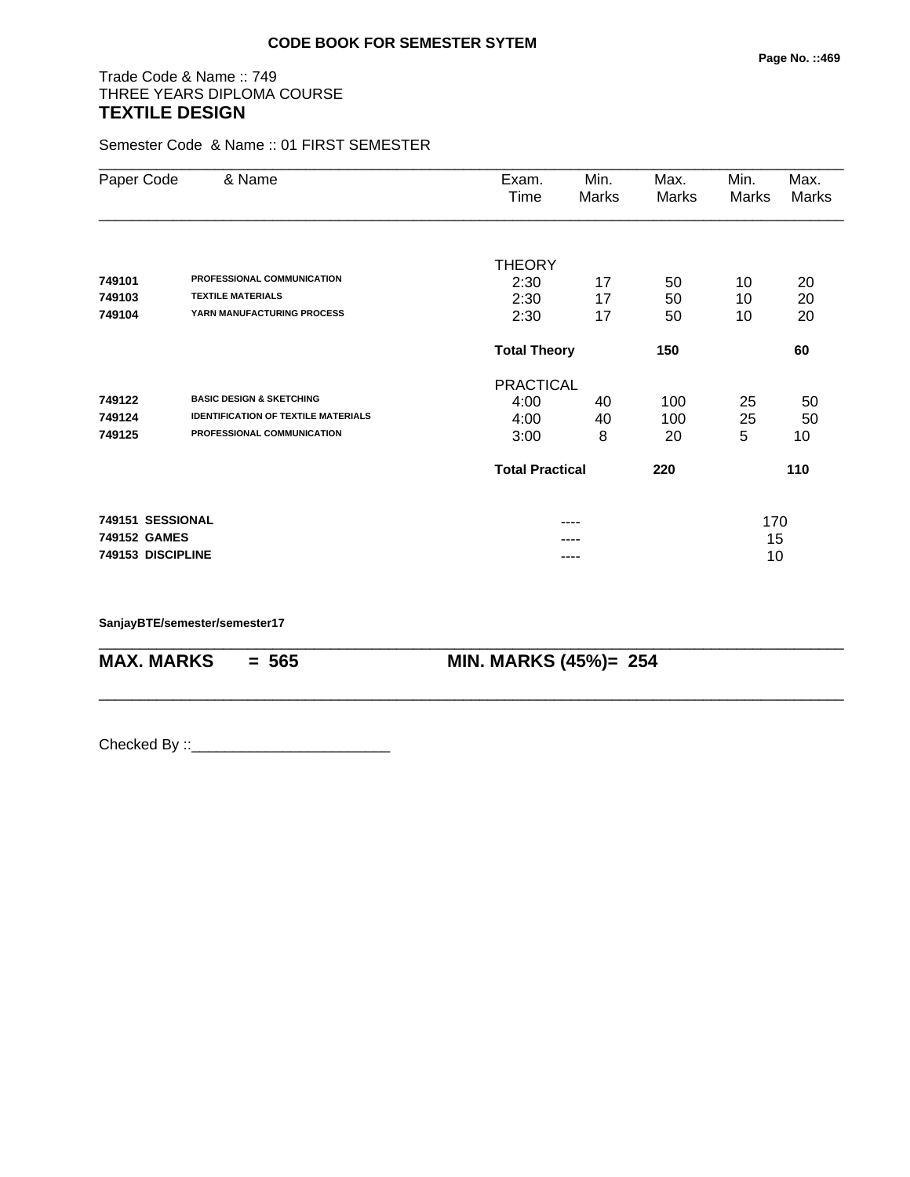**CODE BOOK FOR SEMESTER SYTEM**

Trade Code & Name :: 749
THREE YEARS DIPLOMA COURSE
## TEXTILE DESIGN

Semester Code & Name :: 01 FIRST SEMESTER

| Paper Code | & Name | Exam. Time | Min. Marks | Max. Marks | Min. Marks | Max. Marks |
|---|---|---|---|---|---|---|
| | | THEORY | | | | |
| 749101 | PROFESSIONAL COMMUNICATION | 2:30 | 17 | 50 | 10 | 20 |
| 749103 | TEXTILE MATERIALS | 2:30 | 17 | 50 | 10 | 20 |
| 749104 | YARN MANUFACTURING PROCESS | 2:30 | 17 | 50 | 10 | 20 |
| | | **Total Theory** | | **150** | | **60** |
| | | PRACTICAL | | | | |
| 749122 | BASIC DESIGN & SKETCHING | 4:00 | 40 | 100 | 25 | 50 |
| 749124 | IDENTIFICATION OF TEXTILE MATERIALS | 4:00 | 40 | 100 | 25 | 50 |
| 749125 | PROFESSIONAL COMMUNICATION | 3:00 | 8 | 20 | 5 | 10 |
| | | **Total Practical** | | **220** | | **110** |
| **749151** | **SESSIONAL** | | ---- | | 170 | |
| **749152** | **GAMES** | | ---- | | 15 | |
| **749153** | **DISCIPLINE** | | ---- | | 10 | |

**SanjayBTE/semester/semester17**

**MAX. MARKS = 565** &nbsp;&nbsp;&nbsp;&nbsp; **MIN. MARKS (45%)= 254**

Checked By ::________________________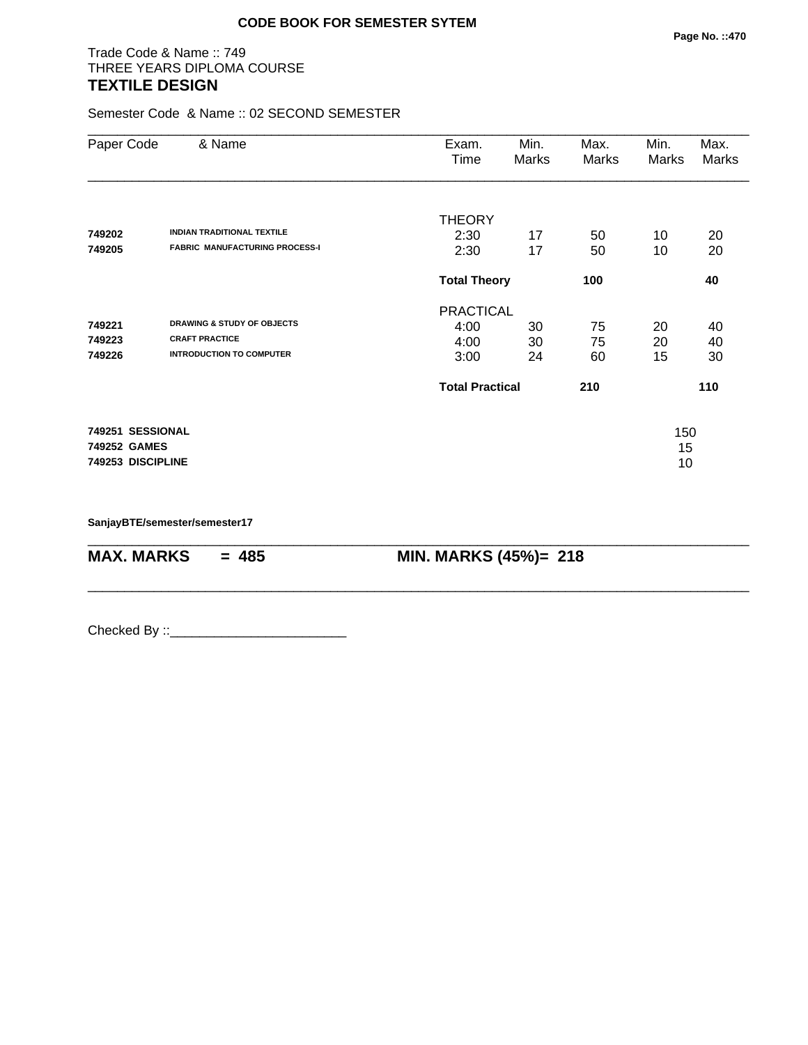**CODE BOOK FOR SEMESTER SYTEM**

Trade Code & Name :: 749
THREE YEARS DIPLOMA COURSE
## TEXTILE DESIGN

Semester Code & Name :: 02 SECOND SEMESTER

| Paper Code | & Name | Exam. Time | Min. Marks | Max. Marks | Min. Marks | Max. Marks |
|---|---|---|---|---|---|---|
| | | THEORY | | | | |
| **749202** | **INDIAN TRADITIONAL TEXTILE** | 2:30 | 17 | 50 | 10 | 20 |
| **749205** | **FABRIC MANUFACTURING PROCESS-I** | 2:30 | 17 | 50 | 10 | 20 |
| | | **Total Theory** | | **100** | | **40** |
| | | PRACTICAL | | | | |
| **749221** | **DRAWING & STUDY OF OBJECTS** | 4:00 | 30 | 75 | 20 | 40 |
| **749223** | **CRAFT PRACTICE** | 4:00 | 30 | 75 | 20 | 40 |
| **749226** | **INTRODUCTION TO COMPUTER** | 3:00 | 24 | 60 | 15 | 30 |
| | | **Total Practical** | | **210** | | **110** |

| | | |
|---|---|---|
| **749251** | **SESSIONAL** | 150 |
| **749252** | **GAMES** | 15 |
| **749253** | **DISCIPLINE** | 10 |

**SanjayBTE/semester/semester17**

**MAX. MARKS = 485** **MIN. MARKS (45%)= 218**

Checked By ::________________________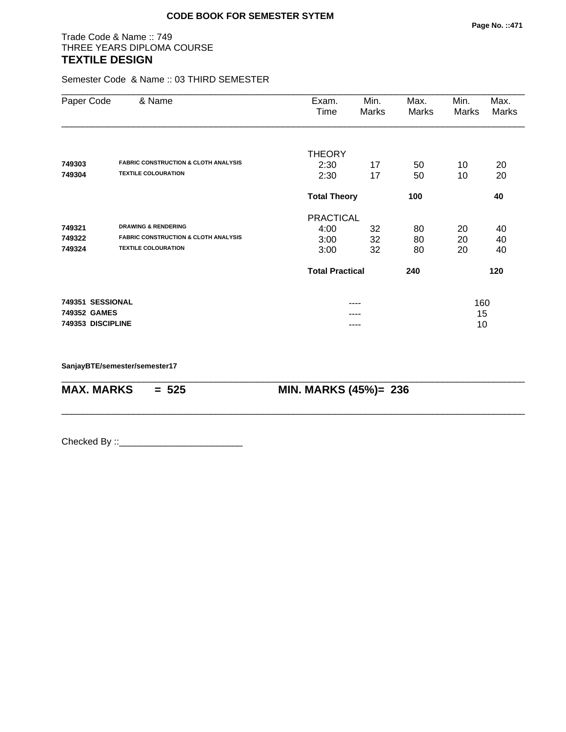**CODE BOOK FOR SEMESTER SYTEM**

Trade Code & Name :: 749
THREE YEARS DIPLOMA COURSE
## TEXTILE DESIGN

Semester Code & Name :: 03 THIRD SEMESTER

| Paper Code | & Name | Exam. Time | Min. Marks | Max. Marks | Min. Marks | Max. Marks |
|---|---|---|---|---|---|---|
| | | THEORY | | | | |
| **749303** | **FABRIC CONSTRUCTION & CLOTH ANALYSIS** | 2:30 | 17 | 50 | 10 | 20 |
| **749304** | **TEXTILE COLOURATION** | 2:30 | 17 | 50 | 10 | 20 |
| | | **Total Theory** | | **100** | | **40** |
| | | PRACTICAL | | | | |
| **749321** | **DRAWING & RENDERING** | 4:00 | 32 | 80 | 20 | 40 |
| **749322** | **FABRIC CONSTRUCTION & CLOTH ANALYSIS** | 3:00 | 32 | 80 | 20 | 40 |
| **749324** | **TEXTILE COLOURATION** | 3:00 | 32 | 80 | 20 | 40 |
| | | **Total Practical** | | **240** | | **120** |
| **749351** | **SESSIONAL** | | ---- | | 160 | |
| **749352** | **GAMES** | | ---- | | 15 | |
| **749353** | **DISCIPLINE** | | ---- | | 10 | |

**SanjayBTE/semester/semester17**

**MAX. MARKS = 525**   **MIN. MARKS (45%)= 236**

Checked By ::________________________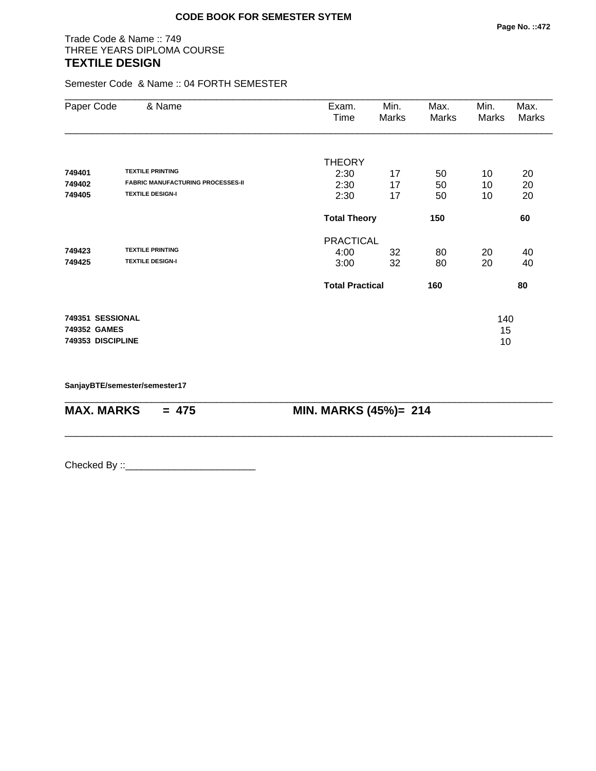**CODE BOOK FOR SEMESTER SYTEM**

Trade Code & Name :: 749
THREE YEARS DIPLOMA COURSE
## TEXTILE DESIGN

Semester Code & Name :: 04 FORTH SEMESTER

| Paper Code | & Name | Exam. Time | Min. Marks | Max. Marks | Min. Marks | Max. Marks |
|---|---|---|---|---|---|---|
| | | THEORY | | | | |
| **749401** | **TEXTILE PRINTING** | 2:30 | 17 | 50 | 10 | 20 |
| **749402** | **FABRIC MANUFACTURING PROCESSES-II** | 2:30 | 17 | 50 | 10 | 20 |
| **749405** | **TEXTILE DESIGN-I** | 2:30 | 17 | 50 | 10 | 20 |
| | | **Total Theory** | | **150** | | **60** |
| | | PRACTICAL | | | | |
| **749423** | **TEXTILE PRINTING** | 4:00 | 32 | 80 | 20 | 40 |
| **749425** | **TEXTILE DESIGN-I** | 3:00 | 32 | 80 | 20 | 40 |
| | | **Total Practical** | | **160** | | **80** |
| **749351** | **SESSIONAL** | | | | 140 | |
| **749352** | **GAMES** | | | | 15 | |
| **749353** | **DISCIPLINE** | | | | 10 | |

**SanjayBTE/semester/semester17**

**MAX. MARKS = 475 MIN. MARKS (45%)= 214**

Checked By ::________________________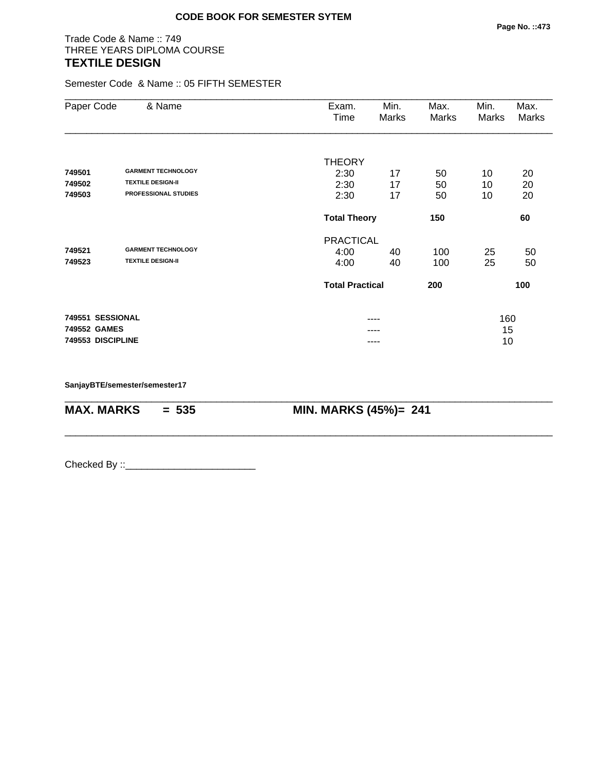**CODE BOOK FOR SEMESTER SYTEM**

Trade Code & Name :: 749
THREE YEARS DIPLOMA COURSE

## TEXTILE DESIGN

Semester Code & Name :: 05 FIFTH SEMESTER

| Paper Code | & Name | Exam. Time | Min. Marks | Max. Marks | Min. Marks | Max. Marks |
|---|---|---|---|---|---|---|
| | | THEORY | | | | |
| **749501** | **GARMENT TECHNOLOGY** | 2:30 | 17 | 50 | 10 | 20 |
| **749502** | **TEXTILE DESIGN-II** | 2:30 | 17 | 50 | 10 | 20 |
| **749503** | **PROFESSIONAL STUDIES** | 2:30 | 17 | 50 | 10 | 20 |
| | | **Total Theory** | | **150** | | **60** |
| | | PRACTICAL | | | | |
| **749521** | **GARMENT TECHNOLOGY** | 4:00 | 40 | 100 | 25 | 50 |
| **749523** | **TEXTILE DESIGN-II** | 4:00 | 40 | 100 | 25 | 50 |
| | | **Total Practical** | | **200** | | **100** |
| **749551** | **SESSIONAL** | | ---- | | 160 | |
| **749552** | **GAMES** | | ---- | | 15 | |
| **749553** | **DISCIPLINE** | | ---- | | 10 | |

**SanjayBTE/semester/semester17**

**MAX. MARKS = 535** **MIN. MARKS (45%)= 241**

Checked By ::________________________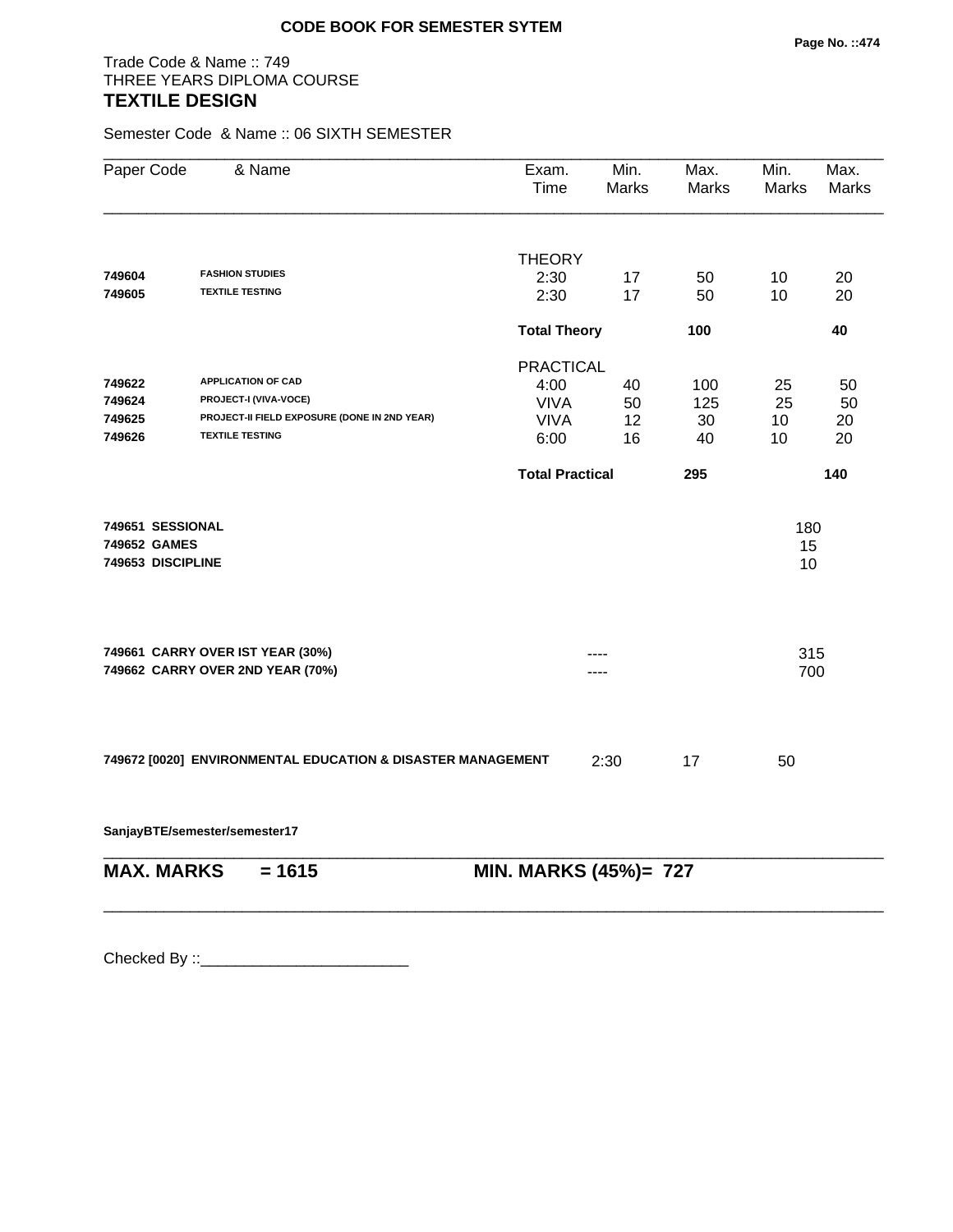**CODE BOOK FOR SEMESTER SYTEM**

Trade Code & Name :: 749
THREE YEARS DIPLOMA COURSE
## TEXTILE DESIGN

Semester Code & Name :: 06 SIXTH SEMESTER

| Paper Code | & Name | Exam. Time | Min. Marks | Max. Marks | Min. Marks | Max. Marks |
|---|---|---|---|---|---|---|
| | | THEORY | | | | |
| **749604** | **FASHION STUDIES** | 2:30 | 17 | 50 | 10 | 20 |
| **749605** | **TEXTILE TESTING** | 2:30 | 17 | 50 | 10 | 20 |
| | | **Total Theory** | | **100** | | **40** |
| | | PRACTICAL | | | | |
| **749622** | **APPLICATION OF CAD** | 4:00 | 40 | 100 | 25 | 50 |
| **749624** | **PROJECT-I (VIVA-VOCE)** | VIVA | 50 | 125 | 25 | 50 |
| **749625** | **PROJECT-II FIELD EXPOSURE (DONE IN 2ND YEAR)** | VIVA | 12 | 30 | 10 | 20 |
| **749626** | **TEXTILE TESTING** | 6:00 | 16 | 40 | 10 | 20 |
| | | **Total Practical** | | **295** | | **140** |
| **749651** | **SESSIONAL** | | | | 180 | |
| **749652** | **GAMES** | | | | 15 | |
| **749653** | **DISCIPLINE** | | | | 10 | |
| **749661** | **CARRY OVER IST YEAR (30%)** | | ---- | | 315 | |
| **749662** | **CARRY OVER 2ND YEAR (70%)** | | ---- | | 700 | |
| **749672 [0020]** | **ENVIRONMENTAL EDUCATION & DISASTER MANAGEMENT** | 2:30 | 17 | 50 | | |

**SanjayBTE/semester/semester17**

**MAX. MARKS = 1615** **MIN. MARKS (45%)= 727**

Checked By ::________________________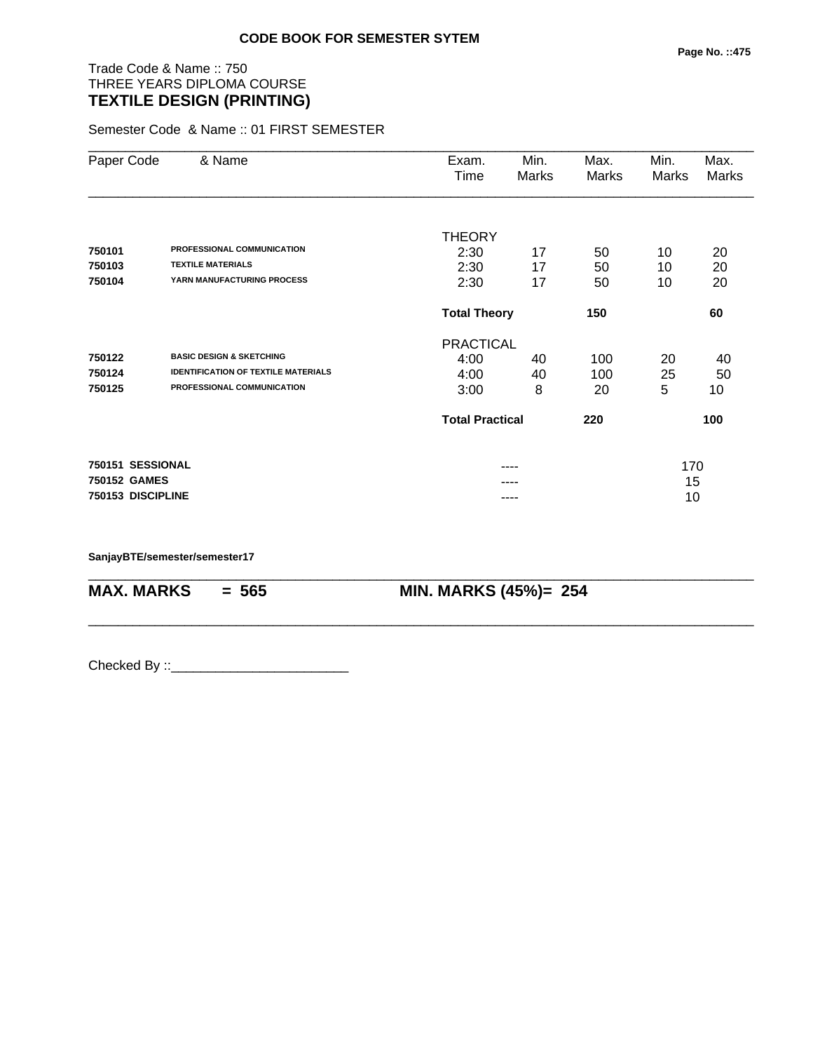**CODE BOOK FOR SEMESTER SYTEM**

Trade Code & Name :: 750
THREE YEARS DIPLOMA COURSE
**TEXTILE DESIGN (PRINTING)**

Semester Code & Name :: 01 FIRST SEMESTER

| Paper Code | & Name | Exam. Time | Min. Marks | Max. Marks | Min. Marks | Max. Marks |
|---|---|---|---|---|---|---|
| | | THEORY | | | | |
| **750101** | **PROFESSIONAL COMMUNICATION** | 2:30 | 17 | 50 | 10 | 20 |
| **750103** | **TEXTILE MATERIALS** | 2:30 | 17 | 50 | 10 | 20 |
| **750104** | **YARN MANUFACTURING PROCESS** | 2:30 | 17 | 50 | 10 | 20 |
| | | **Total Theory** | | **150** | | **60** |
| | | PRACTICAL | | | | |
| **750122** | **BASIC DESIGN & SKETCHING** | 4:00 | 40 | 100 | 20 | 40 |
| **750124** | **IDENTIFICATION OF TEXTILE MATERIALS** | 4:00 | 40 | 100 | 25 | 50 |
| **750125** | **PROFESSIONAL COMMUNICATION** | 3:00 | 8 | 20 | 5 | 10 |
| | | **Total Practical** | | **220** | | **100** |
| **750151** | **SESSIONAL** | | ---- | | 170 | |
| **750152** | **GAMES** | | ---- | | 15 | |
| **750153** | **DISCIPLINE** | | ---- | | 10 | |

**SanjayBTE/semester/semester17**

**MAX. MARKS = 565** **MIN. MARKS (45%)= 254**

Checked By ::________________________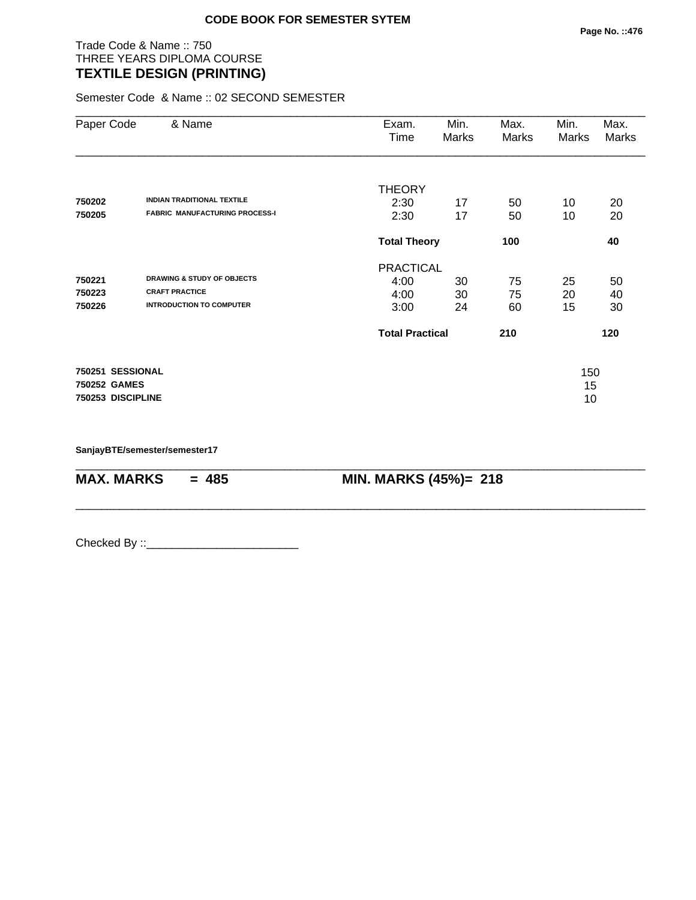**CODE BOOK FOR SEMESTER SYTEM**

Trade Code & Name :: 750
THREE YEARS DIPLOMA COURSE
## TEXTILE DESIGN (PRINTING)

Semester Code & Name :: 02 SECOND SEMESTER

| Paper Code | & Name | Exam. Time | Min. Marks | Max. Marks | Min. Marks | Max. Marks |
|---|---|---|---|---|---|---|
| | | THEORY | | | | |
| **750202** | **INDIAN TRADITIONAL TEXTILE** | 2:30 | 17 | 50 | 10 | 20 |
| **750205** | **FABRIC MANUFACTURING PROCESS-I** | 2:30 | 17 | 50 | 10 | 20 |
| | | **Total Theory** | | **100** | | **40** |
| | | PRACTICAL | | | | |
| **750221** | **DRAWING & STUDY OF OBJECTS** | 4:00 | 30 | 75 | 25 | 50 |
| **750223** | **CRAFT PRACTICE** | 4:00 | 30 | 75 | 20 | 40 |
| **750226** | **INTRODUCTION TO COMPUTER** | 3:00 | 24 | 60 | 15 | 30 |
| | | **Total Practical** | | **210** | | **120** |
| **750251** | **SESSIONAL** | | | | 150 | |
| **750252** | **GAMES** | | | | 15 | |
| **750253** | **DISCIPLINE** | | | | 10 | |

**SanjayBTE/semester/semester17**

**MAX. MARKS = 485** **MIN. MARKS (45%)= 218**

Checked By ::________________________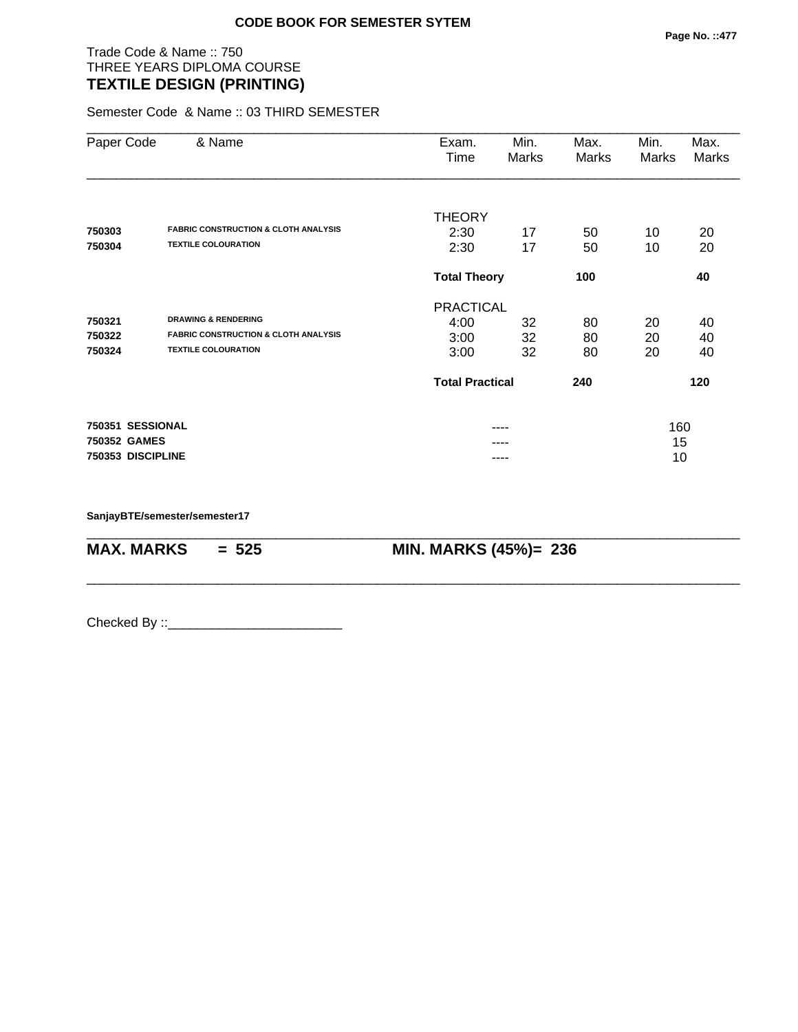**CODE BOOK FOR SEMESTER SYTEM**

Trade Code & Name :: 750
THREE YEARS DIPLOMA COURSE
## TEXTILE DESIGN (PRINTING)

Semester Code & Name :: 03 THIRD SEMESTER

| Paper Code | & Name | Exam. Time | Min. Marks | Max. Marks | Min. Marks | Max. Marks |
|---|---|---|---|---|---|---|
| | | THEORY | | | | |
| **750303** | **FABRIC CONSTRUCTION & CLOTH ANALYSIS** | 2:30 | 17 | 50 | 10 | 20 |
| **750304** | **TEXTILE COLOURATION** | 2:30 | 17 | 50 | 10 | 20 |
| | | **Total Theory** | | **100** | | **40** |
| | | PRACTICAL | | | | |
| **750321** | **DRAWING & RENDERING** | 4:00 | 32 | 80 | 20 | 40 |
| **750322** | **FABRIC CONSTRUCTION & CLOTH ANALYSIS** | 3:00 | 32 | 80 | 20 | 40 |
| **750324** | **TEXTILE COLOURATION** | 3:00 | 32 | 80 | 20 | 40 |
| | | **Total Practical** | | **240** | | **120** |
| **750351** | **SESSIONAL** | | ---- | | 160 | |
| **750352** | **GAMES** | | ---- | | 15 | |
| **750353** | **DISCIPLINE** | | ---- | | 10 | |

**SanjayBTE/semester/semester17**

**MAX. MARKS = 525** **MIN. MARKS (45%)= 236**

Checked By ::________________________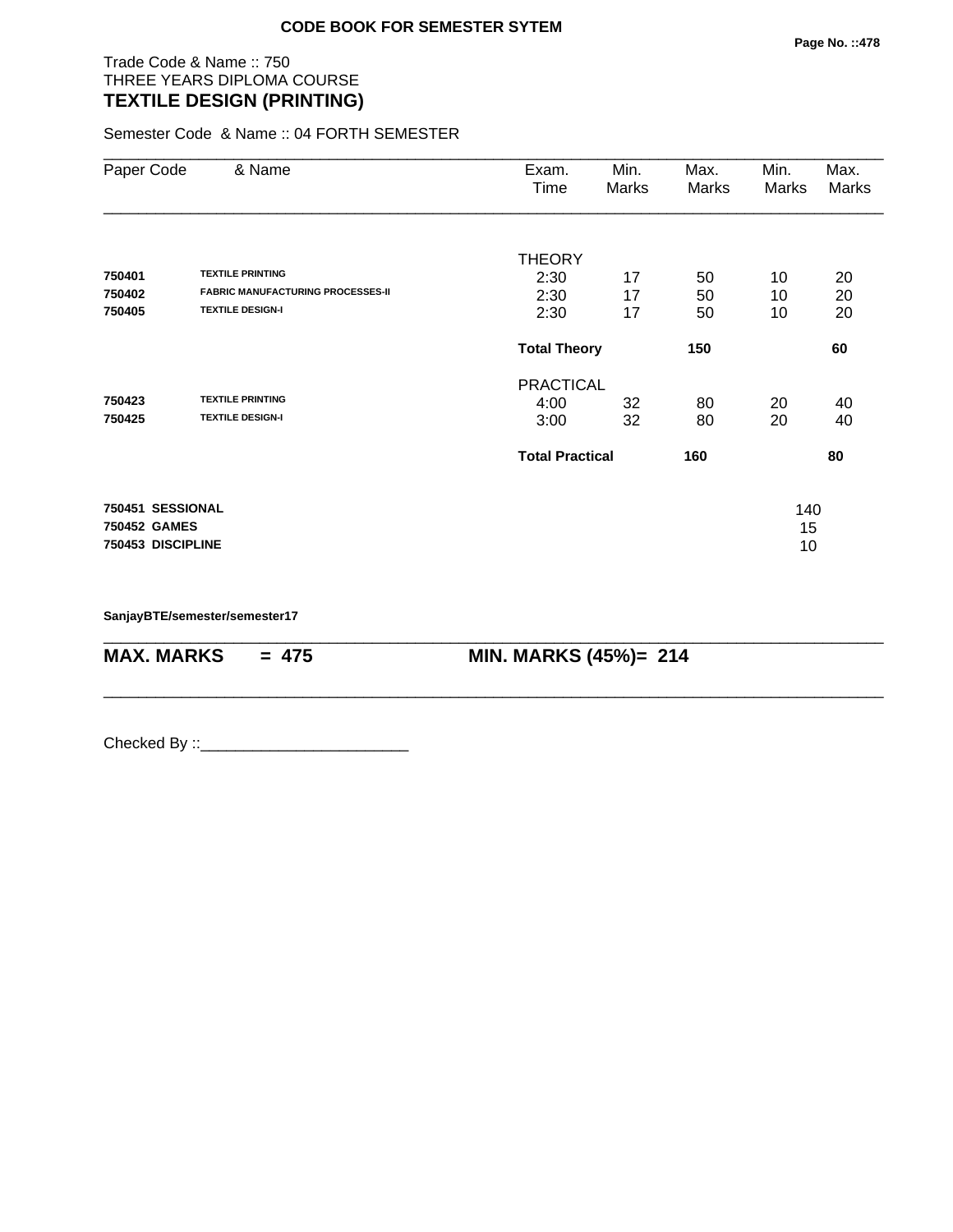**CODE BOOK FOR SEMESTER SYTEM**

Trade Code & Name :: 750
THREE YEARS DIPLOMA COURSE
## TEXTILE DESIGN (PRINTING)

Semester Code & Name :: 04 FORTH SEMESTER

| Paper Code | & Name | Exam. Time | Min. Marks | Max. Marks | Min. Marks | Max. Marks |
|---|---|---|---|---|---|---|
| | | THEORY | | | | |
| **750401** | **TEXTILE PRINTING** | 2:30 | 17 | 50 | 10 | 20 |
| **750402** | **FABRIC MANUFACTURING PROCESSES-II** | 2:30 | 17 | 50 | 10 | 20 |
| **750405** | **TEXTILE DESIGN-I** | 2:30 | 17 | 50 | 10 | 20 |
| | | **Total Theory** | | **150** | | **60** |
| | | PRACTICAL | | | | |
| **750423** | **TEXTILE PRINTING** | 4:00 | 32 | 80 | 20 | 40 |
| **750425** | **TEXTILE DESIGN-I** | 3:00 | 32 | 80 | 20 | 40 |
| | | **Total Practical** | | **160** | | **80** |
| **750451** | **SESSIONAL** | | | | 140 | |
| **750452** | **GAMES** | | | | 15 | |
| **750453** | **DISCIPLINE** | | | | 10 | |

**SanjayBTE/semester/semester17**

**MAX. MARKS = 475** **MIN. MARKS (45%)= 214**

Checked By ::________________________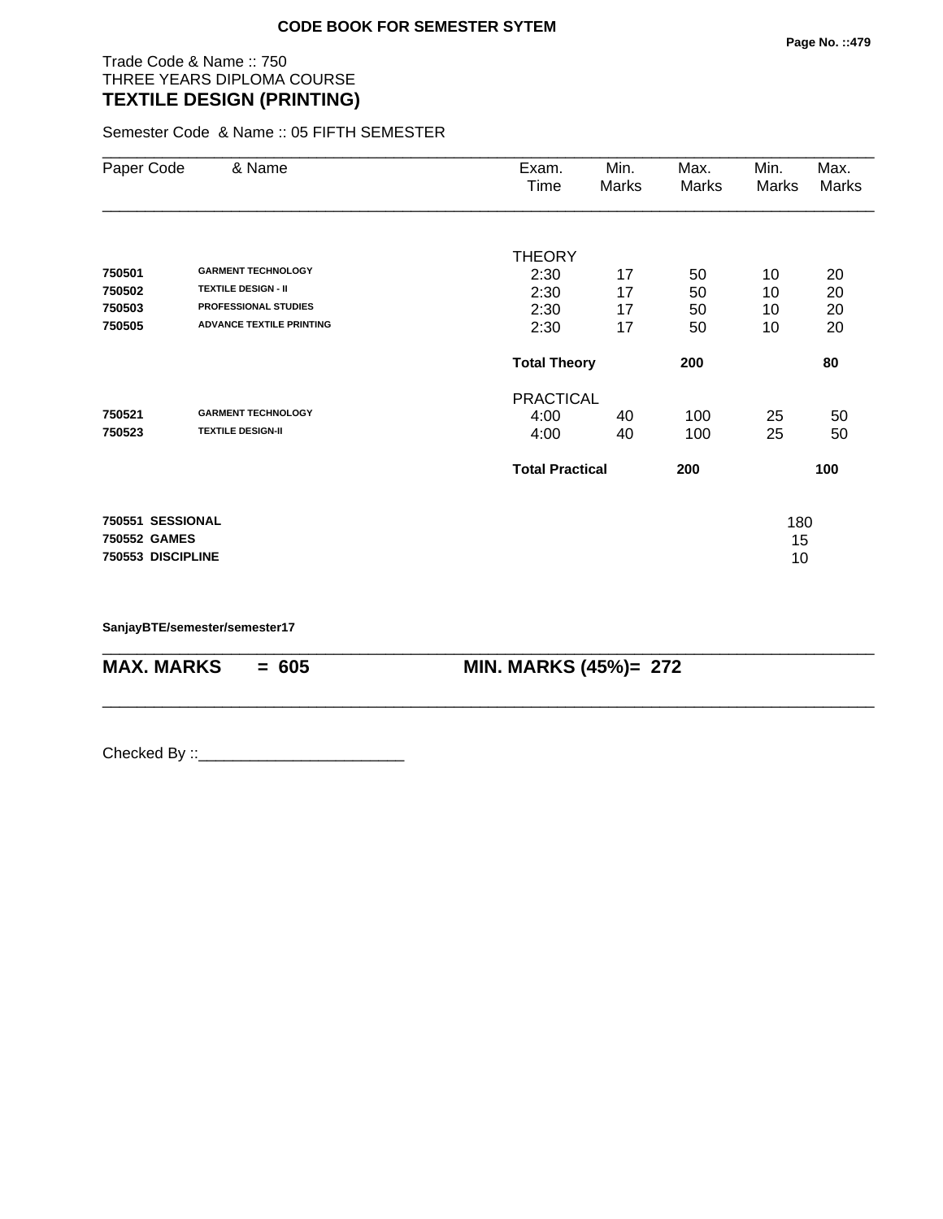**CODE BOOK FOR SEMESTER SYTEM**

Trade Code & Name :: 750
THREE YEARS DIPLOMA COURSE
## TEXTILE DESIGN (PRINTING)

Semester Code & Name :: 05 FIFTH SEMESTER

| Paper Code | & Name | Exam. Time | Min. Marks | Max. Marks | Min. Marks | Max. Marks |
|---|---|---|---|---|---|---|
| | | THEORY | | | | |
| **750501** | **GARMENT TECHNOLOGY** | 2:30 | 17 | 50 | 10 | 20 |
| **750502** | **TEXTILE DESIGN - II** | 2:30 | 17 | 50 | 10 | 20 |
| **750503** | **PROFESSIONAL STUDIES** | 2:30 | 17 | 50 | 10 | 20 |
| **750505** | **ADVANCE TEXTILE PRINTING** | 2:30 | 17 | 50 | 10 | 20 |
| | | **Total Theory** | | **200** | | **80** |
| | | PRACTICAL | | | | |
| **750521** | **GARMENT TECHNOLOGY** | 4:00 | 40 | 100 | 25 | 50 |
| **750523** | **TEXTILE DESIGN-II** | 4:00 | 40 | 100 | 25 | 50 |
| | | **Total Practical** | | **200** | | **100** |

| | |
|---|---|
| **750551 SESSIONAL** | 180 |
| **750552 GAMES** | 15 |
| **750553 DISCIPLINE** | 10 |

**SanjayBTE/semester/semester17**

**MAX. MARKS = 605** &nbsp;&nbsp;&nbsp;&nbsp; **MIN. MARKS (45%)= 272**

Checked By ::________________________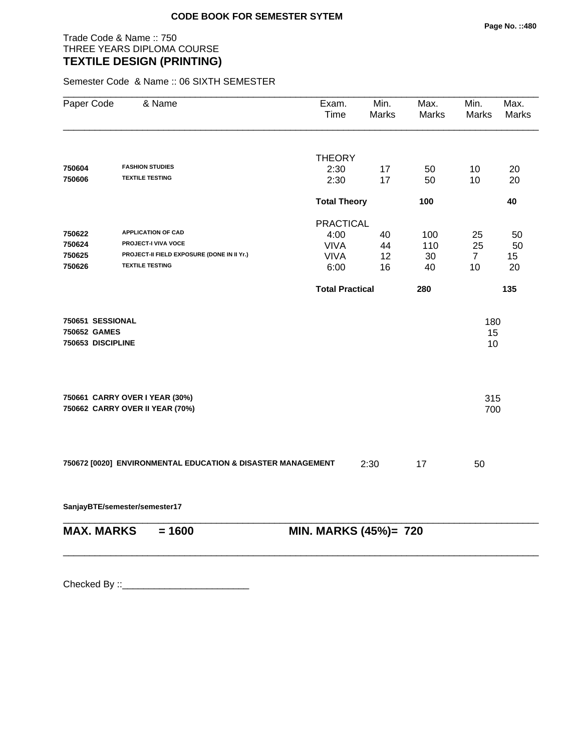**CODE BOOK FOR SEMESTER SYTEM**

Trade Code & Name :: 750
THREE YEARS DIPLOMA COURSE
## TEXTILE DESIGN (PRINTING)

Semester Code & Name :: 06 SIXTH SEMESTER

| Paper Code | & Name | Exam. Time | Min. Marks | Max. Marks | Min. Marks | Max. Marks |
|---|---|---|---|---|---|---|
| | | THEORY | | | | |
| 750604 | FASHION STUDIES | 2:30 | 17 | 50 | 10 | 20 |
| 750606 | TEXTILE TESTING | 2:30 | 17 | 50 | 10 | 20 |
| | | **Total Theory** | | **100** | | **40** |
| | | PRACTICAL | | | | |
| 750622 | APPLICATION OF CAD | 4:00 | 40 | 100 | 25 | 50 |
| 750624 | PROJECT-I VIVA VOCE | VIVA | 44 | 110 | 25 | 50 |
| 750625 | PROJECT-II FIELD EXPOSURE (DONE IN II Yr.) | VIVA | 12 | 30 | 7 | 15 |
| 750626 | TEXTILE TESTING | 6:00 | 16 | 40 | 10 | 20 |
| | | **Total Practical** | | **280** | | **135** |

| | |
|---|---|
| **750651 SESSIONAL** | 180 |
| **750652 GAMES** | 15 |
| **750653 DISCIPLINE** | 10 |

| | |
|---|---|
| **750661 CARRY OVER I YEAR (30%)** | 315 |
| **750662 CARRY OVER II YEAR (70%)** | 700 |

| | Exam. Time | Min. Marks | Max. Marks |
|---|---|---|---|
| **750672 [0020] ENVIRONMENTAL EDUCATION & DISASTER MANAGEMENT** | 2:30 | 17 | 50 |

**SanjayBTE/semester/semester17**

**MAX. MARKS = 1600** **MIN. MARKS (45%)= 720**

Checked By ::________________________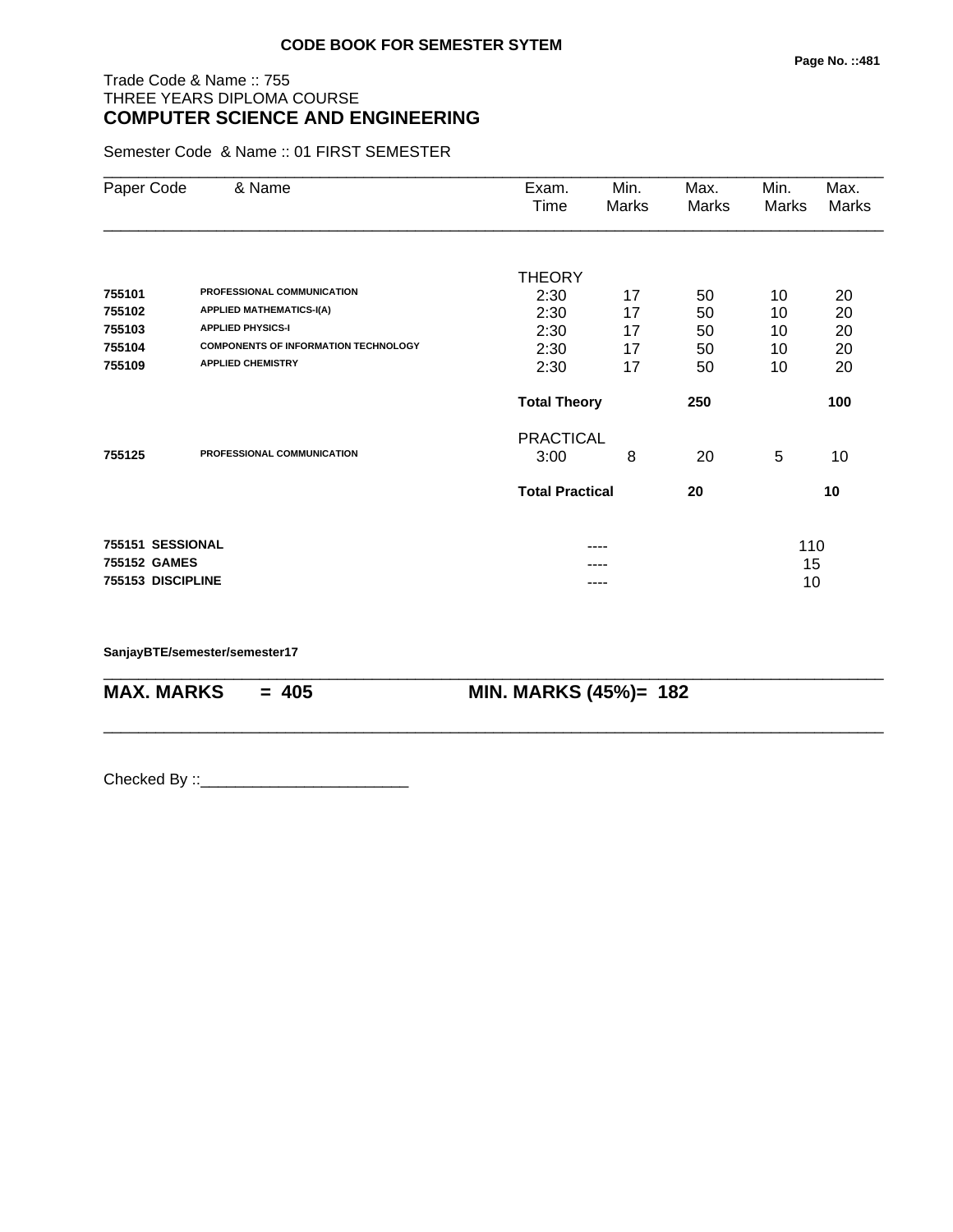**CODE BOOK FOR SEMESTER SYTEM**

Trade Code & Name :: 755
THREE YEARS DIPLOMA COURSE
## COMPUTER SCIENCE AND ENGINEERING

Semester Code & Name :: 01 FIRST SEMESTER

| Paper Code | & Name | Exam. Time | Min. Marks | Max. Marks | Min. Marks | Max. Marks |
|---|---|---|---|---|---|---|
| | | THEORY | | | | |
| 755101 | PROFESSIONAL COMMUNICATION | 2:30 | 17 | 50 | 10 | 20 |
| 755102 | APPLIED MATHEMATICS-I(A) | 2:30 | 17 | 50 | 10 | 20 |
| 755103 | APPLIED PHYSICS-I | 2:30 | 17 | 50 | 10 | 20 |
| 755104 | COMPONENTS OF INFORMATION TECHNOLOGY | 2:30 | 17 | 50 | 10 | 20 |
| 755109 | APPLIED CHEMISTRY | 2:30 | 17 | 50 | 10 | 20 |
| | | **Total Theory** | | **250** | | **100** |
| | | PRACTICAL | | | | |
| 755125 | PROFESSIONAL COMMUNICATION | 3:00 | 8 | 20 | 5 | 10 |
| | | **Total Practical** | | **20** | | **10** |
| 755151 | SESSIONAL | | ---- | | 110 | |
| 755152 | GAMES | | ---- | | 15 | |
| 755153 | DISCIPLINE | | ---- | | 10 | |

**SanjayBTE/semester/semester17**

**MAX. MARKS = 405** | **MIN. MARKS (45%)= 182**

Checked By ::________________________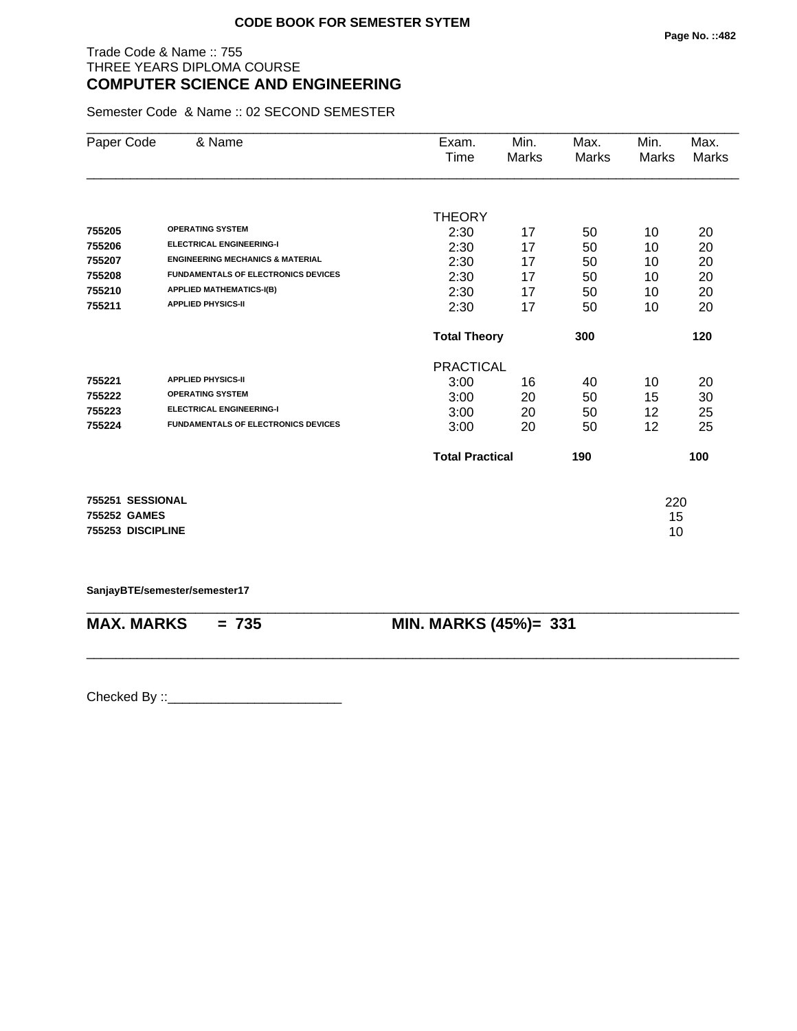**CODE BOOK FOR SEMESTER SYTEM**

Trade Code & Name :: 755
THREE YEARS DIPLOMA COURSE

## COMPUTER SCIENCE AND ENGINEERING

Semester Code & Name :: 02 SECOND SEMESTER

| Paper Code | & Name | Exam. Time | Min. Marks | Max. Marks | Min. Marks | Max. Marks |
|---|---|---|---|---|---|---|
| | | THEORY | | | | |
| 755205 | OPERATING SYSTEM | 2:30 | 17 | 50 | 10 | 20 |
| 755206 | ELECTRICAL ENGINEERING-I | 2:30 | 17 | 50 | 10 | 20 |
| 755207 | ENGINEERING MECHANICS & MATERIAL | 2:30 | 17 | 50 | 10 | 20 |
| 755208 | FUNDAMENTALS OF ELECTRONICS DEVICES | 2:30 | 17 | 50 | 10 | 20 |
| 755210 | APPLIED MATHEMATICS-I(B) | 2:30 | 17 | 50 | 10 | 20 |
| 755211 | APPLIED PHYSICS-II | 2:30 | 17 | 50 | 10 | 20 |
| | | **Total Theory** | | **300** | | **120** |
| | | PRACTICAL | | | | |
| 755221 | APPLIED PHYSICS-II | 3:00 | 16 | 40 | 10 | 20 |
| 755222 | OPERATING SYSTEM | 3:00 | 20 | 50 | 15 | 30 |
| 755223 | ELECTRICAL ENGINEERING-I | 3:00 | 20 | 50 | 12 | 25 |
| 755224 | FUNDAMENTALS OF ELECTRONICS DEVICES | 3:00 | 20 | 50 | 12 | 25 |
| | | **Total Practical** | | **190** | | **100** |

| | | |
|---|---|---|
| **755251** | **SESSIONAL** | 220 |
| **755252** | **GAMES** | 15 |
| **755253** | **DISCIPLINE** | 10 |

**SanjayBTE/semester/semester17**

**MAX. MARKS = 735** **MIN. MARKS (45%)= 331**

Checked By ::________________________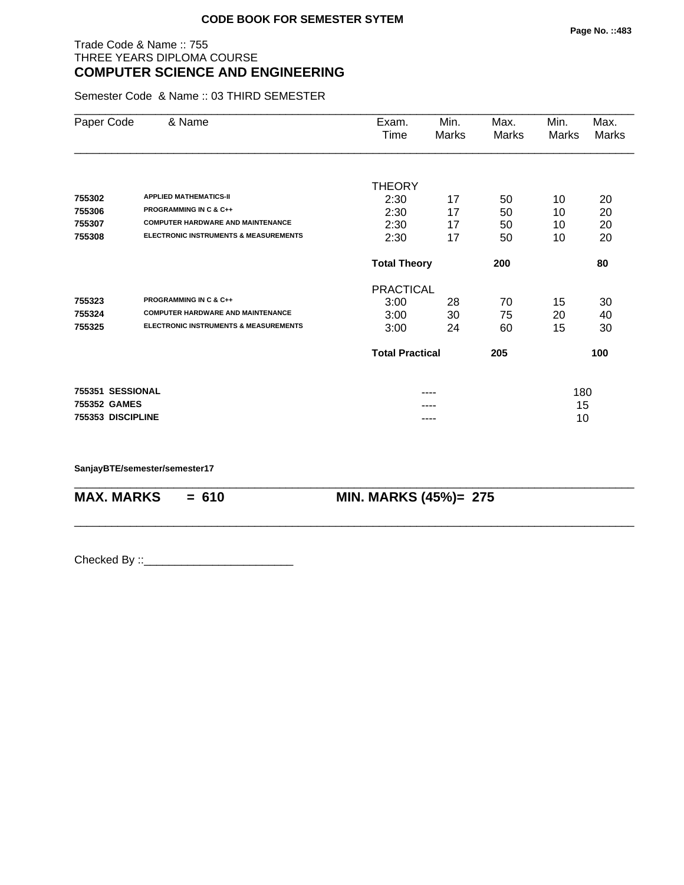# CODE BOOK FOR SEMESTER SYTEM

Trade Code & Name :: 755
THREE YEARS DIPLOMA COURSE

## COMPUTER SCIENCE AND ENGINEERING

Semester Code & Name :: 03 THIRD SEMESTER

| Paper Code | & Name | Exam. Time | Min. Marks | Max. Marks | Min. Marks | Max. Marks |
|---|---|---|---|---|---|---|
| | | THEORY | | | | |
| 755302 | APPLIED MATHEMATICS-II | 2:30 | 17 | 50 | 10 | 20 |
| 755306 | PROGRAMMING IN C & C++ | 2:30 | 17 | 50 | 10 | 20 |
| 755307 | COMPUTER HARDWARE AND MAINTENANCE | 2:30 | 17 | 50 | 10 | 20 |
| 755308 | ELECTRONIC INSTRUMENTS & MEASUREMENTS | 2:30 | 17 | 50 | 10 | 20 |
| | | **Total Theory** | | **200** | | **80** |
| | | PRACTICAL | | | | |
| 755323 | PROGRAMMING IN C & C++ | 3:00 | 28 | 70 | 15 | 30 |
| 755324 | COMPUTER HARDWARE AND MAINTENANCE | 3:00 | 30 | 75 | 20 | 40 |
| 755325 | ELECTRONIC INSTRUMENTS & MEASUREMENTS | 3:00 | 24 | 60 | 15 | 30 |
| | | **Total Practical** | | **205** | | **100** |
| 755351 | SESSIONAL | | ---- | | 180 | |
| 755352 | GAMES | | ---- | | 15 | |
| 755353 | DISCIPLINE | | ---- | | 10 | |

**SanjayBTE/semester/semester17**

**MAX. MARKS = 610** **MIN. MARKS (45%)= 275**

Checked By ::________________________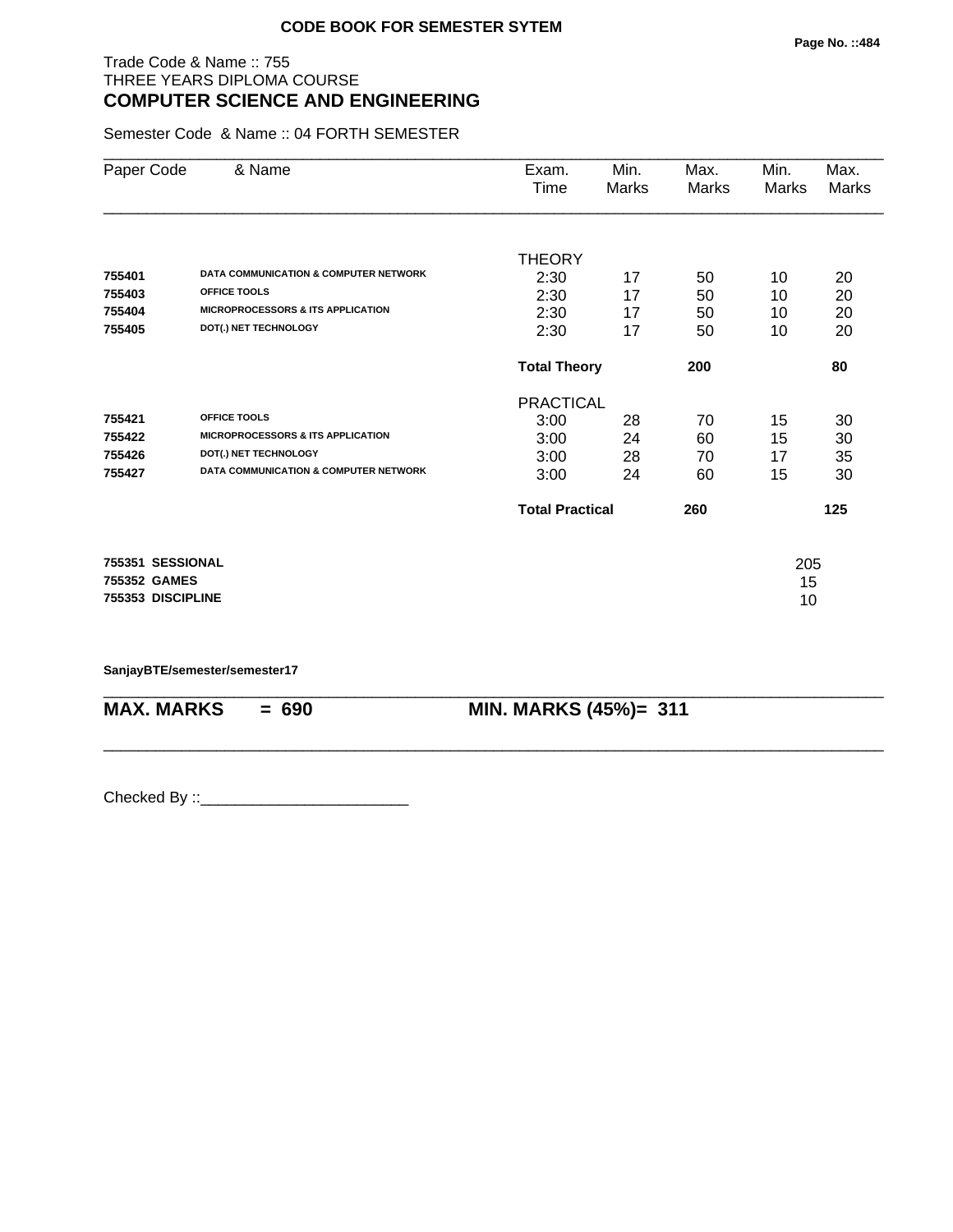**CODE BOOK FOR SEMESTER SYTEM**

Trade Code & Name :: 755
THREE YEARS DIPLOMA COURSE
## COMPUTER SCIENCE AND ENGINEERING

Semester Code & Name :: 04 FORTH SEMESTER

| Paper Code | & Name | Exam. Time | Min. Marks | Max. Marks | Min. Marks | Max. Marks |
|---|---|---|---|---|---|---|
| | | THEORY | | | | |
| 755401 | DATA COMMUNICATION & COMPUTER NETWORK | 2:30 | 17 | 50 | 10 | 20 |
| 755403 | OFFICE TOOLS | 2:30 | 17 | 50 | 10 | 20 |
| 755404 | MICROPROCESSORS & ITS APPLICATION | 2:30 | 17 | 50 | 10 | 20 |
| 755405 | DOT(.) NET TECHNOLOGY | 2:30 | 17 | 50 | 10 | 20 |
| | | **Total Theory** | | **200** | | **80** |
| | | PRACTICAL | | | | |
| 755421 | OFFICE TOOLS | 3:00 | 28 | 70 | 15 | 30 |
| 755422 | MICROPROCESSORS & ITS APPLICATION | 3:00 | 24 | 60 | 15 | 30 |
| 755426 | DOT(.) NET TECHNOLOGY | 3:00 | 28 | 70 | 17 | 35 |
| 755427 | DATA COMMUNICATION & COMPUTER NETWORK | 3:00 | 24 | 60 | 15 | 30 |
| | | **Total Practical** | | **260** | | **125** |
| **755351** | **SESSIONAL** | | | | 205 | |
| **755352** | **GAMES** | | | | 15 | |
| **755353** | **DISCIPLINE** | | | | 10 | |

**SanjayBTE/semester/semester17**

**MAX. MARKS = 690** **MIN. MARKS (45%)= 311**

Checked By ::________________________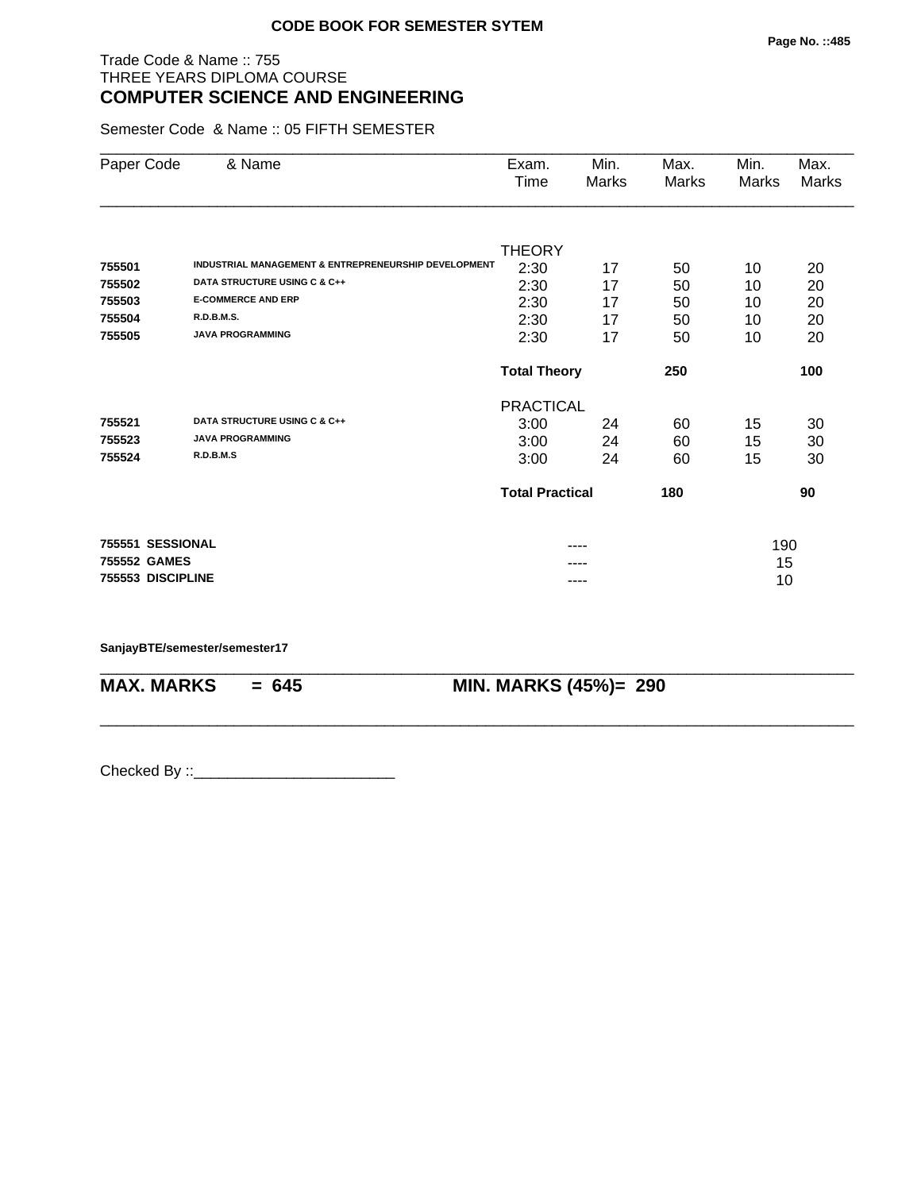**CODE BOOK FOR SEMESTER SYTEM**

Trade Code & Name :: 755
THREE YEARS DIPLOMA COURSE
## COMPUTER SCIENCE AND ENGINEERING

Semester Code & Name :: 05 FIFTH SEMESTER

| Paper Code | & Name | Exam. Time | Min. Marks | Max. Marks | Min. Marks | Max. Marks |
|---|---|---|---|---|---|---|
| | | THEORY | | | | |
| **755501** | **INDUSTRIAL MANAGEMENT & ENTREPRENEURSHIP DEVELOPMENT** | 2:30 | 17 | 50 | 10 | 20 |
| **755502** | **DATA STRUCTURE USING C & C++** | 2:30 | 17 | 50 | 10 | 20 |
| **755503** | **E-COMMERCE AND ERP** | 2:30 | 17 | 50 | 10 | 20 |
| **755504** | **R.D.B.M.S.** | 2:30 | 17 | 50 | 10 | 20 |
| **755505** | **JAVA PROGRAMMING** | 2:30 | 17 | 50 | 10 | 20 |
| | | **Total Theory** | | **250** | | **100** |
| | | PRACTICAL | | | | |
| **755521** | **DATA STRUCTURE USING C & C++** | 3:00 | 24 | 60 | 15 | 30 |
| **755523** | **JAVA PROGRAMMING** | 3:00 | 24 | 60 | 15 | 30 |
| **755524** | **R.D.B.M.S** | 3:00 | 24 | 60 | 15 | 30 |
| | | **Total Practical** | | **180** | | **90** |
| **755551** | **SESSIONAL** | | ---- | | 190 | |
| **755552** | **GAMES** | | ---- | | 15 | |
| **755553** | **DISCIPLINE** | | ---- | | 10 | |

**SanjayBTE/semester/semester17**

**MAX. MARKS = 645** **MIN. MARKS (45%)= 290**

Checked By ::________________________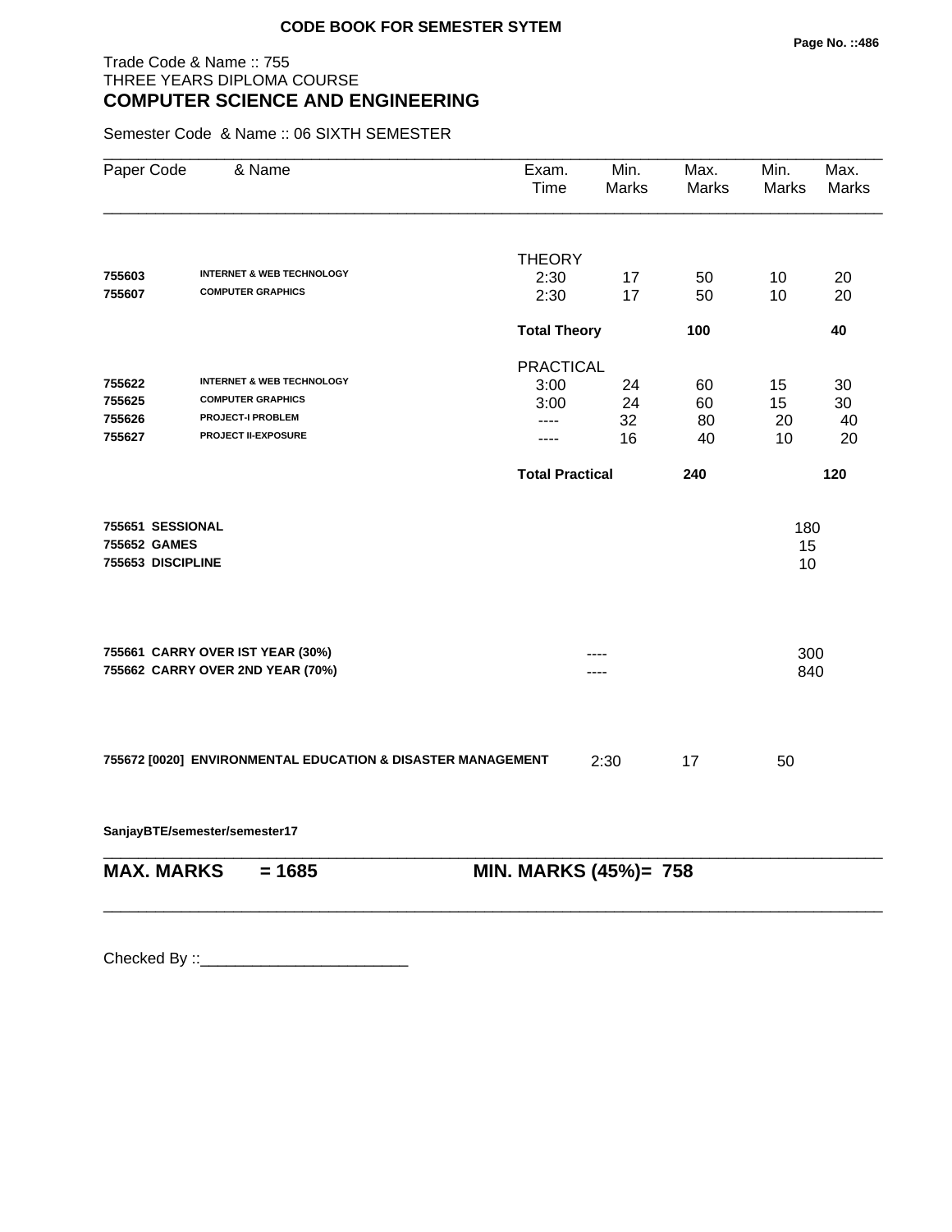**CODE BOOK FOR SEMESTER SYTEM**

Trade Code & Name :: 755
THREE YEARS DIPLOMA COURSE
## COMPUTER SCIENCE AND ENGINEERING

Semester Code & Name :: 06 SIXTH SEMESTER

| Paper Code | & Name | Exam. Time | Min. Marks | Max. Marks | Min. Marks | Max. Marks |
|---|---|---|---|---|---|---|
| | | THEORY | | | | |
| 755603 | **INTERNET & WEB TECHNOLOGY** | 2:30 | 17 | 50 | 10 | 20 |
| 755607 | **COMPUTER GRAPHICS** | 2:30 | 17 | 50 | 10 | 20 |
| | | **Total Theory** | | **100** | | **40** |
| | | PRACTICAL | | | | |
| 755622 | **INTERNET & WEB TECHNOLOGY** | 3:00 | 24 | 60 | 15 | 30 |
| 755625 | **COMPUTER GRAPHICS** | 3:00 | 24 | 60 | 15 | 30 |
| 755626 | **PROJECT-I PROBLEM** | ---- | 32 | 80 | 20 | 40 |
| 755627 | **PROJECT II-EXPOSURE** | ---- | 16 | 40 | 10 | 20 |
| | | **Total Practical** | | **240** | | **120** |
| **755651** | **SESSIONAL** | | | | 180 | |
| **755652** | **GAMES** | | | | 15 | |
| **755653** | **DISCIPLINE** | | | | 10 | |
| **755661** | **CARRY OVER IST YEAR (30%)** | | ---- | | 300 | |
| **755662** | **CARRY OVER 2ND YEAR (70%)** | | ---- | | 840 | |
| **755672 [0020]** | **ENVIRONMENTAL EDUCATION & DISASTER MANAGEMENT** | | 2:30 | 17 | 50 | |

**SanjayBTE/semester/semester17**

**MAX. MARKS = 1685** **MIN. MARKS (45%)= 758**

Checked By ::________________________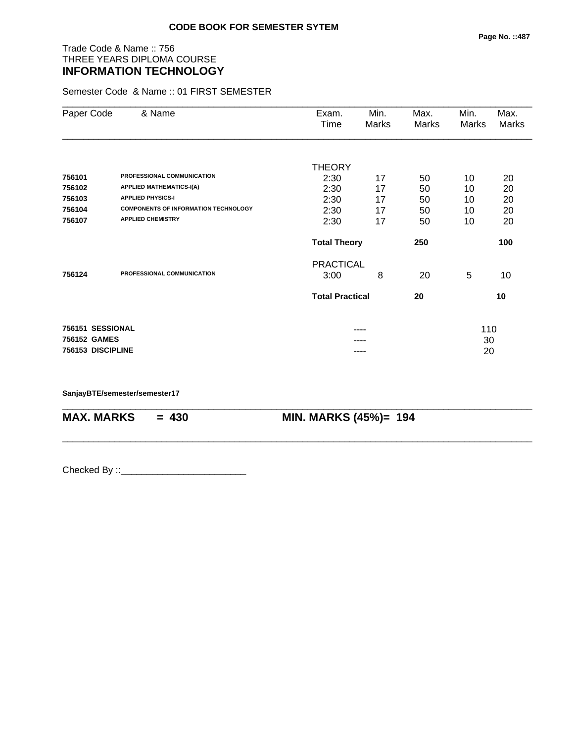**CODE BOOK FOR SEMESTER SYTEM**

Trade Code & Name :: 756
THREE YEARS DIPLOMA COURSE
**INFORMATION TECHNOLOGY**

Semester Code & Name :: 01 FIRST SEMESTER

| Paper Code | & Name | Exam. Time | Min. Marks | Max. Marks | Min. Marks | Max. Marks |
|---|---|---|---|---|---|---|
| | | THEORY | | | | |
| **756101** | **PROFESSIONAL COMMUNICATION** | 2:30 | 17 | 50 | 10 | 20 |
| **756102** | **APPLIED MATHEMATICS-I(A)** | 2:30 | 17 | 50 | 10 | 20 |
| **756103** | **APPLIED PHYSICS-I** | 2:30 | 17 | 50 | 10 | 20 |
| **756104** | **COMPONENTS OF INFORMATION TECHNOLOGY** | 2:30 | 17 | 50 | 10 | 20 |
| **756107** | **APPLIED CHEMISTRY** | 2:30 | 17 | 50 | 10 | 20 |
| | | **Total Theory** | | **250** | | **100** |
| | | PRACTICAL | | | | |
| **756124** | **PROFESSIONAL COMMUNICATION** | 3:00 | 8 | 20 | 5 | 10 |
| | | **Total Practical** | | **20** | | **10** |
| **756151** | **SESSIONAL** | | ---- | | 110 | |
| **756152** | **GAMES** | | ---- | | 30 | |
| **756153** | **DISCIPLINE** | | ---- | | 20 | |

**SanjayBTE/semester/semester17**

**MAX. MARKS = 430 MIN. MARKS (45%)= 194**

Checked By ::________________________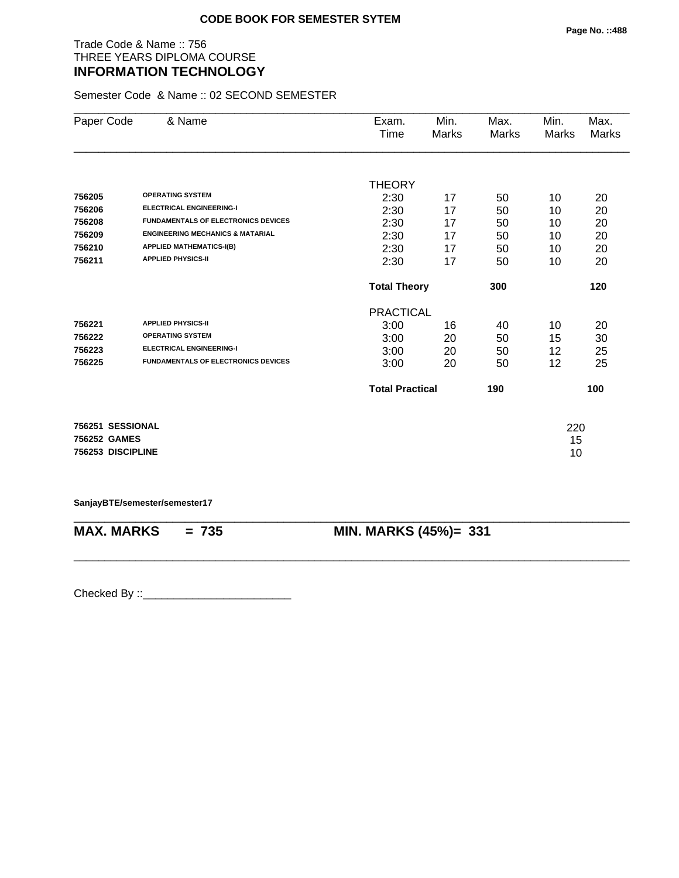**CODE BOOK FOR SEMESTER SYTEM**

Trade Code & Name :: 756
THREE YEARS DIPLOMA COURSE
## INFORMATION TECHNOLOGY

Semester Code & Name :: 02 SECOND SEMESTER

| Paper Code | & Name | Exam. Time | Min. Marks | Max. Marks | Min. Marks | Max. Marks |
|---|---|---|---|---|---|---|
| | | THEORY | | | | |
| 756205 | OPERATING SYSTEM | 2:30 | 17 | 50 | 10 | 20 |
| 756206 | ELECTRICAL ENGINEERING-I | 2:30 | 17 | 50 | 10 | 20 |
| 756208 | FUNDAMENTALS OF ELECTRONICS DEVICES | 2:30 | 17 | 50 | 10 | 20 |
| 756209 | ENGINEERING MECHANICS & MATARIAL | 2:30 | 17 | 50 | 10 | 20 |
| 756210 | APPLIED MATHEMATICS-I(B) | 2:30 | 17 | 50 | 10 | 20 |
| 756211 | APPLIED PHYSICS-II | 2:30 | 17 | 50 | 10 | 20 |
| | | **Total Theory** | | **300** | | **120** |
| | | PRACTICAL | | | | |
| 756221 | APPLIED PHYSICS-II | 3:00 | 16 | 40 | 10 | 20 |
| 756222 | OPERATING SYSTEM | 3:00 | 20 | 50 | 15 | 30 |
| 756223 | ELECTRICAL ENGINEERING-I | 3:00 | 20 | 50 | 12 | 25 |
| 756225 | FUNDAMENTALS OF ELECTRONICS DEVICES | 3:00 | 20 | 50 | 12 | 25 |
| | | **Total Practical** | | **190** | | **100** |

| | |
|---|---|
| **756251 SESSIONAL** | 220 |
| **756252 GAMES** | 15 |
| **756253 DISCIPLINE** | 10 |

**SanjayBTE/semester/semester17**

**MAX. MARKS = 735** **MIN. MARKS (45%)= 331**

Checked By ::________________________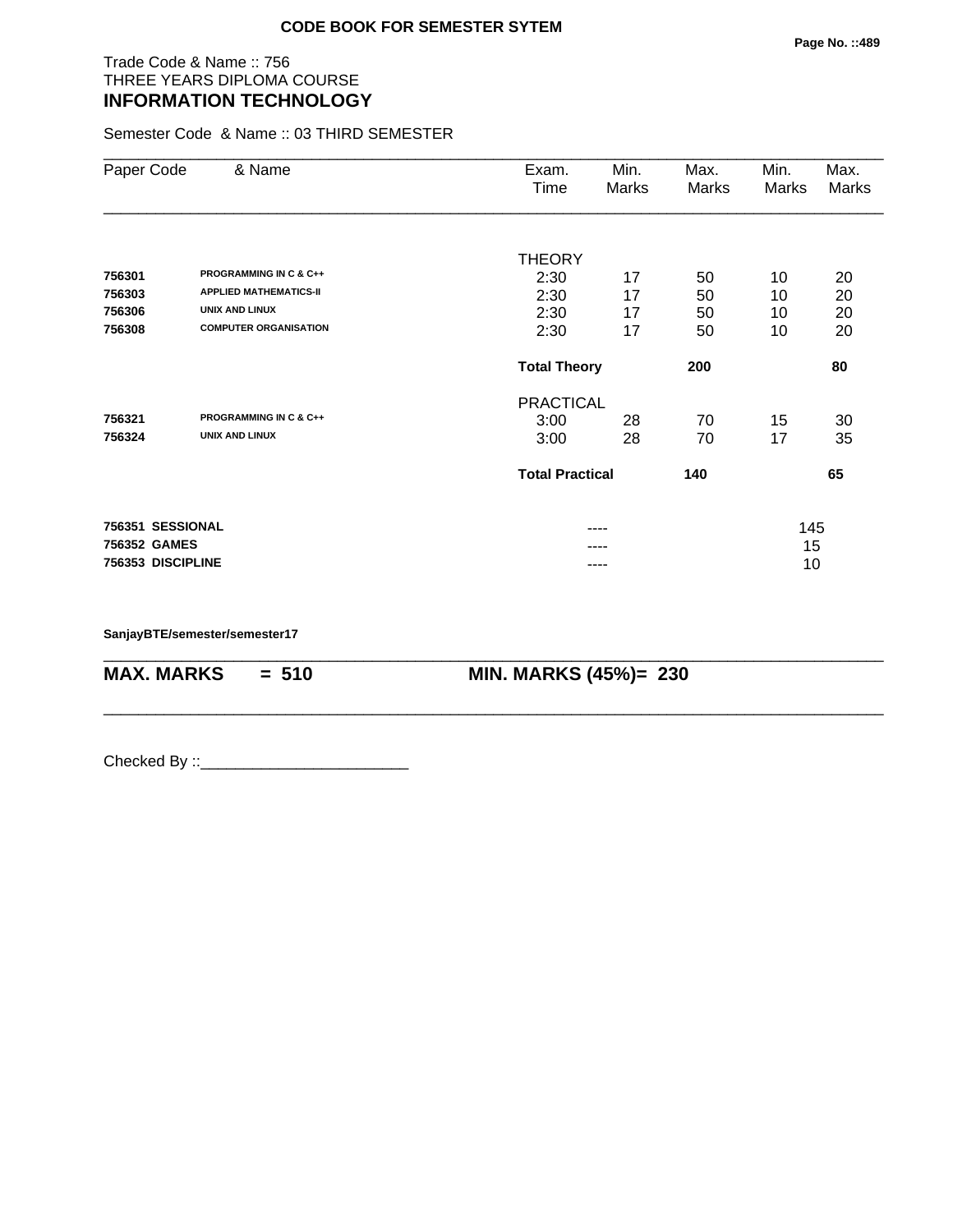**CODE BOOK FOR SEMESTER SYTEM**

Trade Code & Name :: 756
THREE YEARS DIPLOMA COURSE
## INFORMATION TECHNOLOGY

Semester Code & Name :: 03 THIRD SEMESTER

| Paper Code | & Name | Exam. Time | Min. Marks | Max. Marks | Min. Marks | Max. Marks |
|---|---|---|---|---|---|---|
| | | THEORY | | | | |
| **756301** | **PROGRAMMING IN C & C++** | 2:30 | 17 | 50 | 10 | 20 |
| **756303** | **APPLIED MATHEMATICS-II** | 2:30 | 17 | 50 | 10 | 20 |
| **756306** | **UNIX AND LINUX** | 2:30 | 17 | 50 | 10 | 20 |
| **756308** | **COMPUTER ORGANISATION** | 2:30 | 17 | 50 | 10 | 20 |
| | | **Total Theory** | | **200** | | **80** |
| | | PRACTICAL | | | | |
| **756321** | **PROGRAMMING IN C & C++** | 3:00 | 28 | 70 | 15 | 30 |
| **756324** | **UNIX AND LINUX** | 3:00 | 28 | 70 | 17 | 35 |
| | | **Total Practical** | | **140** | | **65** |
| **756351** | **SESSIONAL** | | ---- | | 145 | |
| **756352** | **GAMES** | | ---- | | 15 | |
| **756353** | **DISCIPLINE** | | ---- | | 10 | |

**SanjayBTE/semester/semester17**

**MAX. MARKS = 510** **MIN. MARKS (45%)= 230**

Checked By ::________________________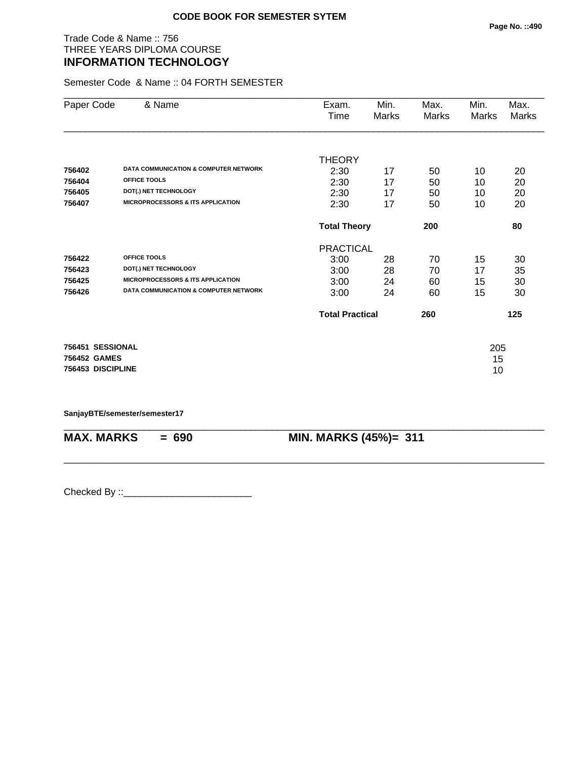**CODE BOOK FOR SEMESTER SYTEM**

Trade Code & Name :: 756
THREE YEARS DIPLOMA COURSE
## INFORMATION TECHNOLOGY

Semester Code & Name :: 04 FORTH SEMESTER

| Paper Code | & Name | Exam. Time | Min. Marks | Max. Marks | Min. Marks | Max. Marks |
|---|---|---|---|---|---|---|
| | | THEORY | | | | |
| **756402** | **DATA COMMUNICATION & COMPUTER NETWORK** | 2:30 | 17 | 50 | 10 | 20 |
| **756404** | **OFFICE TOOLS** | 2:30 | 17 | 50 | 10 | 20 |
| **756405** | **DOT(.) NET TECHNOLOGY** | 2:30 | 17 | 50 | 10 | 20 |
| **756407** | **MICROPROCESSORS & ITS APPLICATION** | 2:30 | 17 | 50 | 10 | 20 |
| | | **Total Theory** | | **200** | | **80** |
| | | PRACTICAL | | | | |
| **756422** | **OFFICE TOOLS** | 3:00 | 28 | 70 | 15 | 30 |
| **756423** | **DOT(.) NET TECHNOLOGY** | 3:00 | 28 | 70 | 17 | 35 |
| **756425** | **MICROPROCESSORS & ITS APPLICATION** | 3:00 | 24 | 60 | 15 | 30 |
| **756426** | **DATA COMMUNICATION & COMPUTER NETWORK** | 3:00 | 24 | 60 | 15 | 30 |
| | | **Total Practical** | | **260** | | **125** |
| **756451** | **SESSIONAL** | | | | 205 | |
| **756452** | **GAMES** | | | | 15 | |
| **756453** | **DISCIPLINE** | | | | 10 | |

**SanjayBTE/semester/semester17**

**MAX. MARKS = 690** **MIN. MARKS (45%)= 311**

Checked By ::________________________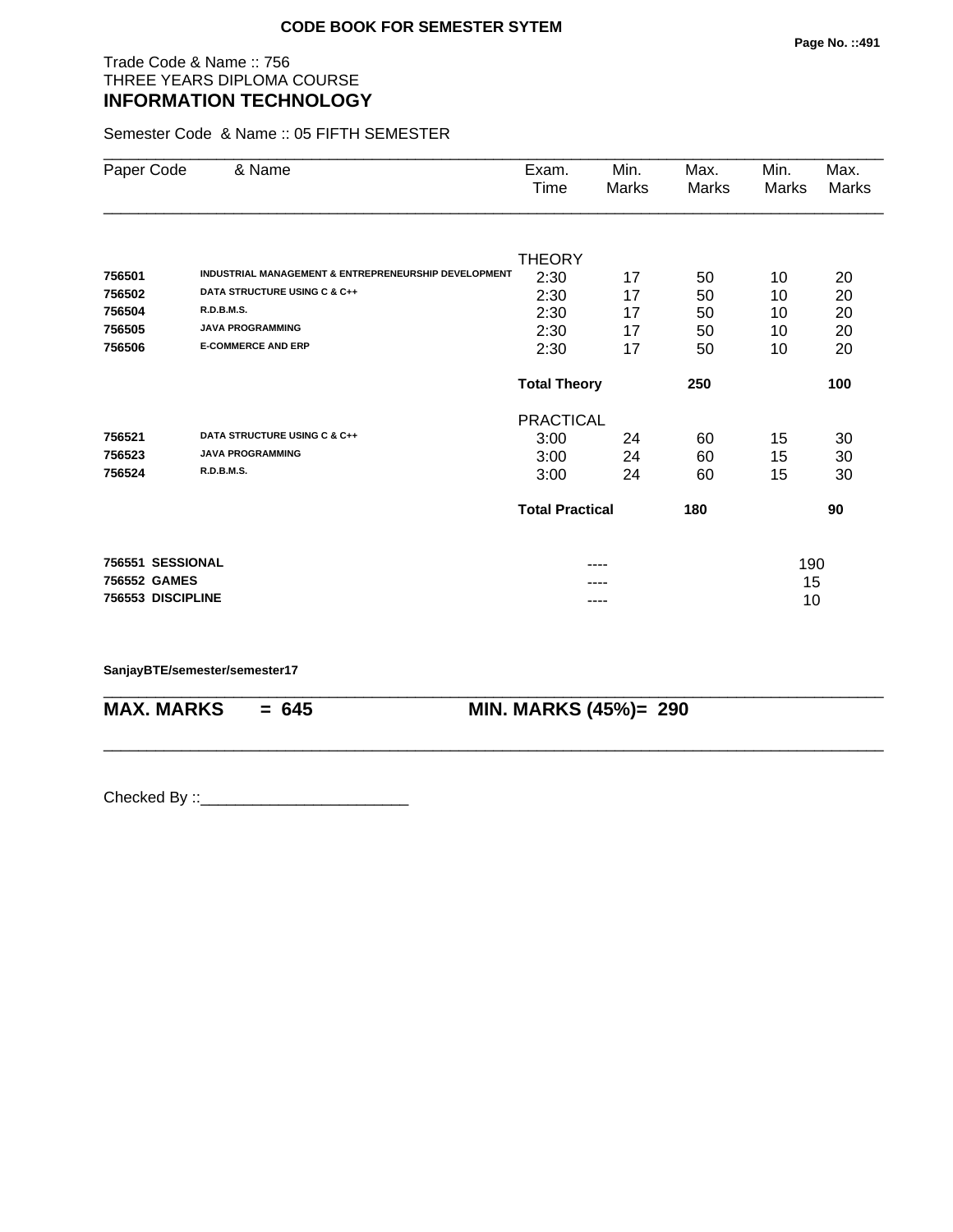**CODE BOOK FOR SEMESTER SYTEM**

Trade Code & Name :: 756
THREE YEARS DIPLOMA COURSE
**INFORMATION TECHNOLOGY**

Semester Code & Name :: 05 FIFTH SEMESTER

| Paper Code | & Name | Exam. Time | Min. Marks | Max. Marks | Min. Marks | Max. Marks |
|---|---|---|---|---|---|---|
| | | THEORY | | | | |
| **756501** | **INDUSTRIAL MANAGEMENT & ENTREPRENEURSHIP DEVELOPMENT** | 2:30 | 17 | 50 | 10 | 20 |
| **756502** | **DATA STRUCTURE USING C & C++** | 2:30 | 17 | 50 | 10 | 20 |
| **756504** | **R.D.B.M.S.** | 2:30 | 17 | 50 | 10 | 20 |
| **756505** | **JAVA PROGRAMMING** | 2:30 | 17 | 50 | 10 | 20 |
| **756506** | **E-COMMERCE AND ERP** | 2:30 | 17 | 50 | 10 | 20 |
| | | **Total Theory** | | **250** | | **100** |
| | | PRACTICAL | | | | |
| **756521** | **DATA STRUCTURE USING C & C++** | 3:00 | 24 | 60 | 15 | 30 |
| **756523** | **JAVA PROGRAMMING** | 3:00 | 24 | 60 | 15 | 30 |
| **756524** | **R.D.B.M.S.** | 3:00 | 24 | 60 | 15 | 30 |
| | | **Total Practical** | | **180** | | **90** |
| **756551** | **SESSIONAL** | | ---- | | 190 | |
| **756552** | **GAMES** | | ---- | | 15 | |
| **756553** | **DISCIPLINE** | | ---- | | 10 | |

**SanjayBTE/semester/semester17**

**MAX. MARKS = 645** **MIN. MARKS (45%)= 290**

Checked By ::________________________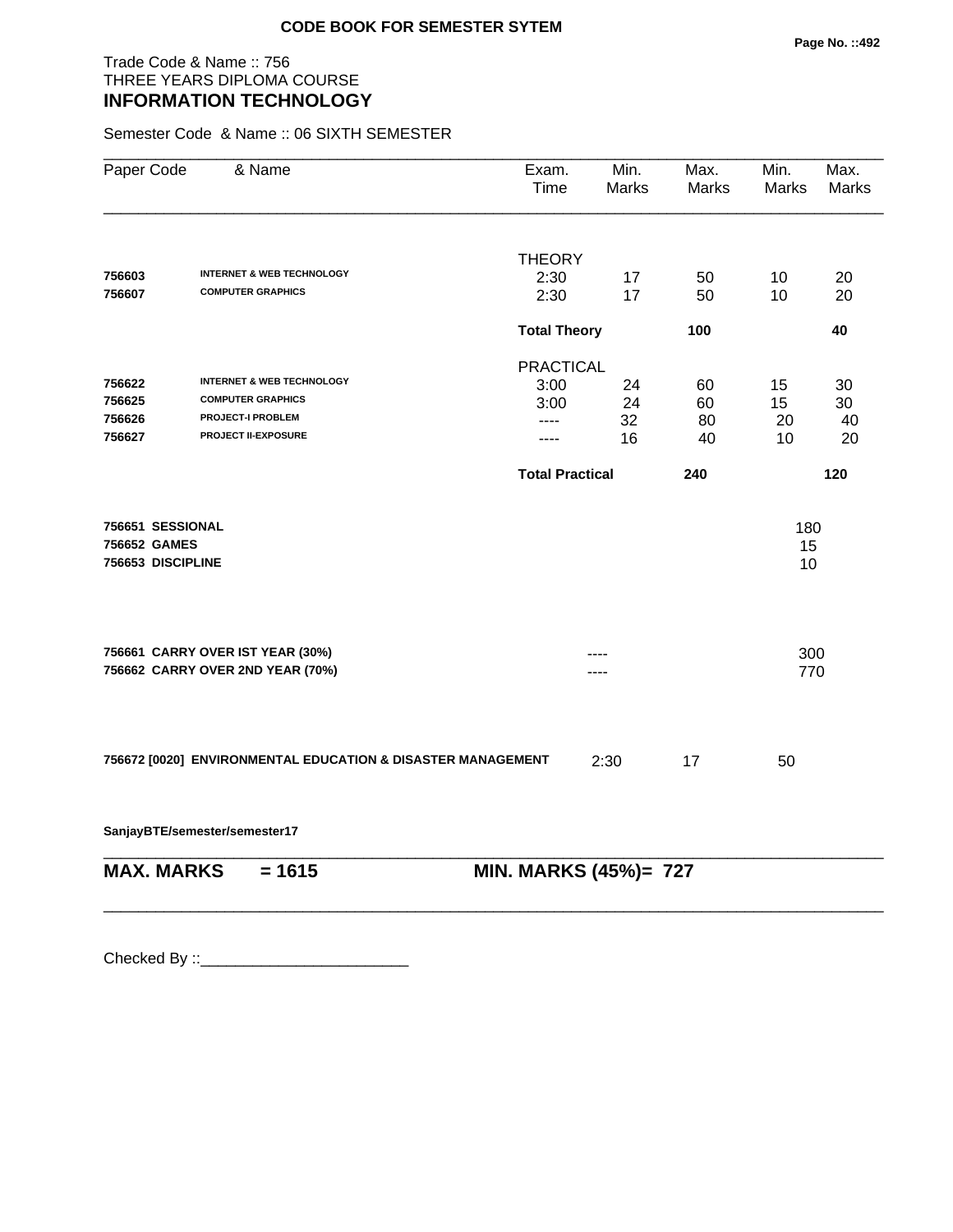**CODE BOOK FOR SEMESTER SYTEM**

Trade Code & Name :: 756
THREE YEARS DIPLOMA COURSE
## INFORMATION TECHNOLOGY

Semester Code & Name :: 06 SIXTH SEMESTER

| Paper Code | & Name | Exam. Time | Min. Marks | Max. Marks | Min. Marks | Max. Marks |
|---|---|---|---|---|---|---|
| | | THEORY | | | | |
| **756603** | **INTERNET & WEB TECHNOLOGY** | 2:30 | 17 | 50 | 10 | 20 |
| **756607** | **COMPUTER GRAPHICS** | 2:30 | 17 | 50 | 10 | 20 |
| | | **Total Theory** | | **100** | | **40** |
| | | PRACTICAL | | | | |
| **756622** | **INTERNET & WEB TECHNOLOGY** | 3:00 | 24 | 60 | 15 | 30 |
| **756625** | **COMPUTER GRAPHICS** | 3:00 | 24 | 60 | 15 | 30 |
| **756626** | **PROJECT-I PROBLEM** | ---- | 32 | 80 | 20 | 40 |
| **756627** | **PROJECT II-EXPOSURE** | ---- | 16 | 40 | 10 | 20 |
| | | **Total Practical** | | **240** | | **120** |
| **756651** | **SESSIONAL** | | | | 180 | |
| **756652** | **GAMES** | | | | 15 | |
| **756653** | **DISCIPLINE** | | | | 10 | |
| **756661** | **CARRY OVER IST YEAR (30%)** | | ---- | | 300 | |
| **756662** | **CARRY OVER 2ND YEAR (70%)** | | ---- | | 770 | |
| **756672 [0020]** | **ENVIRONMENTAL EDUCATION & DISASTER MANAGEMENT** | | 2:30 | 17 | 50 | |

**SanjayBTE/semester/semester17**

**MAX. MARKS = 1615** **MIN. MARKS (45%)= 727**

Checked By ::________________________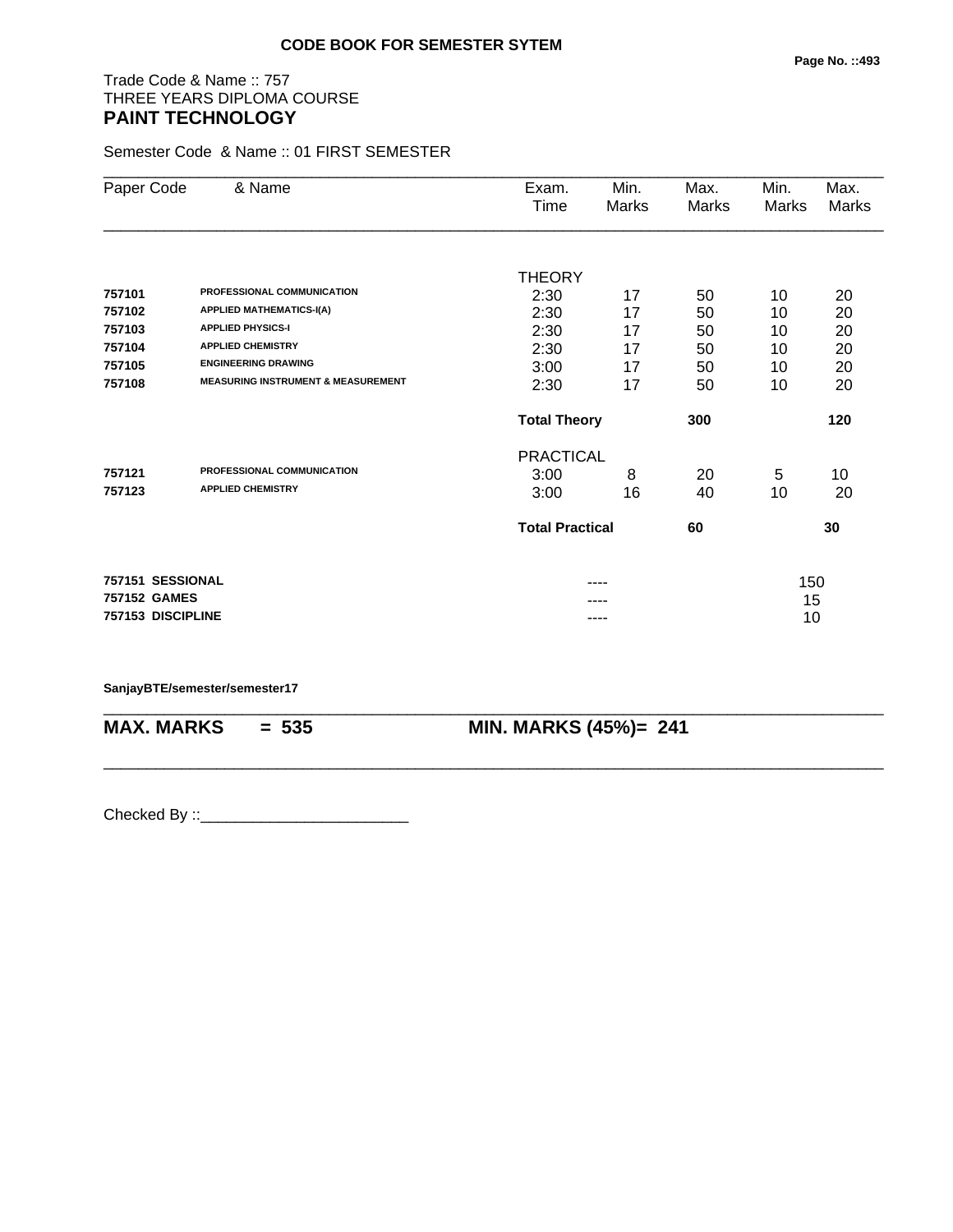## CODE BOOK FOR SEMESTER SYTEM

Trade Code & Name :: 757
THREE YEARS DIPLOMA COURSE
**PAINT TECHNOLOGY**

Semester Code & Name :: 01 FIRST SEMESTER

| Paper Code | & Name | Exam. Time | Min. Marks | Max. Marks | Min. Marks | Max. Marks |
|---|---|---|---|---|---|---|
| | | THEORY | | | | |
| **757101** | **PROFESSIONAL COMMUNICATION** | 2:30 | 17 | 50 | 10 | 20 |
| **757102** | **APPLIED MATHEMATICS-I(A)** | 2:30 | 17 | 50 | 10 | 20 |
| **757103** | **APPLIED PHYSICS-I** | 2:30 | 17 | 50 | 10 | 20 |
| **757104** | **APPLIED CHEMISTRY** | 2:30 | 17 | 50 | 10 | 20 |
| **757105** | **ENGINEERING DRAWING** | 3:00 | 17 | 50 | 10 | 20 |
| **757108** | **MEASURING INSTRUMENT & MEASUREMENT** | 2:30 | 17 | 50 | 10 | 20 |
| | | **Total Theory** | | **300** | | **120** |
| | | PRACTICAL | | | | |
| **757121** | **PROFESSIONAL COMMUNICATION** | 3:00 | 8 | 20 | 5 | 10 |
| **757123** | **APPLIED CHEMISTRY** | 3:00 | 16 | 40 | 10 | 20 |
| | | **Total Practical** | | **60** | | **30** |
| **757151** | **SESSIONAL** | | ---- | | 150 | |
| **757152** | **GAMES** | | ---- | | 15 | |
| **757153** | **DISCIPLINE** | | ---- | | 10 | |

**SanjayBTE/semester/semester17**

**MAX. MARKS = 535 MIN. MARKS (45%)= 241**

Checked By ::________________________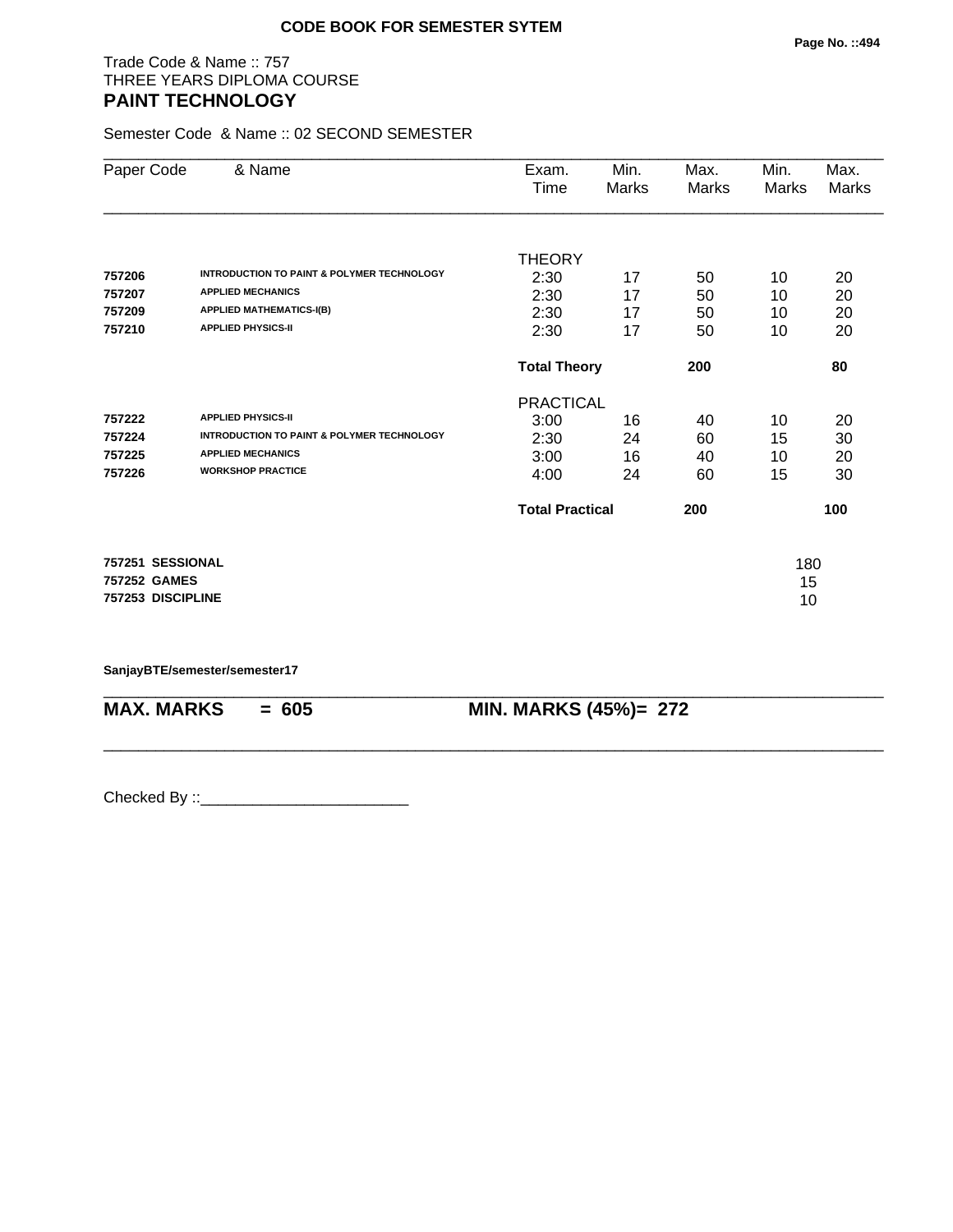**CODE BOOK FOR SEMESTER SYTEM**

Trade Code & Name :: 757
THREE YEARS DIPLOMA COURSE
## PAINT TECHNOLOGY

Semester Code & Name :: 02 SECOND SEMESTER

| Paper Code | & Name | Exam. Time | Min. Marks | Max. Marks | Min. Marks | Max. Marks |
|---|---|---|---|---|---|---|
| | | THEORY | | | | |
| **757206** | **INTRODUCTION TO PAINT & POLYMER TECHNOLOGY** | 2:30 | 17 | 50 | 10 | 20 |
| **757207** | **APPLIED MECHANICS** | 2:30 | 17 | 50 | 10 | 20 |
| **757209** | **APPLIED MATHEMATICS-I(B)** | 2:30 | 17 | 50 | 10 | 20 |
| **757210** | **APPLIED PHYSICS-II** | 2:30 | 17 | 50 | 10 | 20 |
| | | **Total Theory** | | **200** | | **80** |
| | | PRACTICAL | | | | |
| **757222** | **APPLIED PHYSICS-II** | 3:00 | 16 | 40 | 10 | 20 |
| **757224** | **INTRODUCTION TO PAINT & POLYMER TECHNOLOGY** | 2:30 | 24 | 60 | 15 | 30 |
| **757225** | **APPLIED MECHANICS** | 3:00 | 16 | 40 | 10 | 20 |
| **757226** | **WORKSHOP PRACTICE** | 4:00 | 24 | 60 | 15 | 30 |
| | | **Total Practical** | | **200** | | **100** |

| | |
|---|---|
| **757251 SESSIONAL** | 180 |
| **757252 GAMES** | 15 |
| **757253 DISCIPLINE** | 10 |

**SanjayBTE/semester/semester17**

**MAX. MARKS = 605** **MIN. MARKS (45%)= 272**

Checked By ::________________________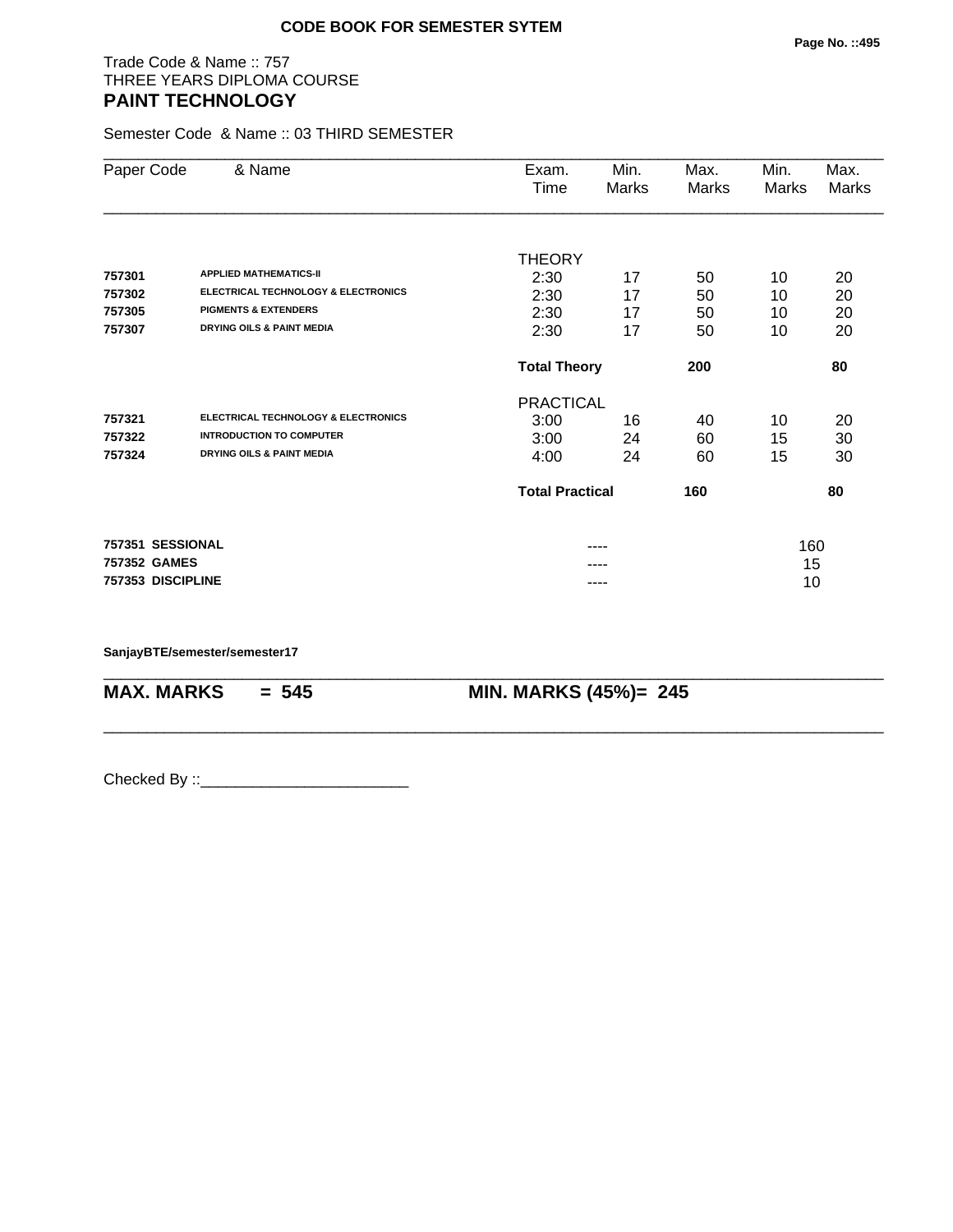**CODE BOOK FOR SEMESTER SYTEM**

Trade Code & Name :: 757
THREE YEARS DIPLOMA COURSE
## PAINT TECHNOLOGY

Semester Code & Name :: 03 THIRD SEMESTER

| Paper Code | & Name | Exam. Time | Min. Marks | Max. Marks | Min. Marks | Max. Marks |
|---|---|---|---|---|---|---|
| | | THEORY | | | | |
| 757301 | APPLIED MATHEMATICS-II | 2:30 | 17 | 50 | 10 | 20 |
| 757302 | ELECTRICAL TECHNOLOGY & ELECTRONICS | 2:30 | 17 | 50 | 10 | 20 |
| 757305 | PIGMENTS & EXTENDERS | 2:30 | 17 | 50 | 10 | 20 |
| 757307 | DRYING OILS & PAINT MEDIA | 2:30 | 17 | 50 | 10 | 20 |
| | | **Total Theory** | | **200** | | **80** |
| | | PRACTICAL | | | | |
| 757321 | ELECTRICAL TECHNOLOGY & ELECTRONICS | 3:00 | 16 | 40 | 10 | 20 |
| 757322 | INTRODUCTION TO COMPUTER | 3:00 | 24 | 60 | 15 | 30 |
| 757324 | DRYING OILS & PAINT MEDIA | 4:00 | 24 | 60 | 15 | 30 |
| | | **Total Practical** | | **160** | | **80** |
| **757351** | **SESSIONAL** | | ---- | | 160 | |
| **757352** | **GAMES** | | ---- | | 15 | |
| **757353** | **DISCIPLINE** | | ---- | | 10 | |

**SanjayBTE/semester/semester17**

**MAX. MARKS = 545** **MIN. MARKS (45%)= 245**

Checked By ::________________________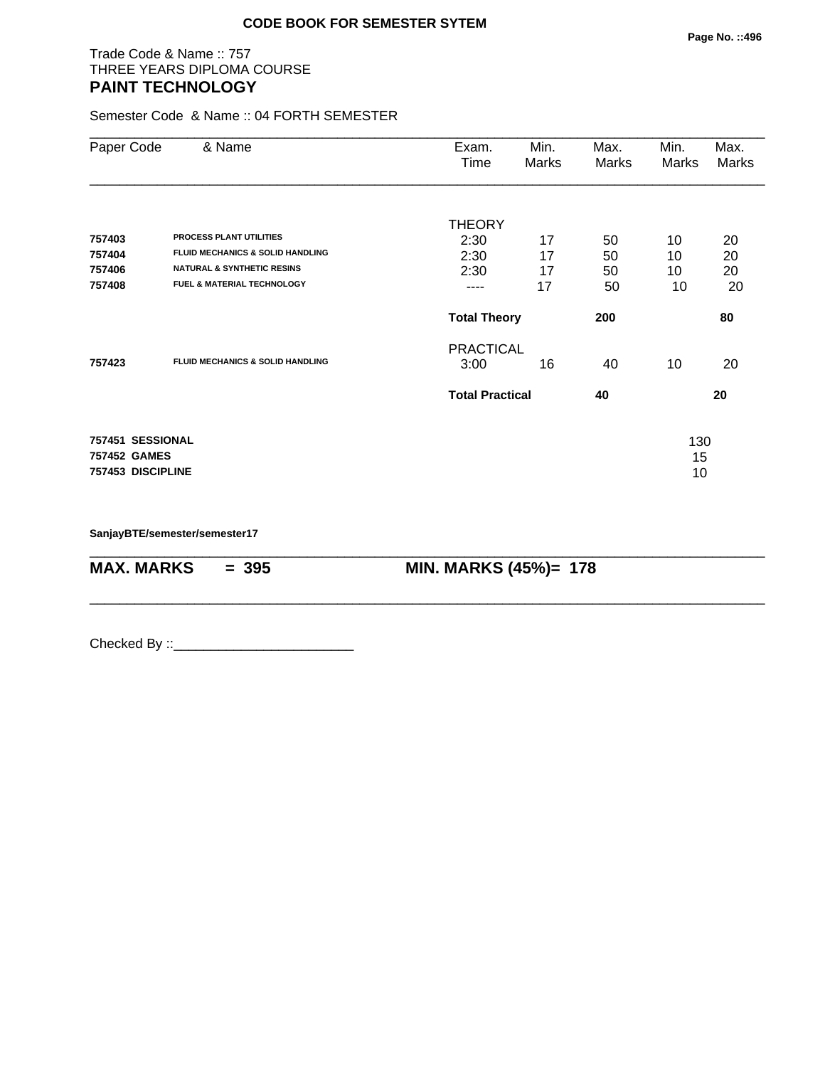**CODE BOOK FOR SEMESTER SYTEM**

Trade Code & Name :: 757
THREE YEARS DIPLOMA COURSE
## PAINT TECHNOLOGY

Semester Code & Name :: 04 FORTH SEMESTER

| Paper Code | & Name | Exam. Time | Min. Marks | Max. Marks | Min. Marks | Max. Marks |
|---|---|---|---|---|---|---|
| | | THEORY | | | | |
| **757403** | **PROCESS PLANT UTILITIES** | 2:30 | 17 | 50 | 10 | 20 |
| **757404** | **FLUID MECHANICS & SOLID HANDLING** | 2:30 | 17 | 50 | 10 | 20 |
| **757406** | **NATURAL & SYNTHETIC RESINS** | 2:30 | 17 | 50 | 10 | 20 |
| **757408** | **FUEL & MATERIAL TECHNOLOGY** | ---- | 17 | 50 | 10 | 20 |
| | | **Total Theory** | | **200** | | **80** |
| | | PRACTICAL | | | | |
| **757423** | **FLUID MECHANICS & SOLID HANDLING** | 3:00 | 16 | 40 | 10 | 20 |
| | | **Total Practical** | | **40** | | **20** |

| | |
|---|---|
| **757451 SESSIONAL** | 130 |
| **757452 GAMES** | 15 |
| **757453 DISCIPLINE** | 10 |

**SanjayBTE/semester/semester17**

**MAX. MARKS = 395** **MIN. MARKS (45%)= 178**

Checked By ::________________________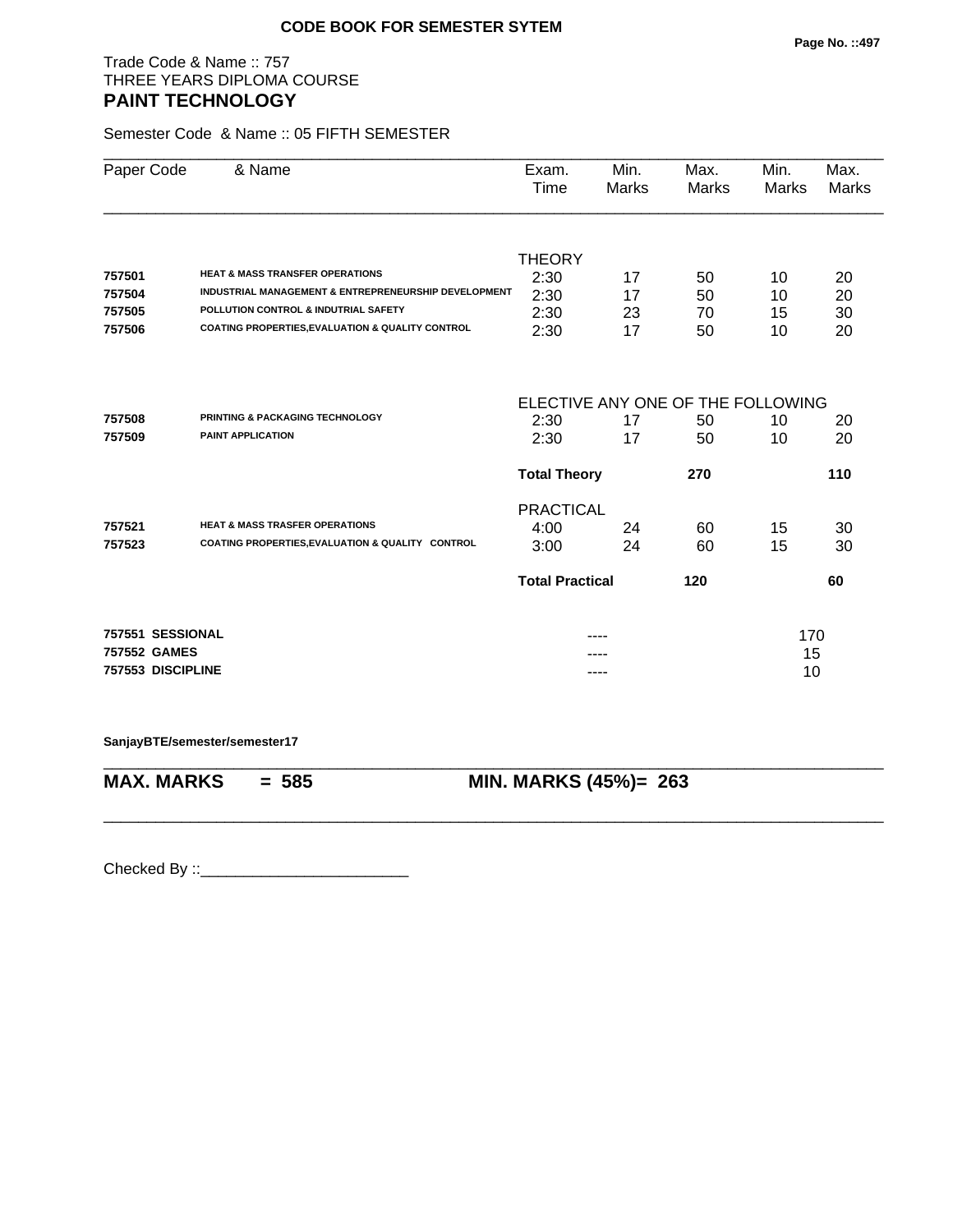**CODE BOOK FOR SEMESTER SYTEM**

Trade Code & Name :: 757
THREE YEARS DIPLOMA COURSE
## PAINT TECHNOLOGY

Semester Code & Name :: 05 FIFTH SEMESTER

| Paper Code | & Name | Exam. Time | Min. Marks | Max. Marks | Min. Marks | Max. Marks |
|---|---|---|---|---|---|---|
| | | THEORY | | | | |
| 757501 | HEAT & MASS TRANSFER OPERATIONS | 2:30 | 17 | 50 | 10 | 20 |
| 757504 | INDUSTRIAL MANAGEMENT & ENTREPRENEURSHIP DEVELOPMENT | 2:30 | 17 | 50 | 10 | 20 |
| 757505 | POLLUTION CONTROL & INDUTRIAL SAFETY | 2:30 | 23 | 70 | 15 | 30 |
| 757506 | COATING PROPERTIES,EVALUATION & QUALITY CONTROL | 2:30 | 17 | 50 | 10 | 20 |
| | | ELECTIVE ANY ONE OF THE FOLLOWING | | | | |
| 757508 | PRINTING & PACKAGING TECHNOLOGY | 2:30 | 17 | 50 | 10 | 20 |
| 757509 | PAINT APPLICATION | 2:30 | 17 | 50 | 10 | 20 |
| | | **Total Theory** | | **270** | | **110** |
| | | PRACTICAL | | | | |
| 757521 | HEAT & MASS TRASFER OPERATIONS | 4:00 | 24 | 60 | 15 | 30 |
| 757523 | COATING PROPERTIES,EVALUATION & QUALITY CONTROL | 3:00 | 24 | 60 | 15 | 30 |
| | | **Total Practical** | | **120** | | **60** |
| **757551** | **SESSIONAL** | | ---- | | 170 | |
| **757552** | **GAMES** | | ---- | | 15 | |
| **757553** | **DISCIPLINE** | | ---- | | 10 | |

**SanjayBTE/semester/semester17**

**MAX. MARKS = 585** **MIN. MARKS (45%)= 263**

Checked By ::________________________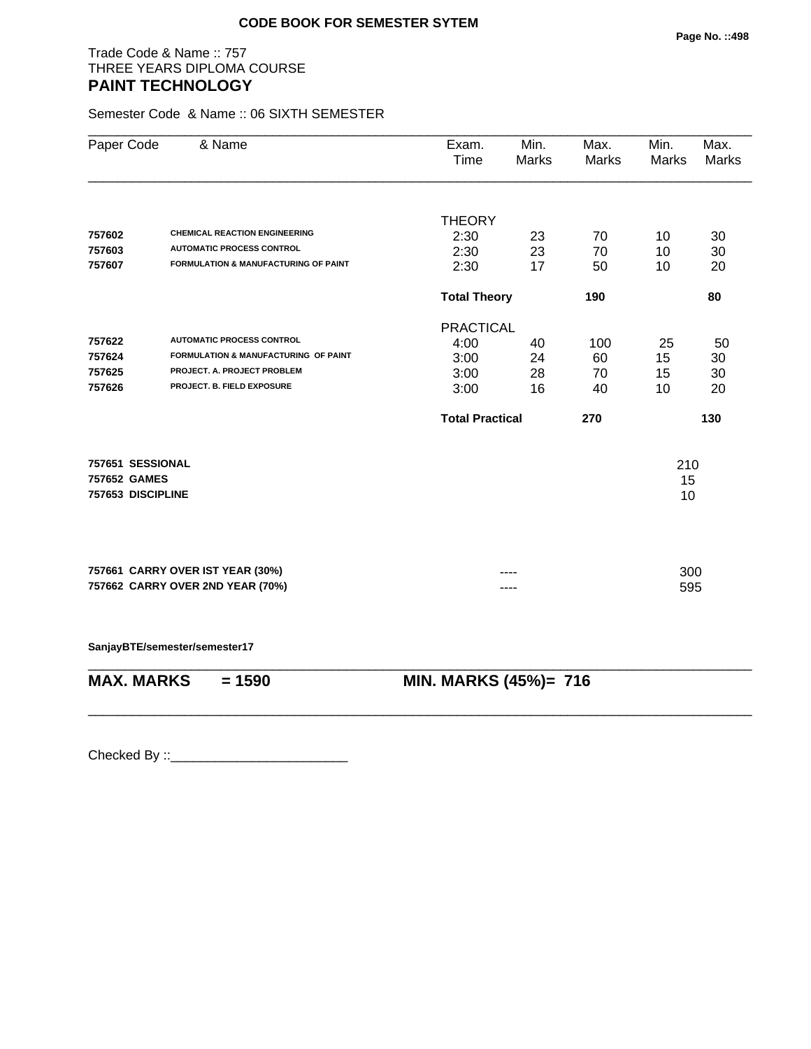**CODE BOOK FOR SEMESTER SYTEM**

Trade Code & Name :: 757
THREE YEARS DIPLOMA COURSE
## PAINT TECHNOLOGY

Semester Code & Name :: 06 SIXTH SEMESTER

| Paper Code | & Name | Exam. Time | Min. Marks | Max. Marks | Min. Marks | Max. Marks |
|---|---|---|---|---|---|---|
| | | THEORY | | | | |
| 757602 | CHEMICAL REACTION ENGINEERING | 2:30 | 23 | 70 | 10 | 30 |
| 757603 | AUTOMATIC PROCESS CONTROL | 2:30 | 23 | 70 | 10 | 30 |
| 757607 | FORMULATION & MANUFACTURING OF PAINT | 2:30 | 17 | 50 | 10 | 20 |
| | | **Total Theory** | | **190** | | **80** |
| | | PRACTICAL | | | | |
| 757622 | AUTOMATIC PROCESS CONTROL | 4:00 | 40 | 100 | 25 | 50 |
| 757624 | FORMULATION & MANUFACTURING OF PAINT | 3:00 | 24 | 60 | 15 | 30 |
| 757625 | PROJECT. A. PROJECT PROBLEM | 3:00 | 28 | 70 | 15 | 30 |
| 757626 | PROJECT. B. FIELD EXPOSURE | 3:00 | 16 | 40 | 10 | 20 |
| | | **Total Practical** | | **270** | | **130** |

| Code | Name | Marks |
|---|---|---|
| **757651** | **SESSIONAL** | 210 |
| **757652** | **GAMES** | 15 |
| **757653** | **DISCIPLINE** | 10 |

| Code | Name | | Marks |
|---|---|---|---|
| **757661** | **CARRY OVER IST YEAR (30%)** | ---- | 300 |
| **757662** | **CARRY OVER 2ND YEAR (70%)** | ---- | 595 |

**SanjayBTE/semester/semester17**

**MAX. MARKS = 1590** **MIN. MARKS (45%)= 716**

Checked By ::________________________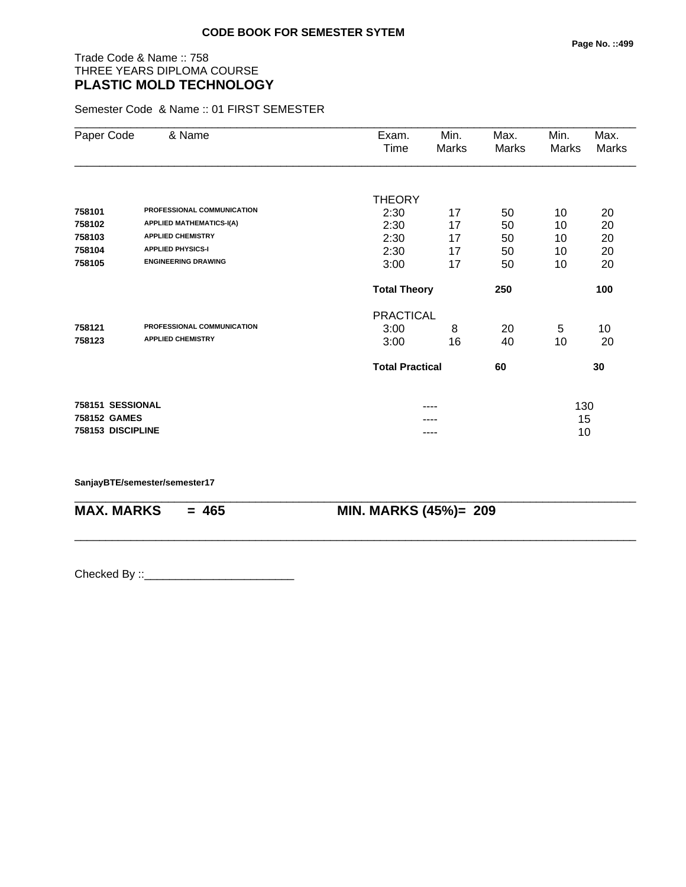**CODE BOOK FOR SEMESTER SYTEM**

Trade Code & Name :: 758
THREE YEARS DIPLOMA COURSE
**PLASTIC MOLD TECHNOLOGY**

Semester Code & Name :: 01 FIRST SEMESTER

| Paper Code | & Name | Exam. Time | Min. Marks | Max. Marks | Min. Marks | Max. Marks |
|---|---|---|---|---|---|---|
| | | THEORY | | | | |
| 758101 | PROFESSIONAL COMMUNICATION | 2:30 | 17 | 50 | 10 | 20 |
| 758102 | APPLIED MATHEMATICS-I(A) | 2:30 | 17 | 50 | 10 | 20 |
| 758103 | APPLIED CHEMISTRY | 2:30 | 17 | 50 | 10 | 20 |
| 758104 | APPLIED PHYSICS-I | 2:30 | 17 | 50 | 10 | 20 |
| 758105 | ENGINEERING DRAWING | 3:00 | 17 | 50 | 10 | 20 |
| | | **Total Theory** | | **250** | | **100** |
| | | PRACTICAL | | | | |
| 758121 | PROFESSIONAL COMMUNICATION | 3:00 | 8 | 20 | 5 | 10 |
| 758123 | APPLIED CHEMISTRY | 3:00 | 16 | 40 | 10 | 20 |
| | | **Total Practical** | | **60** | | **30** |
| **758151** | **SESSIONAL** | | ---- | | 130 | |
| **758152** | **GAMES** | | ---- | | 15 | |
| **758153** | **DISCIPLINE** | | ---- | | 10 | |

**SanjayBTE/semester/semester17**

**MAX. MARKS = 465** **MIN. MARKS (45%)= 209**

Checked By ::________________________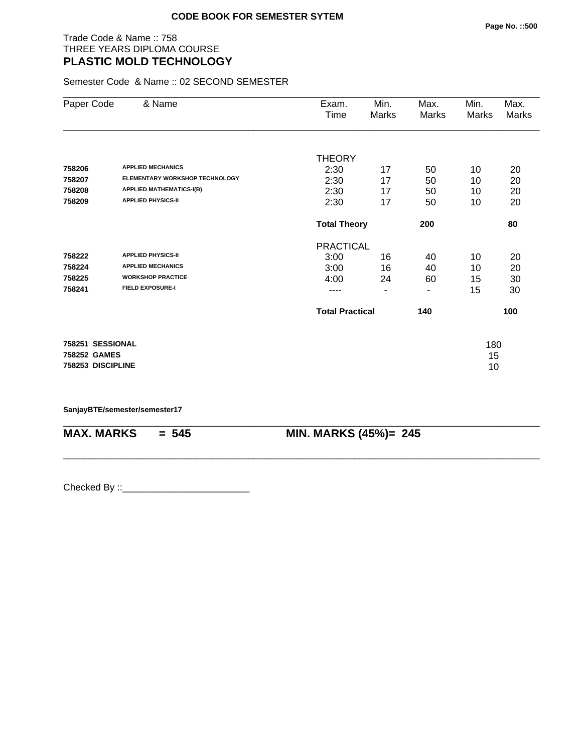**CODE BOOK FOR SEMESTER SYTEM**

Trade Code & Name :: 758
THREE YEARS DIPLOMA COURSE
**PLASTIC MOLD TECHNOLOGY**

Semester Code & Name :: 02 SECOND SEMESTER

| Paper Code | & Name | Exam. Time | Min. Marks | Max. Marks | Min. Marks | Max. Marks |
|---|---|---|---|---|---|---|
| | | THEORY | | | | |
| **758206** | **APPLIED MECHANICS** | 2:30 | 17 | 50 | 10 | 20 |
| **758207** | **ELEMENTARY WORKSHOP TECHNOLOGY** | 2:30 | 17 | 50 | 10 | 20 |
| **758208** | **APPLIED MATHEMATICS-I(B)** | 2:30 | 17 | 50 | 10 | 20 |
| **758209** | **APPLIED PHYSICS-II** | 2:30 | 17 | 50 | 10 | 20 |
| | | **Total Theory** | | **200** | | **80** |
| | | PRACTICAL | | | | |
| **758222** | **APPLIED PHYSICS-II** | 3:00 | 16 | 40 | 10 | 20 |
| **758224** | **APPLIED MECHANICS** | 3:00 | 16 | 40 | 10 | 20 |
| **758225** | **WORKSHOP PRACTICE** | 4:00 | 24 | 60 | 15 | 30 |
| **758241** | **FIELD EXPOSURE-I** | ---- | - | - | 15 | 30 |
| | | **Total Practical** | | **140** | | **100** |
| **758251** | **SESSIONAL** | | | | 180 | |
| **758252** | **GAMES** | | | | 15 | |
| **758253** | **DISCIPLINE** | | | | 10 | |

**SanjayBTE/semester/semester17**

**MAX. MARKS = 545** **MIN. MARKS (45%)= 245**

Checked By ::________________________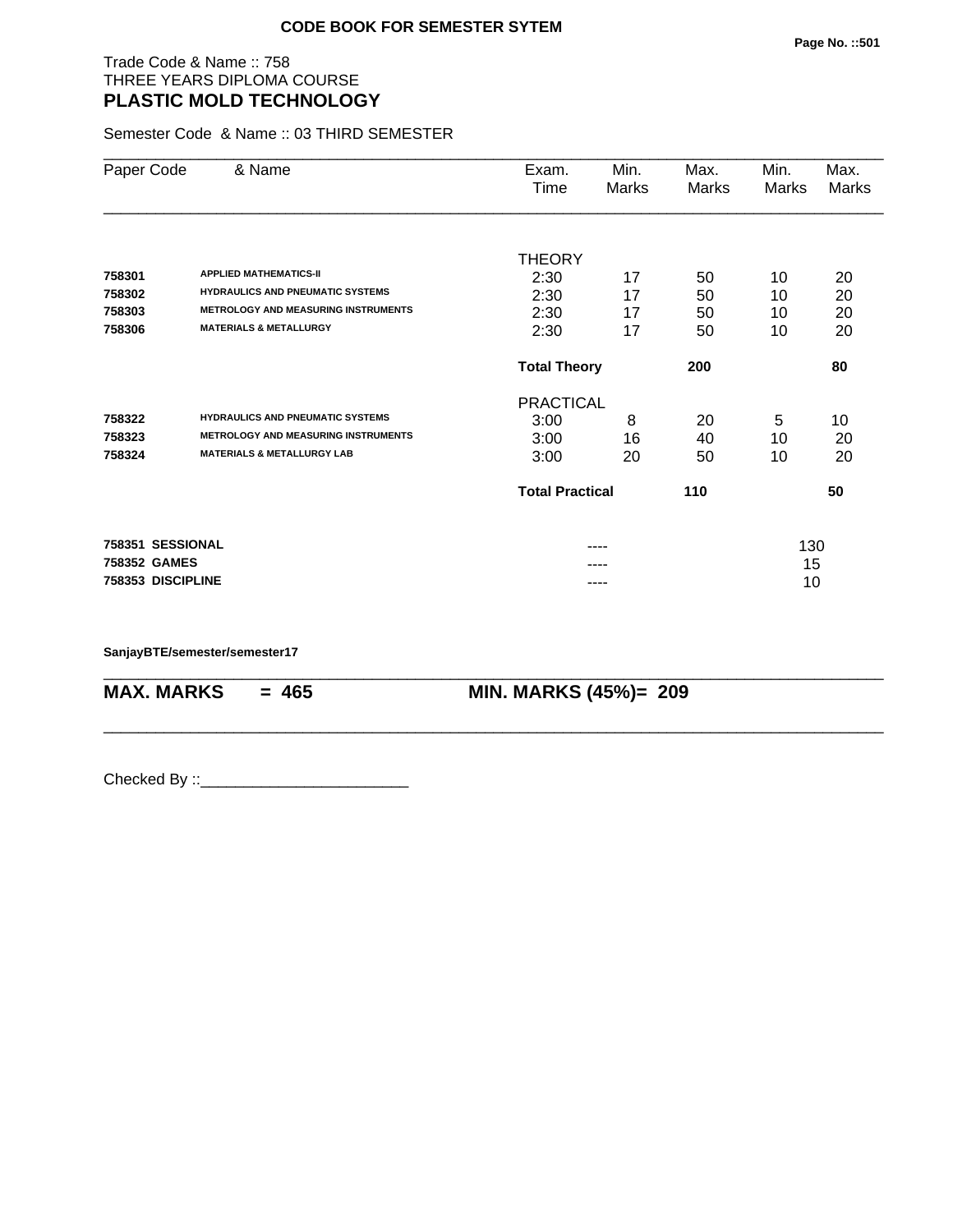**CODE BOOK FOR SEMESTER SYTEM**

Trade Code & Name :: 758
THREE YEARS DIPLOMA COURSE
## PLASTIC MOLD TECHNOLOGY

Semester Code & Name :: 03 THIRD SEMESTER

| Paper Code | & Name | Exam. Time | Min. Marks | Max. Marks | Min. Marks | Max. Marks |
|---|---|---|---|---|---|---|
| | | THEORY | | | | |
| **758301** | **APPLIED MATHEMATICS-II** | 2:30 | 17 | 50 | 10 | 20 |
| **758302** | **HYDRAULICS AND PNEUMATIC SYSTEMS** | 2:30 | 17 | 50 | 10 | 20 |
| **758303** | **METROLOGY AND MEASURING INSTRUMENTS** | 2:30 | 17 | 50 | 10 | 20 |
| **758306** | **MATERIALS & METALLURGY** | 2:30 | 17 | 50 | 10 | 20 |
| | | **Total Theory** | | **200** | | **80** |
| | | PRACTICAL | | | | |
| **758322** | **HYDRAULICS AND PNEUMATIC SYSTEMS** | 3:00 | 8 | 20 | 5 | 10 |
| **758323** | **METROLOGY AND MEASURING INSTRUMENTS** | 3:00 | 16 | 40 | 10 | 20 |
| **758324** | **MATERIALS & METALLURGY LAB** | 3:00 | 20 | 50 | 10 | 20 |
| | | **Total Practical** | | **110** | | **50** |
| **758351** | **SESSIONAL** | | ---- | | | 130 |
| **758352** | **GAMES** | | ---- | | | 15 |
| **758353** | **DISCIPLINE** | | ---- | | | 10 |

**SanjayBTE/semester/semester17**

**MAX. MARKS = 465** **MIN. MARKS (45%)= 209**

Checked By ::________________________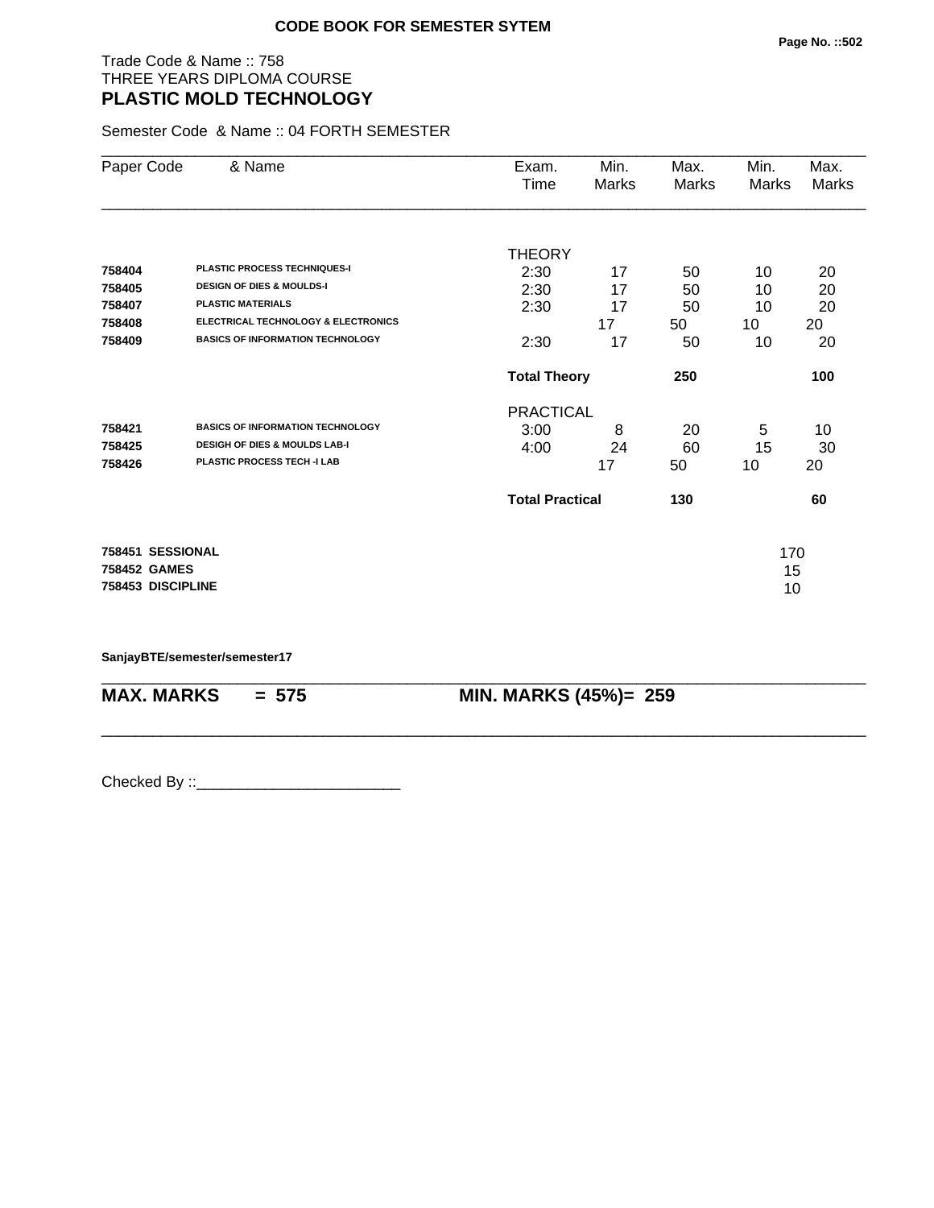**CODE BOOK FOR SEMESTER SYTEM**

Trade Code & Name :: 758
THREE YEARS DIPLOMA COURSE
## PLASTIC MOLD TECHNOLOGY

Semester Code & Name :: 04 FORTH SEMESTER

| Paper Code | & Name | Exam. Time | Min. Marks | Max. Marks | Min. Marks | Max. Marks |
|---|---|---|---|---|---|---|
| | | THEORY | | | | |
| 758404 | PLASTIC PROCESS TECHNIQUES-I | 2:30 | 17 | 50 | 10 | 20 |
| 758405 | DESIGN OF DIES & MOULDS-I | 2:30 | 17 | 50 | 10 | 20 |
| 758407 | PLASTIC MATERIALS | 2:30 | 17 | 50 | 10 | 20 |
| 758408 | ELECTRICAL TECHNOLOGY & ELECTRONICS | | 17 | 50 | 10 | 20 |
| 758409 | BASICS OF INFORMATION TECHNOLOGY | 2:30 | 17 | 50 | 10 | 20 |
| | | **Total Theory** | | **250** | | **100** |
| | | PRACTICAL | | | | |
| 758421 | BASICS OF INFORMATION TECHNOLOGY | 3:00 | 8 | 20 | 5 | 10 |
| 758425 | DESIGH OF DIES & MOULDS LAB-I | 4:00 | 24 | 60 | 15 | 30 |
| 758426 | PLASTIC PROCESS TECH -I LAB | | 17 | 50 | 10 | 20 |
| | | **Total Practical** | | **130** | | **60** |

| | |
|---|---|
| **758451 SESSIONAL** | 170 |
| **758452 GAMES** | 15 |
| **758453 DISCIPLINE** | 10 |

**SanjayBTE/semester/semester17**

**MAX. MARKS = 575** **MIN. MARKS (45%)= 259**

Checked By ::________________________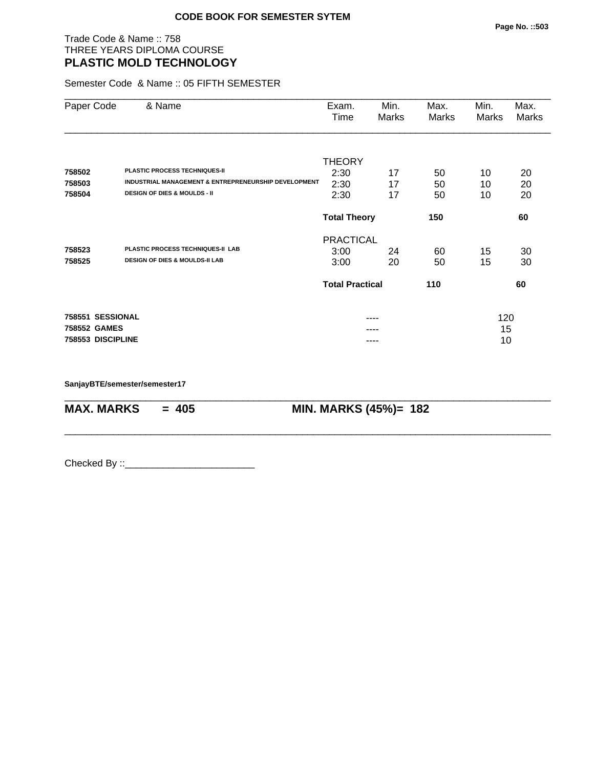**CODE BOOK FOR SEMESTER SYTEM**

Trade Code & Name :: 758
THREE YEARS DIPLOMA COURSE
## PLASTIC MOLD TECHNOLOGY

Semester Code & Name :: 05 FIFTH SEMESTER

| Paper Code | & Name | Exam. Time | Min. Marks | Max. Marks | Min. Marks | Max. Marks |
|---|---|---|---|---|---|---|
| | | THEORY | | | | |
| **758502** | **PLASTIC PROCESS TECHNIQUES-II** | 2:30 | 17 | 50 | 10 | 20 |
| **758503** | **INDUSTRIAL MANAGEMENT & ENTREPRENEURSHIP DEVELOPMENT** | 2:30 | 17 | 50 | 10 | 20 |
| **758504** | **DESIGN OF DIES & MOULDS - II** | 2:30 | 17 | 50 | 10 | 20 |
| | | **Total Theory** | | **150** | | **60** |
| | | PRACTICAL | | | | |
| **758523** | **PLASTIC PROCESS TECHNIQUES-II LAB** | 3:00 | 24 | 60 | 15 | 30 |
| **758525** | **DESIGN OF DIES & MOULDS-II LAB** | 3:00 | 20 | 50 | 15 | 30 |
| | | **Total Practical** | | **110** | | **60** |
| **758551** | **SESSIONAL** | | ---- | | 120 | |
| **758552** | **GAMES** | | ---- | | 15 | |
| **758553** | **DISCIPLINE** | | ---- | | 10 | |

**SanjayBTE/semester/semester17**

**MAX. MARKS = 405** **MIN. MARKS (45%)= 182**

Checked By ::________________________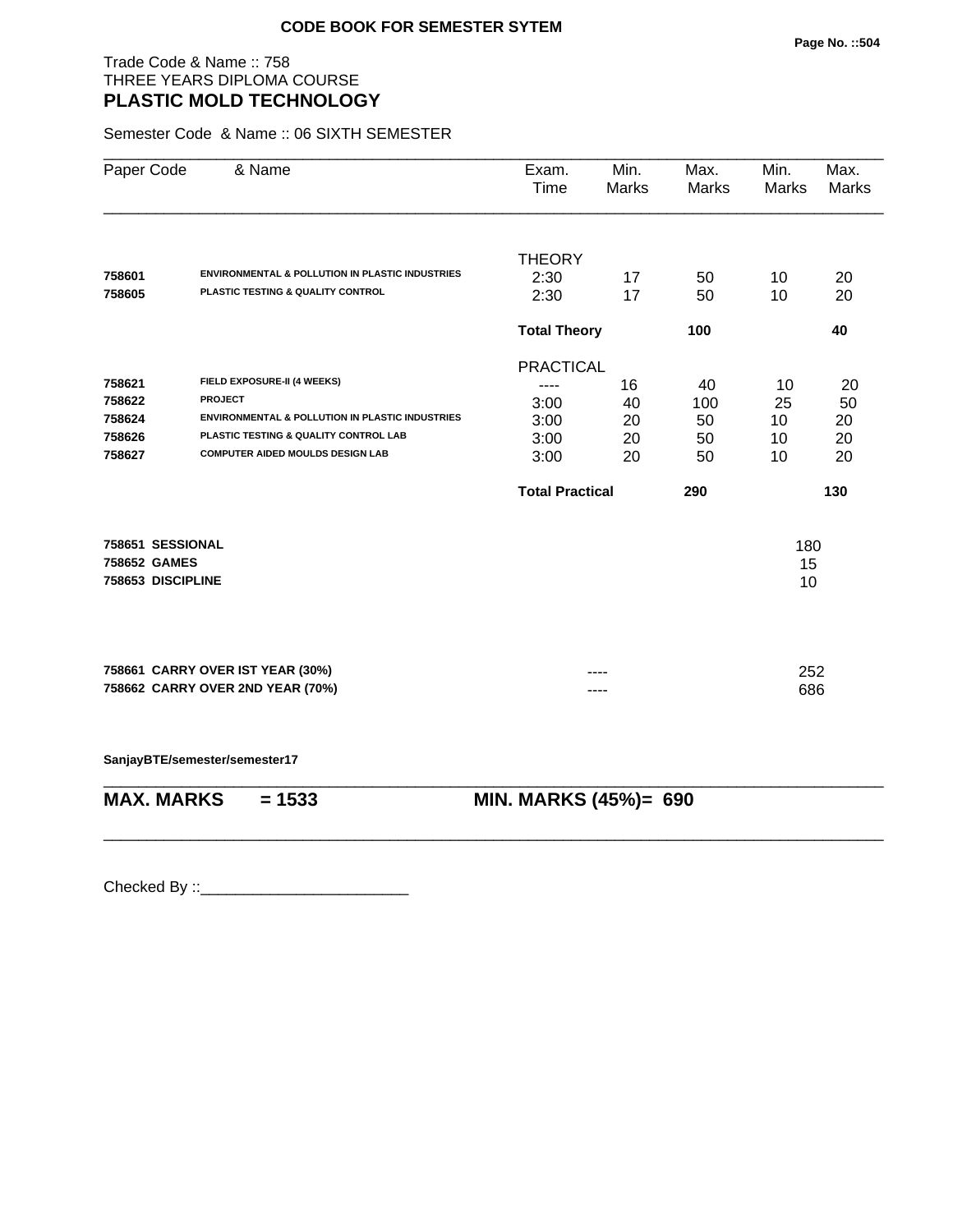**CODE BOOK FOR SEMESTER SYTEM**

Trade Code & Name :: 758
THREE YEARS DIPLOMA COURSE
## PLASTIC MOLD TECHNOLOGY

Semester Code & Name :: 06 SIXTH SEMESTER

| Paper Code | & Name | Exam. Time | Min. Marks | Max. Marks | Min. Marks | Max. Marks |
|---|---|---|---|---|---|---|
| | | THEORY | | | | |
| 758601 | ENVIRONMENTAL & POLLUTION IN PLASTIC INDUSTRIES | 2:30 | 17 | 50 | 10 | 20 |
| 758605 | PLASTIC TESTING & QUALITY CONTROL | 2:30 | 17 | 50 | 10 | 20 |
| | | **Total Theory** | | **100** | | **40** |
| | | PRACTICAL | | | | |
| 758621 | FIELD EXPOSURE-II (4 WEEKS) | ---- | 16 | 40 | 10 | 20 |
| 758622 | PROJECT | 3:00 | 40 | 100 | 25 | 50 |
| 758624 | ENVIRONMENTAL & POLLUTION IN PLASTIC INDUSTRIES | 3:00 | 20 | 50 | 10 | 20 |
| 758626 | PLASTIC TESTING & QUALITY CONTROL LAB | 3:00 | 20 | 50 | 10 | 20 |
| 758627 | COMPUTER AIDED MOULDS DESIGN LAB | 3:00 | 20 | 50 | 10 | 20 |
| | | **Total Practical** | | **290** | | **130** |

| | | |
|---|---|---|
| **758651 SESSIONAL** | | 180 |
| **758652 GAMES** | | 15 |
| **758653 DISCIPLINE** | | 10 |
| **758661 CARRY OVER IST YEAR (30%)** | ---- | 252 |
| **758662 CARRY OVER 2ND YEAR (70%)** | ---- | 686 |

**SanjayBTE/semester/semester17**

**MAX. MARKS = 1533** **MIN. MARKS (45%)= 690**

Checked By ::________________________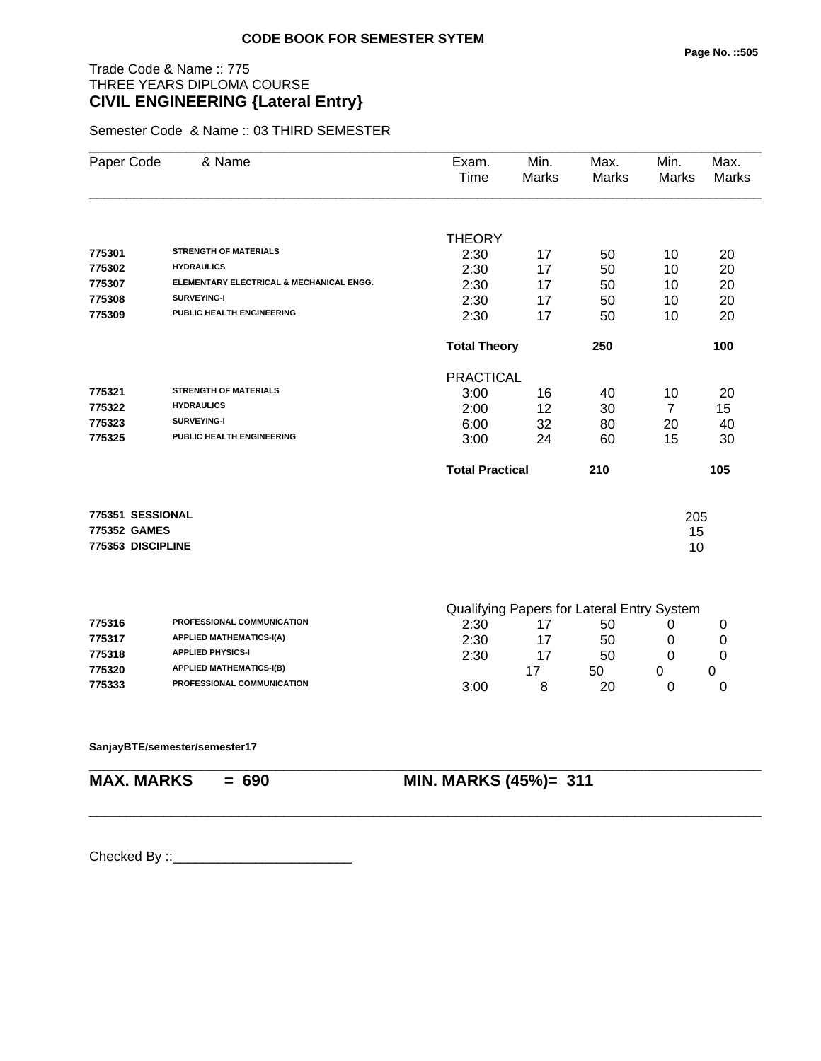**CODE BOOK FOR SEMESTER SYTEM**

Trade Code & Name :: 775
THREE YEARS DIPLOMA COURSE
**CIVIL ENGINEERING {Lateral Entry}**

Semester Code & Name :: 03 THIRD SEMESTER

| Paper Code | & Name | Exam. Time | Min. Marks | Max. Marks | Min. Marks | Max. Marks |
|---|---|---|---|---|---|---|
| | | THEORY | | | | |
| 775301 | STRENGTH OF MATERIALS | 2:30 | 17 | 50 | 10 | 20 |
| 775302 | HYDRAULICS | 2:30 | 17 | 50 | 10 | 20 |
| 775307 | ELEMENTARY ELECTRICAL & MECHANICAL ENGG. | 2:30 | 17 | 50 | 10 | 20 |
| 775308 | SURVEYING-I | 2:30 | 17 | 50 | 10 | 20 |
| 775309 | PUBLIC HEALTH ENGINEERING | 2:30 | 17 | 50 | 10 | 20 |
| | | **Total Theory** | | **250** | | **100** |
| | | PRACTICAL | | | | |
| 775321 | STRENGTH OF MATERIALS | 3:00 | 16 | 40 | 10 | 20 |
| 775322 | HYDRAULICS | 2:00 | 12 | 30 | 7 | 15 |
| 775323 | SURVEYING-I | 6:00 | 32 | 80 | 20 | 40 |
| 775325 | PUBLIC HEALTH ENGINEERING | 3:00 | 24 | 60 | 15 | 30 |
| | | **Total Practical** | | **210** | | **105** |
| **775351** | **SESSIONAL** | | | | 205 | |
| **775352** | **GAMES** | | | | 15 | |
| **775353** | **DISCIPLINE** | | | | 10 | |
| | | Qualifying Papers for Lateral Entry System | | | | |
| 775316 | PROFESSIONAL COMMUNICATION | 2:30 | 17 | 50 | 0 | 0 |
| 775317 | APPLIED MATHEMATICS-I(A) | 2:30 | 17 | 50 | 0 | 0 |
| 775318 | APPLIED PHYSICS-I | 2:30 | 17 | 50 | 0 | 0 |
| 775320 | APPLIED MATHEMATICS-I(B) | | 17 | 50 | 0 | 0 |
| 775333 | PROFESSIONAL COMMUNICATION | 3:00 | 8 | 20 | 0 | 0 |

**SanjayBTE/semester/semester17**

**MAX. MARKS = 690** **MIN. MARKS (45%)= 311**

Checked By ::________________________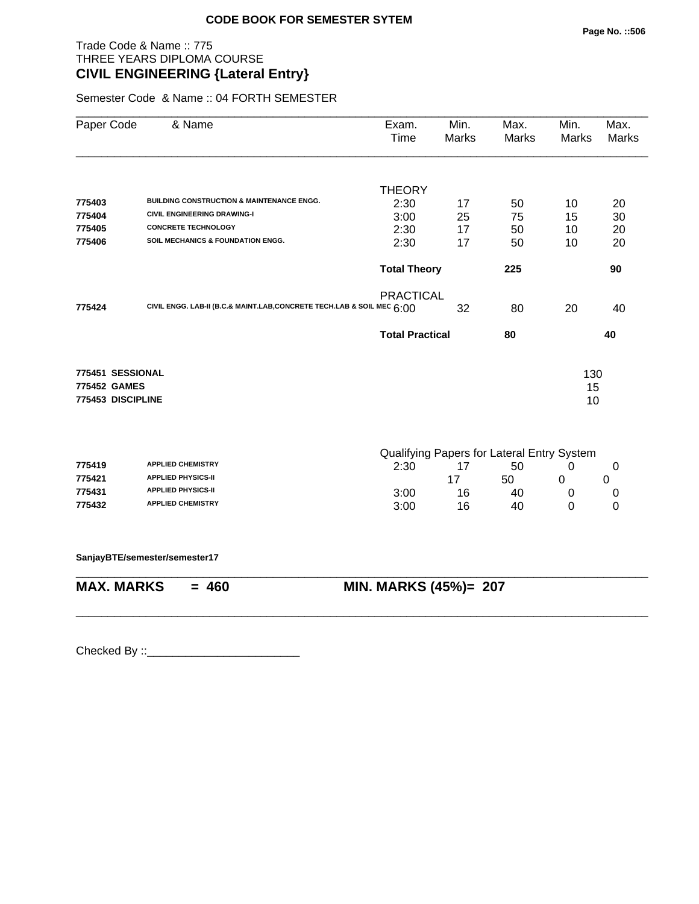**CODE BOOK FOR SEMESTER SYTEM**

Trade Code & Name :: 775
THREE YEARS DIPLOMA COURSE
**CIVIL ENGINEERING {Lateral Entry}**

Semester Code & Name :: 04 FORTH SEMESTER

| Paper Code | & Name | Exam. Time | Min. Marks | Max. Marks | Min. Marks | Max. Marks |
|---|---|---|---|---|---|---|
| | | THEORY | | | | |
| 775403 | BUILDING CONSTRUCTION & MAINTENANCE ENGG. | 2:30 | 17 | 50 | 10 | 20 |
| 775404 | CIVIL ENGINEERING DRAWING-I | 3:00 | 25 | 75 | 15 | 30 |
| 775405 | CONCRETE TECHNOLOGY | 2:30 | 17 | 50 | 10 | 20 |
| 775406 | SOIL MECHANICS & FOUNDATION ENGG. | 2:30 | 17 | 50 | 10 | 20 |
| | | **Total Theory** | | **225** | | **90** |
| | | PRACTICAL | | | | |
| 775424 | CIVIL ENGG. LAB-II (B.C.& MAINT.LAB,CONCRETE TECH.LAB & SOIL MEC | 6:00 | 32 | 80 | 20 | 40 |
| | | **Total Practical** | | **80** | | **40** |
| **775451** | **SESSIONAL** | | | | 130 | |
| **775452** | **GAMES** | | | | 15 | |
| **775453** | **DISCIPLINE** | | | | 10 | |
| | | Qualifying Papers for Lateral Entry System | | | | |
| 775419 | APPLIED CHEMISTRY | 2:30 | 17 | 50 | 0 | 0 |
| 775421 | APPLIED PHYSICS-II | | 17 | 50 | 0 | 0 |
| 775431 | APPLIED PHYSICS-II | 3:00 | 16 | 40 | 0 | 0 |
| 775432 | APPLIED CHEMISTRY | 3:00 | 16 | 40 | 0 | 0 |

**SanjayBTE/semester/semester17**

**MAX. MARKS = 460** **MIN. MARKS (45%)= 207**

Checked By ::________________________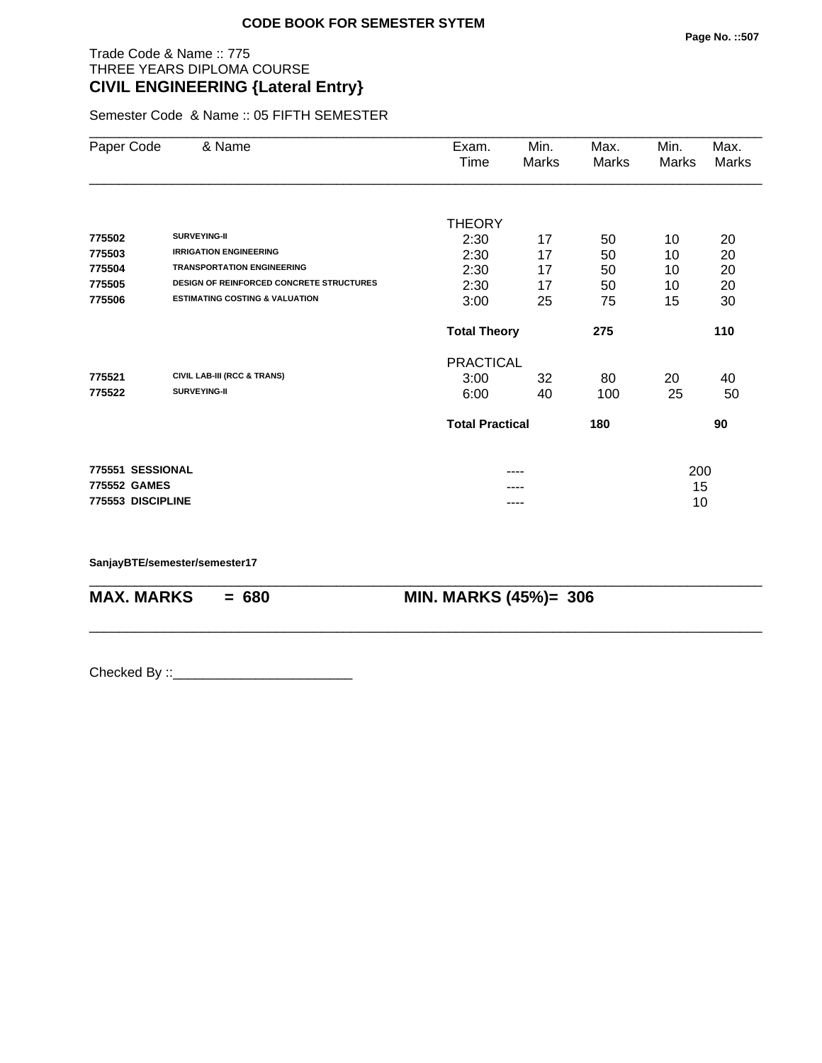**CODE BOOK FOR SEMESTER SYTEM**

Trade Code & Name :: 775
THREE YEARS DIPLOMA COURSE
**CIVIL ENGINEERING {Lateral Entry}**

Semester Code & Name :: 05 FIFTH SEMESTER

| Paper Code | & Name | Exam. Time | Min. Marks | Max. Marks | Min. Marks | Max. Marks |
|---|---|---|---|---|---|---|
| | | THEORY | | | | |
| 775502 | SURVEYING-II | 2:30 | 17 | 50 | 10 | 20 |
| 775503 | IRRIGATION ENGINEERING | 2:30 | 17 | 50 | 10 | 20 |
| 775504 | TRANSPORTATION ENGINEERING | 2:30 | 17 | 50 | 10 | 20 |
| 775505 | DESIGN OF REINFORCED CONCRETE STRUCTURES | 2:30 | 17 | 50 | 10 | 20 |
| 775506 | ESTIMATING COSTING & VALUATION | 3:00 | 25 | 75 | 15 | 30 |
| | | **Total Theory** | | **275** | | **110** |
| | | PRACTICAL | | | | |
| 775521 | CIVIL LAB-III (RCC & TRANS) | 3:00 | 32 | 80 | 20 | 40 |
| 775522 | SURVEYING-II | 6:00 | 40 | 100 | 25 | 50 |
| | | **Total Practical** | | **180** | | **90** |
| 775551 | SESSIONAL | | ---- | | 200 | |
| 775552 | GAMES | | ---- | | 15 | |
| 775553 | DISCIPLINE | | ---- | | 10 | |

SanjayBTE/semester/semester17

**MAX. MARKS = 680** **MIN. MARKS (45%)= 306**

Checked By ::________________________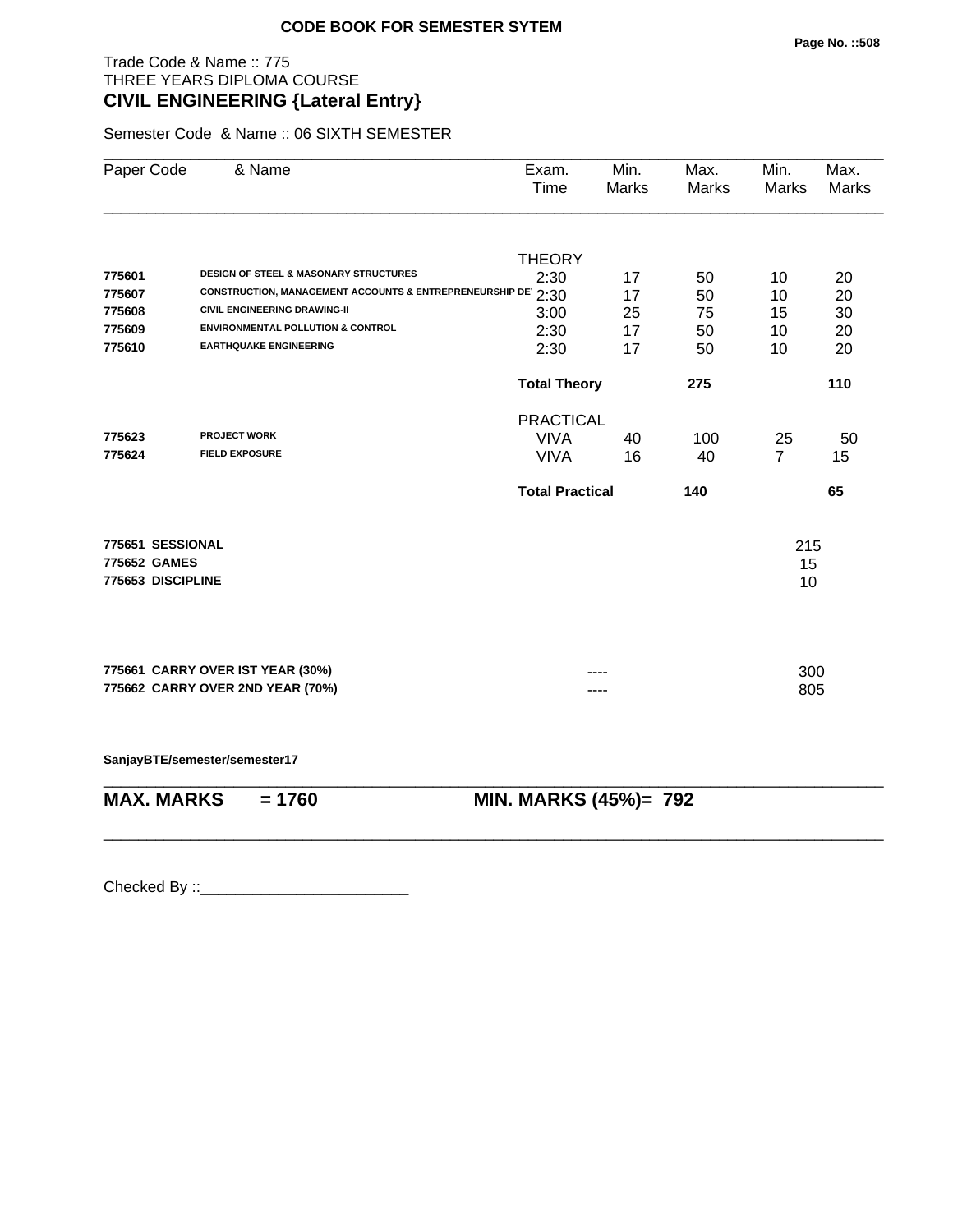**CODE BOOK FOR SEMESTER SYTEM**

Trade Code & Name :: 775
THREE YEARS DIPLOMA COURSE
## CIVIL ENGINEERING {Lateral Entry}

Semester Code & Name :: 06 SIXTH SEMESTER

| Paper Code | & Name | Exam. Time | Min. Marks | Max. Marks | Min. Marks | Max. Marks |
|---|---|---|---|---|---|---|
| | | THEORY | | | | |
| 775601 | DESIGN OF STEEL & MASONARY STRUCTURES | 2:30 | 17 | 50 | 10 | 20 |
| 775607 | CONSTRUCTION, MANAGEMENT ACCOUNTS & ENTREPRENEURSHIP DE | 2:30 | 17 | 50 | 10 | 20 |
| 775608 | CIVIL ENGINEERING DRAWING-II | 3:00 | 25 | 75 | 15 | 30 |
| 775609 | ENVIRONMENTAL POLLUTION & CONTROL | 2:30 | 17 | 50 | 10 | 20 |
| 775610 | EARTHQUAKE ENGINEERING | 2:30 | 17 | 50 | 10 | 20 |
| | | **Total Theory** | | **275** | | **110** |
| | | PRACTICAL | | | | |
| 775623 | PROJECT WORK | VIVA | 40 | 100 | 25 | 50 |
| 775624 | FIELD EXPOSURE | VIVA | 16 | 40 | 7 | 15 |
| | | **Total Practical** | | **140** | | **65** |
| **775651** | **SESSIONAL** | | | | 215 | |
| **775652** | **GAMES** | | | | 15 | |
| **775653** | **DISCIPLINE** | | | | 10 | |
| **775661** | **CARRY OVER IST YEAR (30%)** | | ---- | | 300 | |
| **775662** | **CARRY OVER 2ND YEAR (70%)** | | ---- | | 805 | |

**SanjayBTE/semester/semester17**

**MAX. MARKS = 1760** **MIN. MARKS (45%)= 792**

Checked By ::________________________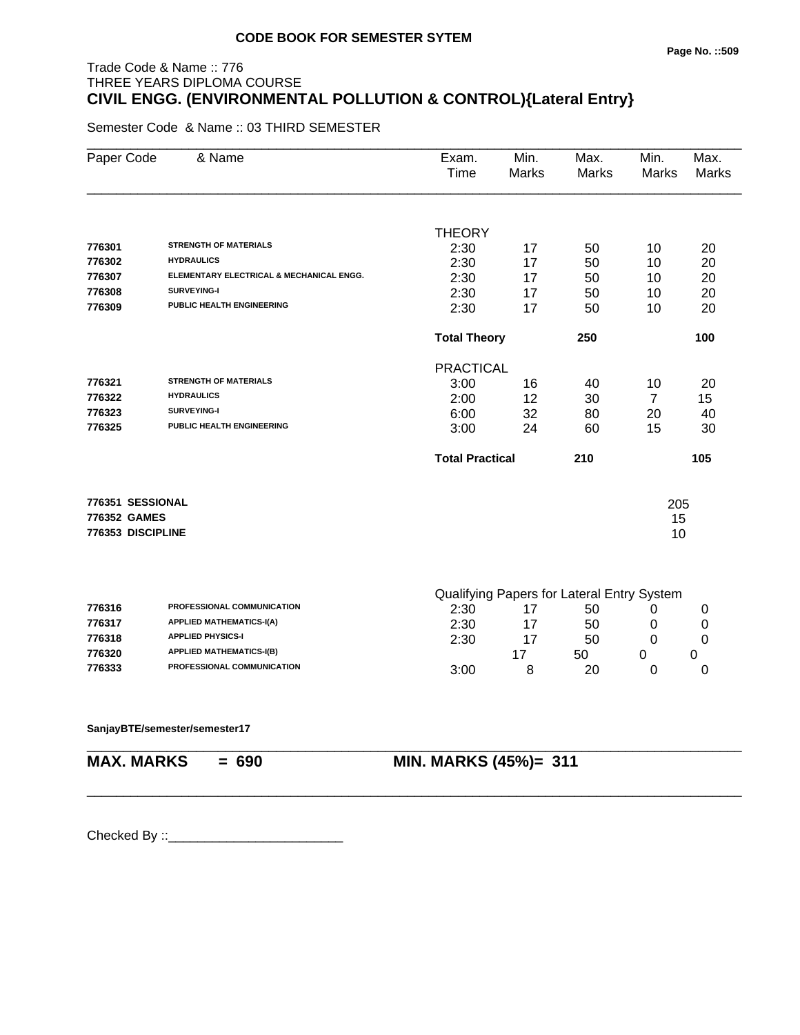**CODE BOOK FOR SEMESTER SYTEM**

Trade Code & Name :: 776
THREE YEARS DIPLOMA COURSE

# CIVIL ENGG. (ENVIRONMENTAL POLLUTION & CONTROL){Lateral Entry}

Semester Code & Name :: 03 THIRD SEMESTER

| Paper Code | & Name | Exam. Time | Min. Marks | Max. Marks | Min. Marks | Max. Marks |
|---|---|---|---|---|---|---|
| | | THEORY | | | | |
| 776301 | STRENGTH OF MATERIALS | 2:30 | 17 | 50 | 10 | 20 |
| 776302 | HYDRAULICS | 2:30 | 17 | 50 | 10 | 20 |
| 776307 | ELEMENTARY ELECTRICAL & MECHANICAL ENGG. | 2:30 | 17 | 50 | 10 | 20 |
| 776308 | SURVEYING-I | 2:30 | 17 | 50 | 10 | 20 |
| 776309 | PUBLIC HEALTH ENGINEERING | 2:30 | 17 | 50 | 10 | 20 |
| | | **Total Theory** | | **250** | | **100** |
| | | PRACTICAL | | | | |
| 776321 | STRENGTH OF MATERIALS | 3:00 | 16 | 40 | 10 | 20 |
| 776322 | HYDRAULICS | 2:00 | 12 | 30 | 7 | 15 |
| 776323 | SURVEYING-I | 6:00 | 32 | 80 | 20 | 40 |
| 776325 | PUBLIC HEALTH ENGINEERING | 3:00 | 24 | 60 | 15 | 30 |
| | | **Total Practical** | | **210** | | **105** |
| **776351** | **SESSIONAL** | | | | 205 | |
| **776352** | **GAMES** | | | | 15 | |
| **776353** | **DISCIPLINE** | | | | 10 | |
| | | Qualifying Papers for Lateral Entry System | | | | |
| 776316 | PROFESSIONAL COMMUNICATION | 2:30 | 17 | 50 | 0 | 0 |
| 776317 | APPLIED MATHEMATICS-I(A) | 2:30 | 17 | 50 | 0 | 0 |
| 776318 | APPLIED PHYSICS-I | 2:30 | 17 | 50 | 0 | 0 |
| 776320 | APPLIED MATHEMATICS-I(B) | | 17 | 50 | 0 | 0 |
| 776333 | PROFESSIONAL COMMUNICATION | 3:00 | 8 | 20 | 0 | 0 |

**SanjayBTE/semester/semester17**

**MAX. MARKS = 690 MIN. MARKS (45%)= 311**

Checked By ::________________________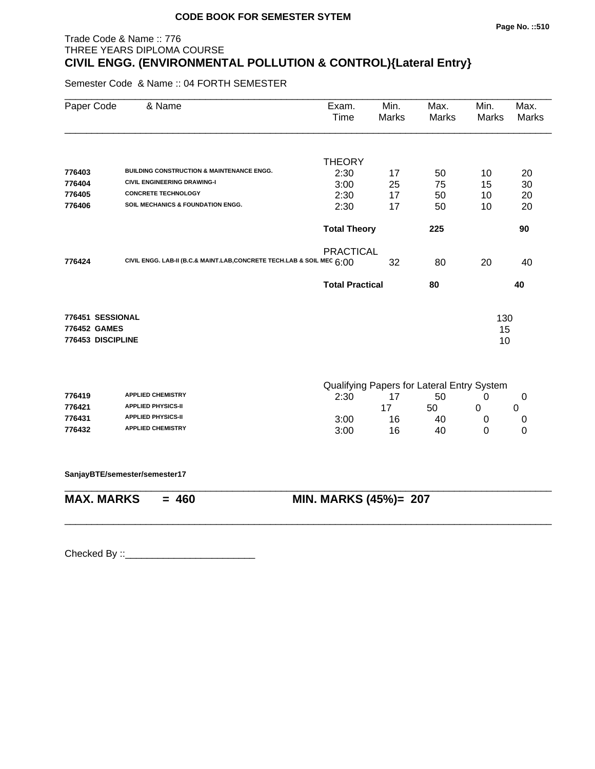**CODE BOOK FOR SEMESTER SYTEM**

Trade Code & Name :: 776
THREE YEARS DIPLOMA COURSE
## CIVIL ENGG. (ENVIRONMENTAL POLLUTION & CONTROL){Lateral Entry}

Semester Code & Name :: 04 FORTH SEMESTER

| Paper Code | & Name | Exam. Time | Min. Marks | Max. Marks | Min. Marks | Max. Marks |
|---|---|---|---|---|---|---|
| | | THEORY | | | | |
| 776403 | BUILDING CONSTRUCTION & MAINTENANCE ENGG. | 2:30 | 17 | 50 | 10 | 20 |
| 776404 | CIVIL ENGINEERING DRAWING-I | 3:00 | 25 | 75 | 15 | 30 |
| 776405 | CONCRETE TECHNOLOGY | 2:30 | 17 | 50 | 10 | 20 |
| 776406 | SOIL MECHANICS & FOUNDATION ENGG. | 2:30 | 17 | 50 | 10 | 20 |
| | | **Total Theory** | | **225** | | **90** |
| | | PRACTICAL | | | | |
| 776424 | CIVIL ENGG. LAB-II (B.C.& MAINT.LAB,CONCRETE TECH.LAB & SOIL MEC | 6:00 | 32 | 80 | 20 | 40 |
| | | **Total Practical** | | **80** | | **40** |
| **776451** | **SESSIONAL** | | | | 130 | |
| **776452** | **GAMES** | | | | 15 | |
| **776453** | **DISCIPLINE** | | | | 10 | |
| | | Qualifying Papers for Lateral Entry System | | | | |
| 776419 | APPLIED CHEMISTRY | 2:30 | 17 | 50 | 0 | 0 |
| 776421 | APPLIED PHYSICS-II | | 17 | 50 | 0 | 0 |
| 776431 | APPLIED PHYSICS-II | 3:00 | 16 | 40 | 0 | 0 |
| 776432 | APPLIED CHEMISTRY | 3:00 | 16 | 40 | 0 | 0 |

**SanjayBTE/semester/semester17**

**MAX. MARKS = 460** **MIN. MARKS (45%)= 207**

Checked By ::________________________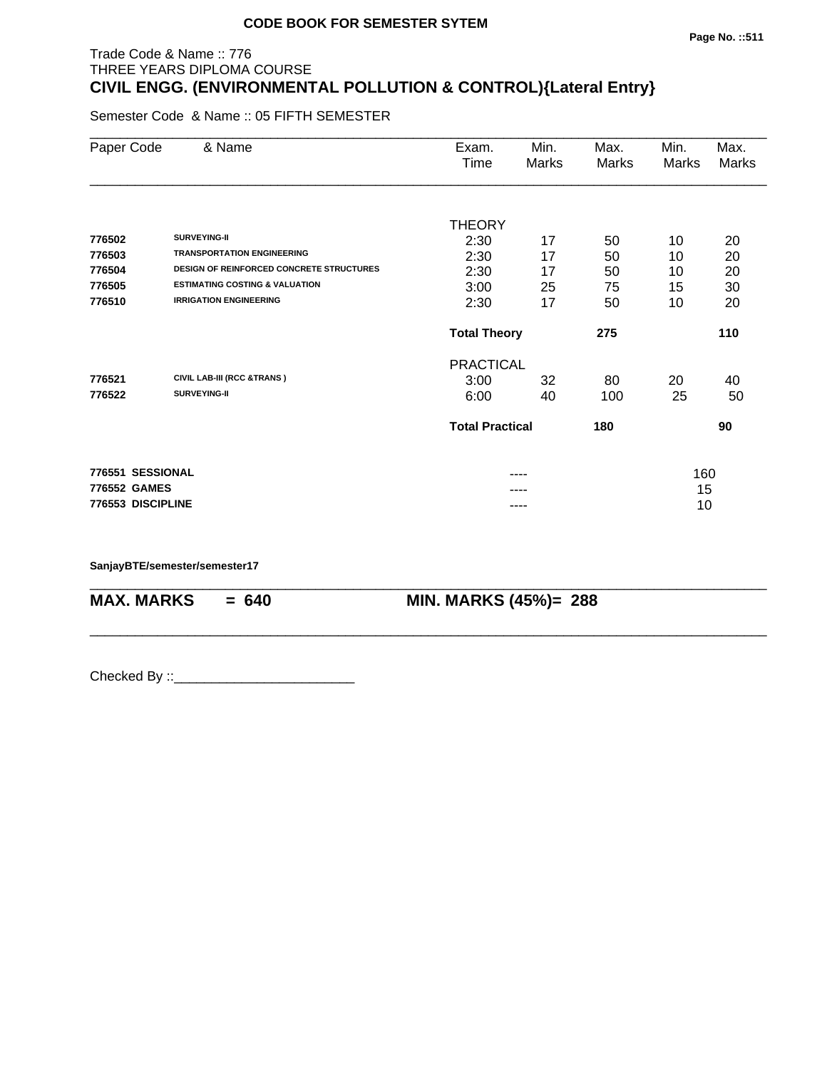**CODE BOOK FOR SEMESTER SYTEM**

Trade Code & Name :: 776
THREE YEARS DIPLOMA COURSE

## CIVIL ENGG. (ENVIRONMENTAL POLLUTION & CONTROL){Lateral Entry}

Semester Code & Name :: 05 FIFTH SEMESTER

| Paper Code | & Name | Exam. Time | Min. Marks | Max. Marks | Min. Marks | Max. Marks |
|---|---|---|---|---|---|---|
| | | THEORY | | | | |
| 776502 | SURVEYING-II | 2:30 | 17 | 50 | 10 | 20 |
| 776503 | TRANSPORTATION ENGINEERING | 2:30 | 17 | 50 | 10 | 20 |
| 776504 | DESIGN OF REINFORCED CONCRETE STRUCTURES | 2:30 | 17 | 50 | 10 | 20 |
| 776505 | ESTIMATING COSTING & VALUATION | 3:00 | 25 | 75 | 15 | 30 |
| 776510 | IRRIGATION ENGINEERING | 2:30 | 17 | 50 | 10 | 20 |
| | | **Total Theory** | | **275** | | **110** |
| | | PRACTICAL | | | | |
| 776521 | CIVIL LAB-III (RCC &TRANS ) | 3:00 | 32 | 80 | 20 | 40 |
| 776522 | SURVEYING-II | 6:00 | 40 | 100 | 25 | 50 |
| | | **Total Practical** | | **180** | | **90** |
| **776551** | **SESSIONAL** | | ---- | | 160 | |
| **776552** | **GAMES** | | ---- | | 15 | |
| **776553** | **DISCIPLINE** | | ---- | | 10 | |

**SanjayBTE/semester/semester17**

**MAX. MARKS = 640** **MIN. MARKS (45%)= 288**

Checked By ::________________________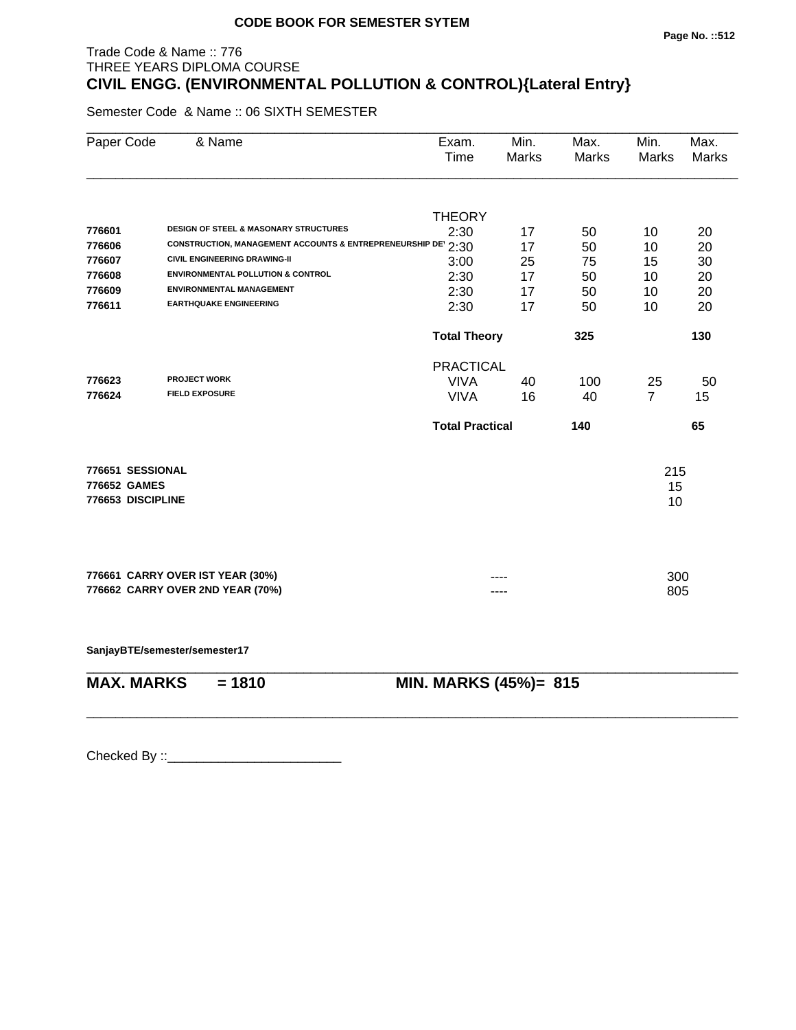**CODE BOOK FOR SEMESTER SYTEM**

Trade Code & Name :: 776
THREE YEARS DIPLOMA COURSE
**CIVIL ENGG. (ENVIRONMENTAL POLLUTION & CONTROL){Lateral Entry}**

Semester Code & Name :: 06 SIXTH SEMESTER

| Paper Code | & Name | Exam. Time | Min. Marks | Max. Marks | Min. Marks | Max. Marks |
|---|---|---|---|---|---|---|
| | | THEORY | | | | |
| 776601 | DESIGN OF STEEL & MASONARY STRUCTURES | 2:30 | 17 | 50 | 10 | 20 |
| 776606 | CONSTRUCTION, MANAGEMENT ACCOUNTS & ENTREPRENEURSHIP DEV | 2:30 | 17 | 50 | 10 | 20 |
| 776607 | CIVIL ENGINEERING DRAWING-II | 3:00 | 25 | 75 | 15 | 30 |
| 776608 | ENVIRONMENTAL POLLUTION & CONTROL | 2:30 | 17 | 50 | 10 | 20 |
| 776609 | ENVIRONMENTAL MANAGEMENT | 2:30 | 17 | 50 | 10 | 20 |
| 776611 | EARTHQUAKE ENGINEERING | 2:30 | 17 | 50 | 10 | 20 |
| | | **Total Theory** | | **325** | | **130** |
| | | PRACTICAL | | | | |
| 776623 | PROJECT WORK | VIVA | 40 | 100 | 25 | 50 |
| 776624 | FIELD EXPOSURE | VIVA | 16 | 40 | 7 | 15 |
| | | **Total Practical** | | **140** | | **65** |

| | | |
|---|---|---|
| **776651 SESSIONAL** | | 215 |
| **776652 GAMES** | | 15 |
| **776653 DISCIPLINE** | | 10 |

| | | |
|---|---|---|
| **776661 CARRY OVER IST YEAR (30%)** | ---- | 300 |
| **776662 CARRY OVER 2ND YEAR (70%)** | ---- | 805 |

**SanjayBTE/semester/semester17**

**MAX. MARKS = 1810** **MIN. MARKS (45%)= 815**

Checked By ::________________________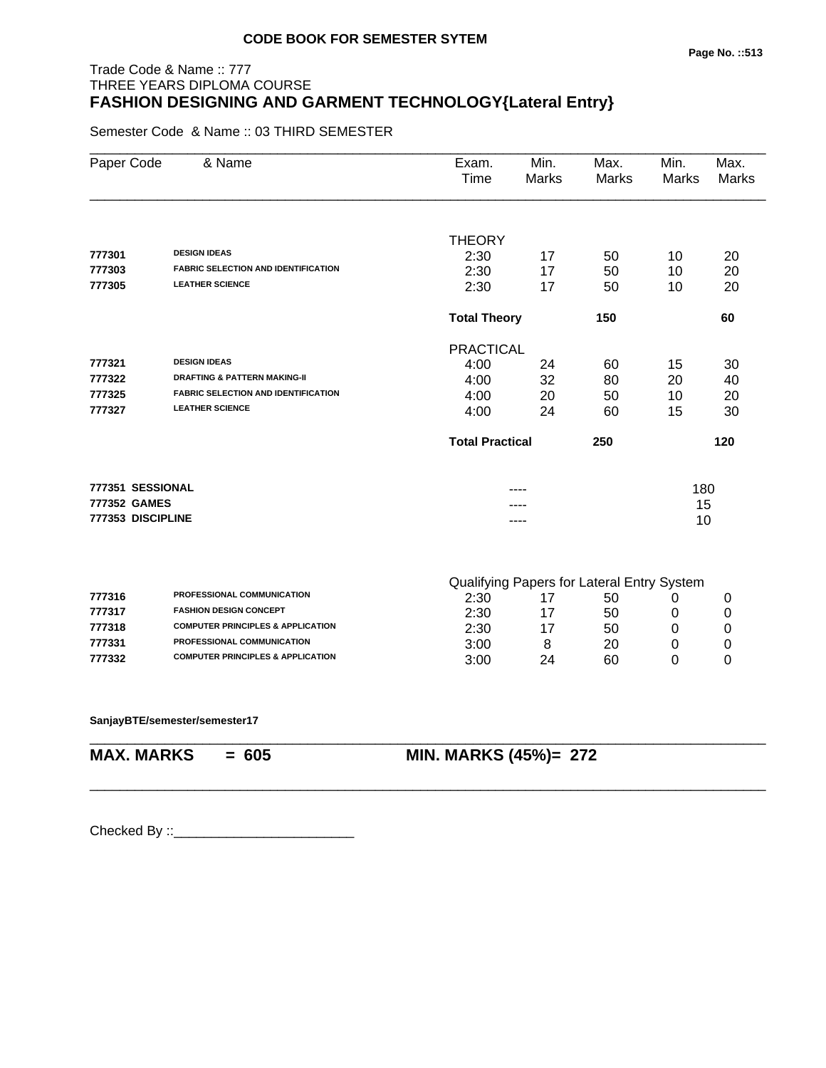**CODE BOOK FOR SEMESTER SYTEM**

Trade Code & Name :: 777
THREE YEARS DIPLOMA COURSE
**FASHION DESIGNING AND GARMENT TECHNOLOGY{Lateral Entry}**

Semester Code & Name :: 03 THIRD SEMESTER

| Paper Code | & Name | Exam. Time | Min. Marks | Max. Marks | Min. Marks | Max. Marks |
|---|---|---|---|---|---|---|
| | | THEORY | | | | |
| 777301 | DESIGN IDEAS | 2:30 | 17 | 50 | 10 | 20 |
| 777303 | FABRIC SELECTION AND IDENTIFICATION | 2:30 | 17 | 50 | 10 | 20 |
| 777305 | LEATHER SCIENCE | 2:30 | 17 | 50 | 10 | 20 |
| | | **Total Theory** | | **150** | | **60** |
| | | PRACTICAL | | | | |
| 777321 | DESIGN IDEAS | 4:00 | 24 | 60 | 15 | 30 |
| 777322 | DRAFTING & PATTERN MAKING-II | 4:00 | 32 | 80 | 20 | 40 |
| 777325 | FABRIC SELECTION AND IDENTIFICATION | 4:00 | 20 | 50 | 10 | 20 |
| 777327 | LEATHER SCIENCE | 4:00 | 24 | 60 | 15 | 30 |
| | | **Total Practical** | | **250** | | **120** |
| **777351** | **SESSIONAL** | | ---- | | 180 | |
| **777352** | **GAMES** | | ---- | | 15 | |
| **777353** | **DISCIPLINE** | | ---- | | 10 | |
| | | Qualifying Papers for Lateral Entry System | | | | |
| 777316 | PROFESSIONAL COMMUNICATION | 2:30 | 17 | 50 | 0 | 0 |
| 777317 | FASHION DESIGN CONCEPT | 2:30 | 17 | 50 | 0 | 0 |
| 777318 | COMPUTER PRINCIPLES & APPLICATION | 2:30 | 17 | 50 | 0 | 0 |
| 777331 | PROFESSIONAL COMMUNICATION | 3:00 | 8 | 20 | 0 | 0 |
| 777332 | COMPUTER PRINCIPLES & APPLICATION | 3:00 | 24 | 60 | 0 | 0 |

**SanjayBTE/semester/semester17**

**MAX. MARKS = 605** **MIN. MARKS (45%)= 272**

Checked By ::________________________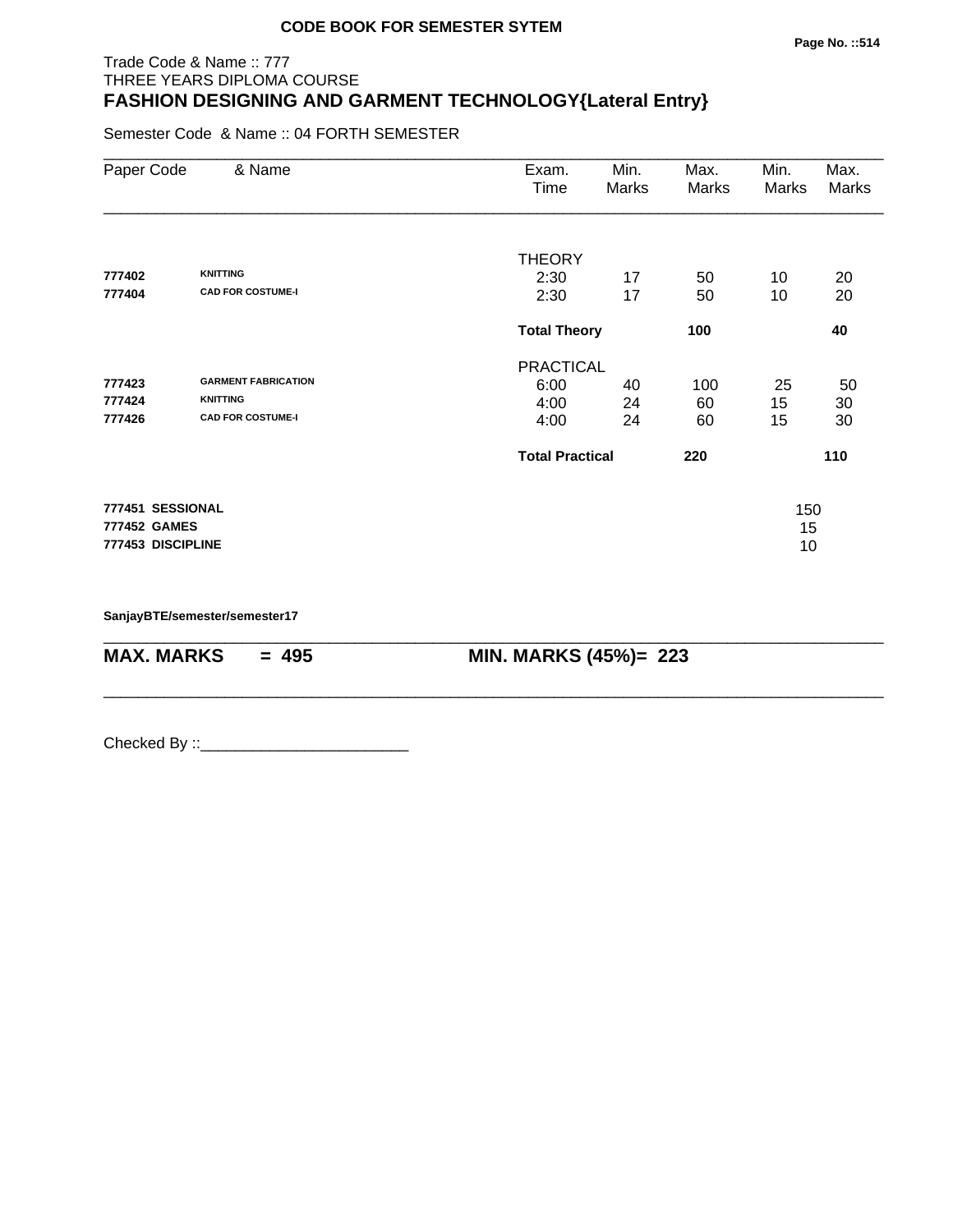**CODE BOOK FOR SEMESTER SYTEM**

Trade Code & Name :: 777
THREE YEARS DIPLOMA COURSE

# FASHION DESIGNING AND GARMENT TECHNOLOGY{Lateral Entry}

Semester Code & Name :: 04 FORTH SEMESTER

| Paper Code | & Name | Exam. Time | Min. Marks | Max. Marks | Min. Marks | Max. Marks |
|---|---|---|---|---|---|---|
| | | THEORY | | | | |
| **777402** | **KNITTING** | 2:30 | 17 | 50 | 10 | 20 |
| **777404** | **CAD FOR COSTUME-I** | 2:30 | 17 | 50 | 10 | 20 |
| | | **Total Theory** | | **100** | | **40** |
| | | PRACTICAL | | | | |
| **777423** | **GARMENT FABRICATION** | 6:00 | 40 | 100 | 25 | 50 |
| **777424** | **KNITTING** | 4:00 | 24 | 60 | 15 | 30 |
| **777426** | **CAD FOR COSTUME-I** | 4:00 | 24 | 60 | 15 | 30 |
| | | **Total Practical** | | **220** | | **110** |

| | |
|---|---|
| **777451 SESSIONAL** | 150 |
| **777452 GAMES** | 15 |
| **777453 DISCIPLINE** | 10 |

**SanjayBTE/semester/semester17**

**MAX. MARKS = 495** **MIN. MARKS (45%)= 223**

Checked By ::________________________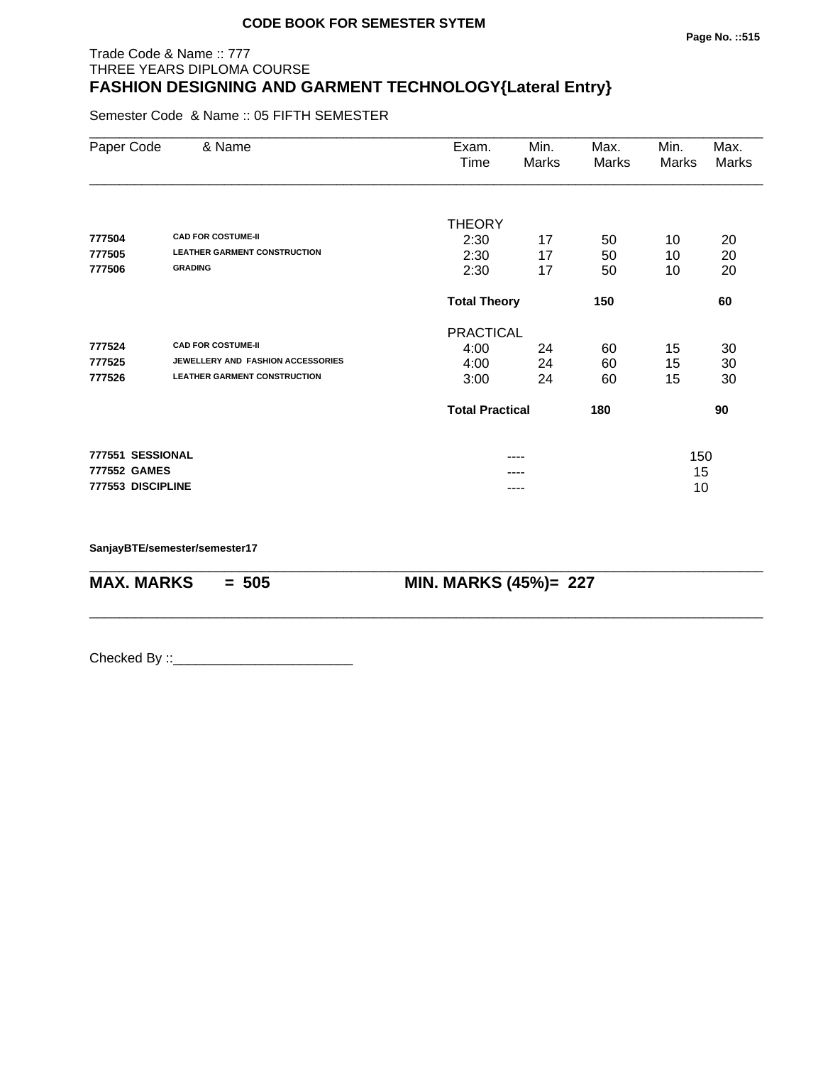**CODE BOOK FOR SEMESTER SYTEM**

Trade Code & Name :: 777
THREE YEARS DIPLOMA COURSE

## FASHION DESIGNING AND GARMENT TECHNOLOGY{Lateral Entry}

Semester Code & Name :: 05 FIFTH SEMESTER

| Paper Code | & Name | Exam. Time | Min. Marks | Max. Marks | Min. Marks | Max. Marks |
|---|---|---|---|---|---|---|
| | | THEORY | | | | |
| 777504 | CAD FOR COSTUME-II | 2:30 | 17 | 50 | 10 | 20 |
| 777505 | LEATHER GARMENT CONSTRUCTION | 2:30 | 17 | 50 | 10 | 20 |
| 777506 | GRADING | 2:30 | 17 | 50 | 10 | 20 |
| | | **Total Theory** | | **150** | | **60** |
| | | PRACTICAL | | | | |
| 777524 | CAD FOR COSTUME-II | 4:00 | 24 | 60 | 15 | 30 |
| 777525 | JEWELLERY AND FASHION ACCESSORIES | 4:00 | 24 | 60 | 15 | 30 |
| 777526 | LEATHER GARMENT CONSTRUCTION | 3:00 | 24 | 60 | 15 | 30 |
| | | **Total Practical** | | **180** | | **90** |
| **777551** | **SESSIONAL** | | ---- | | 150 | |
| **777552** | **GAMES** | | ---- | | 15 | |
| **777553** | **DISCIPLINE** | | ---- | | 10 | |

**SanjayBTE/semester/semester17**

**MAX. MARKS = 505** **MIN. MARKS (45%)= 227**

Checked By ::________________________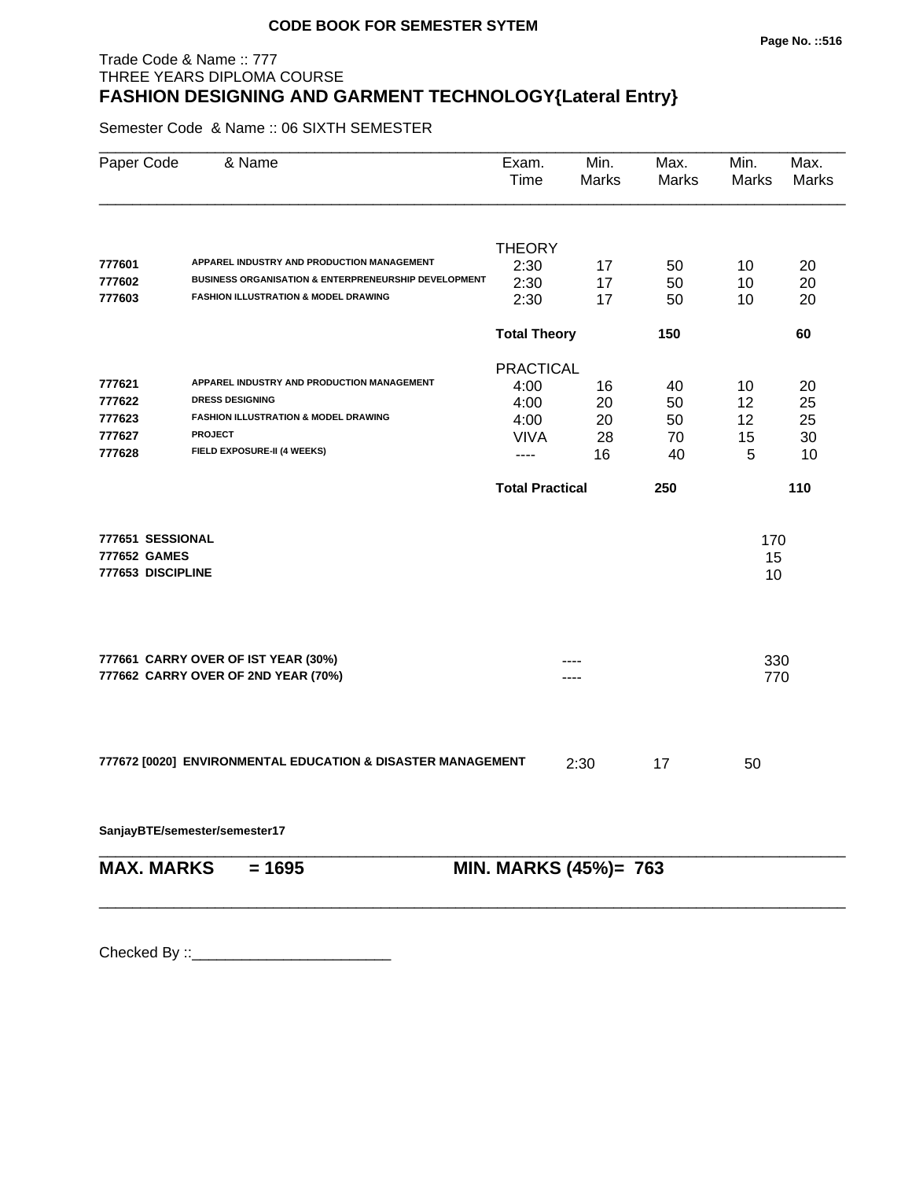**CODE BOOK FOR SEMESTER SYTEM**

Trade Code & Name :: 777
THREE YEARS DIPLOMA COURSE

## FASHION DESIGNING AND GARMENT TECHNOLOGY{Lateral Entry}

Semester Code & Name :: 06 SIXTH SEMESTER

| Paper Code | & Name | Exam. Time | Min. Marks | Max. Marks | Min. Marks | Max. Marks |
|---|---|---|---|---|---|---|
| | | THEORY | | | | |
| 777601 | APPAREL INDUSTRY AND PRODUCTION MANAGEMENT | 2:30 | 17 | 50 | 10 | 20 |
| 777602 | BUSINESS ORGANISATION & ENTERPRENEURSHIP DEVELOPMENT | 2:30 | 17 | 50 | 10 | 20 |
| 777603 | FASHION ILLUSTRATION & MODEL DRAWING | 2:30 | 17 | 50 | 10 | 20 |
| | | **Total Theory** | | **150** | | **60** |
| | | PRACTICAL | | | | |
| 777621 | APPAREL INDUSTRY AND PRODUCTION MANAGEMENT | 4:00 | 16 | 40 | 10 | 20 |
| 777622 | DRESS DESIGNING | 4:00 | 20 | 50 | 12 | 25 |
| 777623 | FASHION ILLUSTRATION & MODEL DRAWING | 4:00 | 20 | 50 | 12 | 25 |
| 777627 | PROJECT | VIVA | 28 | 70 | 15 | 30 |
| 777628 | FIELD EXPOSURE-II (4 WEEKS) | ---- | 16 | 40 | 5 | 10 |
| | | **Total Practical** | | **250** | | **110** |
| **777651** | **SESSIONAL** | | | | 170 | |
| **777652** | **GAMES** | | | | 15 | |
| **777653** | **DISCIPLINE** | | | | 10 | |
| **777661** | **CARRY OVER OF IST YEAR (30%)** | | ---- | | 330 | |
| **777662** | **CARRY OVER OF 2ND YEAR (70%)** | | ---- | | 770 | |
| **777672 [0020]** | **ENVIRONMENTAL EDUCATION & DISASTER MANAGEMENT** | 2:30 | 17 | 50 | | |

**SanjayBTE/semester/semester17**

**MAX. MARKS = 1695** **MIN. MARKS (45%)= 763**

Checked By ::________________________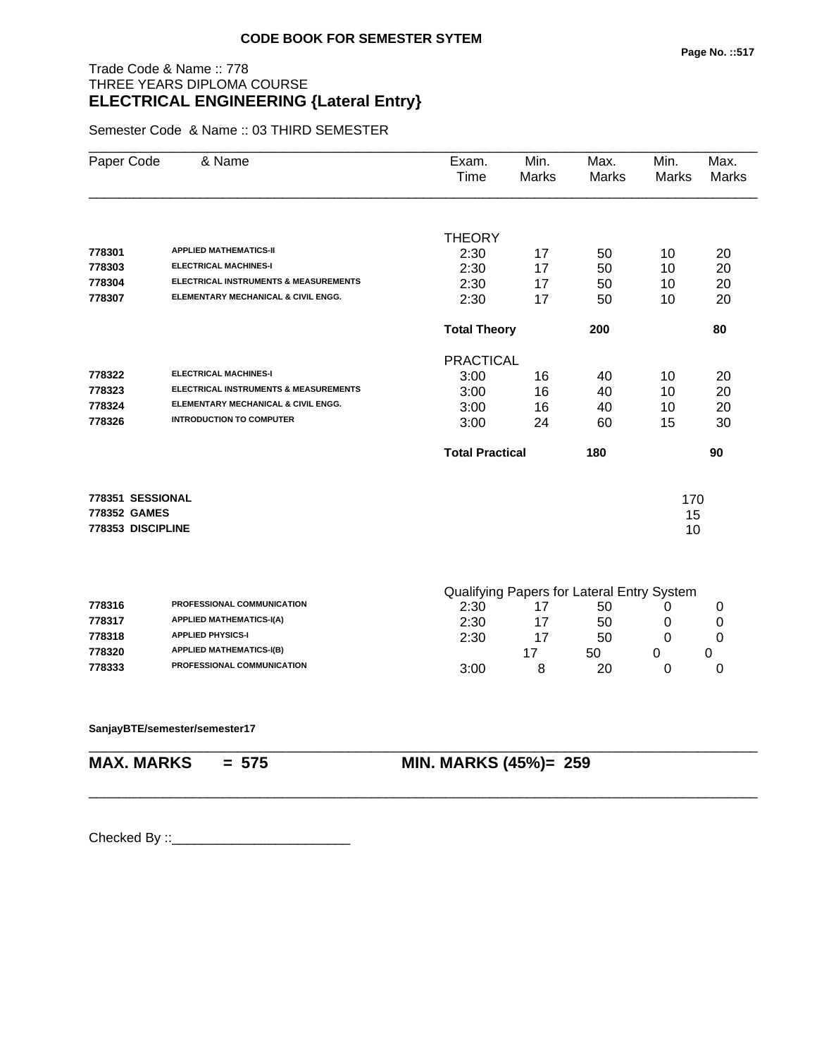**CODE BOOK FOR SEMESTER SYTEM**

Trade Code & Name :: 778
THREE YEARS DIPLOMA COURSE
**ELECTRICAL ENGINEERING {Lateral Entry}**

Semester Code & Name :: 03 THIRD SEMESTER

| Paper Code | & Name | Exam. Time | Min. Marks | Max. Marks | Min. Marks | Max. Marks |
|---|---|---|---|---|---|---|
| | | THEORY | | | | |
| 778301 | APPLIED MATHEMATICS-II | 2:30 | 17 | 50 | 10 | 20 |
| 778303 | ELECTRICAL MACHINES-I | 2:30 | 17 | 50 | 10 | 20 |
| 778304 | ELECTRICAL INSTRUMENTS & MEASUREMENTS | 2:30 | 17 | 50 | 10 | 20 |
| 778307 | ELEMENTARY MECHANICAL & CIVIL ENGG. | 2:30 | 17 | 50 | 10 | 20 |
| | | **Total Theory** | | **200** | | **80** |
| | | PRACTICAL | | | | |
| 778322 | ELECTRICAL MACHINES-I | 3:00 | 16 | 40 | 10 | 20 |
| 778323 | ELECTRICAL INSTRUMENTS & MEASUREMENTS | 3:00 | 16 | 40 | 10 | 20 |
| 778324 | ELEMENTARY MECHANICAL & CIVIL ENGG. | 3:00 | 16 | 40 | 10 | 20 |
| 778326 | INTRODUCTION TO COMPUTER | 3:00 | 24 | 60 | 15 | 30 |
| | | **Total Practical** | | **180** | | **90** |
| **778351** | **SESSIONAL** | | | | 170 | |
| **778352** | **GAMES** | | | | 15 | |
| **778353** | **DISCIPLINE** | | | | 10 | |
| | | Qualifying Papers for Lateral Entry System | | | | |
| 778316 | PROFESSIONAL COMMUNICATION | 2:30 | 17 | 50 | 0 | 0 |
| 778317 | APPLIED MATHEMATICS-I(A) | 2:30 | 17 | 50 | 0 | 0 |
| 778318 | APPLIED PHYSICS-I | 2:30 | 17 | 50 | 0 | 0 |
| 778320 | APPLIED MATHEMATICS-I(B) | | 17 | 50 | 0 | 0 |
| 778333 | PROFESSIONAL COMMUNICATION | 3:00 | 8 | 20 | 0 | 0 |

**SanjayBTE/semester/semester17**

**MAX. MARKS = 575** **MIN. MARKS (45%)= 259**

Checked By ::________________________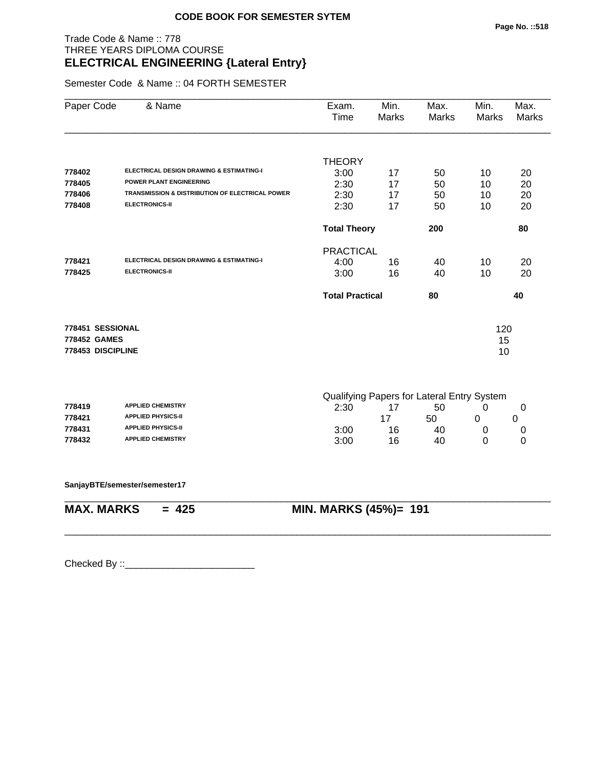**CODE BOOK FOR SEMESTER SYTEM**

Trade Code & Name :: 778
THREE YEARS DIPLOMA COURSE
## ELECTRICAL ENGINEERING {Lateral Entry}

Semester Code & Name :: 04 FORTH SEMESTER

| Paper Code | & Name | Exam. Time | Min. Marks | Max. Marks | Min. Marks | Max. Marks |
|---|---|---|---|---|---|---|
| | | THEORY | | | | |
| 778402 | ELECTRICAL DESIGN DRAWING & ESTIMATING-I | 3:00 | 17 | 50 | 10 | 20 |
| 778405 | POWER PLANT ENGINEERING | 2:30 | 17 | 50 | 10 | 20 |
| 778406 | TRANSMISSION & DISTRIBUTION OF ELECTRICAL POWER | 2:30 | 17 | 50 | 10 | 20 |
| 778408 | ELECTRONICS-II | 2:30 | 17 | 50 | 10 | 20 |
| | | **Total Theory** | | **200** | | **80** |
| | | PRACTICAL | | | | |
| 778421 | ELECTRICAL DESIGN DRAWING & ESTIMATING-I | 4:00 | 16 | 40 | 10 | 20 |
| 778425 | ELECTRONICS-II | 3:00 | 16 | 40 | 10 | 20 |
| | | **Total Practical** | | **80** | | **40** |
| **778451** | **SESSIONAL** | | | | 120 | |
| **778452** | **GAMES** | | | | 15 | |
| **778453** | **DISCIPLINE** | | | | 10 | |
| | | Qualifying Papers for Lateral Entry System | | | | |
| 778419 | APPLIED CHEMISTRY | 2:30 | 17 | 50 | 0 | 0 |
| 778421 | APPLIED PHYSICS-II | | 17 | 50 | 0 | 0 |
| 778431 | APPLIED PHYSICS-II | 3:00 | 16 | 40 | 0 | 0 |
| 778432 | APPLIED CHEMISTRY | 3:00 | 16 | 40 | 0 | 0 |

**SanjayBTE/semester/semester17**

**MAX. MARKS = 425** **MIN. MARKS (45%)= 191**

Checked By ::________________________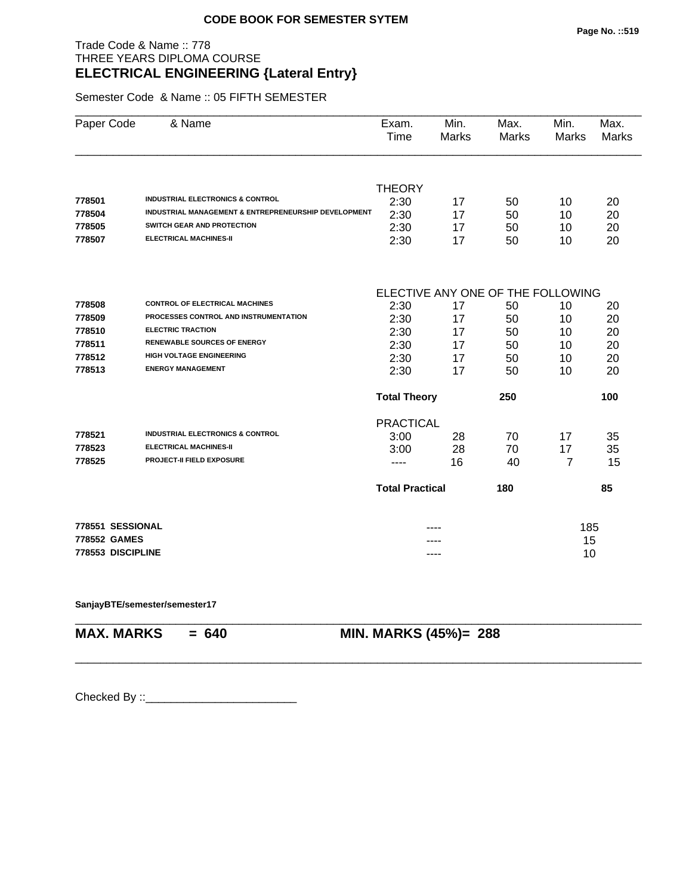**CODE BOOK FOR SEMESTER SYTEM**

Trade Code & Name :: 778
THREE YEARS DIPLOMA COURSE
## ELECTRICAL ENGINEERING {Lateral Entry}

Semester Code & Name :: 05 FIFTH SEMESTER

| Paper Code | & Name | Exam. Time | Min. Marks | Max. Marks | Min. Marks | Max. Marks |
|---|---|---|---|---|---|---|
| | | THEORY | | | | |
| 778501 | INDUSTRIAL ELECTRONICS & CONTROL | 2:30 | 17 | 50 | 10 | 20 |
| 778504 | INDUSTRIAL MANAGEMENT & ENTREPRENEURSHIP DEVELOPMENT | 2:30 | 17 | 50 | 10 | 20 |
| 778505 | SWITCH GEAR AND PROTECTION | 2:30 | 17 | 50 | 10 | 20 |
| 778507 | ELECTRICAL MACHINES-II | 2:30 | 17 | 50 | 10 | 20 |
| | | ELECTIVE ANY ONE OF THE FOLLOWING | | | | |
| 778508 | CONTROL OF ELECTRICAL MACHINES | 2:30 | 17 | 50 | 10 | 20 |
| 778509 | PROCESSES CONTROL AND INSTRUMENTATION | 2:30 | 17 | 50 | 10 | 20 |
| 778510 | ELECTRIC TRACTION | 2:30 | 17 | 50 | 10 | 20 |
| 778511 | RENEWABLE SOURCES OF ENERGY | 2:30 | 17 | 50 | 10 | 20 |
| 778512 | HIGH VOLTAGE ENGINEERING | 2:30 | 17 | 50 | 10 | 20 |
| 778513 | ENERGY MANAGEMENT | 2:30 | 17 | 50 | 10 | 20 |
| | | **Total Theory** | | **250** | | **100** |
| | | PRACTICAL | | | | |
| 778521 | INDUSTRIAL ELECTRONICS & CONTROL | 3:00 | 28 | 70 | 17 | 35 |
| 778523 | ELECTRICAL MACHINES-II | 3:00 | 28 | 70 | 17 | 35 |
| 778525 | PROJECT-II FIELD EXPOSURE | ---- | 16 | 40 | 7 | 15 |
| | | **Total Practical** | | **180** | | **85** |
| **778551** | **SESSIONAL** | | ---- | | 185 | |
| **778552** | **GAMES** | | ---- | | 15 | |
| **778553** | **DISCIPLINE** | | ---- | | 10 | |

**SanjayBTE/semester/semester17**

**MAX. MARKS = 640** **MIN. MARKS (45%)= 288**

Checked By ::________________________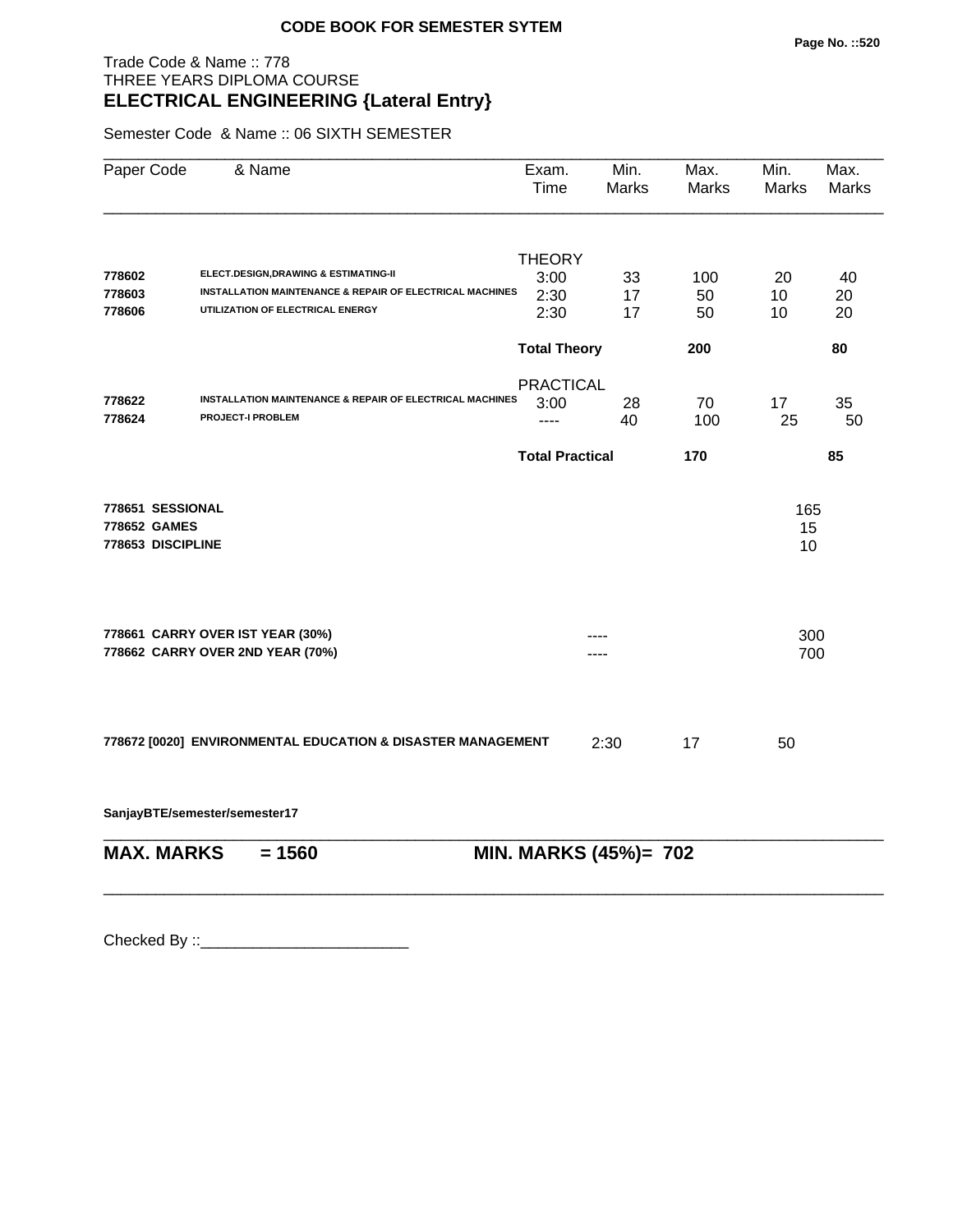**CODE BOOK FOR SEMESTER SYTEM**

Trade Code & Name :: 778
THREE YEARS DIPLOMA COURSE
## ELECTRICAL ENGINEERING {Lateral Entry}

Semester Code & Name :: 06 SIXTH SEMESTER

| Paper Code | & Name | Exam. Time | Min. Marks | Max. Marks | Min. Marks | Max. Marks |
|---|---|---|---|---|---|---|
| | | THEORY | | | | |
| 778602 | ELECT.DESIGN,DRAWING & ESTIMATING-II | 3:00 | 33 | 100 | 20 | 40 |
| 778603 | INSTALLATION MAINTENANCE & REPAIR OF ELECTRICAL MACHINES | 2:30 | 17 | 50 | 10 | 20 |
| 778606 | UTILIZATION OF ELECTRICAL ENERGY | 2:30 | 17 | 50 | 10 | 20 |
| | | **Total Theory** | | **200** | | **80** |
| | | PRACTICAL | | | | |
| 778622 | INSTALLATION MAINTENANCE & REPAIR OF ELECTRICAL MACHINES | 3:00 | 28 | 70 | 17 | 35 |
| 778624 | PROJECT-I PROBLEM | ---- | 40 | 100 | 25 | 50 |
| | | **Total Practical** | | **170** | | **85** |
| **778651** | **SESSIONAL** | | | | 165 | |
| **778652** | **GAMES** | | | | 15 | |
| **778653** | **DISCIPLINE** | | | | 10 | |
| **778661** | **CARRY OVER IST YEAR (30%)** | | ---- | | 300 | |
| **778662** | **CARRY OVER 2ND YEAR (70%)** | | ---- | | 700 | |
| **778672 [0020]** | **ENVIRONMENTAL EDUCATION & DISASTER MANAGEMENT** | | 2:30 | 17 | 50 | |

**SanjayBTE/semester/semester17**

**MAX. MARKS = 1560** **MIN. MARKS (45%)= 702**

Checked By ::________________________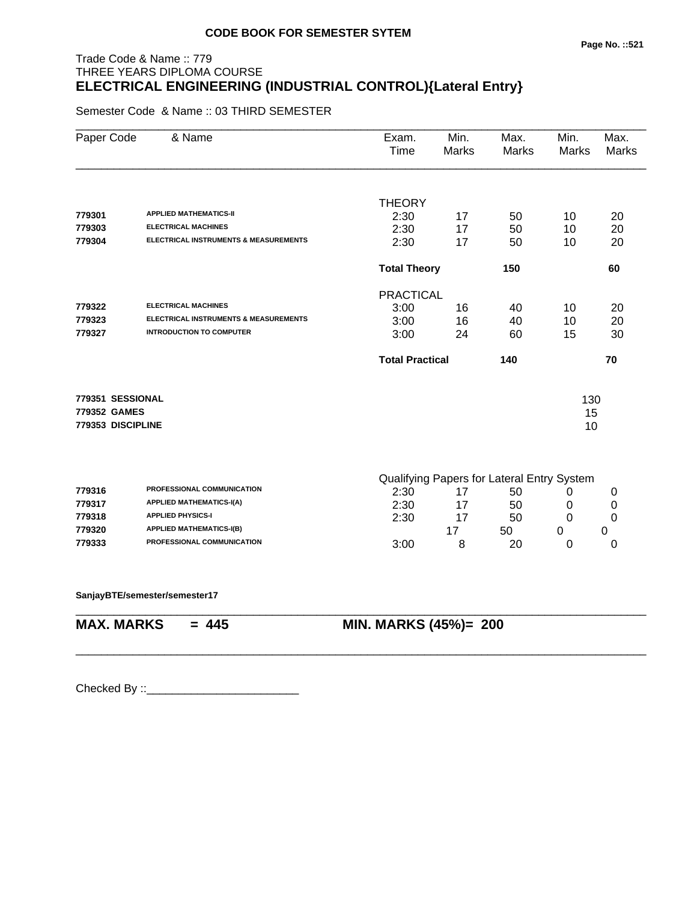**CODE BOOK FOR SEMESTER SYTEM**

Trade Code & Name :: 779
THREE YEARS DIPLOMA COURSE
**ELECTRICAL ENGINEERING (INDUSTRIAL CONTROL){Lateral Entry}**

Semester Code & Name :: 03 THIRD SEMESTER

| Paper Code | & Name | Exam. Time | Min. Marks | Max. Marks | Min. Marks | Max. Marks |
|---|---|---|---|---|---|---|
| | | THEORY | | | | |
| 779301 | APPLIED MATHEMATICS-II | 2:30 | 17 | 50 | 10 | 20 |
| 779303 | ELECTRICAL MACHINES | 2:30 | 17 | 50 | 10 | 20 |
| 779304 | ELECTRICAL INSTRUMENTS & MEASUREMENTS | 2:30 | 17 | 50 | 10 | 20 |
| | | **Total Theory** | | **150** | | **60** |
| | | PRACTICAL | | | | |
| 779322 | ELECTRICAL MACHINES | 3:00 | 16 | 40 | 10 | 20 |
| 779323 | ELECTRICAL INSTRUMENTS & MEASUREMENTS | 3:00 | 16 | 40 | 10 | 20 |
| 779327 | INTRODUCTION TO COMPUTER | 3:00 | 24 | 60 | 15 | 30 |
| | | **Total Practical** | | **140** | | **70** |
| **779351** | **SESSIONAL** | | | | 130 | |
| **779352** | **GAMES** | | | | 15 | |
| **779353** | **DISCIPLINE** | | | | 10 | |
| | | Qualifying Papers for Lateral Entry System | | | | |
| 779316 | PROFESSIONAL COMMUNICATION | 2:30 | 17 | 50 | 0 | 0 |
| 779317 | APPLIED MATHEMATICS-I(A) | 2:30 | 17 | 50 | 0 | 0 |
| 779318 | APPLIED PHYSICS-I | 2:30 | 17 | 50 | 0 | 0 |
| 779320 | APPLIED MATHEMATICS-I(B) | | 17 | 50 | 0 | 0 |
| 779333 | PROFESSIONAL COMMUNICATION | 3:00 | 8 | 20 | 0 | 0 |

**SanjayBTE/semester/semester17**

**MAX. MARKS = 445** **MIN. MARKS (45%)= 200**

Checked By ::________________________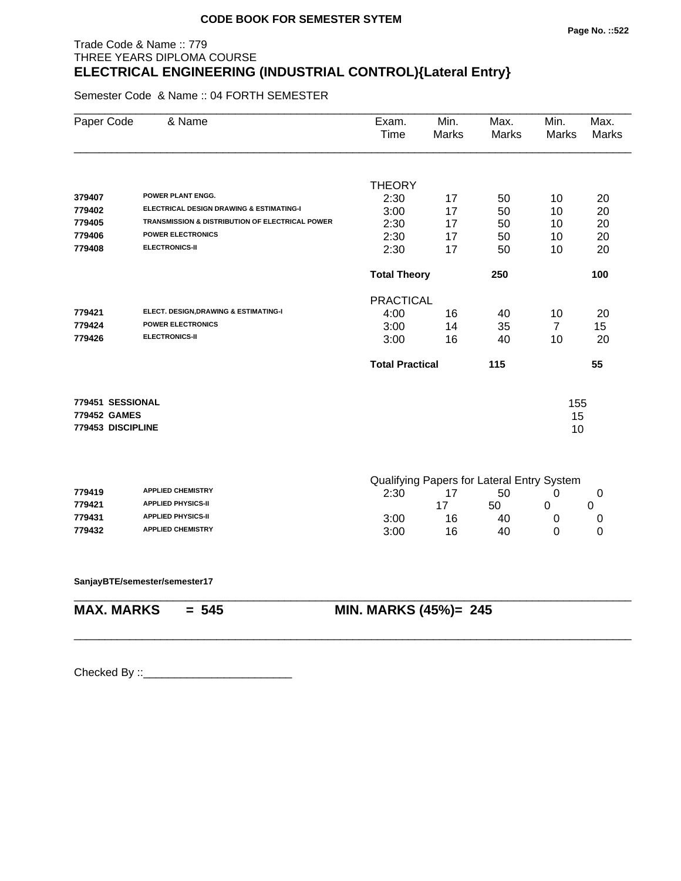**CODE BOOK FOR SEMESTER SYTEM**

Trade Code & Name :: 779
THREE YEARS DIPLOMA COURSE

# ELECTRICAL ENGINEERING (INDUSTRIAL CONTROL){Lateral Entry}

Semester Code & Name :: 04 FORTH SEMESTER

| Paper Code | & Name | Exam. Time | Min. Marks | Max. Marks | Min. Marks | Max. Marks |
|---|---|---|---|---|---|---|
| | | THEORY | | | | |
| 379407 | POWER PLANT ENGG. | 2:30 | 17 | 50 | 10 | 20 |
| 779402 | ELECTRICAL DESIGN DRAWING & ESTIMATING-I | 3:00 | 17 | 50 | 10 | 20 |
| 779405 | TRANSMISSION & DISTRIBUTION OF ELECTRICAL POWER | 2:30 | 17 | 50 | 10 | 20 |
| 779406 | POWER ELECTRONICS | 2:30 | 17 | 50 | 10 | 20 |
| 779408 | ELECTRONICS-II | 2:30 | 17 | 50 | 10 | 20 |
| | | **Total Theory** | | **250** | | **100** |
| | | PRACTICAL | | | | |
| 779421 | ELECT. DESIGN,DRAWING & ESTIMATING-I | 4:00 | 16 | 40 | 10 | 20 |
| 779424 | POWER ELECTRONICS | 3:00 | 14 | 35 | 7 | 15 |
| 779426 | ELECTRONICS-II | 3:00 | 16 | 40 | 10 | 20 |
| | | **Total Practical** | | **115** | | **55** |
| **779451** | **SESSIONAL** | | | | 155 | |
| **779452** | **GAMES** | | | | 15 | |
| **779453** | **DISCIPLINE** | | | | 10 | |
| | | Qualifying Papers for Lateral Entry System | | | | |
| 779419 | APPLIED CHEMISTRY | 2:30 | 17 | 50 | 0 | 0 |
| 779421 | APPLIED PHYSICS-II | | 17 | 50 | 0 | 0 |
| 779431 | APPLIED PHYSICS-II | 3:00 | 16 | 40 | 0 | 0 |
| 779432 | APPLIED CHEMISTRY | 3:00 | 16 | 40 | 0 | 0 |

**SanjayBTE/semester/semester17**

**MAX. MARKS = 545** **MIN. MARKS (45%)= 245**

Checked By ::________________________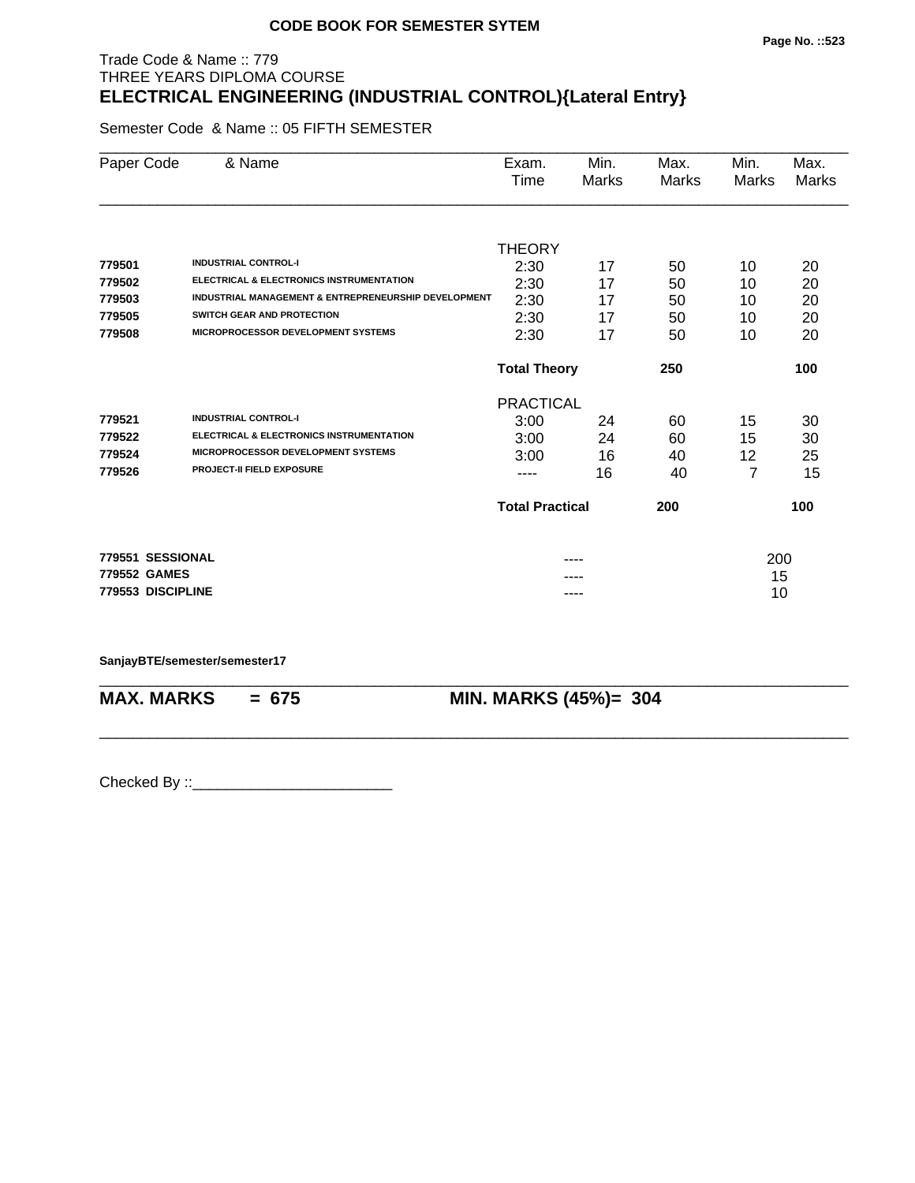**CODE BOOK FOR SEMESTER SYTEM**

Trade Code & Name :: 779
THREE YEARS DIPLOMA COURSE

# ELECTRICAL ENGINEERING (INDUSTRIAL CONTROL){Lateral Entry}

Semester Code & Name :: 05 FIFTH SEMESTER

| Paper Code | & Name | Exam. Time | Min. Marks | Max. Marks | Min. Marks | Max. Marks |
|---|---|---|---|---|---|---|
| | | THEORY | | | | |
| **779501** | **INDUSTRIAL CONTROL-I** | 2:30 | 17 | 50 | 10 | 20 |
| **779502** | **ELECTRICAL & ELECTRONICS INSTRUMENTATION** | 2:30 | 17 | 50 | 10 | 20 |
| **779503** | **INDUSTRIAL MANAGEMENT & ENTREPRENEURSHIP DEVELOPMENT** | 2:30 | 17 | 50 | 10 | 20 |
| **779505** | **SWITCH GEAR AND PROTECTION** | 2:30 | 17 | 50 | 10 | 20 |
| **779508** | **MICROPROCESSOR DEVELOPMENT SYSTEMS** | 2:30 | 17 | 50 | 10 | 20 |
| | | **Total Theory** | | **250** | | **100** |
| | | PRACTICAL | | | | |
| **779521** | **INDUSTRIAL CONTROL-I** | 3:00 | 24 | 60 | 15 | 30 |
| **779522** | **ELECTRICAL & ELECTRONICS INSTRUMENTATION** | 3:00 | 24 | 60 | 15 | 30 |
| **779524** | **MICROPROCESSOR DEVELOPMENT SYSTEMS** | 3:00 | 16 | 40 | 12 | 25 |
| **779526** | **PROJECT-II FIELD EXPOSURE** | ---- | 16 | 40 | 7 | 15 |
| | | **Total Practical** | | **200** | | **100** |
| **779551** | **SESSIONAL** | | ---- | | 200 | |
| **779552** | **GAMES** | | ---- | | 15 | |
| **779553** | **DISCIPLINE** | | ---- | | 10 | |

**SanjayBTE/semester/semester17**

**MAX. MARKS = 675** **MIN. MARKS (45%)= 304**

Checked By ::________________________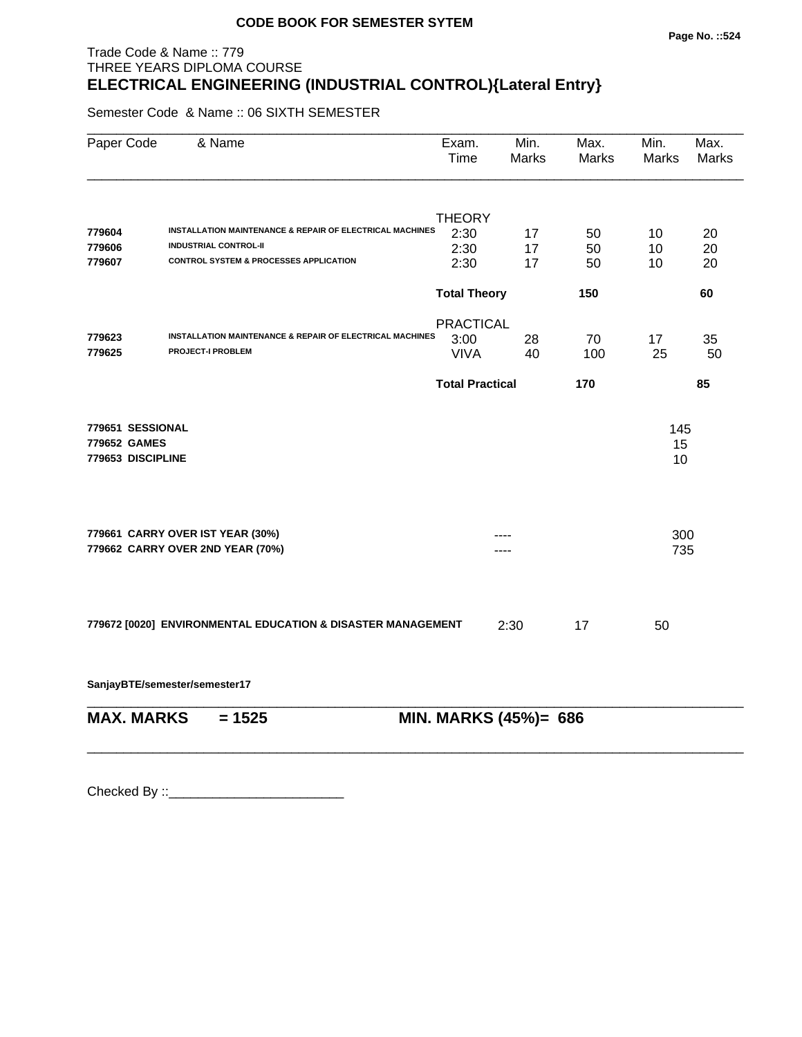**CODE BOOK FOR SEMESTER SYTEM**

Trade Code & Name :: 779
THREE YEARS DIPLOMA COURSE

## ELECTRICAL ENGINEERING (INDUSTRIAL CONTROL){Lateral Entry}

Semester Code & Name :: 06 SIXTH SEMESTER

| Paper Code | & Name | Exam. Time | Min. Marks | Max. Marks | Min. Marks | Max. Marks |
|---|---|---|---|---|---|---|
| | | THEORY | | | | |
| 779604 | INSTALLATION MAINTENANCE & REPAIR OF ELECTRICAL MACHINES | 2:30 | 17 | 50 | 10 | 20 |
| 779606 | INDUSTRIAL CONTROL-II | 2:30 | 17 | 50 | 10 | 20 |
| 779607 | CONTROL SYSTEM & PROCESSES APPLICATION | 2:30 | 17 | 50 | 10 | 20 |
| | | **Total Theory** | | **150** | | **60** |
| | | PRACTICAL | | | | |
| 779623 | INSTALLATION MAINTENANCE & REPAIR OF ELECTRICAL MACHINES | 3:00 | 28 | 70 | 17 | 35 |
| 779625 | PROJECT-I PROBLEM | VIVA | 40 | 100 | 25 | 50 |
| | | **Total Practical** | | **170** | | **85** |

| | | |
|---|---|---|
| **779651 SESSIONAL** | | 145 |
| **779652 GAMES** | | 15 |
| **779653 DISCIPLINE** | | 10 |

| | | |
|---|---|---|
| **779661 CARRY OVER IST YEAR (30%)** | ---- | 300 |
| **779662 CARRY OVER 2ND YEAR (70%)** | ---- | 735 |

| | Exam. Time | Min. Marks | Max. Marks |
|---|---|---|---|
| **779672 [0020] ENVIRONMENTAL EDUCATION & DISASTER MANAGEMENT** | 2:30 | 17 | 50 |

**SanjayBTE/semester/semester17**

**MAX. MARKS = 1525** **MIN. MARKS (45%)= 686**

Checked By ::________________________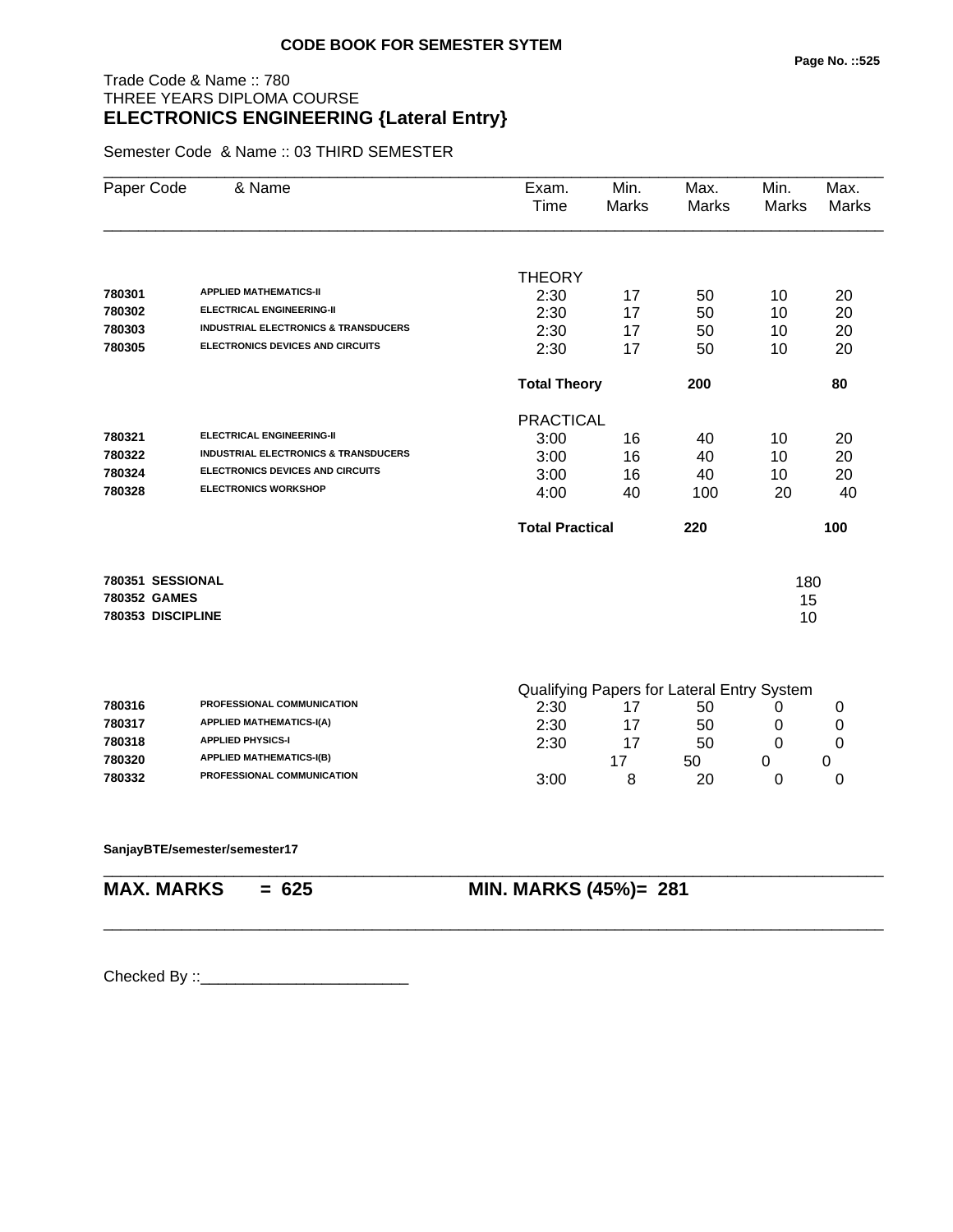**CODE BOOK FOR SEMESTER SYTEM**

Trade Code & Name :: 780
THREE YEARS DIPLOMA COURSE
**ELECTRONICS ENGINEERING {Lateral Entry}**

Semester Code & Name :: 03 THIRD SEMESTER

| Paper Code | & Name | Exam. Time | Min. Marks | Max. Marks | Min. Marks | Max. Marks |
|---|---|---|---|---|---|---|
| | | THEORY | | | | |
| 780301 | APPLIED MATHEMATICS-II | 2:30 | 17 | 50 | 10 | 20 |
| 780302 | ELECTRICAL ENGINEERING-II | 2:30 | 17 | 50 | 10 | 20 |
| 780303 | INDUSTRIAL ELECTRONICS & TRANSDUCERS | 2:30 | 17 | 50 | 10 | 20 |
| 780305 | ELECTRONICS DEVICES AND CIRCUITS | 2:30 | 17 | 50 | 10 | 20 |
| | | **Total Theory** | | **200** | | **80** |
| | | PRACTICAL | | | | |
| 780321 | ELECTRICAL ENGINEERING-II | 3:00 | 16 | 40 | 10 | 20 |
| 780322 | INDUSTRIAL ELECTRONICS & TRANSDUCERS | 3:00 | 16 | 40 | 10 | 20 |
| 780324 | ELECTRONICS DEVICES AND CIRCUITS | 3:00 | 16 | 40 | 10 | 20 |
| 780328 | ELECTRONICS WORKSHOP | 4:00 | 40 | 100 | 20 | 40 |
| | | **Total Practical** | | **220** | | **100** |
| 780351 | SESSIONAL | | | | 180 | |
| 780352 | GAMES | | | | 15 | |
| 780353 | DISCIPLINE | | | | 10 | |
| | | Qualifying Papers for Lateral Entry System | | | | |
| 780316 | PROFESSIONAL COMMUNICATION | 2:30 | 17 | 50 | 0 | 0 |
| 780317 | APPLIED MATHEMATICS-I(A) | 2:30 | 17 | 50 | 0 | 0 |
| 780318 | APPLIED PHYSICS-I | 2:30 | 17 | 50 | 0 | 0 |
| 780320 | APPLIED MATHEMATICS-I(B) | | 17 | 50 | 0 | 0 |
| 780332 | PROFESSIONAL COMMUNICATION | 3:00 | 8 | 20 | 0 | 0 |

**SanjayBTE/semester/semester17**

**MAX. MARKS = 625** **MIN. MARKS (45%)= 281**

Checked By ::________________________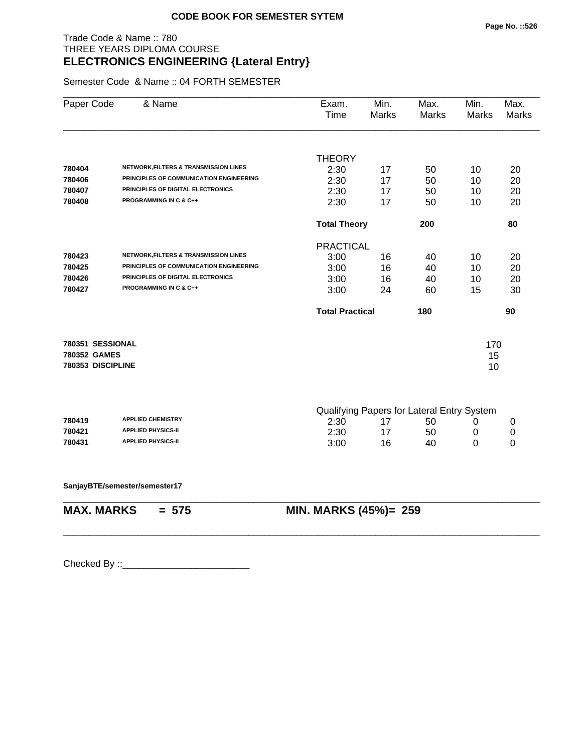**CODE BOOK FOR SEMESTER SYTEM**

Trade Code & Name :: 780
THREE YEARS DIPLOMA COURSE
## ELECTRONICS ENGINEERING {Lateral Entry}

Semester Code & Name :: 04 FORTH SEMESTER

| Paper Code | & Name | Exam. Time | Min. Marks | Max. Marks | Min. Marks | Max. Marks |
|---|---|---|---|---|---|---|
| | | THEORY | | | | |
| 780404 | NETWORK,FILTERS & TRANSMISSION LINES | 2:30 | 17 | 50 | 10 | 20 |
| 780406 | PRINCIPLES OF COMMUNICATION ENGINEERING | 2:30 | 17 | 50 | 10 | 20 |
| 780407 | PRINCIPLES OF DIGITAL ELECTRONICS | 2:30 | 17 | 50 | 10 | 20 |
| 780408 | PROGRAMMING IN C & C++ | 2:30 | 17 | 50 | 10 | 20 |
| | | **Total Theory** | | **200** | | **80** |
| | | PRACTICAL | | | | |
| 780423 | NETWORK,FILTERS & TRANSMISSION LINES | 3:00 | 16 | 40 | 10 | 20 |
| 780425 | PRINCIPLES OF COMMUNICATION ENGINEERING | 3:00 | 16 | 40 | 10 | 20 |
| 780426 | PRINCIPLES OF DIGITAL ELECTRONICS | 3:00 | 16 | 40 | 10 | 20 |
| 780427 | PROGRAMMING IN C & C++ | 3:00 | 24 | 60 | 15 | 30 |
| | | **Total Practical** | | **180** | | **90** |
| **780351** | **SESSIONAL** | | | | 170 | |
| **780352** | **GAMES** | | | | 15 | |
| **780353** | **DISCIPLINE** | | | | 10 | |
| | | Qualifying Papers for Lateral Entry System | | | | |
| 780419 | APPLIED CHEMISTRY | 2:30 | 17 | 50 | 0 | 0 |
| 780421 | APPLIED PHYSICS-II | 2:30 | 17 | 50 | 0 | 0 |
| 780431 | APPLIED PHYSICS-II | 3:00 | 16 | 40 | 0 | 0 |

**SanjayBTE/semester/semester17**

**MAX. MARKS = 575** **MIN. MARKS (45%)= 259**

Checked By ::________________________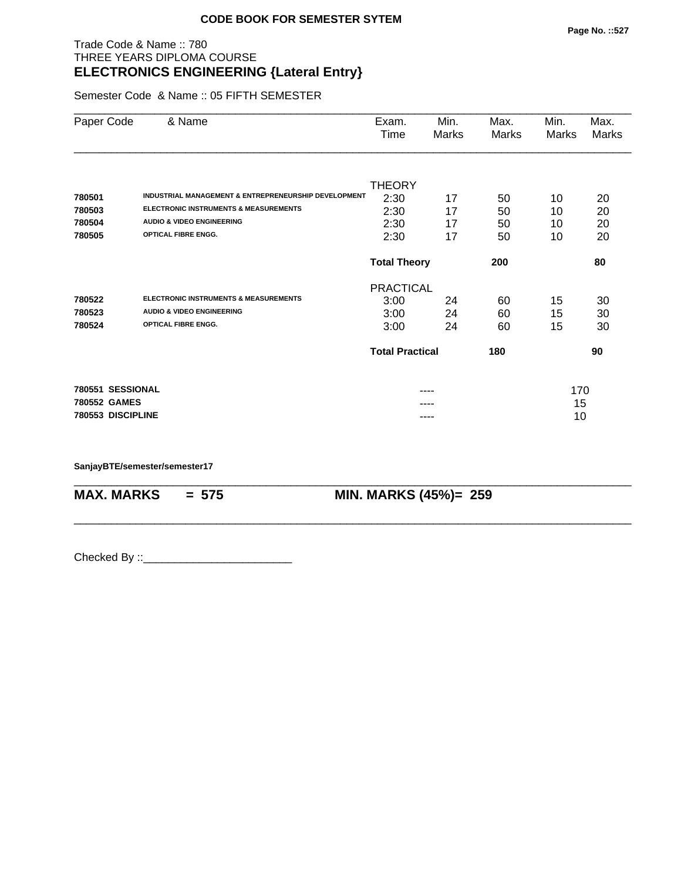**CODE BOOK FOR SEMESTER SYTEM**

Trade Code & Name :: 780
THREE YEARS DIPLOMA COURSE
## ELECTRONICS ENGINEERING {Lateral Entry}

Semester Code & Name :: 05 FIFTH SEMESTER

| Paper Code | & Name | Exam. Time | Min. Marks | Max. Marks | Min. Marks | Max. Marks |
|---|---|---|---|---|---|---|
| | | THEORY | | | | |
| 780501 | INDUSTRIAL MANAGEMENT & ENTREPRENEURSHIP DEVELOPMENT | 2:30 | 17 | 50 | 10 | 20 |
| 780503 | ELECTRONIC INSTRUMENTS & MEASUREMENTS | 2:30 | 17 | 50 | 10 | 20 |
| 780504 | AUDIO & VIDEO ENGINEERING | 2:30 | 17 | 50 | 10 | 20 |
| 780505 | OPTICAL FIBRE ENGG. | 2:30 | 17 | 50 | 10 | 20 |
| | | **Total Theory** | | **200** | | **80** |
| | | PRACTICAL | | | | |
| 780522 | ELECTRONIC INSTRUMENTS & MEASUREMENTS | 3:00 | 24 | 60 | 15 | 30 |
| 780523 | AUDIO & VIDEO ENGINEERING | 3:00 | 24 | 60 | 15 | 30 |
| 780524 | OPTICAL FIBRE ENGG. | 3:00 | 24 | 60 | 15 | 30 |
| | | **Total Practical** | | **180** | | **90** |

| | | |
|---|---|---|
| **780551 SESSIONAL** | ---- | 170 |
| **780552 GAMES** | ---- | 15 |
| **780553 DISCIPLINE** | ---- | 10 |

**SanjayBTE/semester/semester17**

**MAX. MARKS = 575** **MIN. MARKS (45%)= 259**

Checked By ::________________________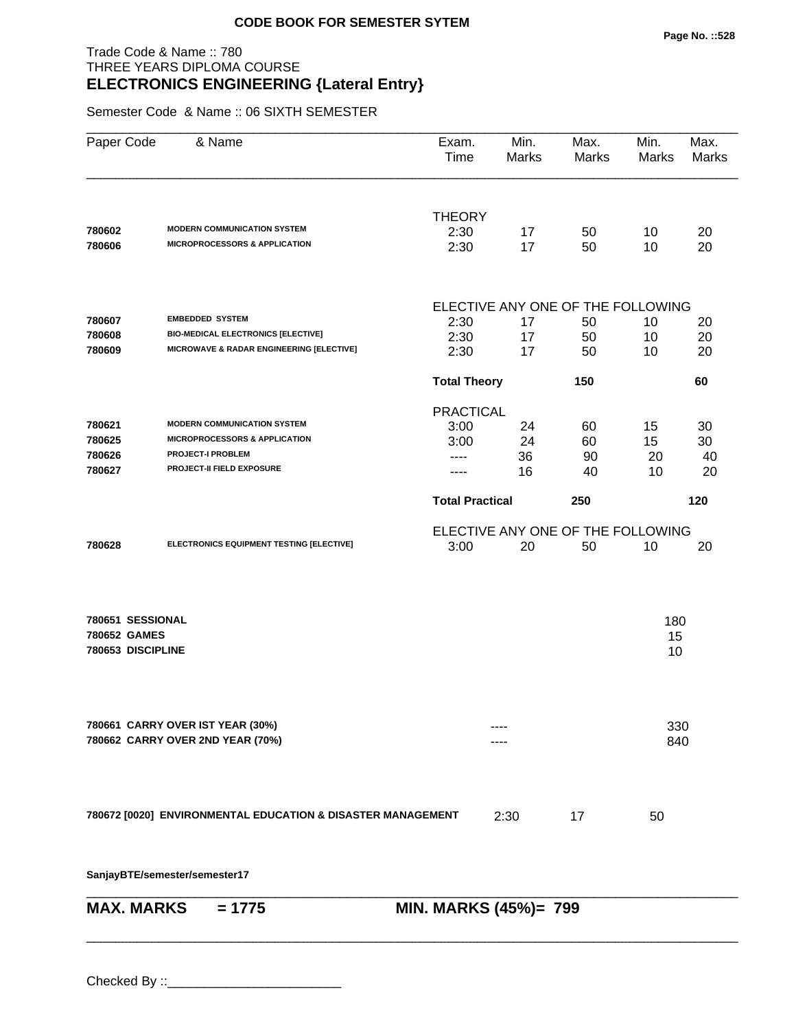**CODE BOOK FOR SEMESTER SYTEM**

Trade Code & Name :: 780
THREE YEARS DIPLOMA COURSE

## ELECTRONICS ENGINEERING {Lateral Entry}

Semester Code & Name :: 06 SIXTH SEMESTER

| Paper Code | & Name | Exam. Time | Min. Marks | Max. Marks | Min. Marks | Max. Marks |
|---|---|---|---|---|---|---|
| | | THEORY | | | | |
| 780602 | MODERN COMMUNICATION SYSTEM | 2:30 | 17 | 50 | 10 | 20 |
| 780606 | MICROPROCESSORS & APPLICATION | 2:30 | 17 | 50 | 10 | 20 |
| | | ELECTIVE ANY ONE OF THE FOLLOWING | | | | |
| 780607 | EMBEDDED SYSTEM | 2:30 | 17 | 50 | 10 | 20 |
| 780608 | BIO-MEDICAL ELECTRONICS [ELECTIVE] | 2:30 | 17 | 50 | 10 | 20 |
| 780609 | MICROWAVE & RADAR ENGINEERING [ELECTIVE] | 2:30 | 17 | 50 | 10 | 20 |
| | | **Total Theory** | | **150** | | **60** |
| | | PRACTICAL | | | | |
| 780621 | MODERN COMMUNICATION SYSTEM | 3:00 | 24 | 60 | 15 | 30 |
| 780625 | MICROPROCESSORS & APPLICATION | 3:00 | 24 | 60 | 15 | 30 |
| 780626 | PROJECT-I PROBLEM | ---- | 36 | 90 | 20 | 40 |
| 780627 | PROJECT-II FIELD EXPOSURE | ---- | 16 | 40 | 10 | 20 |
| | | **Total Practical** | | **250** | | **120** |
| | | ELECTIVE ANY ONE OF THE FOLLOWING | | | | |
| 780628 | ELECTRONICS EQUIPMENT TESTING [ELECTIVE] | 3:00 | 20 | 50 | 10 | 20 |
| 780651 | SESSIONAL | | | | 180 | |
| 780652 | GAMES | | | | 15 | |
| 780653 | DISCIPLINE | | | | 10 | |
| 780661 | CARRY OVER IST YEAR (30%) | | ---- | | 330 | |
| 780662 | CARRY OVER 2ND YEAR (70%) | | ---- | | 840 | |
| 780672 [0020] | ENVIRONMENTAL EDUCATION & DISASTER MANAGEMENT | | 2:30 | 17 | 50 | |

**SanjayBTE/semester/semester17**

**MAX. MARKS = 1775** **MIN. MARKS (45%)= 799**

Checked By ::________________________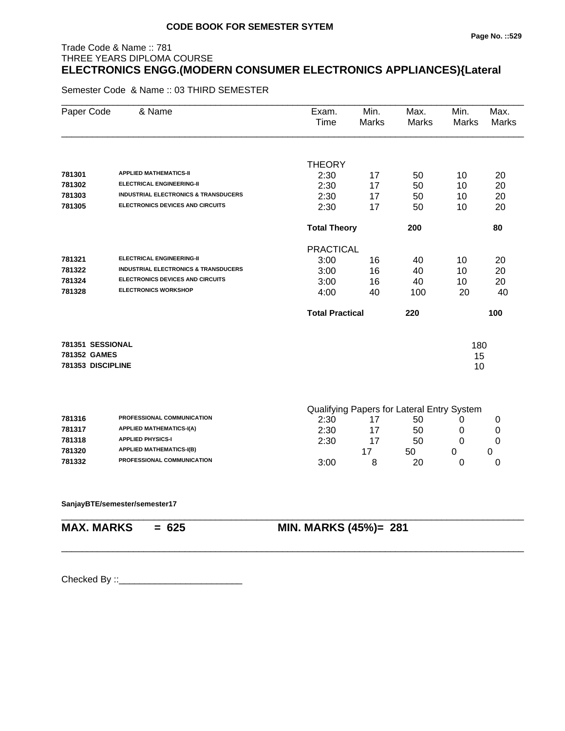**CODE BOOK FOR SEMESTER SYTEM**

Trade Code & Name :: 781
THREE YEARS DIPLOMA COURSE
**ELECTRONICS ENGG.(MODERN CONSUMER ELECTRONICS APPLIANCES){Lateral**

Semester Code & Name :: 03 THIRD SEMESTER

| Paper Code | & Name | Exam. Time | Min. Marks | Max. Marks | Min. Marks | Max. Marks |
|---|---|---|---|---|---|---|
| | | THEORY | | | | |
| 781301 | APPLIED MATHEMATICS-II | 2:30 | 17 | 50 | 10 | 20 |
| 781302 | ELECTRICAL ENGINEERING-II | 2:30 | 17 | 50 | 10 | 20 |
| 781303 | INDUSTRIAL ELECTRONICS & TRANSDUCERS | 2:30 | 17 | 50 | 10 | 20 |
| 781305 | ELECTRONICS DEVICES AND CIRCUITS | 2:30 | 17 | 50 | 10 | 20 |
| | | **Total Theory** | | **200** | | **80** |
| | | PRACTICAL | | | | |
| 781321 | ELECTRICAL ENGINEERING-II | 3:00 | 16 | 40 | 10 | 20 |
| 781322 | INDUSTRIAL ELECTRONICS & TRANSDUCERS | 3:00 | 16 | 40 | 10 | 20 |
| 781324 | ELECTRONICS DEVICES AND CIRCUITS | 3:00 | 16 | 40 | 10 | 20 |
| 781328 | ELECTRONICS WORKSHOP | 4:00 | 40 | 100 | 20 | 40 |
| | | **Total Practical** | | **220** | | **100** |
| **781351** | **SESSIONAL** | | | | 180 | |
| **781352** | **GAMES** | | | | 15 | |
| **781353** | **DISCIPLINE** | | | | 10 | |
| | | Qualifying Papers for Lateral Entry System | | | | |
| 781316 | PROFESSIONAL COMMUNICATION | 2:30 | 17 | 50 | 0 | 0 |
| 781317 | APPLIED MATHEMATICS-I(A) | 2:30 | 17 | 50 | 0 | 0 |
| 781318 | APPLIED PHYSICS-I | 2:30 | 17 | 50 | 0 | 0 |
| 781320 | APPLIED MATHEMATICS-I(B) | | 17 | 50 | 0 | 0 |
| 781332 | PROFESSIONAL COMMUNICATION | 3:00 | 8 | 20 | 0 | 0 |

**SanjayBTE/semester/semester17**

**MAX. MARKS = 625** **MIN. MARKS (45%)= 281**

Checked By ::________________________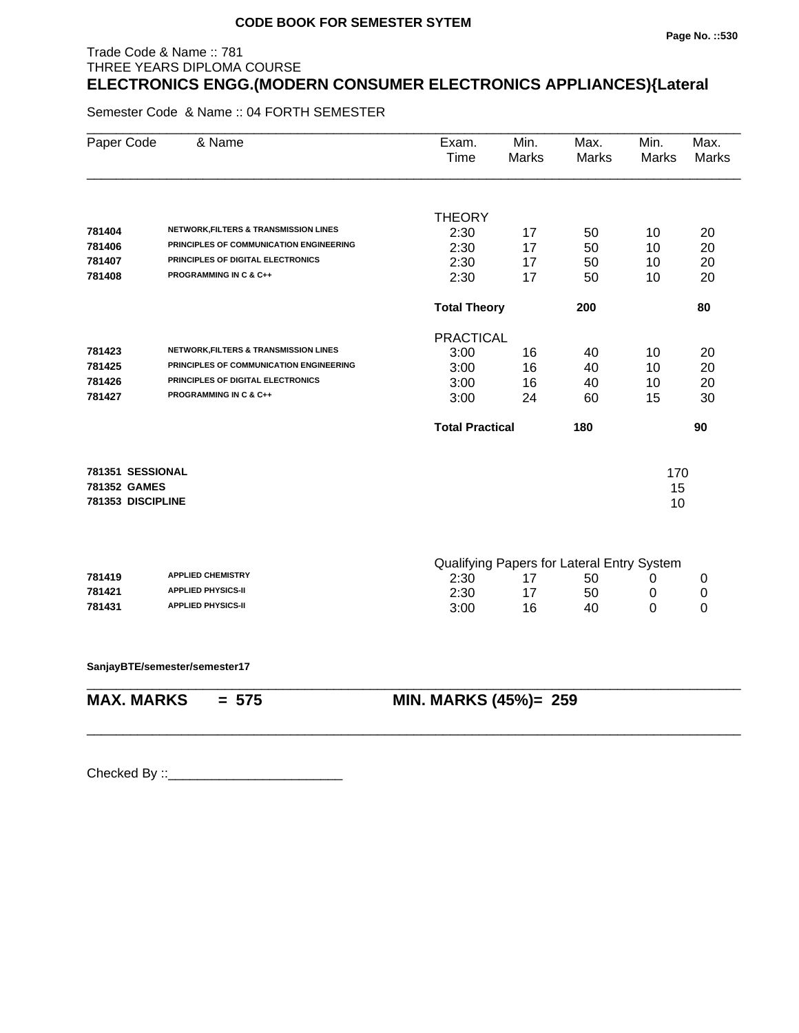**CODE BOOK FOR SEMESTER SYTEM**

Trade Code & Name :: 781
THREE YEARS DIPLOMA COURSE
## ELECTRONICS ENGG.(MODERN CONSUMER ELECTRONICS APPLIANCES){Lateral

Semester Code & Name :: 04 FORTH SEMESTER

| Paper Code | & Name | Exam. Time | Min. Marks | Max. Marks | Min. Marks | Max. Marks |
|---|---|---|---|---|---|---|
| | | THEORY | | | | |
| 781404 | NETWORK,FILTERS & TRANSMISSION LINES | 2:30 | 17 | 50 | 10 | 20 |
| 781406 | PRINCIPLES OF COMMUNICATION ENGINEERING | 2:30 | 17 | 50 | 10 | 20 |
| 781407 | PRINCIPLES OF DIGITAL ELECTRONICS | 2:30 | 17 | 50 | 10 | 20 |
| 781408 | PROGRAMMING IN C & C++ | 2:30 | 17 | 50 | 10 | 20 |
| | | **Total Theory** | | **200** | | **80** |
| | | PRACTICAL | | | | |
| 781423 | NETWORK,FILTERS & TRANSMISSION LINES | 3:00 | 16 | 40 | 10 | 20 |
| 781425 | PRINCIPLES OF COMMUNICATION ENGINEERING | 3:00 | 16 | 40 | 10 | 20 |
| 781426 | PRINCIPLES OF DIGITAL ELECTRONICS | 3:00 | 16 | 40 | 10 | 20 |
| 781427 | PROGRAMMING IN C & C++ | 3:00 | 24 | 60 | 15 | 30 |
| | | **Total Practical** | | **180** | | **90** |
| **781351** | **SESSIONAL** | | | | 170 | |
| **781352** | **GAMES** | | | | 15 | |
| **781353** | **DISCIPLINE** | | | | 10 | |
| | | Qualifying Papers for Lateral Entry System | | | | |
| 781419 | APPLIED CHEMISTRY | 2:30 | 17 | 50 | 0 | 0 |
| 781421 | APPLIED PHYSICS-II | 2:30 | 17 | 50 | 0 | 0 |
| 781431 | APPLIED PHYSICS-II | 3:00 | 16 | 40 | 0 | 0 |

**SanjayBTE/semester/semester17**

**MAX. MARKS = 575** **MIN. MARKS (45%)= 259**

Checked By ::________________________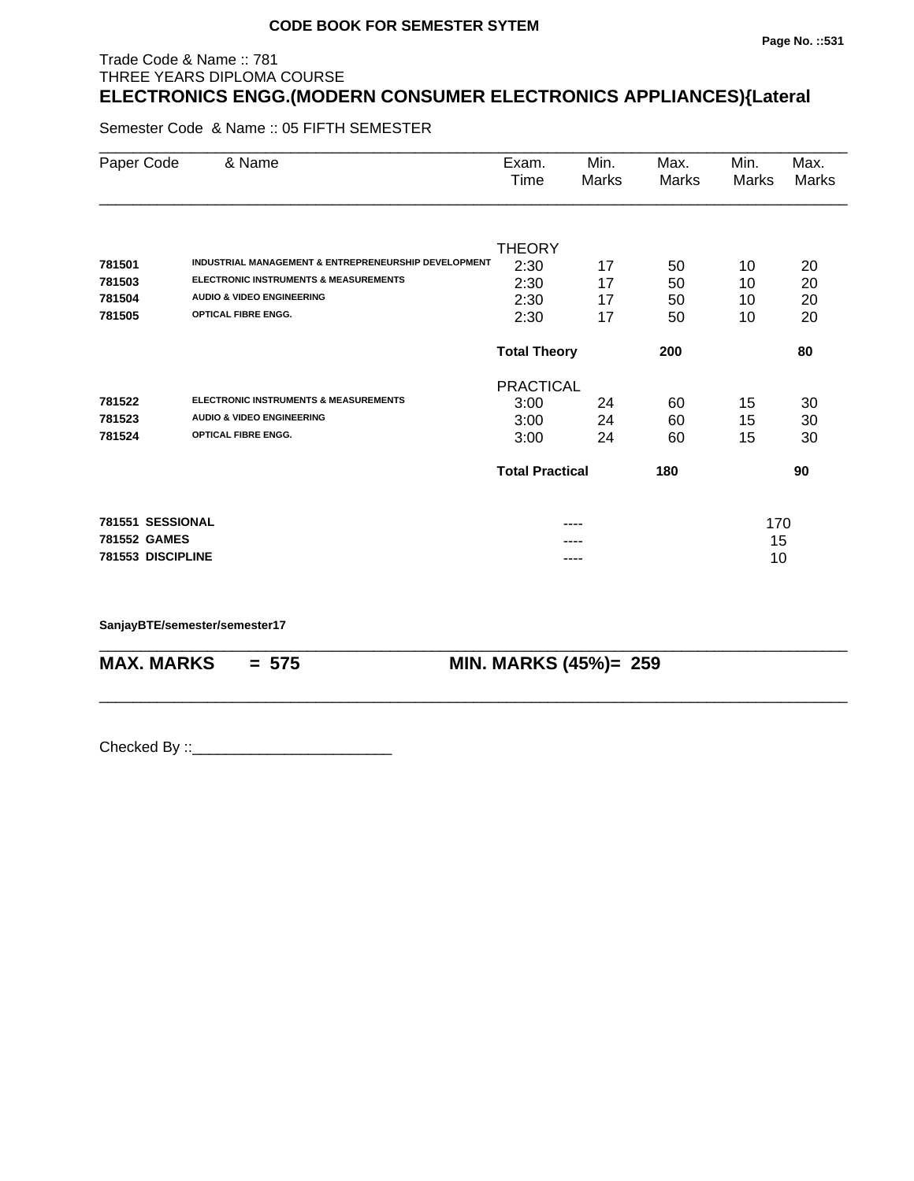**CODE BOOK FOR SEMESTER SYTEM**

Trade Code & Name :: 781
THREE YEARS DIPLOMA COURSE

## ELECTRONICS ENGG.(MODERN CONSUMER ELECTRONICS APPLIANCES){Lateral

Semester Code & Name :: 05 FIFTH SEMESTER

| Paper Code | & Name | Exam. Time | Min. Marks | Max. Marks | Min. Marks | Max. Marks |
|---|---|---|---|---|---|---|
| | | THEORY | | | | |
| **781501** | **INDUSTRIAL MANAGEMENT & ENTREPRENEURSHIP DEVELOPMENT** | 2:30 | 17 | 50 | 10 | 20 |
| **781503** | **ELECTRONIC INSTRUMENTS & MEASUREMENTS** | 2:30 | 17 | 50 | 10 | 20 |
| **781504** | **AUDIO & VIDEO ENGINEERING** | 2:30 | 17 | 50 | 10 | 20 |
| **781505** | **OPTICAL FIBRE ENGG.** | 2:30 | 17 | 50 | 10 | 20 |
| | | **Total Theory** | | **200** | | **80** |
| | | PRACTICAL | | | | |
| **781522** | **ELECTRONIC INSTRUMENTS & MEASUREMENTS** | 3:00 | 24 | 60 | 15 | 30 |
| **781523** | **AUDIO & VIDEO ENGINEERING** | 3:00 | 24 | 60 | 15 | 30 |
| **781524** | **OPTICAL FIBRE ENGG.** | 3:00 | 24 | 60 | 15 | 30 |
| | | **Total Practical** | | **180** | | **90** |
| **781551** | **SESSIONAL** | | ---- | | 170 | |
| **781552** | **GAMES** | | ---- | | 15 | |
| **781553** | **DISCIPLINE** | | ---- | | 10 | |

**SanjayBTE/semester/semester17**

**MAX. MARKS = 575** | **MIN. MARKS (45%)= 259**

Checked By ::________________________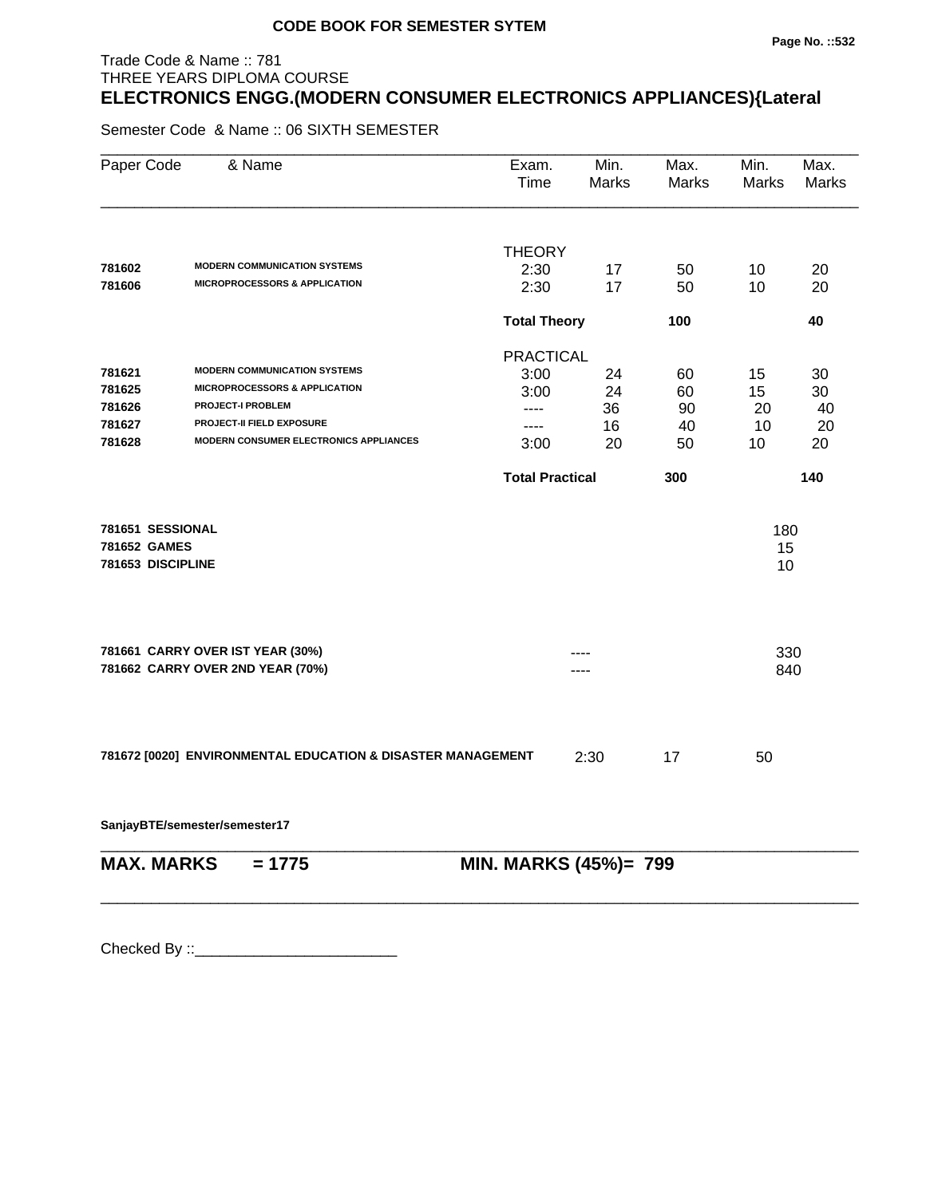**CODE BOOK FOR SEMESTER SYTEM**

Trade Code & Name :: 781
THREE YEARS DIPLOMA COURSE

# ELECTRONICS ENGG.(MODERN CONSUMER ELECTRONICS APPLIANCES){Lateral

Semester Code & Name :: 06 SIXTH SEMESTER

| Paper Code | & Name | Exam. Time | Min. Marks | Max. Marks | Min. Marks | Max. Marks |
|---|---|---|---|---|---|---|
| | | THEORY | | | | |
| 781602 | MODERN COMMUNICATION SYSTEMS | 2:30 | 17 | 50 | 10 | 20 |
| 781606 | MICROPROCESSORS & APPLICATION | 2:30 | 17 | 50 | 10 | 20 |
| | | **Total Theory** | | **100** | | **40** |
| | | PRACTICAL | | | | |
| 781621 | MODERN COMMUNICATION SYSTEMS | 3:00 | 24 | 60 | 15 | 30 |
| 781625 | MICROPROCESSORS & APPLICATION | 3:00 | 24 | 60 | 15 | 30 |
| 781626 | PROJECT-I PROBLEM | ---- | 36 | 90 | 20 | 40 |
| 781627 | PROJECT-II FIELD EXPOSURE | ---- | 16 | 40 | 10 | 20 |
| 781628 | MODERN CONSUMER ELECTRONICS APPLIANCES | 3:00 | 20 | 50 | 10 | 20 |
| | | **Total Practical** | | **300** | | **140** |

| Paper Code & Name | | Marks |
|---|---|---|
| 781651 SESSIONAL | | 180 |
| 781652 GAMES | | 15 |
| 781653 DISCIPLINE | | 10 |
| 781661 CARRY OVER IST YEAR (30%) | ---- | 330 |
| 781662 CARRY OVER 2ND YEAR (70%) | ---- | 840 |

| Paper Code & Name | Exam. Time | Min. Marks | Max. Marks |
|---|---|---|---|
| 781672 [0020] ENVIRONMENTAL EDUCATION & DISASTER MANAGEMENT | 2:30 | 17 | 50 |

SanjayBTE/semester/semester17

**MAX. MARKS = 1775** **MIN. MARKS (45%)= 799**

Checked By ::________________________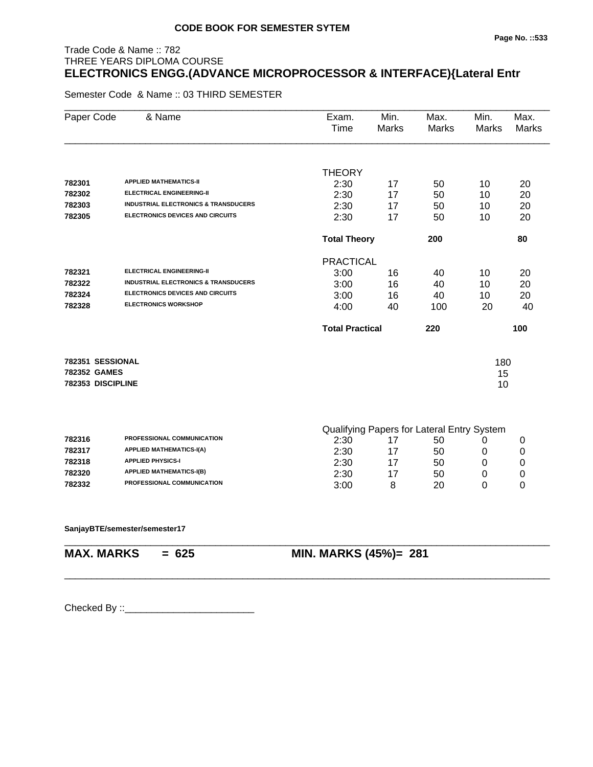**CODE BOOK FOR SEMESTER SYTEM**

Trade Code & Name :: 782
THREE YEARS DIPLOMA COURSE

**ELECTRONICS ENGG.(ADVANCE MICROPROCESSOR & INTERFACE){Lateral Entr**

Semester Code & Name :: 03 THIRD SEMESTER

| Paper Code | & Name | Exam. Time | Min. Marks | Max. Marks | Min. Marks | Max. Marks |
|---|---|---|---|---|---|---|
| | | THEORY | | | | |
| 782301 | APPLIED MATHEMATICS-II | 2:30 | 17 | 50 | 10 | 20 |
| 782302 | ELECTRICAL ENGINEERING-II | 2:30 | 17 | 50 | 10 | 20 |
| 782303 | INDUSTRIAL ELECTRONICS & TRANSDUCERS | 2:30 | 17 | 50 | 10 | 20 |
| 782305 | ELECTRONICS DEVICES AND CIRCUITS | 2:30 | 17 | 50 | 10 | 20 |
| | | **Total Theory** | | **200** | | **80** |
| | | PRACTICAL | | | | |
| 782321 | ELECTRICAL ENGINEERING-II | 3:00 | 16 | 40 | 10 | 20 |
| 782322 | INDUSTRIAL ELECTRONICS & TRANSDUCERS | 3:00 | 16 | 40 | 10 | 20 |
| 782324 | ELECTRONICS DEVICES AND CIRCUITS | 3:00 | 16 | 40 | 10 | 20 |
| 782328 | ELECTRONICS WORKSHOP | 4:00 | 40 | 100 | 20 | 40 |
| | | **Total Practical** | | **220** | | **100** |
| **782351** | **SESSIONAL** | | | | 180 | |
| **782352** | **GAMES** | | | | 15 | |
| **782353** | **DISCIPLINE** | | | | 10 | |
| | | Qualifying Papers for Lateral Entry System | | | | |
| 782316 | PROFESSIONAL COMMUNICATION | 2:30 | 17 | 50 | 0 | 0 |
| 782317 | APPLIED MATHEMATICS-I(A) | 2:30 | 17 | 50 | 0 | 0 |
| 782318 | APPLIED PHYSICS-I | 2:30 | 17 | 50 | 0 | 0 |
| 782320 | APPLIED MATHEMATICS-I(B) | 2:30 | 17 | 50 | 0 | 0 |
| 782332 | PROFESSIONAL COMMUNICATION | 3:00 | 8 | 20 | 0 | 0 |

**SanjayBTE/semester/semester17**

**MAX. MARKS = 625** **MIN. MARKS (45%)= 281**

Checked By ::________________________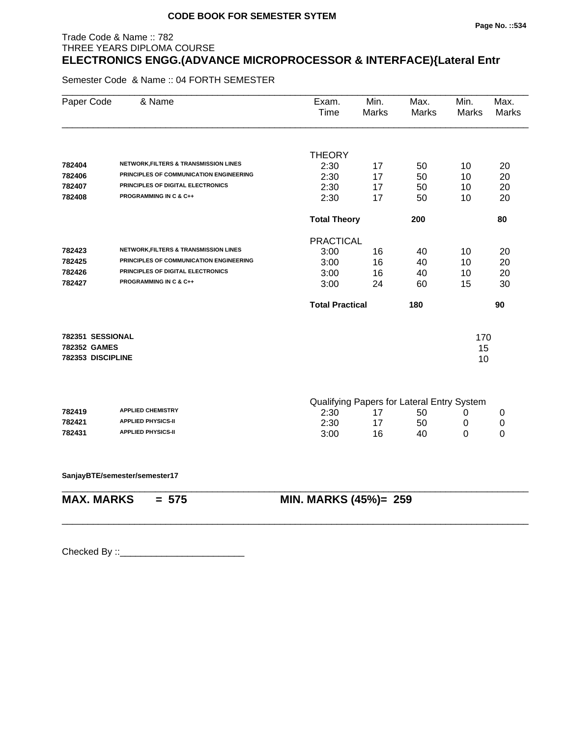**CODE BOOK FOR SEMESTER SYTEM**

Trade Code & Name :: 782
THREE YEARS DIPLOMA COURSE
## ELECTRONICS ENGG.(ADVANCE MICROPROCESSOR & INTERFACE){Lateral Entr

Semester Code & Name :: 04 FORTH SEMESTER

| Paper Code | & Name | Exam. Time | Min. Marks | Max. Marks | Min. Marks | Max. Marks |
|---|---|---|---|---|---|---|
| | | THEORY | | | | |
| 782404 | NETWORK,FILTERS & TRANSMISSION LINES | 2:30 | 17 | 50 | 10 | 20 |
| 782406 | PRINCIPLES OF COMMUNICATION ENGINEERING | 2:30 | 17 | 50 | 10 | 20 |
| 782407 | PRINCIPLES OF DIGITAL ELECTRONICS | 2:30 | 17 | 50 | 10 | 20 |
| 782408 | PROGRAMMING IN C & C++ | 2:30 | 17 | 50 | 10 | 20 |
| | | **Total Theory** | | **200** | | **80** |
| | | PRACTICAL | | | | |
| 782423 | NETWORK,FILTERS & TRANSMISSION LINES | 3:00 | 16 | 40 | 10 | 20 |
| 782425 | PRINCIPLES OF COMMUNICATION ENGINEERING | 3:00 | 16 | 40 | 10 | 20 |
| 782426 | PRINCIPLES OF DIGITAL ELECTRONICS | 3:00 | 16 | 40 | 10 | 20 |
| 782427 | PROGRAMMING IN C & C++ | 3:00 | 24 | 60 | 15 | 30 |
| | | **Total Practical** | | **180** | | **90** |
| **782351** | **SESSIONAL** | | | | 170 | |
| **782352** | **GAMES** | | | | 15 | |
| **782353** | **DISCIPLINE** | | | | 10 | |
| | | Qualifying Papers for Lateral Entry System | | | | |
| 782419 | APPLIED CHEMISTRY | 2:30 | 17 | 50 | 0 | 0 |
| 782421 | APPLIED PHYSICS-II | 2:30 | 17 | 50 | 0 | 0 |
| 782431 | APPLIED PHYSICS-II | 3:00 | 16 | 40 | 0 | 0 |

**SanjayBTE/semester/semester17**

**MAX. MARKS = 575** **MIN. MARKS (45%)= 259**

Checked By ::________________________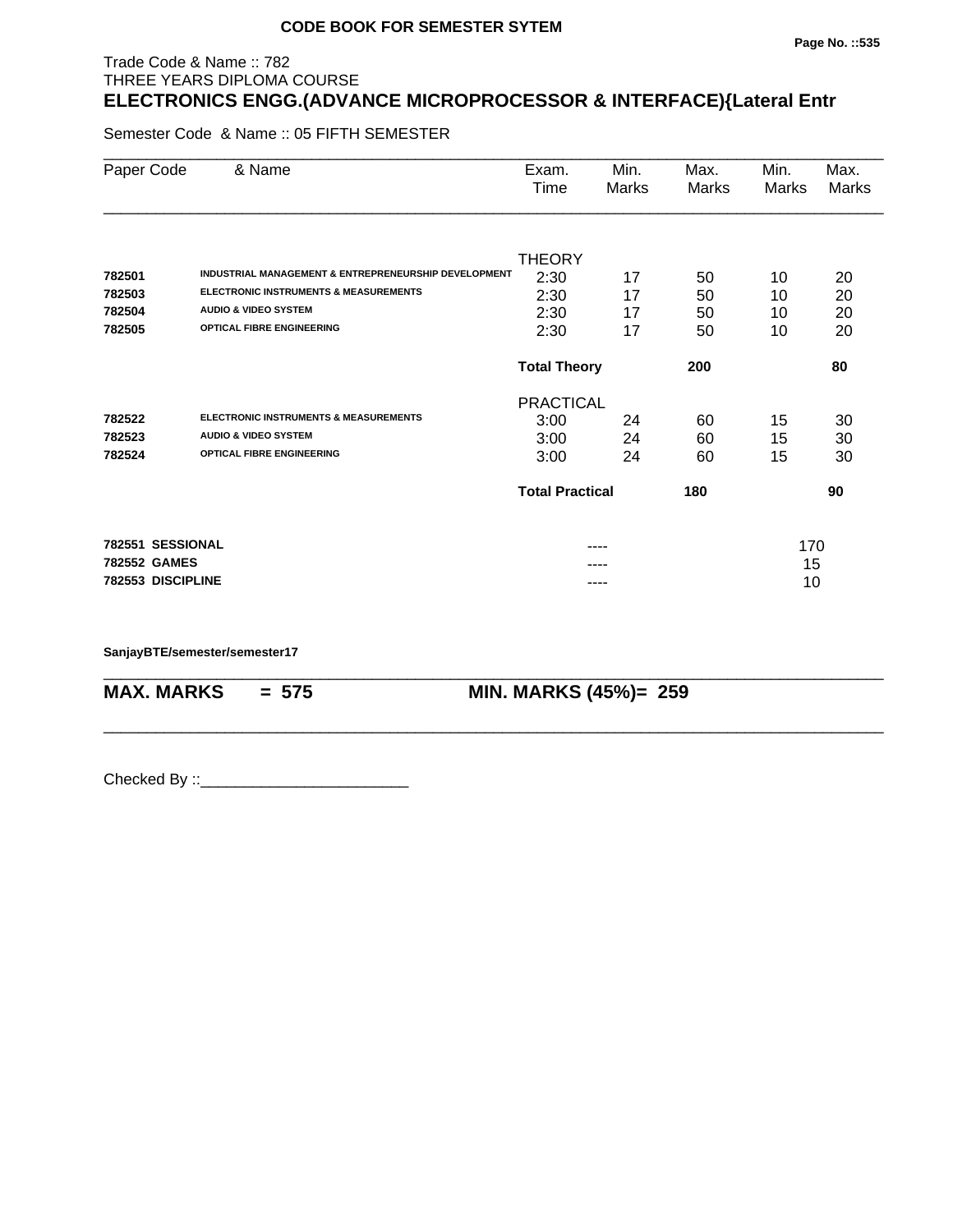## CODE BOOK FOR SEMESTER SYTEM

Trade Code & Name :: 782
THREE YEARS DIPLOMA COURSE

# ELECTRONICS ENGG.(ADVANCE MICROPROCESSOR & INTERFACE){Lateral Entr

Semester Code & Name :: 05 FIFTH SEMESTER

| Paper Code | & Name | Exam. Time | Min. Marks | Max. Marks | Min. Marks | Max. Marks |
|---|---|---|---|---|---|---|
| | | THEORY | | | | |
| 782501 | INDUSTRIAL MANAGEMENT & ENTREPRENEURSHIP DEVELOPMENT | 2:30 | 17 | 50 | 10 | 20 |
| 782503 | ELECTRONIC INSTRUMENTS & MEASUREMENTS | 2:30 | 17 | 50 | 10 | 20 |
| 782504 | AUDIO & VIDEO SYSTEM | 2:30 | 17 | 50 | 10 | 20 |
| 782505 | OPTICAL FIBRE ENGINEERING | 2:30 | 17 | 50 | 10 | 20 |
| | | **Total Theory** | | **200** | | **80** |
| | | PRACTICAL | | | | |
| 782522 | ELECTRONIC INSTRUMENTS & MEASUREMENTS | 3:00 | 24 | 60 | 15 | 30 |
| 782523 | AUDIO & VIDEO SYSTEM | 3:00 | 24 | 60 | 15 | 30 |
| 782524 | OPTICAL FIBRE ENGINEERING | 3:00 | 24 | 60 | 15 | 30 |
| | | **Total Practical** | | **180** | | **90** |
| **782551** | **SESSIONAL** | | ---- | | 170 | |
| **782552** | **GAMES** | | ---- | | 15 | |
| **782553** | **DISCIPLINE** | | ---- | | 10 | |

**SanjayBTE/semester/semester17**

**MAX. MARKS = 575 MIN. MARKS (45%)= 259**

Checked By ::________________________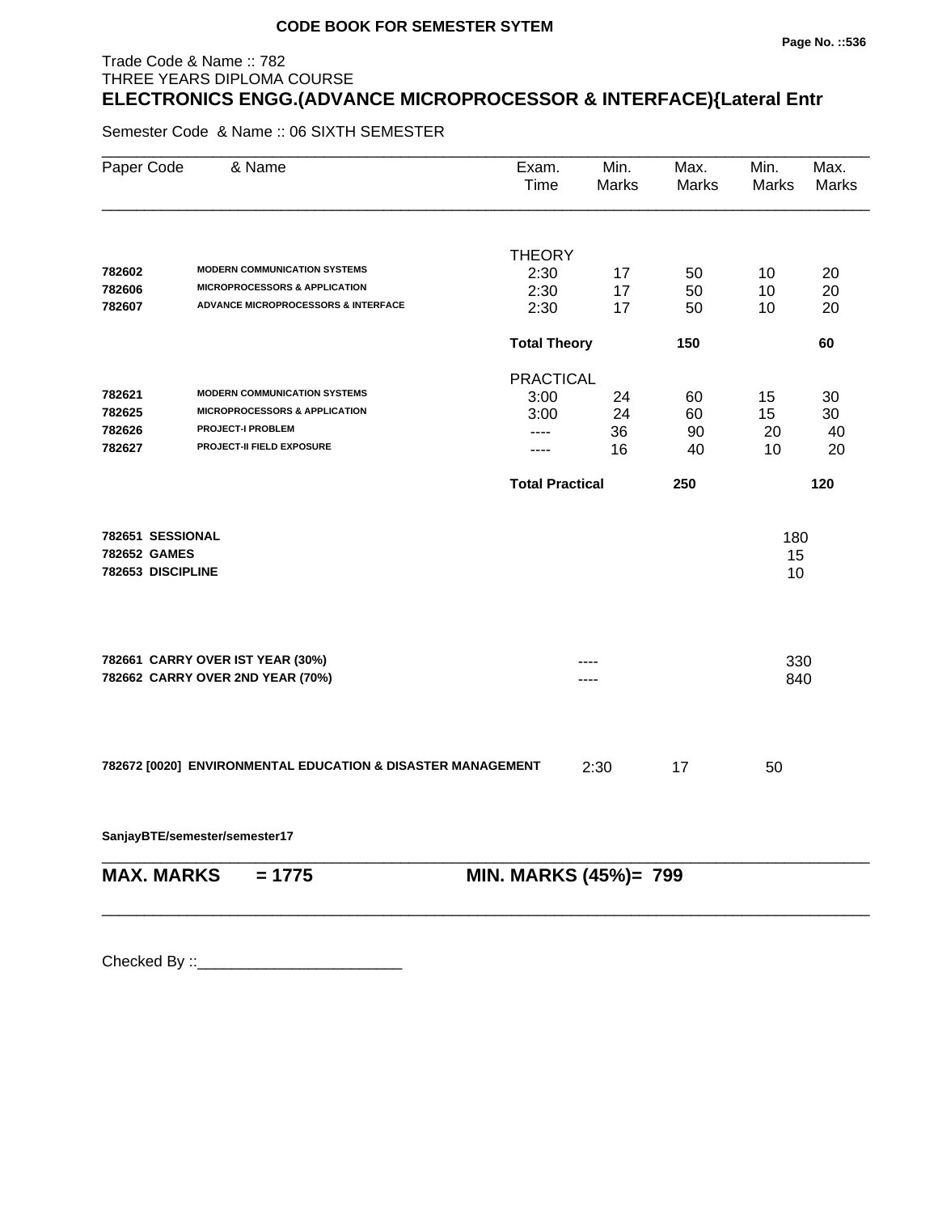**CODE BOOK FOR SEMESTER SYTEM**

Trade Code & Name :: 782
THREE YEARS DIPLOMA COURSE

# ELECTRONICS ENGG.(ADVANCE MICROPROCESSOR & INTERFACE){Lateral Entr

Semester Code & Name :: 06 SIXTH SEMESTER

| Paper Code | & Name | Exam. Time | Min. Marks | Max. Marks | Min. Marks | Max. Marks |
|---|---|---|---|---|---|---|
| | | THEORY | | | | |
| 782602 | MODERN COMMUNICATION SYSTEMS | 2:30 | 17 | 50 | 10 | 20 |
| 782606 | MICROPROCESSORS & APPLICATION | 2:30 | 17 | 50 | 10 | 20 |
| 782607 | ADVANCE MICROPROCESSORS & INTERFACE | 2:30 | 17 | 50 | 10 | 20 |
| | | **Total Theory** | | **150** | | **60** |
| | | PRACTICAL | | | | |
| 782621 | MODERN COMMUNICATION SYSTEMS | 3:00 | 24 | 60 | 15 | 30 |
| 782625 | MICROPROCESSORS & APPLICATION | 3:00 | 24 | 60 | 15 | 30 |
| 782626 | PROJECT-I PROBLEM | ---- | 36 | 90 | 20 | 40 |
| 782627 | PROJECT-II FIELD EXPOSURE | ---- | 16 | 40 | 10 | 20 |
| | | **Total Practical** | | **250** | | **120** |
| **782651** | **SESSIONAL** | | | | 180 | |
| **782652** | **GAMES** | | | | 15 | |
| **782653** | **DISCIPLINE** | | | | 10 | |
| **782661** | **CARRY OVER IST YEAR (30%)** | | ---- | | 330 | |
| **782662** | **CARRY OVER 2ND YEAR (70%)** | | ---- | | 840 | |
| **782672 [0020]** | **ENVIRONMENTAL EDUCATION & DISASTER MANAGEMENT** | 2:30 | 17 | 50 | | |

**SanjayBTE/semester/semester17**

**MAX. MARKS = 1775** **MIN. MARKS (45%)= 799**

Checked By ::________________________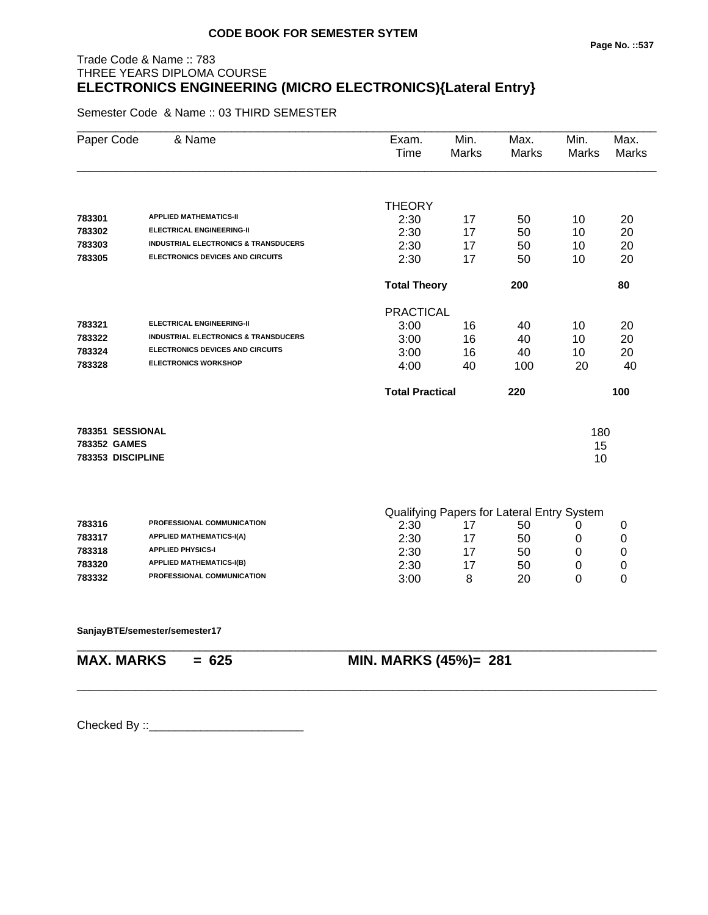**CODE BOOK FOR SEMESTER SYTEM**

Trade Code & Name :: 783
THREE YEARS DIPLOMA COURSE
## ELECTRONICS ENGINEERING (MICRO ELECTRONICS){Lateral Entry}

Semester Code & Name :: 03 THIRD SEMESTER

| Paper Code | & Name | Exam. Time | Min. Marks | Max. Marks | Min. Marks | Max. Marks |
|---|---|---|---|---|---|---|
| | | THEORY | | | | |
| 783301 | APPLIED MATHEMATICS-II | 2:30 | 17 | 50 | 10 | 20 |
| 783302 | ELECTRICAL ENGINEERING-II | 2:30 | 17 | 50 | 10 | 20 |
| 783303 | INDUSTRIAL ELECTRONICS & TRANSDUCERS | 2:30 | 17 | 50 | 10 | 20 |
| 783305 | ELECTRONICS DEVICES AND CIRCUITS | 2:30 | 17 | 50 | 10 | 20 |
| | | **Total Theory** | | **200** | | **80** |
| | | PRACTICAL | | | | |
| 783321 | ELECTRICAL ENGINEERING-II | 3:00 | 16 | 40 | 10 | 20 |
| 783322 | INDUSTRIAL ELECTRONICS & TRANSDUCERS | 3:00 | 16 | 40 | 10 | 20 |
| 783324 | ELECTRONICS DEVICES AND CIRCUITS | 3:00 | 16 | 40 | 10 | 20 |
| 783328 | ELECTRONICS WORKSHOP | 4:00 | 40 | 100 | 20 | 40 |
| | | **Total Practical** | | **220** | | **100** |
| 783351 | SESSIONAL | | | | 180 | |
| 783352 | GAMES | | | | 15 | |
| 783353 | DISCIPLINE | | | | 10 | |
| | | Qualifying Papers for Lateral Entry System | | | | |
| 783316 | PROFESSIONAL COMMUNICATION | 2:30 | 17 | 50 | 0 | 0 |
| 783317 | APPLIED MATHEMATICS-I(A) | 2:30 | 17 | 50 | 0 | 0 |
| 783318 | APPLIED PHYSICS-I | 2:30 | 17 | 50 | 0 | 0 |
| 783320 | APPLIED MATHEMATICS-I(B) | 2:30 | 17 | 50 | 0 | 0 |
| 783332 | PROFESSIONAL COMMUNICATION | 3:00 | 8 | 20 | 0 | 0 |

**SanjayBTE/semester/semester17**

**MAX. MARKS = 625** **MIN. MARKS (45%)= 281**

Checked By ::________________________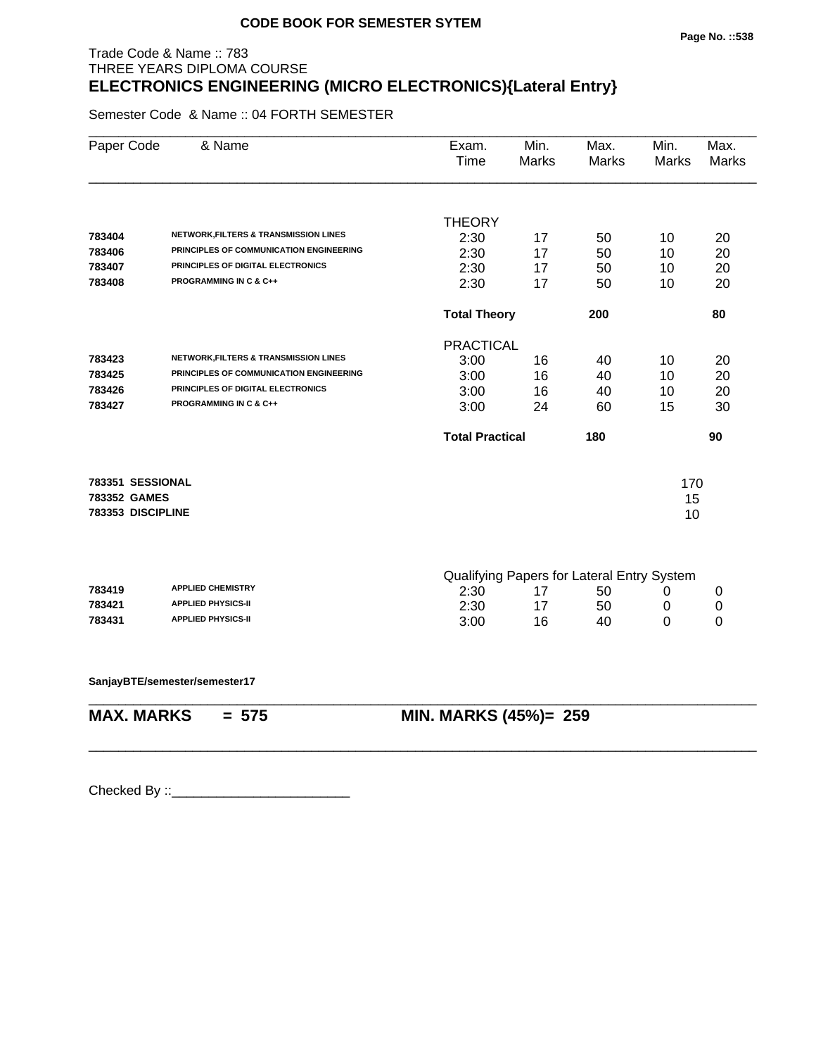**CODE BOOK FOR SEMESTER SYTEM**

Trade Code & Name :: 783
THREE YEARS DIPLOMA COURSE
**ELECTRONICS ENGINEERING (MICRO ELECTRONICS){Lateral Entry}**

Semester Code & Name :: 04 FORTH SEMESTER

| Paper Code | & Name | Exam. Time | Min. Marks | Max. Marks | Min. Marks | Max. Marks |
|---|---|---|---|---|---|---|
| | | THEORY | | | | |
| **783404** | **NETWORK,FILTERS & TRANSMISSION LINES** | 2:30 | 17 | 50 | 10 | 20 |
| **783406** | **PRINCIPLES OF COMMUNICATION ENGINEERING** | 2:30 | 17 | 50 | 10 | 20 |
| **783407** | **PRINCIPLES OF DIGITAL ELECTRONICS** | 2:30 | 17 | 50 | 10 | 20 |
| **783408** | **PROGRAMMING IN C & C++** | 2:30 | 17 | 50 | 10 | 20 |
| | | **Total Theory** | | **200** | | **80** |
| | | PRACTICAL | | | | |
| **783423** | **NETWORK,FILTERS & TRANSMISSION LINES** | 3:00 | 16 | 40 | 10 | 20 |
| **783425** | **PRINCIPLES OF COMMUNICATION ENGINEERING** | 3:00 | 16 | 40 | 10 | 20 |
| **783426** | **PRINCIPLES OF DIGITAL ELECTRONICS** | 3:00 | 16 | 40 | 10 | 20 |
| **783427** | **PROGRAMMING IN C & C++** | 3:00 | 24 | 60 | 15 | 30 |
| | | **Total Practical** | | **180** | | **90** |
| **783351** | **SESSIONAL** | | | | 170 | |
| **783352** | **GAMES** | | | | 15 | |
| **783353** | **DISCIPLINE** | | | | 10 | |
| | | Qualifying Papers for Lateral Entry System | | | | |
| **783419** | **APPLIED CHEMISTRY** | 2:30 | 17 | 50 | 0 | 0 |
| **783421** | **APPLIED PHYSICS-II** | 2:30 | 17 | 50 | 0 | 0 |
| **783431** | **APPLIED PHYSICS-II** | 3:00 | 16 | 40 | 0 | 0 |

**SanjayBTE/semester/semester17**

**MAX. MARKS = 575** **MIN. MARKS (45%)= 259**

Checked By ::________________________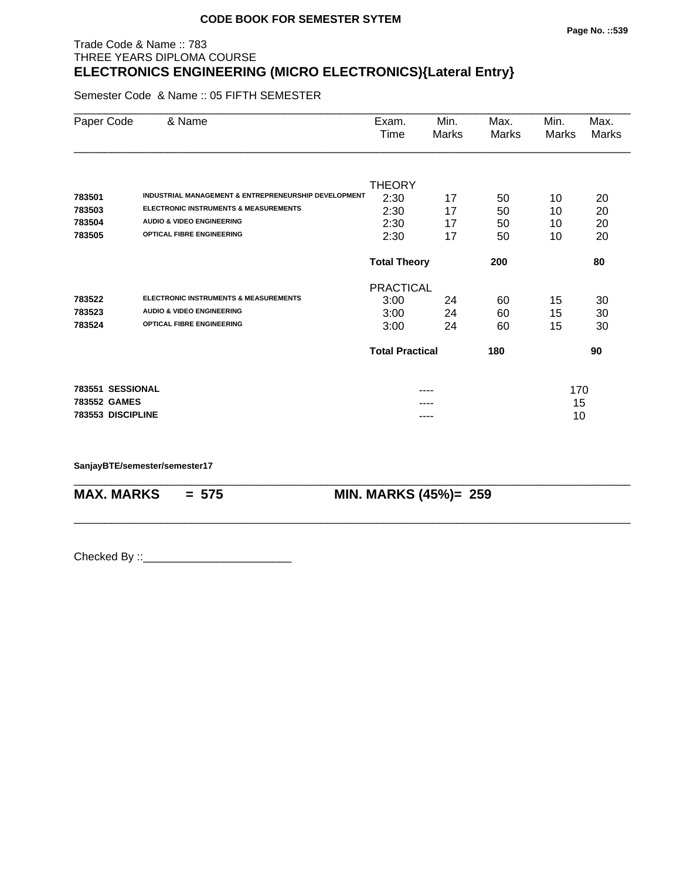**CODE BOOK FOR SEMESTER SYTEM**

Trade Code & Name :: 783
THREE YEARS DIPLOMA COURSE

# ELECTRONICS ENGINEERING (MICRO ELECTRONICS){Lateral Entry}

Semester Code & Name :: 05 FIFTH SEMESTER

| Paper Code | & Name | Exam. Time | Min. Marks | Max. Marks | Min. Marks | Max. Marks |
|---|---|---|---|---|---|---|
| | | THEORY | | | | |
| 783501 | INDUSTRIAL MANAGEMENT & ENTREPRENEURSHIP DEVELOPMENT | 2:30 | 17 | 50 | 10 | 20 |
| 783503 | ELECTRONIC INSTRUMENTS & MEASUREMENTS | 2:30 | 17 | 50 | 10 | 20 |
| 783504 | AUDIO & VIDEO ENGINEERING | 2:30 | 17 | 50 | 10 | 20 |
| 783505 | OPTICAL FIBRE ENGINEERING | 2:30 | 17 | 50 | 10 | 20 |
| | | **Total Theory** | | **200** | | **80** |
| | | PRACTICAL | | | | |
| 783522 | ELECTRONIC INSTRUMENTS & MEASUREMENTS | 3:00 | 24 | 60 | 15 | 30 |
| 783523 | AUDIO & VIDEO ENGINEERING | 3:00 | 24 | 60 | 15 | 30 |
| 783524 | OPTICAL FIBRE ENGINEERING | 3:00 | 24 | 60 | 15 | 30 |
| | | **Total Practical** | | **180** | | **90** |
| **783551** | **SESSIONAL** | | ---- | | 170 | |
| **783552** | **GAMES** | | ---- | | 15 | |
| **783553** | **DISCIPLINE** | | ---- | | 10 | |

**SanjayBTE/semester/semester17**

**MAX. MARKS = 575 MIN. MARKS (45%)= 259**

Checked By ::________________________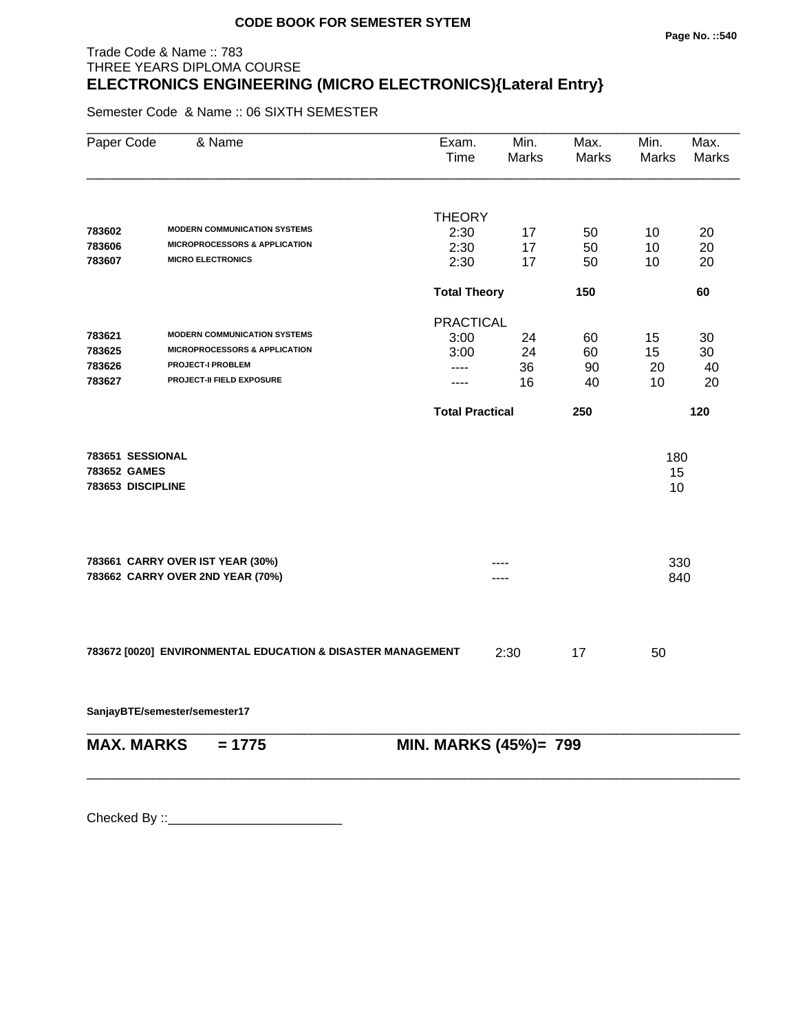**CODE BOOK FOR SEMESTER SYTEM**

Trade Code & Name :: 783
THREE YEARS DIPLOMA COURSE
## ELECTRONICS ENGINEERING (MICRO ELECTRONICS){Lateral Entry}

Semester Code & Name :: 06 SIXTH SEMESTER

| Paper Code | & Name | Exam. Time | Min. Marks | Max. Marks | Min. Marks | Max. Marks |
|---|---|---|---|---|---|---|
| | | THEORY | | | | |
| 783602 | MODERN COMMUNICATION SYSTEMS | 2:30 | 17 | 50 | 10 | 20 |
| 783606 | MICROPROCESSORS & APPLICATION | 2:30 | 17 | 50 | 10 | 20 |
| 783607 | MICRO ELECTRONICS | 2:30 | 17 | 50 | 10 | 20 |
| | | **Total Theory** | | **150** | | **60** |
| | | PRACTICAL | | | | |
| 783621 | MODERN COMMUNICATION SYSTEMS | 3:00 | 24 | 60 | 15 | 30 |
| 783625 | MICROPROCESSORS & APPLICATION | 3:00 | 24 | 60 | 15 | 30 |
| 783626 | PROJECT-I PROBLEM | ---- | 36 | 90 | 20 | 40 |
| 783627 | PROJECT-II FIELD EXPOSURE | ---- | 16 | 40 | 10 | 20 |
| | | **Total Practical** | | **250** | | **120** |

| | |
|---|---|
| **783651 SESSIONAL** | 180 |
| **783652 GAMES** | 15 |
| **783653 DISCIPLINE** | 10 |

| | | |
|---|---|---|
| **783661 CARRY OVER IST YEAR (30%)** | ---- | 330 |
| **783662 CARRY OVER 2ND YEAR (70%)** | ---- | 840 |

| | | | |
|---|---|---|---|
| **783672 [0020] ENVIRONMENTAL EDUCATION & DISASTER MANAGEMENT** | 2:30 | 17 | 50 |

**SanjayBTE/semester/semester17**

**MAX. MARKS = 1775** **MIN. MARKS (45%)= 799**

Checked By ::________________________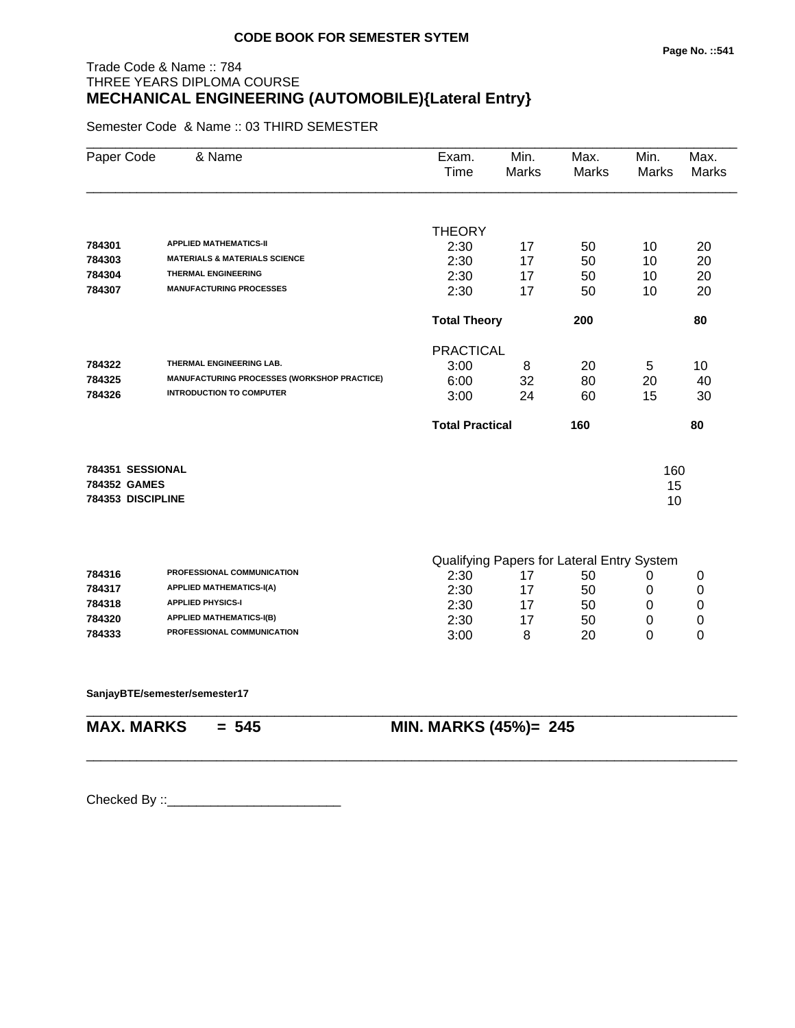**CODE BOOK FOR SEMESTER SYTEM**

Trade Code & Name :: 784
THREE YEARS DIPLOMA COURSE
**MECHANICAL ENGINEERING (AUTOMOBILE){Lateral Entry}**

Semester Code & Name :: 03 THIRD SEMESTER

| Paper Code | & Name | Exam. Time | Min. Marks | Max. Marks | Min. Marks | Max. Marks |
|---|---|---|---|---|---|---|
| | | THEORY | | | | |
| 784301 | APPLIED MATHEMATICS-II | 2:30 | 17 | 50 | 10 | 20 |
| 784303 | MATERIALS & MATERIALS SCIENCE | 2:30 | 17 | 50 | 10 | 20 |
| 784304 | THERMAL ENGINEERING | 2:30 | 17 | 50 | 10 | 20 |
| 784307 | MANUFACTURING PROCESSES | 2:30 | 17 | 50 | 10 | 20 |
| | | **Total Theory** | | **200** | | **80** |
| | | PRACTICAL | | | | |
| 784322 | THERMAL ENGINEERING LAB. | 3:00 | 8 | 20 | 5 | 10 |
| 784325 | MANUFACTURING PROCESSES (WORKSHOP PRACTICE) | 6:00 | 32 | 80 | 20 | 40 |
| 784326 | INTRODUCTION TO COMPUTER | 3:00 | 24 | 60 | 15 | 30 |
| | | **Total Practical** | | **160** | | **80** |
| **784351** | **SESSIONAL** | | | | 160 | |
| **784352** | **GAMES** | | | | 15 | |
| **784353** | **DISCIPLINE** | | | | 10 | |
| | | Qualifying Papers for Lateral Entry System | | | | |
| 784316 | PROFESSIONAL COMMUNICATION | 2:30 | 17 | 50 | 0 | 0 |
| 784317 | APPLIED MATHEMATICS-I(A) | 2:30 | 17 | 50 | 0 | 0 |
| 784318 | APPLIED PHYSICS-I | 2:30 | 17 | 50 | 0 | 0 |
| 784320 | APPLIED MATHEMATICS-I(B) | 2:30 | 17 | 50 | 0 | 0 |
| 784333 | PROFESSIONAL COMMUNICATION | 3:00 | 8 | 20 | 0 | 0 |

**SanjayBTE/semester/semester17**

**MAX. MARKS = 545** **MIN. MARKS (45%)= 245**

Checked By ::________________________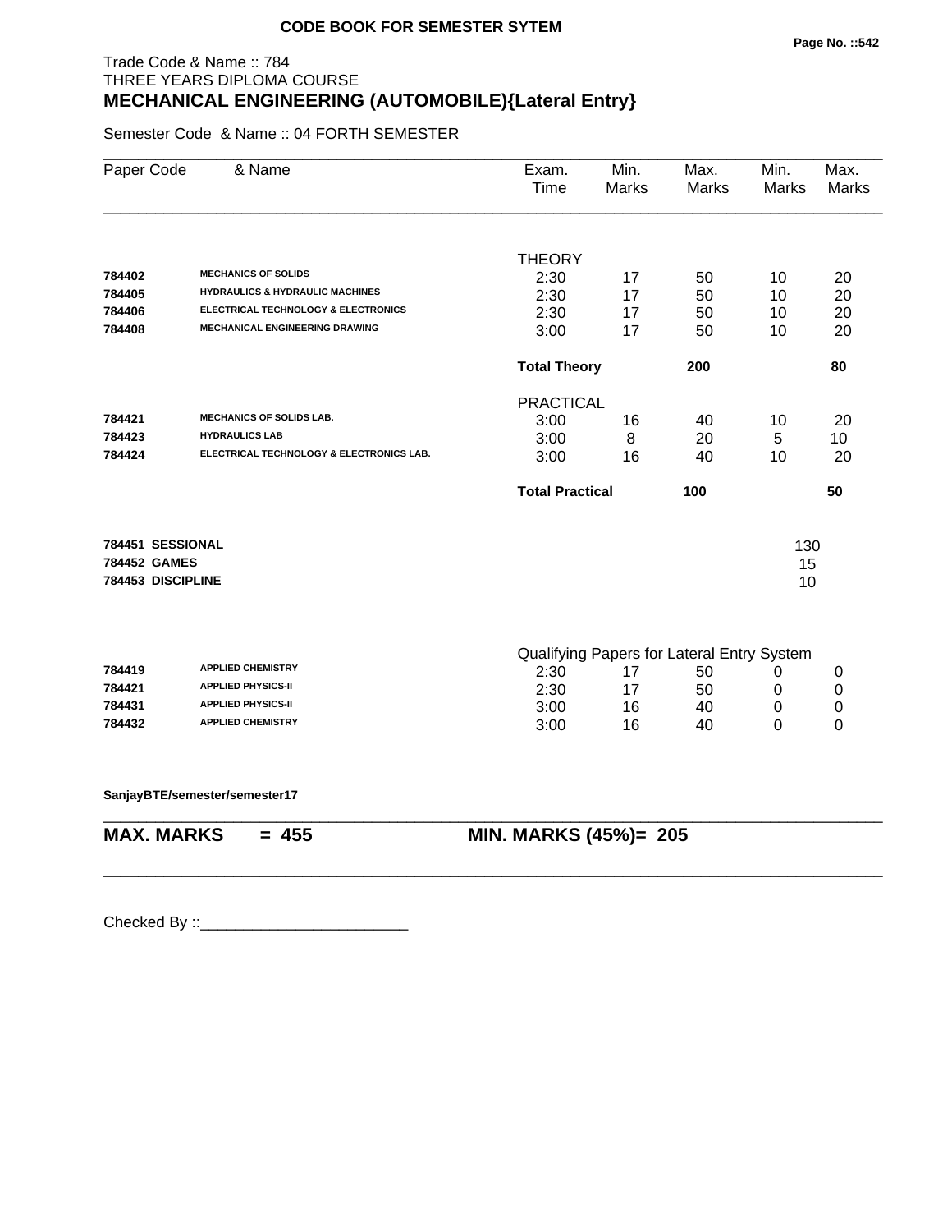**CODE BOOK FOR SEMESTER SYTEM**

Trade Code & Name :: 784
THREE YEARS DIPLOMA COURSE

# MECHANICAL ENGINEERING (AUTOMOBILE){Lateral Entry}

Semester Code & Name :: 04 FORTH SEMESTER

| Paper Code | & Name | Exam. Time | Min. Marks | Max. Marks | Min. Marks | Max. Marks |
|---|---|---|---|---|---|---|
| | | THEORY | | | | |
| 784402 | MECHANICS OF SOLIDS | 2:30 | 17 | 50 | 10 | 20 |
| 784405 | HYDRAULICS & HYDRAULIC MACHINES | 2:30 | 17 | 50 | 10 | 20 |
| 784406 | ELECTRICAL TECHNOLOGY & ELECTRONICS | 2:30 | 17 | 50 | 10 | 20 |
| 784408 | MECHANICAL ENGINEERING DRAWING | 3:00 | 17 | 50 | 10 | 20 |
| | | **Total Theory** | | **200** | | **80** |
| | | PRACTICAL | | | | |
| 784421 | MECHANICS OF SOLIDS LAB. | 3:00 | 16 | 40 | 10 | 20 |
| 784423 | HYDRAULICS LAB | 3:00 | 8 | 20 | 5 | 10 |
| 784424 | ELECTRICAL TECHNOLOGY & ELECTRONICS LAB. | 3:00 | 16 | 40 | 10 | 20 |
| | | **Total Practical** | | **100** | | **50** |
| **784451** | **SESSIONAL** | | | | 130 | |
| **784452** | **GAMES** | | | | 15 | |
| **784453** | **DISCIPLINE** | | | | 10 | |
| | | Qualifying Papers for Lateral Entry System | | | | |
| 784419 | APPLIED CHEMISTRY | 2:30 | 17 | 50 | 0 | 0 |
| 784421 | APPLIED PHYSICS-II | 2:30 | 17 | 50 | 0 | 0 |
| 784431 | APPLIED PHYSICS-II | 3:00 | 16 | 40 | 0 | 0 |
| 784432 | APPLIED CHEMISTRY | 3:00 | 16 | 40 | 0 | 0 |

**SanjayBTE/semester/semester17**

**MAX. MARKS = 455 MIN. MARKS (45%)= 205**

Checked By ::________________________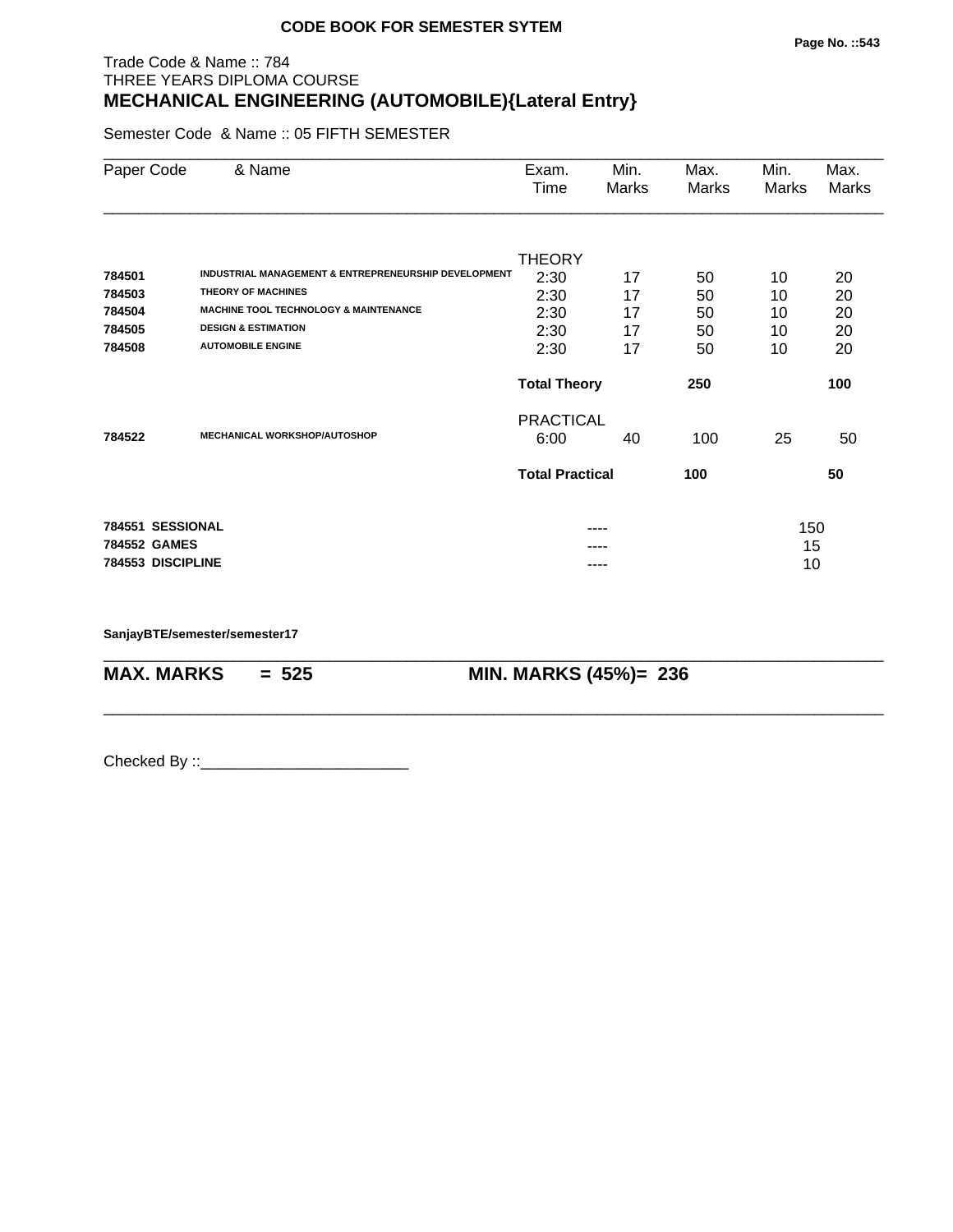**CODE BOOK FOR SEMESTER SYTEM**

Trade Code & Name :: 784
THREE YEARS DIPLOMA COURSE

# MECHANICAL ENGINEERING (AUTOMOBILE){Lateral Entry}

Semester Code & Name :: 05 FIFTH SEMESTER

| Paper Code | & Name | Exam. Time | Min. Marks | Max. Marks | Min. Marks | Max. Marks |
|---|---|---|---|---|---|---|
| | | THEORY | | | | |
| **784501** | **INDUSTRIAL MANAGEMENT & ENTREPRENEURSHIP DEVELOPMENT** | 2:30 | 17 | 50 | 10 | 20 |
| **784503** | **THEORY OF MACHINES** | 2:30 | 17 | 50 | 10 | 20 |
| **784504** | **MACHINE TOOL TECHNOLOGY & MAINTENANCE** | 2:30 | 17 | 50 | 10 | 20 |
| **784505** | **DESIGN & ESTIMATION** | 2:30 | 17 | 50 | 10 | 20 |
| **784508** | **AUTOMOBILE ENGINE** | 2:30 | 17 | 50 | 10 | 20 |
| | | **Total Theory** | | **250** | | **100** |
| | | PRACTICAL | | | | |
| **784522** | **MECHANICAL WORKSHOP/AUTOSHOP** | 6:00 | 40 | 100 | 25 | 50 |
| | | **Total Practical** | | **100** | | **50** |
| **784551** | **SESSIONAL** | | ---- | | 150 | |
| **784552** | **GAMES** | | ---- | | 15 | |
| **784553** | **DISCIPLINE** | | ---- | | 10 | |

**SanjayBTE/semester/semester17**

**MAX. MARKS = 525** **MIN. MARKS (45%)= 236**

Checked By ::________________________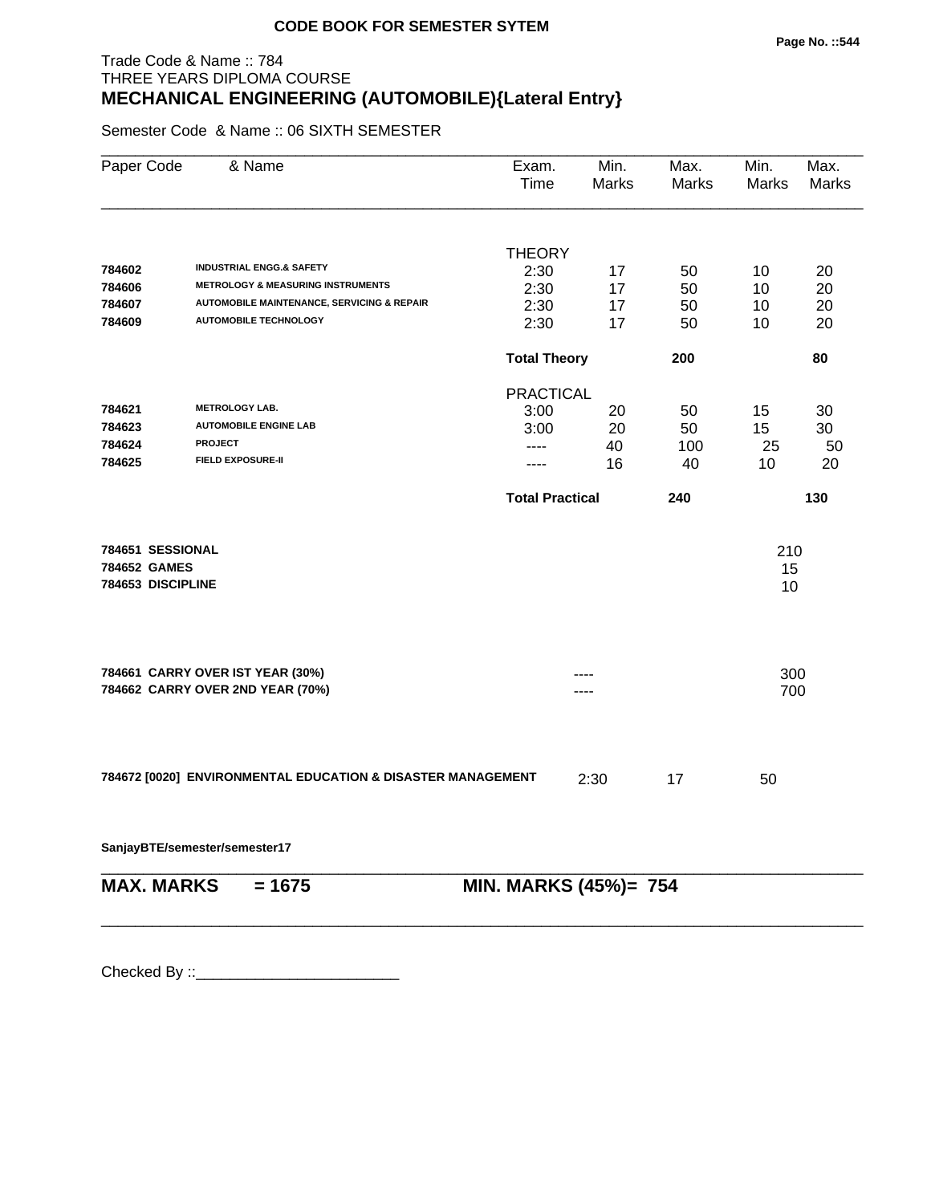**CODE BOOK FOR SEMESTER SYTEM**

Trade Code & Name :: 784
THREE YEARS DIPLOMA COURSE
## MECHANICAL ENGINEERING (AUTOMOBILE){Lateral Entry}

Semester Code & Name :: 06 SIXTH SEMESTER

| Paper Code | & Name | Exam. Time | Min. Marks | Max. Marks | Min. Marks | Max. Marks |
|---|---|---|---|---|---|---|
| | | THEORY | | | | |
| **784602** | **INDUSTRIAL ENGG.& SAFETY** | 2:30 | 17 | 50 | 10 | 20 |
| **784606** | **METROLOGY & MEASURING INSTRUMENTS** | 2:30 | 17 | 50 | 10 | 20 |
| **784607** | **AUTOMOBILE MAINTENANCE, SERVICING & REPAIR** | 2:30 | 17 | 50 | 10 | 20 |
| **784609** | **AUTOMOBILE TECHNOLOGY** | 2:30 | 17 | 50 | 10 | 20 |
| | | **Total Theory** | | **200** | | **80** |
| | | PRACTICAL | | | | |
| **784621** | **METROLOGY LAB.** | 3:00 | 20 | 50 | 15 | 30 |
| **784623** | **AUTOMOBILE ENGINE LAB** | 3:00 | 20 | 50 | 15 | 30 |
| **784624** | **PROJECT** | ---- | 40 | 100 | 25 | 50 |
| **784625** | **FIELD EXPOSURE-II** | ---- | 16 | 40 | 10 | 20 |
| | | **Total Practical** | | **240** | | **130** |

| | | |
|---|---|---|
| **784651 SESSIONAL** | | 210 |
| **784652 GAMES** | | 15 |
| **784653 DISCIPLINE** | | 10 |

| | | |
|---|---|---|
| **784661 CARRY OVER IST YEAR (30%)** | ---- | 300 |
| **784662 CARRY OVER 2ND YEAR (70%)** | ---- | 700 |

| | | | |
|---|---|---|---|
| **784672 [0020] ENVIRONMENTAL EDUCATION & DISASTER MANAGEMENT** | 2:30 | 17 | 50 |

**SanjayBTE/semester/semester17**

**MAX. MARKS = 1675** **MIN. MARKS (45%)= 754**

Checked By ::________________________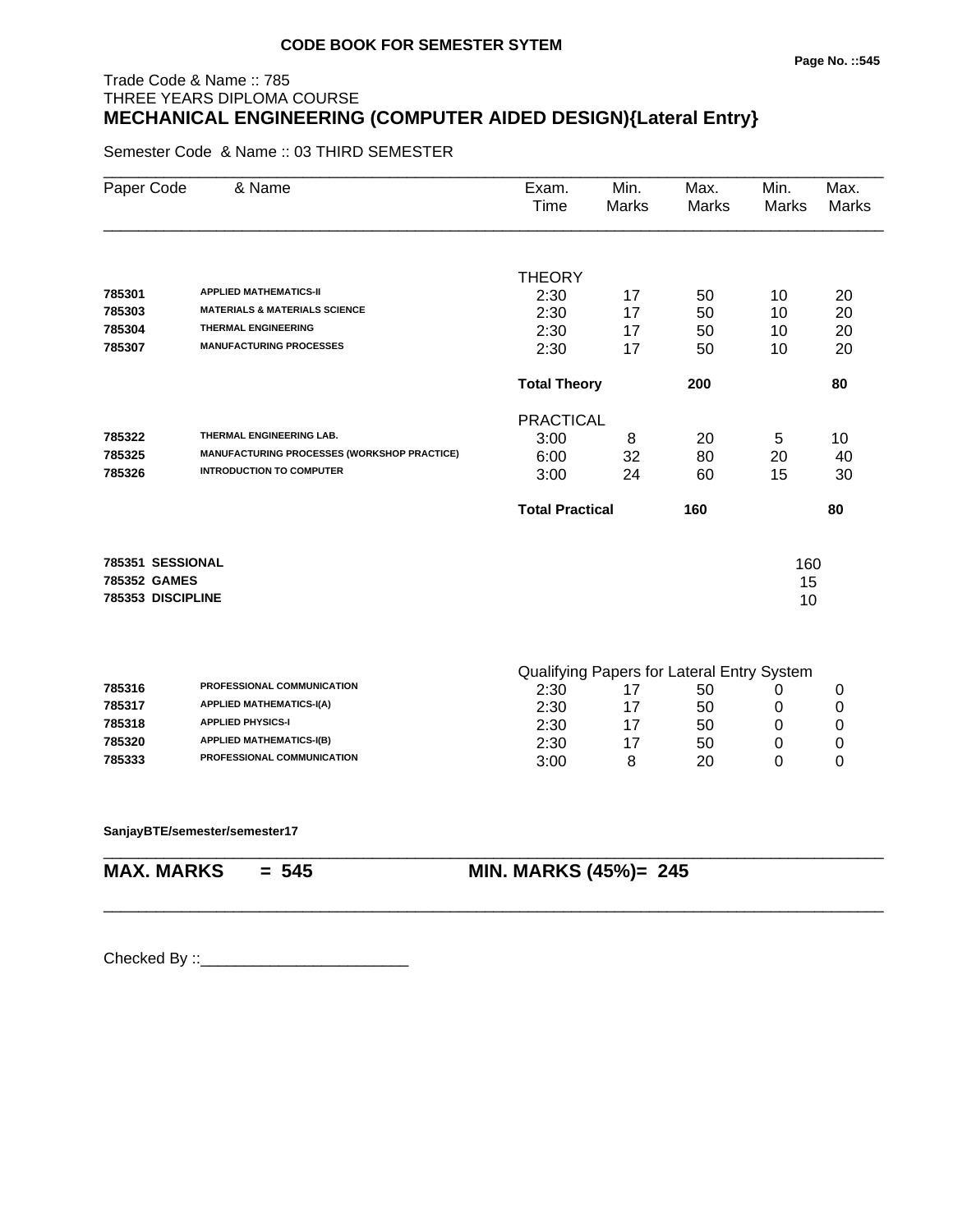**CODE BOOK FOR SEMESTER SYTEM**

Trade Code & Name :: 785
THREE YEARS DIPLOMA COURSE

# MECHANICAL ENGINEERING (COMPUTER AIDED DESIGN){Lateral Entry}

Semester Code & Name :: 03 THIRD SEMESTER

| Paper Code | & Name | Exam. Time | Min. Marks | Max. Marks | Min. Marks | Max. Marks |
|---|---|---|---|---|---|---|
| | | THEORY | | | | |
| 785301 | APPLIED MATHEMATICS-II | 2:30 | 17 | 50 | 10 | 20 |
| 785303 | MATERIALS & MATERIALS SCIENCE | 2:30 | 17 | 50 | 10 | 20 |
| 785304 | THERMAL ENGINEERING | 2:30 | 17 | 50 | 10 | 20 |
| 785307 | MANUFACTURING PROCESSES | 2:30 | 17 | 50 | 10 | 20 |
| | | **Total Theory** | | **200** | | **80** |
| | | PRACTICAL | | | | |
| 785322 | THERMAL ENGINEERING LAB. | 3:00 | 8 | 20 | 5 | 10 |
| 785325 | MANUFACTURING PROCESSES (WORKSHOP PRACTICE) | 6:00 | 32 | 80 | 20 | 40 |
| 785326 | INTRODUCTION TO COMPUTER | 3:00 | 24 | 60 | 15 | 30 |
| | | **Total Practical** | | **160** | | **80** |
| **785351** | **SESSIONAL** | | | | 160 | |
| **785352** | **GAMES** | | | | 15 | |
| **785353** | **DISCIPLINE** | | | | 10 | |
| | | Qualifying Papers for Lateral Entry System | | | | |
| 785316 | PROFESSIONAL COMMUNICATION | 2:30 | 17 | 50 | 0 | 0 |
| 785317 | APPLIED MATHEMATICS-I(A) | 2:30 | 17 | 50 | 0 | 0 |
| 785318 | APPLIED PHYSICS-I | 2:30 | 17 | 50 | 0 | 0 |
| 785320 | APPLIED MATHEMATICS-I(B) | 2:30 | 17 | 50 | 0 | 0 |
| 785333 | PROFESSIONAL COMMUNICATION | 3:00 | 8 | 20 | 0 | 0 |

**SanjayBTE/semester/semester17**

**MAX. MARKS = 545** **MIN. MARKS (45%)= 245**

Checked By ::________________________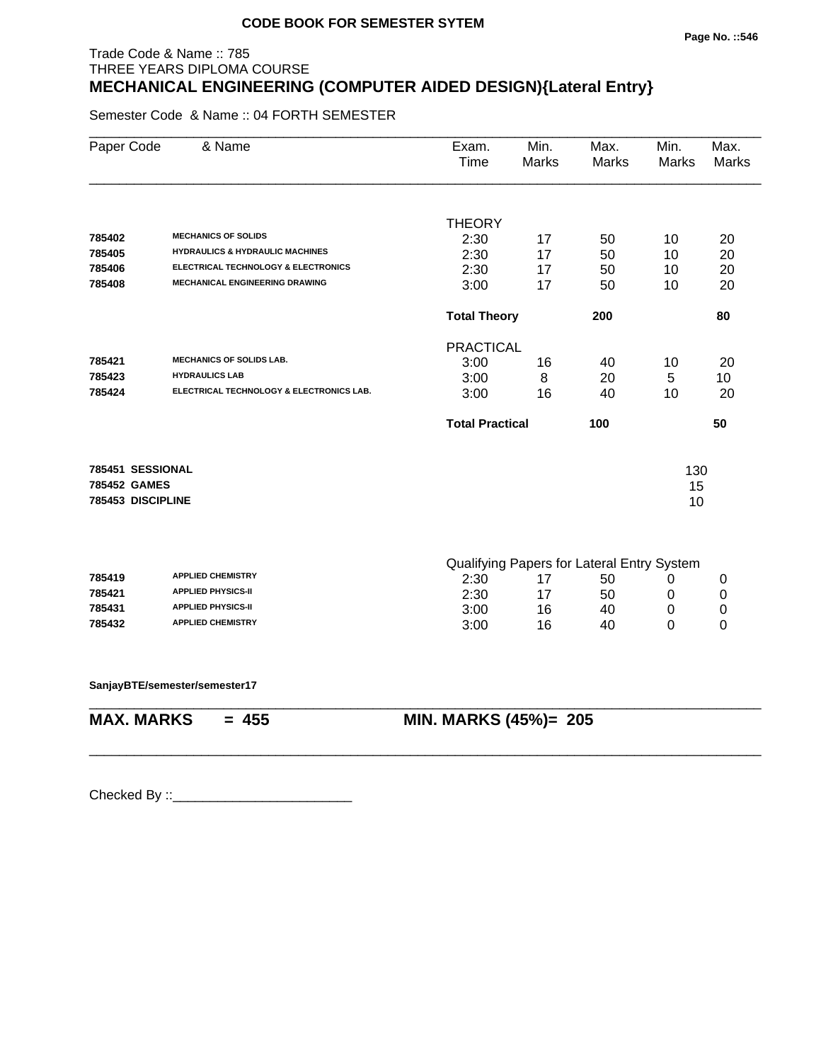**CODE BOOK FOR SEMESTER SYTEM**

Trade Code & Name :: 785
THREE YEARS DIPLOMA COURSE
## MECHANICAL ENGINEERING (COMPUTER AIDED DESIGN){Lateral Entry}

Semester Code & Name :: 04 FORTH SEMESTER

| Paper Code | & Name | Exam. Time | Min. Marks | Max. Marks | Min. Marks | Max. Marks |
|---|---|---|---|---|---|---|
| | | THEORY | | | | |
| 785402 | MECHANICS OF SOLIDS | 2:30 | 17 | 50 | 10 | 20 |
| 785405 | HYDRAULICS & HYDRAULIC MACHINES | 2:30 | 17 | 50 | 10 | 20 |
| 785406 | ELECTRICAL TECHNOLOGY & ELECTRONICS | 2:30 | 17 | 50 | 10 | 20 |
| 785408 | MECHANICAL ENGINEERING DRAWING | 3:00 | 17 | 50 | 10 | 20 |
| | | **Total Theory** | | **200** | | **80** |
| | | PRACTICAL | | | | |
| 785421 | MECHANICS OF SOLIDS LAB. | 3:00 | 16 | 40 | 10 | 20 |
| 785423 | HYDRAULICS LAB | 3:00 | 8 | 20 | 5 | 10 |
| 785424 | ELECTRICAL TECHNOLOGY & ELECTRONICS LAB. | 3:00 | 16 | 40 | 10 | 20 |
| | | **Total Practical** | | **100** | | **50** |
| **785451** | **SESSIONAL** | | | | 130 | |
| **785452** | **GAMES** | | | | 15 | |
| **785453** | **DISCIPLINE** | | | | 10 | |
| | | Qualifying Papers for Lateral Entry System | | | | |
| 785419 | APPLIED CHEMISTRY | 2:30 | 17 | 50 | 0 | 0 |
| 785421 | APPLIED PHYSICS-II | 2:30 | 17 | 50 | 0 | 0 |
| 785431 | APPLIED PHYSICS-II | 3:00 | 16 | 40 | 0 | 0 |
| 785432 | APPLIED CHEMISTRY | 3:00 | 16 | 40 | 0 | 0 |

**SanjayBTE/semester/semester17**

**MAX. MARKS = 455** **MIN. MARKS (45%)= 205**

Checked By ::________________________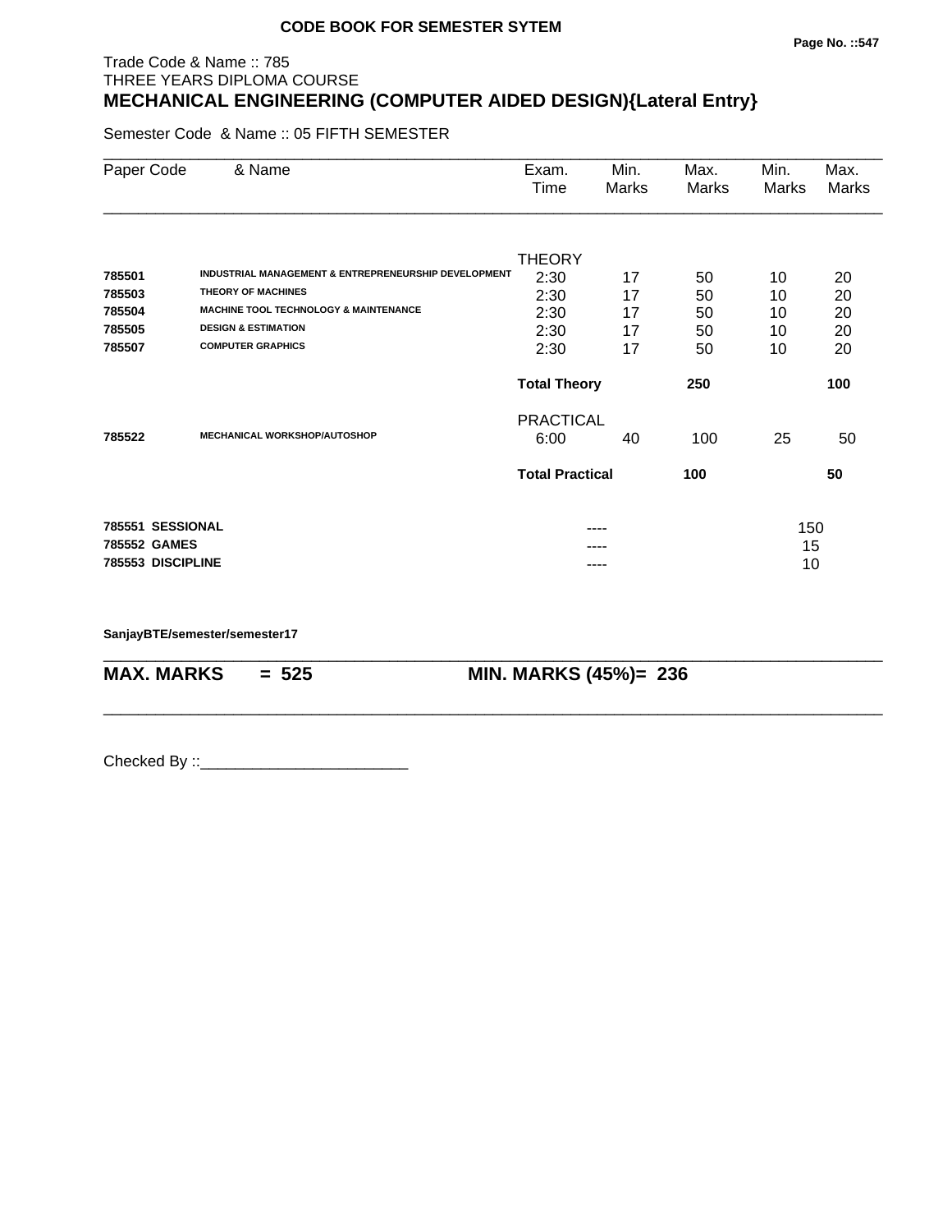**CODE BOOK FOR SEMESTER SYTEM**

Trade Code & Name :: 785
THREE YEARS DIPLOMA COURSE

# MECHANICAL ENGINEERING (COMPUTER AIDED DESIGN){Lateral Entry}

Semester Code & Name :: 05 FIFTH SEMESTER

| Paper Code | & Name | Exam. Time | Min. Marks | Max. Marks | Min. Marks | Max. Marks |
|---|---|---|---|---|---|---|
| | | THEORY | | | | |
| **785501** | **INDUSTRIAL MANAGEMENT & ENTREPRENEURSHIP DEVELOPMENT** | 2:30 | 17 | 50 | 10 | 20 |
| **785503** | **THEORY OF MACHINES** | 2:30 | 17 | 50 | 10 | 20 |
| **785504** | **MACHINE TOOL TECHNOLOGY & MAINTENANCE** | 2:30 | 17 | 50 | 10 | 20 |
| **785505** | **DESIGN & ESTIMATION** | 2:30 | 17 | 50 | 10 | 20 |
| **785507** | **COMPUTER GRAPHICS** | 2:30 | 17 | 50 | 10 | 20 |
| | | **Total Theory** | | **250** | | **100** |
| | | PRACTICAL | | | | |
| **785522** | **MECHANICAL WORKSHOP/AUTOSHOP** | 6:00 | 40 | 100 | 25 | 50 |
| | | **Total Practical** | | **100** | | **50** |
| **785551** | **SESSIONAL** | | ---- | | 150 | |
| **785552** | **GAMES** | | ---- | | 15 | |
| **785553** | **DISCIPLINE** | | ---- | | 10 | |

**SanjayBTE/semester/semester17**

**MAX. MARKS = 525** **MIN. MARKS (45%)= 236**

Checked By ::________________________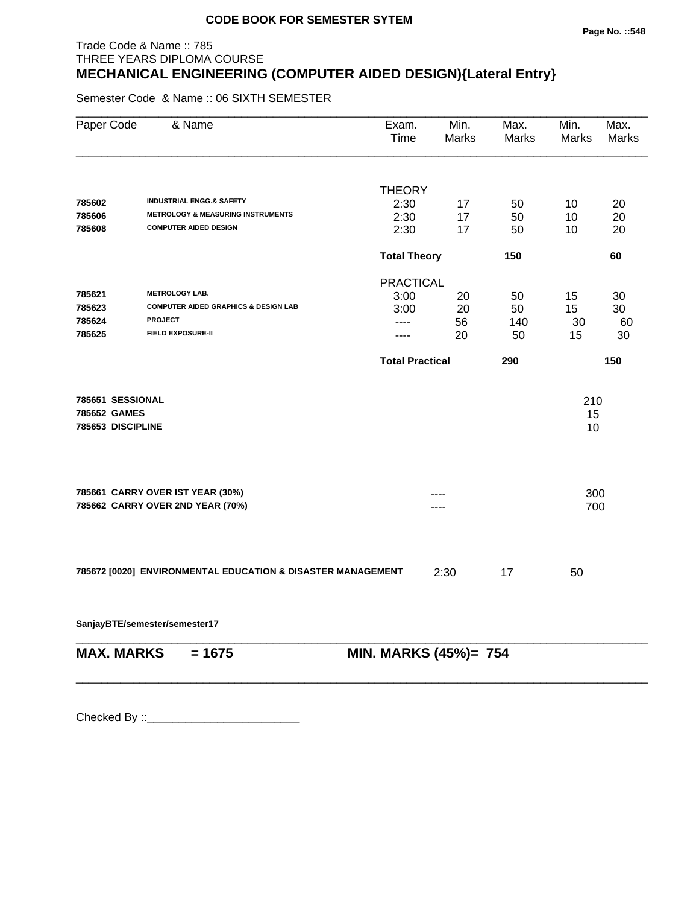**CODE BOOK FOR SEMESTER SYTEM**

Trade Code & Name :: 785
THREE YEARS DIPLOMA COURSE

## MECHANICAL ENGINEERING (COMPUTER AIDED DESIGN){Lateral Entry}

Semester Code & Name :: 06 SIXTH SEMESTER

| Paper Code | & Name | Exam. Time | Min. Marks | Max. Marks | Min. Marks | Max. Marks |
|---|---|---|---|---|---|---|
| | | THEORY | | | | |
| **785602** | **INDUSTRIAL ENGG.& SAFETY** | 2:30 | 17 | 50 | 10 | 20 |
| **785606** | **METROLOGY & MEASURING INSTRUMENTS** | 2:30 | 17 | 50 | 10 | 20 |
| **785608** | **COMPUTER AIDED DESIGN** | 2:30 | 17 | 50 | 10 | 20 |
| | | **Total Theory** | | **150** | | **60** |
| | | PRACTICAL | | | | |
| **785621** | **METROLOGY LAB.** | 3:00 | 20 | 50 | 15 | 30 |
| **785623** | **COMPUTER AIDED GRAPHICS & DESIGN LAB** | 3:00 | 20 | 50 | 15 | 30 |
| **785624** | **PROJECT** | ---- | 56 | 140 | 30 | 60 |
| **785625** | **FIELD EXPOSURE-II** | ---- | 20 | 50 | 15 | 30 |
| | | **Total Practical** | | **290** | | **150** |
| **785651** | **SESSIONAL** | | | | 210 | |
| **785652** | **GAMES** | | | | 15 | |
| **785653** | **DISCIPLINE** | | | | 10 | |
| **785661** | **CARRY OVER IST YEAR (30%)** | | ---- | | 300 | |
| **785662** | **CARRY OVER 2ND YEAR (70%)** | | ---- | | 700 | |
| **785672 [0020]** | **ENVIRONMENTAL EDUCATION & DISASTER MANAGEMENT** | | 2:30 | 17 | 50 | |

**SanjayBTE/semester/semester17**

**MAX. MARKS = 1675** **MIN. MARKS (45%)= 754**

Checked By ::________________________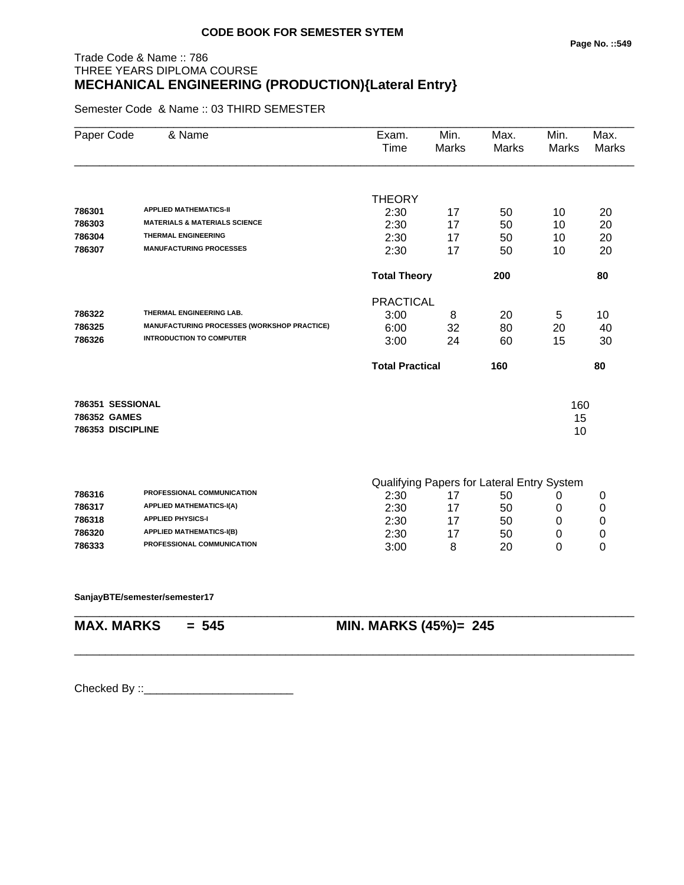**CODE BOOK FOR SEMESTER SYTEM**

Trade Code & Name :: 786
THREE YEARS DIPLOMA COURSE
## MECHANICAL ENGINEERING (PRODUCTION){Lateral Entry}

Semester Code & Name :: 03 THIRD SEMESTER

| Paper Code | & Name | Exam. Time | Min. Marks | Max. Marks | Min. Marks | Max. Marks |
|---|---|---|---|---|---|---|
| | | THEORY | | | | |
| 786301 | APPLIED MATHEMATICS-II | 2:30 | 17 | 50 | 10 | 20 |
| 786303 | MATERIALS & MATERIALS SCIENCE | 2:30 | 17 | 50 | 10 | 20 |
| 786304 | THERMAL ENGINEERING | 2:30 | 17 | 50 | 10 | 20 |
| 786307 | MANUFACTURING PROCESSES | 2:30 | 17 | 50 | 10 | 20 |
| | | **Total Theory** | | **200** | | **80** |
| | | PRACTICAL | | | | |
| 786322 | THERMAL ENGINEERING LAB. | 3:00 | 8 | 20 | 5 | 10 |
| 786325 | MANUFACTURING PROCESSES (WORKSHOP PRACTICE) | 6:00 | 32 | 80 | 20 | 40 |
| 786326 | INTRODUCTION TO COMPUTER | 3:00 | 24 | 60 | 15 | 30 |
| | | **Total Practical** | | **160** | | **80** |
| **786351** | **SESSIONAL** | | | | 160 | |
| **786352** | **GAMES** | | | | 15 | |
| **786353** | **DISCIPLINE** | | | | 10 | |
| | | Qualifying Papers for Lateral Entry System | | | | |
| 786316 | PROFESSIONAL COMMUNICATION | 2:30 | 17 | 50 | 0 | 0 |
| 786317 | APPLIED MATHEMATICS-I(A) | 2:30 | 17 | 50 | 0 | 0 |
| 786318 | APPLIED PHYSICS-I | 2:30 | 17 | 50 | 0 | 0 |
| 786320 | APPLIED MATHEMATICS-I(B) | 2:30 | 17 | 50 | 0 | 0 |
| 786333 | PROFESSIONAL COMMUNICATION | 3:00 | 8 | 20 | 0 | 0 |

**SanjayBTE/semester/semester17**

**MAX. MARKS = 545** | **MIN. MARKS (45%)= 245**

Checked By ::________________________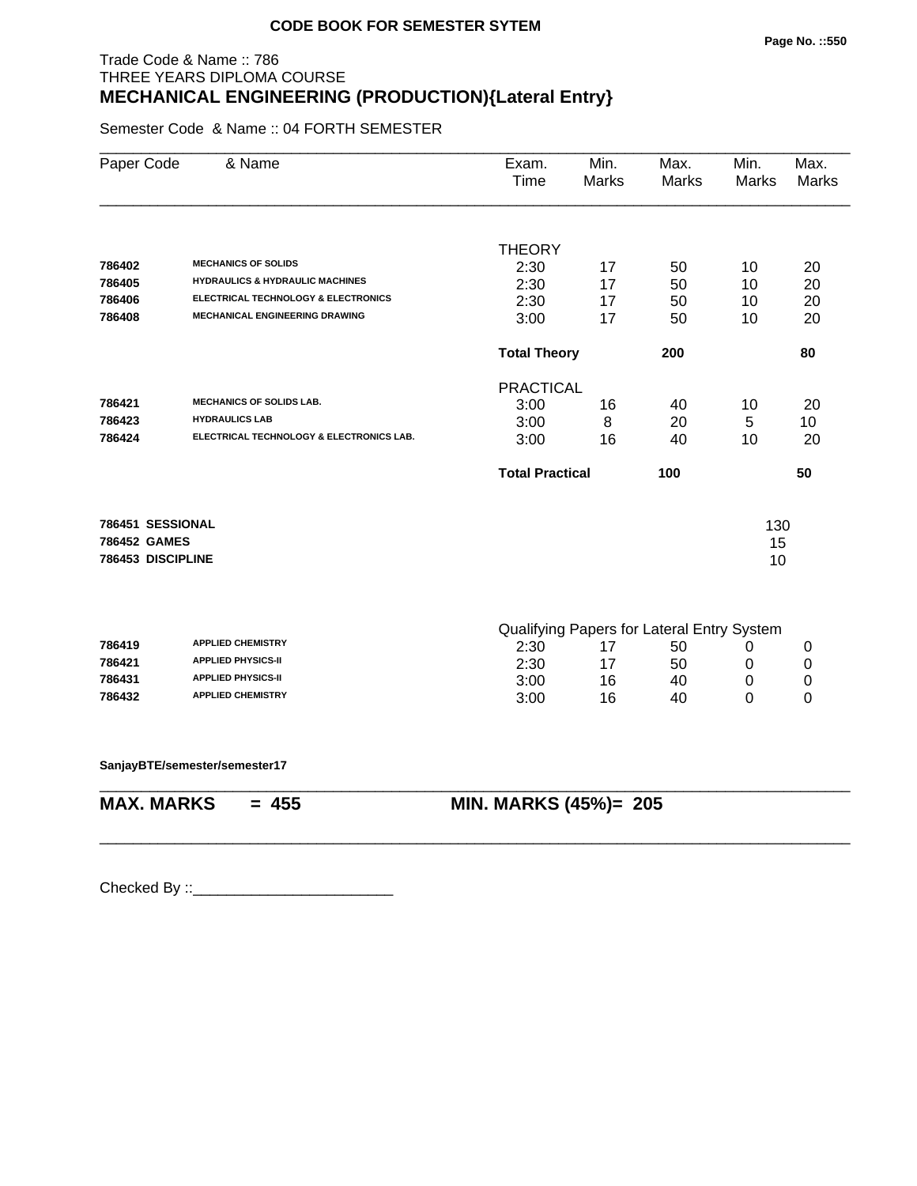**CODE BOOK FOR SEMESTER SYTEM**

Trade Code & Name :: 786
THREE YEARS DIPLOMA COURSE

## MECHANICAL ENGINEERING (PRODUCTION){Lateral Entry}

Semester Code & Name :: 04 FORTH SEMESTER

| Paper Code | & Name | Exam. Time | Min. Marks | Max. Marks | Min. Marks | Max. Marks |
|---|---|---|---|---|---|---|
| | | THEORY | | | | |
| 786402 | MECHANICS OF SOLIDS | 2:30 | 17 | 50 | 10 | 20 |
| 786405 | HYDRAULICS & HYDRAULIC MACHINES | 2:30 | 17 | 50 | 10 | 20 |
| 786406 | ELECTRICAL TECHNOLOGY & ELECTRONICS | 2:30 | 17 | 50 | 10 | 20 |
| 786408 | MECHANICAL ENGINEERING DRAWING | 3:00 | 17 | 50 | 10 | 20 |
| | | **Total Theory** | | **200** | | **80** |
| | | PRACTICAL | | | | |
| 786421 | MECHANICS OF SOLIDS LAB. | 3:00 | 16 | 40 | 10 | 20 |
| 786423 | HYDRAULICS LAB | 3:00 | 8 | 20 | 5 | 10 |
| 786424 | ELECTRICAL TECHNOLOGY & ELECTRONICS LAB. | 3:00 | 16 | 40 | 10 | 20 |
| | | **Total Practical** | | **100** | | **50** |
| **786451** | **SESSIONAL** | | | | 130 | |
| **786452** | **GAMES** | | | | 15 | |
| **786453** | **DISCIPLINE** | | | | 10 | |
| | | Qualifying Papers for Lateral Entry System | | | | |
| 786419 | APPLIED CHEMISTRY | 2:30 | 17 | 50 | 0 | 0 |
| 786421 | APPLIED PHYSICS-II | 2:30 | 17 | 50 | 0 | 0 |
| 786431 | APPLIED PHYSICS-II | 3:00 | 16 | 40 | 0 | 0 |
| 786432 | APPLIED CHEMISTRY | 3:00 | 16 | 40 | 0 | 0 |

**SanjayBTE/semester/semester17**

**MAX. MARKS = 455** **MIN. MARKS (45%)= 205**

Checked By ::________________________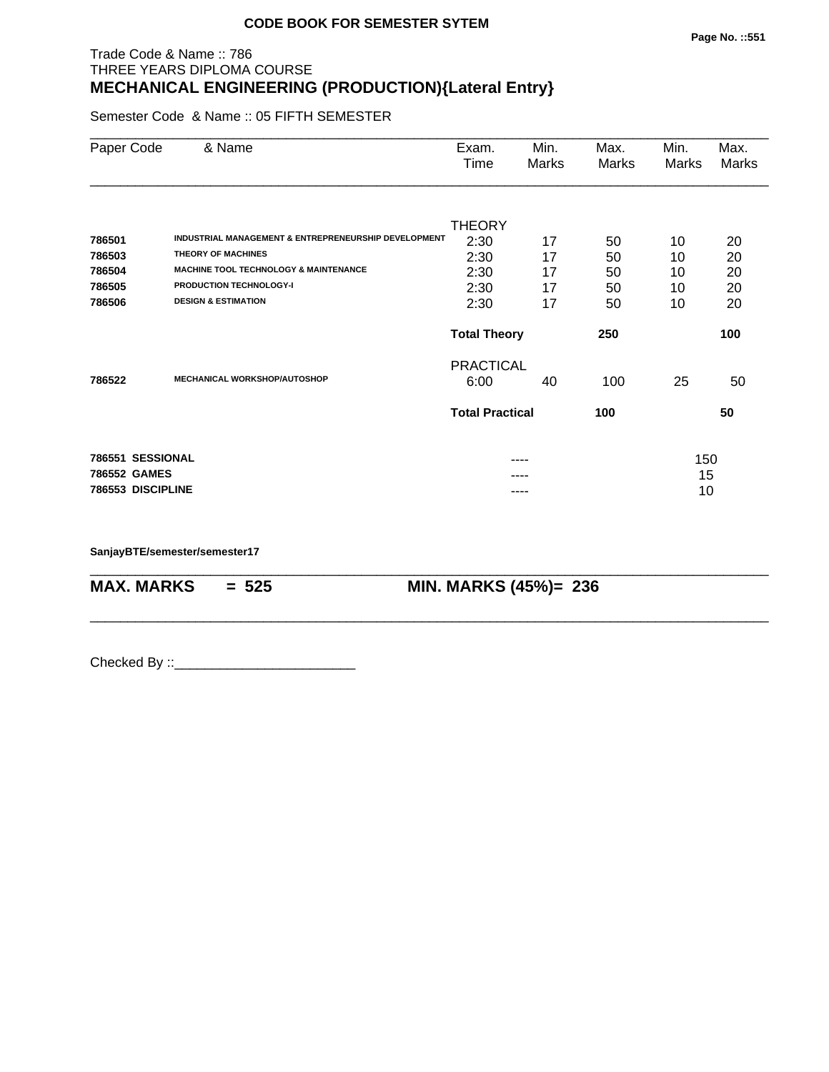**CODE BOOK FOR SEMESTER SYTEM**

Trade Code & Name :: 786
THREE YEARS DIPLOMA COURSE

## MECHANICAL ENGINEERING (PRODUCTION){Lateral Entry}

Semester Code & Name :: 05 FIFTH SEMESTER

| Paper Code | & Name | Exam. Time | Min. Marks | Max. Marks | Min. Marks | Max. Marks |
|---|---|---|---|---|---|---|
| | | THEORY | | | | |
| **786501** | **INDUSTRIAL MANAGEMENT & ENTREPRENEURSHIP DEVELOPMENT** | 2:30 | 17 | 50 | 10 | 20 |
| **786503** | **THEORY OF MACHINES** | 2:30 | 17 | 50 | 10 | 20 |
| **786504** | **MACHINE TOOL TECHNOLOGY & MAINTENANCE** | 2:30 | 17 | 50 | 10 | 20 |
| **786505** | **PRODUCTION TECHNOLOGY-I** | 2:30 | 17 | 50 | 10 | 20 |
| **786506** | **DESIGN & ESTIMATION** | 2:30 | 17 | 50 | 10 | 20 |
| | | **Total Theory** | | **250** | | **100** |
| | | PRACTICAL | | | | |
| **786522** | **MECHANICAL WORKSHOP/AUTOSHOP** | 6:00 | 40 | 100 | 25 | 50 |
| | | **Total Practical** | | **100** | | **50** |
| **786551** | **SESSIONAL** | | ---- | | | 150 |
| **786552** | **GAMES** | | ---- | | | 15 |
| **786553** | **DISCIPLINE** | | ---- | | | 10 |

**SanjayBTE/semester/semester17**

**MAX. MARKS = 525** **MIN. MARKS (45%)= 236**

Checked By ::________________________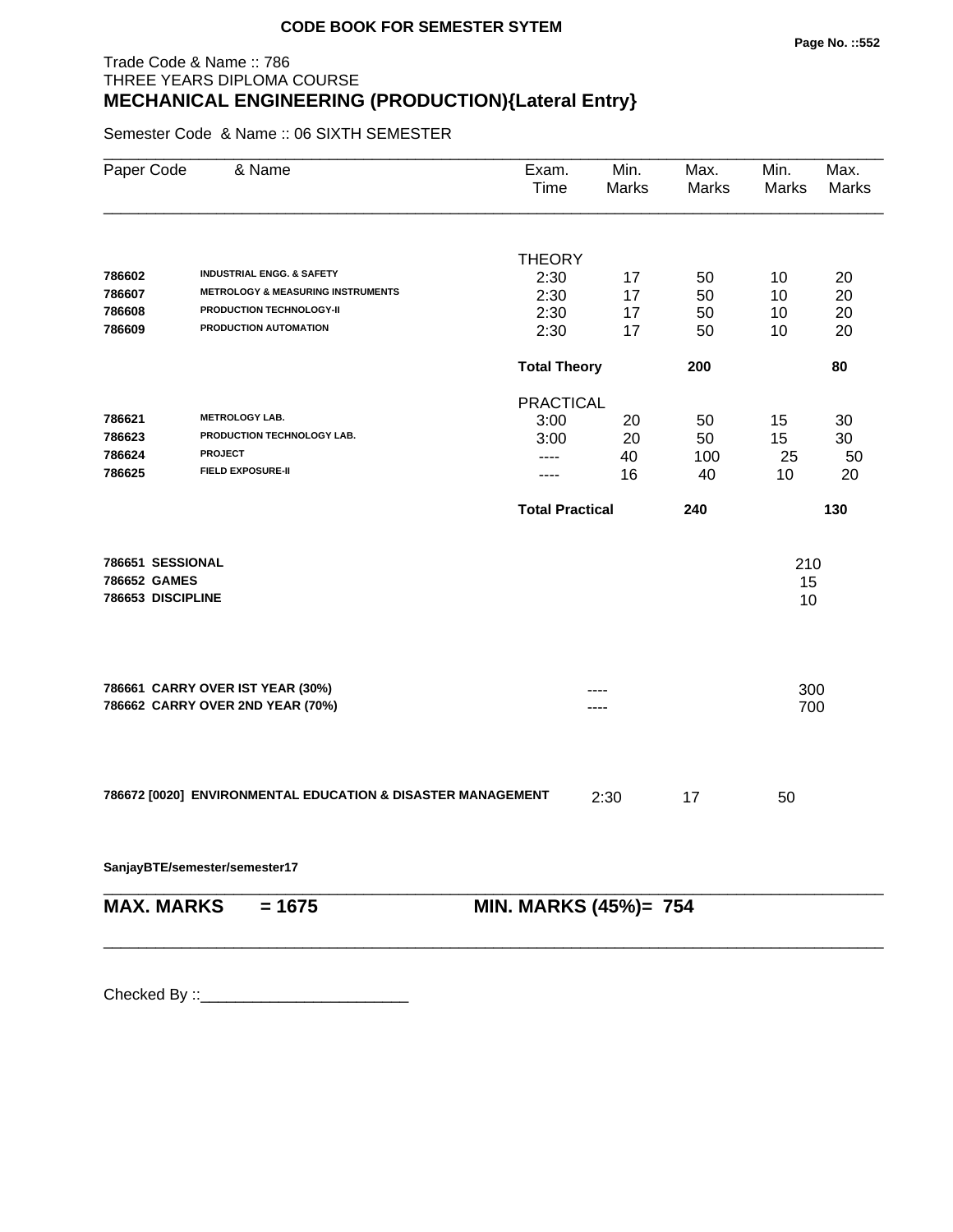**CODE BOOK FOR SEMESTER SYTEM**

Trade Code & Name :: 786
THREE YEARS DIPLOMA COURSE
## MECHANICAL ENGINEERING (PRODUCTION){Lateral Entry}

Semester Code & Name :: 06 SIXTH SEMESTER

| Paper Code | & Name | Exam. Time | Min. Marks | Max. Marks | Min. Marks | Max. Marks |
|---|---|---|---|---|---|---|
| | | THEORY | | | | |
| 786602 | INDUSTRIAL ENGG. & SAFETY | 2:30 | 17 | 50 | 10 | 20 |
| 786607 | METROLOGY & MEASURING INSTRUMENTS | 2:30 | 17 | 50 | 10 | 20 |
| 786608 | PRODUCTION TECHNOLOGY-II | 2:30 | 17 | 50 | 10 | 20 |
| 786609 | PRODUCTION AUTOMATION | 2:30 | 17 | 50 | 10 | 20 |
| | | **Total Theory** | | **200** | | **80** |
| | | PRACTICAL | | | | |
| 786621 | METROLOGY LAB. | 3:00 | 20 | 50 | 15 | 30 |
| 786623 | PRODUCTION TECHNOLOGY LAB. | 3:00 | 20 | 50 | 15 | 30 |
| 786624 | PROJECT | ---- | 40 | 100 | 25 | 50 |
| 786625 | FIELD EXPOSURE-II | ---- | 16 | 40 | 10 | 20 |
| | | **Total Practical** | | **240** | | **130** |
| **786651** | **SESSIONAL** | | | | 210 | |
| **786652** | **GAMES** | | | | 15 | |
| **786653** | **DISCIPLINE** | | | | 10 | |
| **786661** | **CARRY OVER IST YEAR (30%)** | | ---- | | 300 | |
| **786662** | **CARRY OVER 2ND YEAR (70%)** | | ---- | | 700 | |
| **786672 [0020]** | **ENVIRONMENTAL EDUCATION & DISASTER MANAGEMENT** | | 2:30 | 17 | 50 | |

**SanjayBTE/semester/semester17**

**MAX. MARKS = 1675** **MIN. MARKS (45%)= 754**

Checked By ::________________________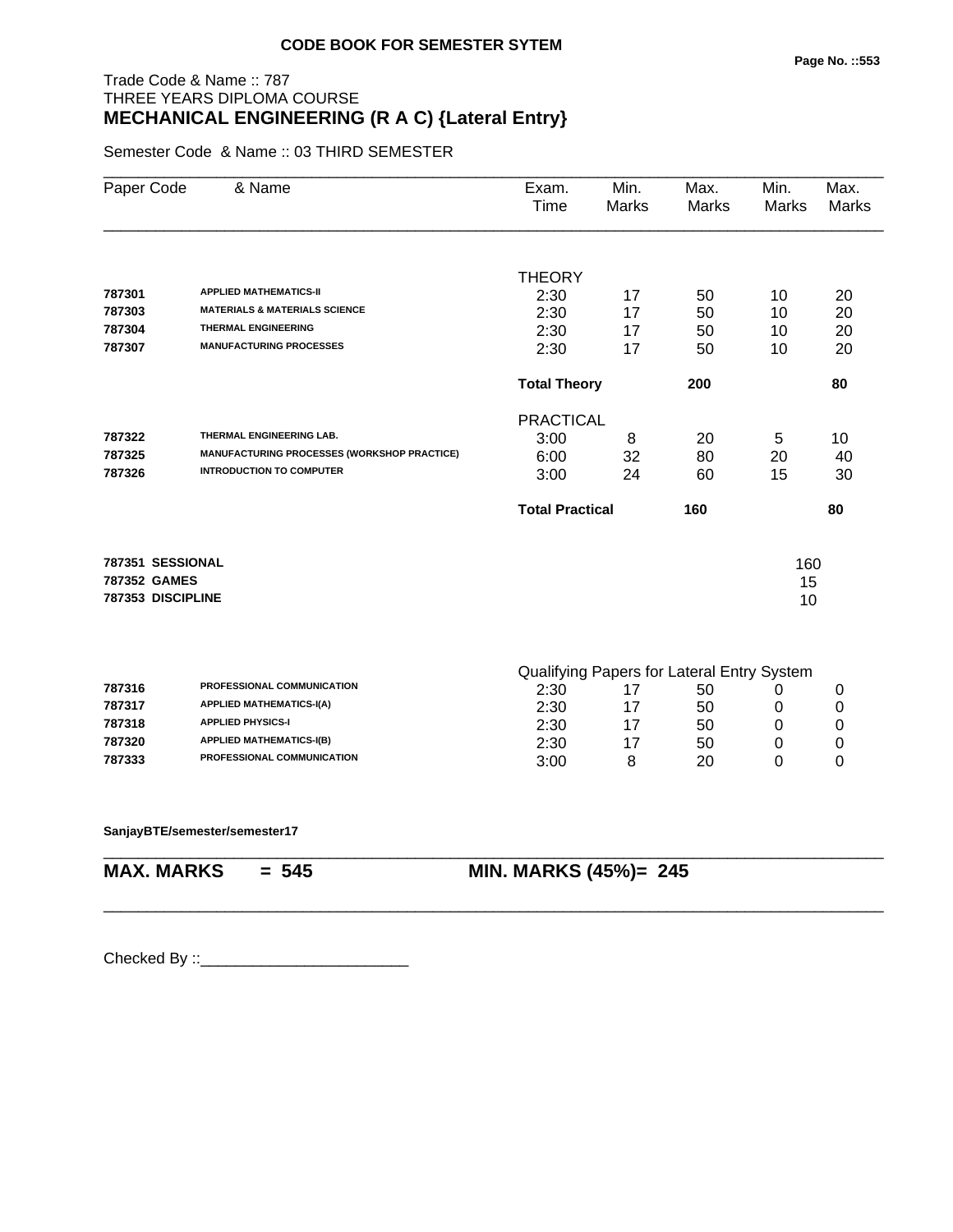**CODE BOOK FOR SEMESTER SYTEM**

Trade Code & Name :: 787
THREE YEARS DIPLOMA COURSE

# MECHANICAL ENGINEERING (R A C) {Lateral Entry}

Semester Code & Name :: 03 THIRD SEMESTER

| Paper Code | & Name | Exam. Time | Min. Marks | Max. Marks | Min. Marks | Max. Marks |
|---|---|---|---|---|---|---|
| | | THEORY | | | | |
| **787301** | **APPLIED MATHEMATICS-II** | 2:30 | 17 | 50 | 10 | 20 |
| **787303** | **MATERIALS & MATERIALS SCIENCE** | 2:30 | 17 | 50 | 10 | 20 |
| **787304** | **THERMAL ENGINEERING** | 2:30 | 17 | 50 | 10 | 20 |
| **787307** | **MANUFACTURING PROCESSES** | 2:30 | 17 | 50 | 10 | 20 |
| | | **Total Theory** | | **200** | | **80** |
| | | PRACTICAL | | | | |
| **787322** | **THERMAL ENGINEERING LAB.** | 3:00 | 8 | 20 | 5 | 10 |
| **787325** | **MANUFACTURING PROCESSES (WORKSHOP PRACTICE)** | 6:00 | 32 | 80 | 20 | 40 |
| **787326** | **INTRODUCTION TO COMPUTER** | 3:00 | 24 | 60 | 15 | 30 |
| | | **Total Practical** | | **160** | | **80** |
| **787351** | **SESSIONAL** | | | | 160 | |
| **787352** | **GAMES** | | | | 15 | |
| **787353** | **DISCIPLINE** | | | | 10 | |
| | | Qualifying Papers for Lateral Entry System | | | | |
| **787316** | **PROFESSIONAL COMMUNICATION** | 2:30 | 17 | 50 | 0 | 0 |
| **787317** | **APPLIED MATHEMATICS-I(A)** | 2:30 | 17 | 50 | 0 | 0 |
| **787318** | **APPLIED PHYSICS-I** | 2:30 | 17 | 50 | 0 | 0 |
| **787320** | **APPLIED MATHEMATICS-I(B)** | 2:30 | 17 | 50 | 0 | 0 |
| **787333** | **PROFESSIONAL COMMUNICATION** | 3:00 | 8 | 20 | 0 | 0 |

**SanjayBTE/semester/semester17**

**MAX. MARKS = 545** **MIN. MARKS (45%)= 245**

Checked By ::________________________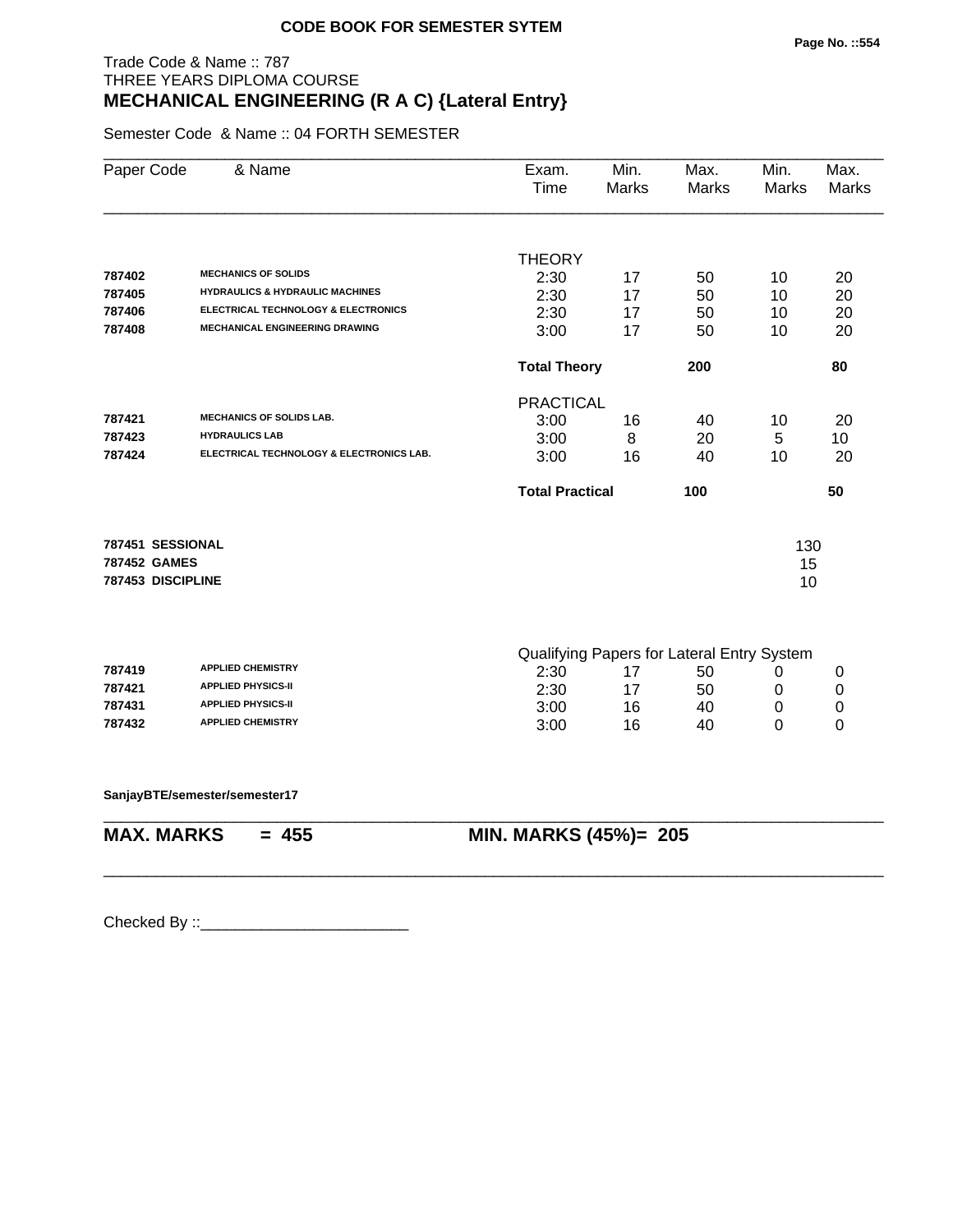**CODE BOOK FOR SEMESTER SYTEM**

Trade Code & Name :: 787
THREE YEARS DIPLOMA COURSE
## MECHANICAL ENGINEERING (R A C) {Lateral Entry}

Semester Code & Name :: 04 FORTH SEMESTER

| Paper Code | & Name | Exam. Time | Min. Marks | Max. Marks | Min. Marks | Max. Marks |
|---|---|---|---|---|---|---|
| | | THEORY | | | | |
| 787402 | MECHANICS OF SOLIDS | 2:30 | 17 | 50 | 10 | 20 |
| 787405 | HYDRAULICS & HYDRAULIC MACHINES | 2:30 | 17 | 50 | 10 | 20 |
| 787406 | ELECTRICAL TECHNOLOGY & ELECTRONICS | 2:30 | 17 | 50 | 10 | 20 |
| 787408 | MECHANICAL ENGINEERING DRAWING | 3:00 | 17 | 50 | 10 | 20 |
| | | **Total Theory** | | **200** | | **80** |
| | | PRACTICAL | | | | |
| 787421 | MECHANICS OF SOLIDS LAB. | 3:00 | 16 | 40 | 10 | 20 |
| 787423 | HYDRAULICS LAB | 3:00 | 8 | 20 | 5 | 10 |
| 787424 | ELECTRICAL TECHNOLOGY & ELECTRONICS LAB. | 3:00 | 16 | 40 | 10 | 20 |
| | | **Total Practical** | | **100** | | **50** |
| **787451** | **SESSIONAL** | | | | 130 | |
| **787452** | **GAMES** | | | | 15 | |
| **787453** | **DISCIPLINE** | | | | 10 | |
| | | Qualifying Papers for Lateral Entry System | | | | |
| 787419 | APPLIED CHEMISTRY | 2:30 | 17 | 50 | 0 | 0 |
| 787421 | APPLIED PHYSICS-II | 2:30 | 17 | 50 | 0 | 0 |
| 787431 | APPLIED PHYSICS-II | 3:00 | 16 | 40 | 0 | 0 |
| 787432 | APPLIED CHEMISTRY | 3:00 | 16 | 40 | 0 | 0 |

**SanjayBTE/semester/semester17**

**MAX. MARKS = 455** **MIN. MARKS (45%)= 205**

Checked By ::________________________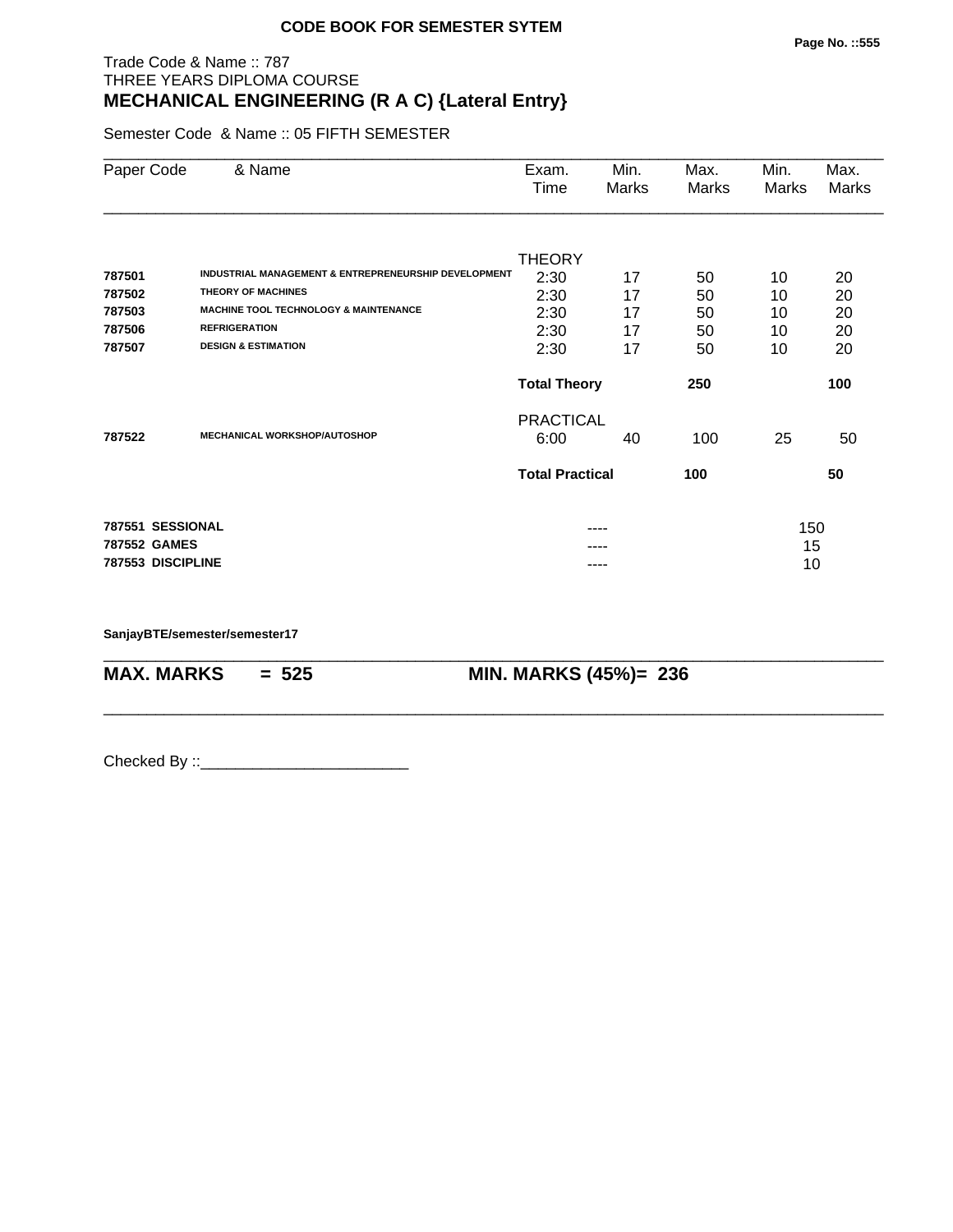**CODE BOOK FOR SEMESTER SYTEM**

Trade Code & Name :: 787
THREE YEARS DIPLOMA COURSE
**MECHANICAL ENGINEERING (R A C) {Lateral Entry}**

Semester Code & Name :: 05 FIFTH SEMESTER

| Paper Code | & Name | Exam. Time | Min. Marks | Max. Marks | Min. Marks | Max. Marks |
|---|---|---|---|---|---|---|
| | | THEORY | | | | |
| **787501** | **INDUSTRIAL MANAGEMENT & ENTREPRENEURSHIP DEVELOPMENT** | 2:30 | 17 | 50 | 10 | 20 |
| **787502** | **THEORY OF MACHINES** | 2:30 | 17 | 50 | 10 | 20 |
| **787503** | **MACHINE TOOL TECHNOLOGY & MAINTENANCE** | 2:30 | 17 | 50 | 10 | 20 |
| **787506** | **REFRIGERATION** | 2:30 | 17 | 50 | 10 | 20 |
| **787507** | **DESIGN & ESTIMATION** | 2:30 | 17 | 50 | 10 | 20 |
| | | **Total Theory** | | **250** | | **100** |
| | | PRACTICAL | | | | |
| **787522** | **MECHANICAL WORKSHOP/AUTOSHOP** | 6:00 | 40 | 100 | 25 | 50 |
| | | **Total Practical** | | **100** | | **50** |
| **787551** | **SESSIONAL** | | ---- | | 150 | |
| **787552** | **GAMES** | | ---- | | 15 | |
| **787553** | **DISCIPLINE** | | ---- | | 10 | |

**SanjayBTE/semester/semester17**

**MAX. MARKS = 525** **MIN. MARKS (45%)= 236**

Checked By ::________________________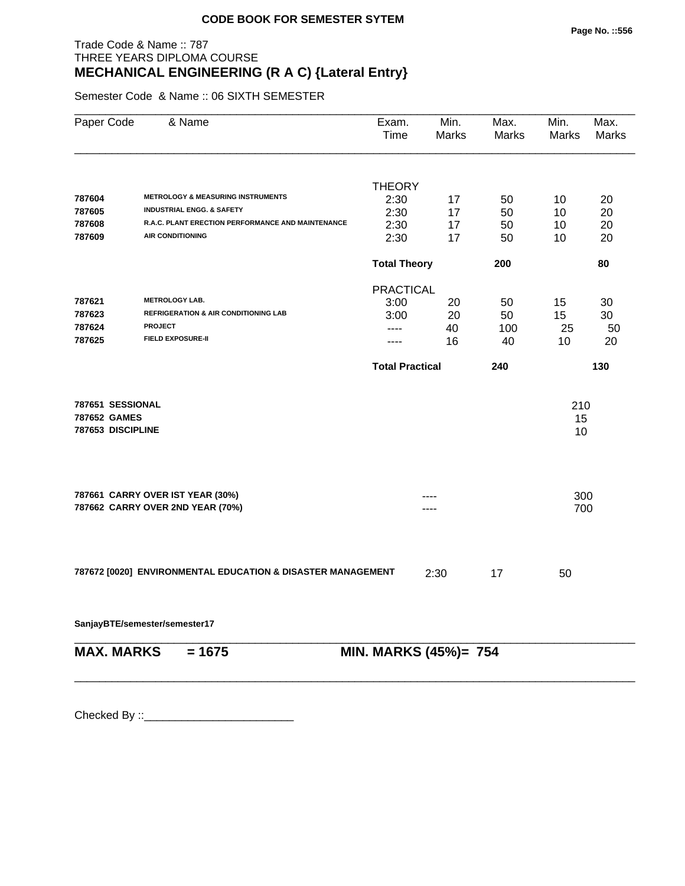**CODE BOOK FOR SEMESTER SYTEM**

Trade Code & Name :: 787
THREE YEARS DIPLOMA COURSE
**MECHANICAL ENGINEERING (R A C) {Lateral Entry}**

Semester Code & Name :: 06 SIXTH SEMESTER

| Paper Code | & Name | Exam. Time | Min. Marks | Max. Marks | Min. Marks | Max. Marks |
|---|---|---|---|---|---|---|
| | | THEORY | | | | |
| 787604 | METROLOGY & MEASURING INSTRUMENTS | 2:30 | 17 | 50 | 10 | 20 |
| 787605 | INDUSTRIAL ENGG. & SAFETY | 2:30 | 17 | 50 | 10 | 20 |
| 787608 | R.A.C. PLANT ERECTION PERFORMANCE AND MAINTENANCE | 2:30 | 17 | 50 | 10 | 20 |
| 787609 | AIR CONDITIONING | 2:30 | 17 | 50 | 10 | 20 |
| | | **Total Theory** | | **200** | | **80** |
| | | PRACTICAL | | | | |
| 787621 | METROLOGY LAB. | 3:00 | 20 | 50 | 15 | 30 |
| 787623 | REFRIGERATION & AIR CONDITIONING LAB | 3:00 | 20 | 50 | 15 | 30 |
| 787624 | PROJECT | ---- | 40 | 100 | 25 | 50 |
| 787625 | FIELD EXPOSURE-II | ---- | 16 | 40 | 10 | 20 |
| | | **Total Practical** | | **240** | | **130** |
| **787651** | **SESSIONAL** | | | | 210 | |
| **787652** | **GAMES** | | | | 15 | |
| **787653** | **DISCIPLINE** | | | | 10 | |
| **787661** | **CARRY OVER IST YEAR (30%)** | | ---- | | 300 | |
| **787662** | **CARRY OVER 2ND YEAR (70%)** | | ---- | | 700 | |
| **787672 [0020]** | **ENVIRONMENTAL EDUCATION & DISASTER MANAGEMENT** | 2:30 | 17 | 50 | | |

**SanjayBTE/semester/semester17**

**MAX. MARKS = 1675** **MIN. MARKS (45%)= 754**

Checked By ::________________________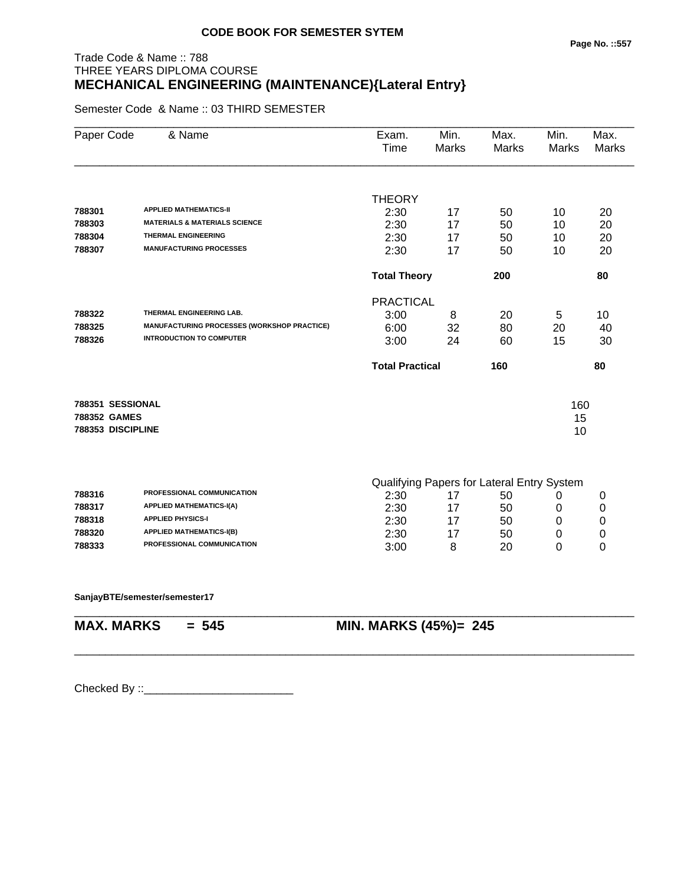**CODE BOOK FOR SEMESTER SYTEM**

Trade Code & Name :: 788
THREE YEARS DIPLOMA COURSE
## MECHANICAL ENGINEERING (MAINTENANCE){Lateral Entry}

Semester Code & Name :: 03 THIRD SEMESTER

| Paper Code | & Name | Exam. Time | Min. Marks | Max. Marks | Min. Marks | Max. Marks |
|---|---|---|---|---|---|---|
| | | THEORY | | | | |
| 788301 | APPLIED MATHEMATICS-II | 2:30 | 17 | 50 | 10 | 20 |
| 788303 | MATERIALS & MATERIALS SCIENCE | 2:30 | 17 | 50 | 10 | 20 |
| 788304 | THERMAL ENGINEERING | 2:30 | 17 | 50 | 10 | 20 |
| 788307 | MANUFACTURING PROCESSES | 2:30 | 17 | 50 | 10 | 20 |
| | | **Total Theory** | | **200** | | **80** |
| | | PRACTICAL | | | | |
| 788322 | THERMAL ENGINEERING LAB. | 3:00 | 8 | 20 | 5 | 10 |
| 788325 | MANUFACTURING PROCESSES (WORKSHOP PRACTICE) | 6:00 | 32 | 80 | 20 | 40 |
| 788326 | INTRODUCTION TO COMPUTER | 3:00 | 24 | 60 | 15 | 30 |
| | | **Total Practical** | | **160** | | **80** |
| **788351** | **SESSIONAL** | | | | 160 | |
| **788352** | **GAMES** | | | | 15 | |
| **788353** | **DISCIPLINE** | | | | 10 | |
| | | Qualifying Papers for Lateral Entry System | | | | |
| 788316 | PROFESSIONAL COMMUNICATION | 2:30 | 17 | 50 | 0 | 0 |
| 788317 | APPLIED MATHEMATICS-I(A) | 2:30 | 17 | 50 | 0 | 0 |
| 788318 | APPLIED PHYSICS-I | 2:30 | 17 | 50 | 0 | 0 |
| 788320 | APPLIED MATHEMATICS-I(B) | 2:30 | 17 | 50 | 0 | 0 |
| 788333 | PROFESSIONAL COMMUNICATION | 3:00 | 8 | 20 | 0 | 0 |

**SanjayBTE/semester/semester17**

**MAX. MARKS = 545** **MIN. MARKS (45%)= 245**

Checked By ::________________________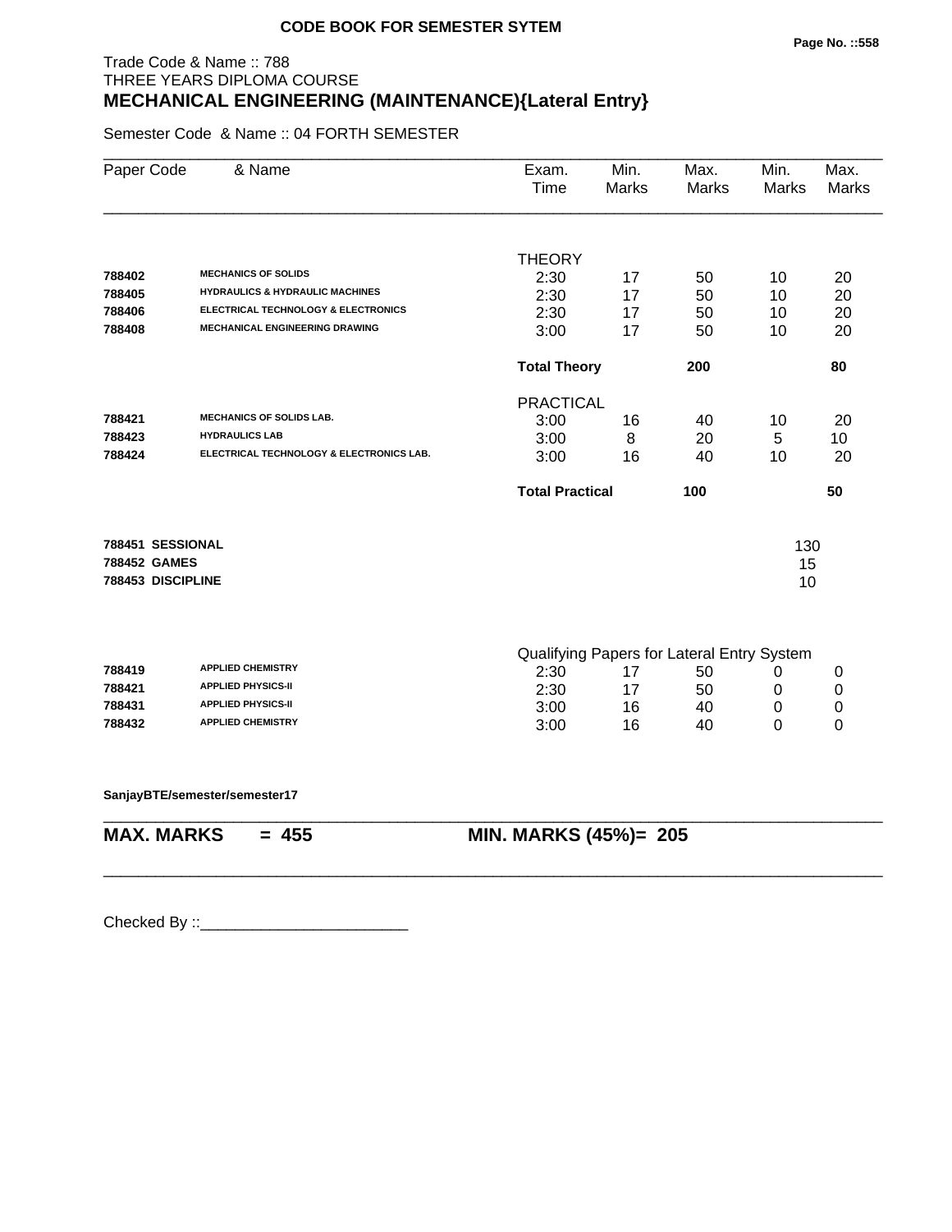**CODE BOOK FOR SEMESTER SYTEM**

Trade Code & Name :: 788
THREE YEARS DIPLOMA COURSE
## MECHANICAL ENGINEERING (MAINTENANCE){Lateral Entry}

Semester Code & Name :: 04 FORTH SEMESTER

| Paper Code | & Name | Exam. Time | Min. Marks | Max. Marks | Min. Marks | Max. Marks |
|---|---|---|---|---|---|---|
| | | THEORY | | | | |
| **788402** | **MECHANICS OF SOLIDS** | 2:30 | 17 | 50 | 10 | 20 |
| **788405** | **HYDRAULICS & HYDRAULIC MACHINES** | 2:30 | 17 | 50 | 10 | 20 |
| **788406** | **ELECTRICAL TECHNOLOGY & ELECTRONICS** | 2:30 | 17 | 50 | 10 | 20 |
| **788408** | **MECHANICAL ENGINEERING DRAWING** | 3:00 | 17 | 50 | 10 | 20 |
| | | **Total Theory** | | **200** | | **80** |
| | | PRACTICAL | | | | |
| **788421** | **MECHANICS OF SOLIDS LAB.** | 3:00 | 16 | 40 | 10 | 20 |
| **788423** | **HYDRAULICS LAB** | 3:00 | 8 | 20 | 5 | 10 |
| **788424** | **ELECTRICAL TECHNOLOGY & ELECTRONICS LAB.** | 3:00 | 16 | 40 | 10 | 20 |
| | | **Total Practical** | | **100** | | **50** |
| **788451** | **SESSIONAL** | | | | 130 | |
| **788452** | **GAMES** | | | | 15 | |
| **788453** | **DISCIPLINE** | | | | 10 | |
| | | Qualifying Papers for Lateral Entry System | | | | |
| **788419** | **APPLIED CHEMISTRY** | 2:30 | 17 | 50 | 0 | 0 |
| **788421** | **APPLIED PHYSICS-II** | 2:30 | 17 | 50 | 0 | 0 |
| **788431** | **APPLIED PHYSICS-II** | 3:00 | 16 | 40 | 0 | 0 |
| **788432** | **APPLIED CHEMISTRY** | 3:00 | 16 | 40 | 0 | 0 |

**SanjayBTE/semester/semester17**

**MAX. MARKS = 455** **MIN. MARKS (45%)= 205**

Checked By ::________________________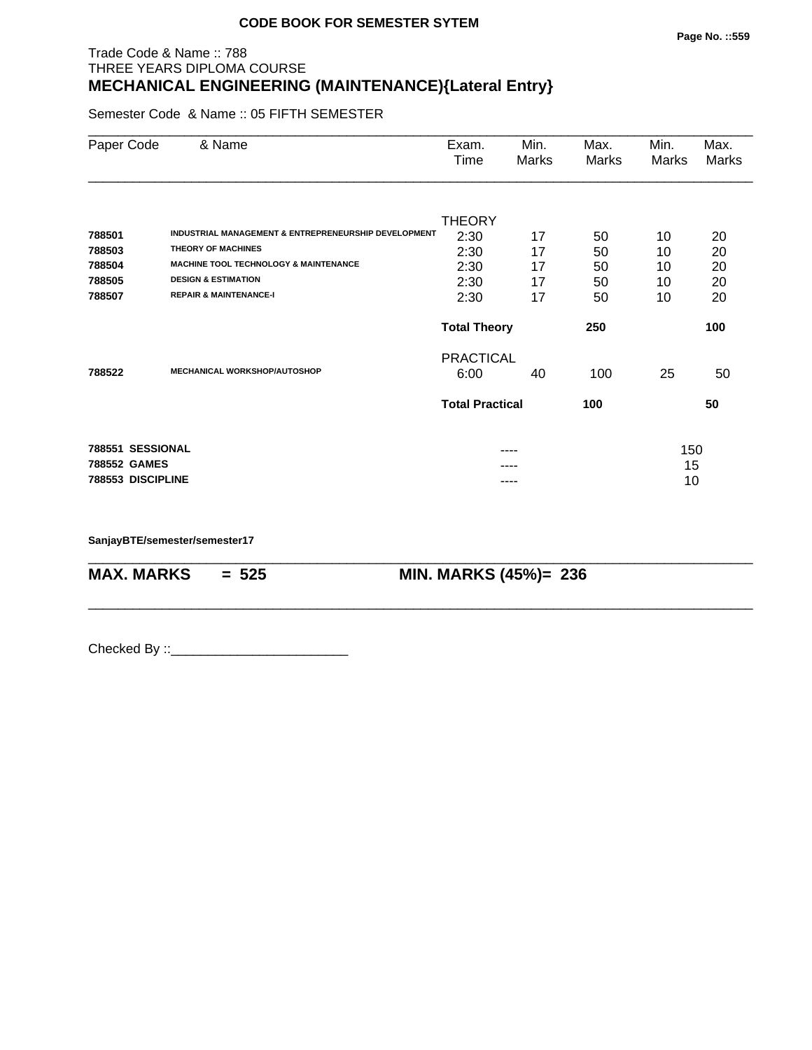CODE BOOK FOR SEMESTER SYTEM

Trade Code & Name :: 788
THREE YEARS DIPLOMA COURSE
**MECHANICAL ENGINEERING (MAINTENANCE){Lateral Entry}**

Semester Code & Name :: 05 FIFTH SEMESTER

| Paper Code | & Name | Exam. Time | Min. Marks | Max. Marks | Min. Marks | Max. Marks |
|---|---|---|---|---|---|---|
| | | THEORY | | | | |
| **788501** | **INDUSTRIAL MANAGEMENT & ENTREPRENEURSHIP DEVELOPMENT** | 2:30 | 17 | 50 | 10 | 20 |
| **788503** | **THEORY OF MACHINES** | 2:30 | 17 | 50 | 10 | 20 |
| **788504** | **MACHINE TOOL TECHNOLOGY & MAINTENANCE** | 2:30 | 17 | 50 | 10 | 20 |
| **788505** | **DESIGN & ESTIMATION** | 2:30 | 17 | 50 | 10 | 20 |
| **788507** | **REPAIR & MAINTENANCE-I** | 2:30 | 17 | 50 | 10 | 20 |
| | | **Total Theory** | | **250** | | **100** |
| | | PRACTICAL | | | | |
| **788522** | **MECHANICAL WORKSHOP/AUTOSHOP** | 6:00 | 40 | 100 | 25 | 50 |
| | | **Total Practical** | | **100** | | **50** |
| **788551** | **SESSIONAL** | | ---- | | 150 | |
| **788552** | **GAMES** | | ---- | | 15 | |
| **788553** | **DISCIPLINE** | | ---- | | 10 | |

**SanjayBTE/semester/semester17**

**MAX. MARKS = 525** **MIN. MARKS (45%)= 236**

Checked By ::________________________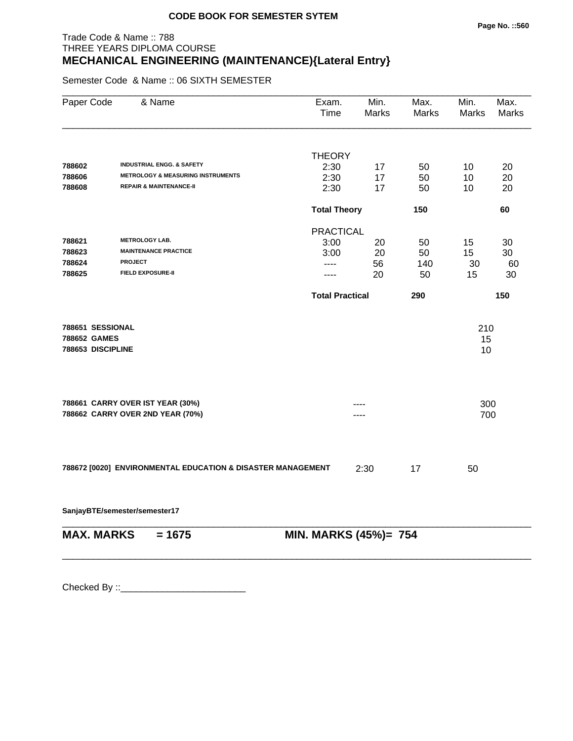**CODE BOOK FOR SEMESTER SYTEM**

Trade Code & Name :: 788
THREE YEARS DIPLOMA COURSE
## MECHANICAL ENGINEERING (MAINTENANCE){Lateral Entry}

Semester Code & Name :: 06 SIXTH SEMESTER

| Paper Code | & Name | Exam. Time | Min. Marks | Max. Marks | Min. Marks | Max. Marks |
|---|---|---|---|---|---|---|
| | | THEORY | | | | |
| **788602** | **INDUSTRIAL ENGG. & SAFETY** | 2:30 | 17 | 50 | 10 | 20 |
| **788606** | **METROLOGY & MEASURING INSTRUMENTS** | 2:30 | 17 | 50 | 10 | 20 |
| **788608** | **REPAIR & MAINTENANCE-II** | 2:30 | 17 | 50 | 10 | 20 |
| | | **Total Theory** | | **150** | | **60** |
| | | PRACTICAL | | | | |
| **788621** | **METROLOGY LAB.** | 3:00 | 20 | 50 | 15 | 30 |
| **788623** | **MAINTENANCE PRACTICE** | 3:00 | 20 | 50 | 15 | 30 |
| **788624** | **PROJECT** | ---- | 56 | 140 | 30 | 60 |
| **788625** | **FIELD EXPOSURE-II** | ---- | 20 | 50 | 15 | 30 |
| | | **Total Practical** | | **290** | | **150** |
| **788651** | **SESSIONAL** | | | | 210 | |
| **788652** | **GAMES** | | | | 15 | |
| **788653** | **DISCIPLINE** | | | | 10 | |
| **788661** | **CARRY OVER IST YEAR (30%)** | | ---- | | 300 | |
| **788662** | **CARRY OVER 2ND YEAR (70%)** | | ---- | | 700 | |
| **788672 [0020]** | **ENVIRONMENTAL EDUCATION & DISASTER MANAGEMENT** | | 2:30 | 17 | 50 | |

**SanjayBTE/semester/semester17**

**MAX. MARKS = 1675** **MIN. MARKS (45%)= 754**

Checked By ::________________________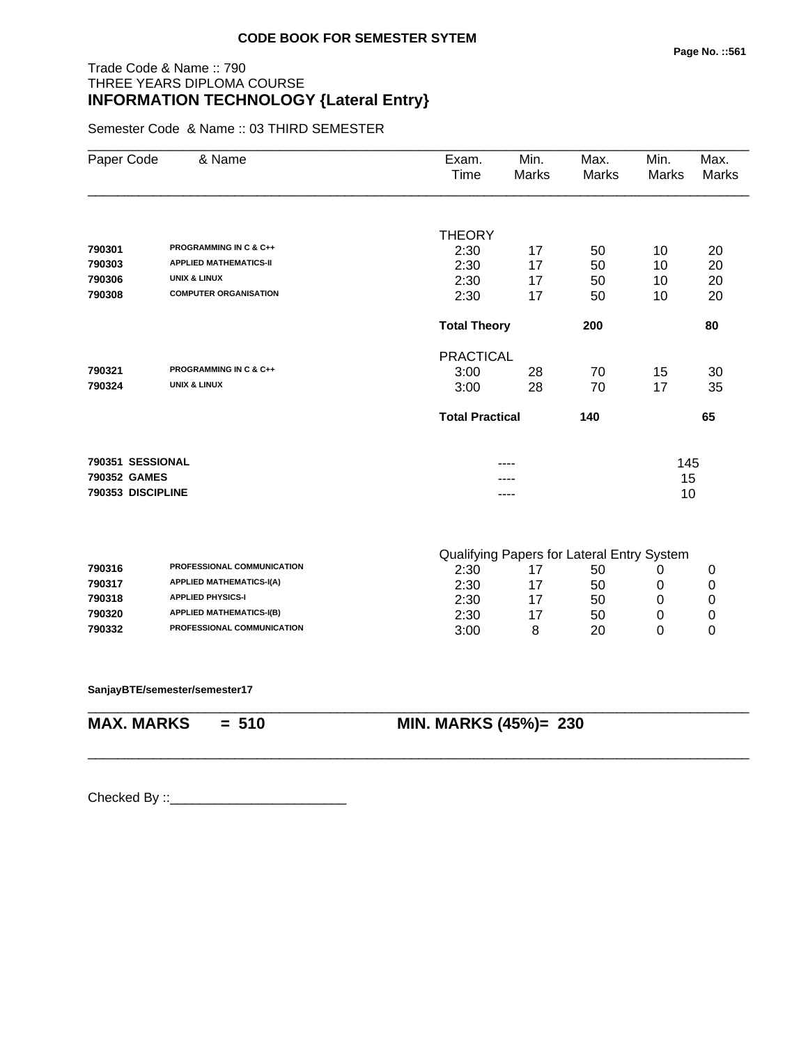**CODE BOOK FOR SEMESTER SYTEM**

Trade Code & Name :: 790
THREE YEARS DIPLOMA COURSE
**INFORMATION TECHNOLOGY {Lateral Entry}**

Semester Code & Name :: 03 THIRD SEMESTER

| Paper Code | & Name | Exam. Time | Min. Marks | Max. Marks | Min. Marks | Max. Marks |
|---|---|---|---|---|---|---|
| | | THEORY | | | | |
| 790301 | PROGRAMMING IN C & C++ | 2:30 | 17 | 50 | 10 | 20 |
| 790303 | APPLIED MATHEMATICS-II | 2:30 | 17 | 50 | 10 | 20 |
| 790306 | UNIX & LINUX | 2:30 | 17 | 50 | 10 | 20 |
| 790308 | COMPUTER ORGANISATION | 2:30 | 17 | 50 | 10 | 20 |
| | | **Total Theory** | | **200** | | **80** |
| | | PRACTICAL | | | | |
| 790321 | PROGRAMMING IN C & C++ | 3:00 | 28 | 70 | 15 | 30 |
| 790324 | UNIX & LINUX | 3:00 | 28 | 70 | 17 | 35 |
| | | **Total Practical** | | **140** | | **65** |
| 790351 | SESSIONAL | | ---- | | 145 | |
| 790352 | GAMES | | ---- | | 15 | |
| 790353 | DISCIPLINE | | ---- | | 10 | |
| | | Qualifying Papers for Lateral Entry System | | | | |
| 790316 | PROFESSIONAL COMMUNICATION | 2:30 | 17 | 50 | 0 | 0 |
| 790317 | APPLIED MATHEMATICS-I(A) | 2:30 | 17 | 50 | 0 | 0 |
| 790318 | APPLIED PHYSICS-I | 2:30 | 17 | 50 | 0 | 0 |
| 790320 | APPLIED MATHEMATICS-I(B) | 2:30 | 17 | 50 | 0 | 0 |
| 790332 | PROFESSIONAL COMMUNICATION | 3:00 | 8 | 20 | 0 | 0 |

**SanjayBTE/semester/semester17**

**MAX. MARKS = 510** **MIN. MARKS (45%)= 230**

Checked By ::________________________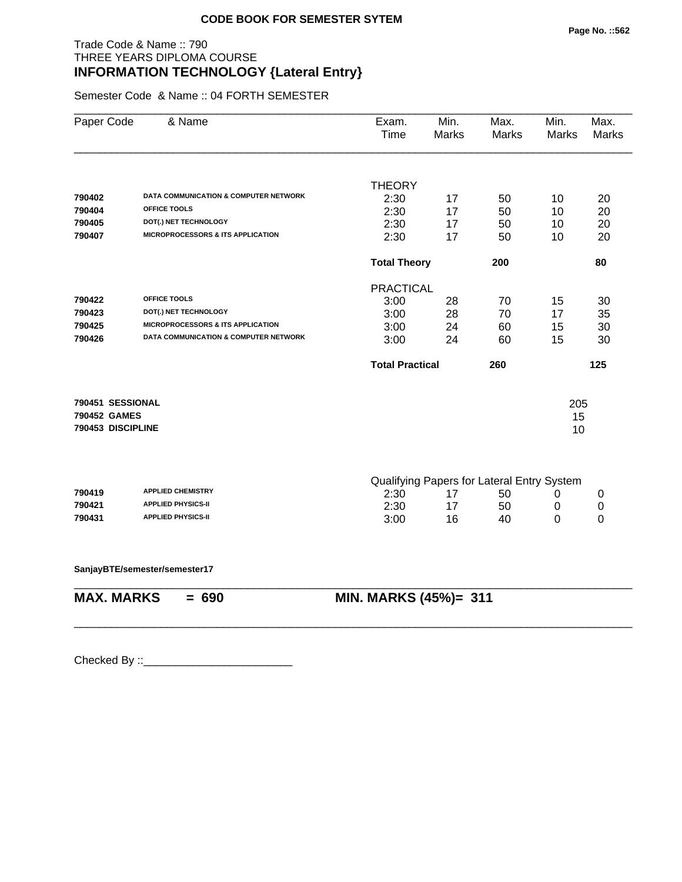**CODE BOOK FOR SEMESTER SYTEM**

Trade Code & Name :: 790
THREE YEARS DIPLOMA COURSE
**INFORMATION TECHNOLOGY {Lateral Entry}**

Semester Code & Name :: 04 FORTH SEMESTER

| Paper Code | & Name | Exam. Time | Min. Marks | Max. Marks | Min. Marks | Max. Marks |
|---|---|---|---|---|---|---|
| | | THEORY | | | | |
| 790402 | DATA COMMUNICATION & COMPUTER NETWORK | 2:30 | 17 | 50 | 10 | 20 |
| 790404 | OFFICE TOOLS | 2:30 | 17 | 50 | 10 | 20 |
| 790405 | DOT(.) NET TECHNOLOGY | 2:30 | 17 | 50 | 10 | 20 |
| 790407 | MICROPROCESSORS & ITS APPLICATION | 2:30 | 17 | 50 | 10 | 20 |
| | | **Total Theory** | | **200** | | **80** |
| | | PRACTICAL | | | | |
| 790422 | OFFICE TOOLS | 3:00 | 28 | 70 | 15 | 30 |
| 790423 | DOT(.) NET TECHNOLOGY | 3:00 | 28 | 70 | 17 | 35 |
| 790425 | MICROPROCESSORS & ITS APPLICATION | 3:00 | 24 | 60 | 15 | 30 |
| 790426 | DATA COMMUNICATION & COMPUTER NETWORK | 3:00 | 24 | 60 | 15 | 30 |
| | | **Total Practical** | | **260** | | **125** |
| **790451** | **SESSIONAL** | | | | 205 | |
| **790452** | **GAMES** | | | | 15 | |
| **790453** | **DISCIPLINE** | | | | 10 | |
| | | Qualifying Papers for Lateral Entry System | | | | |
| 790419 | APPLIED CHEMISTRY | 2:30 | 17 | 50 | 0 | 0 |
| 790421 | APPLIED PHYSICS-II | 2:30 | 17 | 50 | 0 | 0 |
| 790431 | APPLIED PHYSICS-II | 3:00 | 16 | 40 | 0 | 0 |

**SanjayBTE/semester/semester17**

**MAX. MARKS = 690** **MIN. MARKS (45%)= 311**

Checked By ::________________________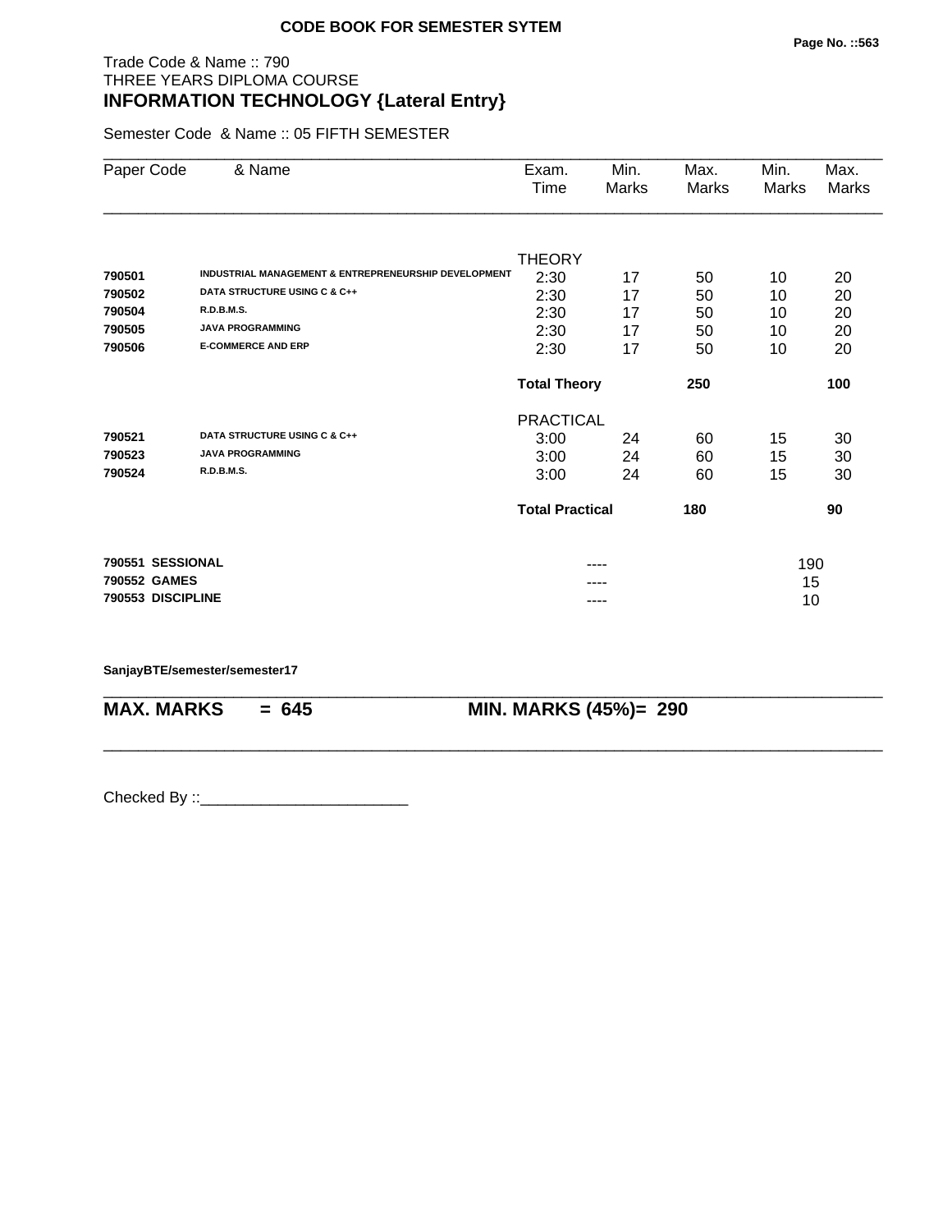**CODE BOOK FOR SEMESTER SYTEM**

Trade Code & Name :: 790
THREE YEARS DIPLOMA COURSE
## INFORMATION TECHNOLOGY {Lateral Entry}

Semester Code & Name :: 05 FIFTH SEMESTER

| Paper Code | & Name | Exam. Time | Min. Marks | Max. Marks | Min. Marks | Max. Marks |
|---|---|---|---|---|---|---|
| | | THEORY | | | | |
| 790501 | INDUSTRIAL MANAGEMENT & ENTREPRENEURSHIP DEVELOPMENT | 2:30 | 17 | 50 | 10 | 20 |
| 790502 | DATA STRUCTURE USING C & C++ | 2:30 | 17 | 50 | 10 | 20 |
| 790504 | R.D.B.M.S. | 2:30 | 17 | 50 | 10 | 20 |
| 790505 | JAVA PROGRAMMING | 2:30 | 17 | 50 | 10 | 20 |
| 790506 | E-COMMERCE AND ERP | 2:30 | 17 | 50 | 10 | 20 |
| | | **Total Theory** | | **250** | | **100** |
| | | PRACTICAL | | | | |
| 790521 | DATA STRUCTURE USING C & C++ | 3:00 | 24 | 60 | 15 | 30 |
| 790523 | JAVA PROGRAMMING | 3:00 | 24 | 60 | 15 | 30 |
| 790524 | R.D.B.M.S. | 3:00 | 24 | 60 | 15 | 30 |
| | | **Total Practical** | | **180** | | **90** |
| **790551** | **SESSIONAL** | | ---- | | 190 | |
| **790552** | **GAMES** | | ---- | | 15 | |
| **790553** | **DISCIPLINE** | | ---- | | 10 | |

**SanjayBTE/semester/semester17**

**MAX. MARKS = 645** **MIN. MARKS (45%)= 290**

Checked By ::________________________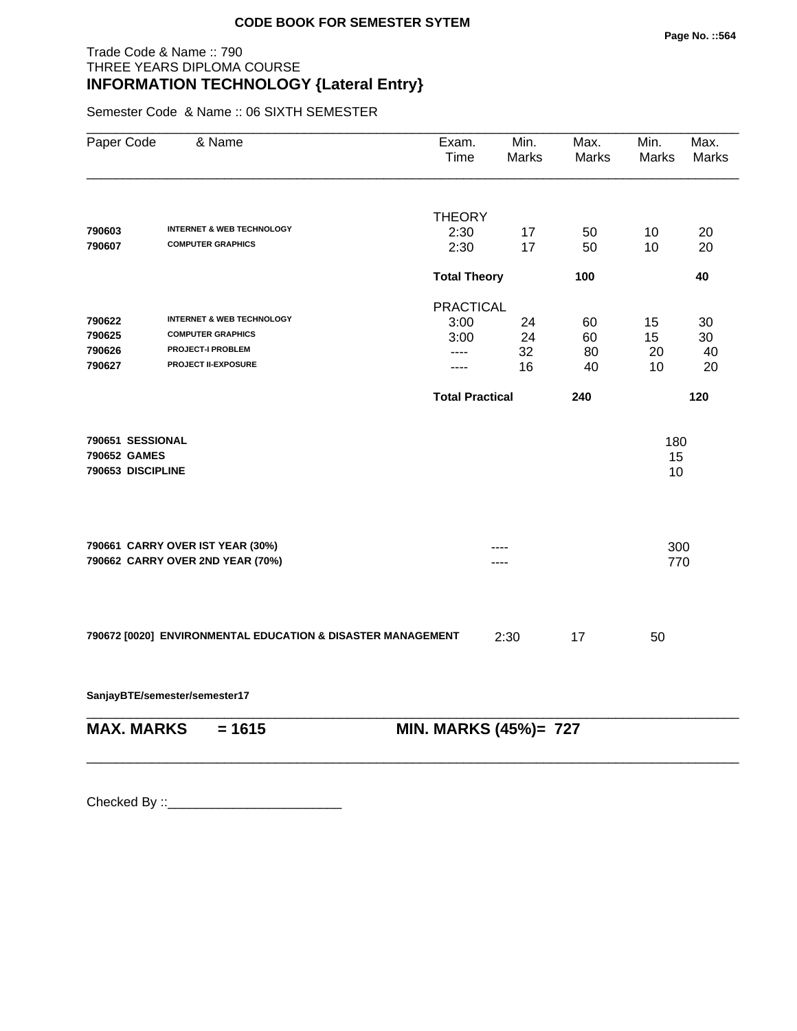**CODE BOOK FOR SEMESTER SYTEM**

Trade Code & Name :: 790
THREE YEARS DIPLOMA COURSE
## INFORMATION TECHNOLOGY {Lateral Entry}

Semester Code & Name :: 06 SIXTH SEMESTER

| Paper Code | & Name | Exam. Time | Min. Marks | Max. Marks | Min. Marks | Max. Marks |
|---|---|---|---|---|---|---|
| | | THEORY | | | | |
| 790603 | INTERNET & WEB TECHNOLOGY | 2:30 | 17 | 50 | 10 | 20 |
| 790607 | COMPUTER GRAPHICS | 2:30 | 17 | 50 | 10 | 20 |
| | | **Total Theory** | | **100** | | **40** |
| | | PRACTICAL | | | | |
| 790622 | INTERNET & WEB TECHNOLOGY | 3:00 | 24 | 60 | 15 | 30 |
| 790625 | COMPUTER GRAPHICS | 3:00 | 24 | 60 | 15 | 30 |
| 790626 | PROJECT-I PROBLEM | ---- | 32 | 80 | 20 | 40 |
| 790627 | PROJECT II-EXPOSURE | ---- | 16 | 40 | 10 | 20 |
| | | **Total Practical** | | **240** | | **120** |
| **790651** | **SESSIONAL** | | | | 180 | |
| **790652** | **GAMES** | | | | 15 | |
| **790653** | **DISCIPLINE** | | | | 10 | |
| **790661** | **CARRY OVER IST YEAR (30%)** | | ---- | | 300 | |
| **790662** | **CARRY OVER 2ND YEAR (70%)** | | ---- | | 770 | |
| **790672 [0020]** | **ENVIRONMENTAL EDUCATION & DISASTER MANAGEMENT** | | 2:30 | 17 | 50 | |

**SanjayBTE/semester/semester17**

**MAX. MARKS = 1615** **MIN. MARKS (45%)= 727**

Checked By ::________________________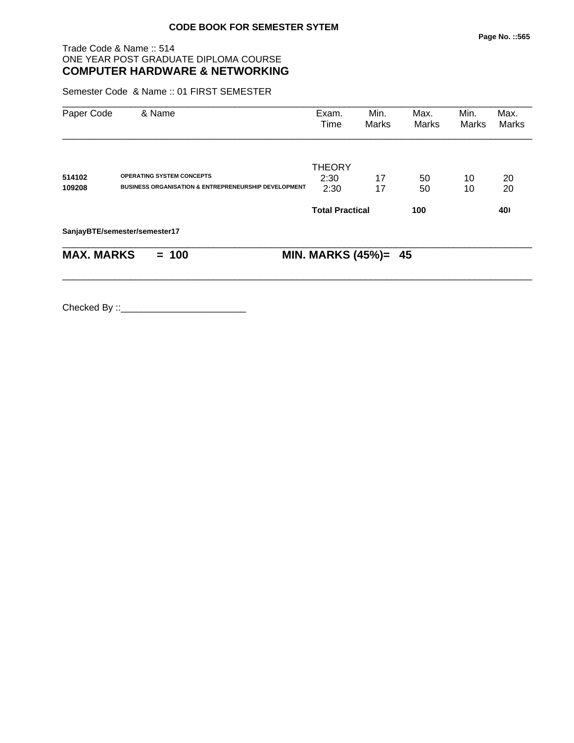**CODE BOOK FOR SEMESTER SYTEM**

Trade Code & Name :: 514
ONE YEAR POST GRADUATE DIPLOMA COURSE

## COMPUTER HARDWARE & NETWORKING

Semester Code & Name :: 01 FIRST SEMESTER

| Paper Code | & Name | Exam. Time | Min. Marks | Max. Marks | Min. Marks | Max. Marks |
|---|---|---|---|---|---|---|
| | | THEORY | | | | |
| **514102** | **OPERATING SYSTEM CONCEPTS** | 2:30 | 17 | 50 | 10 | 20 |
| **109208** | **BUSINESS ORGANISATION & ENTREPRENEURSHIP DEVELOPMENT** | 2:30 | 17 | 50 | 10 | 20 |
| | | **Total Practical** | | **100** | | **40** |

**SanjayBTE/semester/semester17**

**MAX. MARKS = 100** **MIN. MARKS (45%)= 45**

Checked By ::________________________